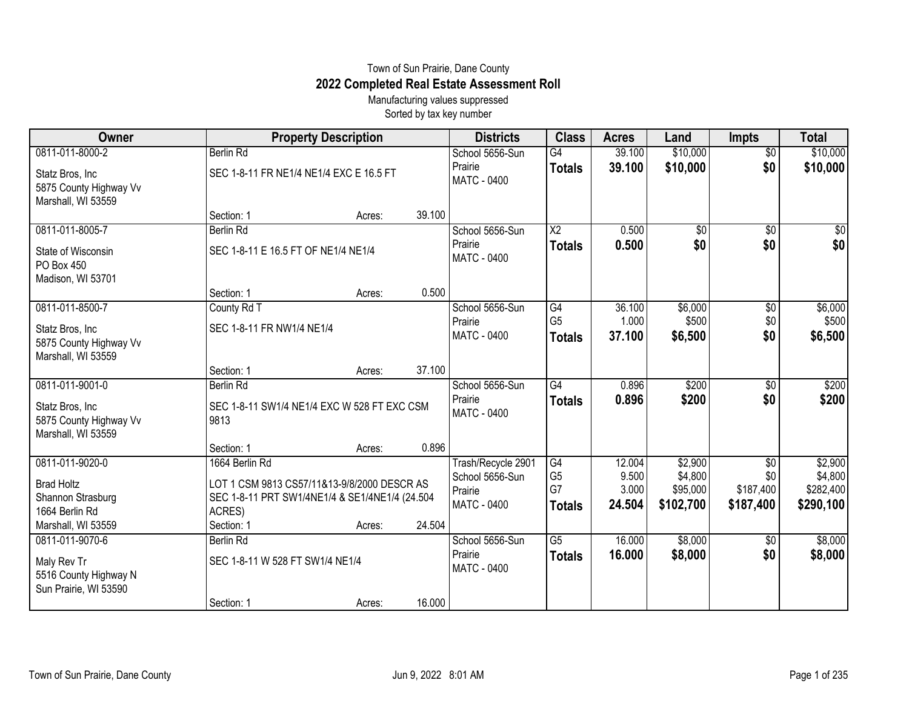Town of Sun Prairie, Dane County

# 2022 Completed Real Estate Assessment Roll

Manufacturing values suppressed

Sorted by tax key number

| Owner | Property Description | Districts | Class | Acres | Land | Impts | Total |
|---|---|---|---|---|---|---|---|
| 0811-011-8000-2<br>Statz Bros, Inc<br>5875 County Highway Vv<br>Marshall, WI 53559 | Berlin Rd<br>SEC 1-8-11 FR NE1/4 NE1/4 EXC E 16.5 FT<br>Section: 1 Acres: 39.100 | School 5656-Sun Prairie<br>MATC - 0400 | G4<br>**Totals** | 39.100<br>**39.100** | $10,000<br>**$10,000** | $0<br>**$0** | $10,000<br>**$10,000** |
| 0811-011-8005-7<br>State of Wisconsin<br>PO Box 450<br>Madison, WI 53701 | Berlin Rd<br>SEC 1-8-11 E 16.5 FT OF NE1/4 NE1/4<br>Section: 1 Acres: 0.500 | School 5656-Sun Prairie<br>MATC - 0400 | X2<br>**Totals** | 0.500<br>**0.500** | $0<br>**$0** | $0<br>**$0** | $0<br>**$0** |
| 0811-011-8500-7<br>Statz Bros, Inc<br>5875 County Highway Vv<br>Marshall, WI 53559 | County Rd T<br>SEC 1-8-11 FR NW1/4 NE1/4<br>Section: 1 Acres: 37.100 | School 5656-Sun Prairie<br>MATC - 0400 | G4<br>G5<br>**Totals** | 36.100<br>1.000<br>**37.100** | $6,000<br>$500<br>**$6,500** | $0<br>$0<br>**$0** | $6,000<br>$500<br>**$6,500** |
| 0811-011-9001-0<br>Statz Bros, Inc<br>5875 County Highway Vv<br>Marshall, WI 53559 | Berlin Rd<br>SEC 1-8-11 SW1/4 NE1/4 EXC W 528 FT EXC CSM 9813<br>Section: 1 Acres: 0.896 | School 5656-Sun Prairie<br>MATC - 0400 | G4<br>**Totals** | 0.896<br>**0.896** | $200<br>**$200** | $0<br>**$0** | $200<br>**$200** |
| 0811-011-9020-0<br>Brad Holtz<br>Shannon Strasburg<br>1664 Berlin Rd<br>Marshall, WI 53559 | 1664 Berlin Rd<br>LOT 1 CSM 9813 CS57/11&13-9/8/2000 DESCR AS SEC 1-8-11 PRT SW1/4NE1/4 & SE1/4NE1/4 (24.504 ACRES)<br>Section: 1 Acres: 24.504 | Trash/Recycle 2901<br>School 5656-Sun Prairie<br>MATC - 0400 | G4<br>G5<br>G7<br>**Totals** | 12.004<br>9.500<br>3.000<br>**24.504** | $2,900<br>$4,800<br>$95,000<br>**$102,700** | $0<br>$0<br>$187,400<br>**$187,400** | $2,900<br>$4,800<br>$282,400<br>**$290,100** |
| 0811-011-9070-6<br>Maly Rev Tr<br>5516 County Highway N<br>Sun Prairie, WI 53590 | Berlin Rd<br>SEC 1-8-11 W 528 FT SW1/4 NE1/4<br>Section: 1 Acres: 16.000 | School 5656-Sun Prairie<br>MATC - 0400 | G5<br>**Totals** | 16.000<br>**16.000** | $8,000<br>**$8,000** | $0<br>**$0** | $8,000<br>**$8,000** |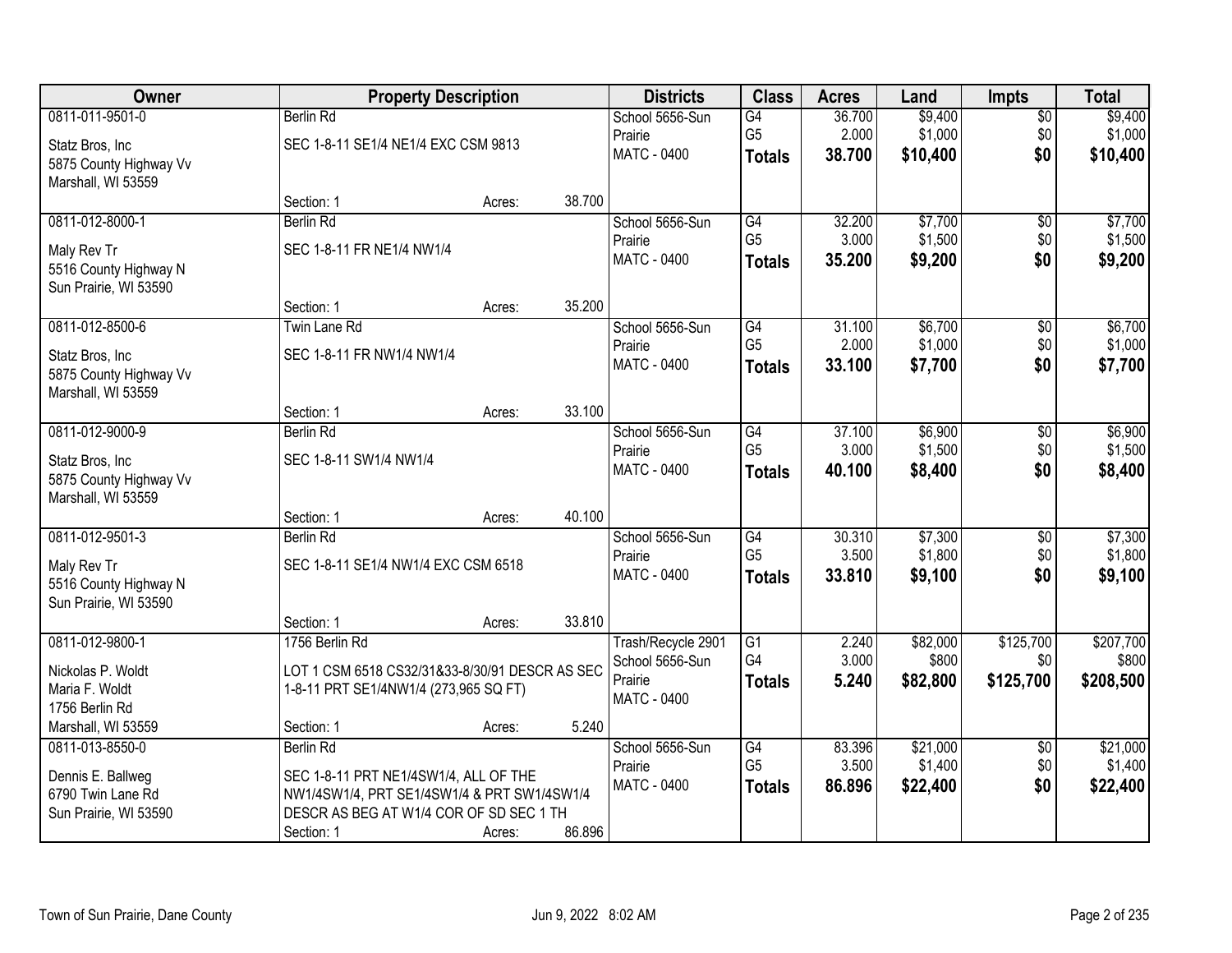| Owner | Property Description | | | Districts | Class | Acres | Land | Impts | Total |
|---|---|---|---|---|---|---|---|---|---|
| 0811-011-9501-0<br>Statz Bros, Inc<br>5875 County Highway Vv<br>Marshall, WI 53559 | Berlin Rd<br>SEC 1-8-11 SE1/4 NE1/4 EXC CSM 9813<br>Section: 1 | Acres: | 38.700 | School 5656-Sun Prairie<br>MATC - 0400 | G4<br>G5<br>**Totals** | 36.700<br>2.000<br>**38.700** | $9,400<br>$1,000<br>**$10,400** | $0<br>$0<br>**$0** | $9,400<br>$1,000<br>**$10,400** |
| 0811-012-8000-1<br>Maly Rev Tr<br>5516 County Highway N<br>Sun Prairie, WI 53590 | Berlin Rd<br>SEC 1-8-11 FR NE1/4 NW1/4<br>Section: 1 | Acres: | 35.200 | School 5656-Sun Prairie<br>MATC - 0400 | G4<br>G5<br>**Totals** | 32.200<br>3.000<br>**35.200** | $7,700<br>$1,500<br>**$9,200** | $0<br>$0<br>**$0** | $7,700<br>$1,500<br>**$9,200** |
| 0811-012-8500-6<br>Statz Bros, Inc<br>5875 County Highway Vv<br>Marshall, WI 53559 | Twin Lane Rd<br>SEC 1-8-11 FR NW1/4 NW1/4<br>Section: 1 | Acres: | 33.100 | School 5656-Sun Prairie<br>MATC - 0400 | G4<br>G5<br>**Totals** | 31.100<br>2.000<br>**33.100** | $6,700<br>$1,000<br>**$7,700** | $0<br>$0<br>**$0** | $6,700<br>$1,000<br>**$7,700** |
| 0811-012-9000-9<br>Statz Bros, Inc<br>5875 County Highway Vv<br>Marshall, WI 53559 | Berlin Rd<br>SEC 1-8-11 SW1/4 NW1/4<br>Section: 1 | Acres: | 40.100 | School 5656-Sun Prairie<br>MATC - 0400 | G4<br>G5<br>**Totals** | 37.100<br>3.000<br>**40.100** | $6,900<br>$1,500<br>**$8,400** | $0<br>$0<br>**$0** | $6,900<br>$1,500<br>**$8,400** |
| 0811-012-9501-3<br>Maly Rev Tr<br>5516 County Highway N<br>Sun Prairie, WI 53590 | Berlin Rd<br>SEC 1-8-11 SE1/4 NW1/4 EXC CSM 6518<br>Section: 1 | Acres: | 33.810 | School 5656-Sun Prairie<br>MATC - 0400 | G4<br>G5<br>**Totals** | 30.310<br>3.500<br>**33.810** | $7,300<br>$1,800<br>**$9,100** | $0<br>$0<br>**$0** | $7,300<br>$1,800<br>**$9,100** |
| 0811-012-9800-1<br>Nickolas P. Woldt<br>Maria F. Woldt<br>1756 Berlin Rd<br>Marshall, WI 53559 | 1756 Berlin Rd<br>LOT 1 CSM 6518 CS32/31&33-8/30/91 DESCR AS SEC 1-8-11 PRT SE1/4NW1/4 (273,965 SQ FT)<br>Section: 1 | Acres: | 5.240 | Trash/Recycle 2901<br>School 5656-Sun Prairie<br>MATC - 0400 | G1<br>G4<br>**Totals** | 2.240<br>3.000<br>**5.240** | $82,000<br>$800<br>**$82,800** | $125,700<br>$0<br>**$125,700** | $207,700<br>$800<br>**$208,500** |
| 0811-013-8550-0<br>Dennis E. Ballweg<br>6790 Twin Lane Rd<br>Sun Prairie, WI 53590 | Berlin Rd<br>SEC 1-8-11 PRT NE1/4SW1/4, ALL OF THE NW1/4SW1/4, PRT SE1/4SW1/4 & PRT SW1/4SW1/4 DESCR AS BEG AT W1/4 COR OF SD SEC 1 TH<br>Section: 1 | Acres: | 86.896 | School 5656-Sun Prairie<br>MATC - 0400 | G4<br>G5<br>**Totals** | 83.396<br>3.500<br>**86.896** | $21,000<br>$1,400<br>**$22,400** | $0<br>$0<br>**$0** | $21,000<br>$1,400<br>**$22,400** |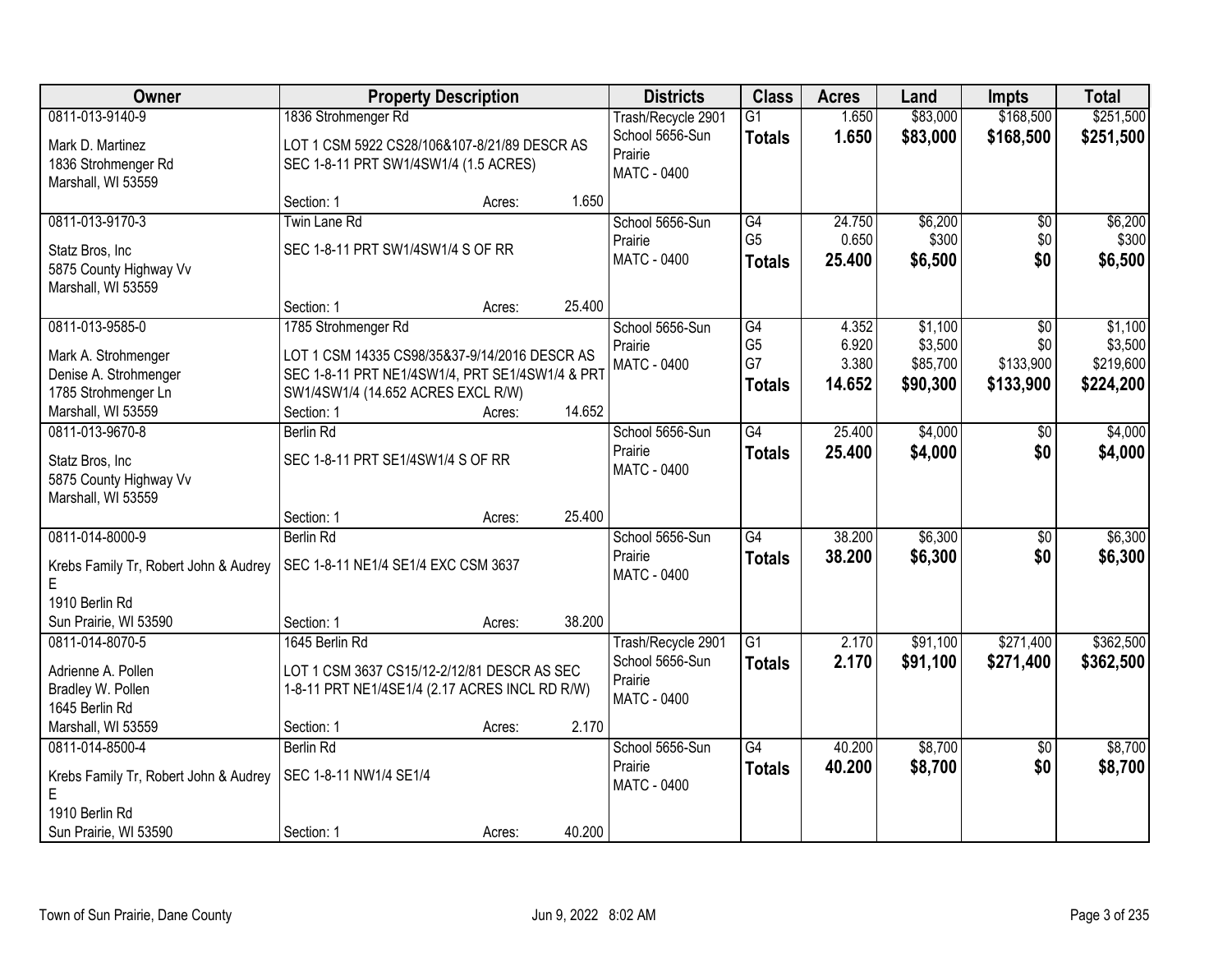| Owner | Property Description | Districts | Class | Acres | Land | Impts | Total |
|---|---|---|---|---|---|---|---|
| 0811-013-9140-9<br>Mark D. Martinez<br>1836 Strohmenger Rd<br>Marshall, WI 53559 | 1836 Strohmenger Rd<br>LOT 1 CSM 5922 CS28/106&107-8/21/89 DESCR AS SEC 1-8-11 PRT SW1/4SW1/4 (1.5 ACRES)<br>Section: 1 Acres: 1.650 | Trash/Recycle 2901<br>School 5656-Sun Prairie<br>MATC - 0400 | G1<br>**Totals** | 1.650<br>**1.650** | $83,000<br>**$83,000** | $168,500<br>**$168,500** | $251,500<br>**$251,500** |
| 0811-013-9170-3<br>Statz Bros, Inc<br>5875 County Highway Vv<br>Marshall, WI 53559 | Twin Lane Rd<br>SEC 1-8-11 PRT SW1/4SW1/4 S OF RR<br>Section: 1 Acres: 25.400 | School 5656-Sun Prairie<br>MATC - 0400 | G4<br>G5<br>**Totals** | 24.750<br>0.650<br>**25.400** | $6,200<br>$300<br>**$6,500** | $0<br>$0<br>**$0** | $6,200<br>$300<br>**$6,500** |
| 0811-013-9585-0<br>Mark A. Strohmenger<br>Denise A. Strohmenger<br>1785 Strohmenger Ln<br>Marshall, WI 53559 | 1785 Strohmenger Rd<br>LOT 1 CSM 14335 CS98/35&37-9/14/2016 DESCR AS SEC 1-8-11 PRT NE1/4SW1/4, PRT SE1/4SW1/4 & PRT SW1/4SW1/4 (14.652 ACRES EXCL R/W)<br>Section: 1 Acres: 14.652 | School 5656-Sun Prairie<br>MATC - 0400 | G4<br>G5<br>G7<br>**Totals** | 4.352<br>6.920<br>3.380<br>**14.652** | $1,100<br>$3,500<br>$85,700<br>**$90,300** | $0<br>$0<br>$133,900<br>**$133,900** | $1,100<br>$3,500<br>$219,600<br>**$224,200** |
| 0811-013-9670-8<br>Statz Bros, Inc<br>5875 County Highway Vv<br>Marshall, WI 53559 | Berlin Rd<br>SEC 1-8-11 PRT SE1/4SW1/4 S OF RR<br>Section: 1 Acres: 25.400 | School 5656-Sun Prairie<br>MATC - 0400 | G4<br>**Totals** | 25.400<br>**25.400** | $4,000<br>**$4,000** | $0<br>**$0** | $4,000<br>**$4,000** |
| 0811-014-8000-9<br>Krebs Family Tr, Robert John & Audrey E<br>1910 Berlin Rd<br>Sun Prairie, WI 53590 | Berlin Rd<br>SEC 1-8-11 NE1/4 SE1/4 EXC CSM 3637<br>Section: 1 Acres: 38.200 | School 5656-Sun Prairie<br>MATC - 0400 | G4<br>**Totals** | 38.200<br>**38.200** | $6,300<br>**$6,300** | $0<br>**$0** | $6,300<br>**$6,300** |
| 0811-014-8070-5<br>Adrienne A. Pollen<br>Bradley W. Pollen<br>1645 Berlin Rd<br>Marshall, WI 53559 | 1645 Berlin Rd<br>LOT 1 CSM 3637 CS15/12-2/12/81 DESCR AS SEC 1-8-11 PRT NE1/4SE1/4 (2.17 ACRES INCL RD R/W)<br>Section: 1 Acres: 2.170 | Trash/Recycle 2901<br>School 5656-Sun Prairie<br>MATC - 0400 | G1<br>**Totals** | 2.170<br>**2.170** | $91,100<br>**$91,100** | $271,400<br>**$271,400** | $362,500<br>**$362,500** |
| 0811-014-8500-4<br>Krebs Family Tr, Robert John & Audrey E<br>1910 Berlin Rd<br>Sun Prairie, WI 53590 | Berlin Rd<br>SEC 1-8-11 NW1/4 SE1/4<br>Section: 1 Acres: 40.200 | School 5656-Sun Prairie<br>MATC - 0400 | G4<br>**Totals** | 40.200<br>**40.200** | $8,700<br>**$8,700** | $0<br>**$0** | $8,700<br>**$8,700** |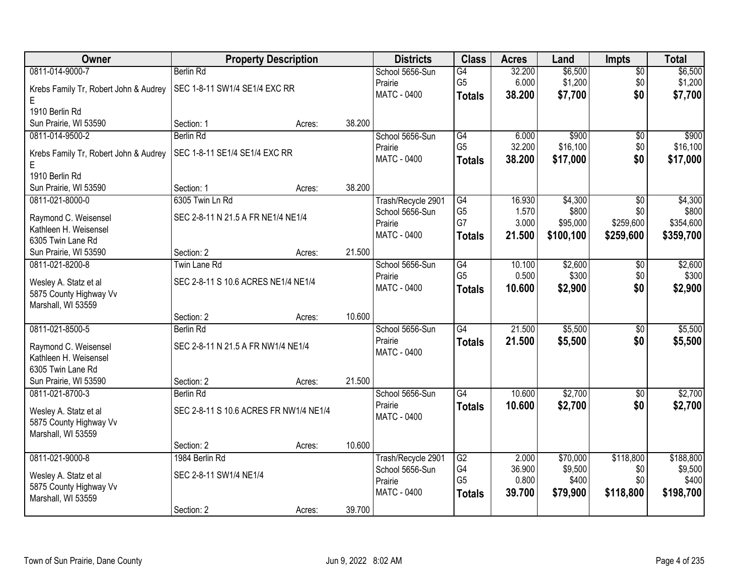| Owner | Property Description | | | Districts | Class | Acres | Land | Impts | Total |
|---|---|---|---|---|---|---|---|---|---|
| 0811-014-9000-7 | Berlin Rd | | | School 5656-Sun Prairie | G4 | 32.200 | $6,500 | $0 | $6,500 |
| Krebs Family Tr, Robert John & Audrey E | SEC 1-8-11 SW1/4 SE1/4 EXC RR | | | MATC - 0400 | G5 | 6.000 | $1,200 | $0 | $1,200 |
| 1910 Berlin Rd | | | | | **Totals** | **38.200** | **$7,700** | **$0** | **$7,700** |
| Sun Prairie, WI 53590 | Section: 1 | Acres: | 38.200 | | | | | | |
| 0811-014-9500-2 | Berlin Rd | | | School 5656-Sun Prairie | G4 | 6.000 | $900 | $0 | $900 |
| Krebs Family Tr, Robert John & Audrey E | SEC 1-8-11 SE1/4 SE1/4 EXC RR | | | MATC - 0400 | G5 | 32.200 | $16,100 | $0 | $16,100 |
| 1910 Berlin Rd | | | | | **Totals** | **38.200** | **$17,000** | **$0** | **$17,000** |
| Sun Prairie, WI 53590 | Section: 1 | Acres: | 38.200 | | | | | | |
| 0811-021-8000-0 | 6305 Twin Ln Rd | | | Trash/Recycle 2901 | G4 | 16.930 | $4,300 | $0 | $4,300 |
| Raymond C. Weisensel | SEC 2-8-11 N 21.5 A FR NE1/4 NE1/4 | | | School 5656-Sun Prairie | G5 | 1.570 | $800 | $0 | $800 |
| Kathleen H. Weisensel | | | | MATC - 0400 | G7 | 3.000 | $95,000 | $259,600 | $354,600 |
| 6305 Twin Lane Rd | | | | | **Totals** | **21.500** | **$100,100** | **$259,600** | **$359,700** |
| Sun Prairie, WI 53590 | Section: 2 | Acres: | 21.500 | | | | | | |
| 0811-021-8200-8 | Twin Lane Rd | | | School 5656-Sun Prairie | G4 | 10.100 | $2,600 | $0 | $2,600 |
| Wesley A. Statz et al | SEC 2-8-11 S 10.6 ACRES NE1/4 NE1/4 | | | MATC - 0400 | G5 | 0.500 | $300 | $0 | $300 |
| 5875 County Highway Vv | | | | | **Totals** | **10.600** | **$2,900** | **$0** | **$2,900** |
| Marshall, WI 53559 | Section: 2 | Acres: | 10.600 | | | | | | |
| 0811-021-8500-5 | Berlin Rd | | | School 5656-Sun Prairie | G4 | 21.500 | $5,500 | $0 | $5,500 |
| Raymond C. Weisensel | SEC 2-8-11 N 21.5 A FR NW1/4 NE1/4 | | | MATC - 0400 | **Totals** | **21.500** | **$5,500** | **$0** | **$5,500** |
| Kathleen H. Weisensel | | | | | | | | | |
| 6305 Twin Lane Rd | | | | | | | | | |
| Sun Prairie, WI 53590 | Section: 2 | Acres: | 21.500 | | | | | | |
| 0811-021-8700-3 | Berlin Rd | | | School 5656-Sun Prairie | G4 | 10.600 | $2,700 | $0 | $2,700 |
| Wesley A. Statz et al | SEC 2-8-11 S 10.6 ACRES FR NW1/4 NE1/4 | | | MATC - 0400 | **Totals** | **10.600** | **$2,700** | **$0** | **$2,700** |
| 5875 County Highway Vv | | | | | | | | | |
| Marshall, WI 53559 | Section: 2 | Acres: | 10.600 | | | | | | |
| 0811-021-9000-8 | 1984 Berlin Rd | | | Trash/Recycle 2901 | G2 | 2.000 | $70,000 | $118,800 | $188,800 |
| Wesley A. Statz et al | SEC 2-8-11 SW1/4 NE1/4 | | | School 5656-Sun Prairie | G4 | 36.900 | $9,500 | $0 | $9,500 |
| 5875 County Highway Vv | | | | MATC - 0400 | G5 | 0.800 | $400 | $0 | $400 |
| Marshall, WI 53559 | | | | | **Totals** | **39.700** | **$79,900** | **$118,800** | **$198,700** |
| | Section: 2 | Acres: | 39.700 | | | | | | |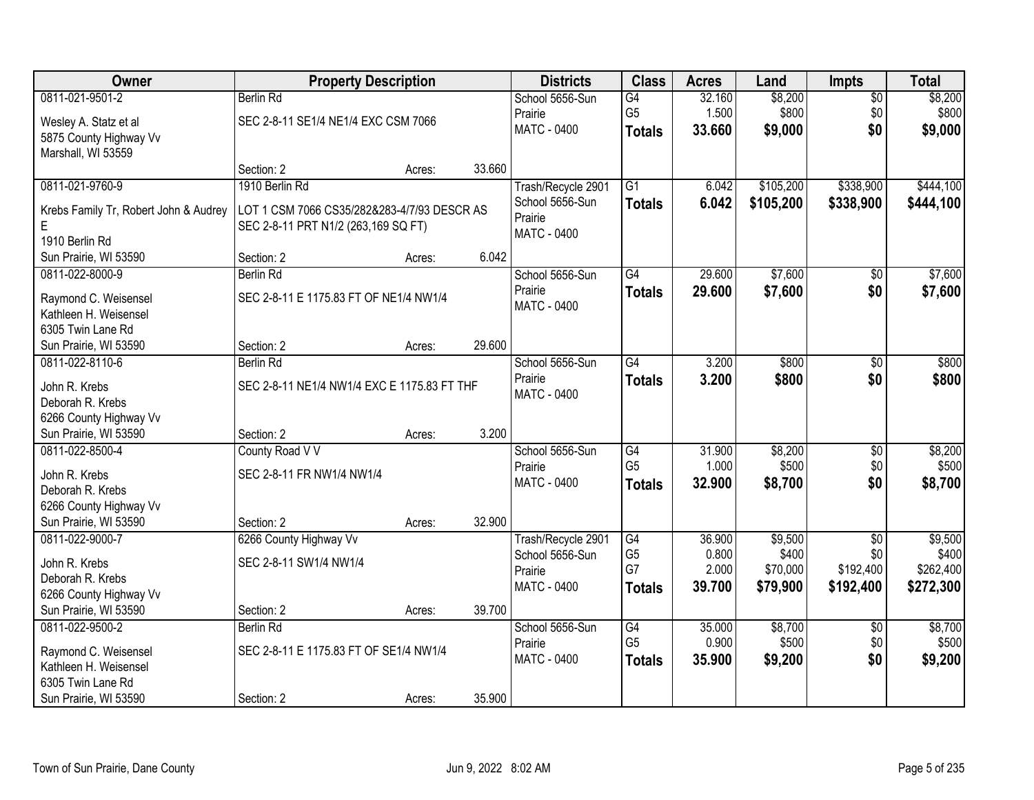| Owner | Property Description | | | Districts | Class | Acres | Land | Impts | Total |
|---|---|---|---|---|---|---|---|---|---|
| 0811-021-9501-2<br>Wesley A. Statz et al<br>5875 County Highway Vv<br>Marshall, WI 53559 | Berlin Rd<br>SEC 2-8-11 SE1/4 NE1/4 EXC CSM 7066<br><br>Section: 2 | Acres: | 33.660 | School 5656-Sun Prairie<br>MATC - 0400 | G4<br>G5<br>**Totals** | 32.160<br>1.500<br>**33.660** | $8,200<br>$800<br>**$9,000** | $0<br>$0<br>**$0** | $8,200<br>$800<br>**$9,000** |
| 0811-021-9760-9<br>Krebs Family Tr, Robert John & Audrey E<br>1910 Berlin Rd<br>Sun Prairie, WI 53590 | 1910 Berlin Rd<br>LOT 1 CSM 7066 CS35/282&283-4/7/93 DESCR AS SEC 2-8-11 PRT N1/2 (263,169 SQ FT)<br><br>Section: 2 | Acres: | 6.042 | Trash/Recycle 2901<br>School 5656-Sun Prairie<br>MATC - 0400 | G1<br>**Totals** | 6.042<br>**6.042** | $105,200<br>**$105,200** | $338,900<br>**$338,900** | $444,100<br>**$444,100** |
| 0811-022-8000-9<br>Raymond C. Weisensel<br>Kathleen H. Weisensel<br>6305 Twin Lane Rd<br>Sun Prairie, WI 53590 | Berlin Rd<br>SEC 2-8-11 E 1175.83 FT OF NE1/4 NW1/4<br><br>Section: 2 | Acres: | 29.600 | School 5656-Sun Prairie<br>MATC - 0400 | G4<br>**Totals** | 29.600<br>**29.600** | $7,600<br>**$7,600** | $0<br>**$0** | $7,600<br>**$7,600** |
| 0811-022-8110-6<br>John R. Krebs<br>Deborah R. Krebs<br>6266 County Highway Vv<br>Sun Prairie, WI 53590 | Berlin Rd<br>SEC 2-8-11 NE1/4 NW1/4 EXC E 1175.83 FT THF<br><br>Section: 2 | Acres: | 3.200 | School 5656-Sun Prairie<br>MATC - 0400 | G4<br>**Totals** | 3.200<br>**3.200** | $800<br>**$800** | $0<br>**$0** | $800<br>**$800** |
| 0811-022-8500-4<br>John R. Krebs<br>Deborah R. Krebs<br>6266 County Highway Vv<br>Sun Prairie, WI 53590 | County Road V V<br>SEC 2-8-11 FR NW1/4 NW1/4<br><br>Section: 2 | Acres: | 32.900 | School 5656-Sun Prairie<br>MATC - 0400 | G4<br>G5<br>**Totals** | 31.900<br>1.000<br>**32.900** | $8,200<br>$500<br>**$8,700** | $0<br>$0<br>**$0** | $8,200<br>$500<br>**$8,700** |
| 0811-022-9000-7<br>John R. Krebs<br>Deborah R. Krebs<br>6266 County Highway Vv<br>Sun Prairie, WI 53590 | 6266 County Highway Vv<br>SEC 2-8-11 SW1/4 NW1/4<br><br>Section: 2 | Acres: | 39.700 | Trash/Recycle 2901<br>School 5656-Sun Prairie<br>MATC - 0400 | G4<br>G5<br>G7<br>**Totals** | 36.900<br>0.800<br>2.000<br>**39.700** | $9,500<br>$400<br>$70,000<br>**$79,900** | $0<br>$0<br>$192,400<br>**$192,400** | $9,500<br>$400<br>$262,400<br>**$272,300** |
| 0811-022-9500-2<br>Raymond C. Weisensel<br>Kathleen H. Weisensel<br>6305 Twin Lane Rd<br>Sun Prairie, WI 53590 | Berlin Rd<br>SEC 2-8-11 E 1175.83 FT OF SE1/4 NW1/4<br><br>Section: 2 | Acres: | 35.900 | School 5656-Sun Prairie<br>MATC - 0400 | G4<br>G5<br>**Totals** | 35.000<br>0.900<br>**35.900** | $8,700<br>$500<br>**$9,200** | $0<br>$0<br>**$0** | $8,700<br>$500<br>**$9,200** |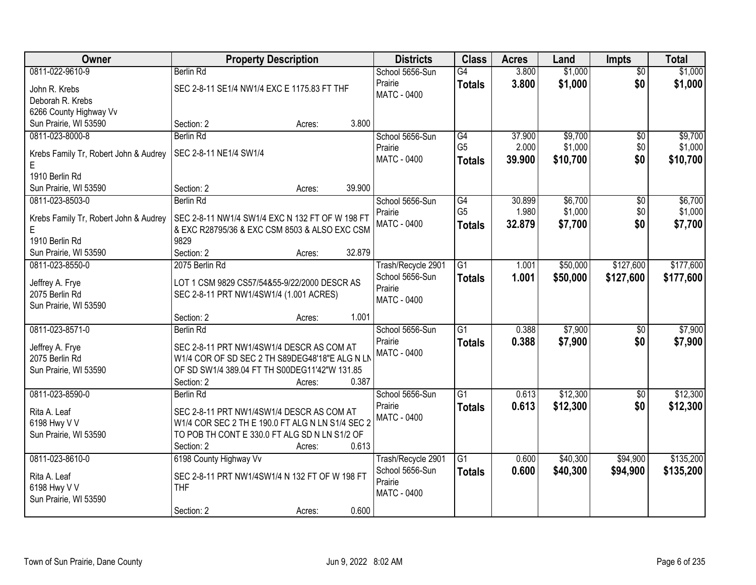| Owner | Property Description | Districts | Class | Acres | Land | Impts | Total |
|---|---|---|---|---|---|---|---|
| 0811-022-9610-9<br>John R. Krebs<br>Deborah R. Krebs<br>6266 County Highway Vv<br>Sun Prairie, WI 53590 | Berlin Rd<br>SEC 2-8-11 SE1/4 NW1/4 EXC E 1175.83 FT THF<br>Section: 2 Acres: 3.800 | School 5656-Sun Prairie<br>MATC - 0400 | G4<br>**Totals** | 3.800<br>**3.800** | $1,000<br>**$1,000** | $0<br>**$0** | $1,000<br>**$1,000** |
| 0811-023-8000-8<br>Krebs Family Tr, Robert John & Audrey E<br>1910 Berlin Rd<br>Sun Prairie, WI 53590 | Berlin Rd<br>SEC 2-8-11 NE1/4 SW1/4<br>Section: 2 Acres: 39.900 | School 5656-Sun Prairie<br>MATC - 0400 | G4<br>G5<br>**Totals** | 37.900<br>2.000<br>**39.900** | $9,700<br>$1,000<br>**$10,700** | $0<br>$0<br>**$0** | $9,700<br>$1,000<br>**$10,700** |
| 0811-023-8503-0<br>Krebs Family Tr, Robert John & Audrey E<br>1910 Berlin Rd<br>Sun Prairie, WI 53590 | Berlin Rd<br>SEC 2-8-11 NW1/4 SW1/4 EXC N 132 FT OF W 198 FT & EXC R28795/36 & EXC CSM 8503 & ALSO EXC CSM 9829<br>Section: 2 Acres: 32.879 | School 5656-Sun Prairie<br>MATC - 0400 | G4<br>G5<br>**Totals** | 30.899<br>1.980<br>**32.879** | $6,700<br>$1,000<br>**$7,700** | $0<br>$0<br>**$0** | $6,700<br>$1,000<br>**$7,700** |
| 0811-023-8550-0<br>Jeffrey A. Frye<br>2075 Berlin Rd<br>Sun Prairie, WI 53590 | 2075 Berlin Rd<br>LOT 1 CSM 9829 CS57/54&55-9/22/2000 DESCR AS SEC 2-8-11 PRT NW1/4SW1/4 (1.001 ACRES)<br>Section: 2 Acres: 1.001 | Trash/Recycle 2901<br>School 5656-Sun Prairie<br>MATC - 0400 | G1<br>**Totals** | 1.001<br>**1.001** | $50,000<br>**$50,000** | $127,600<br>**$127,600** | $177,600<br>**$177,600** |
| 0811-023-8571-0<br>Jeffrey A. Frye<br>2075 Berlin Rd<br>Sun Prairie, WI 53590 | Berlin Rd<br>SEC 2-8-11 PRT NW1/4SW1/4 DESCR AS COM AT W1/4 COR OF SD SEC 2 TH S89DEG48'18"E ALG N LN OF SD SW1/4 389.04 FT TH S00DEG11'42"W 131.85<br>Section: 2 Acres: 0.387 | School 5656-Sun Prairie<br>MATC - 0400 | G1<br>**Totals** | 0.388<br>**0.388** | $7,900<br>**$7,900** | $0<br>**$0** | $7,900<br>**$7,900** |
| 0811-023-8590-0<br>Rita A. Leaf<br>6198 Hwy V V<br>Sun Prairie, WI 53590 | Berlin Rd<br>SEC 2-8-11 PRT NW1/4SW1/4 DESCR AS COM AT W1/4 COR SEC 2 TH E 190.0 FT ALG N LN S1/4 SEC 2 TO POB TH CONT E 330.0 FT ALG SD N LN S1/2 OF<br>Section: 2 Acres: 0.613 | School 5656-Sun Prairie<br>MATC - 0400 | G1<br>**Totals** | 0.613<br>**0.613** | $12,300<br>**$12,300** | $0<br>**$0** | $12,300<br>**$12,300** |
| 0811-023-8610-0<br>Rita A. Leaf<br>6198 Hwy V V<br>Sun Prairie, WI 53590 | 6198 County Highway Vv<br>SEC 2-8-11 PRT NW1/4SW1/4 N 132 FT OF W 198 FT THF<br>Section: 2 Acres: 0.600 | Trash/Recycle 2901<br>School 5656-Sun Prairie<br>MATC - 0400 | G1<br>**Totals** | 0.600<br>**0.600** | $40,300<br>**$40,300** | $94,900<br>**$94,900** | $135,200<br>**$135,200** |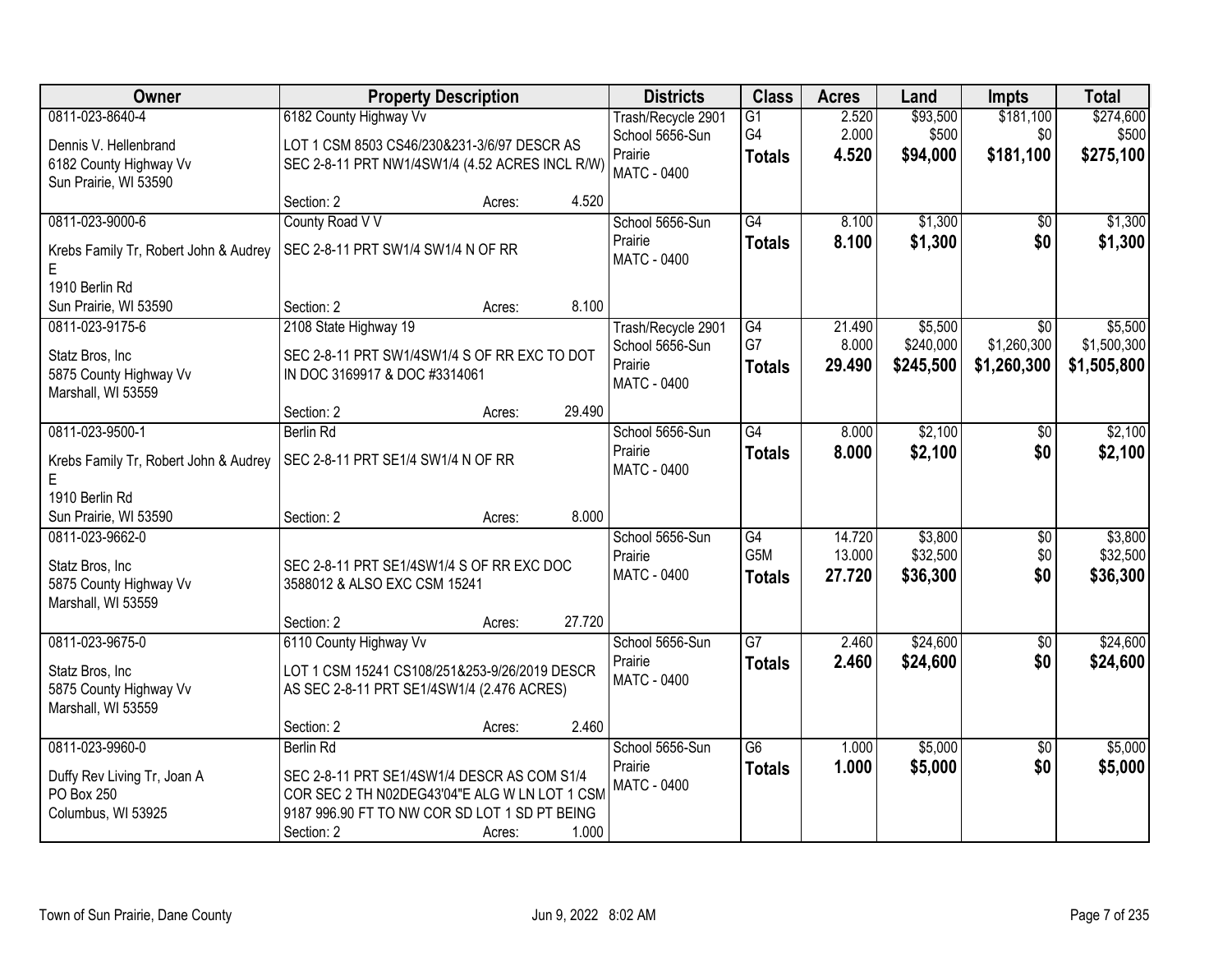| Owner | Property Description | Districts | Class | Acres | Land | Impts | Total |
|---|---|---|---|---|---|---|---|
| 0811-023-8640-4<br>Dennis V. Hellenbrand<br>6182 County Highway Vv<br>Sun Prairie, WI 53590 | 6182 County Highway Vv<br>LOT 1 CSM 8503 CS46/230&231-3/6/97 DESCR AS SEC 2-8-11 PRT NW1/4SW1/4 (4.52 ACRES INCL R/W)<br>Section: 2 Acres: 4.520 | Trash/Recycle 2901<br>School 5656-Sun Prairie<br>MATC - 0400 | G1<br>G4<br>**Totals** | 2.520<br>2.000<br>**4.520** | $93,500<br>$500<br>**$94,000** | $181,100<br>$0<br>**$181,100** | $274,600<br>$500<br>**$275,100** |
| 0811-023-9000-6<br>Krebs Family Tr, Robert John & Audrey E<br>1910 Berlin Rd<br>Sun Prairie, WI 53590 | County Road V V<br>SEC 2-8-11 PRT SW1/4 SW1/4 N OF RR<br>Section: 2 Acres: 8.100 | School 5656-Sun Prairie<br>MATC - 0400 | G4<br>**Totals** | 8.100<br>**8.100** | $1,300<br>**$1,300** | $0<br>**$0** | $1,300<br>**$1,300** |
| 0811-023-9175-6<br>Statz Bros, Inc<br>5875 County Highway Vv<br>Marshall, WI 53559 | 2108 State Highway 19<br>SEC 2-8-11 PRT SW1/4SW1/4 S OF RR EXC TO DOT IN DOC 3169917 & DOC #3314061<br>Section: 2 Acres: 29.490 | Trash/Recycle 2901<br>School 5656-Sun Prairie<br>MATC - 0400 | G4<br>G7<br>**Totals** | 21.490<br>8.000<br>**29.490** | $5,500<br>$240,000<br>**$245,500** | $0<br>$1,260,300<br>**$1,260,300** | $5,500<br>$1,500,300<br>**$1,505,800** |
| 0811-023-9500-1<br>Krebs Family Tr, Robert John & Audrey E<br>1910 Berlin Rd<br>Sun Prairie, WI 53590 | Berlin Rd<br>SEC 2-8-11 PRT SE1/4 SW1/4 N OF RR<br>Section: 2 Acres: 8.000 | School 5656-Sun Prairie<br>MATC - 0400 | G4<br>**Totals** | 8.000<br>**8.000** | $2,100<br>**$2,100** | $0<br>**$0** | $2,100<br>**$2,100** |
| 0811-023-9662-0<br>Statz Bros, Inc<br>5875 County Highway Vv<br>Marshall, WI 53559 | SEC 2-8-11 PRT SE1/4SW1/4 S OF RR EXC DOC 3588012 & ALSO EXC CSM 15241<br>Section: 2 Acres: 27.720 | School 5656-Sun Prairie<br>MATC - 0400 | G4<br>G5M<br>**Totals** | 14.720<br>13.000<br>**27.720** | $3,800<br>$32,500<br>**$36,300** | $0<br>$0<br>**$0** | $3,800<br>$32,500<br>**$36,300** |
| 0811-023-9675-0<br>Statz Bros, Inc<br>5875 County Highway Vv<br>Marshall, WI 53559 | 6110 County Highway Vv<br>LOT 1 CSM 15241 CS108/251&253-9/26/2019 DESCR AS SEC 2-8-11 PRT SE1/4SW1/4 (2.476 ACRES)<br>Section: 2 Acres: 2.460 | School 5656-Sun Prairie<br>MATC - 0400 | G7<br>**Totals** | 2.460<br>**2.460** | $24,600<br>**$24,600** | $0<br>**$0** | $24,600<br>**$24,600** |
| 0811-023-9960-0<br>Duffy Rev Living Tr, Joan A<br>PO Box 250<br>Columbus, WI 53925 | Berlin Rd<br>SEC 2-8-11 PRT SE1/4SW1/4 DESCR AS COM S1/4 COR SEC 2 TH N02DEG43'04"E ALG W LN LOT 1 CSM 9187 996.90 FT TO NW COR SD LOT 1 SD PT BEING<br>Section: 2 Acres: 1.000 | School 5656-Sun Prairie<br>MATC - 0400 | G6<br>**Totals** | 1.000<br>**1.000** | $5,000<br>**$5,000** | $0<br>**$0** | $5,000<br>**$5,000** |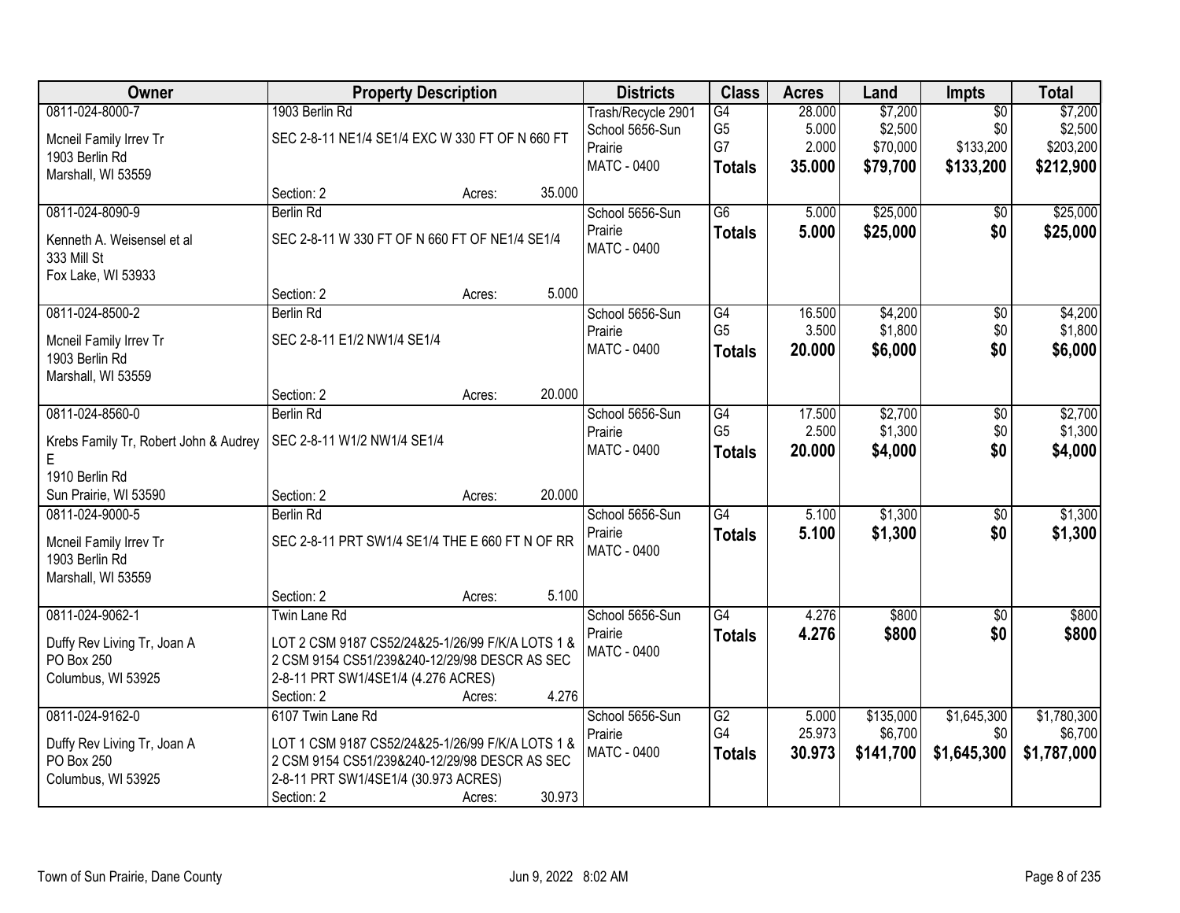| Owner | Property Description | Districts | Class | Acres | Land | Impts | Total |
|---|---|---|---|---|---|---|---|
| 0811-024-8000-7<br>Mcneil Family Irrev Tr<br>1903 Berlin Rd<br>Marshall, WI 53559 | 1903 Berlin Rd<br>SEC 2-8-11 NE1/4 SE1/4 EXC W 330 FT OF N 660 FT<br>Section: 2 Acres: 35.000 | Trash/Recycle 2901<br>School 5656-Sun Prairie<br>MATC - 0400 | G4<br>G5<br>G7<br>**Totals** | 28.000<br>5.000<br>2.000<br>**35.000** | $7,200<br>$2,500<br>$70,000<br>**$79,700** | $0<br>$0<br>$133,200<br>**$133,200** | $7,200<br>$2,500<br>$203,200<br>**$212,900** |
| 0811-024-8090-9<br>Kenneth A. Weisensel et al<br>333 Mill St<br>Fox Lake, WI 53933 | Berlin Rd<br>SEC 2-8-11 W 330 FT OF N 660 FT OF NE1/4 SE1/4<br>Section: 2 Acres: 5.000 | School 5656-Sun Prairie<br>MATC - 0400 | G6<br>**Totals** | 5.000<br>**5.000** | $25,000<br>**$25,000** | $0<br>**$0** | $25,000<br>**$25,000** |
| 0811-024-8500-2<br>Mcneil Family Irrev Tr<br>1903 Berlin Rd<br>Marshall, WI 53559 | Berlin Rd<br>SEC 2-8-11 E1/2 NW1/4 SE1/4<br>Section: 2 Acres: 20.000 | School 5656-Sun Prairie<br>MATC - 0400 | G4<br>G5<br>**Totals** | 16.500<br>3.500<br>**20.000** | $4,200<br>$1,800<br>**$6,000** | $0<br>$0<br>**$0** | $4,200<br>$1,800<br>**$6,000** |
| 0811-024-8560-0<br>Krebs Family Tr, Robert John & Audrey E<br>1910 Berlin Rd<br>Sun Prairie, WI 53590 | Berlin Rd<br>SEC 2-8-11 W1/2 NW1/4 SE1/4<br>Section: 2 Acres: 20.000 | School 5656-Sun Prairie<br>MATC - 0400 | G4<br>G5<br>**Totals** | 17.500<br>2.500<br>**20.000** | $2,700<br>$1,300<br>**$4,000** | $0<br>$0<br>**$0** | $2,700<br>$1,300<br>**$4,000** |
| 0811-024-9000-5<br>Mcneil Family Irrev Tr<br>1903 Berlin Rd<br>Marshall, WI 53559 | Berlin Rd<br>SEC 2-8-11 PRT SW1/4 SE1/4 THE E 660 FT N OF RR<br>Section: 2 Acres: 5.100 | School 5656-Sun Prairie<br>MATC - 0400 | G4<br>**Totals** | 5.100<br>**5.100** | $1,300<br>**$1,300** | $0<br>**$0** | $1,300<br>**$1,300** |
| 0811-024-9062-1<br>Duffy Rev Living Tr, Joan A<br>PO Box 250<br>Columbus, WI 53925 | Twin Lane Rd<br>LOT 2 CSM 9187 CS52/24&25-1/26/99 F/K/A LOTS 1 & 2 CSM 9154 CS51/239&240-12/29/98 DESCR AS SEC 2-8-11 PRT SW1/4SE1/4 (4.276 ACRES)<br>Section: 2 Acres: 4.276 | School 5656-Sun Prairie<br>MATC - 0400 | G4<br>**Totals** | 4.276<br>**4.276** | $800<br>**$800** | $0<br>**$0** | $800<br>**$800** |
| 0811-024-9162-0<br>Duffy Rev Living Tr, Joan A<br>PO Box 250<br>Columbus, WI 53925 | 6107 Twin Lane Rd<br>LOT 1 CSM 9187 CS52/24&25-1/26/99 F/K/A LOTS 1 & 2 CSM 9154 CS51/239&240-12/29/98 DESCR AS SEC 2-8-11 PRT SW1/4SE1/4 (30.973 ACRES)<br>Section: 2 Acres: 30.973 | School 5656-Sun Prairie<br>MATC - 0400 | G2<br>G4<br>**Totals** | 5.000<br>25.973<br>**30.973** | $135,000<br>$6,700<br>**$141,700** | $1,645,300<br>$0<br>**$1,645,300** | $1,780,300<br>$6,700<br>**$1,787,000** |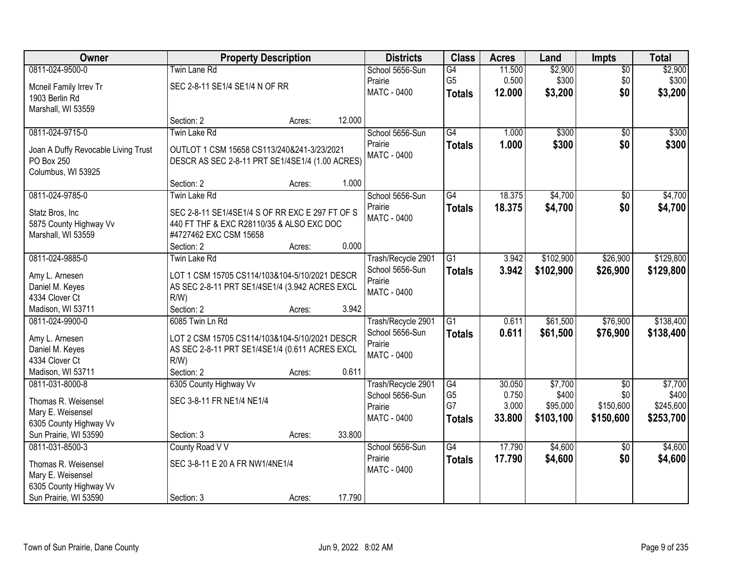| Owner | Property Description | Districts | Class | Acres | Land | Impts | Total |
|---|---|---|---|---|---|---|---|
| 0811-024-9500-0<br>Mcneil Family Irrev Tr<br>1903 Berlin Rd<br>Marshall, WI 53559 | Twin Lane Rd<br>SEC 2-8-11 SE1/4 SE1/4 N OF RR<br>Section: 2 Acres: 12.000 | School 5656-Sun Prairie<br>MATC - 0400 | G4<br>G5<br>**Totals** | 11.500<br>0.500<br>**12.000** | $2,900<br>$300<br>**$3,200** | $0<br>$0<br>**$0** | $2,900<br>$300<br>**$3,200** |
| 0811-024-9715-0<br>Joan A Duffy Revocable Living Trust<br>PO Box 250<br>Columbus, WI 53925 | Twin Lake Rd<br>OUTLOT 1 CSM 15658 CS113/240&241-3/23/2021 DESCR AS SEC 2-8-11 PRT SE1/4SE1/4 (1.00 ACRES)<br>Section: 2 Acres: 1.000 | School 5656-Sun Prairie<br>MATC - 0400 | G4<br>**Totals** | 1.000<br>**1.000** | $300<br>**$300** | $0<br>**$0** | $300<br>**$300** |
| 0811-024-9785-0<br>Statz Bros, Inc<br>5875 County Highway Vv<br>Marshall, WI 53559 | Twin Lake Rd<br>SEC 2-8-11 SE1/4SE1/4 S OF RR EXC E 297 FT OF S 440 FT THF & EXC R28110/35 & ALSO EXC DOC #4727462 EXC CSM 15658<br>Section: 2 Acres: 0.000 | School 5656-Sun Prairie<br>MATC - 0400 | G4<br>**Totals** | 18.375<br>**18.375** | $4,700<br>**$4,700** | $0<br>**$0** | $4,700<br>**$4,700** |
| 0811-024-9885-0<br>Amy L. Arnesen<br>Daniel M. Keyes<br>4334 Clover Ct<br>Madison, WI 53711 | Twin Lake Rd<br>LOT 1 CSM 15705 CS114/103&104-5/10/2021 DESCR AS SEC 2-8-11 PRT SE1/4SE1/4 (3.942 ACRES EXCL R/W)<br>Section: 2 Acres: 3.942 | Trash/Recycle 2901<br>School 5656-Sun Prairie<br>MATC - 0400 | G1<br>**Totals** | 3.942<br>**3.942** | $102,900<br>**$102,900** | $26,900<br>**$26,900** | $129,800<br>**$129,800** |
| 0811-024-9900-0<br>Amy L. Arnesen<br>Daniel M. Keyes<br>4334 Clover Ct<br>Madison, WI 53711 | 6085 Twin Ln Rd<br>LOT 2 CSM 15705 CS114/103&104-5/10/2021 DESCR AS SEC 2-8-11 PRT SE1/4SE1/4 (0.611 ACRES EXCL R/W)<br>Section: 2 Acres: 0.611 | Trash/Recycle 2901<br>School 5656-Sun Prairie<br>MATC - 0400 | G1<br>**Totals** | 0.611<br>**0.611** | $61,500<br>**$61,500** | $76,900<br>**$76,900** | $138,400<br>**$138,400** |
| 0811-031-8000-8<br>Thomas R. Weisensel<br>Mary E. Weisensel<br>6305 County Highway Vv<br>Sun Prairie, WI 53590 | 6305 County Highway Vv<br>SEC 3-8-11 FR NE1/4 NE1/4<br>Section: 3 Acres: 33.800 | Trash/Recycle 2901<br>School 5656-Sun Prairie<br>MATC - 0400 | G4<br>G5<br>G7<br>**Totals** | 30.050<br>0.750<br>3.000<br>**33.800** | $7,700<br>$400<br>$95,000<br>**$103,100** | $0<br>$0<br>$150,600<br>**$150,600** | $7,700<br>$400<br>$245,600<br>**$253,700** |
| 0811-031-8500-3<br>Thomas R. Weisensel<br>Mary E. Weisensel<br>6305 County Highway Vv<br>Sun Prairie, WI 53590 | County Road V V<br>SEC 3-8-11 E 20 A FR NW1/4NE1/4<br>Section: 3 Acres: 17.790 | School 5656-Sun Prairie<br>MATC - 0400 | G4<br>**Totals** | 17.790<br>**17.790** | $4,600<br>**$4,600** | $0<br>**$0** | $4,600<br>**$4,600** |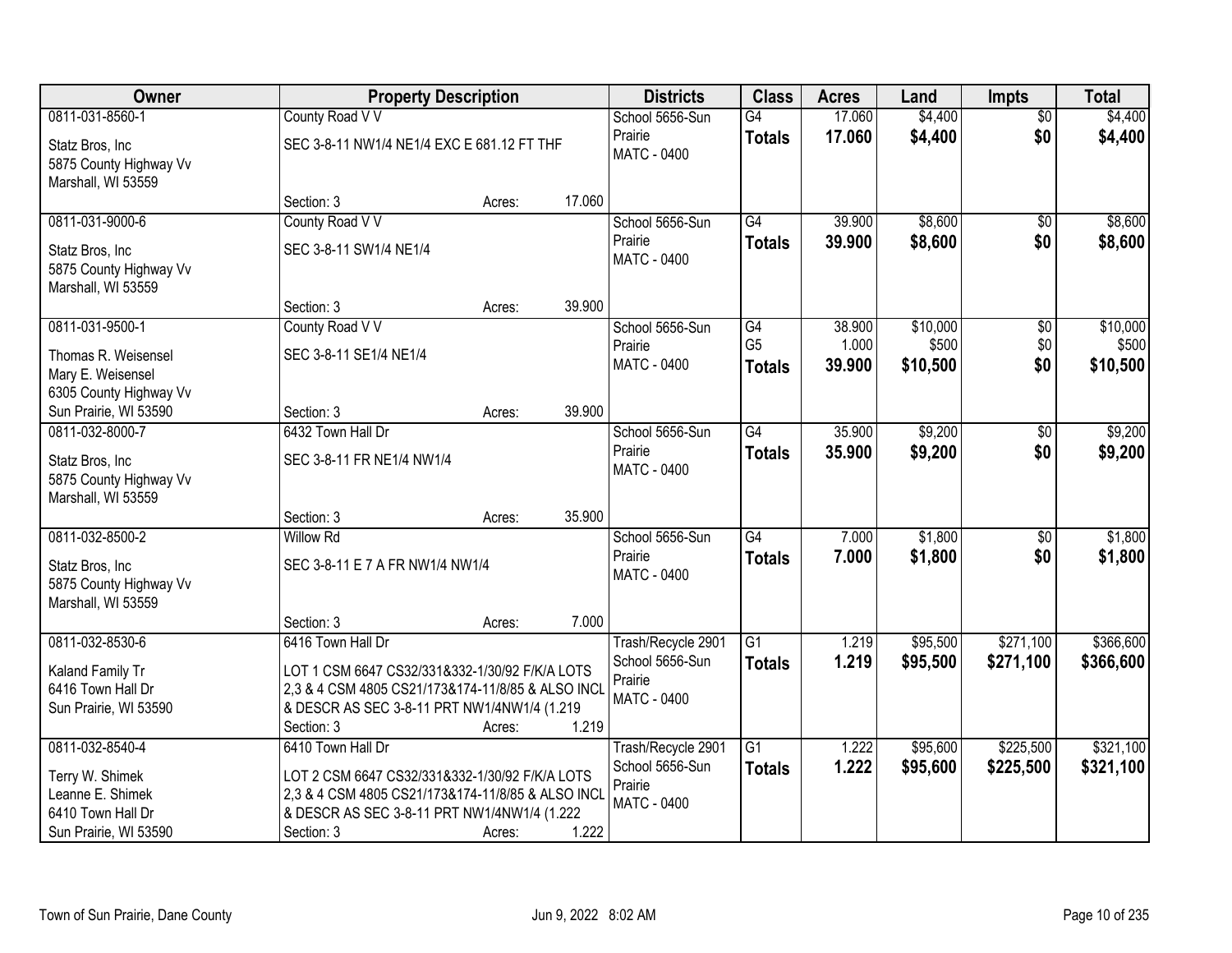| Owner | Property Description | Districts | Class | Acres | Land | Impts | Total |
|---|---|---|---|---|---|---|---|
| 0811-031-8560-1<br>Statz Bros, Inc<br>5875 County Highway Vv<br>Marshall, WI 53559 | County Road V V<br>SEC 3-8-11 NW1/4 NE1/4 EXC E 681.12 FT THF<br>Section: 3 Acres: 17.060 | School 5656-Sun Prairie<br>MATC - 0400 | G4<br>**Totals** | 17.060<br>**17.060** | $4,400<br>**$4,400** | $0<br>**$0** | $4,400<br>**$4,400** |
| 0811-031-9000-6<br>Statz Bros, Inc<br>5875 County Highway Vv<br>Marshall, WI 53559 | County Road V V<br>SEC 3-8-11 SW1/4 NE1/4<br>Section: 3 Acres: 39.900 | School 5656-Sun Prairie<br>MATC - 0400 | G4<br>**Totals** | 39.900<br>**39.900** | $8,600<br>**$8,600** | $0<br>**$0** | $8,600<br>**$8,600** |
| 0811-031-9500-1<br>Thomas R. Weisensel<br>Mary E. Weisensel<br>6305 County Highway Vv<br>Sun Prairie, WI 53590 | County Road V V<br>SEC 3-8-11 SE1/4 NE1/4<br>Section: 3 Acres: 39.900 | School 5656-Sun Prairie<br>MATC - 0400 | G4<br>G5<br>**Totals** | 38.900<br>1.000<br>**39.900** | $10,000<br>$500<br>**$10,500** | $0<br>$0<br>**$0** | $10,000<br>$500<br>**$10,500** |
| 0811-032-8000-7<br>Statz Bros, Inc<br>5875 County Highway Vv<br>Marshall, WI 53559 | 6432 Town Hall Dr<br>SEC 3-8-11 FR NE1/4 NW1/4<br>Section: 3 Acres: 35.900 | School 5656-Sun Prairie<br>MATC - 0400 | G4<br>**Totals** | 35.900<br>**35.900** | $9,200<br>**$9,200** | $0<br>**$0** | $9,200<br>**$9,200** |
| 0811-032-8500-2<br>Statz Bros, Inc<br>5875 County Highway Vv<br>Marshall, WI 53559 | Willow Rd<br>SEC 3-8-11 E 7 A FR NW1/4 NW1/4<br>Section: 3 Acres: 7.000 | School 5656-Sun Prairie<br>MATC - 0400 | G4<br>**Totals** | 7.000<br>**7.000** | $1,800<br>**$1,800** | $0<br>**$0** | $1,800<br>**$1,800** |
| 0811-032-8530-6<br>Kaland Family Tr<br>6416 Town Hall Dr<br>Sun Prairie, WI 53590 | 6416 Town Hall Dr<br>LOT 1 CSM 6647 CS32/331&332-1/30/92 F/K/A LOTS 2,3 & 4 CSM 4805 CS21/173&174-11/8/85 & ALSO INCL & DESCR AS SEC 3-8-11 PRT NW1/4NW1/4 (1.219<br>Section: 3 Acres: 1.219 | Trash/Recycle 2901<br>School 5656-Sun Prairie<br>MATC - 0400 | G1<br>**Totals** | 1.219<br>**1.219** | $95,500<br>**$95,500** | $271,100<br>**$271,100** | $366,600<br>**$366,600** |
| 0811-032-8540-4<br>Terry W. Shimek<br>Leanne E. Shimek<br>6410 Town Hall Dr<br>Sun Prairie, WI 53590 | 6410 Town Hall Dr<br>LOT 2 CSM 6647 CS32/331&332-1/30/92 F/K/A LOTS 2,3 & 4 CSM 4805 CS21/173&174-11/8/85 & ALSO INCL & DESCR AS SEC 3-8-11 PRT NW1/4NW1/4 (1.222<br>Section: 3 Acres: 1.222 | Trash/Recycle 2901<br>School 5656-Sun Prairie<br>MATC - 0400 | G1<br>**Totals** | 1.222<br>**1.222** | $95,600<br>**$95,600** | $225,500<br>**$225,500** | $321,100<br>**$321,100** |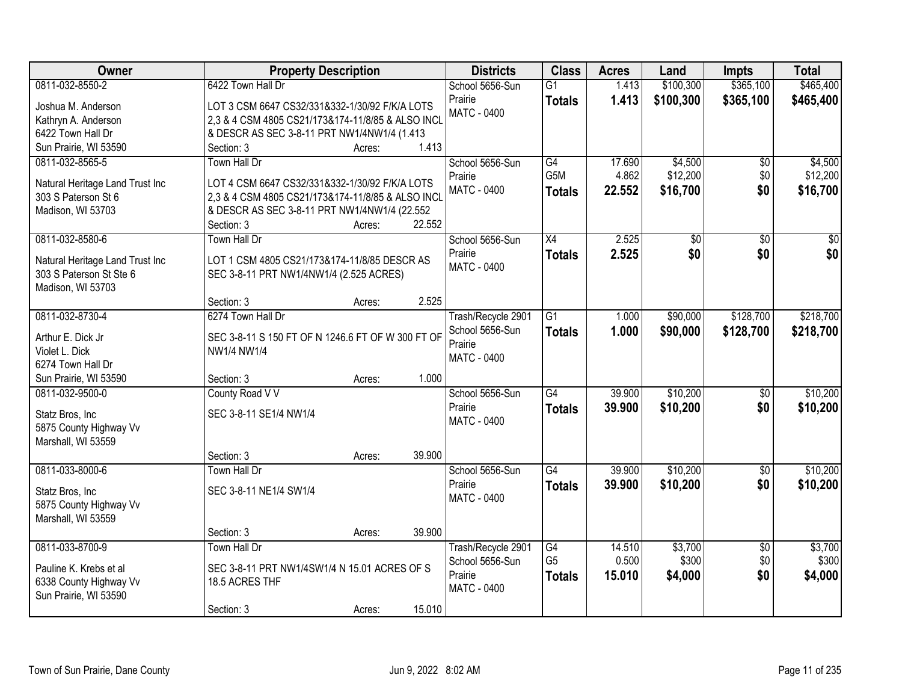| Owner | Property Description | Districts | Class | Acres | Land | Impts | Total |
|---|---|---|---|---|---|---|---|
| 0811-032-8550-2<br>Joshua M. Anderson<br>Kathryn A. Anderson<br>6422 Town Hall Dr<br>Sun Prairie, WI 53590 | 6422 Town Hall Dr<br>LOT 3 CSM 6647 CS32/331&332-1/30/92 F/K/A LOTS 2,3 & 4 CSM 4805 CS21/173&174-11/8/85 & ALSO INCL & DESCR AS SEC 3-8-11 PRT NW1/4NW1/4 (1.413<br>Section: 3 Acres: 1.413 | School 5656-Sun Prairie<br>MATC - 0400 | G1<br>**Totals** | 1.413<br>**1.413** | $100,300<br>**$100,300** | $365,100<br>**$365,100** | $465,400<br>**$465,400** |
| 0811-032-8565-5<br>Natural Heritage Land Trust Inc<br>303 S Paterson St 6<br>Madison, WI 53703 | Town Hall Dr<br>LOT 4 CSM 6647 CS32/331&332-1/30/92 F/K/A LOTS 2,3 & 4 CSM 4805 CS21/173&174-11/8/85 & ALSO INCL & DESCR AS SEC 3-8-11 PRT NW1/4NW1/4 (22.552<br>Section: 3 Acres: 22.552 | School 5656-Sun Prairie<br>MATC - 0400 | G4<br>G5M<br>**Totals** | 17.690<br>4.862<br>**22.552** | $4,500<br>$12,200<br>**$16,700** | $0<br>$0<br>**$0** | $4,500<br>$12,200<br>**$16,700** |
| 0811-032-8580-6<br>Natural Heritage Land Trust Inc<br>303 S Paterson St Ste 6<br>Madison, WI 53703 | Town Hall Dr<br>LOT 1 CSM 4805 CS21/173&174-11/8/85 DESCR AS SEC 3-8-11 PRT NW1/4NW1/4 (2.525 ACRES)<br>Section: 3 Acres: 2.525 | School 5656-Sun Prairie<br>MATC - 0400 | X4<br>**Totals** | 2.525<br>**2.525** | $0<br>**$0** | $0<br>**$0** | $0<br>**$0** |
| 0811-032-8730-4<br>Arthur E. Dick Jr<br>Violet L. Dick<br>6274 Town Hall Dr<br>Sun Prairie, WI 53590 | 6274 Town Hall Dr<br>SEC 3-8-11 S 150 FT OF N 1246.6 FT OF W 300 FT OF NW1/4 NW1/4<br>Section: 3 Acres: 1.000 | Trash/Recycle 2901<br>School 5656-Sun Prairie<br>MATC - 0400 | G1<br>**Totals** | 1.000<br>**1.000** | $90,000<br>**$90,000** | $128,700<br>**$128,700** | $218,700<br>**$218,700** |
| 0811-032-9500-0<br>Statz Bros, Inc<br>5875 County Highway Vv<br>Marshall, WI 53559 | County Road V V<br>SEC 3-8-11 SE1/4 NW1/4<br>Section: 3 Acres: 39.900 | School 5656-Sun Prairie<br>MATC - 0400 | G4<br>**Totals** | 39.900<br>**39.900** | $10,200<br>**$10,200** | $0<br>**$0** | $10,200<br>**$10,200** |
| 0811-033-8000-6<br>Statz Bros, Inc<br>5875 County Highway Vv<br>Marshall, WI 53559 | Town Hall Dr<br>SEC 3-8-11 NE1/4 SW1/4<br>Section: 3 Acres: 39.900 | School 5656-Sun Prairie<br>MATC - 0400 | G4<br>**Totals** | 39.900<br>**39.900** | $10,200<br>**$10,200** | $0<br>**$0** | $10,200<br>**$10,200** |
| 0811-033-8700-9<br>Pauline K. Krebs et al<br>6338 County Highway Vv<br>Sun Prairie, WI 53590 | Town Hall Dr<br>SEC 3-8-11 PRT NW1/4SW1/4 N 15.01 ACRES OF S 18.5 ACRES THF<br>Section: 3 Acres: 15.010 | Trash/Recycle 2901<br>School 5656-Sun Prairie<br>MATC - 0400 | G4<br>G5<br>**Totals** | 14.510<br>0.500<br>**15.010** | $3,700<br>$300<br>**$4,000** | $0<br>$0<br>**$0** | $3,700<br>$300<br>**$4,000** |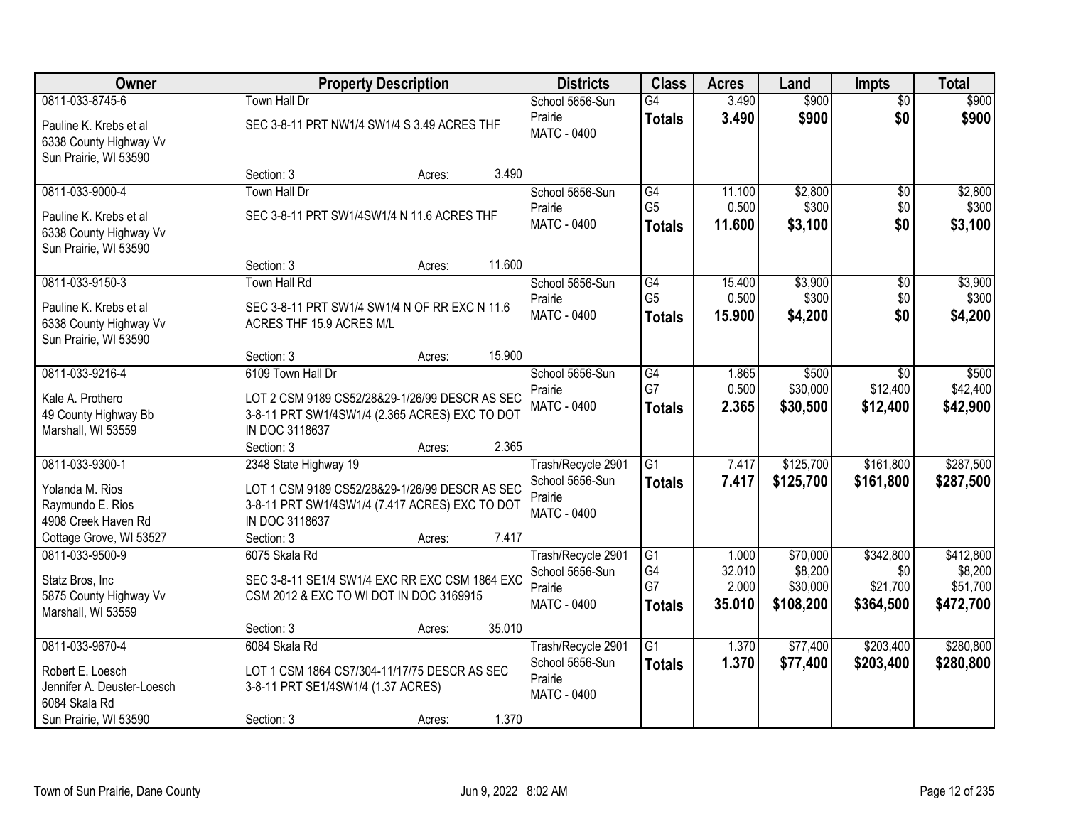| Owner | Property Description | Districts | Class | Acres | Land | Impts | Total |
|---|---|---|---|---|---|---|---|
| 0811-033-8745-6<br><br>Pauline K. Krebs et al<br>6338 County Highway Vv<br>Sun Prairie, WI 53590 | Town Hall Dr<br><br>SEC 3-8-11 PRT NW1/4 SW1/4 S 3.49 ACRES THF<br><br>Section: 3 Acres: 3.490 | School 5656-Sun Prairie<br>MATC - 0400 | G4<br>**Totals** | 3.490<br>**3.490** | $900<br>**$900** | $0<br>**$0** | $900<br>**$900** |
| 0811-033-9000-4<br><br>Pauline K. Krebs et al<br>6338 County Highway Vv<br>Sun Prairie, WI 53590 | Town Hall Dr<br><br>SEC 3-8-11 PRT SW1/4SW1/4 N 11.6 ACRES THF<br><br>Section: 3 Acres: 11.600 | School 5656-Sun Prairie<br>MATC - 0400 | G4<br>G5<br>**Totals** | 11.100<br>0.500<br>**11.600** | $2,800<br>$300<br>**$3,100** | $0<br>$0<br>**$0** | $2,800<br>$300<br>**$3,100** |
| 0811-033-9150-3<br><br>Pauline K. Krebs et al<br>6338 County Highway Vv<br>Sun Prairie, WI 53590 | Town Hall Rd<br><br>SEC 3-8-11 PRT SW1/4 SW1/4 N OF RR EXC N 11.6 ACRES THF 15.9 ACRES M/L<br><br>Section: 3 Acres: 15.900 | School 5656-Sun Prairie<br>MATC - 0400 | G4<br>G5<br>**Totals** | 15.400<br>0.500<br>**15.900** | $3,900<br>$300<br>**$4,200** | $0<br>$0<br>**$0** | $3,900<br>$300<br>**$4,200** |
| 0811-033-9216-4<br><br>Kale A. Prothero<br>49 County Highway Bb<br>Marshall, WI 53559 | 6109 Town Hall Dr<br><br>LOT 2 CSM 9189 CS52/28&29-1/26/99 DESCR AS SEC 3-8-11 PRT SW1/4SW1/4 (2.365 ACRES) EXC TO DOT IN DOC 3118637<br>Section: 3 Acres: 2.365 | School 5656-Sun Prairie<br>MATC - 0400 | G4<br>G7<br>**Totals** | 1.865<br>0.500<br>**2.365** | $500<br>$30,000<br>**$30,500** | $0<br>$12,400<br>**$12,400** | $500<br>$42,400<br>**$42,900** |
| 0811-033-9300-1<br><br>Yolanda M. Rios<br>Raymundo E. Rios<br>4908 Creek Haven Rd<br>Cottage Grove, WI 53527 | 2348 State Highway 19<br><br>LOT 1 CSM 9189 CS52/28&29-1/26/99 DESCR AS SEC 3-8-11 PRT SW1/4SW1/4 (7.417 ACRES) EXC TO DOT IN DOC 3118637<br>Section: 3 Acres: 7.417 | Trash/Recycle 2901<br>School 5656-Sun Prairie<br>MATC - 0400 | G1<br>**Totals** | 7.417<br>**7.417** | $125,700<br>**$125,700** | $161,800<br>**$161,800** | $287,500<br>**$287,500** |
| 0811-033-9500-9<br><br>Statz Bros, Inc<br>5875 County Highway Vv<br>Marshall, WI 53559 | 6075 Skala Rd<br><br>SEC 3-8-11 SE1/4 SW1/4 EXC RR EXC CSM 1864 EXC CSM 2012 & EXC TO WI DOT IN DOC 3169915<br><br>Section: 3 Acres: 35.010 | Trash/Recycle 2901<br>School 5656-Sun Prairie<br>MATC - 0400 | G1<br>G4<br>G7<br>**Totals** | 1.000<br>32.010<br>2.000<br>**35.010** | $70,000<br>$8,200<br>$30,000<br>**$108,200** | $342,800<br>$0<br>$21,700<br>**$364,500** | $412,800<br>$8,200<br>$51,700<br>**$472,700** |
| 0811-033-9670-4<br><br>Robert E. Loesch<br>Jennifer A. Deuster-Loesch<br>6084 Skala Rd<br>Sun Prairie, WI 53590 | 6084 Skala Rd<br><br>LOT 1 CSM 1864 CS7/304-11/17/75 DESCR AS SEC 3-8-11 PRT SE1/4SW1/4 (1.37 ACRES)<br><br>Section: 3 Acres: 1.370 | Trash/Recycle 2901<br>School 5656-Sun Prairie<br>MATC - 0400 | G1<br>**Totals** | 1.370<br>**1.370** | $77,400<br>**$77,400** | $203,400<br>**$203,400** | $280,800<br>**$280,800** |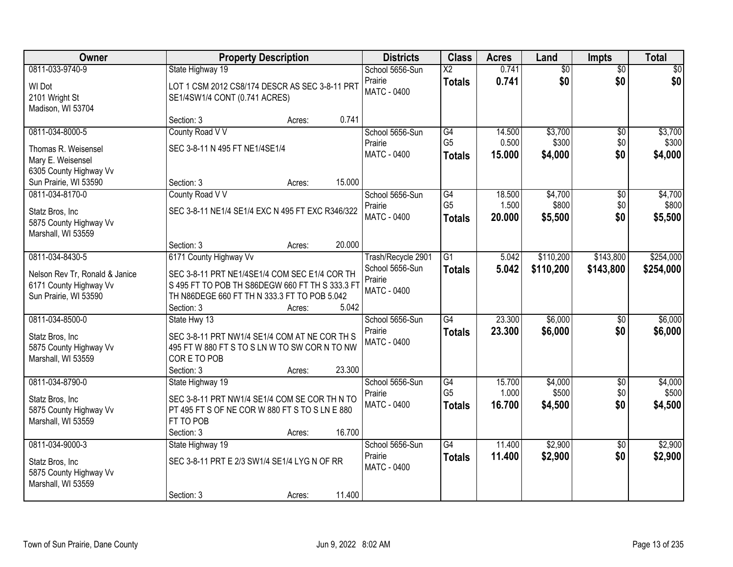| Owner | Property Description | Districts | Class | Acres | Land | Impts | Total |
|---|---|---|---|---|---|---|---|
| 0811-033-9740-9<br>WI Dot<br>2101 Wright St<br>Madison, WI 53704 | State Highway 19<br>LOT 1 CSM 2012 CS8/174 DESCR AS SEC 3-8-11 PRT SE1/4SW1/4 CONT (0.741 ACRES)<br>Section: 3 Acres: 0.741 | School 5656-Sun Prairie<br>MATC - 0400 | X2<br>**Totals** | 0.741<br>**0.741** | $0<br>**$0** | $0<br>**$0** | $0<br>**$0** |
| 0811-034-8000-5<br>Thomas R. Weisensel<br>Mary E. Weisensel<br>6305 County Highway Vv<br>Sun Prairie, WI 53590 | County Road V V<br>SEC 3-8-11 N 495 FT NE1/4SE1/4<br>Section: 3 Acres: 15.000 | School 5656-Sun Prairie<br>MATC - 0400 | G4<br>G5<br>**Totals** | 14.500<br>0.500<br>**15.000** | $3,700<br>$300<br>**$4,000** | $0<br>$0<br>**$0** | $3,700<br>$300<br>**$4,000** |
| 0811-034-8170-0<br>Statz Bros, Inc<br>5875 County Highway Vv<br>Marshall, WI 53559 | County Road V V<br>SEC 3-8-11 NE1/4 SE1/4 EXC N 495 FT EXC R346/322<br>Section: 3 Acres: 20.000 | School 5656-Sun Prairie<br>MATC - 0400 | G4<br>G5<br>**Totals** | 18.500<br>1.500<br>**20.000** | $4,700<br>$800<br>**$5,500** | $0<br>$0<br>**$0** | $4,700<br>$800<br>**$5,500** |
| 0811-034-8430-5<br>Nelson Rev Tr, Ronald & Janice<br>6171 County Highway Vv<br>Sun Prairie, WI 53590 | 6171 County Highway Vv<br>SEC 3-8-11 PRT NE1/4SE1/4 COM SEC E1/4 COR TH S 495 FT TO POB TH S86DEGW 660 FT TH S 333.3 FT TH N86DEGE 660 FT TH N 333.3 FT TO POB 5.042<br>Section: 3 Acres: 5.042 | Trash/Recycle 2901<br>School 5656-Sun Prairie<br>MATC - 0400 | G1<br>**Totals** | 5.042<br>**5.042** | $110,200<br>**$110,200** | $143,800<br>**$143,800** | $254,000<br>**$254,000** |
| 0811-034-8500-0<br>Statz Bros, Inc<br>5875 County Highway Vv<br>Marshall, WI 53559 | State Hwy 13<br>SEC 3-8-11 PRT NW1/4 SE1/4 COM AT NE COR TH S 495 FT W 880 FT S TO S LN W TO SW COR N TO NW COR E TO POB<br>Section: 3 Acres: 23.300 | School 5656-Sun Prairie<br>MATC - 0400 | G4<br>**Totals** | 23.300<br>**23.300** | $6,000<br>**$6,000** | $0<br>**$0** | $6,000<br>**$6,000** |
| 0811-034-8790-0<br>Statz Bros, Inc<br>5875 County Highway Vv<br>Marshall, WI 53559 | State Highway 19<br>SEC 3-8-11 PRT NW1/4 SE1/4 COM SE COR TH N TO PT 495 FT S OF NE COR W 880 FT S TO S LN E 880 FT TO POB<br>Section: 3 Acres: 16.700 | School 5656-Sun Prairie<br>MATC - 0400 | G4<br>G5<br>**Totals** | 15.700<br>1.000<br>**16.700** | $4,000<br>$500<br>**$4,500** | $0<br>$0<br>**$0** | $4,000<br>$500<br>**$4,500** |
| 0811-034-9000-3<br>Statz Bros, Inc<br>5875 County Highway Vv<br>Marshall, WI 53559 | State Highway 19<br>SEC 3-8-11 PRT E 2/3 SW1/4 SE1/4 LYG N OF RR<br>Section: 3 Acres: 11.400 | School 5656-Sun Prairie<br>MATC - 0400 | G4<br>**Totals** | 11.400<br>**11.400** | $2,900<br>**$2,900** | $0<br>**$0** | $2,900<br>**$2,900** |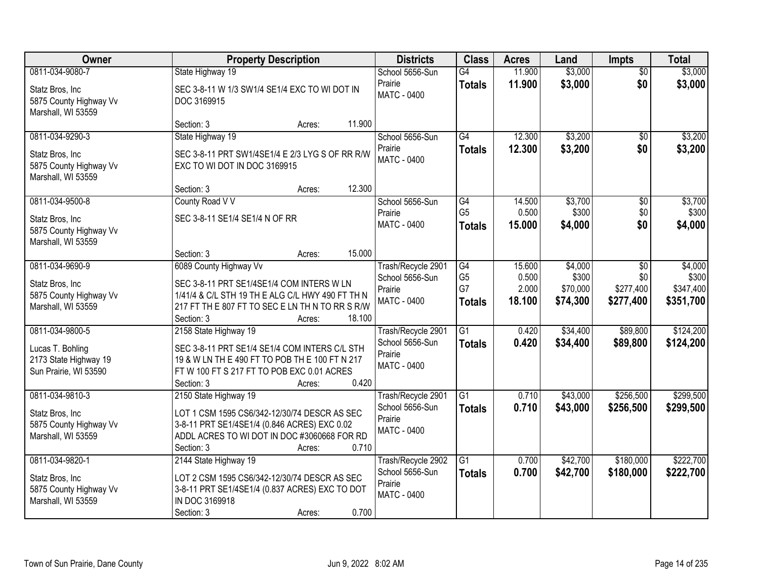| Owner | Property Description | Districts | Class | Acres | Land | Impts | Total |
|---|---|---|---|---|---|---|---|
| 0811-034-9080-7<br><br>Statz Bros, Inc<br>5875 County Highway Vv<br>Marshall, WI 53559 | State Highway 19<br><br>SEC 3-8-11 W 1/3 SW1/4 SE1/4 EXC TO WI DOT IN DOC 3169915<br><br>Section: 3 Acres: 11.900 | School 5656-Sun Prairie<br>MATC - 0400 | G4<br>**Totals** | 11.900<br>**11.900** | $3,000<br>**$3,000** | $0<br>**$0** | $3,000<br>**$3,000** |
| 0811-034-9290-3<br><br>Statz Bros, Inc<br>5875 County Highway Vv<br>Marshall, WI 53559 | State Highway 19<br><br>SEC 3-8-11 PRT SW1/4SE1/4 E 2/3 LYG S OF RR R/W EXC TO WI DOT IN DOC 3169915<br><br>Section: 3 Acres: 12.300 | School 5656-Sun Prairie<br>MATC - 0400 | G4<br>**Totals** | 12.300<br>**12.300** | $3,200<br>**$3,200** | $0<br>**$0** | $3,200<br>**$3,200** |
| 0811-034-9500-8<br><br>Statz Bros, Inc<br>5875 County Highway Vv<br>Marshall, WI 53559 | County Road V V<br><br>SEC 3-8-11 SE1/4 SE1/4 N OF RR<br><br>Section: 3 Acres: 15.000 | School 5656-Sun Prairie<br>MATC - 0400 | G4<br>G5<br>**Totals** | 14.500<br>0.500<br>**15.000** | $3,700<br>$300<br>**$4,000** | $0<br>$0<br>**$0** | $3,700<br>$300<br>**$4,000** |
| 0811-034-9690-9<br><br>Statz Bros, Inc<br>5875 County Highway Vv<br>Marshall, WI 53559 | 6089 County Highway Vv<br><br>SEC 3-8-11 PRT SE1/4SE1/4 COM INTERS W LN 1/41/4 & C/L STH 19 TH E ALG C/L HWY 490 FT TH N 217 FT TH E 807 FT TO SEC E LN TH N TO RR S R/W<br>Section: 3 Acres: 18.100 | Trash/Recycle 2901<br>School 5656-Sun Prairie<br>MATC - 0400 | G4<br>G5<br>G7<br>**Totals** | 15.600<br>0.500<br>2.000<br>**18.100** | $4,000<br>$300<br>$70,000<br>**$74,300** | $0<br>$0<br>$277,400<br>**$277,400** | $4,000<br>$300<br>$347,400<br>**$351,700** |
| 0811-034-9800-5<br><br>Lucas T. Bohling<br>2173 State Highway 19<br>Sun Prairie, WI 53590 | 2158 State Highway 19<br><br>SEC 3-8-11 PRT SE1/4 SE1/4 COM INTERS C/L STH 19 & W LN TH E 490 FT TO POB TH E 100 FT N 217 FT W 100 FT S 217 FT TO POB EXC 0.01 ACRES<br>Section: 3 Acres: 0.420 | Trash/Recycle 2901<br>School 5656-Sun Prairie<br>MATC - 0400 | G1<br>**Totals** | 0.420<br>**0.420** | $34,400<br>**$34,400** | $89,800<br>**$89,800** | $124,200<br>**$124,200** |
| 0811-034-9810-3<br><br>Statz Bros, Inc<br>5875 County Highway Vv<br>Marshall, WI 53559 | 2150 State Highway 19<br><br>LOT 1 CSM 1595 CS6/342-12/30/74 DESCR AS SEC 3-8-11 PRT SE1/4SE1/4 (0.846 ACRES) EXC 0.02 ADDL ACRES TO WI DOT IN DOC #3060668 FOR RD<br>Section: 3 Acres: 0.710 | Trash/Recycle 2901<br>School 5656-Sun Prairie<br>MATC - 0400 | G1<br>**Totals** | 0.710<br>**0.710** | $43,000<br>**$43,000** | $256,500<br>**$256,500** | $299,500<br>**$299,500** |
| 0811-034-9820-1<br><br>Statz Bros, Inc<br>5875 County Highway Vv<br>Marshall, WI 53559 | 2144 State Highway 19<br><br>LOT 2 CSM 1595 CS6/342-12/30/74 DESCR AS SEC 3-8-11 PRT SE1/4SE1/4 (0.837 ACRES) EXC TO DOT IN DOC 3169918<br>Section: 3 Acres: 0.700 | Trash/Recycle 2902<br>School 5656-Sun Prairie<br>MATC - 0400 | G1<br>**Totals** | 0.700<br>**0.700** | $42,700<br>**$42,700** | $180,000<br>**$180,000** | $222,700<br>**$222,700** |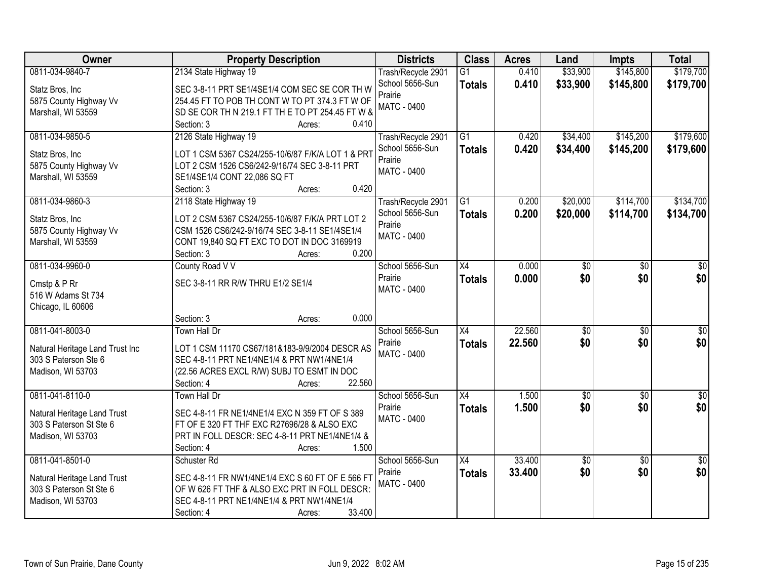| Owner | Property Description | Districts | Class | Acres | Land | Impts | Total |
|---|---|---|---|---|---|---|---|
| 0811-034-9840-7<br>Statz Bros, Inc<br>5875 County Highway Vv<br>Marshall, WI 53559 | 2134 State Highway 19<br>SEC 3-8-11 PRT SE1/4SE1/4 COM SEC SE COR TH W 254.45 FT TO POB TH CONT W TO PT 374.3 FT W OF SD SE COR TH N 219.1 FT TH E TO PT 254.45 FT W &<br>Section: 3 Acres: 0.410 | Trash/Recycle 2901<br>School 5656-Sun Prairie<br>MATC - 0400 | G1<br>**Totals** | 0.410<br>**0.410** | $33,900<br>**$33,900** | $145,800<br>**$145,800** | $179,700<br>**$179,700** |
| 0811-034-9850-5<br>Statz Bros, Inc<br>5875 County Highway Vv<br>Marshall, WI 53559 | 2126 State Highway 19<br>LOT 1 CSM 5367 CS24/255-10/6/87 F/K/A LOT 1 & PRT LOT 2 CSM 1526 CS6/242-9/16/74 SEC 3-8-11 PRT SE1/4SE1/4 CONT 22,086 SQ FT<br>Section: 3 Acres: 0.420 | Trash/Recycle 2901<br>School 5656-Sun Prairie<br>MATC - 0400 | G1<br>**Totals** | 0.420<br>**0.420** | $34,400<br>**$34,400** | $145,200<br>**$145,200** | $179,600<br>**$179,600** |
| 0811-034-9860-3<br>Statz Bros, Inc<br>5875 County Highway Vv<br>Marshall, WI 53559 | 2118 State Highway 19<br>LOT 2 CSM 5367 CS24/255-10/6/87 F/K/A PRT LOT 2 CSM 1526 CS6/242-9/16/74 SEC 3-8-11 SE1/4SE1/4 CONT 19,840 SQ FT EXC TO DOT IN DOC 3169919<br>Section: 3 Acres: 0.200 | Trash/Recycle 2901<br>School 5656-Sun Prairie<br>MATC - 0400 | G1<br>**Totals** | 0.200<br>**0.200** | $20,000<br>**$20,000** | $114,700<br>**$114,700** | $134,700<br>**$134,700** |
| 0811-034-9960-0<br>Cmstp & P Rr<br>516 W Adams St 734<br>Chicago, IL 60606 | County Road V V<br>SEC 3-8-11 RR R/W THRU E1/2 SE1/4<br>Section: 3 Acres: 0.000 | School 5656-Sun Prairie<br>MATC - 0400 | X4<br>**Totals** | 0.000<br>**0.000** | $0<br>**$0** | $0<br>**$0** | $0<br>**$0** |
| 0811-041-8003-0<br>Natural Heritage Land Trust Inc<br>303 S Paterson Ste 6<br>Madison, WI 53703 | Town Hall Dr<br>LOT 1 CSM 11170 CS67/181&183-9/9/2004 DESCR AS SEC 4-8-11 PRT NE1/4NE1/4 & PRT NW1/4NE1/4 (22.56 ACRES EXCL R/W) SUBJ TO ESMT IN DOC<br>Section: 4 Acres: 22.560 | School 5656-Sun Prairie<br>MATC - 0400 | X4<br>**Totals** | 22.560<br>**22.560** | $0<br>**$0** | $0<br>**$0** | $0<br>**$0** |
| 0811-041-8110-0<br>Natural Heritage Land Trust<br>303 S Paterson St Ste 6<br>Madison, WI 53703 | Town Hall Dr<br>SEC 4-8-11 FR NE1/4NE1/4 EXC N 359 FT OF S 389 FT OF E 320 FT THF EXC R27696/28 & ALSO EXC PRT IN FOLL DESCR: SEC 4-8-11 PRT NE1/4NE1/4 &<br>Section: 4 Acres: 1.500 | School 5656-Sun Prairie<br>MATC - 0400 | X4<br>**Totals** | 1.500<br>**1.500** | $0<br>**$0** | $0<br>**$0** | $0<br>**$0** |
| 0811-041-8501-0<br>Natural Heritage Land Trust<br>303 S Paterson St Ste 6<br>Madison, WI 53703 | Schuster Rd<br>SEC 4-8-11 FR NW1/4NE1/4 EXC S 60 FT OF E 566 FT OF W 626 FT THF & ALSO EXC PRT IN FOLL DESCR: SEC 4-8-11 PRT NE1/4NE1/4 & PRT NW1/4NE1/4<br>Section: 4 Acres: 33.400 | School 5656-Sun Prairie<br>MATC - 0400 | X4<br>**Totals** | 33.400<br>**33.400** | $0<br>**$0** | $0<br>**$0** | $0<br>**$0** |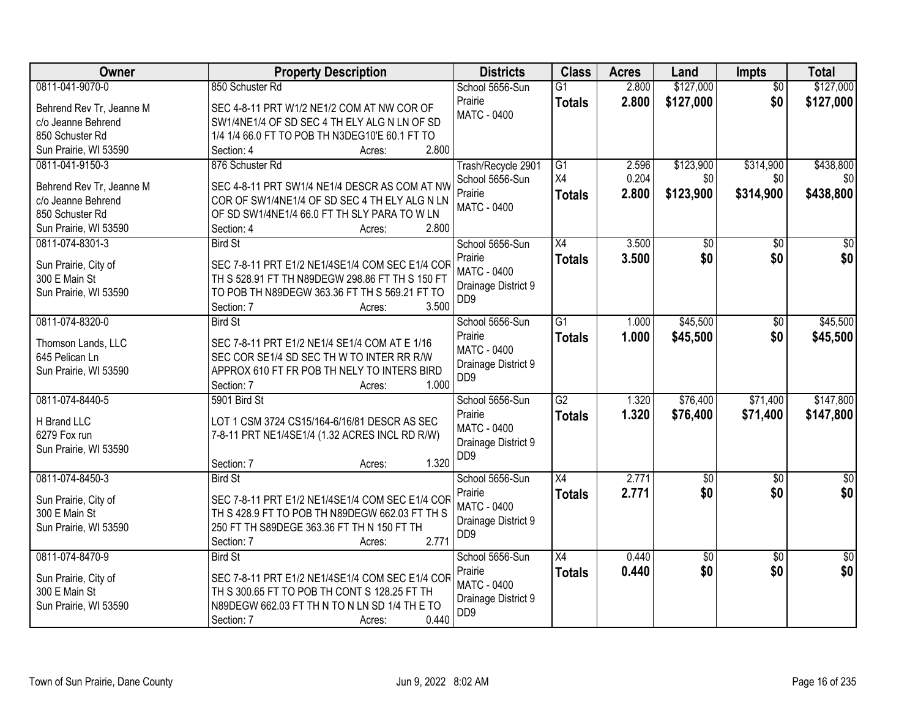| Owner | Property Description | Districts | Class | Acres | Land | Impts | Total |
|---|---|---|---|---|---|---|---|
| 0811-041-9070-0<br><br>Behrend Rev Tr, Jeanne M<br>c/o Jeanne Behrend<br>850 Schuster Rd<br>Sun Prairie, WI 53590 | 850 Schuster Rd<br><br>SEC 4-8-11 PRT W1/2 NE1/2 COM AT NW COR OF SW1/4NE1/4 OF SD SEC 4 TH ELY ALG N LN OF SD 1/4 1/4 66.0 FT TO POB TH N3DEG10'E 60.1 FT TO<br>Section: 4 Acres: 2.800 | School 5656-Sun Prairie<br>MATC - 0400 | G1<br>**Totals** | 2.800<br>**2.800** | \$127,000<br>**\$127,000** | \$0<br>**\$0** | \$127,000<br>**\$127,000** |
| 0811-041-9150-3<br><br>Behrend Rev Tr, Jeanne M<br>c/o Jeanne Behrend<br>850 Schuster Rd<br>Sun Prairie, WI 53590 | 876 Schuster Rd<br><br>SEC 4-8-11 PRT SW1/4 NE1/4 DESCR AS COM AT NW COR OF SW1/4NE1/4 OF SD SEC 4 TH ELY ALG N LN OF SD SW1/4NE1/4 66.0 FT TH SLY PARA TO W LN<br>Section: 4 Acres: 2.800 | Trash/Recycle 2901<br>School 5656-Sun Prairie<br>MATC - 0400 | G1<br>X4<br>**Totals** | 2.596<br>0.204<br>**2.800** | \$123,900<br>\$0<br>**\$123,900** | \$314,900<br>\$0<br>**\$314,900** | \$438,800<br>\$0<br>**\$438,800** |
| 0811-074-8301-3<br><br>Sun Prairie, City of<br>300 E Main St<br>Sun Prairie, WI 53590 | Bird St<br><br>SEC 7-8-11 PRT E1/2 NE1/4SE1/4 COM SEC E1/4 COR TH S 528.91 FT TH N89DEGW 298.86 FT TH S 150 FT TO POB TH N89DEGW 363.36 FT TH S 569.21 FT TO<br>Section: 7 Acres: 3.500 | School 5656-Sun Prairie<br>MATC - 0400<br>Drainage District 9<br>DD9 | X4<br>**Totals** | 3.500<br>**3.500** | \$0<br>**\$0** | \$0<br>**\$0** | \$0<br>**\$0** |
| 0811-074-8320-0<br><br>Thomson Lands, LLC<br>645 Pelican Ln<br>Sun Prairie, WI 53590 | Bird St<br><br>SEC 7-8-11 PRT E1/2 NE1/4 SE1/4 COM AT E 1/16 SEC COR SE1/4 SD SEC TH W TO INTER RR R/W APPROX 610 FT FR POB TH NELY TO INTERS BIRD<br>Section: 7 Acres: 1.000 | School 5656-Sun Prairie<br>MATC - 0400<br>Drainage District 9<br>DD9 | G1<br>**Totals** | 1.000<br>**1.000** | \$45,500<br>**\$45,500** | \$0<br>**\$0** | \$45,500<br>**\$45,500** |
| 0811-074-8440-5<br><br>H Brand LLC<br>6279 Fox run<br>Sun Prairie, WI 53590 | 5901 Bird St<br><br>LOT 1 CSM 3724 CS15/164-6/16/81 DESCR AS SEC 7-8-11 PRT NE1/4SE1/4 (1.32 ACRES INCL RD R/W)<br><br>Section: 7 Acres: 1.320 | School 5656-Sun Prairie<br>MATC - 0400<br>Drainage District 9<br>DD9 | G2<br>**Totals** | 1.320<br>**1.320** | \$76,400<br>**\$76,400** | \$71,400<br>**\$71,400** | \$147,800<br>**\$147,800** |
| 0811-074-8450-3<br><br>Sun Prairie, City of<br>300 E Main St<br>Sun Prairie, WI 53590 | Bird St<br><br>SEC 7-8-11 PRT E1/2 NE1/4SE1/4 COM SEC E1/4 COR TH S 428.9 FT TO POB TH N89DEGW 662.03 FT TH S 250 FT TH S89DEGE 363.36 FT TH N 150 FT TH<br>Section: 7 Acres: 2.771 | School 5656-Sun Prairie<br>MATC - 0400<br>Drainage District 9<br>DD9 | X4<br>**Totals** | 2.771<br>**2.771** | \$0<br>**\$0** | \$0<br>**\$0** | \$0<br>**\$0** |
| 0811-074-8470-9<br><br>Sun Prairie, City of<br>300 E Main St<br>Sun Prairie, WI 53590 | Bird St<br><br>SEC 7-8-11 PRT E1/2 NE1/4SE1/4 COM SEC E1/4 COR TH S 300.65 FT TO POB TH CONT S 128.25 FT TH N89DEGW 662.03 FT TH N TO N LN SD 1/4 TH E TO<br>Section: 7 Acres: 0.440 | School 5656-Sun Prairie<br>MATC - 0400<br>Drainage District 9<br>DD9 | X4<br>**Totals** | 0.440<br>**0.440** | \$0<br>**\$0** | \$0<br>**\$0** | \$0<br>**\$0** |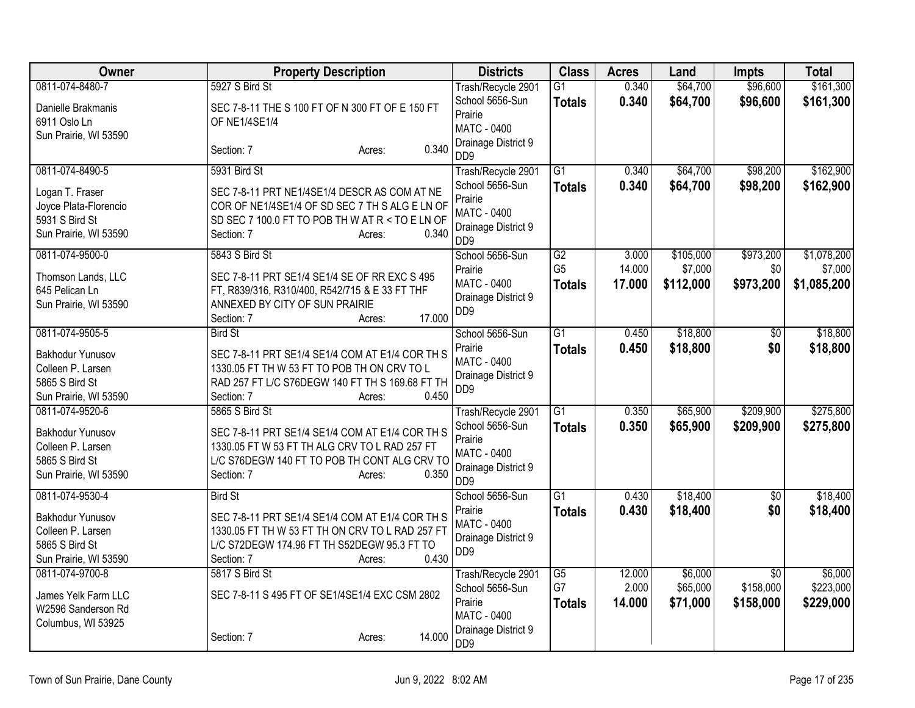| Owner | Property Description | Districts | Class | Acres | Land | Impts | Total |
|---|---|---|---|---|---|---|---|
| 0811-074-8480-7<br>Danielle Brakmanis<br>6911 Oslo Ln<br>Sun Prairie, WI 53590 | 5927 S Bird St<br>SEC 7-8-11 THE S 100 FT OF N 300 FT OF E 150 FT OF NE1/4SE1/4<br>Section: 7 Acres: 0.340 | Trash/Recycle 2901<br>School 5656-Sun Prairie<br>MATC - 0400<br>Drainage District 9 DD9 | G1<br>**Totals** | 0.340<br>**0.340** | $64,700<br>**$64,700** | $96,600<br>**$96,600** | $161,300<br>**$161,300** |
| 0811-074-8490-5<br>Logan T. Fraser<br>Joyce Plata-Florencio<br>5931 S Bird St<br>Sun Prairie, WI 53590 | 5931 Bird St<br>SEC 7-8-11 PRT NE1/4SE1/4 DESCR AS COM AT NE COR OF NE1/4SE1/4 OF SD SEC 7 TH S ALG E LN OF SD SEC 7 100.0 FT TO POB TH W AT R < TO E LN OF<br>Section: 7 Acres: 0.340 | Trash/Recycle 2901<br>School 5656-Sun Prairie<br>MATC - 0400<br>Drainage District 9 DD9 | G1<br>**Totals** | 0.340<br>**0.340** | $64,700<br>**$64,700** | $98,200<br>**$98,200** | $162,900<br>**$162,900** |
| 0811-074-9500-0<br>Thomson Lands, LLC<br>645 Pelican Ln<br>Sun Prairie, WI 53590 | 5843 S Bird St<br>SEC 7-8-11 PRT SE1/4 SE1/4 SE OF RR EXC S 495 FT, R839/316, R310/400, R542/715 & E 33 FT THF ANNEXED BY CITY OF SUN PRAIRIE<br>Section: 7 Acres: 17.000 | School 5656-Sun Prairie<br>MATC - 0400<br>Drainage District 9 DD9 | G2<br>G5<br>**Totals** | 3.000<br>14.000<br>**17.000** | $105,000<br>$7,000<br>**$112,000** | $973,200<br>$0<br>**$973,200** | $1,078,200<br>$7,000<br>**$1,085,200** |
| 0811-074-9505-5<br>Bakhodur Yunusov<br>Colleen P. Larsen<br>5865 S Bird St<br>Sun Prairie, WI 53590 | Bird St<br>SEC 7-8-11 PRT SE1/4 SE1/4 COM AT E1/4 COR TH S 1330.05 FT TH W 53 FT TO POB TH ON CRV TO L RAD 257 FT L/C S76DEGW 140 FT TH S 169.68 FT TH<br>Section: 7 Acres: 0.450 | School 5656-Sun Prairie<br>MATC - 0400<br>Drainage District 9 DD9 | G1<br>**Totals** | 0.450<br>**0.450** | $18,800<br>**$18,800** | $0<br>**$0** | $18,800<br>**$18,800** |
| 0811-074-9520-6<br>Bakhodur Yunusov<br>Colleen P. Larsen<br>5865 S Bird St<br>Sun Prairie, WI 53590 | 5865 S Bird St<br>SEC 7-8-11 PRT SE1/4 SE1/4 COM AT E1/4 COR TH S 1330.05 FT W 53 FT TH ALG CRV TO L RAD 257 FT L/C S76DEGW 140 FT TO POB TH CONT ALG CRV TO<br>Section: 7 Acres: 0.350 | Trash/Recycle 2901<br>School 5656-Sun Prairie<br>MATC - 0400<br>Drainage District 9 DD9 | G1<br>**Totals** | 0.350<br>**0.350** | $65,900<br>**$65,900** | $209,900<br>**$209,900** | $275,800<br>**$275,800** |
| 0811-074-9530-4<br>Bakhodur Yunusov<br>Colleen P. Larsen<br>5865 S Bird St<br>Sun Prairie, WI 53590 | Bird St<br>SEC 7-8-11 PRT SE1/4 SE1/4 COM AT E1/4 COR TH S 1330.05 FT TH W 53 FT TH ON CRV TO L RAD 257 FT L/C S72DEGW 174.96 FT TH S52DEGW 95.3 FT TO<br>Section: 7 Acres: 0.430 | School 5656-Sun Prairie<br>MATC - 0400<br>Drainage District 9 DD9 | G1<br>**Totals** | 0.430<br>**0.430** | $18,400<br>**$18,400** | $0<br>**$0** | $18,400<br>**$18,400** |
| 0811-074-9700-8<br>James Yelk Farm LLC<br>W2596 Sanderson Rd<br>Columbus, WI 53925 | 5817 S Bird St<br>SEC 7-8-11 S 495 FT OF SE1/4SE1/4 EXC CSM 2802<br>Section: 7 Acres: 14.000 | Trash/Recycle 2901<br>School 5656-Sun Prairie<br>MATC - 0400<br>Drainage District 9 DD9 | G5<br>G7<br>**Totals** | 12.000<br>2.000<br>**14.000** | $6,000<br>$65,000<br>**$71,000** | $0<br>$158,000<br>**$158,000** | $6,000<br>$223,000<br>**$229,000** |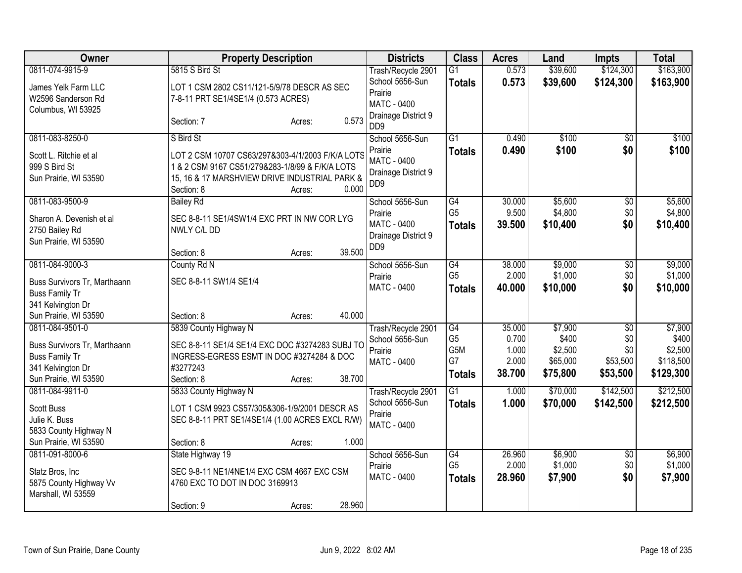| Owner | Property Description | Districts | Class | Acres | Land | Impts | Total |
|---|---|---|---|---|---|---|---|
| 0811-074-9915-9<br>James Yelk Farm LLC<br>W2596 Sanderson Rd<br>Columbus, WI 53925 | 5815 S Bird St<br>LOT 1 CSM 2802 CS11/121-5/9/78 DESCR AS SEC 7-8-11 PRT SE1/4SE1/4 (0.573 ACRES)<br>Section: 7 Acres: 0.573 | Trash/Recycle 2901<br>School 5656-Sun Prairie<br>MATC - 0400<br>Drainage District 9 DD9 | G1<br>**Totals** | 0.573<br>**0.573** | $39,600<br>**$39,600** | $124,300<br>**$124,300** | $163,900<br>**$163,900** |
| 0811-083-8250-0<br>Scott L. Ritchie et al<br>999 S Bird St<br>Sun Prairie, WI 53590 | S Bird St<br>LOT 2 CSM 10707 CS63/297&303-4/1/2003 F/K/A LOTS 1 & 2 CSM 9167 CS51/279&283-1/8/99 & F/K/A LOTS 15, 16 & 17 MARSHVIEW DRIVE INDUSTRIAL PARK &<br>Section: 8 Acres: 0.000 | School 5656-Sun Prairie<br>MATC - 0400<br>Drainage District 9 DD9 | G1<br>**Totals** | 0.490<br>**0.490** | $100<br>**$100** | $0<br>**$0** | $100<br>**$100** |
| 0811-083-9500-9<br>Sharon A. Devenish et al<br>2750 Bailey Rd<br>Sun Prairie, WI 53590 | Bailey Rd<br>SEC 8-8-11 SE1/4SW1/4 EXC PRT IN NW COR LYG NWLY C/L DD<br>Section: 8 Acres: 39.500 | School 5656-Sun Prairie<br>MATC - 0400<br>Drainage District 9 DD9 | G4<br>G5<br>**Totals** | 30.000<br>9.500<br>**39.500** | $5,600<br>$4,800<br>**$10,400** | $0<br>$0<br>**$0** | $5,600<br>$4,800<br>**$10,400** |
| 0811-084-9000-3<br>Buss Survivors Tr, Marthaann<br>Buss Family Tr<br>341 Kelvington Dr<br>Sun Prairie, WI 53590 | County Rd N<br>SEC 8-8-11 SW1/4 SE1/4<br>Section: 8 Acres: 40.000 | School 5656-Sun Prairie<br>MATC - 0400 | G4<br>G5<br>**Totals** | 38.000<br>2.000<br>**40.000** | $9,000<br>$1,000<br>**$10,000** | $0<br>$0<br>**$0** | $9,000<br>$1,000<br>**$10,000** |
| 0811-084-9501-0<br>Buss Survivors Tr, Marthaann<br>Buss Family Tr<br>341 Kelvington Dr<br>Sun Prairie, WI 53590 | 5839 County Highway N<br>SEC 8-8-11 SE1/4 SE1/4 EXC DOC #3274283 SUBJ TO INGRESS-EGRESS ESMT IN DOC #3274284 & DOC #3277243<br>Section: 8 Acres: 38.700 | Trash/Recycle 2901<br>School 5656-Sun Prairie<br>MATC - 0400 | G4<br>G5<br>G5M<br>G7<br>**Totals** | 35.000<br>0.700<br>1.000<br>2.000<br>**38.700** | $7,900<br>$400<br>$2,500<br>$65,000<br>**$75,800** | $0<br>$0<br>$0<br>$53,500<br>**$53,500** | $7,900<br>$400<br>$2,500<br>$118,500<br>**$129,300** |
| 0811-084-9911-0<br>Scott Buss<br>Julie K. Buss<br>5833 County Highway N<br>Sun Prairie, WI 53590 | 5833 County Highway N<br>LOT 1 CSM 9923 CS57/305&306-1/9/2001 DESCR AS SEC 8-8-11 PRT SE1/4SE1/4 (1.00 ACRES EXCL R/W)<br>Section: 8 Acres: 1.000 | Trash/Recycle 2901<br>School 5656-Sun Prairie<br>MATC - 0400 | G1<br>**Totals** | 1.000<br>**1.000** | $70,000<br>**$70,000** | $142,500<br>**$142,500** | $212,500<br>**$212,500** |
| 0811-091-8000-6<br>Statz Bros, Inc<br>5875 County Highway Vv<br>Marshall, WI 53559 | State Highway 19<br>SEC 9-8-11 NE1/4NE1/4 EXC CSM 4667 EXC CSM 4760 EXC TO DOT IN DOC 3169913<br>Section: 9 Acres: 28.960 | School 5656-Sun Prairie<br>MATC - 0400 | G4<br>G5<br>**Totals** | 26.960<br>2.000<br>**28.960** | $6,900<br>$1,000<br>**$7,900** | $0<br>$0<br>**$0** | $6,900<br>$1,000<br>**$7,900** |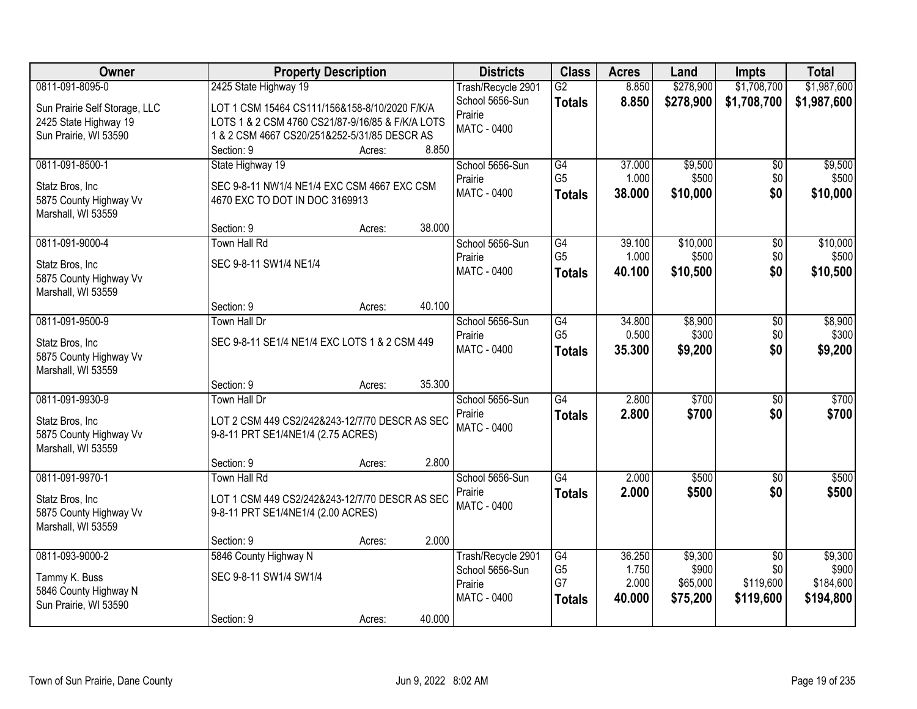| Owner | Property Description | Districts | Class | Acres | Land | Impts | Total |
|---|---|---|---|---|---|---|---|
| 0811-091-8095-0<br>Sun Prairie Self Storage, LLC<br>2425 State Highway 19<br>Sun Prairie, WI 53590 | 2425 State Highway 19<br>LOT 1 CSM 15464 CS111/156&158-8/10/2020 F/K/A LOTS 1 & 2 CSM 4760 CS21/87-9/16/85 & F/K/A LOTS 1 & 2 CSM 4667 CS20/251&252-5/31/85 DESCR AS<br>Section: 9 Acres: 8.850 | Trash/Recycle 2901<br>School 5656-Sun Prairie<br>MATC - 0400 | G2<br>**Totals** | 8.850<br>**8.850** | $278,900<br>**$278,900** | $1,708,700<br>**$1,708,700** | $1,987,600<br>**$1,987,600** |
| 0811-091-8500-1<br>Statz Bros, Inc<br>5875 County Highway Vv<br>Marshall, WI 53559 | State Highway 19<br>SEC 9-8-11 NW1/4 NE1/4 EXC CSM 4667 EXC CSM 4670 EXC TO DOT IN DOC 3169913<br>Section: 9 Acres: 38.000 | School 5656-Sun Prairie<br>MATC - 0400 | G4<br>G5<br>**Totals** | 37.000<br>1.000<br>**38.000** | $9,500<br>$500<br>**$10,000** | $0<br>$0<br>**$0** | $9,500<br>$500<br>**$10,000** |
| 0811-091-9000-4<br>Statz Bros, Inc<br>5875 County Highway Vv<br>Marshall, WI 53559 | Town Hall Rd<br>SEC 9-8-11 SW1/4 NE1/4<br>Section: 9 Acres: 40.100 | School 5656-Sun Prairie<br>MATC - 0400 | G4<br>G5<br>**Totals** | 39.100<br>1.000<br>**40.100** | $10,000<br>$500<br>**$10,500** | $0<br>$0<br>**$0** | $10,000<br>$500<br>**$10,500** |
| 0811-091-9500-9<br>Statz Bros, Inc<br>5875 County Highway Vv<br>Marshall, WI 53559 | Town Hall Dr<br>SEC 9-8-11 SE1/4 NE1/4 EXC LOTS 1 & 2 CSM 449<br>Section: 9 Acres: 35.300 | School 5656-Sun Prairie<br>MATC - 0400 | G4<br>G5<br>**Totals** | 34.800<br>0.500<br>**35.300** | $8,900<br>$300<br>**$9,200** | $0<br>$0<br>**$0** | $8,900<br>$300<br>**$9,200** |
| 0811-091-9930-9<br>Statz Bros, Inc<br>5875 County Highway Vv<br>Marshall, WI 53559 | Town Hall Dr<br>LOT 2 CSM 449 CS2/242&243-12/7/70 DESCR AS SEC 9-8-11 PRT SE1/4NE1/4 (2.75 ACRES)<br>Section: 9 Acres: 2.800 | School 5656-Sun Prairie<br>MATC - 0400 | G4<br>**Totals** | 2.800<br>**2.800** | $700<br>**$700** | $0<br>**$0** | $700<br>**$700** |
| 0811-091-9970-1<br>Statz Bros, Inc<br>5875 County Highway Vv<br>Marshall, WI 53559 | Town Hall Rd<br>LOT 1 CSM 449 CS2/242&243-12/7/70 DESCR AS SEC 9-8-11 PRT SE1/4NE1/4 (2.00 ACRES)<br>Section: 9 Acres: 2.000 | School 5656-Sun Prairie<br>MATC - 0400 | G4<br>**Totals** | 2.000<br>**2.000** | $500<br>**$500** | $0<br>**$0** | $500<br>**$500** |
| 0811-093-9000-2<br>Tammy K. Buss<br>5846 County Highway N<br>Sun Prairie, WI 53590 | 5846 County Highway N<br>SEC 9-8-11 SW1/4 SW1/4<br>Section: 9 Acres: 40.000 | Trash/Recycle 2901<br>School 5656-Sun Prairie<br>MATC - 0400 | G4<br>G5<br>G7<br>**Totals** | 36.250<br>1.750<br>2.000<br>**40.000** | $9,300<br>$900<br>$65,000<br>**$75,200** | $0<br>$0<br>$119,600<br>**$119,600** | $9,300<br>$900<br>$184,600<br>**$194,800** |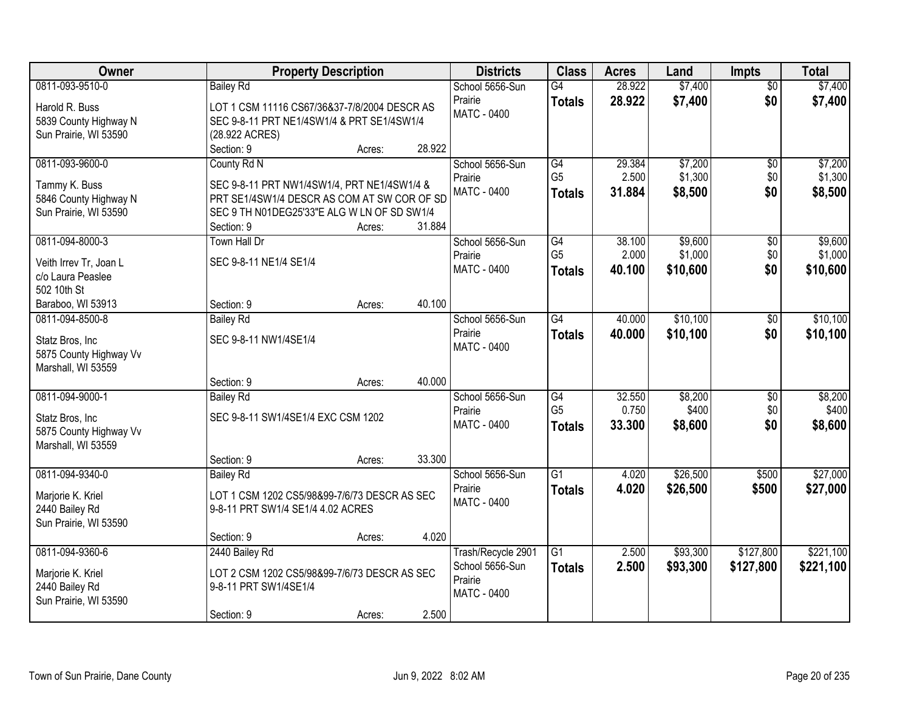| Owner | Property Description | Districts | Class | Acres | Land | Impts | Total |
|---|---|---|---|---|---|---|---|
| 0811-093-9510-0<br>Harold R. Buss<br>5839 County Highway N<br>Sun Prairie, WI 53590 | Bailey Rd<br>LOT 1 CSM 11116 CS67/36&37-7/8/2004 DESCR AS SEC 9-8-11 PRT NE1/4SW1/4 & PRT SE1/4SW1/4 (28.922 ACRES)<br>Section: 9 Acres: 28.922 | School 5656-Sun Prairie<br>MATC - 0400 | G4<br>**Totals** | 28.922<br>**28.922** | $7,400<br>**$7,400** | $0<br>**$0** | $7,400<br>**$7,400** |
| 0811-093-9600-0<br>Tammy K. Buss<br>5846 County Highway N<br>Sun Prairie, WI 53590 | County Rd N<br>SEC 9-8-11 PRT NW1/4SW1/4, PRT NE1/4SW1/4 & PRT SE1/4SW1/4 DESCR AS COM AT SW COR OF SD SEC 9 TH N01DEG25'33"E ALG W LN OF SD SW1/4<br>Section: 9 Acres: 31.884 | School 5656-Sun Prairie<br>MATC - 0400 | G4<br>G5<br>**Totals** | 29.384<br>2.500<br>**31.884** | $7,200<br>$1,300<br>**$8,500** | $0<br>$0<br>**$0** | $7,200<br>$1,300<br>**$8,500** |
| 0811-094-8000-3<br>Veith Irrev Tr, Joan L<br>c/o Laura Peaslee<br>502 10th St<br>Baraboo, WI 53913 | Town Hall Dr<br>SEC 9-8-11 NE1/4 SE1/4<br>Section: 9 Acres: 40.100 | School 5656-Sun Prairie<br>MATC - 0400 | G4<br>G5<br>**Totals** | 38.100<br>2.000<br>**40.100** | $9,600<br>$1,000<br>**$10,600** | $0<br>$0<br>**$0** | $9,600<br>$1,000<br>**$10,600** |
| 0811-094-8500-8<br>Statz Bros, Inc<br>5875 County Highway Vv<br>Marshall, WI 53559 | Bailey Rd<br>SEC 9-8-11 NW1/4SE1/4<br>Section: 9 Acres: 40.000 | School 5656-Sun Prairie<br>MATC - 0400 | G4<br>**Totals** | 40.000<br>**40.000** | $10,100<br>**$10,100** | $0<br>**$0** | $10,100<br>**$10,100** |
| 0811-094-9000-1<br>Statz Bros, Inc<br>5875 County Highway Vv<br>Marshall, WI 53559 | Bailey Rd<br>SEC 9-8-11 SW1/4SE1/4 EXC CSM 1202<br>Section: 9 Acres: 33.300 | School 5656-Sun Prairie<br>MATC - 0400 | G4<br>G5<br>**Totals** | 32.550<br>0.750<br>**33.300** | $8,200<br>$400<br>**$8,600** | $0<br>$0<br>**$0** | $8,200<br>$400<br>**$8,600** |
| 0811-094-9340-0<br>Marjorie K. Kriel<br>2440 Bailey Rd<br>Sun Prairie, WI 53590 | Bailey Rd<br>LOT 1 CSM 1202 CS5/98&99-7/6/73 DESCR AS SEC 9-8-11 PRT SW1/4 SE1/4 4.02 ACRES<br>Section: 9 Acres: 4.020 | School 5656-Sun Prairie<br>MATC - 0400 | G1<br>**Totals** | 4.020<br>**4.020** | $26,500<br>**$26,500** | $500<br>**$500** | $27,000<br>**$27,000** |
| 0811-094-9360-6<br>Marjorie K. Kriel<br>2440 Bailey Rd<br>Sun Prairie, WI 53590 | 2440 Bailey Rd<br>LOT 2 CSM 1202 CS5/98&99-7/6/73 DESCR AS SEC 9-8-11 PRT SW1/4SE1/4<br>Section: 9 Acres: 2.500 | Trash/Recycle 2901<br>School 5656-Sun Prairie<br>MATC - 0400 | G1<br>**Totals** | 2.500<br>**2.500** | $93,300<br>**$93,300** | $127,800<br>**$127,800** | $221,100<br>**$221,100** |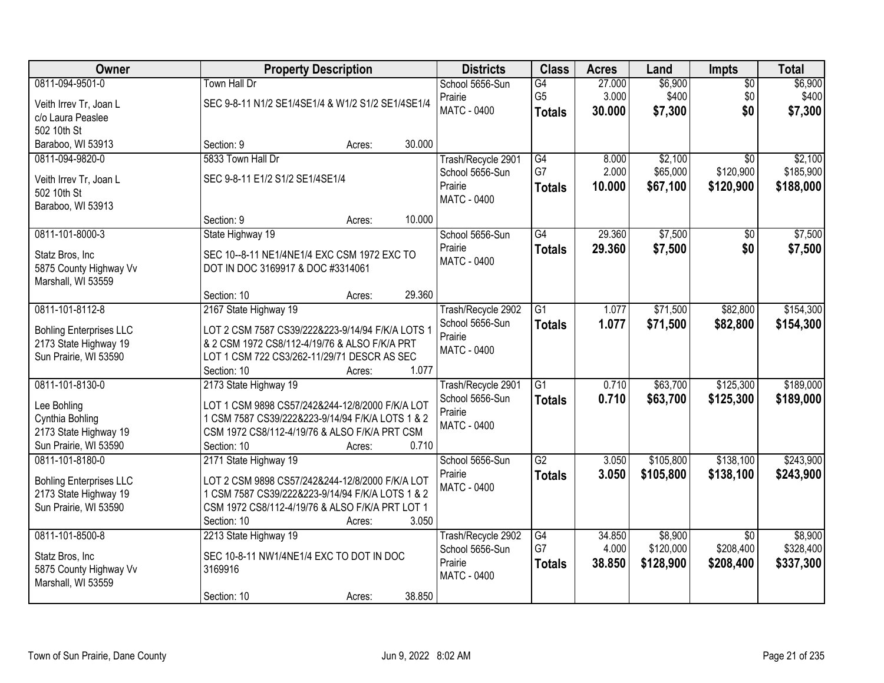| Owner | Property Description | Districts | Class | Acres | Land | Impts | Total |
|---|---|---|---|---|---|---|---|
| 0811-094-9501-0<br>Veith Irrev Tr, Joan L<br>c/o Laura Peaslee<br>502 10th St<br>Baraboo, WI 53913 | Town Hall Dr<br>SEC 9-8-11 N1/2 SE1/4SE1/4 & W1/2 S1/2 SE1/4SE1/4<br>Section: 9 Acres: 30.000 | School 5656-Sun Prairie<br>MATC - 0400 | G4<br>G5<br>**Totals** | 27.000<br>3.000<br>**30.000** | $6,900<br>$400<br>**$7,300** | $0<br>$0<br>**$0** | $6,900<br>$400<br>**$7,300** |
| 0811-094-9820-0<br>Veith Irrev Tr, Joan L<br>502 10th St<br>Baraboo, WI 53913 | 5833 Town Hall Dr<br>SEC 9-8-11 E1/2 S1/2 SE1/4SE1/4<br>Section: 9 Acres: 10.000 | Trash/Recycle 2901<br>School 5656-Sun Prairie<br>MATC - 0400 | G4<br>G7<br>**Totals** | 8.000<br>2.000<br>**10.000** | $2,100<br>$65,000<br>**$67,100** | $0<br>$120,900<br>**$120,900** | $2,100<br>$185,900<br>**$188,000** |
| 0811-101-8000-3<br>Statz Bros, Inc<br>5875 County Highway Vv<br>Marshall, WI 53559 | State Highway 19<br>SEC 10--8-11 NE1/4NE1/4 EXC CSM 1972 EXC TO DOT IN DOC 3169917 & DOC #3314061<br>Section: 10 Acres: 29.360 | School 5656-Sun Prairie<br>MATC - 0400 | G4<br>**Totals** | 29.360<br>**29.360** | $7,500<br>**$7,500** | $0<br>**$0** | $7,500<br>**$7,500** |
| 0811-101-8112-8<br>Bohling Enterprises LLC<br>2173 State Highway 19<br>Sun Prairie, WI 53590 | 2167 State Highway 19<br>LOT 2 CSM 7587 CS39/222&223-9/14/94 F/K/A LOTS 1 & 2 CSM 1972 CS8/112-4/19/76 & ALSO F/K/A PRT LOT 1 CSM 722 CS3/262-11/29/71 DESCR AS SEC<br>Section: 10 Acres: 1.077 | Trash/Recycle 2902<br>School 5656-Sun Prairie<br>MATC - 0400 | G1<br>**Totals** | 1.077<br>**1.077** | $71,500<br>**$71,500** | $82,800<br>**$82,800** | $154,300<br>**$154,300** |
| 0811-101-8130-0<br>Lee Bohling<br>Cynthia Bohling<br>2173 State Highway 19<br>Sun Prairie, WI 53590 | 2173 State Highway 19<br>LOT 1 CSM 9898 CS57/242&244-12/8/2000 F/K/A LOT 1 CSM 7587 CS39/222&223-9/14/94 F/K/A LOTS 1 & 2 CSM 1972 CS8/112-4/19/76 & ALSO F/K/A PRT CSM<br>Section: 10 Acres: 0.710 | Trash/Recycle 2901<br>School 5656-Sun Prairie<br>MATC - 0400 | G1<br>**Totals** | 0.710<br>**0.710** | $63,700<br>**$63,700** | $125,300<br>**$125,300** | $189,000<br>**$189,000** |
| 0811-101-8180-0<br>Bohling Enterprises LLC<br>2173 State Highway 19<br>Sun Prairie, WI 53590 | 2171 State Highway 19<br>LOT 2 CSM 9898 CS57/242&244-12/8/2000 F/K/A LOT 1 CSM 7587 CS39/222&223-9/14/94 F/K/A LOTS 1 & 2 CSM 1972 CS8/112-4/19/76 & ALSO F/K/A PRT LOT 1<br>Section: 10 Acres: 3.050 | School 5656-Sun Prairie<br>MATC - 0400 | G2<br>**Totals** | 3.050<br>**3.050** | $105,800<br>**$105,800** | $138,100<br>**$138,100** | $243,900<br>**$243,900** |
| 0811-101-8500-8<br>Statz Bros, Inc<br>5875 County Highway Vv<br>Marshall, WI 53559 | 2213 State Highway 19<br>SEC 10-8-11 NW1/4NE1/4 EXC TO DOT IN DOC 3169916<br>Section: 10 Acres: 38.850 | Trash/Recycle 2902<br>School 5656-Sun Prairie<br>MATC - 0400 | G4<br>G7<br>**Totals** | 34.850<br>4.000<br>**38.850** | $8,900<br>$120,000<br>**$128,900** | $0<br>$208,400<br>**$208,400** | $8,900<br>$328,400<br>**$337,300** |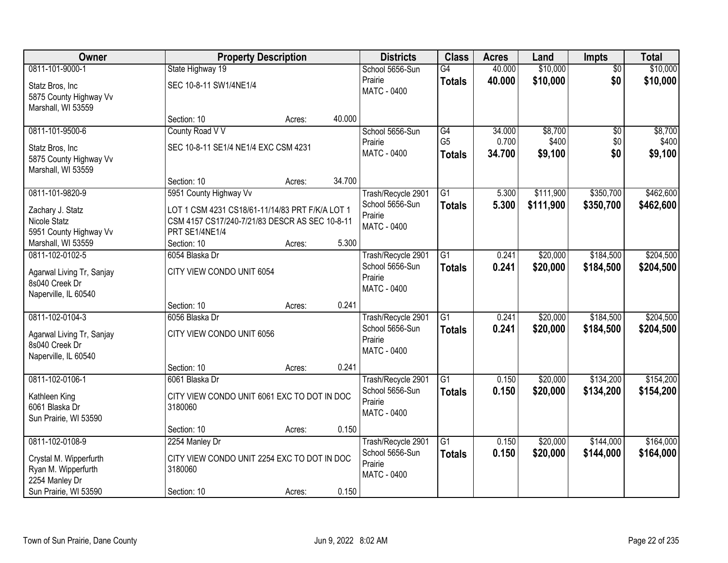| Owner | Property Description | Districts | Class | Acres | Land | Impts | Total |
|---|---|---|---|---|---|---|---|
| 0811-101-9000-1<br>Statz Bros, Inc<br>5875 County Highway Vv<br>Marshall, WI 53559 | State Highway 19<br>SEC 10-8-11 SW1/4NE1/4<br>Section: 10 Acres: 40.000 | School 5656-Sun Prairie<br>MATC - 0400 | G4<br>**Totals** | 40.000<br>**40.000** | $10,000<br>**$10,000** | $0<br>**$0** | $10,000<br>**$10,000** |
| 0811-101-9500-6<br>Statz Bros, Inc<br>5875 County Highway Vv<br>Marshall, WI 53559 | County Road V V<br>SEC 10-8-11 SE1/4 NE1/4 EXC CSM 4231<br>Section: 10 Acres: 34.700 | School 5656-Sun Prairie<br>MATC - 0400 | G4<br>G5<br>**Totals** | 34.000<br>0.700<br>**34.700** | $8,700<br>$400<br>**$9,100** | $0<br>$0<br>**$0** | $8,700<br>$400<br>**$9,100** |
| 0811-101-9820-9<br>Zachary J. Statz<br>Nicole Statz<br>5951 County Highway Vv<br>Marshall, WI 53559 | 5951 County Highway Vv<br>LOT 1 CSM 4231 CS18/61-11/14/83 PRT F/K/A LOT 1 CSM 4157 CS17/240-7/21/83 DESCR AS SEC 10-8-11 PRT SE1/4NE1/4<br>Section: 10 Acres: 5.300 | Trash/Recycle 2901<br>School 5656-Sun Prairie<br>MATC - 0400 | G1<br>**Totals** | 5.300<br>**5.300** | $111,900<br>**$111,900** | $350,700<br>**$350,700** | $462,600<br>**$462,600** |
| 0811-102-0102-5<br>Agarwal Living Tr, Sanjay<br>8s040 Creek Dr<br>Naperville, IL 60540 | 6054 Blaska Dr<br>CITY VIEW CONDO UNIT 6054<br>Section: 10 Acres: 0.241 | Trash/Recycle 2901<br>School 5656-Sun Prairie<br>MATC - 0400 | G1<br>**Totals** | 0.241<br>**0.241** | $20,000<br>**$20,000** | $184,500<br>**$184,500** | $204,500<br>**$204,500** |
| 0811-102-0104-3<br>Agarwal Living Tr, Sanjay<br>8s040 Creek Dr<br>Naperville, IL 60540 | 6056 Blaska Dr<br>CITY VIEW CONDO UNIT 6056<br>Section: 10 Acres: 0.241 | Trash/Recycle 2901<br>School 5656-Sun Prairie<br>MATC - 0400 | G1<br>**Totals** | 0.241<br>**0.241** | $20,000<br>**$20,000** | $184,500<br>**$184,500** | $204,500<br>**$204,500** |
| 0811-102-0106-1<br>Kathleen King<br>6061 Blaska Dr<br>Sun Prairie, WI 53590 | 6061 Blaska Dr<br>CITY VIEW CONDO UNIT 6061 EXC TO DOT IN DOC 3180060<br>Section: 10 Acres: 0.150 | Trash/Recycle 2901<br>School 5656-Sun Prairie<br>MATC - 0400 | G1<br>**Totals** | 0.150<br>**0.150** | $20,000<br>**$20,000** | $134,200<br>**$134,200** | $154,200<br>**$154,200** |
| 0811-102-0108-9<br>Crystal M. Wipperfurth<br>Ryan M. Wipperfurth<br>2254 Manley Dr<br>Sun Prairie, WI 53590 | 2254 Manley Dr<br>CITY VIEW CONDO UNIT 2254 EXC TO DOT IN DOC 3180060<br>Section: 10 Acres: 0.150 | Trash/Recycle 2901<br>School 5656-Sun Prairie<br>MATC - 0400 | G1<br>**Totals** | 0.150<br>**0.150** | $20,000<br>**$20,000** | $144,000<br>**$144,000** | $164,000<br>**$164,000** |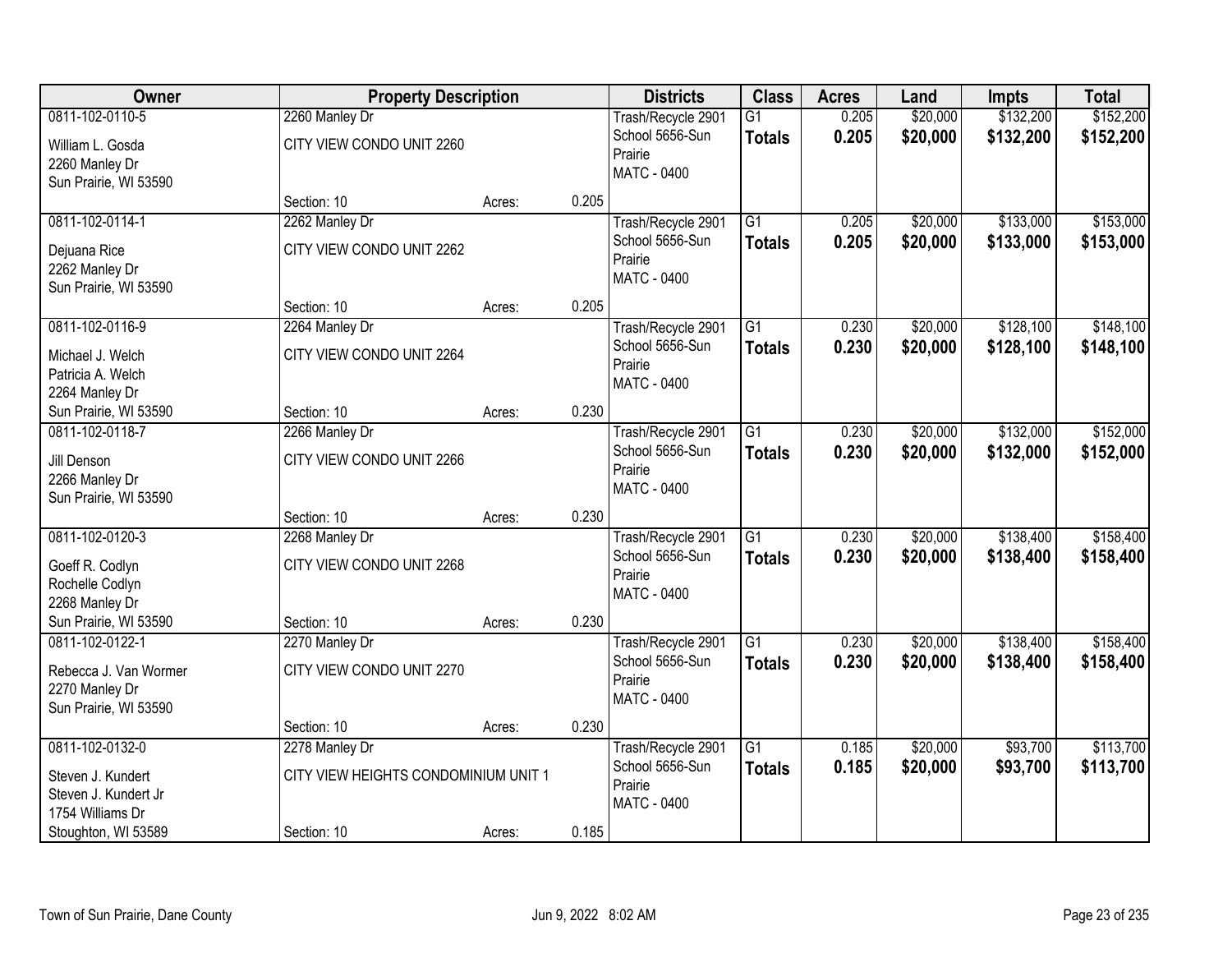| Owner | Property Description | | | Districts | Class | Acres | Land | Impts | Total |
|---|---|---|---|---|---|---|---|---|---|
| 0811-102-0110-5<br>William L. Gosda<br>2260 Manley Dr<br>Sun Prairie, WI 53590 | 2260 Manley Dr<br>CITY VIEW CONDO UNIT 2260<br>Section: 10 | Acres: | 0.205 | Trash/Recycle 2901<br>School 5656-Sun Prairie<br>MATC - 0400 | G1<br>**Totals** | 0.205<br>**0.205** | $20,000<br>**$20,000** | $132,200<br>**$132,200** | $152,200<br>**$152,200** |
| 0811-102-0114-1<br>Dejuana Rice<br>2262 Manley Dr<br>Sun Prairie, WI 53590 | 2262 Manley Dr<br>CITY VIEW CONDO UNIT 2262<br>Section: 10 | Acres: | 0.205 | Trash/Recycle 2901<br>School 5656-Sun Prairie<br>MATC - 0400 | G1<br>**Totals** | 0.205<br>**0.205** | $20,000<br>**$20,000** | $133,000<br>**$133,000** | $153,000<br>**$153,000** |
| 0811-102-0116-9<br>Michael J. Welch<br>Patricia A. Welch<br>2264 Manley Dr<br>Sun Prairie, WI 53590 | 2264 Manley Dr<br>CITY VIEW CONDO UNIT 2264<br>Section: 10 | Acres: | 0.230 | Trash/Recycle 2901<br>School 5656-Sun Prairie<br>MATC - 0400 | G1<br>**Totals** | 0.230<br>**0.230** | $20,000<br>**$20,000** | $128,100<br>**$128,100** | $148,100<br>**$148,100** |
| 0811-102-0118-7<br>Jill Denson<br>2266 Manley Dr<br>Sun Prairie, WI 53590 | 2266 Manley Dr<br>CITY VIEW CONDO UNIT 2266<br>Section: 10 | Acres: | 0.230 | Trash/Recycle 2901<br>School 5656-Sun Prairie<br>MATC - 0400 | G1<br>**Totals** | 0.230<br>**0.230** | $20,000<br>**$20,000** | $132,000<br>**$132,000** | $152,000<br>**$152,000** |
| 0811-102-0120-3<br>Goeff R. Codlyn<br>Rochelle Codlyn<br>2268 Manley Dr<br>Sun Prairie, WI 53590 | 2268 Manley Dr<br>CITY VIEW CONDO UNIT 2268<br>Section: 10 | Acres: | 0.230 | Trash/Recycle 2901<br>School 5656-Sun Prairie<br>MATC - 0400 | G1<br>**Totals** | 0.230<br>**0.230** | $20,000<br>**$20,000** | $138,400<br>**$138,400** | $158,400<br>**$158,400** |
| 0811-102-0122-1<br>Rebecca J. Van Wormer<br>2270 Manley Dr<br>Sun Prairie, WI 53590 | 2270 Manley Dr<br>CITY VIEW CONDO UNIT 2270<br>Section: 10 | Acres: | 0.230 | Trash/Recycle 2901<br>School 5656-Sun Prairie<br>MATC - 0400 | G1<br>**Totals** | 0.230<br>**0.230** | $20,000<br>**$20,000** | $138,400<br>**$138,400** | $158,400<br>**$158,400** |
| 0811-102-0132-0<br>Steven J. Kundert<br>Steven J. Kundert Jr<br>1754 Williams Dr<br>Stoughton, WI 53589 | 2278 Manley Dr<br>CITY VIEW HEIGHTS CONDOMINIUM UNIT 1<br>Section: 10 | Acres: | 0.185 | Trash/Recycle 2901<br>School 5656-Sun Prairie<br>MATC - 0400 | G1<br>**Totals** | 0.185<br>**0.185** | $20,000<br>**$20,000** | $93,700<br>**$93,700** | $113,700<br>**$113,700** |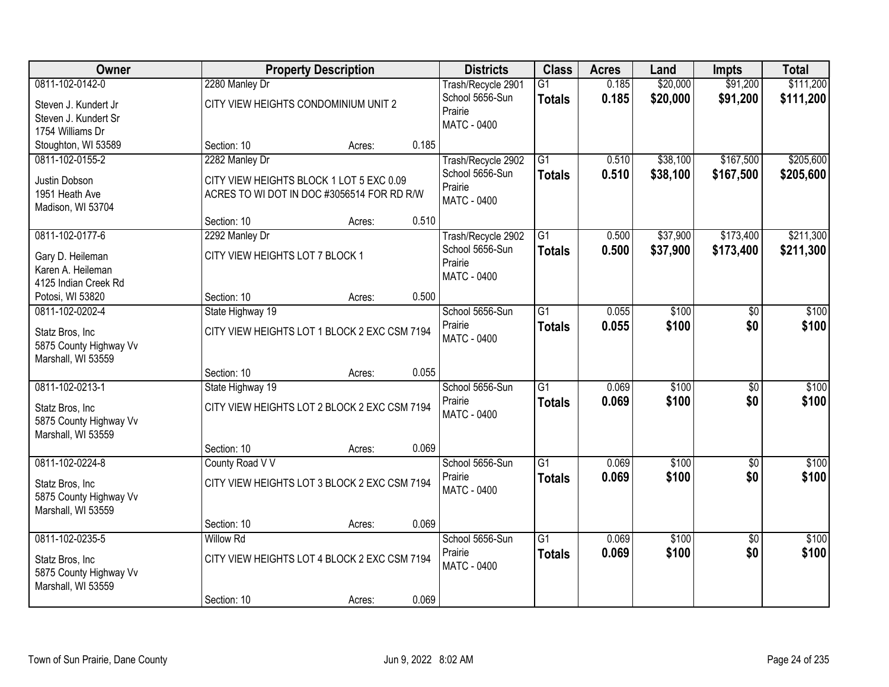| Owner | Property Description | Districts | Class | Acres | Land | Impts | Total |
|---|---|---|---|---|---|---|---|
| 0811-102-0142-0<br>Steven J. Kundert Jr<br>Steven J. Kundert Sr<br>1754 Williams Dr<br>Stoughton, WI 53589 | 2280 Manley Dr<br>CITY VIEW HEIGHTS CONDOMINIUM UNIT 2<br>Section: 10 Acres: 0.185 | Trash/Recycle 2901<br>School 5656-Sun Prairie<br>MATC - 0400 | G1<br>**Totals** | 0.185<br>**0.185** | $20,000<br>**$20,000** | $91,200<br>**$91,200** | $111,200<br>**$111,200** |
| 0811-102-0155-2<br>Justin Dobson<br>1951 Heath Ave<br>Madison, WI 53704 | 2282 Manley Dr<br>CITY VIEW HEIGHTS BLOCK 1 LOT 5 EXC 0.09 ACRES TO WI DOT IN DOC #3056514 FOR RD R/W<br>Section: 10 Acres: 0.510 | Trash/Recycle 2902<br>School 5656-Sun Prairie<br>MATC - 0400 | G1<br>**Totals** | 0.510<br>**0.510** | $38,100<br>**$38,100** | $167,500<br>**$167,500** | $205,600<br>**$205,600** |
| 0811-102-0177-6<br>Gary D. Heileman<br>Karen A. Heileman<br>4125 Indian Creek Rd<br>Potosi, WI 53820 | 2292 Manley Dr<br>CITY VIEW HEIGHTS LOT 7 BLOCK 1<br>Section: 10 Acres: 0.500 | Trash/Recycle 2902<br>School 5656-Sun Prairie<br>MATC - 0400 | G1<br>**Totals** | 0.500<br>**0.500** | $37,900<br>**$37,900** | $173,400<br>**$173,400** | $211,300<br>**$211,300** |
| 0811-102-0202-4<br>Statz Bros, Inc<br>5875 County Highway Vv<br>Marshall, WI 53559 | State Highway 19<br>CITY VIEW HEIGHTS LOT 1 BLOCK 2 EXC CSM 7194<br>Section: 10 Acres: 0.055 | School 5656-Sun Prairie<br>MATC - 0400 | G1<br>**Totals** | 0.055<br>**0.055** | $100<br>**$100** | $0<br>**$0** | $100<br>**$100** |
| 0811-102-0213-1<br>Statz Bros, Inc<br>5875 County Highway Vv<br>Marshall, WI 53559 | State Highway 19<br>CITY VIEW HEIGHTS LOT 2 BLOCK 2 EXC CSM 7194<br>Section: 10 Acres: 0.069 | School 5656-Sun Prairie<br>MATC - 0400 | G1<br>**Totals** | 0.069<br>**0.069** | $100<br>**$100** | $0<br>**$0** | $100<br>**$100** |
| 0811-102-0224-8<br>Statz Bros, Inc<br>5875 County Highway Vv<br>Marshall, WI 53559 | County Road V V<br>CITY VIEW HEIGHTS LOT 3 BLOCK 2 EXC CSM 7194<br>Section: 10 Acres: 0.069 | School 5656-Sun Prairie<br>MATC - 0400 | G1<br>**Totals** | 0.069<br>**0.069** | $100<br>**$100** | $0<br>**$0** | $100<br>**$100** |
| 0811-102-0235-5<br>Statz Bros, Inc<br>5875 County Highway Vv<br>Marshall, WI 53559 | Willow Rd<br>CITY VIEW HEIGHTS LOT 4 BLOCK 2 EXC CSM 7194<br>Section: 10 Acres: 0.069 | School 5656-Sun Prairie<br>MATC - 0400 | G1<br>**Totals** | 0.069<br>**0.069** | $100<br>**$100** | $0<br>**$0** | $100<br>**$100** |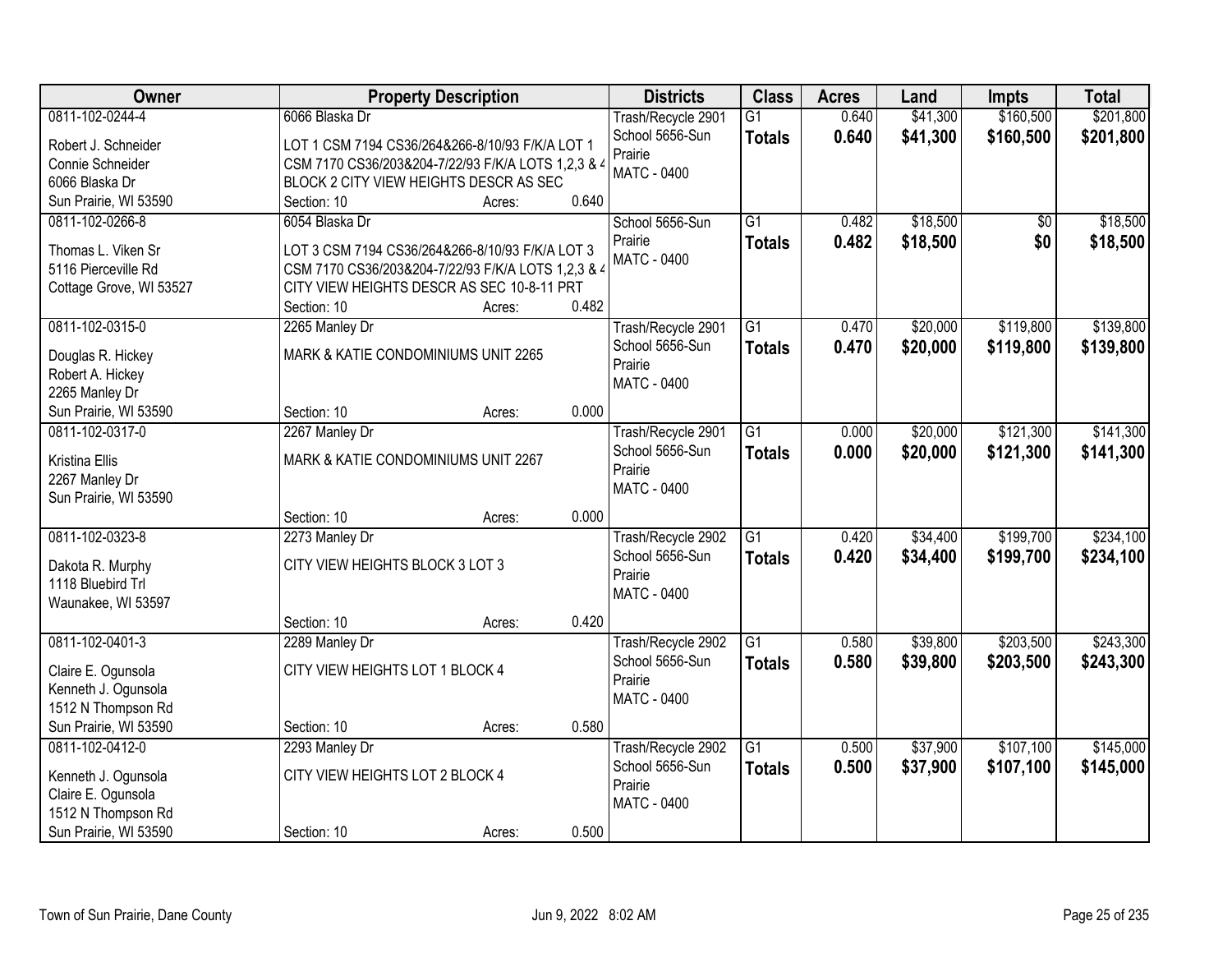| Owner | Property Description | Districts | Class | Acres | Land | Impts | Total |
|---|---|---|---|---|---|---|---|
| 0811-102-0244-4<br>Robert J. Schneider<br>Connie Schneider<br>6066 Blaska Dr<br>Sun Prairie, WI 53590 | 6066 Blaska Dr<br>LOT 1 CSM 7194 CS36/264&266-8/10/93 F/K/A LOT 1 CSM 7170 CS36/203&204-7/22/93 F/K/A LOTS 1,2,3 & 4 BLOCK 2 CITY VIEW HEIGHTS DESCR AS SEC<br>Section: 10 Acres: 0.640 | Trash/Recycle 2901<br>School 5656-Sun Prairie<br>MATC - 0400 | G1<br>**Totals** | 0.640<br>**0.640** | $41,300<br>**$41,300** | $160,500<br>**$160,500** | $201,800<br>**$201,800** |
| 0811-102-0266-8<br>Thomas L. Viken Sr<br>5116 Pierceville Rd<br>Cottage Grove, WI 53527 | 6054 Blaska Dr<br>LOT 3 CSM 7194 CS36/264&266-8/10/93 F/K/A LOT 3 CSM 7170 CS36/203&204-7/22/93 F/K/A LOTS 1,2,3 & 4 CITY VIEW HEIGHTS DESCR AS SEC 10-8-11 PRT<br>Section: 10 Acres: 0.482 | School 5656-Sun Prairie<br>MATC - 0400 | G1<br>**Totals** | 0.482<br>**0.482** | $18,500<br>**$18,500** | $0<br>**$0** | $18,500<br>**$18,500** |
| 0811-102-0315-0<br>Douglas R. Hickey<br>Robert A. Hickey<br>2265 Manley Dr<br>Sun Prairie, WI 53590 | 2265 Manley Dr<br>MARK & KATIE CONDOMINIUMS UNIT 2265<br>Section: 10 Acres: 0.000 | Trash/Recycle 2901<br>School 5656-Sun Prairie<br>MATC - 0400 | G1<br>**Totals** | 0.470<br>**0.470** | $20,000<br>**$20,000** | $119,800<br>**$119,800** | $139,800<br>**$139,800** |
| 0811-102-0317-0<br>Kristina Ellis<br>2267 Manley Dr<br>Sun Prairie, WI 53590 | 2267 Manley Dr<br>MARK & KATIE CONDOMINIUMS UNIT 2267<br>Section: 10 Acres: 0.000 | Trash/Recycle 2901<br>School 5656-Sun Prairie<br>MATC - 0400 | G1<br>**Totals** | 0.000<br>**0.000** | $20,000<br>**$20,000** | $121,300<br>**$121,300** | $141,300<br>**$141,300** |
| 0811-102-0323-8<br>Dakota R. Murphy<br>1118 Bluebird Trl<br>Waunakee, WI 53597 | 2273 Manley Dr<br>CITY VIEW HEIGHTS BLOCK 3 LOT 3<br>Section: 10 Acres: 0.420 | Trash/Recycle 2902<br>School 5656-Sun Prairie<br>MATC - 0400 | G1<br>**Totals** | 0.420<br>**0.420** | $34,400<br>**$34,400** | $199,700<br>**$199,700** | $234,100<br>**$234,100** |
| 0811-102-0401-3<br>Claire E. Ogunsola<br>Kenneth J. Ogunsola<br>1512 N Thompson Rd<br>Sun Prairie, WI 53590 | 2289 Manley Dr<br>CITY VIEW HEIGHTS LOT 1 BLOCK 4<br>Section: 10 Acres: 0.580 | Trash/Recycle 2902<br>School 5656-Sun Prairie<br>MATC - 0400 | G1<br>**Totals** | 0.580<br>**0.580** | $39,800<br>**$39,800** | $203,500<br>**$203,500** | $243,300<br>**$243,300** |
| 0811-102-0412-0<br>Kenneth J. Ogunsola<br>Claire E. Ogunsola<br>1512 N Thompson Rd<br>Sun Prairie, WI 53590 | 2293 Manley Dr<br>CITY VIEW HEIGHTS LOT 2 BLOCK 4<br>Section: 10 Acres: 0.500 | Trash/Recycle 2902<br>School 5656-Sun Prairie<br>MATC - 0400 | G1<br>**Totals** | 0.500<br>**0.500** | $37,900<br>**$37,900** | $107,100<br>**$107,100** | $145,000<br>**$145,000** |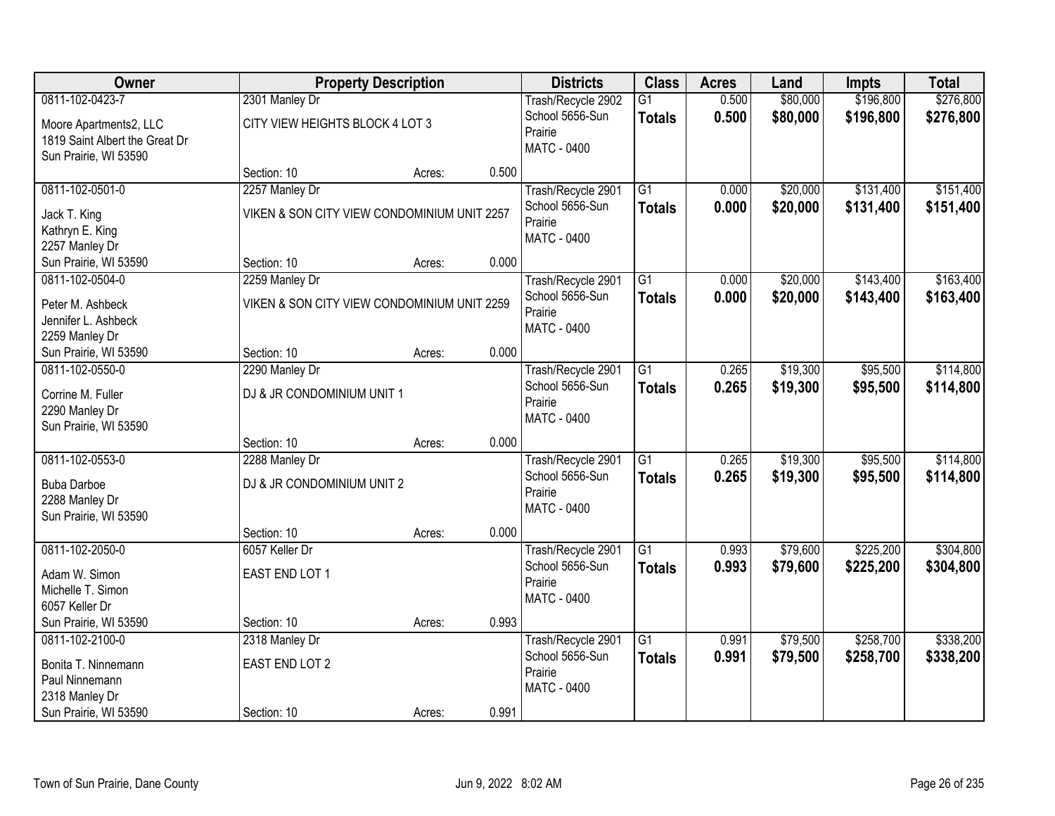| Owner | Property Description | | | Districts | Class | Acres | Land | Impts | Total |
|---|---|---|---|---|---|---|---|---|---|
| 0811-102-0423-7 | 2301 Manley Dr | | | Trash/Recycle 2902 | G1 | 0.500 | $80,000 | $196,800 | $276,800 |
| Moore Apartments2, LLC<br>1819 Saint Albert the Great Dr<br>Sun Prairie, WI 53590 | CITY VIEW HEIGHTS BLOCK 4 LOT 3 | | | School 5656-Sun Prairie<br>MATC - 0400 | **Totals** | **0.500** | **$80,000** | **$196,800** | **$276,800** |
| | Section: 10 | Acres: | 0.500 | | | | | | |
| 0811-102-0501-0 | 2257 Manley Dr | | | Trash/Recycle 2901 | G1 | 0.000 | $20,000 | $131,400 | $151,400 |
| Jack T. King<br>Kathryn E. King<br>2257 Manley Dr<br>Sun Prairie, WI 53590 | VIKEN & SON CITY VIEW CONDOMINIUM UNIT 2257 | | | School 5656-Sun Prairie<br>MATC - 0400 | **Totals** | **0.000** | **$20,000** | **$131,400** | **$151,400** |
| | Section: 10 | Acres: | 0.000 | | | | | | |
| 0811-102-0504-0 | 2259 Manley Dr | | | Trash/Recycle 2901 | G1 | 0.000 | $20,000 | $143,400 | $163,400 |
| Peter M. Ashbeck<br>Jennifer L. Ashbeck<br>2259 Manley Dr<br>Sun Prairie, WI 53590 | VIKEN & SON CITY VIEW CONDOMINIUM UNIT 2259 | | | School 5656-Sun Prairie<br>MATC - 0400 | **Totals** | **0.000** | **$20,000** | **$143,400** | **$163,400** |
| | Section: 10 | Acres: | 0.000 | | | | | | |
| 0811-102-0550-0 | 2290 Manley Dr | | | Trash/Recycle 2901 | G1 | 0.265 | $19,300 | $95,500 | $114,800 |
| Corrine M. Fuller<br>2290 Manley Dr<br>Sun Prairie, WI 53590 | DJ & JR CONDOMINIUM UNIT 1 | | | School 5656-Sun Prairie<br>MATC - 0400 | **Totals** | **0.265** | **$19,300** | **$95,500** | **$114,800** |
| | Section: 10 | Acres: | 0.000 | | | | | | |
| 0811-102-0553-0 | 2288 Manley Dr | | | Trash/Recycle 2901 | G1 | 0.265 | $19,300 | $95,500 | $114,800 |
| Buba Darboe<br>2288 Manley Dr<br>Sun Prairie, WI 53590 | DJ & JR CONDOMINIUM UNIT 2 | | | School 5656-Sun Prairie<br>MATC - 0400 | **Totals** | **0.265** | **$19,300** | **$95,500** | **$114,800** |
| | Section: 10 | Acres: | 0.000 | | | | | | |
| 0811-102-2050-0 | 6057 Keller Dr | | | Trash/Recycle 2901 | G1 | 0.993 | $79,600 | $225,200 | $304,800 |
| Adam W. Simon<br>Michelle T. Simon<br>6057 Keller Dr<br>Sun Prairie, WI 53590 | EAST END LOT 1 | | | School 5656-Sun Prairie<br>MATC - 0400 | **Totals** | **0.993** | **$79,600** | **$225,200** | **$304,800** |
| | Section: 10 | Acres: | 0.993 | | | | | | |
| 0811-102-2100-0 | 2318 Manley Dr | | | Trash/Recycle 2901 | G1 | 0.991 | $79,500 | $258,700 | $338,200 |
| Bonita T. Ninnemann<br>Paul Ninnemann<br>2318 Manley Dr<br>Sun Prairie, WI 53590 | EAST END LOT 2 | | | School 5656-Sun Prairie<br>MATC - 0400 | **Totals** | **0.991** | **$79,500** | **$258,700** | **$338,200** |
| | Section: 10 | Acres: | 0.991 | | | | | | |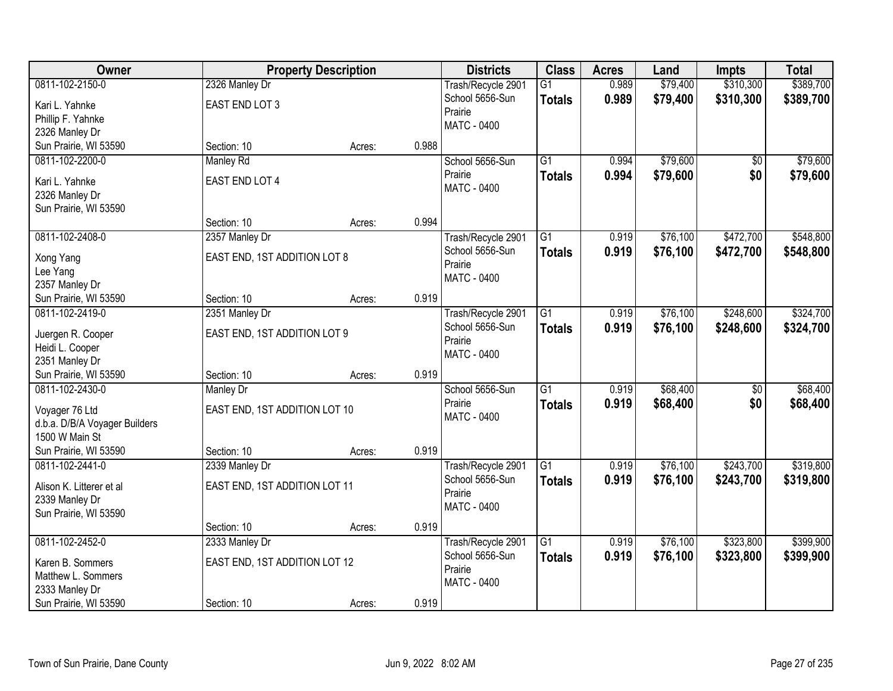| Owner | Property Description | | | Districts | Class | Acres | Land | Impts | Total |
|---|---|---|---|---|---|---|---|---|---|
| 0811-102-2150-0<br>Kari L. Yahnke<br>Phillip F. Yahnke<br>2326 Manley Dr<br>Sun Prairie, WI 53590 | 2326 Manley Dr<br>EAST END LOT 3<br>Section: 10 | Acres: | 0.988 | Trash/Recycle 2901<br>School 5656-Sun Prairie<br>MATC - 0400 | G1<br>**Totals** | 0.989<br>**0.989** | $79,400<br>**$79,400** | $310,300<br>**$310,300** | $389,700<br>**$389,700** |
| 0811-102-2200-0<br>Kari L. Yahnke<br>2326 Manley Dr<br>Sun Prairie, WI 53590 | Manley Rd<br>EAST END LOT 4<br>Section: 10 | Acres: | 0.994 | School 5656-Sun Prairie<br>MATC - 0400 | G1<br>**Totals** | 0.994<br>**0.994** | $79,600<br>**$79,600** | $0<br>**$0** | $79,600<br>**$79,600** |
| 0811-102-2408-0<br>Xong Yang<br>Lee Yang<br>2357 Manley Dr<br>Sun Prairie, WI 53590 | 2357 Manley Dr<br>EAST END, 1ST ADDITION LOT 8<br>Section: 10 | Acres: | 0.919 | Trash/Recycle 2901<br>School 5656-Sun Prairie<br>MATC - 0400 | G1<br>**Totals** | 0.919<br>**0.919** | $76,100<br>**$76,100** | $472,700<br>**$472,700** | $548,800<br>**$548,800** |
| 0811-102-2419-0<br>Juergen R. Cooper<br>Heidi L. Cooper<br>2351 Manley Dr<br>Sun Prairie, WI 53590 | 2351 Manley Dr<br>EAST END, 1ST ADDITION LOT 9<br>Section: 10 | Acres: | 0.919 | Trash/Recycle 2901<br>School 5656-Sun Prairie<br>MATC - 0400 | G1<br>**Totals** | 0.919<br>**0.919** | $76,100<br>**$76,100** | $248,600<br>**$248,600** | $324,700<br>**$324,700** |
| 0811-102-2430-0<br>Voyager 76 Ltd<br>d.b.a. D/B/A Voyager Builders<br>1500 W Main St<br>Sun Prairie, WI 53590 | Manley Dr<br>EAST END, 1ST ADDITION LOT 10<br>Section: 10 | Acres: | 0.919 | School 5656-Sun Prairie<br>MATC - 0400 | G1<br>**Totals** | 0.919<br>**0.919** | $68,400<br>**$68,400** | $0<br>**$0** | $68,400<br>**$68,400** |
| 0811-102-2441-0<br>Alison K. Litterer et al<br>2339 Manley Dr<br>Sun Prairie, WI 53590 | 2339 Manley Dr<br>EAST END, 1ST ADDITION LOT 11<br>Section: 10 | Acres: | 0.919 | Trash/Recycle 2901<br>School 5656-Sun Prairie<br>MATC - 0400 | G1<br>**Totals** | 0.919<br>**0.919** | $76,100<br>**$76,100** | $243,700<br>**$243,700** | $319,800<br>**$319,800** |
| 0811-102-2452-0<br>Karen B. Sommers<br>Matthew L. Sommers<br>2333 Manley Dr<br>Sun Prairie, WI 53590 | 2333 Manley Dr<br>EAST END, 1ST ADDITION LOT 12<br>Section: 10 | Acres: | 0.919 | Trash/Recycle 2901<br>School 5656-Sun Prairie<br>MATC - 0400 | G1<br>**Totals** | 0.919<br>**0.919** | $76,100<br>**$76,100** | $323,800<br>**$323,800** | $399,900<br>**$399,900** |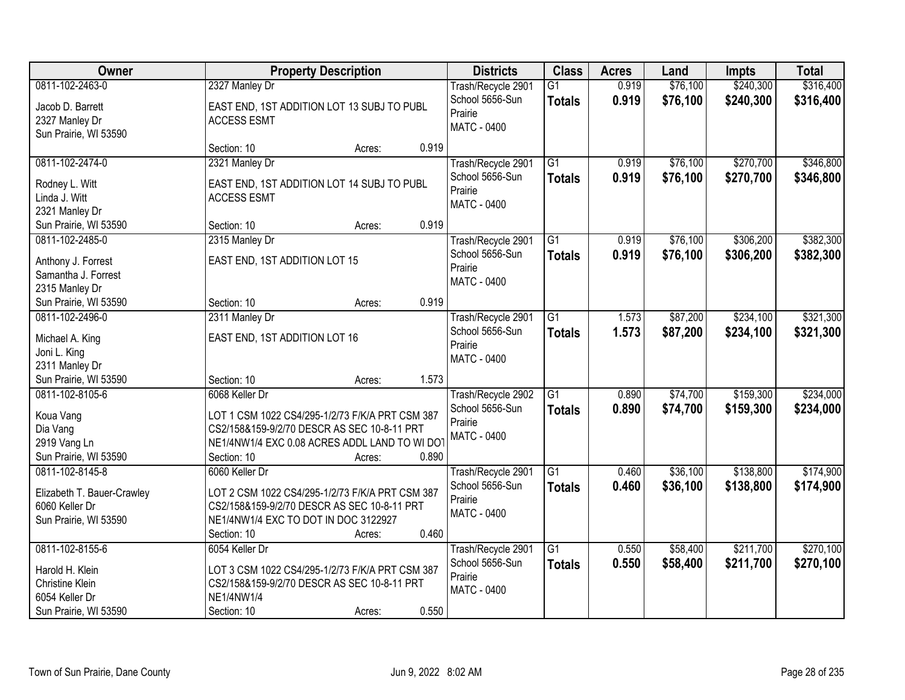| Owner | Property Description | Districts | Class | Acres | Land | Impts | Total |
|---|---|---|---|---|---|---|---|
| 0811-102-2463-0<br>Jacob D. Barrett<br>2327 Manley Dr<br>Sun Prairie, WI 53590 | 2327 Manley Dr<br>EAST END, 1ST ADDITION LOT 13 SUBJ TO PUBL ACCESS ESMT<br>Section: 10 Acres: 0.919 | Trash/Recycle 2901<br>School 5656-Sun Prairie<br>MATC - 0400 | G1<br>**Totals** | 0.919<br>**0.919** | $76,100<br>**$76,100** | $240,300<br>**$240,300** | $316,400<br>**$316,400** |
| 0811-102-2474-0<br>Rodney L. Witt<br>Linda J. Witt<br>2321 Manley Dr<br>Sun Prairie, WI 53590 | 2321 Manley Dr<br>EAST END, 1ST ADDITION LOT 14 SUBJ TO PUBL ACCESS ESMT<br>Section: 10 Acres: 0.919 | Trash/Recycle 2901<br>School 5656-Sun Prairie<br>MATC - 0400 | G1<br>**Totals** | 0.919<br>**0.919** | $76,100<br>**$76,100** | $270,700<br>**$270,700** | $346,800<br>**$346,800** |
| 0811-102-2485-0<br>Anthony J. Forrest<br>Samantha J. Forrest<br>2315 Manley Dr<br>Sun Prairie, WI 53590 | 2315 Manley Dr<br>EAST END, 1ST ADDITION LOT 15<br>Section: 10 Acres: 0.919 | Trash/Recycle 2901<br>School 5656-Sun Prairie<br>MATC - 0400 | G1<br>**Totals** | 0.919<br>**0.919** | $76,100<br>**$76,100** | $306,200<br>**$306,200** | $382,300<br>**$382,300** |
| 0811-102-2496-0<br>Michael A. King<br>Joni L. King<br>2311 Manley Dr<br>Sun Prairie, WI 53590 | 2311 Manley Dr<br>EAST END, 1ST ADDITION LOT 16<br>Section: 10 Acres: 1.573 | Trash/Recycle 2901<br>School 5656-Sun Prairie<br>MATC - 0400 | G1<br>**Totals** | 1.573<br>**1.573** | $87,200<br>**$87,200** | $234,100<br>**$234,100** | $321,300<br>**$321,300** |
| 0811-102-8105-6<br>Koua Vang<br>Dia Vang<br>2919 Vang Ln<br>Sun Prairie, WI 53590 | 6068 Keller Dr<br>LOT 1 CSM 1022 CS4/295-1/2/73 F/K/A PRT CSM 387 CS2/158&159-9/2/70 DESCR AS SEC 10-8-11 PRT NE1/4NW1/4 EXC 0.08 ACRES ADDL LAND TO WI DOT<br>Section: 10 Acres: 0.890 | Trash/Recycle 2902<br>School 5656-Sun Prairie<br>MATC - 0400 | G1<br>**Totals** | 0.890<br>**0.890** | $74,700<br>**$74,700** | $159,300<br>**$159,300** | $234,000<br>**$234,000** |
| 0811-102-8145-8<br>Elizabeth T. Bauer-Crawley<br>6060 Keller Dr<br>Sun Prairie, WI 53590 | 6060 Keller Dr<br>LOT 2 CSM 1022 CS4/295-1/2/73 F/K/A PRT CSM 387 CS2/158&159-9/2/70 DESCR AS SEC 10-8-11 PRT NE1/4NW1/4 EXC TO DOT IN DOC 3122927<br>Section: 10 Acres: 0.460 | Trash/Recycle 2901<br>School 5656-Sun Prairie<br>MATC - 0400 | G1<br>**Totals** | 0.460<br>**0.460** | $36,100<br>**$36,100** | $138,800<br>**$138,800** | $174,900<br>**$174,900** |
| 0811-102-8155-6<br>Harold H. Klein<br>Christine Klein<br>6054 Keller Dr<br>Sun Prairie, WI 53590 | 6054 Keller Dr<br>LOT 3 CSM 1022 CS4/295-1/2/73 F/K/A PRT CSM 387 CS2/158&159-9/2/70 DESCR AS SEC 10-8-11 PRT NE1/4NW1/4<br>Section: 10 Acres: 0.550 | Trash/Recycle 2901<br>School 5656-Sun Prairie<br>MATC - 0400 | G1<br>**Totals** | 0.550<br>**0.550** | $58,400<br>**$58,400** | $211,700<br>**$211,700** | $270,100<br>**$270,100** |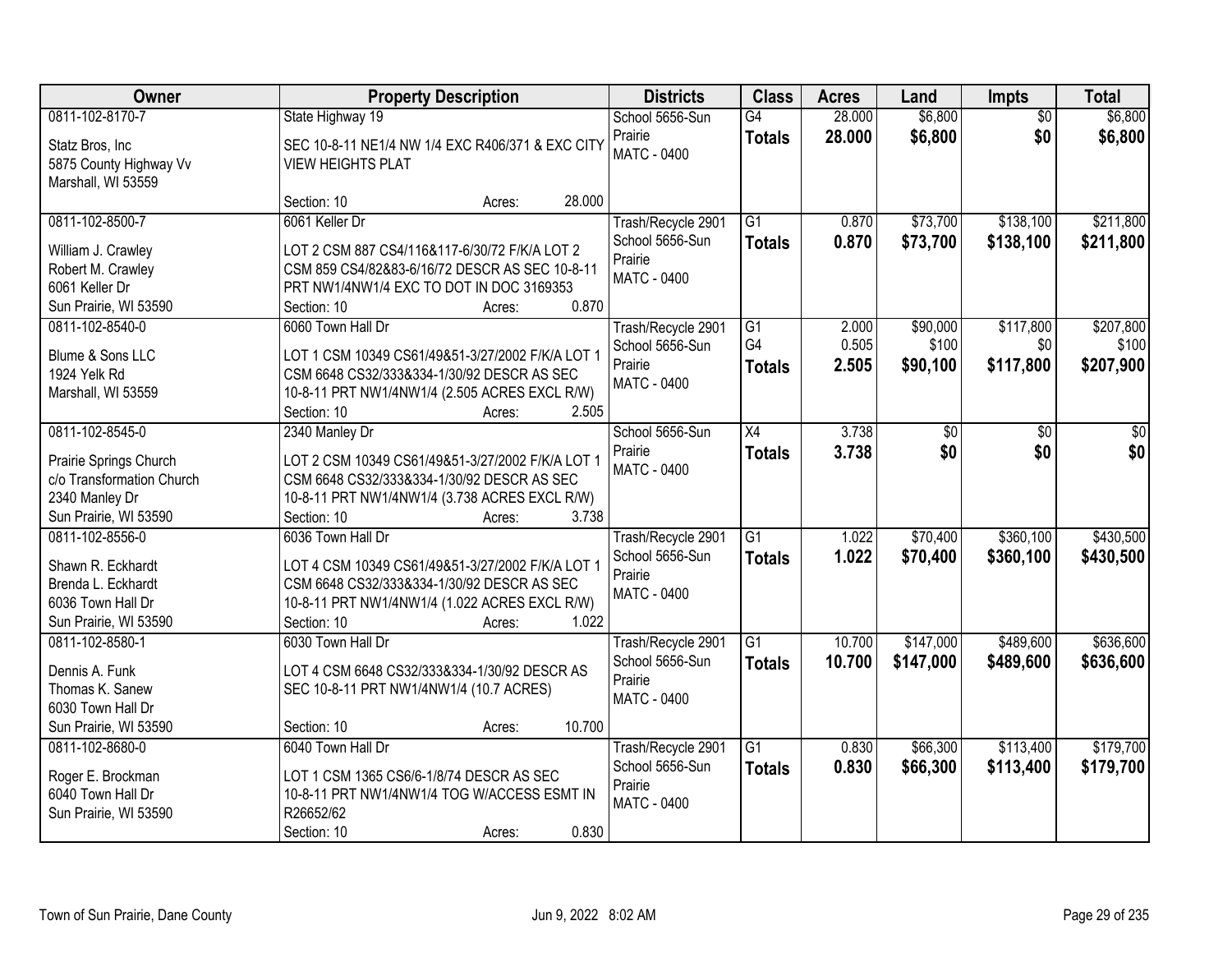| Owner | Property Description | Districts | Class | Acres | Land | Impts | Total |
|---|---|---|---|---|---|---|---|
| 0811-102-8170-7<br><br>Statz Bros, Inc<br>5875 County Highway Vv<br>Marshall, WI 53559 | State Highway 19<br><br>SEC 10-8-11 NE1/4 NW 1/4 EXC R406/371 & EXC CITY VIEW HEIGHTS PLAT<br><br>Section: 10 Acres: 28.000 | School 5656-Sun Prairie<br>MATC - 0400 | G4<br>**Totals** | 28.000<br>**28.000** | $6,800<br>**$6,800** | $0<br>**$0** | $6,800<br>**$6,800** |
| 0811-102-8500-7<br><br>William J. Crawley<br>Robert M. Crawley<br>6061 Keller Dr<br>Sun Prairie, WI 53590 | 6061 Keller Dr<br><br>LOT 2 CSM 887 CS4/116&117-6/30/72 F/K/A LOT 2 CSM 859 CS4/82&83-6/16/72 DESCR AS SEC 10-8-11 PRT NW1/4NW1/4 EXC TO DOT IN DOC 3169353<br>Section: 10 Acres: 0.870 | Trash/Recycle 2901<br>School 5656-Sun Prairie<br>MATC - 0400 | G1<br>**Totals** | 0.870<br>**0.870** | $73,700<br>**$73,700** | $138,100<br>**$138,100** | $211,800<br>**$211,800** |
| 0811-102-8540-0<br><br>Blume & Sons LLC<br>1924 Yelk Rd<br>Marshall, WI 53559 | 6060 Town Hall Dr<br><br>LOT 1 CSM 10349 CS61/49&51-3/27/2002 F/K/A LOT 1 CSM 6648 CS32/333&334-1/30/92 DESCR AS SEC 10-8-11 PRT NW1/4NW1/4 (2.505 ACRES EXCL R/W)<br>Section: 10 Acres: 2.505 | Trash/Recycle 2901<br>School 5656-Sun Prairie<br>MATC - 0400 | G1<br>G4<br>**Totals** | 2.000<br>0.505<br>**2.505** | $90,000<br>$100<br>**$90,100** | $117,800<br>$0<br>**$117,800** | $207,800<br>$100<br>**$207,900** |
| 0811-102-8545-0<br><br>Prairie Springs Church<br>c/o Transformation Church<br>2340 Manley Dr<br>Sun Prairie, WI 53590 | 2340 Manley Dr<br><br>LOT 2 CSM 10349 CS61/49&51-3/27/2002 F/K/A LOT 1 CSM 6648 CS32/333&334-1/30/92 DESCR AS SEC 10-8-11 PRT NW1/4NW1/4 (3.738 ACRES EXCL R/W)<br>Section: 10 Acres: 3.738 | School 5656-Sun Prairie<br>MATC - 0400 | X4<br>**Totals** | 3.738<br>**3.738** | $0<br>**$0** | $0<br>**$0** | $0<br>**$0** |
| 0811-102-8556-0<br><br>Shawn R. Eckhardt<br>Brenda L. Eckhardt<br>6036 Town Hall Dr<br>Sun Prairie, WI 53590 | 6036 Town Hall Dr<br><br>LOT 4 CSM 10349 CS61/49&51-3/27/2002 F/K/A LOT 1 CSM 6648 CS32/333&334-1/30/92 DESCR AS SEC 10-8-11 PRT NW1/4NW1/4 (1.022 ACRES EXCL R/W)<br>Section: 10 Acres: 1.022 | Trash/Recycle 2901<br>School 5656-Sun Prairie<br>MATC - 0400 | G1<br>**Totals** | 1.022<br>**1.022** | $70,400<br>**$70,400** | $360,100<br>**$360,100** | $430,500<br>**$430,500** |
| 0811-102-8580-1<br><br>Dennis A. Funk<br>Thomas K. Sanew<br>6030 Town Hall Dr<br>Sun Prairie, WI 53590 | 6030 Town Hall Dr<br><br>LOT 4 CSM 6648 CS32/333&334-1/30/92 DESCR AS SEC 10-8-11 PRT NW1/4NW1/4 (10.7 ACRES)<br><br>Section: 10 Acres: 10.700 | Trash/Recycle 2901<br>School 5656-Sun Prairie<br>MATC - 0400 | G1<br>**Totals** | 10.700<br>**10.700** | $147,000<br>**$147,000** | $489,600<br>**$489,600** | $636,600<br>**$636,600** |
| 0811-102-8680-0<br><br>Roger E. Brockman<br>6040 Town Hall Dr<br>Sun Prairie, WI 53590 | 6040 Town Hall Dr<br><br>LOT 1 CSM 1365 CS6/6-1/8/74 DESCR AS SEC 10-8-11 PRT NW1/4NW1/4 TOG W/ACCESS ESMT IN R26652/62<br>Section: 10 Acres: 0.830 | Trash/Recycle 2901<br>School 5656-Sun Prairie<br>MATC - 0400 | G1<br>**Totals** | 0.830<br>**0.830** | $66,300<br>**$66,300** | $113,400<br>**$113,400** | $179,700<br>**$179,700** |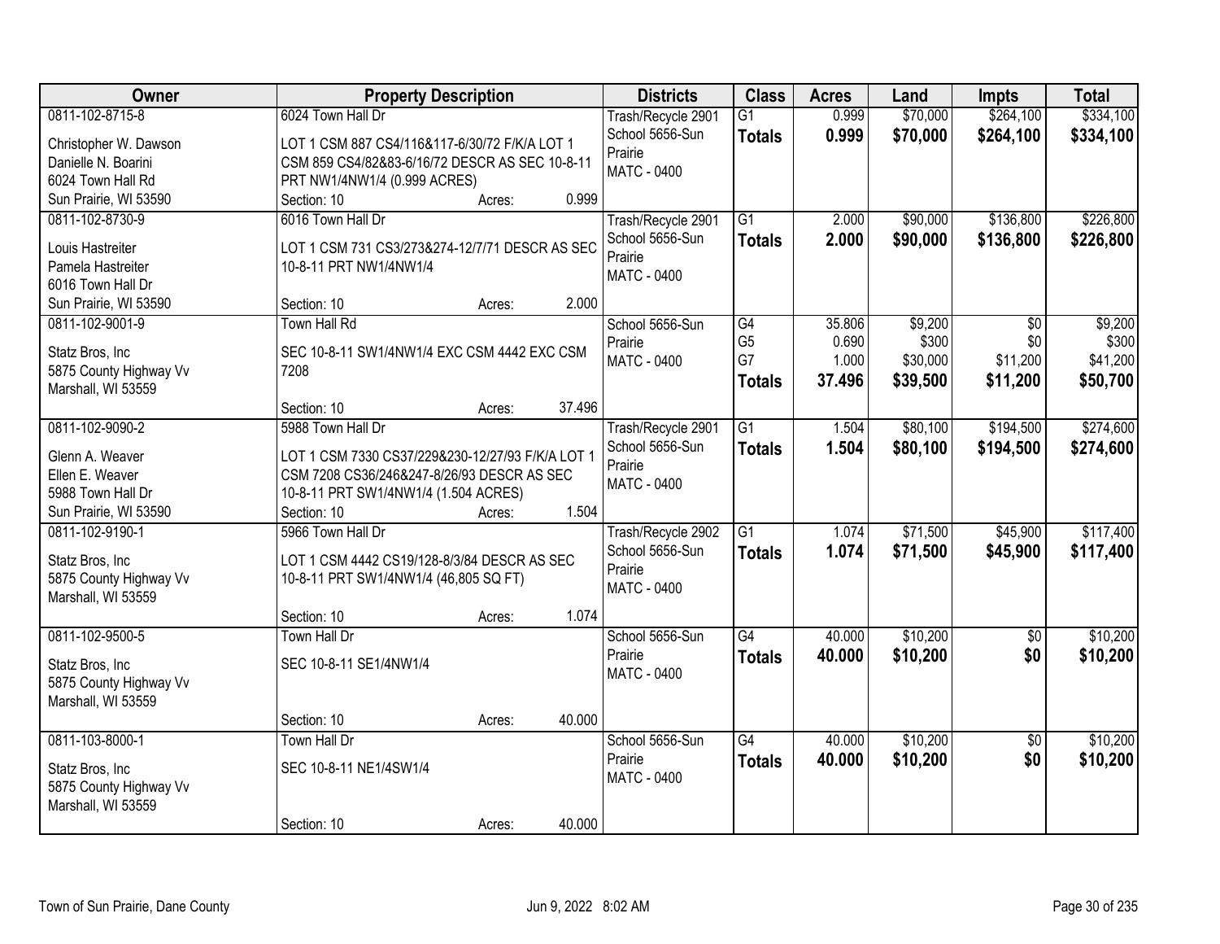| Owner | Property Description | Districts | Class | Acres | Land | Impts | Total |
|---|---|---|---|---|---|---|---|
| 0811-102-8715-8<br><br>Christopher W. Dawson<br>Danielle N. Boarini<br>6024 Town Hall Rd<br>Sun Prairie, WI 53590 | 6024 Town Hall Dr<br><br>LOT 1 CSM 887 CS4/116&117-6/30/72 F/K/A LOT 1 CSM 859 CS4/82&83-6/16/72 DESCR AS SEC 10-8-11 PRT NW1/4NW1/4 (0.999 ACRES)<br>Section: 10 Acres: 0.999 | Trash/Recycle 2901<br>School 5656-Sun Prairie<br>MATC - 0400 | G1<br>**Totals** | 0.999<br>**0.999** | $70,000<br>**$70,000** | $264,100<br>**$264,100** | $334,100<br>**$334,100** |
| 0811-102-8730-9<br><br>Louis Hastreiter<br>Pamela Hastreiter<br>6016 Town Hall Dr<br>Sun Prairie, WI 53590 | 6016 Town Hall Dr<br><br>LOT 1 CSM 731 CS3/273&274-12/7/71 DESCR AS SEC 10-8-11 PRT NW1/4NW1/4<br>Section: 10 Acres: 2.000 | Trash/Recycle 2901<br>School 5656-Sun Prairie<br>MATC - 0400 | G1<br>**Totals** | 2.000<br>**2.000** | $90,000<br>**$90,000** | $136,800<br>**$136,800** | $226,800<br>**$226,800** |
| 0811-102-9001-9<br><br>Statz Bros, Inc<br>5875 County Highway Vv<br>Marshall, WI 53559 | Town Hall Rd<br><br>SEC 10-8-11 SW1/4NW1/4 EXC CSM 4442 EXC CSM 7208<br>Section: 10 Acres: 37.496 | School 5656-Sun Prairie<br>MATC - 0400 | G4<br>G5<br>G7<br>**Totals** | 35.806<br>0.690<br>1.000<br>**37.496** | $9,200<br>$300<br>$30,000<br>**$39,500** | $0<br>$0<br>$11,200<br>**$11,200** | $9,200<br>$300<br>$41,200<br>**$50,700** |
| 0811-102-9090-2<br><br>Glenn A. Weaver<br>Ellen E. Weaver<br>5988 Town Hall Dr<br>Sun Prairie, WI 53590 | 5988 Town Hall Dr<br><br>LOT 1 CSM 7330 CS37/229&230-12/27/93 F/K/A LOT 1 CSM 7208 CS36/246&247-8/26/93 DESCR AS SEC 10-8-11 PRT SW1/4NW1/4 (1.504 ACRES)<br>Section: 10 Acres: 1.504 | Trash/Recycle 2901<br>School 5656-Sun Prairie<br>MATC - 0400 | G1<br>**Totals** | 1.504<br>**1.504** | $80,100<br>**$80,100** | $194,500<br>**$194,500** | $274,600<br>**$274,600** |
| 0811-102-9190-1<br><br>Statz Bros, Inc<br>5875 County Highway Vv<br>Marshall, WI 53559 | 5966 Town Hall Dr<br><br>LOT 1 CSM 4442 CS19/128-8/3/84 DESCR AS SEC 10-8-11 PRT SW1/4NW1/4 (46,805 SQ FT)<br>Section: 10 Acres: 1.074 | Trash/Recycle 2902<br>School 5656-Sun Prairie<br>MATC - 0400 | G1<br>**Totals** | 1.074<br>**1.074** | $71,500<br>**$71,500** | $45,900<br>**$45,900** | $117,400<br>**$117,400** |
| 0811-102-9500-5<br><br>Statz Bros, Inc<br>5875 County Highway Vv<br>Marshall, WI 53559 | Town Hall Dr<br><br>SEC 10-8-11 SE1/4NW1/4<br>Section: 10 Acres: 40.000 | School 5656-Sun Prairie<br>MATC - 0400 | G4<br>**Totals** | 40.000<br>**40.000** | $10,200<br>**$10,200** | $0<br>**$0** | $10,200<br>**$10,200** |
| 0811-103-8000-1<br><br>Statz Bros, Inc<br>5875 County Highway Vv<br>Marshall, WI 53559 | Town Hall Dr<br><br>SEC 10-8-11 NE1/4SW1/4<br>Section: 10 Acres: 40.000 | School 5656-Sun Prairie<br>MATC - 0400 | G4<br>**Totals** | 40.000<br>**40.000** | $10,200<br>**$10,200** | $0<br>**$0** | $10,200<br>**$10,200** |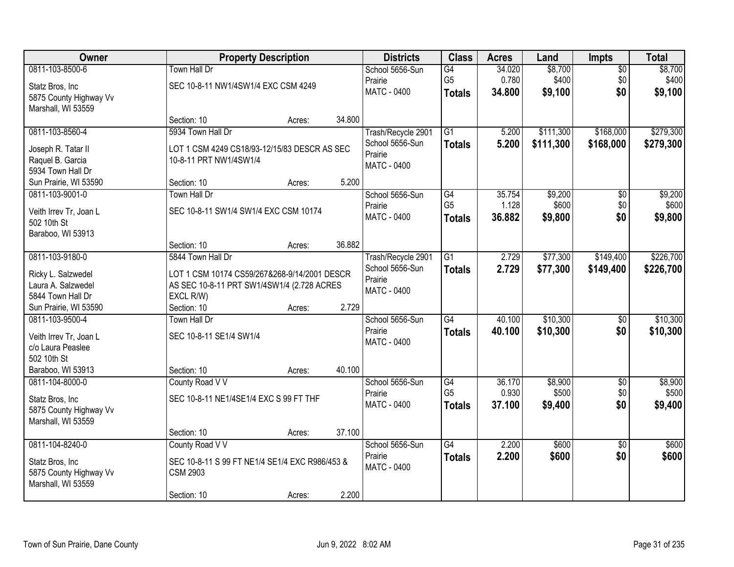| Owner | Property Description | Districts | Class | Acres | Land | Impts | Total |
|---|---|---|---|---|---|---|---|
| 0811-103-8500-6<br><br>Statz Bros, Inc<br>5875 County Highway Vv<br>Marshall, WI 53559 | Town Hall Dr<br><br>SEC 10-8-11 NW1/4SW1/4 EXC CSM 4249<br><br>Section: 10 Acres: 34.800 | School 5656-Sun Prairie<br>MATC - 0400 | G4<br>G5<br>**Totals** | 34.020<br>0.780<br>**34.800** | $8,700<br>$400<br>**$9,100** | $0<br>$0<br>**$0** | $8,700<br>$400<br>**$9,100** |
| 0811-103-8560-4<br><br>Joseph R. Tatar II<br>Raquel B. Garcia<br>5934 Town Hall Dr<br>Sun Prairie, WI 53590 | 5934 Town Hall Dr<br><br>LOT 1 CSM 4249 CS18/93-12/15/83 DESCR AS SEC 10-8-11 PRT NW1/4SW1/4<br><br>Section: 10 Acres: 5.200 | Trash/Recycle 2901<br>School 5656-Sun Prairie<br>MATC - 0400 | G1<br>**Totals** | 5.200<br>**5.200** | $111,300<br>**$111,300** | $168,000<br>**$168,000** | $279,300<br>**$279,300** |
| 0811-103-9001-0<br><br>Veith Irrev Tr, Joan L<br>502 10th St<br>Baraboo, WI 53913 | Town Hall Dr<br><br>SEC 10-8-11 SW1/4 SW1/4 EXC CSM 10174<br><br>Section: 10 Acres: 36.882 | School 5656-Sun Prairie<br>MATC - 0400 | G4<br>G5<br>**Totals** | 35.754<br>1.128<br>**36.882** | $9,200<br>$600<br>**$9,800** | $0<br>$0<br>**$0** | $9,200<br>$600<br>**$9,800** |
| 0811-103-9180-0<br><br>Ricky L. Salzwedel<br>Laura A. Salzwedel<br>5844 Town Hall Dr<br>Sun Prairie, WI 53590 | 5844 Town Hall Dr<br><br>LOT 1 CSM 10174 CS59/267&268-9/14/2001 DESCR AS SEC 10-8-11 PRT SW1/4SW1/4 (2.728 ACRES EXCL R/W)<br>Section: 10 Acres: 2.729 | Trash/Recycle 2901<br>School 5656-Sun Prairie<br>MATC - 0400 | G1<br>**Totals** | 2.729<br>**2.729** | $77,300<br>**$77,300** | $149,400<br>**$149,400** | $226,700<br>**$226,700** |
| 0811-103-9500-4<br><br>Veith Irrev Tr, Joan L<br>c/o Laura Peaslee<br>502 10th St<br>Baraboo, WI 53913 | Town Hall Dr<br><br>SEC 10-8-11 SE1/4 SW1/4<br><br>Section: 10 Acres: 40.100 | School 5656-Sun Prairie<br>MATC - 0400 | G4<br>**Totals** | 40.100<br>**40.100** | $10,300<br>**$10,300** | $0<br>**$0** | $10,300<br>**$10,300** |
| 0811-104-8000-0<br><br>Statz Bros, Inc<br>5875 County Highway Vv<br>Marshall, WI 53559 | County Road V V<br><br>SEC 10-8-11 NE1/4SE1/4 EXC S 99 FT THF<br><br>Section: 10 Acres: 37.100 | School 5656-Sun Prairie<br>MATC - 0400 | G4<br>G5<br>**Totals** | 36.170<br>0.930<br>**37.100** | $8,900<br>$500<br>**$9,400** | $0<br>$0<br>**$0** | $8,900<br>$500<br>**$9,400** |
| 0811-104-8240-0<br><br>Statz Bros, Inc<br>5875 County Highway Vv<br>Marshall, WI 53559 | County Road V V<br><br>SEC 10-8-11 S 99 FT NE1/4 SE1/4 EXC R986/453 & CSM 2903<br><br>Section: 10 Acres: 2.200 | School 5656-Sun Prairie<br>MATC - 0400 | G4<br>**Totals** | 2.200<br>**2.200** | $600<br>**$600** | $0<br>**$0** | $600<br>**$600** |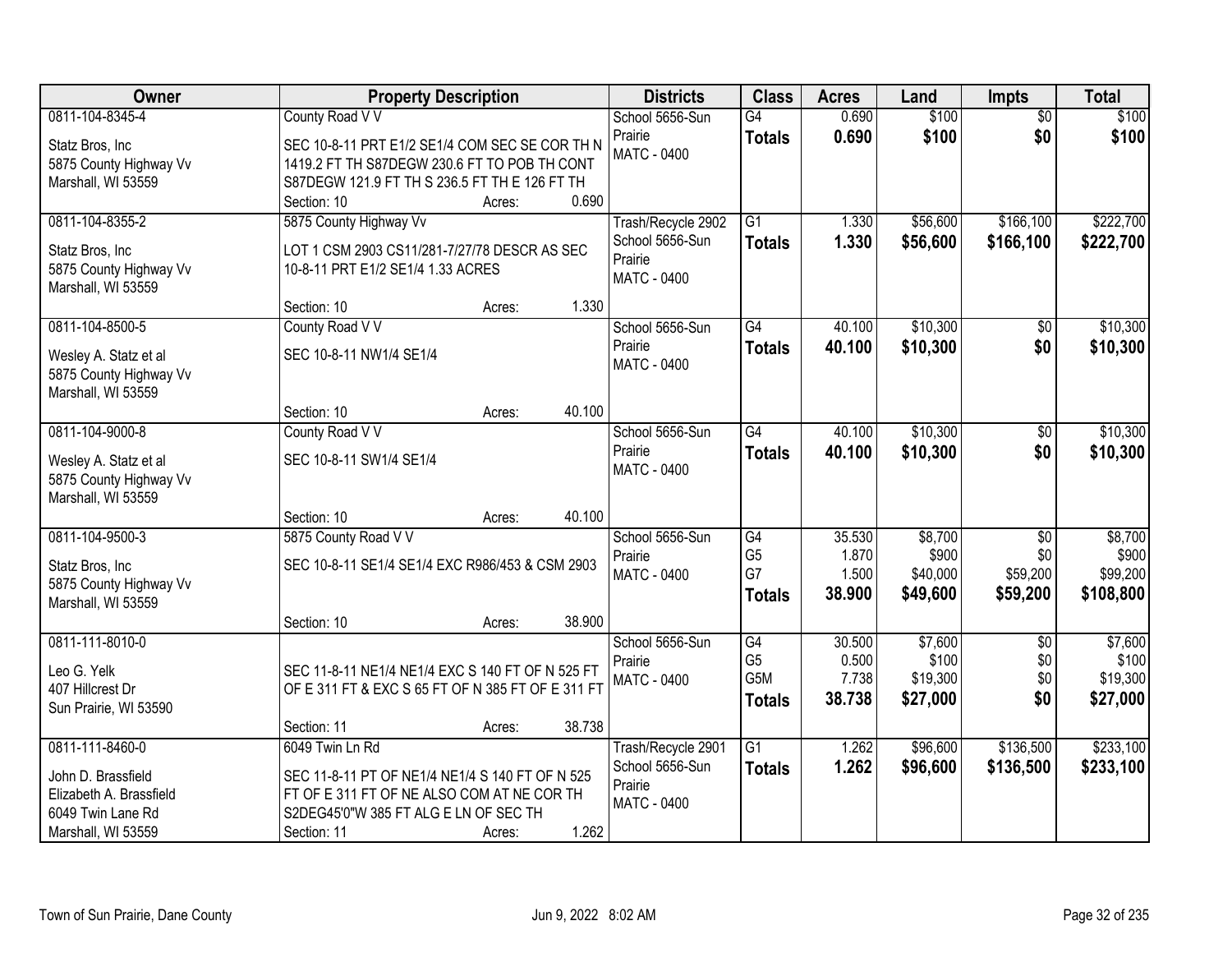| Owner | Property Description | Districts | Class | Acres | Land | Impts | Total |
|---|---|---|---|---|---|---|---|
| 0811-104-8345-4<br>Statz Bros, Inc<br>5875 County Highway Vv<br>Marshall, WI 53559 | County Road V V<br>SEC 10-8-11 PRT E1/2 SE1/4 COM SEC SE COR TH N 1419.2 FT TH S87DEGW 230.6 FT TO POB TH CONT S87DEGW 121.9 FT TH S 236.5 FT TH E 126 FT TH<br>Section: 10 Acres: 0.690 | School 5656-Sun Prairie<br>MATC - 0400 | G4<br>**Totals** | 0.690<br>**0.690** | $100<br>**$100** | $0<br>**$0** | $100<br>**$100** |
| 0811-104-8355-2<br>Statz Bros, Inc<br>5875 County Highway Vv<br>Marshall, WI 53559 | 5875 County Highway Vv<br>LOT 1 CSM 2903 CS11/281-7/27/78 DESCR AS SEC 10-8-11 PRT E1/2 SE1/4 1.33 ACRES<br>Section: 10 Acres: 1.330 | Trash/Recycle 2902<br>School 5656-Sun Prairie<br>MATC - 0400 | G1<br>**Totals** | 1.330<br>**1.330** | $56,600<br>**$56,600** | $166,100<br>**$166,100** | $222,700<br>**$222,700** |
| 0811-104-8500-5<br>Wesley A. Statz et al<br>5875 County Highway Vv<br>Marshall, WI 53559 | County Road V V<br>SEC 10-8-11 NW1/4 SE1/4<br>Section: 10 Acres: 40.100 | School 5656-Sun Prairie<br>MATC - 0400 | G4<br>**Totals** | 40.100<br>**40.100** | $10,300<br>**$10,300** | $0<br>**$0** | $10,300<br>**$10,300** |
| 0811-104-9000-8<br>Wesley A. Statz et al<br>5875 County Highway Vv<br>Marshall, WI 53559 | County Road V V<br>SEC 10-8-11 SW1/4 SE1/4<br>Section: 10 Acres: 40.100 | School 5656-Sun Prairie<br>MATC - 0400 | G4<br>**Totals** | 40.100<br>**40.100** | $10,300<br>**$10,300** | $0<br>**$0** | $10,300<br>**$10,300** |
| 0811-104-9500-3<br>Statz Bros, Inc<br>5875 County Highway Vv<br>Marshall, WI 53559 | 5875 County Road V V<br>SEC 10-8-11 SE1/4 SE1/4 EXC R986/453 & CSM 2903<br>Section: 10 Acres: 38.900 | School 5656-Sun Prairie<br>MATC - 0400 | G4<br>G5<br>G7<br>**Totals** | 35.530<br>1.870<br>1.500<br>**38.900** | $8,700<br>$900<br>$40,000<br>**$49,600** | $0<br>$0<br>$59,200<br>**$59,200** | $8,700<br>$900<br>$99,200<br>**$108,800** |
| 0811-111-8010-0<br>Leo G. Yelk<br>407 Hillcrest Dr<br>Sun Prairie, WI 53590 | SEC 11-8-11 NE1/4 NE1/4 EXC S 140 FT OF N 525 FT OF E 311 FT & EXC S 65 FT OF N 385 FT OF E 311 FT<br>Section: 11 Acres: 38.738 | School 5656-Sun Prairie<br>MATC - 0400 | G4<br>G5<br>G5M<br>**Totals** | 30.500<br>0.500<br>7.738<br>**38.738** | $7,600<br>$100<br>$19,300<br>**$27,000** | $0<br>$0<br>$0<br>**$0** | $7,600<br>$100<br>$19,300<br>**$27,000** |
| 0811-111-8460-0<br>John D. Brassfield<br>Elizabeth A. Brassfield<br>6049 Twin Lane Rd<br>Marshall, WI 53559 | 6049 Twin Ln Rd<br>SEC 11-8-11 PT OF NE1/4 NE1/4 S 140 FT OF N 525 FT OF E 311 FT OF NE ALSO COM AT NE COR TH S2DEG45'0"W 385 FT ALG E LN OF SEC TH<br>Section: 11 Acres: 1.262 | Trash/Recycle 2901<br>School 5656-Sun Prairie<br>MATC - 0400 | G1<br>**Totals** | 1.262<br>**1.262** | $96,600<br>**$96,600** | $136,500<br>**$136,500** | $233,100<br>**$233,100** |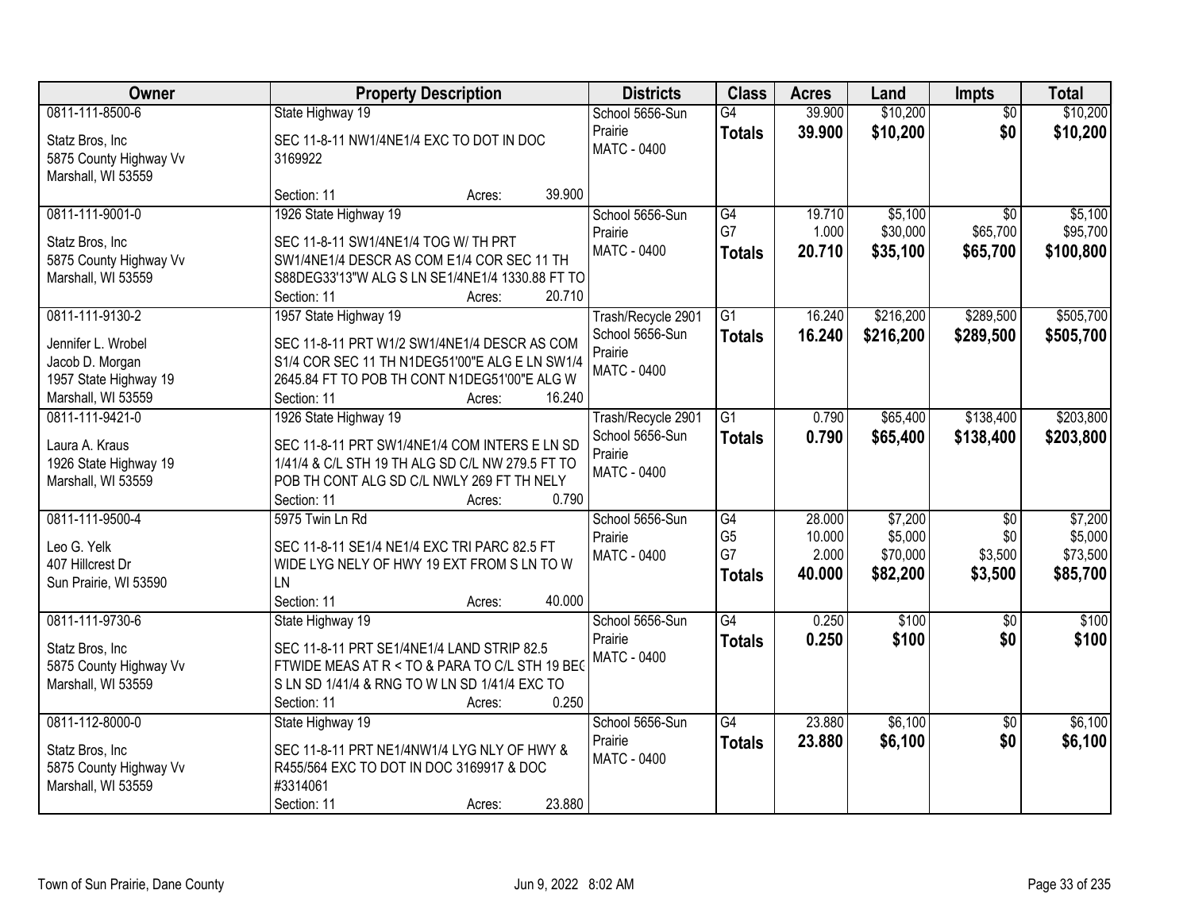| Owner | Property Description | Districts | Class | Acres | Land | Impts | Total |
|---|---|---|---|---|---|---|---|
| 0811-111-8500-6<br><br>Statz Bros, Inc<br>5875 County Highway Vv<br>Marshall, WI 53559 | State Highway 19<br><br>SEC 11-8-11 NW1/4NE1/4 EXC TO DOT IN DOC 3169922<br><br>Section: 11 Acres: 39.900 | School 5656-Sun Prairie<br>MATC - 0400 | G4<br>**Totals** | 39.900<br>**39.900** | \$10,200<br>**\$10,200** | \$0<br>**\$0** | \$10,200<br>**\$10,200** |
| 0811-111-9001-0<br><br>Statz Bros, Inc<br>5875 County Highway Vv<br>Marshall, WI 53559 | 1926 State Highway 19<br><br>SEC 11-8-11 SW1/4NE1/4 TOG W/ TH PRT SW1/4NE1/4 DESCR AS COM E1/4 COR SEC 11 TH S88DEG33'13"W ALG S LN SE1/4NE1/4 1330.88 FT TO<br>Section: 11 Acres: 20.710 | School 5656-Sun Prairie<br>MATC - 0400 | G4<br>G7<br>**Totals** | 19.710<br>1.000<br>**20.710** | \$5,100<br>\$30,000<br>**\$35,100** | \$0<br>\$65,700<br>**\$65,700** | \$5,100<br>\$95,700<br>**\$100,800** |
| 0811-111-9130-2<br><br>Jennifer L. Wrobel<br>Jacob D. Morgan<br>1957 State Highway 19<br>Marshall, WI 53559 | 1957 State Highway 19<br><br>SEC 11-8-11 PRT W1/2 SW1/4NE1/4 DESCR AS COM S1/4 COR SEC 11 TH N1DEG51'00"E ALG E LN SW1/4 2645.84 FT TO POB TH CONT N1DEG51'00"E ALG W<br>Section: 11 Acres: 16.240 | Trash/Recycle 2901<br>School 5656-Sun Prairie<br>MATC - 0400 | G1<br>**Totals** | 16.240<br>**16.240** | \$216,200<br>**\$216,200** | \$289,500<br>**\$289,500** | \$505,700<br>**\$505,700** |
| 0811-111-9421-0<br><br>Laura A. Kraus<br>1926 State Highway 19<br>Marshall, WI 53559 | 1926 State Highway 19<br><br>SEC 11-8-11 PRT SW1/4NE1/4 COM INTERS E LN SD 1/41/4 & C/L STH 19 TH ALG SD C/L NW 279.5 FT TO POB TH CONT ALG SD C/L NWLY 269 FT TH NELY<br>Section: 11 Acres: 0.790 | Trash/Recycle 2901<br>School 5656-Sun Prairie<br>MATC - 0400 | G1<br>**Totals** | 0.790<br>**0.790** | \$65,400<br>**\$65,400** | \$138,400<br>**\$138,400** | \$203,800<br>**\$203,800** |
| 0811-111-9500-4<br><br>Leo G. Yelk<br>407 Hillcrest Dr<br>Sun Prairie, WI 53590 | 5975 Twin Ln Rd<br><br>SEC 11-8-11 SE1/4 NE1/4 EXC TRI PARC 82.5 FT WIDE LYG NELY OF HWY 19 EXT FROM S LN TO W LN<br>Section: 11 Acres: 40.000 | School 5656-Sun Prairie<br>MATC - 0400 | G4<br>G5<br>G7<br>**Totals** | 28.000<br>10.000<br>2.000<br>**40.000** | \$7,200<br>\$5,000<br>\$70,000<br>**\$82,200** | \$0<br>\$0<br>\$3,500<br>**\$3,500** | \$7,200<br>\$5,000<br>\$73,500<br>**\$85,700** |
| 0811-111-9730-6<br><br>Statz Bros, Inc<br>5875 County Highway Vv<br>Marshall, WI 53559 | State Highway 19<br><br>SEC 11-8-11 PRT SE1/4NE1/4 LAND STRIP 82.5 FTWIDE MEAS AT R < TO & PARA TO C/L STH 19 BEG S LN SD 1/41/4 & RNG TO W LN SD 1/41/4 EXC TO<br>Section: 11 Acres: 0.250 | School 5656-Sun Prairie<br>MATC - 0400 | G4<br>**Totals** | 0.250<br>**0.250** | \$100<br>**\$100** | \$0<br>**\$0** | \$100<br>**\$100** |
| 0811-112-8000-0<br><br>Statz Bros, Inc<br>5875 County Highway Vv<br>Marshall, WI 53559 | State Highway 19<br><br>SEC 11-8-11 PRT NE1/4NW1/4 LYG NLY OF HWY & R455/564 EXC TO DOT IN DOC 3169917 & DOC #3314061<br>Section: 11 Acres: 23.880 | School 5656-Sun Prairie<br>MATC - 0400 | G4<br>**Totals** | 23.880<br>**23.880** | \$6,100<br>**\$6,100** | \$0<br>**\$0** | \$6,100<br>**\$6,100** |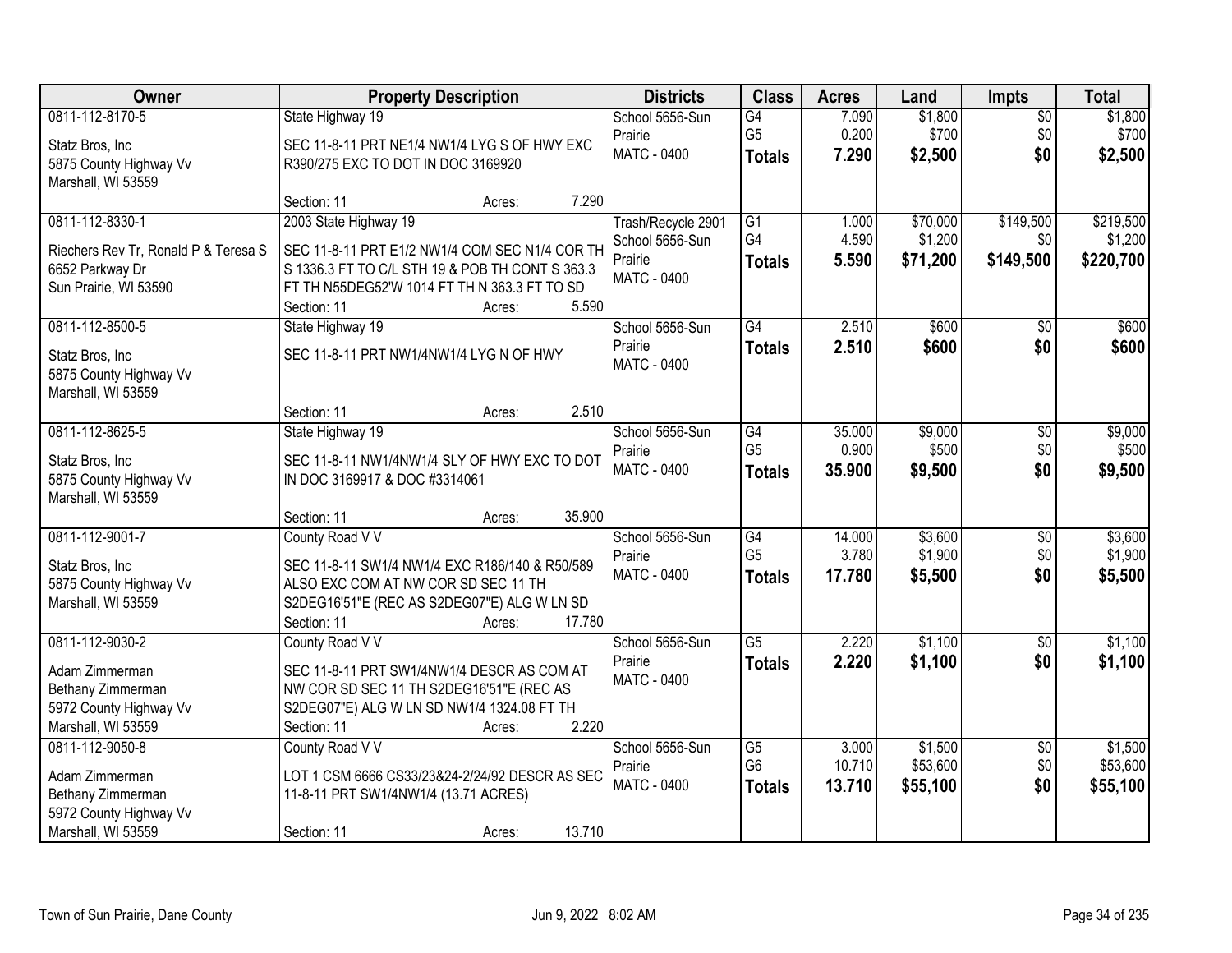| Owner | Property Description | Districts | Class | Acres | Land | Impts | Total |
|---|---|---|---|---|---|---|---|
| 0811-112-8170-5<br>Statz Bros, Inc<br>5875 County Highway Vv<br>Marshall, WI 53559 | State Highway 19<br>SEC 11-8-11 PRT NE1/4 NW1/4 LYG S OF HWY EXC R390/275 EXC TO DOT IN DOC 3169920<br>Section: 11 Acres: 7.290 | School 5656-Sun Prairie<br>MATC - 0400 | G4<br>G5<br>**Totals** | 7.090<br>0.200<br>**7.290** | $1,800<br>$700<br>**$2,500** | $0<br>$0<br>**$0** | $1,800<br>$700<br>**$2,500** |
| 0811-112-8330-1<br>Riechers Rev Tr, Ronald P & Teresa S<br>6652 Parkway Dr<br>Sun Prairie, WI 53590 | 2003 State Highway 19<br>SEC 11-8-11 PRT E1/2 NW1/4 COM SEC N1/4 COR TH S 1336.3 FT TO C/L STH 19 & POB TH CONT S 363.3 FT TH N55DEG52'W 1014 FT TH N 363.3 FT TO SD<br>Section: 11 Acres: 5.590 | Trash/Recycle 2901<br>School 5656-Sun Prairie<br>MATC - 0400 | G1<br>G4<br>**Totals** | 1.000<br>4.590<br>**5.590** | $70,000<br>$1,200<br>**$71,200** | $149,500<br>$0<br>**$149,500** | $219,500<br>$1,200<br>**$220,700** |
| 0811-112-8500-5<br>Statz Bros, Inc<br>5875 County Highway Vv<br>Marshall, WI 53559 | State Highway 19<br>SEC 11-8-11 PRT NW1/4NW1/4 LYG N OF HWY<br>Section: 11 Acres: 2.510 | School 5656-Sun Prairie<br>MATC - 0400 | G4<br>**Totals** | 2.510<br>**2.510** | $600<br>**$600** | $0<br>**$0** | $600<br>**$600** |
| 0811-112-8625-5<br>Statz Bros, Inc<br>5875 County Highway Vv<br>Marshall, WI 53559 | State Highway 19<br>SEC 11-8-11 NW1/4NW1/4 SLY OF HWY EXC TO DOT IN DOC 3169917 & DOC #3314061<br>Section: 11 Acres: 35.900 | School 5656-Sun Prairie<br>MATC - 0400 | G4<br>G5<br>**Totals** | 35.000<br>0.900<br>**35.900** | $9,000<br>$500<br>**$9,500** | $0<br>$0<br>**$0** | $9,000<br>$500<br>**$9,500** |
| 0811-112-9001-7<br>Statz Bros, Inc<br>5875 County Highway Vv<br>Marshall, WI 53559 | County Road V V<br>SEC 11-8-11 SW1/4 NW1/4 EXC R186/140 & R50/589 ALSO EXC COM AT NW COR SD SEC 11 TH S2DEG16'51"E (REC AS S2DEG07"E) ALG W LN SD<br>Section: 11 Acres: 17.780 | School 5656-Sun Prairie<br>MATC - 0400 | G4<br>G5<br>**Totals** | 14.000<br>3.780<br>**17.780** | $3,600<br>$1,900<br>**$5,500** | $0<br>$0<br>**$0** | $3,600<br>$1,900<br>**$5,500** |
| 0811-112-9030-2<br>Adam Zimmerman<br>Bethany Zimmerman<br>5972 County Highway Vv<br>Marshall, WI 53559 | County Road V V<br>SEC 11-8-11 PRT SW1/4NW1/4 DESCR AS COM AT NW COR SD SEC 11 TH S2DEG16'51"E (REC AS S2DEG07"E) ALG W LN SD NW1/4 1324.08 FT TH<br>Section: 11 Acres: 2.220 | School 5656-Sun Prairie<br>MATC - 0400 | G5<br>**Totals** | 2.220<br>**2.220** | $1,100<br>**$1,100** | $0<br>**$0** | $1,100<br>**$1,100** |
| 0811-112-9050-8<br>Adam Zimmerman<br>Bethany Zimmerman<br>5972 County Highway Vv<br>Marshall, WI 53559 | County Road V V<br>LOT 1 CSM 6666 CS33/23&24-2/24/92 DESCR AS SEC 11-8-11 PRT SW1/4NW1/4 (13.71 ACRES)<br>Section: 11 Acres: 13.710 | School 5656-Sun Prairie<br>MATC - 0400 | G5<br>G6<br>**Totals** | 3.000<br>10.710<br>**13.710** | $1,500<br>$53,600<br>**$55,100** | $0<br>$0<br>**$0** | $1,500<br>$53,600<br>**$55,100** |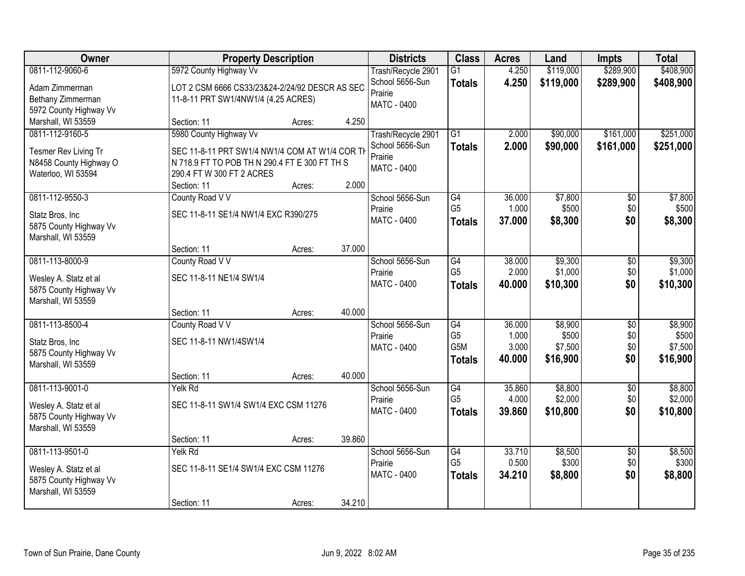| Owner | Property Description | Districts | Class | Acres | Land | Impts | Total |
|---|---|---|---|---|---|---|---|
| 0811-112-9060-6<br>Adam Zimmerman<br>Bethany Zimmerman<br>5972 County Highway Vv<br>Marshall, WI 53559 | 5972 County Highway Vv<br>LOT 2 CSM 6666 CS33/23&24-2/24/92 DESCR AS SEC 11-8-11 PRT SW1/4NW1/4 (4.25 ACRES)<br>Section: 11 Acres: 4.250 | Trash/Recycle 2901<br>School 5656-Sun Prairie<br>MATC - 0400 | G1<br>**Totals** | 4.250<br>**4.250** | $119,000<br>**$119,000** | $289,900<br>**$289,900** | $408,900<br>**$408,900** |
| 0811-112-9160-5<br>Tesmer Rev Living Tr<br>N8458 County Highway O<br>Waterloo, WI 53594 | 5980 County Highway Vv<br>SEC 11-8-11 PRT SW1/4 NW1/4 COM AT W1/4 COR TH N 718.9 FT TO POB TH N 290.4 FT E 300 FT TH S 290.4 FT W 300 FT 2 ACRES<br>Section: 11 Acres: 2.000 | Trash/Recycle 2901<br>School 5656-Sun Prairie<br>MATC - 0400 | G1<br>**Totals** | 2.000<br>**2.000** | $90,000<br>**$90,000** | $161,000<br>**$161,000** | $251,000<br>**$251,000** |
| 0811-112-9550-3<br>Statz Bros, Inc<br>5875 County Highway Vv<br>Marshall, WI 53559 | County Road V V<br>SEC 11-8-11 SE1/4 NW1/4 EXC R390/275<br>Section: 11 Acres: 37.000 | School 5656-Sun Prairie<br>MATC - 0400 | G4<br>G5<br>**Totals** | 36.000<br>1.000<br>**37.000** | $7,800<br>$500<br>**$8,300** | $0<br>$0<br>**$0** | $7,800<br>$500<br>**$8,300** |
| 0811-113-8000-9<br>Wesley A. Statz et al<br>5875 County Highway Vv<br>Marshall, WI 53559 | County Road V V<br>SEC 11-8-11 NE1/4 SW1/4<br>Section: 11 Acres: 40.000 | School 5656-Sun Prairie<br>MATC - 0400 | G4<br>G5<br>**Totals** | 38.000<br>2.000<br>**40.000** | $9,300<br>$1,000<br>**$10,300** | $0<br>$0<br>**$0** | $9,300<br>$1,000<br>**$10,300** |
| 0811-113-8500-4<br>Statz Bros, Inc<br>5875 County Highway Vv<br>Marshall, WI 53559 | County Road V V<br>SEC 11-8-11 NW1/4SW1/4<br>Section: 11 Acres: 40.000 | School 5656-Sun Prairie<br>MATC - 0400 | G4<br>G5<br>G5M<br>**Totals** | 36.000<br>1.000<br>3.000<br>**40.000** | $8,900<br>$500<br>$7,500<br>**$16,900** | $0<br>$0<br>$0<br>**$0** | $8,900<br>$500<br>$7,500<br>**$16,900** |
| 0811-113-9001-0<br>Wesley A. Statz et al<br>5875 County Highway Vv<br>Marshall, WI 53559 | Yelk Rd<br>SEC 11-8-11 SW1/4 SW1/4 EXC CSM 11276<br>Section: 11 Acres: 39.860 | School 5656-Sun Prairie<br>MATC - 0400 | G4<br>G5<br>**Totals** | 35.860<br>4.000<br>**39.860** | $8,800<br>$2,000<br>**$10,800** | $0<br>$0<br>**$0** | $8,800<br>$2,000<br>**$10,800** |
| 0811-113-9501-0<br>Wesley A. Statz et al<br>5875 County Highway Vv<br>Marshall, WI 53559 | Yelk Rd<br>SEC 11-8-11 SE1/4 SW1/4 EXC CSM 11276<br>Section: 11 Acres: 34.210 | School 5656-Sun Prairie<br>MATC - 0400 | G4<br>G5<br>**Totals** | 33.710<br>0.500<br>**34.210** | $8,500<br>$300<br>**$8,800** | $0<br>$0<br>**$0** | $8,500<br>$300<br>**$8,800** |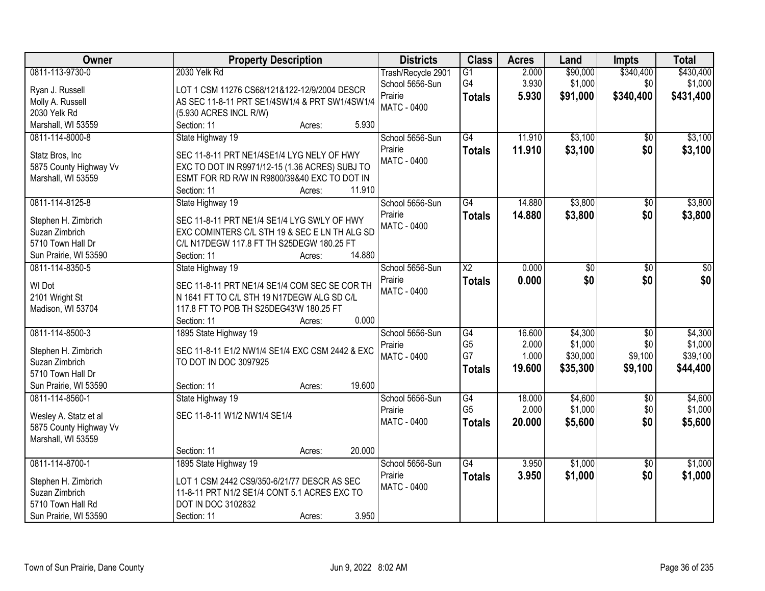| Owner | Property Description | Districts | Class | Acres | Land | Impts | Total |
|---|---|---|---|---|---|---|---|
| 0811-113-9730-0<br><br>Ryan J. Russell<br>Molly A. Russell<br>2030 Yelk Rd<br>Marshall, WI 53559 | 2030 Yelk Rd<br><br>LOT 1 CSM 11276 CS68/121&122-12/9/2004 DESCR AS SEC 11-8-11 PRT SE1/4SW1/4 & PRT SW1/4SW1/4 (5.930 ACRES INCL R/W)<br>Section: 11 Acres: 5.930 | Trash/Recycle 2901<br>School 5656-Sun Prairie<br>MATC - 0400 | G1<br>G4<br>**Totals** | 2.000<br>3.930<br>**5.930** | $90,000<br>$1,000<br>**$91,000** | $340,400<br>$0<br>**$340,400** | $430,400<br>$1,000<br>**$431,400** |
| 0811-114-8000-8<br><br>Statz Bros, Inc<br>5875 County Highway Vv<br>Marshall, WI 53559 | State Highway 19<br><br>SEC 11-8-11 PRT NE1/4SE1/4 LYG NELY OF HWY EXC TO DOT IN R9971/12-15 (1.36 ACRES) SUBJ TO ESMT FOR RD R/W IN R9800/39&40 EXC TO DOT IN<br>Section: 11 Acres: 11.910 | School 5656-Sun Prairie<br>MATC - 0400 | G4<br>**Totals** | 11.910<br>**11.910** | $3,100<br>**$3,100** | $0<br>**$0** | $3,100<br>**$3,100** |
| 0811-114-8125-8<br><br>Stephen H. Zimbrich<br>Suzan Zimbrich<br>5710 Town Hall Dr<br>Sun Prairie, WI 53590 | State Highway 19<br><br>SEC 11-8-11 PRT NE1/4 SE1/4 LYG SWLY OF HWY EXC COMINTERS C/L STH 19 & SEC E LN TH ALG SD C/L N17DEGW 117.8 FT TH S25DEGW 180.25 FT<br>Section: 11 Acres: 14.880 | School 5656-Sun Prairie<br>MATC - 0400 | G4<br>**Totals** | 14.880<br>**14.880** | $3,800<br>**$3,800** | $0<br>**$0** | $3,800<br>**$3,800** |
| 0811-114-8350-5<br><br>WI Dot<br>2101 Wright St<br>Madison, WI 53704 | State Highway 19<br><br>SEC 11-8-11 PRT NE1/4 SE1/4 COM SEC SE COR TH N 1641 FT TO C/L STH 19 N17DEGW ALG SD C/L 117.8 FT TO POB TH S25DEG43'W 180.25 FT<br>Section: 11 Acres: 0.000 | School 5656-Sun Prairie<br>MATC - 0400 | X2<br>**Totals** | 0.000<br>**0.000** | $0<br>**$0** | $0<br>**$0** | $0<br>**$0** |
| 0811-114-8500-3<br><br>Stephen H. Zimbrich<br>Suzan Zimbrich<br>5710 Town Hall Dr<br>Sun Prairie, WI 53590 | 1895 State Highway 19<br><br>SEC 11-8-11 E1/2 NW1/4 SE1/4 EXC CSM 2442 & EXC TO DOT IN DOC 3097925<br>Section: 11 Acres: 19.600 | School 5656-Sun Prairie<br>MATC - 0400 | G4<br>G5<br>G7<br>**Totals** | 16.600<br>2.000<br>1.000<br>**19.600** | $4,300<br>$1,000<br>$30,000<br>**$35,300** | $0<br>$0<br>$9,100<br>**$9,100** | $4,300<br>$1,000<br>$39,100<br>**$44,400** |
| 0811-114-8560-1<br><br>Wesley A. Statz et al<br>5875 County Highway Vv<br>Marshall, WI 53559 | State Highway 19<br><br>SEC 11-8-11 W1/2 NW1/4 SE1/4<br>Section: 11 Acres: 20.000 | School 5656-Sun Prairie<br>MATC - 0400 | G4<br>G5<br>**Totals** | 18.000<br>2.000<br>**20.000** | $4,600<br>$1,000<br>**$5,600** | $0<br>$0<br>**$0** | $4,600<br>$1,000<br>**$5,600** |
| 0811-114-8700-1<br><br>Stephen H. Zimbrich<br>Suzan Zimbrich<br>5710 Town Hall Rd<br>Sun Prairie, WI 53590 | 1895 State Highway 19<br><br>LOT 1 CSM 2442 CS9/350-6/21/77 DESCR AS SEC 11-8-11 PRT N1/2 SE1/4 CONT 5.1 ACRES EXC TO DOT IN DOC 3102832<br>Section: 11 Acres: 3.950 | School 5656-Sun Prairie<br>MATC - 0400 | G4<br>**Totals** | 3.950<br>**3.950** | $1,000<br>**$1,000** | $0<br>**$0** | $1,000<br>**$1,000** |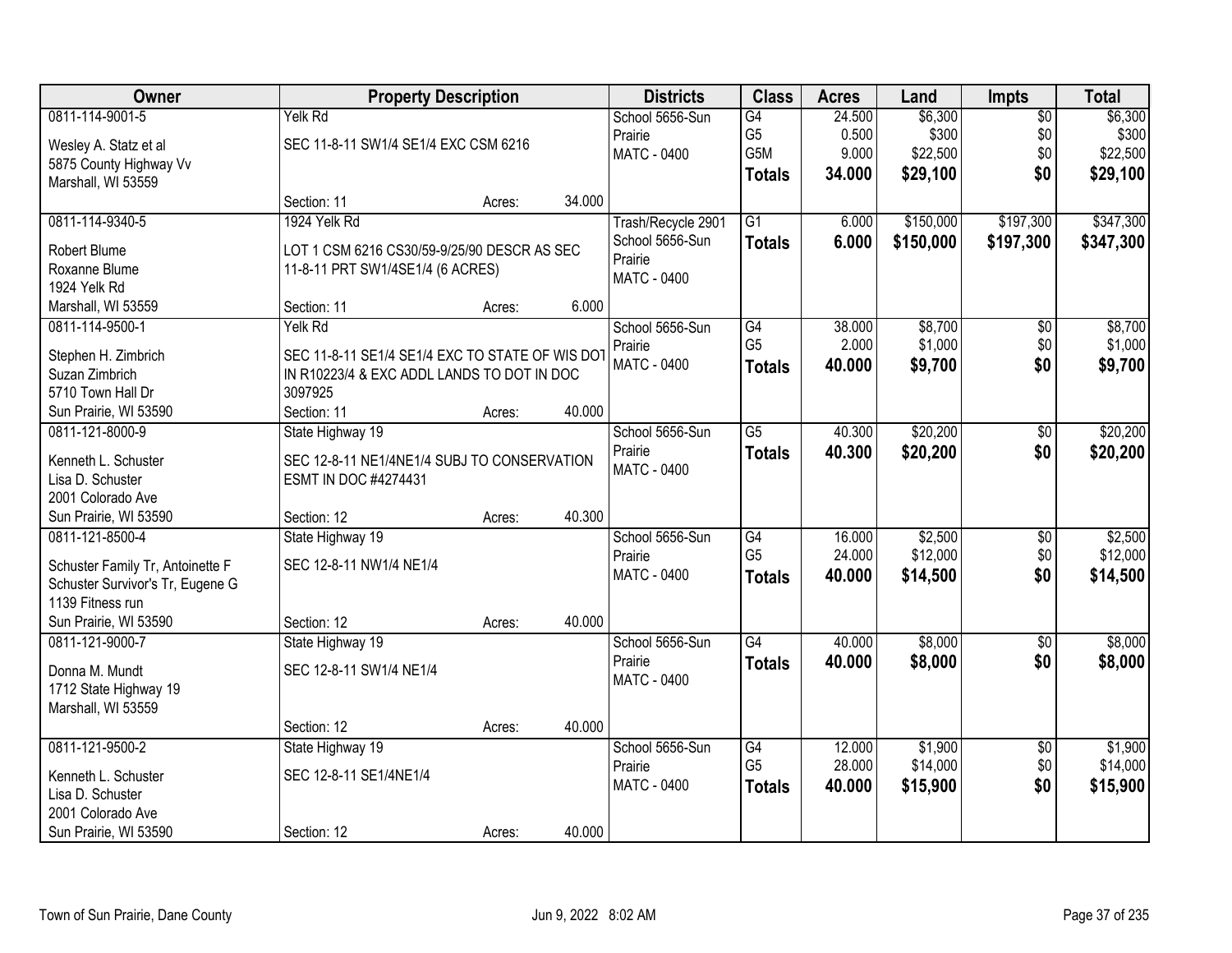| Owner | Property Description | Districts | Class | Acres | Land | Impts | Total |
|---|---|---|---|---|---|---|---|
| 0811-114-9001-5<br>Wesley A. Statz et al<br>5875 County Highway Vv<br>Marshall, WI 53559 | Yelk Rd<br>SEC 11-8-11 SW1/4 SE1/4 EXC CSM 6216<br>Section: 11 Acres: 34.000 | School 5656-Sun Prairie<br>MATC - 0400 | G4<br>G5<br>G5M<br>**Totals** | 24.500<br>0.500<br>9.000<br>**34.000** | $6,300<br>$300<br>$22,500<br>**$29,100** | $0<br>$0<br>$0<br>**$0** | $6,300<br>$300<br>$22,500<br>**$29,100** |
| 0811-114-9340-5<br>Robert Blume<br>Roxanne Blume<br>1924 Yelk Rd<br>Marshall, WI 53559 | 1924 Yelk Rd<br>LOT 1 CSM 6216 CS30/59-9/25/90 DESCR AS SEC 11-8-11 PRT SW1/4SE1/4 (6 ACRES)<br>Section: 11 Acres: 6.000 | Trash/Recycle 2901<br>School 5656-Sun Prairie<br>MATC - 0400 | G1<br>**Totals** | 6.000<br>**6.000** | $150,000<br>**$150,000** | $197,300<br>**$197,300** | $347,300<br>**$347,300** |
| 0811-114-9500-1<br>Stephen H. Zimbrich<br>Suzan Zimbrich<br>5710 Town Hall Dr<br>Sun Prairie, WI 53590 | Yelk Rd<br>SEC 11-8-11 SE1/4 SE1/4 EXC TO STATE OF WIS DOT IN R10223/4 & EXC ADDL LANDS TO DOT IN DOC 3097925<br>Section: 11 Acres: 40.000 | School 5656-Sun Prairie<br>MATC - 0400 | G4<br>G5<br>**Totals** | 38.000<br>2.000<br>**40.000** | $8,700<br>$1,000<br>**$9,700** | $0<br>$0<br>**$0** | $8,700<br>$1,000<br>**$9,700** |
| 0811-121-8000-9<br>Kenneth L. Schuster<br>Lisa D. Schuster<br>2001 Colorado Ave<br>Sun Prairie, WI 53590 | State Highway 19<br>SEC 12-8-11 NE1/4NE1/4 SUBJ TO CONSERVATION ESMT IN DOC #4274431<br>Section: 12 Acres: 40.300 | School 5656-Sun Prairie<br>MATC - 0400 | G5<br>**Totals** | 40.300<br>**40.300** | $20,200<br>**$20,200** | $0<br>**$0** | $20,200<br>**$20,200** |
| 0811-121-8500-4<br>Schuster Family Tr, Antoinette F<br>Schuster Survivor's Tr, Eugene G<br>1139 Fitness run<br>Sun Prairie, WI 53590 | State Highway 19<br>SEC 12-8-11 NW1/4 NE1/4<br>Section: 12 Acres: 40.000 | School 5656-Sun Prairie<br>MATC - 0400 | G4<br>G5<br>**Totals** | 16.000<br>24.000<br>**40.000** | $2,500<br>$12,000<br>**$14,500** | $0<br>$0<br>**$0** | $2,500<br>$12,000<br>**$14,500** |
| 0811-121-9000-7<br>Donna M. Mundt<br>1712 State Highway 19<br>Marshall, WI 53559 | State Highway 19<br>SEC 12-8-11 SW1/4 NE1/4<br>Section: 12 Acres: 40.000 | School 5656-Sun Prairie<br>MATC - 0400 | G4<br>**Totals** | 40.000<br>**40.000** | $8,000<br>**$8,000** | $0<br>**$0** | $8,000<br>**$8,000** |
| 0811-121-9500-2<br>Kenneth L. Schuster<br>Lisa D. Schuster<br>2001 Colorado Ave<br>Sun Prairie, WI 53590 | State Highway 19<br>SEC 12-8-11 SE1/4NE1/4<br>Section: 12 Acres: 40.000 | School 5656-Sun Prairie<br>MATC - 0400 | G4<br>G5<br>**Totals** | 12.000<br>28.000<br>**40.000** | $1,900<br>$14,000<br>**$15,900** | $0<br>$0<br>**$0** | $1,900<br>$14,000<br>**$15,900** |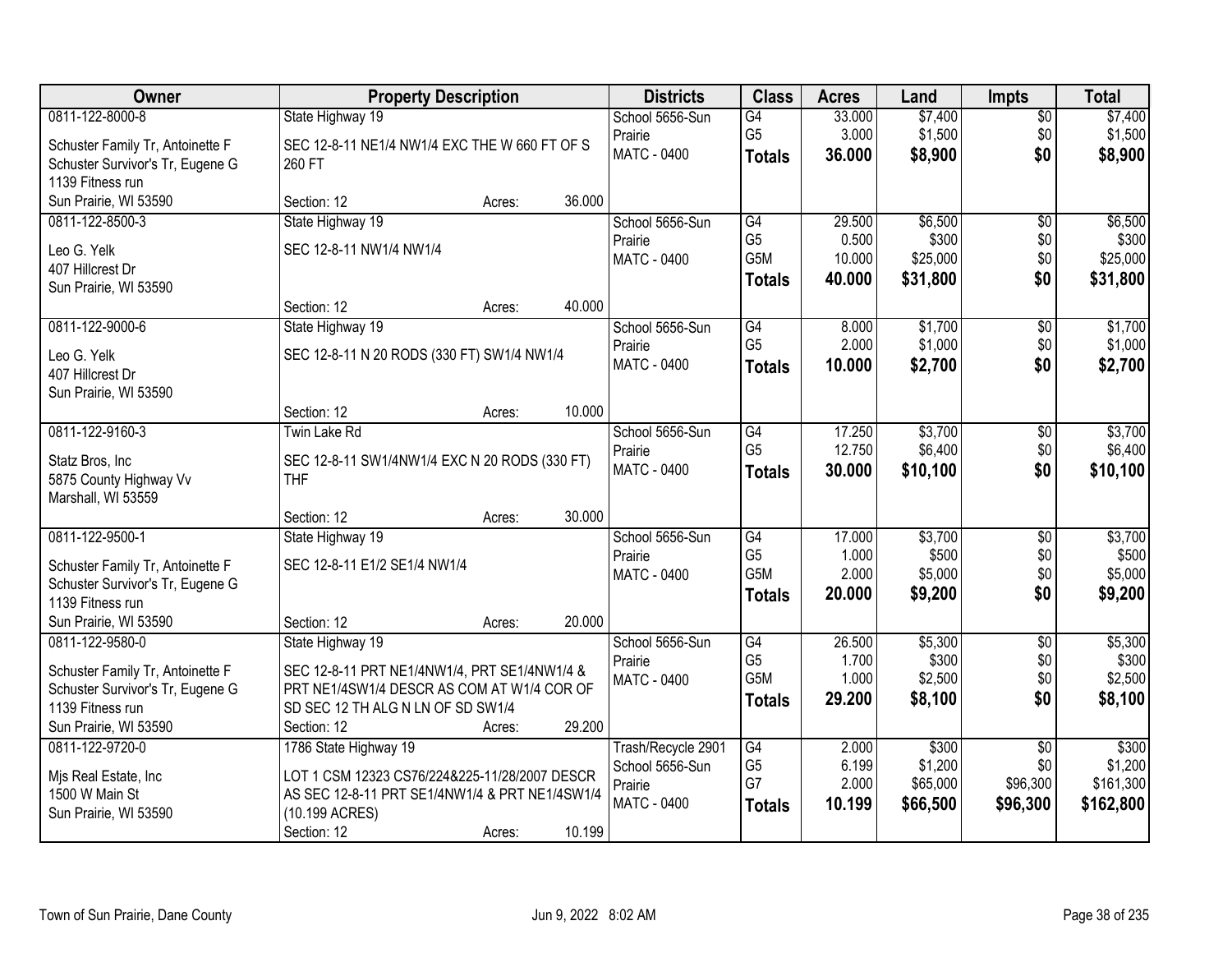| Owner | Property Description | | | Districts | Class | Acres | Land | Impts | Total |
|---|---|---|---|---|---|---|---|---|---|
| 0811-122-8000-8 | State Highway 19 | | | School 5656-Sun Prairie | G4 | 33.000 | $7,400 | $0 | $7,400 |
| Schuster Family Tr, Antoinette F | SEC 12-8-11 NE1/4 NW1/4 EXC THE W 660 FT OF S 260 FT | | | MATC - 0400 | G5 | 3.000 | $1,500 | $0 | $1,500 |
| Schuster Survivor's Tr, Eugene G | | | | | **Totals** | **36.000** | **$8,900** | **$0** | **$8,900** |
| 1139 Fitness run | | | | | | | | | |
| Sun Prairie, WI 53590 | Section: 12 | Acres: | 36.000 | | | | | | |
| 0811-122-8500-3 | State Highway 19 | | | School 5656-Sun Prairie | G4 | 29.500 | $6,500 | $0 | $6,500 |
| Leo G. Yelk | SEC 12-8-11 NW1/4 NW1/4 | | | MATC - 0400 | G5 | 0.500 | $300 | $0 | $300 |
| 407 Hillcrest Dr | | | | | G5M | 10.000 | $25,000 | $0 | $25,000 |
| Sun Prairie, WI 53590 | | | | | **Totals** | **40.000** | **$31,800** | **$0** | **$31,800** |
| | Section: 12 | Acres: | 40.000 | | | | | | |
| 0811-122-9000-6 | State Highway 19 | | | School 5656-Sun Prairie | G4 | 8.000 | $1,700 | $0 | $1,700 |
| Leo G. Yelk | SEC 12-8-11 N 20 RODS (330 FT) SW1/4 NW1/4 | | | MATC - 0400 | G5 | 2.000 | $1,000 | $0 | $1,000 |
| 407 Hillcrest Dr | | | | | **Totals** | **10.000** | **$2,700** | **$0** | **$2,700** |
| Sun Prairie, WI 53590 | | | | | | | | | |
| | Section: 12 | Acres: | 10.000 | | | | | | |
| 0811-122-9160-3 | Twin Lake Rd | | | School 5656-Sun Prairie | G4 | 17.250 | $3,700 | $0 | $3,700 |
| Statz Bros, Inc | SEC 12-8-11 SW1/4NW1/4 EXC N 20 RODS (330 FT) THF | | | MATC - 0400 | G5 | 12.750 | $6,400 | $0 | $6,400 |
| 5875 County Highway Vv | | | | | **Totals** | **30.000** | **$10,100** | **$0** | **$10,100** |
| Marshall, WI 53559 | | | | | | | | | |
| | Section: 12 | Acres: | 30.000 | | | | | | |
| 0811-122-9500-1 | State Highway 19 | | | School 5656-Sun Prairie | G4 | 17.000 | $3,700 | $0 | $3,700 |
| Schuster Family Tr, Antoinette F | SEC 12-8-11 E1/2 SE1/4 NW1/4 | | | MATC - 0400 | G5 | 1.000 | $500 | $0 | $500 |
| Schuster Survivor's Tr, Eugene G | | | | | G5M | 2.000 | $5,000 | $0 | $5,000 |
| 1139 Fitness run | | | | | **Totals** | **20.000** | **$9,200** | **$0** | **$9,200** |
| Sun Prairie, WI 53590 | Section: 12 | Acres: | 20.000 | | | | | | |
| 0811-122-9580-0 | State Highway 19 | | | School 5656-Sun Prairie | G4 | 26.500 | $5,300 | $0 | $5,300 |
| Schuster Family Tr, Antoinette F | SEC 12-8-11 PRT NE1/4NW1/4, PRT SE1/4NW1/4 & PRT NE1/4SW1/4 DESCR AS COM AT W1/4 COR OF SD SEC 12 TH ALG N LN OF SD SW1/4 | | | MATC - 0400 | G5 | 1.700 | $300 | $0 | $300 |
| Schuster Survivor's Tr, Eugene G | | | | | G5M | 1.000 | $2,500 | $0 | $2,500 |
| 1139 Fitness run | | | | | **Totals** | **29.200** | **$8,100** | **$0** | **$8,100** |
| Sun Prairie, WI 53590 | Section: 12 | Acres: | 29.200 | | | | | | |
| 0811-122-9720-0 | 1786 State Highway 19 | | | Trash/Recycle 2901 | G4 | 2.000 | $300 | $0 | $300 |
| Mjs Real Estate, Inc | LOT 1 CSM 12323 CS76/224&225-11/28/2007 DESCR AS SEC 12-8-11 PRT SE1/4NW1/4 & PRT NE1/4SW1/4 (10.199 ACRES) | | | School 5656-Sun Prairie | G5 | 6.199 | $1,200 | $0 | $1,200 |
| 1500 W Main St | | | | MATC - 0400 | G7 | 2.000 | $65,000 | $96,300 | $161,300 |
| Sun Prairie, WI 53590 | | | | | **Totals** | **10.199** | **$66,500** | **$96,300** | **$162,800** |
| | Section: 12 | Acres: | 10.199 | | | | | | |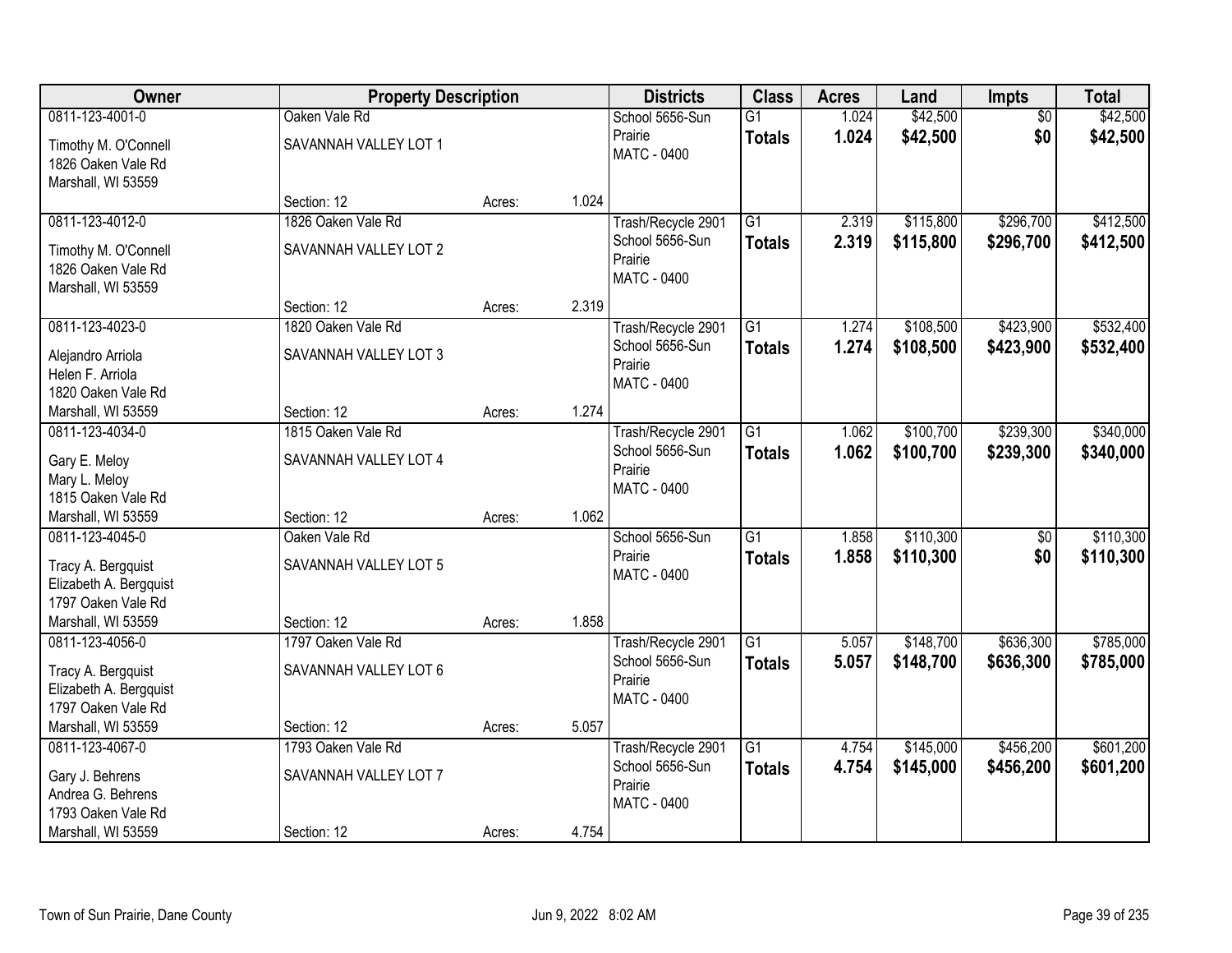| Owner | Property Description | | | Districts | Class | Acres | Land | Impts | Total |
|---|---|---|---|---|---|---|---|---|---|
| 0811-123-4001-0<br>Timothy M. O'Connell<br>1826 Oaken Vale Rd<br>Marshall, WI 53559 | Oaken Vale Rd<br>SAVANNAH VALLEY LOT 1<br>Section: 12 | Acres: | 1.024 | School 5656-Sun Prairie<br>MATC - 0400 | G1<br>**Totals** | 1.024<br>**1.024** | $42,500<br>**$42,500** | $0<br>**$0** | $42,500<br>**$42,500** |
| 0811-123-4012-0<br>Timothy M. O'Connell<br>1826 Oaken Vale Rd<br>Marshall, WI 53559 | 1826 Oaken Vale Rd<br>SAVANNAH VALLEY LOT 2<br>Section: 12 | Acres: | 2.319 | Trash/Recycle 2901<br>School 5656-Sun Prairie<br>MATC - 0400 | G1<br>**Totals** | 2.319<br>**2.319** | $115,800<br>**$115,800** | $296,700<br>**$296,700** | $412,500<br>**$412,500** |
| 0811-123-4023-0<br>Alejandro Arriola<br>Helen F. Arriola<br>1820 Oaken Vale Rd<br>Marshall, WI 53559 | 1820 Oaken Vale Rd<br>SAVANNAH VALLEY LOT 3<br>Section: 12 | Acres: | 1.274 | Trash/Recycle 2901<br>School 5656-Sun Prairie<br>MATC - 0400 | G1<br>**Totals** | 1.274<br>**1.274** | $108,500<br>**$108,500** | $423,900<br>**$423,900** | $532,400<br>**$532,400** |
| 0811-123-4034-0<br>Gary E. Meloy<br>Mary L. Meloy<br>1815 Oaken Vale Rd<br>Marshall, WI 53559 | 1815 Oaken Vale Rd<br>SAVANNAH VALLEY LOT 4<br>Section: 12 | Acres: | 1.062 | Trash/Recycle 2901<br>School 5656-Sun Prairie<br>MATC - 0400 | G1<br>**Totals** | 1.062<br>**1.062** | $100,700<br>**$100,700** | $239,300<br>**$239,300** | $340,000<br>**$340,000** |
| 0811-123-4045-0<br>Tracy A. Bergquist<br>Elizabeth A. Bergquist<br>1797 Oaken Vale Rd<br>Marshall, WI 53559 | Oaken Vale Rd<br>SAVANNAH VALLEY LOT 5<br>Section: 12 | Acres: | 1.858 | School 5656-Sun Prairie<br>MATC - 0400 | G1<br>**Totals** | 1.858<br>**1.858** | $110,300<br>**$110,300** | $0<br>**$0** | $110,300<br>**$110,300** |
| 0811-123-4056-0<br>Tracy A. Bergquist<br>Elizabeth A. Bergquist<br>1797 Oaken Vale Rd<br>Marshall, WI 53559 | 1797 Oaken Vale Rd<br>SAVANNAH VALLEY LOT 6<br>Section: 12 | Acres: | 5.057 | Trash/Recycle 2901<br>School 5656-Sun Prairie<br>MATC - 0400 | G1<br>**Totals** | 5.057<br>**5.057** | $148,700<br>**$148,700** | $636,300<br>**$636,300** | $785,000<br>**$785,000** |
| 0811-123-4067-0<br>Gary J. Behrens<br>Andrea G. Behrens<br>1793 Oaken Vale Rd<br>Marshall, WI 53559 | 1793 Oaken Vale Rd<br>SAVANNAH VALLEY LOT 7<br>Section: 12 | Acres: | 4.754 | Trash/Recycle 2901<br>School 5656-Sun Prairie<br>MATC - 0400 | G1<br>**Totals** | 4.754<br>**4.754** | $145,000<br>**$145,000** | $456,200<br>**$456,200** | $601,200<br>**$601,200** |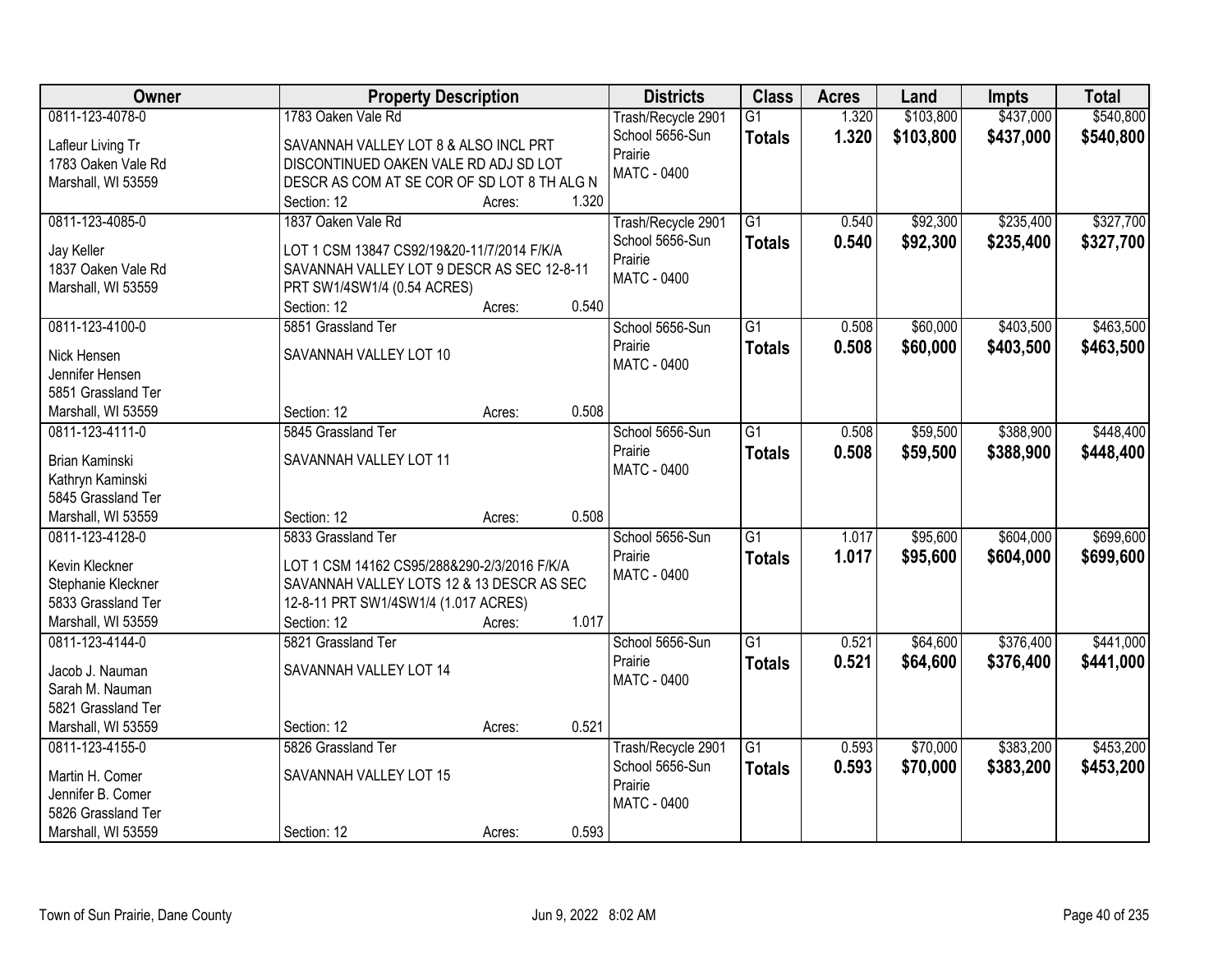| Owner | Property Description | Districts | Class | Acres | Land | Impts | Total |
|---|---|---|---|---|---|---|---|
| 0811-123-4078-0<br>Lafleur Living Tr<br>1783 Oaken Vale Rd<br>Marshall, WI 53559 | 1783 Oaken Vale Rd<br>SAVANNAH VALLEY LOT 8 & ALSO INCL PRT DISCONTINUED OAKEN VALE RD ADJ SD LOT DESCR AS COM AT SE COR OF SD LOT 8 TH ALG N<br>Section: 12 Acres: 1.320 | Trash/Recycle 2901<br>School 5656-Sun Prairie<br>MATC - 0400 | G1<br>**Totals** | 1.320<br>**1.320** | $103,800<br>**$103,800** | $437,000<br>**$437,000** | $540,800<br>**$540,800** |
| 0811-123-4085-0<br>Jay Keller<br>1837 Oaken Vale Rd<br>Marshall, WI 53559 | 1837 Oaken Vale Rd<br>LOT 1 CSM 13847 CS92/19&20-11/7/2014 F/K/A SAVANNAH VALLEY LOT 9 DESCR AS SEC 12-8-11 PRT SW1/4SW1/4 (0.54 ACRES)<br>Section: 12 Acres: 0.540 | Trash/Recycle 2901<br>School 5656-Sun Prairie<br>MATC - 0400 | G1<br>**Totals** | 0.540<br>**0.540** | $92,300<br>**$92,300** | $235,400<br>**$235,400** | $327,700<br>**$327,700** |
| 0811-123-4100-0<br>Nick Hensen<br>Jennifer Hensen<br>5851 Grassland Ter<br>Marshall, WI 53559 | 5851 Grassland Ter<br>SAVANNAH VALLEY LOT 10<br>Section: 12 Acres: 0.508 | School 5656-Sun Prairie<br>MATC - 0400 | G1<br>**Totals** | 0.508<br>**0.508** | $60,000<br>**$60,000** | $403,500<br>**$403,500** | $463,500<br>**$463,500** |
| 0811-123-4111-0<br>Brian Kaminski<br>Kathryn Kaminski<br>5845 Grassland Ter<br>Marshall, WI 53559 | 5845 Grassland Ter<br>SAVANNAH VALLEY LOT 11<br>Section: 12 Acres: 0.508 | School 5656-Sun Prairie<br>MATC - 0400 | G1<br>**Totals** | 0.508<br>**0.508** | $59,500<br>**$59,500** | $388,900<br>**$388,900** | $448,400<br>**$448,400** |
| 0811-123-4128-0<br>Kevin Kleckner<br>Stephanie Kleckner<br>5833 Grassland Ter<br>Marshall, WI 53559 | 5833 Grassland Ter<br>LOT 1 CSM 14162 CS95/288&290-2/3/2016 F/K/A SAVANNAH VALLEY LOTS 12 & 13 DESCR AS SEC 12-8-11 PRT SW1/4SW1/4 (1.017 ACRES)<br>Section: 12 Acres: 1.017 | School 5656-Sun Prairie<br>MATC - 0400 | G1<br>**Totals** | 1.017<br>**1.017** | $95,600<br>**$95,600** | $604,000<br>**$604,000** | $699,600<br>**$699,600** |
| 0811-123-4144-0<br>Jacob J. Nauman<br>Sarah M. Nauman<br>5821 Grassland Ter<br>Marshall, WI 53559 | 5821 Grassland Ter<br>SAVANNAH VALLEY LOT 14<br>Section: 12 Acres: 0.521 | School 5656-Sun Prairie<br>MATC - 0400 | G1<br>**Totals** | 0.521<br>**0.521** | $64,600<br>**$64,600** | $376,400<br>**$376,400** | $441,000<br>**$441,000** |
| 0811-123-4155-0<br>Martin H. Comer<br>Jennifer B. Comer<br>5826 Grassland Ter<br>Marshall, WI 53559 | 5826 Grassland Ter<br>SAVANNAH VALLEY LOT 15<br>Section: 12 Acres: 0.593 | Trash/Recycle 2901<br>School 5656-Sun Prairie<br>MATC - 0400 | G1<br>**Totals** | 0.593<br>**0.593** | $70,000<br>**$70,000** | $383,200<br>**$383,200** | $453,200<br>**$453,200** |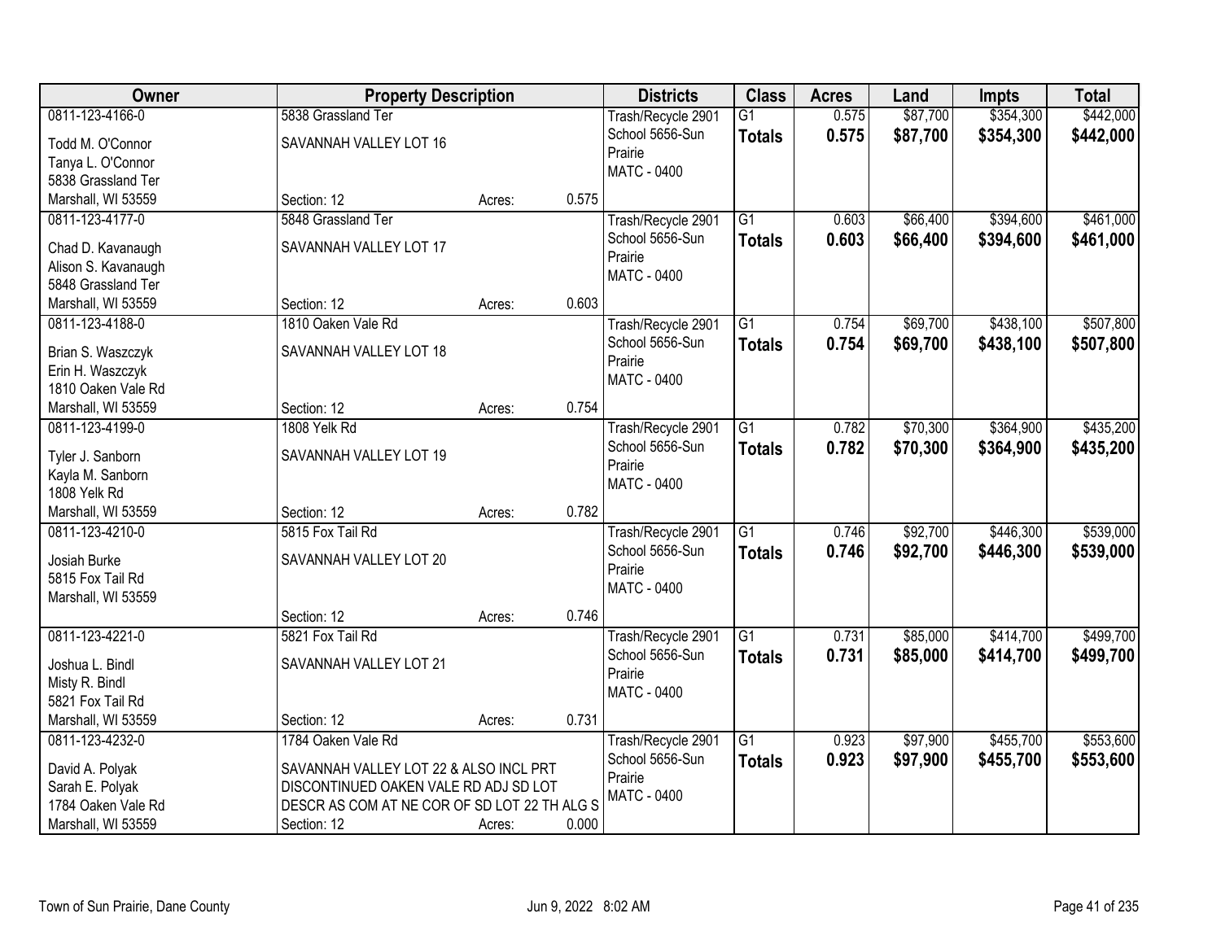| Owner | Property Description | | | Districts | Class | Acres | Land | Impts | Total |
|---|---|---|---|---|---|---|---|---|---|
| 0811-123-4166-0<br>Todd M. O'Connor<br>Tanya L. O'Connor<br>5838 Grassland Ter<br>Marshall, WI 53559 | 5838 Grassland Ter<br>SAVANNAH VALLEY LOT 16<br>Section: 12 | Acres: | 0.575 | Trash/Recycle 2901<br>School 5656-Sun Prairie<br>MATC - 0400 | G1<br>**Totals** | 0.575<br>**0.575** | $87,700<br>**$87,700** | $354,300<br>**$354,300** | $442,000<br>**$442,000** |
| 0811-123-4177-0<br>Chad D. Kavanaugh<br>Alison S. Kavanaugh<br>5848 Grassland Ter<br>Marshall, WI 53559 | 5848 Grassland Ter<br>SAVANNAH VALLEY LOT 17<br>Section: 12 | Acres: | 0.603 | Trash/Recycle 2901<br>School 5656-Sun Prairie<br>MATC - 0400 | G1<br>**Totals** | 0.603<br>**0.603** | $66,400<br>**$66,400** | $394,600<br>**$394,600** | $461,000<br>**$461,000** |
| 0811-123-4188-0<br>Brian S. Waszczyk<br>Erin H. Waszczyk<br>1810 Oaken Vale Rd<br>Marshall, WI 53559 | 1810 Oaken Vale Rd<br>SAVANNAH VALLEY LOT 18<br>Section: 12 | Acres: | 0.754 | Trash/Recycle 2901<br>School 5656-Sun Prairie<br>MATC - 0400 | G1<br>**Totals** | 0.754<br>**0.754** | $69,700<br>**$69,700** | $438,100<br>**$438,100** | $507,800<br>**$507,800** |
| 0811-123-4199-0<br>Tyler J. Sanborn<br>Kayla M. Sanborn<br>1808 Yelk Rd<br>Marshall, WI 53559 | 1808 Yelk Rd<br>SAVANNAH VALLEY LOT 19<br>Section: 12 | Acres: | 0.782 | Trash/Recycle 2901<br>School 5656-Sun Prairie<br>MATC - 0400 | G1<br>**Totals** | 0.782<br>**0.782** | $70,300<br>**$70,300** | $364,900<br>**$364,900** | $435,200<br>**$435,200** |
| 0811-123-4210-0<br>Josiah Burke<br>5815 Fox Tail Rd<br>Marshall, WI 53559 | 5815 Fox Tail Rd<br>SAVANNAH VALLEY LOT 20<br>Section: 12 | Acres: | 0.746 | Trash/Recycle 2901<br>School 5656-Sun Prairie<br>MATC - 0400 | G1<br>**Totals** | 0.746<br>**0.746** | $92,700<br>**$92,700** | $446,300<br>**$446,300** | $539,000<br>**$539,000** |
| 0811-123-4221-0<br>Joshua L. Bindl<br>Misty R. Bindl<br>5821 Fox Tail Rd<br>Marshall, WI 53559 | 5821 Fox Tail Rd<br>SAVANNAH VALLEY LOT 21<br>Section: 12 | Acres: | 0.731 | Trash/Recycle 2901<br>School 5656-Sun Prairie<br>MATC - 0400 | G1<br>**Totals** | 0.731<br>**0.731** | $85,000<br>**$85,000** | $414,700<br>**$414,700** | $499,700<br>**$499,700** |
| 0811-123-4232-0<br>David A. Polyak<br>Sarah E. Polyak<br>1784 Oaken Vale Rd<br>Marshall, WI 53559 | 1784 Oaken Vale Rd<br>SAVANNAH VALLEY LOT 22 & ALSO INCL PRT DISCONTINUED OAKEN VALE RD ADJ SD LOT DESCR AS COM AT NE COR OF SD LOT 22 TH ALG S<br>Section: 12 | Acres: | 0.000 | Trash/Recycle 2901<br>School 5656-Sun Prairie<br>MATC - 0400 | G1<br>**Totals** | 0.923<br>**0.923** | $97,900<br>**$97,900** | $455,700<br>**$455,700** | $553,600<br>**$553,600** |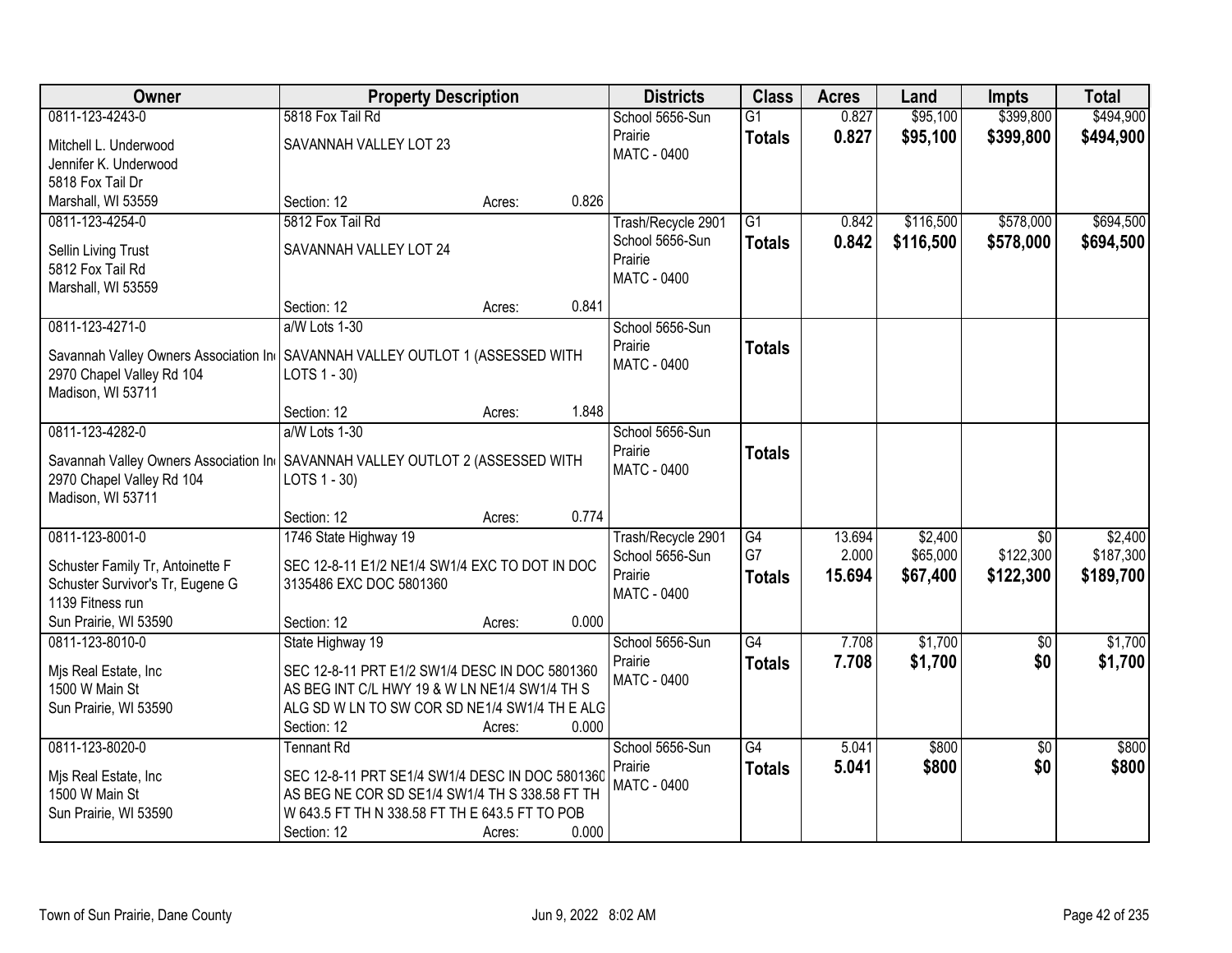| Owner | Property Description | Districts | Class | Acres | Land | Impts | Total |
|---|---|---|---|---|---|---|---|
| 0811-123-4243-0<br>Mitchell L. Underwood<br>Jennifer K. Underwood<br>5818 Fox Tail Dr<br>Marshall, WI 53559 | 5818 Fox Tail Rd<br>SAVANNAH VALLEY LOT 23<br>Section: 12 Acres: 0.826 | School 5656-Sun Prairie<br>MATC - 0400 | G1<br>**Totals** | 0.827<br>**0.827** | $95,100<br>**$95,100** | $399,800<br>**$399,800** | $494,900<br>**$494,900** |
| 0811-123-4254-0<br>Sellin Living Trust<br>5812 Fox Tail Rd<br>Marshall, WI 53559 | 5812 Fox Tail Rd<br>SAVANNAH VALLEY LOT 24<br>Section: 12 Acres: 0.841 | Trash/Recycle 2901<br>School 5656-Sun Prairie<br>MATC - 0400 | G1<br>**Totals** | 0.842<br>**0.842** | $116,500<br>**$116,500** | $578,000<br>**$578,000** | $694,500<br>**$694,500** |
| 0811-123-4271-0<br>Savannah Valley Owners Association In<br>2970 Chapel Valley Rd 104<br>Madison, WI 53711 | a/W Lots 1-30<br>SAVANNAH VALLEY OUTLOT 1 (ASSESSED WITH LOTS 1 - 30)<br>Section: 12 Acres: 1.848 | School 5656-Sun Prairie<br>MATC - 0400 | **Totals** | | | | |
| 0811-123-4282-0<br>Savannah Valley Owners Association In<br>2970 Chapel Valley Rd 104<br>Madison, WI 53711 | a/W Lots 1-30<br>SAVANNAH VALLEY OUTLOT 2 (ASSESSED WITH LOTS 1 - 30)<br>Section: 12 Acres: 0.774 | School 5656-Sun Prairie<br>MATC - 0400 | **Totals** | | | | |
| 0811-123-8001-0<br>Schuster Family Tr, Antoinette F<br>Schuster Survivor's Tr, Eugene G<br>1139 Fitness run<br>Sun Prairie, WI 53590 | 1746 State Highway 19<br>SEC 12-8-11 E1/2 NE1/4 SW1/4 EXC TO DOT IN DOC 3135486 EXC DOC 5801360<br>Section: 12 Acres: 0.000 | Trash/Recycle 2901<br>School 5656-Sun Prairie<br>MATC - 0400 | G4<br>G7<br>**Totals** | 13.694<br>2.000<br>**15.694** | $2,400<br>$65,000<br>**$67,400** | $0<br>$122,300<br>**$122,300** | $2,400<br>$187,300<br>**$189,700** |
| 0811-123-8010-0<br>Mjs Real Estate, Inc<br>1500 W Main St<br>Sun Prairie, WI 53590 | State Highway 19<br>SEC 12-8-11 PRT E1/2 SW1/4 DESC IN DOC 5801360 AS BEG INT C/L HWY 19 & W LN NE1/4 SW1/4 TH S ALG SD W LN TO SW COR SD NE1/4 SW1/4 TH E ALG<br>Section: 12 Acres: 0.000 | School 5656-Sun Prairie<br>MATC - 0400 | G4<br>**Totals** | 7.708<br>**7.708** | $1,700<br>**$1,700** | $0<br>**$0** | $1,700<br>**$1,700** |
| 0811-123-8020-0<br>Mjs Real Estate, Inc<br>1500 W Main St<br>Sun Prairie, WI 53590 | Tennant Rd<br>SEC 12-8-11 PRT SE1/4 SW1/4 DESC IN DOC 5801360 AS BEG NE COR SD SE1/4 SW1/4 TH S 338.58 FT TH W 643.5 FT TH N 338.58 FT TH E 643.5 FT TO POB<br>Section: 12 Acres: 0.000 | School 5656-Sun Prairie<br>MATC - 0400 | G4<br>**Totals** | 5.041<br>**5.041** | $800<br>**$800** | $0<br>**$0** | $800<br>**$800** |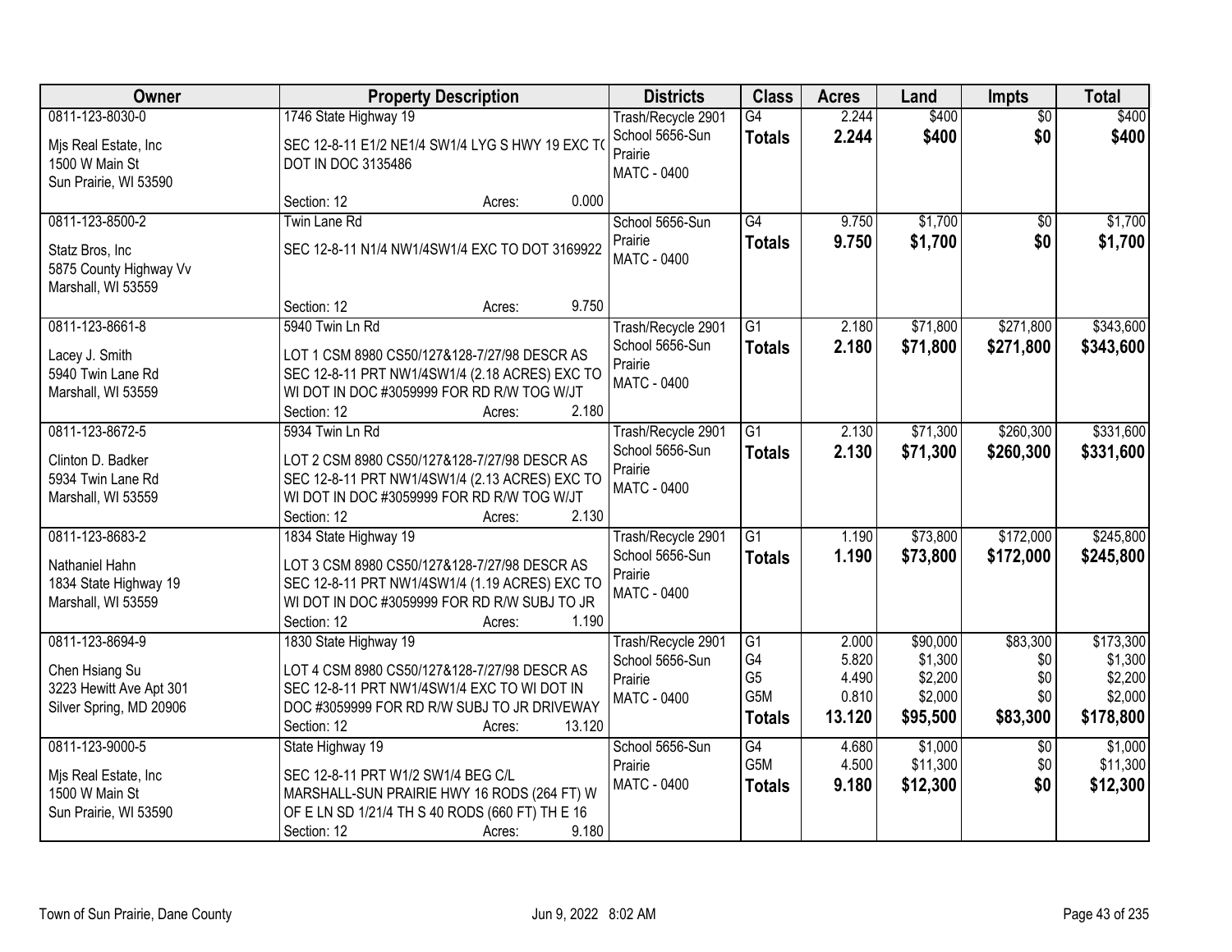| Owner | Property Description | Districts | Class | Acres | Land | Impts | Total |
|---|---|---|---|---|---|---|---|
| 0811-123-8030-0<br>Mjs Real Estate, Inc<br>1500 W Main St<br>Sun Prairie, WI 53590 | 1746 State Highway 19<br>SEC 12-8-11 E1/2 NE1/4 SW1/4 LYG S HWY 19 EXC TO DOT IN DOC 3135486<br>Section: 12 Acres: 0.000 | Trash/Recycle 2901<br>School 5656-Sun Prairie<br>MATC - 0400 | G4<br>**Totals** | 2.244<br>**2.244** | $400<br>**$400** | $0<br>**$0** | $400<br>**$400** |
| 0811-123-8500-2<br>Statz Bros, Inc<br>5875 County Highway Vv<br>Marshall, WI 53559 | Twin Lane Rd<br>SEC 12-8-11 N1/4 NW1/4SW1/4 EXC TO DOT 3169922<br>Section: 12 Acres: 9.750 | School 5656-Sun Prairie<br>MATC - 0400 | G4<br>**Totals** | 9.750<br>**9.750** | $1,700<br>**$1,700** | $0<br>**$0** | $1,700<br>**$1,700** |
| 0811-123-8661-8<br>Lacey J. Smith<br>5940 Twin Lane Rd<br>Marshall, WI 53559 | 5940 Twin Ln Rd<br>LOT 1 CSM 8980 CS50/127&128-7/27/98 DESCR AS SEC 12-8-11 PRT NW1/4SW1/4 (2.18 ACRES) EXC TO WI DOT IN DOC #3059999 FOR RD R/W TOG W/JT<br>Section: 12 Acres: 2.180 | Trash/Recycle 2901<br>School 5656-Sun Prairie<br>MATC - 0400 | G1<br>**Totals** | 2.180<br>**2.180** | $71,800<br>**$71,800** | $271,800<br>**$271,800** | $343,600<br>**$343,600** |
| 0811-123-8672-5<br>Clinton D. Badker<br>5934 Twin Lane Rd<br>Marshall, WI 53559 | 5934 Twin Ln Rd<br>LOT 2 CSM 8980 CS50/127&128-7/27/98 DESCR AS SEC 12-8-11 PRT NW1/4SW1/4 (2.13 ACRES) EXC TO WI DOT IN DOC #3059999 FOR RD R/W TOG W/JT<br>Section: 12 Acres: 2.130 | Trash/Recycle 2901<br>School 5656-Sun Prairie<br>MATC - 0400 | G1<br>**Totals** | 2.130<br>**2.130** | $71,300<br>**$71,300** | $260,300<br>**$260,300** | $331,600<br>**$331,600** |
| 0811-123-8683-2<br>Nathaniel Hahn<br>1834 State Highway 19<br>Marshall, WI 53559 | 1834 State Highway 19<br>LOT 3 CSM 8980 CS50/127&128-7/27/98 DESCR AS SEC 12-8-11 PRT NW1/4SW1/4 (1.19 ACRES) EXC TO WI DOT IN DOC #3059999 FOR RD R/W SUBJ TO JR<br>Section: 12 Acres: 1.190 | Trash/Recycle 2901<br>School 5656-Sun Prairie<br>MATC - 0400 | G1<br>**Totals** | 1.190<br>**1.190** | $73,800<br>**$73,800** | $172,000<br>**$172,000** | $245,800<br>**$245,800** |
| 0811-123-8694-9<br>Chen Hsiang Su<br>3223 Hewitt Ave Apt 301<br>Silver Spring, MD 20906 | 1830 State Highway 19<br>LOT 4 CSM 8980 CS50/127&128-7/27/98 DESCR AS SEC 12-8-11 PRT NW1/4SW1/4 EXC TO WI DOT IN DOC #3059999 FOR RD R/W SUBJ TO JR DRIVEWAY<br>Section: 12 Acres: 13.120 | Trash/Recycle 2901<br>School 5656-Sun Prairie<br>MATC - 0400 | G1<br>G4<br>G5<br>G5M<br>**Totals** | 2.000<br>5.820<br>4.490<br>0.810<br>**13.120** | $90,000<br>$1,300<br>$2,200<br>$2,000<br>**$95,500** | $83,300<br>$0<br>$0<br>$0<br>**$83,300** | $173,300<br>$1,300<br>$2,200<br>$2,000<br>**$178,800** |
| 0811-123-9000-5<br>Mjs Real Estate, Inc<br>1500 W Main St<br>Sun Prairie, WI 53590 | State Highway 19<br>SEC 12-8-11 PRT W1/2 SW1/4 BEG C/L MARSHALL-SUN PRAIRIE HWY 16 RODS (264 FT) W OF E LN SD 1/21/4 TH S 40 RODS (660 FT) TH E 16<br>Section: 12 Acres: 9.180 | School 5656-Sun Prairie<br>MATC - 0400 | G4<br>G5M<br>**Totals** | 4.680<br>4.500<br>**9.180** | $1,000<br>$11,300<br>**$12,300** | $0<br>$0<br>**$0** | $1,000<br>$11,300<br>**$12,300** |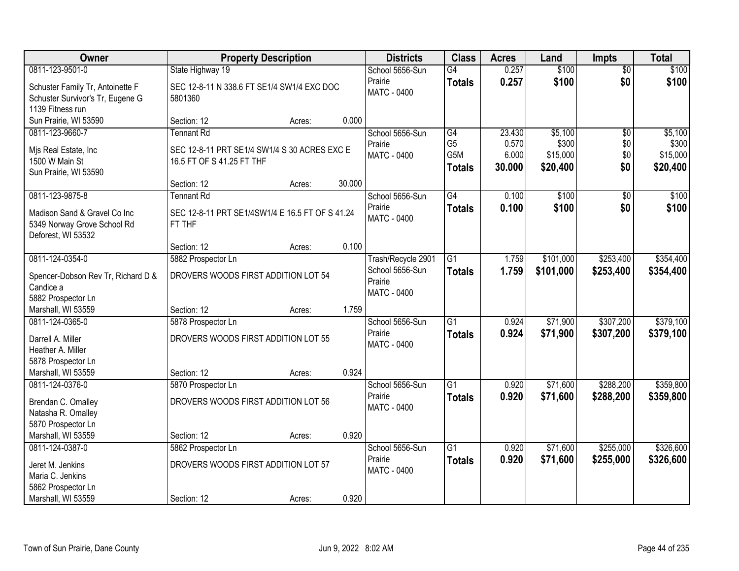| Owner | Property Description | Districts | Class | Acres | Land | Impts | Total |
|---|---|---|---|---|---|---|---|
| 0811-123-9501-0<br>Schuster Family Tr, Antoinette F<br>Schuster Survivor's Tr, Eugene G<br>1139 Fitness run<br>Sun Prairie, WI 53590 | State Highway 19<br>SEC 12-8-11 N 338.6 FT SE1/4 SW1/4 EXC DOC 5801360<br>Section: 12 Acres: 0.000 | School 5656-Sun Prairie<br>MATC - 0400 | G4<br>**Totals** | 0.257<br>**0.257** | $100<br>**$100** | $0<br>**$0** | $100<br>**$100** |
| 0811-123-9660-7<br>Mjs Real Estate, Inc<br>1500 W Main St<br>Sun Prairie, WI 53590 | Tennant Rd<br>SEC 12-8-11 PRT SE1/4 SW1/4 S 30 ACRES EXC E 16.5 FT OF S 41.25 FT THF<br>Section: 12 Acres: 30.000 | School 5656-Sun Prairie<br>MATC - 0400 | G4<br>G5<br>G5M<br>**Totals** | 23.430<br>0.570<br>6.000<br>**30.000** | $5,100<br>$300<br>$15,000<br>**$20,400** | $0<br>$0<br>$0<br>**$0** | $5,100<br>$300<br>$15,000<br>**$20,400** |
| 0811-123-9875-8<br>Madison Sand & Gravel Co Inc<br>5349 Norway Grove School Rd<br>Deforest, WI 53532 | Tennant Rd<br>SEC 12-8-11 PRT SE1/4SW1/4 E 16.5 FT OF S 41.24 FT THF<br>Section: 12 Acres: 0.100 | School 5656-Sun Prairie<br>MATC - 0400 | G4<br>**Totals** | 0.100<br>**0.100** | $100<br>**$100** | $0<br>**$0** | $100<br>**$100** |
| 0811-124-0354-0<br>Spencer-Dobson Rev Tr, Richard D & Candice a<br>5882 Prospector Ln<br>Marshall, WI 53559 | 5882 Prospector Ln<br>DROVERS WOODS FIRST ADDITION LOT 54<br>Section: 12 Acres: 1.759 | Trash/Recycle 2901<br>School 5656-Sun Prairie<br>MATC - 0400 | G1<br>**Totals** | 1.759<br>**1.759** | $101,000<br>**$101,000** | $253,400<br>**$253,400** | $354,400<br>**$354,400** |
| 0811-124-0365-0<br>Darrell A. Miller<br>Heather A. Miller<br>5878 Prospector Ln<br>Marshall, WI 53559 | 5878 Prospector Ln<br>DROVERS WOODS FIRST ADDITION LOT 55<br>Section: 12 Acres: 0.924 | School 5656-Sun Prairie<br>MATC - 0400 | G1<br>**Totals** | 0.924<br>**0.924** | $71,900<br>**$71,900** | $307,200<br>**$307,200** | $379,100<br>**$379,100** |
| 0811-124-0376-0<br>Brendan C. Omalley<br>Natasha R. Omalley<br>5870 Prospector Ln<br>Marshall, WI 53559 | 5870 Prospector Ln<br>DROVERS WOODS FIRST ADDITION LOT 56<br>Section: 12 Acres: 0.920 | School 5656-Sun Prairie<br>MATC - 0400 | G1<br>**Totals** | 0.920<br>**0.920** | $71,600<br>**$71,600** | $288,200<br>**$288,200** | $359,800<br>**$359,800** |
| 0811-124-0387-0<br>Jeret M. Jenkins<br>Maria C. Jenkins<br>5862 Prospector Ln<br>Marshall, WI 53559 | 5862 Prospector Ln<br>DROVERS WOODS FIRST ADDITION LOT 57<br>Section: 12 Acres: 0.920 | School 5656-Sun Prairie<br>MATC - 0400 | G1<br>**Totals** | 0.920<br>**0.920** | $71,600<br>**$71,600** | $255,000<br>**$255,000** | $326,600<br>**$326,600** |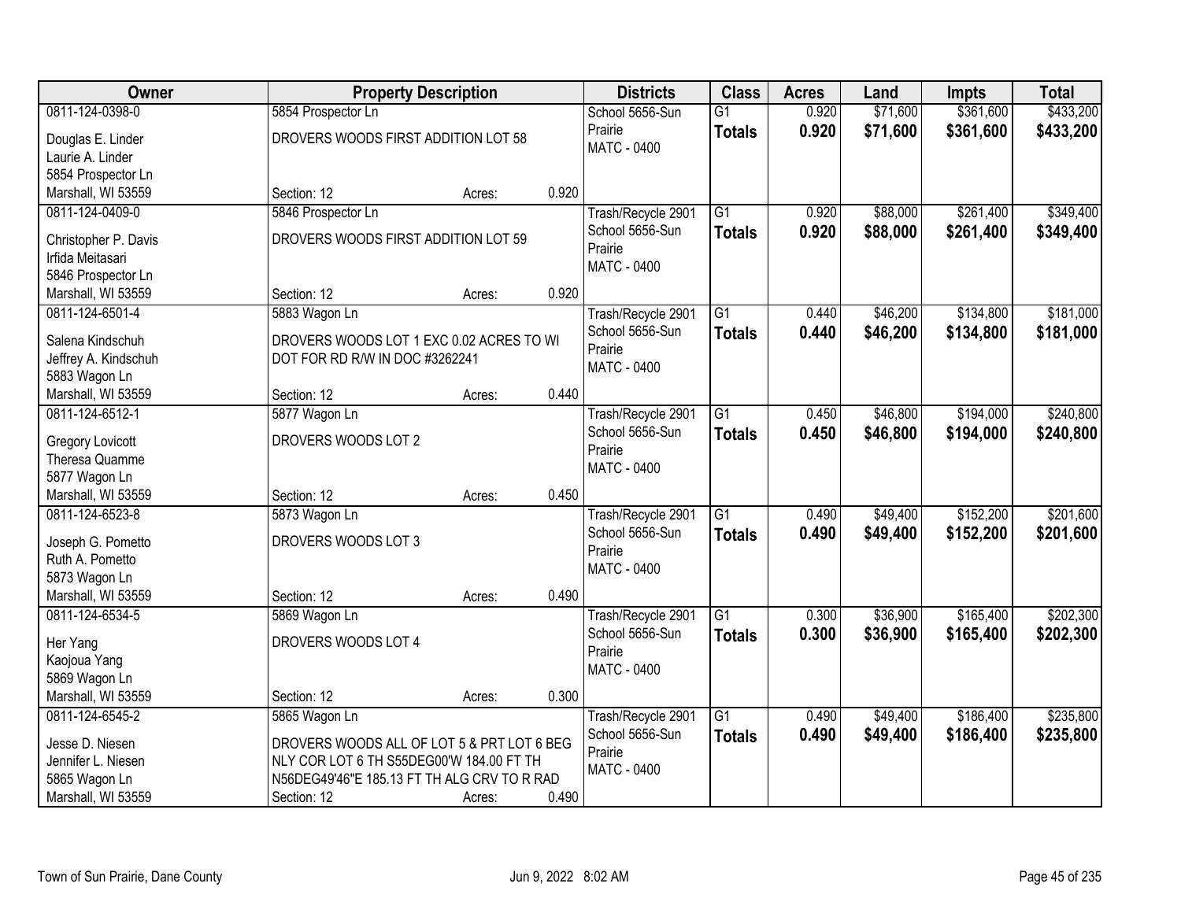| Owner | Property Description | | | Districts | Class | Acres | Land | Impts | Total |
|---|---|---|---|---|---|---|---|---|---|
| 0811-124-0398-0 | 5854 Prospector Ln | | | School 5656-Sun Prairie | G1 | 0.920 | $71,600 | $361,600 | $433,200 |
| Douglas E. Linder<br>Laurie A. Linder<br>5854 Prospector Ln<br>Marshall, WI 53559 | DROVERS WOODS FIRST ADDITION LOT 58 | | | MATC - 0400 | **Totals** | **0.920** | **$71,600** | **$361,600** | **$433,200** |
| | Section: 12 | Acres: | 0.920 | | | | | | |
| 0811-124-0409-0 | 5846 Prospector Ln | | | Trash/Recycle 2901 | G1 | 0.920 | $88,000 | $261,400 | $349,400 |
| Christopher P. Davis<br>Irfida Meitasari<br>5846 Prospector Ln<br>Marshall, WI 53559 | DROVERS WOODS FIRST ADDITION LOT 59 | | | School 5656-Sun Prairie<br>MATC - 0400 | **Totals** | **0.920** | **$88,000** | **$261,400** | **$349,400** |
| | Section: 12 | Acres: | 0.920 | | | | | | |
| 0811-124-6501-4 | 5883 Wagon Ln | | | Trash/Recycle 2901 | G1 | 0.440 | $46,200 | $134,800 | $181,000 |
| Salena Kindschuh<br>Jeffrey A. Kindschuh<br>5883 Wagon Ln<br>Marshall, WI 53559 | DROVERS WOODS LOT 1 EXC 0.02 ACRES TO WI DOT FOR RD R/W IN DOC #3262241 | | | School 5656-Sun Prairie<br>MATC - 0400 | **Totals** | **0.440** | **$46,200** | **$134,800** | **$181,000** |
| | Section: 12 | Acres: | 0.440 | | | | | | |
| 0811-124-6512-1 | 5877 Wagon Ln | | | Trash/Recycle 2901 | G1 | 0.450 | $46,800 | $194,000 | $240,800 |
| Gregory Lovicott<br>Theresa Quamme<br>5877 Wagon Ln<br>Marshall, WI 53559 | DROVERS WOODS LOT 2 | | | School 5656-Sun Prairie<br>MATC - 0400 | **Totals** | **0.450** | **$46,800** | **$194,000** | **$240,800** |
| | Section: 12 | Acres: | 0.450 | | | | | | |
| 0811-124-6523-8 | 5873 Wagon Ln | | | Trash/Recycle 2901 | G1 | 0.490 | $49,400 | $152,200 | $201,600 |
| Joseph G. Pometto<br>Ruth A. Pometto<br>5873 Wagon Ln<br>Marshall, WI 53559 | DROVERS WOODS LOT 3 | | | School 5656-Sun Prairie<br>MATC - 0400 | **Totals** | **0.490** | **$49,400** | **$152,200** | **$201,600** |
| | Section: 12 | Acres: | 0.490 | | | | | | |
| 0811-124-6534-5 | 5869 Wagon Ln | | | Trash/Recycle 2901 | G1 | 0.300 | $36,900 | $165,400 | $202,300 |
| Her Yang<br>Kaojoua Yang<br>5869 Wagon Ln<br>Marshall, WI 53559 | DROVERS WOODS LOT 4 | | | School 5656-Sun Prairie<br>MATC - 0400 | **Totals** | **0.300** | **$36,900** | **$165,400** | **$202,300** |
| | Section: 12 | Acres: | 0.300 | | | | | | |
| 0811-124-6545-2 | 5865 Wagon Ln | | | Trash/Recycle 2901 | G1 | 0.490 | $49,400 | $186,400 | $235,800 |
| Jesse D. Niesen<br>Jennifer L. Niesen<br>5865 Wagon Ln<br>Marshall, WI 53559 | DROVERS WOODS ALL OF LOT 5 & PRT LOT 6 BEG NLY COR LOT 6 TH S55DEG00'W 184.00 FT TH N56DEG49'46"E 185.13 FT TH ALG CRV TO R RAD | | | School 5656-Sun Prairie<br>MATC - 0400 | **Totals** | **0.490** | **$49,400** | **$186,400** | **$235,800** |
| | Section: 12 | Acres: | 0.490 | | | | | | |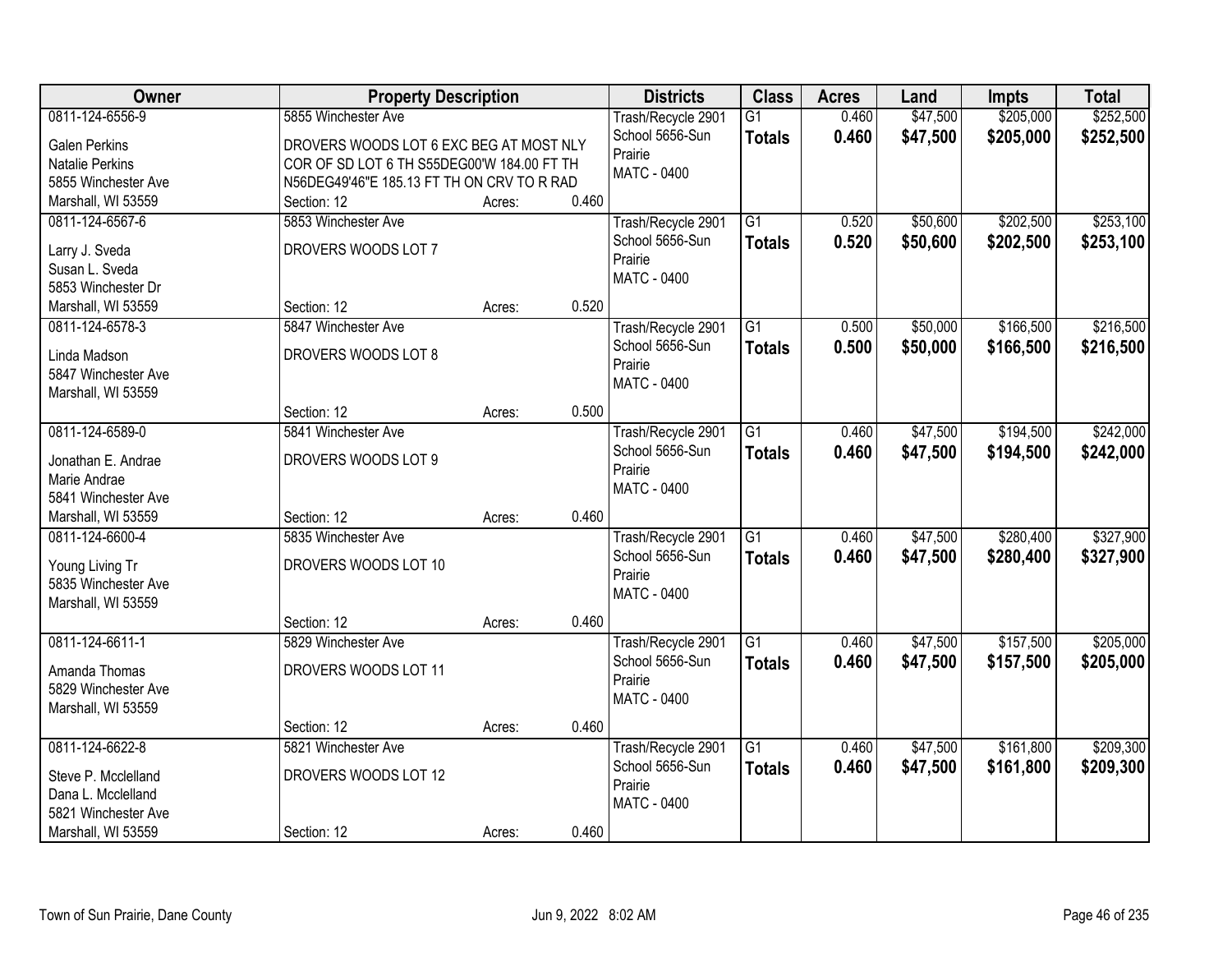| Owner | Property Description | Districts | Class | Acres | Land | Impts | Total |
|---|---|---|---|---|---|---|---|
| 0811-124-6556-9<br>Galen Perkins<br>Natalie Perkins<br>5855 Winchester Ave<br>Marshall, WI 53559 | 5855 Winchester Ave<br>DROVERS WOODS LOT 6 EXC BEG AT MOST NLY COR OF SD LOT 6 TH S55DEG00'W 184.00 FT TH N56DEG49'46"E 185.13 FT TH ON CRV TO R RAD<br>Section: 12 Acres: 0.460 | Trash/Recycle 2901<br>School 5656-Sun Prairie<br>MATC - 0400 | G1<br>**Totals** | 0.460<br>**0.460** | $47,500<br>**$47,500** | $205,000<br>**$205,000** | $252,500<br>**$252,500** |
| 0811-124-6567-6<br>Larry J. Sveda<br>Susan L. Sveda<br>5853 Winchester Dr<br>Marshall, WI 53559 | 5853 Winchester Ave<br>DROVERS WOODS LOT 7<br>Section: 12 Acres: 0.520 | Trash/Recycle 2901<br>School 5656-Sun Prairie<br>MATC - 0400 | G1<br>**Totals** | 0.520<br>**0.520** | $50,600<br>**$50,600** | $202,500<br>**$202,500** | $253,100<br>**$253,100** |
| 0811-124-6578-3<br>Linda Madson<br>5847 Winchester Ave<br>Marshall, WI 53559 | 5847 Winchester Ave<br>DROVERS WOODS LOT 8<br>Section: 12 Acres: 0.500 | Trash/Recycle 2901<br>School 5656-Sun Prairie<br>MATC - 0400 | G1<br>**Totals** | 0.500<br>**0.500** | $50,000<br>**$50,000** | $166,500<br>**$166,500** | $216,500<br>**$216,500** |
| 0811-124-6589-0<br>Jonathan E. Andrae<br>Marie Andrae<br>5841 Winchester Ave<br>Marshall, WI 53559 | 5841 Winchester Ave<br>DROVERS WOODS LOT 9<br>Section: 12 Acres: 0.460 | Trash/Recycle 2901<br>School 5656-Sun Prairie<br>MATC - 0400 | G1<br>**Totals** | 0.460<br>**0.460** | $47,500<br>**$47,500** | $194,500<br>**$194,500** | $242,000<br>**$242,000** |
| 0811-124-6600-4<br>Young Living Tr<br>5835 Winchester Ave<br>Marshall, WI 53559 | 5835 Winchester Ave<br>DROVERS WOODS LOT 10<br>Section: 12 Acres: 0.460 | Trash/Recycle 2901<br>School 5656-Sun Prairie<br>MATC - 0400 | G1<br>**Totals** | 0.460<br>**0.460** | $47,500<br>**$47,500** | $280,400<br>**$280,400** | $327,900<br>**$327,900** |
| 0811-124-6611-1<br>Amanda Thomas<br>5829 Winchester Ave<br>Marshall, WI 53559 | 5829 Winchester Ave<br>DROVERS WOODS LOT 11<br>Section: 12 Acres: 0.460 | Trash/Recycle 2901<br>School 5656-Sun Prairie<br>MATC - 0400 | G1<br>**Totals** | 0.460<br>**0.460** | $47,500<br>**$47,500** | $157,500<br>**$157,500** | $205,000<br>**$205,000** |
| 0811-124-6622-8<br>Steve P. Mcclelland<br>Dana L. Mcclelland<br>5821 Winchester Ave<br>Marshall, WI 53559 | 5821 Winchester Ave<br>DROVERS WOODS LOT 12<br>Section: 12 Acres: 0.460 | Trash/Recycle 2901<br>School 5656-Sun Prairie<br>MATC - 0400 | G1<br>**Totals** | 0.460<br>**0.460** | $47,500<br>**$47,500** | $161,800<br>**$161,800** | $209,300<br>**$209,300** |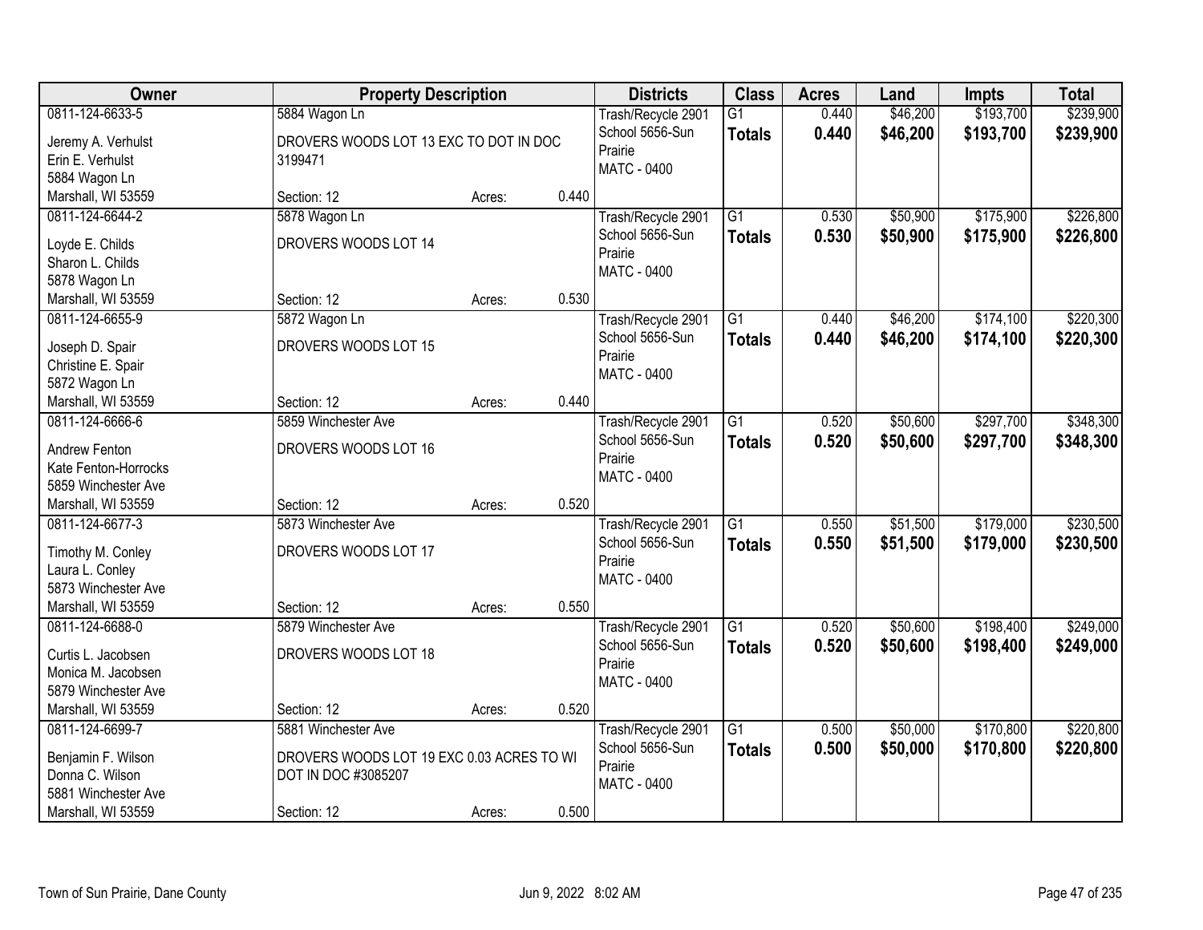| Owner | Property Description | | | Districts | Class | Acres | Land | Impts | Total |
|---|---|---|---|---|---|---|---|---|---|
| 0811-124-6633-5<br>Jeremy A. Verhulst<br>Erin E. Verhulst<br>5884 Wagon Ln<br>Marshall, WI 53559 | 5884 Wagon Ln<br>DROVERS WOODS LOT 13 EXC TO DOT IN DOC 3199471<br>Section: 12 | Acres: | 0.440 | Trash/Recycle 2901<br>School 5656-Sun Prairie<br>MATC - 0400 | G1<br>**Totals** | 0.440<br>**0.440** | $46,200<br>**$46,200** | $193,700<br>**$193,700** | $239,900<br>**$239,900** |
| 0811-124-6644-2<br>Loyde E. Childs<br>Sharon L. Childs<br>5878 Wagon Ln<br>Marshall, WI 53559 | 5878 Wagon Ln<br>DROVERS WOODS LOT 14<br>Section: 12 | Acres: | 0.530 | Trash/Recycle 2901<br>School 5656-Sun Prairie<br>MATC - 0400 | G1<br>**Totals** | 0.530<br>**0.530** | $50,900<br>**$50,900** | $175,900<br>**$175,900** | $226,800<br>**$226,800** |
| 0811-124-6655-9<br>Joseph D. Spair<br>Christine E. Spair<br>5872 Wagon Ln<br>Marshall, WI 53559 | 5872 Wagon Ln<br>DROVERS WOODS LOT 15<br>Section: 12 | Acres: | 0.440 | Trash/Recycle 2901<br>School 5656-Sun Prairie<br>MATC - 0400 | G1<br>**Totals** | 0.440<br>**0.440** | $46,200<br>**$46,200** | $174,100<br>**$174,100** | $220,300<br>**$220,300** |
| 0811-124-6666-6<br>Andrew Fenton<br>Kate Fenton-Horrocks<br>5859 Winchester Ave<br>Marshall, WI 53559 | 5859 Winchester Ave<br>DROVERS WOODS LOT 16<br>Section: 12 | Acres: | 0.520 | Trash/Recycle 2901<br>School 5656-Sun Prairie<br>MATC - 0400 | G1<br>**Totals** | 0.520<br>**0.520** | $50,600<br>**$50,600** | $297,700<br>**$297,700** | $348,300<br>**$348,300** |
| 0811-124-6677-3<br>Timothy M. Conley<br>Laura L. Conley<br>5873 Winchester Ave<br>Marshall, WI 53559 | 5873 Winchester Ave<br>DROVERS WOODS LOT 17<br>Section: 12 | Acres: | 0.550 | Trash/Recycle 2901<br>School 5656-Sun Prairie<br>MATC - 0400 | G1<br>**Totals** | 0.550<br>**0.550** | $51,500<br>**$51,500** | $179,000<br>**$179,000** | $230,500<br>**$230,500** |
| 0811-124-6688-0<br>Curtis L. Jacobsen<br>Monica M. Jacobsen<br>5879 Winchester Ave<br>Marshall, WI 53559 | 5879 Winchester Ave<br>DROVERS WOODS LOT 18<br>Section: 12 | Acres: | 0.520 | Trash/Recycle 2901<br>School 5656-Sun Prairie<br>MATC - 0400 | G1<br>**Totals** | 0.520<br>**0.520** | $50,600<br>**$50,600** | $198,400<br>**$198,400** | $249,000<br>**$249,000** |
| 0811-124-6699-7<br>Benjamin F. Wilson<br>Donna C. Wilson<br>5881 Winchester Ave<br>Marshall, WI 53559 | 5881 Winchester Ave<br>DROVERS WOODS LOT 19 EXC 0.03 ACRES TO WI DOT IN DOC #3085207<br>Section: 12 | Acres: | 0.500 | Trash/Recycle 2901<br>School 5656-Sun Prairie<br>MATC - 0400 | G1<br>**Totals** | 0.500<br>**0.500** | $50,000<br>**$50,000** | $170,800<br>**$170,800** | $220,800<br>**$220,800** |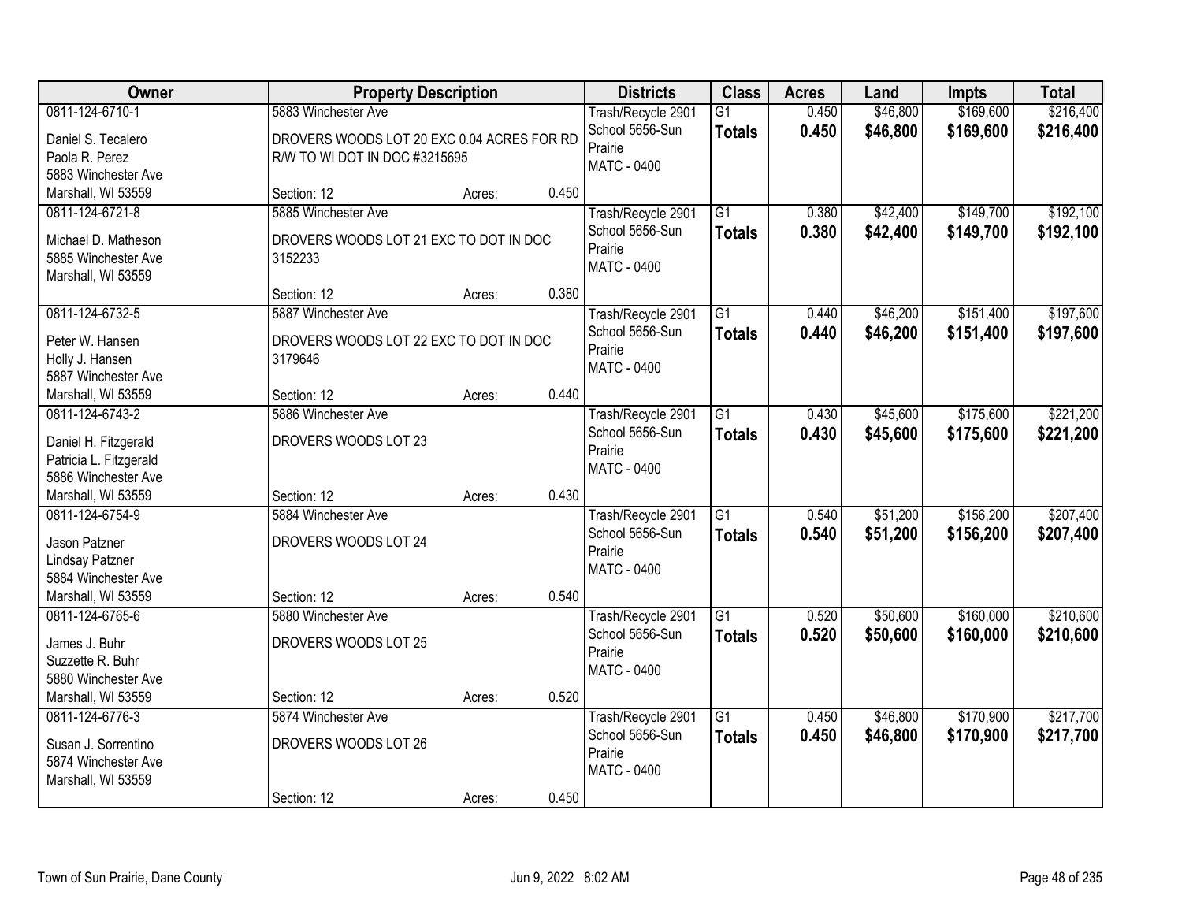| Owner | Property Description | | | Districts | Class | Acres | Land | Impts | Total |
|---|---|---|---|---|---|---|---|---|---|
| 0811-124-6710-1<br>Daniel S. Tecalero<br>Paola R. Perez<br>5883 Winchester Ave<br>Marshall, WI 53559 | 5883 Winchester Ave<br>DROVERS WOODS LOT 20 EXC 0.04 ACRES FOR RD R/W TO WI DOT IN DOC #3215695<br>Section: 12 | Acres: | 0.450 | Trash/Recycle 2901<br>School 5656-Sun Prairie<br>MATC - 0400 | G1<br>**Totals** | 0.450<br>**0.450** | $46,800<br>**$46,800** | $169,600<br>**$169,600** | $216,400<br>**$216,400** |
| 0811-124-6721-8<br>Michael D. Matheson<br>5885 Winchester Ave<br>Marshall, WI 53559 | 5885 Winchester Ave<br>DROVERS WOODS LOT 21 EXC TO DOT IN DOC 3152233<br>Section: 12 | Acres: | 0.380 | Trash/Recycle 2901<br>School 5656-Sun Prairie<br>MATC - 0400 | G1<br>**Totals** | 0.380<br>**0.380** | $42,400<br>**$42,400** | $149,700<br>**$149,700** | $192,100<br>**$192,100** |
| 0811-124-6732-5<br>Peter W. Hansen<br>Holly J. Hansen<br>5887 Winchester Ave<br>Marshall, WI 53559 | 5887 Winchester Ave<br>DROVERS WOODS LOT 22 EXC TO DOT IN DOC 3179646<br>Section: 12 | Acres: | 0.440 | Trash/Recycle 2901<br>School 5656-Sun Prairie<br>MATC - 0400 | G1<br>**Totals** | 0.440<br>**0.440** | $46,200<br>**$46,200** | $151,400<br>**$151,400** | $197,600<br>**$197,600** |
| 0811-124-6743-2<br>Daniel H. Fitzgerald<br>Patricia L. Fitzgerald<br>5886 Winchester Ave<br>Marshall, WI 53559 | 5886 Winchester Ave<br>DROVERS WOODS LOT 23<br>Section: 12 | Acres: | 0.430 | Trash/Recycle 2901<br>School 5656-Sun Prairie<br>MATC - 0400 | G1<br>**Totals** | 0.430<br>**0.430** | $45,600<br>**$45,600** | $175,600<br>**$175,600** | $221,200<br>**$221,200** |
| 0811-124-6754-9<br>Jason Patzner<br>Lindsay Patzner<br>5884 Winchester Ave<br>Marshall, WI 53559 | 5884 Winchester Ave<br>DROVERS WOODS LOT 24<br>Section: 12 | Acres: | 0.540 | Trash/Recycle 2901<br>School 5656-Sun Prairie<br>MATC - 0400 | G1<br>**Totals** | 0.540<br>**0.540** | $51,200<br>**$51,200** | $156,200<br>**$156,200** | $207,400<br>**$207,400** |
| 0811-124-6765-6<br>James J. Buhr<br>Suzzette R. Buhr<br>5880 Winchester Ave<br>Marshall, WI 53559 | 5880 Winchester Ave<br>DROVERS WOODS LOT 25<br>Section: 12 | Acres: | 0.520 | Trash/Recycle 2901<br>School 5656-Sun Prairie<br>MATC - 0400 | G1<br>**Totals** | 0.520<br>**0.520** | $50,600<br>**$50,600** | $160,000<br>**$160,000** | $210,600<br>**$210,600** |
| 0811-124-6776-3<br>Susan J. Sorrentino<br>5874 Winchester Ave<br>Marshall, WI 53559 | 5874 Winchester Ave<br>DROVERS WOODS LOT 26<br>Section: 12 | Acres: | 0.450 | Trash/Recycle 2901<br>School 5656-Sun Prairie<br>MATC - 0400 | G1<br>**Totals** | 0.450<br>**0.450** | $46,800<br>**$46,800** | $170,900<br>**$170,900** | $217,700<br>**$217,700** |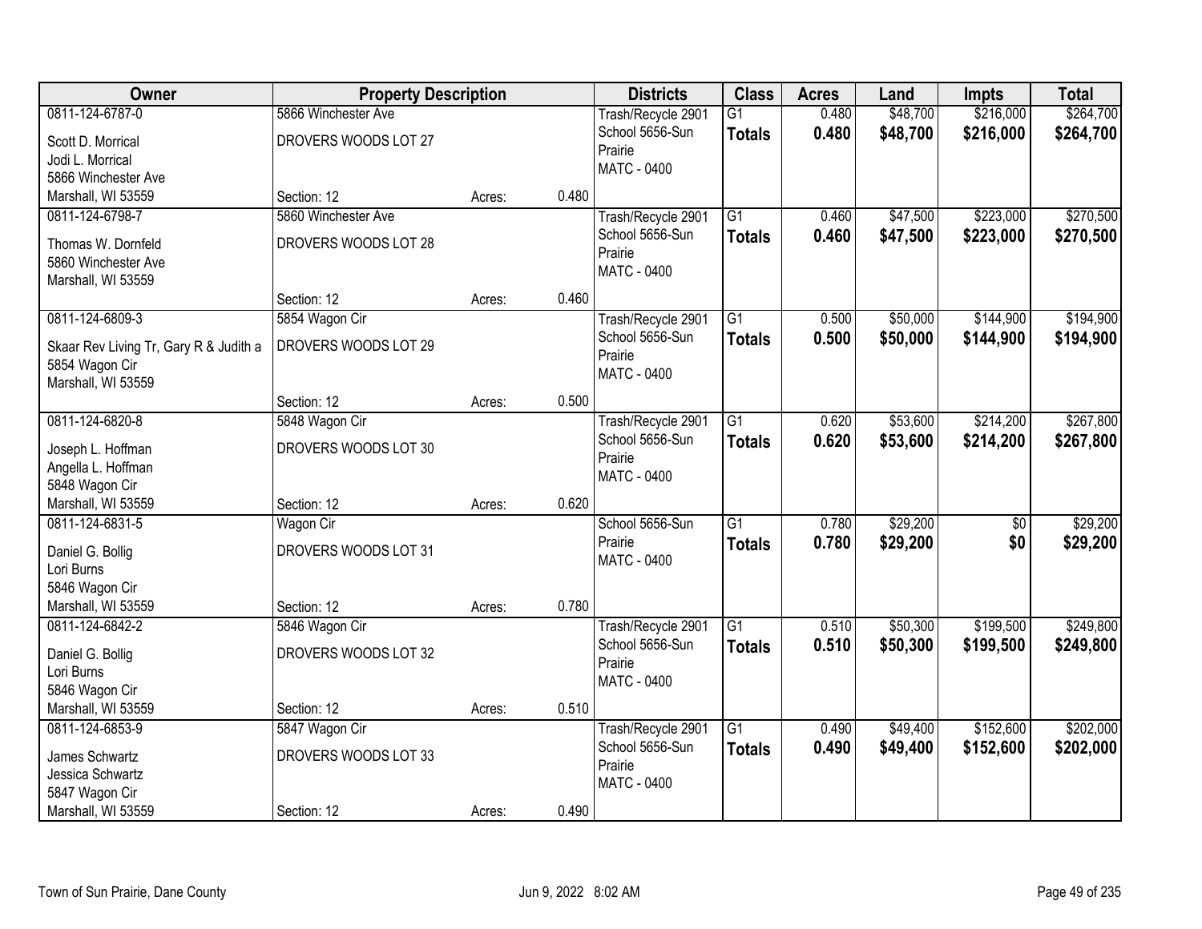| Owner | Property Description | | | Districts | Class | Acres | Land | Impts | Total |
|---|---|---|---|---|---|---|---|---|---|
| 0811-124-6787-0 | 5866 Winchester Ave | | | Trash/Recycle 2901 | G1 | 0.480 | $48,700 | $216,000 | $264,700 |
| Scott D. Morrical<br>Jodi L. Morrical<br>5866 Winchester Ave<br>Marshall, WI 53559 | DROVERS WOODS LOT 27<br><br>Section: 12 | Acres: | 0.480 | School 5656-Sun Prairie<br>MATC - 0400 | **Totals** | **0.480** | **$48,700** | **$216,000** | **$264,700** |
| 0811-124-6798-7 | 5860 Winchester Ave | | | Trash/Recycle 2901 | G1 | 0.460 | $47,500 | $223,000 | $270,500 |
| Thomas W. Dornfeld<br>5860 Winchester Ave<br>Marshall, WI 53559 | DROVERS WOODS LOT 28<br><br>Section: 12 | Acres: | 0.460 | School 5656-Sun Prairie<br>MATC - 0400 | **Totals** | **0.460** | **$47,500** | **$223,000** | **$270,500** |
| 0811-124-6809-3 | 5854 Wagon Cir | | | Trash/Recycle 2901 | G1 | 0.500 | $50,000 | $144,900 | $194,900 |
| Skaar Rev Living Tr, Gary R & Judith a<br>5854 Wagon Cir<br>Marshall, WI 53559 | DROVERS WOODS LOT 29<br><br>Section: 12 | Acres: | 0.500 | School 5656-Sun Prairie<br>MATC - 0400 | **Totals** | **0.500** | **$50,000** | **$144,900** | **$194,900** |
| 0811-124-6820-8 | 5848 Wagon Cir | | | Trash/Recycle 2901 | G1 | 0.620 | $53,600 | $214,200 | $267,800 |
| Joseph L. Hoffman<br>Angella L. Hoffman<br>5848 Wagon Cir<br>Marshall, WI 53559 | DROVERS WOODS LOT 30<br><br>Section: 12 | Acres: | 0.620 | School 5656-Sun Prairie<br>MATC - 0400 | **Totals** | **0.620** | **$53,600** | **$214,200** | **$267,800** |
| 0811-124-6831-5 | Wagon Cir | | | School 5656-Sun Prairie | G1 | 0.780 | $29,200 | $0 | $29,200 |
| Daniel G. Bollig<br>Lori Burns<br>5846 Wagon Cir<br>Marshall, WI 53559 | DROVERS WOODS LOT 31<br><br>Section: 12 | Acres: | 0.780 | MATC - 0400 | **Totals** | **0.780** | **$29,200** | **$0** | **$29,200** |
| 0811-124-6842-2 | 5846 Wagon Cir | | | Trash/Recycle 2901 | G1 | 0.510 | $50,300 | $199,500 | $249,800 |
| Daniel G. Bollig<br>Lori Burns<br>5846 Wagon Cir<br>Marshall, WI 53559 | DROVERS WOODS LOT 32<br><br>Section: 12 | Acres: | 0.510 | School 5656-Sun Prairie<br>MATC - 0400 | **Totals** | **0.510** | **$50,300** | **$199,500** | **$249,800** |
| 0811-124-6853-9 | 5847 Wagon Cir | | | Trash/Recycle 2901 | G1 | 0.490 | $49,400 | $152,600 | $202,000 |
| James Schwartz<br>Jessica Schwartz<br>5847 Wagon Cir<br>Marshall, WI 53559 | DROVERS WOODS LOT 33<br><br>Section: 12 | Acres: | 0.490 | School 5656-Sun Prairie<br>MATC - 0400 | **Totals** | **0.490** | **$49,400** | **$152,600** | **$202,000** |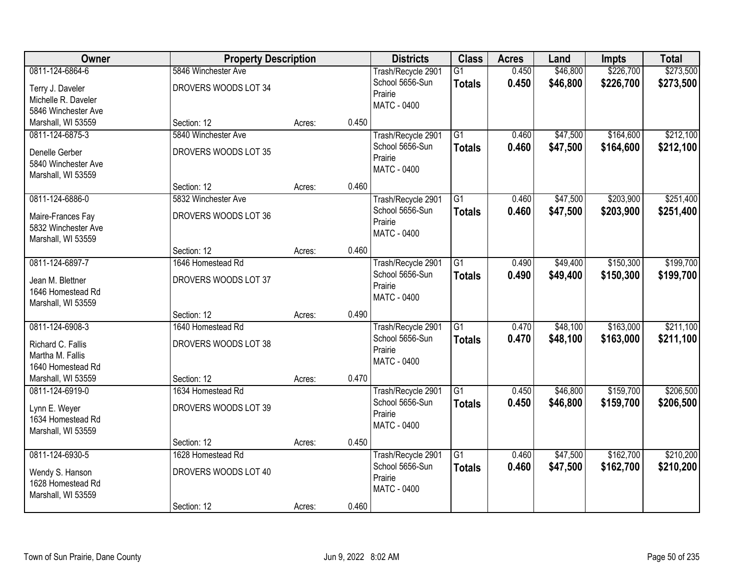| Owner | Property Description | | | Districts | Class | Acres | Land | Impts | Total |
|---|---|---|---|---|---|---|---|---|---|
| 0811-124-6864-6<br>Terry J. Daveler<br>Michelle R. Daveler<br>5846 Winchester Ave<br>Marshall, WI 53559 | 5846 Winchester Ave<br>DROVERS WOODS LOT 34<br>Section: 12 | Acres: | 0.450 | Trash/Recycle 2901<br>School 5656-Sun Prairie<br>MATC - 0400 | G1<br>**Totals** | 0.450<br>**0.450** | $46,800<br>**$46,800** | $226,700<br>**$226,700** | $273,500<br>**$273,500** |
| 0811-124-6875-3<br>Denelle Gerber<br>5840 Winchester Ave<br>Marshall, WI 53559 | 5840 Winchester Ave<br>DROVERS WOODS LOT 35<br>Section: 12 | Acres: | 0.460 | Trash/Recycle 2901<br>School 5656-Sun Prairie<br>MATC - 0400 | G1<br>**Totals** | 0.460<br>**0.460** | $47,500<br>**$47,500** | $164,600<br>**$164,600** | $212,100<br>**$212,100** |
| 0811-124-6886-0<br>Maire-Frances Fay<br>5832 Winchester Ave<br>Marshall, WI 53559 | 5832 Winchester Ave<br>DROVERS WOODS LOT 36<br>Section: 12 | Acres: | 0.460 | Trash/Recycle 2901<br>School 5656-Sun Prairie<br>MATC - 0400 | G1<br>**Totals** | 0.460<br>**0.460** | $47,500<br>**$47,500** | $203,900<br>**$203,900** | $251,400<br>**$251,400** |
| 0811-124-6897-7<br>Jean M. Blettner<br>1646 Homestead Rd<br>Marshall, WI 53559 | 1646 Homestead Rd<br>DROVERS WOODS LOT 37<br>Section: 12 | Acres: | 0.490 | Trash/Recycle 2901<br>School 5656-Sun Prairie<br>MATC - 0400 | G1<br>**Totals** | 0.490<br>**0.490** | $49,400<br>**$49,400** | $150,300<br>**$150,300** | $199,700<br>**$199,700** |
| 0811-124-6908-3<br>Richard C. Fallis<br>Martha M. Fallis<br>1640 Homestead Rd<br>Marshall, WI 53559 | 1640 Homestead Rd<br>DROVERS WOODS LOT 38<br>Section: 12 | Acres: | 0.470 | Trash/Recycle 2901<br>School 5656-Sun Prairie<br>MATC - 0400 | G1<br>**Totals** | 0.470<br>**0.470** | $48,100<br>**$48,100** | $163,000<br>**$163,000** | $211,100<br>**$211,100** |
| 0811-124-6919-0<br>Lynn E. Weyer<br>1634 Homestead Rd<br>Marshall, WI 53559 | 1634 Homestead Rd<br>DROVERS WOODS LOT 39<br>Section: 12 | Acres: | 0.450 | Trash/Recycle 2901<br>School 5656-Sun Prairie<br>MATC - 0400 | G1<br>**Totals** | 0.450<br>**0.450** | $46,800<br>**$46,800** | $159,700<br>**$159,700** | $206,500<br>**$206,500** |
| 0811-124-6930-5<br>Wendy S. Hanson<br>1628 Homestead Rd<br>Marshall, WI 53559 | 1628 Homestead Rd<br>DROVERS WOODS LOT 40<br>Section: 12 | Acres: | 0.460 | Trash/Recycle 2901<br>School 5656-Sun Prairie<br>MATC - 0400 | G1<br>**Totals** | 0.460<br>**0.460** | $47,500<br>**$47,500** | $162,700<br>**$162,700** | $210,200<br>**$210,200** |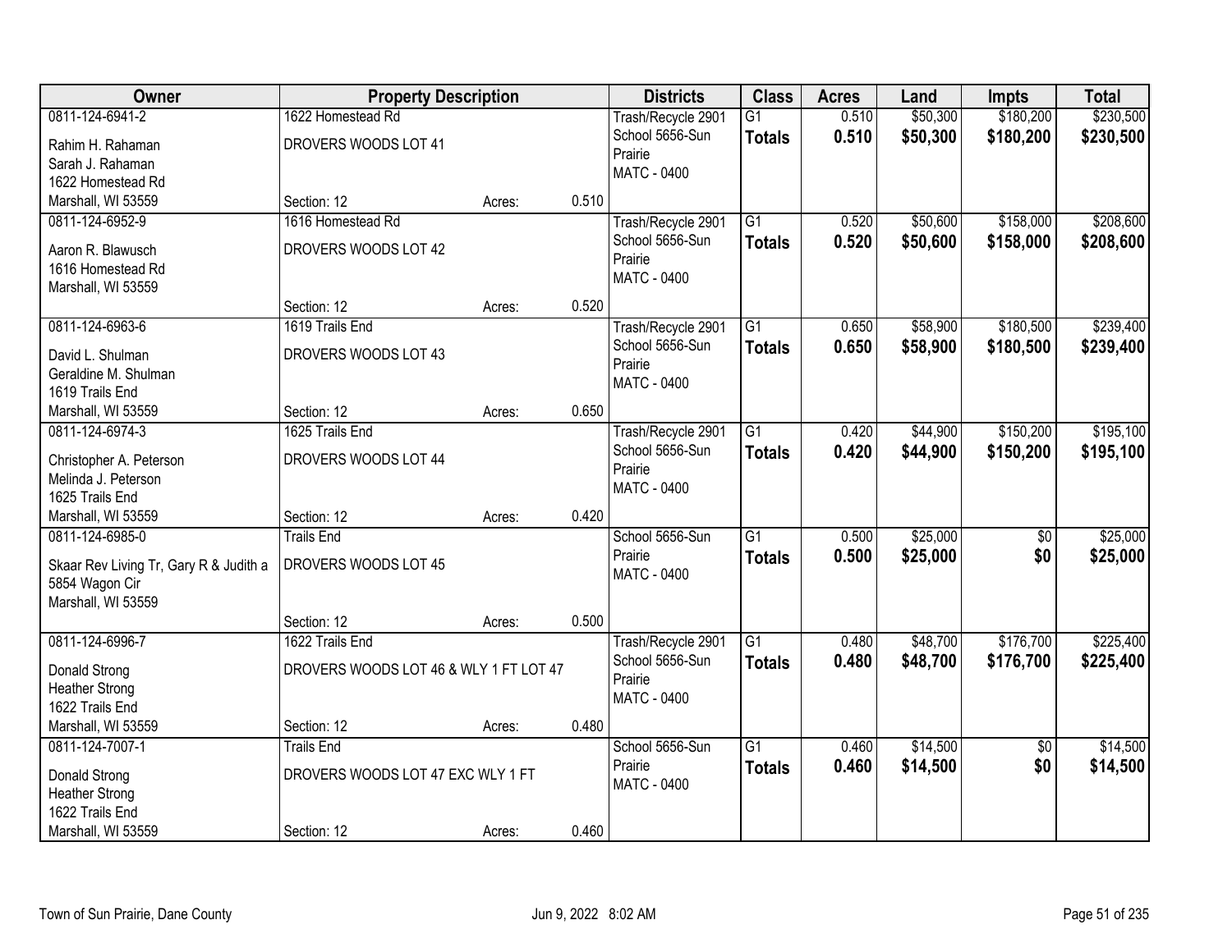| Owner | Property Description | | | Districts | Class | Acres | Land | Impts | Total |
|---|---|---|---|---|---|---|---|---|---|
| 0811-124-6941-2<br>Rahim H. Rahaman<br>Sarah J. Rahaman<br>1622 Homestead Rd<br>Marshall, WI 53559 | 1622 Homestead Rd<br>DROVERS WOODS LOT 41<br>Section: 12 | Acres: | 0.510 | Trash/Recycle 2901<br>School 5656-Sun Prairie<br>MATC - 0400 | G1<br>**Totals** | 0.510<br>**0.510** | $50,300<br>**$50,300** | $180,200<br>**$180,200** | $230,500<br>**$230,500** |
| 0811-124-6952-9<br>Aaron R. Blawusch<br>1616 Homestead Rd<br>Marshall, WI 53559 | 1616 Homestead Rd<br>DROVERS WOODS LOT 42<br>Section: 12 | Acres: | 0.520 | Trash/Recycle 2901<br>School 5656-Sun Prairie<br>MATC - 0400 | G1<br>**Totals** | 0.520<br>**0.520** | $50,600<br>**$50,600** | $158,000<br>**$158,000** | $208,600<br>**$208,600** |
| 0811-124-6963-6<br>David L. Shulman<br>Geraldine M. Shulman<br>1619 Trails End<br>Marshall, WI 53559 | 1619 Trails End<br>DROVERS WOODS LOT 43<br>Section: 12 | Acres: | 0.650 | Trash/Recycle 2901<br>School 5656-Sun Prairie<br>MATC - 0400 | G1<br>**Totals** | 0.650<br>**0.650** | $58,900<br>**$58,900** | $180,500<br>**$180,500** | $239,400<br>**$239,400** |
| 0811-124-6974-3<br>Christopher A. Peterson<br>Melinda J. Peterson<br>1625 Trails End<br>Marshall, WI 53559 | 1625 Trails End<br>DROVERS WOODS LOT 44<br>Section: 12 | Acres: | 0.420 | Trash/Recycle 2901<br>School 5656-Sun Prairie<br>MATC - 0400 | G1<br>**Totals** | 0.420<br>**0.420** | $44,900<br>**$44,900** | $150,200<br>**$150,200** | $195,100<br>**$195,100** |
| 0811-124-6985-0<br>Skaar Rev Living Tr, Gary R & Judith a<br>5854 Wagon Cir<br>Marshall, WI 53559 | Trails End<br>DROVERS WOODS LOT 45<br>Section: 12 | Acres: | 0.500 | School 5656-Sun Prairie<br>MATC - 0400 | G1<br>**Totals** | 0.500<br>**0.500** | $25,000<br>**$25,000** | $0<br>**$0** | $25,000<br>**$25,000** |
| 0811-124-6996-7<br>Donald Strong<br>Heather Strong<br>1622 Trails End<br>Marshall, WI 53559 | 1622 Trails End<br>DROVERS WOODS LOT 46 & WLY 1 FT LOT 47<br>Section: 12 | Acres: | 0.480 | Trash/Recycle 2901<br>School 5656-Sun Prairie<br>MATC - 0400 | G1<br>**Totals** | 0.480<br>**0.480** | $48,700<br>**$48,700** | $176,700<br>**$176,700** | $225,400<br>**$225,400** |
| 0811-124-7007-1<br>Donald Strong<br>Heather Strong<br>1622 Trails End<br>Marshall, WI 53559 | Trails End<br>DROVERS WOODS LOT 47 EXC WLY 1 FT<br>Section: 12 | Acres: | 0.460 | School 5656-Sun Prairie<br>MATC - 0400 | G1<br>**Totals** | 0.460<br>**0.460** | $14,500<br>**$14,500** | $0<br>**$0** | $14,500<br>**$14,500** |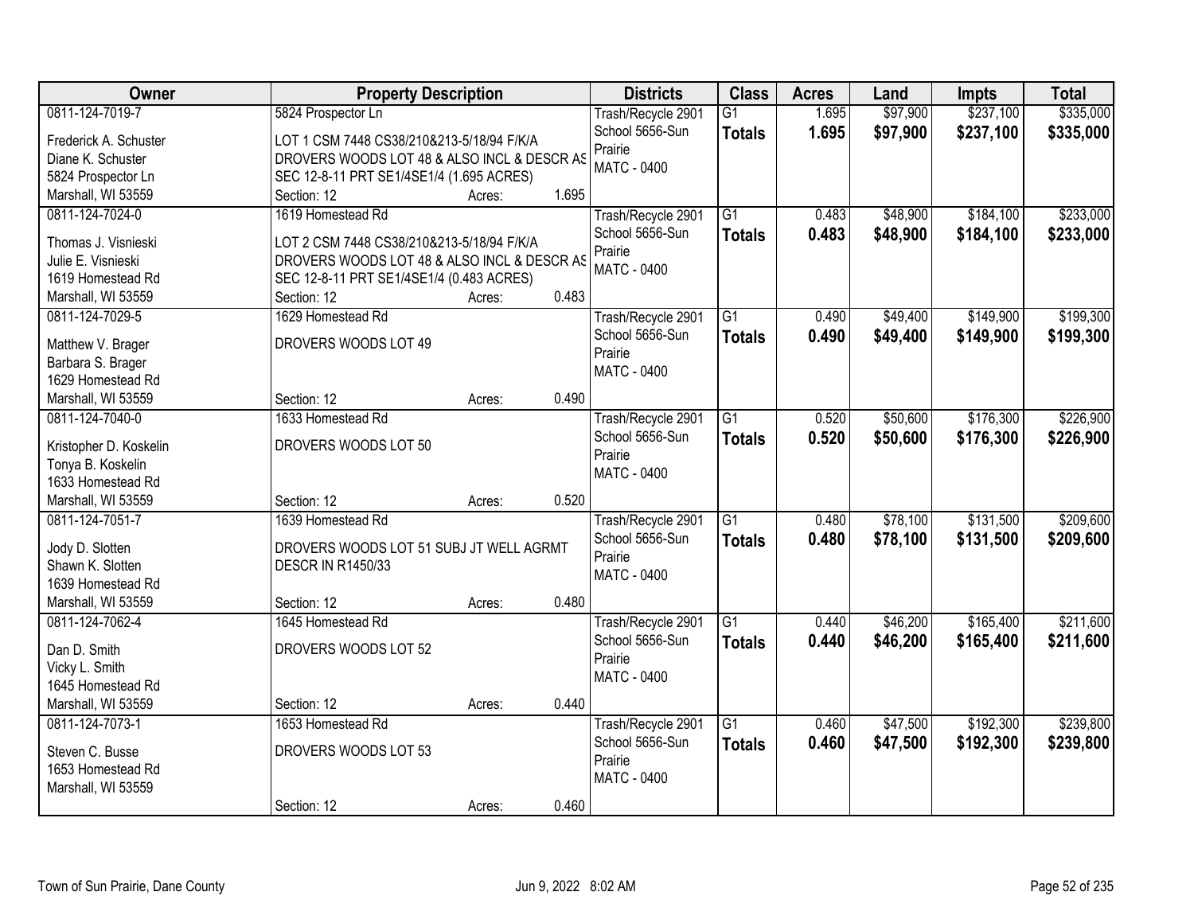| Owner | Property Description | Districts | Class | Acres | Land | Impts | Total |
|---|---|---|---|---|---|---|---|
| 0811-124-7019-7<br>Frederick A. Schuster<br>Diane K. Schuster<br>5824 Prospector Ln<br>Marshall, WI 53559 | 5824 Prospector Ln<br>LOT 1 CSM 7448 CS38/210&213-5/18/94 F/K/A DROVERS WOODS LOT 48 & ALSO INCL & DESCR AS SEC 12-8-11 PRT SE1/4SE1/4 (1.695 ACRES)<br>Section: 12 Acres: 1.695 | Trash/Recycle 2901<br>School 5656-Sun Prairie<br>MATC - 0400 | G1<br>**Totals** | 1.695<br>**1.695** | $97,900<br>**$97,900** | $237,100<br>**$237,100** | $335,000<br>**$335,000** |
| 0811-124-7024-0<br>Thomas J. Visnieski<br>Julie E. Visnieski<br>1619 Homestead Rd<br>Marshall, WI 53559 | 1619 Homestead Rd<br>LOT 2 CSM 7448 CS38/210&213-5/18/94 F/K/A DROVERS WOODS LOT 48 & ALSO INCL & DESCR AS SEC 12-8-11 PRT SE1/4SE1/4 (0.483 ACRES)<br>Section: 12 Acres: 0.483 | Trash/Recycle 2901<br>School 5656-Sun Prairie<br>MATC - 0400 | G1<br>**Totals** | 0.483<br>**0.483** | $48,900<br>**$48,900** | $184,100<br>**$184,100** | $233,000<br>**$233,000** |
| 0811-124-7029-5<br>Matthew V. Brager<br>Barbara S. Brager<br>1629 Homestead Rd<br>Marshall, WI 53559 | 1629 Homestead Rd<br>DROVERS WOODS LOT 49<br>Section: 12 Acres: 0.490 | Trash/Recycle 2901<br>School 5656-Sun Prairie<br>MATC - 0400 | G1<br>**Totals** | 0.490<br>**0.490** | $49,400<br>**$49,400** | $149,900<br>**$149,900** | $199,300<br>**$199,300** |
| 0811-124-7040-0<br>Kristopher D. Koskelin<br>Tonya B. Koskelin<br>1633 Homestead Rd<br>Marshall, WI 53559 | 1633 Homestead Rd<br>DROVERS WOODS LOT 50<br>Section: 12 Acres: 0.520 | Trash/Recycle 2901<br>School 5656-Sun Prairie<br>MATC - 0400 | G1<br>**Totals** | 0.520<br>**0.520** | $50,600<br>**$50,600** | $176,300<br>**$176,300** | $226,900<br>**$226,900** |
| 0811-124-7051-7<br>Jody D. Slotten<br>Shawn K. Slotten<br>1639 Homestead Rd<br>Marshall, WI 53559 | 1639 Homestead Rd<br>DROVERS WOODS LOT 51 SUBJ JT WELL AGRMT DESCR IN R1450/33<br>Section: 12 Acres: 0.480 | Trash/Recycle 2901<br>School 5656-Sun Prairie<br>MATC - 0400 | G1<br>**Totals** | 0.480<br>**0.480** | $78,100<br>**$78,100** | $131,500<br>**$131,500** | $209,600<br>**$209,600** |
| 0811-124-7062-4<br>Dan D. Smith<br>Vicky L. Smith<br>1645 Homestead Rd<br>Marshall, WI 53559 | 1645 Homestead Rd<br>DROVERS WOODS LOT 52<br>Section: 12 Acres: 0.440 | Trash/Recycle 2901<br>School 5656-Sun Prairie<br>MATC - 0400 | G1<br>**Totals** | 0.440<br>**0.440** | $46,200<br>**$46,200** | $165,400<br>**$165,400** | $211,600<br>**$211,600** |
| 0811-124-7073-1<br>Steven C. Busse<br>1653 Homestead Rd<br>Marshall, WI 53559 | 1653 Homestead Rd<br>DROVERS WOODS LOT 53<br>Section: 12 Acres: 0.460 | Trash/Recycle 2901<br>School 5656-Sun Prairie<br>MATC - 0400 | G1<br>**Totals** | 0.460<br>**0.460** | $47,500<br>**$47,500** | $192,300<br>**$192,300** | $239,800<br>**$239,800** |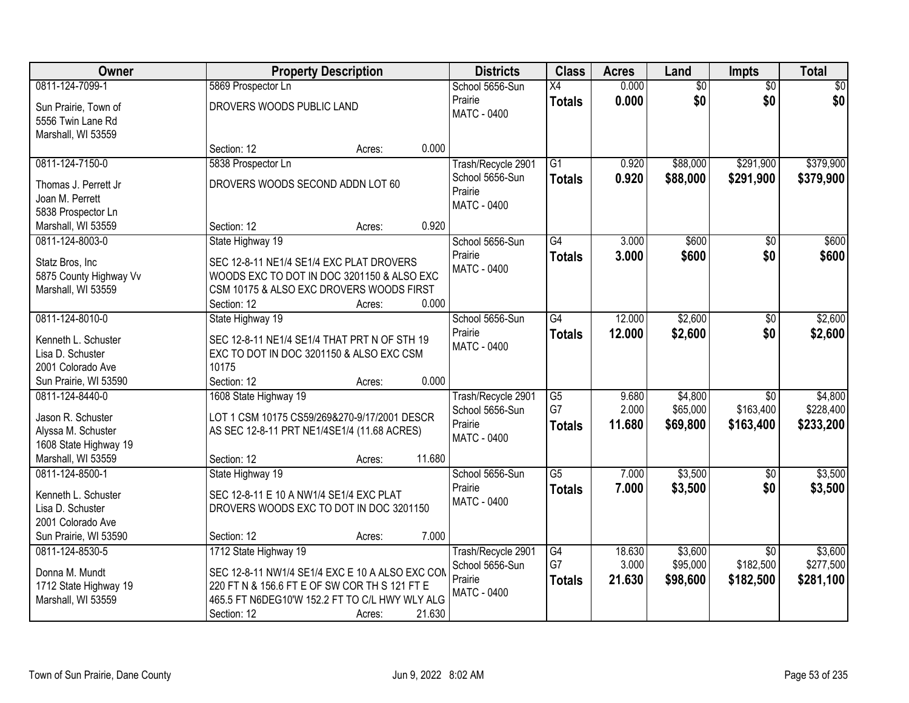| Owner | Property Description | Districts | Class | Acres | Land | Impts | Total |
|---|---|---|---|---|---|---|---|
| 0811-124-7099-1<br>Sun Prairie, Town of<br>5556 Twin Lane Rd<br>Marshall, WI 53559 | 5869 Prospector Ln<br>DROVERS WOODS PUBLIC LAND<br>Section: 12 Acres: 0.000 | School 5656-Sun Prairie<br>MATC - 0400 | X4<br>**Totals** | 0.000<br>**0.000** | $0<br>**$0** | $0<br>**$0** | $0<br>**$0** |
| 0811-124-7150-0<br>Thomas J. Perrett Jr<br>Joan M. Perrett<br>5838 Prospector Ln<br>Marshall, WI 53559 | 5838 Prospector Ln<br>DROVERS WOODS SECOND ADDN LOT 60<br>Section: 12 Acres: 0.920 | Trash/Recycle 2901<br>School 5656-Sun Prairie<br>MATC - 0400 | G1<br>**Totals** | 0.920<br>**0.920** | $88,000<br>**$88,000** | $291,900<br>**$291,900** | $379,900<br>**$379,900** |
| 0811-124-8003-0<br>Statz Bros, Inc<br>5875 County Highway Vv<br>Marshall, WI 53559 | State Highway 19<br>SEC 12-8-11 NE1/4 SE1/4 EXC PLAT DROVERS WOODS EXC TO DOT IN DOC 3201150 & ALSO EXC CSM 10175 & ALSO EXC DROVERS WOODS FIRST<br>Section: 12 Acres: 0.000 | School 5656-Sun Prairie<br>MATC - 0400 | G4<br>**Totals** | 3.000<br>**3.000** | $600<br>**$600** | $0<br>**$0** | $600<br>**$600** |
| 0811-124-8010-0<br>Kenneth L. Schuster<br>Lisa D. Schuster<br>2001 Colorado Ave<br>Sun Prairie, WI 53590 | State Highway 19<br>SEC 12-8-11 NE1/4 SE1/4 THAT PRT N OF STH 19 EXC TO DOT IN DOC 3201150 & ALSO EXC CSM 10175<br>Section: 12 Acres: 0.000 | School 5656-Sun Prairie<br>MATC - 0400 | G4<br>**Totals** | 12.000<br>**12.000** | $2,600<br>**$2,600** | $0<br>**$0** | $2,600<br>**$2,600** |
| 0811-124-8440-0<br>Jason R. Schuster<br>Alyssa M. Schuster<br>1608 State Highway 19<br>Marshall, WI 53559 | 1608 State Highway 19<br>LOT 1 CSM 10175 CS59/269&270-9/17/2001 DESCR AS SEC 12-8-11 PRT NE1/4SE1/4 (11.68 ACRES)<br>Section: 12 Acres: 11.680 | Trash/Recycle 2901<br>School 5656-Sun Prairie<br>MATC - 0400 | G5<br>G7<br>**Totals** | 9.680<br>2.000<br>**11.680** | $4,800<br>$65,000<br>**$69,800** | $0<br>$163,400<br>**$163,400** | $4,800<br>$228,400<br>**$233,200** |
| 0811-124-8500-1<br>Kenneth L. Schuster<br>Lisa D. Schuster<br>2001 Colorado Ave<br>Sun Prairie, WI 53590 | State Highway 19<br>SEC 12-8-11 E 10 A NW1/4 SE1/4 EXC PLAT DROVERS WOODS EXC TO DOT IN DOC 3201150<br>Section: 12 Acres: 7.000 | School 5656-Sun Prairie<br>MATC - 0400 | G5<br>**Totals** | 7.000<br>**7.000** | $3,500<br>**$3,500** | $0<br>**$0** | $3,500<br>**$3,500** |
| 0811-124-8530-5<br>Donna M. Mundt<br>1712 State Highway 19<br>Marshall, WI 53559 | 1712 State Highway 19<br>SEC 12-8-11 NW1/4 SE1/4 EXC E 10 A ALSO EXC COM 220 FT N & 156.6 FT E OF SW COR TH S 121 FT E 465.5 FT N6DEG10'W 152.2 FT TO C/L HWY WLY ALG<br>Section: 12 Acres: 21.630 | Trash/Recycle 2901<br>School 5656-Sun Prairie<br>MATC - 0400 | G4<br>G7<br>**Totals** | 18.630<br>3.000<br>**21.630** | $3,600<br>$95,000<br>**$98,600** | $0<br>$182,500<br>**$182,500** | $3,600<br>$277,500<br>**$281,100** |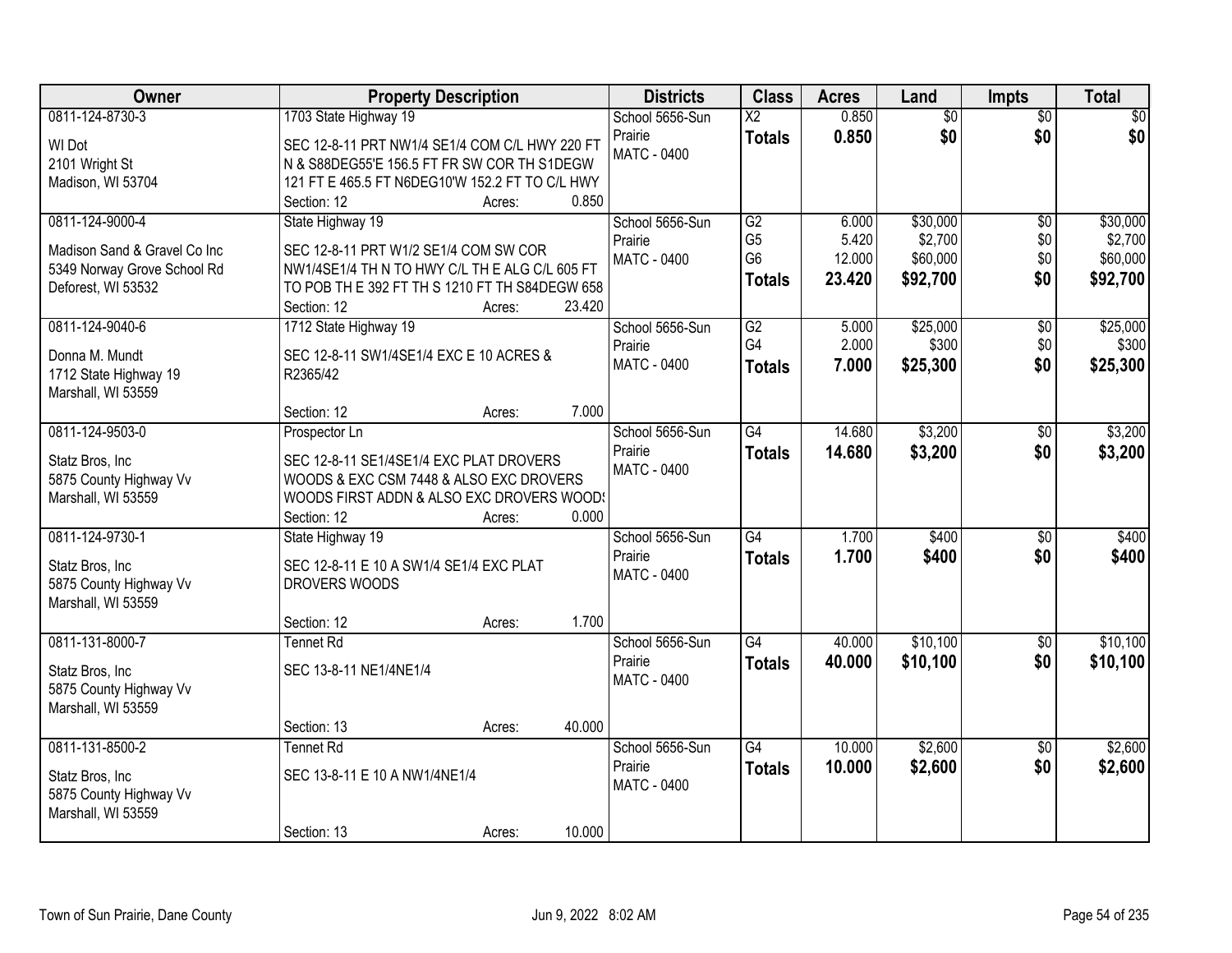| Owner | Property Description | Districts | Class | Acres | Land | Impts | Total |
|---|---|---|---|---|---|---|---|
| 0811-124-8730-3<br>WI Dot<br>2101 Wright St<br>Madison, WI 53704 | 1703 State Highway 19<br>SEC 12-8-11 PRT NW1/4 SE1/4 COM C/L HWY 220 FT N & S88DEG55'E 156.5 FT FR SW COR TH S1DEGW 121 FT E 465.5 FT N6DEG10'W 152.2 FT TO C/L HWY<br>Section: 12 Acres: 0.850 | School 5656-Sun Prairie<br>MATC - 0400 | X2<br>**Totals** | 0.850<br>**0.850** | $0<br>**$0** | $0<br>**$0** | $0<br>**$0** |
| 0811-124-9000-4<br>Madison Sand & Gravel Co Inc<br>5349 Norway Grove School Rd<br>Deforest, WI 53532 | State Highway 19<br>SEC 12-8-11 PRT W1/2 SE1/4 COM SW COR NW1/4SE1/4 TH N TO HWY C/L TH E ALG C/L 605 FT TO POB TH E 392 FT TH S 1210 FT TH S84DEGW 658<br>Section: 12 Acres: 23.420 | School 5656-Sun Prairie<br>MATC - 0400 | G2<br>G5<br>G6<br>**Totals** | 6.000<br>5.420<br>12.000<br>**23.420** | $30,000<br>$2,700<br>$60,000<br>**$92,700** | $0<br>$0<br>$0<br>**$0** | $30,000<br>$2,700<br>$60,000<br>**$92,700** |
| 0811-124-9040-6<br>Donna M. Mundt<br>1712 State Highway 19<br>Marshall, WI 53559 | 1712 State Highway 19<br>SEC 12-8-11 SW1/4SE1/4 EXC E 10 ACRES & R2365/42<br>Section: 12 Acres: 7.000 | School 5656-Sun Prairie<br>MATC - 0400 | G2<br>G4<br>**Totals** | 5.000<br>2.000<br>**7.000** | $25,000<br>$300<br>**$25,300** | $0<br>$0<br>**$0** | $25,000<br>$300<br>**$25,300** |
| 0811-124-9503-0<br>Statz Bros, Inc<br>5875 County Highway Vv<br>Marshall, WI 53559 | Prospector Ln<br>SEC 12-8-11 SE1/4SE1/4 EXC PLAT DROVERS WOODS & EXC CSM 7448 & ALSO EXC DROVERS WOODS FIRST ADDN & ALSO EXC DROVERS WOODS<br>Section: 12 Acres: 0.000 | School 5656-Sun Prairie<br>MATC - 0400 | G4<br>**Totals** | 14.680<br>**14.680** | $3,200<br>**$3,200** | $0<br>**$0** | $3,200<br>**$3,200** |
| 0811-124-9730-1<br>Statz Bros, Inc<br>5875 County Highway Vv<br>Marshall, WI 53559 | State Highway 19<br>SEC 12-8-11 E 10 A SW1/4 SE1/4 EXC PLAT DROVERS WOODS<br>Section: 12 Acres: 1.700 | School 5656-Sun Prairie<br>MATC - 0400 | G4<br>**Totals** | 1.700<br>**1.700** | $400<br>**$400** | $0<br>**$0** | $400<br>**$400** |
| 0811-131-8000-7<br>Statz Bros, Inc<br>5875 County Highway Vv<br>Marshall, WI 53559 | Tennet Rd<br>SEC 13-8-11 NE1/4NE1/4<br>Section: 13 Acres: 40.000 | School 5656-Sun Prairie<br>MATC - 0400 | G4<br>**Totals** | 40.000<br>**40.000** | $10,100<br>**$10,100** | $0<br>**$0** | $10,100<br>**$10,100** |
| 0811-131-8500-2<br>Statz Bros, Inc<br>5875 County Highway Vv<br>Marshall, WI 53559 | Tennet Rd<br>SEC 13-8-11 E 10 A NW1/4NE1/4<br>Section: 13 Acres: 10.000 | School 5656-Sun Prairie<br>MATC - 0400 | G4<br>**Totals** | 10.000<br>**10.000** | $2,600<br>**$2,600** | $0<br>**$0** | $2,600<br>**$2,600** |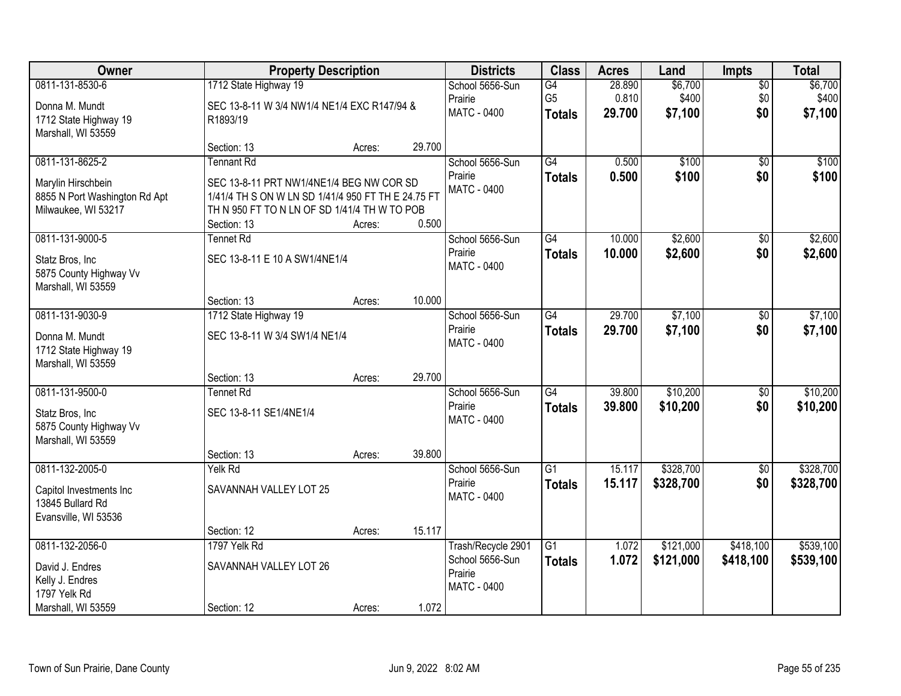| Owner | Property Description | Districts | Class | Acres | Land | Impts | Total |
|---|---|---|---|---|---|---|---|
| 0811-131-8530-6<br>Donna M. Mundt<br>1712 State Highway 19<br>Marshall, WI 53559 | 1712 State Highway 19<br>SEC 13-8-11 W 3/4 NW1/4 NE1/4 EXC R147/94 & R1893/19<br>Section: 13 Acres: 29.700 | School 5656-Sun Prairie<br>MATC - 0400 | G4<br>G5<br>**Totals** | 28.890<br>0.810<br>**29.700** | $6,700<br>$400<br>**$7,100** | $0<br>$0<br>**$0** | $6,700<br>$400<br>**$7,100** |
| 0811-131-8625-2<br>Marylin Hirschbein<br>8855 N Port Washington Rd Apt<br>Milwaukee, WI 53217 | Tennant Rd<br>SEC 13-8-11 PRT NW1/4NE1/4 BEG NW COR SD 1/41/4 TH S ON W LN SD 1/41/4 950 FT TH E 24.75 FT TH N 950 FT TO N LN OF SD 1/41/4 TH W TO POB<br>Section: 13 Acres: 0.500 | School 5656-Sun Prairie<br>MATC - 0400 | G4<br>**Totals** | 0.500<br>**0.500** | $100<br>**$100** | $0<br>**$0** | $100<br>**$100** |
| 0811-131-9000-5<br>Statz Bros, Inc<br>5875 County Highway Vv<br>Marshall, WI 53559 | Tennet Rd<br>SEC 13-8-11 E 10 A SW1/4NE1/4<br>Section: 13 Acres: 10.000 | School 5656-Sun Prairie<br>MATC - 0400 | G4<br>**Totals** | 10.000<br>**10.000** | $2,600<br>**$2,600** | $0<br>**$0** | $2,600<br>**$2,600** |
| 0811-131-9030-9<br>Donna M. Mundt<br>1712 State Highway 19<br>Marshall, WI 53559 | 1712 State Highway 19<br>SEC 13-8-11 W 3/4 SW1/4 NE1/4<br>Section: 13 Acres: 29.700 | School 5656-Sun Prairie<br>MATC - 0400 | G4<br>**Totals** | 29.700<br>**29.700** | $7,100<br>**$7,100** | $0<br>**$0** | $7,100<br>**$7,100** |
| 0811-131-9500-0<br>Statz Bros, Inc<br>5875 County Highway Vv<br>Marshall, WI 53559 | Tennet Rd<br>SEC 13-8-11 SE1/4NE1/4<br>Section: 13 Acres: 39.800 | School 5656-Sun Prairie<br>MATC - 0400 | G4<br>**Totals** | 39.800<br>**39.800** | $10,200<br>**$10,200** | $0<br>**$0** | $10,200<br>**$10,200** |
| 0811-132-2005-0<br>Capitol Investments Inc<br>13845 Bullard Rd<br>Evansville, WI 53536 | Yelk Rd<br>SAVANNAH VALLEY LOT 25<br>Section: 12 Acres: 15.117 | School 5656-Sun Prairie<br>MATC - 0400 | G1<br>**Totals** | 15.117<br>**15.117** | $328,700<br>**$328,700** | $0<br>**$0** | $328,700<br>**$328,700** |
| 0811-132-2056-0<br>David J. Endres<br>Kelly J. Endres<br>1797 Yelk Rd<br>Marshall, WI 53559 | 1797 Yelk Rd<br>SAVANNAH VALLEY LOT 26<br>Section: 12 Acres: 1.072 | Trash/Recycle 2901<br>School 5656-Sun Prairie<br>MATC - 0400 | G1<br>**Totals** | 1.072<br>**1.072** | $121,000<br>**$121,000** | $418,100<br>**$418,100** | $539,100<br>**$539,100** |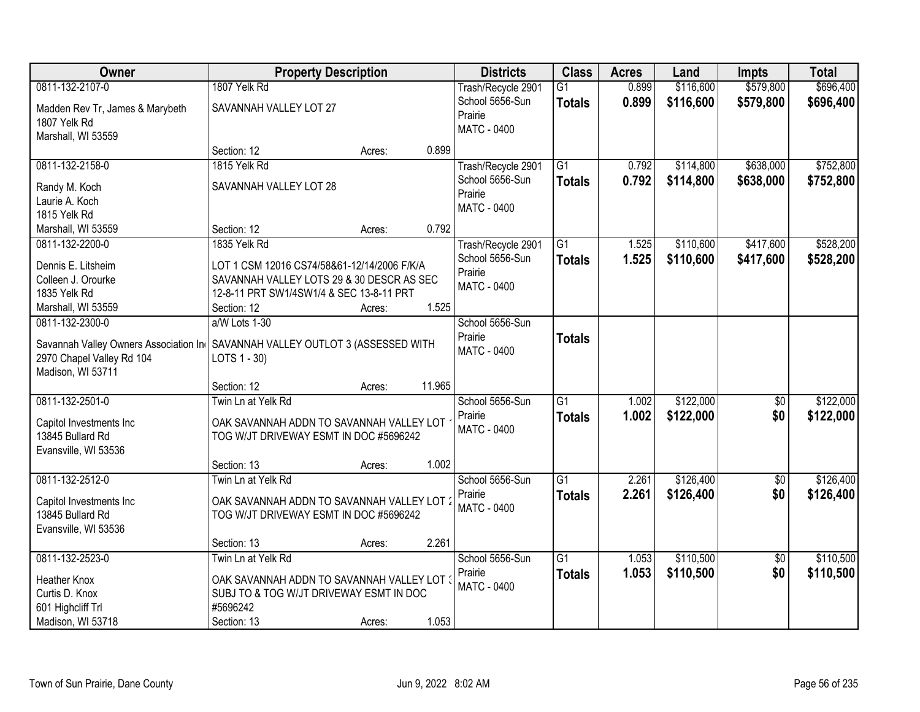| Owner | Property Description | Districts | Class | Acres | Land | Impts | Total |
|---|---|---|---|---|---|---|---|
| 0811-132-2107-0<br>Madden Rev Tr, James & Marybeth<br>1807 Yelk Rd<br>Marshall, WI 53559 | 1807 Yelk Rd<br>SAVANNAH VALLEY LOT 27<br>Section: 12 Acres: 0.899 | Trash/Recycle 2901<br>School 5656-Sun Prairie<br>MATC - 0400 | G1<br>**Totals** | 0.899<br>**0.899** | \$116,600<br>**\$116,600** | \$579,800<br>**\$579,800** | \$696,400<br>**\$696,400** |
| 0811-132-2158-0<br>Randy M. Koch<br>Laurie A. Koch<br>1815 Yelk Rd<br>Marshall, WI 53559 | 1815 Yelk Rd<br>SAVANNAH VALLEY LOT 28<br>Section: 12 Acres: 0.792 | Trash/Recycle 2901<br>School 5656-Sun Prairie<br>MATC - 0400 | G1<br>**Totals** | 0.792<br>**0.792** | \$114,800<br>**\$114,800** | \$638,000<br>**\$638,000** | \$752,800<br>**\$752,800** |
| 0811-132-2200-0<br>Dennis E. Litsheim<br>Colleen J. Orourke<br>1835 Yelk Rd<br>Marshall, WI 53559 | 1835 Yelk Rd<br>LOT 1 CSM 12016 CS74/58&61-12/14/2006 F/K/A SAVANNAH VALLEY LOTS 29 & 30 DESCR AS SEC 12-8-11 PRT SW1/4SW1/4 & SEC 13-8-11 PRT<br>Section: 12 Acres: 1.525 | Trash/Recycle 2901<br>School 5656-Sun Prairie<br>MATC - 0400 | G1<br>**Totals** | 1.525<br>**1.525** | \$110,600<br>**\$110,600** | \$417,600<br>**\$417,600** | \$528,200<br>**\$528,200** |
| 0811-132-2300-0<br>Savannah Valley Owners Association In<br>2970 Chapel Valley Rd 104<br>Madison, WI 53711 | a/W Lots 1-30<br>SAVANNAH VALLEY OUTLOT 3 (ASSESSED WITH LOTS 1 - 30)<br>Section: 12 Acres: 11.965 | School 5656-Sun Prairie<br>MATC - 0400 | **Totals** | | | | |
| 0811-132-2501-0<br>Capitol Investments Inc<br>13845 Bullard Rd<br>Evansville, WI 53536 | Twin Ln at Yelk Rd<br>OAK SAVANNAH ADDN TO SAVANNAH VALLEY LOT 1 TOG W/JT DRIVEWAY ESMT IN DOC #5696242<br>Section: 13 Acres: 1.002 | School 5656-Sun Prairie<br>MATC - 0400 | G1<br>**Totals** | 1.002<br>**1.002** | \$122,000<br>**\$122,000** | \$0<br>**\$0** | \$122,000<br>**\$122,000** |
| 0811-132-2512-0<br>Capitol Investments Inc<br>13845 Bullard Rd<br>Evansville, WI 53536 | Twin Ln at Yelk Rd<br>OAK SAVANNAH ADDN TO SAVANNAH VALLEY LOT 2 TOG W/JT DRIVEWAY ESMT IN DOC #5696242<br>Section: 13 Acres: 2.261 | School 5656-Sun Prairie<br>MATC - 0400 | G1<br>**Totals** | 2.261<br>**2.261** | \$126,400<br>**\$126,400** | \$0<br>**\$0** | \$126,400<br>**\$126,400** |
| 0811-132-2523-0<br>Heather Knox<br>Curtis D. Knox<br>601 Highcliff Trl<br>Madison, WI 53718 | Twin Ln at Yelk Rd<br>OAK SAVANNAH ADDN TO SAVANNAH VALLEY LOT 3 SUBJ TO & TOG W/JT DRIVEWAY ESMT IN DOC #5696242<br>Section: 13 Acres: 1.053 | School 5656-Sun Prairie<br>MATC - 0400 | G1<br>**Totals** | 1.053<br>**1.053** | \$110,500<br>**\$110,500** | \$0<br>**\$0** | \$110,500<br>**\$110,500** |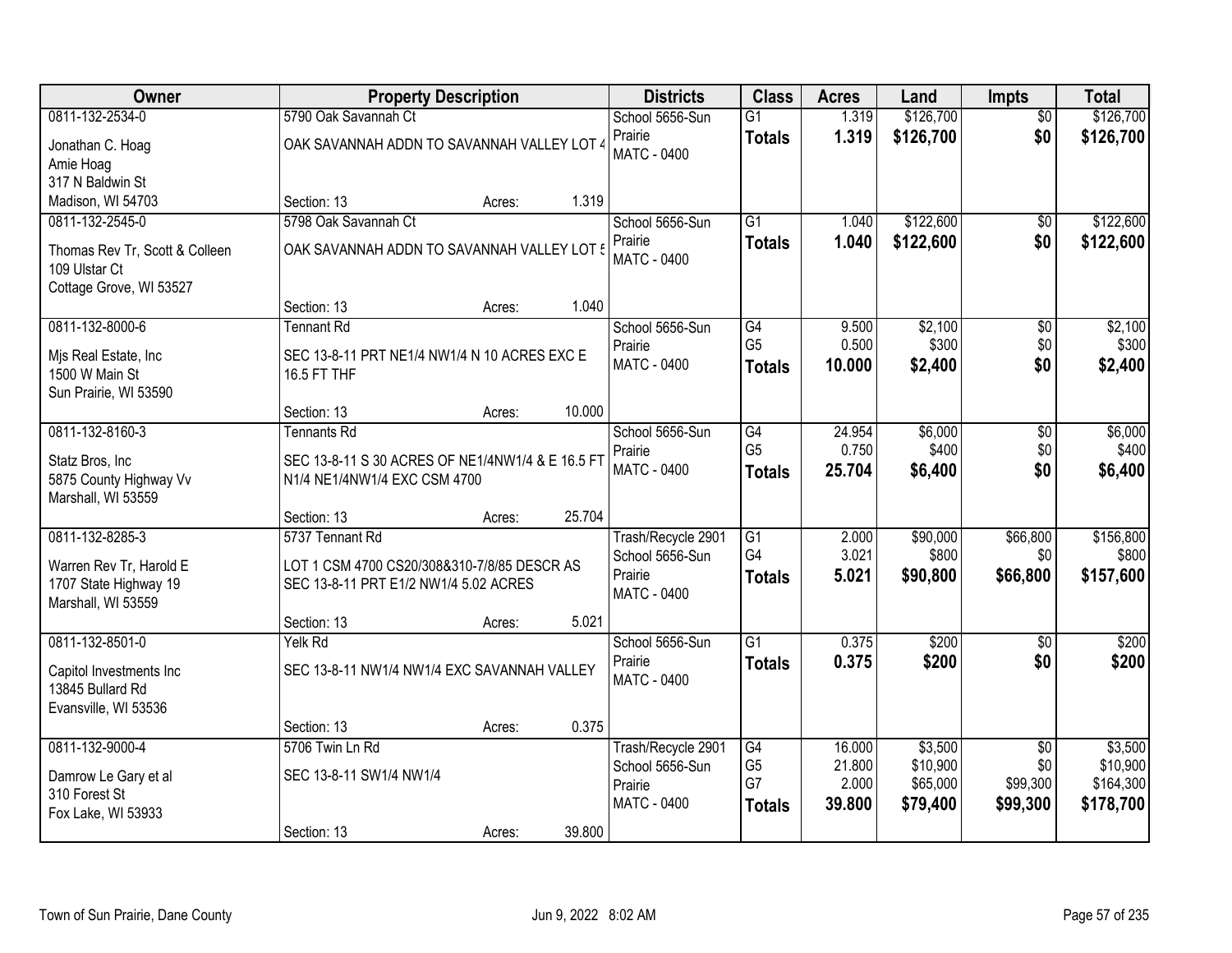| Owner | Property Description | Districts | Class | Acres | Land | Impts | Total |
|---|---|---|---|---|---|---|---|
| 0811-132-2534-0<br>Jonathan C. Hoag<br>Amie Hoag<br>317 N Baldwin St<br>Madison, WI 54703 | 5790 Oak Savannah Ct<br>OAK SAVANNAH ADDN TO SAVANNAH VALLEY LOT 4<br>Section: 13 Acres: 1.319 | School 5656-Sun Prairie<br>MATC - 0400 | G1<br>**Totals** | 1.319<br>**1.319** | \$126,700<br>**\$126,700** | \$0<br>**\$0** | \$126,700<br>**\$126,700** |
| 0811-132-2545-0<br>Thomas Rev Tr, Scott & Colleen<br>109 Ulstar Ct<br>Cottage Grove, WI 53527 | 5798 Oak Savannah Ct<br>OAK SAVANNAH ADDN TO SAVANNAH VALLEY LOT 5<br>Section: 13 Acres: 1.040 | School 5656-Sun Prairie<br>MATC - 0400 | G1<br>**Totals** | 1.040<br>**1.040** | \$122,600<br>**\$122,600** | \$0<br>**\$0** | \$122,600<br>**\$122,600** |
| 0811-132-8000-6<br>Mjs Real Estate, Inc<br>1500 W Main St<br>Sun Prairie, WI 53590 | Tennant Rd<br>SEC 13-8-11 PRT NE1/4 NW1/4 N 10 ACRES EXC E 16.5 FT THF<br>Section: 13 Acres: 10.000 | School 5656-Sun Prairie<br>MATC - 0400 | G4<br>G5<br>**Totals** | 9.500<br>0.500<br>**10.000** | \$2,100<br>\$300<br>**\$2,400** | \$0<br>\$0<br>**\$0** | \$2,100<br>\$300<br>**\$2,400** |
| 0811-132-8160-3<br>Statz Bros, Inc<br>5875 County Highway Vv<br>Marshall, WI 53559 | Tennants Rd<br>SEC 13-8-11 S 30 ACRES OF NE1/4NW1/4 & E 16.5 FT N1/4 NE1/4NW1/4 EXC CSM 4700<br>Section: 13 Acres: 25.704 | School 5656-Sun Prairie<br>MATC - 0400 | G4<br>G5<br>**Totals** | 24.954<br>0.750<br>**25.704** | \$6,000<br>\$400<br>**\$6,400** | \$0<br>\$0<br>**\$0** | \$6,000<br>\$400<br>**\$6,400** |
| 0811-132-8285-3<br>Warren Rev Tr, Harold E<br>1707 State Highway 19<br>Marshall, WI 53559 | 5737 Tennant Rd<br>LOT 1 CSM 4700 CS20/308&310-7/8/85 DESCR AS SEC 13-8-11 PRT E1/2 NW1/4 5.02 ACRES<br>Section: 13 Acres: 5.021 | Trash/Recycle 2901<br>School 5656-Sun Prairie<br>MATC - 0400 | G1<br>G4<br>**Totals** | 2.000<br>3.021<br>**5.021** | \$90,000<br>\$800<br>**\$90,800** | \$66,800<br>\$0<br>**\$66,800** | \$156,800<br>\$800<br>**\$157,600** |
| 0811-132-8501-0<br>Capitol Investments Inc<br>13845 Bullard Rd<br>Evansville, WI 53536 | Yelk Rd<br>SEC 13-8-11 NW1/4 NW1/4 EXC SAVANNAH VALLEY<br>Section: 13 Acres: 0.375 | School 5656-Sun Prairie<br>MATC - 0400 | G1<br>**Totals** | 0.375<br>**0.375** | \$200<br>**\$200** | \$0<br>**\$0** | \$200<br>**\$200** |
| 0811-132-9000-4<br>Damrow Le Gary et al<br>310 Forest St<br>Fox Lake, WI 53933 | 5706 Twin Ln Rd<br>SEC 13-8-11 SW1/4 NW1/4<br>Section: 13 Acres: 39.800 | Trash/Recycle 2901<br>School 5656-Sun Prairie<br>MATC - 0400 | G4<br>G5<br>G7<br>**Totals** | 16.000<br>21.800<br>2.000<br>**39.800** | \$3,500<br>\$10,900<br>\$65,000<br>**\$79,400** | \$0<br>\$0<br>\$99,300<br>**\$99,300** | \$3,500<br>\$10,900<br>\$164,300<br>**\$178,700** |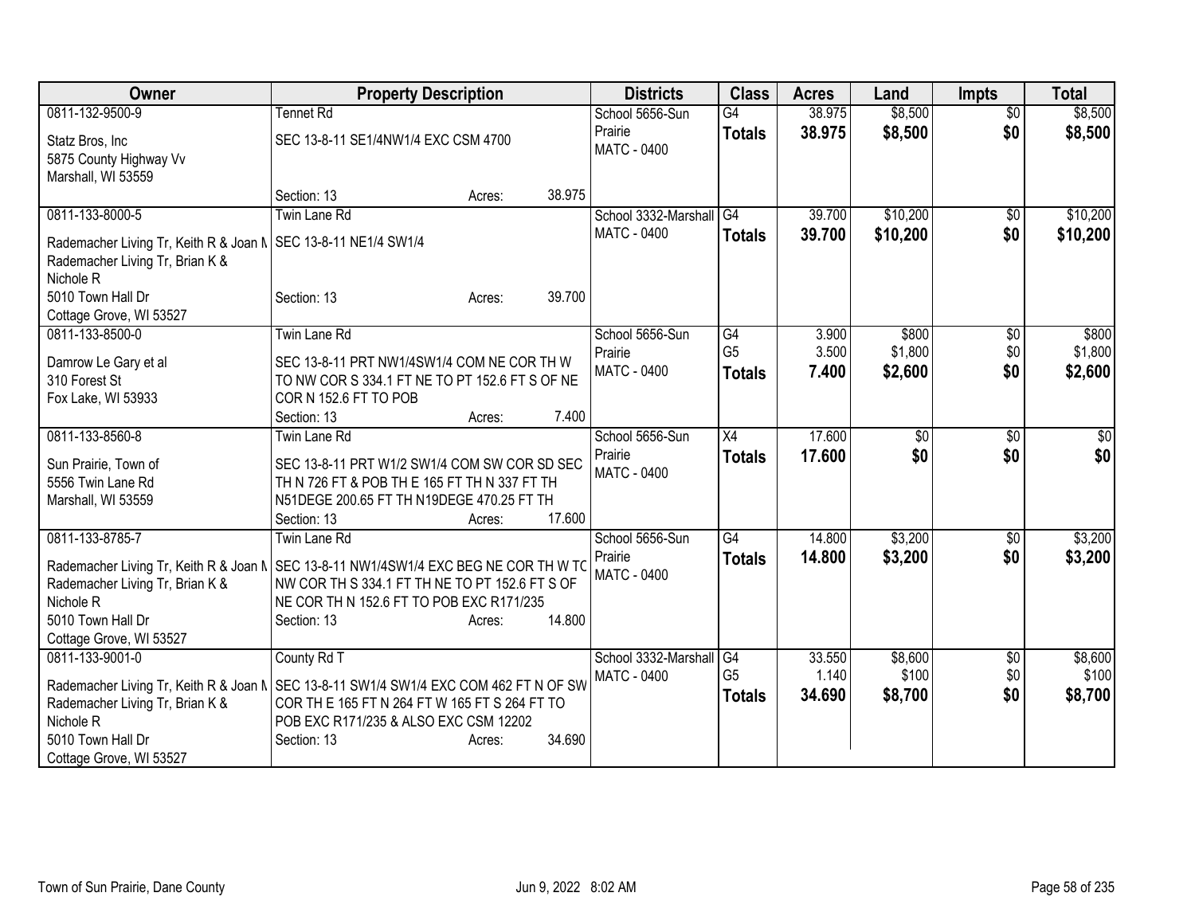| Owner | Property Description | Districts | Class | Acres | Land | Impts | Total |
|---|---|---|---|---|---|---|---|
| 0811-132-9500-9<br>Statz Bros, Inc<br>5875 County Highway Vv<br>Marshall, WI 53559 | Tennet Rd<br>SEC 13-8-11 SE1/4NW1/4 EXC CSM 4700<br>Section: 13 Acres: 38.975 | School 5656-Sun Prairie<br>MATC - 0400 | G4<br>**Totals** | 38.975<br>**38.975** | $8,500<br>**$8,500** | $0<br>**$0** | $8,500<br>**$8,500** |
| 0811-133-8000-5<br>Rademacher Living Tr, Keith R & Joan M<br>Rademacher Living Tr, Brian K & Nichole R<br>5010 Town Hall Dr<br>Cottage Grove, WI 53527 | Twin Lane Rd<br>SEC 13-8-11 NE1/4 SW1/4<br>Section: 13 Acres: 39.700 | School 3332-Marshall<br>MATC - 0400 | G4<br>**Totals** | 39.700<br>**39.700** | $10,200<br>**$10,200** | $0<br>**$0** | $10,200<br>**$10,200** |
| 0811-133-8500-0<br>Damrow Le Gary et al<br>310 Forest St<br>Fox Lake, WI 53933 | Twin Lane Rd<br>SEC 13-8-11 PRT NW1/4SW1/4 COM NE COR TH W TO NW COR S 334.1 FT NE TO PT 152.6 FT S OF NE COR N 152.6 FT TO POB<br>Section: 13 Acres: 7.400 | School 5656-Sun Prairie<br>MATC - 0400 | G4<br>G5<br>**Totals** | 3.900<br>3.500<br>**7.400** | $800<br>$1,800<br>**$2,600** | $0<br>$0<br>**$0** | $800<br>$1,800<br>**$2,600** |
| 0811-133-8560-8<br>Sun Prairie, Town of<br>5556 Twin Lane Rd<br>Marshall, WI 53559 | Twin Lane Rd<br>SEC 13-8-11 PRT W1/2 SW1/4 COM SW COR SD SEC TH N 726 FT & POB TH E 165 FT TH N 337 FT TH N51DEGE 200.65 FT TH N19DEGE 470.25 FT TH<br>Section: 13 Acres: 17.600 | School 5656-Sun Prairie<br>MATC - 0400 | X4<br>**Totals** | 17.600<br>**17.600** | $0<br>**$0** | $0<br>**$0** | $0<br>**$0** |
| 0811-133-8785-7<br>Rademacher Living Tr, Keith R & Joan M<br>Rademacher Living Tr, Brian K & Nichole R<br>5010 Town Hall Dr<br>Cottage Grove, WI 53527 | Twin Lane Rd<br>SEC 13-8-11 NW1/4SW1/4 EXC BEG NE COR TH W TO NW COR TH S 334.1 FT TH NE TO PT 152.6 FT S OF NE COR TH N 152.6 FT TO POB EXC R171/235<br>Section: 13 Acres: 14.800 | School 5656-Sun Prairie<br>MATC - 0400 | G4<br>**Totals** | 14.800<br>**14.800** | $3,200<br>**$3,200** | $0<br>**$0** | $3,200<br>**$3,200** |
| 0811-133-9001-0<br>Rademacher Living Tr, Keith R & Joan M<br>Rademacher Living Tr, Brian K & Nichole R<br>5010 Town Hall Dr<br>Cottage Grove, WI 53527 | County Rd T<br>SEC 13-8-11 SW1/4 SW1/4 EXC COM 462 FT N OF SW COR TH E 165 FT N 264 FT W 165 FT S 264 FT TO POB EXC R171/235 & ALSO EXC CSM 12202<br>Section: 13 Acres: 34.690 | School 3332-Marshall<br>MATC - 0400 | G4<br>G5<br>**Totals** | 33.550<br>1.140<br>**34.690** | $8,600<br>$100<br>**$8,700** | $0<br>$0<br>**$0** | $8,600<br>$100<br>**$8,700** |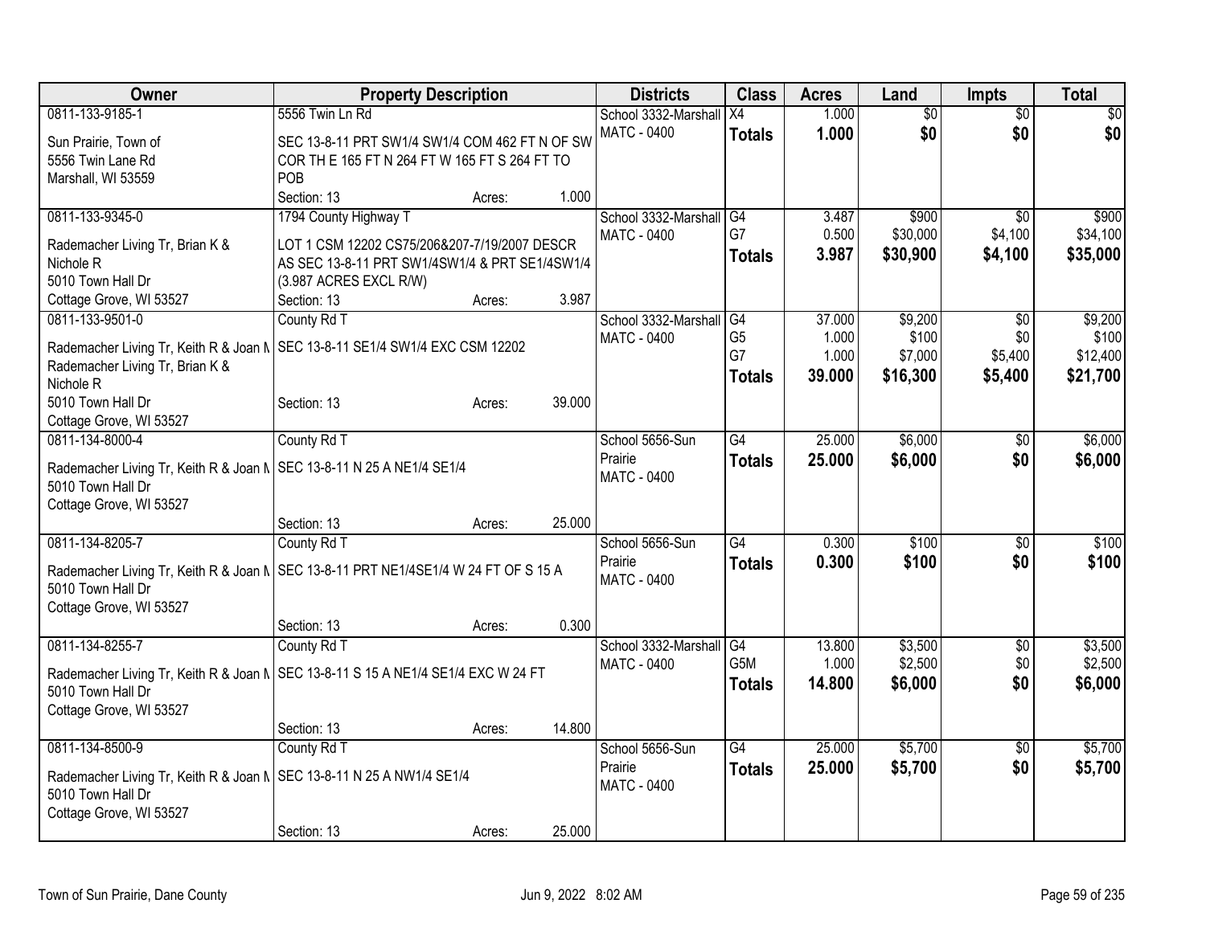| Owner | Property Description | Districts | Class | Acres | Land | Impts | Total |
|---|---|---|---|---|---|---|---|
| 0811-133-9185-1<br>Sun Prairie, Town of<br>5556 Twin Lane Rd<br>Marshall, WI 53559 | 5556 Twin Ln Rd<br>SEC 13-8-11 PRT SW1/4 SW1/4 COM 462 FT N OF SW COR TH E 165 FT N 264 FT W 165 FT S 264 FT TO POB<br>Section: 13 Acres: 1.000 | School 3332-Marshall<br>MATC - 0400 | X4<br>**Totals** | 1.000<br>**1.000** | $0<br>**$0** | $0<br>**$0** | $0<br>**$0** |
| 0811-133-9345-0<br>Rademacher Living Tr, Brian K & Nichole R<br>5010 Town Hall Dr<br>Cottage Grove, WI 53527 | 1794 County Highway T<br>LOT 1 CSM 12202 CS75/206&207-7/19/2007 DESCR AS SEC 13-8-11 PRT SW1/4SW1/4 & PRT SE1/4SW1/4 (3.987 ACRES EXCL R/W)<br>Section: 13 Acres: 3.987 | School 3332-Marshall<br>MATC - 0400 | G4<br>G7<br>**Totals** | 3.487<br>0.500<br>**3.987** | $900<br>$30,000<br>**$30,900** | $0<br>$4,100<br>**$4,100** | $900<br>$34,100<br>**$35,000** |
| 0811-133-9501-0<br>Rademacher Living Tr, Keith R & Joan M<br>Rademacher Living Tr, Brian K & Nichole R<br>5010 Town Hall Dr<br>Cottage Grove, WI 53527 | County Rd T<br>SEC 13-8-11 SE1/4 SW1/4 EXC CSM 12202<br>Section: 13 Acres: 39.000 | School 3332-Marshall<br>MATC - 0400 | G4<br>G5<br>G7<br>**Totals** | 37.000<br>1.000<br>1.000<br>**39.000** | $9,200<br>$100<br>$7,000<br>**$16,300** | $0<br>$0<br>$5,400<br>**$5,400** | $9,200<br>$100<br>$12,400<br>**$21,700** |
| 0811-134-8000-4<br>Rademacher Living Tr, Keith R & Joan M<br>5010 Town Hall Dr<br>Cottage Grove, WI 53527 | County Rd T<br>SEC 13-8-11 N 25 A NE1/4 SE1/4<br>Section: 13 Acres: 25.000 | School 5656-Sun Prairie<br>MATC - 0400 | G4<br>**Totals** | 25.000<br>**25.000** | $6,000<br>**$6,000** | $0<br>**$0** | $6,000<br>**$6,000** |
| 0811-134-8205-7<br>Rademacher Living Tr, Keith R & Joan M<br>5010 Town Hall Dr<br>Cottage Grove, WI 53527 | County Rd T<br>SEC 13-8-11 PRT NE1/4SE1/4 W 24 FT OF S 15 A<br>Section: 13 Acres: 0.300 | School 5656-Sun Prairie<br>MATC - 0400 | G4<br>**Totals** | 0.300<br>**0.300** | $100<br>**$100** | $0<br>**$0** | $100<br>**$100** |
| 0811-134-8255-7<br>Rademacher Living Tr, Keith R & Joan M<br>5010 Town Hall Dr<br>Cottage Grove, WI 53527 | County Rd T<br>SEC 13-8-11 S 15 A NE1/4 SE1/4 EXC W 24 FT<br>Section: 13 Acres: 14.800 | School 3332-Marshall<br>MATC - 0400 | G4<br>G5M<br>**Totals** | 13.800<br>1.000<br>**14.800** | $3,500<br>$2,500<br>**$6,000** | $0<br>$0<br>**$0** | $3,500<br>$2,500<br>**$6,000** |
| 0811-134-8500-9<br>Rademacher Living Tr, Keith R & Joan M<br>5010 Town Hall Dr<br>Cottage Grove, WI 53527 | County Rd T<br>SEC 13-8-11 N 25 A NW1/4 SE1/4<br>Section: 13 Acres: 25.000 | School 5656-Sun Prairie<br>MATC - 0400 | G4<br>**Totals** | 25.000<br>**25.000** | $5,700<br>**$5,700** | $0<br>**$0** | $5,700<br>**$5,700** |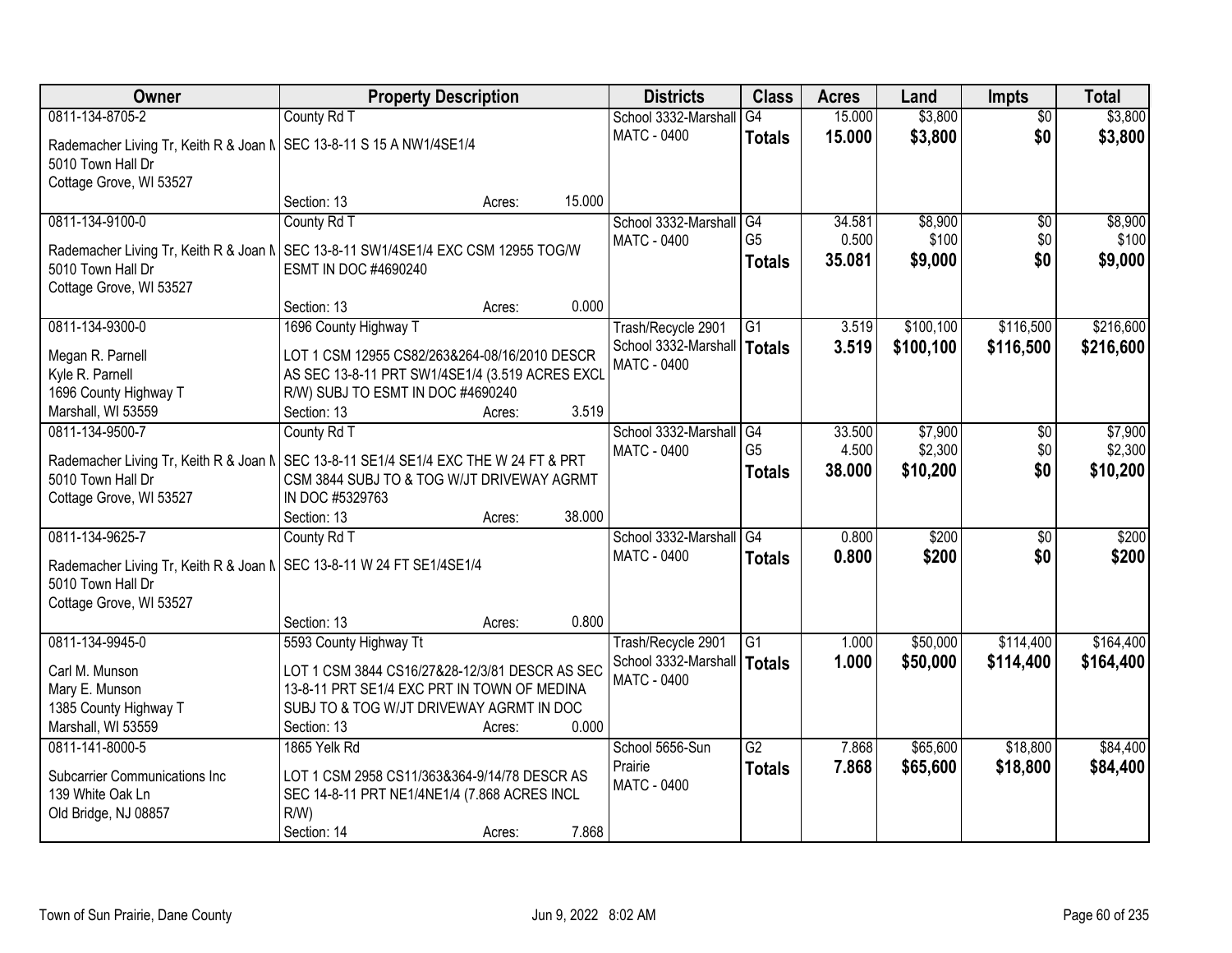| Owner | Property Description | Districts | Class | Acres | Land | Impts | Total |
|---|---|---|---|---|---|---|---|
| 0811-134-8705-2<br>Rademacher Living Tr, Keith R & Joan M<br>5010 Town Hall Dr<br>Cottage Grove, WI 53527 | County Rd T<br>SEC 13-8-11 S 15 A NW1/4SE1/4<br>Section: 13 Acres: 15.000 | School 3332-Marshall<br>MATC - 0400 | G4<br>**Totals** | 15.000<br>**15.000** | $3,800<br>**$3,800** | $0<br>**$0** | $3,800<br>**$3,800** |
| 0811-134-9100-0<br>Rademacher Living Tr, Keith R & Joan M<br>5010 Town Hall Dr<br>Cottage Grove, WI 53527 | County Rd T<br>SEC 13-8-11 SW1/4SE1/4 EXC CSM 12955 TOG/W ESMT IN DOC #4690240<br>Section: 13 Acres: 0.000 | School 3332-Marshall<br>MATC - 0400 | G4<br>G5<br>**Totals** | 34.581<br>0.500<br>**35.081** | $8,900<br>$100<br>**$9,000** | $0<br>$0<br>**$0** | $8,900<br>$100<br>**$9,000** |
| 0811-134-9300-0<br>Megan R. Parnell<br>Kyle R. Parnell<br>1696 County Highway T<br>Marshall, WI 53559 | 1696 County Highway T<br>LOT 1 CSM 12955 CS82/263&264-08/16/2010 DESCR AS SEC 13-8-11 PRT SW1/4SE1/4 (3.519 ACRES EXCL R/W) SUBJ TO ESMT IN DOC #4690240<br>Section: 13 Acres: 3.519 | Trash/Recycle 2901<br>School 3332-Marshall<br>MATC - 0400 | G1<br>**Totals** | 3.519<br>**3.519** | $100,100<br>**$100,100** | $116,500<br>**$116,500** | $216,600<br>**$216,600** |
| 0811-134-9500-7<br>Rademacher Living Tr, Keith R & Joan M<br>5010 Town Hall Dr<br>Cottage Grove, WI 53527 | County Rd T<br>SEC 13-8-11 SE1/4 SE1/4 EXC THE W 24 FT & PRT CSM 3844 SUBJ TO & TOG W/JT DRIVEWAY AGRMT IN DOC #5329763<br>Section: 13 Acres: 38.000 | School 3332-Marshall<br>MATC - 0400 | G4<br>G5<br>**Totals** | 33.500<br>4.500<br>**38.000** | $7,900<br>$2,300<br>**$10,200** | $0<br>$0<br>**$0** | $7,900<br>$2,300<br>**$10,200** |
| 0811-134-9625-7<br>Rademacher Living Tr, Keith R & Joan M<br>5010 Town Hall Dr<br>Cottage Grove, WI 53527 | County Rd T<br>SEC 13-8-11 W 24 FT SE1/4SE1/4<br>Section: 13 Acres: 0.800 | School 3332-Marshall<br>MATC - 0400 | G4<br>**Totals** | 0.800<br>**0.800** | $200<br>**$200** | $0<br>**$0** | $200<br>**$200** |
| 0811-134-9945-0<br>Carl M. Munson<br>Mary E. Munson<br>1385 County Highway T<br>Marshall, WI 53559 | 5593 County Highway Tt<br>LOT 1 CSM 3844 CS16/27&28-12/3/81 DESCR AS SEC 13-8-11 PRT SE1/4 EXC PRT IN TOWN OF MEDINA SUBJ TO & TOG W/JT DRIVEWAY AGRMT IN DOC<br>Section: 13 Acres: 0.000 | Trash/Recycle 2901<br>School 3332-Marshall<br>MATC - 0400 | G1<br>**Totals** | 1.000<br>**1.000** | $50,000<br>**$50,000** | $114,400<br>**$114,400** | $164,400<br>**$164,400** |
| 0811-141-8000-5<br>Subcarrier Communications Inc<br>139 White Oak Ln<br>Old Bridge, NJ 08857 | 1865 Yelk Rd<br>LOT 1 CSM 2958 CS11/363&364-9/14/78 DESCR AS SEC 14-8-11 PRT NE1/4NE1/4 (7.868 ACRES INCL R/W)<br>Section: 14 Acres: 7.868 | School 5656-Sun Prairie<br>MATC - 0400 | G2<br>**Totals** | 7.868<br>**7.868** | $65,600<br>**$65,600** | $18,800<br>**$18,800** | $84,400<br>**$84,400** |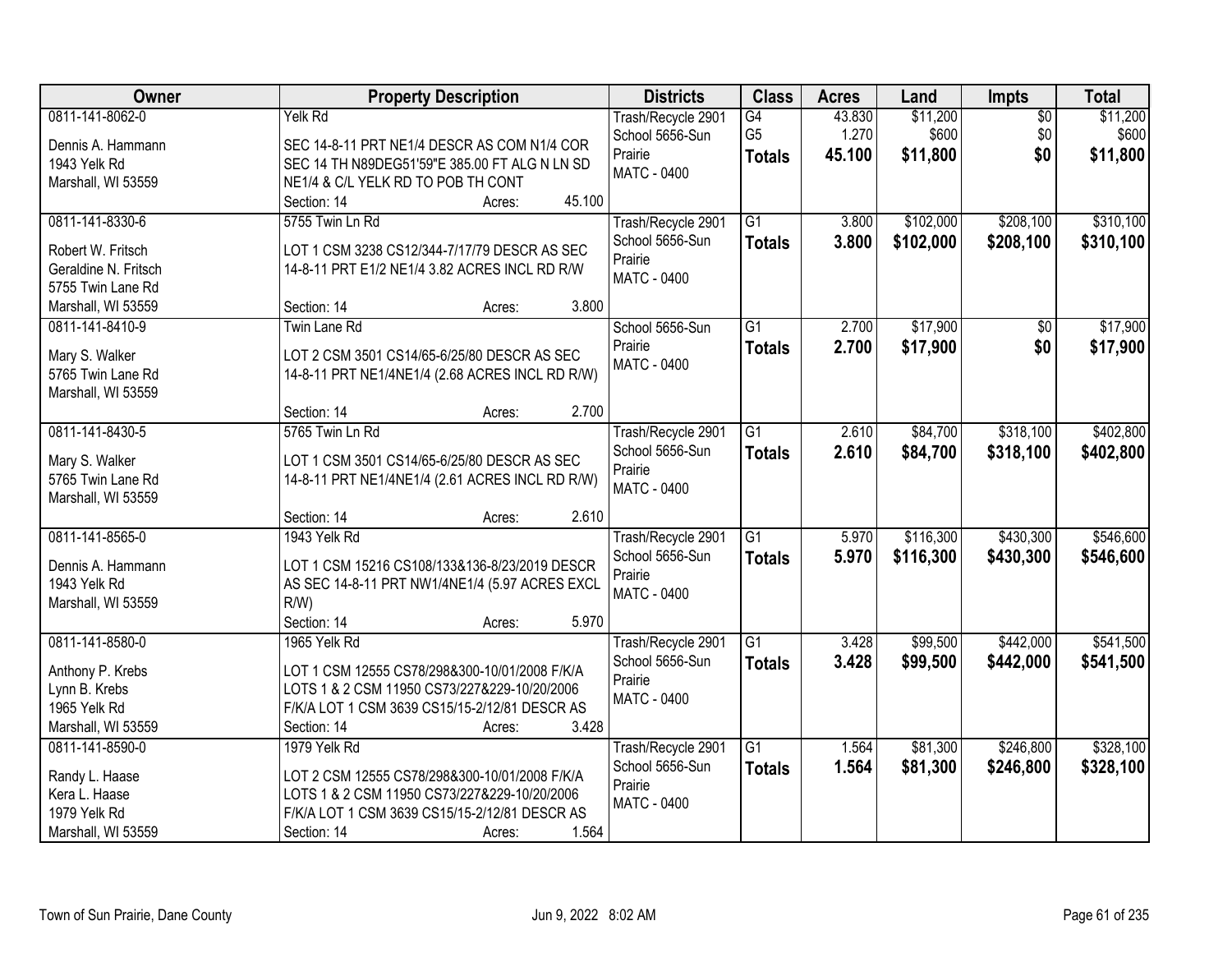| Owner | Property Description | Districts | Class | Acres | Land | Impts | Total |
|---|---|---|---|---|---|---|---|
| 0811-141-8062-0<br>Dennis A. Hammann<br>1943 Yelk Rd<br>Marshall, WI 53559 | Yelk Rd<br>SEC 14-8-11 PRT NE1/4 DESCR AS COM N1/4 COR SEC 14 TH N89DEG51'59"E 385.00 FT ALG N LN SD NE1/4 & C/L YELK RD TO POB TH CONT<br>Section: 14 Acres: 45.100 | Trash/Recycle 2901<br>School 5656-Sun Prairie<br>MATC - 0400 | G4<br>G5<br>**Totals** | 43.830<br>1.270<br>**45.100** | $11,200<br>$600<br>**$11,800** | $0<br>$0<br>**$0** | $11,200<br>$600<br>**$11,800** |
| 0811-141-8330-6<br>Robert W. Fritsch<br>Geraldine N. Fritsch<br>5755 Twin Lane Rd<br>Marshall, WI 53559 | 5755 Twin Ln Rd<br>LOT 1 CSM 3238 CS12/344-7/17/79 DESCR AS SEC 14-8-11 PRT E1/2 NE1/4 3.82 ACRES INCL RD R/W<br>Section: 14 Acres: 3.800 | Trash/Recycle 2901<br>School 5656-Sun Prairie<br>MATC - 0400 | G1<br>**Totals** | 3.800<br>**3.800** | $102,000<br>**$102,000** | $208,100<br>**$208,100** | $310,100<br>**$310,100** |
| 0811-141-8410-9<br>Mary S. Walker<br>5765 Twin Lane Rd<br>Marshall, WI 53559 | Twin Lane Rd<br>LOT 2 CSM 3501 CS14/65-6/25/80 DESCR AS SEC 14-8-11 PRT NE1/4NE1/4 (2.68 ACRES INCL RD R/W)<br>Section: 14 Acres: 2.700 | School 5656-Sun Prairie<br>MATC - 0400 | G1<br>**Totals** | 2.700<br>**2.700** | $17,900<br>**$17,900** | $0<br>**$0** | $17,900<br>**$17,900** |
| 0811-141-8430-5<br>Mary S. Walker<br>5765 Twin Lane Rd<br>Marshall, WI 53559 | 5765 Twin Ln Rd<br>LOT 1 CSM 3501 CS14/65-6/25/80 DESCR AS SEC 14-8-11 PRT NE1/4NE1/4 (2.61 ACRES INCL RD R/W)<br>Section: 14 Acres: 2.610 | Trash/Recycle 2901<br>School 5656-Sun Prairie<br>MATC - 0400 | G1<br>**Totals** | 2.610<br>**2.610** | $84,700<br>**$84,700** | $318,100<br>**$318,100** | $402,800<br>**$402,800** |
| 0811-141-8565-0<br>Dennis A. Hammann<br>1943 Yelk Rd<br>Marshall, WI 53559 | 1943 Yelk Rd<br>LOT 1 CSM 15216 CS108/133&136-8/23/2019 DESCR AS SEC 14-8-11 PRT NW1/4NE1/4 (5.97 ACRES EXCL R/W)<br>Section: 14 Acres: 5.970 | Trash/Recycle 2901<br>School 5656-Sun Prairie<br>MATC - 0400 | G1<br>**Totals** | 5.970<br>**5.970** | $116,300<br>**$116,300** | $430,300<br>**$430,300** | $546,600<br>**$546,600** |
| 0811-141-8580-0<br>Anthony P. Krebs<br>Lynn B. Krebs<br>1965 Yelk Rd<br>Marshall, WI 53559 | 1965 Yelk Rd<br>LOT 1 CSM 12555 CS78/298&300-10/01/2008 F/K/A LOTS 1 & 2 CSM 11950 CS73/227&229-10/20/2006 F/K/A LOT 1 CSM 3639 CS15/15-2/12/81 DESCR AS<br>Section: 14 Acres: 3.428 | Trash/Recycle 2901<br>School 5656-Sun Prairie<br>MATC - 0400 | G1<br>**Totals** | 3.428<br>**3.428** | $99,500<br>**$99,500** | $442,000<br>**$442,000** | $541,500<br>**$541,500** |
| 0811-141-8590-0<br>Randy L. Haase<br>Kera L. Haase<br>1979 Yelk Rd<br>Marshall, WI 53559 | 1979 Yelk Rd<br>LOT 2 CSM 12555 CS78/298&300-10/01/2008 F/K/A LOTS 1 & 2 CSM 11950 CS73/227&229-10/20/2006 F/K/A LOT 1 CSM 3639 CS15/15-2/12/81 DESCR AS<br>Section: 14 Acres: 1.564 | Trash/Recycle 2901<br>School 5656-Sun Prairie<br>MATC - 0400 | G1<br>**Totals** | 1.564<br>**1.564** | $81,300<br>**$81,300** | $246,800<br>**$246,800** | $328,100<br>**$328,100** |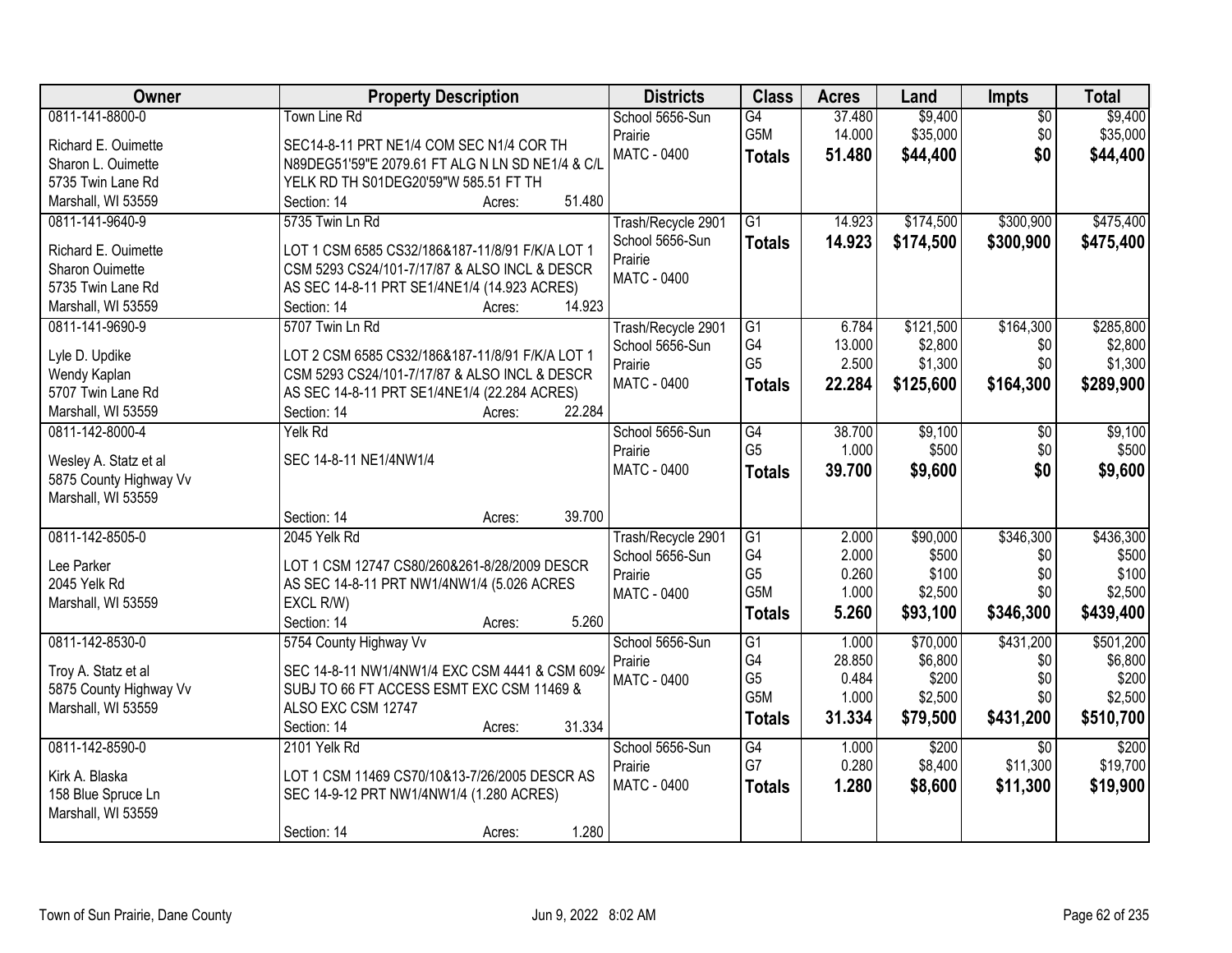| Owner | Property Description | Districts | Class | Acres | Land | Impts | Total |
|---|---|---|---|---|---|---|---|
| 0811-141-8800-0<br><br>Richard E. Ouimette<br>Sharon L. Ouimette<br>5735 Twin Lane Rd<br>Marshall, WI 53559 | Town Line Rd<br><br>SEC14-8-11 PRT NE1/4 COM SEC N1/4 COR TH N89DEG51'59"E 2079.61 FT ALG N LN SD NE1/4 & C/L YELK RD TH S01DEG20'59"W 585.51 FT TH<br>Section: 14 Acres: 51.480 | School 5656-Sun Prairie<br>MATC - 0400 | G4<br>G5M<br>**Totals** | 37.480<br>14.000<br>**51.480** | $9,400<br>$35,000<br>**$44,400** | $0<br>$0<br>**$0** | $9,400<br>$35,000<br>**$44,400** |
| 0811-141-9640-9<br><br>Richard E. Ouimette<br>Sharon Ouimette<br>5735 Twin Lane Rd<br>Marshall, WI 53559 | 5735 Twin Ln Rd<br><br>LOT 1 CSM 6585 CS32/186&187-11/8/91 F/K/A LOT 1 CSM 5293 CS24/101-7/17/87 & ALSO INCL & DESCR AS SEC 14-8-11 PRT SE1/4NE1/4 (14.923 ACRES)<br>Section: 14 Acres: 14.923 | Trash/Recycle 2901<br>School 5656-Sun Prairie<br>MATC - 0400 | G1<br>**Totals** | 14.923<br>**14.923** | $174,500<br>**$174,500** | $300,900<br>**$300,900** | $475,400<br>**$475,400** |
| 0811-141-9690-9<br><br>Lyle D. Updike<br>Wendy Kaplan<br>5707 Twin Lane Rd<br>Marshall, WI 53559 | 5707 Twin Ln Rd<br><br>LOT 2 CSM 6585 CS32/186&187-11/8/91 F/K/A LOT 1 CSM 5293 CS24/101-7/17/87 & ALSO INCL & DESCR AS SEC 14-8-11 PRT SE1/4NE1/4 (22.284 ACRES)<br>Section: 14 Acres: 22.284 | Trash/Recycle 2901<br>School 5656-Sun Prairie<br>MATC - 0400 | G1<br>G4<br>G5<br>**Totals** | 6.784<br>13.000<br>2.500<br>**22.284** | $121,500<br>$2,800<br>$1,300<br>**$125,600** | $164,300<br>$0<br>$0<br>**$164,300** | $285,800<br>$2,800<br>$1,300<br>**$289,900** |
| 0811-142-8000-4<br><br>Wesley A. Statz et al<br>5875 County Highway Vv<br>Marshall, WI 53559 | Yelk Rd<br><br>SEC 14-8-11 NE1/4NW1/4<br><br>Section: 14 Acres: 39.700 | School 5656-Sun Prairie<br>MATC - 0400 | G4<br>G5<br>**Totals** | 38.700<br>1.000<br>**39.700** | $9,100<br>$500<br>**$9,600** | $0<br>$0<br>**$0** | $9,100<br>$500<br>**$9,600** |
| 0811-142-8505-0<br><br>Lee Parker<br>2045 Yelk Rd<br>Marshall, WI 53559 | 2045 Yelk Rd<br><br>LOT 1 CSM 12747 CS80/260&261-8/28/2009 DESCR AS SEC 14-8-11 PRT NW1/4NW1/4 (5.026 ACRES EXCL R/W)<br>Section: 14 Acres: 5.260 | Trash/Recycle 2901<br>School 5656-Sun Prairie<br>MATC - 0400 | G1<br>G4<br>G5<br>G5M<br>**Totals** | 2.000<br>2.000<br>0.260<br>1.000<br>**5.260** | $90,000<br>$500<br>$100<br>$2,500<br>**$93,100** | $346,300<br>$0<br>$0<br>$0<br>**$346,300** | $436,300<br>$500<br>$100<br>$2,500<br>**$439,400** |
| 0811-142-8530-0<br><br>Troy A. Statz et al<br>5875 County Highway Vv<br>Marshall, WI 53559 | 5754 County Highway Vv<br><br>SEC 14-8-11 NW1/4NW1/4 EXC CSM 4441 & CSM 6094 SUBJ TO 66 FT ACCESS ESMT EXC CSM 11469 & ALSO EXC CSM 12747<br>Section: 14 Acres: 31.334 | School 5656-Sun Prairie<br>MATC - 0400 | G1<br>G4<br>G5<br>G5M<br>**Totals** | 1.000<br>28.850<br>0.484<br>1.000<br>**31.334** | $70,000<br>$6,800<br>$200<br>$2,500<br>**$79,500** | $431,200<br>$0<br>$0<br>$0<br>**$431,200** | $501,200<br>$6,800<br>$200<br>$2,500<br>**$510,700** |
| 0811-142-8590-0<br><br>Kirk A. Blaska<br>158 Blue Spruce Ln<br>Marshall, WI 53559 | 2101 Yelk Rd<br><br>LOT 1 CSM 11469 CS70/10&13-7/26/2005 DESCR AS SEC 14-9-12 PRT NW1/4NW1/4 (1.280 ACRES)<br><br>Section: 14 Acres: 1.280 | School 5656-Sun Prairie<br>MATC - 0400 | G4<br>G7<br>**Totals** | 1.000<br>0.280<br>**1.280** | $200<br>$8,400<br>**$8,600** | $0<br>$11,300<br>**$11,300** | $200<br>$19,700<br>**$19,900** |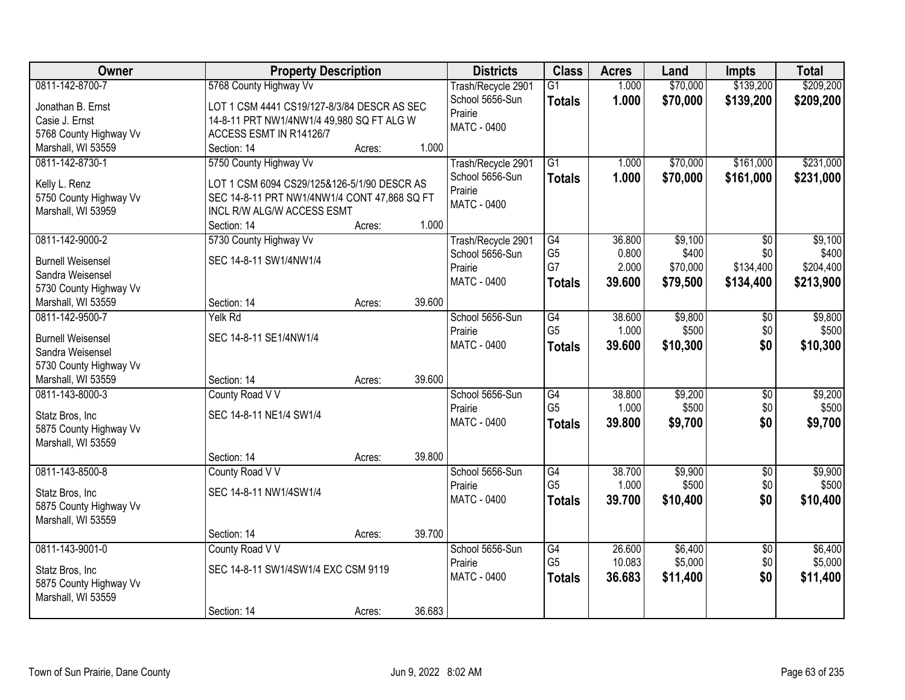| Owner | Property Description | Districts | Class | Acres | Land | Impts | Total |
|---|---|---|---|---|---|---|---|
| 0811-142-8700-7<br>Jonathan B. Ernst<br>Casie J. Ernst<br>5768 County Highway Vv<br>Marshall, WI 53559 | 5768 County Highway Vv<br>LOT 1 CSM 4441 CS19/127-8/3/84 DESCR AS SEC 14-8-11 PRT NW1/4NW1/4 49,980 SQ FT ALG W ACCESS ESMT IN R14126/7<br>Section: 14 Acres: 1.000 | Trash/Recycle 2901<br>School 5656-Sun Prairie<br>MATC - 0400 | G1<br>**Totals** | 1.000<br>**1.000** | $70,000<br>**$70,000** | $139,200<br>**$139,200** | $209,200<br>**$209,200** |
| 0811-142-8730-1<br>Kelly L. Renz<br>5750 County Highway Vv<br>Marshall, WI 53959 | 5750 County Highway Vv<br>LOT 1 CSM 6094 CS29/125&126-5/1/90 DESCR AS SEC 14-8-11 PRT NW1/4NW1/4 CONT 47,868 SQ FT INCL R/W ALG/W ACCESS ESMT<br>Section: 14 Acres: 1.000 | Trash/Recycle 2901<br>School 5656-Sun Prairie<br>MATC - 0400 | G1<br>**Totals** | 1.000<br>**1.000** | $70,000<br>**$70,000** | $161,000<br>**$161,000** | $231,000<br>**$231,000** |
| 0811-142-9000-2<br>Burnell Weisensel<br>Sandra Weisensel<br>5730 County Highway Vv<br>Marshall, WI 53559 | 5730 County Highway Vv<br>SEC 14-8-11 SW1/4NW1/4<br>Section: 14 Acres: 39.600 | Trash/Recycle 2901<br>School 5656-Sun Prairie<br>MATC - 0400 | G4<br>G5<br>G7<br>**Totals** | 36.800<br>0.800<br>2.000<br>**39.600** | $9,100<br>$400<br>$70,000<br>**$79,500** | $0<br>$0<br>$134,400<br>**$134,400** | $9,100<br>$400<br>$204,400<br>**$213,900** |
| 0811-142-9500-7<br>Burnell Weisensel<br>Sandra Weisensel<br>5730 County Highway Vv<br>Marshall, WI 53559 | Yelk Rd<br>SEC 14-8-11 SE1/4NW1/4<br>Section: 14 Acres: 39.600 | School 5656-Sun Prairie<br>MATC - 0400 | G4<br>G5<br>**Totals** | 38.600<br>1.000<br>**39.600** | $9,800<br>$500<br>**$10,300** | $0<br>$0<br>**$0** | $9,800<br>$500<br>**$10,300** |
| 0811-143-8000-3<br>Statz Bros, Inc<br>5875 County Highway Vv<br>Marshall, WI 53559 | County Road V V<br>SEC 14-8-11 NE1/4 SW1/4<br>Section: 14 Acres: 39.800 | School 5656-Sun Prairie<br>MATC - 0400 | G4<br>G5<br>**Totals** | 38.800<br>1.000<br>**39.800** | $9,200<br>$500<br>**$9,700** | $0<br>$0<br>**$0** | $9,200<br>$500<br>**$9,700** |
| 0811-143-8500-8<br>Statz Bros, Inc<br>5875 County Highway Vv<br>Marshall, WI 53559 | County Road V V<br>SEC 14-8-11 NW1/4SW1/4<br>Section: 14 Acres: 39.700 | School 5656-Sun Prairie<br>MATC - 0400 | G4<br>G5<br>**Totals** | 38.700<br>1.000<br>**39.700** | $9,900<br>$500<br>**$10,400** | $0<br>$0<br>**$0** | $9,900<br>$500<br>**$10,400** |
| 0811-143-9001-0<br>Statz Bros, Inc<br>5875 County Highway Vv<br>Marshall, WI 53559 | County Road V V<br>SEC 14-8-11 SW1/4SW1/4 EXC CSM 9119<br>Section: 14 Acres: 36.683 | School 5656-Sun Prairie<br>MATC - 0400 | G4<br>G5<br>**Totals** | 26.600<br>10.083<br>**36.683** | $6,400<br>$5,000<br>**$11,400** | $0<br>$0<br>**$0** | $6,400<br>$5,000<br>**$11,400** |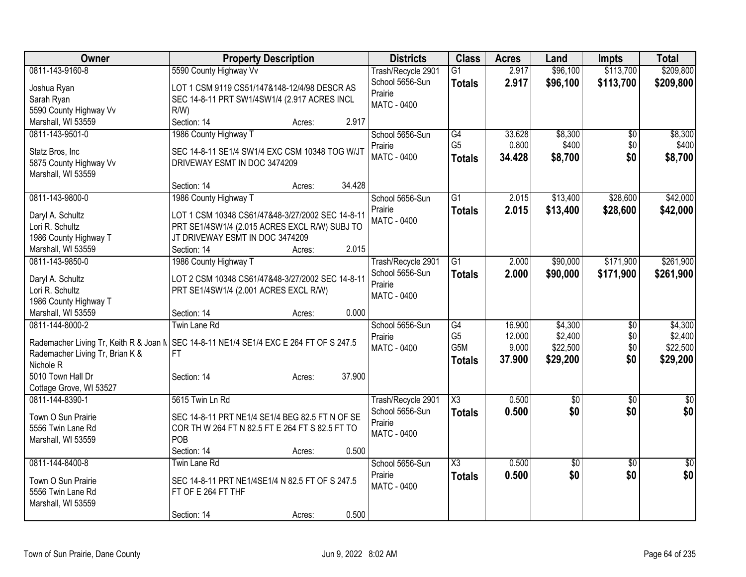| Owner | Property Description | Districts | Class | Acres | Land | Impts | Total |
|---|---|---|---|---|---|---|---|
| 0811-143-9160-8<br>Joshua Ryan<br>Sarah Ryan<br>5590 County Highway Vv<br>Marshall, WI 53559 | 5590 County Highway Vv<br>LOT 1 CSM 9119 CS51/147&148-12/4/98 DESCR AS SEC 14-8-11 PRT SW1/4SW1/4 (2.917 ACRES INCL R/W)<br>Section: 14 Acres: 2.917 | Trash/Recycle 2901<br>School 5656-Sun Prairie<br>MATC - 0400 | G1<br>**Totals** | 2.917<br>**2.917** | $96,100<br>**$96,100** | $113,700<br>**$113,700** | $209,800<br>**$209,800** |
| 0811-143-9501-0<br>Statz Bros, Inc<br>5875 County Highway Vv<br>Marshall, WI 53559 | 1986 County Highway T<br>SEC 14-8-11 SE1/4 SW1/4 EXC CSM 10348 TOG W/JT DRIVEWAY ESMT IN DOC 3474209<br>Section: 14 Acres: 34.428 | School 5656-Sun Prairie<br>MATC - 0400 | G4<br>G5<br>**Totals** | 33.628<br>0.800<br>**34.428** | $8,300<br>$400<br>**$8,700** | $0<br>$0<br>**$0** | $8,300<br>$400<br>**$8,700** |
| 0811-143-9800-0<br>Daryl A. Schultz<br>Lori R. Schultz<br>1986 County Highway T<br>Marshall, WI 53559 | 1986 County Highway T<br>LOT 1 CSM 10348 CS61/47&48-3/27/2002 SEC 14-8-11 PRT SE1/4SW1/4 (2.015 ACRES EXCL R/W) SUBJ TO JT DRIVEWAY ESMT IN DOC 3474209<br>Section: 14 Acres: 2.015 | School 5656-Sun Prairie<br>MATC - 0400 | G1<br>**Totals** | 2.015<br>**2.015** | $13,400<br>**$13,400** | $28,600<br>**$28,600** | $42,000<br>**$42,000** |
| 0811-143-9850-0<br>Daryl A. Schultz<br>Lori R. Schultz<br>1986 County Highway T<br>Marshall, WI 53559 | 1986 County Highway T<br>LOT 2 CSM 10348 CS61/47&48-3/27/2002 SEC 14-8-11 PRT SE1/4SW1/4 (2.001 ACRES EXCL R/W)<br>Section: 14 Acres: 0.000 | Trash/Recycle 2901<br>School 5656-Sun Prairie<br>MATC - 0400 | G1<br>**Totals** | 2.000<br>**2.000** | $90,000<br>**$90,000** | $171,900<br>**$171,900** | $261,900<br>**$261,900** |
| 0811-144-8000-2<br>Rademacher Living Tr, Keith R & Joan M<br>Rademacher Living Tr, Brian K & Nichole R<br>5010 Town Hall Dr<br>Cottage Grove, WI 53527 | Twin Lane Rd<br>SEC 14-8-11 NE1/4 SE1/4 EXC E 264 FT OF S 247.5 FT<br>Section: 14 Acres: 37.900 | School 5656-Sun Prairie<br>MATC - 0400 | G4<br>G5<br>G5M<br>**Totals** | 16.900<br>12.000<br>9.000<br>**37.900** | $4,300<br>$2,400<br>$22,500<br>**$29,200** | $0<br>$0<br>$0<br>**$0** | $4,300<br>$2,400<br>$22,500<br>**$29,200** |
| 0811-144-8390-1<br>Town O Sun Prairie<br>5556 Twin Lane Rd<br>Marshall, WI 53559 | 5615 Twin Ln Rd<br>SEC 14-8-11 PRT NE1/4 SE1/4 BEG 82.5 FT N OF SE COR TH W 264 FT N 82.5 FT E 264 FT S 82.5 FT TO POB<br>Section: 14 Acres: 0.500 | Trash/Recycle 2901<br>School 5656-Sun Prairie<br>MATC - 0400 | X3<br>**Totals** | 0.500<br>**0.500** | $0<br>**$0** | $0<br>**$0** | $0<br>**$0** |
| 0811-144-8400-8<br>Town O Sun Prairie<br>5556 Twin Lane Rd<br>Marshall, WI 53559 | Twin Lane Rd<br>SEC 14-8-11 PRT NE1/4SE1/4 N 82.5 FT OF S 247.5 FT OF E 264 FT THF<br>Section: 14 Acres: 0.500 | School 5656-Sun Prairie<br>MATC - 0400 | X3<br>**Totals** | 0.500<br>**0.500** | $0<br>**$0** | $0<br>**$0** | $0<br>**$0** |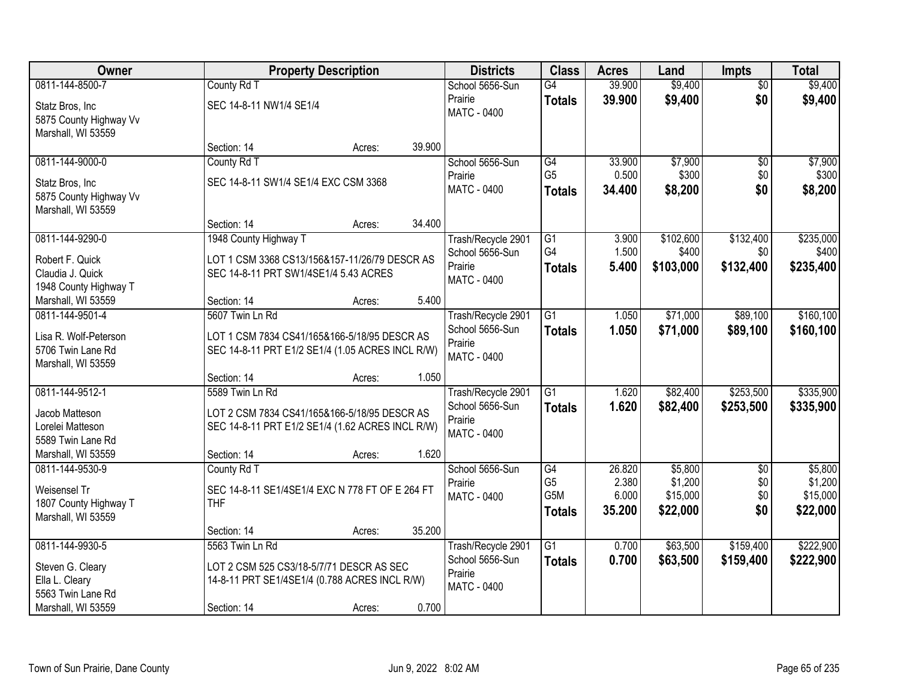| Owner | Property Description | Districts | Class | Acres | Land | Impts | Total |
|---|---|---|---|---|---|---|---|
| 0811-144-8500-7<br>Statz Bros, Inc<br>5875 County Highway Vv<br>Marshall, WI 53559 | County Rd T<br>SEC 14-8-11 NW1/4 SE1/4<br>Section: 14 Acres: 39.900 | School 5656-Sun Prairie<br>MATC - 0400 | G4<br>**Totals** | 39.900<br>**39.900** | $9,400<br>**$9,400** | $0<br>**$0** | $9,400<br>**$9,400** |
| 0811-144-9000-0<br>Statz Bros, Inc<br>5875 County Highway Vv<br>Marshall, WI 53559 | County Rd T<br>SEC 14-8-11 SW1/4 SE1/4 EXC CSM 3368<br>Section: 14 Acres: 34.400 | School 5656-Sun Prairie<br>MATC - 0400 | G4<br>G5<br>**Totals** | 33.900<br>0.500<br>**34.400** | $7,900<br>$300<br>**$8,200** | $0<br>$0<br>**$0** | $7,900<br>$300<br>**$8,200** |
| 0811-144-9290-0<br>Robert F. Quick<br>Claudia J. Quick<br>1948 County Highway T<br>Marshall, WI 53559 | 1948 County Highway T<br>LOT 1 CSM 3368 CS13/156&157-11/26/79 DESCR AS SEC 14-8-11 PRT SW1/4SE1/4 5.43 ACRES<br>Section: 14 Acres: 5.400 | Trash/Recycle 2901<br>School 5656-Sun Prairie<br>MATC - 0400 | G1<br>G4<br>**Totals** | 3.900<br>1.500<br>**5.400** | $102,600<br>$400<br>**$103,000** | $132,400<br>$0<br>**$132,400** | $235,000<br>$400<br>**$235,400** |
| 0811-144-9501-4<br>Lisa R. Wolf-Peterson<br>5706 Twin Lane Rd<br>Marshall, WI 53559 | 5607 Twin Ln Rd<br>LOT 1 CSM 7834 CS41/165&166-5/18/95 DESCR AS SEC 14-8-11 PRT E1/2 SE1/4 (1.05 ACRES INCL R/W)<br>Section: 14 Acres: 1.050 | Trash/Recycle 2901<br>School 5656-Sun Prairie<br>MATC - 0400 | G1<br>**Totals** | 1.050<br>**1.050** | $71,000<br>**$71,000** | $89,100<br>**$89,100** | $160,100<br>**$160,100** |
| 0811-144-9512-1<br>Jacob Matteson<br>Lorelei Matteson<br>5589 Twin Lane Rd<br>Marshall, WI 53559 | 5589 Twin Ln Rd<br>LOT 2 CSM 7834 CS41/165&166-5/18/95 DESCR AS SEC 14-8-11 PRT E1/2 SE1/4 (1.62 ACRES INCL R/W)<br>Section: 14 Acres: 1.620 | Trash/Recycle 2901<br>School 5656-Sun Prairie<br>MATC - 0400 | G1<br>**Totals** | 1.620<br>**1.620** | $82,400<br>**$82,400** | $253,500<br>**$253,500** | $335,900<br>**$335,900** |
| 0811-144-9530-9<br>Weisensel Tr<br>1807 County Highway T<br>Marshall, WI 53559 | County Rd T<br>SEC 14-8-11 SE1/4SE1/4 EXC N 778 FT OF E 264 FT THF<br>Section: 14 Acres: 35.200 | School 5656-Sun Prairie<br>MATC - 0400 | G4<br>G5<br>G5M<br>**Totals** | 26.820<br>2.380<br>6.000<br>**35.200** | $5,800<br>$1,200<br>$15,000<br>**$22,000** | $0<br>$0<br>$0<br>**$0** | $5,800<br>$1,200<br>$15,000<br>**$22,000** |
| 0811-144-9930-5<br>Steven G. Cleary<br>Ella L. Cleary<br>5563 Twin Lane Rd<br>Marshall, WI 53559 | 5563 Twin Ln Rd<br>LOT 2 CSM 525 CS3/18-5/7/71 DESCR AS SEC 14-8-11 PRT SE1/4SE1/4 (0.788 ACRES INCL R/W)<br>Section: 14 Acres: 0.700 | Trash/Recycle 2901<br>School 5656-Sun Prairie<br>MATC - 0400 | G1<br>**Totals** | 0.700<br>**0.700** | $63,500<br>**$63,500** | $159,400<br>**$159,400** | $222,900<br>**$222,900** |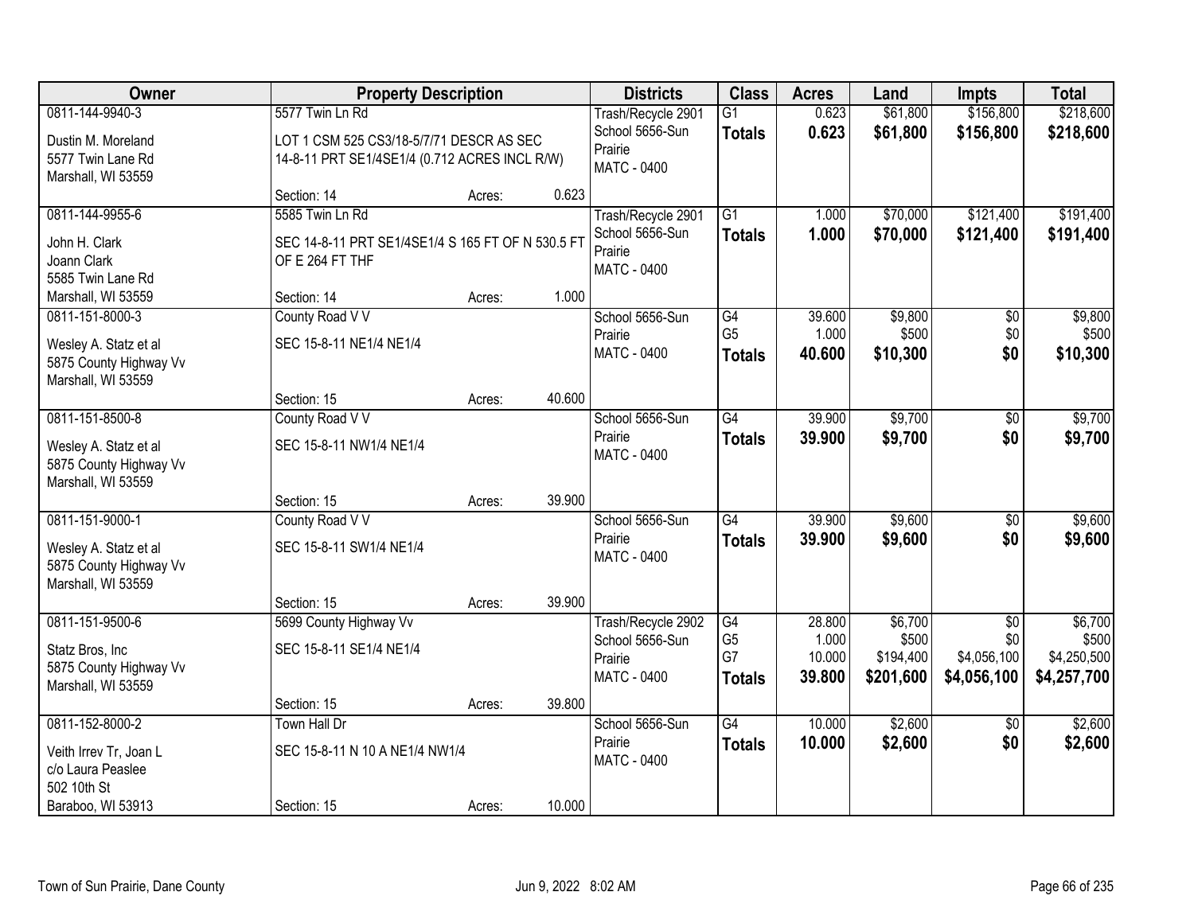| Owner | Property Description | Districts | Class | Acres | Land | Impts | Total |
|---|---|---|---|---|---|---|---|
| 0811-144-9940-3<br>Dustin M. Moreland<br>5577 Twin Lane Rd<br>Marshall, WI 53559 | 5577 Twin Ln Rd<br>LOT 1 CSM 525 CS3/18-5/7/71 DESCR AS SEC 14-8-11 PRT SE1/4SE1/4 (0.712 ACRES INCL R/W)<br>Section: 14 Acres: 0.623 | Trash/Recycle 2901<br>School 5656-Sun Prairie<br>MATC - 0400 | G1<br>**Totals** | 0.623<br>**0.623** | $61,800<br>**$61,800** | $156,800<br>**$156,800** | $218,600<br>**$218,600** |
| 0811-144-9955-6<br>John H. Clark<br>Joann Clark<br>5585 Twin Lane Rd<br>Marshall, WI 53559 | 5585 Twin Ln Rd<br>SEC 14-8-11 PRT SE1/4SE1/4 S 165 FT OF N 530.5 FT OF E 264 FT THF<br>Section: 14 Acres: 1.000 | Trash/Recycle 2901<br>School 5656-Sun Prairie<br>MATC - 0400 | G1<br>**Totals** | 1.000<br>**1.000** | $70,000<br>**$70,000** | $121,400<br>**$121,400** | $191,400<br>**$191,400** |
| 0811-151-8000-3<br>Wesley A. Statz et al<br>5875 County Highway Vv<br>Marshall, WI 53559 | County Road V V<br>SEC 15-8-11 NE1/4 NE1/4<br>Section: 15 Acres: 40.600 | School 5656-Sun Prairie<br>MATC - 0400 | G4<br>G5<br>**Totals** | 39.600<br>1.000<br>**40.600** | $9,800<br>$500<br>**$10,300** | $0<br>$0<br>**$0** | $9,800<br>$500<br>**$10,300** |
| 0811-151-8500-8<br>Wesley A. Statz et al<br>5875 County Highway Vv<br>Marshall, WI 53559 | County Road V V<br>SEC 15-8-11 NW1/4 NE1/4<br>Section: 15 Acres: 39.900 | School 5656-Sun Prairie<br>MATC - 0400 | G4<br>**Totals** | 39.900<br>**39.900** | $9,700<br>**$9,700** | $0<br>**$0** | $9,700<br>**$9,700** |
| 0811-151-9000-1<br>Wesley A. Statz et al<br>5875 County Highway Vv<br>Marshall, WI 53559 | County Road V V<br>SEC 15-8-11 SW1/4 NE1/4<br>Section: 15 Acres: 39.900 | School 5656-Sun Prairie<br>MATC - 0400 | G4<br>**Totals** | 39.900<br>**39.900** | $9,600<br>**$9,600** | $0<br>**$0** | $9,600<br>**$9,600** |
| 0811-151-9500-6<br>Statz Bros, Inc<br>5875 County Highway Vv<br>Marshall, WI 53559 | 5699 County Highway Vv<br>SEC 15-8-11 SE1/4 NE1/4<br>Section: 15 Acres: 39.800 | Trash/Recycle 2902<br>School 5656-Sun Prairie<br>MATC - 0400 | G4<br>G5<br>G7<br>**Totals** | 28.800<br>1.000<br>10.000<br>**39.800** | $6,700<br>$500<br>$194,400<br>**$201,600** | $0<br>$0<br>$4,056,100<br>**$4,056,100** | $6,700<br>$500<br>$4,250,500<br>**$4,257,700** |
| 0811-152-8000-2<br>Veith Irrev Tr, Joan L<br>c/o Laura Peaslee<br>502 10th St<br>Baraboo, WI 53913 | Town Hall Dr<br>SEC 15-8-11 N 10 A NE1/4 NW1/4<br>Section: 15 Acres: 10.000 | School 5656-Sun Prairie<br>MATC - 0400 | G4<br>**Totals** | 10.000<br>**10.000** | $2,600<br>**$2,600** | $0<br>**$0** | $2,600<br>**$2,600** |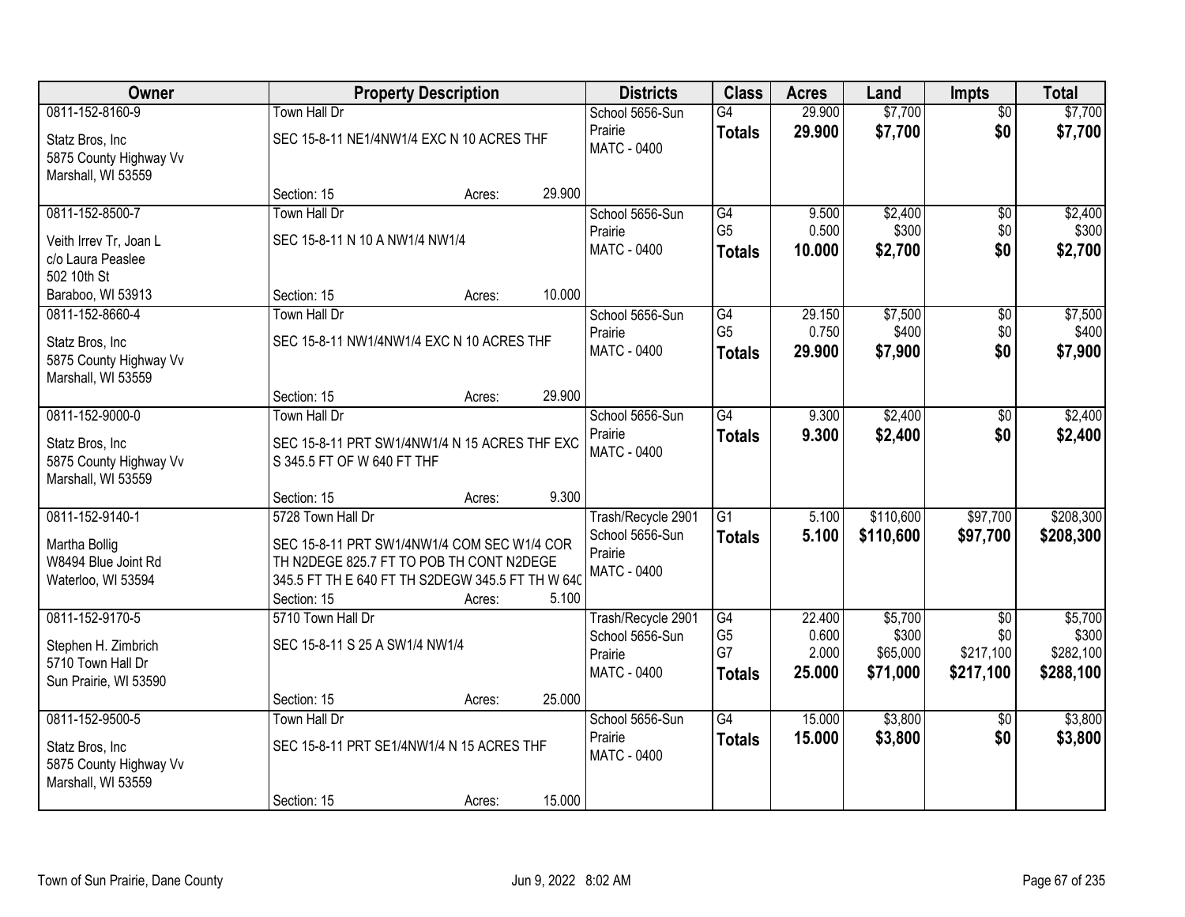| Owner | Property Description | Districts | Class | Acres | Land | Impts | Total |
|---|---|---|---|---|---|---|---|
| 0811-152-8160-9<br>Statz Bros, Inc<br>5875 County Highway Vv<br>Marshall, WI 53559 | Town Hall Dr<br>SEC 15-8-11 NE1/4NW1/4 EXC N 10 ACRES THF<br>Section: 15 Acres: 29.900 | School 5656-Sun Prairie<br>MATC - 0400 | G4<br>**Totals** | 29.900<br>**29.900** | $7,700<br>**$7,700** | $0<br>**$0** | $7,700<br>**$7,700** |
| 0811-152-8500-7<br>Veith Irrev Tr, Joan L<br>c/o Laura Peaslee<br>502 10th St<br>Baraboo, WI 53913 | Town Hall Dr<br>SEC 15-8-11 N 10 A NW1/4 NW1/4<br>Section: 15 Acres: 10.000 | School 5656-Sun Prairie<br>MATC - 0400 | G4<br>G5<br>**Totals** | 9.500<br>0.500<br>**10.000** | $2,400<br>$300<br>**$2,700** | $0<br>$0<br>**$0** | $2,400<br>$300<br>**$2,700** |
| 0811-152-8660-4<br>Statz Bros, Inc<br>5875 County Highway Vv<br>Marshall, WI 53559 | Town Hall Dr<br>SEC 15-8-11 NW1/4NW1/4 EXC N 10 ACRES THF<br>Section: 15 Acres: 29.900 | School 5656-Sun Prairie<br>MATC - 0400 | G4<br>G5<br>**Totals** | 29.150<br>0.750<br>**29.900** | $7,500<br>$400<br>**$7,900** | $0<br>$0<br>**$0** | $7,500<br>$400<br>**$7,900** |
| 0811-152-9000-0<br>Statz Bros, Inc<br>5875 County Highway Vv<br>Marshall, WI 53559 | Town Hall Dr<br>SEC 15-8-11 PRT SW1/4NW1/4 N 15 ACRES THF EXC S 345.5 FT OF W 640 FT THF<br>Section: 15 Acres: 9.300 | School 5656-Sun Prairie<br>MATC - 0400 | G4<br>**Totals** | 9.300<br>**9.300** | $2,400<br>**$2,400** | $0<br>**$0** | $2,400<br>**$2,400** |
| 0811-152-9140-1<br>Martha Bollig<br>W8494 Blue Joint Rd<br>Waterloo, WI 53594 | 5728 Town Hall Dr<br>SEC 15-8-11 PRT SW1/4NW1/4 COM SEC W1/4 COR TH N2DEGE 825.7 FT TO POB TH CONT N2DEGE 345.5 FT TH E 640 FT TH S2DEGW 345.5 FT TH W 640<br>Section: 15 Acres: 5.100 | Trash/Recycle 2901<br>School 5656-Sun Prairie<br>MATC - 0400 | G1<br>**Totals** | 5.100<br>**5.100** | $110,600<br>**$110,600** | $97,700<br>**$97,700** | $208,300<br>**$208,300** |
| 0811-152-9170-5<br>Stephen H. Zimbrich<br>5710 Town Hall Dr<br>Sun Prairie, WI 53590 | 5710 Town Hall Dr<br>SEC 15-8-11 S 25 A SW1/4 NW1/4<br>Section: 15 Acres: 25.000 | Trash/Recycle 2901<br>School 5656-Sun Prairie<br>MATC - 0400 | G4<br>G5<br>G7<br>**Totals** | 22.400<br>0.600<br>2.000<br>**25.000** | $5,700<br>$300<br>$65,000<br>**$71,000** | $0<br>$0<br>$217,100<br>**$217,100** | $5,700<br>$300<br>$282,100<br>**$288,100** |
| 0811-152-9500-5<br>Statz Bros, Inc<br>5875 County Highway Vv<br>Marshall, WI 53559 | Town Hall Dr<br>SEC 15-8-11 PRT SE1/4NW1/4 N 15 ACRES THF<br>Section: 15 Acres: 15.000 | School 5656-Sun Prairie<br>MATC - 0400 | G4<br>**Totals** | 15.000<br>**15.000** | $3,800<br>**$3,800** | $0<br>**$0** | $3,800<br>**$3,800** |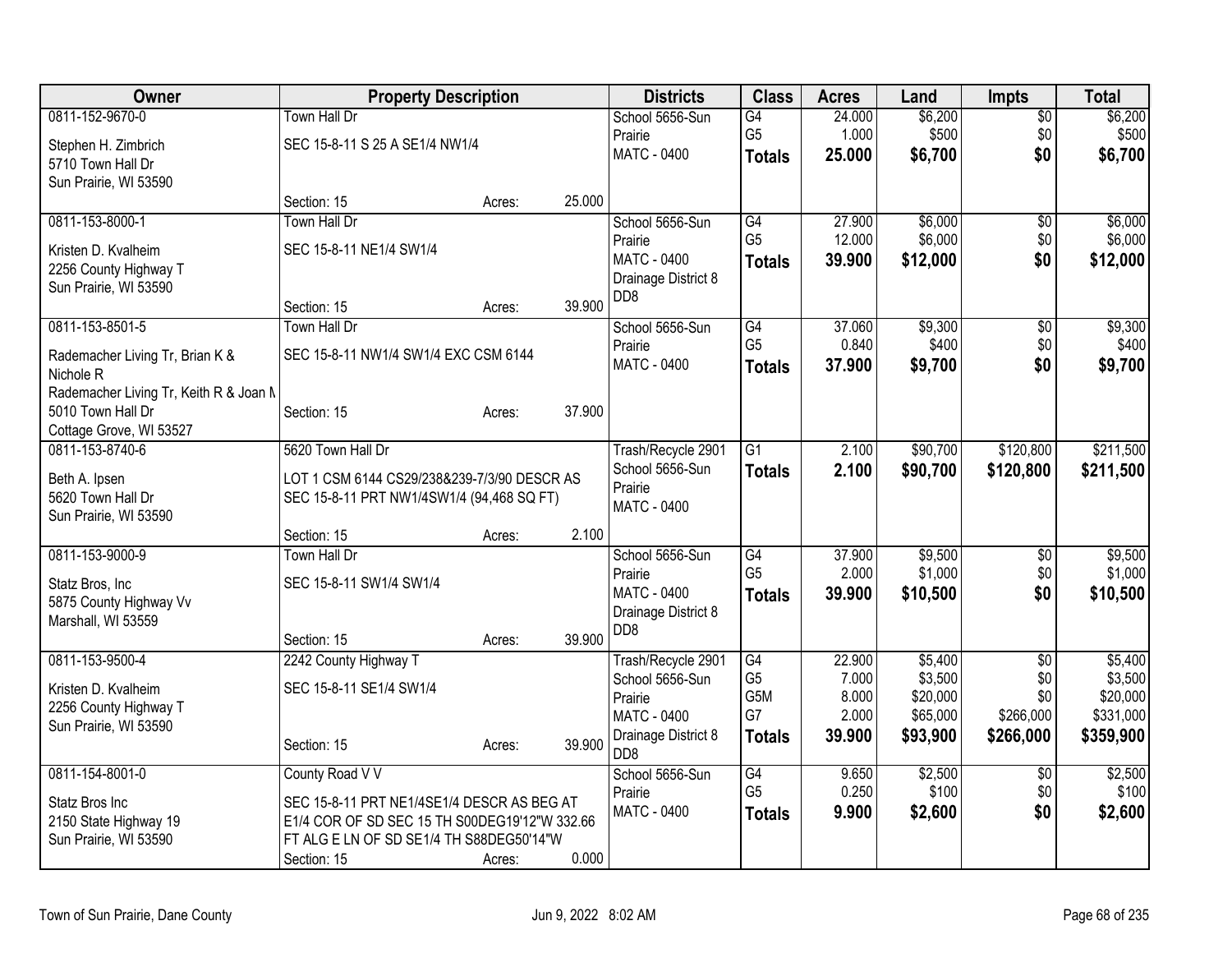| Owner | Property Description | Districts | Class | Acres | Land | Impts | Total |
|---|---|---|---|---|---|---|---|
| 0811-152-9670-0<br>Stephen H. Zimbrich<br>5710 Town Hall Dr<br>Sun Prairie, WI 53590 | Town Hall Dr<br>SEC 15-8-11 S 25 A SE1/4 NW1/4<br>Section: 15 Acres: 25.000 | School 5656-Sun Prairie<br>MATC - 0400 | G4<br>G5<br>**Totals** | 24.000<br>1.000<br>**25.000** | $6,200<br>$500<br>**$6,700** | $0<br>$0<br>**$0** | $6,200<br>$500<br>**$6,700** |
| 0811-153-8000-1<br>Kristen D. Kvalheim<br>2256 County Highway T<br>Sun Prairie, WI 53590 | Town Hall Dr<br>SEC 15-8-11 NE1/4 SW1/4<br>Section: 15 Acres: 39.900 | School 5656-Sun Prairie<br>MATC - 0400<br>Drainage District 8 DD8 | G4<br>G5<br>**Totals** | 27.900<br>12.000<br>**39.900** | $6,000<br>$6,000<br>**$12,000** | $0<br>$0<br>**$0** | $6,000<br>$6,000<br>**$12,000** |
| 0811-153-8501-5<br>Rademacher Living Tr, Brian K & Nichole R<br>Rademacher Living Tr, Keith R & Joan M<br>5010 Town Hall Dr<br>Cottage Grove, WI 53527 | Town Hall Dr<br>SEC 15-8-11 NW1/4 SW1/4 EXC CSM 6144<br>Section: 15 Acres: 37.900 | School 5656-Sun Prairie<br>MATC - 0400 | G4<br>G5<br>**Totals** | 37.060<br>0.840<br>**37.900** | $9,300<br>$400<br>**$9,700** | $0<br>$0<br>**$0** | $9,300<br>$400<br>**$9,700** |
| 0811-153-8740-6<br>Beth A. Ipsen<br>5620 Town Hall Dr<br>Sun Prairie, WI 53590 | 5620 Town Hall Dr<br>LOT 1 CSM 6144 CS29/238&239-7/3/90 DESCR AS SEC 15-8-11 PRT NW1/4SW1/4 (94,468 SQ FT)<br>Section: 15 Acres: 2.100 | Trash/Recycle 2901<br>School 5656-Sun Prairie<br>MATC - 0400 | G1<br>**Totals** | 2.100<br>**2.100** | $90,700<br>**$90,700** | $120,800<br>**$120,800** | $211,500<br>**$211,500** |
| 0811-153-9000-9<br>Statz Bros, Inc<br>5875 County Highway Vv<br>Marshall, WI 53559 | Town Hall Dr<br>SEC 15-8-11 SW1/4 SW1/4<br>Section: 15 Acres: 39.900 | School 5656-Sun Prairie<br>MATC - 0400<br>Drainage District 8 DD8 | G4<br>G5<br>**Totals** | 37.900<br>2.000<br>**39.900** | $9,500<br>$1,000<br>**$10,500** | $0<br>$0<br>**$0** | $9,500<br>$1,000<br>**$10,500** |
| 0811-153-9500-4<br>Kristen D. Kvalheim<br>2256 County Highway T<br>Sun Prairie, WI 53590 | 2242 County Highway T<br>SEC 15-8-11 SE1/4 SW1/4<br>Section: 15 Acres: 39.900 | Trash/Recycle 2901<br>School 5656-Sun Prairie<br>MATC - 0400<br>Drainage District 8 DD8 | G4<br>G5<br>G5M<br>G7<br>**Totals** | 22.900<br>7.000<br>8.000<br>2.000<br>**39.900** | $5,400<br>$3,500<br>$20,000<br>$65,000<br>**$93,900** | $0<br>$0<br>$0<br>$266,000<br>**$266,000** | $5,400<br>$3,500<br>$20,000<br>$331,000<br>**$359,900** |
| 0811-154-8001-0<br>Statz Bros Inc<br>2150 State Highway 19<br>Sun Prairie, WI 53590 | County Road V V<br>SEC 15-8-11 PRT NE1/4SE1/4 DESCR AS BEG AT E1/4 COR OF SD SEC 15 TH S00DEG19'12"W 332.66 FT ALG E LN OF SD SE1/4 TH S88DEG50'14"W<br>Section: 15 Acres: 0.000 | School 5656-Sun Prairie<br>MATC - 0400 | G4<br>G5<br>**Totals** | 9.650<br>0.250<br>**9.900** | $2,500<br>$100<br>**$2,600** | $0<br>$0<br>**$0** | $2,500<br>$100<br>**$2,600** |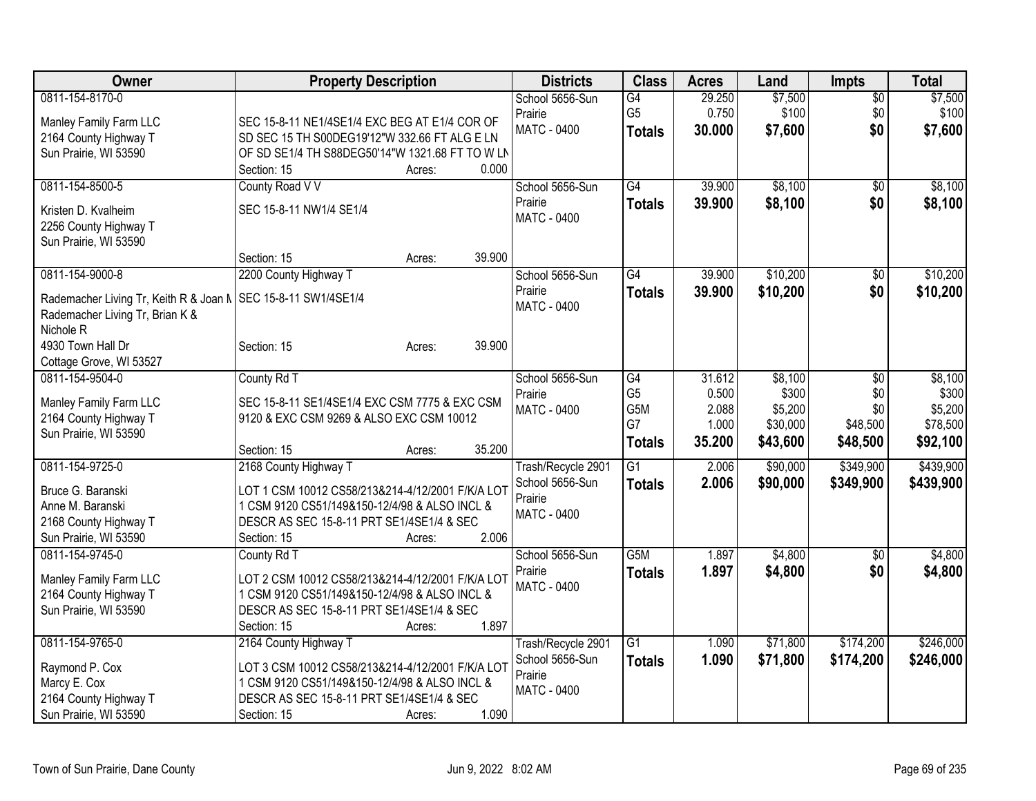| Owner | Property Description | Districts | Class | Acres | Land | Impts | Total |
|---|---|---|---|---|---|---|---|
| 0811-154-8170-0<br><br>Manley Family Farm LLC<br>2164 County Highway T<br>Sun Prairie, WI 53590 | SEC 15-8-11 NE1/4SE1/4 EXC BEG AT E1/4 COR OF SD SEC 15 TH S00DEG19'12"W 332.66 FT ALG E LN OF SD SE1/4 TH S88DEG50'14"W 1321.68 FT TO W LN<br>Section: 15 Acres: 0.000 | School 5656-Sun Prairie<br>MATC - 0400 | G4<br>G5<br>**Totals** | 29.250<br>0.750<br>**30.000** | $7,500<br>$100<br>**$7,600** | $0<br>$0<br>**$0** | $7,500<br>$100<br>**$7,600** |
| 0811-154-8500-5<br><br>Kristen D. Kvalheim<br>2256 County Highway T<br>Sun Prairie, WI 53590 | County Road V V<br><br>SEC 15-8-11 NW1/4 SE1/4<br><br>Section: 15 Acres: 39.900 | School 5656-Sun Prairie<br>MATC - 0400 | G4<br>**Totals** | 39.900<br>**39.900** | $8,100<br>**$8,100** | $0<br>**$0** | $8,100<br>**$8,100** |
| 0811-154-9000-8<br><br>Rademacher Living Tr, Keith R & Joan M<br>Rademacher Living Tr, Brian K & Nichole R<br>4930 Town Hall Dr<br>Cottage Grove, WI 53527 | 2200 County Highway T<br><br>SEC 15-8-11 SW1/4SE1/4<br><br>Section: 15 Acres: 39.900 | School 5656-Sun Prairie<br>MATC - 0400 | G4<br>**Totals** | 39.900<br>**39.900** | $10,200<br>**$10,200** | $0<br>**$0** | $10,200<br>**$10,200** |
| 0811-154-9504-0<br><br>Manley Family Farm LLC<br>2164 County Highway T<br>Sun Prairie, WI 53590 | County Rd T<br><br>SEC 15-8-11 SE1/4SE1/4 EXC CSM 7775 & EXC CSM 9120 & EXC CSM 9269 & ALSO EXC CSM 10012<br><br>Section: 15 Acres: 35.200 | School 5656-Sun Prairie<br>MATC - 0400 | G4<br>G5<br>G5M<br>G7<br>**Totals** | 31.612<br>0.500<br>2.088<br>1.000<br>**35.200** | $8,100<br>$300<br>$5,200<br>$30,000<br>**$43,600** | $0<br>$0<br>$0<br>$48,500<br>**$48,500** | $8,100<br>$300<br>$5,200<br>$78,500<br>**$92,100** |
| 0811-154-9725-0<br><br>Bruce G. Baranski<br>Anne M. Baranski<br>2168 County Highway T<br>Sun Prairie, WI 53590 | 2168 County Highway T<br><br>LOT 1 CSM 10012 CS58/213&214-4/12/2001 F/K/A LOT 1 CSM 9120 CS51/149&150-12/4/98 & ALSO INCL & DESCR AS SEC 15-8-11 PRT SE1/4SE1/4 & SEC<br>Section: 15 Acres: 2.006 | Trash/Recycle 2901<br>School 5656-Sun Prairie<br>MATC - 0400 | G1<br>**Totals** | 2.006<br>**2.006** | $90,000<br>**$90,000** | $349,900<br>**$349,900** | $439,900<br>**$439,900** |
| 0811-154-9745-0<br><br>Manley Family Farm LLC<br>2164 County Highway T<br>Sun Prairie, WI 53590 | County Rd T<br><br>LOT 2 CSM 10012 CS58/213&214-4/12/2001 F/K/A LOT 1 CSM 9120 CS51/149&150-12/4/98 & ALSO INCL & DESCR AS SEC 15-8-11 PRT SE1/4SE1/4 & SEC<br>Section: 15 Acres: 1.897 | School 5656-Sun Prairie<br>MATC - 0400 | G5M<br>**Totals** | 1.897<br>**1.897** | $4,800<br>**$4,800** | $0<br>**$0** | $4,800<br>**$4,800** |
| 0811-154-9765-0<br><br>Raymond P. Cox<br>Marcy E. Cox<br>2164 County Highway T<br>Sun Prairie, WI 53590 | 2164 County Highway T<br><br>LOT 3 CSM 10012 CS58/213&214-4/12/2001 F/K/A LOT 1 CSM 9120 CS51/149&150-12/4/98 & ALSO INCL & DESCR AS SEC 15-8-11 PRT SE1/4SE1/4 & SEC<br>Section: 15 Acres: 1.090 | Trash/Recycle 2901<br>School 5656-Sun Prairie<br>MATC - 0400 | G1<br>**Totals** | 1.090<br>**1.090** | $71,800<br>**$71,800** | $174,200<br>**$174,200** | $246,000<br>**$246,000** |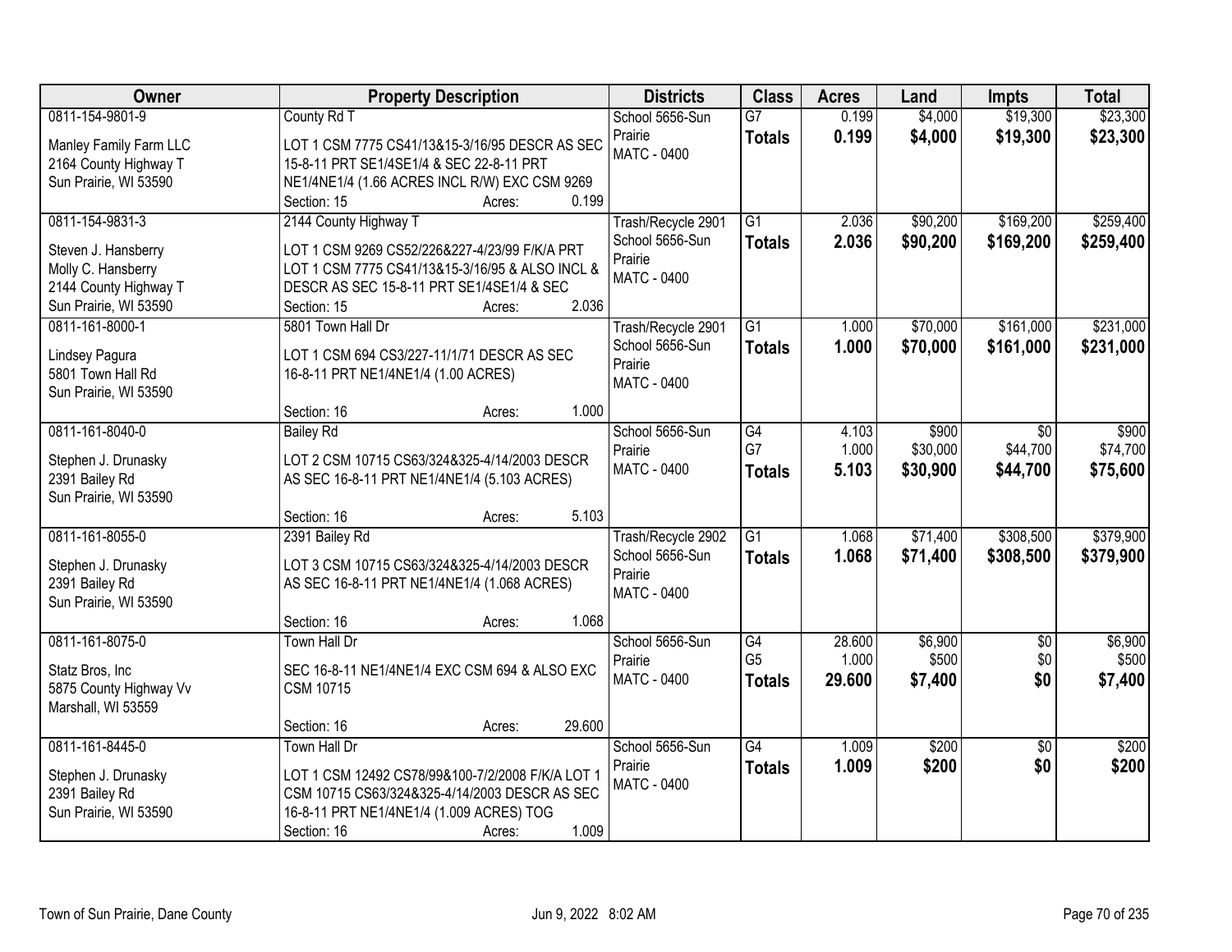| Owner | Property Description | Districts | Class | Acres | Land | Impts | Total |
|---|---|---|---|---|---|---|---|
| 0811-154-9801-9<br><br>Manley Family Farm LLC<br>2164 County Highway T<br>Sun Prairie, WI 53590 | County Rd T<br><br>LOT 1 CSM 7775 CS41/13&15-3/16/95 DESCR AS SEC 15-8-11 PRT SE1/4SE1/4 & SEC 22-8-11 PRT NE1/4NE1/4 (1.66 ACRES INCL R/W) EXC CSM 9269<br>Section: 15 Acres: 0.199 | School 5656-Sun Prairie<br>MATC - 0400 | G7<br>**Totals** | 0.199<br>**0.199** | $4,000<br>**$4,000** | $19,300<br>**$19,300** | $23,300<br>**$23,300** |
| 0811-154-9831-3<br><br>Steven J. Hansberry<br>Molly C. Hansberry<br>2144 County Highway T<br>Sun Prairie, WI 53590 | 2144 County Highway T<br><br>LOT 1 CSM 9269 CS52/226&227-4/23/99 F/K/A PRT LOT 1 CSM 7775 CS41/13&15-3/16/95 & ALSO INCL & DESCR AS SEC 15-8-11 PRT SE1/4SE1/4 & SEC<br>Section: 15 Acres: 2.036 | Trash/Recycle 2901<br>School 5656-Sun Prairie<br>MATC - 0400 | G1<br>**Totals** | 2.036<br>**2.036** | $90,200<br>**$90,200** | $169,200<br>**$169,200** | $259,400<br>**$259,400** |
| 0811-161-8000-1<br><br>Lindsey Pagura<br>5801 Town Hall Rd<br>Sun Prairie, WI 53590 | 5801 Town Hall Dr<br><br>LOT 1 CSM 694 CS3/227-11/1/71 DESCR AS SEC 16-8-11 PRT NE1/4NE1/4 (1.00 ACRES)<br><br>Section: 16 Acres: 1.000 | Trash/Recycle 2901<br>School 5656-Sun Prairie<br>MATC - 0400 | G1<br>**Totals** | 1.000<br>**1.000** | $70,000<br>**$70,000** | $161,000<br>**$161,000** | $231,000<br>**$231,000** |
| 0811-161-8040-0<br><br>Stephen J. Drunasky<br>2391 Bailey Rd<br>Sun Prairie, WI 53590 | Bailey Rd<br><br>LOT 2 CSM 10715 CS63/324&325-4/14/2003 DESCR AS SEC 16-8-11 PRT NE1/4NE1/4 (5.103 ACRES)<br><br>Section: 16 Acres: 5.103 | School 5656-Sun Prairie<br>MATC - 0400 | G4<br>G7<br>**Totals** | 4.103<br>1.000<br>**5.103** | $900<br>$30,000<br>**$30,900** | $0<br>$44,700<br>**$44,700** | $900<br>$74,700<br>**$75,600** |
| 0811-161-8055-0<br><br>Stephen J. Drunasky<br>2391 Bailey Rd<br>Sun Prairie, WI 53590 | 2391 Bailey Rd<br><br>LOT 3 CSM 10715 CS63/324&325-4/14/2003 DESCR AS SEC 16-8-11 PRT NE1/4NE1/4 (1.068 ACRES)<br><br>Section: 16 Acres: 1.068 | Trash/Recycle 2902<br>School 5656-Sun Prairie<br>MATC - 0400 | G1<br>**Totals** | 1.068<br>**1.068** | $71,400<br>**$71,400** | $308,500<br>**$308,500** | $379,900<br>**$379,900** |
| 0811-161-8075-0<br><br>Statz Bros, Inc<br>5875 County Highway Vv<br>Marshall, WI 53559 | Town Hall Dr<br><br>SEC 16-8-11 NE1/4NE1/4 EXC CSM 694 & ALSO EXC CSM 10715<br><br>Section: 16 Acres: 29.600 | School 5656-Sun Prairie<br>MATC - 0400 | G4<br>G5<br>**Totals** | 28.600<br>1.000<br>**29.600** | $6,900<br>$500<br>**$7,400** | $0<br>$0<br>**$0** | $6,900<br>$500<br>**$7,400** |
| 0811-161-8445-0<br><br>Stephen J. Drunasky<br>2391 Bailey Rd<br>Sun Prairie, WI 53590 | Town Hall Dr<br><br>LOT 1 CSM 12492 CS78/99&100-7/2/2008 F/K/A LOT 1 CSM 10715 CS63/324&325-4/14/2003 DESCR AS SEC 16-8-11 PRT NE1/4NE1/4 (1.009 ACRES) TOG<br>Section: 16 Acres: 1.009 | School 5656-Sun Prairie<br>MATC - 0400 | G4<br>**Totals** | 1.009<br>**1.009** | $200<br>**$200** | $0<br>**$0** | $200<br>**$200** |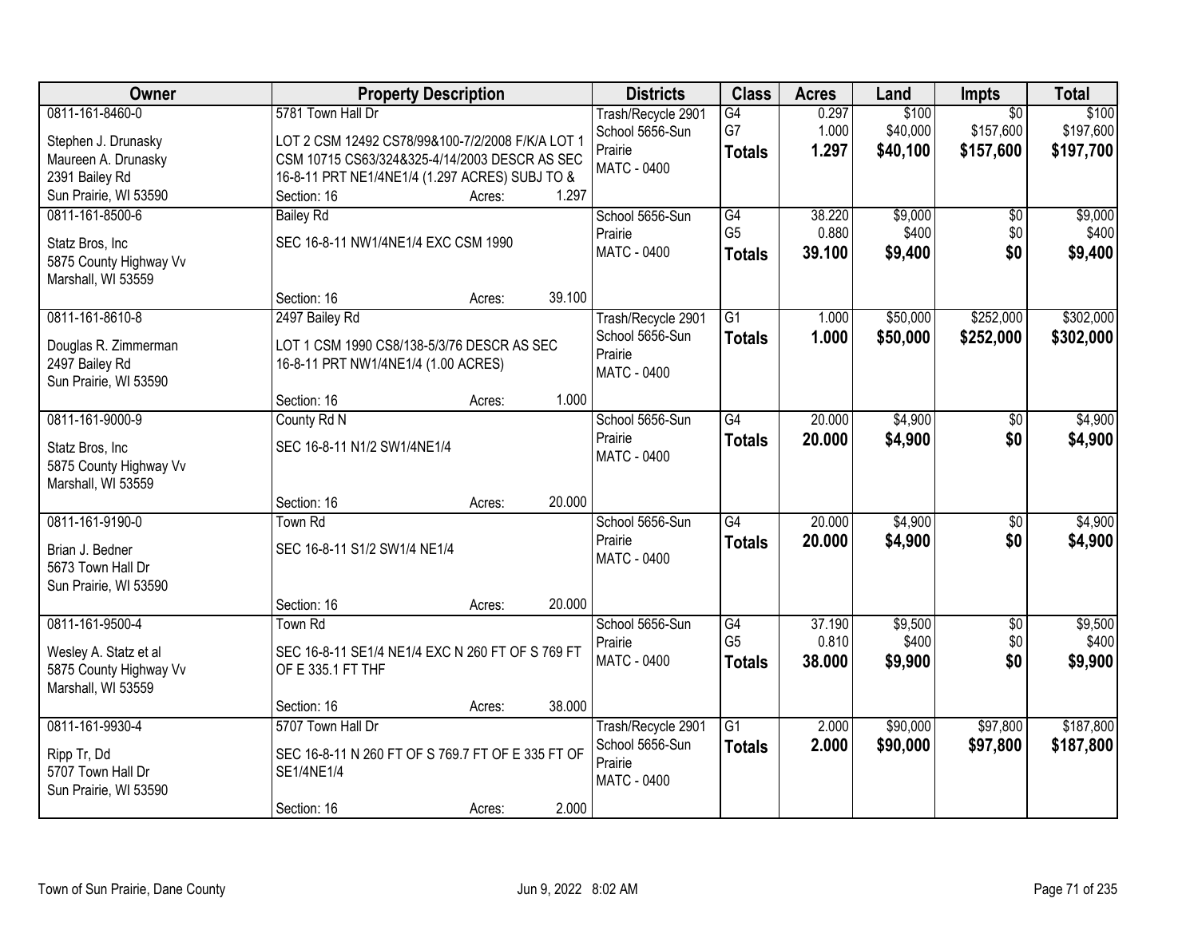| Owner | Property Description | Districts | Class | Acres | Land | Impts | Total |
|---|---|---|---|---|---|---|---|
| 0811-161-8460-0<br>Stephen J. Drunasky<br>Maureen A. Drunasky<br>2391 Bailey Rd<br>Sun Prairie, WI 53590 | 5781 Town Hall Dr<br>LOT 2 CSM 12492 CS78/99&100-7/2/2008 F/K/A LOT 1 CSM 10715 CS63/324&325-4/14/2003 DESCR AS SEC 16-8-11 PRT NE1/4NE1/4 (1.297 ACRES) SUBJ TO &<br>Section: 16 Acres: 1.297 | Trash/Recycle 2901<br>School 5656-Sun Prairie<br>MATC - 0400 | G4<br>G7<br>**Totals** | 0.297<br>1.000<br>**1.297** | $100<br>$40,000<br>**$40,100** | $0<br>$157,600<br>**$157,600** | $100<br>$197,600<br>**$197,700** |
| 0811-161-8500-6<br>Statz Bros, Inc<br>5875 County Highway Vv<br>Marshall, WI 53559 | Bailey Rd<br>SEC 16-8-11 NW1/4NE1/4 EXC CSM 1990<br>Section: 16 Acres: 39.100 | School 5656-Sun Prairie<br>MATC - 0400 | G4<br>G5<br>**Totals** | 38.220<br>0.880<br>**39.100** | $9,000<br>$400<br>**$9,400** | $0<br>$0<br>**$0** | $9,000<br>$400<br>**$9,400** |
| 0811-161-8610-8<br>Douglas R. Zimmerman<br>2497 Bailey Rd<br>Sun Prairie, WI 53590 | 2497 Bailey Rd<br>LOT 1 CSM 1990 CS8/138-5/3/76 DESCR AS SEC 16-8-11 PRT NW1/4NE1/4 (1.00 ACRES)<br>Section: 16 Acres: 1.000 | Trash/Recycle 2901<br>School 5656-Sun Prairie<br>MATC - 0400 | G1<br>**Totals** | 1.000<br>**1.000** | $50,000<br>**$50,000** | $252,000<br>**$252,000** | $302,000<br>**$302,000** |
| 0811-161-9000-9<br>Statz Bros, Inc<br>5875 County Highway Vv<br>Marshall, WI 53559 | County Rd N<br>SEC 16-8-11 N1/2 SW1/4NE1/4<br>Section: 16 Acres: 20.000 | School 5656-Sun Prairie<br>MATC - 0400 | G4<br>**Totals** | 20.000<br>**20.000** | $4,900<br>**$4,900** | $0<br>**$0** | $4,900<br>**$4,900** |
| 0811-161-9190-0<br>Brian J. Bedner<br>5673 Town Hall Dr<br>Sun Prairie, WI 53590 | Town Rd<br>SEC 16-8-11 S1/2 SW1/4 NE1/4<br>Section: 16 Acres: 20.000 | School 5656-Sun Prairie<br>MATC - 0400 | G4<br>**Totals** | 20.000<br>**20.000** | $4,900<br>**$4,900** | $0<br>**$0** | $4,900<br>**$4,900** |
| 0811-161-9500-4<br>Wesley A. Statz et al<br>5875 County Highway Vv<br>Marshall, WI 53559 | Town Rd<br>SEC 16-8-11 SE1/4 NE1/4 EXC N 260 FT OF S 769 FT OF E 335.1 FT THF<br>Section: 16 Acres: 38.000 | School 5656-Sun Prairie<br>MATC - 0400 | G4<br>G5<br>**Totals** | 37.190<br>0.810<br>**38.000** | $9,500<br>$400<br>**$9,900** | $0<br>$0<br>**$0** | $9,500<br>$400<br>**$9,900** |
| 0811-161-9930-4<br>Ripp Tr, Dd<br>5707 Town Hall Dr<br>Sun Prairie, WI 53590 | 5707 Town Hall Dr<br>SEC 16-8-11 N 260 FT OF S 769.7 FT OF E 335 FT OF SE1/4NE1/4<br>Section: 16 Acres: 2.000 | Trash/Recycle 2901<br>School 5656-Sun Prairie<br>MATC - 0400 | G1<br>**Totals** | 2.000<br>**2.000** | $90,000<br>**$90,000** | $97,800<br>**$97,800** | $187,800<br>**$187,800** |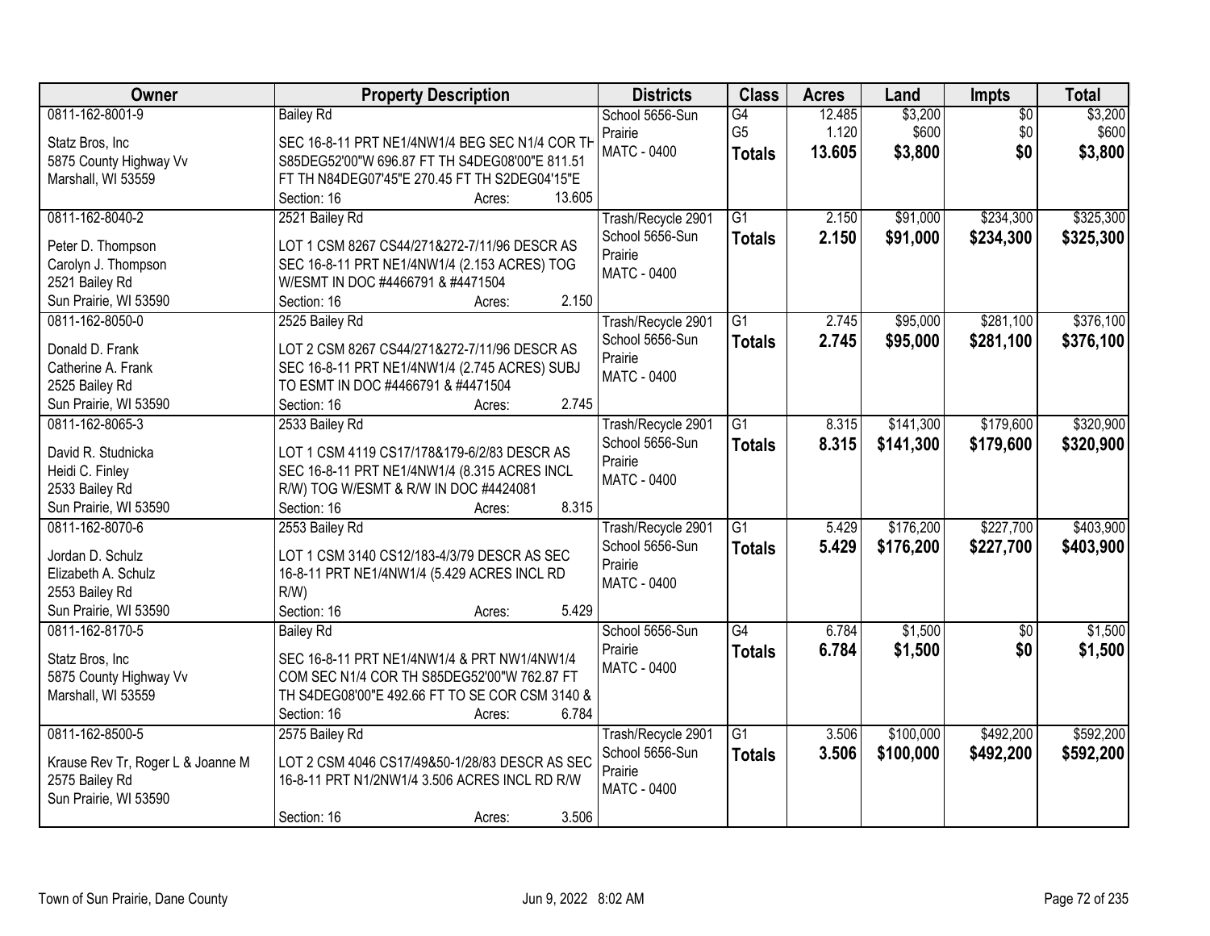| Owner | Property Description | Districts | Class | Acres | Land | Impts | Total |
|---|---|---|---|---|---|---|---|
| 0811-162-8001-9<br><br>Statz Bros, Inc<br>5875 County Highway Vv<br>Marshall, WI 53559 | Bailey Rd<br><br>SEC 16-8-11 PRT NE1/4NW1/4 BEG SEC N1/4 COR TH S85DEG52'00"W 696.87 FT TH S4DEG08'00"E 811.51 FT TH N84DEG07'45"E 270.45 FT TH S2DEG04'15"E<br>Section: 16 Acres: 13.605 | School 5656-Sun Prairie<br>MATC - 0400 | G4<br>G5<br>**Totals** | 12.485<br>1.120<br>**13.605** | $3,200<br>$600<br>**$3,800** | $0<br>$0<br>**$0** | $3,200<br>$600<br>**$3,800** |
| 0811-162-8040-2<br><br>Peter D. Thompson<br>Carolyn J. Thompson<br>2521 Bailey Rd<br>Sun Prairie, WI 53590 | 2521 Bailey Rd<br><br>LOT 1 CSM 8267 CS44/271&272-7/11/96 DESCR AS SEC 16-8-11 PRT NE1/4NW1/4 (2.153 ACRES) TOG W/ESMT IN DOC #4466791 & #4471504<br>Section: 16 Acres: 2.150 | Trash/Recycle 2901<br>School 5656-Sun Prairie<br>MATC - 0400 | G1<br>**Totals** | 2.150<br>**2.150** | $91,000<br>**$91,000** | $234,300<br>**$234,300** | $325,300<br>**$325,300** |
| 0811-162-8050-0<br><br>Donald D. Frank<br>Catherine A. Frank<br>2525 Bailey Rd<br>Sun Prairie, WI 53590 | 2525 Bailey Rd<br><br>LOT 2 CSM 8267 CS44/271&272-7/11/96 DESCR AS SEC 16-8-11 PRT NE1/4NW1/4 (2.745 ACRES) SUBJ TO ESMT IN DOC #4466791 & #4471504<br>Section: 16 Acres: 2.745 | Trash/Recycle 2901<br>School 5656-Sun Prairie<br>MATC - 0400 | G1<br>**Totals** | 2.745<br>**2.745** | $95,000<br>**$95,000** | $281,100<br>**$281,100** | $376,100<br>**$376,100** |
| 0811-162-8065-3<br><br>David R. Studnicka<br>Heidi C. Finley<br>2533 Bailey Rd<br>Sun Prairie, WI 53590 | 2533 Bailey Rd<br><br>LOT 1 CSM 4119 CS17/178&179-6/2/83 DESCR AS SEC 16-8-11 PRT NE1/4NW1/4 (8.315 ACRES INCL R/W) TOG W/ESMT & R/W IN DOC #4424081<br>Section: 16 Acres: 8.315 | Trash/Recycle 2901<br>School 5656-Sun Prairie<br>MATC - 0400 | G1<br>**Totals** | 8.315<br>**8.315** | $141,300<br>**$141,300** | $179,600<br>**$179,600** | $320,900<br>**$320,900** |
| 0811-162-8070-6<br><br>Jordan D. Schulz<br>Elizabeth A. Schulz<br>2553 Bailey Rd<br>Sun Prairie, WI 53590 | 2553 Bailey Rd<br><br>LOT 1 CSM 3140 CS12/183-4/3/79 DESCR AS SEC 16-8-11 PRT NE1/4NW1/4 (5.429 ACRES INCL RD R/W)<br>Section: 16 Acres: 5.429 | Trash/Recycle 2901<br>School 5656-Sun Prairie<br>MATC - 0400 | G1<br>**Totals** | 5.429<br>**5.429** | $176,200<br>**$176,200** | $227,700<br>**$227,700** | $403,900<br>**$403,900** |
| 0811-162-8170-5<br><br>Statz Bros, Inc<br>5875 County Highway Vv<br>Marshall, WI 53559 | Bailey Rd<br><br>SEC 16-8-11 PRT NE1/4NW1/4 & PRT NW1/4NW1/4 COM SEC N1/4 COR TH S85DEG52'00"W 762.87 FT TH S4DEG08'00"E 492.66 FT TO SE COR CSM 3140 &<br>Section: 16 Acres: 6.784 | School 5656-Sun Prairie<br>MATC - 0400 | G4<br>**Totals** | 6.784<br>**6.784** | $1,500<br>**$1,500** | $0<br>**$0** | $1,500<br>**$1,500** |
| 0811-162-8500-5<br><br>Krause Rev Tr, Roger L & Joanne M<br>2575 Bailey Rd<br>Sun Prairie, WI 53590 | 2575 Bailey Rd<br><br>LOT 2 CSM 4046 CS17/49&50-1/28/83 DESCR AS SEC 16-8-11 PRT N1/2NW1/4 3.506 ACRES INCL RD R/W<br>Section: 16 Acres: 3.506 | Trash/Recycle 2901<br>School 5656-Sun Prairie<br>MATC - 0400 | G1<br>**Totals** | 3.506<br>**3.506** | $100,000<br>**$100,000** | $492,200<br>**$492,200** | $592,200<br>**$592,200** |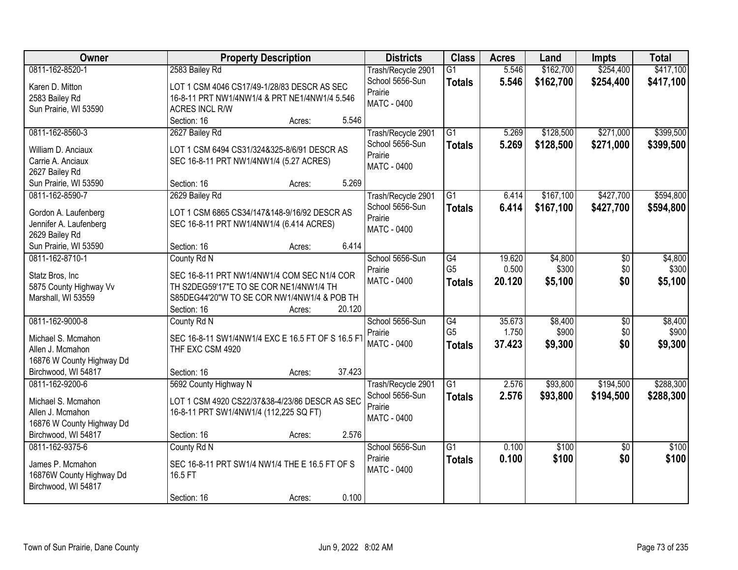| Owner | Property Description | Districts | Class | Acres | Land | Impts | Total |
|---|---|---|---|---|---|---|---|
| 0811-162-8520-1<br>Karen D. Mitton<br>2583 Bailey Rd<br>Sun Prairie, WI 53590 | 2583 Bailey Rd<br>LOT 1 CSM 4046 CS17/49-1/28/83 DESCR AS SEC 16-8-11 PRT NW1/4NW1/4 & PRT NE1/4NW1/4 5.546 ACRES INCL R/W<br>Section: 16 Acres: 5.546 | Trash/Recycle 2901<br>School 5656-Sun Prairie<br>MATC - 0400 | G1<br>**Totals** | 5.546<br>**5.546** | $162,700<br>**$162,700** | $254,400<br>**$254,400** | $417,100<br>**$417,100** |
| 0811-162-8560-3<br>William D. Anciaux<br>Carrie A. Anciaux<br>2627 Bailey Rd<br>Sun Prairie, WI 53590 | 2627 Bailey Rd<br>LOT 1 CSM 6494 CS31/324&325-8/6/91 DESCR AS SEC 16-8-11 PRT NW1/4NW1/4 (5.27 ACRES)<br>Section: 16 Acres: 5.269 | Trash/Recycle 2901<br>School 5656-Sun Prairie<br>MATC - 0400 | G1<br>**Totals** | 5.269<br>**5.269** | $128,500<br>**$128,500** | $271,000<br>**$271,000** | $399,500<br>**$399,500** |
| 0811-162-8590-7<br>Gordon A. Laufenberg<br>Jennifer A. Laufenberg<br>2629 Bailey Rd<br>Sun Prairie, WI 53590 | 2629 Bailey Rd<br>LOT 1 CSM 6865 CS34/147&148-9/16/92 DESCR AS SEC 16-8-11 PRT NW1/4NW1/4 (6.414 ACRES)<br>Section: 16 Acres: 6.414 | Trash/Recycle 2901<br>School 5656-Sun Prairie<br>MATC - 0400 | G1<br>**Totals** | 6.414<br>**6.414** | $167,100<br>**$167,100** | $427,700<br>**$427,700** | $594,800<br>**$594,800** |
| 0811-162-8710-1<br>Statz Bros, Inc<br>5875 County Highway Vv<br>Marshall, WI 53559 | County Rd N<br>SEC 16-8-11 PRT NW1/4NW1/4 COM SEC N1/4 COR TH S2DEG59'17"E TO SE COR NE1/4NW1/4 TH S85DEG44'20"W TO SE COR NW1/4NW1/4 & POB TH<br>Section: 16 Acres: 20.120 | School 5656-Sun Prairie<br>MATC - 0400 | G4<br>G5<br>**Totals** | 19.620<br>0.500<br>**20.120** | $4,800<br>$300<br>**$5,100** | $0<br>$0<br>**$0** | $4,800<br>$300<br>**$5,100** |
| 0811-162-9000-8<br>Michael S. Mcmahon<br>Allen J. Mcmahon<br>16876 W County Highway Dd<br>Birchwood, WI 54817 | County Rd N<br>SEC 16-8-11 SW1/4NW1/4 EXC E 16.5 FT OF S 16.5 FT THF EXC CSM 4920<br>Section: 16 Acres: 37.423 | School 5656-Sun Prairie<br>MATC - 0400 | G4<br>G5<br>**Totals** | 35.673<br>1.750<br>**37.423** | $8,400<br>$900<br>**$9,300** | $0<br>$0<br>**$0** | $8,400<br>$900<br>**$9,300** |
| 0811-162-9200-6<br>Michael S. Mcmahon<br>Allen J. Mcmahon<br>16876 W County Highway Dd<br>Birchwood, WI 54817 | 5692 County Highway N<br>LOT 1 CSM 4920 CS22/37&38-4/23/86 DESCR AS SEC 16-8-11 PRT SW1/4NW1/4 (112,225 SQ FT)<br>Section: 16 Acres: 2.576 | Trash/Recycle 2901<br>School 5656-Sun Prairie<br>MATC - 0400 | G1<br>**Totals** | 2.576<br>**2.576** | $93,800<br>**$93,800** | $194,500<br>**$194,500** | $288,300<br>**$288,300** |
| 0811-162-9375-6<br>James P. Mcmahon<br>16876W County Highway Dd<br>Birchwood, WI 54817 | County Rd N<br>SEC 16-8-11 PRT SW1/4 NW1/4 THE E 16.5 FT OF S 16.5 FT<br>Section: 16 Acres: 0.100 | School 5656-Sun Prairie<br>MATC - 0400 | G1<br>**Totals** | 0.100<br>**0.100** | $100<br>**$100** | $0<br>**$0** | $100<br>**$100** |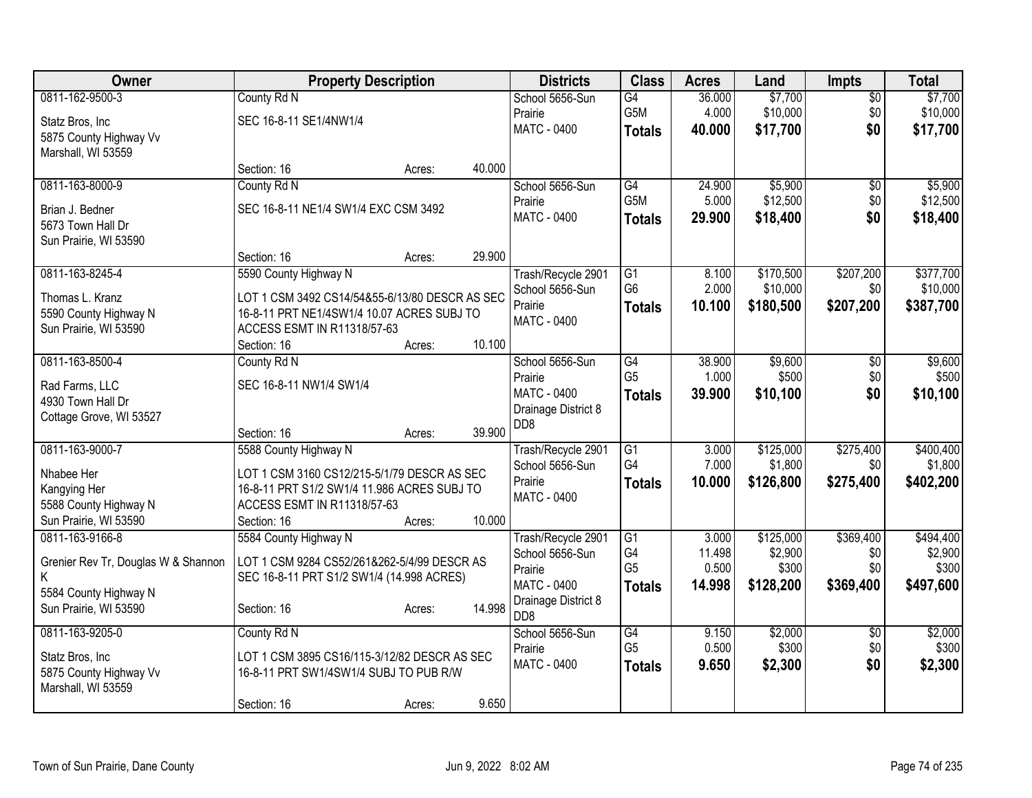| Owner | Property Description | Districts | Class | Acres | Land | Impts | Total |
|---|---|---|---|---|---|---|---|
| 0811-162-9500-3<br>Statz Bros, Inc<br>5875 County Highway Vv<br>Marshall, WI 53559 | County Rd N<br>SEC 16-8-11 SE1/4NW1/4<br>Section: 16 Acres: 40.000 | School 5656-Sun Prairie<br>MATC - 0400 | G4<br>G5M<br>**Totals** | 36.000<br>4.000<br>**40.000** | $7,700<br>$10,000<br>**$17,700** | $0<br>$0<br>**$0** | $7,700<br>$10,000<br>**$17,700** |
| 0811-163-8000-9<br>Brian J. Bedner<br>5673 Town Hall Dr<br>Sun Prairie, WI 53590 | County Rd N<br>SEC 16-8-11 NE1/4 SW1/4 EXC CSM 3492<br>Section: 16 Acres: 29.900 | School 5656-Sun Prairie<br>MATC - 0400 | G4<br>G5M<br>**Totals** | 24.900<br>5.000<br>**29.900** | $5,900<br>$12,500<br>**$18,400** | $0<br>$0<br>**$0** | $5,900<br>$12,500<br>**$18,400** |
| 0811-163-8245-4<br>Thomas L. Kranz<br>5590 County Highway N<br>Sun Prairie, WI 53590 | 5590 County Highway N<br>LOT 1 CSM 3492 CS14/54&55-6/13/80 DESCR AS SEC 16-8-11 PRT NE1/4SW1/4 10.07 ACRES SUBJ TO ACCESS ESMT IN R11318/57-63<br>Section: 16 Acres: 10.100 | Trash/Recycle 2901<br>School 5656-Sun Prairie<br>MATC - 0400 | G1<br>G6<br>**Totals** | 8.100<br>2.000<br>**10.100** | $170,500<br>$10,000<br>**$180,500** | $207,200<br>$0<br>**$207,200** | $377,700<br>$10,000<br>**$387,700** |
| 0811-163-8500-4<br>Rad Farms, LLC<br>4930 Town Hall Dr<br>Cottage Grove, WI 53527 | County Rd N<br>SEC 16-8-11 NW1/4 SW1/4<br>Section: 16 Acres: 39.900 | School 5656-Sun Prairie<br>MATC - 0400<br>Drainage District 8 DD8 | G4<br>G5<br>**Totals** | 38.900<br>1.000<br>**39.900** | $9,600<br>$500<br>**$10,100** | $0<br>$0<br>**$0** | $9,600<br>$500<br>**$10,100** |
| 0811-163-9000-7<br>Nhabee Her<br>Kangying Her<br>5588 County Highway N<br>Sun Prairie, WI 53590 | 5588 County Highway N<br>LOT 1 CSM 3160 CS12/215-5/1/79 DESCR AS SEC 16-8-11 PRT S1/2 SW1/4 11.986 ACRES SUBJ TO ACCESS ESMT IN R11318/57-63<br>Section: 16 Acres: 10.000 | Trash/Recycle 2901<br>School 5656-Sun Prairie<br>MATC - 0400 | G1<br>G4<br>**Totals** | 3.000<br>7.000<br>**10.000** | $125,000<br>$1,800<br>**$126,800** | $275,400<br>$0<br>**$275,400** | $400,400<br>$1,800<br>**$402,200** |
| 0811-163-9166-8<br>Grenier Rev Tr, Douglas W & Shannon K<br>5584 County Highway N<br>Sun Prairie, WI 53590 | 5584 County Highway N<br>LOT 1 CSM 9284 CS52/261&262-5/4/99 DESCR AS SEC 16-8-11 PRT S1/2 SW1/4 (14.998 ACRES)<br>Section: 16 Acres: 14.998 | Trash/Recycle 2901<br>School 5656-Sun Prairie<br>MATC - 0400<br>Drainage District 8 DD8 | G1<br>G4<br>G5<br>**Totals** | 3.000<br>11.498<br>0.500<br>**14.998** | $125,000<br>$2,900<br>$300<br>**$128,200** | $369,400<br>$0<br>$0<br>**$369,400** | $494,400<br>$2,900<br>$300<br>**$497,600** |
| 0811-163-9205-0<br>Statz Bros, Inc<br>5875 County Highway Vv<br>Marshall, WI 53559 | County Rd N<br>LOT 1 CSM 3895 CS16/115-3/12/82 DESCR AS SEC 16-8-11 PRT SW1/4SW1/4 SUBJ TO PUB R/W<br>Section: 16 Acres: 9.650 | School 5656-Sun Prairie<br>MATC - 0400 | G4<br>G5<br>**Totals** | 9.150<br>0.500<br>**9.650** | $2,000<br>$300<br>**$2,300** | $0<br>$0<br>**$0** | $2,000<br>$300<br>**$2,300** |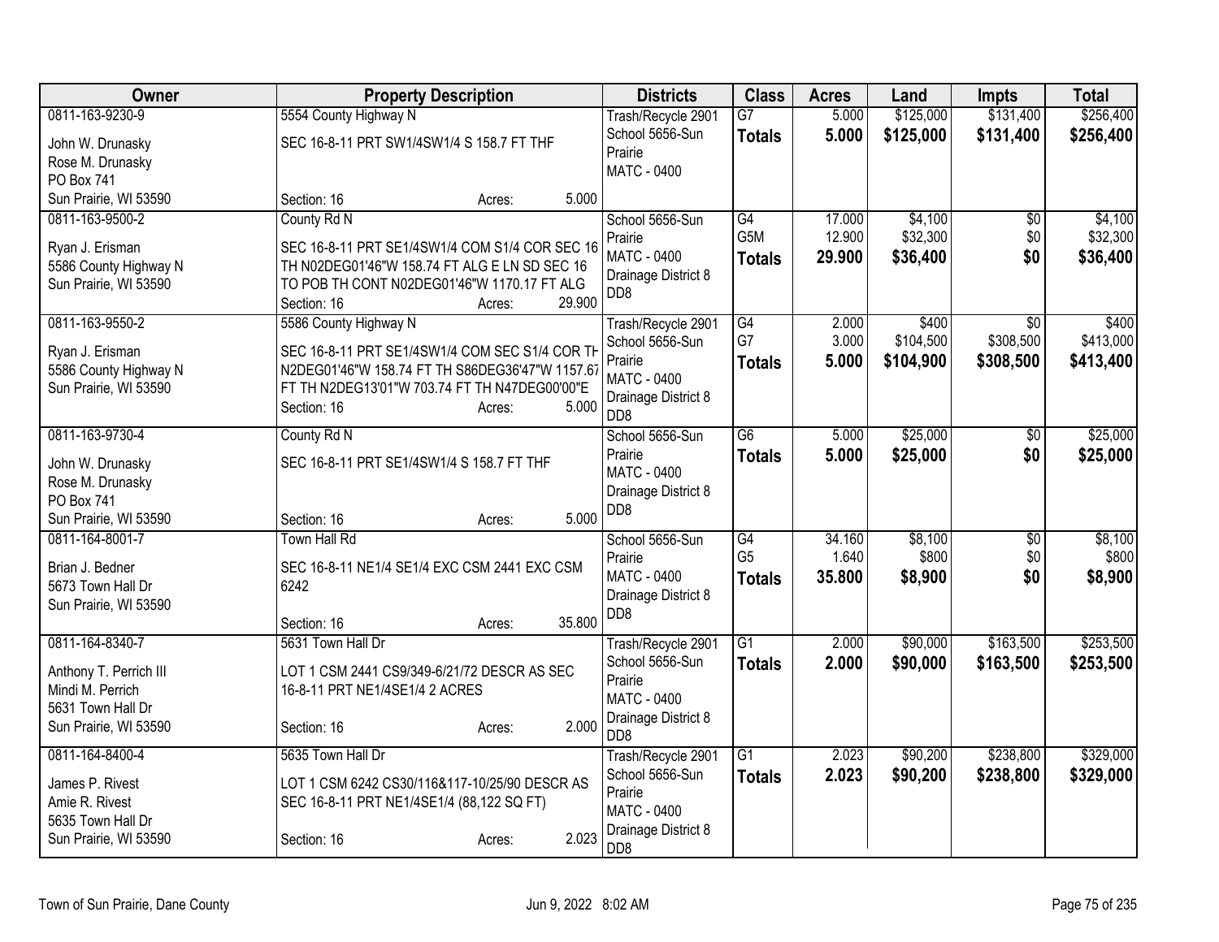| Owner | Property Description | Districts | Class | Acres | Land | Impts | Total |
|---|---|---|---|---|---|---|---|
| 0811-163-9230-9<br>John W. Drunasky<br>Rose M. Drunasky<br>PO Box 741<br>Sun Prairie, WI 53590 | 5554 County Highway N<br>SEC 16-8-11 PRT SW1/4SW1/4 S 158.7 FT THF<br>Section: 16 Acres: 5.000 | Trash/Recycle 2901<br>School 5656-Sun Prairie<br>MATC - 0400 | G7<br>**Totals** | 5.000<br>**5.000** | $125,000<br>**$125,000** | $131,400<br>**$131,400** | $256,400<br>**$256,400** |
| 0811-163-9500-2<br>Ryan J. Erisman<br>5586 County Highway N<br>Sun Prairie, WI 53590 | County Rd N<br>SEC 16-8-11 PRT SE1/4SW1/4 COM S1/4 COR SEC 16 TH N02DEG01'46"W 158.74 FT ALG E LN SD SEC 16 TO POB TH CONT N02DEG01'46"W 1170.17 FT ALG<br>Section: 16 Acres: 29.900 | School 5656-Sun Prairie<br>MATC - 0400<br>Drainage District 8 DD8 | G4<br>G5M<br>**Totals** | 17.000<br>12.900<br>**29.900** | $4,100<br>$32,300<br>**$36,400** | $0<br>$0<br>**$0** | $4,100<br>$32,300<br>**$36,400** |
| 0811-163-9550-2<br>Ryan J. Erisman<br>5586 County Highway N<br>Sun Prairie, WI 53590 | 5586 County Highway N<br>SEC 16-8-11 PRT SE1/4SW1/4 COM SEC S1/4 COR TH N2DEG01'46"W 158.74 FT TH S86DEG36'47"W 1157.67 FT TH N2DEG13'01"W 703.74 FT TH N47DEG00'00"E<br>Section: 16 Acres: 5.000 | Trash/Recycle 2901<br>School 5656-Sun Prairie<br>MATC - 0400<br>Drainage District 8 DD8 | G4<br>G7<br>**Totals** | 2.000<br>3.000<br>**5.000** | $400<br>$104,500<br>**$104,900** | $0<br>$308,500<br>**$308,500** | $400<br>$413,000<br>**$413,400** |
| 0811-163-9730-4<br>John W. Drunasky<br>Rose M. Drunasky<br>PO Box 741<br>Sun Prairie, WI 53590 | County Rd N<br>SEC 16-8-11 PRT SE1/4SW1/4 S 158.7 FT THF<br>Section: 16 Acres: 5.000 | School 5656-Sun Prairie<br>MATC - 0400<br>Drainage District 8 DD8 | G6<br>**Totals** | 5.000<br>**5.000** | $25,000<br>**$25,000** | $0<br>**$0** | $25,000<br>**$25,000** |
| 0811-164-8001-7<br>Brian J. Bedner<br>5673 Town Hall Dr<br>Sun Prairie, WI 53590 | Town Hall Rd<br>SEC 16-8-11 NE1/4 SE1/4 EXC CSM 2441 EXC CSM 6242<br>Section: 16 Acres: 35.800 | School 5656-Sun Prairie<br>MATC - 0400<br>Drainage District 8 DD8 | G4<br>G5<br>**Totals** | 34.160<br>1.640<br>**35.800** | $8,100<br>$800<br>**$8,900** | $0<br>$0<br>**$0** | $8,100<br>$800<br>**$8,900** |
| 0811-164-8340-7<br>Anthony T. Perrich III<br>Mindi M. Perrich<br>5631 Town Hall Dr<br>Sun Prairie, WI 53590 | 5631 Town Hall Dr<br>LOT 1 CSM 2441 CS9/349-6/21/72 DESCR AS SEC 16-8-11 PRT NE1/4SE1/4 2 ACRES<br>Section: 16 Acres: 2.000 | Trash/Recycle 2901<br>School 5656-Sun Prairie<br>MATC - 0400<br>Drainage District 8 DD8 | G1<br>**Totals** | 2.000<br>**2.000** | $90,000<br>**$90,000** | $163,500<br>**$163,500** | $253,500<br>**$253,500** |
| 0811-164-8400-4<br>James P. Rivest<br>Amie R. Rivest<br>5635 Town Hall Dr<br>Sun Prairie, WI 53590 | 5635 Town Hall Dr<br>LOT 1 CSM 6242 CS30/116&117-10/25/90 DESCR AS SEC 16-8-11 PRT NE1/4SE1/4 (88,122 SQ FT)<br>Section: 16 Acres: 2.023 | Trash/Recycle 2901<br>School 5656-Sun Prairie<br>MATC - 0400<br>Drainage District 8 DD8 | G1<br>**Totals** | 2.023<br>**2.023** | $90,200<br>**$90,200** | $238,800<br>**$238,800** | $329,000<br>**$329,000** |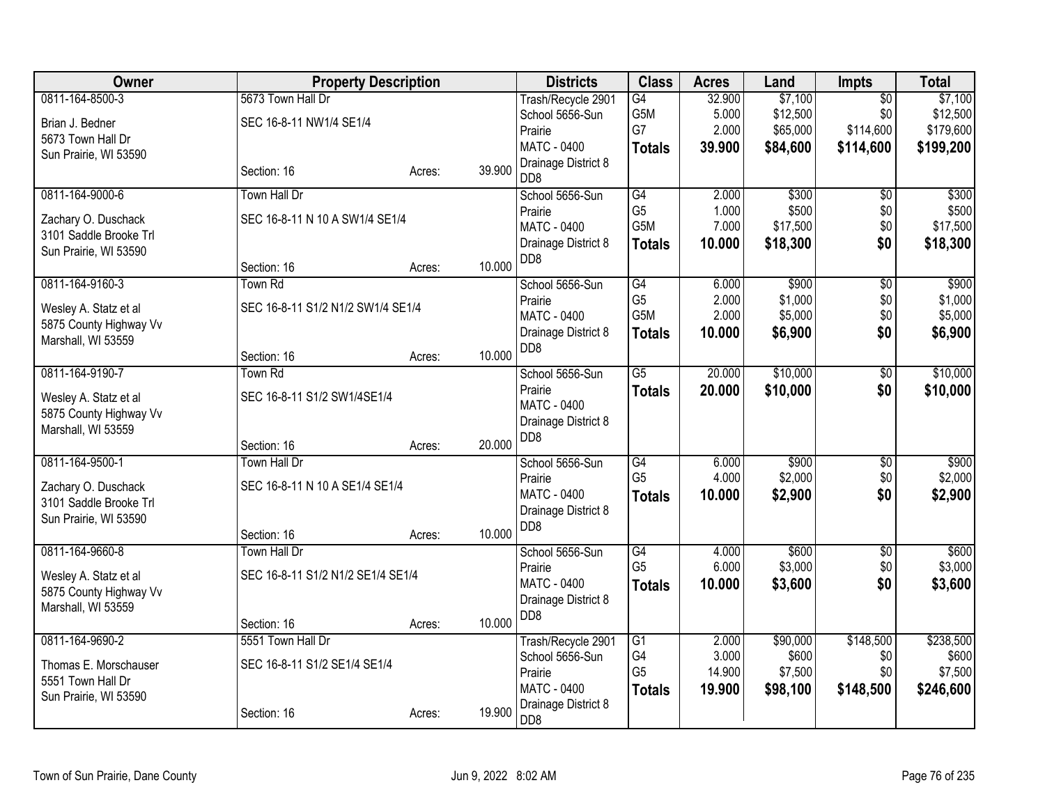| Owner | Property Description | | | Districts | Class | Acres | Land | Impts | Total |
|---|---|---|---|---|---|---|---|---|---|
| 0811-164-8500-3<br>Brian J. Bedner<br>5673 Town Hall Dr<br>Sun Prairie, WI 53590 | 5673 Town Hall Dr<br>SEC 16-8-11 NW1/4 SE1/4<br>Section: 16 | Acres: | 39.900 | Trash/Recycle 2901<br>School 5656-Sun Prairie<br>MATC - 0400<br>Drainage District 8 DD8 | G4<br>G5M<br>G7<br>**Totals** | 32.900<br>5.000<br>2.000<br>**39.900** | $7,100<br>$12,500<br>$65,000<br>**$84,600** | $0<br>$0<br>$114,600<br>**$114,600** | $7,100<br>$12,500<br>$179,600<br>**$199,200** |
| 0811-164-9000-6<br>Zachary O. Duschack<br>3101 Saddle Brooke Trl<br>Sun Prairie, WI 53590 | Town Hall Dr<br>SEC 16-8-11 N 10 A SW1/4 SE1/4<br>Section: 16 | Acres: | 10.000 | School 5656-Sun Prairie<br>MATC - 0400<br>Drainage District 8 DD8 | G4<br>G5<br>G5M<br>**Totals** | 2.000<br>1.000<br>7.000<br>**10.000** | $300<br>$500<br>$17,500<br>**$18,300** | $0<br>$0<br>$0<br>**$0** | $300<br>$500<br>$17,500<br>**$18,300** |
| 0811-164-9160-3<br>Wesley A. Statz et al<br>5875 County Highway Vv<br>Marshall, WI 53559 | Town Rd<br>SEC 16-8-11 S1/2 N1/2 SW1/4 SE1/4<br>Section: 16 | Acres: | 10.000 | School 5656-Sun Prairie<br>MATC - 0400<br>Drainage District 8 DD8 | G4<br>G5<br>G5M<br>**Totals** | 6.000<br>2.000<br>2.000<br>**10.000** | $900<br>$1,000<br>$5,000<br>**$6,900** | $0<br>$0<br>$0<br>**$0** | $900<br>$1,000<br>$5,000<br>**$6,900** |
| 0811-164-9190-7<br>Wesley A. Statz et al<br>5875 County Highway Vv<br>Marshall, WI 53559 | Town Rd<br>SEC 16-8-11 S1/2 SW1/4SE1/4<br>Section: 16 | Acres: | 20.000 | School 5656-Sun Prairie<br>MATC - 0400<br>Drainage District 8 DD8 | G5<br>**Totals** | 20.000<br>**20.000** | $10,000<br>**$10,000** | $0<br>**$0** | $10,000<br>**$10,000** |
| 0811-164-9500-1<br>Zachary O. Duschack<br>3101 Saddle Brooke Trl<br>Sun Prairie, WI 53590 | Town Hall Dr<br>SEC 16-8-11 N 10 A SE1/4 SE1/4<br>Section: 16 | Acres: | 10.000 | School 5656-Sun Prairie<br>MATC - 0400<br>Drainage District 8 DD8 | G4<br>G5<br>**Totals** | 6.000<br>4.000<br>**10.000** | $900<br>$2,000<br>**$2,900** | $0<br>$0<br>**$0** | $900<br>$2,000<br>**$2,900** |
| 0811-164-9660-8<br>Wesley A. Statz et al<br>5875 County Highway Vv<br>Marshall, WI 53559 | Town Hall Dr<br>SEC 16-8-11 S1/2 N1/2 SE1/4 SE1/4<br>Section: 16 | Acres: | 10.000 | School 5656-Sun Prairie<br>MATC - 0400<br>Drainage District 8 DD8 | G4<br>G5<br>**Totals** | 4.000<br>6.000<br>**10.000** | $600<br>$3,000<br>**$3,600** | $0<br>$0<br>**$0** | $600<br>$3,000<br>**$3,600** |
| 0811-164-9690-2<br>Thomas E. Morschauser<br>5551 Town Hall Dr<br>Sun Prairie, WI 53590 | 5551 Town Hall Dr<br>SEC 16-8-11 S1/2 SE1/4 SE1/4<br>Section: 16 | Acres: | 19.900 | Trash/Recycle 2901<br>School 5656-Sun Prairie<br>MATC - 0400<br>Drainage District 8 DD8 | G1<br>G4<br>G5<br>**Totals** | 2.000<br>3.000<br>14.900<br>**19.900** | $90,000<br>$600<br>$7,500<br>**$98,100** | $148,500<br>$0<br>$0<br>**$148,500** | $238,500<br>$600<br>$7,500<br>**$246,600** |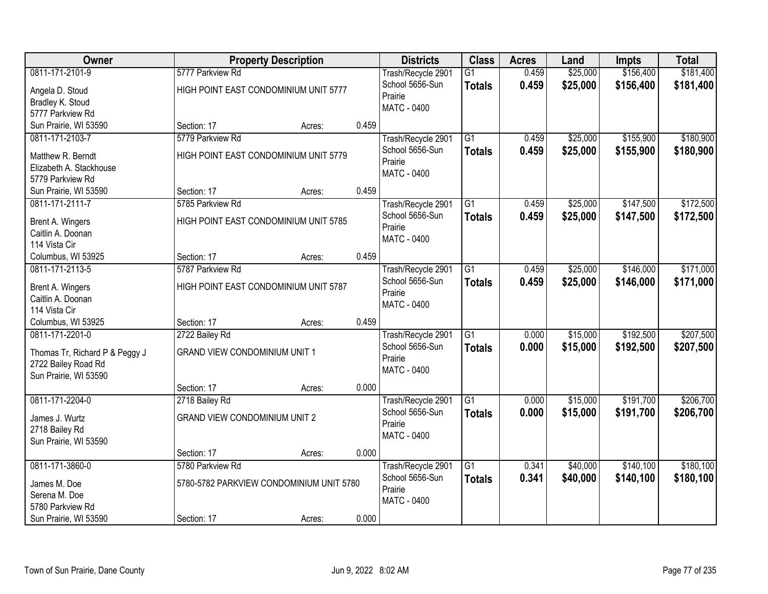| Owner | Property Description | | | Districts | Class | Acres | Land | Impts | Total |
|---|---|---|---|---|---|---|---|---|---|
| 0811-171-2101-9<br>Angela D. Stoud<br>Bradley K. Stoud<br>5777 Parkview Rd<br>Sun Prairie, WI 53590 | 5777 Parkview Rd<br>HIGH POINT EAST CONDOMINIUM UNIT 5777<br>Section: 17 | Acres: | 0.459 | Trash/Recycle 2901<br>School 5656-Sun Prairie<br>MATC - 0400 | G1<br>**Totals** | 0.459<br>**0.459** | $25,000<br>**$25,000** | $156,400<br>**$156,400** | $181,400<br>**$181,400** |
| 0811-171-2103-7<br>Matthew R. Berndt<br>Elizabeth A. Stackhouse<br>5779 Parkview Rd<br>Sun Prairie, WI 53590 | 5779 Parkview Rd<br>HIGH POINT EAST CONDOMINIUM UNIT 5779<br>Section: 17 | Acres: | 0.459 | Trash/Recycle 2901<br>School 5656-Sun Prairie<br>MATC - 0400 | G1<br>**Totals** | 0.459<br>**0.459** | $25,000<br>**$25,000** | $155,900<br>**$155,900** | $180,900<br>**$180,900** |
| 0811-171-2111-7<br>Brent A. Wingers<br>Caitlin A. Doonan<br>114 Vista Cir<br>Columbus, WI 53925 | 5785 Parkview Rd<br>HIGH POINT EAST CONDOMINIUM UNIT 5785<br>Section: 17 | Acres: | 0.459 | Trash/Recycle 2901<br>School 5656-Sun Prairie<br>MATC - 0400 | G1<br>**Totals** | 0.459<br>**0.459** | $25,000<br>**$25,000** | $147,500<br>**$147,500** | $172,500<br>**$172,500** |
| 0811-171-2113-5<br>Brent A. Wingers<br>Caitlin A. Doonan<br>114 Vista Cir<br>Columbus, WI 53925 | 5787 Parkview Rd<br>HIGH POINT EAST CONDOMINIUM UNIT 5787<br>Section: 17 | Acres: | 0.459 | Trash/Recycle 2901<br>School 5656-Sun Prairie<br>MATC - 0400 | G1<br>**Totals** | 0.459<br>**0.459** | $25,000<br>**$25,000** | $146,000<br>**$146,000** | $171,000<br>**$171,000** |
| 0811-171-2201-0<br>Thomas Tr, Richard P & Peggy J<br>2722 Bailey Road Rd<br>Sun Prairie, WI 53590 | 2722 Bailey Rd<br>GRAND VIEW CONDOMINIUM UNIT 1<br>Section: 17 | Acres: | 0.000 | Trash/Recycle 2901<br>School 5656-Sun Prairie<br>MATC - 0400 | G1<br>**Totals** | 0.000<br>**0.000** | $15,000<br>**$15,000** | $192,500<br>**$192,500** | $207,500<br>**$207,500** |
| 0811-171-2204-0<br>James J. Wurtz<br>2718 Bailey Rd<br>Sun Prairie, WI 53590 | 2718 Bailey Rd<br>GRAND VIEW CONDOMINIUM UNIT 2<br>Section: 17 | Acres: | 0.000 | Trash/Recycle 2901<br>School 5656-Sun Prairie<br>MATC - 0400 | G1<br>**Totals** | 0.000<br>**0.000** | $15,000<br>**$15,000** | $191,700<br>**$191,700** | $206,700<br>**$206,700** |
| 0811-171-3860-0<br>James M. Doe<br>Serena M. Doe<br>5780 Parkview Rd<br>Sun Prairie, WI 53590 | 5780 Parkview Rd<br>5780-5782 PARKVIEW CONDOMINIUM UNIT 5780<br>Section: 17 | Acres: | 0.000 | Trash/Recycle 2901<br>School 5656-Sun Prairie<br>MATC - 0400 | G1<br>**Totals** | 0.341<br>**0.341** | $40,000<br>**$40,000** | $140,100<br>**$140,100** | $180,100<br>**$180,100** |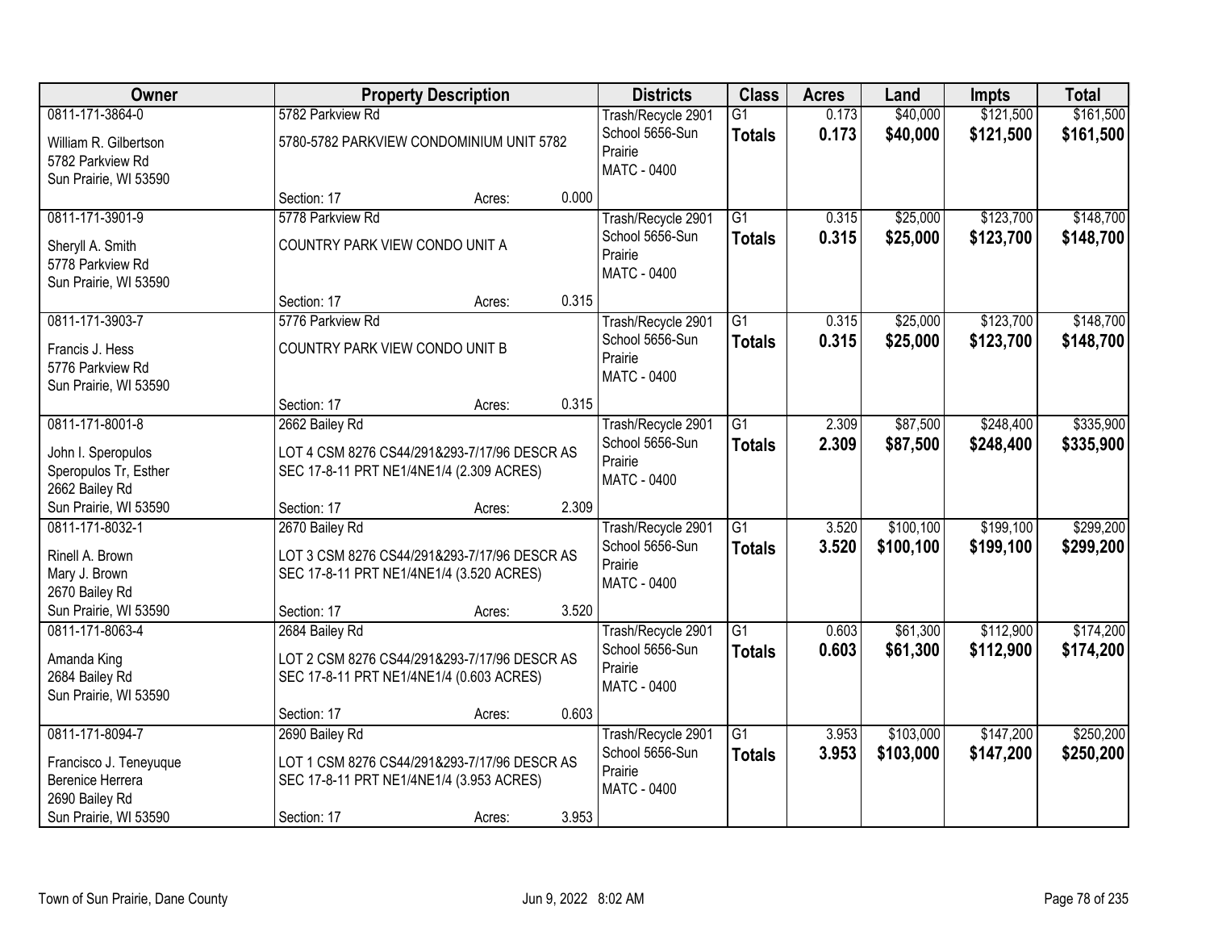| Owner | Property Description | Districts | Class | Acres | Land | Impts | Total |
|---|---|---|---|---|---|---|---|
| 0811-171-3864-0<br>William R. Gilbertson<br>5782 Parkview Rd<br>Sun Prairie, WI 53590 | 5782 Parkview Rd<br>5780-5782 PARKVIEW CONDOMINIUM UNIT 5782<br>Section: 17 Acres: 0.000 | Trash/Recycle 2901<br>School 5656-Sun Prairie<br>MATC - 0400 | G1<br>**Totals** | 0.173<br>**0.173** | \$40,000<br>**\$40,000** | \$121,500<br>**\$121,500** | \$161,500<br>**\$161,500** |
| 0811-171-3901-9<br>Sheryll A. Smith<br>5778 Parkview Rd<br>Sun Prairie, WI 53590 | 5778 Parkview Rd<br>COUNTRY PARK VIEW CONDO UNIT A<br>Section: 17 Acres: 0.315 | Trash/Recycle 2901<br>School 5656-Sun Prairie<br>MATC - 0400 | G1<br>**Totals** | 0.315<br>**0.315** | \$25,000<br>**\$25,000** | \$123,700<br>**\$123,700** | \$148,700<br>**\$148,700** |
| 0811-171-3903-7<br>Francis J. Hess<br>5776 Parkview Rd<br>Sun Prairie, WI 53590 | 5776 Parkview Rd<br>COUNTRY PARK VIEW CONDO UNIT B<br>Section: 17 Acres: 0.315 | Trash/Recycle 2901<br>School 5656-Sun Prairie<br>MATC - 0400 | G1<br>**Totals** | 0.315<br>**0.315** | \$25,000<br>**\$25,000** | \$123,700<br>**\$123,700** | \$148,700<br>**\$148,700** |
| 0811-171-8001-8<br>John I. Speropulos<br>Speropulos Tr, Esther<br>2662 Bailey Rd<br>Sun Prairie, WI 53590 | 2662 Bailey Rd<br>LOT 4 CSM 8276 CS44/291&293-7/17/96 DESCR AS SEC 17-8-11 PRT NE1/4NE1/4 (2.309 ACRES)<br>Section: 17 Acres: 2.309 | Trash/Recycle 2901<br>School 5656-Sun Prairie<br>MATC - 0400 | G1<br>**Totals** | 2.309<br>**2.309** | \$87,500<br>**\$87,500** | \$248,400<br>**\$248,400** | \$335,900<br>**\$335,900** |
| 0811-171-8032-1<br>Rinell A. Brown<br>Mary J. Brown<br>2670 Bailey Rd<br>Sun Prairie, WI 53590 | 2670 Bailey Rd<br>LOT 3 CSM 8276 CS44/291&293-7/17/96 DESCR AS SEC 17-8-11 PRT NE1/4NE1/4 (3.520 ACRES)<br>Section: 17 Acres: 3.520 | Trash/Recycle 2901<br>School 5656-Sun Prairie<br>MATC - 0400 | G1<br>**Totals** | 3.520<br>**3.520** | \$100,100<br>**\$100,100** | \$199,100<br>**\$199,100** | \$299,200<br>**\$299,200** |
| 0811-171-8063-4<br>Amanda King<br>2684 Bailey Rd<br>Sun Prairie, WI 53590 | 2684 Bailey Rd<br>LOT 2 CSM 8276 CS44/291&293-7/17/96 DESCR AS SEC 17-8-11 PRT NE1/4NE1/4 (0.603 ACRES)<br>Section: 17 Acres: 0.603 | Trash/Recycle 2901<br>School 5656-Sun Prairie<br>MATC - 0400 | G1<br>**Totals** | 0.603<br>**0.603** | \$61,300<br>**\$61,300** | \$112,900<br>**\$112,900** | \$174,200<br>**\$174,200** |
| 0811-171-8094-7<br>Francisco J. Teneyuque<br>Berenice Herrera<br>2690 Bailey Rd<br>Sun Prairie, WI 53590 | 2690 Bailey Rd<br>LOT 1 CSM 8276 CS44/291&293-7/17/96 DESCR AS SEC 17-8-11 PRT NE1/4NE1/4 (3.953 ACRES)<br>Section: 17 Acres: 3.953 | Trash/Recycle 2901<br>School 5656-Sun Prairie<br>MATC - 0400 | G1<br>**Totals** | 3.953<br>**3.953** | \$103,000<br>**\$103,000** | \$147,200<br>**\$147,200** | \$250,200<br>**\$250,200** |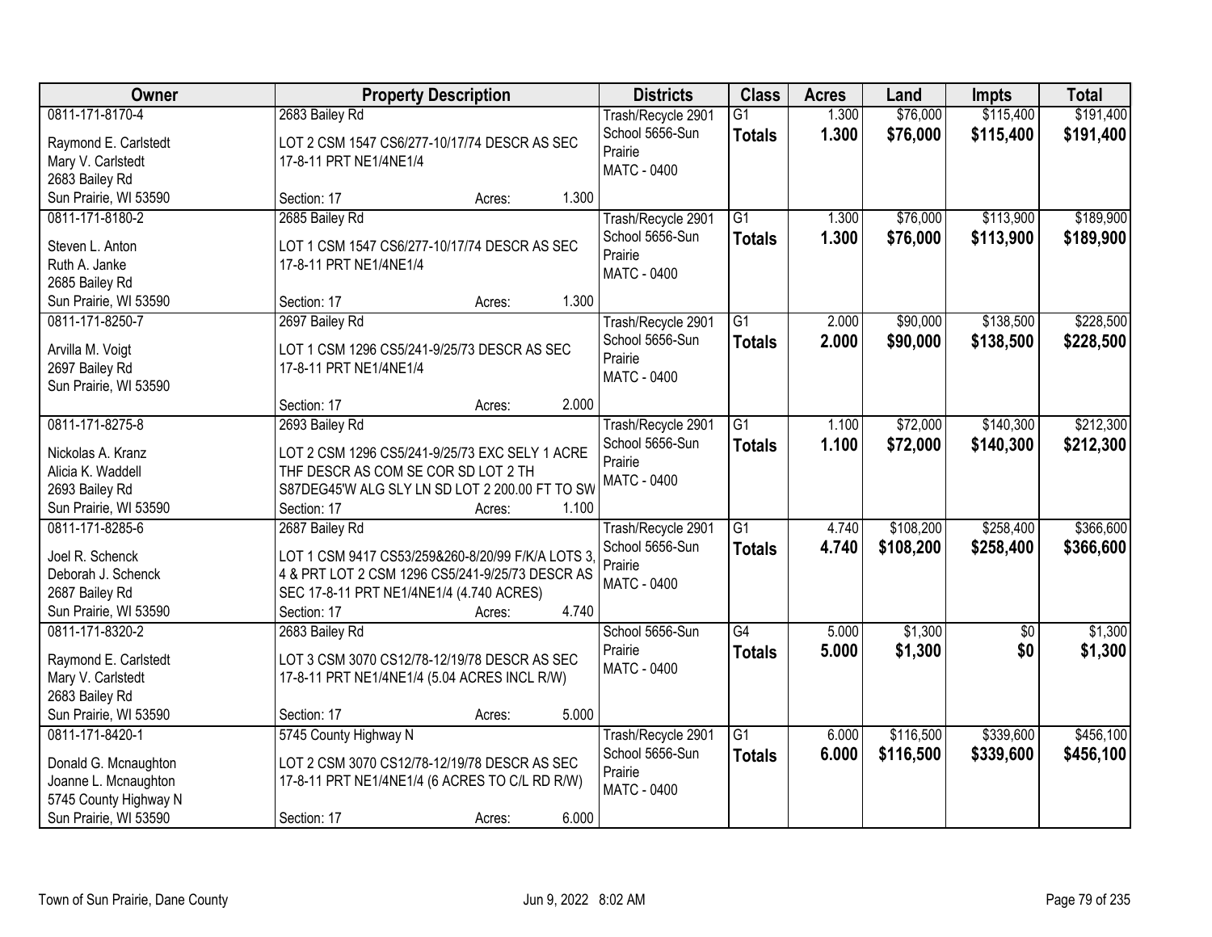| Owner | Property Description | Districts | Class | Acres | Land | Impts | Total |
|---|---|---|---|---|---|---|---|
| 0811-171-8170-4<br>Raymond E. Carlstedt<br>Mary V. Carlstedt<br>2683 Bailey Rd<br>Sun Prairie, WI 53590 | 2683 Bailey Rd<br>LOT 2 CSM 1547 CS6/277-10/17/74 DESCR AS SEC 17-8-11 PRT NE1/4NE1/4<br>Section: 17 Acres: 1.300 | Trash/Recycle 2901<br>School 5656-Sun Prairie<br>MATC - 0400 | G1<br>**Totals** | 1.300<br>**1.300** | $76,000<br>**$76,000** | $115,400<br>**$115,400** | $191,400<br>**$191,400** |
| 0811-171-8180-2<br>Steven L. Anton<br>Ruth A. Janke<br>2685 Bailey Rd<br>Sun Prairie, WI 53590 | 2685 Bailey Rd<br>LOT 1 CSM 1547 CS6/277-10/17/74 DESCR AS SEC 17-8-11 PRT NE1/4NE1/4<br>Section: 17 Acres: 1.300 | Trash/Recycle 2901<br>School 5656-Sun Prairie<br>MATC - 0400 | G1<br>**Totals** | 1.300<br>**1.300** | $76,000<br>**$76,000** | $113,900<br>**$113,900** | $189,900<br>**$189,900** |
| 0811-171-8250-7<br>Arvilla M. Voigt<br>2697 Bailey Rd<br>Sun Prairie, WI 53590 | 2697 Bailey Rd<br>LOT 1 CSM 1296 CS5/241-9/25/73 DESCR AS SEC 17-8-11 PRT NE1/4NE1/4<br>Section: 17 Acres: 2.000 | Trash/Recycle 2901<br>School 5656-Sun Prairie<br>MATC - 0400 | G1<br>**Totals** | 2.000<br>**2.000** | $90,000<br>**$90,000** | $138,500<br>**$138,500** | $228,500<br>**$228,500** |
| 0811-171-8275-8<br>Nickolas A. Kranz<br>Alicia K. Waddell<br>2693 Bailey Rd<br>Sun Prairie, WI 53590 | 2693 Bailey Rd<br>LOT 2 CSM 1296 CS5/241-9/25/73 EXC SELY 1 ACRE THF DESCR AS COM SE COR SD LOT 2 TH S87DEG45'W ALG SLY LN SD LOT 2 200.00 FT TO SW<br>Section: 17 Acres: 1.100 | Trash/Recycle 2901<br>School 5656-Sun Prairie<br>MATC - 0400 | G1<br>**Totals** | 1.100<br>**1.100** | $72,000<br>**$72,000** | $140,300<br>**$140,300** | $212,300<br>**$212,300** |
| 0811-171-8285-6<br>Joel R. Schenck<br>Deborah J. Schenck<br>2687 Bailey Rd<br>Sun Prairie, WI 53590 | 2687 Bailey Rd<br>LOT 1 CSM 9417 CS53/259&260-8/20/99 F/K/A LOTS 3, 4 & PRT LOT 2 CSM 1296 CS5/241-9/25/73 DESCR AS SEC 17-8-11 PRT NE1/4NE1/4 (4.740 ACRES)<br>Section: 17 Acres: 4.740 | Trash/Recycle 2901<br>School 5656-Sun Prairie<br>MATC - 0400 | G1<br>**Totals** | 4.740<br>**4.740** | $108,200<br>**$108,200** | $258,400<br>**$258,400** | $366,600<br>**$366,600** |
| 0811-171-8320-2<br>Raymond E. Carlstedt<br>Mary V. Carlstedt<br>2683 Bailey Rd<br>Sun Prairie, WI 53590 | 2683 Bailey Rd<br>LOT 3 CSM 3070 CS12/78-12/19/78 DESCR AS SEC 17-8-11 PRT NE1/4NE1/4 (5.04 ACRES INCL R/W)<br>Section: 17 Acres: 5.000 | School 5656-Sun Prairie<br>MATC - 0400 | G4<br>**Totals** | 5.000<br>**5.000** | $1,300<br>**$1,300** | $0<br>**$0** | $1,300<br>**$1,300** |
| 0811-171-8420-1<br>Donald G. Mcnaughton<br>Joanne L. Mcnaughton<br>5745 County Highway N<br>Sun Prairie, WI 53590 | 5745 County Highway N<br>LOT 2 CSM 3070 CS12/78-12/19/78 DESCR AS SEC 17-8-11 PRT NE1/4NE1/4 (6 ACRES TO C/L RD R/W)<br>Section: 17 Acres: 6.000 | Trash/Recycle 2901<br>School 5656-Sun Prairie<br>MATC - 0400 | G1<br>**Totals** | 6.000<br>**6.000** | $116,500<br>**$116,500** | $339,600<br>**$339,600** | $456,100<br>**$456,100** |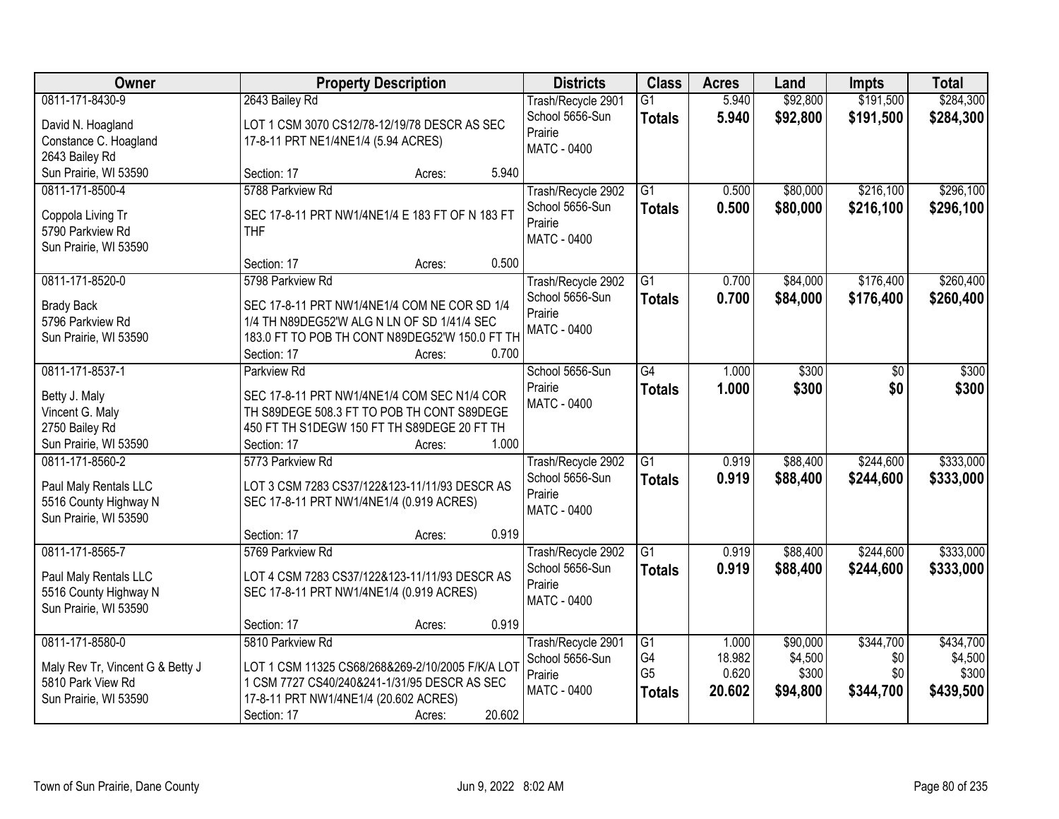| Owner | Property Description | Districts | Class | Acres | Land | Impts | Total |
|---|---|---|---|---|---|---|---|
| 0811-171-8430-9<br>David N. Hoagland<br>Constance C. Hoagland<br>2643 Bailey Rd<br>Sun Prairie, WI 53590 | 2643 Bailey Rd<br>LOT 1 CSM 3070 CS12/78-12/19/78 DESCR AS SEC 17-8-11 PRT NE1/4NE1/4 (5.94 ACRES)<br>Section: 17 Acres: 5.940 | Trash/Recycle 2901<br>School 5656-Sun Prairie<br>MATC - 0400 | G1<br>**Totals** | 5.940<br>**5.940** | $92,800<br>**$92,800** | $191,500<br>**$191,500** | $284,300<br>**$284,300** |
| 0811-171-8500-4<br>Coppola Living Tr<br>5790 Parkview Rd<br>Sun Prairie, WI 53590 | 5788 Parkview Rd<br>SEC 17-8-11 PRT NW1/4NE1/4 E 183 FT OF N 183 FT THF<br>Section: 17 Acres: 0.500 | Trash/Recycle 2902<br>School 5656-Sun Prairie<br>MATC - 0400 | G1<br>**Totals** | 0.500<br>**0.500** | $80,000<br>**$80,000** | $216,100<br>**$216,100** | $296,100<br>**$296,100** |
| 0811-171-8520-0<br>Brady Back<br>5796 Parkview Rd<br>Sun Prairie, WI 53590 | 5798 Parkview Rd<br>SEC 17-8-11 PRT NW1/4NE1/4 COM NE COR SD 1/4 1/4 TH N89DEG52'W ALG N LN OF SD 1/41/4 SEC 183.0 FT TO POB TH CONT N89DEG52'W 150.0 FT TH<br>Section: 17 Acres: 0.700 | Trash/Recycle 2902<br>School 5656-Sun Prairie<br>MATC - 0400 | G1<br>**Totals** | 0.700<br>**0.700** | $84,000<br>**$84,000** | $176,400<br>**$176,400** | $260,400<br>**$260,400** |
| 0811-171-8537-1<br>Betty J. Maly<br>Vincent G. Maly<br>2750 Bailey Rd<br>Sun Prairie, WI 53590 | Parkview Rd<br>SEC 17-8-11 PRT NW1/4NE1/4 COM SEC N1/4 COR TH S89DEGE 508.3 FT TO POB TH CONT S89DEGE 450 FT TH S1DEGW 150 FT TH S89DEGE 20 FT TH<br>Section: 17 Acres: 1.000 | School 5656-Sun Prairie<br>MATC - 0400 | G4<br>**Totals** | 1.000<br>**1.000** | $300<br>**$300** | $0<br>**$0** | $300<br>**$300** |
| 0811-171-8560-2<br>Paul Maly Rentals LLC<br>5516 County Highway N<br>Sun Prairie, WI 53590 | 5773 Parkview Rd<br>LOT 3 CSM 7283 CS37/122&123-11/11/93 DESCR AS SEC 17-8-11 PRT NW1/4NE1/4 (0.919 ACRES)<br>Section: 17 Acres: 0.919 | Trash/Recycle 2902<br>School 5656-Sun Prairie<br>MATC - 0400 | G1<br>**Totals** | 0.919<br>**0.919** | $88,400<br>**$88,400** | $244,600<br>**$244,600** | $333,000<br>**$333,000** |
| 0811-171-8565-7<br>Paul Maly Rentals LLC<br>5516 County Highway N<br>Sun Prairie, WI 53590 | 5769 Parkview Rd<br>LOT 4 CSM 7283 CS37/122&123-11/11/93 DESCR AS SEC 17-8-11 PRT NW1/4NE1/4 (0.919 ACRES)<br>Section: 17 Acres: 0.919 | Trash/Recycle 2902<br>School 5656-Sun Prairie<br>MATC - 0400 | G1<br>**Totals** | 0.919<br>**0.919** | $88,400<br>**$88,400** | $244,600<br>**$244,600** | $333,000<br>**$333,000** |
| 0811-171-8580-0<br>Maly Rev Tr, Vincent G & Betty J<br>5810 Park View Rd<br>Sun Prairie, WI 53590 | 5810 Parkview Rd<br>LOT 1 CSM 11325 CS68/268&269-2/10/2005 F/K/A LOT 1 CSM 7727 CS40/240&241-1/31/95 DESCR AS SEC 17-8-11 PRT NW1/4NE1/4 (20.602 ACRES)<br>Section: 17 Acres: 20.602 | Trash/Recycle 2901<br>School 5656-Sun Prairie<br>MATC - 0400 | G1<br>G4<br>G5<br>**Totals** | 1.000<br>18.982<br>0.620<br>**20.602** | $90,000<br>$4,500<br>$300<br>**$94,800** | $344,700<br>$0<br>$0<br>**$344,700** | $434,700<br>$4,500<br>$300<br>**$439,500** |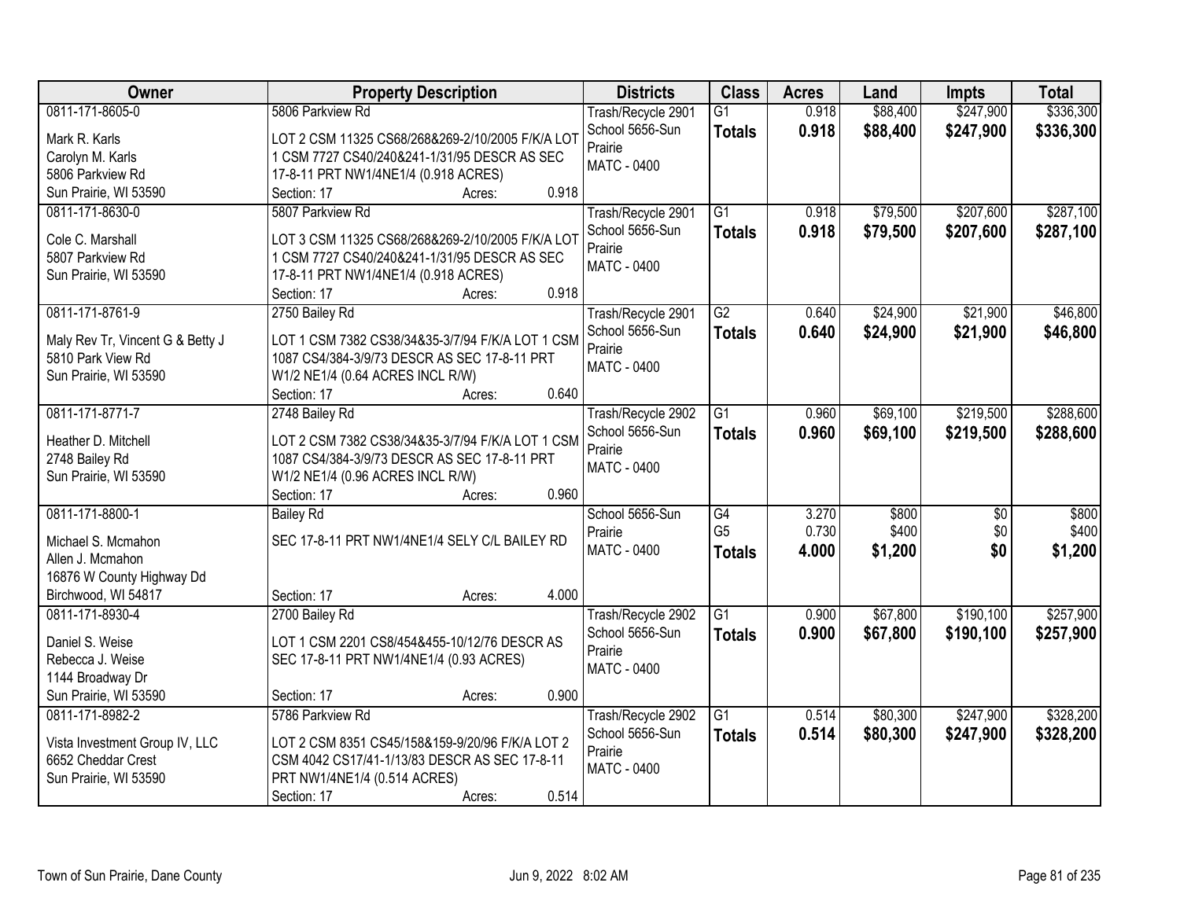| Owner | Property Description | Districts | Class | Acres | Land | Impts | Total |
|---|---|---|---|---|---|---|---|
| 0811-171-8605-0<br>Mark R. Karls<br>Carolyn M. Karls<br>5806 Parkview Rd<br>Sun Prairie, WI 53590 | 5806 Parkview Rd<br>LOT 2 CSM 11325 CS68/268&269-2/10/2005 F/K/A LOT 1 CSM 7727 CS40/240&241-1/31/95 DESCR AS SEC 17-8-11 PRT NW1/4NE1/4 (0.918 ACRES)<br>Section: 17 Acres: 0.918 | Trash/Recycle 2901<br>School 5656-Sun Prairie<br>MATC - 0400 | G1<br>**Totals** | 0.918<br>**0.918** | $88,400<br>**$88,400** | $247,900<br>**$247,900** | $336,300<br>**$336,300** |
| 0811-171-8630-0<br>Cole C. Marshall<br>5807 Parkview Rd<br>Sun Prairie, WI 53590 | 5807 Parkview Rd<br>LOT 3 CSM 11325 CS68/268&269-2/10/2005 F/K/A LOT 1 CSM 7727 CS40/240&241-1/31/95 DESCR AS SEC 17-8-11 PRT NW1/4NE1/4 (0.918 ACRES)<br>Section: 17 Acres: 0.918 | Trash/Recycle 2901<br>School 5656-Sun Prairie<br>MATC - 0400 | G1<br>**Totals** | 0.918<br>**0.918** | $79,500<br>**$79,500** | $207,600<br>**$207,600** | $287,100<br>**$287,100** |
| 0811-171-8761-9<br>Maly Rev Tr, Vincent G & Betty J<br>5810 Park View Rd<br>Sun Prairie, WI 53590 | 2750 Bailey Rd<br>LOT 1 CSM 7382 CS38/34&35-3/7/94 F/K/A LOT 1 CSM 1087 CS4/384-3/9/73 DESCR AS SEC 17-8-11 PRT W1/2 NE1/4 (0.64 ACRES INCL R/W)<br>Section: 17 Acres: 0.640 | Trash/Recycle 2901<br>School 5656-Sun Prairie<br>MATC - 0400 | G2<br>**Totals** | 0.640<br>**0.640** | $24,900<br>**$24,900** | $21,900<br>**$21,900** | $46,800<br>**$46,800** |
| 0811-171-8771-7<br>Heather D. Mitchell<br>2748 Bailey Rd<br>Sun Prairie, WI 53590 | 2748 Bailey Rd<br>LOT 2 CSM 7382 CS38/34&35-3/7/94 F/K/A LOT 1 CSM 1087 CS4/384-3/9/73 DESCR AS SEC 17-8-11 PRT W1/2 NE1/4 (0.96 ACRES INCL R/W)<br>Section: 17 Acres: 0.960 | Trash/Recycle 2902<br>School 5656-Sun Prairie<br>MATC - 0400 | G1<br>**Totals** | 0.960<br>**0.960** | $69,100<br>**$69,100** | $219,500<br>**$219,500** | $288,600<br>**$288,600** |
| 0811-171-8800-1<br>Michael S. Mcmahon<br>Allen J. Mcmahon<br>16876 W County Highway Dd<br>Birchwood, WI 54817 | Bailey Rd<br>SEC 17-8-11 PRT NW1/4NE1/4 SELY C/L BAILEY RD<br>Section: 17 Acres: 4.000 | School 5656-Sun Prairie<br>MATC - 0400 | G4<br>G5<br>**Totals** | 3.270<br>0.730<br>**4.000** | $800<br>$400<br>**$1,200** | $0<br>$0<br>**$0** | $800<br>$400<br>**$1,200** |
| 0811-171-8930-4<br>Daniel S. Weise<br>Rebecca J. Weise<br>1144 Broadway Dr<br>Sun Prairie, WI 53590 | 2700 Bailey Rd<br>LOT 1 CSM 2201 CS8/454&455-10/12/76 DESCR AS SEC 17-8-11 PRT NW1/4NE1/4 (0.93 ACRES)<br>Section: 17 Acres: 0.900 | Trash/Recycle 2902<br>School 5656-Sun Prairie<br>MATC - 0400 | G1<br>**Totals** | 0.900<br>**0.900** | $67,800<br>**$67,800** | $190,100<br>**$190,100** | $257,900<br>**$257,900** |
| 0811-171-8982-2<br>Vista Investment Group IV, LLC<br>6652 Cheddar Crest<br>Sun Prairie, WI 53590 | 5786 Parkview Rd<br>LOT 2 CSM 8351 CS45/158&159-9/20/96 F/K/A LOT 2 CSM 4042 CS17/41-1/13/83 DESCR AS SEC 17-8-11 PRT NW1/4NE1/4 (0.514 ACRES)<br>Section: 17 Acres: 0.514 | Trash/Recycle 2902<br>School 5656-Sun Prairie<br>MATC - 0400 | G1<br>**Totals** | 0.514<br>**0.514** | $80,300<br>**$80,300** | $247,900<br>**$247,900** | $328,200<br>**$328,200** |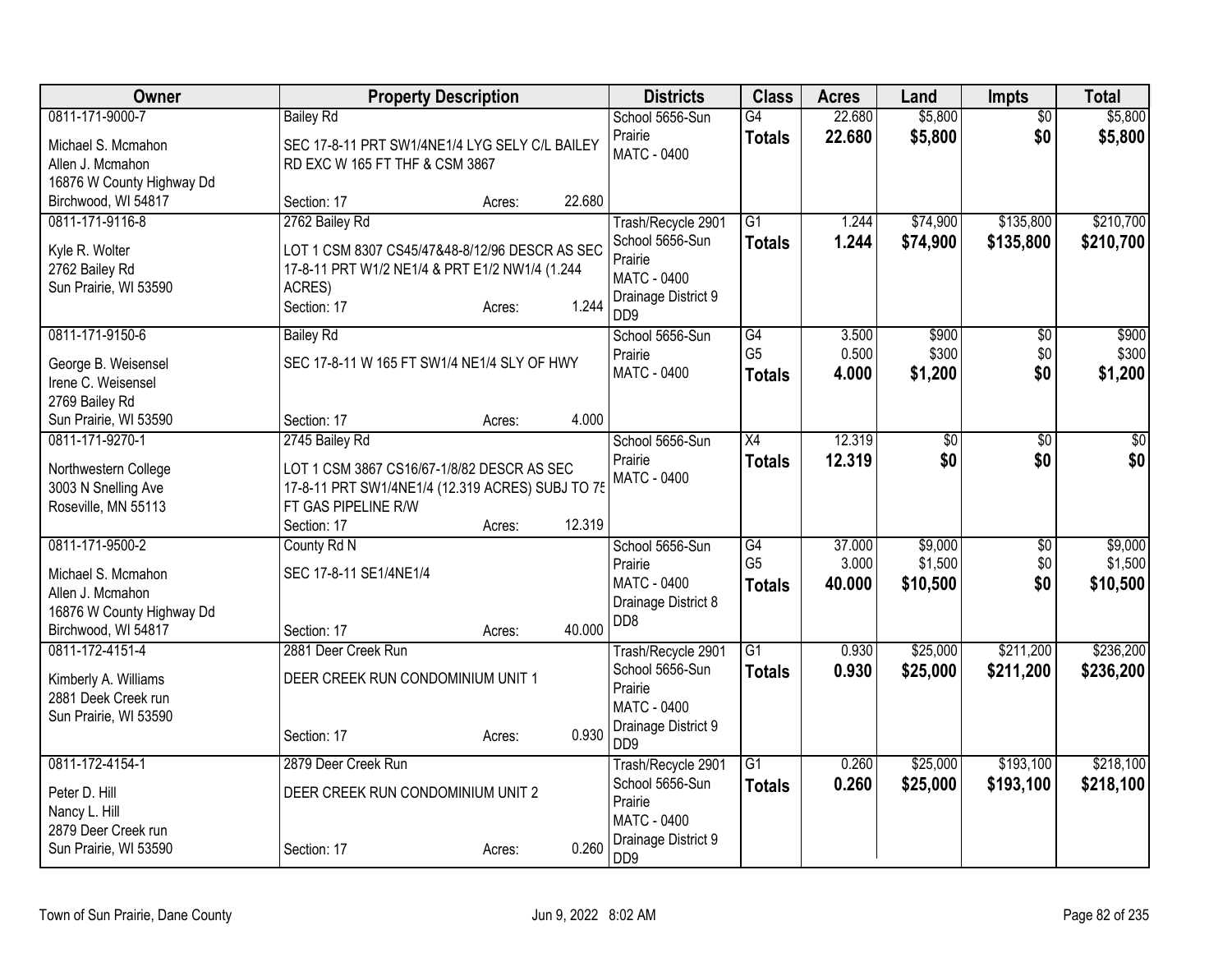| Owner | Property Description | Districts | Class | Acres | Land | Impts | Total |
|---|---|---|---|---|---|---|---|
| 0811-171-9000-7<br><br>Michael S. Mcmahon<br>Allen J. Mcmahon<br>16876 W County Highway Dd<br>Birchwood, WI 54817 | Bailey Rd<br><br>SEC 17-8-11 PRT SW1/4NE1/4 LYG SELY C/L BAILEY RD EXC W 165 FT THF & CSM 3867<br><br>Section: 17 Acres: 22.680 | School 5656-Sun Prairie<br>MATC - 0400 | G4<br>**Totals** | 22.680<br>**22.680** | $5,800<br>**$5,800** | $0<br>**$0** | $5,800<br>**$5,800** |
| 0811-171-9116-8<br><br>Kyle R. Wolter<br>2762 Bailey Rd<br>Sun Prairie, WI 53590 | 2762 Bailey Rd<br><br>LOT 1 CSM 8307 CS45/47&48-8/12/96 DESCR AS SEC 17-8-11 PRT W1/2 NE1/4 & PRT E1/2 NW1/4 (1.244 ACRES)<br>Section: 17 Acres: 1.244 | Trash/Recycle 2901<br>School 5656-Sun Prairie<br>MATC - 0400<br>Drainage District 9<br>DD9 | G1<br>**Totals** | 1.244<br>**1.244** | $74,900<br>**$74,900** | $135,800<br>**$135,800** | $210,700<br>**$210,700** |
| 0811-171-9150-6<br><br>George B. Weisensel<br>Irene C. Weisensel<br>2769 Bailey Rd<br>Sun Prairie, WI 53590 | Bailey Rd<br><br>SEC 17-8-11 W 165 FT SW1/4 NE1/4 SLY OF HWY<br><br>Section: 17 Acres: 4.000 | School 5656-Sun Prairie<br>MATC - 0400 | G4<br>G5<br>**Totals** | 3.500<br>0.500<br>**4.000** | $900<br>$300<br>**$1,200** | $0<br>$0<br>**$0** | $900<br>$300<br>**$1,200** |
| 0811-171-9270-1<br><br>Northwestern College<br>3003 N Snelling Ave<br>Roseville, MN 55113 | 2745 Bailey Rd<br><br>LOT 1 CSM 3867 CS16/67-1/8/82 DESCR AS SEC 17-8-11 PRT SW1/4NE1/4 (12.319 ACRES) SUBJ TO 75 FT GAS PIPELINE R/W<br>Section: 17 Acres: 12.319 | School 5656-Sun Prairie<br>MATC - 0400 | X4<br>**Totals** | 12.319<br>**12.319** | $0<br>**$0** | $0<br>**$0** | $0<br>**$0** |
| 0811-171-9500-2<br><br>Michael S. Mcmahon<br>Allen J. Mcmahon<br>16876 W County Highway Dd<br>Birchwood, WI 54817 | County Rd N<br><br>SEC 17-8-11 SE1/4NE1/4<br><br>Section: 17 Acres: 40.000 | School 5656-Sun Prairie<br>MATC - 0400<br>Drainage District 8<br>DD8 | G4<br>G5<br>**Totals** | 37.000<br>3.000<br>**40.000** | $9,000<br>$1,500<br>**$10,500** | $0<br>$0<br>**$0** | $9,000<br>$1,500<br>**$10,500** |
| 0811-172-4151-4<br><br>Kimberly A. Williams<br>2881 Deek Creek run<br>Sun Prairie, WI 53590 | 2881 Deer Creek Run<br><br>DEER CREEK RUN CONDOMINIUM UNIT 1<br><br>Section: 17 Acres: 0.930 | Trash/Recycle 2901<br>School 5656-Sun Prairie<br>MATC - 0400<br>Drainage District 9<br>DD9 | G1<br>**Totals** | 0.930<br>**0.930** | $25,000<br>**$25,000** | $211,200<br>**$211,200** | $236,200<br>**$236,200** |
| 0811-172-4154-1<br><br>Peter D. Hill<br>Nancy L. Hill<br>2879 Deer Creek run<br>Sun Prairie, WI 53590 | 2879 Deer Creek Run<br><br>DEER CREEK RUN CONDOMINIUM UNIT 2<br><br>Section: 17 Acres: 0.260 | Trash/Recycle 2901<br>School 5656-Sun Prairie<br>MATC - 0400<br>Drainage District 9<br>DD9 | G1<br>**Totals** | 0.260<br>**0.260** | $25,000<br>**$25,000** | $193,100<br>**$193,100** | $218,100<br>**$218,100** |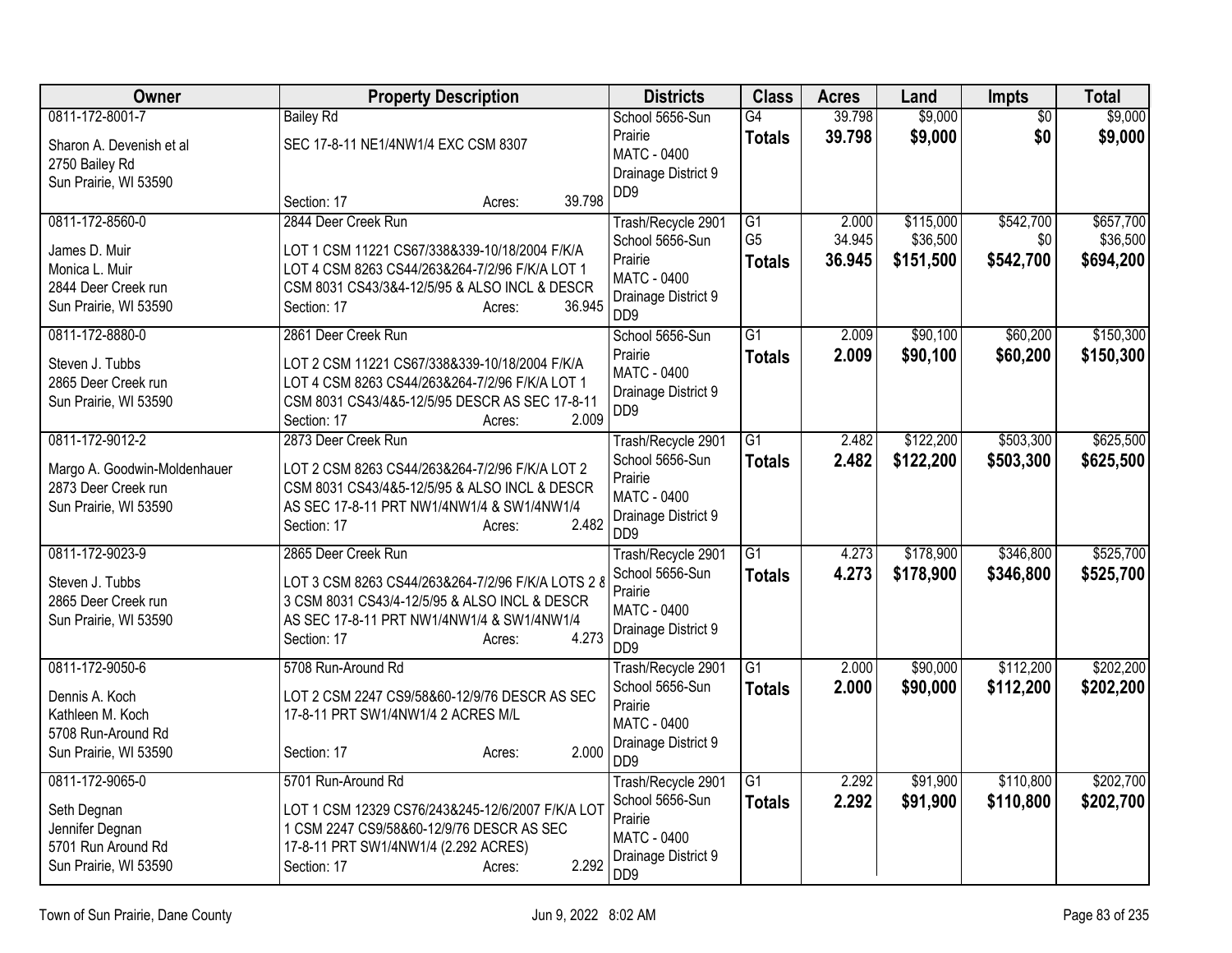| Owner | Property Description | Districts | Class | Acres | Land | Impts | Total |
|---|---|---|---|---|---|---|---|
| 0811-172-8001-7<br>Sharon A. Devenish et al<br>2750 Bailey Rd<br>Sun Prairie, WI 53590 | Bailey Rd<br>SEC 17-8-11 NE1/4NW1/4 EXC CSM 8307<br>Section: 17 Acres: 39.798 | School 5656-Sun Prairie<br>MATC - 0400<br>Drainage District 9<br>DD9 | G4<br>**Totals** | 39.798<br>**39.798** | $9,000<br>**$9,000** | $0<br>**$0** | $9,000<br>**$9,000** |
| 0811-172-8560-0<br>James D. Muir<br>Monica L. Muir<br>2844 Deer Creek run<br>Sun Prairie, WI 53590 | 2844 Deer Creek Run<br>LOT 1 CSM 11221 CS67/338&339-10/18/2004 F/K/A LOT 4 CSM 8263 CS44/263&264-7/2/96 F/K/A LOT 1 CSM 8031 CS43/3&4-12/5/95 & ALSO INCL & DESCR<br>Section: 17 Acres: 36.945 | Trash/Recycle 2901<br>School 5656-Sun Prairie<br>MATC - 0400<br>Drainage District 9<br>DD9 | G1<br>G5<br>**Totals** | 2.000<br>34.945<br>**36.945** | $115,000<br>$36,500<br>**$151,500** | $542,700<br>$0<br>**$542,700** | $657,700<br>$36,500<br>**$694,200** |
| 0811-172-8880-0<br>Steven J. Tubbs<br>2865 Deer Creek run<br>Sun Prairie, WI 53590 | 2861 Deer Creek Run<br>LOT 2 CSM 11221 CS67/338&339-10/18/2004 F/K/A LOT 4 CSM 8263 CS44/263&264-7/2/96 F/K/A LOT 1 CSM 8031 CS43/4&5-12/5/95 DESCR AS SEC 17-8-11<br>Section: 17 Acres: 2.009 | School 5656-Sun Prairie<br>MATC - 0400<br>Drainage District 9<br>DD9 | G1<br>**Totals** | 2.009<br>**2.009** | $90,100<br>**$90,100** | $60,200<br>**$60,200** | $150,300<br>**$150,300** |
| 0811-172-9012-2<br>Margo A. Goodwin-Moldenhauer<br>2873 Deer Creek run<br>Sun Prairie, WI 53590 | 2873 Deer Creek Run<br>LOT 2 CSM 8263 CS44/263&264-7/2/96 F/K/A LOT 2 CSM 8031 CS43/4&5-12/5/95 & ALSO INCL & DESCR AS SEC 17-8-11 PRT NW1/4NW1/4 & SW1/4NW1/4<br>Section: 17 Acres: 2.482 | Trash/Recycle 2901<br>School 5656-Sun Prairie<br>MATC - 0400<br>Drainage District 9<br>DD9 | G1<br>**Totals** | 2.482<br>**2.482** | $122,200<br>**$122,200** | $503,300<br>**$503,300** | $625,500<br>**$625,500** |
| 0811-172-9023-9<br>Steven J. Tubbs<br>2865 Deer Creek run<br>Sun Prairie, WI 53590 | 2865 Deer Creek Run<br>LOT 3 CSM 8263 CS44/263&264-7/2/96 F/K/A LOTS 2 & 3 CSM 8031 CS43/4-12/5/95 & ALSO INCL & DESCR AS SEC 17-8-11 PRT NW1/4NW1/4 & SW1/4NW1/4<br>Section: 17 Acres: 4.273 | Trash/Recycle 2901<br>School 5656-Sun Prairie<br>MATC - 0400<br>Drainage District 9<br>DD9 | G1<br>**Totals** | 4.273<br>**4.273** | $178,900<br>**$178,900** | $346,800<br>**$346,800** | $525,700<br>**$525,700** |
| 0811-172-9050-6<br>Dennis A. Koch<br>Kathleen M. Koch<br>5708 Run-Around Rd<br>Sun Prairie, WI 53590 | 5708 Run-Around Rd<br>LOT 2 CSM 2247 CS9/58&60-12/9/76 DESCR AS SEC 17-8-11 PRT SW1/4NW1/4 2 ACRES M/L<br>Section: 17 Acres: 2.000 | Trash/Recycle 2901<br>School 5656-Sun Prairie<br>MATC - 0400<br>Drainage District 9<br>DD9 | G1<br>**Totals** | 2.000<br>**2.000** | $90,000<br>**$90,000** | $112,200<br>**$112,200** | $202,200<br>**$202,200** |
| 0811-172-9065-0<br>Seth Degnan<br>Jennifer Degnan<br>5701 Run Around Rd<br>Sun Prairie, WI 53590 | 5701 Run-Around Rd<br>LOT 1 CSM 12329 CS76/243&245-12/6/2007 F/K/A LOT 1 CSM 2247 CS9/58&60-12/9/76 DESCR AS SEC 17-8-11 PRT SW1/4NW1/4 (2.292 ACRES)<br>Section: 17 Acres: 2.292 | Trash/Recycle 2901<br>School 5656-Sun Prairie<br>MATC - 0400<br>Drainage District 9<br>DD9 | G1<br>**Totals** | 2.292<br>**2.292** | $91,900<br>**$91,900** | $110,800<br>**$110,800** | $202,700<br>**$202,700** |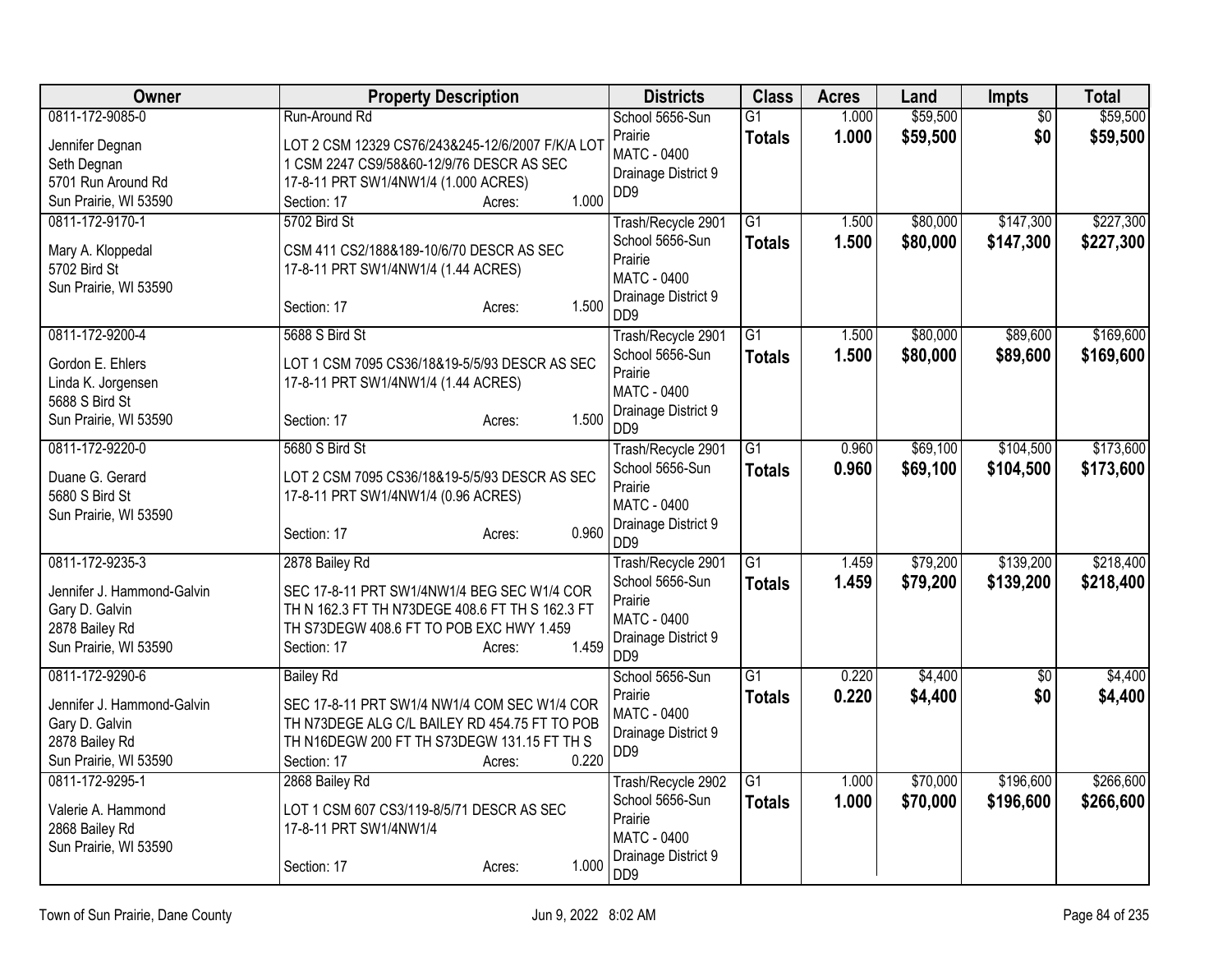| Owner | Property Description | Districts | Class | Acres | Land | Impts | Total |
|---|---|---|---|---|---|---|---|
| 0811-172-9085-0<br>Jennifer Degnan<br>Seth Degnan<br>5701 Run Around Rd<br>Sun Prairie, WI 53590 | Run-Around Rd<br>LOT 2 CSM 12329 CS76/243&245-12/6/2007 F/K/A LOT 1 CSM 2247 CS9/58&60-12/9/76 DESCR AS SEC 17-8-11 PRT SW1/4NW1/4 (1.000 ACRES)<br>Section: 17 Acres: 1.000 | School 5656-Sun Prairie<br>MATC - 0400<br>Drainage District 9 DD9 | G1<br>**Totals** | 1.000<br>**1.000** | $59,500<br>**$59,500** | $0<br>**$0** | $59,500<br>**$59,500** |
| 0811-172-9170-1<br>Mary A. Kloppedal<br>5702 Bird St<br>Sun Prairie, WI 53590 | 5702 Bird St<br>CSM 411 CS2/188&189-10/6/70 DESCR AS SEC 17-8-11 PRT SW1/4NW1/4 (1.44 ACRES)<br>Section: 17 Acres: 1.500 | Trash/Recycle 2901<br>School 5656-Sun Prairie<br>MATC - 0400<br>Drainage District 9 DD9 | G1<br>**Totals** | 1.500<br>**1.500** | $80,000<br>**$80,000** | $147,300<br>**$147,300** | $227,300<br>**$227,300** |
| 0811-172-9200-4<br>Gordon E. Ehlers<br>Linda K. Jorgensen<br>5688 S Bird St<br>Sun Prairie, WI 53590 | 5688 S Bird St<br>LOT 1 CSM 7095 CS36/18&19-5/5/93 DESCR AS SEC 17-8-11 PRT SW1/4NW1/4 (1.44 ACRES)<br>Section: 17 Acres: 1.500 | Trash/Recycle 2901<br>School 5656-Sun Prairie<br>MATC - 0400<br>Drainage District 9 DD9 | G1<br>**Totals** | 1.500<br>**1.500** | $80,000<br>**$80,000** | $89,600<br>**$89,600** | $169,600<br>**$169,600** |
| 0811-172-9220-0<br>Duane G. Gerard<br>5680 S Bird St<br>Sun Prairie, WI 53590 | 5680 S Bird St<br>LOT 2 CSM 7095 CS36/18&19-5/5/93 DESCR AS SEC 17-8-11 PRT SW1/4NW1/4 (0.96 ACRES)<br>Section: 17 Acres: 0.960 | Trash/Recycle 2901<br>School 5656-Sun Prairie<br>MATC - 0400<br>Drainage District 9 DD9 | G1<br>**Totals** | 0.960<br>**0.960** | $69,100<br>**$69,100** | $104,500<br>**$104,500** | $173,600<br>**$173,600** |
| 0811-172-9235-3<br>Jennifer J. Hammond-Galvin<br>Gary D. Galvin<br>2878 Bailey Rd<br>Sun Prairie, WI 53590 | 2878 Bailey Rd<br>SEC 17-8-11 PRT SW1/4NW1/4 BEG SEC W1/4 COR TH N 162.3 FT TH N73DEGE 408.6 FT TH S 162.3 FT TH S73DEGW 408.6 FT TO POB EXC HWY 1.459<br>Section: 17 Acres: 1.459 | Trash/Recycle 2901<br>School 5656-Sun Prairie<br>MATC - 0400<br>Drainage District 9 DD9 | G1<br>**Totals** | 1.459<br>**1.459** | $79,200<br>**$79,200** | $139,200<br>**$139,200** | $218,400<br>**$218,400** |
| 0811-172-9290-6<br>Jennifer J. Hammond-Galvin<br>Gary D. Galvin<br>2878 Bailey Rd<br>Sun Prairie, WI 53590 | Bailey Rd<br>SEC 17-8-11 PRT SW1/4 NW1/4 COM SEC W1/4 COR TH N73DEGE ALG C/L BAILEY RD 454.75 FT TO POB TH N16DEGW 200 FT TH S73DEGW 131.15 FT TH S<br>Section: 17 Acres: 0.220 | School 5656-Sun Prairie<br>MATC - 0400<br>Drainage District 9 DD9 | G1<br>**Totals** | 0.220<br>**0.220** | $4,400<br>**$4,400** | $0<br>**$0** | $4,400<br>**$4,400** |
| 0811-172-9295-1<br>Valerie A. Hammond<br>2868 Bailey Rd<br>Sun Prairie, WI 53590 | 2868 Bailey Rd<br>LOT 1 CSM 607 CS3/119-8/5/71 DESCR AS SEC 17-8-11 PRT SW1/4NW1/4<br>Section: 17 Acres: 1.000 | Trash/Recycle 2902<br>School 5656-Sun Prairie<br>MATC - 0400<br>Drainage District 9 DD9 | G1<br>**Totals** | 1.000<br>**1.000** | $70,000<br>**$70,000** | $196,600<br>**$196,600** | $266,600<br>**$266,600** |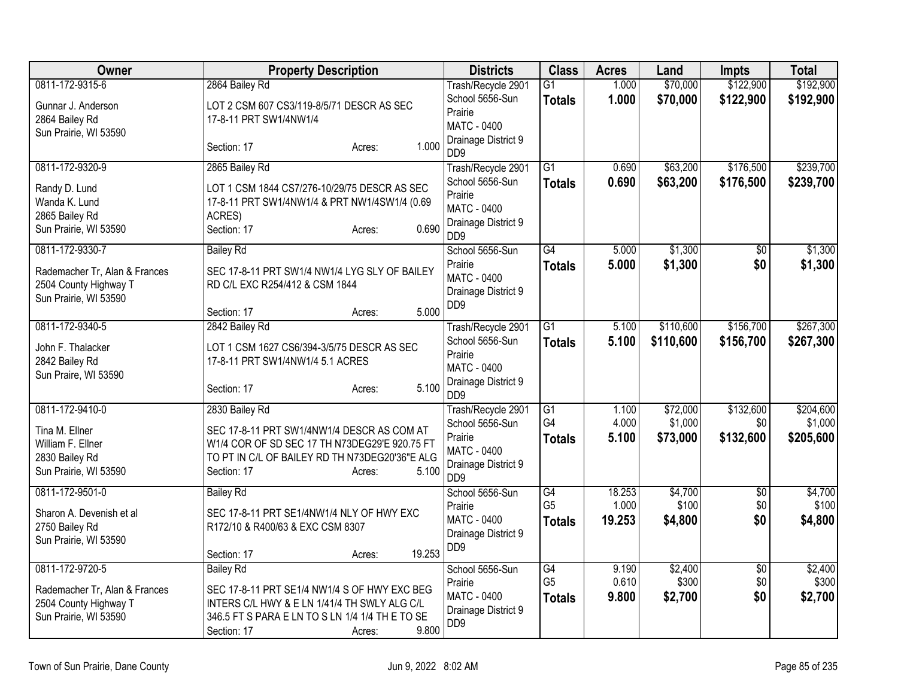| Owner | Property Description | Districts | Class | Acres | Land | Impts | Total |
|---|---|---|---|---|---|---|---|
| 0811-172-9315-6<br>Gunnar J. Anderson<br>2864 Bailey Rd<br>Sun Prairie, WI 53590 | 2864 Bailey Rd<br>LOT 2 CSM 607 CS3/119-8/5/71 DESCR AS SEC 17-8-11 PRT SW1/4NW1/4<br>Section: 17 Acres: 1.000 | Trash/Recycle 2901<br>School 5656-Sun Prairie<br>MATC - 0400<br>Drainage District 9 DD9 | G1<br>**Totals** | 1.000<br>**1.000** | $70,000<br>**$70,000** | $122,900<br>**$122,900** | $192,900<br>**$192,900** |
| 0811-172-9320-9<br>Randy D. Lund<br>Wanda K. Lund<br>2865 Bailey Rd<br>Sun Prairie, WI 53590 | 2865 Bailey Rd<br>LOT 1 CSM 1844 CS7/276-10/29/75 DESCR AS SEC 17-8-11 PRT SW1/4NW1/4 & PRT NW1/4SW1/4 (0.69 ACRES)<br>Section: 17 Acres: 0.690 | Trash/Recycle 2901<br>School 5656-Sun Prairie<br>MATC - 0400<br>Drainage District 9 DD9 | G1<br>**Totals** | 0.690<br>**0.690** | $63,200<br>**$63,200** | $176,500<br>**$176,500** | $239,700<br>**$239,700** |
| 0811-172-9330-7<br>Rademacher Tr, Alan & Frances<br>2504 County Highway T<br>Sun Prairie, WI 53590 | Bailey Rd<br>SEC 17-8-11 PRT SW1/4 NW1/4 LYG SLY OF BAILEY RD C/L EXC R254/412 & CSM 1844<br>Section: 17 Acres: 5.000 | School 5656-Sun Prairie<br>MATC - 0400<br>Drainage District 9 DD9 | G4<br>**Totals** | 5.000<br>**5.000** | $1,300<br>**$1,300** | $0<br>**$0** | $1,300<br>**$1,300** |
| 0811-172-9340-5<br>John F. Thalacker<br>2842 Bailey Rd<br>Sun Praire, WI 53590 | 2842 Bailey Rd<br>LOT 1 CSM 1627 CS6/394-3/5/75 DESCR AS SEC 17-8-11 PRT SW1/4NW1/4 5.1 ACRES<br>Section: 17 Acres: 5.100 | Trash/Recycle 2901<br>School 5656-Sun Prairie<br>MATC - 0400<br>Drainage District 9 DD9 | G1<br>**Totals** | 5.100<br>**5.100** | $110,600<br>**$110,600** | $156,700<br>**$156,700** | $267,300<br>**$267,300** |
| 0811-172-9410-0<br>Tina M. Ellner<br>William F. Ellner<br>2830 Bailey Rd<br>Sun Prairie, WI 53590 | 2830 Bailey Rd<br>SEC 17-8-11 PRT SW1/4NW1/4 DESCR AS COM AT W1/4 COR OF SD SEC 17 TH N73DEG29'E 920.75 FT TO PT IN C/L OF BAILEY RD TH N73DEG20'36"E ALG<br>Section: 17 Acres: 5.100 | Trash/Recycle 2901<br>School 5656-Sun Prairie<br>MATC - 0400<br>Drainage District 9 DD9 | G1<br>G4<br>**Totals** | 1.100<br>4.000<br>**5.100** | $72,000<br>$1,000<br>**$73,000** | $132,600<br>$0<br>**$132,600** | $204,600<br>$1,000<br>**$205,600** |
| 0811-172-9501-0<br>Sharon A. Devenish et al<br>2750 Bailey Rd<br>Sun Prairie, WI 53590 | Bailey Rd<br>SEC 17-8-11 PRT SE1/4NW1/4 NLY OF HWY EXC R172/10 & R400/63 & EXC CSM 8307<br>Section: 17 Acres: 19.253 | School 5656-Sun Prairie<br>MATC - 0400<br>Drainage District 9 DD9 | G4<br>G5<br>**Totals** | 18.253<br>1.000<br>**19.253** | $4,700<br>$100<br>**$4,800** | $0<br>$0<br>**$0** | $4,700<br>$100<br>**$4,800** |
| 0811-172-9720-5<br>Rademacher Tr, Alan & Frances<br>2504 County Highway T<br>Sun Prairie, WI 53590 | Bailey Rd<br>SEC 17-8-11 PRT SE1/4 NW1/4 S OF HWY EXC BEG INTERS C/L HWY & E LN 1/41/4 TH SWLY ALG C/L 346.5 FT S PARA E LN TO S LN 1/4 1/4 TH E TO SE<br>Section: 17 Acres: 9.800 | School 5656-Sun Prairie<br>MATC - 0400<br>Drainage District 9 DD9 | G4<br>G5<br>**Totals** | 9.190<br>0.610<br>**9.800** | $2,400<br>$300<br>**$2,700** | $0<br>$0<br>**$0** | $2,400<br>$300<br>**$2,700** |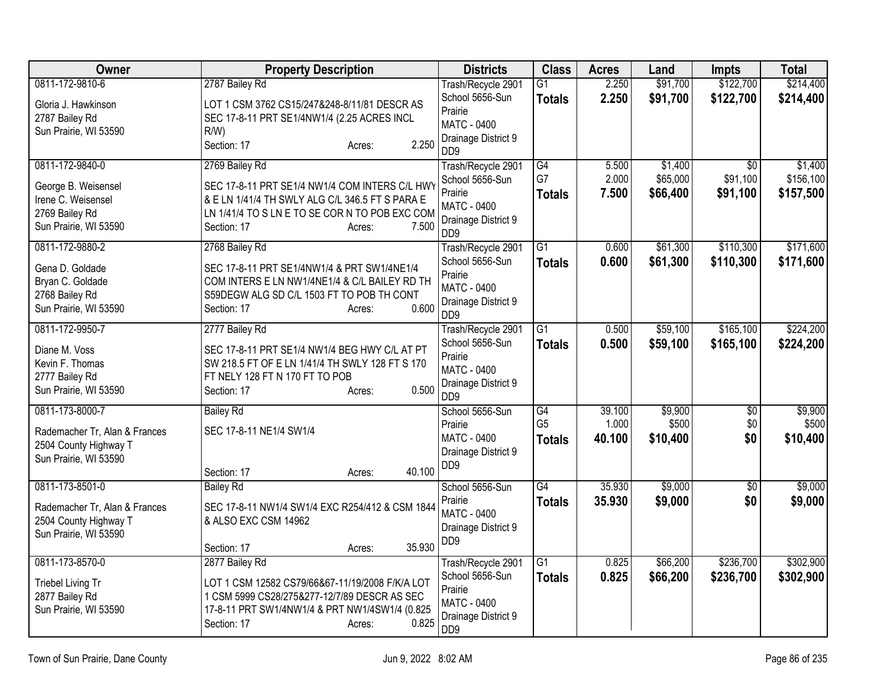| Owner | Property Description | Districts | Class | Acres | Land | Impts | Total |
|---|---|---|---|---|---|---|---|
| 0811-172-9810-6<br>Gloria J. Hawkinson<br>2787 Bailey Rd<br>Sun Prairie, WI 53590 | 2787 Bailey Rd<br>LOT 1 CSM 3762 CS15/247&248-8/11/81 DESCR AS SEC 17-8-11 PRT SE1/4NW1/4 (2.25 ACRES INCL R/W)<br>Section: 17 Acres: 2.250 | Trash/Recycle 2901<br>School 5656-Sun Prairie<br>MATC - 0400<br>Drainage District 9 DD9 | G1<br>**Totals** | 2.250<br>**2.250** | $91,700<br>**$91,700** | $122,700<br>**$122,700** | $214,400<br>**$214,400** |
| 0811-172-9840-0<br>George B. Weisensel<br>Irene C. Weisensel<br>2769 Bailey Rd<br>Sun Prairie, WI 53590 | 2769 Bailey Rd<br>SEC 17-8-11 PRT SE1/4 NW1/4 COM INTERS C/L HWY & E LN 1/41/4 TH SWLY ALG C/L 346.5 FT S PARA E LN 1/41/4 TO S LN E TO SE COR N TO POB EXC COM<br>Section: 17 Acres: 7.500 | Trash/Recycle 2901<br>School 5656-Sun Prairie<br>MATC - 0400<br>Drainage District 9 DD9 | G4<br>G7<br>**Totals** | 5.500<br>2.000<br>**7.500** | $1,400<br>$65,000<br>**$66,400** | $0<br>$91,100<br>**$91,100** | $1,400<br>$156,100<br>**$157,500** |
| 0811-172-9880-2<br>Gena D. Goldade<br>Bryan C. Goldade<br>2768 Bailey Rd<br>Sun Prairie, WI 53590 | 2768 Bailey Rd<br>SEC 17-8-11 PRT SE1/4NW1/4 & PRT SW1/4NE1/4 COM INTERS E LN NW1/4NE1/4 & C/L BAILEY RD TH S59DEGW ALG SD C/L 1503 FT TO POB TH CONT<br>Section: 17 Acres: 0.600 | Trash/Recycle 2901<br>School 5656-Sun Prairie<br>MATC - 0400<br>Drainage District 9 DD9 | G1<br>**Totals** | 0.600<br>**0.600** | $61,300<br>**$61,300** | $110,300<br>**$110,300** | $171,600<br>**$171,600** |
| 0811-172-9950-7<br>Diane M. Voss<br>Kevin F. Thomas<br>2777 Bailey Rd<br>Sun Prairie, WI 53590 | 2777 Bailey Rd<br>SEC 17-8-11 PRT SE1/4 NW1/4 BEG HWY C/L AT PT SW 218.5 FT OF E LN 1/41/4 TH SWLY 128 FT S 170 FT NELY 128 FT N 170 FT TO POB<br>Section: 17 Acres: 0.500 | Trash/Recycle 2901<br>School 5656-Sun Prairie<br>MATC - 0400<br>Drainage District 9 DD9 | G1<br>**Totals** | 0.500<br>**0.500** | $59,100<br>**$59,100** | $165,100<br>**$165,100** | $224,200<br>**$224,200** |
| 0811-173-8000-7<br>Rademacher Tr, Alan & Frances<br>2504 County Highway T<br>Sun Prairie, WI 53590 | Bailey Rd<br>SEC 17-8-11 NE1/4 SW1/4<br>Section: 17 Acres: 40.100 | School 5656-Sun Prairie<br>MATC - 0400<br>Drainage District 9 DD9 | G4<br>G5<br>**Totals** | 39.100<br>1.000<br>**40.100** | $9,900<br>$500<br>**$10,400** | $0<br>$0<br>**$0** | $9,900<br>$500<br>**$10,400** |
| 0811-173-8501-0<br>Rademacher Tr, Alan & Frances<br>2504 County Highway T<br>Sun Prairie, WI 53590 | Bailey Rd<br>SEC 17-8-11 NW1/4 SW1/4 EXC R254/412 & CSM 1844 & ALSO EXC CSM 14962<br>Section: 17 Acres: 35.930 | School 5656-Sun Prairie<br>MATC - 0400<br>Drainage District 9 DD9 | G4<br>**Totals** | 35.930<br>**35.930** | $9,000<br>**$9,000** | $0<br>**$0** | $9,000<br>**$9,000** |
| 0811-173-8570-0<br>Triebel Living Tr<br>2877 Bailey Rd<br>Sun Prairie, WI 53590 | 2877 Bailey Rd<br>LOT 1 CSM 12582 CS79/66&67-11/19/2008 F/K/A LOT 1 CSM 5999 CS28/275&277-12/7/89 DESCR AS SEC 17-8-11 PRT SW1/4NW1/4 & PRT NW1/4SW1/4 (0.825<br>Section: 17 Acres: 0.825 | Trash/Recycle 2901<br>School 5656-Sun Prairie<br>MATC - 0400<br>Drainage District 9 DD9 | G1<br>**Totals** | 0.825<br>**0.825** | $66,200<br>**$66,200** | $236,700<br>**$236,700** | $302,900<br>**$302,900** |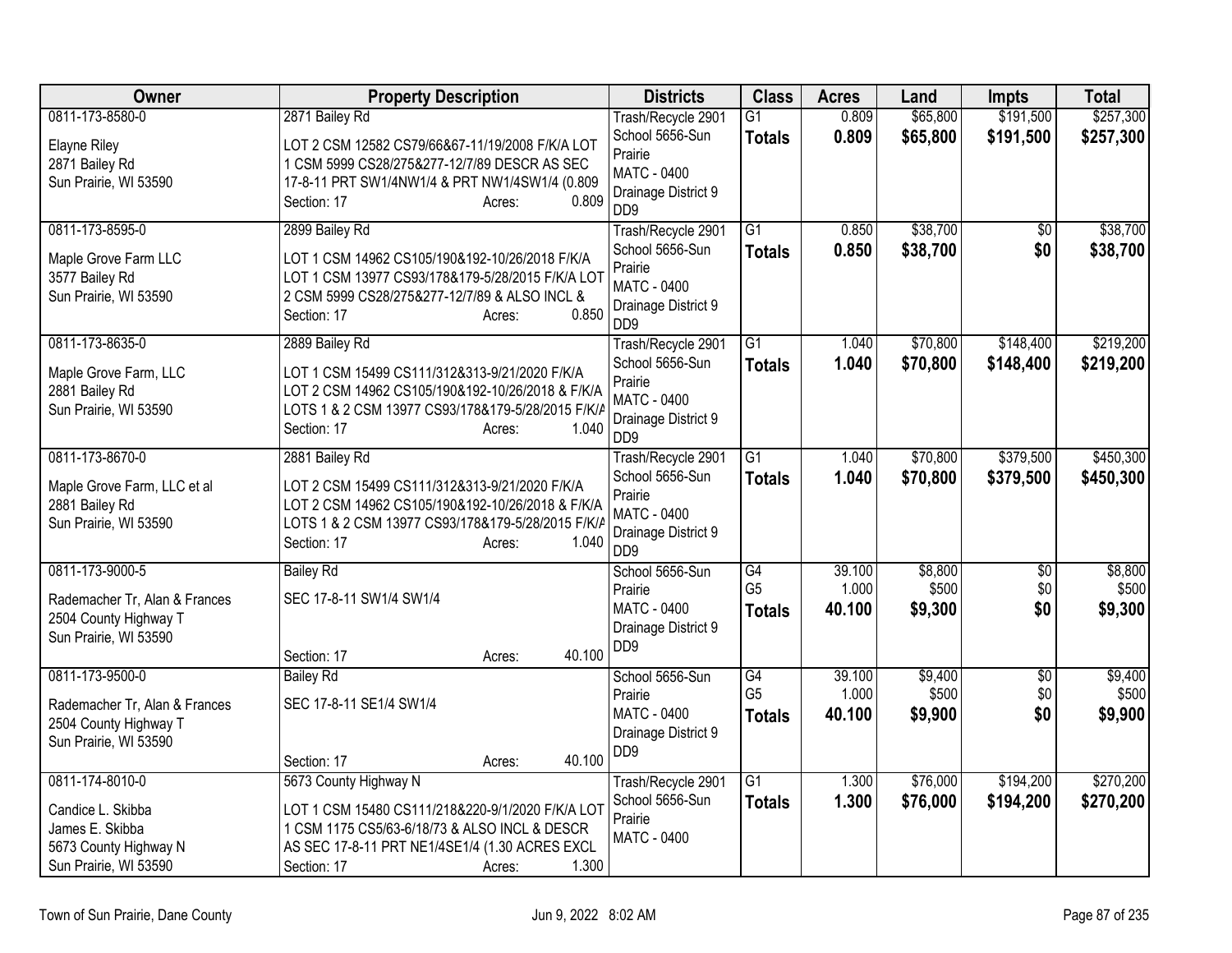| Owner | Property Description | Districts | Class | Acres | Land | Impts | Total |
|---|---|---|---|---|---|---|---|
| 0811-173-8580-0<br><br>Elayne Riley<br>2871 Bailey Rd<br>Sun Prairie, WI 53590 | 2871 Bailey Rd<br><br>LOT 2 CSM 12582 CS79/66&67-11/19/2008 F/K/A LOT 1 CSM 5999 CS28/275&277-12/7/89 DESCR AS SEC 17-8-11 PRT SW1/4NW1/4 & PRT NW1/4SW1/4 (0.809<br>Section: 17 Acres: 0.809 | Trash/Recycle 2901<br>School 5656-Sun Prairie<br>MATC - 0400<br>Drainage District 9 DD9 | G1<br>**Totals** | 0.809<br>**0.809** | $65,800<br>**$65,800** | $191,500<br>**$191,500** | $257,300<br>**$257,300** |
| 0811-173-8595-0<br><br>Maple Grove Farm LLC<br>3577 Bailey Rd<br>Sun Prairie, WI 53590 | 2899 Bailey Rd<br><br>LOT 1 CSM 14962 CS105/190&192-10/26/2018 F/K/A LOT 1 CSM 13977 CS93/178&179-5/28/2015 F/K/A LOT 2 CSM 5999 CS28/275&277-12/7/89 & ALSO INCL &<br>Section: 17 Acres: 0.850 | Trash/Recycle 2901<br>School 5656-Sun Prairie<br>MATC - 0400<br>Drainage District 9 DD9 | G1<br>**Totals** | 0.850<br>**0.850** | $38,700<br>**$38,700** | $0<br>**$0** | $38,700<br>**$38,700** |
| 0811-173-8635-0<br><br>Maple Grove Farm, LLC<br>2881 Bailey Rd<br>Sun Prairie, WI 53590 | 2889 Bailey Rd<br><br>LOT 1 CSM 15499 CS111/312&313-9/21/2020 F/K/A LOT 2 CSM 14962 CS105/190&192-10/26/2018 & F/K/A LOTS 1 & 2 CSM 13977 CS93/178&179-5/28/2015 F/K/A<br>Section: 17 Acres: 1.040 | Trash/Recycle 2901<br>School 5656-Sun Prairie<br>MATC - 0400<br>Drainage District 9 DD9 | G1<br>**Totals** | 1.040<br>**1.040** | $70,800<br>**$70,800** | $148,400<br>**$148,400** | $219,200<br>**$219,200** |
| 0811-173-8670-0<br><br>Maple Grove Farm, LLC et al<br>2881 Bailey Rd<br>Sun Prairie, WI 53590 | 2881 Bailey Rd<br><br>LOT 2 CSM 15499 CS111/312&313-9/21/2020 F/K/A LOT 2 CSM 14962 CS105/190&192-10/26/2018 & F/K/A LOTS 1 & 2 CSM 13977 CS93/178&179-5/28/2015 F/K/A<br>Section: 17 Acres: 1.040 | Trash/Recycle 2901<br>School 5656-Sun Prairie<br>MATC - 0400<br>Drainage District 9 DD9 | G1<br>**Totals** | 1.040<br>**1.040** | $70,800<br>**$70,800** | $379,500<br>**$379,500** | $450,300<br>**$450,300** |
| 0811-173-9000-5<br><br>Rademacher Tr, Alan & Frances<br>2504 County Highway T<br>Sun Prairie, WI 53590 | Bailey Rd<br><br>SEC 17-8-11 SW1/4 SW1/4<br><br>Section: 17 Acres: 40.100 | School 5656-Sun Prairie<br>MATC - 0400<br>Drainage District 9 DD9 | G4<br>G5<br>**Totals** | 39.100<br>1.000<br>**40.100** | $8,800<br>$500<br>**$9,300** | $0<br>$0<br>**$0** | $8,800<br>$500<br>**$9,300** |
| 0811-173-9500-0<br><br>Rademacher Tr, Alan & Frances<br>2504 County Highway T<br>Sun Prairie, WI 53590 | Bailey Rd<br><br>SEC 17-8-11 SE1/4 SW1/4<br><br>Section: 17 Acres: 40.100 | School 5656-Sun Prairie<br>MATC - 0400<br>Drainage District 9 DD9 | G4<br>G5<br>**Totals** | 39.100<br>1.000<br>**40.100** | $9,400<br>$500<br>**$9,900** | $0<br>$0<br>**$0** | $9,400<br>$500<br>**$9,900** |
| 0811-174-8010-0<br><br>Candice L. Skibba<br>James E. Skibba<br>5673 County Highway N<br>Sun Prairie, WI 53590 | 5673 County Highway N<br><br>LOT 1 CSM 15480 CS111/218&220-9/1/2020 F/K/A LOT 1 CSM 1175 CS5/63-6/18/73 & ALSO INCL & DESCR AS SEC 17-8-11 PRT NE1/4SE1/4 (1.30 ACRES EXCL<br>Section: 17 Acres: 1.300 | Trash/Recycle 2901<br>School 5656-Sun Prairie<br>MATC - 0400 | G1<br>**Totals** | 1.300<br>**1.300** | $76,000<br>**$76,000** | $194,200<br>**$194,200** | $270,200<br>**$270,200** |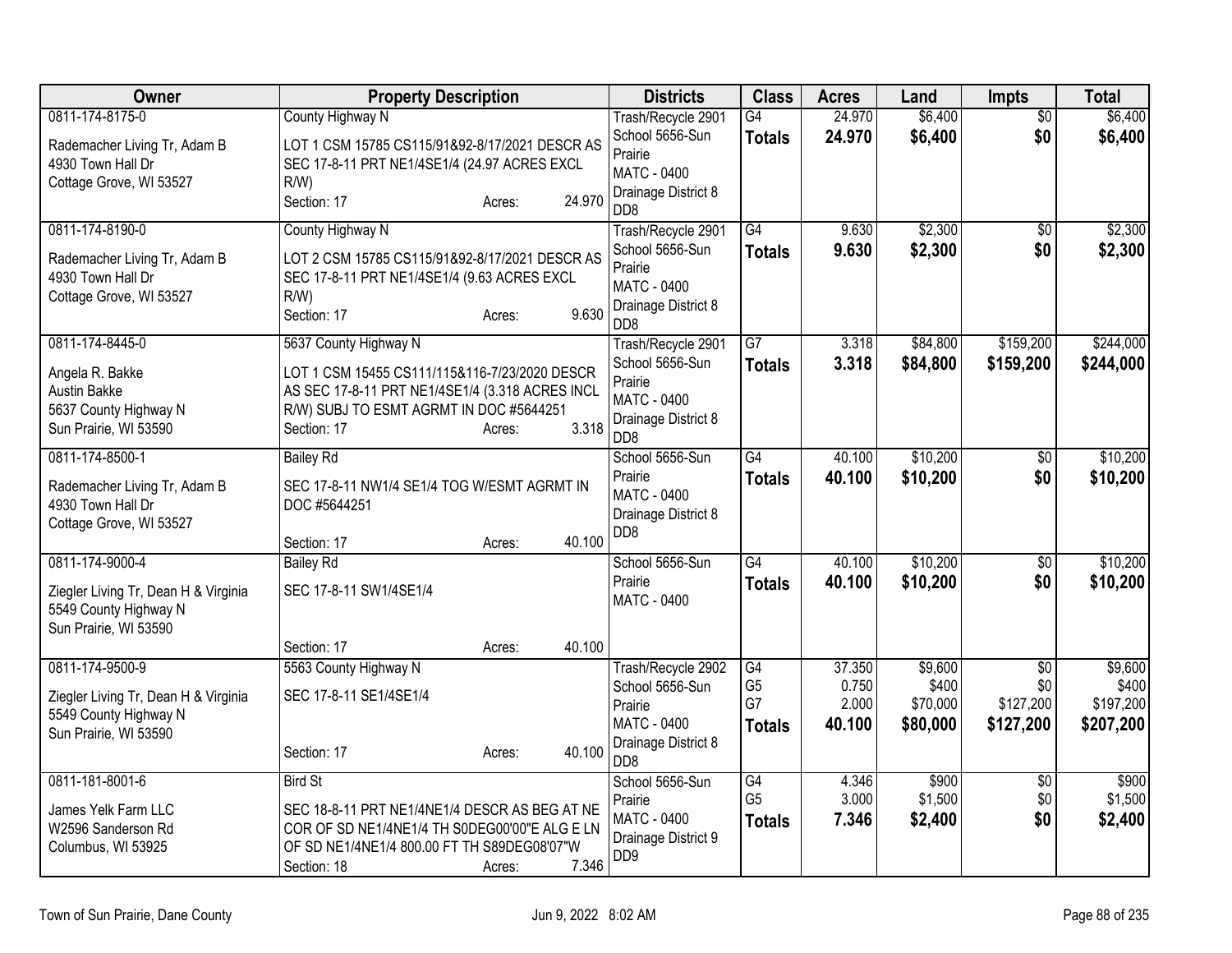| Owner | Property Description | Districts | Class | Acres | Land | Impts | Total |
|---|---|---|---|---|---|---|---|
| 0811-174-8175-0<br><br>Rademacher Living Tr, Adam B<br>4930 Town Hall Dr<br>Cottage Grove, WI 53527 | County Highway N<br><br>LOT 1 CSM 15785 CS115/91&92-8/17/2021 DESCR AS SEC 17-8-11 PRT NE1/4SE1/4 (24.97 ACRES EXCL R/W)<br>Section: 17 Acres: 24.970 | Trash/Recycle 2901<br>School 5656-Sun Prairie<br>MATC - 0400<br>Drainage District 8 DD8 | G4<br>**Totals** | 24.970<br>**24.970** | $6,400<br>**$6,400** | $0<br>**$0** | $6,400<br>**$6,400** |
| 0811-174-8190-0<br><br>Rademacher Living Tr, Adam B<br>4930 Town Hall Dr<br>Cottage Grove, WI 53527 | County Highway N<br><br>LOT 2 CSM 15785 CS115/91&92-8/17/2021 DESCR AS SEC 17-8-11 PRT NE1/4SE1/4 (9.63 ACRES EXCL R/W)<br>Section: 17 Acres: 9.630 | Trash/Recycle 2901<br>School 5656-Sun Prairie<br>MATC - 0400<br>Drainage District 8 DD8 | G4<br>**Totals** | 9.630<br>**9.630** | $2,300<br>**$2,300** | $0<br>**$0** | $2,300<br>**$2,300** |
| 0811-174-8445-0<br><br>Angela R. Bakke<br>Austin Bakke<br>5637 County Highway N<br>Sun Prairie, WI 53590 | 5637 County Highway N<br><br>LOT 1 CSM 15455 CS111/115&116-7/23/2020 DESCR AS SEC 17-8-11 PRT NE1/4SE1/4 (3.318 ACRES INCL R/W) SUBJ TO ESMT AGRMT IN DOC #5644251<br>Section: 17 Acres: 3.318 | Trash/Recycle 2901<br>School 5656-Sun Prairie<br>MATC - 0400<br>Drainage District 8 DD8 | G7<br>**Totals** | 3.318<br>**3.318** | $84,800<br>**$84,800** | $159,200<br>**$159,200** | $244,000<br>**$244,000** |
| 0811-174-8500-1<br><br>Rademacher Living Tr, Adam B<br>4930 Town Hall Dr<br>Cottage Grove, WI 53527 | Bailey Rd<br><br>SEC 17-8-11 NW1/4 SE1/4 TOG W/ESMT AGRMT IN DOC #5644251<br>Section: 17 Acres: 40.100 | School 5656-Sun Prairie<br>MATC - 0400<br>Drainage District 8 DD8 | G4<br>**Totals** | 40.100<br>**40.100** | $10,200<br>**$10,200** | $0<br>**$0** | $10,200<br>**$10,200** |
| 0811-174-9000-4<br><br>Ziegler Living Tr, Dean H & Virginia<br>5549 County Highway N<br>Sun Prairie, WI 53590 | Bailey Rd<br><br>SEC 17-8-11 SW1/4SE1/4<br>Section: 17 Acres: 40.100 | School 5656-Sun Prairie<br>MATC - 0400 | G4<br>**Totals** | 40.100<br>**40.100** | $10,200<br>**$10,200** | $0<br>**$0** | $10,200<br>**$10,200** |
| 0811-174-9500-9<br><br>Ziegler Living Tr, Dean H & Virginia<br>5549 County Highway N<br>Sun Prairie, WI 53590 | 5563 County Highway N<br><br>SEC 17-8-11 SE1/4SE1/4<br>Section: 17 Acres: 40.100 | Trash/Recycle 2902<br>School 5656-Sun Prairie<br>MATC - 0400<br>Drainage District 8 DD8 | G4<br>G5<br>G7<br>**Totals** | 37.350<br>0.750<br>2.000<br>**40.100** | $9,600<br>$400<br>$70,000<br>**$80,000** | $0<br>$0<br>$127,200<br>**$127,200** | $9,600<br>$400<br>$197,200<br>**$207,200** |
| 0811-181-8001-6<br><br>James Yelk Farm LLC<br>W2596 Sanderson Rd<br>Columbus, WI 53925 | Bird St<br><br>SEC 18-8-11 PRT NE1/4NE1/4 DESCR AS BEG AT NE COR OF SD NE1/4NE1/4 TH S0DEG00'00"E ALG E LN OF SD NE1/4NE1/4 800.00 FT TH S89DEG08'07"W<br>Section: 18 Acres: 7.346 | School 5656-Sun Prairie<br>MATC - 0400<br>Drainage District 9 DD9 | G4<br>G5<br>**Totals** | 4.346<br>3.000<br>**7.346** | $900<br>$1,500<br>**$2,400** | $0<br>$0<br>**$0** | $900<br>$1,500<br>**$2,400** |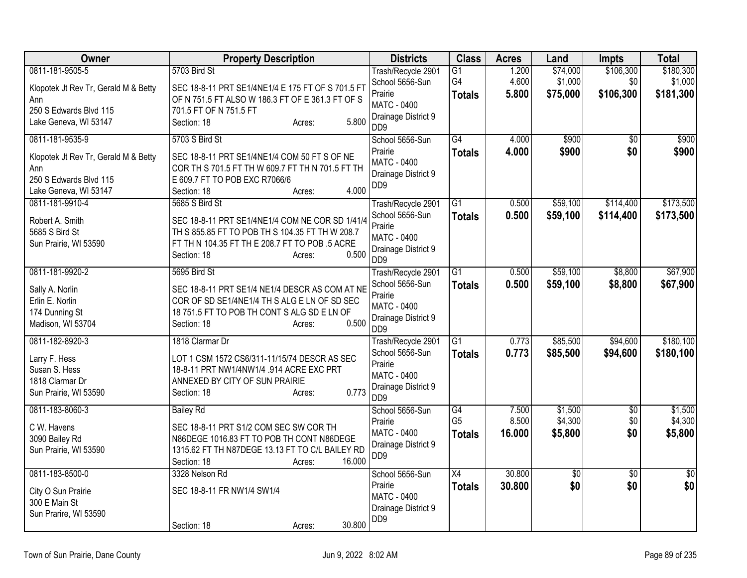| Owner | Property Description | Districts | Class | Acres | Land | Impts | Total |
|---|---|---|---|---|---|---|---|
| 0811-181-9505-5<br>Klopotek Jt Rev Tr, Gerald M & Betty Ann<br>250 S Edwards Blvd 115<br>Lake Geneva, WI 53147 | 5703 Bird St<br>SEC 18-8-11 PRT SE1/4NE1/4 E 175 FT OF S 701.5 FT OF N 751.5 FT ALSO W 186.3 FT OF E 361.3 FT OF S 701.5 FT OF N 751.5 FT<br>Section: 18 Acres: 5.800 | Trash/Recycle 2901<br>School 5656-Sun Prairie<br>MATC - 0400<br>Drainage District 9 DD9 | G1<br>G4<br>**Totals** | 1.200<br>4.600<br>**5.800** | $74,000<br>$1,000<br>**$75,000** | $106,300<br>$0<br>**$106,300** | $180,300<br>$1,000<br>**$181,300** |
| 0811-181-9535-9<br>Klopotek Jt Rev Tr, Gerald M & Betty Ann<br>250 S Edwards Blvd 115<br>Lake Geneva, WI 53147 | 5703 S Bird St<br>SEC 18-8-11 PRT SE1/4NE1/4 COM 50 FT S OF NE COR TH S 701.5 FT TH W 609.7 FT TH N 701.5 FT TH E 609.7 FT TO POB EXC R7066/6<br>Section: 18 Acres: 4.000 | School 5656-Sun Prairie<br>MATC - 0400<br>Drainage District 9 DD9 | G4<br>**Totals** | 4.000<br>**4.000** | $900<br>**$900** | $0<br>**$0** | $900<br>**$900** |
| 0811-181-9910-4<br>Robert A. Smith<br>5685 S Bird St<br>Sun Prairie, WI 53590 | 5685 S Bird St<br>SEC 18-8-11 PRT SE1/4NE1/4 COM NE COR SD 1/41/4 TH S 855.85 FT TO POB TH S 104.35 FT TH W 208.7 FT TH N 104.35 FT TH E 208.7 FT TO POB .5 ACRE<br>Section: 18 Acres: 0.500 | Trash/Recycle 2901<br>School 5656-Sun Prairie<br>MATC - 0400<br>Drainage District 9 DD9 | G1<br>**Totals** | 0.500<br>**0.500** | $59,100<br>**$59,100** | $114,400<br>**$114,400** | $173,500<br>**$173,500** |
| 0811-181-9920-2<br>Sally A. Norlin<br>Erlin E. Norlin<br>174 Dunning St<br>Madison, WI 53704 | 5695 Bird St<br>SEC 18-8-11 PRT SE1/4 NE1/4 DESCR AS COM AT NE COR OF SD SE1/4NE1/4 TH S ALG E LN OF SD SEC 18 751.5 FT TO POB TH CONT S ALG SD E LN OF<br>Section: 18 Acres: 0.500 | Trash/Recycle 2901<br>School 5656-Sun Prairie<br>MATC - 0400<br>Drainage District 9 DD9 | G1<br>**Totals** | 0.500<br>**0.500** | $59,100<br>**$59,100** | $8,800<br>**$8,800** | $67,900<br>**$67,900** |
| 0811-182-8920-3<br>Larry F. Hess<br>Susan S. Hess<br>1818 Clarmar Dr<br>Sun Prairie, WI 53590 | 1818 Clarmar Dr<br>LOT 1 CSM 1572 CS6/311-11/15/74 DESCR AS SEC 18-8-11 PRT NW1/4NW1/4 .914 ACRE EXC PRT ANNEXED BY CITY OF SUN PRAIRIE<br>Section: 18 Acres: 0.773 | Trash/Recycle 2901<br>School 5656-Sun Prairie<br>MATC - 0400<br>Drainage District 9 DD9 | G1<br>**Totals** | 0.773<br>**0.773** | $85,500<br>**$85,500** | $94,600<br>**$94,600** | $180,100<br>**$180,100** |
| 0811-183-8060-3<br>C W. Havens<br>3090 Bailey Rd<br>Sun Prairie, WI 53590 | Bailey Rd<br>SEC 18-8-11 PRT S1/2 COM SEC SW COR TH N86DEGE 1016.83 FT TO POB TH CONT N86DEGE 1315.62 FT TH N87DEGE 13.13 FT TO C/L BAILEY RD<br>Section: 18 Acres: 16.000 | School 5656-Sun Prairie<br>MATC - 0400<br>Drainage District 9 DD9 | G4<br>G5<br>**Totals** | 7.500<br>8.500<br>**16.000** | $1,500<br>$4,300<br>**$5,800** | $0<br>$0<br>**$0** | $1,500<br>$4,300<br>**$5,800** |
| 0811-183-8500-0<br>City O Sun Prairie<br>300 E Main St<br>Sun Prarire, WI 53590 | 3328 Nelson Rd<br>SEC 18-8-11 FR NW1/4 SW1/4<br>Section: 18 Acres: 30.800 | School 5656-Sun Prairie<br>MATC - 0400<br>Drainage District 9 DD9 | X4<br>**Totals** | 30.800<br>**30.800** | $0<br>**$0** | $0<br>**$0** | $0<br>**$0** |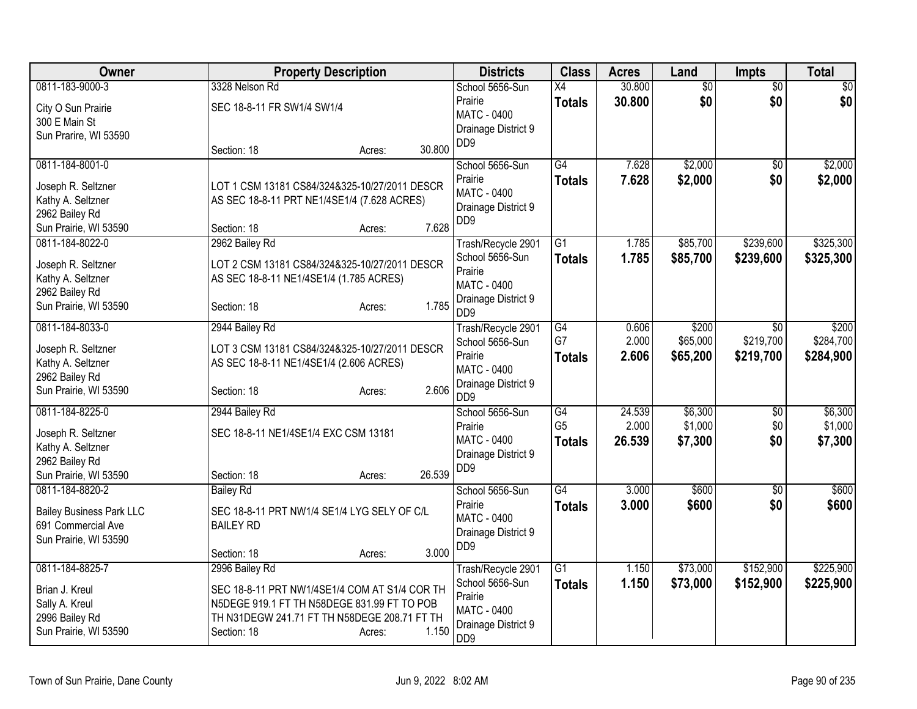| Owner | Property Description | Districts | Class | Acres | Land | Impts | Total |
|---|---|---|---|---|---|---|---|
| 0811-183-9000-3<br>City O Sun Prairie<br>300 E Main St<br>Sun Prarire, WI 53590 | 3328 Nelson Rd<br>SEC 18-8-11 FR SW1/4 SW1/4<br>Section: 18 Acres: 30.800 | School 5656-Sun Prairie<br>MATC - 0400<br>Drainage District 9 DD9 | X4<br>**Totals** | 30.800<br>**30.800** | $0<br>**$0** | $0<br>**$0** | $0<br>**$0** |
| 0811-184-8001-0<br>Joseph R. Seltzner<br>Kathy A. Seltzner<br>2962 Bailey Rd<br>Sun Prairie, WI 53590 | LOT 1 CSM 13181 CS84/324&325-10/27/2011 DESCR AS SEC 18-8-11 PRT NE1/4SE1/4 (7.628 ACRES)<br>Section: 18 Acres: 7.628 | School 5656-Sun Prairie<br>MATC - 0400<br>Drainage District 9 DD9 | G4<br>**Totals** | 7.628<br>**7.628** | $2,000<br>**$2,000** | $0<br>**$0** | $2,000<br>**$2,000** |
| 0811-184-8022-0<br>Joseph R. Seltzner<br>Kathy A. Seltzner<br>2962 Bailey Rd<br>Sun Prairie, WI 53590 | 2962 Bailey Rd<br>LOT 2 CSM 13181 CS84/324&325-10/27/2011 DESCR AS SEC 18-8-11 NE1/4SE1/4 (1.785 ACRES)<br>Section: 18 Acres: 1.785 | Trash/Recycle 2901<br>School 5656-Sun Prairie<br>MATC - 0400<br>Drainage District 9 DD9 | G1<br>**Totals** | 1.785<br>**1.785** | $85,700<br>**$85,700** | $239,600<br>**$239,600** | $325,300<br>**$325,300** |
| 0811-184-8033-0<br>Joseph R. Seltzner<br>Kathy A. Seltzner<br>2962 Bailey Rd<br>Sun Prairie, WI 53590 | 2944 Bailey Rd<br>LOT 3 CSM 13181 CS84/324&325-10/27/2011 DESCR AS SEC 18-8-11 NE1/4SE1/4 (2.606 ACRES)<br>Section: 18 Acres: 2.606 | Trash/Recycle 2901<br>School 5656-Sun Prairie<br>MATC - 0400<br>Drainage District 9 DD9 | G4<br>G7<br>**Totals** | 0.606<br>2.000<br>**2.606** | $200<br>$65,000<br>**$65,200** | $0<br>$219,700<br>**$219,700** | $200<br>$284,700<br>**$284,900** |
| 0811-184-8225-0<br>Joseph R. Seltzner<br>Kathy A. Seltzner<br>2962 Bailey Rd<br>Sun Prairie, WI 53590 | 2944 Bailey Rd<br>SEC 18-8-11 NE1/4SE1/4 EXC CSM 13181<br>Section: 18 Acres: 26.539 | School 5656-Sun Prairie<br>MATC - 0400<br>Drainage District 9 DD9 | G4<br>G5<br>**Totals** | 24.539<br>2.000<br>**26.539** | $6,300<br>$1,000<br>**$7,300** | $0<br>$0<br>**$0** | $6,300<br>$1,000<br>**$7,300** |
| 0811-184-8820-2<br>Bailey Business Park LLC<br>691 Commercial Ave<br>Sun Prairie, WI 53590 | Bailey Rd<br>SEC 18-8-11 PRT NW1/4 SE1/4 LYG SELY OF C/L BAILEY RD<br>Section: 18 Acres: 3.000 | School 5656-Sun Prairie<br>MATC - 0400<br>Drainage District 9 DD9 | G4<br>**Totals** | 3.000<br>**3.000** | $600<br>**$600** | $0<br>**$0** | $600<br>**$600** |
| 0811-184-8825-7<br>Brian J. Kreul<br>Sally A. Kreul<br>2996 Bailey Rd<br>Sun Prairie, WI 53590 | 2996 Bailey Rd<br>SEC 18-8-11 PRT NW1/4SE1/4 COM AT S1/4 COR TH N5DEGE 919.1 FT TH N58DEGE 831.99 FT TO POB TH N31DEGW 241.71 FT TH N58DEGE 208.71 FT TH<br>Section: 18 Acres: 1.150 | Trash/Recycle 2901<br>School 5656-Sun Prairie<br>MATC - 0400<br>Drainage District 9 DD9 | G1<br>**Totals** | 1.150<br>**1.150** | $73,000<br>**$73,000** | $152,900<br>**$152,900** | $225,900<br>**$225,900** |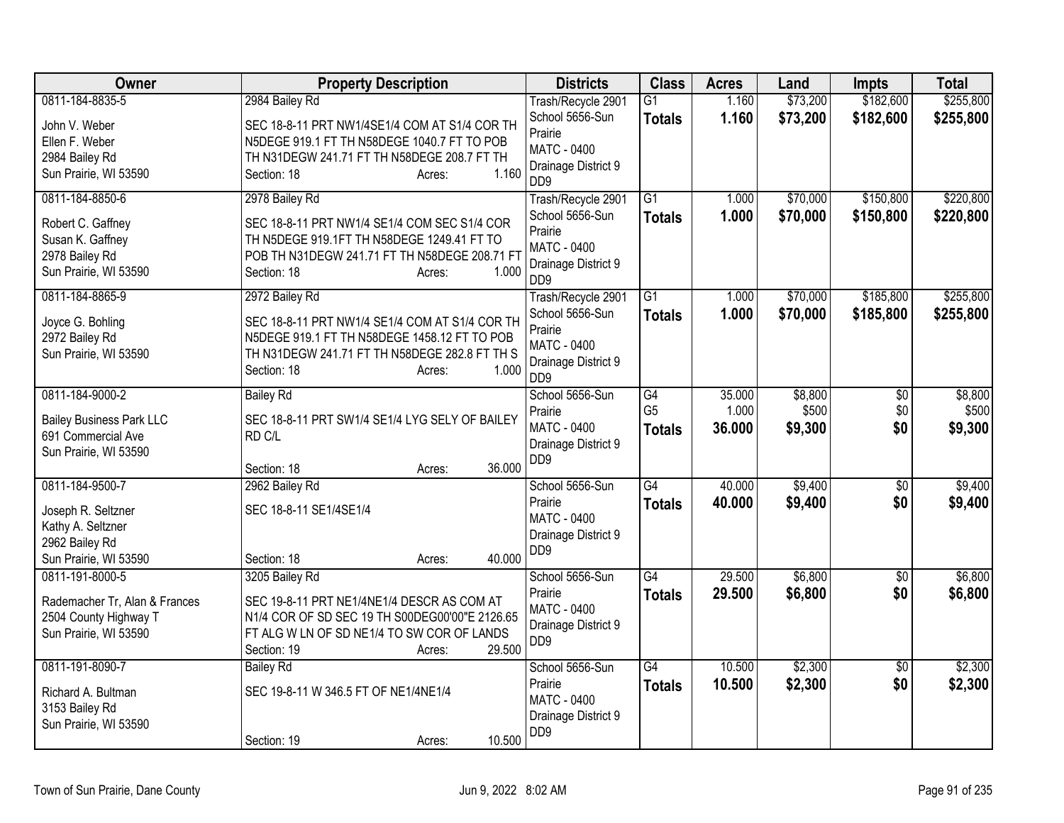| Owner | Property Description | Districts | Class | Acres | Land | Impts | Total |
|---|---|---|---|---|---|---|---|
| 0811-184-8835-5<br>John V. Weber<br>Ellen F. Weber<br>2984 Bailey Rd<br>Sun Prairie, WI 53590 | 2984 Bailey Rd<br>SEC 18-8-11 PRT NW1/4SE1/4 COM AT S1/4 COR TH N5DEGE 919.1 FT TH N58DEGE 1040.7 FT TO POB TH N31DEGW 241.71 FT TH N58DEGE 208.7 FT TH<br>Section: 18 Acres: 1.160 | Trash/Recycle 2901<br>School 5656-Sun Prairie<br>MATC - 0400<br>Drainage District 9<br>DD9 | G1<br>**Totals** | 1.160<br>**1.160** | $73,200<br>**$73,200** | $182,600<br>**$182,600** | $255,800<br>**$255,800** |
| 0811-184-8850-6<br>Robert C. Gaffney<br>Susan K. Gaffney<br>2978 Bailey Rd<br>Sun Prairie, WI 53590 | 2978 Bailey Rd<br>SEC 18-8-11 PRT NW1/4 SE1/4 COM SEC S1/4 COR TH N5DEGE 919.1FT TH N58DEGE 1249.41 FT TO POB TH N31DEGW 241.71 FT TH N58DEGE 208.71 FT<br>Section: 18 Acres: 1.000 | Trash/Recycle 2901<br>School 5656-Sun Prairie<br>MATC - 0400<br>Drainage District 9<br>DD9 | G1<br>**Totals** | 1.000<br>**1.000** | $70,000<br>**$70,000** | $150,800<br>**$150,800** | $220,800<br>**$220,800** |
| 0811-184-8865-9<br>Joyce G. Bohling<br>2972 Bailey Rd<br>Sun Prairie, WI 53590 | 2972 Bailey Rd<br>SEC 18-8-11 PRT NW1/4 SE1/4 COM AT S1/4 COR TH N5DEGE 919.1 FT TH N58DEGE 1458.12 FT TO POB TH N31DEGW 241.71 FT TH N58DEGE 282.8 FT TH S<br>Section: 18 Acres: 1.000 | Trash/Recycle 2901<br>School 5656-Sun Prairie<br>MATC - 0400<br>Drainage District 9<br>DD9 | G1<br>**Totals** | 1.000<br>**1.000** | $70,000<br>**$70,000** | $185,800<br>**$185,800** | $255,800<br>**$255,800** |
| 0811-184-9000-2<br>Bailey Business Park LLC<br>691 Commercial Ave<br>Sun Prairie, WI 53590 | Bailey Rd<br>SEC 18-8-11 PRT SW1/4 SE1/4 LYG SELY OF BAILEY RD C/L<br>Section: 18 Acres: 36.000 | School 5656-Sun Prairie<br>MATC - 0400<br>Drainage District 9<br>DD9 | G4<br>G5<br>**Totals** | 35.000<br>1.000<br>**36.000** | $8,800<br>$500<br>**$9,300** | $0<br>$0<br>**$0** | $8,800<br>$500<br>**$9,300** |
| 0811-184-9500-7<br>Joseph R. Seltzner<br>Kathy A. Seltzner<br>2962 Bailey Rd<br>Sun Prairie, WI 53590 | 2962 Bailey Rd<br>SEC 18-8-11 SE1/4SE1/4<br>Section: 18 Acres: 40.000 | School 5656-Sun Prairie<br>MATC - 0400<br>Drainage District 9<br>DD9 | G4<br>**Totals** | 40.000<br>**40.000** | $9,400<br>**$9,400** | $0<br>**$0** | $9,400<br>**$9,400** |
| 0811-191-8000-5<br>Rademacher Tr, Alan & Frances<br>2504 County Highway T<br>Sun Prairie, WI 53590 | 3205 Bailey Rd<br>SEC 19-8-11 PRT NE1/4NE1/4 DESCR AS COM AT N1/4 COR OF SD SEC 19 TH S00DEG00'00"E 2126.65 FT ALG W LN OF SD NE1/4 TO SW COR OF LANDS<br>Section: 19 Acres: 29.500 | School 5656-Sun Prairie<br>MATC - 0400<br>Drainage District 9<br>DD9 | G4<br>**Totals** | 29.500<br>**29.500** | $6,800<br>**$6,800** | $0<br>**$0** | $6,800<br>**$6,800** |
| 0811-191-8090-7<br>Richard A. Bultman<br>3153 Bailey Rd<br>Sun Prairie, WI 53590 | Bailey Rd<br>SEC 19-8-11 W 346.5 FT OF NE1/4NE1/4<br>Section: 19 Acres: 10.500 | School 5656-Sun Prairie<br>MATC - 0400<br>Drainage District 9<br>DD9 | G4<br>**Totals** | 10.500<br>**10.500** | $2,300<br>**$2,300** | $0<br>**$0** | $2,300<br>**$2,300** |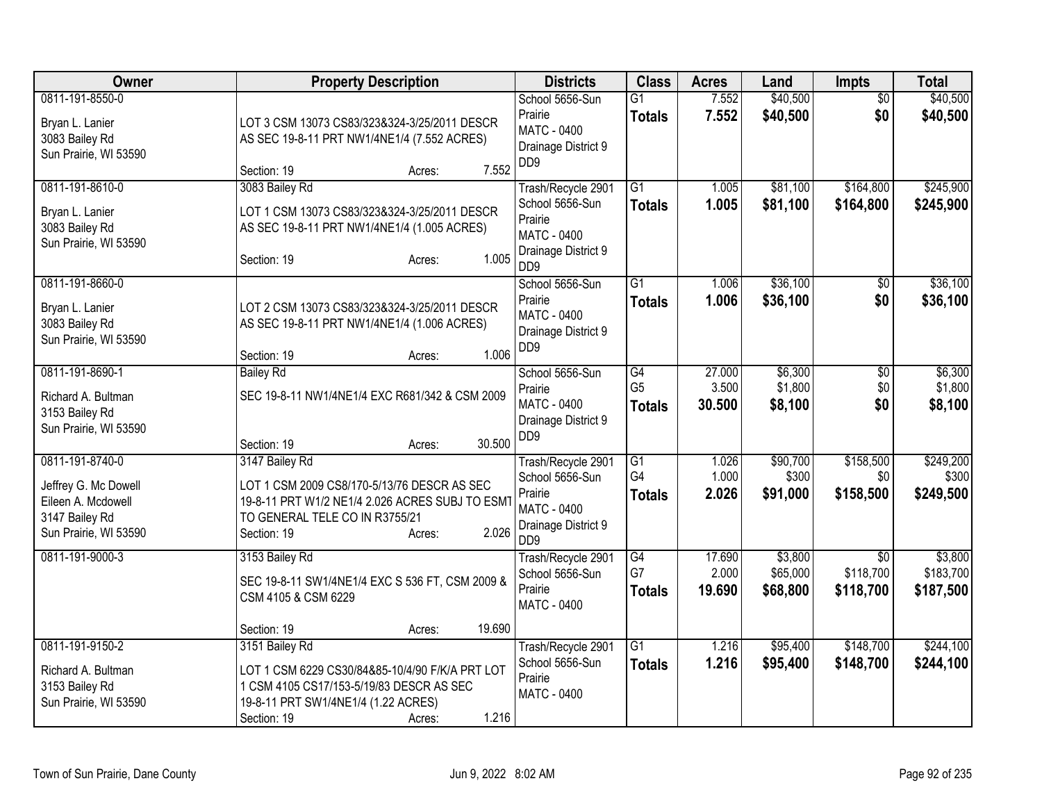| Owner | Property Description | Districts | Class | Acres | Land | Impts | Total |
|---|---|---|---|---|---|---|---|
| 0811-191-8550-0<br>Bryan L. Lanier<br>3083 Bailey Rd<br>Sun Prairie, WI 53590 | LOT 3 CSM 13073 CS83/323&324-3/25/2011 DESCR AS SEC 19-8-11 PRT NW1/4NE1/4 (7.552 ACRES)<br>Section: 19 Acres: 7.552 | School 5656-Sun Prairie<br>MATC - 0400<br>Drainage District 9 DD9 | G1<br>**Totals** | 7.552<br>**7.552** | $40,500<br>**$40,500** | $0<br>**$0** | $40,500<br>**$40,500** |
| 0811-191-8610-0<br>Bryan L. Lanier<br>3083 Bailey Rd<br>Sun Prairie, WI 53590 | 3083 Bailey Rd<br>LOT 1 CSM 13073 CS83/323&324-3/25/2011 DESCR AS SEC 19-8-11 PRT NW1/4NE1/4 (1.005 ACRES)<br>Section: 19 Acres: 1.005 | Trash/Recycle 2901<br>School 5656-Sun Prairie<br>MATC - 0400<br>Drainage District 9 DD9 | G1<br>**Totals** | 1.005<br>**1.005** | $81,100<br>**$81,100** | $164,800<br>**$164,800** | $245,900<br>**$245,900** |
| 0811-191-8660-0<br>Bryan L. Lanier<br>3083 Bailey Rd<br>Sun Prairie, WI 53590 | LOT 2 CSM 13073 CS83/323&324-3/25/2011 DESCR AS SEC 19-8-11 PRT NW1/4NE1/4 (1.006 ACRES)<br>Section: 19 Acres: 1.006 | School 5656-Sun Prairie<br>MATC - 0400<br>Drainage District 9 DD9 | G1<br>**Totals** | 1.006<br>**1.006** | $36,100<br>**$36,100** | $0<br>**$0** | $36,100<br>**$36,100** |
| 0811-191-8690-1<br>Richard A. Bultman<br>3153 Bailey Rd<br>Sun Prairie, WI 53590 | Bailey Rd<br>SEC 19-8-11 NW1/4NE1/4 EXC R681/342 & CSM 2009<br>Section: 19 Acres: 30.500 | School 5656-Sun Prairie<br>MATC - 0400<br>Drainage District 9 DD9 | G4<br>G5<br>**Totals** | 27.000<br>3.500<br>**30.500** | $6,300<br>$1,800<br>**$8,100** | $0<br>$0<br>**$0** | $6,300<br>$1,800<br>**$8,100** |
| 0811-191-8740-0<br>Jeffrey G. Mc Dowell<br>Eileen A. Mcdowell<br>3147 Bailey Rd<br>Sun Prairie, WI 53590 | 3147 Bailey Rd<br>LOT 1 CSM 2009 CS8/170-5/13/76 DESCR AS SEC 19-8-11 PRT W1/2 NE1/4 2.026 ACRES SUBJ TO ESMT TO GENERAL TELE CO IN R3755/21<br>Section: 19 Acres: 2.026 | Trash/Recycle 2901<br>School 5656-Sun Prairie<br>MATC - 0400<br>Drainage District 9 DD9 | G1<br>G4<br>**Totals** | 1.026<br>1.000<br>**2.026** | $90,700<br>$300<br>**$91,000** | $158,500<br>$0<br>**$158,500** | $249,200<br>$300<br>**$249,500** |
| 0811-191-9000-3 | 3153 Bailey Rd<br>SEC 19-8-11 SW1/4NE1/4 EXC S 536 FT, CSM 2009 & CSM 4105 & CSM 6229<br>Section: 19 Acres: 19.690 | Trash/Recycle 2901<br>School 5656-Sun Prairie<br>MATC - 0400 | G4<br>G7<br>**Totals** | 17.690<br>2.000<br>**19.690** | $3,800<br>$65,000<br>**$68,800** | $0<br>$118,700<br>**$118,700** | $3,800<br>$183,700<br>**$187,500** |
| 0811-191-9150-2<br>Richard A. Bultman<br>3153 Bailey Rd<br>Sun Prairie, WI 53590 | 3151 Bailey Rd<br>LOT 1 CSM 6229 CS30/84&85-10/4/90 F/K/A PRT LOT 1 CSM 4105 CS17/153-5/19/83 DESCR AS SEC 19-8-11 PRT SW1/4NE1/4 (1.22 ACRES)<br>Section: 19 Acres: 1.216 | Trash/Recycle 2901<br>School 5656-Sun Prairie<br>MATC - 0400 | G1<br>**Totals** | 1.216<br>**1.216** | $95,400<br>**$95,400** | $148,700<br>**$148,700** | $244,100<br>**$244,100** |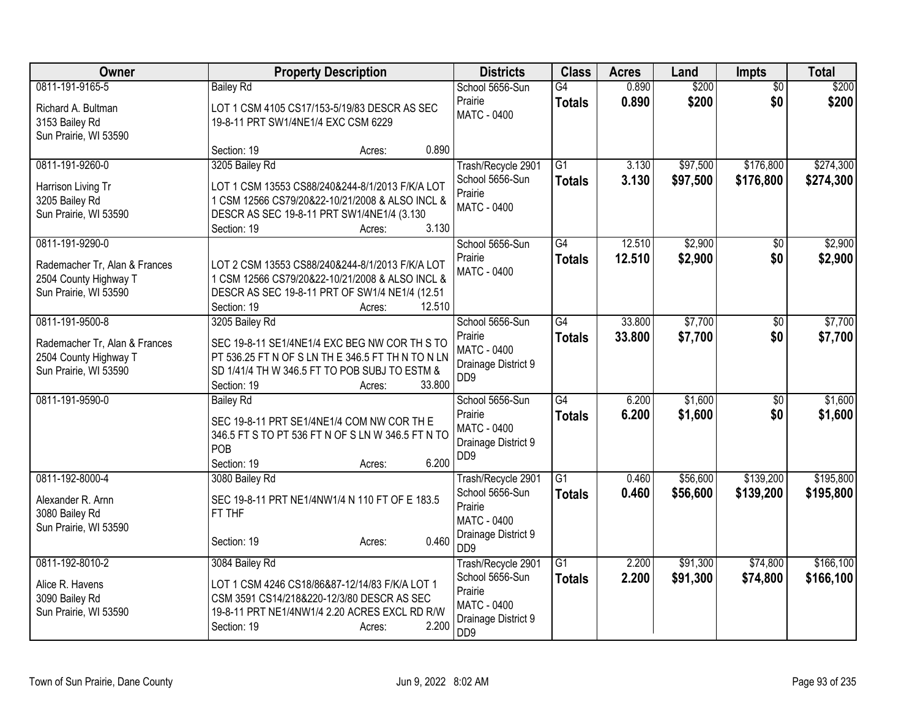| Owner | Property Description | Districts | Class | Acres | Land | Impts | Total |
|---|---|---|---|---|---|---|---|
| 0811-191-9165-5<br>Richard A. Bultman<br>3153 Bailey Rd<br>Sun Prairie, WI 53590 | Bailey Rd<br>LOT 1 CSM 4105 CS17/153-5/19/83 DESCR AS SEC 19-8-11 PRT SW1/4NE1/4 EXC CSM 6229<br>Section: 19 Acres: 0.890 | School 5656-Sun Prairie<br>MATC - 0400 | G4<br>**Totals** | 0.890<br>**0.890** | $200<br>**$200** | $0<br>**$0** | $200<br>**$200** |
| 0811-191-9260-0<br>Harrison Living Tr<br>3205 Bailey Rd<br>Sun Prairie, WI 53590 | 3205 Bailey Rd<br>LOT 1 CSM 13553 CS88/240&244-8/1/2013 F/K/A LOT 1 CSM 12566 CS79/20&22-10/21/2008 & ALSO INCL & DESCR AS SEC 19-8-11 PRT SW1/4NE1/4 (3.130<br>Section: 19 Acres: 3.130 | Trash/Recycle 2901<br>School 5656-Sun Prairie<br>MATC - 0400 | G1<br>**Totals** | 3.130<br>**3.130** | $97,500<br>**$97,500** | $176,800<br>**$176,800** | $274,300<br>**$274,300** |
| 0811-191-9290-0<br>Rademacher Tr, Alan & Frances<br>2504 County Highway T<br>Sun Prairie, WI 53590 | LOT 2 CSM 13553 CS88/240&244-8/1/2013 F/K/A LOT 1 CSM 12566 CS79/20&22-10/21/2008 & ALSO INCL & DESCR AS SEC 19-8-11 PRT OF SW1/4 NE1/4 (12.51<br>Section: 19 Acres: 12.510 | School 5656-Sun Prairie<br>MATC - 0400 | G4<br>**Totals** | 12.510<br>**12.510** | $2,900<br>**$2,900** | $0<br>**$0** | $2,900<br>**$2,900** |
| 0811-191-9500-8<br>Rademacher Tr, Alan & Frances<br>2504 County Highway T<br>Sun Prairie, WI 53590 | 3205 Bailey Rd<br>SEC 19-8-11 SE1/4NE1/4 EXC BEG NW COR TH S TO PT 536.25 FT N OF S LN TH E 346.5 FT TH N TO N LN SD 1/41/4 TH W 346.5 FT TO POB SUBJ TO ESTM &<br>Section: 19 Acres: 33.800 | School 5656-Sun Prairie<br>MATC - 0400<br>Drainage District 9 DD9 | G4<br>**Totals** | 33.800<br>**33.800** | $7,700<br>**$7,700** | $0<br>**$0** | $7,700<br>**$7,700** |
| 0811-191-9590-0 | Bailey Rd<br>SEC 19-8-11 PRT SE1/4NE1/4 COM NW COR TH E 346.5 FT S TO PT 536 FT N OF S LN W 346.5 FT N TO POB<br>Section: 19 Acres: 6.200 | School 5656-Sun Prairie<br>MATC - 0400<br>Drainage District 9 DD9 | G4<br>**Totals** | 6.200<br>**6.200** | $1,600<br>**$1,600** | $0<br>**$0** | $1,600<br>**$1,600** |
| 0811-192-8000-4<br>Alexander R. Arnn<br>3080 Bailey Rd<br>Sun Prairie, WI 53590 | 3080 Bailey Rd<br>SEC 19-8-11 PRT NE1/4NW1/4 N 110 FT OF E 183.5 FT THF<br>Section: 19 Acres: 0.460 | Trash/Recycle 2901<br>School 5656-Sun Prairie<br>MATC - 0400<br>Drainage District 9 DD9 | G1<br>**Totals** | 0.460<br>**0.460** | $56,600<br>**$56,600** | $139,200<br>**$139,200** | $195,800<br>**$195,800** |
| 0811-192-8010-2<br>Alice R. Havens<br>3090 Bailey Rd<br>Sun Prairie, WI 53590 | 3084 Bailey Rd<br>LOT 1 CSM 4246 CS18/86&87-12/14/83 F/K/A LOT 1 CSM 3591 CS14/218&220-12/3/80 DESCR AS SEC 19-8-11 PRT NE1/4NW1/4 2.20 ACRES EXCL RD R/W<br>Section: 19 Acres: 2.200 | Trash/Recycle 2901<br>School 5656-Sun Prairie<br>MATC - 0400<br>Drainage District 9 DD9 | G1<br>**Totals** | 2.200<br>**2.200** | $91,300<br>**$91,300** | $74,800<br>**$74,800** | $166,100<br>**$166,100** |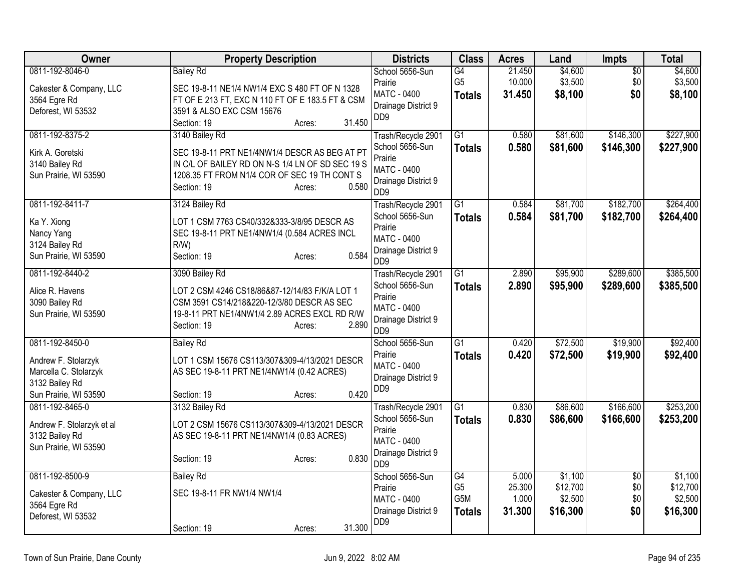| Owner | Property Description | Districts | Class | Acres | Land | Impts | Total |
|---|---|---|---|---|---|---|---|
| 0811-192-8046-0<br>Cakester & Company, LLC<br>3564 Egre Rd<br>Deforest, WI 53532 | Bailey Rd<br>SEC 19-8-11 NE1/4 NW1/4 EXC S 480 FT OF N 1328 FT OF E 213 FT, EXC N 110 FT OF E 183.5 FT & CSM 3591 & ALSO EXC CSM 15676<br>Section: 19 Acres: 31.450 | School 5656-Sun Prairie<br>MATC - 0400<br>Drainage District 9 DD9 | G4<br>G5<br>**Totals** | 21.450<br>10.000<br>**31.450** | $4,600<br>$3,500<br>**$8,100** | $0<br>$0<br>**$0** | $4,600<br>$3,500<br>**$8,100** |
| 0811-192-8375-2<br>Kirk A. Goretski<br>3140 Bailey Rd<br>Sun Prairie, WI 53590 | 3140 Bailey Rd<br>SEC 19-8-11 PRT NE1/4NW1/4 DESCR AS BEG AT PT IN C/L OF BAILEY RD ON N-S 1/4 LN OF SD SEC 19 S 1208.35 FT FROM N1/4 COR OF SEC 19 TH CONT S<br>Section: 19 Acres: 0.580 | Trash/Recycle 2901<br>School 5656-Sun Prairie<br>MATC - 0400<br>Drainage District 9 DD9 | G1<br>**Totals** | 0.580<br>**0.580** | $81,600<br>**$81,600** | $146,300<br>**$146,300** | $227,900<br>**$227,900** |
| 0811-192-8411-7<br>Ka Y. Xiong<br>Nancy Yang<br>3124 Bailey Rd<br>Sun Prairie, WI 53590 | 3124 Bailey Rd<br>LOT 1 CSM 7763 CS40/332&333-3/8/95 DESCR AS SEC 19-8-11 PRT NE1/4NW1/4 (0.584 ACRES INCL R/W)<br>Section: 19 Acres: 0.584 | Trash/Recycle 2901<br>School 5656-Sun Prairie<br>MATC - 0400<br>Drainage District 9 DD9 | G1<br>**Totals** | 0.584<br>**0.584** | $81,700<br>**$81,700** | $182,700<br>**$182,700** | $264,400<br>**$264,400** |
| 0811-192-8440-2<br>Alice R. Havens<br>3090 Bailey Rd<br>Sun Prairie, WI 53590 | 3090 Bailey Rd<br>LOT 2 CSM 4246 CS18/86&87-12/14/83 F/K/A LOT 1 CSM 3591 CS14/218&220-12/3/80 DESCR AS SEC 19-8-11 PRT NE1/4NW1/4 2.89 ACRES EXCL RD R/W<br>Section: 19 Acres: 2.890 | Trash/Recycle 2901<br>School 5656-Sun Prairie<br>MATC - 0400<br>Drainage District 9 DD9 | G1<br>**Totals** | 2.890<br>**2.890** | $95,900<br>**$95,900** | $289,600<br>**$289,600** | $385,500<br>**$385,500** |
| 0811-192-8450-0<br>Andrew F. Stolarzyk<br>Marcella C. Stolarzyk<br>3132 Bailey Rd<br>Sun Prairie, WI 53590 | Bailey Rd<br>LOT 1 CSM 15676 CS113/307&309-4/13/2021 DESCR AS SEC 19-8-11 PRT NE1/4NW1/4 (0.42 ACRES)<br>Section: 19 Acres: 0.420 | School 5656-Sun Prairie<br>MATC - 0400<br>Drainage District 9 DD9 | G1<br>**Totals** | 0.420<br>**0.420** | $72,500<br>**$72,500** | $19,900<br>**$19,900** | $92,400<br>**$92,400** |
| 0811-192-8465-0<br>Andrew F. Stolarzyk et al<br>3132 Bailey Rd<br>Sun Prairie, WI 53590 | 3132 Bailey Rd<br>LOT 2 CSM 15676 CS113/307&309-4/13/2021 DESCR AS SEC 19-8-11 PRT NE1/4NW1/4 (0.83 ACRES)<br>Section: 19 Acres: 0.830 | Trash/Recycle 2901<br>School 5656-Sun Prairie<br>MATC - 0400<br>Drainage District 9 DD9 | G1<br>**Totals** | 0.830<br>**0.830** | $86,600<br>**$86,600** | $166,600<br>**$166,600** | $253,200<br>**$253,200** |
| 0811-192-8500-9<br>Cakester & Company, LLC<br>3564 Egre Rd<br>Deforest, WI 53532 | Bailey Rd<br>SEC 19-8-11 FR NW1/4 NW1/4<br>Section: 19 Acres: 31.300 | School 5656-Sun Prairie<br>MATC - 0400<br>Drainage District 9 DD9 | G4<br>G5<br>G5M<br>**Totals** | 5.000<br>25.300<br>1.000<br>**31.300** | $1,100<br>$12,700<br>$2,500<br>**$16,300** | $0<br>$0<br>$0<br>**$0** | $1,100<br>$12,700<br>$2,500<br>**$16,300** |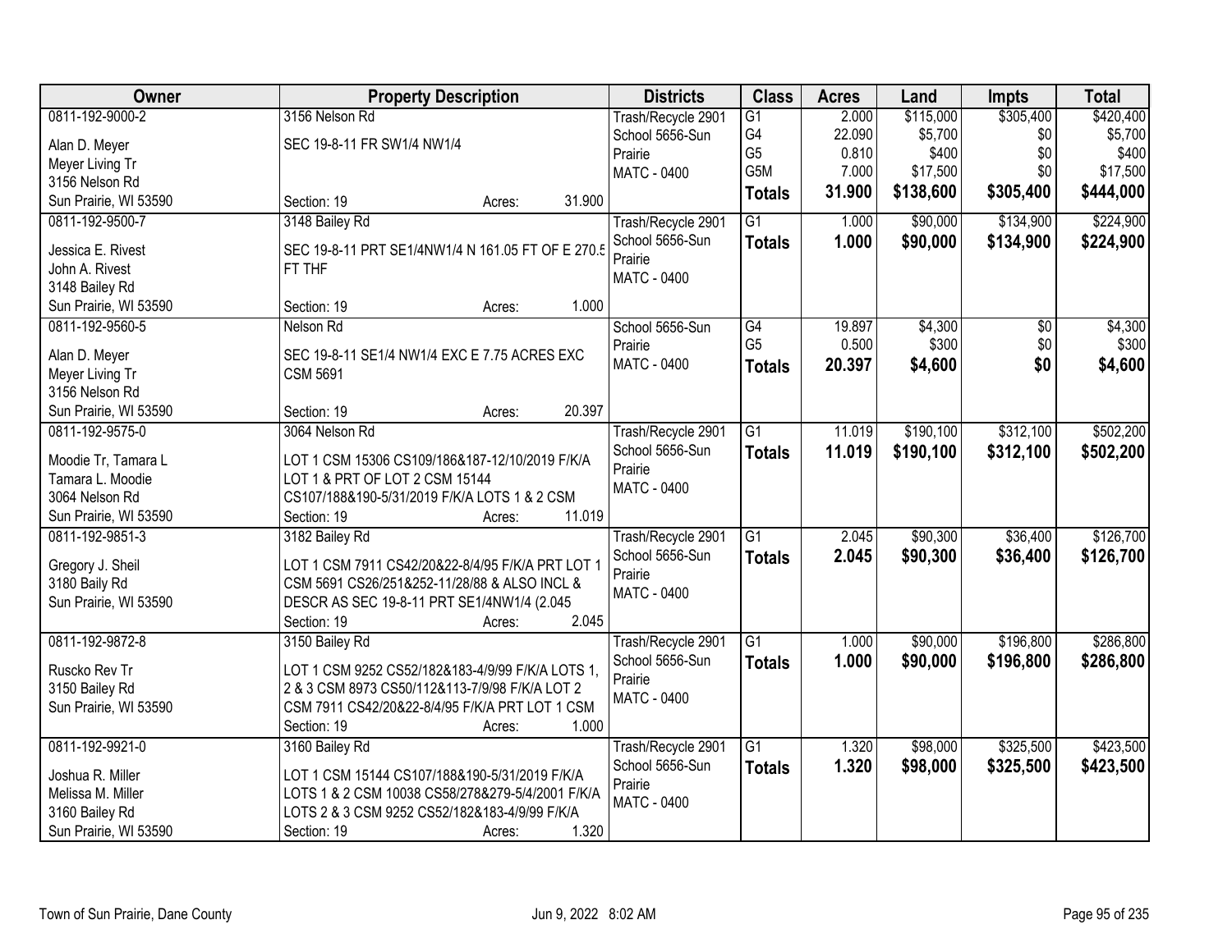| Owner | Property Description | Districts | Class | Acres | Land | Impts | Total |
|---|---|---|---|---|---|---|---|
| 0811-192-9000-2<br>Alan D. Meyer<br>Meyer Living Tr<br>3156 Nelson Rd<br>Sun Prairie, WI 53590 | 3156 Nelson Rd<br>SEC 19-8-11 FR SW1/4 NW1/4<br>Section: 19 Acres: 31.900 | Trash/Recycle 2901<br>School 5656-Sun Prairie<br>MATC - 0400 | G1<br>G4<br>G5<br>G5M<br>**Totals** | 2.000<br>22.090<br>0.810<br>7.000<br>**31.900** | $115,000<br>$5,700<br>$400<br>$17,500<br>**$138,600** | $305,400<br>$0<br>$0<br>$0<br>**$305,400** | $420,400<br>$5,700<br>$400<br>$17,500<br>**$444,000** |
| 0811-192-9500-7<br>Jessica E. Rivest<br>John A. Rivest<br>3148 Bailey Rd<br>Sun Prairie, WI 53590 | 3148 Bailey Rd<br>SEC 19-8-11 PRT SE1/4NW1/4 N 161.05 FT OF E 270.5 FT THF<br>Section: 19 Acres: 1.000 | Trash/Recycle 2901<br>School 5656-Sun Prairie<br>MATC - 0400 | G1<br>**Totals** | 1.000<br>**1.000** | $90,000<br>**$90,000** | $134,900<br>**$134,900** | $224,900<br>**$224,900** |
| 0811-192-9560-5<br>Alan D. Meyer<br>Meyer Living Tr<br>3156 Nelson Rd<br>Sun Prairie, WI 53590 | Nelson Rd<br>SEC 19-8-11 SE1/4 NW1/4 EXC E 7.75 ACRES EXC CSM 5691<br>Section: 19 Acres: 20.397 | School 5656-Sun Prairie<br>MATC - 0400 | G4<br>G5<br>**Totals** | 19.897<br>0.500<br>**20.397** | $4,300<br>$300<br>**$4,600** | $0<br>$0<br>**$0** | $4,300<br>$300<br>**$4,600** |
| 0811-192-9575-0<br>Moodie Tr, Tamara L<br>Tamara L. Moodie<br>3064 Nelson Rd<br>Sun Prairie, WI 53590 | 3064 Nelson Rd<br>LOT 1 CSM 15306 CS109/186&187-12/10/2019 F/K/A LOT 1 & PRT OF LOT 2 CSM 15144 CS107/188&190-5/31/2019 F/K/A LOTS 1 & 2 CSM<br>Section: 19 Acres: 11.019 | Trash/Recycle 2901<br>School 5656-Sun Prairie<br>MATC - 0400 | G1<br>**Totals** | 11.019<br>**11.019** | $190,100<br>**$190,100** | $312,100<br>**$312,100** | $502,200<br>**$502,200** |
| 0811-192-9851-3<br>Gregory J. Sheil<br>3180 Baily Rd<br>Sun Prairie, WI 53590 | 3182 Bailey Rd<br>LOT 1 CSM 7911 CS42/20&22-8/4/95 F/K/A PRT LOT 1 CSM 5691 CS26/251&252-11/28/88 & ALSO INCL & DESCR AS SEC 19-8-11 PRT SE1/4NW1/4 (2.045<br>Section: 19 Acres: 2.045 | Trash/Recycle 2901<br>School 5656-Sun Prairie<br>MATC - 0400 | G1<br>**Totals** | 2.045<br>**2.045** | $90,300<br>**$90,300** | $36,400<br>**$36,400** | $126,700<br>**$126,700** |
| 0811-192-9872-8<br>Ruscko Rev Tr<br>3150 Bailey Rd<br>Sun Prairie, WI 53590 | 3150 Bailey Rd<br>LOT 1 CSM 9252 CS52/182&183-4/9/99 F/K/A LOTS 1, 2 & 3 CSM 8973 CS50/112&113-7/9/98 F/K/A LOT 2 CSM 7911 CS42/20&22-8/4/95 F/K/A PRT LOT 1 CSM<br>Section: 19 Acres: 1.000 | Trash/Recycle 2901<br>School 5656-Sun Prairie<br>MATC - 0400 | G1<br>**Totals** | 1.000<br>**1.000** | $90,000<br>**$90,000** | $196,800<br>**$196,800** | $286,800<br>**$286,800** |
| 0811-192-9921-0<br>Joshua R. Miller<br>Melissa M. Miller<br>3160 Bailey Rd<br>Sun Prairie, WI 53590 | 3160 Bailey Rd<br>LOT 1 CSM 15144 CS107/188&190-5/31/2019 F/K/A LOTS 1 & 2 CSM 10038 CS58/278&279-5/4/2001 F/K/A LOTS 2 & 3 CSM 9252 CS52/182&183-4/9/99 F/K/A<br>Section: 19 Acres: 1.320 | Trash/Recycle 2901<br>School 5656-Sun Prairie<br>MATC - 0400 | G1<br>**Totals** | 1.320<br>**1.320** | $98,000<br>**$98,000** | $325,500<br>**$325,500** | $423,500<br>**$423,500** |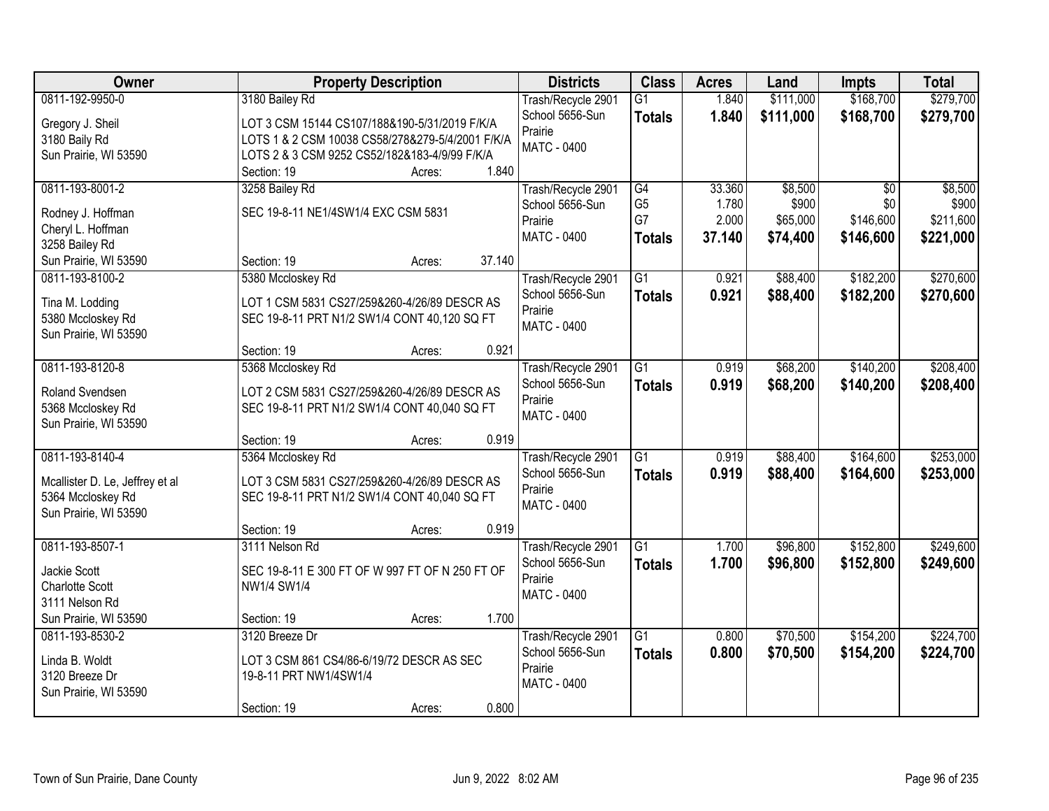| Owner | Property Description | Districts | Class | Acres | Land | Impts | Total |
|---|---|---|---|---|---|---|---|
| 0811-192-9950-0<br>Gregory J. Sheil<br>3180 Baily Rd<br>Sun Prairie, WI 53590 | 3180 Bailey Rd<br>LOT 3 CSM 15144 CS107/188&190-5/31/2019 F/K/A LOTS 1 & 2 CSM 10038 CS58/278&279-5/4/2001 F/K/A LOTS 2 & 3 CSM 9252 CS52/182&183-4/9/99 F/K/A<br>Section: 19 Acres: 1.840 | Trash/Recycle 2901<br>School 5656-Sun Prairie<br>MATC - 0400 | G1<br>**Totals** | 1.840<br>**1.840** | $111,000<br>**$111,000** | $168,700<br>**$168,700** | $279,700<br>**$279,700** |
| 0811-193-8001-2<br>Rodney J. Hoffman<br>Cheryl L. Hoffman<br>3258 Bailey Rd<br>Sun Prairie, WI 53590 | 3258 Bailey Rd<br>SEC 19-8-11 NE1/4SW1/4 EXC CSM 5831<br>Section: 19 Acres: 37.140 | Trash/Recycle 2901<br>School 5656-Sun Prairie<br>MATC - 0400 | G4<br>G5<br>G7<br>**Totals** | 33.360<br>1.780<br>2.000<br>**37.140** | $8,500<br>$900<br>$65,000<br>**$74,400** | $0<br>$0<br>$146,600<br>**$146,600** | $8,500<br>$900<br>$211,600<br>**$221,000** |
| 0811-193-8100-2<br>Tina M. Lodding<br>5380 Mccloskey Rd<br>Sun Prairie, WI 53590 | 5380 Mccloskey Rd<br>LOT 1 CSM 5831 CS27/259&260-4/26/89 DESCR AS SEC 19-8-11 PRT N1/2 SW1/4 CONT 40,120 SQ FT<br>Section: 19 Acres: 0.921 | Trash/Recycle 2901<br>School 5656-Sun Prairie<br>MATC - 0400 | G1<br>**Totals** | 0.921<br>**0.921** | $88,400<br>**$88,400** | $182,200<br>**$182,200** | $270,600<br>**$270,600** |
| 0811-193-8120-8<br>Roland Svendsen<br>5368 Mccloskey Rd<br>Sun Prairie, WI 53590 | 5368 Mccloskey Rd<br>LOT 2 CSM 5831 CS27/259&260-4/26/89 DESCR AS SEC 19-8-11 PRT N1/2 SW1/4 CONT 40,040 SQ FT<br>Section: 19 Acres: 0.919 | Trash/Recycle 2901<br>School 5656-Sun Prairie<br>MATC - 0400 | G1<br>**Totals** | 0.919<br>**0.919** | $68,200<br>**$68,200** | $140,200<br>**$140,200** | $208,400<br>**$208,400** |
| 0811-193-8140-4<br>Mcallister D. Le, Jeffrey et al<br>5364 Mccloskey Rd<br>Sun Prairie, WI 53590 | 5364 Mccloskey Rd<br>LOT 3 CSM 5831 CS27/259&260-4/26/89 DESCR AS SEC 19-8-11 PRT N1/2 SW1/4 CONT 40,040 SQ FT<br>Section: 19 Acres: 0.919 | Trash/Recycle 2901<br>School 5656-Sun Prairie<br>MATC - 0400 | G1<br>**Totals** | 0.919<br>**0.919** | $88,400<br>**$88,400** | $164,600<br>**$164,600** | $253,000<br>**$253,000** |
| 0811-193-8507-1<br>Jackie Scott<br>Charlotte Scott<br>3111 Nelson Rd<br>Sun Prairie, WI 53590 | 3111 Nelson Rd<br>SEC 19-8-11 E 300 FT OF W 997 FT OF N 250 FT OF NW1/4 SW1/4<br>Section: 19 Acres: 1.700 | Trash/Recycle 2901<br>School 5656-Sun Prairie<br>MATC - 0400 | G1<br>**Totals** | 1.700<br>**1.700** | $96,800<br>**$96,800** | $152,800<br>**$152,800** | $249,600<br>**$249,600** |
| 0811-193-8530-2<br>Linda B. Woldt<br>3120 Breeze Dr<br>Sun Prairie, WI 53590 | 3120 Breeze Dr<br>LOT 3 CSM 861 CS4/86-6/19/72 DESCR AS SEC 19-8-11 PRT NW1/4SW1/4<br>Section: 19 Acres: 0.800 | Trash/Recycle 2901<br>School 5656-Sun Prairie<br>MATC - 0400 | G1<br>**Totals** | 0.800<br>**0.800** | $70,500<br>**$70,500** | $154,200<br>**$154,200** | $224,700<br>**$224,700** |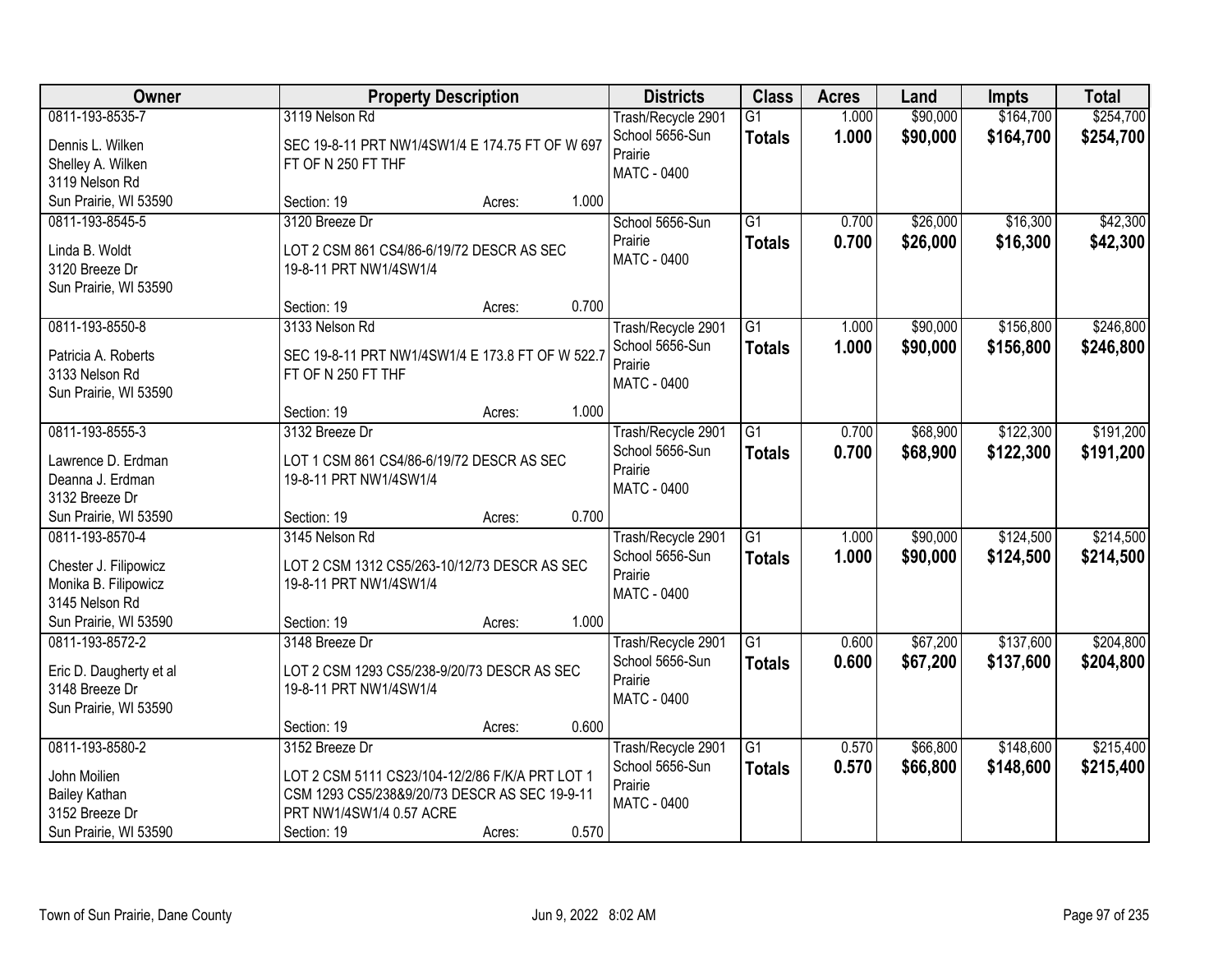| Owner | Property Description | Districts | Class | Acres | Land | Impts | Total |
|---|---|---|---|---|---|---|---|
| 0811-193-8535-7<br>Dennis L. Wilken<br>Shelley A. Wilken<br>3119 Nelson Rd<br>Sun Prairie, WI 53590 | 3119 Nelson Rd<br>SEC 19-8-11 PRT NW1/4SW1/4 E 174.75 FT OF W 697 FT OF N 250 FT THF<br>Section: 19 Acres: 1.000 | Trash/Recycle 2901<br>School 5656-Sun Prairie<br>MATC - 0400 | G1<br>**Totals** | 1.000<br>**1.000** | $90,000<br>**$90,000** | $164,700<br>**$164,700** | $254,700<br>**$254,700** |
| 0811-193-8545-5<br>Linda B. Woldt<br>3120 Breeze Dr<br>Sun Prairie, WI 53590 | 3120 Breeze Dr<br>LOT 2 CSM 861 CS4/86-6/19/72 DESCR AS SEC 19-8-11 PRT NW1/4SW1/4<br>Section: 19 Acres: 0.700 | School 5656-Sun Prairie<br>MATC - 0400 | G1<br>**Totals** | 0.700<br>**0.700** | $26,000<br>**$26,000** | $16,300<br>**$16,300** | $42,300<br>**$42,300** |
| 0811-193-8550-8<br>Patricia A. Roberts<br>3133 Nelson Rd<br>Sun Prairie, WI 53590 | 3133 Nelson Rd<br>SEC 19-8-11 PRT NW1/4SW1/4 E 173.8 FT OF W 522.7 FT OF N 250 FT THF<br>Section: 19 Acres: 1.000 | Trash/Recycle 2901<br>School 5656-Sun Prairie<br>MATC - 0400 | G1<br>**Totals** | 1.000<br>**1.000** | $90,000<br>**$90,000** | $156,800<br>**$156,800** | $246,800<br>**$246,800** |
| 0811-193-8555-3<br>Lawrence D. Erdman<br>Deanna J. Erdman<br>3132 Breeze Dr<br>Sun Prairie, WI 53590 | 3132 Breeze Dr<br>LOT 1 CSM 861 CS4/86-6/19/72 DESCR AS SEC 19-8-11 PRT NW1/4SW1/4<br>Section: 19 Acres: 0.700 | Trash/Recycle 2901<br>School 5656-Sun Prairie<br>MATC - 0400 | G1<br>**Totals** | 0.700<br>**0.700** | $68,900<br>**$68,900** | $122,300<br>**$122,300** | $191,200<br>**$191,200** |
| 0811-193-8570-4<br>Chester J. Filipowicz<br>Monika B. Filipowicz<br>3145 Nelson Rd<br>Sun Prairie, WI 53590 | 3145 Nelson Rd<br>LOT 2 CSM 1312 CS5/263-10/12/73 DESCR AS SEC 19-8-11 PRT NW1/4SW1/4<br>Section: 19 Acres: 1.000 | Trash/Recycle 2901<br>School 5656-Sun Prairie<br>MATC - 0400 | G1<br>**Totals** | 1.000<br>**1.000** | $90,000<br>**$90,000** | $124,500<br>**$124,500** | $214,500<br>**$214,500** |
| 0811-193-8572-2<br>Eric D. Daugherty et al<br>3148 Breeze Dr<br>Sun Prairie, WI 53590 | 3148 Breeze Dr<br>LOT 2 CSM 1293 CS5/238-9/20/73 DESCR AS SEC 19-8-11 PRT NW1/4SW1/4<br>Section: 19 Acres: 0.600 | Trash/Recycle 2901<br>School 5656-Sun Prairie<br>MATC - 0400 | G1<br>**Totals** | 0.600<br>**0.600** | $67,200<br>**$67,200** | $137,600<br>**$137,600** | $204,800<br>**$204,800** |
| 0811-193-8580-2<br>John Moilien<br>Bailey Kathan<br>3152 Breeze Dr<br>Sun Prairie, WI 53590 | 3152 Breeze Dr<br>LOT 2 CSM 5111 CS23/104-12/2/86 F/K/A PRT LOT 1 CSM 1293 CS5/238&9/20/73 DESCR AS SEC 19-9-11 PRT NW1/4SW1/4 0.57 ACRE<br>Section: 19 Acres: 0.570 | Trash/Recycle 2901<br>School 5656-Sun Prairie<br>MATC - 0400 | G1<br>**Totals** | 0.570<br>**0.570** | $66,800<br>**$66,800** | $148,600<br>**$148,600** | $215,400<br>**$215,400** |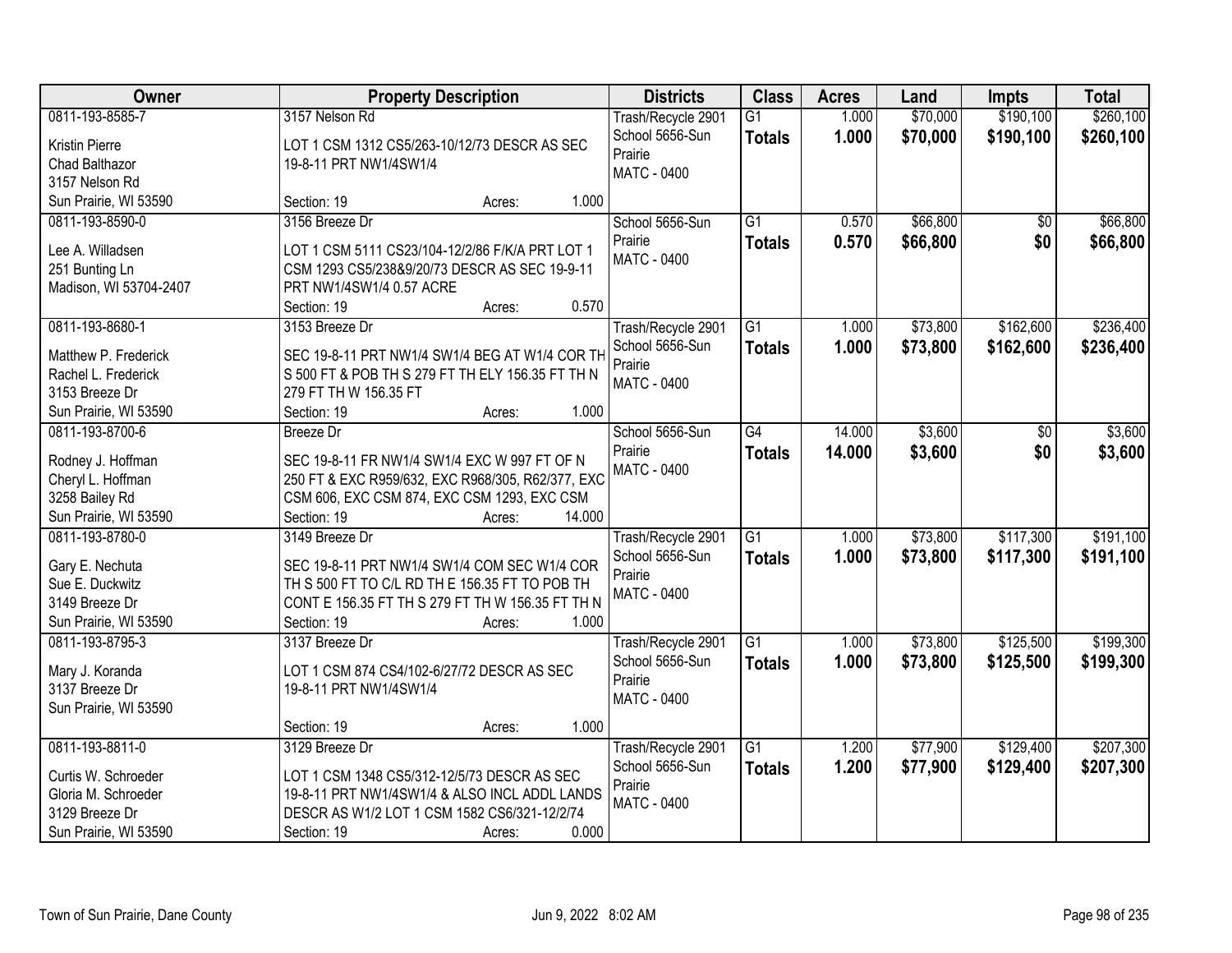| Owner | Property Description | Districts | Class | Acres | Land | Impts | Total |
|---|---|---|---|---|---|---|---|
| 0811-193-8585-7<br>Kristin Pierre<br>Chad Balthazor<br>3157 Nelson Rd<br>Sun Prairie, WI 53590 | 3157 Nelson Rd<br>LOT 1 CSM 1312 CS5/263-10/12/73 DESCR AS SEC 19-8-11 PRT NW1/4SW1/4<br>Section: 19 Acres: 1.000 | Trash/Recycle 2901<br>School 5656-Sun Prairie<br>MATC - 0400 | G1<br>**Totals** | 1.000<br>**1.000** | $70,000<br>**$70,000** | $190,100<br>**$190,100** | $260,100<br>**$260,100** |
| 0811-193-8590-0<br>Lee A. Willadsen<br>251 Bunting Ln<br>Madison, WI 53704-2407 | 3156 Breeze Dr<br>LOT 1 CSM 5111 CS23/104-12/2/86 F/K/A PRT LOT 1 CSM 1293 CS5/238&9/20/73 DESCR AS SEC 19-9-11 PRT NW1/4SW1/4 0.57 ACRE<br>Section: 19 Acres: 0.570 | School 5656-Sun Prairie<br>MATC - 0400 | G1<br>**Totals** | 0.570<br>**0.570** | $66,800<br>**$66,800** | $0<br>**$0** | $66,800<br>**$66,800** |
| 0811-193-8680-1<br>Matthew P. Frederick<br>Rachel L. Frederick<br>3153 Breeze Dr<br>Sun Prairie, WI 53590 | 3153 Breeze Dr<br>SEC 19-8-11 PRT NW1/4 SW1/4 BEG AT W1/4 COR TH S 500 FT & POB TH S 279 FT TH ELY 156.35 FT TH N 279 FT TH W 156.35 FT<br>Section: 19 Acres: 1.000 | Trash/Recycle 2901<br>School 5656-Sun Prairie<br>MATC - 0400 | G1<br>**Totals** | 1.000<br>**1.000** | $73,800<br>**$73,800** | $162,600<br>**$162,600** | $236,400<br>**$236,400** |
| 0811-193-8700-6<br>Rodney J. Hoffman<br>Cheryl L. Hoffman<br>3258 Bailey Rd<br>Sun Prairie, WI 53590 | Breeze Dr<br>SEC 19-8-11 FR NW1/4 SW1/4 EXC W 997 FT OF N 250 FT & EXC R959/632, EXC R968/305, R62/377, EXC CSM 606, EXC CSM 874, EXC CSM 1293, EXC CSM<br>Section: 19 Acres: 14.000 | School 5656-Sun Prairie<br>MATC - 0400 | G4<br>**Totals** | 14.000<br>**14.000** | $3,600<br>**$3,600** | $0<br>**$0** | $3,600<br>**$3,600** |
| 0811-193-8780-0<br>Gary E. Nechuta<br>Sue E. Duckwitz<br>3149 Breeze Dr<br>Sun Prairie, WI 53590 | 3149 Breeze Dr<br>SEC 19-8-11 PRT NW1/4 SW1/4 COM SEC W1/4 COR TH S 500 FT TO C/L RD TH E 156.35 FT TO POB TH CONT E 156.35 FT TH S 279 FT TH W 156.35 FT TH N<br>Section: 19 Acres: 1.000 | Trash/Recycle 2901<br>School 5656-Sun Prairie<br>MATC - 0400 | G1<br>**Totals** | 1.000<br>**1.000** | $73,800<br>**$73,800** | $117,300<br>**$117,300** | $191,100<br>**$191,100** |
| 0811-193-8795-3<br>Mary J. Koranda<br>3137 Breeze Dr<br>Sun Prairie, WI 53590 | 3137 Breeze Dr<br>LOT 1 CSM 874 CS4/102-6/27/72 DESCR AS SEC 19-8-11 PRT NW1/4SW1/4<br>Section: 19 Acres: 1.000 | Trash/Recycle 2901<br>School 5656-Sun Prairie<br>MATC - 0400 | G1<br>**Totals** | 1.000<br>**1.000** | $73,800<br>**$73,800** | $125,500<br>**$125,500** | $199,300<br>**$199,300** |
| 0811-193-8811-0<br>Curtis W. Schroeder<br>Gloria M. Schroeder<br>3129 Breeze Dr<br>Sun Prairie, WI 53590 | 3129 Breeze Dr<br>LOT 1 CSM 1348 CS5/312-12/5/73 DESCR AS SEC 19-8-11 PRT NW1/4SW1/4 & ALSO INCL ADDL LANDS DESCR AS W1/2 LOT 1 CSM 1582 CS6/321-12/2/74<br>Section: 19 Acres: 0.000 | Trash/Recycle 2901<br>School 5656-Sun Prairie<br>MATC - 0400 | G1<br>**Totals** | 1.200<br>**1.200** | $77,900<br>**$77,900** | $129,400<br>**$129,400** | $207,300<br>**$207,300** |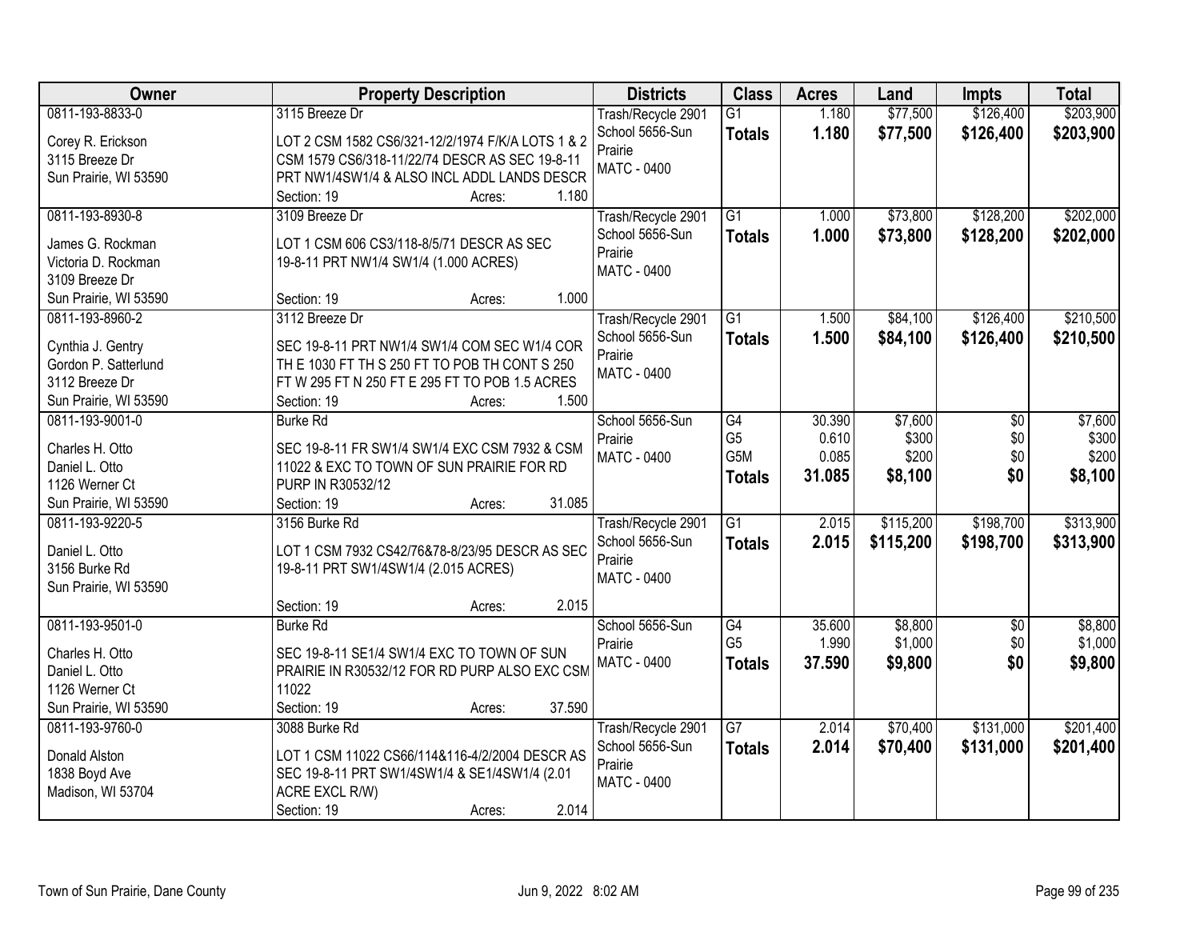| Owner | Property Description | Districts | Class | Acres | Land | Impts | Total |
|---|---|---|---|---|---|---|---|
| 0811-193-8833-0<br><br>Corey R. Erickson<br>3115 Breeze Dr<br>Sun Prairie, WI 53590 | 3115 Breeze Dr<br><br>LOT 2 CSM 1582 CS6/321-12/2/1974 F/K/A LOTS 1 & 2 CSM 1579 CS6/318-11/22/74 DESCR AS SEC 19-8-11 PRT NW1/4SW1/4 & ALSO INCL ADDL LANDS DESCR<br>Section: 19 Acres: 1.180 | Trash/Recycle 2901<br>School 5656-Sun Prairie<br>MATC - 0400 | G1<br>**Totals** | 1.180<br>**1.180** | \$77,500<br>**\$77,500** | \$126,400<br>**\$126,400** | \$203,900<br>**\$203,900** |
| 0811-193-8930-8<br><br>James G. Rockman<br>Victoria D. Rockman<br>3109 Breeze Dr<br>Sun Prairie, WI 53590 | 3109 Breeze Dr<br><br>LOT 1 CSM 606 CS3/118-8/5/71 DESCR AS SEC 19-8-11 PRT NW1/4 SW1/4 (1.000 ACRES)<br><br>Section: 19 Acres: 1.000 | Trash/Recycle 2901<br>School 5656-Sun Prairie<br>MATC - 0400 | G1<br>**Totals** | 1.000<br>**1.000** | \$73,800<br>**\$73,800** | \$128,200<br>**\$128,200** | \$202,000<br>**\$202,000** |
| 0811-193-8960-2<br><br>Cynthia J. Gentry<br>Gordon P. Satterlund<br>3112 Breeze Dr<br>Sun Prairie, WI 53590 | 3112 Breeze Dr<br><br>SEC 19-8-11 PRT NW1/4 SW1/4 COM SEC W1/4 COR TH E 1030 FT TH S 250 FT TO POB TH CONT S 250 FT W 295 FT N 250 FT E 295 FT TO POB 1.5 ACRES<br>Section: 19 Acres: 1.500 | Trash/Recycle 2901<br>School 5656-Sun Prairie<br>MATC - 0400 | G1<br>**Totals** | 1.500<br>**1.500** | \$84,100<br>**\$84,100** | \$126,400<br>**\$126,400** | \$210,500<br>**\$210,500** |
| 0811-193-9001-0<br><br>Charles H. Otto<br>Daniel L. Otto<br>1126 Werner Ct<br>Sun Prairie, WI 53590 | Burke Rd<br><br>SEC 19-8-11 FR SW1/4 SW1/4 EXC CSM 7932 & CSM 11022 & EXC TO TOWN OF SUN PRAIRIE FOR RD PURP IN R30532/12<br>Section: 19 Acres: 31.085 | School 5656-Sun Prairie<br>MATC - 0400 | G4<br>G5<br>G5M<br>**Totals** | 30.390<br>0.610<br>0.085<br>**31.085** | \$7,600<br>\$300<br>\$200<br>**\$8,100** | \$0<br>\$0<br>\$0<br>**\$0** | \$7,600<br>\$300<br>\$200<br>**\$8,100** |
| 0811-193-9220-5<br><br>Daniel L. Otto<br>3156 Burke Rd<br>Sun Prairie, WI 53590 | 3156 Burke Rd<br><br>LOT 1 CSM 7932 CS42/76&78-8/23/95 DESCR AS SEC 19-8-11 PRT SW1/4SW1/4 (2.015 ACRES)<br><br>Section: 19 Acres: 2.015 | Trash/Recycle 2901<br>School 5656-Sun Prairie<br>MATC - 0400 | G1<br>**Totals** | 2.015<br>**2.015** | \$115,200<br>**\$115,200** | \$198,700<br>**\$198,700** | \$313,900<br>**\$313,900** |
| 0811-193-9501-0<br><br>Charles H. Otto<br>Daniel L. Otto<br>1126 Werner Ct<br>Sun Prairie, WI 53590 | Burke Rd<br><br>SEC 19-8-11 SE1/4 SW1/4 EXC TO TOWN OF SUN PRAIRIE IN R30532/12 FOR RD PURP ALSO EXC CSM 11022<br>Section: 19 Acres: 37.590 | School 5656-Sun Prairie<br>MATC - 0400 | G4<br>G5<br>**Totals** | 35.600<br>1.990<br>**37.590** | \$8,800<br>\$1,000<br>**\$9,800** | \$0<br>\$0<br>**\$0** | \$8,800<br>\$1,000<br>**\$9,800** |
| 0811-193-9760-0<br><br>Donald Alston<br>1838 Boyd Ave<br>Madison, WI 53704 | 3088 Burke Rd<br><br>LOT 1 CSM 11022 CS66/114&116-4/2/2004 DESCR AS SEC 19-8-11 PRT SW1/4SW1/4 & SE1/4SW1/4 (2.01 ACRE EXCL R/W)<br>Section: 19 Acres: 2.014 | Trash/Recycle 2901<br>School 5656-Sun Prairie<br>MATC - 0400 | G7<br>**Totals** | 2.014<br>**2.014** | \$70,400<br>**\$70,400** | \$131,000<br>**\$131,000** | \$201,400<br>**\$201,400** |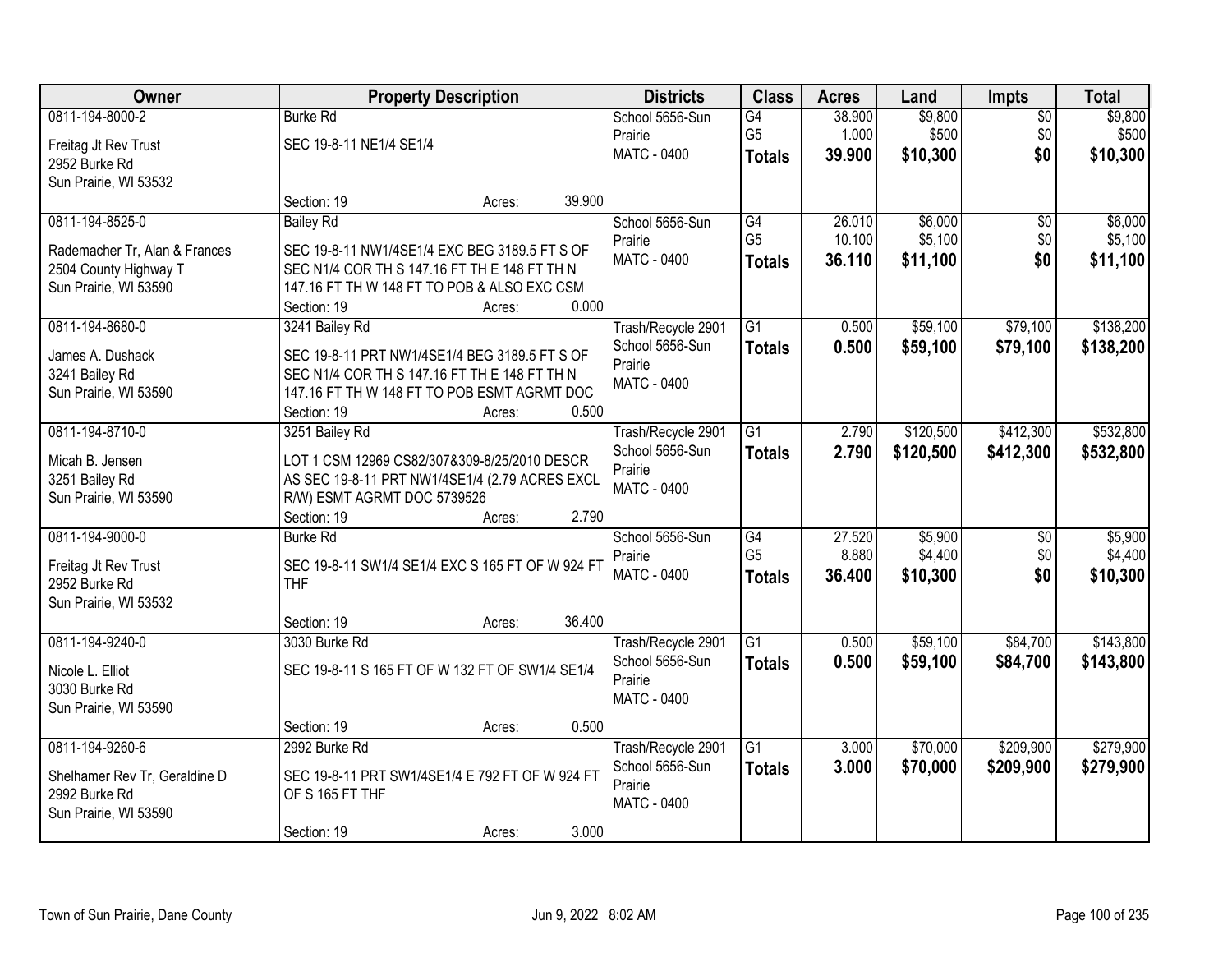| Owner | Property Description | Districts | Class | Acres | Land | Impts | Total |
|---|---|---|---|---|---|---|---|
| 0811-194-8000-2<br>Freitag Jt Rev Trust<br>2952 Burke Rd<br>Sun Prairie, WI 53532 | Burke Rd<br>SEC 19-8-11 NE1/4 SE1/4<br>Section: 19 Acres: 39.900 | School 5656-Sun Prairie<br>MATC - 0400 | G4<br>G5<br>**Totals** | 38.900<br>1.000<br>**39.900** | $9,800<br>$500<br>**$10,300** | $0<br>$0<br>**$0** | $9,800<br>$500<br>**$10,300** |
| 0811-194-8525-0<br>Rademacher Tr, Alan & Frances<br>2504 County Highway T<br>Sun Prairie, WI 53590 | Bailey Rd<br>SEC 19-8-11 NW1/4SE1/4 EXC BEG 3189.5 FT S OF SEC N1/4 COR TH S 147.16 FT TH E 148 FT TH N 147.16 FT TH W 148 FT TO POB & ALSO EXC CSM<br>Section: 19 Acres: 0.000 | School 5656-Sun Prairie<br>MATC - 0400 | G4<br>G5<br>**Totals** | 26.010<br>10.100<br>**36.110** | $6,000<br>$5,100<br>**$11,100** | $0<br>$0<br>**$0** | $6,000<br>$5,100<br>**$11,100** |
| 0811-194-8680-0<br>James A. Dushack<br>3241 Bailey Rd<br>Sun Prairie, WI 53590 | 3241 Bailey Rd<br>SEC 19-8-11 PRT NW1/4SE1/4 BEG 3189.5 FT S OF SEC N1/4 COR TH S 147.16 FT TH E 148 FT TH N 147.16 FT TH W 148 FT TO POB ESMT AGRMT DOC<br>Section: 19 Acres: 0.500 | Trash/Recycle 2901<br>School 5656-Sun Prairie<br>MATC - 0400 | G1<br>**Totals** | 0.500<br>**0.500** | $59,100<br>**$59,100** | $79,100<br>**$79,100** | $138,200<br>**$138,200** |
| 0811-194-8710-0<br>Micah B. Jensen<br>3251 Bailey Rd<br>Sun Prairie, WI 53590 | 3251 Bailey Rd<br>LOT 1 CSM 12969 CS82/307&309-8/25/2010 DESCR AS SEC 19-8-11 PRT NW1/4SE1/4 (2.79 ACRES EXCL R/W) ESMT AGRMT DOC 5739526<br>Section: 19 Acres: 2.790 | Trash/Recycle 2901<br>School 5656-Sun Prairie<br>MATC - 0400 | G1<br>**Totals** | 2.790<br>**2.790** | $120,500<br>**$120,500** | $412,300<br>**$412,300** | $532,800<br>**$532,800** |
| 0811-194-9000-0<br>Freitag Jt Rev Trust<br>2952 Burke Rd<br>Sun Prairie, WI 53532 | Burke Rd<br>SEC 19-8-11 SW1/4 SE1/4 EXC S 165 FT OF W 924 FT THF<br>Section: 19 Acres: 36.400 | School 5656-Sun Prairie<br>MATC - 0400 | G4<br>G5<br>**Totals** | 27.520<br>8.880<br>**36.400** | $5,900<br>$4,400<br>**$10,300** | $0<br>$0<br>**$0** | $5,900<br>$4,400<br>**$10,300** |
| 0811-194-9240-0<br>Nicole L. Elliot<br>3030 Burke Rd<br>Sun Prairie, WI 53590 | 3030 Burke Rd<br>SEC 19-8-11 S 165 FT OF W 132 FT OF SW1/4 SE1/4<br>Section: 19 Acres: 0.500 | Trash/Recycle 2901<br>School 5656-Sun Prairie<br>MATC - 0400 | G1<br>**Totals** | 0.500<br>**0.500** | $59,100<br>**$59,100** | $84,700<br>**$84,700** | $143,800<br>**$143,800** |
| 0811-194-9260-6<br>Shelhamer Rev Tr, Geraldine D<br>2992 Burke Rd<br>Sun Prairie, WI 53590 | 2992 Burke Rd<br>SEC 19-8-11 PRT SW1/4SE1/4 E 792 FT OF W 924 FT OF S 165 FT THF<br>Section: 19 Acres: 3.000 | Trash/Recycle 2901<br>School 5656-Sun Prairie<br>MATC - 0400 | G1<br>**Totals** | 3.000<br>**3.000** | $70,000<br>**$70,000** | $209,900<br>**$209,900** | $279,900<br>**$279,900** |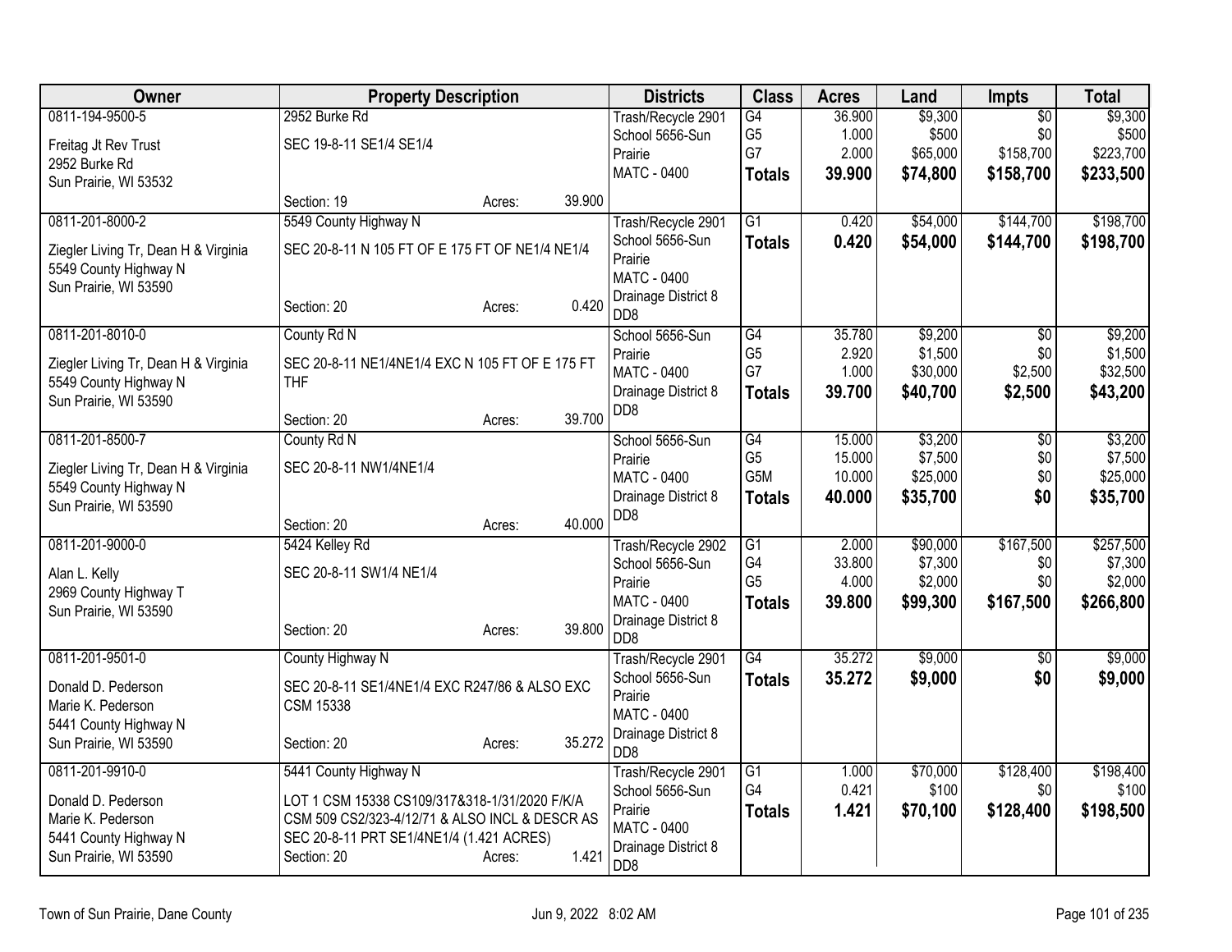| Owner | Property Description | Districts | Class | Acres | Land | Impts | Total |
|---|---|---|---|---|---|---|---|
| 0811-194-9500-5<br>Freitag Jt Rev Trust<br>2952 Burke Rd<br>Sun Prairie, WI 53532 | 2952 Burke Rd<br>SEC 19-8-11 SE1/4 SE1/4<br>Section: 19 Acres: 39.900 | Trash/Recycle 2901<br>School 5656-Sun Prairie<br>MATC - 0400 | G4<br>G5<br>G7<br>**Totals** | 36.900<br>1.000<br>2.000<br>**39.900** | $9,300<br>$500<br>$65,000<br>**$74,800** | $0<br>$0<br>$158,700<br>**$158,700** | $9,300<br>$500<br>$223,700<br>**$233,500** |
| 0811-201-8000-2<br>Ziegler Living Tr, Dean H & Virginia<br>5549 County Highway N<br>Sun Prairie, WI 53590 | 5549 County Highway N<br>SEC 20-8-11 N 105 FT OF E 175 FT OF NE1/4 NE1/4<br>Section: 20 Acres: 0.420 | Trash/Recycle 2901<br>School 5656-Sun Prairie<br>MATC - 0400<br>Drainage District 8 DD8 | G1<br>**Totals** | 0.420<br>**0.420** | $54,000<br>**$54,000** | $144,700<br>**$144,700** | $198,700<br>**$198,700** |
| 0811-201-8010-0<br>Ziegler Living Tr, Dean H & Virginia<br>5549 County Highway N<br>Sun Prairie, WI 53590 | County Rd N<br>SEC 20-8-11 NE1/4NE1/4 EXC N 105 FT OF E 175 FT THF<br>Section: 20 Acres: 39.700 | School 5656-Sun Prairie<br>MATC - 0400<br>Drainage District 8 DD8 | G4<br>G5<br>G7<br>**Totals** | 35.780<br>2.920<br>1.000<br>**39.700** | $9,200<br>$1,500<br>$30,000<br>**$40,700** | $0<br>$0<br>$2,500<br>**$2,500** | $9,200<br>$1,500<br>$32,500<br>**$43,200** |
| 0811-201-8500-7<br>Ziegler Living Tr, Dean H & Virginia<br>5549 County Highway N<br>Sun Prairie, WI 53590 | County Rd N<br>SEC 20-8-11 NW1/4NE1/4<br>Section: 20 Acres: 40.000 | School 5656-Sun Prairie<br>MATC - 0400<br>Drainage District 8 DD8 | G4<br>G5<br>G5M<br>**Totals** | 15.000<br>15.000<br>10.000<br>**40.000** | $3,200<br>$7,500<br>$25,000<br>**$35,700** | $0<br>$0<br>$0<br>**$0** | $3,200<br>$7,500<br>$25,000<br>**$35,700** |
| 0811-201-9000-0<br>Alan L. Kelly<br>2969 County Highway T<br>Sun Prairie, WI 53590 | 5424 Kelley Rd<br>SEC 20-8-11 SW1/4 NE1/4<br>Section: 20 Acres: 39.800 | Trash/Recycle 2902<br>School 5656-Sun Prairie<br>MATC - 0400<br>Drainage District 8 DD8 | G1<br>G4<br>G5<br>**Totals** | 2.000<br>33.800<br>4.000<br>**39.800** | $90,000<br>$7,300<br>$2,000<br>**$99,300** | $167,500<br>$0<br>$0<br>**$167,500** | $257,500<br>$7,300<br>$2,000<br>**$266,800** |
| 0811-201-9501-0<br>Donald D. Pederson<br>Marie K. Pederson<br>5441 County Highway N<br>Sun Prairie, WI 53590 | County Highway N<br>SEC 20-8-11 SE1/4NE1/4 EXC R247/86 & ALSO EXC CSM 15338<br>Section: 20 Acres: 35.272 | Trash/Recycle 2901<br>School 5656-Sun Prairie<br>MATC - 0400<br>Drainage District 8 DD8 | G4<br>**Totals** | 35.272<br>**35.272** | $9,000<br>**$9,000** | $0<br>**$0** | $9,000<br>**$9,000** |
| 0811-201-9910-0<br>Donald D. Pederson<br>Marie K. Pederson<br>5441 County Highway N<br>Sun Prairie, WI 53590 | 5441 County Highway N<br>LOT 1 CSM 15338 CS109/317&318-1/31/2020 F/K/A CSM 509 CS2/323-4/12/71 & ALSO INCL & DESCR AS SEC 20-8-11 PRT SE1/4NE1/4 (1.421 ACRES)<br>Section: 20 Acres: 1.421 | Trash/Recycle 2901<br>School 5656-Sun Prairie<br>MATC - 0400<br>Drainage District 8 DD8 | G1<br>G4<br>**Totals** | 1.000<br>0.421<br>**1.421** | $70,000<br>$100<br>**$70,100** | $128,400<br>$0<br>**$128,400** | $198,400<br>$100<br>**$198,500** |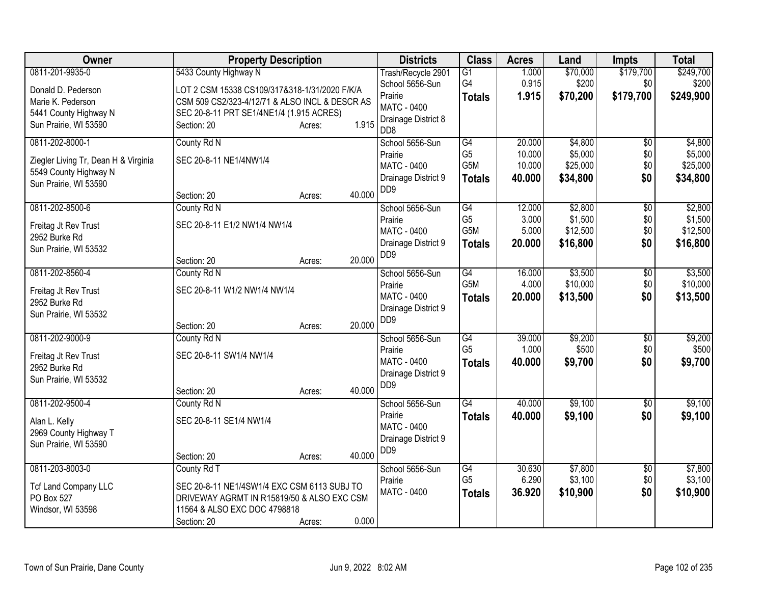| Owner | Property Description | Districts | Class | Acres | Land | Impts | Total |
|---|---|---|---|---|---|---|---|
| 0811-201-9935-0<br>Donald D. Pederson<br>Marie K. Pederson<br>5441 County Highway N<br>Sun Prairie, WI 53590 | 5433 County Highway N<br>LOT 2 CSM 15338 CS109/317&318-1/31/2020 F/K/A CSM 509 CS2/323-4/12/71 & ALSO INCL & DESCR AS SEC 20-8-11 PRT SE1/4NE1/4 (1.915 ACRES)<br>Section: 20 Acres: 1.915 | Trash/Recycle 2901<br>School 5656-Sun Prairie<br>MATC - 0400<br>Drainage District 8<br>DD8 | G1<br>G4<br>**Totals** | 1.000<br>0.915<br>**1.915** | $70,000<br>$200<br>**$70,200** | $179,700<br>$0<br>**$179,700** | $249,700<br>$200<br>**$249,900** |
| 0811-202-8000-1<br>Ziegler Living Tr, Dean H & Virginia<br>5549 County Highway N<br>Sun Prairie, WI 53590 | County Rd N<br>SEC 20-8-11 NE1/4NW1/4<br>Section: 20 Acres: 40.000 | School 5656-Sun Prairie<br>MATC - 0400<br>Drainage District 9<br>DD9 | G4<br>G5<br>G5M<br>**Totals** | 20.000<br>10.000<br>10.000<br>**40.000** | $4,800<br>$5,000<br>$25,000<br>**$34,800** | $0<br>$0<br>$0<br>**$0** | $4,800<br>$5,000<br>$25,000<br>**$34,800** |
| 0811-202-8500-6<br>Freitag Jt Rev Trust<br>2952 Burke Rd<br>Sun Prairie, WI 53532 | County Rd N<br>SEC 20-8-11 E1/2 NW1/4 NW1/4<br>Section: 20 Acres: 20.000 | School 5656-Sun Prairie<br>MATC - 0400<br>Drainage District 9<br>DD9 | G4<br>G5<br>G5M<br>**Totals** | 12.000<br>3.000<br>5.000<br>**20.000** | $2,800<br>$1,500<br>$12,500<br>**$16,800** | $0<br>$0<br>$0<br>**$0** | $2,800<br>$1,500<br>$12,500<br>**$16,800** |
| 0811-202-8560-4<br>Freitag Jt Rev Trust<br>2952 Burke Rd<br>Sun Prairie, WI 53532 | County Rd N<br>SEC 20-8-11 W1/2 NW1/4 NW1/4<br>Section: 20 Acres: 20.000 | School 5656-Sun Prairie<br>MATC - 0400<br>Drainage District 9<br>DD9 | G4<br>G5M<br>**Totals** | 16.000<br>4.000<br>**20.000** | $3,500<br>$10,000<br>**$13,500** | $0<br>$0<br>**$0** | $3,500<br>$10,000<br>**$13,500** |
| 0811-202-9000-9<br>Freitag Jt Rev Trust<br>2952 Burke Rd<br>Sun Prairie, WI 53532 | County Rd N<br>SEC 20-8-11 SW1/4 NW1/4<br>Section: 20 Acres: 40.000 | School 5656-Sun Prairie<br>MATC - 0400<br>Drainage District 9<br>DD9 | G4<br>G5<br>**Totals** | 39.000<br>1.000<br>**40.000** | $9,200<br>$500<br>**$9,700** | $0<br>$0<br>**$0** | $9,200<br>$500<br>**$9,700** |
| 0811-202-9500-4<br>Alan L. Kelly<br>2969 County Highway T<br>Sun Prairie, WI 53590 | County Rd N<br>SEC 20-8-11 SE1/4 NW1/4<br>Section: 20 Acres: 40.000 | School 5656-Sun Prairie<br>MATC - 0400<br>Drainage District 9<br>DD9 | G4<br>**Totals** | 40.000<br>**40.000** | $9,100<br>**$9,100** | $0<br>**$0** | $9,100<br>**$9,100** |
| 0811-203-8003-0<br>Tcf Land Company LLC<br>PO Box 527<br>Windsor, WI 53598 | County Rd T<br>SEC 20-8-11 NE1/4SW1/4 EXC CSM 6113 SUBJ TO DRIVEWAY AGRMT IN R15819/50 & ALSO EXC CSM 11564 & ALSO EXC DOC 4798818<br>Section: 20 Acres: 0.000 | School 5656-Sun Prairie<br>MATC - 0400 | G4<br>G5<br>**Totals** | 30.630<br>6.290<br>**36.920** | $7,800<br>$3,100<br>**$10,900** | $0<br>$0<br>**$0** | $7,800<br>$3,100<br>**$10,900** |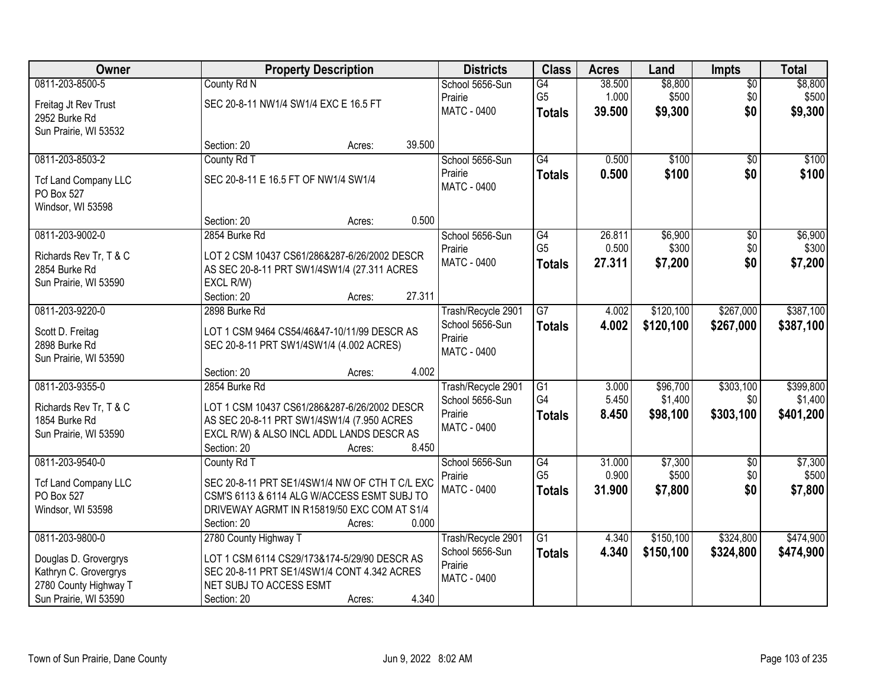| Owner | Property Description | Districts | Class | Acres | Land | Impts | Total |
|---|---|---|---|---|---|---|---|
| 0811-203-8500-5<br>Freitag Jt Rev Trust<br>2952 Burke Rd<br>Sun Prairie, WI 53532 | County Rd N<br>SEC 20-8-11 NW1/4 SW1/4 EXC E 16.5 FT<br>Section: 20 Acres: 39.500 | School 5656-Sun Prairie<br>MATC - 0400 | G4<br>G5<br>**Totals** | 38.500<br>1.000<br>**39.500** | $8,800<br>$500<br>**$9,300** | $0<br>$0<br>**$0** | $8,800<br>$500<br>**$9,300** |
| 0811-203-8503-2<br>Tcf Land Company LLC<br>PO Box 527<br>Windsor, WI 53598 | County Rd T<br>SEC 20-8-11 E 16.5 FT OF NW1/4 SW1/4<br>Section: 20 Acres: 0.500 | School 5656-Sun Prairie<br>MATC - 0400 | G4<br>**Totals** | 0.500<br>**0.500** | $100<br>**$100** | $0<br>**$0** | $100<br>**$100** |
| 0811-203-9002-0<br>Richards Rev Tr, T & C<br>2854 Burke Rd<br>Sun Prairie, WI 53590 | 2854 Burke Rd<br>LOT 2 CSM 10437 CS61/286&287-6/26/2002 DESCR AS SEC 20-8-11 PRT SW1/4SW1/4 (27.311 ACRES EXCL R/W)<br>Section: 20 Acres: 27.311 | School 5656-Sun Prairie<br>MATC - 0400 | G4<br>G5<br>**Totals** | 26.811<br>0.500<br>**27.311** | $6,900<br>$300<br>**$7,200** | $0<br>$0<br>**$0** | $6,900<br>$300<br>**$7,200** |
| 0811-203-9220-0<br>Scott D. Freitag<br>2898 Burke Rd<br>Sun Prairie, WI 53590 | 2898 Burke Rd<br>LOT 1 CSM 9464 CS54/46&47-10/11/99 DESCR AS SEC 20-8-11 PRT SW1/4SW1/4 (4.002 ACRES)<br>Section: 20 Acres: 4.002 | Trash/Recycle 2901<br>School 5656-Sun Prairie<br>MATC - 0400 | G7<br>**Totals** | 4.002<br>**4.002** | $120,100<br>**$120,100** | $267,000<br>**$267,000** | $387,100<br>**$387,100** |
| 0811-203-9355-0<br>Richards Rev Tr, T & C<br>1854 Burke Rd<br>Sun Prairie, WI 53590 | 2854 Burke Rd<br>LOT 1 CSM 10437 CS61/286&287-6/26/2002 DESCR AS SEC 20-8-11 PRT SW1/4SW1/4 (7.950 ACRES EXCL R/W) & ALSO INCL ADDL LANDS DESCR AS<br>Section: 20 Acres: 8.450 | Trash/Recycle 2901<br>School 5656-Sun Prairie<br>MATC - 0400 | G1<br>G4<br>**Totals** | 3.000<br>5.450<br>**8.450** | $96,700<br>$1,400<br>**$98,100** | $303,100<br>$0<br>**$303,100** | $399,800<br>$1,400<br>**$401,200** |
| 0811-203-9540-0<br>Tcf Land Company LLC<br>PO Box 527<br>Windsor, WI 53598 | County Rd T<br>SEC 20-8-11 PRT SE1/4SW1/4 NW OF CTH T C/L EXC CSM'S 6113 & 6114 ALG W/ACCESS ESMT SUBJ TO DRIVEWAY AGRMT IN R15819/50 EXC COM AT S1/4<br>Section: 20 Acres: 0.000 | School 5656-Sun Prairie<br>MATC - 0400 | G4<br>G5<br>**Totals** | 31.000<br>0.900<br>**31.900** | $7,300<br>$500<br>**$7,800** | $0<br>$0<br>**$0** | $7,300<br>$500<br>**$7,800** |
| 0811-203-9800-0<br>Douglas D. Grovergrys<br>Kathryn C. Grovergrys<br>2780 County Highway T<br>Sun Prairie, WI 53590 | 2780 County Highway T<br>LOT 1 CSM 6114 CS29/173&174-5/29/90 DESCR AS SEC 20-8-11 PRT SE1/4SW1/4 CONT 4.342 ACRES NET SUBJ TO ACCESS ESMT<br>Section: 20 Acres: 4.340 | Trash/Recycle 2901<br>School 5656-Sun Prairie<br>MATC - 0400 | G1<br>**Totals** | 4.340<br>**4.340** | $150,100<br>**$150,100** | $324,800<br>**$324,800** | $474,900<br>**$474,900** |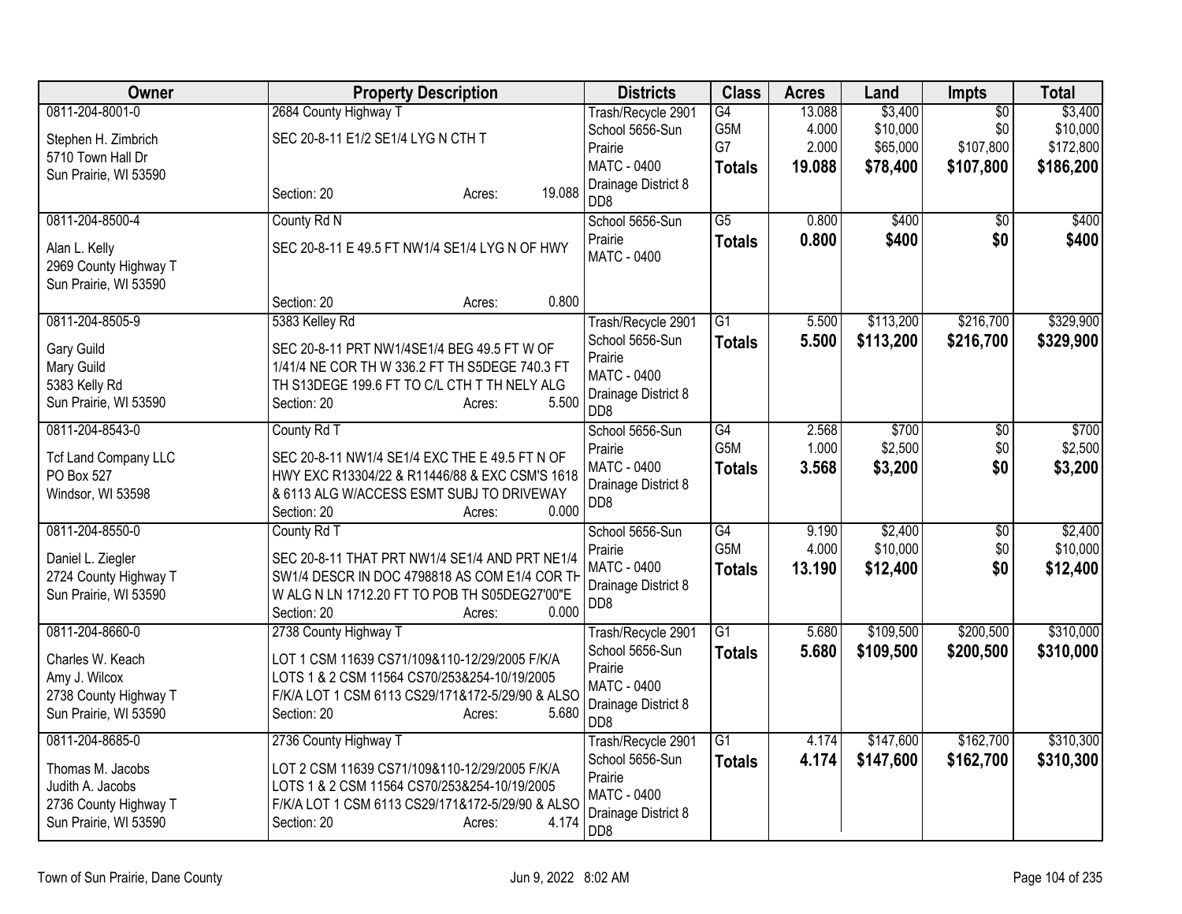| Owner | Property Description | Districts | Class | Acres | Land | Impts | Total |
|---|---|---|---|---|---|---|---|
| 0811-204-8001-0<br>Stephen H. Zimbrich<br>5710 Town Hall Dr<br>Sun Prairie, WI 53590 | 2684 County Highway T<br>SEC 20-8-11 E1/2 SE1/4 LYG N CTH T<br>Section: 20 Acres: 19.088 | Trash/Recycle 2901<br>School 5656-Sun Prairie<br>MATC - 0400<br>Drainage District 8 DD8 | G4<br>G5M<br>G7<br>**Totals** | 13.088<br>4.000<br>2.000<br>**19.088** | $3,400<br>$10,000<br>$65,000<br>**$78,400** | $0<br>$0<br>$107,800<br>**$107,800** | $3,400<br>$10,000<br>$172,800<br>**$186,200** |
| 0811-204-8500-4<br>Alan L. Kelly<br>2969 County Highway T<br>Sun Prairie, WI 53590 | County Rd N<br>SEC 20-8-11 E 49.5 FT NW1/4 SE1/4 LYG N OF HWY<br>Section: 20 Acres: 0.800 | School 5656-Sun Prairie<br>MATC - 0400 | G5<br>**Totals** | 0.800<br>**0.800** | $400<br>**$400** | $0<br>**$0** | $400<br>**$400** |
| 0811-204-8505-9<br>Gary Guild<br>Mary Guild<br>5383 Kelly Rd<br>Sun Prairie, WI 53590 | 5383 Kelley Rd<br>SEC 20-8-11 PRT NW1/4SE1/4 BEG 49.5 FT W OF 1/41/4 NE COR TH W 336.2 FT TH S5DEGE 740.3 FT TH S13DEGE 199.6 FT TO C/L CTH T TH NELY ALG<br>Section: 20 Acres: 5.500 | Trash/Recycle 2901<br>School 5656-Sun Prairie<br>MATC - 0400<br>Drainage District 8 DD8 | G1<br>**Totals** | 5.500<br>**5.500** | $113,200<br>**$113,200** | $216,700<br>**$216,700** | $329,900<br>**$329,900** |
| 0811-204-8543-0<br>Tcf Land Company LLC<br>PO Box 527<br>Windsor, WI 53598 | County Rd T<br>SEC 20-8-11 NW1/4 SE1/4 EXC THE E 49.5 FT N OF HWY EXC R13304/22 & R11446/88 & EXC CSM'S 1618 & 6113 ALG W/ACCESS ESMT SUBJ TO DRIVEWAY<br>Section: 20 Acres: 0.000 | School 5656-Sun Prairie<br>MATC - 0400<br>Drainage District 8 DD8 | G4<br>G5M<br>**Totals** | 2.568<br>1.000<br>**3.568** | $700<br>$2,500<br>**$3,200** | $0<br>$0<br>**$0** | $700<br>$2,500<br>**$3,200** |
| 0811-204-8550-0<br>Daniel L. Ziegler<br>2724 County Highway T<br>Sun Prairie, WI 53590 | County Rd T<br>SEC 20-8-11 THAT PRT NW1/4 SE1/4 AND PRT NE1/4 SW1/4 DESCR IN DOC 4798818 AS COM E1/4 COR TH W ALG N LN 1712.20 FT TO POB TH S05DEG27'00"E<br>Section: 20 Acres: 0.000 | School 5656-Sun Prairie<br>MATC - 0400<br>Drainage District 8 DD8 | G4<br>G5M<br>**Totals** | 9.190<br>4.000<br>**13.190** | $2,400<br>$10,000<br>**$12,400** | $0<br>$0<br>**$0** | $2,400<br>$10,000<br>**$12,400** |
| 0811-204-8660-0<br>Charles W. Keach<br>Amy J. Wilcox<br>2738 County Highway T<br>Sun Prairie, WI 53590 | 2738 County Highway T<br>LOT 1 CSM 11639 CS71/109&110-12/29/2005 F/K/A LOTS 1 & 2 CSM 11564 CS70/253&254-10/19/2005 F/K/A LOT 1 CSM 6113 CS29/171&172-5/29/90 & ALSO<br>Section: 20 Acres: 5.680 | Trash/Recycle 2901<br>School 5656-Sun Prairie<br>MATC - 0400<br>Drainage District 8 DD8 | G1<br>**Totals** | 5.680<br>**5.680** | $109,500<br>**$109,500** | $200,500<br>**$200,500** | $310,000<br>**$310,000** |
| 0811-204-8685-0<br>Thomas M. Jacobs<br>Judith A. Jacobs<br>2736 County Highway T<br>Sun Prairie, WI 53590 | 2736 County Highway T<br>LOT 2 CSM 11639 CS71/109&110-12/29/2005 F/K/A LOTS 1 & 2 CSM 11564 CS70/253&254-10/19/2005 F/K/A LOT 1 CSM 6113 CS29/171&172-5/29/90 & ALSO<br>Section: 20 Acres: 4.174 | Trash/Recycle 2901<br>School 5656-Sun Prairie<br>MATC - 0400<br>Drainage District 8 DD8 | G1<br>**Totals** | 4.174<br>**4.174** | $147,600<br>**$147,600** | $162,700<br>**$162,700** | $310,300<br>**$310,300** |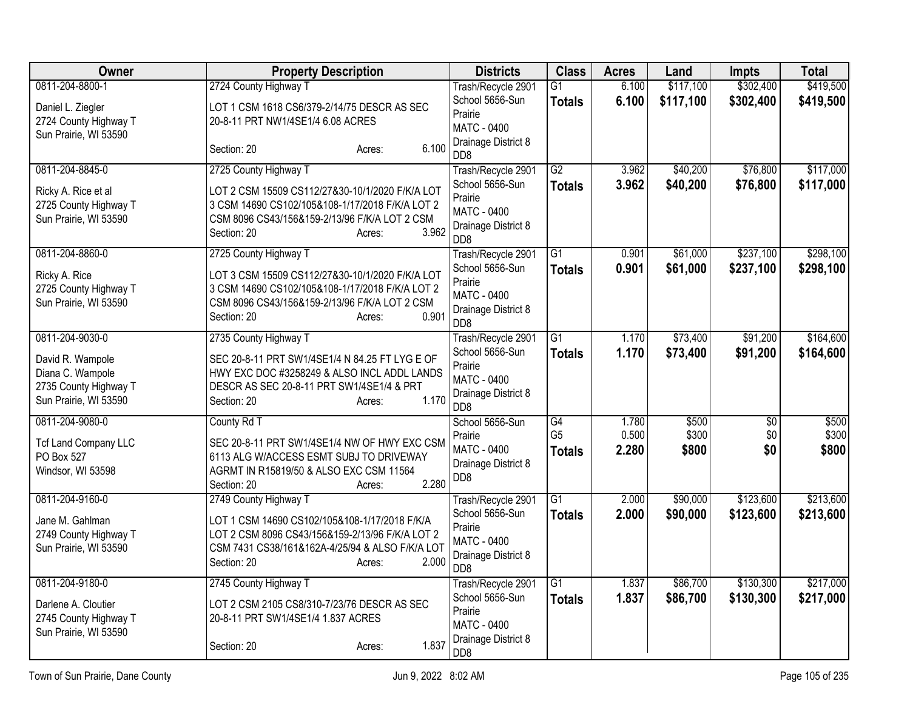| Owner | Property Description | Districts | Class | Acres | Land | Impts | Total |
|---|---|---|---|---|---|---|---|
| 0811-204-8800-1<br><br>Daniel L. Ziegler<br>2724 County Highway T<br>Sun Prairie, WI 53590 | 2724 County Highway T<br><br>LOT 1 CSM 1618 CS6/379-2/14/75 DESCR AS SEC 20-8-11 PRT NW1/4SE1/4 6.08 ACRES<br><br>Section: 20 Acres: 6.100 | Trash/Recycle 2901<br>School 5656-Sun Prairie<br>MATC - 0400<br>Drainage District 8 DD8 | G1<br>**Totals** | 6.100<br>**6.100** | $117,100<br>**$117,100** | $302,400<br>**$302,400** | $419,500<br>**$419,500** |
| 0811-204-8845-0<br><br>Ricky A. Rice et al<br>2725 County Highway T<br>Sun Prairie, WI 53590 | 2725 County Highway T<br><br>LOT 2 CSM 15509 CS112/27&30-10/1/2020 F/K/A LOT 3 CSM 14690 CS102/105&108-1/17/2018 F/K/A LOT 2 CSM 8096 CS43/156&159-2/13/96 F/K/A LOT 2 CSM<br>Section: 20 Acres: 3.962 | Trash/Recycle 2901<br>School 5656-Sun Prairie<br>MATC - 0400<br>Drainage District 8 DD8 | G2<br>**Totals** | 3.962<br>**3.962** | $40,200<br>**$40,200** | $76,800<br>**$76,800** | $117,000<br>**$117,000** |
| 0811-204-8860-0<br><br>Ricky A. Rice<br>2725 County Highway T<br>Sun Prairie, WI 53590 | 2725 County Highway T<br><br>LOT 3 CSM 15509 CS112/27&30-10/1/2020 F/K/A LOT 3 CSM 14690 CS102/105&108-1/17/2018 F/K/A LOT 2 CSM 8096 CS43/156&159-2/13/96 F/K/A LOT 2 CSM<br>Section: 20 Acres: 0.901 | Trash/Recycle 2901<br>School 5656-Sun Prairie<br>MATC - 0400<br>Drainage District 8 DD8 | G1<br>**Totals** | 0.901<br>**0.901** | $61,000<br>**$61,000** | $237,100<br>**$237,100** | $298,100<br>**$298,100** |
| 0811-204-9030-0<br><br>David R. Wampole<br>Diana C. Wampole<br>2735 County Highway T<br>Sun Prairie, WI 53590 | 2735 County Highway T<br><br>SEC 20-8-11 PRT SW1/4SE1/4 N 84.25 FT LYG E OF HWY EXC DOC #3258249 & ALSO INCL ADDL LANDS DESCR AS SEC 20-8-11 PRT SW1/4SE1/4 & PRT<br>Section: 20 Acres: 1.170 | Trash/Recycle 2901<br>School 5656-Sun Prairie<br>MATC - 0400<br>Drainage District 8 DD8 | G1<br>**Totals** | 1.170<br>**1.170** | $73,400<br>**$73,400** | $91,200<br>**$91,200** | $164,600<br>**$164,600** |
| 0811-204-9080-0<br><br>Tcf Land Company LLC<br>PO Box 527<br>Windsor, WI 53598 | County Rd T<br><br>SEC 20-8-11 PRT SW1/4SE1/4 NW OF HWY EXC CSM 6113 ALG W/ACCESS ESMT SUBJ TO DRIVEWAY AGRMT IN R15819/50 & ALSO EXC CSM 11564<br>Section: 20 Acres: 2.280 | School 5656-Sun Prairie<br>MATC - 0400<br>Drainage District 8 DD8 | G4<br>G5<br>**Totals** | 1.780<br>0.500<br>**2.280** | $500<br>$300<br>**$800** | $0<br>$0<br>**$0** | $500<br>$300<br>**$800** |
| 0811-204-9160-0<br><br>Jane M. Gahlman<br>2749 County Highway T<br>Sun Prairie, WI 53590 | 2749 County Highway T<br><br>LOT 1 CSM 14690 CS102/105&108-1/17/2018 F/K/A LOT 2 CSM 8096 CS43/156&159-2/13/96 F/K/A LOT 2 CSM 7431 CS38/161&162A-4/25/94 & ALSO F/K/A LOT<br>Section: 20 Acres: 2.000 | Trash/Recycle 2901<br>School 5656-Sun Prairie<br>MATC - 0400<br>Drainage District 8 DD8 | G1<br>**Totals** | 2.000<br>**2.000** | $90,000<br>**$90,000** | $123,600<br>**$123,600** | $213,600<br>**$213,600** |
| 0811-204-9180-0<br><br>Darlene A. Cloutier<br>2745 County Highway T<br>Sun Prairie, WI 53590 | 2745 County Highway T<br><br>LOT 2 CSM 2105 CS8/310-7/23/76 DESCR AS SEC 20-8-11 PRT SW1/4SE1/4 1.837 ACRES<br><br>Section: 20 Acres: 1.837 | Trash/Recycle 2901<br>School 5656-Sun Prairie<br>MATC - 0400<br>Drainage District 8 DD8 | G1<br>**Totals** | 1.837<br>**1.837** | $86,700<br>**$86,700** | $130,300<br>**$130,300** | $217,000<br>**$217,000** |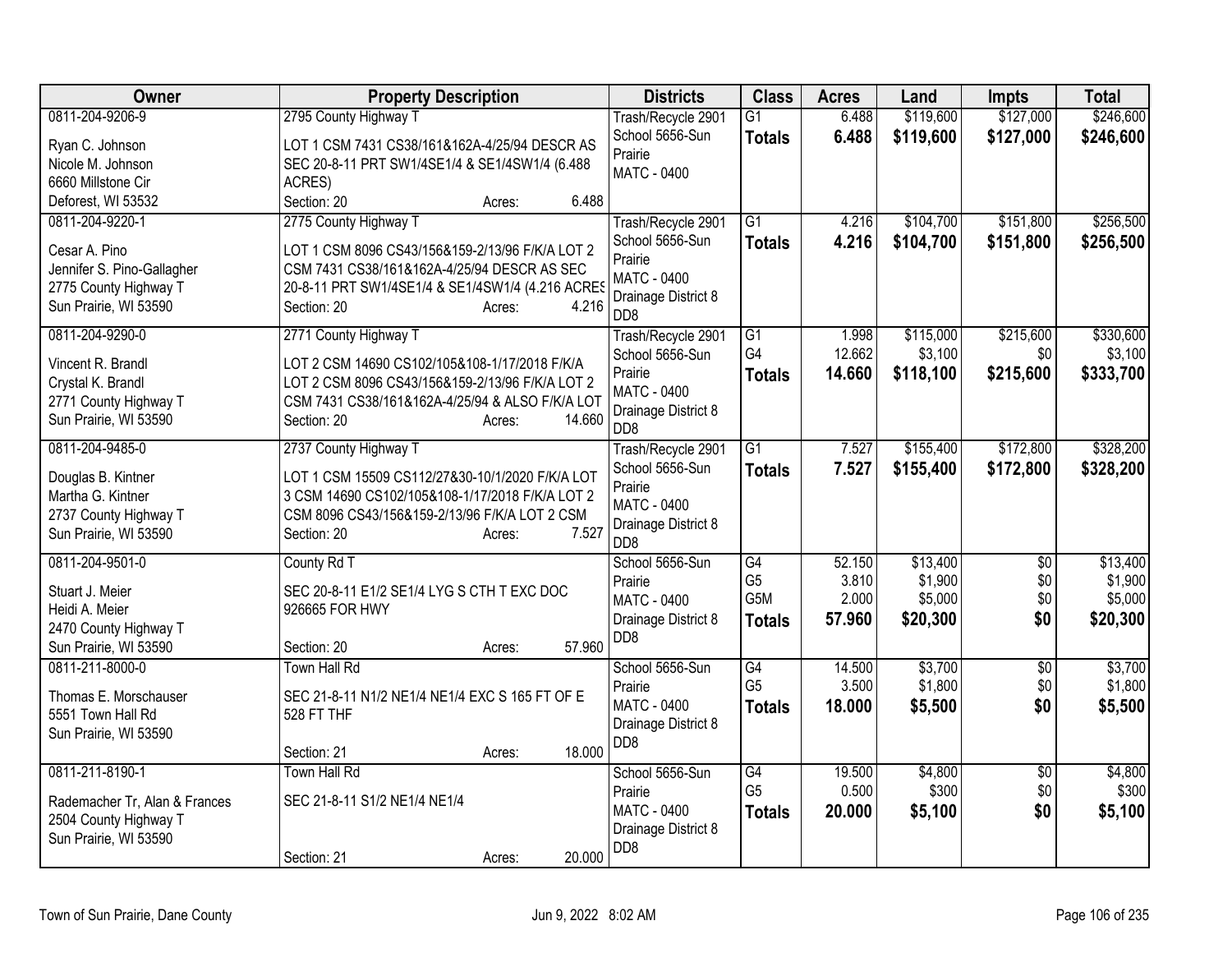| Owner | Property Description | Districts | Class | Acres | Land | Impts | Total |
|---|---|---|---|---|---|---|---|
| 0811-204-9206-9<br>Ryan C. Johnson<br>Nicole M. Johnson<br>6660 Millstone Cir<br>Deforest, WI 53532 | 2795 County Highway T<br>LOT 1 CSM 7431 CS38/161&162A-4/25/94 DESCR AS SEC 20-8-11 PRT SW1/4SE1/4 & SE1/4SW1/4 (6.488 ACRES)<br>Section: 20 Acres: 6.488 | Trash/Recycle 2901<br>School 5656-Sun Prairie<br>MATC - 0400 | G1<br>**Totals** | 6.488<br>**6.488** | $119,600<br>**$119,600** | $127,000<br>**$127,000** | $246,600<br>**$246,600** |
| 0811-204-9220-1<br>Cesar A. Pino<br>Jennifer S. Pino-Gallagher<br>2775 County Highway T<br>Sun Prairie, WI 53590 | 2775 County Highway T<br>LOT 1 CSM 8096 CS43/156&159-2/13/96 F/K/A LOT 2 CSM 7431 CS38/161&162A-4/25/94 DESCR AS SEC 20-8-11 PRT SW1/4SE1/4 & SE1/4SW1/4 (4.216 ACRES<br>Section: 20 Acres: 4.216 | Trash/Recycle 2901<br>School 5656-Sun Prairie<br>MATC - 0400<br>Drainage District 8 DD8 | G1<br>**Totals** | 4.216<br>**4.216** | $104,700<br>**$104,700** | $151,800<br>**$151,800** | $256,500<br>**$256,500** |
| 0811-204-9290-0<br>Vincent R. Brandl<br>Crystal K. Brandl<br>2771 County Highway T<br>Sun Prairie, WI 53590 | 2771 County Highway T<br>LOT 2 CSM 14690 CS102/105&108-1/17/2018 F/K/A LOT 2 CSM 8096 CS43/156&159-2/13/96 F/K/A LOT 2 CSM 7431 CS38/161&162A-4/25/94 & ALSO F/K/A LOT<br>Section: 20 Acres: 14.660 | Trash/Recycle 2901<br>School 5656-Sun Prairie<br>MATC - 0400<br>Drainage District 8 DD8 | G1<br>G4<br>**Totals** | 1.998<br>12.662<br>**14.660** | $115,000<br>$3,100<br>**$118,100** | $215,600<br>$0<br>**$215,600** | $330,600<br>$3,100<br>**$333,700** |
| 0811-204-9485-0<br>Douglas B. Kintner<br>Martha G. Kintner<br>2737 County Highway T<br>Sun Prairie, WI 53590 | 2737 County Highway T<br>LOT 1 CSM 15509 CS112/27&30-10/1/2020 F/K/A LOT 3 CSM 14690 CS102/105&108-1/17/2018 F/K/A LOT 2 CSM 8096 CS43/156&159-2/13/96 F/K/A LOT 2 CSM<br>Section: 20 Acres: 7.527 | Trash/Recycle 2901<br>School 5656-Sun Prairie<br>MATC - 0400<br>Drainage District 8 DD8 | G1<br>**Totals** | 7.527<br>**7.527** | $155,400<br>**$155,400** | $172,800<br>**$172,800** | $328,200<br>**$328,200** |
| 0811-204-9501-0<br>Stuart J. Meier<br>Heidi A. Meier<br>2470 County Highway T<br>Sun Prairie, WI 53590 | County Rd T<br>SEC 20-8-11 E1/2 SE1/4 LYG S CTH T EXC DOC 926665 FOR HWY<br>Section: 20 Acres: 57.960 | School 5656-Sun Prairie<br>MATC - 0400<br>Drainage District 8 DD8 | G4<br>G5<br>G5M<br>**Totals** | 52.150<br>3.810<br>2.000<br>**57.960** | $13,400<br>$1,900<br>$5,000<br>**$20,300** | $0<br>$0<br>$0<br>**$0** | $13,400<br>$1,900<br>$5,000<br>**$20,300** |
| 0811-211-8000-0<br>Thomas E. Morschauser<br>5551 Town Hall Rd<br>Sun Prairie, WI 53590 | Town Hall Rd<br>SEC 21-8-11 N1/2 NE1/4 NE1/4 EXC S 165 FT OF E 528 FT THF<br>Section: 21 Acres: 18.000 | School 5656-Sun Prairie<br>MATC - 0400<br>Drainage District 8 DD8 | G4<br>G5<br>**Totals** | 14.500<br>3.500<br>**18.000** | $3,700<br>$1,800<br>**$5,500** | $0<br>$0<br>**$0** | $3,700<br>$1,800<br>**$5,500** |
| 0811-211-8190-1<br>Rademacher Tr, Alan & Frances<br>2504 County Highway T<br>Sun Prairie, WI 53590 | Town Hall Rd<br>SEC 21-8-11 S1/2 NE1/4 NE1/4<br>Section: 21 Acres: 20.000 | School 5656-Sun Prairie<br>MATC - 0400<br>Drainage District 8 DD8 | G4<br>G5<br>**Totals** | 19.500<br>0.500<br>**20.000** | $4,800<br>$300<br>**$5,100** | $0<br>$0<br>**$0** | $4,800<br>$300<br>**$5,100** |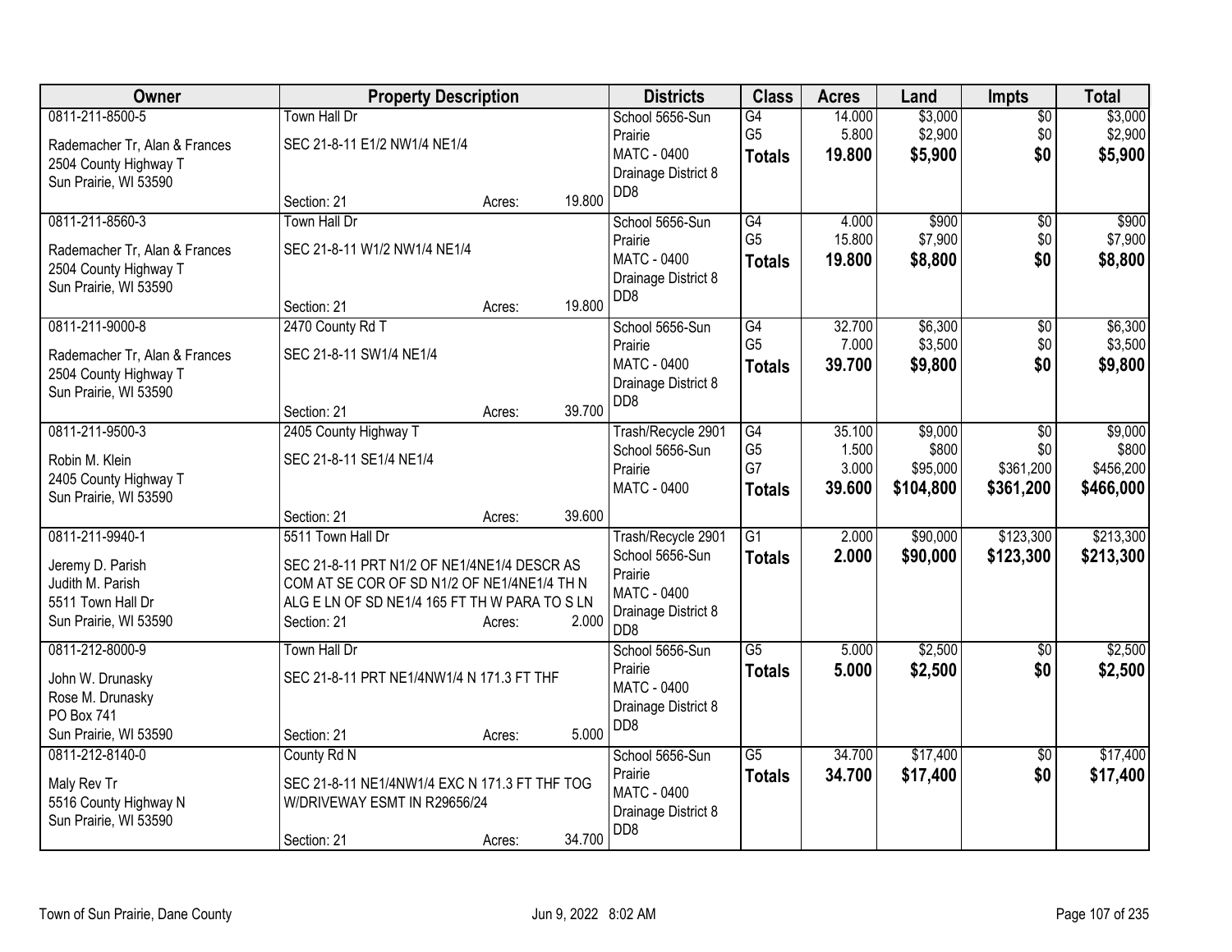| Owner | Property Description | Districts | Class | Acres | Land | Impts | Total |
|---|---|---|---|---|---|---|---|
| 0811-211-8500-5<br>Rademacher Tr, Alan & Frances<br>2504 County Highway T<br>Sun Prairie, WI 53590 | Town Hall Dr<br>SEC 21-8-11 E1/2 NW1/4 NE1/4<br>Section: 21 Acres: 19.800 | School 5656-Sun Prairie<br>MATC - 0400<br>Drainage District 8 DD8 | G4<br>G5<br>**Totals** | 14.000<br>5.800<br>**19.800** | \$3,000<br>\$2,900<br>**\$5,900** | \$0<br>\$0<br>**\$0** | \$3,000<br>\$2,900<br>**\$5,900** |
| 0811-211-8560-3<br>Rademacher Tr, Alan & Frances<br>2504 County Highway T<br>Sun Prairie, WI 53590 | Town Hall Dr<br>SEC 21-8-11 W1/2 NW1/4 NE1/4<br>Section: 21 Acres: 19.800 | School 5656-Sun Prairie<br>MATC - 0400<br>Drainage District 8 DD8 | G4<br>G5<br>**Totals** | 4.000<br>15.800<br>**19.800** | \$900<br>\$7,900<br>**\$8,800** | \$0<br>\$0<br>**\$0** | \$900<br>\$7,900<br>**\$8,800** |
| 0811-211-9000-8<br>Rademacher Tr, Alan & Frances<br>2504 County Highway T<br>Sun Prairie, WI 53590 | 2470 County Rd T<br>SEC 21-8-11 SW1/4 NE1/4<br>Section: 21 Acres: 39.700 | School 5656-Sun Prairie<br>MATC - 0400<br>Drainage District 8 DD8 | G4<br>G5<br>**Totals** | 32.700<br>7.000<br>**39.700** | \$6,300<br>\$3,500<br>**\$9,800** | \$0<br>\$0<br>**\$0** | \$6,300<br>\$3,500<br>**\$9,800** |
| 0811-211-9500-3<br>Robin M. Klein<br>2405 County Highway T<br>Sun Prairie, WI 53590 | 2405 County Highway T<br>SEC 21-8-11 SE1/4 NE1/4<br>Section: 21 Acres: 39.600 | Trash/Recycle 2901<br>School 5656-Sun Prairie<br>MATC - 0400 | G4<br>G5<br>G7<br>**Totals** | 35.100<br>1.500<br>3.000<br>**39.600** | \$9,000<br>\$800<br>\$95,000<br>**\$104,800** | \$0<br>\$0<br>\$361,200<br>**\$361,200** | \$9,000<br>\$800<br>\$456,200<br>**\$466,000** |
| 0811-211-9940-1<br>Jeremy D. Parish<br>Judith M. Parish<br>5511 Town Hall Dr<br>Sun Prairie, WI 53590 | 5511 Town Hall Dr<br>SEC 21-8-11 PRT N1/2 OF NE1/4NE1/4 DESCR AS COM AT SE COR OF SD N1/2 OF NE1/4NE1/4 TH N ALG E LN OF SD NE1/4 165 FT TH W PARA TO S LN<br>Section: 21 Acres: 2.000 | Trash/Recycle 2901<br>School 5656-Sun Prairie<br>MATC - 0400<br>Drainage District 8 DD8 | G1<br>**Totals** | 2.000<br>**2.000** | \$90,000<br>**\$90,000** | \$123,300<br>**\$123,300** | \$213,300<br>**\$213,300** |
| 0811-212-8000-9<br>John W. Drunasky<br>Rose M. Drunasky<br>PO Box 741<br>Sun Prairie, WI 53590 | Town Hall Dr<br>SEC 21-8-11 PRT NE1/4NW1/4 N 171.3 FT THF<br>Section: 21 Acres: 5.000 | School 5656-Sun Prairie<br>MATC - 0400<br>Drainage District 8 DD8 | G5<br>**Totals** | 5.000<br>**5.000** | \$2,500<br>**\$2,500** | \$0<br>**\$0** | \$2,500<br>**\$2,500** |
| 0811-212-8140-0<br>Maly Rev Tr<br>5516 County Highway N<br>Sun Prairie, WI 53590 | County Rd N<br>SEC 21-8-11 NE1/4NW1/4 EXC N 171.3 FT THF TOG W/DRIVEWAY ESMT IN R29656/24<br>Section: 21 Acres: 34.700 | School 5656-Sun Prairie<br>MATC - 0400<br>Drainage District 8 DD8 | G5<br>**Totals** | 34.700<br>**34.700** | \$17,400<br>**\$17,400** | \$0<br>**\$0** | \$17,400<br>**\$17,400** |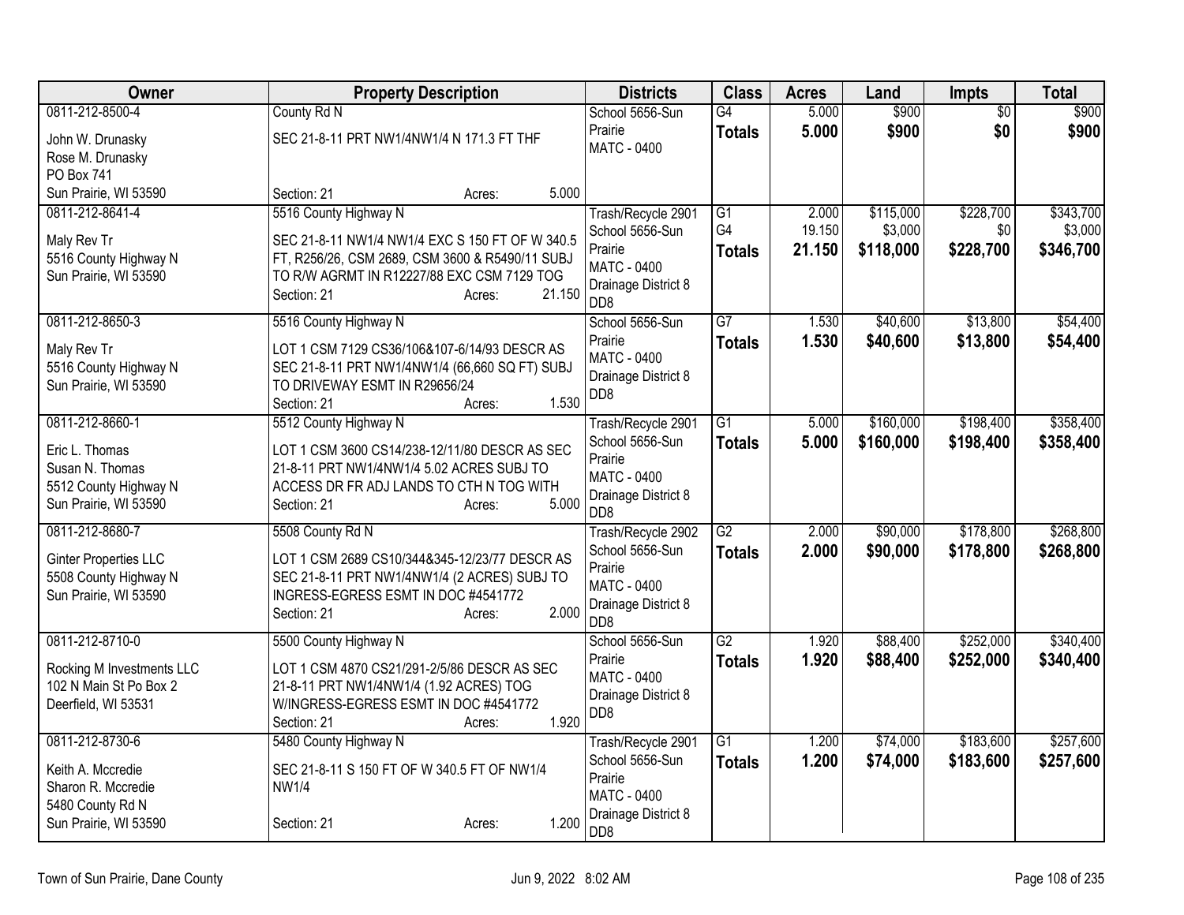| Owner | Property Description | Districts | Class | Acres | Land | Impts | Total |
|---|---|---|---|---|---|---|---|
| 0811-212-8500-4<br>John W. Drunasky<br>Rose M. Drunasky<br>PO Box 741<br>Sun Prairie, WI 53590 | County Rd N<br>SEC 21-8-11 PRT NW1/4NW1/4 N 171.3 FT THF<br>Section: 21 Acres: 5.000 | School 5656-Sun Prairie<br>MATC - 0400 | G4<br>**Totals** | 5.000<br>**5.000** | $900<br>**$900** | $0<br>**$0** | $900<br>**$900** |
| 0811-212-8641-4<br>Maly Rev Tr<br>5516 County Highway N<br>Sun Prairie, WI 53590 | 5516 County Highway N<br>SEC 21-8-11 NW1/4 NW1/4 EXC S 150 FT OF W 340.5 FT, R256/26, CSM 2689, CSM 3600 & R5490/11 SUBJ TO R/W AGRMT IN R12227/88 EXC CSM 7129 TOG<br>Section: 21 Acres: 21.150 | Trash/Recycle 2901<br>School 5656-Sun Prairie<br>MATC - 0400<br>Drainage District 8 DD8 | G1<br>G4<br>**Totals** | 2.000<br>19.150<br>**21.150** | $115,000<br>$3,000<br>**$118,000** | $228,700<br>$0<br>**$228,700** | $343,700<br>$3,000<br>**$346,700** |
| 0811-212-8650-3<br>Maly Rev Tr<br>5516 County Highway N<br>Sun Prairie, WI 53590 | 5516 County Highway N<br>LOT 1 CSM 7129 CS36/106&107-6/14/93 DESCR AS SEC 21-8-11 PRT NW1/4NW1/4 (66,660 SQ FT) SUBJ TO DRIVEWAY ESMT IN R29656/24<br>Section: 21 Acres: 1.530 | School 5656-Sun Prairie<br>MATC - 0400<br>Drainage District 8 DD8 | G7<br>**Totals** | 1.530<br>**1.530** | $40,600<br>**$40,600** | $13,800<br>**$13,800** | $54,400<br>**$54,400** |
| 0811-212-8660-1<br>Eric L. Thomas<br>Susan N. Thomas<br>5512 County Highway N<br>Sun Prairie, WI 53590 | 5512 County Highway N<br>LOT 1 CSM 3600 CS14/238-12/11/80 DESCR AS SEC 21-8-11 PRT NW1/4NW1/4 5.02 ACRES SUBJ TO ACCESS DR FR ADJ LANDS TO CTH N TOG WITH<br>Section: 21 Acres: 5.000 | Trash/Recycle 2901<br>School 5656-Sun Prairie<br>MATC - 0400<br>Drainage District 8 DD8 | G1<br>**Totals** | 5.000<br>**5.000** | $160,000<br>**$160,000** | $198,400<br>**$198,400** | $358,400<br>**$358,400** |
| 0811-212-8680-7<br>Ginter Properties LLC<br>5508 County Highway N<br>Sun Prairie, WI 53590 | 5508 County Rd N<br>LOT 1 CSM 2689 CS10/344&345-12/23/77 DESCR AS SEC 21-8-11 PRT NW1/4NW1/4 (2 ACRES) SUBJ TO INGRESS-EGRESS ESMT IN DOC #4541772<br>Section: 21 Acres: 2.000 | Trash/Recycle 2902<br>School 5656-Sun Prairie<br>MATC - 0400<br>Drainage District 8 DD8 | G2<br>**Totals** | 2.000<br>**2.000** | $90,000<br>**$90,000** | $178,800<br>**$178,800** | $268,800<br>**$268,800** |
| 0811-212-8710-0<br>Rocking M Investments LLC<br>102 N Main St Po Box 2<br>Deerfield, WI 53531 | 5500 County Highway N<br>LOT 1 CSM 4870 CS21/291-2/5/86 DESCR AS SEC 21-8-11 PRT NW1/4NW1/4 (1.92 ACRES) TOG W/INGRESS-EGRESS ESMT IN DOC #4541772<br>Section: 21 Acres: 1.920 | School 5656-Sun Prairie<br>MATC - 0400<br>Drainage District 8 DD8 | G2<br>**Totals** | 1.920<br>**1.920** | $88,400<br>**$88,400** | $252,000<br>**$252,000** | $340,400<br>**$340,400** |
| 0811-212-8730-6<br>Keith A. Mccredie<br>Sharon R. Mccredie<br>5480 County Rd N<br>Sun Prairie, WI 53590 | 5480 County Highway N<br>SEC 21-8-11 S 150 FT OF W 340.5 FT OF NW1/4 NW1/4<br>Section: 21 Acres: 1.200 | Trash/Recycle 2901<br>School 5656-Sun Prairie<br>MATC - 0400<br>Drainage District 8 DD8 | G1<br>**Totals** | 1.200<br>**1.200** | $74,000<br>**$74,000** | $183,600<br>**$183,600** | $257,600<br>**$257,600** |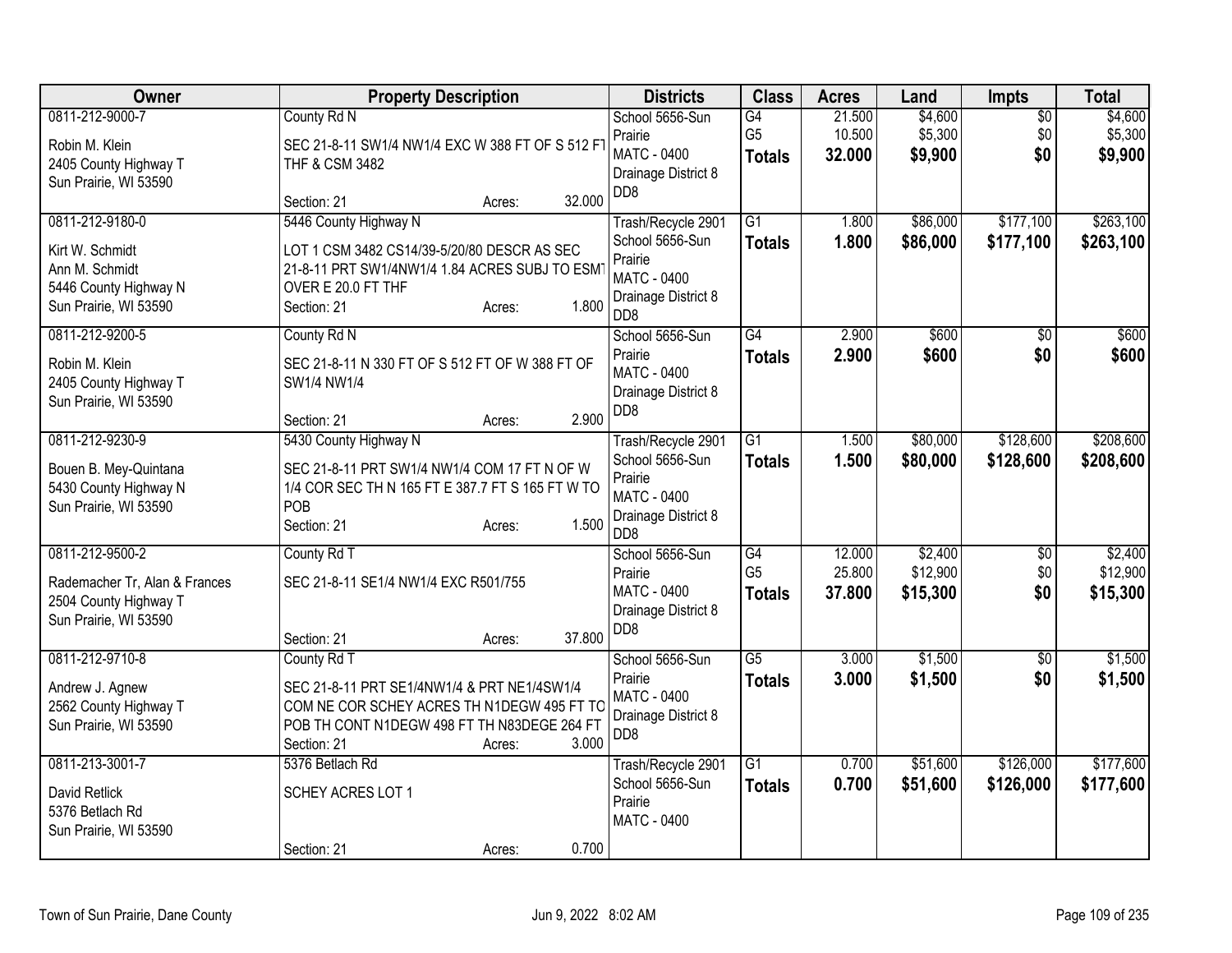| Owner | Property Description | Districts | Class | Acres | Land | Impts | Total |
|---|---|---|---|---|---|---|---|
| 0811-212-9000-7<br>Robin M. Klein<br>2405 County Highway T<br>Sun Prairie, WI 53590 | County Rd N<br>SEC 21-8-11 SW1/4 NW1/4 EXC W 388 FT OF S 512 FT THF & CSM 3482<br>Section: 21 Acres: 32.000 | School 5656-Sun Prairie<br>MATC - 0400<br>Drainage District 8<br>DD8 | G4<br>G5<br>**Totals** | 21.500<br>10.500<br>**32.000** | $4,600<br>$5,300<br>**$9,900** | $0<br>$0<br>**$0** | $4,600<br>$5,300<br>**$9,900** |
| 0811-212-9180-0<br>Kirt W. Schmidt<br>Ann M. Schmidt<br>5446 County Highway N<br>Sun Prairie, WI 53590 | 5446 County Highway N<br>LOT 1 CSM 3482 CS14/39-5/20/80 DESCR AS SEC 21-8-11 PRT SW1/4NW1/4 1.84 ACRES SUBJ TO ESMT OVER E 20.0 FT THF<br>Section: 21 Acres: 1.800 | Trash/Recycle 2901<br>School 5656-Sun Prairie<br>MATC - 0400<br>Drainage District 8<br>DD8 | G1<br>**Totals** | 1.800<br>**1.800** | $86,000<br>**$86,000** | $177,100<br>**$177,100** | $263,100<br>**$263,100** |
| 0811-212-9200-5<br>Robin M. Klein<br>2405 County Highway T<br>Sun Prairie, WI 53590 | County Rd N<br>SEC 21-8-11 N 330 FT OF S 512 FT OF W 388 FT OF SW1/4 NW1/4<br>Section: 21 Acres: 2.900 | School 5656-Sun Prairie<br>MATC - 0400<br>Drainage District 8<br>DD8 | G4<br>**Totals** | 2.900<br>**2.900** | $600<br>**$600** | $0<br>**$0** | $600<br>**$600** |
| 0811-212-9230-9<br>Bouen B. Mey-Quintana<br>5430 County Highway N<br>Sun Prairie, WI 53590 | 5430 County Highway N<br>SEC 21-8-11 PRT SW1/4 NW1/4 COM 17 FT N OF W 1/4 COR SEC TH N 165 FT E 387.7 FT S 165 FT W TO POB<br>Section: 21 Acres: 1.500 | Trash/Recycle 2901<br>School 5656-Sun Prairie<br>MATC - 0400<br>Drainage District 8<br>DD8 | G1<br>**Totals** | 1.500<br>**1.500** | $80,000<br>**$80,000** | $128,600<br>**$128,600** | $208,600<br>**$208,600** |
| 0811-212-9500-2<br>Rademacher Tr, Alan & Frances<br>2504 County Highway T<br>Sun Prairie, WI 53590 | County Rd T<br>SEC 21-8-11 SE1/4 NW1/4 EXC R501/755<br>Section: 21 Acres: 37.800 | School 5656-Sun Prairie<br>MATC - 0400<br>Drainage District 8<br>DD8 | G4<br>G5<br>**Totals** | 12.000<br>25.800<br>**37.800** | $2,400<br>$12,900<br>**$15,300** | $0<br>$0<br>**$0** | $2,400<br>$12,900<br>**$15,300** |
| 0811-212-9710-8<br>Andrew J. Agnew<br>2562 County Highway T<br>Sun Prairie, WI 53590 | County Rd T<br>SEC 21-8-11 PRT SE1/4NW1/4 & PRT NE1/4SW1/4 COM NE COR SCHEY ACRES TH N1DEGW 495 FT TO POB TH CONT N1DEGW 498 FT TH N83DEGE 264 FT<br>Section: 21 Acres: 3.000 | School 5656-Sun Prairie<br>MATC - 0400<br>Drainage District 8<br>DD8 | G5<br>**Totals** | 3.000<br>**3.000** | $1,500<br>**$1,500** | $0<br>**$0** | $1,500<br>**$1,500** |
| 0811-213-3001-7<br>David Retlick<br>5376 Betlach Rd<br>Sun Prairie, WI 53590 | 5376 Betlach Rd<br>SCHEY ACRES LOT 1<br>Section: 21 Acres: 0.700 | Trash/Recycle 2901<br>School 5656-Sun Prairie<br>MATC - 0400 | G1<br>**Totals** | 0.700<br>**0.700** | $51,600<br>**$51,600** | $126,000<br>**$126,000** | $177,600<br>**$177,600** |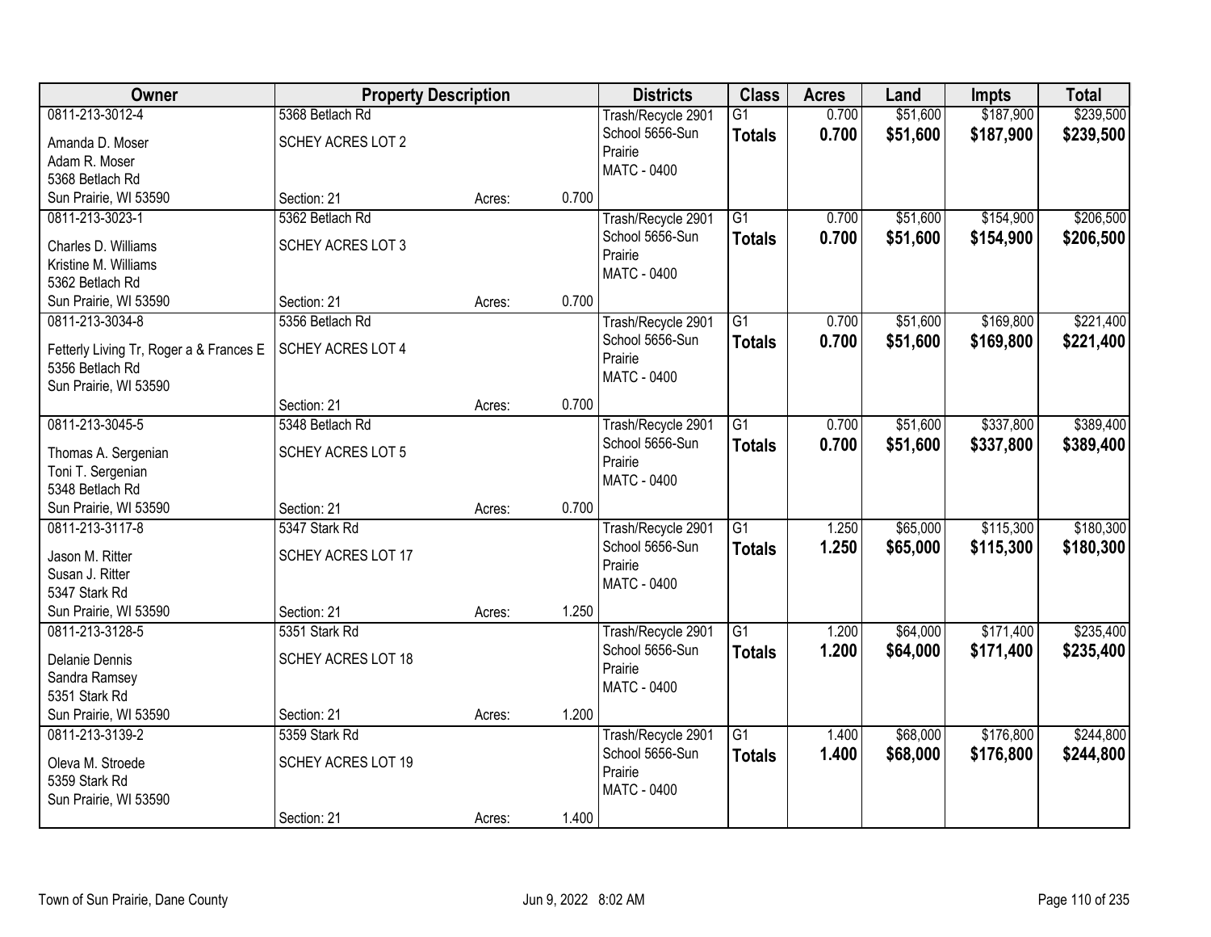| Owner | Property Description | | | Districts | Class | Acres | Land | Impts | Total |
|---|---|---|---|---|---|---|---|---|---|
| 0811-213-3012-4<br>Amanda D. Moser<br>Adam R. Moser<br>5368 Betlach Rd<br>Sun Prairie, WI 53590 | 5368 Betlach Rd<br>SCHEY ACRES LOT 2<br>Section: 21 | Acres: | 0.700 | Trash/Recycle 2901<br>School 5656-Sun Prairie<br>MATC - 0400 | G1<br>**Totals** | 0.700<br>**0.700** | $51,600<br>**$51,600** | $187,900<br>**$187,900** | $239,500<br>**$239,500** |
| 0811-213-3023-1<br>Charles D. Williams<br>Kristine M. Williams<br>5362 Betlach Rd<br>Sun Prairie, WI 53590 | 5362 Betlach Rd<br>SCHEY ACRES LOT 3<br>Section: 21 | Acres: | 0.700 | Trash/Recycle 2901<br>School 5656-Sun Prairie<br>MATC - 0400 | G1<br>**Totals** | 0.700<br>**0.700** | $51,600<br>**$51,600** | $154,900<br>**$154,900** | $206,500<br>**$206,500** |
| 0811-213-3034-8<br>Fetterly Living Tr, Roger a & Frances E<br>5356 Betlach Rd<br>Sun Prairie, WI 53590 | 5356 Betlach Rd<br>SCHEY ACRES LOT 4<br>Section: 21 | Acres: | 0.700 | Trash/Recycle 2901<br>School 5656-Sun Prairie<br>MATC - 0400 | G1<br>**Totals** | 0.700<br>**0.700** | $51,600<br>**$51,600** | $169,800<br>**$169,800** | $221,400<br>**$221,400** |
| 0811-213-3045-5<br>Thomas A. Sergenian<br>Toni T. Sergenian<br>5348 Betlach Rd<br>Sun Prairie, WI 53590 | 5348 Betlach Rd<br>SCHEY ACRES LOT 5<br>Section: 21 | Acres: | 0.700 | Trash/Recycle 2901<br>School 5656-Sun Prairie<br>MATC - 0400 | G1<br>**Totals** | 0.700<br>**0.700** | $51,600<br>**$51,600** | $337,800<br>**$337,800** | $389,400<br>**$389,400** |
| 0811-213-3117-8<br>Jason M. Ritter<br>Susan J. Ritter<br>5347 Stark Rd<br>Sun Prairie, WI 53590 | 5347 Stark Rd<br>SCHEY ACRES LOT 17<br>Section: 21 | Acres: | 1.250 | Trash/Recycle 2901<br>School 5656-Sun Prairie<br>MATC - 0400 | G1<br>**Totals** | 1.250<br>**1.250** | $65,000<br>**$65,000** | $115,300<br>**$115,300** | $180,300<br>**$180,300** |
| 0811-213-3128-5<br>Delanie Dennis<br>Sandra Ramsey<br>5351 Stark Rd<br>Sun Prairie, WI 53590 | 5351 Stark Rd<br>SCHEY ACRES LOT 18<br>Section: 21 | Acres: | 1.200 | Trash/Recycle 2901<br>School 5656-Sun Prairie<br>MATC - 0400 | G1<br>**Totals** | 1.200<br>**1.200** | $64,000<br>**$64,000** | $171,400<br>**$171,400** | $235,400<br>**$235,400** |
| 0811-213-3139-2<br>Oleva M. Stroede<br>5359 Stark Rd<br>Sun Prairie, WI 53590 | 5359 Stark Rd<br>SCHEY ACRES LOT 19<br>Section: 21 | Acres: | 1.400 | Trash/Recycle 2901<br>School 5656-Sun Prairie<br>MATC - 0400 | G1<br>**Totals** | 1.400<br>**1.400** | $68,000<br>**$68,000** | $176,800<br>**$176,800** | $244,800<br>**$244,800** |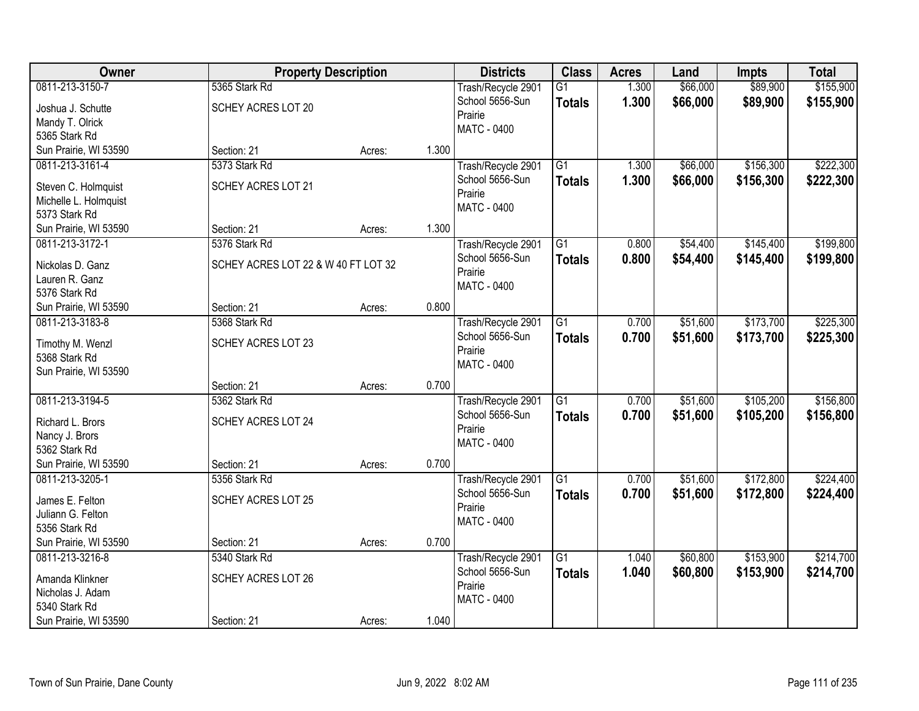| Owner | Property Description | | | Districts | Class | Acres | Land | Impts | Total |
|---|---|---|---|---|---|---|---|---|---|
| 0811-213-3150-7 | 5365 Stark Rd | | | Trash/Recycle 2901 | G1 | 1.300 | $66,000 | $89,900 | $155,900 |
| Joshua J. Schutte<br>Mandy T. Olrick<br>5365 Stark Rd<br>Sun Prairie, WI 53590 | SCHEY ACRES LOT 20 | | | School 5656-Sun Prairie<br>MATC - 0400 | **Totals** | **1.300** | **$66,000** | **$89,900** | **$155,900** |
| | Section: 21 | Acres: | 1.300 | | | | | | |
| 0811-213-3161-4 | 5373 Stark Rd | | | Trash/Recycle 2901 | G1 | 1.300 | $66,000 | $156,300 | $222,300 |
| Steven C. Holmquist<br>Michelle L. Holmquist<br>5373 Stark Rd<br>Sun Prairie, WI 53590 | SCHEY ACRES LOT 21 | | | School 5656-Sun Prairie<br>MATC - 0400 | **Totals** | **1.300** | **$66,000** | **$156,300** | **$222,300** |
| | Section: 21 | Acres: | 1.300 | | | | | | |
| 0811-213-3172-1 | 5376 Stark Rd | | | Trash/Recycle 2901 | G1 | 0.800 | $54,400 | $145,400 | $199,800 |
| Nickolas D. Ganz<br>Lauren R. Ganz<br>5376 Stark Rd<br>Sun Prairie, WI 53590 | SCHEY ACRES LOT 22 & W 40 FT LOT 32 | | | School 5656-Sun Prairie<br>MATC - 0400 | **Totals** | **0.800** | **$54,400** | **$145,400** | **$199,800** |
| | Section: 21 | Acres: | 0.800 | | | | | | |
| 0811-213-3183-8 | 5368 Stark Rd | | | Trash/Recycle 2901 | G1 | 0.700 | $51,600 | $173,700 | $225,300 |
| Timothy M. Wenzl<br>5368 Stark Rd<br>Sun Prairie, WI 53590 | SCHEY ACRES LOT 23 | | | School 5656-Sun Prairie<br>MATC - 0400 | **Totals** | **0.700** | **$51,600** | **$173,700** | **$225,300** |
| | Section: 21 | Acres: | 0.700 | | | | | | |
| 0811-213-3194-5 | 5362 Stark Rd | | | Trash/Recycle 2901 | G1 | 0.700 | $51,600 | $105,200 | $156,800 |
| Richard L. Brors<br>Nancy J. Brors<br>5362 Stark Rd<br>Sun Prairie, WI 53590 | SCHEY ACRES LOT 24 | | | School 5656-Sun Prairie<br>MATC - 0400 | **Totals** | **0.700** | **$51,600** | **$105,200** | **$156,800** |
| | Section: 21 | Acres: | 0.700 | | | | | | |
| 0811-213-3205-1 | 5356 Stark Rd | | | Trash/Recycle 2901 | G1 | 0.700 | $51,600 | $172,800 | $224,400 |
| James E. Felton<br>Juliann G. Felton<br>5356 Stark Rd<br>Sun Prairie, WI 53590 | SCHEY ACRES LOT 25 | | | School 5656-Sun Prairie<br>MATC - 0400 | **Totals** | **0.700** | **$51,600** | **$172,800** | **$224,400** |
| | Section: 21 | Acres: | 0.700 | | | | | | |
| 0811-213-3216-8 | 5340 Stark Rd | | | Trash/Recycle 2901 | G1 | 1.040 | $60,800 | $153,900 | $214,700 |
| Amanda Klinkner<br>Nicholas J. Adam<br>5340 Stark Rd<br>Sun Prairie, WI 53590 | SCHEY ACRES LOT 26 | | | School 5656-Sun Prairie<br>MATC - 0400 | **Totals** | **1.040** | **$60,800** | **$153,900** | **$214,700** |
| | Section: 21 | Acres: | 1.040 | | | | | | |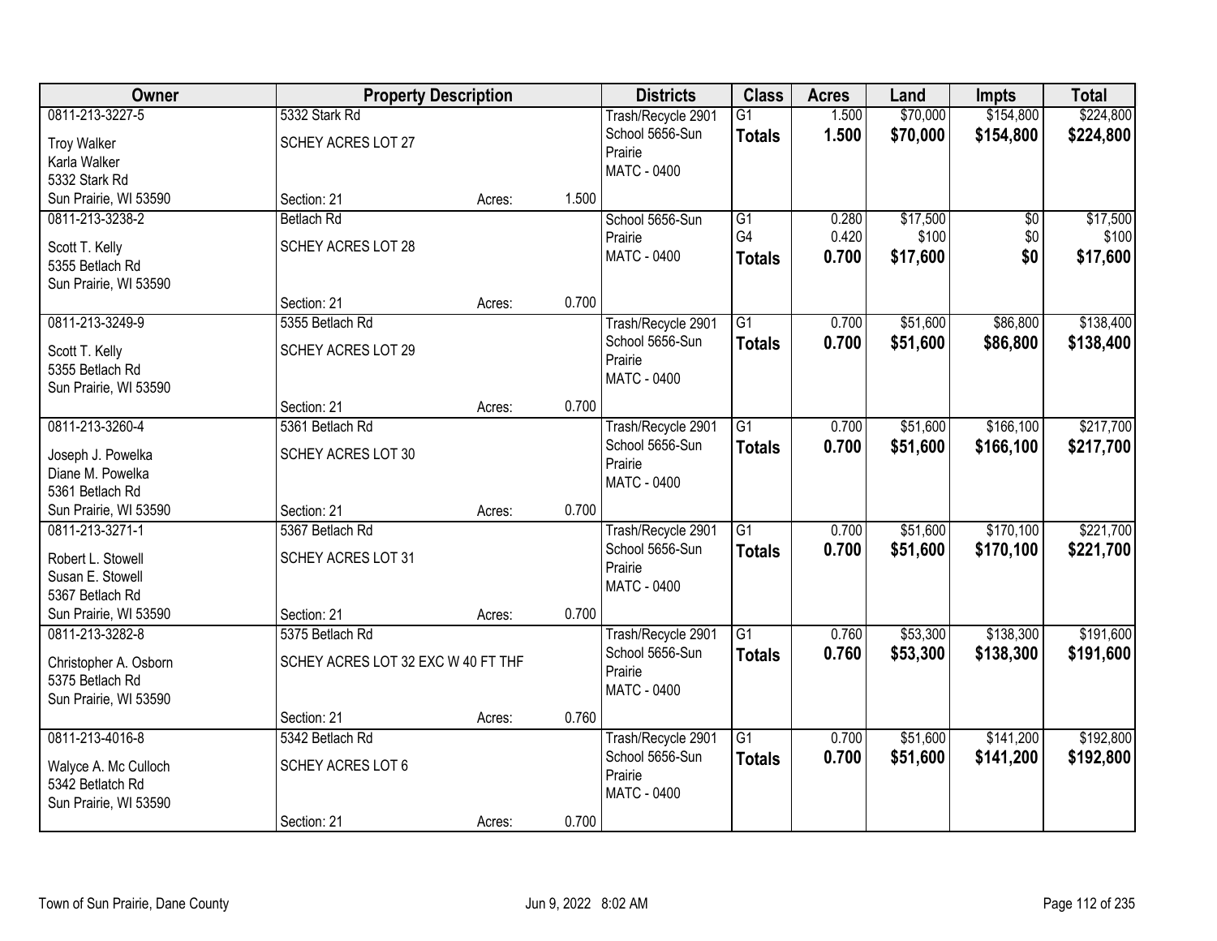| Owner | Property Description | | | Districts | Class | Acres | Land | Impts | Total |
|---|---|---|---|---|---|---|---|---|---|
| 0811-213-3227-5<br>Troy Walker<br>Karla Walker<br>5332 Stark Rd<br>Sun Prairie, WI 53590 | 5332 Stark Rd<br>SCHEY ACRES LOT 27<br>Section: 21 | Acres: | 1.500 | Trash/Recycle 2901<br>School 5656-Sun Prairie<br>MATC - 0400 | G1<br>**Totals** | 1.500<br>**1.500** | $70,000<br>**$70,000** | $154,800<br>**$154,800** | $224,800<br>**$224,800** |
| 0811-213-3238-2<br>Scott T. Kelly<br>5355 Betlach Rd<br>Sun Prairie, WI 53590 | Betlach Rd<br>SCHEY ACRES LOT 28<br>Section: 21 | Acres: | 0.700 | School 5656-Sun Prairie<br>MATC - 0400 | G1<br>G4<br>**Totals** | 0.280<br>0.420<br>**0.700** | $17,500<br>$100<br>**$17,600** | $0<br>$0<br>**$0** | $17,500<br>$100<br>**$17,600** |
| 0811-213-3249-9<br>Scott T. Kelly<br>5355 Betlach Rd<br>Sun Prairie, WI 53590 | 5355 Betlach Rd<br>SCHEY ACRES LOT 29<br>Section: 21 | Acres: | 0.700 | Trash/Recycle 2901<br>School 5656-Sun Prairie<br>MATC - 0400 | G1<br>**Totals** | 0.700<br>**0.700** | $51,600<br>**$51,600** | $86,800<br>**$86,800** | $138,400<br>**$138,400** |
| 0811-213-3260-4<br>Joseph J. Powelka<br>Diane M. Powelka<br>5361 Betlach Rd<br>Sun Prairie, WI 53590 | 5361 Betlach Rd<br>SCHEY ACRES LOT 30<br>Section: 21 | Acres: | 0.700 | Trash/Recycle 2901<br>School 5656-Sun Prairie<br>MATC - 0400 | G1<br>**Totals** | 0.700<br>**0.700** | $51,600<br>**$51,600** | $166,100<br>**$166,100** | $217,700<br>**$217,700** |
| 0811-213-3271-1<br>Robert L. Stowell<br>Susan E. Stowell<br>5367 Betlach Rd<br>Sun Prairie, WI 53590 | 5367 Betlach Rd<br>SCHEY ACRES LOT 31<br>Section: 21 | Acres: | 0.700 | Trash/Recycle 2901<br>School 5656-Sun Prairie<br>MATC - 0400 | G1<br>**Totals** | 0.700<br>**0.700** | $51,600<br>**$51,600** | $170,100<br>**$170,100** | $221,700<br>**$221,700** |
| 0811-213-3282-8<br>Christopher A. Osborn<br>5375 Betlach Rd<br>Sun Prairie, WI 53590 | 5375 Betlach Rd<br>SCHEY ACRES LOT 32 EXC W 40 FT THF<br>Section: 21 | Acres: | 0.760 | Trash/Recycle 2901<br>School 5656-Sun Prairie<br>MATC - 0400 | G1<br>**Totals** | 0.760<br>**0.760** | $53,300<br>**$53,300** | $138,300<br>**$138,300** | $191,600<br>**$191,600** |
| 0811-213-4016-8<br>Walyce A. Mc Culloch<br>5342 Betlatch Rd<br>Sun Prairie, WI 53590 | 5342 Betlach Rd<br>SCHEY ACRES LOT 6<br>Section: 21 | Acres: | 0.700 | Trash/Recycle 2901<br>School 5656-Sun Prairie<br>MATC - 0400 | G1<br>**Totals** | 0.700<br>**0.700** | $51,600<br>**$51,600** | $141,200<br>**$141,200** | $192,800<br>**$192,800** |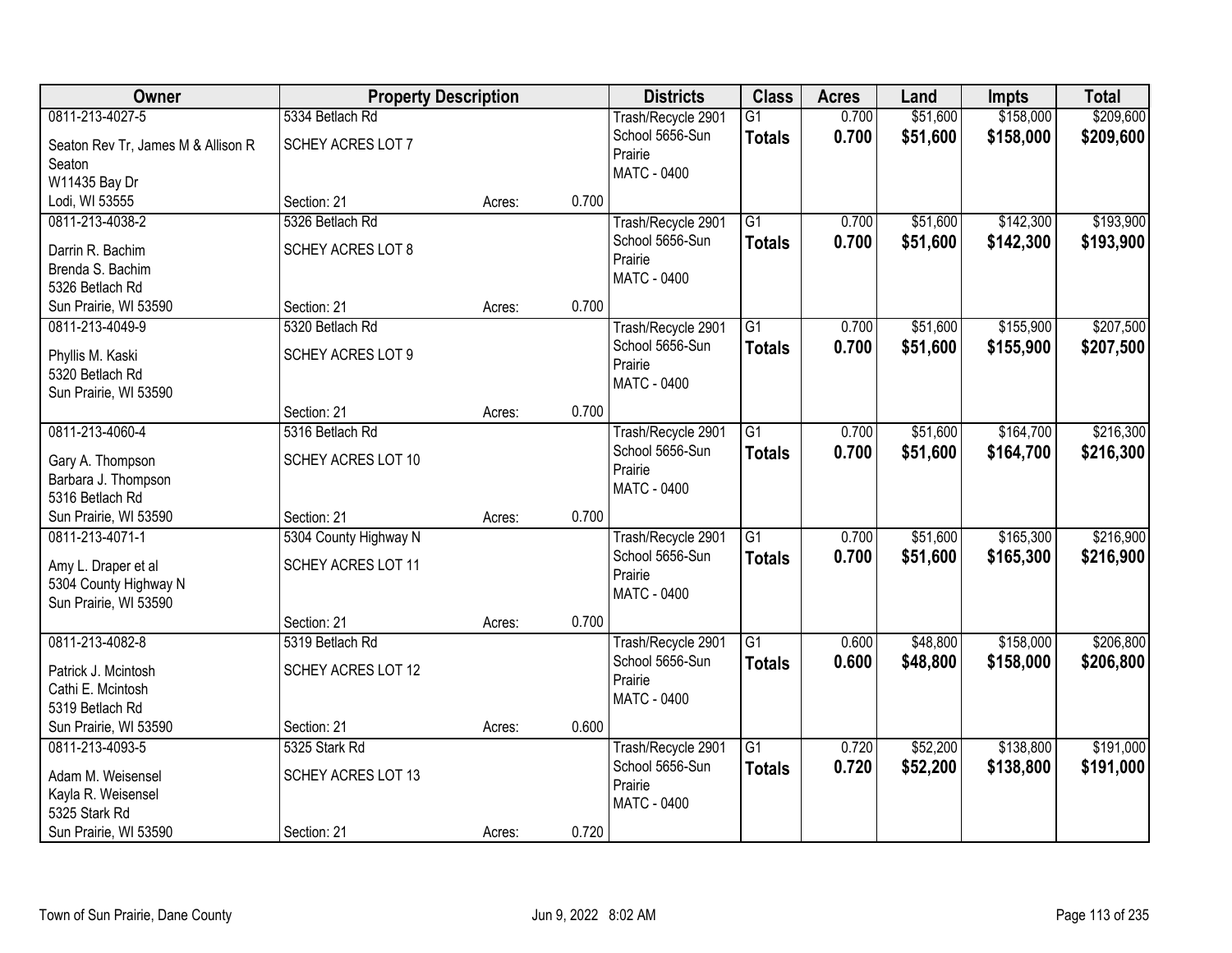| Owner | Property Description | | | Districts | Class | Acres | Land | Impts | Total |
|---|---|---|---|---|---|---|---|---|---|
| 0811-213-4027-5 | 5334 Betlach Rd | | | Trash/Recycle 2901 | G1 | 0.700 | $51,600 | $158,000 | $209,600 |
| Seaton Rev Tr, James M & Allison R Seaton<br>W11435 Bay Dr<br>Lodi, WI 53555 | SCHEY ACRES LOT 7 | | | School 5656-Sun Prairie<br>MATC - 0400 | **Totals** | **0.700** | **$51,600** | **$158,000** | **$209,600** |
| | Section: 21 | Acres: | 0.700 | | | | | | |
| 0811-213-4038-2 | 5326 Betlach Rd | | | Trash/Recycle 2901 | G1 | 0.700 | $51,600 | $142,300 | $193,900 |
| Darrin R. Bachim<br>Brenda S. Bachim<br>5326 Betlach Rd<br>Sun Prairie, WI 53590 | SCHEY ACRES LOT 8 | | | School 5656-Sun Prairie<br>MATC - 0400 | **Totals** | **0.700** | **$51,600** | **$142,300** | **$193,900** |
| | Section: 21 | Acres: | 0.700 | | | | | | |
| 0811-213-4049-9 | 5320 Betlach Rd | | | Trash/Recycle 2901 | G1 | 0.700 | $51,600 | $155,900 | $207,500 |
| Phyllis M. Kaski<br>5320 Betlach Rd<br>Sun Prairie, WI 53590 | SCHEY ACRES LOT 9 | | | School 5656-Sun Prairie<br>MATC - 0400 | **Totals** | **0.700** | **$51,600** | **$155,900** | **$207,500** |
| | Section: 21 | Acres: | 0.700 | | | | | | |
| 0811-213-4060-4 | 5316 Betlach Rd | | | Trash/Recycle 2901 | G1 | 0.700 | $51,600 | $164,700 | $216,300 |
| Gary A. Thompson<br>Barbara J. Thompson<br>5316 Betlach Rd<br>Sun Prairie, WI 53590 | SCHEY ACRES LOT 10 | | | School 5656-Sun Prairie<br>MATC - 0400 | **Totals** | **0.700** | **$51,600** | **$164,700** | **$216,300** |
| | Section: 21 | Acres: | 0.700 | | | | | | |
| 0811-213-4071-1 | 5304 County Highway N | | | Trash/Recycle 2901 | G1 | 0.700 | $51,600 | $165,300 | $216,900 |
| Amy L. Draper et al<br>5304 County Highway N<br>Sun Prairie, WI 53590 | SCHEY ACRES LOT 11 | | | School 5656-Sun Prairie<br>MATC - 0400 | **Totals** | **0.700** | **$51,600** | **$165,300** | **$216,900** |
| | Section: 21 | Acres: | 0.700 | | | | | | |
| 0811-213-4082-8 | 5319 Betlach Rd | | | Trash/Recycle 2901 | G1 | 0.600 | $48,800 | $158,000 | $206,800 |
| Patrick J. Mcintosh<br>Cathi E. Mcintosh<br>5319 Betlach Rd<br>Sun Prairie, WI 53590 | SCHEY ACRES LOT 12 | | | School 5656-Sun Prairie<br>MATC - 0400 | **Totals** | **0.600** | **$48,800** | **$158,000** | **$206,800** |
| | Section: 21 | Acres: | 0.600 | | | | | | |
| 0811-213-4093-5 | 5325 Stark Rd | | | Trash/Recycle 2901 | G1 | 0.720 | $52,200 | $138,800 | $191,000 |
| Adam M. Weisensel<br>Kayla R. Weisensel<br>5325 Stark Rd<br>Sun Prairie, WI 53590 | SCHEY ACRES LOT 13 | | | School 5656-Sun Prairie<br>MATC - 0400 | **Totals** | **0.720** | **$52,200** | **$138,800** | **$191,000** |
| | Section: 21 | Acres: | 0.720 | | | | | | |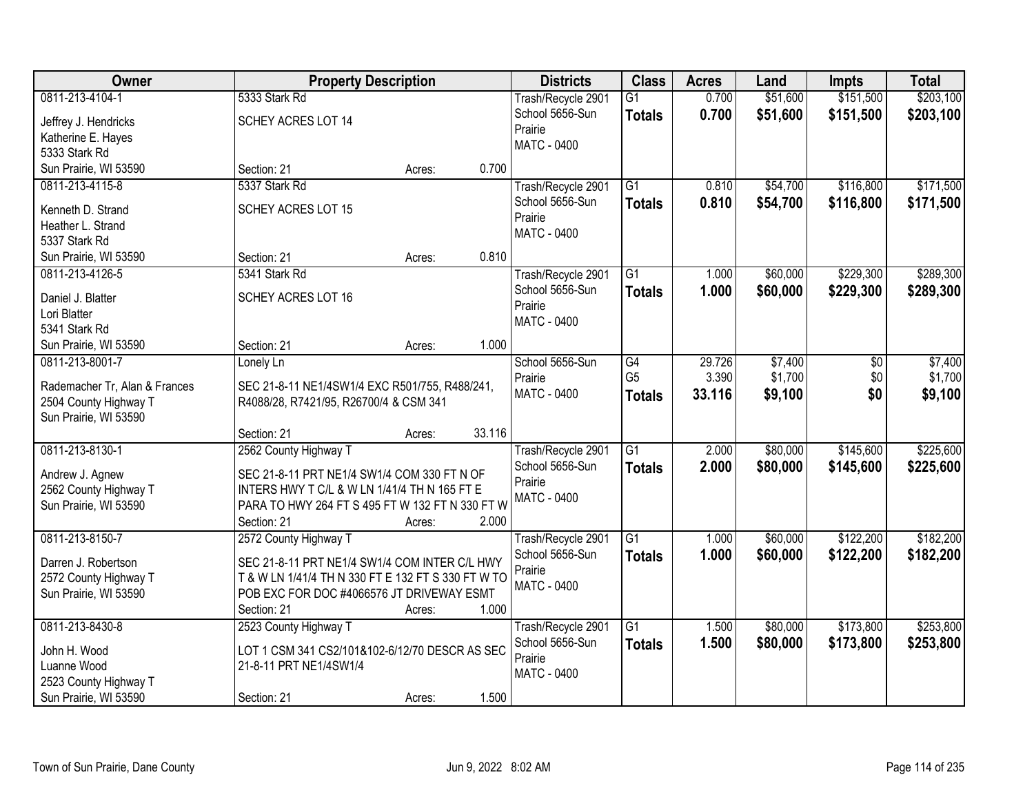| Owner | Property Description | | | Districts | Class | Acres | Land | Impts | Total |
|---|---|---|---|---|---|---|---|---|---|
| 0811-213-4104-1<br>Jeffrey J. Hendricks<br>Katherine E. Hayes<br>5333 Stark Rd<br>Sun Prairie, WI 53590 | 5333 Stark Rd<br>SCHEY ACRES LOT 14<br>Section: 21 | Acres: | 0.700 | Trash/Recycle 2901<br>School 5656-Sun Prairie<br>MATC - 0400 | G1<br>**Totals** | 0.700<br>**0.700** | $51,600<br>**$51,600** | $151,500<br>**$151,500** | $203,100<br>**$203,100** |
| 0811-213-4115-8<br>Kenneth D. Strand<br>Heather L. Strand<br>5337 Stark Rd<br>Sun Prairie, WI 53590 | 5337 Stark Rd<br>SCHEY ACRES LOT 15<br>Section: 21 | Acres: | 0.810 | Trash/Recycle 2901<br>School 5656-Sun Prairie<br>MATC - 0400 | G1<br>**Totals** | 0.810<br>**0.810** | $54,700<br>**$54,700** | $116,800<br>**$116,800** | $171,500<br>**$171,500** |
| 0811-213-4126-5<br>Daniel J. Blatter<br>Lori Blatter<br>5341 Stark Rd<br>Sun Prairie, WI 53590 | 5341 Stark Rd<br>SCHEY ACRES LOT 16<br>Section: 21 | Acres: | 1.000 | Trash/Recycle 2901<br>School 5656-Sun Prairie<br>MATC - 0400 | G1<br>**Totals** | 1.000<br>**1.000** | $60,000<br>**$60,000** | $229,300<br>**$229,300** | $289,300<br>**$289,300** |
| 0811-213-8001-7<br>Rademacher Tr, Alan & Frances<br>2504 County Highway T<br>Sun Prairie, WI 53590 | Lonely Ln<br>SEC 21-8-11 NE1/4SW1/4 EXC R501/755, R488/241, R4088/28, R7421/95, R26700/4 & CSM 341<br>Section: 21 | Acres: | 33.116 | School 5656-Sun Prairie<br>MATC - 0400 | G4<br>G5<br>**Totals** | 29.726<br>3.390<br>**33.116** | $7,400<br>$1,700<br>**$9,100** | $0<br>$0<br>**$0** | $7,400<br>$1,700<br>**$9,100** |
| 0811-213-8130-1<br>Andrew J. Agnew<br>2562 County Highway T<br>Sun Prairie, WI 53590 | 2562 County Highway T<br>SEC 21-8-11 PRT NE1/4 SW1/4 COM 330 FT N OF INTERS HWY T C/L & W LN 1/41/4 TH N 165 FT E PARA TO HWY 264 FT S 495 FT W 132 FT N 330 FT W<br>Section: 21 | Acres: | 2.000 | Trash/Recycle 2901<br>School 5656-Sun Prairie<br>MATC - 0400 | G1<br>**Totals** | 2.000<br>**2.000** | $80,000<br>**$80,000** | $145,600<br>**$145,600** | $225,600<br>**$225,600** |
| 0811-213-8150-7<br>Darren J. Robertson<br>2572 County Highway T<br>Sun Prairie, WI 53590 | 2572 County Highway T<br>SEC 21-8-11 PRT NE1/4 SW1/4 COM INTER C/L HWY T & W LN 1/41/4 TH N 330 FT E 132 FT S 330 FT W TO POB EXC FOR DOC #4066576 JT DRIVEWAY ESMT<br>Section: 21 | Acres: | 1.000 | Trash/Recycle 2901<br>School 5656-Sun Prairie<br>MATC - 0400 | G1<br>**Totals** | 1.000<br>**1.000** | $60,000<br>**$60,000** | $122,200<br>**$122,200** | $182,200<br>**$182,200** |
| 0811-213-8430-8<br>John H. Wood<br>Luanne Wood<br>2523 County Highway T<br>Sun Prairie, WI 53590 | 2523 County Highway T<br>LOT 1 CSM 341 CS2/101&102-6/12/70 DESCR AS SEC 21-8-11 PRT NE1/4SW1/4<br>Section: 21 | Acres: | 1.500 | Trash/Recycle 2901<br>School 5656-Sun Prairie<br>MATC - 0400 | G1<br>**Totals** | 1.500<br>**1.500** | $80,000<br>**$80,000** | $173,800<br>**$173,800** | $253,800<br>**$253,800** |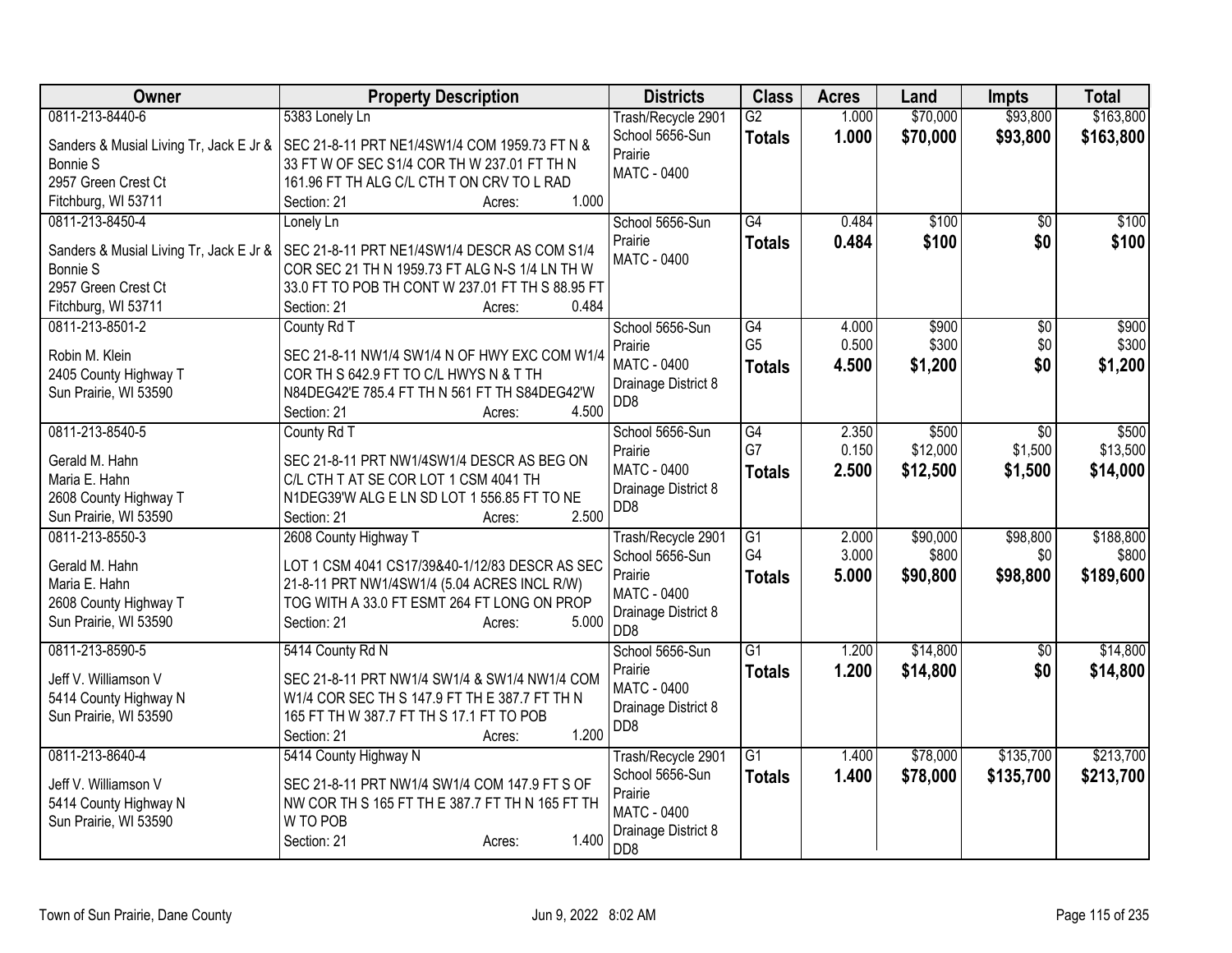| Owner | Property Description | Districts | Class | Acres | Land | Impts | Total |
|---|---|---|---|---|---|---|---|
| 0811-213-8440-6<br>Sanders & Musial Living Tr, Jack E Jr & Bonnie S<br>2957 Green Crest Ct<br>Fitchburg, WI 53711 | 5383 Lonely Ln<br>SEC 21-8-11 PRT NE1/4SW1/4 COM 1959.73 FT N & 33 FT W OF SEC S1/4 COR TH W 237.01 FT TH N 161.96 FT TH ALG C/L CTH T ON CRV TO L RAD<br>Section: 21 Acres: 1.000 | Trash/Recycle 2901<br>School 5656-Sun Prairie<br>MATC - 0400 | G2<br>**Totals** | 1.000<br>**1.000** | $70,000<br>**$70,000** | $93,800<br>**$93,800** | $163,800<br>**$163,800** |
| 0811-213-8450-4<br>Sanders & Musial Living Tr, Jack E Jr & Bonnie S<br>2957 Green Crest Ct<br>Fitchburg, WI 53711 | Lonely Ln<br>SEC 21-8-11 PRT NE1/4SW1/4 DESCR AS COM S1/4 COR SEC 21 TH N 1959.73 FT ALG N-S 1/4 LN TH W 33.0 FT TO POB TH CONT W 237.01 FT TH S 88.95 FT<br>Section: 21 Acres: 0.484 | School 5656-Sun Prairie<br>MATC - 0400 | G4<br>**Totals** | 0.484<br>**0.484** | $100<br>**$100** | $0<br>**$0** | $100<br>**$100** |
| 0811-213-8501-2<br>Robin M. Klein<br>2405 County Highway T<br>Sun Prairie, WI 53590 | County Rd T<br>SEC 21-8-11 NW1/4 SW1/4 N OF HWY EXC COM W1/4 COR TH S 642.9 FT TO C/L HWYS N & T TH N84DEG42'E 785.4 FT TH N 561 FT TH S84DEG42'W<br>Section: 21 Acres: 4.500 | School 5656-Sun Prairie<br>MATC - 0400<br>Drainage District 8 DD8 | G4<br>G5<br>**Totals** | 4.000<br>0.500<br>**4.500** | $900<br>$300<br>**$1,200** | $0<br>$0<br>**$0** | $900<br>$300<br>**$1,200** |
| 0811-213-8540-5<br>Gerald M. Hahn<br>Maria E. Hahn<br>2608 County Highway T<br>Sun Prairie, WI 53590 | County Rd T<br>SEC 21-8-11 PRT NW1/4SW1/4 DESCR AS BEG ON C/L CTH T AT SE COR LOT 1 CSM 4041 TH N1DEG39'W ALG E LN SD LOT 1 556.85 FT TO NE<br>Section: 21 Acres: 2.500 | School 5656-Sun Prairie<br>MATC - 0400<br>Drainage District 8 DD8 | G4<br>G7<br>**Totals** | 2.350<br>0.150<br>**2.500** | $500<br>$12,000<br>**$12,500** | $0<br>$1,500<br>**$1,500** | $500<br>$13,500<br>**$14,000** |
| 0811-213-8550-3<br>Gerald M. Hahn<br>Maria E. Hahn<br>2608 County Highway T<br>Sun Prairie, WI 53590 | 2608 County Highway T<br>LOT 1 CSM 4041 CS17/39&40-1/12/83 DESCR AS SEC 21-8-11 PRT NW1/4SW1/4 (5.04 ACRES INCL R/W) TOG WITH A 33.0 FT ESMT 264 FT LONG ON PROP<br>Section: 21 Acres: 5.000 | Trash/Recycle 2901<br>School 5656-Sun Prairie<br>MATC - 0400<br>Drainage District 8 DD8 | G1<br>G4<br>**Totals** | 2.000<br>3.000<br>**5.000** | $90,000<br>$800<br>**$90,800** | $98,800<br>$0<br>**$98,800** | $188,800<br>$800<br>**$189,600** |
| 0811-213-8590-5<br>Jeff V. Williamson V<br>5414 County Highway N<br>Sun Prairie, WI 53590 | 5414 County Rd N<br>SEC 21-8-11 PRT NW1/4 SW1/4 & SW1/4 NW1/4 COM W1/4 COR SEC TH S 147.9 FT TH E 387.7 FT TH N 165 FT TH W 387.7 FT TH S 17.1 FT TO POB<br>Section: 21 Acres: 1.200 | School 5656-Sun Prairie<br>MATC - 0400<br>Drainage District 8 DD8 | G1<br>**Totals** | 1.200<br>**1.200** | $14,800<br>**$14,800** | $0<br>**$0** | $14,800<br>**$14,800** |
| 0811-213-8640-4<br>Jeff V. Williamson V<br>5414 County Highway N<br>Sun Prairie, WI 53590 | 5414 County Highway N<br>SEC 21-8-11 PRT NW1/4 SW1/4 COM 147.9 FT S OF NW COR TH S 165 FT TH E 387.7 FT TH N 165 FT TH W TO POB<br>Section: 21 Acres: 1.400 | Trash/Recycle 2901<br>School 5656-Sun Prairie<br>MATC - 0400<br>Drainage District 8 DD8 | G1<br>**Totals** | 1.400<br>**1.400** | $78,000<br>**$78,000** | $135,700<br>**$135,700** | $213,700<br>**$213,700** |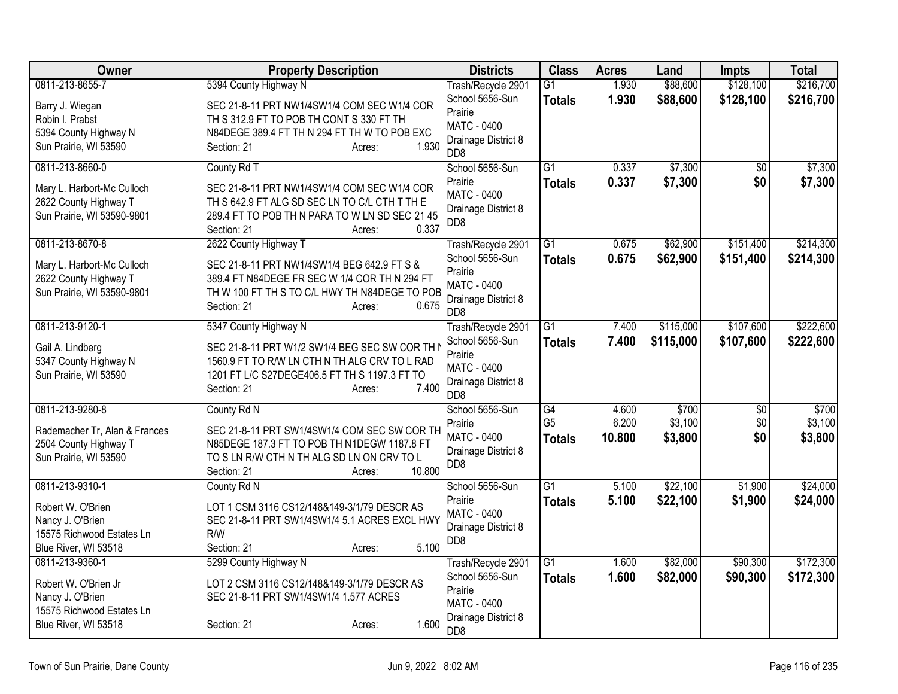| Owner | Property Description | Districts | Class | Acres | Land | Impts | Total |
|---|---|---|---|---|---|---|---|
| 0811-213-8655-7<br>Barry J. Wiegan<br>Robin I. Prabst<br>5394 County Highway N<br>Sun Prairie, WI 53590 | 5394 County Highway N<br>SEC 21-8-11 PRT NW1/4SW1/4 COM SEC W1/4 COR TH S 312.9 FT TO POB TH CONT S 330 FT TH N84DEGE 389.4 FT TH N 294 FT TH W TO POB EXC<br>Section: 21 Acres: 1.930 | Trash/Recycle 2901<br>School 5656-Sun Prairie<br>MATC - 0400<br>Drainage District 8<br>DD8 | G1<br>**Totals** | 1.930<br>**1.930** | $88,600<br>**$88,600** | $128,100<br>**$128,100** | $216,700<br>**$216,700** |
| 0811-213-8660-0<br>Mary L. Harbort-Mc Culloch<br>2622 County Highway T<br>Sun Prairie, WI 53590-9801 | County Rd T<br>SEC 21-8-11 PRT NW1/4SW1/4 COM SEC W1/4 COR TH S 642.9 FT ALG SD SEC LN TO C/L CTH T TH E 289.4 FT TO POB TH N PARA TO W LN SD SEC 21 45<br>Section: 21 Acres: 0.337 | School 5656-Sun Prairie<br>MATC - 0400<br>Drainage District 8<br>DD8 | G1<br>**Totals** | 0.337<br>**0.337** | $7,300<br>**$7,300** | $0<br>**$0** | $7,300<br>**$7,300** |
| 0811-213-8670-8<br>Mary L. Harbort-Mc Culloch<br>2622 County Highway T<br>Sun Prairie, WI 53590-9801 | 2622 County Highway T<br>SEC 21-8-11 PRT NW1/4SW1/4 BEG 642.9 FT S & 389.4 FT N84DEGE FR SEC W 1/4 COR TH N 294 FT TH W 100 FT TH S TO C/L HWY TH N84DEGE TO POB<br>Section: 21 Acres: 0.675 | Trash/Recycle 2901<br>School 5656-Sun Prairie<br>MATC - 0400<br>Drainage District 8<br>DD8 | G1<br>**Totals** | 0.675<br>**0.675** | $62,900<br>**$62,900** | $151,400<br>**$151,400** | $214,300<br>**$214,300** |
| 0811-213-9120-1<br>Gail A. Lindberg<br>5347 County Highway N<br>Sun Prairie, WI 53590 | 5347 County Highway N<br>SEC 21-8-11 PRT W1/2 SW1/4 BEG SEC SW COR TH N 1560.9 FT TO R/W LN CTH N TH ALG CRV TO L RAD 1201 FT L/C S27DEGE406.5 FT TH S 1197.3 FT TO<br>Section: 21 Acres: 7.400 | Trash/Recycle 2901<br>School 5656-Sun Prairie<br>MATC - 0400<br>Drainage District 8<br>DD8 | G1<br>**Totals** | 7.400<br>**7.400** | $115,000<br>**$115,000** | $107,600<br>**$107,600** | $222,600<br>**$222,600** |
| 0811-213-9280-8<br>Rademacher Tr, Alan & Frances<br>2504 County Highway T<br>Sun Prairie, WI 53590 | County Rd N<br>SEC 21-8-11 PRT SW1/4SW1/4 COM SEC SW COR TH N85DEGE 187.3 FT TO POB TH N1DEGW 1187.8 FT TO S LN R/W CTH N TH ALG SD LN ON CRV TO L<br>Section: 21 Acres: 10.800 | School 5656-Sun Prairie<br>MATC - 0400<br>Drainage District 8<br>DD8 | G4<br>G5<br>**Totals** | 4.600<br>6.200<br>**10.800** | $700<br>$3,100<br>**$3,800** | $0<br>$0<br>**$0** | $700<br>$3,100<br>**$3,800** |
| 0811-213-9310-1<br>Robert W. O'Brien<br>Nancy J. O'Brien<br>15575 Richwood Estates Ln<br>Blue River, WI 53518 | County Rd N<br>LOT 1 CSM 3116 CS12/148&149-3/1/79 DESCR AS SEC 21-8-11 PRT SW1/4SW1/4 5.1 ACRES EXCL HWY R/W<br>Section: 21 Acres: 5.100 | School 5656-Sun Prairie<br>MATC - 0400<br>Drainage District 8<br>DD8 | G1<br>**Totals** | 5.100<br>**5.100** | $22,100<br>**$22,100** | $1,900<br>**$1,900** | $24,000<br>**$24,000** |
| 0811-213-9360-1<br>Robert W. O'Brien Jr<br>Nancy J. O'Brien<br>15575 Richwood Estates Ln<br>Blue River, WI 53518 | 5299 County Highway N<br>LOT 2 CSM 3116 CS12/148&149-3/1/79 DESCR AS SEC 21-8-11 PRT SW1/4SW1/4 1.577 ACRES<br>Section: 21 Acres: 1.600 | Trash/Recycle 2901<br>School 5656-Sun Prairie<br>MATC - 0400<br>Drainage District 8<br>DD8 | G1<br>**Totals** | 1.600<br>**1.600** | $82,000<br>**$82,000** | $90,300<br>**$90,300** | $172,300<br>**$172,300** |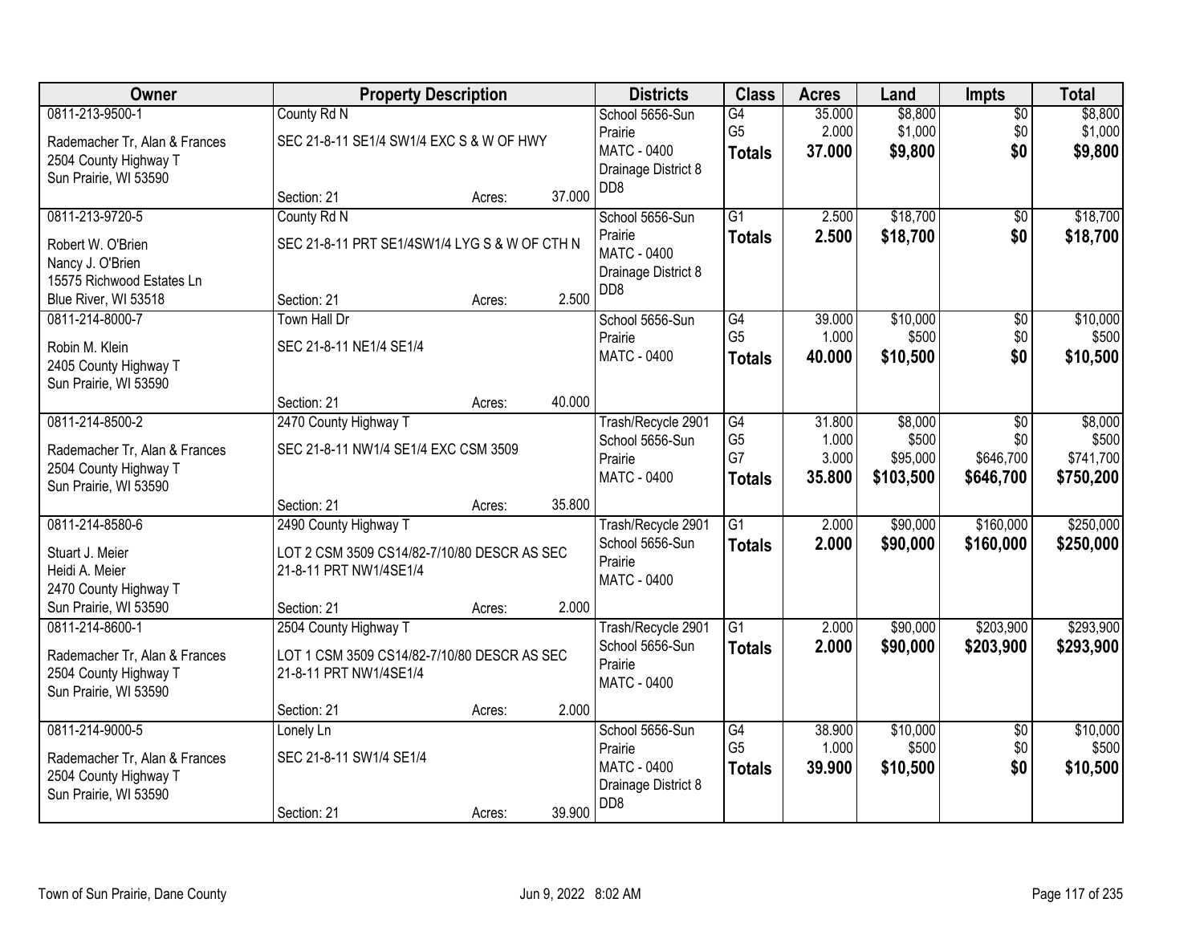| Owner | Property Description | Districts | Class | Acres | Land | Impts | Total |
|---|---|---|---|---|---|---|---|
| 0811-213-9500-1<br>Rademacher Tr, Alan & Frances<br>2504 County Highway T<br>Sun Prairie, WI 53590 | County Rd N<br>SEC 21-8-11 SE1/4 SW1/4 EXC S & W OF HWY<br>Section: 21 Acres: 37.000 | School 5656-Sun Prairie<br>MATC - 0400<br>Drainage District 8 DD8 | G4<br>G5<br>**Totals** | 35.000<br>2.000<br>**37.000** | $8,800<br>$1,000<br>**$9,800** | $0<br>$0<br>**$0** | $8,800<br>$1,000<br>**$9,800** |
| 0811-213-9720-5<br>Robert W. O'Brien<br>Nancy J. O'Brien<br>15575 Richwood Estates Ln<br>Blue River, WI 53518 | County Rd N<br>SEC 21-8-11 PRT SE1/4SW1/4 LYG S & W OF CTH N<br>Section: 21 Acres: 2.500 | School 5656-Sun Prairie<br>MATC - 0400<br>Drainage District 8 DD8 | G1<br>**Totals** | 2.500<br>**2.500** | $18,700<br>**$18,700** | $0<br>**$0** | $18,700<br>**$18,700** |
| 0811-214-8000-7<br>Robin M. Klein<br>2405 County Highway T<br>Sun Prairie, WI 53590 | Town Hall Dr<br>SEC 21-8-11 NE1/4 SE1/4<br>Section: 21 Acres: 40.000 | School 5656-Sun Prairie<br>MATC - 0400 | G4<br>G5<br>**Totals** | 39.000<br>1.000<br>**40.000** | $10,000<br>$500<br>**$10,500** | $0<br>$0<br>**$0** | $10,000<br>$500<br>**$10,500** |
| 0811-214-8500-2<br>Rademacher Tr, Alan & Frances<br>2504 County Highway T<br>Sun Prairie, WI 53590 | 2470 County Highway T<br>SEC 21-8-11 NW1/4 SE1/4 EXC CSM 3509<br>Section: 21 Acres: 35.800 | Trash/Recycle 2901<br>School 5656-Sun Prairie<br>MATC - 0400 | G4<br>G5<br>G7<br>**Totals** | 31.800<br>1.000<br>3.000<br>**35.800** | $8,000<br>$500<br>$95,000<br>**$103,500** | $0<br>$0<br>$646,700<br>**$646,700** | $8,000<br>$500<br>$741,700<br>**$750,200** |
| 0811-214-8580-6<br>Stuart J. Meier<br>Heidi A. Meier<br>2470 County Highway T<br>Sun Prairie, WI 53590 | 2490 County Highway T<br>LOT 2 CSM 3509 CS14/82-7/10/80 DESCR AS SEC 21-8-11 PRT NW1/4SE1/4<br>Section: 21 Acres: 2.000 | Trash/Recycle 2901<br>School 5656-Sun Prairie<br>MATC - 0400 | G1<br>**Totals** | 2.000<br>**2.000** | $90,000<br>**$90,000** | $160,000<br>**$160,000** | $250,000<br>**$250,000** |
| 0811-214-8600-1<br>Rademacher Tr, Alan & Frances<br>2504 County Highway T<br>Sun Prairie, WI 53590 | 2504 County Highway T<br>LOT 1 CSM 3509 CS14/82-7/10/80 DESCR AS SEC 21-8-11 PRT NW1/4SE1/4<br>Section: 21 Acres: 2.000 | Trash/Recycle 2901<br>School 5656-Sun Prairie<br>MATC - 0400 | G1<br>**Totals** | 2.000<br>**2.000** | $90,000<br>**$90,000** | $203,900<br>**$203,900** | $293,900<br>**$293,900** |
| 0811-214-9000-5<br>Rademacher Tr, Alan & Frances<br>2504 County Highway T<br>Sun Prairie, WI 53590 | Lonely Ln<br>SEC 21-8-11 SW1/4 SE1/4<br>Section: 21 Acres: 39.900 | School 5656-Sun Prairie<br>MATC - 0400<br>Drainage District 8 DD8 | G4<br>G5<br>**Totals** | 38.900<br>1.000<br>**39.900** | $10,000<br>$500<br>**$10,500** | $0<br>$0<br>**$0** | $10,000<br>$500<br>**$10,500** |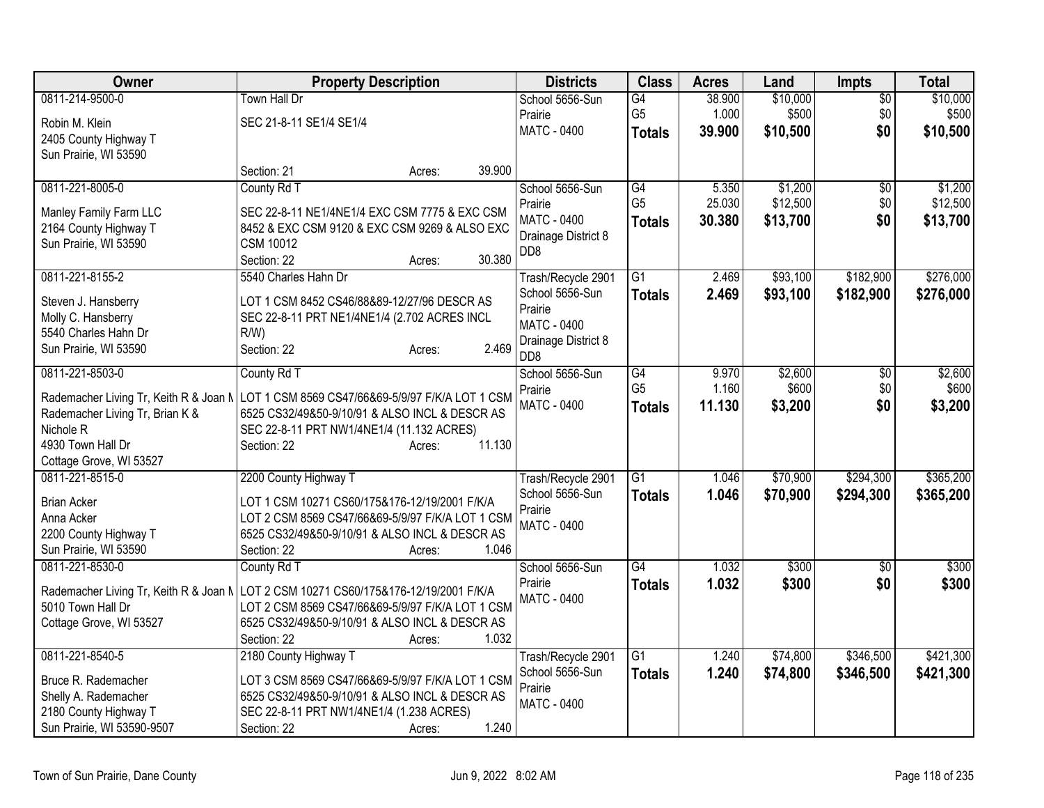| Owner | Property Description | Districts | Class | Acres | Land | Impts | Total |
|---|---|---|---|---|---|---|---|
| 0811-214-9500-0<br><br>Robin M. Klein<br>2405 County Highway T<br>Sun Prairie, WI 53590 | Town Hall Dr<br><br>SEC 21-8-11 SE1/4 SE1/4<br><br>Section: 21 Acres: 39.900 | School 5656-Sun Prairie<br>MATC - 0400 | G4<br>G5<br>**Totals** | 38.900<br>1.000<br>**39.900** | $10,000<br>$500<br>**$10,500** | $0<br>$0<br>**$0** | $10,000<br>$500<br>**$10,500** |
| 0811-221-8005-0<br><br>Manley Family Farm LLC<br>2164 County Highway T<br>Sun Prairie, WI 53590 | County Rd T<br><br>SEC 22-8-11 NE1/4NE1/4 EXC CSM 7775 & EXC CSM 8452 & EXC CSM 9120 & EXC CSM 9269 & ALSO EXC CSM 10012<br>Section: 22 Acres: 30.380 | School 5656-Sun Prairie<br>MATC - 0400<br>Drainage District 8 DD8 | G4<br>G5<br>**Totals** | 5.350<br>25.030<br>**30.380** | $1,200<br>$12,500<br>**$13,700** | $0<br>$0<br>**$0** | $1,200<br>$12,500<br>**$13,700** |
| 0811-221-8155-2<br><br>Steven J. Hansberry<br>Molly C. Hansberry<br>5540 Charles Hahn Dr<br>Sun Prairie, WI 53590 | 5540 Charles Hahn Dr<br><br>LOT 1 CSM 8452 CS46/88&89-12/27/96 DESCR AS SEC 22-8-11 PRT NE1/4NE1/4 (2.702 ACRES INCL R/W)<br>Section: 22 Acres: 2.469 | Trash/Recycle 2901<br>School 5656-Sun Prairie<br>MATC - 0400<br>Drainage District 8 DD8 | G1<br>**Totals** | 2.469<br>**2.469** | $93,100<br>**$93,100** | $182,900<br>**$182,900** | $276,000<br>**$276,000** |
| 0811-221-8503-0<br><br>Rademacher Living Tr, Keith R & Joan M<br>Rademacher Living Tr, Brian K & Nichole R<br>4930 Town Hall Dr<br>Cottage Grove, WI 53527 | County Rd T<br><br>LOT 1 CSM 8569 CS47/66&69-5/9/97 F/K/A LOT 1 CSM 6525 CS32/49&50-9/10/91 & ALSO INCL & DESCR AS SEC 22-8-11 PRT NW1/4NE1/4 (11.132 ACRES)<br>Section: 22 Acres: 11.130 | School 5656-Sun Prairie<br>MATC - 0400 | G4<br>G5<br>**Totals** | 9.970<br>1.160<br>**11.130** | $2,600<br>$600<br>**$3,200** | $0<br>$0<br>**$0** | $2,600<br>$600<br>**$3,200** |
| 0811-221-8515-0<br><br>Brian Acker<br>Anna Acker<br>2200 County Highway T<br>Sun Prairie, WI 53590 | 2200 County Highway T<br><br>LOT 1 CSM 10271 CS60/175&176-12/19/2001 F/K/A LOT 2 CSM 8569 CS47/66&69-5/9/97 F/K/A LOT 1 CSM 6525 CS32/49&50-9/10/91 & ALSO INCL & DESCR AS<br>Section: 22 Acres: 1.046 | Trash/Recycle 2901<br>School 5656-Sun Prairie<br>MATC - 0400 | G1<br>**Totals** | 1.046<br>**1.046** | $70,900<br>**$70,900** | $294,300<br>**$294,300** | $365,200<br>**$365,200** |
| 0811-221-8530-0<br><br>Rademacher Living Tr, Keith R & Joan M<br>5010 Town Hall Dr<br>Cottage Grove, WI 53527 | County Rd T<br><br>LOT 2 CSM 10271 CS60/175&176-12/19/2001 F/K/A LOT 2 CSM 8569 CS47/66&69-5/9/97 F/K/A LOT 1 CSM 6525 CS32/49&50-9/10/91 & ALSO INCL & DESCR AS<br>Section: 22 Acres: 1.032 | School 5656-Sun Prairie<br>MATC - 0400 | G4<br>**Totals** | 1.032<br>**1.032** | $300<br>**$300** | $0<br>**$0** | $300<br>**$300** |
| 0811-221-8540-5<br><br>Bruce R. Rademacher<br>Shelly A. Rademacher<br>2180 County Highway T<br>Sun Prairie, WI 53590-9507 | 2180 County Highway T<br><br>LOT 3 CSM 8569 CS47/66&69-5/9/97 F/K/A LOT 1 CSM 6525 CS32/49&50-9/10/91 & ALSO INCL & DESCR AS SEC 22-8-11 PRT NW1/4NE1/4 (1.238 ACRES)<br>Section: 22 Acres: 1.240 | Trash/Recycle 2901<br>School 5656-Sun Prairie<br>MATC - 0400 | G1<br>**Totals** | 1.240<br>**1.240** | $74,800<br>**$74,800** | $346,500<br>**$346,500** | $421,300<br>**$421,300** |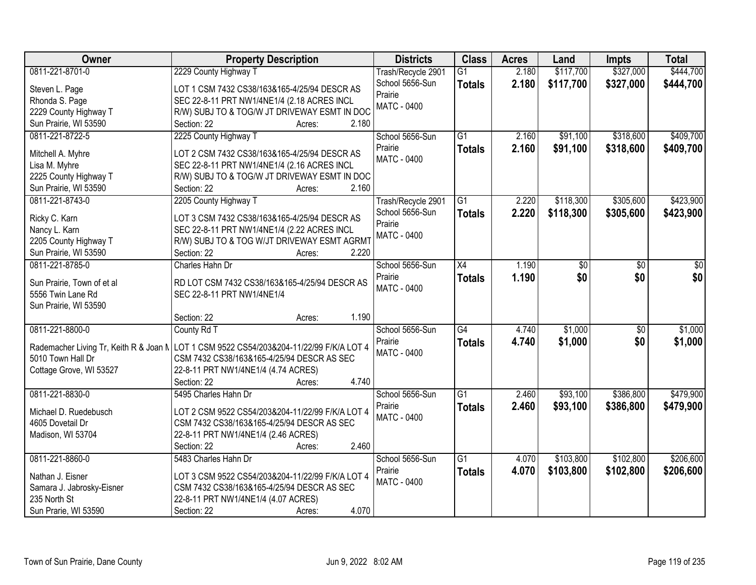| Owner | Property Description | Districts | Class | Acres | Land | Impts | Total |
|---|---|---|---|---|---|---|---|
| 0811-221-8701-0<br>Steven L. Page<br>Rhonda S. Page<br>2229 County Highway T<br>Sun Prairie, WI 53590 | 2229 County Highway T<br>LOT 1 CSM 7432 CS38/163&165-4/25/94 DESCR AS SEC 22-8-11 PRT NW1/4NE1/4 (2.18 ACRES INCL R/W) SUBJ TO & TOG/W JT DRIVEWAY ESMT IN DOC<br>Section: 22 Acres: 2.180 | Trash/Recycle 2901<br>School 5656-Sun Prairie<br>MATC - 0400 | G1<br>**Totals** | 2.180<br>**2.180** | $117,700<br>**$117,700** | $327,000<br>**$327,000** | $444,700<br>**$444,700** |
| 0811-221-8722-5<br>Mitchell A. Myhre<br>Lisa M. Myhre<br>2225 County Highway T<br>Sun Prairie, WI 53590 | 2225 County Highway T<br>LOT 2 CSM 7432 CS38/163&165-4/25/94 DESCR AS SEC 22-8-11 PRT NW1/4NE1/4 (2.16 ACRES INCL R/W) SUBJ TO & TOG/W JT DRIVEWAY ESMT IN DOC<br>Section: 22 Acres: 2.160 | School 5656-Sun Prairie<br>MATC - 0400 | G1<br>**Totals** | 2.160<br>**2.160** | $91,100<br>**$91,100** | $318,600<br>**$318,600** | $409,700<br>**$409,700** |
| 0811-221-8743-0<br>Ricky C. Karn<br>Nancy L. Karn<br>2205 County Highway T<br>Sun Prairie, WI 53590 | 2205 County Highway T<br>LOT 3 CSM 7432 CS38/163&165-4/25/94 DESCR AS SEC 22-8-11 PRT NW1/4NE1/4 (2.22 ACRES INCL R/W) SUBJ TO & TOG W/JT DRIVEWAY ESMT AGRMT<br>Section: 22 Acres: 2.220 | Trash/Recycle 2901<br>School 5656-Sun Prairie<br>MATC - 0400 | G1<br>**Totals** | 2.220<br>**2.220** | $118,300<br>**$118,300** | $305,600<br>**$305,600** | $423,900<br>**$423,900** |
| 0811-221-8785-0<br>Sun Prairie, Town of et al<br>5556 Twin Lane Rd<br>Sun Prairie, WI 53590 | Charles Hahn Dr<br>RD LOT CSM 7432 CS38/163&165-4/25/94 DESCR AS SEC 22-8-11 PRT NW1/4NE1/4<br>Section: 22 Acres: 1.190 | School 5656-Sun Prairie<br>MATC - 0400 | X4<br>**Totals** | 1.190<br>**1.190** | $0<br>**$0** | $0<br>**$0** | $0<br>**$0** |
| 0811-221-8800-0<br>Rademacher Living Tr, Keith R & Joan M<br>5010 Town Hall Dr<br>Cottage Grove, WI 53527 | County Rd T<br>LOT 1 CSM 9522 CS54/203&204-11/22/99 F/K/A LOT 4 CSM 7432 CS38/163&165-4/25/94 DESCR AS SEC 22-8-11 PRT NW1/4NE1/4 (4.74 ACRES)<br>Section: 22 Acres: 4.740 | School 5656-Sun Prairie<br>MATC - 0400 | G4<br>**Totals** | 4.740<br>**4.740** | $1,000<br>**$1,000** | $0<br>**$0** | $1,000<br>**$1,000** |
| 0811-221-8830-0<br>Michael D. Ruedebusch<br>4605 Dovetail Dr<br>Madison, WI 53704 | 5495 Charles Hahn Dr<br>LOT 2 CSM 9522 CS54/203&204-11/22/99 F/K/A LOT 4 CSM 7432 CS38/163&165-4/25/94 DESCR AS SEC 22-8-11 PRT NW1/4NE1/4 (2.46 ACRES)<br>Section: 22 Acres: 2.460 | School 5656-Sun Prairie<br>MATC - 0400 | G1<br>**Totals** | 2.460<br>**2.460** | $93,100<br>**$93,100** | $386,800<br>**$386,800** | $479,900<br>**$479,900** |
| 0811-221-8860-0<br>Nathan J. Eisner<br>Samara J. Jabrosky-Eisner<br>235 North St<br>Sun Prarie, WI 53590 | 5483 Charles Hahn Dr<br>LOT 3 CSM 9522 CS54/203&204-11/22/99 F/K/A LOT 4 CSM 7432 CS38/163&165-4/25/94 DESCR AS SEC 22-8-11 PRT NW1/4NE1/4 (4.07 ACRES)<br>Section: 22 Acres: 4.070 | School 5656-Sun Prairie<br>MATC - 0400 | G1<br>**Totals** | 4.070<br>**4.070** | $103,800<br>**$103,800** | $102,800<br>**$102,800** | $206,600<br>**$206,600** |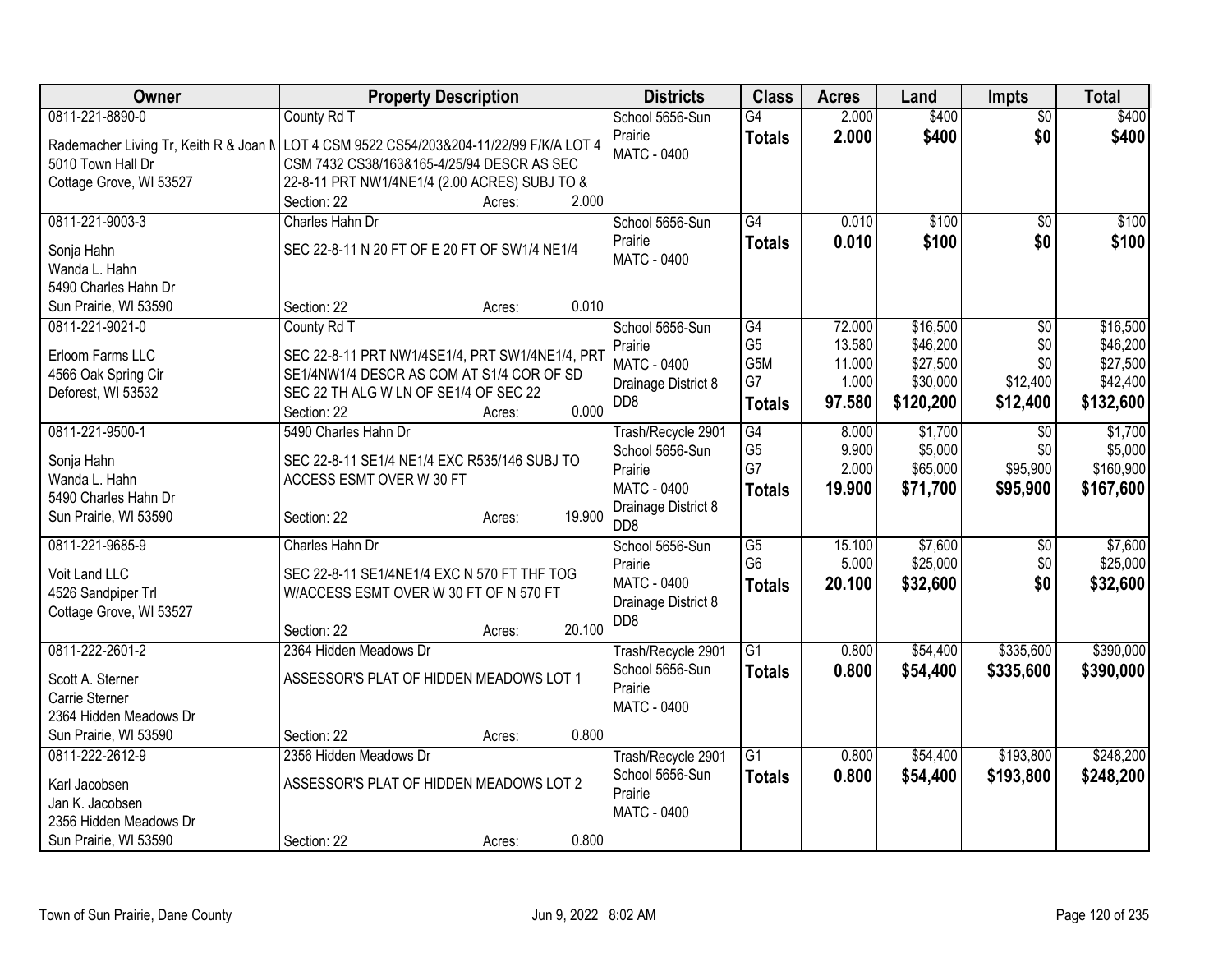| Owner | Property Description | Districts | Class | Acres | Land | Impts | Total |
|---|---|---|---|---|---|---|---|
| 0811-221-8890-0<br>Rademacher Living Tr, Keith R & Joan M<br>5010 Town Hall Dr<br>Cottage Grove, WI 53527 | County Rd T<br>LOT 4 CSM 9522 CS54/203&204-11/22/99 F/K/A LOT 4 CSM 7432 CS38/163&165-4/25/94 DESCR AS SEC 22-8-11 PRT NW1/4NE1/4 (2.00 ACRES) SUBJ TO &<br>Section: 22 Acres: 2.000 | School 5656-Sun Prairie<br>MATC - 0400 | G4<br>**Totals** | 2.000<br>**2.000** | $400<br>**$400** | $0<br>**$0** | $400<br>**$400** |
| 0811-221-9003-3<br>Sonja Hahn<br>Wanda L. Hahn<br>5490 Charles Hahn Dr<br>Sun Prairie, WI 53590 | Charles Hahn Dr<br>SEC 22-8-11 N 20 FT OF E 20 FT OF SW1/4 NE1/4<br>Section: 22 Acres: 0.010 | School 5656-Sun Prairie<br>MATC - 0400 | G4<br>**Totals** | 0.010<br>**0.010** | $100<br>**$100** | $0<br>**$0** | $100<br>**$100** |
| 0811-221-9021-0<br>Erloom Farms LLC<br>4566 Oak Spring Cir<br>Deforest, WI 53532 | County Rd T<br>SEC 22-8-11 PRT NW1/4SE1/4, PRT SW1/4NE1/4, PRT SE1/4NW1/4 DESCR AS COM AT S1/4 COR OF SD SEC 22 TH ALG W LN OF SE1/4 OF SEC 22<br>Section: 22 Acres: 0.000 | School 5656-Sun Prairie<br>MATC - 0400<br>Drainage District 8 DD8 | G4<br>G5<br>G5M<br>G7<br>**Totals** | 72.000<br>13.580<br>11.000<br>1.000<br>**97.580** | $16,500<br>$46,200<br>$27,500<br>$30,000<br>**$120,200** | $0<br>$0<br>$0<br>$12,400<br>**$12,400** | $16,500<br>$46,200<br>$27,500<br>$42,400<br>**$132,600** |
| 0811-221-9500-1<br>Sonja Hahn<br>Wanda L. Hahn<br>5490 Charles Hahn Dr<br>Sun Prairie, WI 53590 | 5490 Charles Hahn Dr<br>SEC 22-8-11 SE1/4 NE1/4 EXC R535/146 SUBJ TO ACCESS ESMT OVER W 30 FT<br>Section: 22 Acres: 19.900 | Trash/Recycle 2901<br>School 5656-Sun Prairie<br>MATC - 0400<br>Drainage District 8 DD8 | G4<br>G5<br>G7<br>**Totals** | 8.000<br>9.900<br>2.000<br>**19.900** | $1,700<br>$5,000<br>$65,000<br>**$71,700** | $0<br>$0<br>$95,900<br>**$95,900** | $1,700<br>$5,000<br>$160,900<br>**$167,600** |
| 0811-221-9685-9<br>Voit Land LLC<br>4526 Sandpiper Trl<br>Cottage Grove, WI 53527 | Charles Hahn Dr<br>SEC 22-8-11 SE1/4NE1/4 EXC N 570 FT THF TOG W/ACCESS ESMT OVER W 30 FT OF N 570 FT<br>Section: 22 Acres: 20.100 | School 5656-Sun Prairie<br>MATC - 0400<br>Drainage District 8 DD8 | G5<br>G6<br>**Totals** | 15.100<br>5.000<br>**20.100** | $7,600<br>$25,000<br>**$32,600** | $0<br>$0<br>**$0** | $7,600<br>$25,000<br>**$32,600** |
| 0811-222-2601-2<br>Scott A. Sterner<br>Carrie Sterner<br>2364 Hidden Meadows Dr<br>Sun Prairie, WI 53590 | 2364 Hidden Meadows Dr<br>ASSESSOR'S PLAT OF HIDDEN MEADOWS LOT 1<br>Section: 22 Acres: 0.800 | Trash/Recycle 2901<br>School 5656-Sun Prairie<br>MATC - 0400 | G1<br>**Totals** | 0.800<br>**0.800** | $54,400<br>**$54,400** | $335,600<br>**$335,600** | $390,000<br>**$390,000** |
| 0811-222-2612-9<br>Karl Jacobsen<br>Jan K. Jacobsen<br>2356 Hidden Meadows Dr<br>Sun Prairie, WI 53590 | 2356 Hidden Meadows Dr<br>ASSESSOR'S PLAT OF HIDDEN MEADOWS LOT 2<br>Section: 22 Acres: 0.800 | Trash/Recycle 2901<br>School 5656-Sun Prairie<br>MATC - 0400 | G1<br>**Totals** | 0.800<br>**0.800** | $54,400<br>**$54,400** | $193,800<br>**$193,800** | $248,200<br>**$248,200** |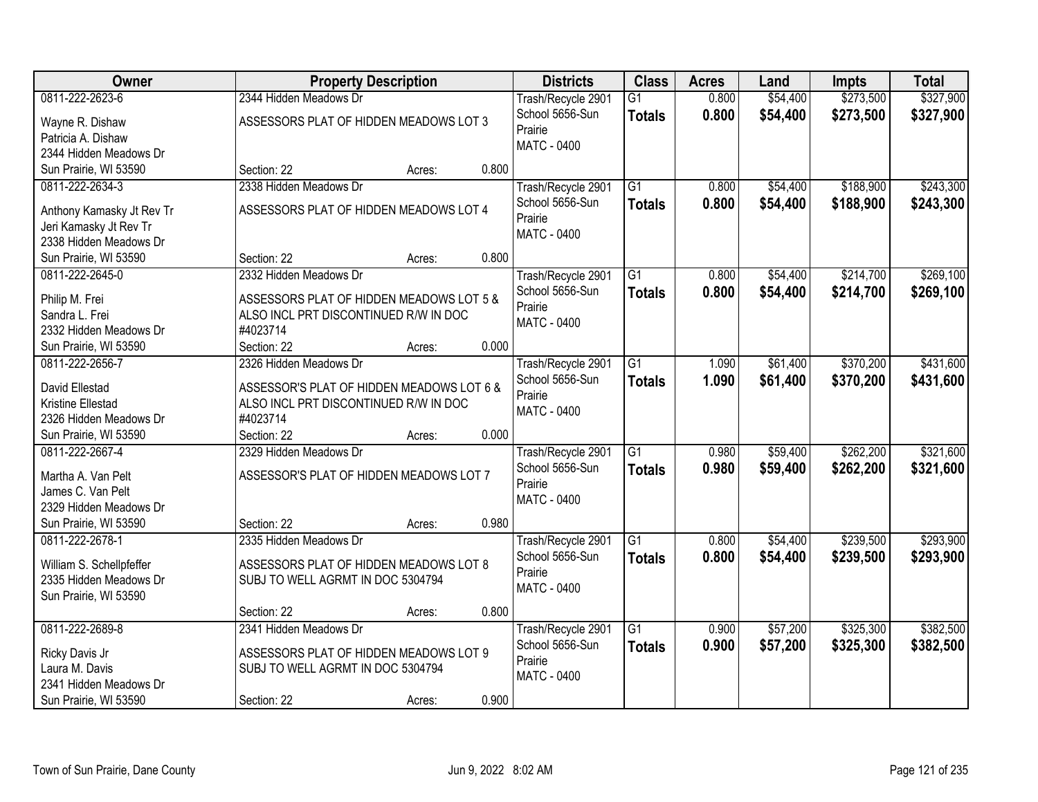| Owner | Property Description | Districts | Class | Acres | Land | Impts | Total |
|---|---|---|---|---|---|---|---|
| 0811-222-2623-6<br>Wayne R. Dishaw<br>Patricia A. Dishaw<br>2344 Hidden Meadows Dr<br>Sun Prairie, WI 53590 | 2344 Hidden Meadows Dr<br>ASSESSORS PLAT OF HIDDEN MEADOWS LOT 3<br>Section: 22 Acres: 0.800 | Trash/Recycle 2901<br>School 5656-Sun Prairie<br>MATC - 0400 | G1<br>**Totals** | 0.800<br>**0.800** | $54,400<br>**$54,400** | $273,500<br>**$273,500** | $327,900<br>**$327,900** |
| 0811-222-2634-3<br>Anthony Kamasky Jt Rev Tr<br>Jeri Kamasky Jt Rev Tr<br>2338 Hidden Meadows Dr<br>Sun Prairie, WI 53590 | 2338 Hidden Meadows Dr<br>ASSESSORS PLAT OF HIDDEN MEADOWS LOT 4<br>Section: 22 Acres: 0.800 | Trash/Recycle 2901<br>School 5656-Sun Prairie<br>MATC - 0400 | G1<br>**Totals** | 0.800<br>**0.800** | $54,400<br>**$54,400** | $188,900<br>**$188,900** | $243,300<br>**$243,300** |
| 0811-222-2645-0<br>Philip M. Frei<br>Sandra L. Frei<br>2332 Hidden Meadows Dr<br>Sun Prairie, WI 53590 | 2332 Hidden Meadows Dr<br>ASSESSORS PLAT OF HIDDEN MEADOWS LOT 5 & ALSO INCL PRT DISCONTINUED R/W IN DOC #4023714<br>Section: 22 Acres: 0.000 | Trash/Recycle 2901<br>School 5656-Sun Prairie<br>MATC - 0400 | G1<br>**Totals** | 0.800<br>**0.800** | $54,400<br>**$54,400** | $214,700<br>**$214,700** | $269,100<br>**$269,100** |
| 0811-222-2656-7<br>David Ellestad<br>Kristine Ellestad<br>2326 Hidden Meadows Dr<br>Sun Prairie, WI 53590 | 2326 Hidden Meadows Dr<br>ASSESSOR'S PLAT OF HIDDEN MEADOWS LOT 6 & ALSO INCL PRT DISCONTINUED R/W IN DOC #4023714<br>Section: 22 Acres: 0.000 | Trash/Recycle 2901<br>School 5656-Sun Prairie<br>MATC - 0400 | G1<br>**Totals** | 1.090<br>**1.090** | $61,400<br>**$61,400** | $370,200<br>**$370,200** | $431,600<br>**$431,600** |
| 0811-222-2667-4<br>Martha A. Van Pelt<br>James C. Van Pelt<br>2329 Hidden Meadows Dr<br>Sun Prairie, WI 53590 | 2329 Hidden Meadows Dr<br>ASSESSOR'S PLAT OF HIDDEN MEADOWS LOT 7<br>Section: 22 Acres: 0.980 | Trash/Recycle 2901<br>School 5656-Sun Prairie<br>MATC - 0400 | G1<br>**Totals** | 0.980<br>**0.980** | $59,400<br>**$59,400** | $262,200<br>**$262,200** | $321,600<br>**$321,600** |
| 0811-222-2678-1<br>William S. Schellpfeffer<br>2335 Hidden Meadows Dr<br>Sun Prairie, WI 53590 | 2335 Hidden Meadows Dr<br>ASSESSORS PLAT OF HIDDEN MEADOWS LOT 8 SUBJ TO WELL AGRMT IN DOC 5304794<br>Section: 22 Acres: 0.800 | Trash/Recycle 2901<br>School 5656-Sun Prairie<br>MATC - 0400 | G1<br>**Totals** | 0.800<br>**0.800** | $54,400<br>**$54,400** | $239,500<br>**$239,500** | $293,900<br>**$293,900** |
| 0811-222-2689-8<br>Ricky Davis Jr<br>Laura M. Davis<br>2341 Hidden Meadows Dr<br>Sun Prairie, WI 53590 | 2341 Hidden Meadows Dr<br>ASSESSORS PLAT OF HIDDEN MEADOWS LOT 9 SUBJ TO WELL AGRMT IN DOC 5304794<br>Section: 22 Acres: 0.900 | Trash/Recycle 2901<br>School 5656-Sun Prairie<br>MATC - 0400 | G1<br>**Totals** | 0.900<br>**0.900** | $57,200<br>**$57,200** | $325,300<br>**$325,300** | $382,500<br>**$382,500** |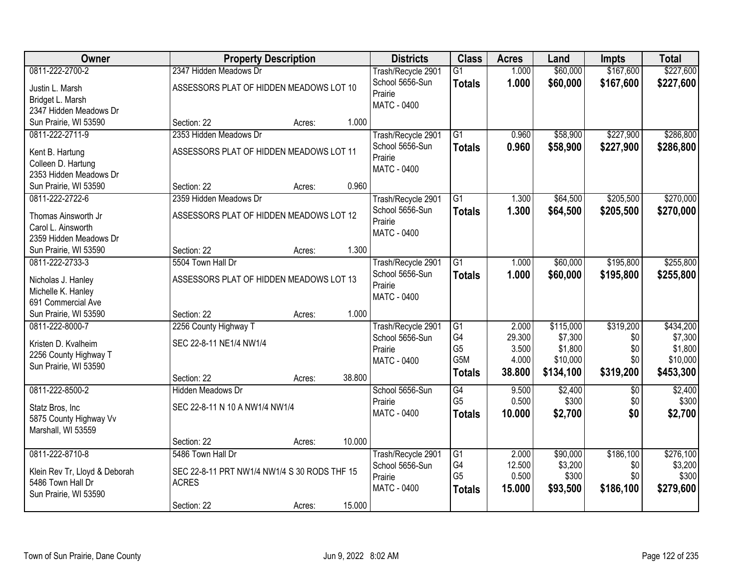| Owner | Property Description | | | Districts | Class | Acres | Land | Impts | Total |
|---|---|---|---|---|---|---|---|---|---|
| 0811-222-2700-2<br>Justin L. Marsh<br>Bridget L. Marsh<br>2347 Hidden Meadows Dr<br>Sun Prairie, WI 53590 | 2347 Hidden Meadows Dr<br>ASSESSORS PLAT OF HIDDEN MEADOWS LOT 10<br>Section: 22 | Acres: | 1.000 | Trash/Recycle 2901<br>School 5656-Sun Prairie<br>MATC - 0400 | G1<br>**Totals** | 1.000<br>**1.000** | $60,000<br>**$60,000** | $167,600<br>**$167,600** | $227,600<br>**$227,600** |
| 0811-222-2711-9<br>Kent B. Hartung<br>Colleen D. Hartung<br>2353 Hidden Meadows Dr<br>Sun Prairie, WI 53590 | 2353 Hidden Meadows Dr<br>ASSESSORS PLAT OF HIDDEN MEADOWS LOT 11<br>Section: 22 | Acres: | 0.960 | Trash/Recycle 2901<br>School 5656-Sun Prairie<br>MATC - 0400 | G1<br>**Totals** | 0.960<br>**0.960** | $58,900<br>**$58,900** | $227,900<br>**$227,900** | $286,800<br>**$286,800** |
| 0811-222-2722-6<br>Thomas Ainsworth Jr<br>Carol L. Ainsworth<br>2359 Hidden Meadows Dr<br>Sun Prairie, WI 53590 | 2359 Hidden Meadows Dr<br>ASSESSORS PLAT OF HIDDEN MEADOWS LOT 12<br>Section: 22 | Acres: | 1.300 | Trash/Recycle 2901<br>School 5656-Sun Prairie<br>MATC - 0400 | G1<br>**Totals** | 1.300<br>**1.300** | $64,500<br>**$64,500** | $205,500<br>**$205,500** | $270,000<br>**$270,000** |
| 0811-222-2733-3<br>Nicholas J. Hanley<br>Michelle K. Hanley<br>691 Commercial Ave<br>Sun Prairie, WI 53590 | 5504 Town Hall Dr<br>ASSESSORS PLAT OF HIDDEN MEADOWS LOT 13<br>Section: 22 | Acres: | 1.000 | Trash/Recycle 2901<br>School 5656-Sun Prairie<br>MATC - 0400 | G1<br>**Totals** | 1.000<br>**1.000** | $60,000<br>**$60,000** | $195,800<br>**$195,800** | $255,800<br>**$255,800** |
| 0811-222-8000-7<br>Kristen D. Kvalheim<br>2256 County Highway T<br>Sun Prairie, WI 53590 | 2256 County Highway T<br>SEC 22-8-11 NE1/4 NW1/4<br>Section: 22 | Acres: | 38.800 | Trash/Recycle 2901<br>School 5656-Sun Prairie<br>MATC - 0400 | G1<br>G4<br>G5<br>G5M<br>**Totals** | 2.000<br>29.300<br>3.500<br>4.000<br>**38.800** | $115,000<br>$7,300<br>$1,800<br>$10,000<br>**$134,100** | $319,200<br>$0<br>$0<br>$0<br>**$319,200** | $434,200<br>$7,300<br>$1,800<br>$10,000<br>**$453,300** |
| 0811-222-8500-2<br>Statz Bros, Inc<br>5875 County Highway Vv<br>Marshall, WI 53559 | Hidden Meadows Dr<br>SEC 22-8-11 N 10 A NW1/4 NW1/4<br>Section: 22 | Acres: | 10.000 | School 5656-Sun Prairie<br>MATC - 0400 | G4<br>G5<br>**Totals** | 9.500<br>0.500<br>**10.000** | $2,400<br>$300<br>**$2,700** | $0<br>$0<br>**$0** | $2,400<br>$300<br>**$2,700** |
| 0811-222-8710-8<br>Klein Rev Tr, Lloyd & Deborah<br>5486 Town Hall Dr<br>Sun Prairie, WI 53590 | 5486 Town Hall Dr<br>SEC 22-8-11 PRT NW1/4 NW1/4 S 30 RODS THF 15 ACRES<br>Section: 22 | Acres: | 15.000 | Trash/Recycle 2901<br>School 5656-Sun Prairie<br>MATC - 0400 | G1<br>G4<br>G5<br>**Totals** | 2.000<br>12.500<br>0.500<br>**15.000** | $90,000<br>$3,200<br>$300<br>**$93,500** | $186,100<br>$0<br>$0<br>**$186,100** | $276,100<br>$3,200<br>$300<br>**$279,600** |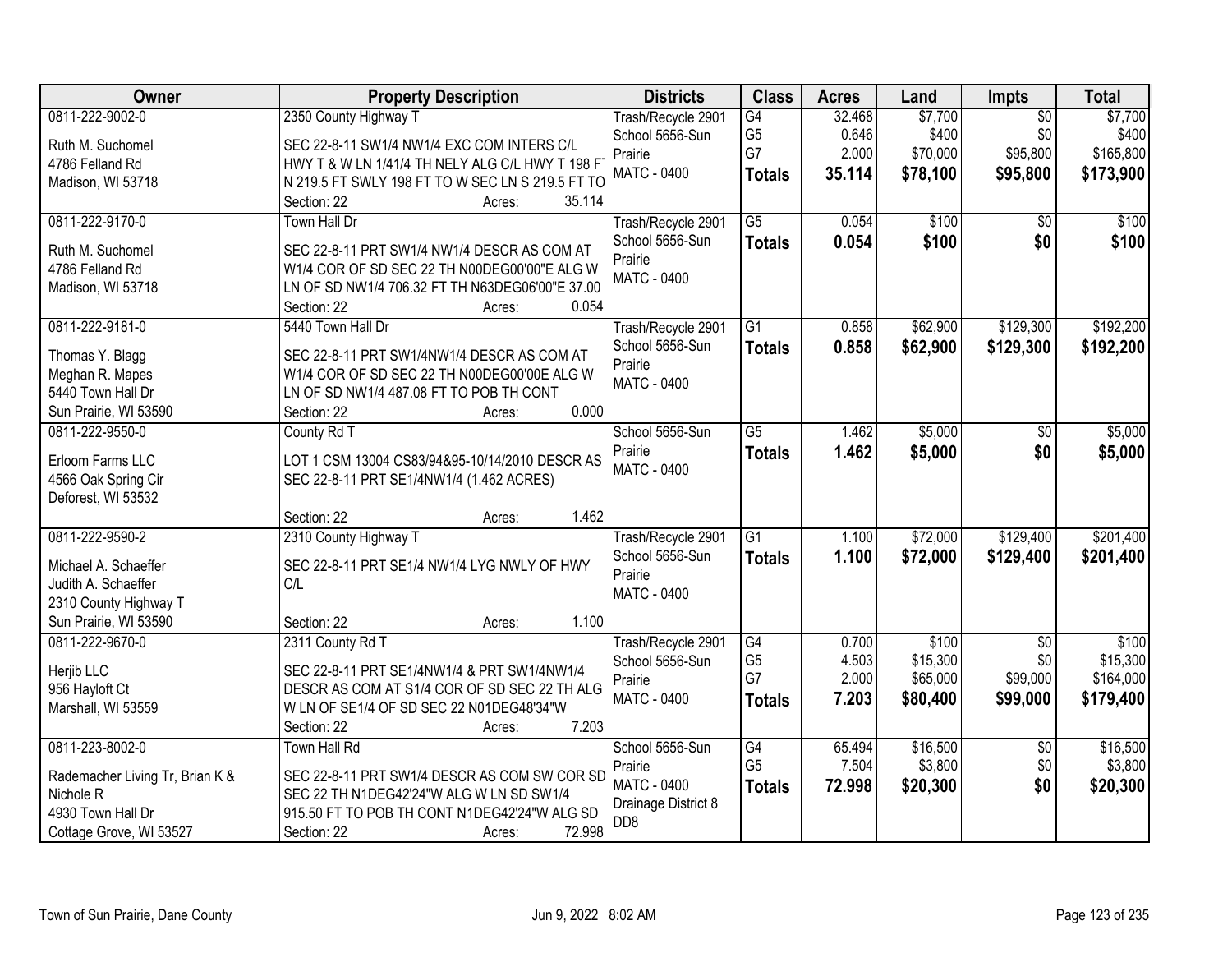| Owner | Property Description | Districts | Class | Acres | Land | Impts | Total |
|---|---|---|---|---|---|---|---|
| 0811-222-9002-0<br><br>Ruth M. Suchomel<br>4786 Felland Rd<br>Madison, WI 53718 | 2350 County Highway T<br><br>SEC 22-8-11 SW1/4 NW1/4 EXC COM INTERS C/L HWY T & W LN 1/41/4 TH NELY ALG C/L HWY T 198 FT N 219.5 FT SWLY 198 FT TO W SEC LN S 219.5 FT TO<br>Section: 22 Acres: 35.114 | Trash/Recycle 2901<br>School 5656-Sun Prairie<br>MATC - 0400 | G4<br>G5<br>G7<br>**Totals** | 32.468<br>0.646<br>2.000<br>**35.114** | $7,700<br>$400<br>$70,000<br>**$78,100** | $0<br>$0<br>$95,800<br>**$95,800** | $7,700<br>$400<br>$165,800<br>**$173,900** |
| 0811-222-9170-0<br><br>Ruth M. Suchomel<br>4786 Felland Rd<br>Madison, WI 53718 | Town Hall Dr<br><br>SEC 22-8-11 PRT SW1/4 NW1/4 DESCR AS COM AT W1/4 COR OF SD SEC 22 TH N00DEG00'00"E ALG W LN OF SD NW1/4 706.32 FT TH N63DEG06'00"E 37.00<br>Section: 22 Acres: 0.054 | Trash/Recycle 2901<br>School 5656-Sun Prairie<br>MATC - 0400 | G5<br>**Totals** | 0.054<br>**0.054** | $100<br>**$100** | $0<br>**$0** | $100<br>**$100** |
| 0811-222-9181-0<br><br>Thomas Y. Blagg<br>Meghan R. Mapes<br>5440 Town Hall Dr<br>Sun Prairie, WI 53590 | 5440 Town Hall Dr<br><br>SEC 22-8-11 PRT SW1/4NW1/4 DESCR AS COM AT W1/4 COR OF SD SEC 22 TH N00DEG00'00E ALG W LN OF SD NW1/4 487.08 FT TO POB TH CONT<br>Section: 22 Acres: 0.000 | Trash/Recycle 2901<br>School 5656-Sun Prairie<br>MATC - 0400 | G1<br>**Totals** | 0.858<br>**0.858** | $62,900<br>**$62,900** | $129,300<br>**$129,300** | $192,200<br>**$192,200** |
| 0811-222-9550-0<br><br>Erloom Farms LLC<br>4566 Oak Spring Cir<br>Deforest, WI 53532 | County Rd T<br><br>LOT 1 CSM 13004 CS83/94&95-10/14/2010 DESCR AS SEC 22-8-11 PRT SE1/4NW1/4 (1.462 ACRES)<br><br>Section: 22 Acres: 1.462 | School 5656-Sun Prairie<br>MATC - 0400 | G5<br>**Totals** | 1.462<br>**1.462** | $5,000<br>**$5,000** | $0<br>**$0** | $5,000<br>**$5,000** |
| 0811-222-9590-2<br><br>Michael A. Schaeffer<br>Judith A. Schaeffer<br>2310 County Highway T<br>Sun Prairie, WI 53590 | 2310 County Highway T<br><br>SEC 22-8-11 PRT SE1/4 NW1/4 LYG NWLY OF HWY C/L<br><br>Section: 22 Acres: 1.100 | Trash/Recycle 2901<br>School 5656-Sun Prairie<br>MATC - 0400 | G1<br>**Totals** | 1.100<br>**1.100** | $72,000<br>**$72,000** | $129,400<br>**$129,400** | $201,400<br>**$201,400** |
| 0811-222-9670-0<br><br>Herjib LLC<br>956 Hayloft Ct<br>Marshall, WI 53559 | 2311 County Rd T<br><br>SEC 22-8-11 PRT SE1/4NW1/4 & PRT SW1/4NW1/4 DESCR AS COM AT S1/4 COR OF SD SEC 22 TH ALG W LN OF SE1/4 OF SD SEC 22 N01DEG48'34"W<br>Section: 22 Acres: 7.203 | Trash/Recycle 2901<br>School 5656-Sun Prairie<br>MATC - 0400 | G4<br>G5<br>G7<br>**Totals** | 0.700<br>4.503<br>2.000<br>**7.203** | $100<br>$15,300<br>$65,000<br>**$80,400** | $0<br>$0<br>$99,000<br>**$99,000** | $100<br>$15,300<br>$164,000<br>**$179,400** |
| 0811-223-8002-0<br><br>Rademacher Living Tr, Brian K & Nichole R<br>4930 Town Hall Dr<br>Cottage Grove, WI 53527 | Town Hall Rd<br><br>SEC 22-8-11 PRT SW1/4 DESCR AS COM SW COR SD SEC 22 TH N1DEG42'24"W ALG W LN SD SW1/4 915.50 FT TO POB TH CONT N1DEG42'24"W ALG SD<br>Section: 22 Acres: 72.998 | School 5656-Sun Prairie<br>MATC - 0400<br>Drainage District 8 DD8 | G4<br>G5<br>**Totals** | 65.494<br>7.504<br>**72.998** | $16,500<br>$3,800<br>**$20,300** | $0<br>$0<br>**$0** | $16,500<br>$3,800<br>**$20,300** |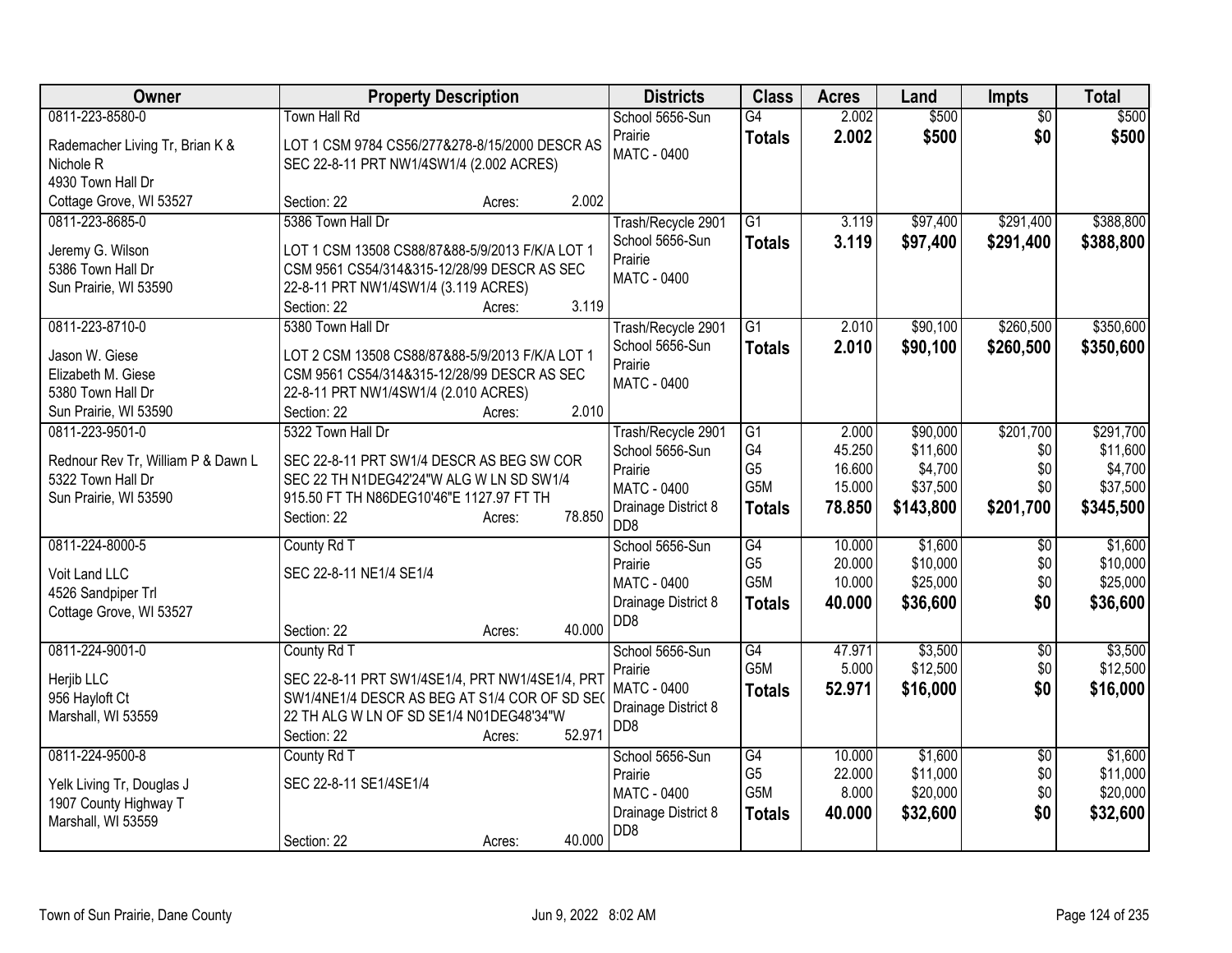| Owner | Property Description | Districts | Class | Acres | Land | Impts | Total |
|---|---|---|---|---|---|---|---|
| 0811-223-8580-0<br>Rademacher Living Tr, Brian K & Nichole R<br>4930 Town Hall Dr<br>Cottage Grove, WI 53527 | Town Hall Rd<br>LOT 1 CSM 9784 CS56/277&278-8/15/2000 DESCR AS SEC 22-8-11 PRT NW1/4SW1/4 (2.002 ACRES)<br>Section: 22 Acres: 2.002 | School 5656-Sun Prairie<br>MATC - 0400 | G4<br>**Totals** | 2.002<br>**2.002** | $500<br>**$500** | $0<br>**$0** | $500<br>**$500** |
| 0811-223-8685-0<br>Jeremy G. Wilson<br>5386 Town Hall Dr<br>Sun Prairie, WI 53590 | 5386 Town Hall Dr<br>LOT 1 CSM 13508 CS88/87&88-5/9/2013 F/K/A LOT 1 CSM 9561 CS54/314&315-12/28/99 DESCR AS SEC 22-8-11 PRT NW1/4SW1/4 (3.119 ACRES)<br>Section: 22 Acres: 3.119 | Trash/Recycle 2901<br>School 5656-Sun Prairie<br>MATC - 0400 | G1<br>**Totals** | 3.119<br>**3.119** | $97,400<br>**$97,400** | $291,400<br>**$291,400** | $388,800<br>**$388,800** |
| 0811-223-8710-0<br>Jason W. Giese<br>Elizabeth M. Giese<br>5380 Town Hall Dr<br>Sun Prairie, WI 53590 | 5380 Town Hall Dr<br>LOT 2 CSM 13508 CS88/87&88-5/9/2013 F/K/A LOT 1 CSM 9561 CS54/314&315-12/28/99 DESCR AS SEC 22-8-11 PRT NW1/4SW1/4 (2.010 ACRES)<br>Section: 22 Acres: 2.010 | Trash/Recycle 2901<br>School 5656-Sun Prairie<br>MATC - 0400 | G1<br>**Totals** | 2.010<br>**2.010** | $90,100<br>**$90,100** | $260,500<br>**$260,500** | $350,600<br>**$350,600** |
| 0811-223-9501-0<br>Rednour Rev Tr, William P & Dawn L<br>5322 Town Hall Dr<br>Sun Prairie, WI 53590 | 5322 Town Hall Dr<br>SEC 22-8-11 PRT SW1/4 DESCR AS BEG SW COR SEC 22 TH N1DEG42'24"W ALG W LN SD SW1/4 915.50 FT TH N86DEG10'46"E 1127.97 FT TH<br>Section: 22 Acres: 78.850 | Trash/Recycle 2901<br>School 5656-Sun Prairie<br>MATC - 0400<br>Drainage District 8 DD8 | G1<br>G4<br>G5<br>G5M<br>**Totals** | 2.000<br>45.250<br>16.600<br>15.000<br>**78.850** | $90,000<br>$11,600<br>$4,700<br>$37,500<br>**$143,800** | $201,700<br>$0<br>$0<br>$0<br>**$201,700** | $291,700<br>$11,600<br>$4,700<br>$37,500<br>**$345,500** |
| 0811-224-8000-5<br>Voit Land LLC<br>4526 Sandpiper Trl<br>Cottage Grove, WI 53527 | County Rd T<br>SEC 22-8-11 NE1/4 SE1/4<br>Section: 22 Acres: 40.000 | School 5656-Sun Prairie<br>MATC - 0400<br>Drainage District 8 DD8 | G4<br>G5<br>G5M<br>**Totals** | 10.000<br>20.000<br>10.000<br>**40.000** | $1,600<br>$10,000<br>$25,000<br>**$36,600** | $0<br>$0<br>$0<br>**$0** | $1,600<br>$10,000<br>$25,000<br>**$36,600** |
| 0811-224-9001-0<br>Herjib LLC<br>956 Hayloft Ct<br>Marshall, WI 53559 | County Rd T<br>SEC 22-8-11 PRT SW1/4SE1/4, PRT NW1/4SE1/4, PRT SW1/4NE1/4 DESCR AS BEG AT S1/4 COR OF SD SEC 22 TH ALG W LN OF SD SE1/4 N01DEG48'34"W<br>Section: 22 Acres: 52.971 | School 5656-Sun Prairie<br>MATC - 0400<br>Drainage District 8 DD8 | G4<br>G5M<br>**Totals** | 47.971<br>5.000<br>**52.971** | $3,500<br>$12,500<br>**$16,000** | $0<br>$0<br>**$0** | $3,500<br>$12,500<br>**$16,000** |
| 0811-224-9500-8<br>Yelk Living Tr, Douglas J<br>1907 County Highway T<br>Marshall, WI 53559 | County Rd T<br>SEC 22-8-11 SE1/4SE1/4<br>Section: 22 Acres: 40.000 | School 5656-Sun Prairie<br>MATC - 0400<br>Drainage District 8 DD8 | G4<br>G5<br>G5M<br>**Totals** | 10.000<br>22.000<br>8.000<br>**40.000** | $1,600<br>$11,000<br>$20,000<br>**$32,600** | $0<br>$0<br>$0<br>**$0** | $1,600<br>$11,000<br>$20,000<br>**$32,600** |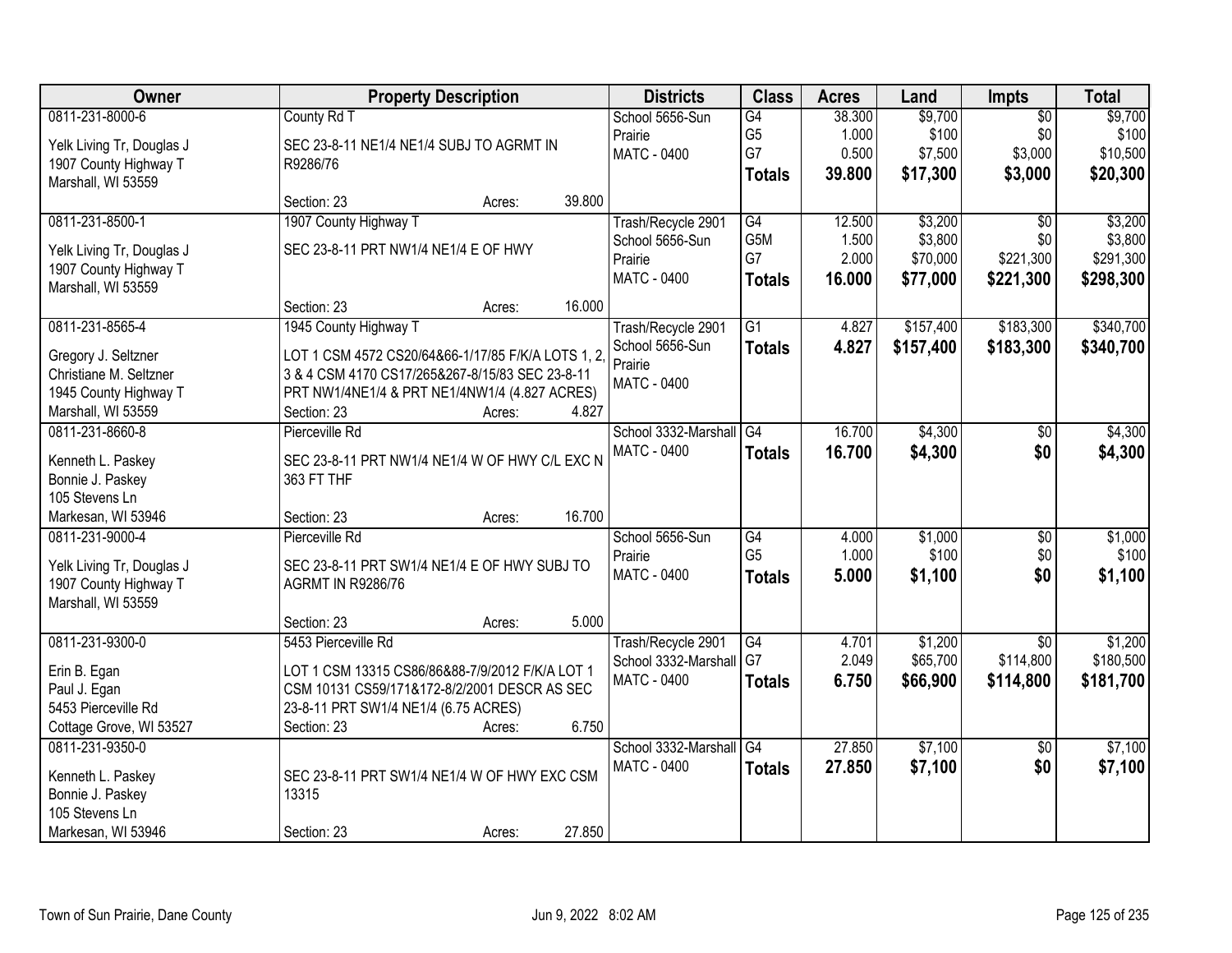| Owner | Property Description | Districts | Class | Acres | Land | Impts | Total |
|---|---|---|---|---|---|---|---|
| 0811-231-8000-6<br>Yelk Living Tr, Douglas J<br>1907 County Highway T<br>Marshall, WI 53559 | County Rd T<br>SEC 23-8-11 NE1/4 NE1/4 SUBJ TO AGRMT IN R9286/76<br>Section: 23 Acres: 39.800 | School 5656-Sun Prairie<br>MATC - 0400 | G4<br>G5<br>G7<br>**Totals** | 38.300<br>1.000<br>0.500<br>**39.800** | $9,700<br>$100<br>$7,500<br>**$17,300** | $0<br>$0<br>$3,000<br>**$3,000** | $9,700<br>$100<br>$10,500<br>**$20,300** |
| 0811-231-8500-1<br>Yelk Living Tr, Douglas J<br>1907 County Highway T<br>Marshall, WI 53559 | 1907 County Highway T<br>SEC 23-8-11 PRT NW1/4 NE1/4 E OF HWY<br>Section: 23 Acres: 16.000 | Trash/Recycle 2901<br>School 5656-Sun Prairie<br>MATC - 0400 | G4<br>G5M<br>G7<br>**Totals** | 12.500<br>1.500<br>2.000<br>**16.000** | $3,200<br>$3,800<br>$70,000<br>**$77,000** | $0<br>$0<br>$221,300<br>**$221,300** | $3,200<br>$3,800<br>$291,300<br>**$298,300** |
| 0811-231-8565-4<br>Gregory J. Seltzner<br>Christiane M. Seltzner<br>1945 County Highway T<br>Marshall, WI 53559 | 1945 County Highway T<br>LOT 1 CSM 4572 CS20/64&66-1/17/85 F/K/A LOTS 1, 2, 3 & 4 CSM 4170 CS17/265&267-8/15/83 SEC 23-8-11 PRT NW1/4NE1/4 & PRT NE1/4NW1/4 (4.827 ACRES)<br>Section: 23 Acres: 4.827 | Trash/Recycle 2901<br>School 5656-Sun Prairie<br>MATC - 0400 | G1<br>**Totals** | 4.827<br>**4.827** | $157,400<br>**$157,400** | $183,300<br>**$183,300** | $340,700<br>**$340,700** |
| 0811-231-8660-8<br>Kenneth L. Paskey<br>Bonnie J. Paskey<br>105 Stevens Ln<br>Markesan, WI 53946 | Pierceville Rd<br>SEC 23-8-11 PRT NW1/4 NE1/4 W OF HWY C/L EXC N 363 FT THF<br>Section: 23 Acres: 16.700 | School 3332-Marshall<br>MATC - 0400 | G4<br>**Totals** | 16.700<br>**16.700** | $4,300<br>**$4,300** | $0<br>**$0** | $4,300<br>**$4,300** |
| 0811-231-9000-4<br>Yelk Living Tr, Douglas J<br>1907 County Highway T<br>Marshall, WI 53559 | Pierceville Rd<br>SEC 23-8-11 PRT SW1/4 NE1/4 E OF HWY SUBJ TO AGRMT IN R9286/76<br>Section: 23 Acres: 5.000 | School 5656-Sun Prairie<br>MATC - 0400 | G4<br>G5<br>**Totals** | 4.000<br>1.000<br>**5.000** | $1,000<br>$100<br>**$1,100** | $0<br>$0<br>**$0** | $1,000<br>$100<br>**$1,100** |
| 0811-231-9300-0<br>Erin B. Egan<br>Paul J. Egan<br>5453 Pierceville Rd<br>Cottage Grove, WI 53527 | 5453 Pierceville Rd<br>LOT 1 CSM 13315 CS86/86&88-7/9/2012 F/K/A LOT 1 CSM 10131 CS59/171&172-8/2/2001 DESCR AS SEC 23-8-11 PRT SW1/4 NE1/4 (6.75 ACRES)<br>Section: 23 Acres: 6.750 | Trash/Recycle 2901<br>School 3332-Marshall<br>MATC - 0400 | G4<br>G7<br>**Totals** | 4.701<br>2.049<br>**6.750** | $1,200<br>$65,700<br>**$66,900** | $0<br>$114,800<br>**$114,800** | $1,200<br>$180,500<br>**$181,700** |
| 0811-231-9350-0<br>Kenneth L. Paskey<br>Bonnie J. Paskey<br>105 Stevens Ln<br>Markesan, WI 53946 | SEC 23-8-11 PRT SW1/4 NE1/4 W OF HWY EXC CSM 13315<br>Section: 23 Acres: 27.850 | School 3332-Marshall<br>MATC - 0400 | G4<br>**Totals** | 27.850<br>**27.850** | $7,100<br>**$7,100** | $0<br>**$0** | $7,100<br>**$7,100** |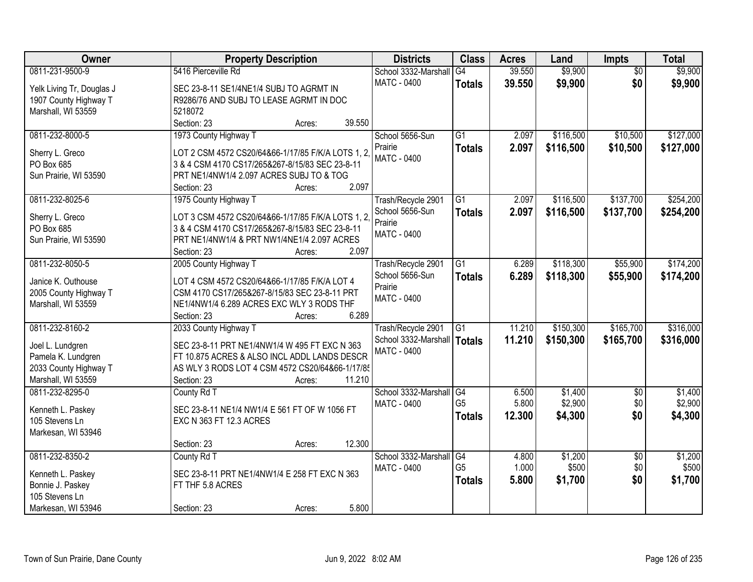| Owner | Property Description | Districts | Class | Acres | Land | Impts | Total |
|---|---|---|---|---|---|---|---|
| 0811-231-9500-9<br>Yelk Living Tr, Douglas J<br>1907 County Highway T<br>Marshall, WI 53559 | 5416 Pierceville Rd<br>SEC 23-8-11 SE1/4NE1/4 SUBJ TO AGRMT IN R9286/76 AND SUBJ TO LEASE AGRMT IN DOC 5218072<br>Section: 23 Acres: 39.550 | School 3332-Marshall<br>MATC - 0400 | G4<br>**Totals** | 39.550<br>**39.550** | $9,900<br>**$9,900** | $0<br>**$0** | $9,900<br>**$9,900** |
| 0811-232-8000-5<br>Sherry L. Greco<br>PO Box 685<br>Sun Prairie, WI 53590 | 1973 County Highway T<br>LOT 2 CSM 4572 CS20/64&66-1/17/85 F/K/A LOTS 1, 2, 3 & 4 CSM 4170 CS17/265&267-8/15/83 SEC 23-8-11 PRT NE1/4NW1/4 2.097 ACRES SUBJ TO & TOG<br>Section: 23 Acres: 2.097 | School 5656-Sun Prairie<br>MATC - 0400 | G1<br>**Totals** | 2.097<br>**2.097** | $116,500<br>**$116,500** | $10,500<br>**$10,500** | $127,000<br>**$127,000** |
| 0811-232-8025-6<br>Sherry L. Greco<br>PO Box 685<br>Sun Prairie, WI 53590 | 1975 County Highway T<br>LOT 3 CSM 4572 CS20/64&66-1/17/85 F/K/A LOTS 1, 2, 3 & 4 CSM 4170 CS17/265&267-8/15/83 SEC 23-8-11 PRT NE1/4NW1/4 & PRT NW1/4NE1/4 2.097 ACRES<br>Section: 23 Acres: 2.097 | Trash/Recycle 2901<br>School 5656-Sun Prairie<br>MATC - 0400 | G1<br>**Totals** | 2.097<br>**2.097** | $116,500<br>**$116,500** | $137,700<br>**$137,700** | $254,200<br>**$254,200** |
| 0811-232-8050-5<br>Janice K. Outhouse<br>2005 County Highway T<br>Marshall, WI 53559 | 2005 County Highway T<br>LOT 4 CSM 4572 CS20/64&66-1/17/85 F/K/A LOT 4 CSM 4170 CS17/265&267-8/15/83 SEC 23-8-11 PRT NE1/4NW1/4 6.289 ACRES EXC WLY 3 RODS THF<br>Section: 23 Acres: 6.289 | Trash/Recycle 2901<br>School 5656-Sun Prairie<br>MATC - 0400 | G1<br>**Totals** | 6.289<br>**6.289** | $118,300<br>**$118,300** | $55,900<br>**$55,900** | $174,200<br>**$174,200** |
| 0811-232-8160-2<br>Joel L. Lundgren<br>Pamela K. Lundgren<br>2033 County Highway T<br>Marshall, WI 53559 | 2033 County Highway T<br>SEC 23-8-11 PRT NE1/4NW1/4 W 495 FT EXC N 363 FT 10.875 ACRES & ALSO INCL ADDL LANDS DESCR AS WLY 3 RODS LOT 4 CSM 4572 CS20/64&66-1/17/85<br>Section: 23 Acres: 11.210 | Trash/Recycle 2901<br>School 3332-Marshall<br>MATC - 0400 | G1<br>**Totals** | 11.210<br>**11.210** | $150,300<br>**$150,300** | $165,700<br>**$165,700** | $316,000<br>**$316,000** |
| 0811-232-8295-0<br>Kenneth L. Paskey<br>105 Stevens Ln<br>Markesan, WI 53946 | County Rd T<br>SEC 23-8-11 NE1/4 NW1/4 E 561 FT OF W 1056 FT EXC N 363 FT 12.3 ACRES<br>Section: 23 Acres: 12.300 | School 3332-Marshall<br>MATC - 0400 | G4<br>G5<br>**Totals** | 6.500<br>5.800<br>**12.300** | $1,400<br>$2,900<br>**$4,300** | $0<br>$0<br>**$0** | $1,400<br>$2,900<br>**$4,300** |
| 0811-232-8350-2<br>Kenneth L. Paskey<br>Bonnie J. Paskey<br>105 Stevens Ln<br>Markesan, WI 53946 | County Rd T<br>SEC 23-8-11 PRT NE1/4NW1/4 E 258 FT EXC N 363 FT THF 5.8 ACRES<br>Section: 23 Acres: 5.800 | School 3332-Marshall<br>MATC - 0400 | G4<br>G5<br>**Totals** | 4.800<br>1.000<br>**5.800** | $1,200<br>$500<br>**$1,700** | $0<br>$0<br>**$0** | $1,200<br>$500<br>**$1,700** |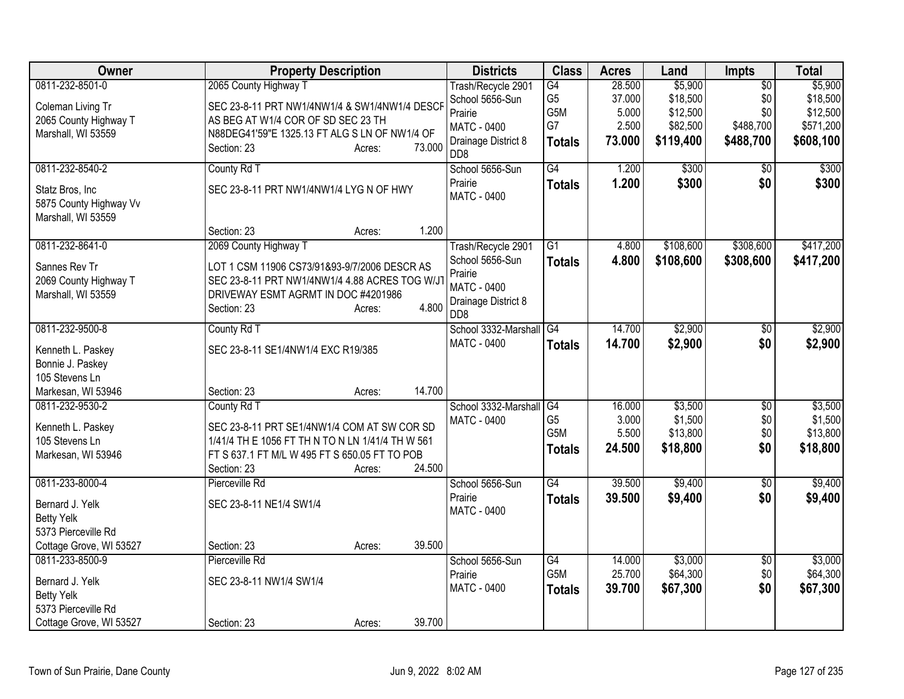| Owner | Property Description | Districts | Class | Acres | Land | Impts | Total |
|---|---|---|---|---|---|---|---|
| 0811-232-8501-0<br>Coleman Living Tr<br>2065 County Highway T<br>Marshall, WI 53559 | 2065 County Highway T<br>SEC 23-8-11 PRT NW1/4NW1/4 & SW1/4NW1/4 DESCF AS BEG AT W1/4 COR OF SD SEC 23 TH N88DEG41'59"E 1325.13 FT ALG S LN OF NW1/4 OF<br>Section: 23 Acres: 73.000 | Trash/Recycle 2901<br>School 5656-Sun Prairie<br>MATC - 0400<br>Drainage District 8 DD8 | G4<br>G5<br>G5M<br>G7<br>**Totals** | 28.500<br>37.000<br>5.000<br>2.500<br>**73.000** | $5,900<br>$18,500<br>$12,500<br>$82,500<br>**$119,400** | $0<br>$0<br>$0<br>$488,700<br>**$488,700** | $5,900<br>$18,500<br>$12,500<br>$571,200<br>**$608,100** |
| 0811-232-8540-2<br>Statz Bros, Inc<br>5875 County Highway Vv<br>Marshall, WI 53559 | County Rd T<br>SEC 23-8-11 PRT NW1/4NW1/4 LYG N OF HWY<br>Section: 23 Acres: 1.200 | School 5656-Sun Prairie<br>MATC - 0400 | G4<br>**Totals** | 1.200<br>**1.200** | $300<br>**$300** | $0<br>**$0** | $300<br>**$300** |
| 0811-232-8641-0<br>Sannes Rev Tr<br>2069 County Highway T<br>Marshall, WI 53559 | 2069 County Highway T<br>LOT 1 CSM 11906 CS73/91&93-9/7/2006 DESCR AS SEC 23-8-11 PRT NW1/4NW1/4 4.88 ACRES TOG W/J1 DRIVEWAY ESMT AGRMT IN DOC #4201986<br>Section: 23 Acres: 4.800 | Trash/Recycle 2901<br>School 5656-Sun Prairie<br>MATC - 0400<br>Drainage District 8 DD8 | G1<br>**Totals** | 4.800<br>**4.800** | $108,600<br>**$108,600** | $308,600<br>**$308,600** | $417,200<br>**$417,200** |
| 0811-232-9500-8<br>Kenneth L. Paskey<br>Bonnie J. Paskey<br>105 Stevens Ln<br>Markesan, WI 53946 | County Rd T<br>SEC 23-8-11 SE1/4NW1/4 EXC R19/385<br>Section: 23 Acres: 14.700 | School 3332-Marshall<br>MATC - 0400 | G4<br>**Totals** | 14.700<br>**14.700** | $2,900<br>**$2,900** | $0<br>**$0** | $2,900<br>**$2,900** |
| 0811-232-9530-2<br>Kenneth L. Paskey<br>105 Stevens Ln<br>Markesan, WI 53946 | County Rd T<br>SEC 23-8-11 PRT SE1/4NW1/4 COM AT SW COR SD 1/41/4 TH E 1056 FT TH N TO N LN 1/41/4 TH W 561 FT S 637.1 FT M/L W 495 FT S 650.05 FT TO POB<br>Section: 23 Acres: 24.500 | School 3332-Marshall<br>MATC - 0400 | G4<br>G5<br>G5M<br>**Totals** | 16.000<br>3.000<br>5.500<br>**24.500** | $3,500<br>$1,500<br>$13,800<br>**$18,800** | $0<br>$0<br>$0<br>**$0** | $3,500<br>$1,500<br>$13,800<br>**$18,800** |
| 0811-233-8000-4<br>Bernard J. Yelk<br>Betty Yelk<br>5373 Pierceville Rd<br>Cottage Grove, WI 53527 | Pierceville Rd<br>SEC 23-8-11 NE1/4 SW1/4<br>Section: 23 Acres: 39.500 | School 5656-Sun Prairie<br>MATC - 0400 | G4<br>**Totals** | 39.500<br>**39.500** | $9,400<br>**$9,400** | $0<br>**$0** | $9,400<br>**$9,400** |
| 0811-233-8500-9<br>Bernard J. Yelk<br>Betty Yelk<br>5373 Pierceville Rd<br>Cottage Grove, WI 53527 | Pierceville Rd<br>SEC 23-8-11 NW1/4 SW1/4<br>Section: 23 Acres: 39.700 | School 5656-Sun Prairie<br>MATC - 0400 | G4<br>G5M<br>**Totals** | 14.000<br>25.700<br>**39.700** | $3,000<br>$64,300<br>**$67,300** | $0<br>$0<br>**$0** | $3,000<br>$64,300<br>**$67,300** |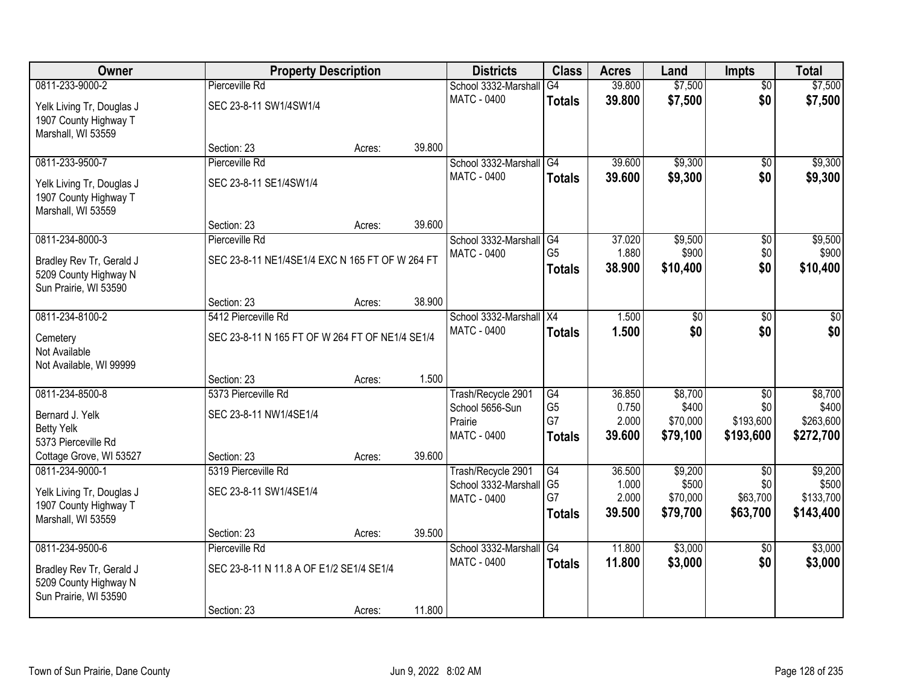| Owner | Property Description | | | Districts | Class | Acres | Land | Impts | Total |
|---|---|---|---|---|---|---|---|---|---|
| 0811-233-9000-2 | Pierceville Rd | | | School 3332-Marshall | G4 | 39.800 | $7,500 | $0 | $7,500 |
| Yelk Living Tr, Douglas J<br>1907 County Highway T<br>Marshall, WI 53559 | SEC 23-8-11 SW1/4SW1/4 | | | MATC - 0400 | **Totals** | **39.800** | **$7,500** | **$0** | **$7,500** |
| | Section: 23 | Acres: | 39.800 | | | | | | |
| 0811-233-9500-7 | Pierceville Rd | | | School 3332-Marshall | G4 | 39.600 | $9,300 | $0 | $9,300 |
| Yelk Living Tr, Douglas J<br>1907 County Highway T<br>Marshall, WI 53559 | SEC 23-8-11 SE1/4SW1/4 | | | MATC - 0400 | **Totals** | **39.600** | **$9,300** | **$0** | **$9,300** |
| | Section: 23 | Acres: | 39.600 | | | | | | |
| 0811-234-8000-3 | Pierceville Rd | | | School 3332-Marshall | G4 | 37.020 | $9,500 | $0 | $9,500 |
| Bradley Rev Tr, Gerald J<br>5209 County Highway N<br>Sun Prairie, WI 53590 | SEC 23-8-11 NE1/4SE1/4 EXC N 165 FT OF W 264 FT | | | MATC - 0400 | G5 | 1.880 | $900 | $0 | $900 |
| | | | | | **Totals** | **38.900** | **$10,400** | **$0** | **$10,400** |
| | Section: 23 | Acres: | 38.900 | | | | | | |
| 0811-234-8100-2 | 5412 Pierceville Rd | | | School 3332-Marshall | X4 | 1.500 | $0 | $0 | $0 |
| Cemetery<br>Not Available<br>Not Available, WI 99999 | SEC 23-8-11 N 165 FT OF W 264 FT OF NE1/4 SE1/4 | | | MATC - 0400 | **Totals** | **1.500** | **$0** | **$0** | **$0** |
| | Section: 23 | Acres: | 1.500 | | | | | | |
| 0811-234-8500-8 | 5373 Pierceville Rd | | | Trash/Recycle 2901 | G4 | 36.850 | $8,700 | $0 | $8,700 |
| Bernard J. Yelk<br>Betty Yelk<br>5373 Pierceville Rd<br>Cottage Grove, WI 53527 | SEC 23-8-11 NW1/4SE1/4 | | | School 5656-Sun Prairie | G5 | 0.750 | $400 | $0 | $400 |
| | | | | MATC - 0400 | G7 | 2.000 | $70,000 | $193,600 | $263,600 |
| | | | | | **Totals** | **39.600** | **$79,100** | **$193,600** | **$272,700** |
| | Section: 23 | Acres: | 39.600 | | | | | | |
| 0811-234-9000-1 | 5319 Pierceville Rd | | | Trash/Recycle 2901 | G4 | 36.500 | $9,200 | $0 | $9,200 |
| Yelk Living Tr, Douglas J<br>1907 County Highway T<br>Marshall, WI 53559 | SEC 23-8-11 SW1/4SE1/4 | | | School 3332-Marshall | G5 | 1.000 | $500 | $0 | $500 |
| | | | | MATC - 0400 | G7 | 2.000 | $70,000 | $63,700 | $133,700 |
| | | | | | **Totals** | **39.500** | **$79,700** | **$63,700** | **$143,400** |
| | Section: 23 | Acres: | 39.500 | | | | | | |
| 0811-234-9500-6 | Pierceville Rd | | | School 3332-Marshall | G4 | 11.800 | $3,000 | $0 | $3,000 |
| Bradley Rev Tr, Gerald J<br>5209 County Highway N<br>Sun Prairie, WI 53590 | SEC 23-8-11 N 11.8 A OF E1/2 SE1/4 SE1/4 | | | MATC - 0400 | **Totals** | **11.800** | **$3,000** | **$0** | **$3,000** |
| | Section: 23 | Acres: | 11.800 | | | | | | |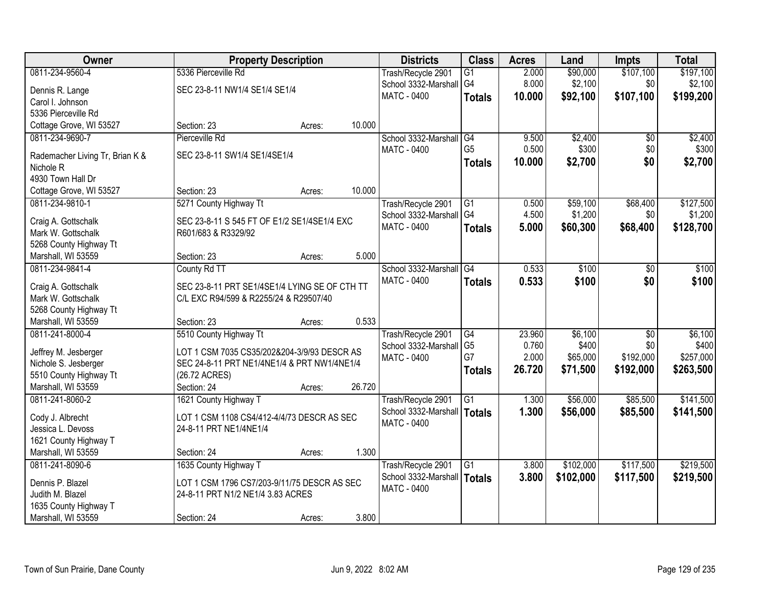| Owner | Property Description | Districts | Class | Acres | Land | Impts | Total |
|---|---|---|---|---|---|---|---|
| 0811-234-9560-4<br>Dennis R. Lange<br>Carol I. Johnson<br>5336 Pierceville Rd<br>Cottage Grove, WI 53527 | 5336 Pierceville Rd<br>SEC 23-8-11 NW1/4 SE1/4 SE1/4<br>Section: 23 Acres: 10.000 | Trash/Recycle 2901<br>School 3332-Marshall<br>MATC - 0400 | G1<br>G4<br>**Totals** | 2.000<br>8.000<br>**10.000** | $90,000<br>$2,100<br>**$92,100** | $107,100<br>$0<br>**$107,100** | $197,100<br>$2,100<br>**$199,200** |
| 0811-234-9690-7<br>Rademacher Living Tr, Brian K & Nichole R<br>4930 Town Hall Dr<br>Cottage Grove, WI 53527 | Pierceville Rd<br>SEC 23-8-11 SW1/4 SE1/4SE1/4<br>Section: 23 Acres: 10.000 | School 3332-Marshall<br>MATC - 0400 | G4<br>G5<br>**Totals** | 9.500<br>0.500<br>**10.000** | $2,400<br>$300<br>**$2,700** | $0<br>$0<br>**$0** | $2,400<br>$300<br>**$2,700** |
| 0811-234-9810-1<br>Craig A. Gottschalk<br>Mark W. Gottschalk<br>5268 County Highway Tt<br>Marshall, WI 53559 | 5271 County Highway Tt<br>SEC 23-8-11 S 545 FT OF E1/2 SE1/4SE1/4 EXC R601/683 & R3329/92<br>Section: 23 Acres: 5.000 | Trash/Recycle 2901<br>School 3332-Marshall<br>MATC - 0400 | G1<br>G4<br>**Totals** | 0.500<br>4.500<br>**5.000** | $59,100<br>$1,200<br>**$60,300** | $68,400<br>$0<br>**$68,400** | $127,500<br>$1,200<br>**$128,700** |
| 0811-234-9841-4<br>Craig A. Gottschalk<br>Mark W. Gottschalk<br>5268 County Highway Tt<br>Marshall, WI 53559 | County Rd TT<br>SEC 23-8-11 PRT SE1/4SE1/4 LYING SE OF CTH TT C/L EXC R94/599 & R2255/24 & R29507/40<br>Section: 23 Acres: 0.533 | School 3332-Marshall<br>MATC - 0400 | G4<br>**Totals** | 0.533<br>**0.533** | $100<br>**$100** | $0<br>**$0** | $100<br>**$100** |
| 0811-241-8000-4<br>Jeffrey M. Jesberger<br>Nichole S. Jesberger<br>5510 County Highway Tt<br>Marshall, WI 53559 | 5510 County Highway Tt<br>LOT 1 CSM 7035 CS35/202&204-3/9/93 DESCR AS SEC 24-8-11 PRT NE1/4NE1/4 & PRT NW1/4NE1/4 (26.72 ACRES)<br>Section: 24 Acres: 26.720 | Trash/Recycle 2901<br>School 3332-Marshall<br>MATC - 0400 | G4<br>G5<br>G7<br>**Totals** | 23.960<br>0.760<br>2.000<br>**26.720** | $6,100<br>$400<br>$65,000<br>**$71,500** | $0<br>$0<br>$192,000<br>**$192,000** | $6,100<br>$400<br>$257,000<br>**$263,500** |
| 0811-241-8060-2<br>Cody J. Albrecht<br>Jessica L. Devoss<br>1621 County Highway T<br>Marshall, WI 53559 | 1621 County Highway T<br>LOT 1 CSM 1108 CS4/412-4/4/73 DESCR AS SEC 24-8-11 PRT NE1/4NE1/4<br>Section: 24 Acres: 1.300 | Trash/Recycle 2901<br>School 3332-Marshall<br>MATC - 0400 | G1<br>**Totals** | 1.300<br>**1.300** | $56,000<br>**$56,000** | $85,500<br>**$85,500** | $141,500<br>**$141,500** |
| 0811-241-8090-6<br>Dennis P. Blazel<br>Judith M. Blazel<br>1635 County Highway T<br>Marshall, WI 53559 | 1635 County Highway T<br>LOT 1 CSM 1796 CS7/203-9/11/75 DESCR AS SEC 24-8-11 PRT N1/2 NE1/4 3.83 ACRES<br>Section: 24 Acres: 3.800 | Trash/Recycle 2901<br>School 3332-Marshall<br>MATC - 0400 | G1<br>**Totals** | 3.800<br>**3.800** | $102,000<br>**$102,000** | $117,500<br>**$117,500** | $219,500<br>**$219,500** |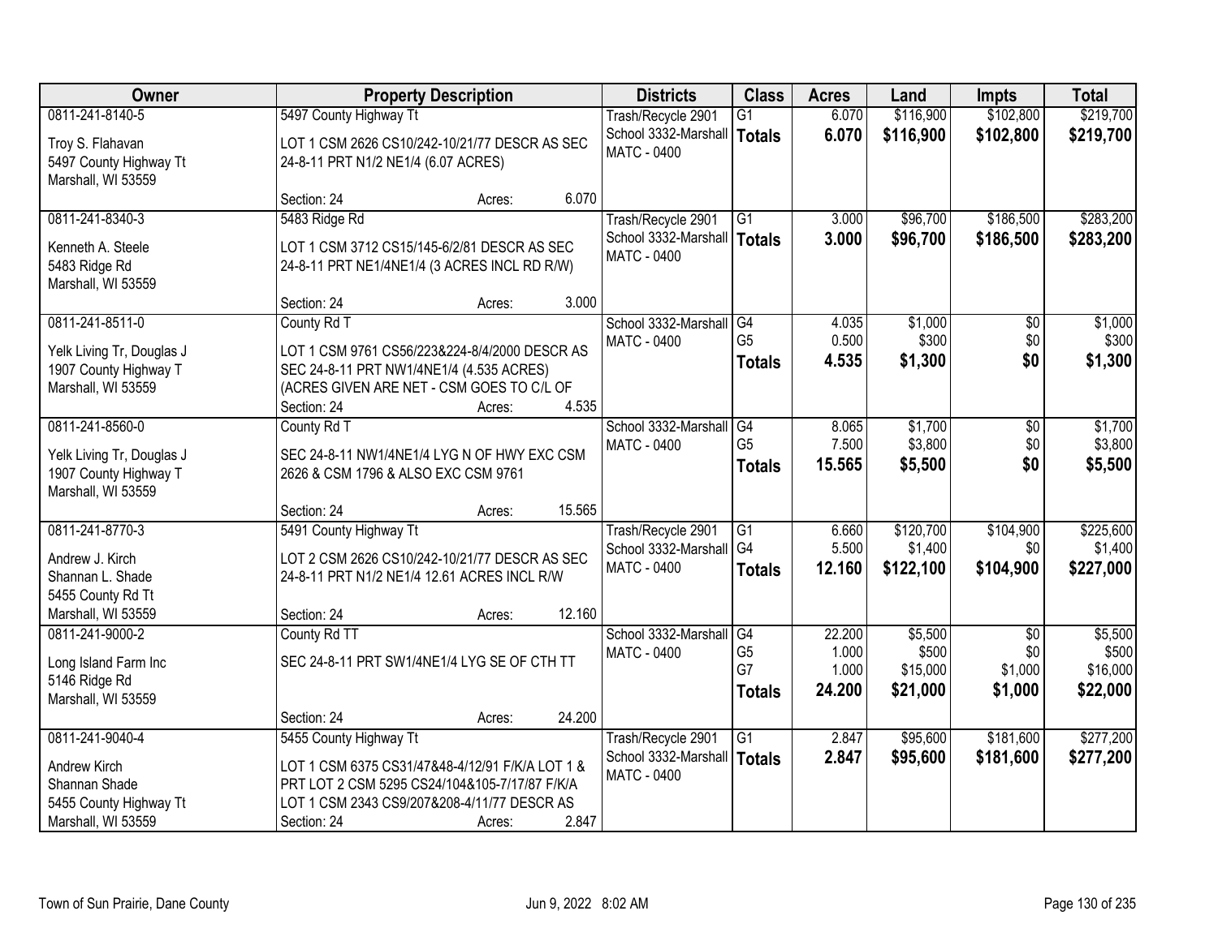| Owner | Property Description | Districts | Class | Acres | Land | Impts | Total |
|---|---|---|---|---|---|---|---|
| 0811-241-8140-5<br>Troy S. Flahavan<br>5497 County Highway Tt<br>Marshall, WI 53559 | 5497 County Highway Tt<br>LOT 1 CSM 2626 CS10/242-10/21/77 DESCR AS SEC 24-8-11 PRT N1/2 NE1/4 (6.07 ACRES)<br>Section: 24 Acres: 6.070 | Trash/Recycle 2901<br>School 3332-Marshall<br>MATC - 0400 | G1<br>**Totals** | 6.070<br>**6.070** | $116,900<br>**$116,900** | $102,800<br>**$102,800** | $219,700<br>**$219,700** |
| 0811-241-8340-3<br>Kenneth A. Steele<br>5483 Ridge Rd<br>Marshall, WI 53559 | 5483 Ridge Rd<br>LOT 1 CSM 3712 CS15/145-6/2/81 DESCR AS SEC 24-8-11 PRT NE1/4NE1/4 (3 ACRES INCL RD R/W)<br>Section: 24 Acres: 3.000 | Trash/Recycle 2901<br>School 3332-Marshall<br>MATC - 0400 | G1<br>**Totals** | 3.000<br>**3.000** | $96,700<br>**$96,700** | $186,500<br>**$186,500** | $283,200<br>**$283,200** |
| 0811-241-8511-0<br>Yelk Living Tr, Douglas J<br>1907 County Highway T<br>Marshall, WI 53559 | County Rd T<br>LOT 1 CSM 9761 CS56/223&224-8/4/2000 DESCR AS SEC 24-8-11 PRT NW1/4NE1/4 (4.535 ACRES) (ACRES GIVEN ARE NET - CSM GOES TO C/L OF<br>Section: 24 Acres: 4.535 | School 3332-Marshall<br>MATC - 0400 | G4<br>G5<br>**Totals** | 4.035<br>0.500<br>**4.535** | $1,000<br>$300<br>**$1,300** | $0<br>$0<br>**$0** | $1,000<br>$300<br>**$1,300** |
| 0811-241-8560-0<br>Yelk Living Tr, Douglas J<br>1907 County Highway T<br>Marshall, WI 53559 | County Rd T<br>SEC 24-8-11 NW1/4NE1/4 LYG N OF HWY EXC CSM 2626 & CSM 1796 & ALSO EXC CSM 9761<br>Section: 24 Acres: 15.565 | School 3332-Marshall<br>MATC - 0400 | G4<br>G5<br>**Totals** | 8.065<br>7.500<br>**15.565** | $1,700<br>$3,800<br>**$5,500** | $0<br>$0<br>**$0** | $1,700<br>$3,800<br>**$5,500** |
| 0811-241-8770-3<br>Andrew J. Kirch<br>Shannan L. Shade<br>5455 County Rd Tt<br>Marshall, WI 53559 | 5491 County Highway Tt<br>LOT 2 CSM 2626 CS10/242-10/21/77 DESCR AS SEC 24-8-11 PRT N1/2 NE1/4 12.61 ACRES INCL R/W<br>Section: 24 Acres: 12.160 | Trash/Recycle 2901<br>School 3332-Marshall<br>MATC - 0400 | G1<br>G4<br>**Totals** | 6.660<br>5.500<br>**12.160** | $120,700<br>$1,400<br>**$122,100** | $104,900<br>$0<br>**$104,900** | $225,600<br>$1,400<br>**$227,000** |
| 0811-241-9000-2<br>Long Island Farm Inc<br>5146 Ridge Rd<br>Marshall, WI 53559 | County Rd TT<br>SEC 24-8-11 PRT SW1/4NE1/4 LYG SE OF CTH TT<br>Section: 24 Acres: 24.200 | School 3332-Marshall<br>MATC - 0400 | G4<br>G5<br>G7<br>**Totals** | 22.200<br>1.000<br>1.000<br>**24.200** | $5,500<br>$500<br>$15,000<br>**$21,000** | $0<br>$0<br>$1,000<br>**$1,000** | $5,500<br>$500<br>$16,000<br>**$22,000** |
| 0811-241-9040-4<br>Andrew Kirch<br>Shannan Shade<br>5455 County Highway Tt<br>Marshall, WI 53559 | 5455 County Highway Tt<br>LOT 1 CSM 6375 CS31/47&48-4/12/91 F/K/A LOT 1 & PRT LOT 2 CSM 5295 CS24/104&105-7/17/87 F/K/A LOT 1 CSM 2343 CS9/207&208-4/11/77 DESCR AS<br>Section: 24 Acres: 2.847 | Trash/Recycle 2901<br>School 3332-Marshall<br>MATC - 0400 | G1<br>**Totals** | 2.847<br>**2.847** | $95,600<br>**$95,600** | $181,600<br>**$181,600** | $277,200<br>**$277,200** |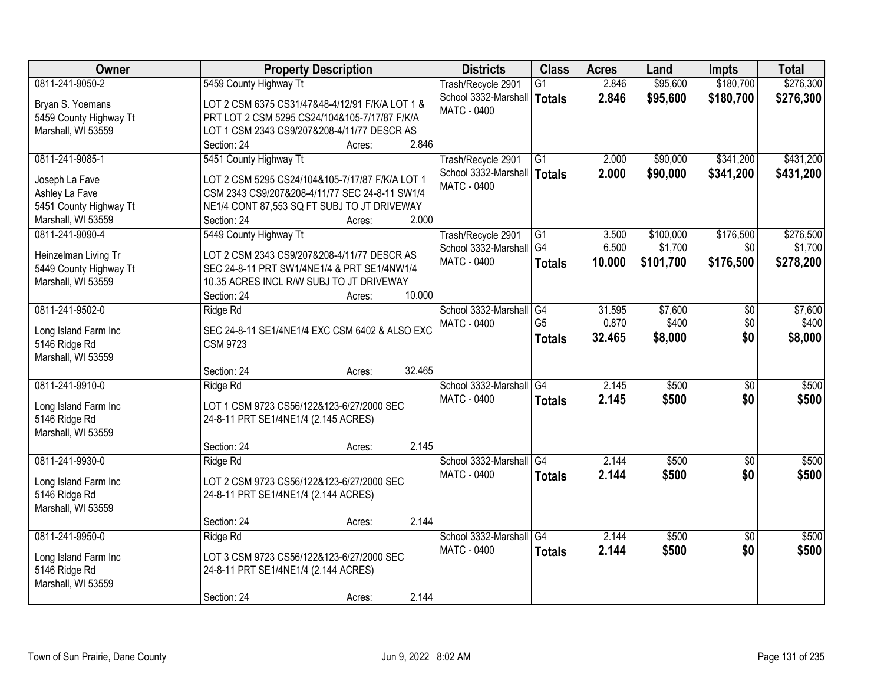| Owner | Property Description | Districts | Class | Acres | Land | Impts | Total |
|---|---|---|---|---|---|---|---|
| 0811-241-9050-2<br>Bryan S. Yoemans<br>5459 County Highway Tt<br>Marshall, WI 53559 | 5459 County Highway Tt<br>LOT 2 CSM 6375 CS31/47&48-4/12/91 F/K/A LOT 1 & PRT LOT 2 CSM 5295 CS24/104&105-7/17/87 F/K/A LOT 1 CSM 2343 CS9/207&208-4/11/77 DESCR AS<br>Section: 24 Acres: 2.846 | Trash/Recycle 2901<br>School 3332-Marshall<br>MATC - 0400 | G1<br>**Totals** | 2.846<br>**2.846** | $95,600<br>**$95,600** | $180,700<br>**$180,700** | $276,300<br>**$276,300** |
| 0811-241-9085-1<br>Joseph La Fave<br>Ashley La Fave<br>5451 County Highway Tt<br>Marshall, WI 53559 | 5451 County Highway Tt<br>LOT 2 CSM 5295 CS24/104&105-7/17/87 F/K/A LOT 1 CSM 2343 CS9/207&208-4/11/77 SEC 24-8-11 SW1/4 NE1/4 CONT 87,553 SQ FT SUBJ TO JT DRIVEWAY<br>Section: 24 Acres: 2.000 | Trash/Recycle 2901<br>School 3332-Marshall<br>MATC - 0400 | G1<br>**Totals** | 2.000<br>**2.000** | $90,000<br>**$90,000** | $341,200<br>**$341,200** | $431,200<br>**$431,200** |
| 0811-241-9090-4<br>Heinzelman Living Tr<br>5449 County Highway Tt<br>Marshall, WI 53559 | 5449 County Highway Tt<br>LOT 2 CSM 2343 CS9/207&208-4/11/77 DESCR AS SEC 24-8-11 PRT SW1/4NE1/4 & PRT SE1/4NW1/4 10.35 ACRES INCL R/W SUBJ TO JT DRIVEWAY<br>Section: 24 Acres: 10.000 | Trash/Recycle 2901<br>School 3332-Marshall<br>MATC - 0400 | G1<br>G4<br>**Totals** | 3.500<br>6.500<br>**10.000** | $100,000<br>$1,700<br>**$101,700** | $176,500<br>$0<br>**$176,500** | $276,500<br>$1,700<br>**$278,200** |
| 0811-241-9502-0<br>Long Island Farm Inc<br>5146 Ridge Rd<br>Marshall, WI 53559 | Ridge Rd<br>SEC 24-8-11 SE1/4NE1/4 EXC CSM 6402 & ALSO EXC CSM 9723<br>Section: 24 Acres: 32.465 | School 3332-Marshall<br>MATC - 0400 | G4<br>G5<br>**Totals** | 31.595<br>0.870<br>**32.465** | $7,600<br>$400<br>**$8,000** | $0<br>$0<br>**$0** | $7,600<br>$400<br>**$8,000** |
| 0811-241-9910-0<br>Long Island Farm Inc<br>5146 Ridge Rd<br>Marshall, WI 53559 | Ridge Rd<br>LOT 1 CSM 9723 CS56/122&123-6/27/2000 SEC 24-8-11 PRT SE1/4NE1/4 (2.145 ACRES)<br>Section: 24 Acres: 2.145 | School 3332-Marshall<br>MATC - 0400 | G4<br>**Totals** | 2.145<br>**2.145** | $500<br>**$500** | $0<br>**$0** | $500<br>**$500** |
| 0811-241-9930-0<br>Long Island Farm Inc<br>5146 Ridge Rd<br>Marshall, WI 53559 | Ridge Rd<br>LOT 2 CSM 9723 CS56/122&123-6/27/2000 SEC 24-8-11 PRT SE1/4NE1/4 (2.144 ACRES)<br>Section: 24 Acres: 2.144 | School 3332-Marshall<br>MATC - 0400 | G4<br>**Totals** | 2.144<br>**2.144** | $500<br>**$500** | $0<br>**$0** | $500<br>**$500** |
| 0811-241-9950-0<br>Long Island Farm Inc<br>5146 Ridge Rd<br>Marshall, WI 53559 | Ridge Rd<br>LOT 3 CSM 9723 CS56/122&123-6/27/2000 SEC 24-8-11 PRT SE1/4NE1/4 (2.144 ACRES)<br>Section: 24 Acres: 2.144 | School 3332-Marshall<br>MATC - 0400 | G4<br>**Totals** | 2.144<br>**2.144** | $500<br>**$500** | $0<br>**$0** | $500<br>**$500** |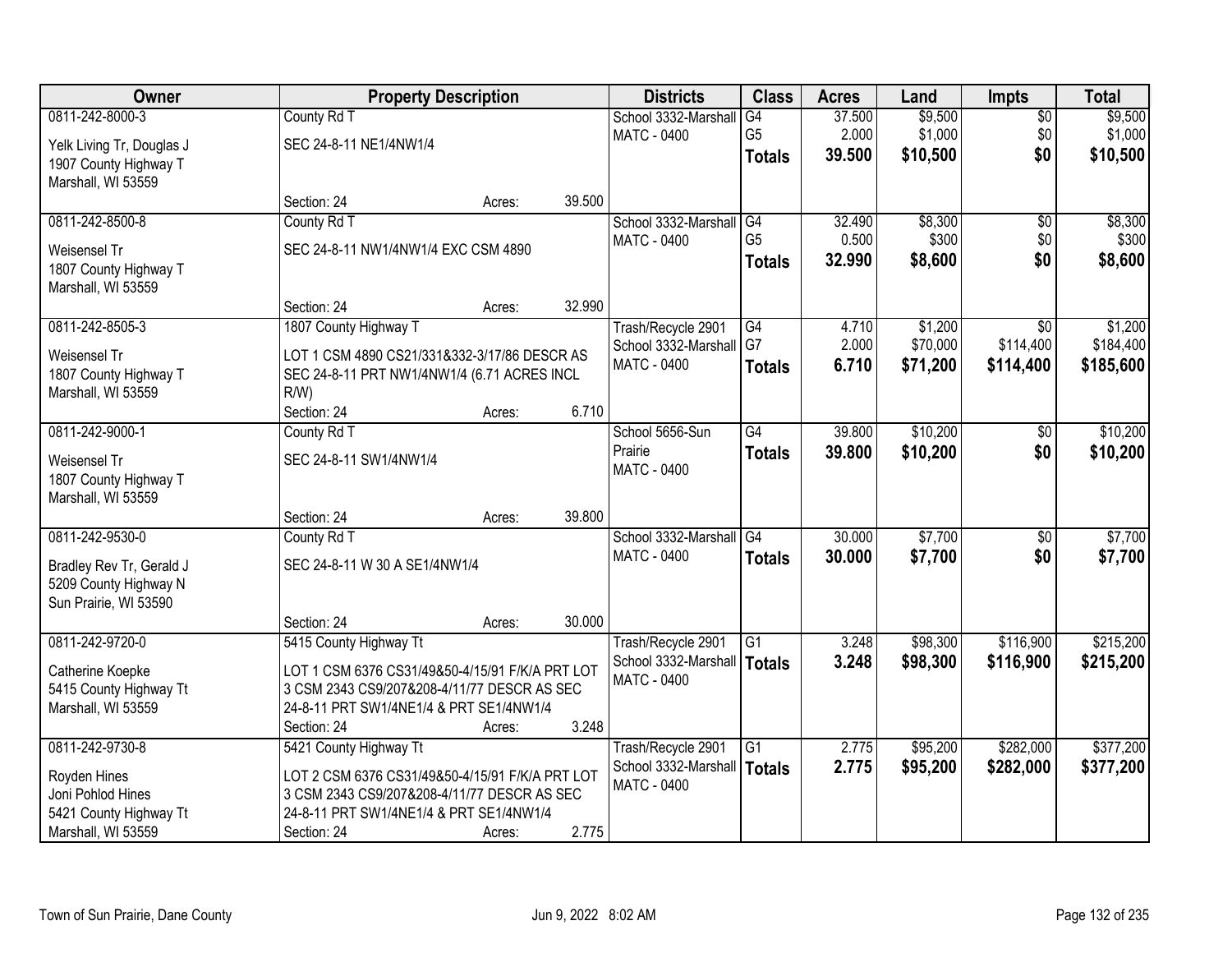| Owner | Property Description | Districts | Class | Acres | Land | Impts | Total |
|---|---|---|---|---|---|---|---|
| 0811-242-8000-3<br>Yelk Living Tr, Douglas J<br>1907 County Highway T<br>Marshall, WI 53559 | County Rd T<br>SEC 24-8-11 NE1/4NW1/4<br>Section: 24 Acres: 39.500 | School 3332-Marshall<br>MATC - 0400 | G4<br>G5<br>**Totals** | 37.500<br>2.000<br>**39.500** | $9,500<br>$1,000<br>**$10,500** | $0<br>$0<br>**$0** | $9,500<br>$1,000<br>**$10,500** |
| 0811-242-8500-8<br>Weisensel Tr<br>1807 County Highway T<br>Marshall, WI 53559 | County Rd T<br>SEC 24-8-11 NW1/4NW1/4 EXC CSM 4890<br>Section: 24 Acres: 32.990 | School 3332-Marshall<br>MATC - 0400 | G4<br>G5<br>**Totals** | 32.490<br>0.500<br>**32.990** | $8,300<br>$300<br>**$8,600** | $0<br>$0<br>**$0** | $8,300<br>$300<br>**$8,600** |
| 0811-242-8505-3<br>Weisensel Tr<br>1807 County Highway T<br>Marshall, WI 53559 | 1807 County Highway T<br>LOT 1 CSM 4890 CS21/331&332-3/17/86 DESCR AS SEC 24-8-11 PRT NW1/4NW1/4 (6.71 ACRES INCL R/W)<br>Section: 24 Acres: 6.710 | Trash/Recycle 2901<br>School 3332-Marshall<br>MATC - 0400 | G4<br>G7<br>**Totals** | 4.710<br>2.000<br>**6.710** | $1,200<br>$70,000<br>**$71,200** | $0<br>$114,400<br>**$114,400** | $1,200<br>$184,400<br>**$185,600** |
| 0811-242-9000-1<br>Weisensel Tr<br>1807 County Highway T<br>Marshall, WI 53559 | County Rd T<br>SEC 24-8-11 SW1/4NW1/4<br>Section: 24 Acres: 39.800 | School 5656-Sun Prairie<br>MATC - 0400 | G4<br>**Totals** | 39.800<br>**39.800** | $10,200<br>**$10,200** | $0<br>**$0** | $10,200<br>**$10,200** |
| 0811-242-9530-0<br>Bradley Rev Tr, Gerald J<br>5209 County Highway N<br>Sun Prairie, WI 53590 | County Rd T<br>SEC 24-8-11 W 30 A SE1/4NW1/4<br>Section: 24 Acres: 30.000 | School 3332-Marshall<br>MATC - 0400 | G4<br>**Totals** | 30.000<br>**30.000** | $7,700<br>**$7,700** | $0<br>**$0** | $7,700<br>**$7,700** |
| 0811-242-9720-0<br>Catherine Koepke<br>5415 County Highway Tt<br>Marshall, WI 53559 | 5415 County Highway Tt<br>LOT 1 CSM 6376 CS31/49&50-4/15/91 F/K/A PRT LOT 3 CSM 2343 CS9/207&208-4/11/77 DESCR AS SEC 24-8-11 PRT SW1/4NE1/4 & PRT SE1/4NW1/4<br>Section: 24 Acres: 3.248 | Trash/Recycle 2901<br>School 3332-Marshall<br>MATC - 0400 | G1<br>**Totals** | 3.248<br>**3.248** | $98,300<br>**$98,300** | $116,900<br>**$116,900** | $215,200<br>**$215,200** |
| 0811-242-9730-8<br>Royden Hines<br>Joni Pohlod Hines<br>5421 County Highway Tt<br>Marshall, WI 53559 | 5421 County Highway Tt<br>LOT 2 CSM 6376 CS31/49&50-4/15/91 F/K/A PRT LOT 3 CSM 2343 CS9/207&208-4/11/77 DESCR AS SEC 24-8-11 PRT SW1/4NE1/4 & PRT SE1/4NW1/4<br>Section: 24 Acres: 2.775 | Trash/Recycle 2901<br>School 3332-Marshall<br>MATC - 0400 | G1<br>**Totals** | 2.775<br>**2.775** | $95,200<br>**$95,200** | $282,000<br>**$282,000** | $377,200<br>**$377,200** |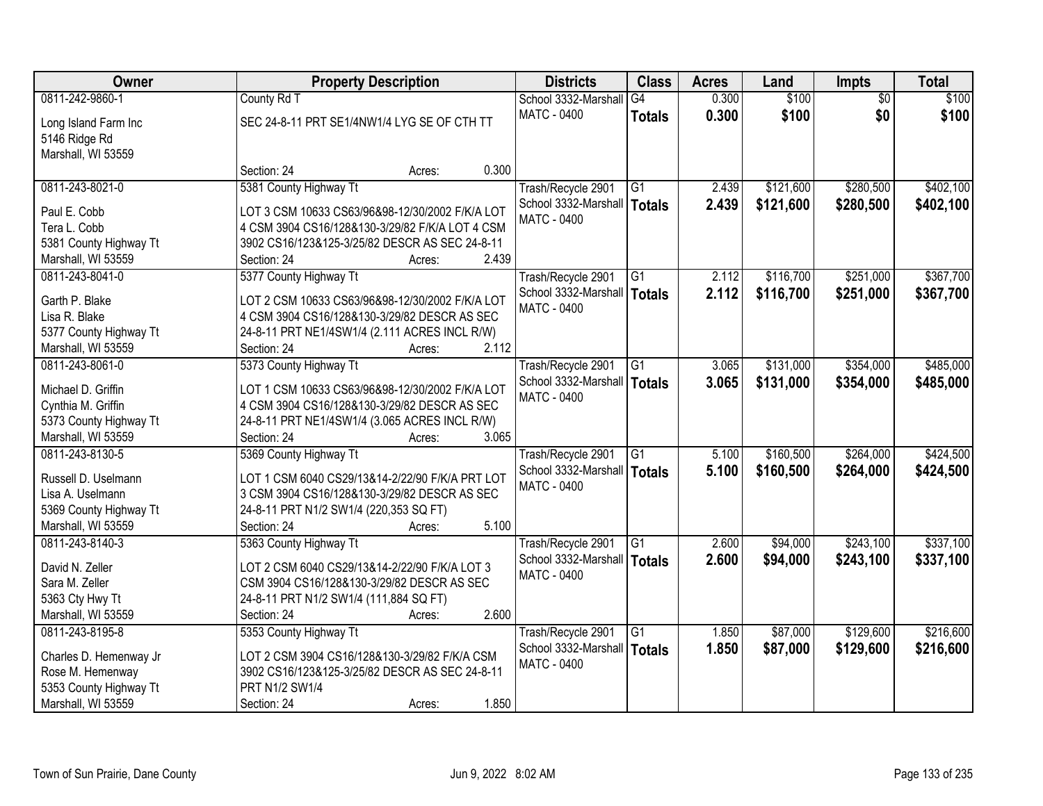| Owner | Property Description | Districts | Class | Acres | Land | Impts | Total |
|---|---|---|---|---|---|---|---|
| 0811-242-9860-1<br>Long Island Farm Inc<br>5146 Ridge Rd<br>Marshall, WI 53559 | County Rd T<br>SEC 24-8-11 PRT SE1/4NW1/4 LYG SE OF CTH TT<br>Section: 24 Acres: 0.300 | School 3332-Marshall<br>MATC - 0400 | G4<br>**Totals** | 0.300<br>**0.300** | $100<br>**$100** | $0<br>**$0** | $100<br>**$100** |
| 0811-243-8021-0<br>Paul E. Cobb<br>Tera L. Cobb<br>5381 County Highway Tt<br>Marshall, WI 53559 | 5381 County Highway Tt<br>LOT 3 CSM 10633 CS63/96&98-12/30/2002 F/K/A LOT 4 CSM 3904 CS16/128&130-3/29/82 F/K/A LOT 4 CSM 3902 CS16/123&125-3/25/82 DESCR AS SEC 24-8-11<br>Section: 24 Acres: 2.439 | Trash/Recycle 2901<br>School 3332-Marshall<br>MATC - 0400 | G1<br>**Totals** | 2.439<br>**2.439** | $121,600<br>**$121,600** | $280,500<br>**$280,500** | $402,100<br>**$402,100** |
| 0811-243-8041-0<br>Garth P. Blake<br>Lisa R. Blake<br>5377 County Highway Tt<br>Marshall, WI 53559 | 5377 County Highway Tt<br>LOT 2 CSM 10633 CS63/96&98-12/30/2002 F/K/A LOT 4 CSM 3904 CS16/128&130-3/29/82 DESCR AS SEC 24-8-11 PRT NE1/4SW1/4 (2.111 ACRES INCL R/W)<br>Section: 24 Acres: 2.112 | Trash/Recycle 2901<br>School 3332-Marshall<br>MATC - 0400 | G1<br>**Totals** | 2.112<br>**2.112** | $116,700<br>**$116,700** | $251,000<br>**$251,000** | $367,700<br>**$367,700** |
| 0811-243-8061-0<br>Michael D. Griffin<br>Cynthia M. Griffin<br>5373 County Highway Tt<br>Marshall, WI 53559 | 5373 County Highway Tt<br>LOT 1 CSM 10633 CS63/96&98-12/30/2002 F/K/A LOT 4 CSM 3904 CS16/128&130-3/29/82 DESCR AS SEC 24-8-11 PRT NE1/4SW1/4 (3.065 ACRES INCL R/W)<br>Section: 24 Acres: 3.065 | Trash/Recycle 2901<br>School 3332-Marshall<br>MATC - 0400 | G1<br>**Totals** | 3.065<br>**3.065** | $131,000<br>**$131,000** | $354,000<br>**$354,000** | $485,000<br>**$485,000** |
| 0811-243-8130-5<br>Russell D. Uselmann<br>Lisa A. Uselmann<br>5369 County Highway Tt<br>Marshall, WI 53559 | 5369 County Highway Tt<br>LOT 1 CSM 6040 CS29/13&14-2/22/90 F/K/A PRT LOT 3 CSM 3904 CS16/128&130-3/29/82 DESCR AS SEC 24-8-11 PRT N1/2 SW1/4 (220,353 SQ FT)<br>Section: 24 Acres: 5.100 | Trash/Recycle 2901<br>School 3332-Marshall<br>MATC - 0400 | G1<br>**Totals** | 5.100<br>**5.100** | $160,500<br>**$160,500** | $264,000<br>**$264,000** | $424,500<br>**$424,500** |
| 0811-243-8140-3<br>David N. Zeller<br>Sara M. Zeller<br>5363 Cty Hwy Tt<br>Marshall, WI 53559 | 5363 County Highway Tt<br>LOT 2 CSM 6040 CS29/13&14-2/22/90 F/K/A LOT 3 CSM 3904 CS16/128&130-3/29/82 DESCR AS SEC 24-8-11 PRT N1/2 SW1/4 (111,884 SQ FT)<br>Section: 24 Acres: 2.600 | Trash/Recycle 2901<br>School 3332-Marshall<br>MATC - 0400 | G1<br>**Totals** | 2.600<br>**2.600** | $94,000<br>**$94,000** | $243,100<br>**$243,100** | $337,100<br>**$337,100** |
| 0811-243-8195-8<br>Charles D. Hemenway Jr<br>Rose M. Hemenway<br>5353 County Highway Tt<br>Marshall, WI 53559 | 5353 County Highway Tt<br>LOT 2 CSM 3904 CS16/128&130-3/29/82 F/K/A CSM 3902 CS16/123&125-3/25/82 DESCR AS SEC 24-8-11 PRT N1/2 SW1/4<br>Section: 24 Acres: 1.850 | Trash/Recycle 2901<br>School 3332-Marshall<br>MATC - 0400 | G1<br>**Totals** | 1.850<br>**1.850** | $87,000<br>**$87,000** | $129,600<br>**$129,600** | $216,600<br>**$216,600** |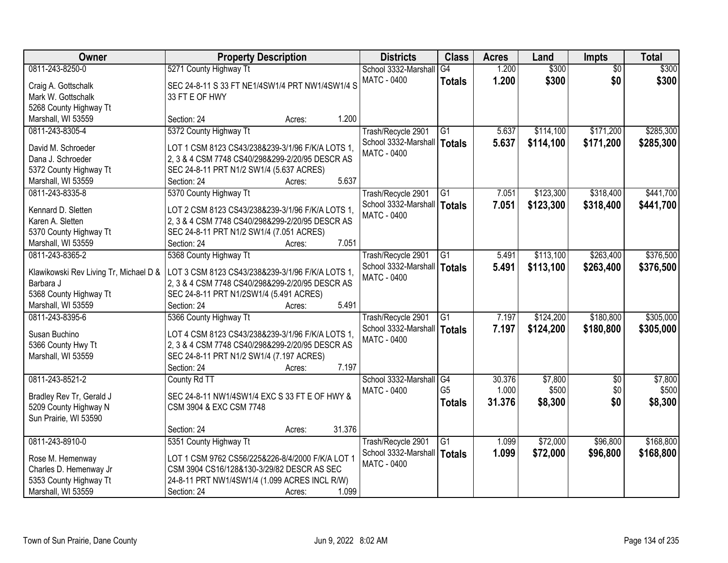| Owner | Property Description | Districts | Class | Acres | Land | Impts | Total |
|---|---|---|---|---|---|---|---|
| 0811-243-8250-0<br><br>Craig A. Gottschalk<br>Mark W. Gottschalk<br>5268 County Highway Tt<br>Marshall, WI 53559 | 5271 County Highway Tt<br><br>SEC 24-8-11 S 33 FT NE1/4SW1/4 PRT NW1/4SW1/4 S 33 FT E OF HWY<br><br>Section: 24 Acres: 1.200 | School 3332-Marshall<br>MATC - 0400 | G4<br>**Totals** | 1.200<br>**1.200** | $300<br>**$300** | $0<br>**$0** | $300<br>**$300** |
| 0811-243-8305-4<br><br>David M. Schroeder<br>Dana J. Schroeder<br>5372 County Highway Tt<br>Marshall, WI 53559 | 5372 County Highway Tt<br><br>LOT 1 CSM 8123 CS43/238&239-3/1/96 F/K/A LOTS 1, 2, 3 & 4 CSM 7748 CS40/298&299-2/20/95 DESCR AS SEC 24-8-11 PRT N1/2 SW1/4 (5.637 ACRES)<br>Section: 24 Acres: 5.637 | Trash/Recycle 2901<br>School 3332-Marshall<br>MATC - 0400 | G1<br>**Totals** | 5.637<br>**5.637** | $114,100<br>**$114,100** | $171,200<br>**$171,200** | $285,300<br>**$285,300** |
| 0811-243-8335-8<br><br>Kennard D. Sletten<br>Karen A. Sletten<br>5370 County Highway Tt<br>Marshall, WI 53559 | 5370 County Highway Tt<br><br>LOT 2 CSM 8123 CS43/238&239-3/1/96 F/K/A LOTS 1, 2, 3 & 4 CSM 7748 CS40/298&299-2/20/95 DESCR AS SEC 24-8-11 PRT N1/2 SW1/4 (7.051 ACRES)<br>Section: 24 Acres: 7.051 | Trash/Recycle 2901<br>School 3332-Marshall<br>MATC - 0400 | G1<br>**Totals** | 7.051<br>**7.051** | $123,300<br>**$123,300** | $318,400<br>**$318,400** | $441,700<br>**$441,700** |
| 0811-243-8365-2<br><br>Klawikowski Rev Living Tr, Michael D & Barbara J<br>5368 County Highway Tt<br>Marshall, WI 53559 | 5368 County Highway Tt<br><br>LOT 3 CSM 8123 CS43/238&239-3/1/96 F/K/A LOTS 1, 2, 3 & 4 CSM 7748 CS40/298&299-2/20/95 DESCR AS SEC 24-8-11 PRT N1/2SW1/4 (5.491 ACRES)<br>Section: 24 Acres: 5.491 | Trash/Recycle 2901<br>School 3332-Marshall<br>MATC - 0400 | G1<br>**Totals** | 5.491<br>**5.491** | $113,100<br>**$113,100** | $263,400<br>**$263,400** | $376,500<br>**$376,500** |
| 0811-243-8395-6<br><br>Susan Buchino<br>5366 County Hwy Tt<br>Marshall, WI 53559 | 5366 County Highway Tt<br><br>LOT 4 CSM 8123 CS43/238&239-3/1/96 F/K/A LOTS 1, 2, 3 & 4 CSM 7748 CS40/298&299-2/20/95 DESCR AS SEC 24-8-11 PRT N1/2 SW1/4 (7.197 ACRES)<br>Section: 24 Acres: 7.197 | Trash/Recycle 2901<br>School 3332-Marshall<br>MATC - 0400 | G1<br>**Totals** | 7.197<br>**7.197** | $124,200<br>**$124,200** | $180,800<br>**$180,800** | $305,000<br>**$305,000** |
| 0811-243-8521-2<br><br>Bradley Rev Tr, Gerald J<br>5209 County Highway N<br>Sun Prairie, WI 53590 | County Rd TT<br><br>SEC 24-8-11 NW1/4SW1/4 EXC S 33 FT E OF HWY & CSM 3904 & EXC CSM 7748<br><br>Section: 24 Acres: 31.376 | School 3332-Marshall<br>MATC - 0400 | G4<br>G5<br>**Totals** | 30.376<br>1.000<br>**31.376** | $7,800<br>$500<br>**$8,300** | $0<br>$0<br>**$0** | $7,800<br>$500<br>**$8,300** |
| 0811-243-8910-0<br><br>Rose M. Hemenway<br>Charles D. Hemenway Jr<br>5353 County Highway Tt<br>Marshall, WI 53559 | 5351 County Highway Tt<br><br>LOT 1 CSM 9762 CS56/225&226-8/4/2000 F/K/A LOT 1 CSM 3904 CS16/128&130-3/29/82 DESCR AS SEC 24-8-11 PRT NW1/4SW1/4 (1.099 ACRES INCL R/W)<br>Section: 24 Acres: 1.099 | Trash/Recycle 2901<br>School 3332-Marshall<br>MATC - 0400 | G1<br>**Totals** | 1.099<br>**1.099** | $72,000<br>**$72,000** | $96,800<br>**$96,800** | $168,800<br>**$168,800** |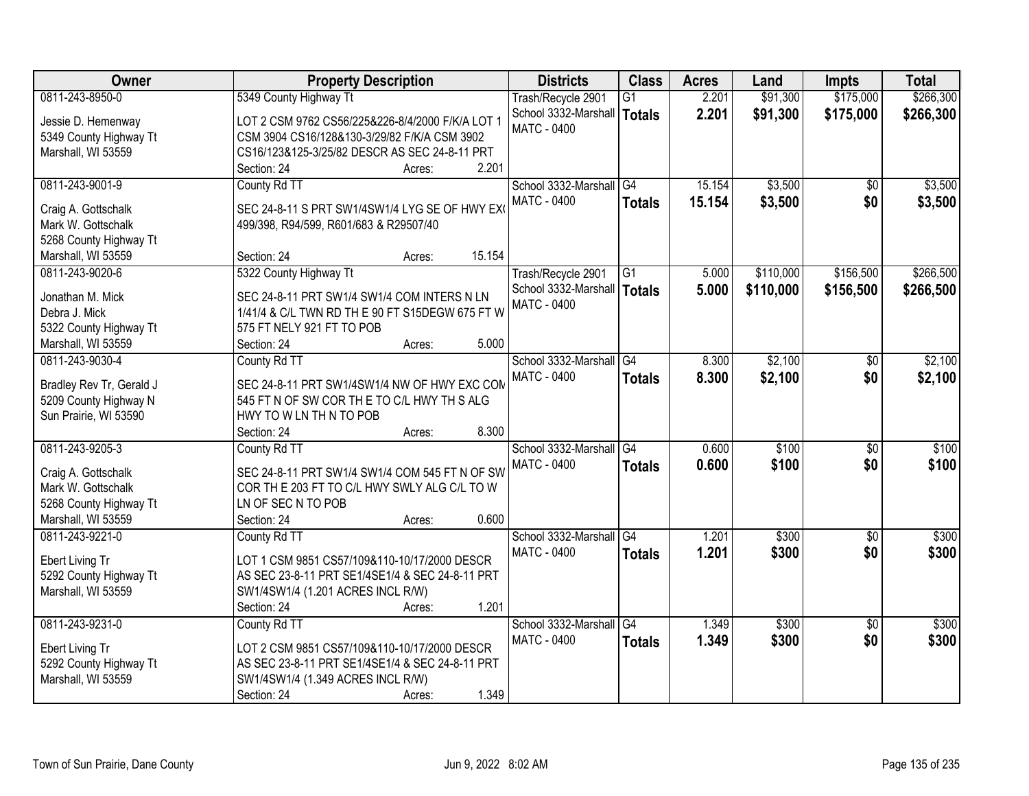| Owner | Property Description | Districts | Class | Acres | Land | Impts | Total |
|---|---|---|---|---|---|---|---|
| 0811-243-8950-0<br>Jessie D. Hemenway<br>5349 County Highway Tt<br>Marshall, WI 53559 | 5349 County Highway Tt<br>LOT 2 CSM 9762 CS56/225&226-8/4/2000 F/K/A LOT 1 CSM 3904 CS16/128&130-3/29/82 F/K/A CSM 3902 CS16/123&125-3/25/82 DESCR AS SEC 24-8-11 PRT<br>Section: 24 Acres: 2.201 | Trash/Recycle 2901<br>School 3332-Marshall<br>MATC - 0400 | G1<br>**Totals** | 2.201<br>**2.201** | $91,300<br>**$91,300** | $175,000<br>**$175,000** | $266,300<br>**$266,300** |
| 0811-243-9001-9<br>Craig A. Gottschalk<br>Mark W. Gottschalk<br>5268 County Highway Tt<br>Marshall, WI 53559 | County Rd TT<br>SEC 24-8-11 S PRT SW1/4SW1/4 LYG SE OF HWY EX( 499/398, R94/599, R601/683 & R29507/40<br>Section: 24 Acres: 15.154 | School 3332-Marshall<br>MATC - 0400 | G4<br>**Totals** | 15.154<br>**15.154** | $3,500<br>**$3,500** | $0<br>**$0** | $3,500<br>**$3,500** |
| 0811-243-9020-6<br>Jonathan M. Mick<br>Debra J. Mick<br>5322 County Highway Tt<br>Marshall, WI 53559 | 5322 County Highway Tt<br>SEC 24-8-11 PRT SW1/4 SW1/4 COM INTERS N LN 1/41/4 & C/L TWN RD TH E 90 FT S15DEGW 675 FT W 575 FT NELY 921 FT TO POB<br>Section: 24 Acres: 5.000 | Trash/Recycle 2901<br>School 3332-Marshall<br>MATC - 0400 | G1<br>**Totals** | 5.000<br>**5.000** | $110,000<br>**$110,000** | $156,500<br>**$156,500** | $266,500<br>**$266,500** |
| 0811-243-9030-4<br>Bradley Rev Tr, Gerald J<br>5209 County Highway N<br>Sun Prairie, WI 53590 | County Rd TT<br>SEC 24-8-11 PRT SW1/4SW1/4 NW OF HWY EXC COM 545 FT N OF SW COR TH E TO C/L HWY TH S ALG HWY TO W LN TH N TO POB<br>Section: 24 Acres: 8.300 | School 3332-Marshall<br>MATC - 0400 | G4<br>**Totals** | 8.300<br>**8.300** | $2,100<br>**$2,100** | $0<br>**$0** | $2,100<br>**$2,100** |
| 0811-243-9205-3<br>Craig A. Gottschalk<br>Mark W. Gottschalk<br>5268 County Highway Tt<br>Marshall, WI 53559 | County Rd TT<br>SEC 24-8-11 PRT SW1/4 SW1/4 COM 545 FT N OF SW COR TH E 203 FT TO C/L HWY SWLY ALG C/L TO W LN OF SEC N TO POB<br>Section: 24 Acres: 0.600 | School 3332-Marshall<br>MATC - 0400 | G4<br>**Totals** | 0.600<br>**0.600** | $100<br>**$100** | $0<br>**$0** | $100<br>**$100** |
| 0811-243-9221-0<br>Ebert Living Tr<br>5292 County Highway Tt<br>Marshall, WI 53559 | County Rd TT<br>LOT 1 CSM 9851 CS57/109&110-10/17/2000 DESCR AS SEC 23-8-11 PRT SE1/4SE1/4 & SEC 24-8-11 PRT SW1/4SW1/4 (1.201 ACRES INCL R/W)<br>Section: 24 Acres: 1.201 | School 3332-Marshall<br>MATC - 0400 | G4<br>**Totals** | 1.201<br>**1.201** | $300<br>**$300** | $0<br>**$0** | $300<br>**$300** |
| 0811-243-9231-0<br>Ebert Living Tr<br>5292 County Highway Tt<br>Marshall, WI 53559 | County Rd TT<br>LOT 2 CSM 9851 CS57/109&110-10/17/2000 DESCR AS SEC 23-8-11 PRT SE1/4SE1/4 & SEC 24-8-11 PRT SW1/4SW1/4 (1.349 ACRES INCL R/W)<br>Section: 24 Acres: 1.349 | School 3332-Marshall<br>MATC - 0400 | G4<br>**Totals** | 1.349<br>**1.349** | $300<br>**$300** | $0<br>**$0** | $300<br>**$300** |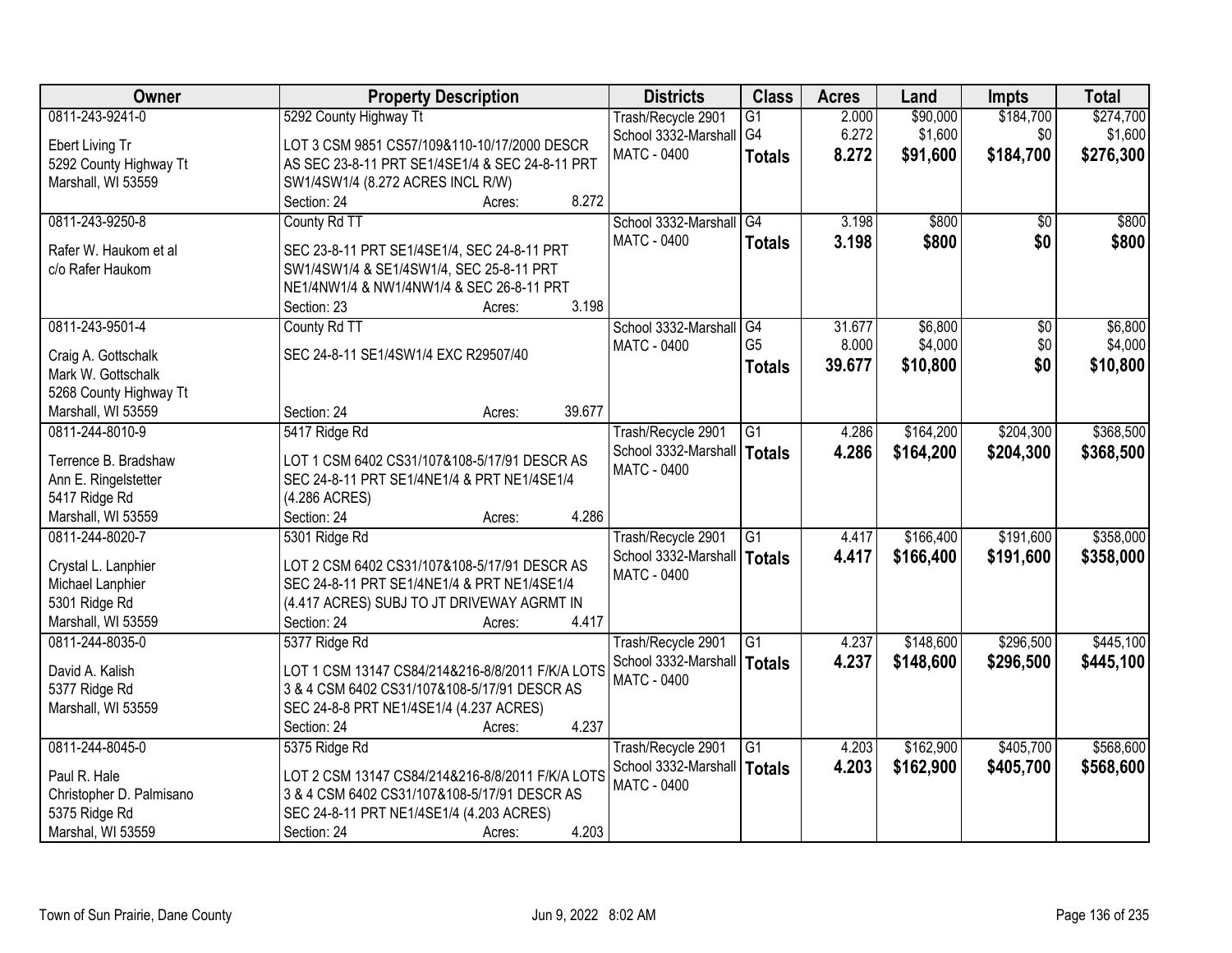| Owner | Property Description | Districts | Class | Acres | Land | Impts | Total |
|---|---|---|---|---|---|---|---|
| 0811-243-9241-0<br>Ebert Living Tr<br>5292 County Highway Tt<br>Marshall, WI 53559 | 5292 County Highway Tt<br>LOT 3 CSM 9851 CS57/109&110-10/17/2000 DESCR AS SEC 23-8-11 PRT SE1/4SE1/4 & SEC 24-8-11 PRT SW1/4SW1/4 (8.272 ACRES INCL R/W)<br>Section: 24 Acres: 8.272 | Trash/Recycle 2901<br>School 3332-Marshall<br>MATC - 0400 | G1<br>G4<br>**Totals** | 2.000<br>6.272<br>**8.272** | $90,000<br>$1,600<br>**$91,600** | $184,700<br>$0<br>**$184,700** | $274,700<br>$1,600<br>**$276,300** |
| 0811-243-9250-8<br>Rafer W. Haukom et al<br>c/o Rafer Haukom | County Rd TT<br>SEC 23-8-11 PRT SE1/4SE1/4, SEC 24-8-11 PRT SW1/4SW1/4 & SE1/4SW1/4, SEC 25-8-11 PRT NE1/4NW1/4 & NW1/4NW1/4 & SEC 26-8-11 PRT<br>Section: 23 Acres: 3.198 | School 3332-Marshall<br>MATC - 0400 | G4<br>**Totals** | 3.198<br>**3.198** | $800<br>**$800** | $0<br>**$0** | $800<br>**$800** |
| 0811-243-9501-4<br>Craig A. Gottschalk<br>Mark W. Gottschalk<br>5268 County Highway Tt<br>Marshall, WI 53559 | County Rd TT<br>SEC 24-8-11 SE1/4SW1/4 EXC R29507/40<br>Section: 24 Acres: 39.677 | School 3332-Marshall<br>MATC - 0400 | G4<br>G5<br>**Totals** | 31.677<br>8.000<br>**39.677** | $6,800<br>$4,000<br>**$10,800** | $0<br>$0<br>**$0** | $6,800<br>$4,000<br>**$10,800** |
| 0811-244-8010-9<br>Terrence B. Bradshaw<br>Ann E. Ringelstetter<br>5417 Ridge Rd<br>Marshall, WI 53559 | 5417 Ridge Rd<br>LOT 1 CSM 6402 CS31/107&108-5/17/91 DESCR AS SEC 24-8-11 PRT SE1/4NE1/4 & PRT NE1/4SE1/4 (4.286 ACRES)<br>Section: 24 Acres: 4.286 | Trash/Recycle 2901<br>School 3332-Marshall<br>MATC - 0400 | G1<br>**Totals** | 4.286<br>**4.286** | $164,200<br>**$164,200** | $204,300<br>**$204,300** | $368,500<br>**$368,500** |
| 0811-244-8020-7<br>Crystal L. Lanphier<br>Michael Lanphier<br>5301 Ridge Rd<br>Marshall, WI 53559 | 5301 Ridge Rd<br>LOT 2 CSM 6402 CS31/107&108-5/17/91 DESCR AS SEC 24-8-11 PRT SE1/4NE1/4 & PRT NE1/4SE1/4 (4.417 ACRES) SUBJ TO JT DRIVEWAY AGRMT IN<br>Section: 24 Acres: 4.417 | Trash/Recycle 2901<br>School 3332-Marshall<br>MATC - 0400 | G1<br>**Totals** | 4.417<br>**4.417** | $166,400<br>**$166,400** | $191,600<br>**$191,600** | $358,000<br>**$358,000** |
| 0811-244-8035-0<br>David A. Kalish<br>5377 Ridge Rd<br>Marshall, WI 53559 | 5377 Ridge Rd<br>LOT 1 CSM 13147 CS84/214&216-8/8/2011 F/K/A LOTS 3 & 4 CSM 6402 CS31/107&108-5/17/91 DESCR AS SEC 24-8-8 PRT NE1/4SE1/4 (4.237 ACRES)<br>Section: 24 Acres: 4.237 | Trash/Recycle 2901<br>School 3332-Marshall<br>MATC - 0400 | G1<br>**Totals** | 4.237<br>**4.237** | $148,600<br>**$148,600** | $296,500<br>**$296,500** | $445,100<br>**$445,100** |
| 0811-244-8045-0<br>Paul R. Hale<br>Christopher D. Palmisano<br>5375 Ridge Rd<br>Marshal, WI 53559 | 5375 Ridge Rd<br>LOT 2 CSM 13147 CS84/214&216-8/8/2011 F/K/A LOTS 3 & 4 CSM 6402 CS31/107&108-5/17/91 DESCR AS SEC 24-8-11 PRT NE1/4SE1/4 (4.203 ACRES)<br>Section: 24 Acres: 4.203 | Trash/Recycle 2901<br>School 3332-Marshall<br>MATC - 0400 | G1<br>**Totals** | 4.203<br>**4.203** | $162,900<br>**$162,900** | $405,700<br>**$405,700** | $568,600<br>**$568,600** |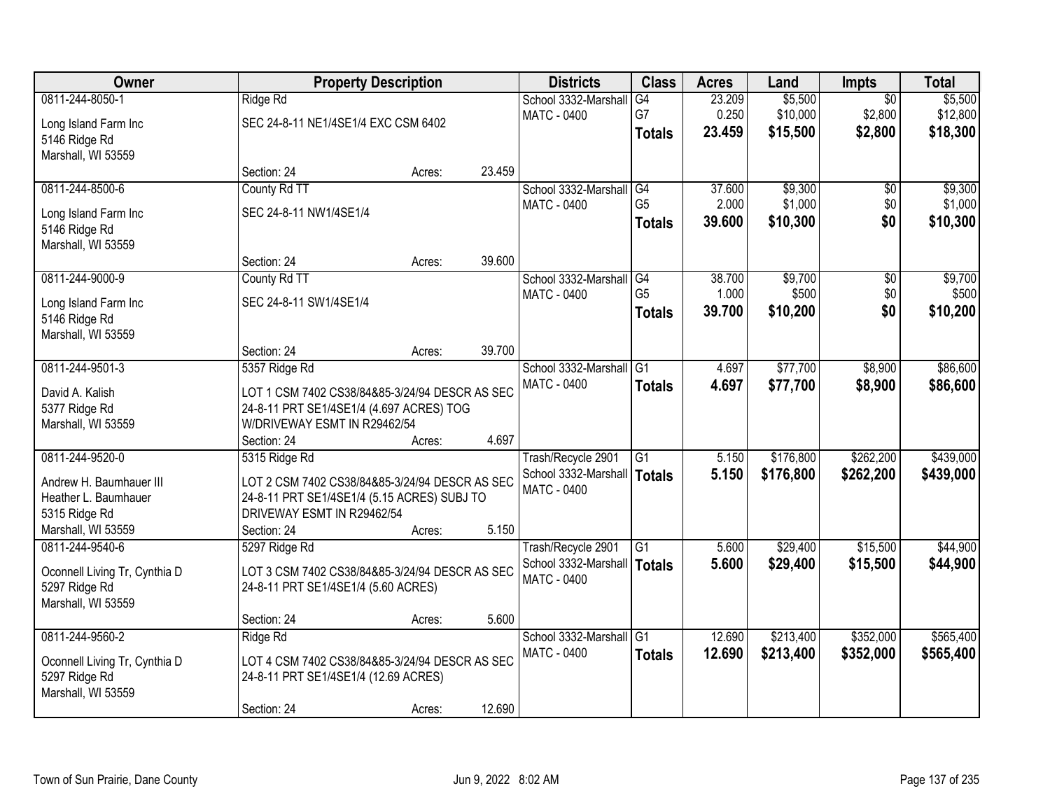| Owner | Property Description | Districts | Class | Acres | Land | Impts | Total |
|---|---|---|---|---|---|---|---|
| 0811-244-8050-1<br>Long Island Farm Inc<br>5146 Ridge Rd<br>Marshall, WI 53559 | Ridge Rd<br>SEC 24-8-11 NE1/4SE1/4 EXC CSM 6402<br>Section: 24 Acres: 23.459 | School 3332-Marshall<br>MATC - 0400 | G4<br>G7<br>**Totals** | 23.209<br>0.250<br>**23.459** | $5,500<br>$10,000<br>**$15,500** | $0<br>$2,800<br>**$2,800** | $5,500<br>$12,800<br>**$18,300** |
| 0811-244-8500-6<br>Long Island Farm Inc<br>5146 Ridge Rd<br>Marshall, WI 53559 | County Rd TT<br>SEC 24-8-11 NW1/4SE1/4<br>Section: 24 Acres: 39.600 | School 3332-Marshall<br>MATC - 0400 | G4<br>G5<br>**Totals** | 37.600<br>2.000<br>**39.600** | $9,300<br>$1,000<br>**$10,300** | $0<br>$0<br>**$0** | $9,300<br>$1,000<br>**$10,300** |
| 0811-244-9000-9<br>Long Island Farm Inc<br>5146 Ridge Rd<br>Marshall, WI 53559 | County Rd TT<br>SEC 24-8-11 SW1/4SE1/4<br>Section: 24 Acres: 39.700 | School 3332-Marshall<br>MATC - 0400 | G4<br>G5<br>**Totals** | 38.700<br>1.000<br>**39.700** | $9,700<br>$500<br>**$10,200** | $0<br>$0<br>**$0** | $9,700<br>$500<br>**$10,200** |
| 0811-244-9501-3<br>David A. Kalish<br>5377 Ridge Rd<br>Marshall, WI 53559 | 5357 Ridge Rd<br>LOT 1 CSM 7402 CS38/84&85-3/24/94 DESCR AS SEC 24-8-11 PRT SE1/4SE1/4 (4.697 ACRES) TOG W/DRIVEWAY ESMT IN R29462/54<br>Section: 24 Acres: 4.697 | School 3332-Marshall<br>MATC - 0400 | G1<br>**Totals** | 4.697<br>**4.697** | $77,700<br>**$77,700** | $8,900<br>**$8,900** | $86,600<br>**$86,600** |
| 0811-244-9520-0<br>Andrew H. Baumhauer III<br>Heather L. Baumhauer<br>5315 Ridge Rd<br>Marshall, WI 53559 | 5315 Ridge Rd<br>LOT 2 CSM 7402 CS38/84&85-3/24/94 DESCR AS SEC 24-8-11 PRT SE1/4SE1/4 (5.15 ACRES) SUBJ TO DRIVEWAY ESMT IN R29462/54<br>Section: 24 Acres: 5.150 | Trash/Recycle 2901<br>School 3332-Marshall<br>MATC - 0400 | G1<br>**Totals** | 5.150<br>**5.150** | $176,800<br>**$176,800** | $262,200<br>**$262,200** | $439,000<br>**$439,000** |
| 0811-244-9540-6<br>Oconnell Living Tr, Cynthia D<br>5297 Ridge Rd<br>Marshall, WI 53559 | 5297 Ridge Rd<br>LOT 3 CSM 7402 CS38/84&85-3/24/94 DESCR AS SEC 24-8-11 PRT SE1/4SE1/4 (5.60 ACRES)<br>Section: 24 Acres: 5.600 | Trash/Recycle 2901<br>School 3332-Marshall<br>MATC - 0400 | G1<br>**Totals** | 5.600<br>**5.600** | $29,400<br>**$29,400** | $15,500<br>**$15,500** | $44,900<br>**$44,900** |
| 0811-244-9560-2<br>Oconnell Living Tr, Cynthia D<br>5297 Ridge Rd<br>Marshall, WI 53559 | Ridge Rd<br>LOT 4 CSM 7402 CS38/84&85-3/24/94 DESCR AS SEC 24-8-11 PRT SE1/4SE1/4 (12.69 ACRES)<br>Section: 24 Acres: 12.690 | School 3332-Marshall<br>MATC - 0400 | G1<br>**Totals** | 12.690<br>**12.690** | $213,400<br>**$213,400** | $352,000<br>**$352,000** | $565,400<br>**$565,400** |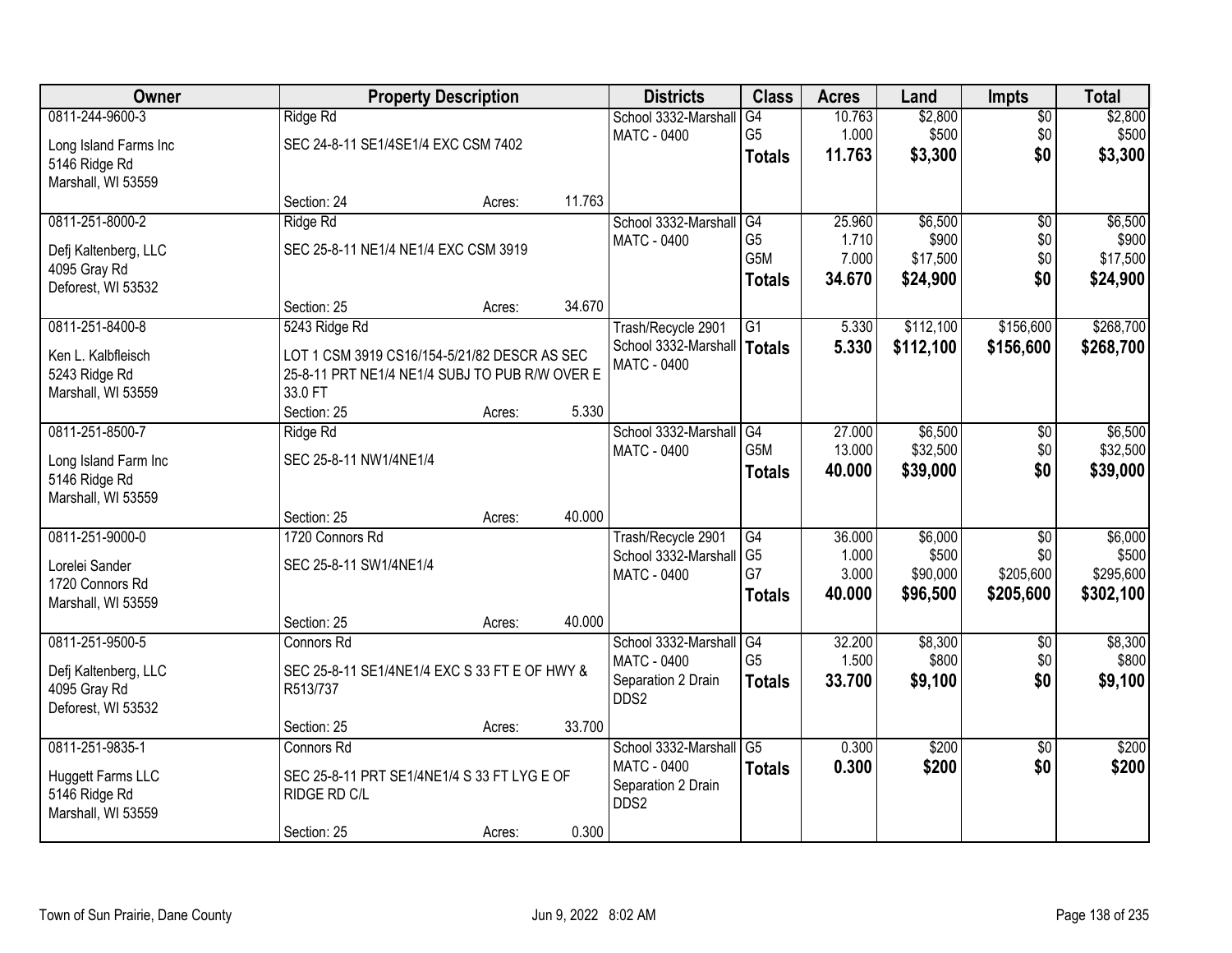| Owner | Property Description | | | Districts | Class | Acres | Land | Impts | Total |
|---|---|---|---|---|---|---|---|---|---|
| 0811-244-9600-3 | Ridge Rd | | | School 3332-Marshall | G4 | 10.763 | $2,800 | $0 | $2,800 |
| Long Island Farms Inc | SEC 24-8-11 SE1/4SE1/4 EXC CSM 7402 | | | MATC - 0400 | G5 | 1.000 | $500 | $0 | $500 |
| 5146 Ridge Rd | | | | | **Totals** | **11.763** | **$3,300** | **$0** | **$3,300** |
| Marshall, WI 53559 | | | | | | | | | |
| | Section: 24 | Acres: | 11.763 | | | | | | |
| 0811-251-8000-2 | Ridge Rd | | | School 3332-Marshall | G4 | 25.960 | $6,500 | $0 | $6,500 |
| Defj Kaltenberg, LLC | SEC 25-8-11 NE1/4 NE1/4 EXC CSM 3919 | | | MATC - 0400 | G5 | 1.710 | $900 | $0 | $900 |
| 4095 Gray Rd | | | | | G5M | 7.000 | $17,500 | $0 | $17,500 |
| Deforest, WI 53532 | | | | | **Totals** | **34.670** | **$24,900** | **$0** | **$24,900** |
| | Section: 25 | Acres: | 34.670 | | | | | | |
| 0811-251-8400-8 | 5243 Ridge Rd | | | Trash/Recycle 2901 | G1 | 5.330 | $112,100 | $156,600 | $268,700 |
| Ken L. Kalbfleisch | LOT 1 CSM 3919 CS16/154-5/21/82 DESCR AS SEC 25-8-11 PRT NE1/4 NE1/4 SUBJ TO PUB R/W OVER E 33.0 FT | | | School 3332-Marshall | **Totals** | **5.330** | **$112,100** | **$156,600** | **$268,700** |
| 5243 Ridge Rd | | | | MATC - 0400 | | | | | |
| Marshall, WI 53559 | | | | | | | | | |
| | Section: 25 | Acres: | 5.330 | | | | | | |
| 0811-251-8500-7 | Ridge Rd | | | School 3332-Marshall | G4 | 27.000 | $6,500 | $0 | $6,500 |
| Long Island Farm Inc | SEC 25-8-11 NW1/4NE1/4 | | | MATC - 0400 | G5M | 13.000 | $32,500 | $0 | $32,500 |
| 5146 Ridge Rd | | | | | **Totals** | **40.000** | **$39,000** | **$0** | **$39,000** |
| Marshall, WI 53559 | | | | | | | | | |
| | Section: 25 | Acres: | 40.000 | | | | | | |
| 0811-251-9000-0 | 1720 Connors Rd | | | Trash/Recycle 2901 | G4 | 36.000 | $6,000 | $0 | $6,000 |
| Lorelei Sander | SEC 25-8-11 SW1/4NE1/4 | | | School 3332-Marshall | G5 | 1.000 | $500 | $0 | $500 |
| 1720 Connors Rd | | | | MATC - 0400 | G7 | 3.000 | $90,000 | $205,600 | $295,600 |
| Marshall, WI 53559 | | | | | **Totals** | **40.000** | **$96,500** | **$205,600** | **$302,100** |
| | Section: 25 | Acres: | 40.000 | | | | | | |
| 0811-251-9500-5 | Connors Rd | | | School 3332-Marshall | G4 | 32.200 | $8,300 | $0 | $8,300 |
| Defj Kaltenberg, LLC | SEC 25-8-11 SE1/4NE1/4 EXC S 33 FT E OF HWY & R513/737 | | | MATC - 0400 | G5 | 1.500 | $800 | $0 | $800 |
| 4095 Gray Rd | | | | Separation 2 Drain DDS2 | **Totals** | **33.700** | **$9,100** | **$0** | **$9,100** |
| Deforest, WI 53532 | | | | | | | | | |
| | Section: 25 | Acres: | 33.700 | | | | | | |
| 0811-251-9835-1 | Connors Rd | | | School 3332-Marshall | G5 | 0.300 | $200 | $0 | $200 |
| Huggett Farms LLC | SEC 25-8-11 PRT SE1/4NE1/4 S 33 FT LYG E OF RIDGE RD C/L | | | MATC - 0400 | **Totals** | **0.300** | **$200** | **$0** | **$200** |
| 5146 Ridge Rd | | | | Separation 2 Drain DDS2 | | | | | |
| Marshall, WI 53559 | | | | | | | | | |
| | Section: 25 | Acres: | 0.300 | | | | | | |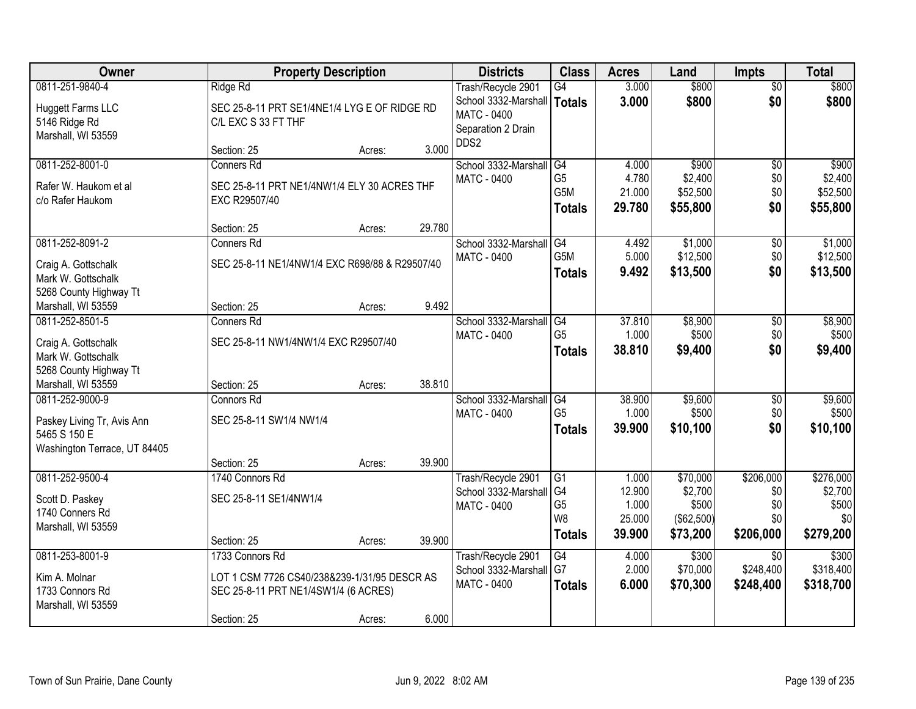| Owner | Property Description | Districts | Class | Acres | Land | Impts | Total |
|---|---|---|---|---|---|---|---|
| 0811-251-9840-4<br>Huggett Farms LLC<br>5146 Ridge Rd<br>Marshall, WI 53559 | Ridge Rd<br>SEC 25-8-11 PRT SE1/4NE1/4 LYG E OF RIDGE RD C/L EXC S 33 FT THF<br>Section: 25 Acres: 3.000 | Trash/Recycle 2901<br>School 3332-Marshall<br>MATC - 0400<br>Separation 2 Drain DDS2 | G4<br>**Totals** | 3.000<br>**3.000** | $800<br>**$800** | $0<br>**$0** | $800<br>**$800** |
| 0811-252-8001-0<br>Rafer W. Haukom et al<br>c/o Rafer Haukom | Conners Rd<br>SEC 25-8-11 PRT NE1/4NW1/4 ELY 30 ACRES THF EXC R29507/40<br>Section: 25 Acres: 29.780 | School 3332-Marshall<br>MATC - 0400 | G4<br>G5<br>G5M<br>**Totals** | 4.000<br>4.780<br>21.000<br>**29.780** | $900<br>$2,400<br>$52,500<br>**$55,800** | $0<br>$0<br>$0<br>**$0** | $900<br>$2,400<br>$52,500<br>**$55,800** |
| 0811-252-8091-2<br>Craig A. Gottschalk<br>Mark W. Gottschalk<br>5268 County Highway Tt<br>Marshall, WI 53559 | Conners Rd<br>SEC 25-8-11 NE1/4NW1/4 EXC R698/88 & R29507/40<br>Section: 25 Acres: 9.492 | School 3332-Marshall<br>MATC - 0400 | G4<br>G5M<br>**Totals** | 4.492<br>5.000<br>**9.492** | $1,000<br>$12,500<br>**$13,500** | $0<br>$0<br>**$0** | $1,000<br>$12,500<br>**$13,500** |
| 0811-252-8501-5<br>Craig A. Gottschalk<br>Mark W. Gottschalk<br>5268 County Highway Tt<br>Marshall, WI 53559 | Conners Rd<br>SEC 25-8-11 NW1/4NW1/4 EXC R29507/40<br>Section: 25 Acres: 38.810 | School 3332-Marshall<br>MATC - 0400 | G4<br>G5<br>**Totals** | 37.810<br>1.000<br>**38.810** | $8,900<br>$500<br>**$9,400** | $0<br>$0<br>**$0** | $8,900<br>$500<br>**$9,400** |
| 0811-252-9000-9<br>Paskey Living Tr, Avis Ann<br>5465 S 150 E<br>Washington Terrace, UT 84405 | Connors Rd<br>SEC 25-8-11 SW1/4 NW1/4<br>Section: 25 Acres: 39.900 | School 3332-Marshall<br>MATC - 0400 | G4<br>G5<br>**Totals** | 38.900<br>1.000<br>**39.900** | $9,600<br>$500<br>**$10,100** | $0<br>$0<br>**$0** | $9,600<br>$500<br>**$10,100** |
| 0811-252-9500-4<br>Scott D. Paskey<br>1740 Conners Rd<br>Marshall, WI 53559 | 1740 Connors Rd<br>SEC 25-8-11 SE1/4NW1/4<br>Section: 25 Acres: 39.900 | Trash/Recycle 2901<br>School 3332-Marshall<br>MATC - 0400 | G1<br>G4<br>G5<br>W8<br>**Totals** | 1.000<br>12.900<br>1.000<br>25.000<br>**39.900** | $70,000<br>$2,700<br>$500<br>($62,500)<br>**$73,200** | $206,000<br>$0<br>$0<br>$0<br>**$206,000** | $276,000<br>$2,700<br>$500<br>$0<br>**$279,200** |
| 0811-253-8001-9<br>Kim A. Molnar<br>1733 Connors Rd<br>Marshall, WI 53559 | 1733 Connors Rd<br>LOT 1 CSM 7726 CS40/238&239-1/31/95 DESCR AS SEC 25-8-11 PRT NE1/4SW1/4 (6 ACRES)<br>Section: 25 Acres: 6.000 | Trash/Recycle 2901<br>School 3332-Marshall<br>MATC - 0400 | G4<br>G7<br>**Totals** | 4.000<br>2.000<br>**6.000** | $300<br>$70,000<br>**$70,300** | $0<br>$248,400<br>**$248,400** | $300<br>$318,400<br>**$318,700** |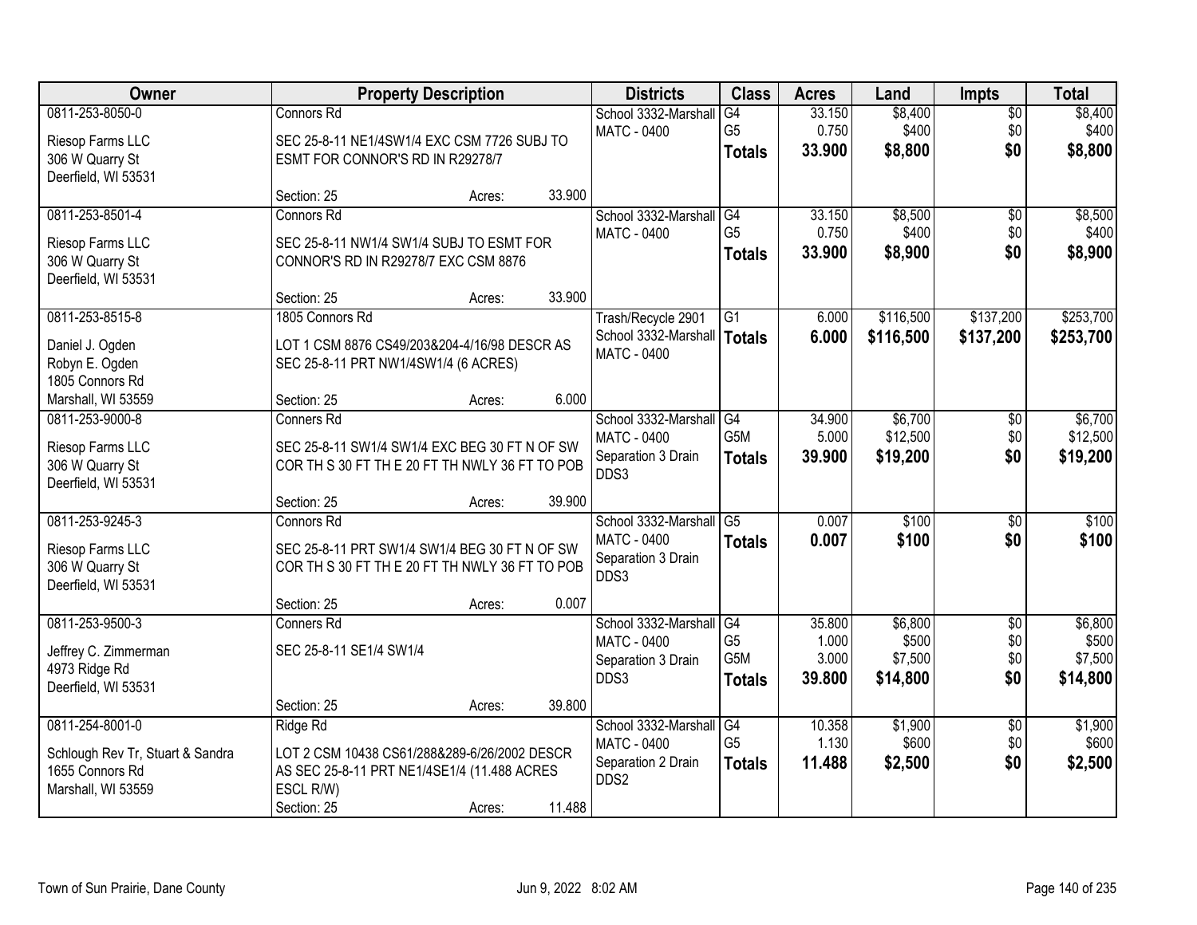| Owner | Property Description | Districts | Class | Acres | Land | Impts | Total |
|---|---|---|---|---|---|---|---|
| 0811-253-8050-0<br>Riesop Farms LLC<br>306 W Quarry St<br>Deerfield, WI 53531 | Connors Rd<br>SEC 25-8-11 NE1/4SW1/4 EXC CSM 7726 SUBJ TO ESMT FOR CONNOR'S RD IN R29278/7<br>Section: 25 Acres: 33.900 | School 3332-Marshall<br>MATC - 0400 | G4<br>G5<br>**Totals** | 33.150<br>0.750<br>**33.900** | $8,400<br>$400<br>**$8,800** | $0<br>$0<br>**$0** | $8,400<br>$400<br>**$8,800** |
| 0811-253-8501-4<br>Riesop Farms LLC<br>306 W Quarry St<br>Deerfield, WI 53531 | Connors Rd<br>SEC 25-8-11 NW1/4 SW1/4 SUBJ TO ESMT FOR CONNOR'S RD IN R29278/7 EXC CSM 8876<br>Section: 25 Acres: 33.900 | School 3332-Marshall<br>MATC - 0400 | G4<br>G5<br>**Totals** | 33.150<br>0.750<br>**33.900** | $8,500<br>$400<br>**$8,900** | $0<br>$0<br>**$0** | $8,500<br>$400<br>**$8,900** |
| 0811-253-8515-8<br>Daniel J. Ogden<br>Robyn E. Ogden<br>1805 Connors Rd<br>Marshall, WI 53559 | 1805 Connors Rd<br>LOT 1 CSM 8876 CS49/203&204-4/16/98 DESCR AS SEC 25-8-11 PRT NW1/4SW1/4 (6 ACRES)<br>Section: 25 Acres: 6.000 | Trash/Recycle 2901<br>School 3332-Marshall<br>MATC - 0400 | G1<br>**Totals** | 6.000<br>**6.000** | $116,500<br>**$116,500** | $137,200<br>**$137,200** | $253,700<br>**$253,700** |
| 0811-253-9000-8<br>Riesop Farms LLC<br>306 W Quarry St<br>Deerfield, WI 53531 | Conners Rd<br>SEC 25-8-11 SW1/4 SW1/4 EXC BEG 30 FT N OF SW COR TH S 30 FT TH E 20 FT TH NWLY 36 FT TO POB<br>Section: 25 Acres: 39.900 | School 3332-Marshall<br>MATC - 0400<br>Separation 3 Drain DDS3 | G4<br>G5M<br>**Totals** | 34.900<br>5.000<br>**39.900** | $6,700<br>$12,500<br>**$19,200** | $0<br>$0<br>**$0** | $6,700<br>$12,500<br>**$19,200** |
| 0811-253-9245-3<br>Riesop Farms LLC<br>306 W Quarry St<br>Deerfield, WI 53531 | Connors Rd<br>SEC 25-8-11 PRT SW1/4 SW1/4 BEG 30 FT N OF SW COR TH S 30 FT TH E 20 FT TH NWLY 36 FT TO POB<br>Section: 25 Acres: 0.007 | School 3332-Marshall<br>MATC - 0400<br>Separation 3 Drain DDS3 | G5<br>**Totals** | 0.007<br>**0.007** | $100<br>**$100** | $0<br>**$0** | $100<br>**$100** |
| 0811-253-9500-3<br>Jeffrey C. Zimmerman<br>4973 Ridge Rd<br>Deerfield, WI 53531 | Conners Rd<br>SEC 25-8-11 SE1/4 SW1/4<br>Section: 25 Acres: 39.800 | School 3332-Marshall<br>MATC - 0400<br>Separation 3 Drain DDS3 | G4<br>G5<br>G5M<br>**Totals** | 35.800<br>1.000<br>3.000<br>**39.800** | $6,800<br>$500<br>$7,500<br>**$14,800** | $0<br>$0<br>$0<br>**$0** | $6,800<br>$500<br>$7,500<br>**$14,800** |
| 0811-254-8001-0<br>Schlough Rev Tr, Stuart & Sandra<br>1655 Connors Rd<br>Marshall, WI 53559 | Ridge Rd<br>LOT 2 CSM 10438 CS61/288&289-6/26/2002 DESCR AS SEC 25-8-11 PRT NE1/4SE1/4 (11.488 ACRES ESCL R/W)<br>Section: 25 Acres: 11.488 | School 3332-Marshall<br>MATC - 0400<br>Separation 2 Drain DDS2 | G4<br>G5<br>**Totals** | 10.358<br>1.130<br>**11.488** | $1,900<br>$600<br>**$2,500** | $0<br>$0<br>**$0** | $1,900<br>$600<br>**$2,500** |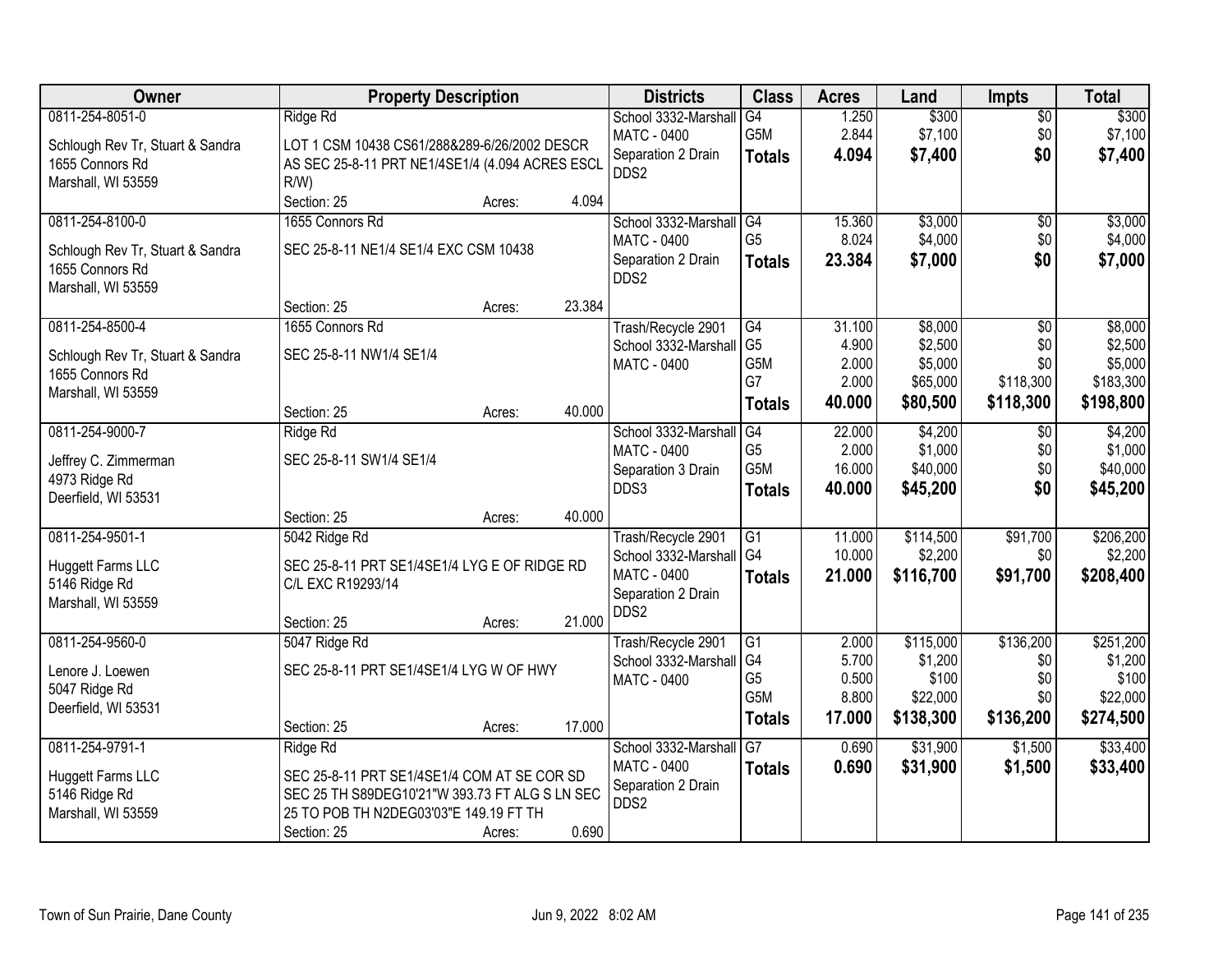| Owner | Property Description | | | Districts | Class | Acres | Land | Impts | Total |
|---|---|---|---|---|---|---|---|---|---|
| 0811-254-8051-0 | Ridge Rd | | | School 3332-Marshall | G4 | 1.250 | $300 | $0 | $300 |
| Schlough Rev Tr, Stuart & Sandra | LOT 1 CSM 10438 CS61/288&289-6/26/2002 DESCR AS SEC 25-8-11 PRT NE1/4SE1/4 (4.094 ACRES ESCL R/W) | | | MATC - 0400 | G5M | 2.844 | $7,100 | $0 | $7,100 |
| 1655 Connors Rd | | | | Separation 2 Drain | **Totals** | **4.094** | **$7,400** | **$0** | **$7,400** |
| Marshall, WI 53559 | | | | DDS2 | | | | | |
| | Section: 25 | Acres: | 4.094 | | | | | | |
| 0811-254-8100-0 | 1655 Connors Rd | | | School 3332-Marshall | G4 | 15.360 | $3,000 | $0 | $3,000 |
| Schlough Rev Tr, Stuart & Sandra | SEC 25-8-11 NE1/4 SE1/4 EXC CSM 10438 | | | MATC - 0400 | G5 | 8.024 | $4,000 | $0 | $4,000 |
| 1655 Connors Rd | | | | Separation 2 Drain | **Totals** | **23.384** | **$7,000** | **$0** | **$7,000** |
| Marshall, WI 53559 | | | | DDS2 | | | | | |
| | Section: 25 | Acres: | 23.384 | | | | | | |
| 0811-254-8500-4 | 1655 Connors Rd | | | Trash/Recycle 2901 | G4 | 31.100 | $8,000 | $0 | $8,000 |
| Schlough Rev Tr, Stuart & Sandra | SEC 25-8-11 NW1/4 SE1/4 | | | School 3332-Marshall | G5 | 4.900 | $2,500 | $0 | $2,500 |
| 1655 Connors Rd | | | | MATC - 0400 | G5M | 2.000 | $5,000 | $0 | $5,000 |
| Marshall, WI 53559 | | | | | G7 | 2.000 | $65,000 | $118,300 | $183,300 |
| | Section: 25 | Acres: | 40.000 | | **Totals** | **40.000** | **$80,500** | **$118,300** | **$198,800** |
| 0811-254-9000-7 | Ridge Rd | | | School 3332-Marshall | G4 | 22.000 | $4,200 | $0 | $4,200 |
| Jeffrey C. Zimmerman | SEC 25-8-11 SW1/4 SE1/4 | | | MATC - 0400 | G5 | 2.000 | $1,000 | $0 | $1,000 |
| 4973 Ridge Rd | | | | Separation 3 Drain | G5M | 16.000 | $40,000 | $0 | $40,000 |
| Deerfield, WI 53531 | | | | DDS3 | **Totals** | **40.000** | **$45,200** | **$0** | **$45,200** |
| | Section: 25 | Acres: | 40.000 | | | | | | |
| 0811-254-9501-1 | 5042 Ridge Rd | | | Trash/Recycle 2901 | G1 | 11.000 | $114,500 | $91,700 | $206,200 |
| Huggett Farms LLC | SEC 25-8-11 PRT SE1/4SE1/4 LYG E OF RIDGE RD C/L EXC R19293/14 | | | School 3332-Marshall | G4 | 10.000 | $2,200 | $0 | $2,200 |
| 5146 Ridge Rd | | | | MATC - 0400 | **Totals** | **21.000** | **$116,700** | **$91,700** | **$208,400** |
| Marshall, WI 53559 | | | | Separation 2 Drain | | | | | |
| | Section: 25 | Acres: | 21.000 | DDS2 | | | | | |
| 0811-254-9560-0 | 5047 Ridge Rd | | | Trash/Recycle 2901 | G1 | 2.000 | $115,000 | $136,200 | $251,200 |
| Lenore J. Loewen | SEC 25-8-11 PRT SE1/4SE1/4 LYG W OF HWY | | | School 3332-Marshall | G4 | 5.700 | $1,200 | $0 | $1,200 |
| 5047 Ridge Rd | | | | MATC - 0400 | G5 | 0.500 | $100 | $0 | $100 |
| Deerfield, WI 53531 | | | | | G5M | 8.800 | $22,000 | $0 | $22,000 |
| | Section: 25 | Acres: | 17.000 | | **Totals** | **17.000** | **$138,300** | **$136,200** | **$274,500** |
| 0811-254-9791-1 | Ridge Rd | | | School 3332-Marshall | G7 | 0.690 | $31,900 | $1,500 | $33,400 |
| Huggett Farms LLC | SEC 25-8-11 PRT SE1/4SE1/4 COM AT SE COR SD SEC 25 TH S89DEG10'21"W 393.73 FT ALG S LN SEC 25 TO POB TH N2DEG03'03"E 149.19 FT TH | | | MATC - 0400 | **Totals** | **0.690** | **$31,900** | **$1,500** | **$33,400** |
| 5146 Ridge Rd | | | | Separation 2 Drain | | | | | |
| Marshall, WI 53559 | | | | DDS2 | | | | | |
| | Section: 25 | Acres: | 0.690 | | | | | | |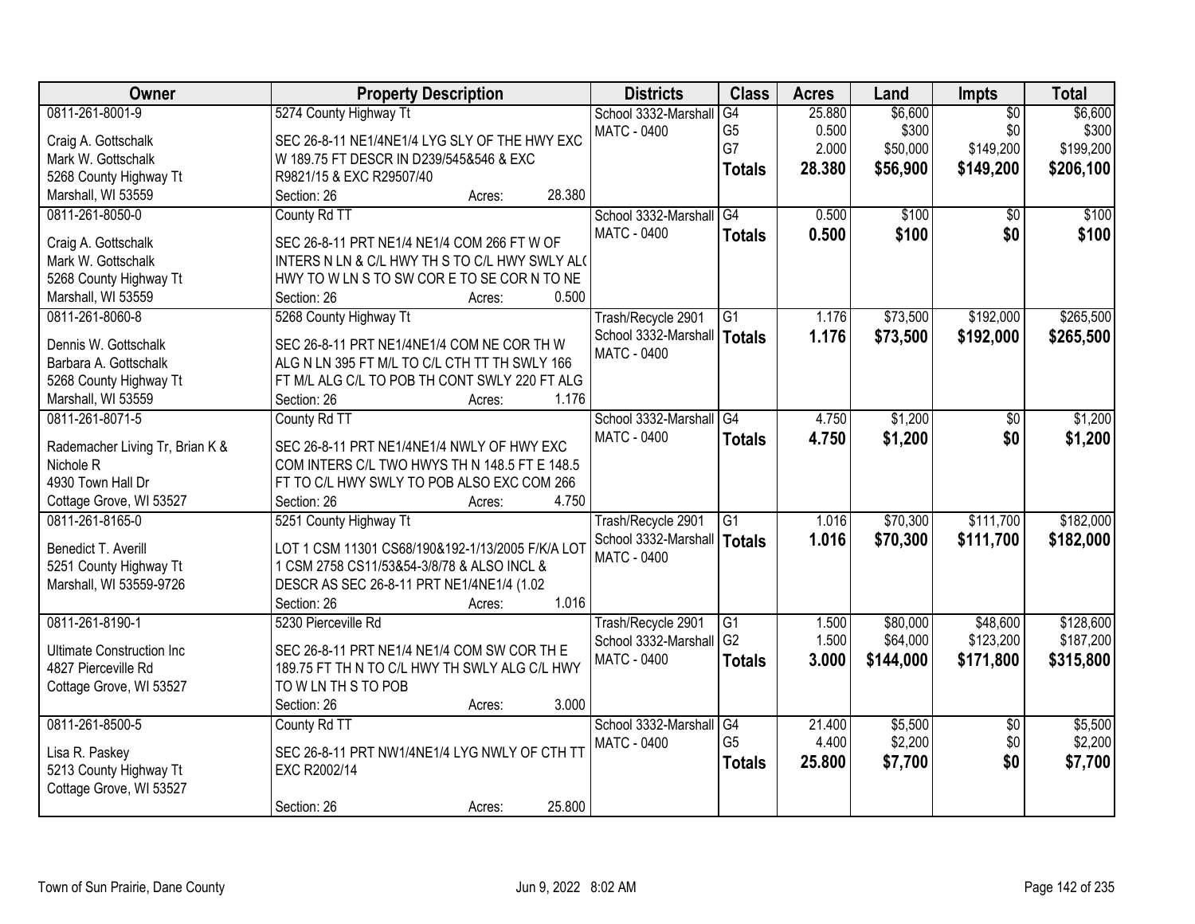| Owner | Property Description | Districts | Class | Acres | Land | Impts | Total |
|---|---|---|---|---|---|---|---|
| 0811-261-8001-9<br><br>Craig A. Gottschalk<br>Mark W. Gottschalk<br>5268 County Highway Tt<br>Marshall, WI 53559 | 5274 County Highway Tt<br><br>SEC 26-8-11 NE1/4NE1/4 LYG SLY OF THE HWY EXC W 189.75 FT DESCR IN D239/545&546 & EXC R9821/15 & EXC R29507/40<br>Section: 26 Acres: 28.380 | School 3332-Marshall<br>MATC - 0400 | G4<br>G5<br>G7<br>**Totals** | 25.880<br>0.500<br>2.000<br>**28.380** | $6,600<br>$300<br>$50,000<br>**$56,900** | $0<br>$0<br>$149,200<br>**$149,200** | $6,600<br>$300<br>$199,200<br>**$206,100** |
| 0811-261-8050-0<br><br>Craig A. Gottschalk<br>Mark W. Gottschalk<br>5268 County Highway Tt<br>Marshall, WI 53559 | County Rd TT<br><br>SEC 26-8-11 PRT NE1/4 NE1/4 COM 266 FT W OF INTERS N LN & C/L HWY TH S TO C/L HWY SWLY AL( HWY TO W LN S TO SW COR E TO SE COR N TO NE<br>Section: 26 Acres: 0.500 | School 3332-Marshall<br>MATC - 0400 | G4<br>**Totals** | 0.500<br>**0.500** | $100<br>**$100** | $0<br>**$0** | $100<br>**$100** |
| 0811-261-8060-8<br><br>Dennis W. Gottschalk<br>Barbara A. Gottschalk<br>5268 County Highway Tt<br>Marshall, WI 53559 | 5268 County Highway Tt<br><br>SEC 26-8-11 PRT NE1/4NE1/4 COM NE COR TH W ALG N LN 395 FT M/L TO C/L CTH TT TH SWLY 166 FT M/L ALG C/L TO POB TH CONT SWLY 220 FT ALG<br>Section: 26 Acres: 1.176 | Trash/Recycle 2901<br>School 3332-Marshall<br>MATC - 0400 | G1<br>**Totals** | 1.176<br>**1.176** | $73,500<br>**$73,500** | $192,000<br>**$192,000** | $265,500<br>**$265,500** |
| 0811-261-8071-5<br><br>Rademacher Living Tr, Brian K & Nichole R<br>4930 Town Hall Dr<br>Cottage Grove, WI 53527 | County Rd TT<br><br>SEC 26-8-11 PRT NE1/4NE1/4 NWLY OF HWY EXC COM INTERS C/L TWO HWYS TH N 148.5 FT E 148.5 FT TO C/L HWY SWLY TO POB ALSO EXC COM 266<br>Section: 26 Acres: 4.750 | School 3332-Marshall<br>MATC - 0400 | G4<br>**Totals** | 4.750<br>**4.750** | $1,200<br>**$1,200** | $0<br>**$0** | $1,200<br>**$1,200** |
| 0811-261-8165-0<br><br>Benedict T. Averill<br>5251 County Highway Tt<br>Marshall, WI 53559-9726 | 5251 County Highway Tt<br><br>LOT 1 CSM 11301 CS68/190&192-1/13/2005 F/K/A LOT 1 CSM 2758 CS11/53&54-3/8/78 & ALSO INCL & DESCR AS SEC 26-8-11 PRT NE1/4NE1/4 (1.02<br>Section: 26 Acres: 1.016 | Trash/Recycle 2901<br>School 3332-Marshall<br>MATC - 0400 | G1<br>**Totals** | 1.016<br>**1.016** | $70,300<br>**$70,300** | $111,700<br>**$111,700** | $182,000<br>**$182,000** |
| 0811-261-8190-1<br><br>Ultimate Construction Inc<br>4827 Pierceville Rd<br>Cottage Grove, WI 53527 | 5230 Pierceville Rd<br><br>SEC 26-8-11 PRT NE1/4 NE1/4 COM SW COR TH E 189.75 FT TH N TO C/L HWY TH SWLY ALG C/L HWY TO W LN TH S TO POB<br>Section: 26 Acres: 3.000 | Trash/Recycle 2901<br>School 3332-Marshall<br>MATC - 0400 | G1<br>G2<br>**Totals** | 1.500<br>1.500<br>**3.000** | $80,000<br>$64,000<br>**$144,000** | $48,600<br>$123,200<br>**$171,800** | $128,600<br>$187,200<br>**$315,800** |
| 0811-261-8500-5<br><br>Lisa R. Paskey<br>5213 County Highway Tt<br>Cottage Grove, WI 53527 | County Rd TT<br><br>SEC 26-8-11 PRT NW1/4NE1/4 LYG NWLY OF CTH TT EXC R2002/14<br>Section: 26 Acres: 25.800 | School 3332-Marshall<br>MATC - 0400 | G4<br>G5<br>**Totals** | 21.400<br>4.400<br>**25.800** | $5,500<br>$2,200<br>**$7,700** | $0<br>$0<br>**$0** | $5,500<br>$2,200<br>**$7,700** |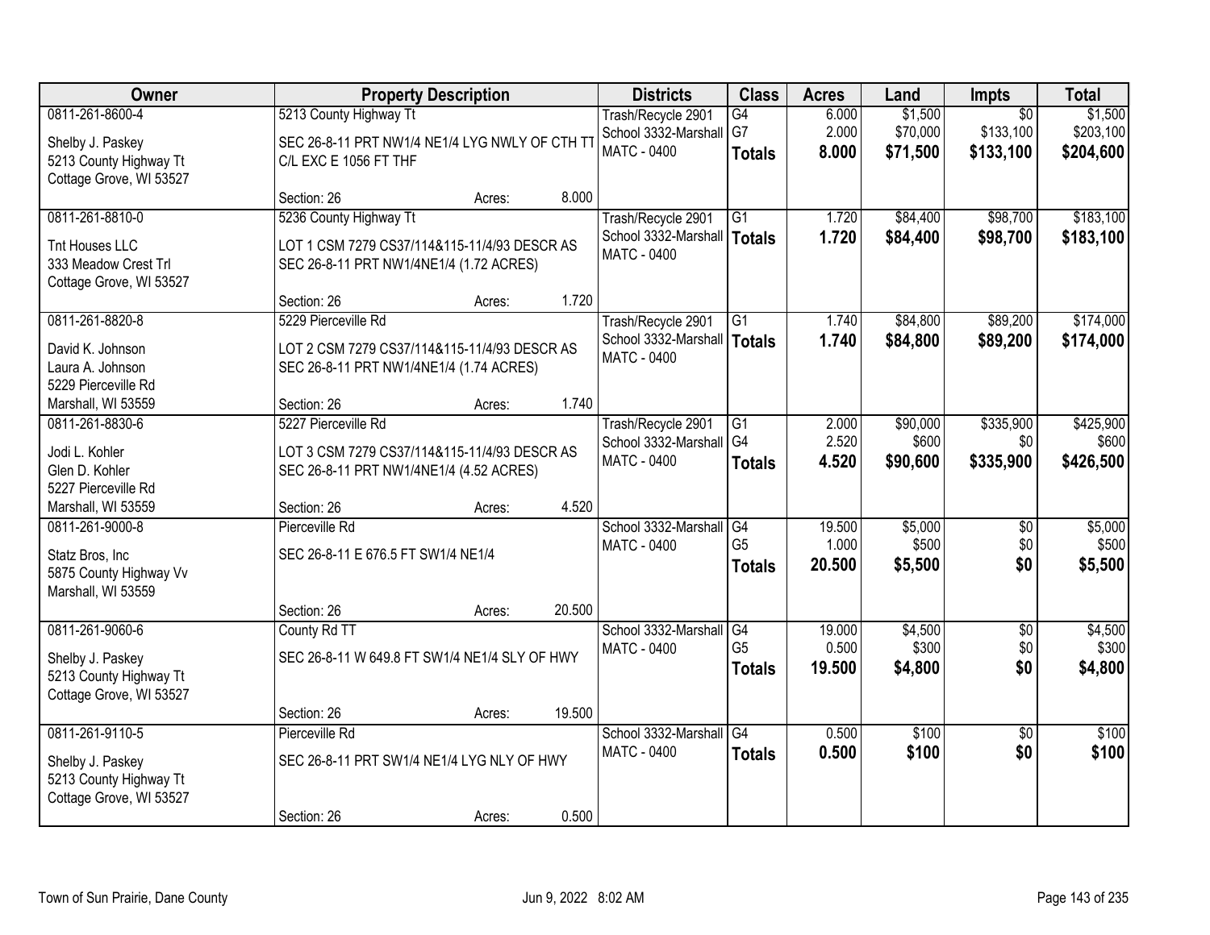| Owner | Property Description | Districts | Class | Acres | Land | Impts | Total |
|---|---|---|---|---|---|---|---|
| 0811-261-8600-4<br>Shelby J. Paskey<br>5213 County Highway Tt<br>Cottage Grove, WI 53527 | 5213 County Highway Tt<br>SEC 26-8-11 PRT NW1/4 NE1/4 LYG NWLY OF CTH TT C/L EXC E 1056 FT THF<br>Section: 26 Acres: 8.000 | Trash/Recycle 2901<br>School 3332-Marshall<br>MATC - 0400 | G4<br>G7<br>**Totals** | 6.000<br>2.000<br>**8.000** | $1,500<br>$70,000<br>**$71,500** | $0<br>$133,100<br>**$133,100** | $1,500<br>$203,100<br>**$204,600** |
| 0811-261-8810-0<br>Tnt Houses LLC<br>333 Meadow Crest Trl<br>Cottage Grove, WI 53527 | 5236 County Highway Tt<br>LOT 1 CSM 7279 CS37/114&115-11/4/93 DESCR AS SEC 26-8-11 PRT NW1/4NE1/4 (1.72 ACRES)<br>Section: 26 Acres: 1.720 | Trash/Recycle 2901<br>School 3332-Marshall<br>MATC - 0400 | G1<br>**Totals** | 1.720<br>**1.720** | $84,400<br>**$84,400** | $98,700<br>**$98,700** | $183,100<br>**$183,100** |
| 0811-261-8820-8<br>David K. Johnson<br>Laura A. Johnson<br>5229 Pierceville Rd<br>Marshall, WI 53559 | 5229 Pierceville Rd<br>LOT 2 CSM 7279 CS37/114&115-11/4/93 DESCR AS SEC 26-8-11 PRT NW1/4NE1/4 (1.74 ACRES)<br>Section: 26 Acres: 1.740 | Trash/Recycle 2901<br>School 3332-Marshall<br>MATC - 0400 | G1<br>**Totals** | 1.740<br>**1.740** | $84,800<br>**$84,800** | $89,200<br>**$89,200** | $174,000<br>**$174,000** |
| 0811-261-8830-6<br>Jodi L. Kohler<br>Glen D. Kohler<br>5227 Pierceville Rd<br>Marshall, WI 53559 | 5227 Pierceville Rd<br>LOT 3 CSM 7279 CS37/114&115-11/4/93 DESCR AS SEC 26-8-11 PRT NW1/4NE1/4 (4.52 ACRES)<br>Section: 26 Acres: 4.520 | Trash/Recycle 2901<br>School 3332-Marshall<br>MATC - 0400 | G1<br>G4<br>**Totals** | 2.000<br>2.520<br>**4.520** | $90,000<br>$600<br>**$90,600** | $335,900<br>$0<br>**$335,900** | $425,900<br>$600<br>**$426,500** |
| 0811-261-9000-8<br>Statz Bros, Inc<br>5875 County Highway Vv<br>Marshall, WI 53559 | Pierceville Rd<br>SEC 26-8-11 E 676.5 FT SW1/4 NE1/4<br>Section: 26 Acres: 20.500 | School 3332-Marshall<br>MATC - 0400 | G4<br>G5<br>**Totals** | 19.500<br>1.000<br>**20.500** | $5,000<br>$500<br>**$5,500** | $0<br>$0<br>**$0** | $5,000<br>$500<br>**$5,500** |
| 0811-261-9060-6<br>Shelby J. Paskey<br>5213 County Highway Tt<br>Cottage Grove, WI 53527 | County Rd TT<br>SEC 26-8-11 W 649.8 FT SW1/4 NE1/4 SLY OF HWY<br>Section: 26 Acres: 19.500 | School 3332-Marshall<br>MATC - 0400 | G4<br>G5<br>**Totals** | 19.000<br>0.500<br>**19.500** | $4,500<br>$300<br>**$4,800** | $0<br>$0<br>**$0** | $4,500<br>$300<br>**$4,800** |
| 0811-261-9110-5<br>Shelby J. Paskey<br>5213 County Highway Tt<br>Cottage Grove, WI 53527 | Pierceville Rd<br>SEC 26-8-11 PRT SW1/4 NE1/4 LYG NLY OF HWY<br>Section: 26 Acres: 0.500 | School 3332-Marshall<br>MATC - 0400 | G4<br>**Totals** | 0.500<br>**0.500** | $100<br>**$100** | $0<br>**$0** | $100<br>**$100** |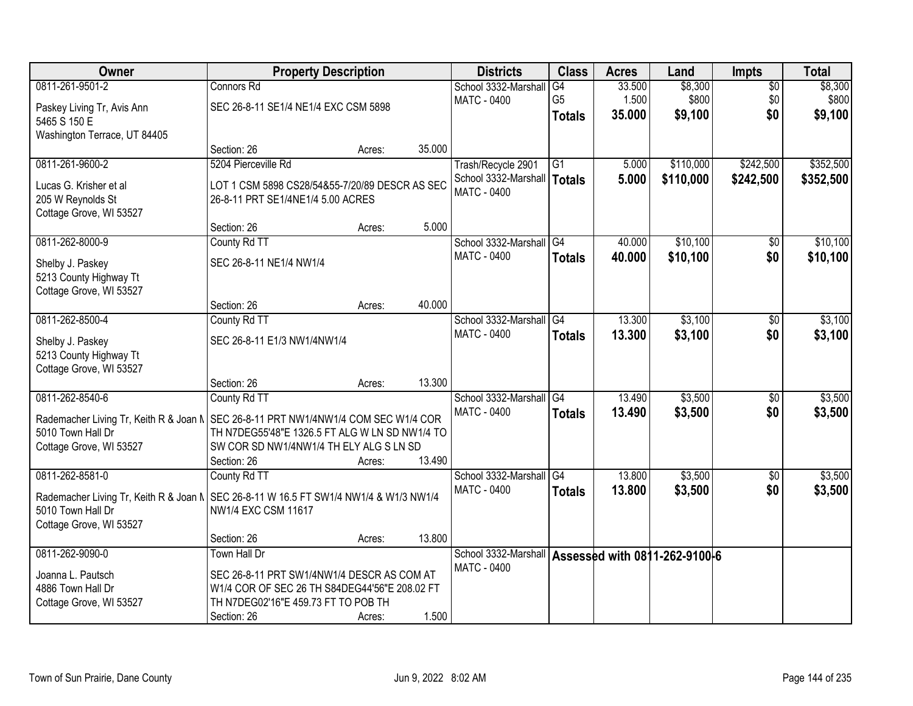| Owner | Property Description | | | Districts | Class | Acres | Land | Impts | Total |
|---|---|---|---|---|---|---|---|---|---|
| 0811-261-9501-2 | Connors Rd | | | School 3332-Marshall | G4 | 33.500 | $8,300 | $0 | $8,300 |
| Paskey Living Tr, Avis Ann<br>5465 S 150 E<br>Washington Terrace, UT 84405 | SEC 26-8-11 SE1/4 NE1/4 EXC CSM 5898 | | | MATC - 0400 | G5 | 1.500 | $800 | $0 | $800 |
| | | | | | **Totals** | **35.000** | **$9,100** | **$0** | **$9,100** |
| | Section: 26 | Acres: | 35.000 | | | | | | |
| 0811-261-9600-2 | 5204 Pierceville Rd | | | Trash/Recycle 2901 | G1 | 5.000 | $110,000 | $242,500 | $352,500 |
| Lucas G. Krisher et al<br>205 W Reynolds St<br>Cottage Grove, WI 53527 | LOT 1 CSM 5898 CS28/54&55-7/20/89 DESCR AS SEC 26-8-11 PRT SE1/4NE1/4 5.00 ACRES | | | School 3332-Marshall<br>MATC - 0400 | **Totals** | **5.000** | **$110,000** | **$242,500** | **$352,500** |
| | Section: 26 | Acres: | 5.000 | | | | | | |
| 0811-262-8000-9 | County Rd TT | | | School 3332-Marshall | G4 | 40.000 | $10,100 | $0 | $10,100 |
| Shelby J. Paskey<br>5213 County Highway Tt<br>Cottage Grove, WI 53527 | SEC 26-8-11 NE1/4 NW1/4 | | | MATC - 0400 | **Totals** | **40.000** | **$10,100** | **$0** | **$10,100** |
| | Section: 26 | Acres: | 40.000 | | | | | | |
| 0811-262-8500-4 | County Rd TT | | | School 3332-Marshall | G4 | 13.300 | $3,100 | $0 | $3,100 |
| Shelby J. Paskey<br>5213 County Highway Tt<br>Cottage Grove, WI 53527 | SEC 26-8-11 E1/3 NW1/4NW1/4 | | | MATC - 0400 | **Totals** | **13.300** | **$3,100** | **$0** | **$3,100** |
| | Section: 26 | Acres: | 13.300 | | | | | | |
| 0811-262-8540-6 | County Rd TT | | | School 3332-Marshall | G4 | 13.490 | $3,500 | $0 | $3,500 |
| Rademacher Living Tr, Keith R & Joan M<br>5010 Town Hall Dr<br>Cottage Grove, WI 53527 | SEC 26-8-11 PRT NW1/4NW1/4 COM SEC W1/4 COR TH N7DEG55'48"E 1326.5 FT ALG W LN SD NW1/4 TO SW COR SD NW1/4NW1/4 TH ELY ALG S LN SD | | | MATC - 0400 | **Totals** | **13.490** | **$3,500** | **$0** | **$3,500** |
| | Section: 26 | Acres: | 13.490 | | | | | | |
| 0811-262-8581-0 | County Rd TT | | | School 3332-Marshall | G4 | 13.800 | $3,500 | $0 | $3,500 |
| Rademacher Living Tr, Keith R & Joan M<br>5010 Town Hall Dr<br>Cottage Grove, WI 53527 | SEC 26-8-11 W 16.5 FT SW1/4 NW1/4 & W1/3 NW1/4 NW1/4 EXC CSM 11617 | | | MATC - 0400 | **Totals** | **13.800** | **$3,500** | **$0** | **$3,500** |
| | Section: 26 | Acres: | 13.800 | | | | | | |
| 0811-262-9090-0 | Town Hall Dr | | | School 3332-Marshall | **Assessed with 0811-262-9100-6** | | | | |
| Joanna L. Pautsch<br>4886 Town Hall Dr<br>Cottage Grove, WI 53527 | SEC 26-8-11 PRT SW1/4NW1/4 DESCR AS COM AT W1/4 COR OF SEC 26 TH S84DEG44'56"E 208.02 FT TH N7DEG02'16"E 459.73 FT TO POB TH | | | MATC - 0400 | | | | | |
| | Section: 26 | Acres: | 1.500 | | | | | | |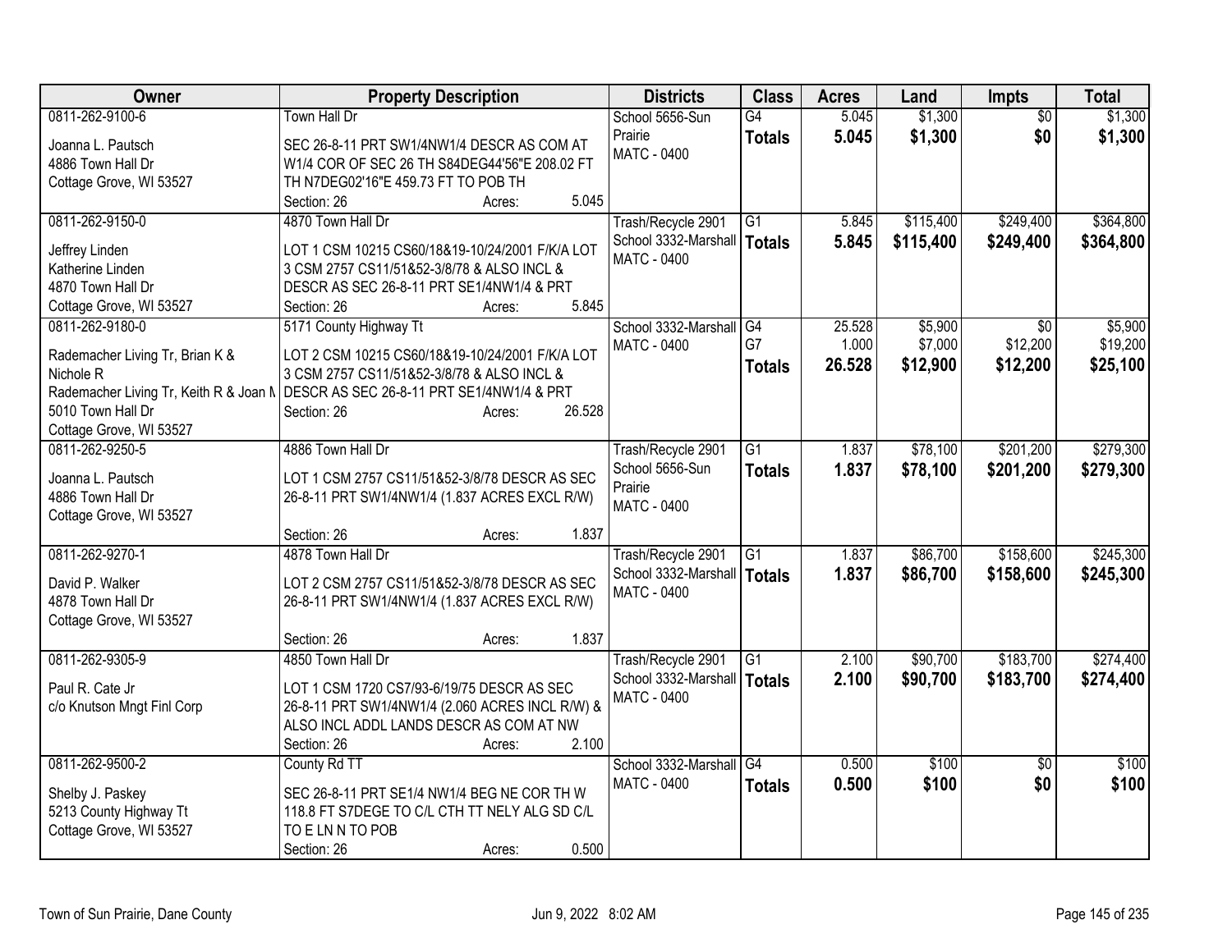| Owner | Property Description | Districts | Class | Acres | Land | Impts | Total |
|---|---|---|---|---|---|---|---|
| 0811-262-9100-6<br>Joanna L. Pautsch<br>4886 Town Hall Dr<br>Cottage Grove, WI 53527 | Town Hall Dr<br>SEC 26-8-11 PRT SW1/4NW1/4 DESCR AS COM AT W1/4 COR OF SEC 26 TH S84DEG44'56"E 208.02 FT TH N7DEG02'16"E 459.73 FT TO POB TH<br>Section: 26 Acres: 5.045 | School 5656-Sun Prairie<br>MATC - 0400 | G4<br>**Totals** | 5.045<br>**5.045** | $1,300<br>**$1,300** | $0<br>**$0** | $1,300<br>**$1,300** |
| 0811-262-9150-0<br>Jeffrey Linden<br>Katherine Linden<br>4870 Town Hall Dr<br>Cottage Grove, WI 53527 | 4870 Town Hall Dr<br>LOT 1 CSM 10215 CS60/18&19-10/24/2001 F/K/A LOT 3 CSM 2757 CS11/51&52-3/8/78 & ALSO INCL & DESCR AS SEC 26-8-11 PRT SE1/4NW1/4 & PRT<br>Section: 26 Acres: 5.845 | Trash/Recycle 2901<br>School 3332-Marshall<br>MATC - 0400 | G1<br>**Totals** | 5.845<br>**5.845** | $115,400<br>**$115,400** | $249,400<br>**$249,400** | $364,800<br>**$364,800** |
| 0811-262-9180-0<br>Rademacher Living Tr, Brian K & Nichole R<br>Rademacher Living Tr, Keith R & Joan M<br>5010 Town Hall Dr<br>Cottage Grove, WI 53527 | 5171 County Highway Tt<br>LOT 2 CSM 10215 CS60/18&19-10/24/2001 F/K/A LOT 3 CSM 2757 CS11/51&52-3/8/78 & ALSO INCL & DESCR AS SEC 26-8-11 PRT SE1/4NW1/4 & PRT<br>Section: 26 Acres: 26.528 | School 3332-Marshall<br>MATC - 0400 | G4<br>G7<br>**Totals** | 25.528<br>1.000<br>**26.528** | $5,900<br>$7,000<br>**$12,900** | $0<br>$12,200<br>**$12,200** | $5,900<br>$19,200<br>**$25,100** |
| 0811-262-9250-5<br>Joanna L. Pautsch<br>4886 Town Hall Dr<br>Cottage Grove, WI 53527 | 4886 Town Hall Dr<br>LOT 1 CSM 2757 CS11/51&52-3/8/78 DESCR AS SEC 26-8-11 PRT SW1/4NW1/4 (1.837 ACRES EXCL R/W)<br>Section: 26 Acres: 1.837 | Trash/Recycle 2901<br>School 5656-Sun Prairie<br>MATC - 0400 | G1<br>**Totals** | 1.837<br>**1.837** | $78,100<br>**$78,100** | $201,200<br>**$201,200** | $279,300<br>**$279,300** |
| 0811-262-9270-1<br>David P. Walker<br>4878 Town Hall Dr<br>Cottage Grove, WI 53527 | 4878 Town Hall Dr<br>LOT 2 CSM 2757 CS11/51&52-3/8/78 DESCR AS SEC 26-8-11 PRT SW1/4NW1/4 (1.837 ACRES EXCL R/W)<br>Section: 26 Acres: 1.837 | Trash/Recycle 2901<br>School 3332-Marshall<br>MATC - 0400 | G1<br>**Totals** | 1.837<br>**1.837** | $86,700<br>**$86,700** | $158,600<br>**$158,600** | $245,300<br>**$245,300** |
| 0811-262-9305-9<br>Paul R. Cate Jr<br>c/o Knutson Mngt Finl Corp | 4850 Town Hall Dr<br>LOT 1 CSM 1720 CS7/93-6/19/75 DESCR AS SEC 26-8-11 PRT SW1/4NW1/4 (2.060 ACRES INCL R/W) & ALSO INCL ADDL LANDS DESCR AS COM AT NW<br>Section: 26 Acres: 2.100 | Trash/Recycle 2901<br>School 3332-Marshall<br>MATC - 0400 | G1<br>**Totals** | 2.100<br>**2.100** | $90,700<br>**$90,700** | $183,700<br>**$183,700** | $274,400<br>**$274,400** |
| 0811-262-9500-2<br>Shelby J. Paskey<br>5213 County Highway Tt<br>Cottage Grove, WI 53527 | County Rd TT<br>SEC 26-8-11 PRT SE1/4 NW1/4 BEG NE COR TH W 118.8 FT S7DEGE TO C/L CTH TT NELY ALG SD C/L TO E LN N TO POB<br>Section: 26 Acres: 0.500 | School 3332-Marshall<br>MATC - 0400 | G4<br>**Totals** | 0.500<br>**0.500** | $100<br>**$100** | $0<br>**$0** | $100<br>**$100** |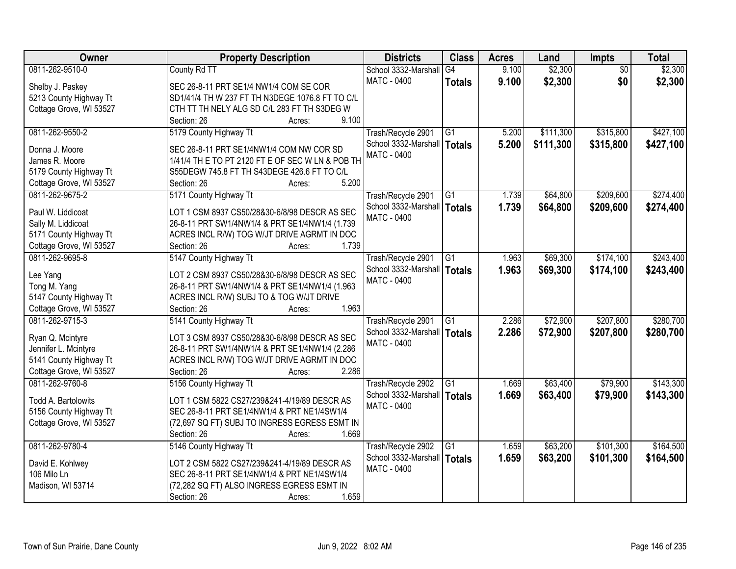| Owner | Property Description | Districts | Class | Acres | Land | Impts | Total |
|---|---|---|---|---|---|---|---|
| 0811-262-9510-0<br><br>Shelby J. Paskey<br>5213 County Highway Tt<br>Cottage Grove, WI 53527 | County Rd TT<br><br>SEC 26-8-11 PRT SE1/4 NW1/4 COM SE COR SD1/41/4 TH W 237 FT TH N3DEGE 1076.8 FT TO C/L CTH TT TH NELY ALG SD C/L 283 FT TH S3DEG W<br>Section: 26 Acres: 9.100 | School 3332-Marshall<br>MATC - 0400 | G4<br>**Totals** | 9.100<br>**9.100** | $2,300<br>**$2,300** | $0<br>**$0** | $2,300<br>**$2,300** |
| 0811-262-9550-2<br><br>Donna J. Moore<br>James R. Moore<br>5179 County Highway Tt<br>Cottage Grove, WI 53527 | 5179 County Highway Tt<br><br>SEC 26-8-11 PRT SE1/4NW1/4 COM NW COR SD 1/41/4 TH E TO PT 2120 FT E OF SEC W LN & POB TH S55DEGW 745.8 FT TH S43DEGE 426.6 FT TO C/L<br>Section: 26 Acres: 5.200 | Trash/Recycle 2901<br>School 3332-Marshall<br>MATC - 0400 | G1<br>**Totals** | 5.200<br>**5.200** | $111,300<br>**$111,300** | $315,800<br>**$315,800** | $427,100<br>**$427,100** |
| 0811-262-9675-2<br><br>Paul W. Liddicoat<br>Sally M. Liddicoat<br>5171 County Highway Tt<br>Cottage Grove, WI 53527 | 5171 County Highway Tt<br><br>LOT 1 CSM 8937 CS50/28&30-6/8/98 DESCR AS SEC 26-8-11 PRT SW1/4NW1/4 & PRT SE1/4NW1/4 (1.739 ACRES INCL R/W) TOG W/JT DRIVE AGRMT IN DOC<br>Section: 26 Acres: 1.739 | Trash/Recycle 2901<br>School 3332-Marshall<br>MATC - 0400 | G1<br>**Totals** | 1.739<br>**1.739** | $64,800<br>**$64,800** | $209,600<br>**$209,600** | $274,400<br>**$274,400** |
| 0811-262-9695-8<br><br>Lee Yang<br>Tong M. Yang<br>5147 County Highway Tt<br>Cottage Grove, WI 53527 | 5147 County Highway Tt<br><br>LOT 2 CSM 8937 CS50/28&30-6/8/98 DESCR AS SEC 26-8-11 PRT SW1/4NW1/4 & PRT SE1/4NW1/4 (1.963 ACRES INCL R/W) SUBJ TO & TOG W/JT DRIVE<br>Section: 26 Acres: 1.963 | Trash/Recycle 2901<br>School 3332-Marshall<br>MATC - 0400 | G1<br>**Totals** | 1.963<br>**1.963** | $69,300<br>**$69,300** | $174,100<br>**$174,100** | $243,400<br>**$243,400** |
| 0811-262-9715-3<br><br>Ryan Q. Mcintyre<br>Jennifer L. Mcintyre<br>5141 County Highway Tt<br>Cottage Grove, WI 53527 | 5141 County Highway Tt<br><br>LOT 3 CSM 8937 CS50/28&30-6/8/98 DESCR AS SEC 26-8-11 PRT SW1/4NW1/4 & PRT SE1/4NW1/4 (2.286 ACRES INCL R/W) TOG W/JT DRIVE AGRMT IN DOC<br>Section: 26 Acres: 2.286 | Trash/Recycle 2901<br>School 3332-Marshall<br>MATC - 0400 | G1<br>**Totals** | 2.286<br>**2.286** | $72,900<br>**$72,900** | $207,800<br>**$207,800** | $280,700<br>**$280,700** |
| 0811-262-9760-8<br><br>Todd A. Bartolowits<br>5156 County Highway Tt<br>Cottage Grove, WI 53527 | 5156 County Highway Tt<br><br>LOT 1 CSM 5822 CS27/239&241-4/19/89 DESCR AS SEC 26-8-11 PRT SE1/4NW1/4 & PRT NE1/4SW1/4 (72,697 SQ FT) SUBJ TO INGRESS EGRESS ESMT IN<br>Section: 26 Acres: 1.669 | Trash/Recycle 2902<br>School 3332-Marshall<br>MATC - 0400 | G1<br>**Totals** | 1.669<br>**1.669** | $63,400<br>**$63,400** | $79,900<br>**$79,900** | $143,300<br>**$143,300** |
| 0811-262-9780-4<br><br>David E. Kohlwey<br>106 Milo Ln<br>Madison, WI 53714 | 5146 County Highway Tt<br><br>LOT 2 CSM 5822 CS27/239&241-4/19/89 DESCR AS SEC 26-8-11 PRT SE1/4NW1/4 & PRT NE1/4SW1/4 (72,282 SQ FT) ALSO INGRESS EGRESS ESMT IN<br>Section: 26 Acres: 1.659 | Trash/Recycle 2902<br>School 3332-Marshall<br>MATC - 0400 | G1<br>**Totals** | 1.659<br>**1.659** | $63,200<br>**$63,200** | $101,300<br>**$101,300** | $164,500<br>**$164,500** |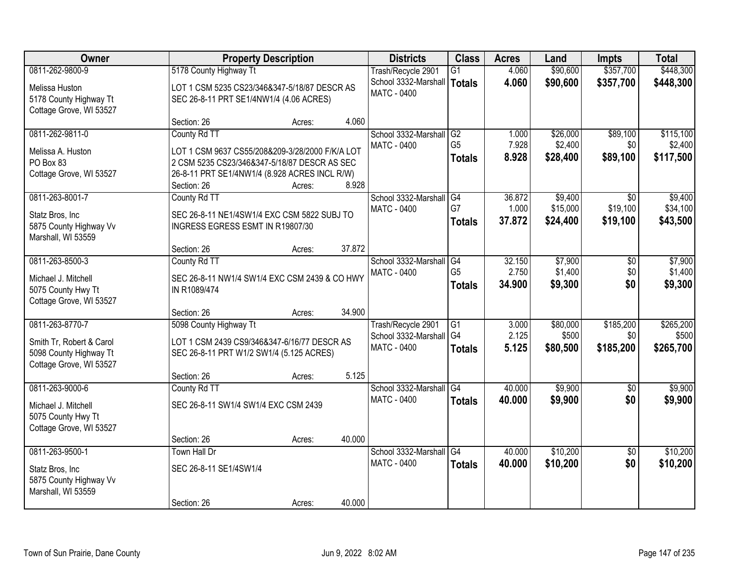| Owner | Property Description | Districts | Class | Acres | Land | Impts | Total |
|---|---|---|---|---|---|---|---|
| 0811-262-9800-9<br>Melissa Huston<br>5178 County Highway Tt<br>Cottage Grove, WI 53527 | 5178 County Highway Tt<br>LOT 1 CSM 5235 CS23/346&347-5/18/87 DESCR AS SEC 26-8-11 PRT SE1/4NW1/4 (4.06 ACRES)<br>Section: 26 Acres: 4.060 | Trash/Recycle 2901<br>School 3332-Marshall<br>MATC - 0400 | G1<br>**Totals** | 4.060<br>**4.060** | $90,600<br>**$90,600** | $357,700<br>**$357,700** | $448,300<br>**$448,300** |
| 0811-262-9811-0<br>Melissa A. Huston<br>PO Box 83<br>Cottage Grove, WI 53527 | County Rd TT<br>LOT 1 CSM 9637 CS55/208&209-3/28/2000 F/K/A LOT 2 CSM 5235 CS23/346&347-5/18/87 DESCR AS SEC 26-8-11 PRT SE1/4NW1/4 (8.928 ACRES INCL R/W)<br>Section: 26 Acres: 8.928 | School 3332-Marshall<br>MATC - 0400 | G2<br>G5<br>**Totals** | 1.000<br>7.928<br>**8.928** | $26,000<br>$2,400<br>**$28,400** | $89,100<br>$0<br>**$89,100** | $115,100<br>$2,400<br>**$117,500** |
| 0811-263-8001-7<br>Statz Bros, Inc<br>5875 County Highway Vv<br>Marshall, WI 53559 | County Rd TT<br>SEC 26-8-11 NE1/4SW1/4 EXC CSM 5822 SUBJ TO INGRESS EGRESS ESMT IN R19807/30<br>Section: 26 Acres: 37.872 | School 3332-Marshall<br>MATC - 0400 | G4<br>G7<br>**Totals** | 36.872<br>1.000<br>**37.872** | $9,400<br>$15,000<br>**$24,400** | $0<br>$19,100<br>**$19,100** | $9,400<br>$34,100<br>**$43,500** |
| 0811-263-8500-3<br>Michael J. Mitchell<br>5075 County Hwy Tt<br>Cottage Grove, WI 53527 | County Rd TT<br>SEC 26-8-11 NW1/4 SW1/4 EXC CSM 2439 & CO HWY IN R1089/474<br>Section: 26 Acres: 34.900 | School 3332-Marshall<br>MATC - 0400 | G4<br>G5<br>**Totals** | 32.150<br>2.750<br>**34.900** | $7,900<br>$1,400<br>**$9,300** | $0<br>$0<br>**$0** | $7,900<br>$1,400<br>**$9,300** |
| 0811-263-8770-7<br>Smith Tr, Robert & Carol<br>5098 County Highway Tt<br>Cottage Grove, WI 53527 | 5098 County Highway Tt<br>LOT 1 CSM 2439 CS9/346&347-6/16/77 DESCR AS SEC 26-8-11 PRT W1/2 SW1/4 (5.125 ACRES)<br>Section: 26 Acres: 5.125 | Trash/Recycle 2901<br>School 3332-Marshall<br>MATC - 0400 | G1<br>G4<br>**Totals** | 3.000<br>2.125<br>**5.125** | $80,000<br>$500<br>**$80,500** | $185,200<br>$0<br>**$185,200** | $265,200<br>$500<br>**$265,700** |
| 0811-263-9000-6<br>Michael J. Mitchell<br>5075 County Hwy Tt<br>Cottage Grove, WI 53527 | County Rd TT<br>SEC 26-8-11 SW1/4 SW1/4 EXC CSM 2439<br>Section: 26 Acres: 40.000 | School 3332-Marshall<br>MATC - 0400 | G4<br>**Totals** | 40.000<br>**40.000** | $9,900<br>**$9,900** | $0<br>**$0** | $9,900<br>**$9,900** |
| 0811-263-9500-1<br>Statz Bros, Inc<br>5875 County Highway Vv<br>Marshall, WI 53559 | Town Hall Dr<br>SEC 26-8-11 SE1/4SW1/4<br>Section: 26 Acres: 40.000 | School 3332-Marshall<br>MATC - 0400 | G4<br>**Totals** | 40.000<br>**40.000** | $10,200<br>**$10,200** | $0<br>**$0** | $10,200<br>**$10,200** |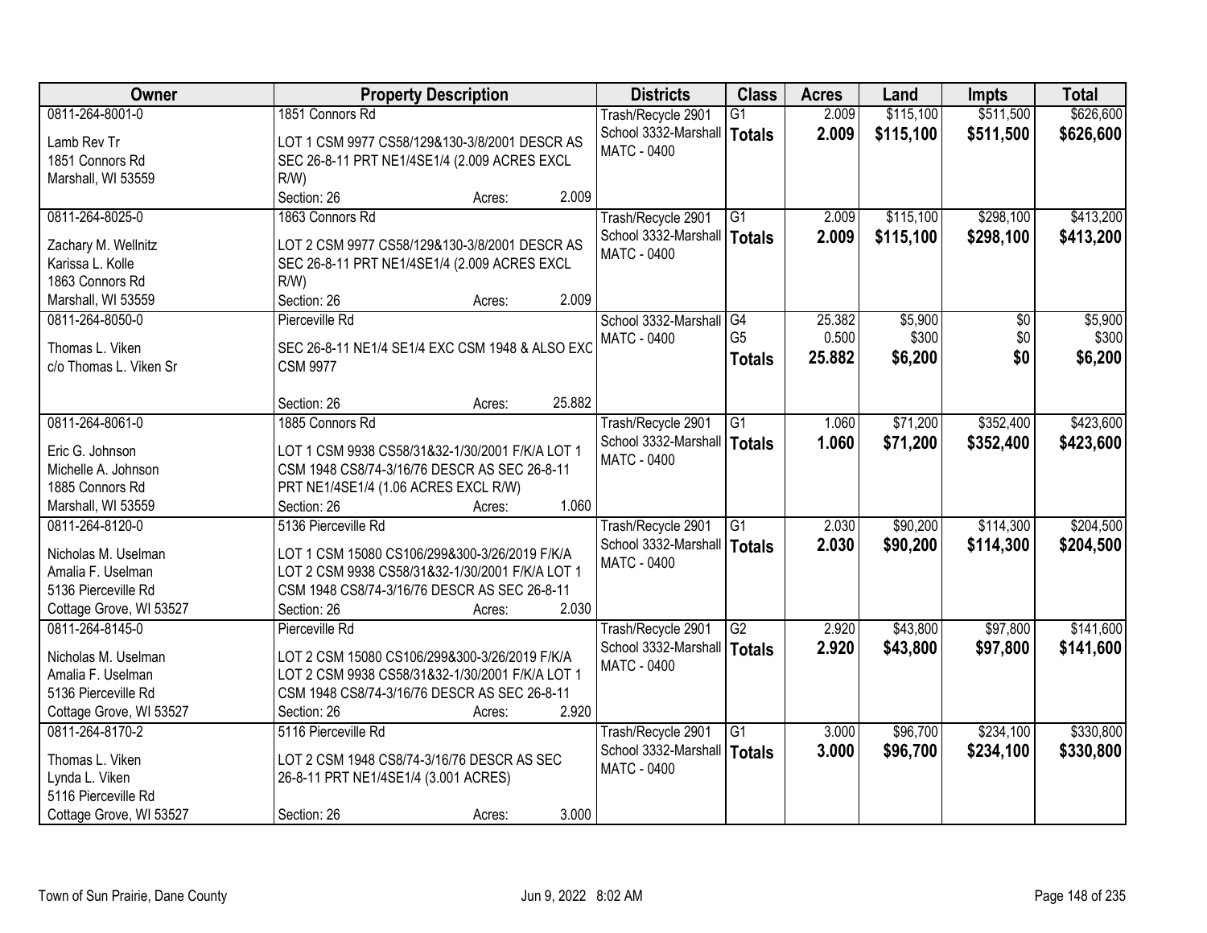| Owner | Property Description | Districts | Class | Acres | Land | Impts | Total |
|---|---|---|---|---|---|---|---|
| 0811-264-8001-0<br>Lamb Rev Tr<br>1851 Connors Rd<br>Marshall, WI 53559 | 1851 Connors Rd<br>LOT 1 CSM 9977 CS58/129&130-3/8/2001 DESCR AS SEC 26-8-11 PRT NE1/4SE1/4 (2.009 ACRES EXCL R/W)<br>Section: 26 Acres: 2.009 | Trash/Recycle 2901<br>School 3332-Marshall<br>MATC - 0400 | G1<br>**Totals** | 2.009<br>**2.009** | \$115,100<br>**\$115,100** | \$511,500<br>**\$511,500** | \$626,600<br>**\$626,600** |
| 0811-264-8025-0<br>Zachary M. Wellnitz<br>Karissa L. Kolle<br>1863 Connors Rd<br>Marshall, WI 53559 | 1863 Connors Rd<br>LOT 2 CSM 9977 CS58/129&130-3/8/2001 DESCR AS SEC 26-8-11 PRT NE1/4SE1/4 (2.009 ACRES EXCL R/W)<br>Section: 26 Acres: 2.009 | Trash/Recycle 2901<br>School 3332-Marshall<br>MATC - 0400 | G1<br>**Totals** | 2.009<br>**2.009** | \$115,100<br>**\$115,100** | \$298,100<br>**\$298,100** | \$413,200<br>**\$413,200** |
| 0811-264-8050-0<br>Thomas L. Viken<br>c/o Thomas L. Viken Sr | Pierceville Rd<br>SEC 26-8-11 NE1/4 SE1/4 EXC CSM 1948 & ALSO EXC CSM 9977<br>Section: 26 Acres: 25.882 | School 3332-Marshall<br>MATC - 0400 | G4<br>G5<br>**Totals** | 25.382<br>0.500<br>**25.882** | \$5,900<br>\$300<br>**\$6,200** | \$0<br>\$0<br>**\$0** | \$5,900<br>\$300<br>**\$6,200** |
| 0811-264-8061-0<br>Eric G. Johnson<br>Michelle A. Johnson<br>1885 Connors Rd<br>Marshall, WI 53559 | 1885 Connors Rd<br>LOT 1 CSM 9938 CS58/31&32-1/30/2001 F/K/A LOT 1 CSM 1948 CS8/74-3/16/76 DESCR AS SEC 26-8-11 PRT NE1/4SE1/4 (1.06 ACRES EXCL R/W)<br>Section: 26 Acres: 1.060 | Trash/Recycle 2901<br>School 3332-Marshall<br>MATC - 0400 | G1<br>**Totals** | 1.060<br>**1.060** | \$71,200<br>**\$71,200** | \$352,400<br>**\$352,400** | \$423,600<br>**\$423,600** |
| 0811-264-8120-0<br>Nicholas M. Uselman<br>Amalia F. Uselman<br>5136 Pierceville Rd<br>Cottage Grove, WI 53527 | 5136 Pierceville Rd<br>LOT 1 CSM 15080 CS106/299&300-3/26/2019 F/K/A LOT 2 CSM 9938 CS58/31&32-1/30/2001 F/K/A LOT 1 CSM 1948 CS8/74-3/16/76 DESCR AS SEC 26-8-11<br>Section: 26 Acres: 2.030 | Trash/Recycle 2901<br>School 3332-Marshall<br>MATC - 0400 | G1<br>**Totals** | 2.030<br>**2.030** | \$90,200<br>**\$90,200** | \$114,300<br>**\$114,300** | \$204,500<br>**\$204,500** |
| 0811-264-8145-0<br>Nicholas M. Uselman<br>Amalia F. Uselman<br>5136 Pierceville Rd<br>Cottage Grove, WI 53527 | Pierceville Rd<br>LOT 2 CSM 15080 CS106/299&300-3/26/2019 F/K/A LOT 2 CSM 9938 CS58/31&32-1/30/2001 F/K/A LOT 1 CSM 1948 CS8/74-3/16/76 DESCR AS SEC 26-8-11<br>Section: 26 Acres: 2.920 | Trash/Recycle 2901<br>School 3332-Marshall<br>MATC - 0400 | G2<br>**Totals** | 2.920<br>**2.920** | \$43,800<br>**\$43,800** | \$97,800<br>**\$97,800** | \$141,600<br>**\$141,600** |
| 0811-264-8170-2<br>Thomas L. Viken<br>Lynda L. Viken<br>5116 Pierceville Rd<br>Cottage Grove, WI 53527 | 5116 Pierceville Rd<br>LOT 2 CSM 1948 CS8/74-3/16/76 DESCR AS SEC 26-8-11 PRT NE1/4SE1/4 (3.001 ACRES)<br>Section: 26 Acres: 3.000 | Trash/Recycle 2901<br>School 3332-Marshall<br>MATC - 0400 | G1<br>**Totals** | 3.000<br>**3.000** | \$96,700<br>**\$96,700** | \$234,100<br>**\$234,100** | \$330,800<br>**\$330,800** |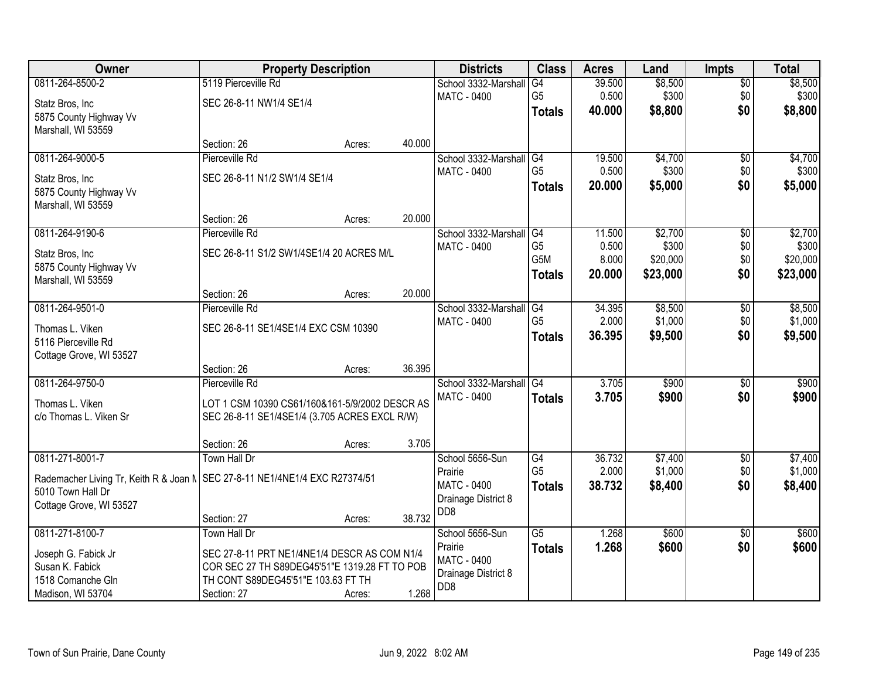| Owner | Property Description | | | Districts | Class | Acres | Land | Impts | Total |
|---|---|---|---|---|---|---|---|---|---|
| 0811-264-8500-2<br>Statz Bros, Inc<br>5875 County Highway Vv<br>Marshall, WI 53559 | 5119 Pierceville Rd<br>SEC 26-8-11 NW1/4 SE1/4<br>Section: 26 | Acres: | 40.000 | School 3332-Marshall<br>MATC - 0400 | G4<br>G5<br>**Totals** | 39.500<br>0.500<br>**40.000** | $8,500<br>$300<br>**$8,800** | $0<br>$0<br>**$0** | $8,500<br>$300<br>**$8,800** |
| 0811-264-9000-5<br>Statz Bros, Inc<br>5875 County Highway Vv<br>Marshall, WI 53559 | Pierceville Rd<br>SEC 26-8-11 N1/2 SW1/4 SE1/4<br>Section: 26 | Acres: | 20.000 | School 3332-Marshall<br>MATC - 0400 | G4<br>G5<br>**Totals** | 19.500<br>0.500<br>**20.000** | $4,700<br>$300<br>**$5,000** | $0<br>$0<br>**$0** | $4,700<br>$300<br>**$5,000** |
| 0811-264-9190-6<br>Statz Bros, Inc<br>5875 County Highway Vv<br>Marshall, WI 53559 | Pierceville Rd<br>SEC 26-8-11 S1/2 SW1/4SE1/4 20 ACRES M/L<br>Section: 26 | Acres: | 20.000 | School 3332-Marshall<br>MATC - 0400 | G4<br>G5<br>G5M<br>**Totals** | 11.500<br>0.500<br>8.000<br>**20.000** | $2,700<br>$300<br>$20,000<br>**$23,000** | $0<br>$0<br>$0<br>**$0** | $2,700<br>$300<br>$20,000<br>**$23,000** |
| 0811-264-9501-0<br>Thomas L. Viken<br>5116 Pierceville Rd<br>Cottage Grove, WI 53527 | Pierceville Rd<br>SEC 26-8-11 SE1/4SE1/4 EXC CSM 10390<br>Section: 26 | Acres: | 36.395 | School 3332-Marshall<br>MATC - 0400 | G4<br>G5<br>**Totals** | 34.395<br>2.000<br>**36.395** | $8,500<br>$1,000<br>**$9,500** | $0<br>$0<br>**$0** | $8,500<br>$1,000<br>**$9,500** |
| 0811-264-9750-0<br>Thomas L. Viken<br>c/o Thomas L. Viken Sr | Pierceville Rd<br>LOT 1 CSM 10390 CS61/160&161-5/9/2002 DESCR AS SEC 26-8-11 SE1/4SE1/4 (3.705 ACRES EXCL R/W)<br>Section: 26 | Acres: | 3.705 | School 3332-Marshall<br>MATC - 0400 | G4<br>**Totals** | 3.705<br>**3.705** | $900<br>**$900** | $0<br>**$0** | $900<br>**$900** |
| 0811-271-8001-7<br>Rademacher Living Tr, Keith R & Joan M<br>5010 Town Hall Dr<br>Cottage Grove, WI 53527 | Town Hall Dr<br>SEC 27-8-11 NE1/4NE1/4 EXC R27374/51<br>Section: 27 | Acres: | 38.732 | School 5656-Sun Prairie<br>MATC - 0400<br>Drainage District 8 DD8 | G4<br>G5<br>**Totals** | 36.732<br>2.000<br>**38.732** | $7,400<br>$1,000<br>**$8,400** | $0<br>$0<br>**$0** | $7,400<br>$1,000<br>**$8,400** |
| 0811-271-8100-7<br>Joseph G. Fabick Jr<br>Susan K. Fabick<br>1518 Comanche Gln<br>Madison, WI 53704 | Town Hall Dr<br>SEC 27-8-11 PRT NE1/4NE1/4 DESCR AS COM N1/4 COR SEC 27 TH S89DEG45'51"E 1319.28 FT TO POB TH CONT S89DEG45'51"E 103.63 FT TH<br>Section: 27 | Acres: | 1.268 | School 5656-Sun Prairie<br>MATC - 0400<br>Drainage District 8 DD8 | G5<br>**Totals** | 1.268<br>**1.268** | $600<br>**$600** | $0<br>**$0** | $600<br>**$600** |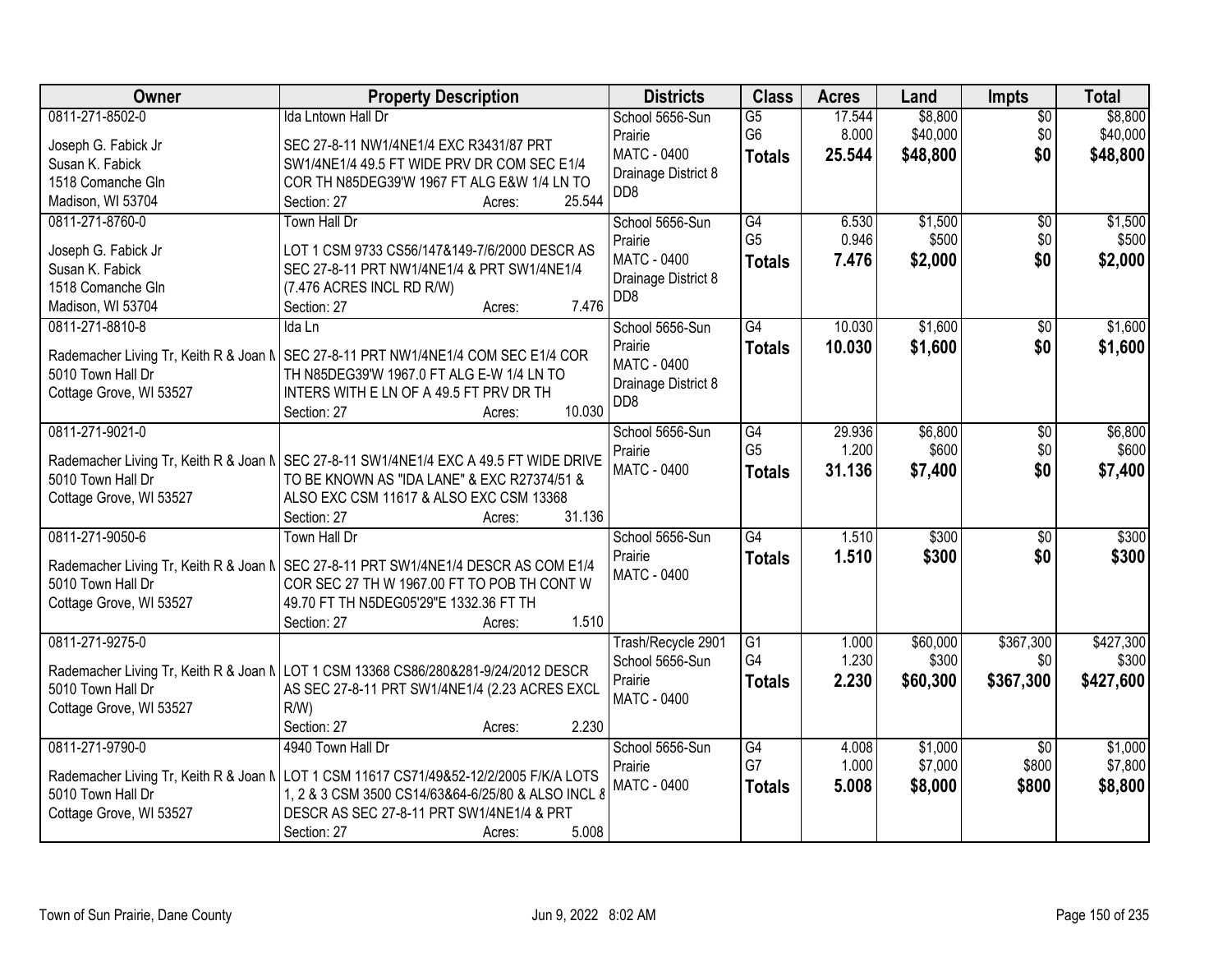| Owner | Property Description | Districts | Class | Acres | Land | Impts | Total |
|---|---|---|---|---|---|---|---|
| 0811-271-8502-0<br>Joseph G. Fabick Jr<br>Susan K. Fabick<br>1518 Comanche Gln<br>Madison, WI 53704 | Ida Lntown Hall Dr<br>SEC 27-8-11 NW1/4NE1/4 EXC R3431/87 PRT SW1/4NE1/4 49.5 FT WIDE PRV DR COM SEC E1/4 COR TH N85DEG39'W 1967 FT ALG E&W 1/4 LN TO<br>Section: 27 Acres: 25.544 | School 5656-Sun Prairie<br>MATC - 0400<br>Drainage District 8 DD8 | G5<br>G6<br>**Totals** | 17.544<br>8.000<br>**25.544** | $8,800<br>$40,000<br>**$48,800** | $0<br>$0<br>**$0** | $8,800<br>$40,000<br>**$48,800** |
| 0811-271-8760-0<br>Joseph G. Fabick Jr<br>Susan K. Fabick<br>1518 Comanche Gln<br>Madison, WI 53704 | Town Hall Dr<br>LOT 1 CSM 9733 CS56/147&149-7/6/2000 DESCR AS SEC 27-8-11 PRT NW1/4NE1/4 & PRT SW1/4NE1/4 (7.476 ACRES INCL RD R/W)<br>Section: 27 Acres: 7.476 | School 5656-Sun Prairie<br>MATC - 0400<br>Drainage District 8 DD8 | G4<br>G5<br>**Totals** | 6.530<br>0.946<br>**7.476** | $1,500<br>$500<br>**$2,000** | $0<br>$0<br>**$0** | $1,500<br>$500<br>**$2,000** |
| 0811-271-8810-8<br>Rademacher Living Tr, Keith R & Joan M<br>5010 Town Hall Dr<br>Cottage Grove, WI 53527 | Ida Ln<br>SEC 27-8-11 PRT NW1/4NE1/4 COM SEC E1/4 COR TH N85DEG39'W 1967.0 FT ALG E-W 1/4 LN TO INTERS WITH E LN OF A 49.5 FT PRV DR TH<br>Section: 27 Acres: 10.030 | School 5656-Sun Prairie<br>MATC - 0400<br>Drainage District 8 DD8 | G4<br>**Totals** | 10.030<br>**10.030** | $1,600<br>**$1,600** | $0<br>**$0** | $1,600<br>**$1,600** |
| 0811-271-9021-0<br>Rademacher Living Tr, Keith R & Joan M<br>5010 Town Hall Dr<br>Cottage Grove, WI 53527 | SEC 27-8-11 SW1/4NE1/4 EXC A 49.5 FT WIDE DRIVE TO BE KNOWN AS "IDA LANE" & EXC R27374/51 & ALSO EXC CSM 11617 & ALSO EXC CSM 13368<br>Section: 27 Acres: 31.136 | School 5656-Sun Prairie<br>MATC - 0400 | G4<br>G5<br>**Totals** | 29.936<br>1.200<br>**31.136** | $6,800<br>$600<br>**$7,400** | $0<br>$0<br>**$0** | $6,800<br>$600<br>**$7,400** |
| 0811-271-9050-6<br>Rademacher Living Tr, Keith R & Joan M<br>5010 Town Hall Dr<br>Cottage Grove, WI 53527 | Town Hall Dr<br>SEC 27-8-11 PRT SW1/4NE1/4 DESCR AS COM E1/4 COR SEC 27 TH W 1967.00 FT TO POB TH CONT W 49.70 FT TH N5DEG05'29"E 1332.36 FT TH<br>Section: 27 Acres: 1.510 | School 5656-Sun Prairie<br>MATC - 0400 | G4<br>**Totals** | 1.510<br>**1.510** | $300<br>**$300** | $0<br>**$0** | $300<br>**$300** |
| 0811-271-9275-0<br>Rademacher Living Tr, Keith R & Joan M<br>5010 Town Hall Dr<br>Cottage Grove, WI 53527 | LOT 1 CSM 13368 CS86/280&281-9/24/2012 DESCR AS SEC 27-8-11 PRT SW1/4NE1/4 (2.23 ACRES EXCL R/W)<br>Section: 27 Acres: 2.230 | Trash/Recycle 2901<br>School 5656-Sun Prairie<br>MATC - 0400 | G1<br>G4<br>**Totals** | 1.000<br>1.230<br>**2.230** | $60,000<br>$300<br>**$60,300** | $367,300<br>$0<br>**$367,300** | $427,300<br>$300<br>**$427,600** |
| 0811-271-9790-0<br>Rademacher Living Tr, Keith R & Joan M<br>5010 Town Hall Dr<br>Cottage Grove, WI 53527 | 4940 Town Hall Dr<br>LOT 1 CSM 11617 CS71/49&52-12/2/2005 F/K/A LOTS 1, 2 & 3 CSM 3500 CS14/63&64-6/25/80 & ALSO INCL & DESCR AS SEC 27-8-11 PRT SW1/4NE1/4 & PRT<br>Section: 27 Acres: 5.008 | School 5656-Sun Prairie<br>MATC - 0400 | G4<br>G7<br>**Totals** | 4.008<br>1.000<br>**5.008** | $1,000<br>$7,000<br>**$8,000** | $0<br>$800<br>**$800** | $1,000<br>$7,800<br>**$8,800** |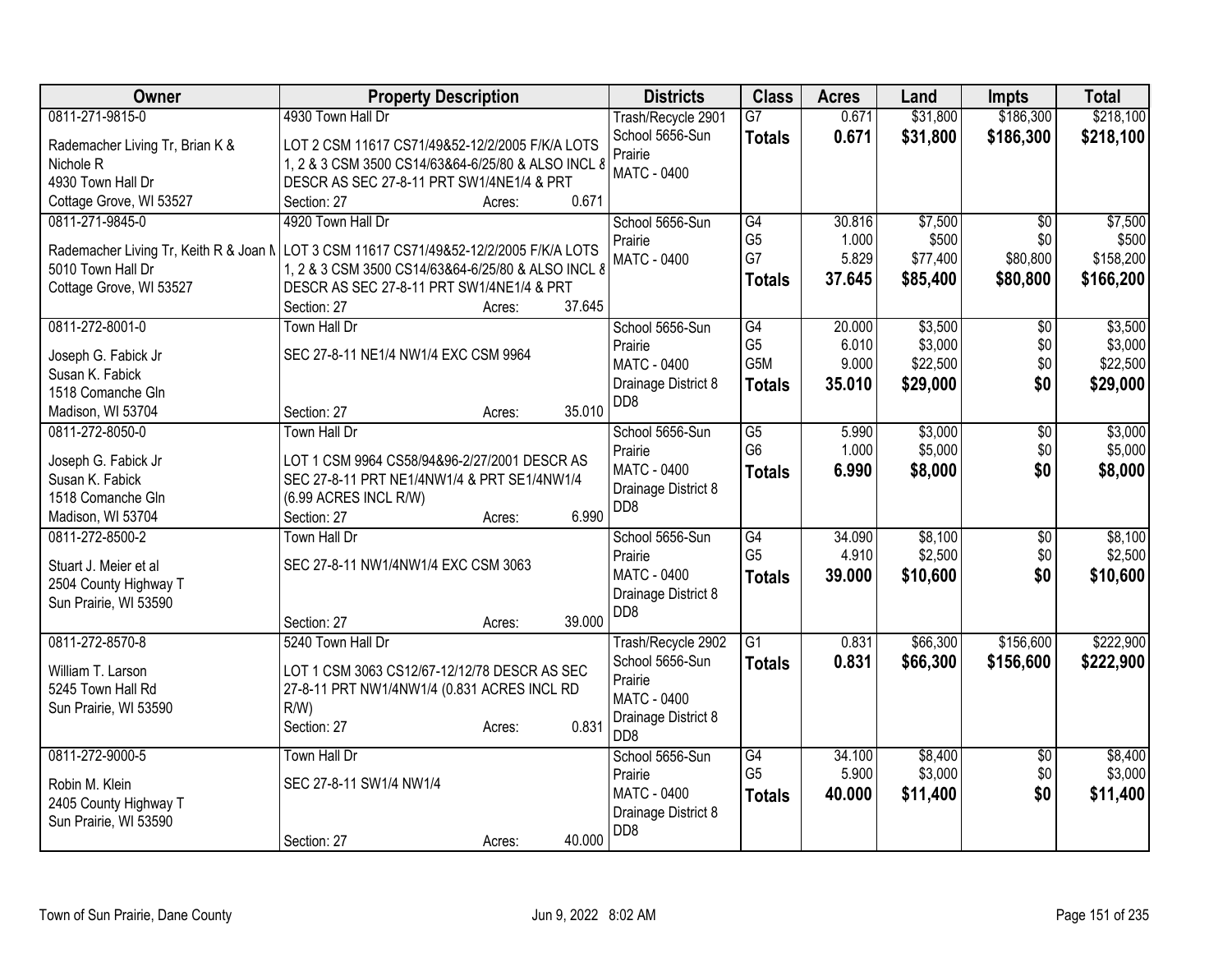| Owner | Property Description | Districts | Class | Acres | Land | Impts | Total |
|---|---|---|---|---|---|---|---|
| 0811-271-9815-0<br>Rademacher Living Tr, Brian K & Nichole R<br>4930 Town Hall Dr<br>Cottage Grove, WI 53527 | 4930 Town Hall Dr<br>LOT 2 CSM 11617 CS71/49&52-12/2/2005 F/K/A LOTS 1, 2 & 3 CSM 3500 CS14/63&64-6/25/80 & ALSO INCL & DESCR AS SEC 27-8-11 PRT SW1/4NE1/4 & PRT<br>Section: 27 Acres: 0.671 | Trash/Recycle 2901<br>School 5656-Sun Prairie<br>MATC - 0400 | G7<br>**Totals** | 0.671<br>**0.671** | $31,800<br>**$31,800** | $186,300<br>**$186,300** | $218,100<br>**$218,100** |
| 0811-271-9845-0<br>Rademacher Living Tr, Keith R & Joan M<br>5010 Town Hall Dr<br>Cottage Grove, WI 53527 | 4920 Town Hall Dr<br>LOT 3 CSM 11617 CS71/49&52-12/2/2005 F/K/A LOTS 1, 2 & 3 CSM 3500 CS14/63&64-6/25/80 & ALSO INCL & DESCR AS SEC 27-8-11 PRT SW1/4NE1/4 & PRT<br>Section: 27 Acres: 37.645 | School 5656-Sun Prairie<br>MATC - 0400 | G4<br>G5<br>G7<br>**Totals** | 30.816<br>1.000<br>5.829<br>**37.645** | $7,500<br>$500<br>$77,400<br>**$85,400** | $0<br>$0<br>$80,800<br>**$80,800** | $7,500<br>$500<br>$158,200<br>**$166,200** |
| 0811-272-8001-0<br>Joseph G. Fabick Jr<br>Susan K. Fabick<br>1518 Comanche Gln<br>Madison, WI 53704 | Town Hall Dr<br>SEC 27-8-11 NE1/4 NW1/4 EXC CSM 9964<br>Section: 27 Acres: 35.010 | School 5656-Sun Prairie<br>MATC - 0400<br>Drainage District 8 DD8 | G4<br>G5<br>G5M<br>**Totals** | 20.000<br>6.010<br>9.000<br>**35.010** | $3,500<br>$3,000<br>$22,500<br>**$29,000** | $0<br>$0<br>$0<br>**$0** | $3,500<br>$3,000<br>$22,500<br>**$29,000** |
| 0811-272-8050-0<br>Joseph G. Fabick Jr<br>Susan K. Fabick<br>1518 Comanche Gln<br>Madison, WI 53704 | Town Hall Dr<br>LOT 1 CSM 9964 CS58/94&96-2/27/2001 DESCR AS SEC 27-8-11 PRT NE1/4NW1/4 & PRT SE1/4NW1/4 (6.99 ACRES INCL R/W)<br>Section: 27 Acres: 6.990 | School 5656-Sun Prairie<br>MATC - 0400<br>Drainage District 8 DD8 | G5<br>G6<br>**Totals** | 5.990<br>1.000<br>**6.990** | $3,000<br>$5,000<br>**$8,000** | $0<br>$0<br>**$0** | $3,000<br>$5,000<br>**$8,000** |
| 0811-272-8500-2<br>Stuart J. Meier et al<br>2504 County Highway T<br>Sun Prairie, WI 53590 | Town Hall Dr<br>SEC 27-8-11 NW1/4NW1/4 EXC CSM 3063<br>Section: 27 Acres: 39.000 | School 5656-Sun Prairie<br>MATC - 0400<br>Drainage District 8 DD8 | G4<br>G5<br>**Totals** | 34.090<br>4.910<br>**39.000** | $8,100<br>$2,500<br>**$10,600** | $0<br>$0<br>**$0** | $8,100<br>$2,500<br>**$10,600** |
| 0811-272-8570-8<br>William T. Larson<br>5245 Town Hall Rd<br>Sun Prairie, WI 53590 | 5240 Town Hall Dr<br>LOT 1 CSM 3063 CS12/67-12/12/78 DESCR AS SEC 27-8-11 PRT NW1/4NW1/4 (0.831 ACRES INCL RD R/W)<br>Section: 27 Acres: 0.831 | Trash/Recycle 2902<br>School 5656-Sun Prairie<br>MATC - 0400<br>Drainage District 8 DD8 | G1<br>**Totals** | 0.831<br>**0.831** | $66,300<br>**$66,300** | $156,600<br>**$156,600** | $222,900<br>**$222,900** |
| 0811-272-9000-5<br>Robin M. Klein<br>2405 County Highway T<br>Sun Prairie, WI 53590 | Town Hall Dr<br>SEC 27-8-11 SW1/4 NW1/4<br>Section: 27 Acres: 40.000 | School 5656-Sun Prairie<br>MATC - 0400<br>Drainage District 8 DD8 | G4<br>G5<br>**Totals** | 34.100<br>5.900<br>**40.000** | $8,400<br>$3,000<br>**$11,400** | $0<br>$0<br>**$0** | $8,400<br>$3,000<br>**$11,400** |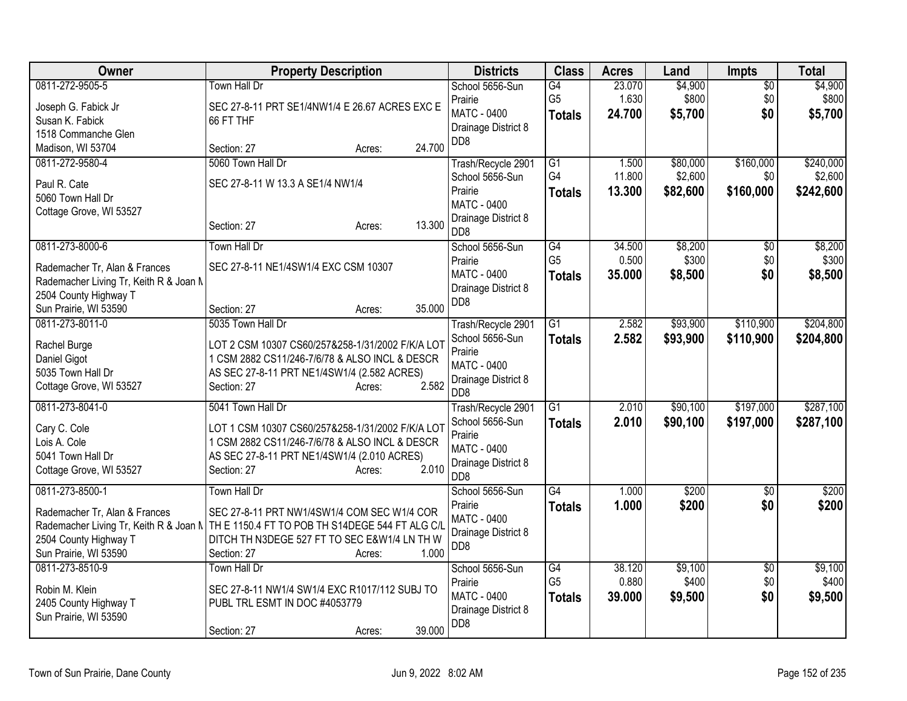| Owner | Property Description | Districts | Class | Acres | Land | Impts | Total |
|---|---|---|---|---|---|---|---|
| 0811-272-9505-5<br>Joseph G. Fabick Jr<br>Susan K. Fabick<br>1518 Commanche Glen<br>Madison, WI 53704 | Town Hall Dr<br>SEC 27-8-11 PRT SE1/4NW1/4 E 26.67 ACRES EXC E 66 FT THF<br>Section: 27 Acres: 24.700 | School 5656-Sun Prairie<br>MATC - 0400<br>Drainage District 8<br>DD8 | G4<br>G5<br>**Totals** | 23.070<br>1.630<br>**24.700** | $4,900<br>$800<br>**$5,700** | $0<br>$0<br>**$0** | $4,900<br>$800<br>**$5,700** |
| 0811-272-9580-4<br>Paul R. Cate<br>5060 Town Hall Dr<br>Cottage Grove, WI 53527 | 5060 Town Hall Dr<br>SEC 27-8-11 W 13.3 A SE1/4 NW1/4<br>Section: 27 Acres: 13.300 | Trash/Recycle 2901<br>School 5656-Sun Prairie<br>MATC - 0400<br>Drainage District 8<br>DD8 | G1<br>G4<br>**Totals** | 1.500<br>11.800<br>**13.300** | $80,000<br>$2,600<br>**$82,600** | $160,000<br>$0<br>**$160,000** | $240,000<br>$2,600<br>**$242,600** |
| 0811-273-8000-6<br>Rademacher Tr, Alan & Frances<br>Rademacher Living Tr, Keith R & Joan M<br>2504 County Highway T<br>Sun Prairie, WI 53590 | Town Hall Dr<br>SEC 27-8-11 NE1/4SW1/4 EXC CSM 10307<br>Section: 27 Acres: 35.000 | School 5656-Sun Prairie<br>MATC - 0400<br>Drainage District 8<br>DD8 | G4<br>G5<br>**Totals** | 34.500<br>0.500<br>**35.000** | $8,200<br>$300<br>**$8,500** | $0<br>$0<br>**$0** | $8,200<br>$300<br>**$8,500** |
| 0811-273-8011-0<br>Rachel Burge<br>Daniel Gigot<br>5035 Town Hall Dr<br>Cottage Grove, WI 53527 | 5035 Town Hall Dr<br>LOT 2 CSM 10307 CS60/257&258-1/31/2002 F/K/A LOT 1 CSM 2882 CS11/246-7/6/78 & ALSO INCL & DESCR AS SEC 27-8-11 PRT NE1/4SW1/4 (2.582 ACRES)<br>Section: 27 Acres: 2.582 | Trash/Recycle 2901<br>School 5656-Sun Prairie<br>MATC - 0400<br>Drainage District 8<br>DD8 | G1<br>**Totals** | 2.582<br>**2.582** | $93,900<br>**$93,900** | $110,900<br>**$110,900** | $204,800<br>**$204,800** |
| 0811-273-8041-0<br>Cary C. Cole<br>Lois A. Cole<br>5041 Town Hall Dr<br>Cottage Grove, WI 53527 | 5041 Town Hall Dr<br>LOT 1 CSM 10307 CS60/257&258-1/31/2002 F/K/A LOT 1 CSM 2882 CS11/246-7/6/78 & ALSO INCL & DESCR AS SEC 27-8-11 PRT NE1/4SW1/4 (2.010 ACRES)<br>Section: 27 Acres: 2.010 | Trash/Recycle 2901<br>School 5656-Sun Prairie<br>MATC - 0400<br>Drainage District 8<br>DD8 | G1<br>**Totals** | 2.010<br>**2.010** | $90,100<br>**$90,100** | $197,000<br>**$197,000** | $287,100<br>**$287,100** |
| 0811-273-8500-1<br>Rademacher Tr, Alan & Frances<br>Rademacher Living Tr, Keith R & Joan M<br>2504 County Highway T<br>Sun Prairie, WI 53590 | Town Hall Dr<br>SEC 27-8-11 PRT NW1/4SW1/4 COM SEC W1/4 COR TH E 1150.4 FT TO POB TH S14DEGE 544 FT ALG C/L DITCH TH N3DEGE 527 FT TO SEC E&W1/4 LN TH W<br>Section: 27 Acres: 1.000 | School 5656-Sun Prairie<br>MATC - 0400<br>Drainage District 8<br>DD8 | G4<br>**Totals** | 1.000<br>**1.000** | $200<br>**$200** | $0<br>**$0** | $200<br>**$200** |
| 0811-273-8510-9<br>Robin M. Klein<br>2405 County Highway T<br>Sun Prairie, WI 53590 | Town Hall Dr<br>SEC 27-8-11 NW1/4 SW1/4 EXC R1017/112 SUBJ TO PUBL TRL ESMT IN DOC #4053779<br>Section: 27 Acres: 39.000 | School 5656-Sun Prairie<br>MATC - 0400<br>Drainage District 8<br>DD8 | G4<br>G5<br>**Totals** | 38.120<br>0.880<br>**39.000** | $9,100<br>$400<br>**$9,500** | $0<br>$0<br>**$0** | $9,100<br>$400<br>**$9,500** |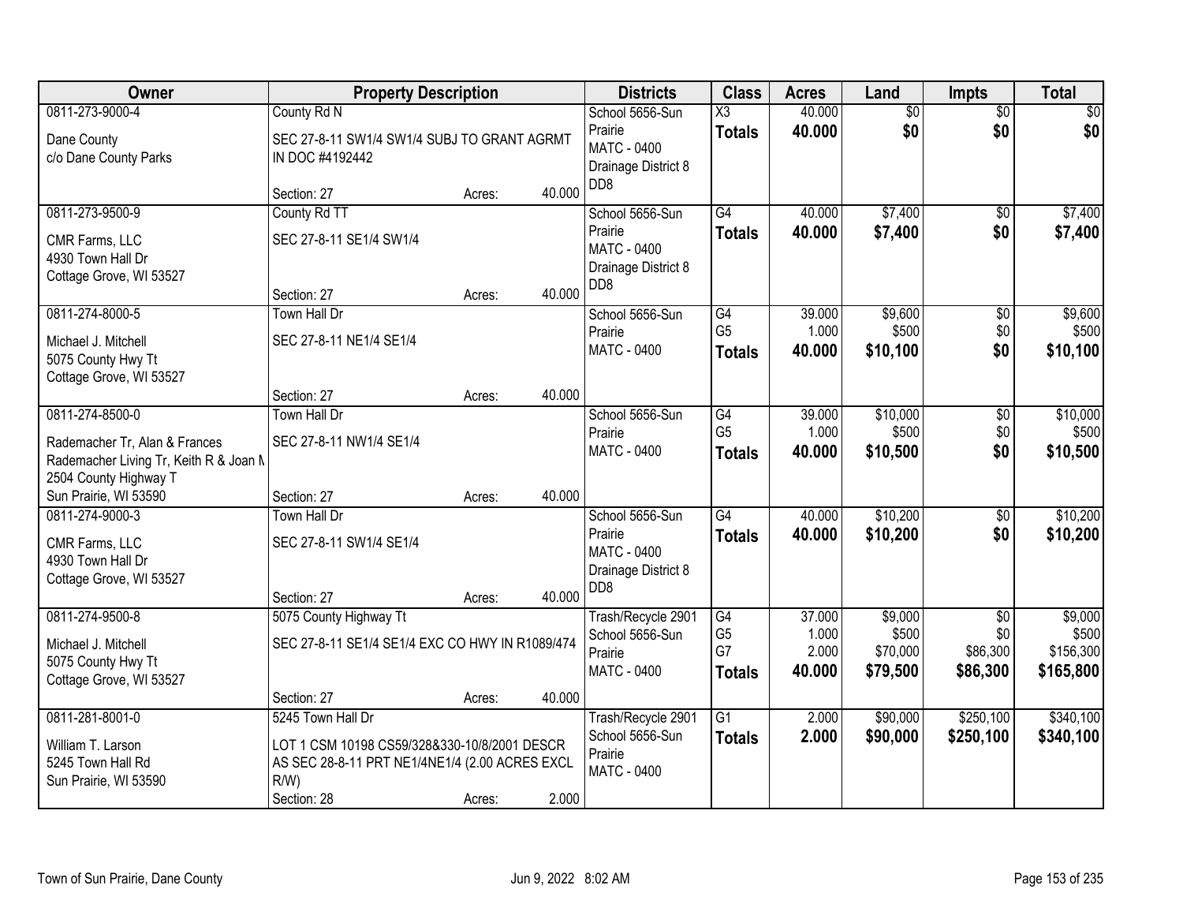| Owner | Property Description | | | Districts | Class | Acres | Land | Impts | Total |
|---|---|---|---|---|---|---|---|---|---|
| 0811-273-9000-4<br>Dane County<br>c/o Dane County Parks | County Rd N<br>SEC 27-8-11 SW1/4 SW1/4 SUBJ TO GRANT AGRMT IN DOC #4192442<br>Section: 27 | Acres: | 40.000 | School 5656-Sun Prairie<br>MATC - 0400<br>Drainage District 8<br>DD8 | X3<br>**Totals** | 40.000<br>**40.000** | $0<br>**$0** | $0<br>**$0** | $0<br>**$0** |
| 0811-273-9500-9<br>CMR Farms, LLC<br>4930 Town Hall Dr<br>Cottage Grove, WI 53527 | County Rd TT<br>SEC 27-8-11 SE1/4 SW1/4<br>Section: 27 | Acres: | 40.000 | School 5656-Sun Prairie<br>MATC - 0400<br>Drainage District 8<br>DD8 | G4<br>**Totals** | 40.000<br>**40.000** | $7,400<br>**$7,400** | $0<br>**$0** | $7,400<br>**$7,400** |
| 0811-274-8000-5<br>Michael J. Mitchell<br>5075 County Hwy Tt<br>Cottage Grove, WI 53527 | Town Hall Dr<br>SEC 27-8-11 NE1/4 SE1/4<br>Section: 27 | Acres: | 40.000 | School 5656-Sun Prairie<br>MATC - 0400 | G4<br>G5<br>**Totals** | 39.000<br>1.000<br>**40.000** | $9,600<br>$500<br>**$10,100** | $0<br>$0<br>**$0** | $9,600<br>$500<br>**$10,100** |
| 0811-274-8500-0<br>Rademacher Tr, Alan & Frances<br>Rademacher Living Tr, Keith R & Joan M<br>2504 County Highway T<br>Sun Prairie, WI 53590 | Town Hall Dr<br>SEC 27-8-11 NW1/4 SE1/4<br>Section: 27 | Acres: | 40.000 | School 5656-Sun Prairie<br>MATC - 0400 | G4<br>G5<br>**Totals** | 39.000<br>1.000<br>**40.000** | $10,000<br>$500<br>**$10,500** | $0<br>$0<br>**$0** | $10,000<br>$500<br>**$10,500** |
| 0811-274-9000-3<br>CMR Farms, LLC<br>4930 Town Hall Dr<br>Cottage Grove, WI 53527 | Town Hall Dr<br>SEC 27-8-11 SW1/4 SE1/4<br>Section: 27 | Acres: | 40.000 | School 5656-Sun Prairie<br>MATC - 0400<br>Drainage District 8<br>DD8 | G4<br>**Totals** | 40.000<br>**40.000** | $10,200<br>**$10,200** | $0<br>**$0** | $10,200<br>**$10,200** |
| 0811-274-9500-8<br>Michael J. Mitchell<br>5075 County Hwy Tt<br>Cottage Grove, WI 53527 | 5075 County Highway Tt<br>SEC 27-8-11 SE1/4 SE1/4 EXC CO HWY IN R1089/474<br>Section: 27 | Acres: | 40.000 | Trash/Recycle 2901<br>School 5656-Sun Prairie<br>MATC - 0400 | G4<br>G5<br>G7<br>**Totals** | 37.000<br>1.000<br>2.000<br>**40.000** | $9,000<br>$500<br>$70,000<br>**$79,500** | $0<br>$0<br>$86,300<br>**$86,300** | $9,000<br>$500<br>$156,300<br>**$165,800** |
| 0811-281-8001-0<br>William T. Larson<br>5245 Town Hall Rd<br>Sun Prairie, WI 53590 | 5245 Town Hall Dr<br>LOT 1 CSM 10198 CS59/328&330-10/8/2001 DESCR AS SEC 28-8-11 PRT NE1/4NE1/4 (2.00 ACRES EXCL R/W)<br>Section: 28 | Acres: | 2.000 | Trash/Recycle 2901<br>School 5656-Sun Prairie<br>MATC - 0400 | G1<br>**Totals** | 2.000<br>**2.000** | $90,000<br>**$90,000** | $250,100<br>**$250,100** | $340,100<br>**$340,100** |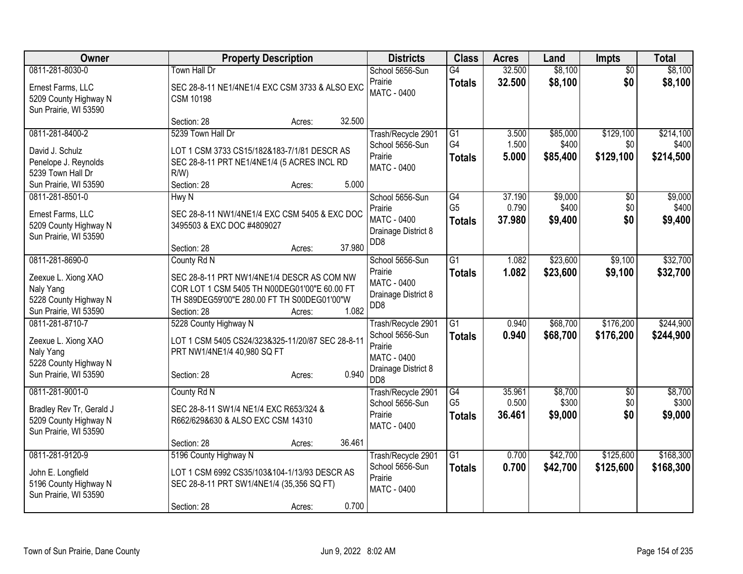| Owner | Property Description | Districts | Class | Acres | Land | Impts | Total |
|---|---|---|---|---|---|---|---|
| 0811-281-8030-0<br>Ernest Farms, LLC<br>5209 County Highway N<br>Sun Prairie, WI 53590 | Town Hall Dr<br>SEC 28-8-11 NE1/4NE1/4 EXC CSM 3733 & ALSO EXC CSM 10198<br>Section: 28 Acres: 32.500 | School 5656-Sun Prairie<br>MATC - 0400 | G4<br>**Totals** | 32.500<br>**32.500** | $8,100<br>**$8,100** | $0<br>**$0** | $8,100<br>**$8,100** |
| 0811-281-8400-2<br>David J. Schulz<br>Penelope J. Reynolds<br>5239 Town Hall Dr<br>Sun Prairie, WI 53590 | 5239 Town Hall Dr<br>LOT 1 CSM 3733 CS15/182&183-7/1/81 DESCR AS SEC 28-8-11 PRT NE1/4NE1/4 (5 ACRES INCL RD R/W)<br>Section: 28 Acres: 5.000 | Trash/Recycle 2901<br>School 5656-Sun Prairie<br>MATC - 0400 | G1<br>G4<br>**Totals** | 3.500<br>1.500<br>**5.000** | $85,000<br>$400<br>**$85,400** | $129,100<br>$0<br>**$129,100** | $214,100<br>$400<br>**$214,500** |
| 0811-281-8501-0<br>Ernest Farms, LLC<br>5209 County Highway N<br>Sun Prairie, WI 53590 | Hwy N<br>SEC 28-8-11 NW1/4NE1/4 EXC CSM 5405 & EXC DOC 3495503 & EXC DOC #4809027<br>Section: 28 Acres: 37.980 | School 5656-Sun Prairie<br>MATC - 0400<br>Drainage District 8 DD8 | G4<br>G5<br>**Totals** | 37.190<br>0.790<br>**37.980** | $9,000<br>$400<br>**$9,400** | $0<br>$0<br>**$0** | $9,000<br>$400<br>**$9,400** |
| 0811-281-8690-0<br>Zeexue L. Xiong XAO<br>Naly Yang<br>5228 County Highway N<br>Sun Prairie, WI 53590 | County Rd N<br>SEC 28-8-11 PRT NW1/4NE1/4 DESCR AS COM NW COR LOT 1 CSM 5405 TH N00DEG01'00"E 60.00 FT TH S89DEG59'00"E 280.00 FT TH S00DEG01'00"W<br>Section: 28 Acres: 1.082 | School 5656-Sun Prairie<br>MATC - 0400<br>Drainage District 8 DD8 | G1<br>**Totals** | 1.082<br>**1.082** | $23,600<br>**$23,600** | $9,100<br>**$9,100** | $32,700<br>**$32,700** |
| 0811-281-8710-7<br>Zeexue L. Xiong XAO<br>Naly Yang<br>5228 County Highway N<br>Sun Prairie, WI 53590 | 5228 County Highway N<br>LOT 1 CSM 5405 CS24/323&325-11/20/87 SEC 28-8-11 PRT NW1/4NE1/4 40,980 SQ FT<br>Section: 28 Acres: 0.940 | Trash/Recycle 2901<br>School 5656-Sun Prairie<br>MATC - 0400<br>Drainage District 8 DD8 | G1<br>**Totals** | 0.940<br>**0.940** | $68,700<br>**$68,700** | $176,200<br>**$176,200** | $244,900<br>**$244,900** |
| 0811-281-9001-0<br>Bradley Rev Tr, Gerald J<br>5209 County Highway N<br>Sun Prairie, WI 53590 | County Rd N<br>SEC 28-8-11 SW1/4 NE1/4 EXC R653/324 & R662/629&630 & ALSO EXC CSM 14310<br>Section: 28 Acres: 36.461 | Trash/Recycle 2901<br>School 5656-Sun Prairie<br>MATC - 0400 | G4<br>G5<br>**Totals** | 35.961<br>0.500<br>**36.461** | $8,700<br>$300<br>**$9,000** | $0<br>$0<br>**$0** | $8,700<br>$300<br>**$9,000** |
| 0811-281-9120-9<br>John E. Longfield<br>5196 County Highway N<br>Sun Prairie, WI 53590 | 5196 County Highway N<br>LOT 1 CSM 6992 CS35/103&104-1/13/93 DESCR AS SEC 28-8-11 PRT SW1/4NE1/4 (35,356 SQ FT)<br>Section: 28 Acres: 0.700 | Trash/Recycle 2901<br>School 5656-Sun Prairie<br>MATC - 0400 | G1<br>**Totals** | 0.700<br>**0.700** | $42,700<br>**$42,700** | $125,600<br>**$125,600** | $168,300<br>**$168,300** |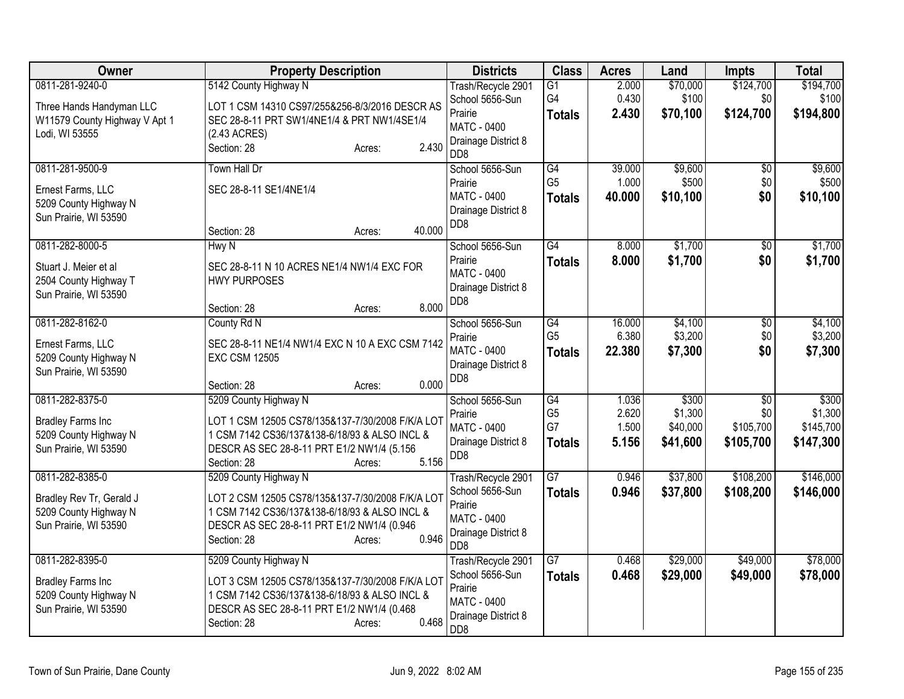| Owner | Property Description | Districts | Class | Acres | Land | Impts | Total |
|---|---|---|---|---|---|---|---|
| 0811-281-9240-0<br>Three Hands Handyman LLC<br>W11579 County Highway V Apt 1<br>Lodi, WI 53555 | 5142 County Highway N<br>LOT 1 CSM 14310 CS97/255&256-8/3/2016 DESCR AS SEC 28-8-11 PRT SW1/4NE1/4 & PRT NW1/4SE1/4 (2.43 ACRES)<br>Section: 28 Acres: 2.430 | Trash/Recycle 2901<br>School 5656-Sun Prairie<br>MATC - 0400<br>Drainage District 8 DD8 | G1<br>G4<br>**Totals** | 2.000<br>0.430<br>**2.430** | $70,000<br>$100<br>**$70,100** | $124,700<br>$0<br>**$124,700** | $194,700<br>$100<br>**$194,800** |
| 0811-281-9500-9<br>Ernest Farms, LLC<br>5209 County Highway N<br>Sun Prairie, WI 53590 | Town Hall Dr<br>SEC 28-8-11 SE1/4NE1/4<br>Section: 28 Acres: 40.000 | School 5656-Sun Prairie<br>MATC - 0400<br>Drainage District 8 DD8 | G4<br>G5<br>**Totals** | 39.000<br>1.000<br>**40.000** | $9,600<br>$500<br>**$10,100** | $0<br>$0<br>**$0** | $9,600<br>$500<br>**$10,100** |
| 0811-282-8000-5<br>Stuart J. Meier et al<br>2504 County Highway T<br>Sun Prairie, WI 53590 | Hwy N<br>SEC 28-8-11 N 10 ACRES NE1/4 NW1/4 EXC FOR HWY PURPOSES<br>Section: 28 Acres: 8.000 | School 5656-Sun Prairie<br>MATC - 0400<br>Drainage District 8 DD8 | G4<br>**Totals** | 8.000<br>**8.000** | $1,700<br>**$1,700** | $0<br>**$0** | $1,700<br>**$1,700** |
| 0811-282-8162-0<br>Ernest Farms, LLC<br>5209 County Highway N<br>Sun Prairie, WI 53590 | County Rd N<br>SEC 28-8-11 NE1/4 NW1/4 EXC N 10 A EXC CSM 7142 EXC CSM 12505<br>Section: 28 Acres: 0.000 | School 5656-Sun Prairie<br>MATC - 0400<br>Drainage District 8 DD8 | G4<br>G5<br>**Totals** | 16.000<br>6.380<br>**22.380** | $4,100<br>$3,200<br>**$7,300** | $0<br>$0<br>**$0** | $4,100<br>$3,200<br>**$7,300** |
| 0811-282-8375-0<br>Bradley Farms Inc<br>5209 County Highway N<br>Sun Prairie, WI 53590 | 5209 County Highway N<br>LOT 1 CSM 12505 CS78/135&137-7/30/2008 F/K/A LOT 1 CSM 7142 CS36/137&138-6/18/93 & ALSO INCL & DESCR AS SEC 28-8-11 PRT E1/2 NW1/4 (5.156<br>Section: 28 Acres: 5.156 | School 5656-Sun Prairie<br>MATC - 0400<br>Drainage District 8 DD8 | G4<br>G5<br>G7<br>**Totals** | 1.036<br>2.620<br>1.500<br>**5.156** | $300<br>$1,300<br>$40,000<br>**$41,600** | $0<br>$0<br>$105,700<br>**$105,700** | $300<br>$1,300<br>$145,700<br>**$147,300** |
| 0811-282-8385-0<br>Bradley Rev Tr, Gerald J<br>5209 County Highway N<br>Sun Prairie, WI 53590 | 5209 County Highway N<br>LOT 2 CSM 12505 CS78/135&137-7/30/2008 F/K/A LOT 1 CSM 7142 CS36/137&138-6/18/93 & ALSO INCL & DESCR AS SEC 28-8-11 PRT E1/2 NW1/4 (0.946<br>Section: 28 Acres: 0.946 | Trash/Recycle 2901<br>School 5656-Sun Prairie<br>MATC - 0400<br>Drainage District 8 DD8 | G7<br>**Totals** | 0.946<br>**0.946** | $37,800<br>**$37,800** | $108,200<br>**$108,200** | $146,000<br>**$146,000** |
| 0811-282-8395-0<br>Bradley Farms Inc<br>5209 County Highway N<br>Sun Prairie, WI 53590 | 5209 County Highway N<br>LOT 3 CSM 12505 CS78/135&137-7/30/2008 F/K/A LOT 1 CSM 7142 CS36/137&138-6/18/93 & ALSO INCL & DESCR AS SEC 28-8-11 PRT E1/2 NW1/4 (0.468<br>Section: 28 Acres: 0.468 | Trash/Recycle 2901<br>School 5656-Sun Prairie<br>MATC - 0400<br>Drainage District 8 DD8 | G7<br>**Totals** | 0.468<br>**0.468** | $29,000<br>**$29,000** | $49,000<br>**$49,000** | $78,000<br>**$78,000** |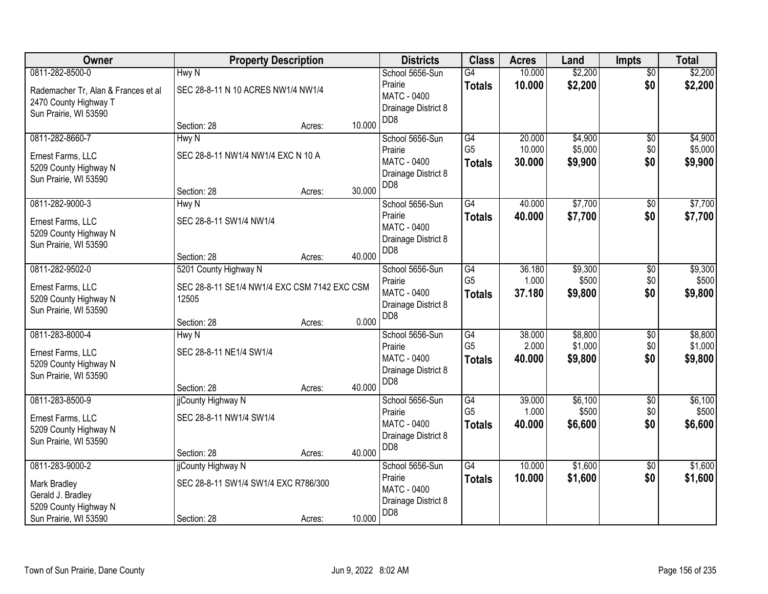| Owner | Property Description | Districts | Class | Acres | Land | Impts | Total |
|---|---|---|---|---|---|---|---|
| 0811-282-8500-0<br>Rademacher Tr, Alan & Frances et al<br>2470 County Highway T<br>Sun Prairie, WI 53590 | Hwy N<br>SEC 28-8-11 N 10 ACRES NW1/4 NW1/4<br>Section: 28 Acres: 10.000 | School 5656-Sun Prairie<br>MATC - 0400<br>Drainage District 8<br>DD8 | G4<br>**Totals** | 10.000<br>**10.000** | $2,200<br>**$2,200** | $0<br>**$0** | $2,200<br>**$2,200** |
| 0811-282-8660-7<br>Ernest Farms, LLC<br>5209 County Highway N<br>Sun Prairie, WI 53590 | Hwy N<br>SEC 28-8-11 NW1/4 NW1/4 EXC N 10 A<br>Section: 28 Acres: 30.000 | School 5656-Sun Prairie<br>MATC - 0400<br>Drainage District 8<br>DD8 | G4<br>G5<br>**Totals** | 20.000<br>10.000<br>**30.000** | $4,900<br>$5,000<br>**$9,900** | $0<br>$0<br>**$0** | $4,900<br>$5,000<br>**$9,900** |
| 0811-282-9000-3<br>Ernest Farms, LLC<br>5209 County Highway N<br>Sun Prairie, WI 53590 | Hwy N<br>SEC 28-8-11 SW1/4 NW1/4<br>Section: 28 Acres: 40.000 | School 5656-Sun Prairie<br>MATC - 0400<br>Drainage District 8<br>DD8 | G4<br>**Totals** | 40.000<br>**40.000** | $7,700<br>**$7,700** | $0<br>**$0** | $7,700<br>**$7,700** |
| 0811-282-9502-0<br>Ernest Farms, LLC<br>5209 County Highway N<br>Sun Prairie, WI 53590 | 5201 County Highway N<br>SEC 28-8-11 SE1/4 NW1/4 EXC CSM 7142 EXC CSM 12505<br>Section: 28 Acres: 0.000 | School 5656-Sun Prairie<br>MATC - 0400<br>Drainage District 8<br>DD8 | G4<br>G5<br>**Totals** | 36.180<br>1.000<br>**37.180** | $9,300<br>$500<br>**$9,800** | $0<br>$0<br>**$0** | $9,300<br>$500<br>**$9,800** |
| 0811-283-8000-4<br>Ernest Farms, LLC<br>5209 County Highway N<br>Sun Prairie, WI 53590 | Hwy N<br>SEC 28-8-11 NE1/4 SW1/4<br>Section: 28 Acres: 40.000 | School 5656-Sun Prairie<br>MATC - 0400<br>Drainage District 8<br>DD8 | G4<br>G5<br>**Totals** | 38.000<br>2.000<br>**40.000** | $8,800<br>$1,000<br>**$9,800** | $0<br>$0<br>**$0** | $8,800<br>$1,000<br>**$9,800** |
| 0811-283-8500-9<br>Ernest Farms, LLC<br>5209 County Highway N<br>Sun Prairie, WI 53590 | jjCounty Highway N<br>SEC 28-8-11 NW1/4 SW1/4<br>Section: 28 Acres: 40.000 | School 5656-Sun Prairie<br>MATC - 0400<br>Drainage District 8<br>DD8 | G4<br>G5<br>**Totals** | 39.000<br>1.000<br>**40.000** | $6,100<br>$500<br>**$6,600** | $0<br>$0<br>**$0** | $6,100<br>$500<br>**$6,600** |
| 0811-283-9000-2<br>Mark Bradley<br>Gerald J. Bradley<br>5209 County Highway N<br>Sun Prairie, WI 53590 | jjCounty Highway N<br>SEC 28-8-11 SW1/4 SW1/4 EXC R786/300<br>Section: 28 Acres: 10.000 | School 5656-Sun Prairie<br>MATC - 0400<br>Drainage District 8<br>DD8 | G4<br>**Totals** | 10.000<br>**10.000** | $1,600<br>**$1,600** | $0<br>**$0** | $1,600<br>**$1,600** |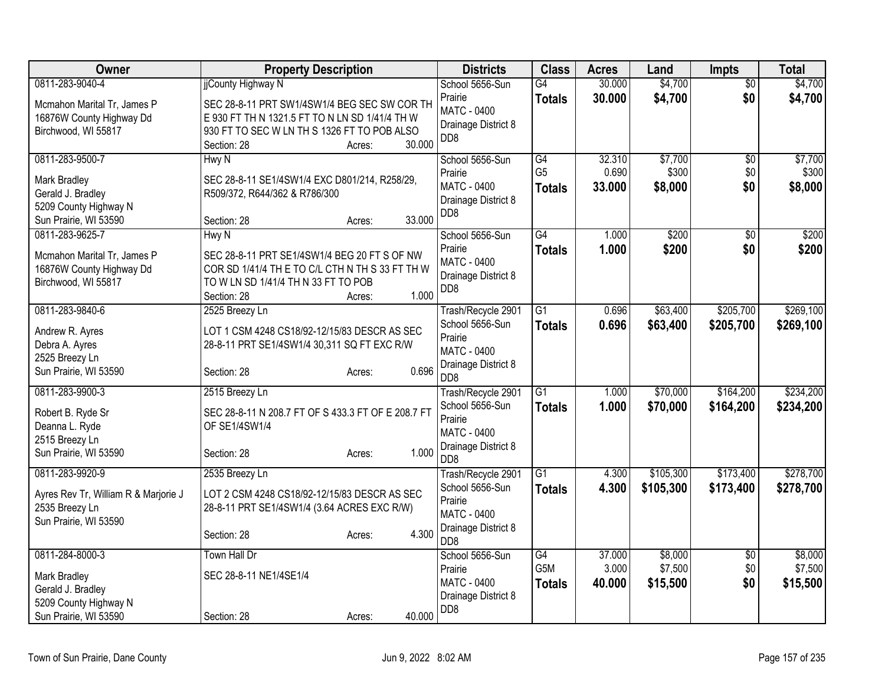| Owner | Property Description | Districts | Class | Acres | Land | Impts | Total |
|---|---|---|---|---|---|---|---|
| 0811-283-9040-4<br><br>Mcmahon Marital Tr, James P<br>16876W County Highway Dd<br>Birchwood, WI 55817 | jjCounty Highway N<br><br>SEC 28-8-11 PRT SW1/4SW1/4 BEG SEC SW COR TH E 930 FT TH N 1321.5 FT TO N LN SD 1/41/4 TH W 930 FT TO SEC W LN TH S 1326 FT TO POB ALSO<br>Section: 28 Acres: 30.000 | School 5656-Sun Prairie<br>MATC - 0400<br>Drainage District 8 DD8 | G4<br>**Totals** | 30.000<br>**30.000** | $4,700<br>**$4,700** | $0<br>**$0** | $4,700<br>**$4,700** |
| 0811-283-9500-7<br><br>Mark Bradley<br>Gerald J. Bradley<br>5209 County Highway N<br>Sun Prairie, WI 53590 | Hwy N<br><br>SEC 28-8-11 SE1/4SW1/4 EXC D801/214, R258/29, R509/372, R644/362 & R786/300<br><br>Section: 28 Acres: 33.000 | School 5656-Sun Prairie<br>MATC - 0400<br>Drainage District 8 DD8 | G4<br>G5<br>**Totals** | 32.310<br>0.690<br>**33.000** | $7,700<br>$300<br>**$8,000** | $0<br>$0<br>**$0** | $7,700<br>$300<br>**$8,000** |
| 0811-283-9625-7<br><br>Mcmahon Marital Tr, James P<br>16876W County Highway Dd<br>Birchwood, WI 55817 | Hwy N<br><br>SEC 28-8-11 PRT SE1/4SW1/4 BEG 20 FT S OF NW COR SD 1/41/4 TH E TO C/L CTH N TH S 33 FT TH W TO W LN SD 1/41/4 TH N 33 FT TO POB<br>Section: 28 Acres: 1.000 | School 5656-Sun Prairie<br>MATC - 0400<br>Drainage District 8 DD8 | G4<br>**Totals** | 1.000<br>**1.000** | $200<br>**$200** | $0<br>**$0** | $200<br>**$200** |
| 0811-283-9840-6<br><br>Andrew R. Ayres<br>Debra A. Ayres<br>2525 Breezy Ln<br>Sun Prairie, WI 53590 | 2525 Breezy Ln<br><br>LOT 1 CSM 4248 CS18/92-12/15/83 DESCR AS SEC 28-8-11 PRT SE1/4SW1/4 30,311 SQ FT EXC R/W<br><br>Section: 28 Acres: 0.696 | Trash/Recycle 2901<br>School 5656-Sun Prairie<br>MATC - 0400<br>Drainage District 8 DD8 | G1<br>**Totals** | 0.696<br>**0.696** | $63,400<br>**$63,400** | $205,700<br>**$205,700** | $269,100<br>**$269,100** |
| 0811-283-9900-3<br><br>Robert B. Ryde Sr<br>Deanna L. Ryde<br>2515 Breezy Ln<br>Sun Prairie, WI 53590 | 2515 Breezy Ln<br><br>SEC 28-8-11 N 208.7 FT OF S 433.3 FT OF E 208.7 FT OF SE1/4SW1/4<br><br>Section: 28 Acres: 1.000 | Trash/Recycle 2901<br>School 5656-Sun Prairie<br>MATC - 0400<br>Drainage District 8 DD8 | G1<br>**Totals** | 1.000<br>**1.000** | $70,000<br>**$70,000** | $164,200<br>**$164,200** | $234,200<br>**$234,200** |
| 0811-283-9920-9<br><br>Ayres Rev Tr, William R & Marjorie J<br>2535 Breezy Ln<br>Sun Prairie, WI 53590 | 2535 Breezy Ln<br><br>LOT 2 CSM 4248 CS18/92-12/15/83 DESCR AS SEC 28-8-11 PRT SE1/4SW1/4 (3.64 ACRES EXC R/W)<br><br>Section: 28 Acres: 4.300 | Trash/Recycle 2901<br>School 5656-Sun Prairie<br>MATC - 0400<br>Drainage District 8 DD8 | G1<br>**Totals** | 4.300<br>**4.300** | $105,300<br>**$105,300** | $173,400<br>**$173,400** | $278,700<br>**$278,700** |
| 0811-284-8000-3<br><br>Mark Bradley<br>Gerald J. Bradley<br>5209 County Highway N<br>Sun Prairie, WI 53590 | Town Hall Dr<br><br>SEC 28-8-11 NE1/4SE1/4<br><br>Section: 28 Acres: 40.000 | School 5656-Sun Prairie<br>MATC - 0400<br>Drainage District 8 DD8 | G4<br>G5M<br>**Totals** | 37.000<br>3.000<br>**40.000** | $8,000<br>$7,500<br>**$15,500** | $0<br>$0<br>**$0** | $8,000<br>$7,500<br>**$15,500** |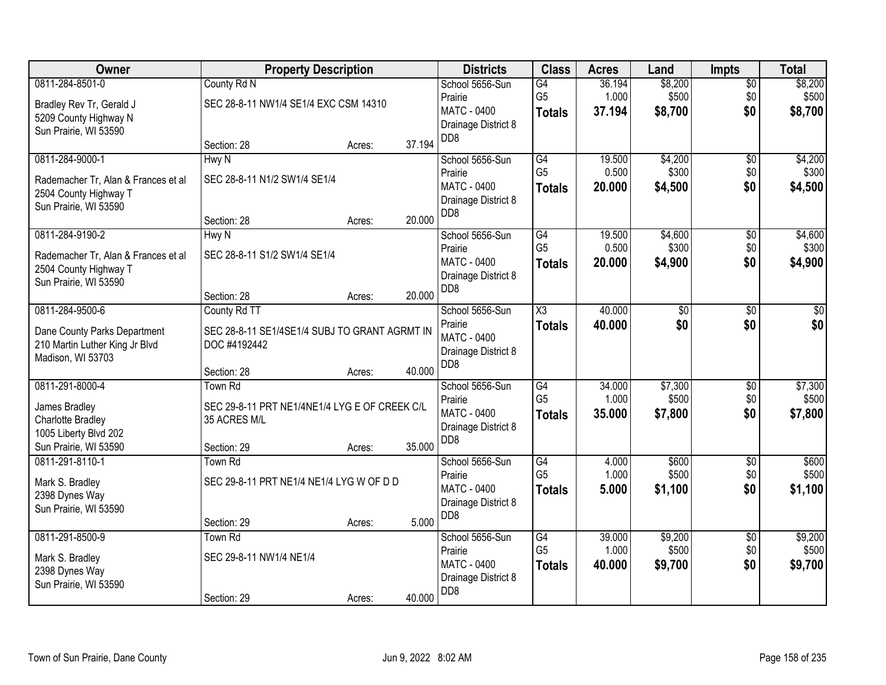| Owner | Property Description | | | Districts | Class | Acres | Land | Impts | Total |
|---|---|---|---|---|---|---|---|---|---|
| 0811-284-8501-0<br><br>Bradley Rev Tr, Gerald J<br>5209 County Highway N<br>Sun Prairie, WI 53590 | County Rd N<br><br>SEC 28-8-11 NW1/4 SE1/4 EXC CSM 14310<br><br>Section: 28 | Acres: | 37.194 | School 5656-Sun Prairie<br>MATC - 0400<br>Drainage District 8<br>DD8 | G4<br>G5<br>**Totals** | 36.194<br>1.000<br>**37.194** | $8,200<br>$500<br>**$8,700** | $0<br>$0<br>**$0** | $8,200<br>$500<br>**$8,700** |
| 0811-284-9000-1<br><br>Rademacher Tr, Alan & Frances et al<br>2504 County Highway T<br>Sun Prairie, WI 53590 | Hwy N<br><br>SEC 28-8-11 N1/2 SW1/4 SE1/4<br><br>Section: 28 | Acres: | 20.000 | School 5656-Sun Prairie<br>MATC - 0400<br>Drainage District 8<br>DD8 | G4<br>G5<br>**Totals** | 19.500<br>0.500<br>**20.000** | $4,200<br>$300<br>**$4,500** | $0<br>$0<br>**$0** | $4,200<br>$300<br>**$4,500** |
| 0811-284-9190-2<br><br>Rademacher Tr, Alan & Frances et al<br>2504 County Highway T<br>Sun Prairie, WI 53590 | Hwy N<br><br>SEC 28-8-11 S1/2 SW1/4 SE1/4<br><br>Section: 28 | Acres: | 20.000 | School 5656-Sun Prairie<br>MATC - 0400<br>Drainage District 8<br>DD8 | G4<br>G5<br>**Totals** | 19.500<br>0.500<br>**20.000** | $4,600<br>$300<br>**$4,900** | $0<br>$0<br>**$0** | $4,600<br>$300<br>**$4,900** |
| 0811-284-9500-6<br><br>Dane County Parks Department<br>210 Martin Luther King Jr Blvd<br>Madison, WI 53703 | County Rd TT<br><br>SEC 28-8-11 SE1/4SE1/4 SUBJ TO GRANT AGRMT IN DOC #4192442<br><br>Section: 28 | Acres: | 40.000 | School 5656-Sun Prairie<br>MATC - 0400<br>Drainage District 8<br>DD8 | X3<br>**Totals** | 40.000<br>**40.000** | $0<br>**$0** | $0<br>**$0** | $0<br>**$0** |
| 0811-291-8000-4<br><br>James Bradley<br>Charlotte Bradley<br>1005 Liberty Blvd 202<br>Sun Prairie, WI 53590 | Town Rd<br><br>SEC 29-8-11 PRT NE1/4NE1/4 LYG E OF CREEK C/L 35 ACRES M/L<br><br>Section: 29 | Acres: | 35.000 | School 5656-Sun Prairie<br>MATC - 0400<br>Drainage District 8<br>DD8 | G4<br>G5<br>**Totals** | 34.000<br>1.000<br>**35.000** | $7,300<br>$500<br>**$7,800** | $0<br>$0<br>**$0** | $7,300<br>$500<br>**$7,800** |
| 0811-291-8110-1<br><br>Mark S. Bradley<br>2398 Dynes Way<br>Sun Prairie, WI 53590 | Town Rd<br><br>SEC 29-8-11 PRT NE1/4 NE1/4 LYG W OF D D<br><br>Section: 29 | Acres: | 5.000 | School 5656-Sun Prairie<br>MATC - 0400<br>Drainage District 8<br>DD8 | G4<br>G5<br>**Totals** | 4.000<br>1.000<br>**5.000** | $600<br>$500<br>**$1,100** | $0<br>$0<br>**$0** | $600<br>$500<br>**$1,100** |
| 0811-291-8500-9<br><br>Mark S. Bradley<br>2398 Dynes Way<br>Sun Prairie, WI 53590 | Town Rd<br><br>SEC 29-8-11 NW1/4 NE1/4<br><br>Section: 29 | Acres: | 40.000 | School 5656-Sun Prairie<br>MATC - 0400<br>Drainage District 8<br>DD8 | G4<br>G5<br>**Totals** | 39.000<br>1.000<br>**40.000** | $9,200<br>$500<br>**$9,700** | $0<br>$0<br>**$0** | $9,200<br>$500<br>**$9,700** |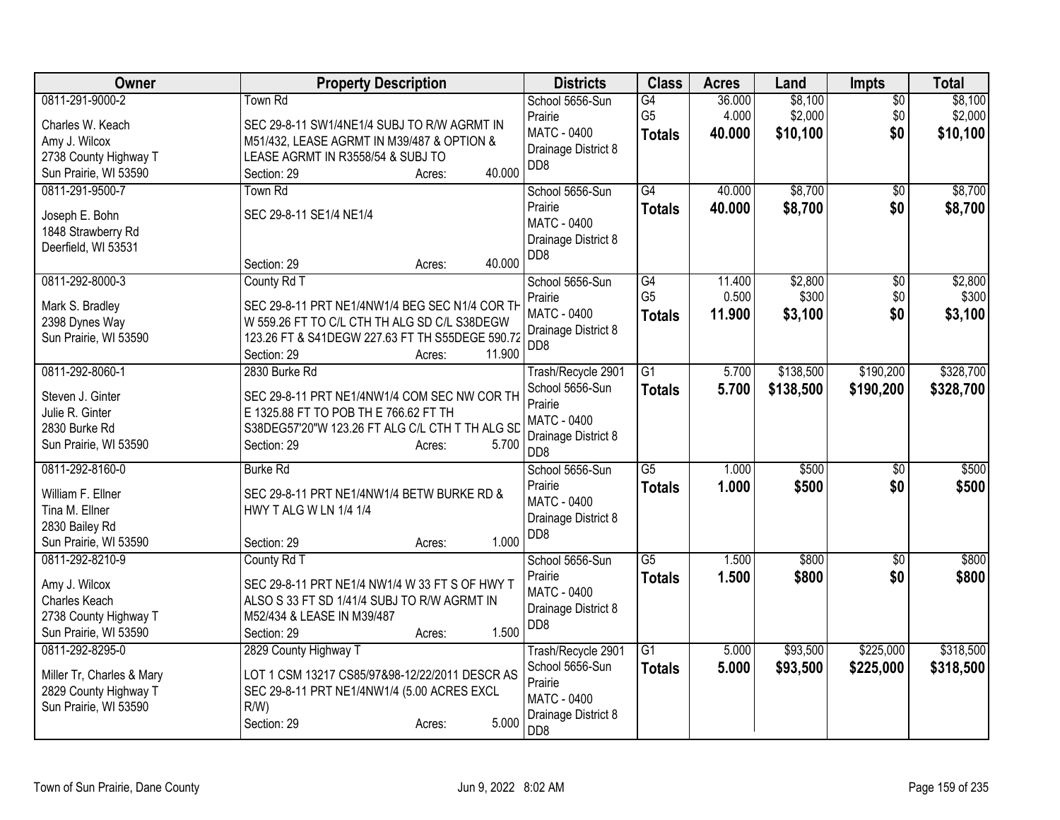| Owner | Property Description | Districts | Class | Acres | Land | Impts | Total |
|---|---|---|---|---|---|---|---|
| 0811-291-9000-2<br><br>Charles W. Keach<br>Amy J. Wilcox<br>2738 County Highway T<br>Sun Prairie, WI 53590 | Town Rd<br><br>SEC 29-8-11 SW1/4NE1/4 SUBJ TO R/W AGRMT IN M51/432, LEASE AGRMT IN M39/487 & OPTION & LEASE AGRMT IN R3558/54 & SUBJ TO<br>Section: 29 Acres: 40.000 | School 5656-Sun Prairie<br>MATC - 0400<br>Drainage District 8<br>DD8 | G4<br>G5<br>**Totals** | 36.000<br>4.000<br>**40.000** | $8,100<br>$2,000<br>**$10,100** | $0<br>$0<br>**$0** | $8,100<br>$2,000<br>**$10,100** |
| 0811-291-9500-7<br><br>Joseph E. Bohn<br>1848 Strawberry Rd<br>Deerfield, WI 53531 | Town Rd<br><br>SEC 29-8-11 SE1/4 NE1/4<br><br>Section: 29 Acres: 40.000 | School 5656-Sun Prairie<br>MATC - 0400<br>Drainage District 8<br>DD8 | G4<br>**Totals** | 40.000<br>**40.000** | $8,700<br>**$8,700** | $0<br>**$0** | $8,700<br>**$8,700** |
| 0811-292-8000-3<br><br>Mark S. Bradley<br>2398 Dynes Way<br>Sun Prairie, WI 53590 | County Rd T<br><br>SEC 29-8-11 PRT NE1/4NW1/4 BEG SEC N1/4 COR TH W 559.26 FT TO C/L CTH TH ALG SD C/L S38DEGW 123.26 FT & S41DEGW 227.63 FT TH S55DEGE 590.72<br>Section: 29 Acres: 11.900 | School 5656-Sun Prairie<br>MATC - 0400<br>Drainage District 8<br>DD8 | G4<br>G5<br>**Totals** | 11.400<br>0.500<br>**11.900** | $2,800<br>$300<br>**$3,100** | $0<br>$0<br>**$0** | $2,800<br>$300<br>**$3,100** |
| 0811-292-8060-1<br><br>Steven J. Ginter<br>Julie R. Ginter<br>2830 Burke Rd<br>Sun Prairie, WI 53590 | 2830 Burke Rd<br><br>SEC 29-8-11 PRT NE1/4NW1/4 COM SEC NW COR TH E 1325.88 FT TO POB TH E 766.62 FT TH S38DEG57'20"W 123.26 FT ALG C/L CTH T TH ALG SD<br>Section: 29 Acres: 5.700 | Trash/Recycle 2901<br>School 5656-Sun Prairie<br>MATC - 0400<br>Drainage District 8<br>DD8 | G1<br>**Totals** | 5.700<br>**5.700** | $138,500<br>**$138,500** | $190,200<br>**$190,200** | $328,700<br>**$328,700** |
| 0811-292-8160-0<br><br>William F. Ellner<br>Tina M. Ellner<br>2830 Bailey Rd<br>Sun Prairie, WI 53590 | Burke Rd<br><br>SEC 29-8-11 PRT NE1/4NW1/4 BETW BURKE RD & HWY T ALG W LN 1/4 1/4<br><br>Section: 29 Acres: 1.000 | School 5656-Sun Prairie<br>MATC - 0400<br>Drainage District 8<br>DD8 | G5<br>**Totals** | 1.000<br>**1.000** | $500<br>**$500** | $0<br>**$0** | $500<br>**$500** |
| 0811-292-8210-9<br><br>Amy J. Wilcox<br>Charles Keach<br>2738 County Highway T<br>Sun Prairie, WI 53590 | County Rd T<br><br>SEC 29-8-11 PRT NE1/4 NW1/4 W 33 FT S OF HWY T ALSO S 33 FT SD 1/41/4 SUBJ TO R/W AGRMT IN M52/434 & LEASE IN M39/487<br>Section: 29 Acres: 1.500 | School 5656-Sun Prairie<br>MATC - 0400<br>Drainage District 8<br>DD8 | G5<br>**Totals** | 1.500<br>**1.500** | $800<br>**$800** | $0<br>**$0** | $800<br>**$800** |
| 0811-292-8295-0<br><br>Miller Tr, Charles & Mary<br>2829 County Highway T<br>Sun Prairie, WI 53590 | 2829 County Highway T<br><br>LOT 1 CSM 13217 CS85/97&98-12/22/2011 DESCR AS SEC 29-8-11 PRT NE1/4NW1/4 (5.00 ACRES EXCL R/W)<br>Section: 29 Acres: 5.000 | Trash/Recycle 2901<br>School 5656-Sun Prairie<br>MATC - 0400<br>Drainage District 8<br>DD8 | G1<br>**Totals** | 5.000<br>**5.000** | $93,500<br>**$93,500** | $225,000<br>**$225,000** | $318,500<br>**$318,500** |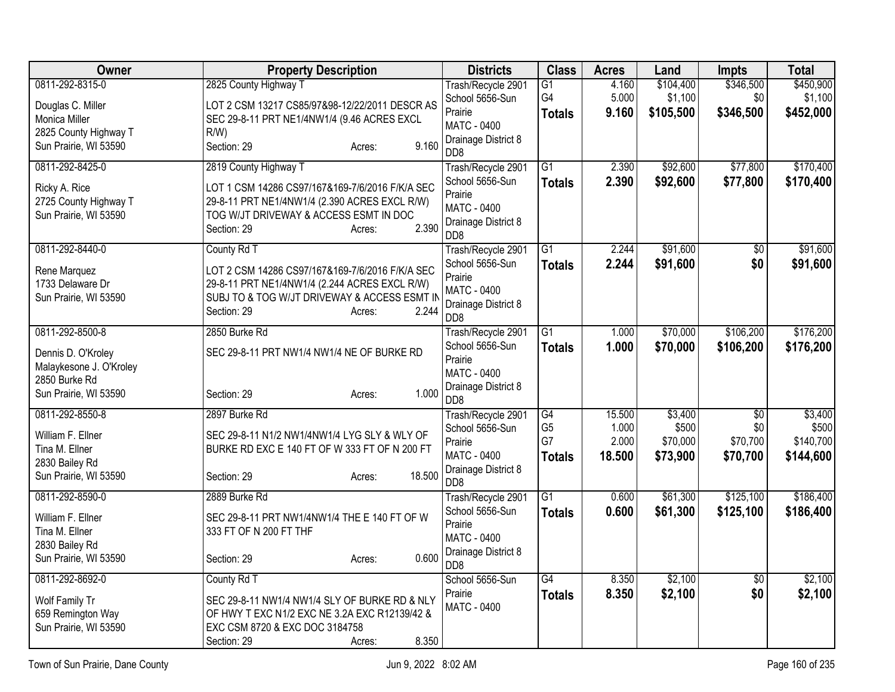| Owner | Property Description | Districts | Class | Acres | Land | Impts | Total |
|---|---|---|---|---|---|---|---|
| 0811-292-8315-0<br>Douglas C. Miller<br>Monica Miller<br>2825 County Highway T<br>Sun Prairie, WI 53590 | 2825 County Highway T<br>LOT 2 CSM 13217 CS85/97&98-12/22/2011 DESCR AS SEC 29-8-11 PRT NE1/4NW1/4 (9.46 ACRES EXCL R/W)<br>Section: 29 Acres: 9.160 | Trash/Recycle 2901<br>School 5656-Sun Prairie<br>MATC - 0400<br>Drainage District 8 DD8 | G1<br>G4<br>**Totals** | 4.160<br>5.000<br>**9.160** | $104,400<br>$1,100<br>**$105,500** | $346,500<br>$0<br>**$346,500** | $450,900<br>$1,100<br>**$452,000** |
| 0811-292-8425-0<br>Ricky A. Rice<br>2725 County Highway T<br>Sun Prairie, WI 53590 | 2819 County Highway T<br>LOT 1 CSM 14286 CS97/167&169-7/6/2016 F/K/A SEC 29-8-11 PRT NE1/4NW1/4 (2.390 ACRES EXCL R/W) TOG W/JT DRIVEWAY & ACCESS ESMT IN DOC<br>Section: 29 Acres: 2.390 | Trash/Recycle 2901<br>School 5656-Sun Prairie<br>MATC - 0400<br>Drainage District 8 DD8 | G1<br>**Totals** | 2.390<br>**2.390** | $92,600<br>**$92,600** | $77,800<br>**$77,800** | $170,400<br>**$170,400** |
| 0811-292-8440-0<br>Rene Marquez<br>1733 Delaware Dr<br>Sun Prairie, WI 53590 | County Rd T<br>LOT 2 CSM 14286 CS97/167&169-7/6/2016 F/K/A SEC 29-8-11 PRT NE1/4NW1/4 (2.244 ACRES EXCL R/W) SUBJ TO & TOG W/JT DRIVEWAY & ACCESS ESMT IN<br>Section: 29 Acres: 2.244 | Trash/Recycle 2901<br>School 5656-Sun Prairie<br>MATC - 0400<br>Drainage District 8 DD8 | G1<br>**Totals** | 2.244<br>**2.244** | $91,600<br>**$91,600** | $0<br>**$0** | $91,600<br>**$91,600** |
| 0811-292-8500-8<br>Dennis D. O'Kroley<br>Malaykesone J. O'Kroley<br>2850 Burke Rd<br>Sun Prairie, WI 53590 | 2850 Burke Rd<br>SEC 29-8-11 PRT NW1/4 NW1/4 NE OF BURKE RD<br>Section: 29 Acres: 1.000 | Trash/Recycle 2901<br>School 5656-Sun Prairie<br>MATC - 0400<br>Drainage District 8 DD8 | G1<br>**Totals** | 1.000<br>**1.000** | $70,000<br>**$70,000** | $106,200<br>**$106,200** | $176,200<br>**$176,200** |
| 0811-292-8550-8<br>William F. Ellner<br>Tina M. Ellner<br>2830 Bailey Rd<br>Sun Prairie, WI 53590 | 2897 Burke Rd<br>SEC 29-8-11 N1/2 NW1/4NW1/4 LYG SLY & WLY OF BURKE RD EXC E 140 FT OF W 333 FT OF N 200 FT<br>Section: 29 Acres: 18.500 | Trash/Recycle 2901<br>School 5656-Sun Prairie<br>MATC - 0400<br>Drainage District 8 DD8 | G4<br>G5<br>G7<br>**Totals** | 15.500<br>1.000<br>2.000<br>**18.500** | $3,400<br>$500<br>$70,000<br>**$73,900** | $0<br>$0<br>$70,700<br>**$70,700** | $3,400<br>$500<br>$140,700<br>**$144,600** |
| 0811-292-8590-0<br>William F. Ellner<br>Tina M. Ellner<br>2830 Bailey Rd<br>Sun Prairie, WI 53590 | 2889 Burke Rd<br>SEC 29-8-11 PRT NW1/4NW1/4 THE E 140 FT OF W 333 FT OF N 200 FT THF<br>Section: 29 Acres: 0.600 | Trash/Recycle 2901<br>School 5656-Sun Prairie<br>MATC - 0400<br>Drainage District 8 DD8 | G1<br>**Totals** | 0.600<br>**0.600** | $61,300<br>**$61,300** | $125,100<br>**$125,100** | $186,400<br>**$186,400** |
| 0811-292-8692-0<br>Wolf Family Tr<br>659 Remington Way<br>Sun Prairie, WI 53590 | County Rd T<br>SEC 29-8-11 NW1/4 NW1/4 SLY OF BURKE RD & NLY OF HWY T EXC N1/2 EXC NE 3.2A EXC R12139/42 & EXC CSM 8720 & EXC DOC 3184758<br>Section: 29 Acres: 8.350 | School 5656-Sun Prairie<br>MATC - 0400 | G4<br>**Totals** | 8.350<br>**8.350** | $2,100<br>**$2,100** | $0<br>**$0** | $2,100<br>**$2,100** |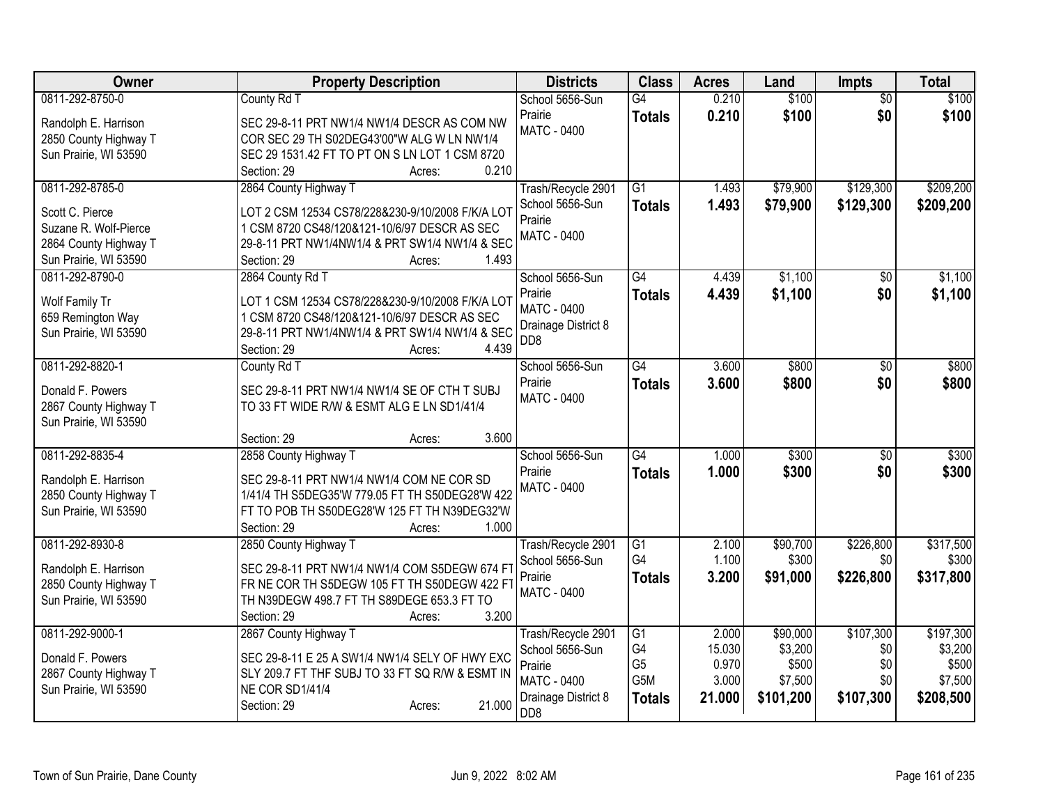| Owner | Property Description | Districts | Class | Acres | Land | Impts | Total |
|---|---|---|---|---|---|---|---|
| 0811-292-8750-0<br>Randolph E. Harrison<br>2850 County Highway T<br>Sun Prairie, WI 53590 | County Rd T<br>SEC 29-8-11 PRT NW1/4 NW1/4 DESCR AS COM NW COR SEC 29 TH S02DEG43'00"W ALG W LN NW1/4 SEC 29 1531.42 FT TO PT ON S LN LOT 1 CSM 8720<br>Section: 29 Acres: 0.210 | School 5656-Sun Prairie<br>MATC - 0400 | G4<br>**Totals** | 0.210<br>**0.210** | $100<br>**$100** | $0<br>**$0** | $100<br>**$100** |
| 0811-292-8785-0<br>Scott C. Pierce<br>Suzane R. Wolf-Pierce<br>2864 County Highway T<br>Sun Prairie, WI 53590 | 2864 County Highway T<br>LOT 2 CSM 12534 CS78/228&230-9/10/2008 F/K/A LOT 1 CSM 8720 CS48/120&121-10/6/97 DESCR AS SEC 29-8-11 PRT NW1/4NW1/4 & PRT SW1/4 NW1/4 & SEC<br>Section: 29 Acres: 1.493 | Trash/Recycle 2901<br>School 5656-Sun Prairie<br>MATC - 0400 | G1<br>**Totals** | 1.493<br>**1.493** | $79,900<br>**$79,900** | $129,300<br>**$129,300** | $209,200<br>**$209,200** |
| 0811-292-8790-0<br>Wolf Family Tr<br>659 Remington Way<br>Sun Prairie, WI 53590 | 2864 County Rd T<br>LOT 1 CSM 12534 CS78/228&230-9/10/2008 F/K/A LOT 1 CSM 8720 CS48/120&121-10/6/97 DESCR AS SEC 29-8-11 PRT NW1/4NW1/4 & PRT SW1/4 NW1/4 & SEC<br>Section: 29 Acres: 4.439 | School 5656-Sun Prairie<br>MATC - 0400<br>Drainage District 8<br>DD8 | G4<br>**Totals** | 4.439<br>**4.439** | $1,100<br>**$1,100** | $0<br>**$0** | $1,100<br>**$1,100** |
| 0811-292-8820-1<br>Donald F. Powers<br>2867 County Highway T<br>Sun Prairie, WI 53590 | County Rd T<br>SEC 29-8-11 PRT NW1/4 NW1/4 SE OF CTH T SUBJ TO 33 FT WIDE R/W & ESMT ALG E LN SD1/41/4<br>Section: 29 Acres: 3.600 | School 5656-Sun Prairie<br>MATC - 0400 | G4<br>**Totals** | 3.600<br>**3.600** | $800<br>**$800** | $0<br>**$0** | $800<br>**$800** |
| 0811-292-8835-4<br>Randolph E. Harrison<br>2850 County Highway T<br>Sun Prairie, WI 53590 | 2858 County Highway T<br>SEC 29-8-11 PRT NW1/4 NW1/4 COM NE COR SD 1/41/4 TH S5DEG35'W 779.05 FT TH S50DEG28'W 422 FT TO POB TH S50DEG28'W 125 FT TH N39DEG32'W<br>Section: 29 Acres: 1.000 | School 5656-Sun Prairie<br>MATC - 0400 | G4<br>**Totals** | 1.000<br>**1.000** | $300<br>**$300** | $0<br>**$0** | $300<br>**$300** |
| 0811-292-8930-8<br>Randolph E. Harrison<br>2850 County Highway T<br>Sun Prairie, WI 53590 | 2850 County Highway T<br>SEC 29-8-11 PRT NW1/4 NW1/4 COM S5DEGW 674 FT FR NE COR TH S5DEGW 105 FT TH S50DEGW 422 FT TH N39DEGW 498.7 FT TH S89DEGE 653.3 FT TO<br>Section: 29 Acres: 3.200 | Trash/Recycle 2901<br>School 5656-Sun Prairie<br>MATC - 0400 | G1<br>G4<br>**Totals** | 2.100<br>1.100<br>**3.200** | $90,700<br>$300<br>**$91,000** | $226,800<br>$0<br>**$226,800** | $317,500<br>$300<br>**$317,800** |
| 0811-292-9000-1<br>Donald F. Powers<br>2867 County Highway T<br>Sun Prairie, WI 53590 | 2867 County Highway T<br>SEC 29-8-11 E 25 A SW1/4 NW1/4 SELY OF HWY EXC SLY 209.7 FT THF SUBJ TO 33 FT SQ R/W & ESMT IN NE COR SD1/41/4<br>Section: 29 Acres: 21.000 | Trash/Recycle 2901<br>School 5656-Sun Prairie<br>MATC - 0400<br>Drainage District 8<br>DD8 | G1<br>G4<br>G5<br>G5M<br>**Totals** | 2.000<br>15.030<br>0.970<br>3.000<br>**21.000** | $90,000<br>$3,200<br>$500<br>$7,500<br>**$101,200** | $107,300<br>$0<br>$0<br>$0<br>**$107,300** | $197,300<br>$3,200<br>$500<br>$7,500<br>**$208,500** |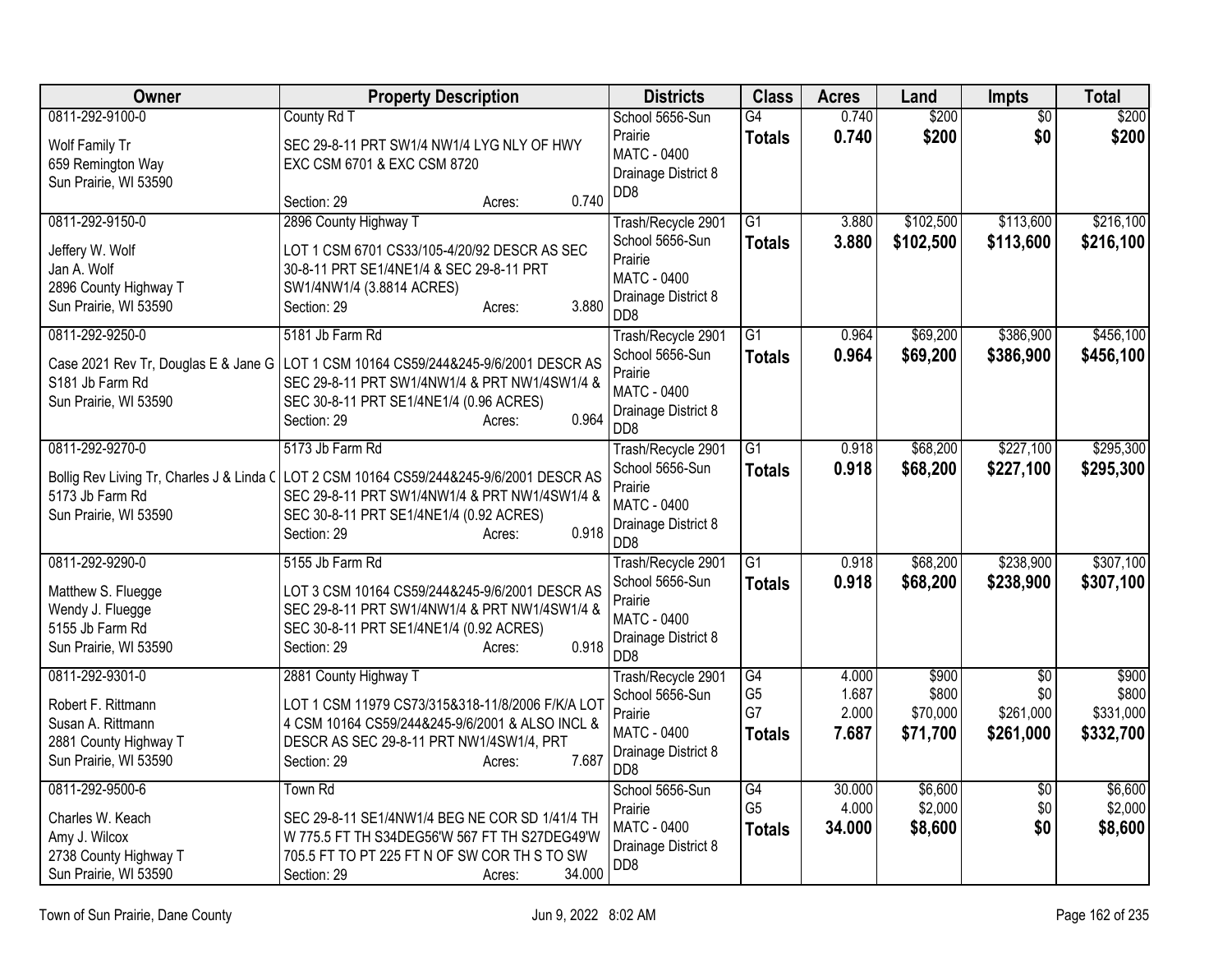| Owner | Property Description | Districts | Class | Acres | Land | Impts | Total |
|---|---|---|---|---|---|---|---|
| 0811-292-9100-0<br>Wolf Family Tr<br>659 Remington Way<br>Sun Prairie, WI 53590 | County Rd T<br>SEC 29-8-11 PRT SW1/4 NW1/4 LYG NLY OF HWY EXC CSM 6701 & EXC CSM 8720<br>Section: 29 Acres: 0.740 | School 5656-Sun Prairie<br>MATC - 0400<br>Drainage District 8<br>DD8 | G4<br>**Totals** | 0.740<br>**0.740** | $200<br>**$200** | $0<br>**$0** | $200<br>**$200** |
| 0811-292-9150-0<br>Jeffery W. Wolf<br>Jan A. Wolf<br>2896 County Highway T<br>Sun Prairie, WI 53590 | 2896 County Highway T<br>LOT 1 CSM 6701 CS33/105-4/20/92 DESCR AS SEC 30-8-11 PRT SE1/4NE1/4 & SEC 29-8-11 PRT SW1/4NW1/4 (3.8814 ACRES)<br>Section: 29 Acres: 3.880 | Trash/Recycle 2901<br>School 5656-Sun Prairie<br>MATC - 0400<br>Drainage District 8<br>DD8 | G1<br>**Totals** | 3.880<br>**3.880** | $102,500<br>**$102,500** | $113,600<br>**$113,600** | $216,100<br>**$216,100** |
| 0811-292-9250-0<br>Case 2021 Rev Tr, Douglas E & Jane G<br>S181 Jb Farm Rd<br>Sun Prairie, WI 53590 | 5181 Jb Farm Rd<br>LOT 1 CSM 10164 CS59/244&245-9/6/2001 DESCR AS SEC 29-8-11 PRT SW1/4NW1/4 & PRT NW1/4SW1/4 & SEC 30-8-11 PRT SE1/4NE1/4 (0.96 ACRES)<br>Section: 29 Acres: 0.964 | Trash/Recycle 2901<br>School 5656-Sun Prairie<br>MATC - 0400<br>Drainage District 8<br>DD8 | G1<br>**Totals** | 0.964<br>**0.964** | $69,200<br>**$69,200** | $386,900<br>**$386,900** | $456,100<br>**$456,100** |
| 0811-292-9270-0<br>Bollig Rev Living Tr, Charles J & Linda C<br>5173 Jb Farm Rd<br>Sun Prairie, WI 53590 | 5173 Jb Farm Rd<br>LOT 2 CSM 10164 CS59/244&245-9/6/2001 DESCR AS SEC 29-8-11 PRT SW1/4NW1/4 & PRT NW1/4SW1/4 & SEC 30-8-11 PRT SE1/4NE1/4 (0.92 ACRES)<br>Section: 29 Acres: 0.918 | Trash/Recycle 2901<br>School 5656-Sun Prairie<br>MATC - 0400<br>Drainage District 8<br>DD8 | G1<br>**Totals** | 0.918<br>**0.918** | $68,200<br>**$68,200** | $227,100<br>**$227,100** | $295,300<br>**$295,300** |
| 0811-292-9290-0<br>Matthew S. Fluegge<br>Wendy J. Fluegge<br>5155 Jb Farm Rd<br>Sun Prairie, WI 53590 | 5155 Jb Farm Rd<br>LOT 3 CSM 10164 CS59/244&245-9/6/2001 DESCR AS SEC 29-8-11 PRT SW1/4NW1/4 & PRT NW1/4SW1/4 & SEC 30-8-11 PRT SE1/4NE1/4 (0.92 ACRES)<br>Section: 29 Acres: 0.918 | Trash/Recycle 2901<br>School 5656-Sun Prairie<br>MATC - 0400<br>Drainage District 8<br>DD8 | G1<br>**Totals** | 0.918<br>**0.918** | $68,200<br>**$68,200** | $238,900<br>**$238,900** | $307,100<br>**$307,100** |
| 0811-292-9301-0<br>Robert F. Rittmann<br>Susan A. Rittmann<br>2881 County Highway T<br>Sun Prairie, WI 53590 | 2881 County Highway T<br>LOT 1 CSM 11979 CS73/315&318-11/8/2006 F/K/A LOT 4 CSM 10164 CS59/244&245-9/6/2001 & ALSO INCL & DESCR AS SEC 29-8-11 PRT NW1/4SW1/4, PRT<br>Section: 29 Acres: 7.687 | Trash/Recycle 2901<br>School 5656-Sun Prairie<br>MATC - 0400<br>Drainage District 8<br>DD8 | G4<br>G5<br>G7<br>**Totals** | 4.000<br>1.687<br>2.000<br>**7.687** | $900<br>$800<br>$70,000<br>**$71,700** | $0<br>$0<br>$261,000<br>**$261,000** | $900<br>$800<br>$331,000<br>**$332,700** |
| 0811-292-9500-6<br>Charles W. Keach<br>Amy J. Wilcox<br>2738 County Highway T<br>Sun Prairie, WI 53590 | Town Rd<br>SEC 29-8-11 SE1/4NW1/4 BEG NE COR SD 1/41/4 TH W 775.5 FT TH S34DEG56'W 567 FT TH S27DEG49'W 705.5 FT TO PT 225 FT N OF SW COR TH S TO SW<br>Section: 29 Acres: 34.000 | School 5656-Sun Prairie<br>MATC - 0400<br>Drainage District 8<br>DD8 | G4<br>G5<br>**Totals** | 30.000<br>4.000<br>**34.000** | $6,600<br>$2,000<br>**$8,600** | $0<br>$0<br>**$0** | $6,600<br>$2,000<br>**$8,600** |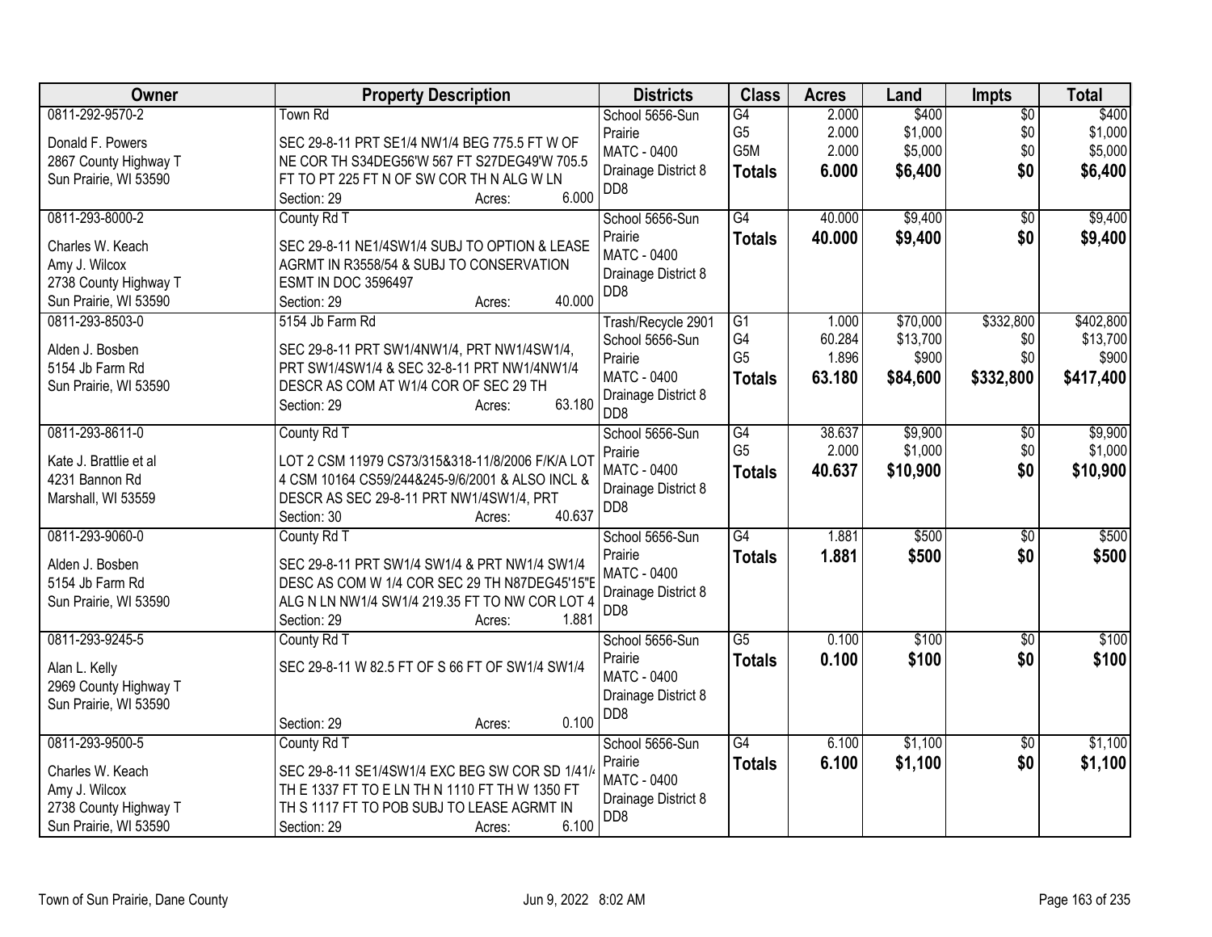| Owner | Property Description | Districts | Class | Acres | Land | Impts | Total |
|---|---|---|---|---|---|---|---|
| 0811-292-9570-2<br><br>Donald F. Powers<br>2867 County Highway T<br>Sun Prairie, WI 53590 | Town Rd<br><br>SEC 29-8-11 PRT SE1/4 NW1/4 BEG 775.5 FT W OF NE COR TH S34DEG56'W 567 FT S27DEG49'W 705.5 FT TO PT 225 FT N OF SW COR TH N ALG W LN<br>Section: 29 Acres: 6.000 | School 5656-Sun Prairie<br>MATC - 0400<br>Drainage District 8<br>DD8 | G4<br>G5<br>G5M<br>**Totals** | 2.000<br>2.000<br>2.000<br>**6.000** | $400<br>$1,000<br>$5,000<br>**$6,400** | $0<br>$0<br>$0<br>**$0** | $400<br>$1,000<br>$5,000<br>**$6,400** |
| 0811-293-8000-2<br><br>Charles W. Keach<br>Amy J. Wilcox<br>2738 County Highway T<br>Sun Prairie, WI 53590 | County Rd T<br><br>SEC 29-8-11 NE1/4SW1/4 SUBJ TO OPTION & LEASE AGRMT IN R3558/54 & SUBJ TO CONSERVATION ESMT IN DOC 3596497<br>Section: 29 Acres: 40.000 | School 5656-Sun Prairie<br>MATC - 0400<br>Drainage District 8<br>DD8 | G4<br>**Totals** | 40.000<br>**40.000** | $9,400<br>**$9,400** | $0<br>**$0** | $9,400<br>**$9,400** |
| 0811-293-8503-0<br><br>Alden J. Bosben<br>5154 Jb Farm Rd<br>Sun Prairie, WI 53590 | 5154 Jb Farm Rd<br><br>SEC 29-8-11 PRT SW1/4NW1/4, PRT NW1/4SW1/4, PRT SW1/4SW1/4 & SEC 32-8-11 PRT NW1/4NW1/4 DESCR AS COM AT W1/4 COR OF SEC 29 TH<br>Section: 29 Acres: 63.180 | Trash/Recycle 2901<br>School 5656-Sun Prairie<br>MATC - 0400<br>Drainage District 8<br>DD8 | G1<br>G4<br>G5<br>**Totals** | 1.000<br>60.284<br>1.896<br>**63.180** | $70,000<br>$13,700<br>$900<br>**$84,600** | $332,800<br>$0<br>$0<br>**$332,800** | $402,800<br>$13,700<br>$900<br>**$417,400** |
| 0811-293-8611-0<br><br>Kate J. Brattlie et al<br>4231 Bannon Rd<br>Marshall, WI 53559 | County Rd T<br><br>LOT 2 CSM 11979 CS73/315&318-11/8/2006 F/K/A LOT 4 CSM 10164 CS59/244&245-9/6/2001 & ALSO INCL & DESCR AS SEC 29-8-11 PRT NW1/4SW1/4, PRT<br>Section: 30 Acres: 40.637 | School 5656-Sun Prairie<br>MATC - 0400<br>Drainage District 8<br>DD8 | G4<br>G5<br>**Totals** | 38.637<br>2.000<br>**40.637** | $9,900<br>$1,000<br>**$10,900** | $0<br>$0<br>**$0** | $9,900<br>$1,000<br>**$10,900** |
| 0811-293-9060-0<br><br>Alden J. Bosben<br>5154 Jb Farm Rd<br>Sun Prairie, WI 53590 | County Rd T<br><br>SEC 29-8-11 PRT SW1/4 SW1/4 & PRT NW1/4 SW1/4 DESC AS COM W 1/4 COR SEC 29 TH N87DEG45'15"E ALG N LN NW1/4 SW1/4 219.35 FT TO NW COR LOT 4<br>Section: 29 Acres: 1.881 | School 5656-Sun Prairie<br>MATC - 0400<br>Drainage District 8<br>DD8 | G4<br>**Totals** | 1.881<br>**1.881** | $500<br>**$500** | $0<br>**$0** | $500<br>**$500** |
| 0811-293-9245-5<br><br>Alan L. Kelly<br>2969 County Highway T<br>Sun Prairie, WI 53590 | County Rd T<br><br>SEC 29-8-11 W 82.5 FT OF S 66 FT OF SW1/4 SW1/4<br>Section: 29 Acres: 0.100 | School 5656-Sun Prairie<br>MATC - 0400<br>Drainage District 8<br>DD8 | G5<br>**Totals** | 0.100<br>**0.100** | $100<br>**$100** | $0<br>**$0** | $100<br>**$100** |
| 0811-293-9500-5<br><br>Charles W. Keach<br>Amy J. Wilcox<br>2738 County Highway T<br>Sun Prairie, WI 53590 | County Rd T<br><br>SEC 29-8-11 SE1/4SW1/4 EXC BEG SW COR SD 1/41/4 TH E 1337 FT TO E LN TH N 1110 FT TH W 1350 FT TH S 1117 FT TO POB SUBJ TO LEASE AGRMT IN<br>Section: 29 Acres: 6.100 | School 5656-Sun Prairie<br>MATC - 0400<br>Drainage District 8<br>DD8 | G4<br>**Totals** | 6.100<br>**6.100** | $1,100<br>**$1,100** | $0<br>**$0** | $1,100<br>**$1,100** |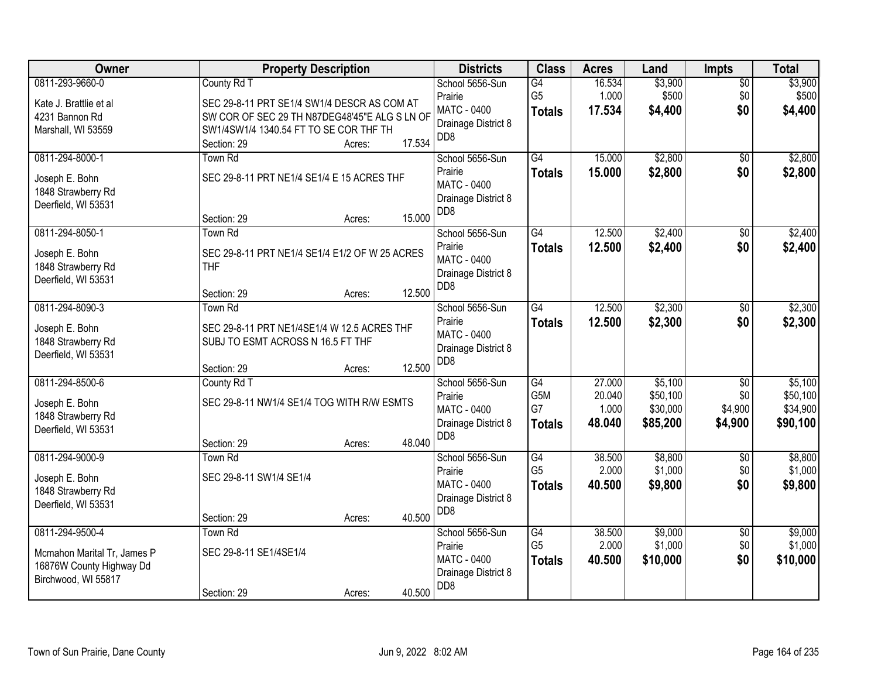| Owner | Property Description | Districts | Class | Acres | Land | Impts | Total |
|---|---|---|---|---|---|---|---|
| 0811-293-9660-0<br>Kate J. Brattlie et al<br>4231 Bannon Rd<br>Marshall, WI 53559 | County Rd T<br>SEC 29-8-11 PRT SE1/4 SW1/4 DESCR AS COM AT SW COR OF SEC 29 TH N87DEG48'45"E ALG S LN OF SW1/4SW1/4 1340.54 FT TO SE COR THF TH<br>Section: 29 Acres: 17.534 | School 5656-Sun Prairie<br>MATC - 0400<br>Drainage District 8 DD8 | G4<br>G5<br>**Totals** | 16.534<br>1.000<br>**17.534** | $3,900<br>$500<br>**$4,400** | $0<br>$0<br>**$0** | $3,900<br>$500<br>**$4,400** |
| 0811-294-8000-1<br>Joseph E. Bohn<br>1848 Strawberry Rd<br>Deerfield, WI 53531 | Town Rd<br>SEC 29-8-11 PRT NE1/4 SE1/4 E 15 ACRES THF<br>Section: 29 Acres: 15.000 | School 5656-Sun Prairie<br>MATC - 0400<br>Drainage District 8 DD8 | G4<br>**Totals** | 15.000<br>**15.000** | $2,800<br>**$2,800** | $0<br>**$0** | $2,800<br>**$2,800** |
| 0811-294-8050-1<br>Joseph E. Bohn<br>1848 Strawberry Rd<br>Deerfield, WI 53531 | Town Rd<br>SEC 29-8-11 PRT NE1/4 SE1/4 E1/2 OF W 25 ACRES THF<br>Section: 29 Acres: 12.500 | School 5656-Sun Prairie<br>MATC - 0400<br>Drainage District 8 DD8 | G4<br>**Totals** | 12.500<br>**12.500** | $2,400<br>**$2,400** | $0<br>**$0** | $2,400<br>**$2,400** |
| 0811-294-8090-3<br>Joseph E. Bohn<br>1848 Strawberry Rd<br>Deerfield, WI 53531 | Town Rd<br>SEC 29-8-11 PRT NE1/4SE1/4 W 12.5 ACRES THF SUBJ TO ESMT ACROSS N 16.5 FT THF<br>Section: 29 Acres: 12.500 | School 5656-Sun Prairie<br>MATC - 0400<br>Drainage District 8 DD8 | G4<br>**Totals** | 12.500<br>**12.500** | $2,300<br>**$2,300** | $0<br>**$0** | $2,300<br>**$2,300** |
| 0811-294-8500-6<br>Joseph E. Bohn<br>1848 Strawberry Rd<br>Deerfield, WI 53531 | County Rd T<br>SEC 29-8-11 NW1/4 SE1/4 TOG WITH R/W ESMTS<br>Section: 29 Acres: 48.040 | School 5656-Sun Prairie<br>MATC - 0400<br>Drainage District 8 DD8 | G4<br>G5M<br>G7<br>**Totals** | 27.000<br>20.040<br>1.000<br>**48.040** | $5,100<br>$50,100<br>$30,000<br>**$85,200** | $0<br>$0<br>$4,900<br>**$4,900** | $5,100<br>$50,100<br>$34,900<br>**$90,100** |
| 0811-294-9000-9<br>Joseph E. Bohn<br>1848 Strawberry Rd<br>Deerfield, WI 53531 | Town Rd<br>SEC 29-8-11 SW1/4 SE1/4<br>Section: 29 Acres: 40.500 | School 5656-Sun Prairie<br>MATC - 0400<br>Drainage District 8 DD8 | G4<br>G5<br>**Totals** | 38.500<br>2.000<br>**40.500** | $8,800<br>$1,000<br>**$9,800** | $0<br>$0<br>**$0** | $8,800<br>$1,000<br>**$9,800** |
| 0811-294-9500-4<br>Mcmahon Marital Tr, James P<br>16876W County Highway Dd<br>Birchwood, WI 55817 | Town Rd<br>SEC 29-8-11 SE1/4SE1/4<br>Section: 29 Acres: 40.500 | School 5656-Sun Prairie<br>MATC - 0400<br>Drainage District 8 DD8 | G4<br>G5<br>**Totals** | 38.500<br>2.000<br>**40.500** | $9,000<br>$1,000<br>**$10,000** | $0<br>$0<br>**$0** | $9,000<br>$1,000<br>**$10,000** |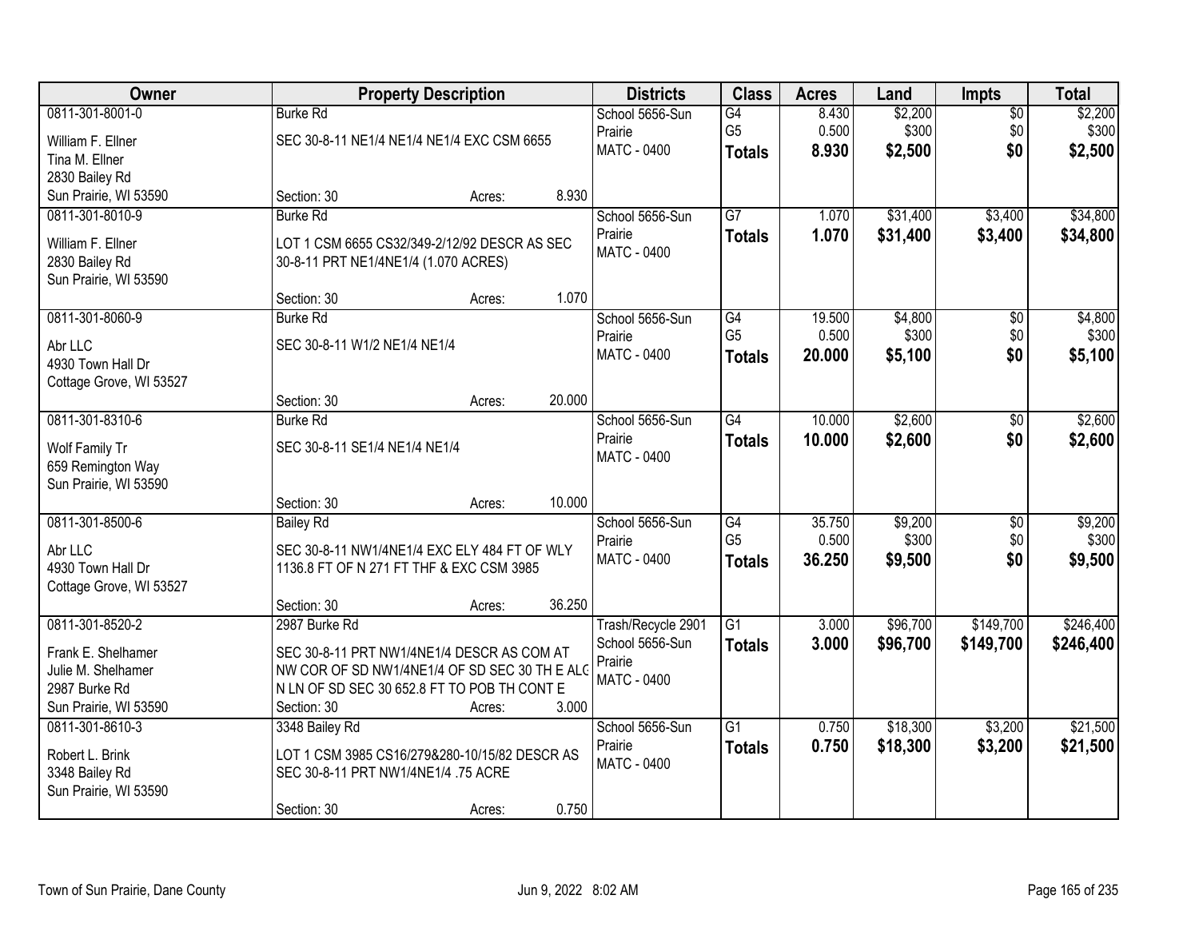| Owner | Property Description | Districts | Class | Acres | Land | Impts | Total |
|---|---|---|---|---|---|---|---|
| 0811-301-8001-0<br>William F. Ellner<br>Tina M. Ellner<br>2830 Bailey Rd<br>Sun Prairie, WI 53590 | Burke Rd<br>SEC 30-8-11 NE1/4 NE1/4 NE1/4 EXC CSM 6655<br>Section: 30 Acres: 8.930 | School 5656-Sun Prairie<br>MATC - 0400 | G4<br>G5<br>**Totals** | 8.430<br>0.500<br>**8.930** | $2,200<br>$300<br>**$2,500** | $0<br>$0<br>**$0** | $2,200<br>$300<br>**$2,500** |
| 0811-301-8010-9<br>William F. Ellner<br>2830 Bailey Rd<br>Sun Prairie, WI 53590 | Burke Rd<br>LOT 1 CSM 6655 CS32/349-2/12/92 DESCR AS SEC 30-8-11 PRT NE1/4NE1/4 (1.070 ACRES)<br>Section: 30 Acres: 1.070 | School 5656-Sun Prairie<br>MATC - 0400 | G7<br>**Totals** | 1.070<br>**1.070** | $31,400<br>**$31,400** | $3,400<br>**$3,400** | $34,800<br>**$34,800** |
| 0811-301-8060-9<br>Abr LLC<br>4930 Town Hall Dr<br>Cottage Grove, WI 53527 | Burke Rd<br>SEC 30-8-11 W1/2 NE1/4 NE1/4<br>Section: 30 Acres: 20.000 | School 5656-Sun Prairie<br>MATC - 0400 | G4<br>G5<br>**Totals** | 19.500<br>0.500<br>**20.000** | $4,800<br>$300<br>**$5,100** | $0<br>$0<br>**$0** | $4,800<br>$300<br>**$5,100** |
| 0811-301-8310-6<br>Wolf Family Tr<br>659 Remington Way<br>Sun Prairie, WI 53590 | Burke Rd<br>SEC 30-8-11 SE1/4 NE1/4 NE1/4<br>Section: 30 Acres: 10.000 | School 5656-Sun Prairie<br>MATC - 0400 | G4<br>**Totals** | 10.000<br>**10.000** | $2,600<br>**$2,600** | $0<br>**$0** | $2,600<br>**$2,600** |
| 0811-301-8500-6<br>Abr LLC<br>4930 Town Hall Dr<br>Cottage Grove, WI 53527 | Bailey Rd<br>SEC 30-8-11 NW1/4NE1/4 EXC ELY 484 FT OF WLY 1136.8 FT OF N 271 FT THF & EXC CSM 3985<br>Section: 30 Acres: 36.250 | School 5656-Sun Prairie<br>MATC - 0400 | G4<br>G5<br>**Totals** | 35.750<br>0.500<br>**36.250** | $9,200<br>$300<br>**$9,500** | $0<br>$0<br>**$0** | $9,200<br>$300<br>**$9,500** |
| 0811-301-8520-2<br>Frank E. Shelhamer<br>Julie M. Shelhamer<br>2987 Burke Rd<br>Sun Prairie, WI 53590 | 2987 Burke Rd<br>SEC 30-8-11 PRT NW1/4NE1/4 DESCR AS COM AT NW COR OF SD NW1/4NE1/4 OF SD SEC 30 TH E ALG N LN OF SD SEC 30 652.8 FT TO POB TH CONT E<br>Section: 30 Acres: 3.000 | Trash/Recycle 2901<br>School 5656-Sun Prairie<br>MATC - 0400 | G1<br>**Totals** | 3.000<br>**3.000** | $96,700<br>**$96,700** | $149,700<br>**$149,700** | $246,400<br>**$246,400** |
| 0811-301-8610-3<br>Robert L. Brink<br>3348 Bailey Rd<br>Sun Prairie, WI 53590 | 3348 Bailey Rd<br>LOT 1 CSM 3985 CS16/279&280-10/15/82 DESCR AS SEC 30-8-11 PRT NW1/4NE1/4 .75 ACRE<br>Section: 30 Acres: 0.750 | School 5656-Sun Prairie<br>MATC - 0400 | G1<br>**Totals** | 0.750<br>**0.750** | $18,300<br>**$18,300** | $3,200<br>**$3,200** | $21,500<br>**$21,500** |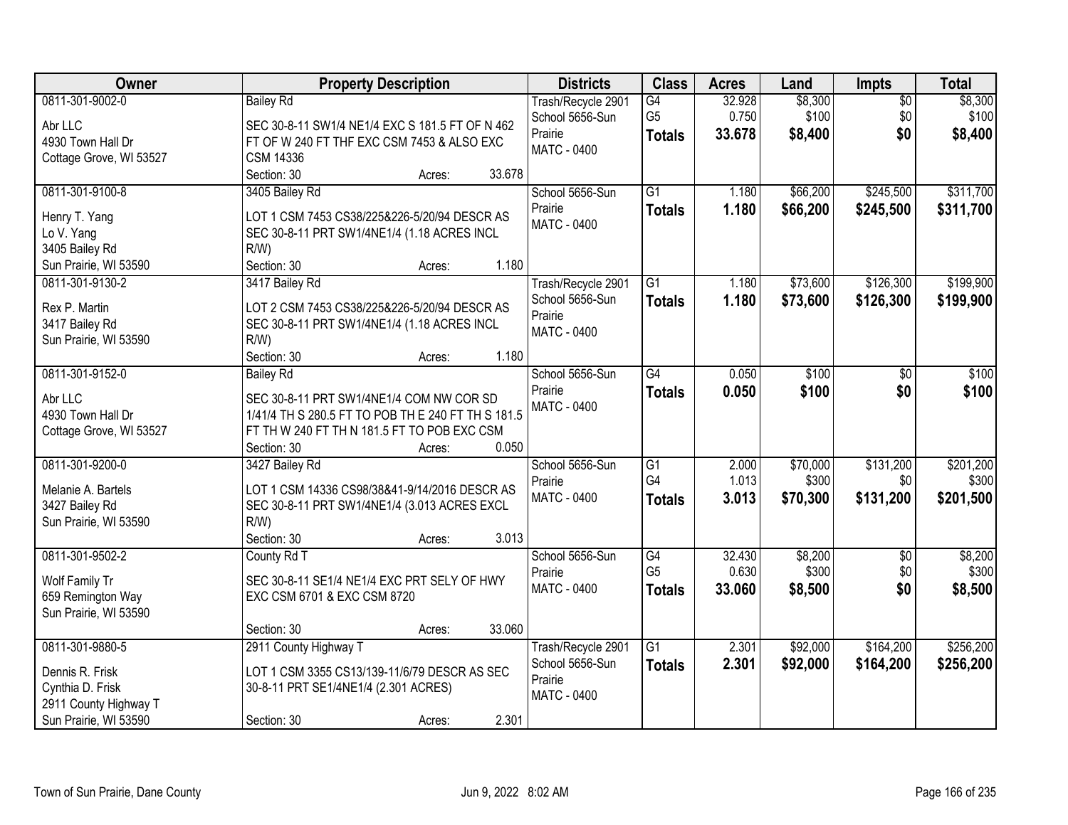| Owner | Property Description | Districts | Class | Acres | Land | Impts | Total |
|---|---|---|---|---|---|---|---|
| 0811-301-9002-0<br>Abr LLC<br>4930 Town Hall Dr<br>Cottage Grove, WI 53527 | Bailey Rd<br>SEC 30-8-11 SW1/4 NE1/4 EXC S 181.5 FT OF N 462 FT OF W 240 FT THF EXC CSM 7453 & ALSO EXC CSM 14336<br>Section: 30 Acres: 33.678 | Trash/Recycle 2901<br>School 5656-Sun Prairie<br>MATC - 0400 | G4<br>G5<br>**Totals** | 32.928<br>0.750<br>**33.678** | $8,300<br>$100<br>**$8,400** | $0<br>$0<br>**$0** | $8,300<br>$100<br>**$8,400** |
| 0811-301-9100-8<br>Henry T. Yang<br>Lo V. Yang<br>3405 Bailey Rd<br>Sun Prairie, WI 53590 | 3405 Bailey Rd<br>LOT 1 CSM 7453 CS38/225&226-5/20/94 DESCR AS SEC 30-8-11 PRT SW1/4NE1/4 (1.18 ACRES INCL R/W)<br>Section: 30 Acres: 1.180 | School 5656-Sun Prairie<br>MATC - 0400 | G1<br>**Totals** | 1.180<br>**1.180** | $66,200<br>**$66,200** | $245,500<br>**$245,500** | $311,700<br>**$311,700** |
| 0811-301-9130-2<br>Rex P. Martin<br>3417 Bailey Rd<br>Sun Prairie, WI 53590 | 3417 Bailey Rd<br>LOT 2 CSM 7453 CS38/225&226-5/20/94 DESCR AS SEC 30-8-11 PRT SW1/4NE1/4 (1.18 ACRES INCL R/W)<br>Section: 30 Acres: 1.180 | Trash/Recycle 2901<br>School 5656-Sun Prairie<br>MATC - 0400 | G1<br>**Totals** | 1.180<br>**1.180** | $73,600<br>**$73,600** | $126,300<br>**$126,300** | $199,900<br>**$199,900** |
| 0811-301-9152-0<br>Abr LLC<br>4930 Town Hall Dr<br>Cottage Grove, WI 53527 | Bailey Rd<br>SEC 30-8-11 PRT SW1/4NE1/4 COM NW COR SD 1/41/4 TH S 280.5 FT TO POB TH E 240 FT TH S 181.5 FT TH W 240 FT TH N 181.5 FT TO POB EXC CSM<br>Section: 30 Acres: 0.050 | School 5656-Sun Prairie<br>MATC - 0400 | G4<br>**Totals** | 0.050<br>**0.050** | $100<br>**$100** | $0<br>**$0** | $100<br>**$100** |
| 0811-301-9200-0<br>Melanie A. Bartels<br>3427 Bailey Rd<br>Sun Prairie, WI 53590 | 3427 Bailey Rd<br>LOT 1 CSM 14336 CS98/38&41-9/14/2016 DESCR AS SEC 30-8-11 PRT SW1/4NE1/4 (3.013 ACRES EXCL R/W)<br>Section: 30 Acres: 3.013 | School 5656-Sun Prairie<br>MATC - 0400 | G1<br>G4<br>**Totals** | 2.000<br>1.013<br>**3.013** | $70,000<br>$300<br>**$70,300** | $131,200<br>$0<br>**$131,200** | $201,200<br>$300<br>**$201,500** |
| 0811-301-9502-2<br>Wolf Family Tr<br>659 Remington Way<br>Sun Prairie, WI 53590 | County Rd T<br>SEC 30-8-11 SE1/4 NE1/4 EXC PRT SELY OF HWY EXC CSM 6701 & EXC CSM 8720<br>Section: 30 Acres: 33.060 | School 5656-Sun Prairie<br>MATC - 0400 | G4<br>G5<br>**Totals** | 32.430<br>0.630<br>**33.060** | $8,200<br>$300<br>**$8,500** | $0<br>$0<br>**$0** | $8,200<br>$300<br>**$8,500** |
| 0811-301-9880-5<br>Dennis R. Frisk<br>Cynthia D. Frisk<br>2911 County Highway T<br>Sun Prairie, WI 53590 | 2911 County Highway T<br>LOT 1 CSM 3355 CS13/139-11/6/79 DESCR AS SEC 30-8-11 PRT SE1/4NE1/4 (2.301 ACRES)<br>Section: 30 Acres: 2.301 | Trash/Recycle 2901<br>School 5656-Sun Prairie<br>MATC - 0400 | G1<br>**Totals** | 2.301<br>**2.301** | $92,000<br>**$92,000** | $164,200<br>**$164,200** | $256,200<br>**$256,200** |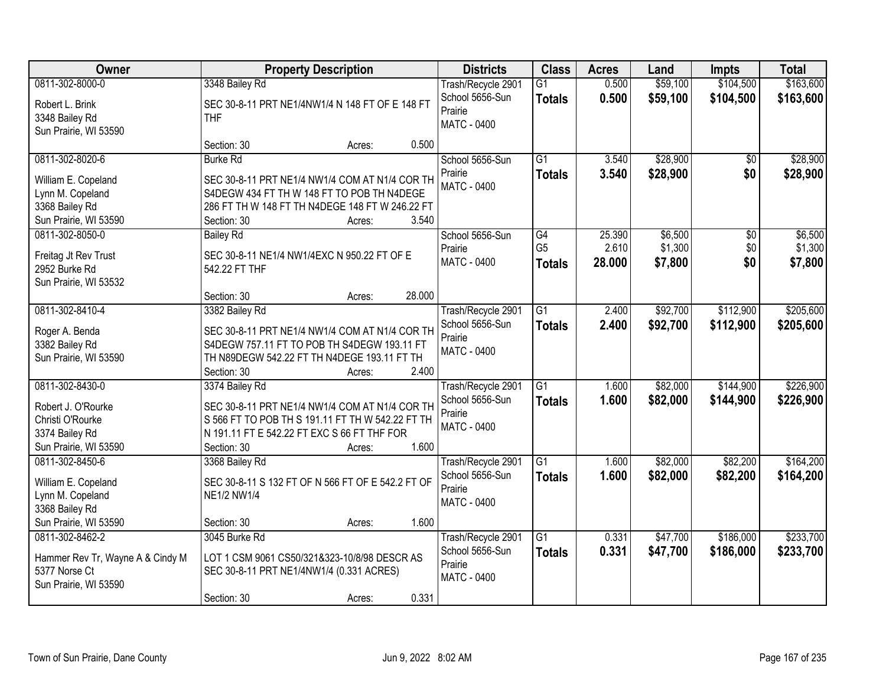| Owner | Property Description | Districts | Class | Acres | Land | Impts | Total |
|---|---|---|---|---|---|---|---|
| 0811-302-8000-0<br>Robert L. Brink<br>3348 Bailey Rd<br>Sun Prairie, WI 53590 | 3348 Bailey Rd<br>SEC 30-8-11 PRT NE1/4NW1/4 N 148 FT OF E 148 FT THF<br>Section: 30 Acres: 0.500 | Trash/Recycle 2901<br>School 5656-Sun Prairie<br>MATC - 0400 | G1<br>**Totals** | 0.500<br>**0.500** | $59,100<br>**$59,100** | $104,500<br>**$104,500** | $163,600<br>**$163,600** |
| 0811-302-8020-6<br>William E. Copeland<br>Lynn M. Copeland<br>3368 Bailey Rd<br>Sun Prairie, WI 53590 | Burke Rd<br>SEC 30-8-11 PRT NE1/4 NW1/4 COM AT N1/4 COR TH S4DEGW 434 FT TH W 148 FT TO POB TH N4DEGE 286 FT TH W 148 FT TH N4DEGE 148 FT W 246.22 FT<br>Section: 30 Acres: 3.540 | School 5656-Sun Prairie<br>MATC - 0400 | G1<br>**Totals** | 3.540<br>**3.540** | $28,900<br>**$28,900** | $0<br>**$0** | $28,900<br>**$28,900** |
| 0811-302-8050-0<br>Freitag Jt Rev Trust<br>2952 Burke Rd<br>Sun Prairie, WI 53532 | Bailey Rd<br>SEC 30-8-11 NE1/4 NW1/4EXC N 950.22 FT OF E 542.22 FT THF<br>Section: 30 Acres: 28.000 | School 5656-Sun Prairie<br>MATC - 0400 | G4<br>G5<br>**Totals** | 25.390<br>2.610<br>**28.000** | $6,500<br>$1,300<br>**$7,800** | $0<br>$0<br>**$0** | $6,500<br>$1,300<br>**$7,800** |
| 0811-302-8410-4<br>Roger A. Benda<br>3382 Bailey Rd<br>Sun Prairie, WI 53590 | 3382 Bailey Rd<br>SEC 30-8-11 PRT NE1/4 NW1/4 COM AT N1/4 COR TH S4DEGW 757.11 FT TO POB TH S4DEGW 193.11 FT TH N89DEGW 542.22 FT TH N4DEGE 193.11 FT TH<br>Section: 30 Acres: 2.400 | Trash/Recycle 2901<br>School 5656-Sun Prairie<br>MATC - 0400 | G1<br>**Totals** | 2.400<br>**2.400** | $92,700<br>**$92,700** | $112,900<br>**$112,900** | $205,600<br>**$205,600** |
| 0811-302-8430-0<br>Robert J. O'Rourke<br>Christi O'Rourke<br>3374 Bailey Rd<br>Sun Prairie, WI 53590 | 3374 Bailey Rd<br>SEC 30-8-11 PRT NE1/4 NW1/4 COM AT N1/4 COR TH S 566 FT TO POB TH S 191.11 FT TH W 542.22 FT TH N 191.11 FT E 542.22 FT EXC S 66 FT THF FOR<br>Section: 30 Acres: 1.600 | Trash/Recycle 2901<br>School 5656-Sun Prairie<br>MATC - 0400 | G1<br>**Totals** | 1.600<br>**1.600** | $82,000<br>**$82,000** | $144,900<br>**$144,900** | $226,900<br>**$226,900** |
| 0811-302-8450-6<br>William E. Copeland<br>Lynn M. Copeland<br>3368 Bailey Rd<br>Sun Prairie, WI 53590 | 3368 Bailey Rd<br>SEC 30-8-11 S 132 FT OF N 566 FT OF E 542.2 FT OF NE1/2 NW1/4<br>Section: 30 Acres: 1.600 | Trash/Recycle 2901<br>School 5656-Sun Prairie<br>MATC - 0400 | G1<br>**Totals** | 1.600<br>**1.600** | $82,000<br>**$82,000** | $82,200<br>**$82,200** | $164,200<br>**$164,200** |
| 0811-302-8462-2<br>Hammer Rev Tr, Wayne A & Cindy M<br>5377 Norse Ct<br>Sun Prairie, WI 53590 | 3045 Burke Rd<br>LOT 1 CSM 9061 CS50/321&323-10/8/98 DESCR AS SEC 30-8-11 PRT NE1/4NW1/4 (0.331 ACRES)<br>Section: 30 Acres: 0.331 | Trash/Recycle 2901<br>School 5656-Sun Prairie<br>MATC - 0400 | G1<br>**Totals** | 0.331<br>**0.331** | $47,700<br>**$47,700** | $186,000<br>**$186,000** | $233,700<br>**$233,700** |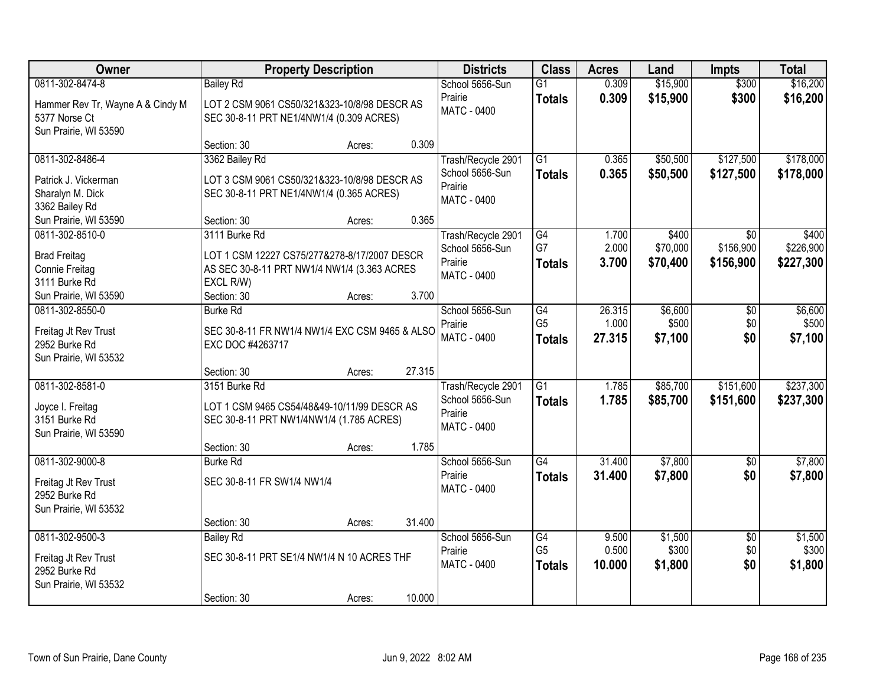| Owner | Property Description | Districts | Class | Acres | Land | Impts | Total |
|---|---|---|---|---|---|---|---|
| 0811-302-8474-8<br>Hammer Rev Tr, Wayne A & Cindy M<br>5377 Norse Ct<br>Sun Prairie, WI 53590 | Bailey Rd<br>LOT 2 CSM 9061 CS50/321&323-10/8/98 DESCR AS SEC 30-8-11 PRT NE1/4NW1/4 (0.309 ACRES)<br>Section: 30 Acres: 0.309 | School 5656-Sun Prairie<br>MATC - 0400 | G1<br>**Totals** | 0.309<br>**0.309** | $15,900<br>**$15,900** | $300<br>**$300** | $16,200<br>**$16,200** |
| 0811-302-8486-4<br>Patrick J. Vickerman<br>Sharalyn M. Dick<br>3362 Bailey Rd<br>Sun Prairie, WI 53590 | 3362 Bailey Rd<br>LOT 3 CSM 9061 CS50/321&323-10/8/98 DESCR AS SEC 30-8-11 PRT NE1/4NW1/4 (0.365 ACRES)<br>Section: 30 Acres: 0.365 | Trash/Recycle 2901<br>School 5656-Sun Prairie<br>MATC - 0400 | G1<br>**Totals** | 0.365<br>**0.365** | $50,500<br>**$50,500** | $127,500<br>**$127,500** | $178,000<br>**$178,000** |
| 0811-302-8510-0<br>Brad Freitag<br>Connie Freitag<br>3111 Burke Rd<br>Sun Prairie, WI 53590 | 3111 Burke Rd<br>LOT 1 CSM 12227 CS75/277&278-8/17/2007 DESCR AS SEC 30-8-11 PRT NW1/4 NW1/4 (3.363 ACRES EXCL R/W)<br>Section: 30 Acres: 3.700 | Trash/Recycle 2901<br>School 5656-Sun Prairie<br>MATC - 0400 | G4<br>G7<br>**Totals** | 1.700<br>2.000<br>**3.700** | $400<br>$70,000<br>**$70,400** | $0<br>$156,900<br>**$156,900** | $400<br>$226,900<br>**$227,300** |
| 0811-302-8550-0<br>Freitag Jt Rev Trust<br>2952 Burke Rd<br>Sun Prairie, WI 53532 | Burke Rd<br>SEC 30-8-11 FR NW1/4 NW1/4 EXC CSM 9465 & ALSO EXC DOC #4263717<br>Section: 30 Acres: 27.315 | School 5656-Sun Prairie<br>MATC - 0400 | G4<br>G5<br>**Totals** | 26.315<br>1.000<br>**27.315** | $6,600<br>$500<br>**$7,100** | $0<br>$0<br>**$0** | $6,600<br>$500<br>**$7,100** |
| 0811-302-8581-0<br>Joyce I. Freitag<br>3151 Burke Rd<br>Sun Prairie, WI 53590 | 3151 Burke Rd<br>LOT 1 CSM 9465 CS54/48&49-10/11/99 DESCR AS SEC 30-8-11 PRT NW1/4NW1/4 (1.785 ACRES)<br>Section: 30 Acres: 1.785 | Trash/Recycle 2901<br>School 5656-Sun Prairie<br>MATC - 0400 | G1<br>**Totals** | 1.785<br>**1.785** | $85,700<br>**$85,700** | $151,600<br>**$151,600** | $237,300<br>**$237,300** |
| 0811-302-9000-8<br>Freitag Jt Rev Trust<br>2952 Burke Rd<br>Sun Prairie, WI 53532 | Burke Rd<br>SEC 30-8-11 FR SW1/4 NW1/4<br>Section: 30 Acres: 31.400 | School 5656-Sun Prairie<br>MATC - 0400 | G4<br>**Totals** | 31.400<br>**31.400** | $7,800<br>**$7,800** | $0<br>**$0** | $7,800<br>**$7,800** |
| 0811-302-9500-3<br>Freitag Jt Rev Trust<br>2952 Burke Rd<br>Sun Prairie, WI 53532 | Bailey Rd<br>SEC 30-8-11 PRT SE1/4 NW1/4 N 10 ACRES THF<br>Section: 30 Acres: 10.000 | School 5656-Sun Prairie<br>MATC - 0400 | G4<br>G5<br>**Totals** | 9.500<br>0.500<br>**10.000** | $1,500<br>$300<br>**$1,800** | $0<br>$0<br>**$0** | $1,500<br>$300<br>**$1,800** |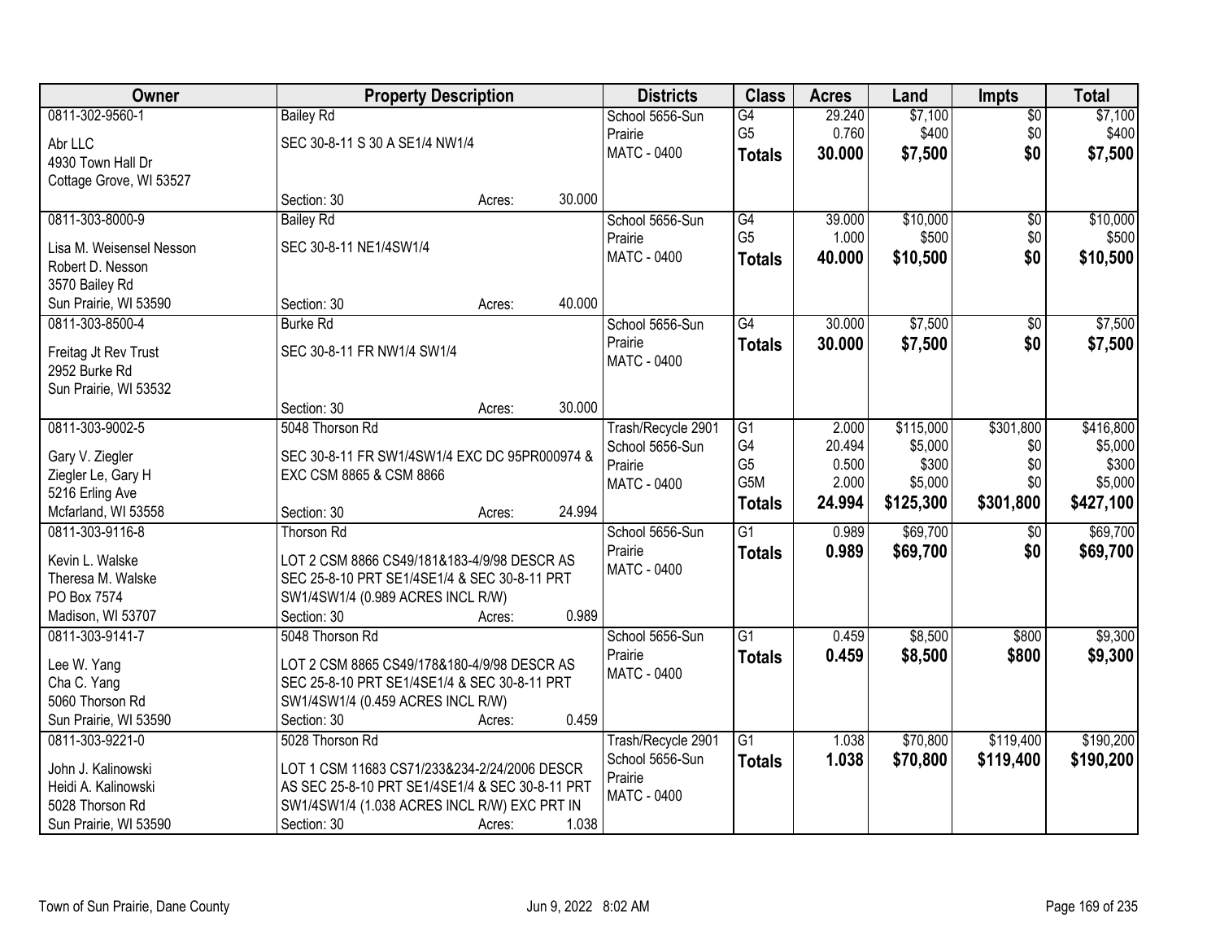| Owner | Property Description | Districts | Class | Acres | Land | Impts | Total |
|---|---|---|---|---|---|---|---|
| 0811-302-9560-1<br>Abr LLC<br>4930 Town Hall Dr<br>Cottage Grove, WI 53527 | Bailey Rd<br>SEC 30-8-11 S 30 A SE1/4 NW1/4<br>Section: 30 Acres: 30.000 | School 5656-Sun Prairie<br>MATC - 0400 | G4<br>G5<br>**Totals** | 29.240<br>0.760<br>**30.000** | $7,100<br>$400<br>**$7,500** | $0<br>$0<br>**$0** | $7,100<br>$400<br>**$7,500** |
| 0811-303-8000-9<br>Lisa M. Weisensel Nesson<br>Robert D. Nesson<br>3570 Bailey Rd<br>Sun Prairie, WI 53590 | Bailey Rd<br>SEC 30-8-11 NE1/4SW1/4<br>Section: 30 Acres: 40.000 | School 5656-Sun Prairie<br>MATC - 0400 | G4<br>G5<br>**Totals** | 39.000<br>1.000<br>**40.000** | $10,000<br>$500<br>**$10,500** | $0<br>$0<br>**$0** | $10,000<br>$500<br>**$10,500** |
| 0811-303-8500-4<br>Freitag Jt Rev Trust<br>2952 Burke Rd<br>Sun Prairie, WI 53532 | Burke Rd<br>SEC 30-8-11 FR NW1/4 SW1/4<br>Section: 30 Acres: 30.000 | School 5656-Sun Prairie<br>MATC - 0400 | G4<br>**Totals** | 30.000<br>**30.000** | $7,500<br>**$7,500** | $0<br>**$0** | $7,500<br>**$7,500** |
| 0811-303-9002-5<br>Gary V. Ziegler<br>Ziegler Le, Gary H<br>5216 Erling Ave<br>Mcfarland, WI 53558 | 5048 Thorson Rd<br>SEC 30-8-11 FR SW1/4SW1/4 EXC DC 95PR000974 & EXC CSM 8865 & CSM 8866<br>Section: 30 Acres: 24.994 | Trash/Recycle 2901<br>School 5656-Sun Prairie<br>MATC - 0400 | G1<br>G4<br>G5<br>G5M<br>**Totals** | 2.000<br>20.494<br>0.500<br>2.000<br>**24.994** | $115,000<br>$5,000<br>$300<br>$5,000<br>**$125,300** | $301,800<br>$0<br>$0<br>$0<br>**$301,800** | $416,800<br>$5,000<br>$300<br>$5,000<br>**$427,100** |
| 0811-303-9116-8<br>Kevin L. Walske<br>Theresa M. Walske<br>PO Box 7574<br>Madison, WI 53707 | Thorson Rd<br>LOT 2 CSM 8866 CS49/181&183-4/9/98 DESCR AS SEC 25-8-10 PRT SE1/4SE1/4 & SEC 30-8-11 PRT SW1/4SW1/4 (0.989 ACRES INCL R/W)<br>Section: 30 Acres: 0.989 | School 5656-Sun Prairie<br>MATC - 0400 | G1<br>**Totals** | 0.989<br>**0.989** | $69,700<br>**$69,700** | $0<br>**$0** | $69,700<br>**$69,700** |
| 0811-303-9141-7<br>Lee W. Yang<br>Cha C. Yang<br>5060 Thorson Rd<br>Sun Prairie, WI 53590 | 5048 Thorson Rd<br>LOT 2 CSM 8865 CS49/178&180-4/9/98 DESCR AS SEC 25-8-10 PRT SE1/4SE1/4 & SEC 30-8-11 PRT SW1/4SW1/4 (0.459 ACRES INCL R/W)<br>Section: 30 Acres: 0.459 | School 5656-Sun Prairie<br>MATC - 0400 | G1<br>**Totals** | 0.459<br>**0.459** | $8,500<br>**$8,500** | $800<br>**$800** | $9,300<br>**$9,300** |
| 0811-303-9221-0<br>John J. Kalinowski<br>Heidi A. Kalinowski<br>5028 Thorson Rd<br>Sun Prairie, WI 53590 | 5028 Thorson Rd<br>LOT 1 CSM 11683 CS71/233&234-2/24/2006 DESCR AS SEC 25-8-10 PRT SE1/4SE1/4 & SEC 30-8-11 PRT SW1/4SW1/4 (1.038 ACRES INCL R/W) EXC PRT IN<br>Section: 30 Acres: 1.038 | Trash/Recycle 2901<br>School 5656-Sun Prairie<br>MATC - 0400 | G1<br>**Totals** | 1.038<br>**1.038** | $70,800<br>**$70,800** | $119,400<br>**$119,400** | $190,200<br>**$190,200** |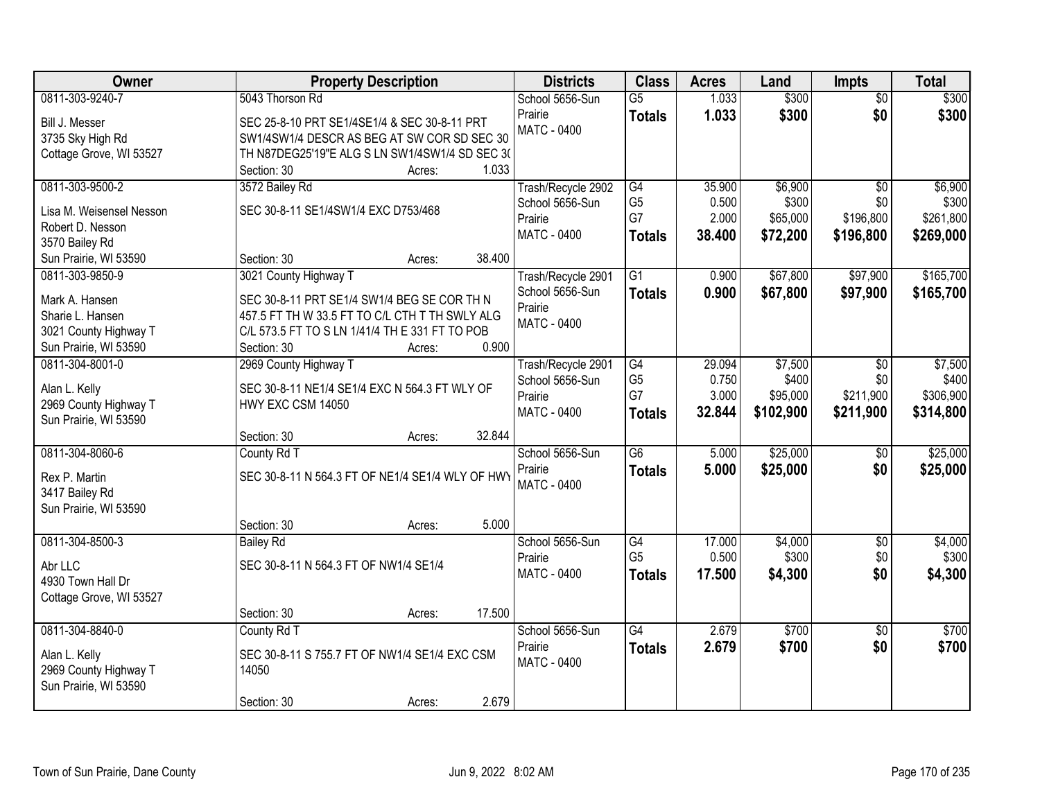| Owner | Property Description | Districts | Class | Acres | Land | Impts | Total |
|---|---|---|---|---|---|---|---|
| 0811-303-9240-7<br><br>Bill J. Messer<br>3735 Sky High Rd<br>Cottage Grove, WI 53527 | 5043 Thorson Rd<br><br>SEC 25-8-10 PRT SE1/4SE1/4 & SEC 30-8-11 PRT SW1/4SW1/4 DESCR AS BEG AT SW COR SD SEC 30 TH N87DEG25'19"E ALG S LN SW1/4SW1/4 SD SEC 3(<br>Section: 30 Acres: 1.033 | School 5656-Sun Prairie<br>MATC - 0400 | G5<br>**Totals** | 1.033<br>**1.033** | \$300<br>**\$300** | \$0<br>**\$0** | \$300<br>**\$300** |
| 0811-303-9500-2<br><br>Lisa M. Weisensel Nesson<br>Robert D. Nesson<br>3570 Bailey Rd<br>Sun Prairie, WI 53590 | 3572 Bailey Rd<br><br>SEC 30-8-11 SE1/4SW1/4 EXC D753/468<br><br>Section: 30 Acres: 38.400 | Trash/Recycle 2902<br>School 5656-Sun Prairie<br>MATC - 0400 | G4<br>G5<br>G7<br>**Totals** | 35.900<br>0.500<br>2.000<br>**38.400** | \$6,900<br>\$300<br>\$65,000<br>**\$72,200** | \$0<br>\$0<br>\$196,800<br>**\$196,800** | \$6,900<br>\$300<br>\$261,800<br>**\$269,000** |
| 0811-303-9850-9<br><br>Mark A. Hansen<br>Sharie L. Hansen<br>3021 County Highway T<br>Sun Prairie, WI 53590 | 3021 County Highway T<br><br>SEC 30-8-11 PRT SE1/4 SW1/4 BEG SE COR TH N 457.5 FT TH W 33.5 FT TO C/L CTH T TH SWLY ALG C/L 573.5 FT TO S LN 1/41/4 TH E 331 FT TO POB<br>Section: 30 Acres: 0.900 | Trash/Recycle 2901<br>School 5656-Sun Prairie<br>MATC - 0400 | G1<br>**Totals** | 0.900<br>**0.900** | \$67,800<br>**\$67,800** | \$97,900<br>**\$97,900** | \$165,700<br>**\$165,700** |
| 0811-304-8001-0<br><br>Alan L. Kelly<br>2969 County Highway T<br>Sun Prairie, WI 53590 | 2969 County Highway T<br><br>SEC 30-8-11 NE1/4 SE1/4 EXC N 564.3 FT WLY OF HWY EXC CSM 14050<br><br>Section: 30 Acres: 32.844 | Trash/Recycle 2901<br>School 5656-Sun Prairie<br>MATC - 0400 | G4<br>G5<br>G7<br>**Totals** | 29.094<br>0.750<br>3.000<br>**32.844** | \$7,500<br>\$400<br>\$95,000<br>**\$102,900** | \$0<br>\$0<br>\$211,900<br>**\$211,900** | \$7,500<br>\$400<br>\$306,900<br>**\$314,800** |
| 0811-304-8060-6<br><br>Rex P. Martin<br>3417 Bailey Rd<br>Sun Prairie, WI 53590 | County Rd T<br><br>SEC 30-8-11 N 564.3 FT OF NE1/4 SE1/4 WLY OF HWY<br><br>Section: 30 Acres: 5.000 | School 5656-Sun Prairie<br>MATC - 0400 | G6<br>**Totals** | 5.000<br>**5.000** | \$25,000<br>**\$25,000** | \$0<br>**\$0** | \$25,000<br>**\$25,000** |
| 0811-304-8500-3<br><br>Abr LLC<br>4930 Town Hall Dr<br>Cottage Grove, WI 53527 | Bailey Rd<br><br>SEC 30-8-11 N 564.3 FT OF NW1/4 SE1/4<br><br>Section: 30 Acres: 17.500 | School 5656-Sun Prairie<br>MATC - 0400 | G4<br>G5<br>**Totals** | 17.000<br>0.500<br>**17.500** | \$4,000<br>\$300<br>**\$4,300** | \$0<br>\$0<br>**\$0** | \$4,000<br>\$300<br>**\$4,300** |
| 0811-304-8840-0<br><br>Alan L. Kelly<br>2969 County Highway T<br>Sun Prairie, WI 53590 | County Rd T<br><br>SEC 30-8-11 S 755.7 FT OF NW1/4 SE1/4 EXC CSM 14050<br><br>Section: 30 Acres: 2.679 | School 5656-Sun Prairie<br>MATC - 0400 | G4<br>**Totals** | 2.679<br>**2.679** | \$700<br>**\$700** | \$0<br>**\$0** | \$700<br>**\$700** |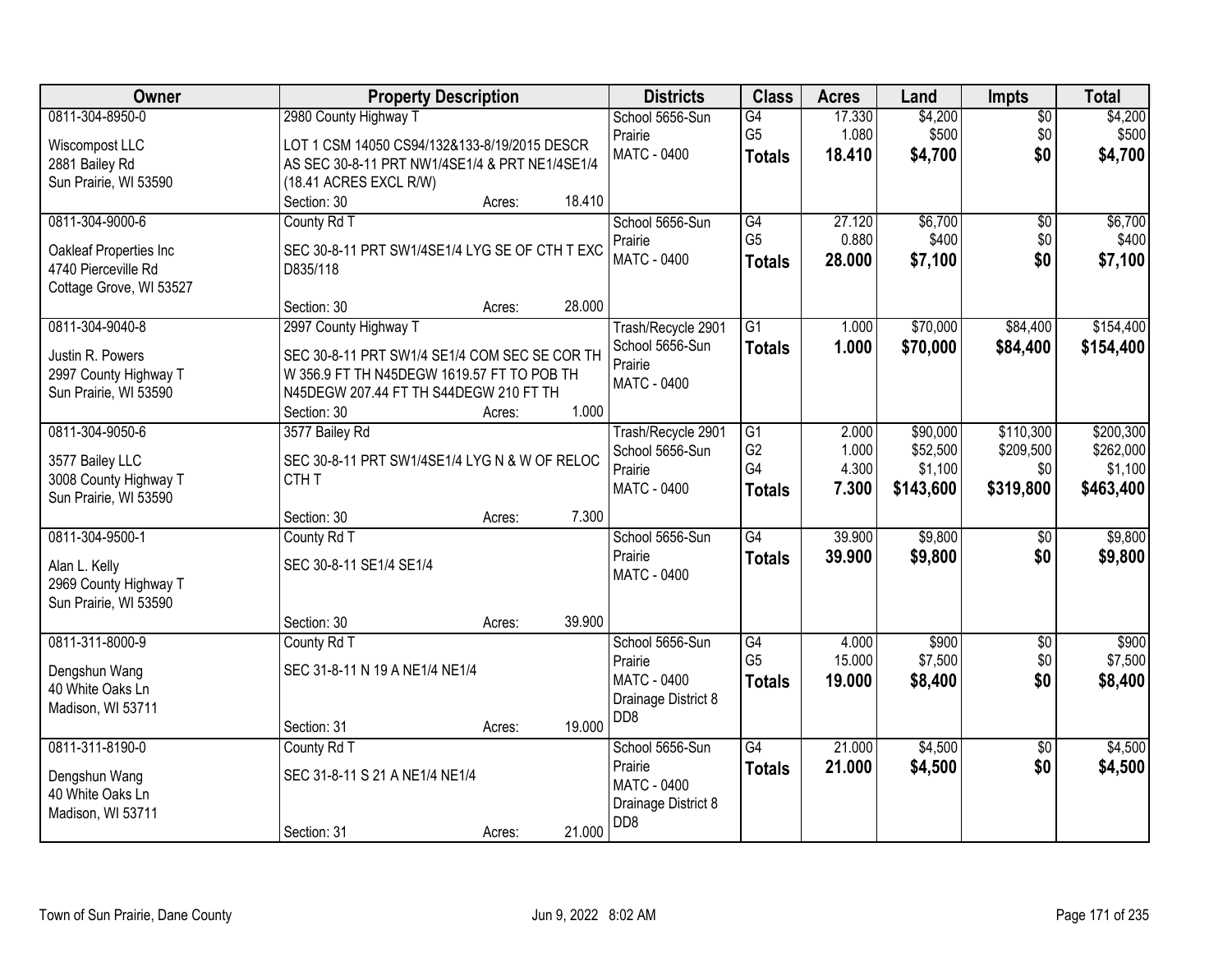| Owner | Property Description | Districts | Class | Acres | Land | Impts | Total |
|---|---|---|---|---|---|---|---|
| 0811-304-8950-0<br>Wiscompost LLC<br>2881 Bailey Rd<br>Sun Prairie, WI 53590 | 2980 County Highway T<br>LOT 1 CSM 14050 CS94/132&133-8/19/2015 DESCR AS SEC 30-8-11 PRT NW1/4SE1/4 & PRT NE1/4SE1/4 (18.41 ACRES EXCL R/W)<br>Section: 30 Acres: 18.410 | School 5656-Sun Prairie<br>MATC - 0400 | G4<br>G5<br>**Totals** | 17.330<br>1.080<br>**18.410** | $4,200<br>$500<br>**$4,700** | $0<br>$0<br>**$0** | $4,200<br>$500<br>**$4,700** |
| 0811-304-9000-6<br>Oakleaf Properties Inc<br>4740 Pierceville Rd<br>Cottage Grove, WI 53527 | County Rd T<br>SEC 30-8-11 PRT SW1/4SE1/4 LYG SE OF CTH T EXC D835/118<br>Section: 30 Acres: 28.000 | School 5656-Sun Prairie<br>MATC - 0400 | G4<br>G5<br>**Totals** | 27.120<br>0.880<br>**28.000** | $6,700<br>$400<br>**$7,100** | $0<br>$0<br>**$0** | $6,700<br>$400<br>**$7,100** |
| 0811-304-9040-8<br>Justin R. Powers<br>2997 County Highway T<br>Sun Prairie, WI 53590 | 2997 County Highway T<br>SEC 30-8-11 PRT SW1/4 SE1/4 COM SEC SE COR TH W 356.9 FT TH N45DEGW 1619.57 FT TO POB TH N45DEGW 207.44 FT TH S44DEGW 210 FT TH<br>Section: 30 Acres: 1.000 | Trash/Recycle 2901<br>School 5656-Sun Prairie<br>MATC - 0400 | G1<br>**Totals** | 1.000<br>**1.000** | $70,000<br>**$70,000** | $84,400<br>**$84,400** | $154,400<br>**$154,400** |
| 0811-304-9050-6<br>3577 Bailey LLC<br>3008 County Highway T<br>Sun Prairie, WI 53590 | 3577 Bailey Rd<br>SEC 30-8-11 PRT SW1/4SE1/4 LYG N & W OF RELOC CTH T<br>Section: 30 Acres: 7.300 | Trash/Recycle 2901<br>School 5656-Sun Prairie<br>MATC - 0400 | G1<br>G2<br>G4<br>**Totals** | 2.000<br>1.000<br>4.300<br>**7.300** | $90,000<br>$52,500<br>$1,100<br>**$143,600** | $110,300<br>$209,500<br>$0<br>**$319,800** | $200,300<br>$262,000<br>$1,100<br>**$463,400** |
| 0811-304-9500-1<br>Alan L. Kelly<br>2969 County Highway T<br>Sun Prairie, WI 53590 | County Rd T<br>SEC 30-8-11 SE1/4 SE1/4<br>Section: 30 Acres: 39.900 | School 5656-Sun Prairie<br>MATC - 0400 | G4<br>**Totals** | 39.900<br>**39.900** | $9,800<br>**$9,800** | $0<br>**$0** | $9,800<br>**$9,800** |
| 0811-311-8000-9<br>Dengshun Wang<br>40 White Oaks Ln<br>Madison, WI 53711 | County Rd T<br>SEC 31-8-11 N 19 A NE1/4 NE1/4<br>Section: 31 Acres: 19.000 | School 5656-Sun Prairie<br>MATC - 0400<br>Drainage District 8 DD8 | G4<br>G5<br>**Totals** | 4.000<br>15.000<br>**19.000** | $900<br>$7,500<br>**$8,400** | $0<br>$0<br>**$0** | $900<br>$7,500<br>**$8,400** |
| 0811-311-8190-0<br>Dengshun Wang<br>40 White Oaks Ln<br>Madison, WI 53711 | County Rd T<br>SEC 31-8-11 S 21 A NE1/4 NE1/4<br>Section: 31 Acres: 21.000 | School 5656-Sun Prairie<br>MATC - 0400<br>Drainage District 8 DD8 | G4<br>**Totals** | 21.000<br>**21.000** | $4,500<br>**$4,500** | $0<br>**$0** | $4,500<br>**$4,500** |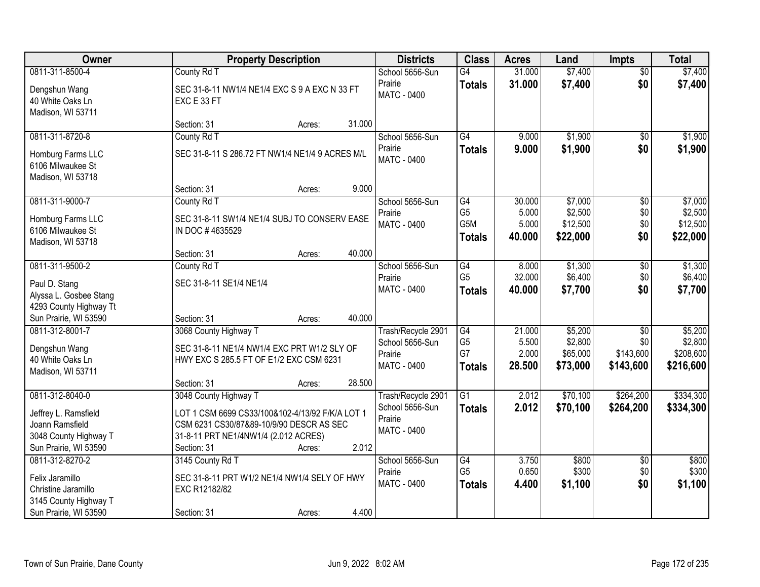| Owner | Property Description | Districts | Class | Acres | Land | Impts | Total |
|---|---|---|---|---|---|---|---|
| 0811-311-8500-4<br>Dengshun Wang<br>40 White Oaks Ln<br>Madison, WI 53711 | County Rd T<br>SEC 31-8-11 NW1/4 NE1/4 EXC S 9 A EXC N 33 FT EXC E 33 FT<br>Section: 31 Acres: 31.000 | School 5656-Sun Prairie<br>MATC - 0400 | G4<br>**Totals** | 31.000<br>**31.000** | $7,400<br>**$7,400** | $0<br>**$0** | $7,400<br>**$7,400** |
| 0811-311-8720-8<br>Homburg Farms LLC<br>6106 Milwaukee St<br>Madison, WI 53718 | County Rd T<br>SEC 31-8-11 S 286.72 FT NW1/4 NE1/4 9 ACRES M/L<br>Section: 31 Acres: 9.000 | School 5656-Sun Prairie<br>MATC - 0400 | G4<br>**Totals** | 9.000<br>**9.000** | $1,900<br>**$1,900** | $0<br>**$0** | $1,900<br>**$1,900** |
| 0811-311-9000-7<br>Homburg Farms LLC<br>6106 Milwaukee St<br>Madison, WI 53718 | County Rd T<br>SEC 31-8-11 SW1/4 NE1/4 SUBJ TO CONSERV EASE IN DOC # 4635529<br>Section: 31 Acres: 40.000 | School 5656-Sun Prairie<br>MATC - 0400 | G4<br>G5<br>G5M<br>**Totals** | 30.000<br>5.000<br>5.000<br>**40.000** | $7,000<br>$2,500<br>$12,500<br>**$22,000** | $0<br>$0<br>$0<br>**$0** | $7,000<br>$2,500<br>$12,500<br>**$22,000** |
| 0811-311-9500-2<br>Paul D. Stang<br>Alyssa L. Gosbee Stang<br>4293 County Highway Tt<br>Sun Prairie, WI 53590 | County Rd T<br>SEC 31-8-11 SE1/4 NE1/4<br>Section: 31 Acres: 40.000 | School 5656-Sun Prairie<br>MATC - 0400 | G4<br>G5<br>**Totals** | 8.000<br>32.000<br>**40.000** | $1,300<br>$6,400<br>**$7,700** | $0<br>$0<br>**$0** | $1,300<br>$6,400<br>**$7,700** |
| 0811-312-8001-7<br>Dengshun Wang<br>40 White Oaks Ln<br>Madison, WI 53711 | 3068 County Highway T<br>SEC 31-8-11 NE1/4 NW1/4 EXC PRT W1/2 SLY OF HWY EXC S 285.5 FT OF E1/2 EXC CSM 6231<br>Section: 31 Acres: 28.500 | Trash/Recycle 2901<br>School 5656-Sun Prairie<br>MATC - 0400 | G4<br>G5<br>G7<br>**Totals** | 21.000<br>5.500<br>2.000<br>**28.500** | $5,200<br>$2,800<br>$65,000<br>**$73,000** | $0<br>$0<br>$143,600<br>**$143,600** | $5,200<br>$2,800<br>$208,600<br>**$216,600** |
| 0811-312-8040-0<br>Jeffrey L. Ramsfield<br>Joann Ramsfield<br>3048 County Highway T<br>Sun Prairie, WI 53590 | 3048 County Highway T<br>LOT 1 CSM 6699 CS33/100&102-4/13/92 F/K/A LOT 1 CSM 6231 CS30/87&89-10/9/90 DESCR AS SEC 31-8-11 PRT NE1/4NW1/4 (2.012 ACRES)<br>Section: 31 Acres: 2.012 | Trash/Recycle 2901<br>School 5656-Sun Prairie<br>MATC - 0400 | G1<br>**Totals** | 2.012<br>**2.012** | $70,100<br>**$70,100** | $264,200<br>**$264,200** | $334,300<br>**$334,300** |
| 0811-312-8270-2<br>Felix Jaramillo<br>Christine Jaramillo<br>3145 County Highway T<br>Sun Prairie, WI 53590 | 3145 County Rd T<br>SEC 31-8-11 PRT W1/2 NE1/4 NW1/4 SELY OF HWY EXC R12182/82<br>Section: 31 Acres: 4.400 | School 5656-Sun Prairie<br>MATC - 0400 | G4<br>G5<br>**Totals** | 3.750<br>0.650<br>**4.400** | $800<br>$300<br>**$1,100** | $0<br>$0<br>**$0** | $800<br>$300<br>**$1,100** |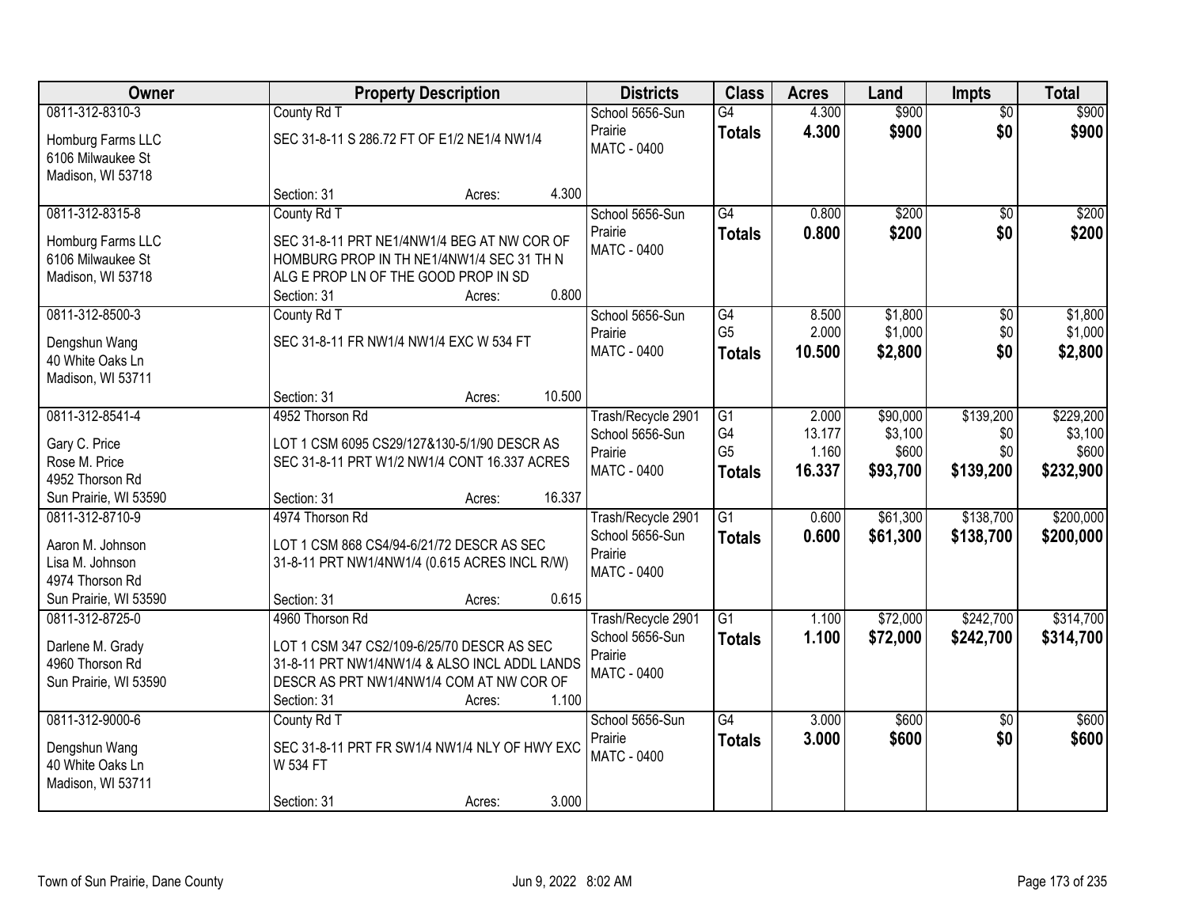| Owner | Property Description | Districts | Class | Acres | Land | Impts | Total |
|---|---|---|---|---|---|---|---|
| 0811-312-8310-3<br>Homburg Farms LLC<br>6106 Milwaukee St<br>Madison, WI 53718 | County Rd T<br>SEC 31-8-11 S 286.72 FT OF E1/2 NE1/4 NW1/4<br>Section: 31 Acres: 4.300 | School 5656-Sun Prairie<br>MATC - 0400 | G4<br>**Totals** | 4.300<br>**4.300** | $900<br>**$900** | $0<br>**$0** | $900<br>**$900** |
| 0811-312-8315-8<br>Homburg Farms LLC<br>6106 Milwaukee St<br>Madison, WI 53718 | County Rd T<br>SEC 31-8-11 PRT NE1/4NW1/4 BEG AT NW COR OF HOMBURG PROP IN TH NE1/4NW1/4 SEC 31 TH N ALG E PROP LN OF THE GOOD PROP IN SD<br>Section: 31 Acres: 0.800 | School 5656-Sun Prairie<br>MATC - 0400 | G4<br>**Totals** | 0.800<br>**0.800** | $200<br>**$200** | $0<br>**$0** | $200<br>**$200** |
| 0811-312-8500-3<br>Dengshun Wang<br>40 White Oaks Ln<br>Madison, WI 53711 | County Rd T<br>SEC 31-8-11 FR NW1/4 NW1/4 EXC W 534 FT<br>Section: 31 Acres: 10.500 | School 5656-Sun Prairie<br>MATC - 0400 | G4<br>G5<br>**Totals** | 8.500<br>2.000<br>**10.500** | $1,800<br>$1,000<br>**$2,800** | $0<br>$0<br>**$0** | $1,800<br>$1,000<br>**$2,800** |
| 0811-312-8541-4<br>Gary C. Price<br>Rose M. Price<br>4952 Thorson Rd<br>Sun Prairie, WI 53590 | 4952 Thorson Rd<br>LOT 1 CSM 6095 CS29/127&130-5/1/90 DESCR AS SEC 31-8-11 PRT W1/2 NW1/4 CONT 16.337 ACRES<br>Section: 31 Acres: 16.337 | Trash/Recycle 2901<br>School 5656-Sun Prairie<br>MATC - 0400 | G1<br>G4<br>G5<br>**Totals** | 2.000<br>13.177<br>1.160<br>**16.337** | $90,000<br>$3,100<br>$600<br>**$93,700** | $139,200<br>$0<br>$0<br>**$139,200** | $229,200<br>$3,100<br>$600<br>**$232,900** |
| 0811-312-8710-9<br>Aaron M. Johnson<br>Lisa M. Johnson<br>4974 Thorson Rd<br>Sun Prairie, WI 53590 | 4974 Thorson Rd<br>LOT 1 CSM 868 CS4/94-6/21/72 DESCR AS SEC 31-8-11 PRT NW1/4NW1/4 (0.615 ACRES INCL R/W)<br>Section: 31 Acres: 0.615 | Trash/Recycle 2901<br>School 5656-Sun Prairie<br>MATC - 0400 | G1<br>**Totals** | 0.600<br>**0.600** | $61,300<br>**$61,300** | $138,700<br>**$138,700** | $200,000<br>**$200,000** |
| 0811-312-8725-0<br>Darlene M. Grady<br>4960 Thorson Rd<br>Sun Prairie, WI 53590 | 4960 Thorson Rd<br>LOT 1 CSM 347 CS2/109-6/25/70 DESCR AS SEC 31-8-11 PRT NW1/4NW1/4 & ALSO INCL ADDL LANDS DESCR AS PRT NW1/4NW1/4 COM AT NW COR OF<br>Section: 31 Acres: 1.100 | Trash/Recycle 2901<br>School 5656-Sun Prairie<br>MATC - 0400 | G1<br>**Totals** | 1.100<br>**1.100** | $72,000<br>**$72,000** | $242,700<br>**$242,700** | $314,700<br>**$314,700** |
| 0811-312-9000-6<br>Dengshun Wang<br>40 White Oaks Ln<br>Madison, WI 53711 | County Rd T<br>SEC 31-8-11 PRT FR SW1/4 NW1/4 NLY OF HWY EXC W 534 FT<br>Section: 31 Acres: 3.000 | School 5656-Sun Prairie<br>MATC - 0400 | G4<br>**Totals** | 3.000<br>**3.000** | $600<br>**$600** | $0<br>**$0** | $600<br>**$600** |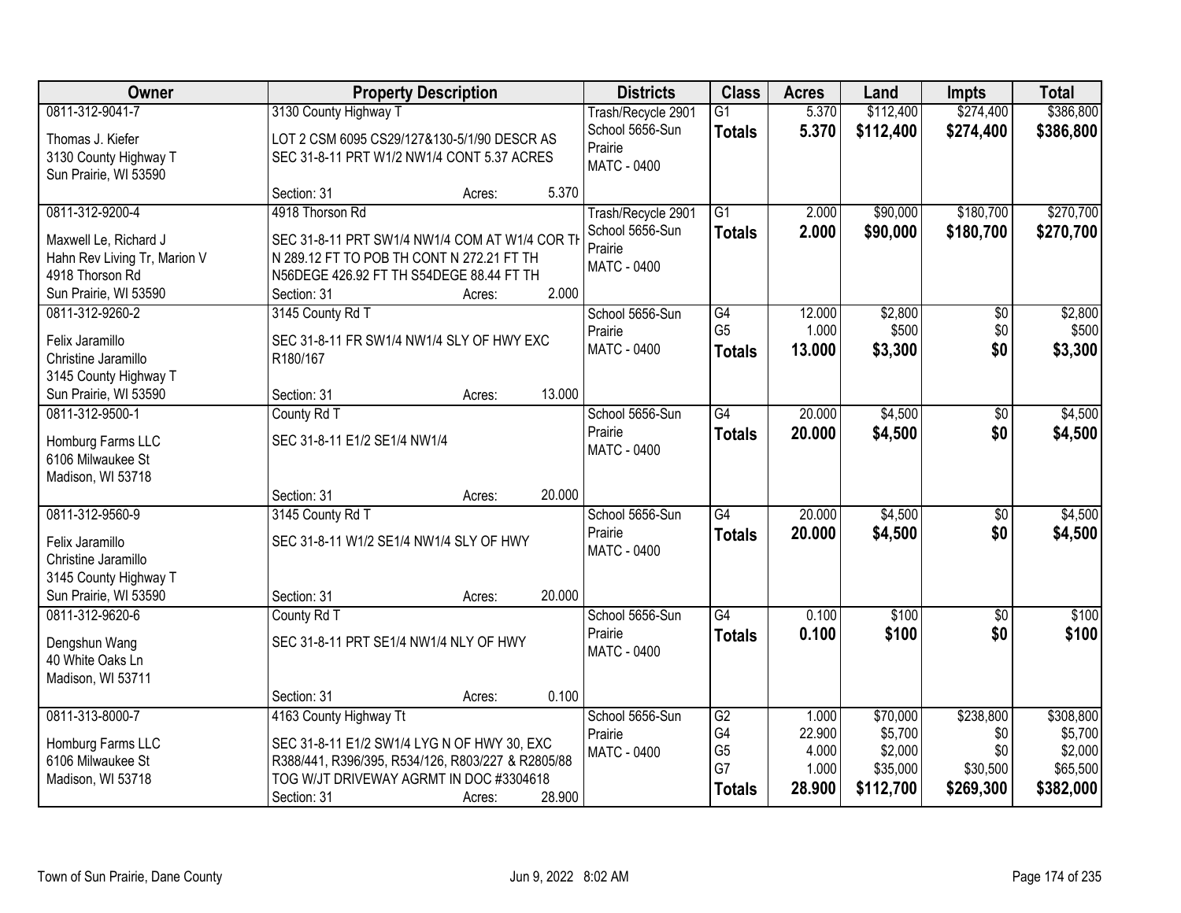| Owner | Property Description | | | Districts | Class | Acres | Land | Impts | Total |
|---|---|---|---|---|---|---|---|---|---|
| 0811-312-9041-7 | 3130 County Highway T | | | Trash/Recycle 2901 | G1 | 5.370 | $112,400 | $274,400 | $386,800 |
| Thomas J. Kiefer<br>3130 County Highway T<br>Sun Prairie, WI 53590 | LOT 2 CSM 6095 CS29/127&130-5/1/90 DESCR AS SEC 31-8-11 PRT W1/2 NW1/4 CONT 5.37 ACRES | | | School 5656-Sun Prairie<br>MATC - 0400 | **Totals** | **5.370** | **$112,400** | **$274,400** | **$386,800** |
| | Section: 31 | Acres: | 5.370 | | | | | | |
| 0811-312-9200-4 | 4918 Thorson Rd | | | Trash/Recycle 2901 | G1 | 2.000 | $90,000 | $180,700 | $270,700 |
| Maxwell Le, Richard J<br>Hahn Rev Living Tr, Marion V<br>4918 Thorson Rd<br>Sun Prairie, WI 53590 | SEC 31-8-11 PRT SW1/4 NW1/4 COM AT W1/4 COR TH N 289.12 FT TO POB TH CONT N 272.21 FT TH N56DEGE 426.92 FT TH S54DEGE 88.44 FT TH | | | School 5656-Sun Prairie<br>MATC - 0400 | **Totals** | **2.000** | **$90,000** | **$180,700** | **$270,700** |
| | Section: 31 | Acres: | 2.000 | | | | | | |
| 0811-312-9260-2 | 3145 County Rd T | | | School 5656-Sun Prairie<br>MATC - 0400 | G4 | 12.000 | $2,800 | $0 | $2,800 |
| Felix Jaramillo<br>Christine Jaramillo<br>3145 County Highway T<br>Sun Prairie, WI 53590 | SEC 31-8-11 FR SW1/4 NW1/4 SLY OF HWY EXC R180/167 | | | | G5 | 1.000 | $500 | $0 | $500 |
| | | | | | **Totals** | **13.000** | **$3,300** | **$0** | **$3,300** |
| | Section: 31 | Acres: | 13.000 | | | | | | |
| 0811-312-9500-1 | County Rd T | | | School 5656-Sun Prairie<br>MATC - 0400 | G4 | 20.000 | $4,500 | $0 | $4,500 |
| Homburg Farms LLC<br>6106 Milwaukee St<br>Madison, WI 53718 | SEC 31-8-11 E1/2 SE1/4 NW1/4 | | | | **Totals** | **20.000** | **$4,500** | **$0** | **$4,500** |
| | Section: 31 | Acres: | 20.000 | | | | | | |
| 0811-312-9560-9 | 3145 County Rd T | | | School 5656-Sun Prairie<br>MATC - 0400 | G4 | 20.000 | $4,500 | $0 | $4,500 |
| Felix Jaramillo<br>Christine Jaramillo<br>3145 County Highway T<br>Sun Prairie, WI 53590 | SEC 31-8-11 W1/2 SE1/4 NW1/4 SLY OF HWY | | | | **Totals** | **20.000** | **$4,500** | **$0** | **$4,500** |
| | Section: 31 | Acres: | 20.000 | | | | | | |
| 0811-312-9620-6 | County Rd T | | | School 5656-Sun Prairie<br>MATC - 0400 | G4 | 0.100 | $100 | $0 | $100 |
| Dengshun Wang<br>40 White Oaks Ln<br>Madison, WI 53711 | SEC 31-8-11 PRT SE1/4 NW1/4 NLY OF HWY | | | | **Totals** | **0.100** | **$100** | **$0** | **$100** |
| | Section: 31 | Acres: | 0.100 | | | | | | |
| 0811-313-8000-7 | 4163 County Highway Tt | | | School 5656-Sun Prairie<br>MATC - 0400 | G2 | 1.000 | $70,000 | $238,800 | $308,800 |
| Homburg Farms LLC<br>6106 Milwaukee St<br>Madison, WI 53718 | SEC 31-8-11 E1/2 SW1/4 LYG N OF HWY 30, EXC R388/441, R396/395, R534/126, R803/227 & R2805/88 TOG W/JT DRIVEWAY AGRMT IN DOC #3304618 | | | | G4 | 22.900 | $5,700 | $0 | $5,700 |
| | | | | | G5 | 4.000 | $2,000 | $0 | $2,000 |
| | | | | | G7 | 1.000 | $35,000 | $30,500 | $65,500 |
| | Section: 31 | Acres: | 28.900 | | **Totals** | **28.900** | **$112,700** | **$269,300** | **$382,000** |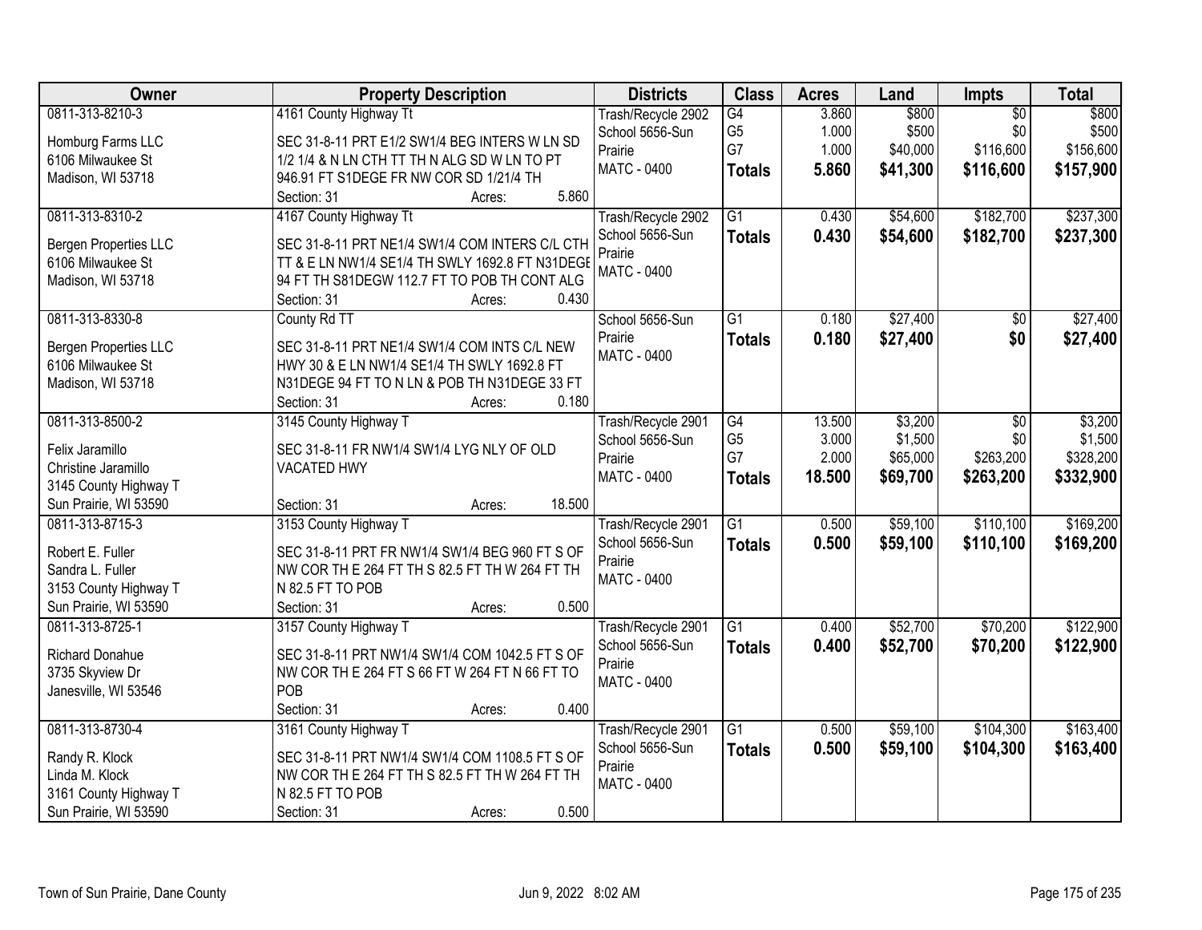| Owner | Property Description | Districts | Class | Acres | Land | Impts | Total |
|---|---|---|---|---|---|---|---|
| 0811-313-8210-3<br>Homburg Farms LLC<br>6106 Milwaukee St<br>Madison, WI 53718 | 4161 County Highway Tt<br>SEC 31-8-11 PRT E1/2 SW1/4 BEG INTERS W LN SD 1/2 1/4 & N LN CTH TT TH N ALG SD W LN TO PT 946.91 FT S1DEGE FR NW COR SD 1/21/4 TH<br>Section: 31 Acres: 5.860 | Trash/Recycle 2902<br>School 5656-Sun Prairie<br>MATC - 0400 | G4<br>G5<br>G7<br>**Totals** | 3.860<br>1.000<br>1.000<br>**5.860** | \$800<br>\$500<br>\$40,000<br>**\$41,300** | \$0<br>\$0<br>\$116,600<br>**\$116,600** | \$800<br>\$500<br>\$156,600<br>**\$157,900** |
| 0811-313-8310-2<br>Bergen Properties LLC<br>6106 Milwaukee St<br>Madison, WI 53718 | 4167 County Highway Tt<br>SEC 31-8-11 PRT NE1/4 SW1/4 COM INTERS C/L CTH TT & E LN NW1/4 SE1/4 TH SWLY 1692.8 FT N31DEGE 94 FT TH S81DEGW 112.7 FT TO POB TH CONT ALG<br>Section: 31 Acres: 0.430 | Trash/Recycle 2902<br>School 5656-Sun Prairie<br>MATC - 0400 | G1<br>**Totals** | 0.430<br>**0.430** | \$54,600<br>**\$54,600** | \$182,700<br>**\$182,700** | \$237,300<br>**\$237,300** |
| 0811-313-8330-8<br>Bergen Properties LLC<br>6106 Milwaukee St<br>Madison, WI 53718 | County Rd TT<br>SEC 31-8-11 PRT NE1/4 SW1/4 COM INTS C/L NEW HWY 30 & E LN NW1/4 SE1/4 TH SWLY 1692.8 FT N31DEGE 94 FT TO N LN & POB TH N31DEGE 33 FT<br>Section: 31 Acres: 0.180 | School 5656-Sun Prairie<br>MATC - 0400 | G1<br>**Totals** | 0.180<br>**0.180** | \$27,400<br>**\$27,400** | \$0<br>**\$0** | \$27,400<br>**\$27,400** |
| 0811-313-8500-2<br>Felix Jaramillo<br>Christine Jaramillo<br>3145 County Highway T<br>Sun Prairie, WI 53590 | 3145 County Highway T<br>SEC 31-8-11 FR NW1/4 SW1/4 LYG NLY OF OLD VACATED HWY<br>Section: 31 Acres: 18.500 | Trash/Recycle 2901<br>School 5656-Sun Prairie<br>MATC - 0400 | G4<br>G5<br>G7<br>**Totals** | 13.500<br>3.000<br>2.000<br>**18.500** | \$3,200<br>\$1,500<br>\$65,000<br>**\$69,700** | \$0<br>\$0<br>\$263,200<br>**\$263,200** | \$3,200<br>\$1,500<br>\$328,200<br>**\$332,900** |
| 0811-313-8715-3<br>Robert E. Fuller<br>Sandra L. Fuller<br>3153 County Highway T<br>Sun Prairie, WI 53590 | 3153 County Highway T<br>SEC 31-8-11 PRT FR NW1/4 SW1/4 BEG 960 FT S OF NW COR TH E 264 FT TH S 82.5 FT TH W 264 FT TH N 82.5 FT TO POB<br>Section: 31 Acres: 0.500 | Trash/Recycle 2901<br>School 5656-Sun Prairie<br>MATC - 0400 | G1<br>**Totals** | 0.500<br>**0.500** | \$59,100<br>**\$59,100** | \$110,100<br>**\$110,100** | \$169,200<br>**\$169,200** |
| 0811-313-8725-1<br>Richard Donahue<br>3735 Skyview Dr<br>Janesville, WI 53546 | 3157 County Highway T<br>SEC 31-8-11 PRT NW1/4 SW1/4 COM 1042.5 FT S OF NW COR TH E 264 FT S 66 FT W 264 FT N 66 FT TO POB<br>Section: 31 Acres: 0.400 | Trash/Recycle 2901<br>School 5656-Sun Prairie<br>MATC - 0400 | G1<br>**Totals** | 0.400<br>**0.400** | \$52,700<br>**\$52,700** | \$70,200<br>**\$70,200** | \$122,900<br>**\$122,900** |
| 0811-313-8730-4<br>Randy R. Klock<br>Linda M. Klock<br>3161 County Highway T<br>Sun Prairie, WI 53590 | 3161 County Highway T<br>SEC 31-8-11 PRT NW1/4 SW1/4 COM 1108.5 FT S OF NW COR TH E 264 FT TH S 82.5 FT TH W 264 FT TH N 82.5 FT TO POB<br>Section: 31 Acres: 0.500 | Trash/Recycle 2901<br>School 5656-Sun Prairie<br>MATC - 0400 | G1<br>**Totals** | 0.500<br>**0.500** | \$59,100<br>**\$59,100** | \$104,300<br>**\$104,300** | \$163,400<br>**\$163,400** |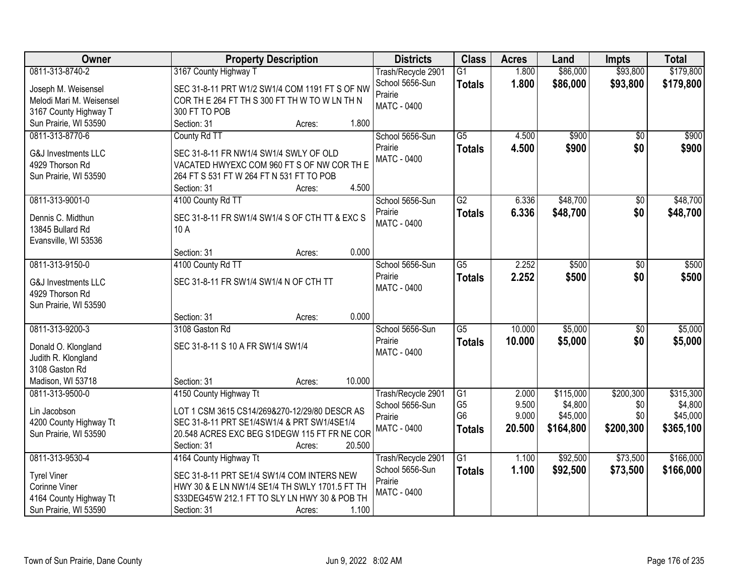| Owner | Property Description | Districts | Class | Acres | Land | Impts | Total |
|---|---|---|---|---|---|---|---|
| 0811-313-8740-2<br>Joseph M. Weisensel<br>Melodi Mari M. Weisensel<br>3167 County Highway T<br>Sun Prairie, WI 53590 | 3167 County Highway T<br>SEC 31-8-11 PRT W1/2 SW1/4 COM 1191 FT S OF NW COR TH E 264 FT TH S 300 FT TH W TO W LN TH N 300 FT TO POB<br>Section: 31 Acres: 1.800 | Trash/Recycle 2901<br>School 5656-Sun Prairie<br>MATC - 0400 | G1<br>**Totals** | 1.800<br>**1.800** | $86,000<br>**$86,000** | $93,800<br>**$93,800** | $179,800<br>**$179,800** |
| 0811-313-8770-6<br>G&J Investments LLC<br>4929 Thorson Rd<br>Sun Prairie, WI 53590 | County Rd TT<br>SEC 31-8-11 FR NW1/4 SW1/4 SWLY OF OLD VACATED HWYEXC COM 960 FT S OF NW COR TH E 264 FT S 531 FT W 264 FT N 531 FT TO POB<br>Section: 31 Acres: 4.500 | School 5656-Sun Prairie<br>MATC - 0400 | G5<br>**Totals** | 4.500<br>**4.500** | $900<br>**$900** | $0<br>**$0** | $900<br>**$900** |
| 0811-313-9001-0<br>Dennis C. Midthun<br>13845 Bullard Rd<br>Evansville, WI 53536 | 4100 County Rd TT<br>SEC 31-8-11 FR SW1/4 SW1/4 S OF CTH TT & EXC S 10 A<br>Section: 31 Acres: 0.000 | School 5656-Sun Prairie<br>MATC - 0400 | G2<br>**Totals** | 6.336<br>**6.336** | $48,700<br>**$48,700** | $0<br>**$0** | $48,700<br>**$48,700** |
| 0811-313-9150-0<br>G&J Investments LLC<br>4929 Thorson Rd<br>Sun Prairie, WI 53590 | 4100 County Rd TT<br>SEC 31-8-11 FR SW1/4 SW1/4 N OF CTH TT<br>Section: 31 Acres: 0.000 | School 5656-Sun Prairie<br>MATC - 0400 | G5<br>**Totals** | 2.252<br>**2.252** | $500<br>**$500** | $0<br>**$0** | $500<br>**$500** |
| 0811-313-9200-3<br>Donald O. Klongland<br>Judith R. Klongland<br>3108 Gaston Rd<br>Madison, WI 53718 | 3108 Gaston Rd<br>SEC 31-8-11 S 10 A FR SW1/4 SW1/4<br>Section: 31 Acres: 10.000 | School 5656-Sun Prairie<br>MATC - 0400 | G5<br>**Totals** | 10.000<br>**10.000** | $5,000<br>**$5,000** | $0<br>**$0** | $5,000<br>**$5,000** |
| 0811-313-9500-0<br>Lin Jacobson<br>4200 County Highway Tt<br>Sun Prairie, WI 53590 | 4150 County Highway Tt<br>LOT 1 CSM 3615 CS14/269&270-12/29/80 DESCR AS SEC 31-8-11 PRT SE1/4SW1/4 & PRT SW1/4SE1/4 20.548 ACRES EXC BEG S1DEGW 115 FT FR NE COR<br>Section: 31 Acres: 20.500 | Trash/Recycle 2901<br>School 5656-Sun Prairie<br>MATC - 0400 | G1<br>G5<br>G6<br>**Totals** | 2.000<br>9.500<br>9.000<br>**20.500** | $115,000<br>$4,800<br>$45,000<br>**$164,800** | $200,300<br>$0<br>$0<br>**$200,300** | $315,300<br>$4,800<br>$45,000<br>**$365,100** |
| 0811-313-9530-4<br>Tyrel Viner<br>Corinne Viner<br>4164 County Highway Tt<br>Sun Prairie, WI 53590 | 4164 County Highway Tt<br>SEC 31-8-11 PRT SE1/4 SW1/4 COM INTERS NEW HWY 30 & E LN NW1/4 SE1/4 TH SWLY 1701.5 FT TH S33DEG45'W 212.1 FT TO SLY LN HWY 30 & POB TH<br>Section: 31 Acres: 1.100 | Trash/Recycle 2901<br>School 5656-Sun Prairie<br>MATC - 0400 | G1<br>**Totals** | 1.100<br>**1.100** | $92,500<br>**$92,500** | $73,500<br>**$73,500** | $166,000<br>**$166,000** |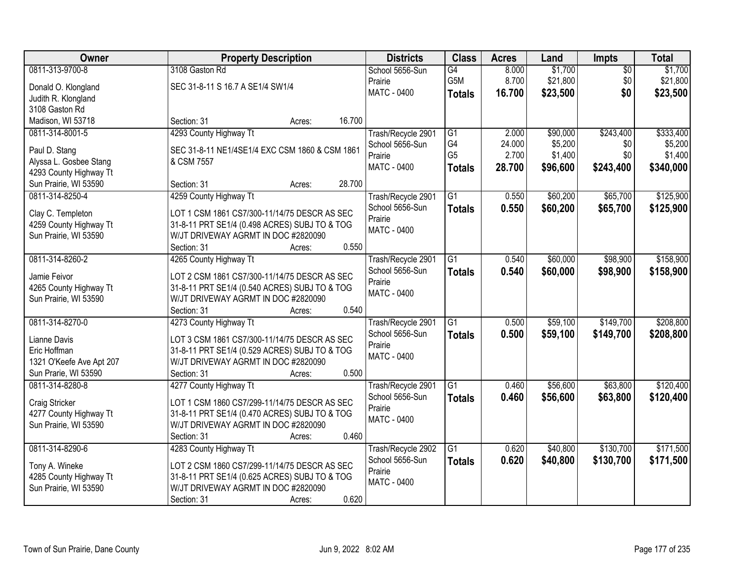| Owner | Property Description | Districts | Class | Acres | Land | Impts | Total |
|---|---|---|---|---|---|---|---|
| 0811-313-9700-8<br><br>Donald O. Klongland<br>Judith R. Klongland<br>3108 Gaston Rd<br>Madison, WI 53718 | 3108 Gaston Rd<br><br>SEC 31-8-11 S 16.7 A SE1/4 SW1/4<br><br>Section: 31 Acres: 16.700 | School 5656-Sun Prairie<br>MATC - 0400 | G4<br>G5M<br>**Totals** | 8.000<br>8.700<br>**16.700** | $1,700<br>$21,800<br>**$23,500** | $0<br>$0<br>**$0** | $1,700<br>$21,800<br>**$23,500** |
| 0811-314-8001-5<br><br>Paul D. Stang<br>Alyssa L. Gosbee Stang<br>4293 County Highway Tt<br>Sun Prairie, WI 53590 | 4293 County Highway Tt<br><br>SEC 31-8-11 NE1/4SE1/4 EXC CSM 1860 & CSM 1861 & CSM 7557<br><br>Section: 31 Acres: 28.700 | Trash/Recycle 2901<br>School 5656-Sun Prairie<br>MATC - 0400 | G1<br>G4<br>G5<br>**Totals** | 2.000<br>24.000<br>2.700<br>**28.700** | $90,000<br>$5,200<br>$1,400<br>**$96,600** | $243,400<br>$0<br>$0<br>**$243,400** | $333,400<br>$5,200<br>$1,400<br>**$340,000** |
| 0811-314-8250-4<br><br>Clay C. Templeton<br>4259 County Highway Tt<br>Sun Prairie, WI 53590 | 4259 County Highway Tt<br><br>LOT 1 CSM 1861 CS7/300-11/14/75 DESCR AS SEC 31-8-11 PRT SE1/4 (0.498 ACRES) SUBJ TO & TOG W/JT DRIVEWAY AGRMT IN DOC #2820090<br>Section: 31 Acres: 0.550 | Trash/Recycle 2901<br>School 5656-Sun Prairie<br>MATC - 0400 | G1<br>**Totals** | 0.550<br>**0.550** | $60,200<br>**$60,200** | $65,700<br>**$65,700** | $125,900<br>**$125,900** |
| 0811-314-8260-2<br><br>Jamie Feivor<br>4265 County Highway Tt<br>Sun Prairie, WI 53590 | 4265 County Highway Tt<br><br>LOT 2 CSM 1861 CS7/300-11/14/75 DESCR AS SEC 31-8-11 PRT SE1/4 (0.540 ACRES) SUBJ TO & TOG W/JT DRIVEWAY AGRMT IN DOC #2820090<br>Section: 31 Acres: 0.540 | Trash/Recycle 2901<br>School 5656-Sun Prairie<br>MATC - 0400 | G1<br>**Totals** | 0.540<br>**0.540** | $60,000<br>**$60,000** | $98,900<br>**$98,900** | $158,900<br>**$158,900** |
| 0811-314-8270-0<br><br>Lianne Davis<br>Eric Hoffman<br>1321 O'Keefe Ave Apt 207<br>Sun Prarie, WI 53590 | 4273 County Highway Tt<br><br>LOT 3 CSM 1861 CS7/300-11/14/75 DESCR AS SEC 31-8-11 PRT SE1/4 (0.529 ACRES) SUBJ TO & TOG W/JT DRIVEWAY AGRMT IN DOC #2820090<br>Section: 31 Acres: 0.500 | Trash/Recycle 2901<br>School 5656-Sun Prairie<br>MATC - 0400 | G1<br>**Totals** | 0.500<br>**0.500** | $59,100<br>**$59,100** | $149,700<br>**$149,700** | $208,800<br>**$208,800** |
| 0811-314-8280-8<br><br>Craig Stricker<br>4277 County Highway Tt<br>Sun Prairie, WI 53590 | 4277 County Highway Tt<br><br>LOT 1 CSM 1860 CS7/299-11/14/75 DESCR AS SEC 31-8-11 PRT SE1/4 (0.470 ACRES) SUBJ TO & TOG W/JT DRIVEWAY AGRMT IN DOC #2820090<br>Section: 31 Acres: 0.460 | Trash/Recycle 2901<br>School 5656-Sun Prairie<br>MATC - 0400 | G1<br>**Totals** | 0.460<br>**0.460** | $56,600<br>**$56,600** | $63,800<br>**$63,800** | $120,400<br>**$120,400** |
| 0811-314-8290-6<br><br>Tony A. Wineke<br>4285 County Highway Tt<br>Sun Prairie, WI 53590 | 4283 County Highway Tt<br><br>LOT 2 CSM 1860 CS7/299-11/14/75 DESCR AS SEC 31-8-11 PRT SE1/4 (0.625 ACRES) SUBJ TO & TOG W/JT DRIVEWAY AGRMT IN DOC #2820090<br>Section: 31 Acres: 0.620 | Trash/Recycle 2902<br>School 5656-Sun Prairie<br>MATC - 0400 | G1<br>**Totals** | 0.620<br>**0.620** | $40,800<br>**$40,800** | $130,700<br>**$130,700** | $171,500<br>**$171,500** |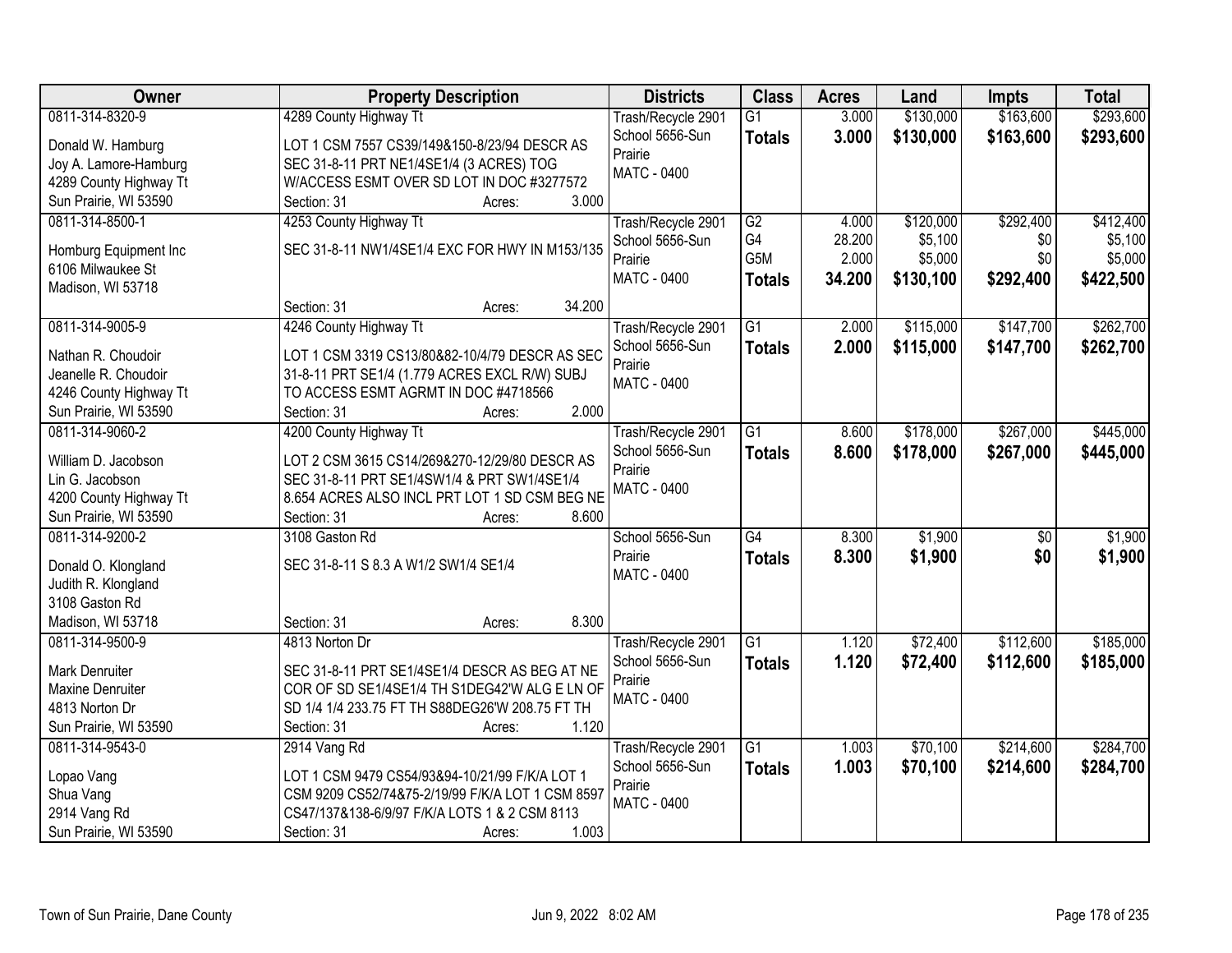| Owner | Property Description | Districts | Class | Acres | Land | Impts | Total |
|---|---|---|---|---|---|---|---|
| 0811-314-8320-9<br>Donald W. Hamburg<br>Joy A. Lamore-Hamburg<br>4289 County Highway Tt<br>Sun Prairie, WI 53590 | 4289 County Highway Tt<br>LOT 1 CSM 7557 CS39/149&150-8/23/94 DESCR AS SEC 31-8-11 PRT NE1/4SE1/4 (3 ACRES) TOG W/ACCESS ESMT OVER SD LOT IN DOC #3277572<br>Section: 31 Acres: 3.000 | Trash/Recycle 2901<br>School 5656-Sun Prairie<br>MATC - 0400 | G1<br>**Totals** | 3.000<br>**3.000** | $130,000<br>**$130,000** | $163,600<br>**$163,600** | $293,600<br>**$293,600** |
| 0811-314-8500-1<br>Homburg Equipment Inc<br>6106 Milwaukee St<br>Madison, WI 53718 | 4253 County Highway Tt<br>SEC 31-8-11 NW1/4SE1/4 EXC FOR HWY IN M153/135<br>Section: 31 Acres: 34.200 | Trash/Recycle 2901<br>School 5656-Sun Prairie<br>MATC - 0400 | G2<br>G4<br>G5M<br>**Totals** | 4.000<br>28.200<br>2.000<br>**34.200** | $120,000<br>$5,100<br>$5,000<br>**$130,100** | $292,400<br>$0<br>$0<br>**$292,400** | $412,400<br>$5,100<br>$5,000<br>**$422,500** |
| 0811-314-9005-9<br>Nathan R. Choudoir<br>Jeanelle R. Choudoir<br>4246 County Highway Tt<br>Sun Prairie, WI 53590 | 4246 County Highway Tt<br>LOT 1 CSM 3319 CS13/80&82-10/4/79 DESCR AS SEC 31-8-11 PRT SE1/4 (1.779 ACRES EXCL R/W) SUBJ TO ACCESS ESMT AGRMT IN DOC #4718566<br>Section: 31 Acres: 2.000 | Trash/Recycle 2901<br>School 5656-Sun Prairie<br>MATC - 0400 | G1<br>**Totals** | 2.000<br>**2.000** | $115,000<br>**$115,000** | $147,700<br>**$147,700** | $262,700<br>**$262,700** |
| 0811-314-9060-2<br>William D. Jacobson<br>Lin G. Jacobson<br>4200 County Highway Tt<br>Sun Prairie, WI 53590 | 4200 County Highway Tt<br>LOT 2 CSM 3615 CS14/269&270-12/29/80 DESCR AS SEC 31-8-11 PRT SE1/4SW1/4 & PRT SW1/4SE1/4 8.654 ACRES ALSO INCL PRT LOT 1 SD CSM BEG NE<br>Section: 31 Acres: 8.600 | Trash/Recycle 2901<br>School 5656-Sun Prairie<br>MATC - 0400 | G1<br>**Totals** | 8.600<br>**8.600** | $178,000<br>**$178,000** | $267,000<br>**$267,000** | $445,000<br>**$445,000** |
| 0811-314-9200-2<br>Donald O. Klongland<br>Judith R. Klongland<br>3108 Gaston Rd<br>Madison, WI 53718 | 3108 Gaston Rd<br>SEC 31-8-11 S 8.3 A W1/2 SW1/4 SE1/4<br>Section: 31 Acres: 8.300 | School 5656-Sun Prairie<br>MATC - 0400 | G4<br>**Totals** | 8.300<br>**8.300** | $1,900<br>**$1,900** | $0<br>**$0** | $1,900<br>**$1,900** |
| 0811-314-9500-9<br>Mark Denruiter<br>Maxine Denruiter<br>4813 Norton Dr<br>Sun Prairie, WI 53590 | 4813 Norton Dr<br>SEC 31-8-11 PRT SE1/4SE1/4 DESCR AS BEG AT NE COR OF SD SE1/4SE1/4 TH S1DEG42'W ALG E LN OF SD 1/4 1/4 233.75 FT TH S88DEG26'W 208.75 FT TH<br>Section: 31 Acres: 1.120 | Trash/Recycle 2901<br>School 5656-Sun Prairie<br>MATC - 0400 | G1<br>**Totals** | 1.120<br>**1.120** | $72,400<br>**$72,400** | $112,600<br>**$112,600** | $185,000<br>**$185,000** |
| 0811-314-9543-0<br>Lopao Vang<br>Shua Vang<br>2914 Vang Rd<br>Sun Prairie, WI 53590 | 2914 Vang Rd<br>LOT 1 CSM 9479 CS54/93&94-10/21/99 F/K/A LOT 1 CSM 9209 CS52/74&75-2/19/99 F/K/A LOT 1 CSM 8597 CS47/137&138-6/9/97 F/K/A LOTS 1 & 2 CSM 8113<br>Section: 31 Acres: 1.003 | Trash/Recycle 2901<br>School 5656-Sun Prairie<br>MATC - 0400 | G1<br>**Totals** | 1.003<br>**1.003** | $70,100<br>**$70,100** | $214,600<br>**$214,600** | $284,700<br>**$284,700** |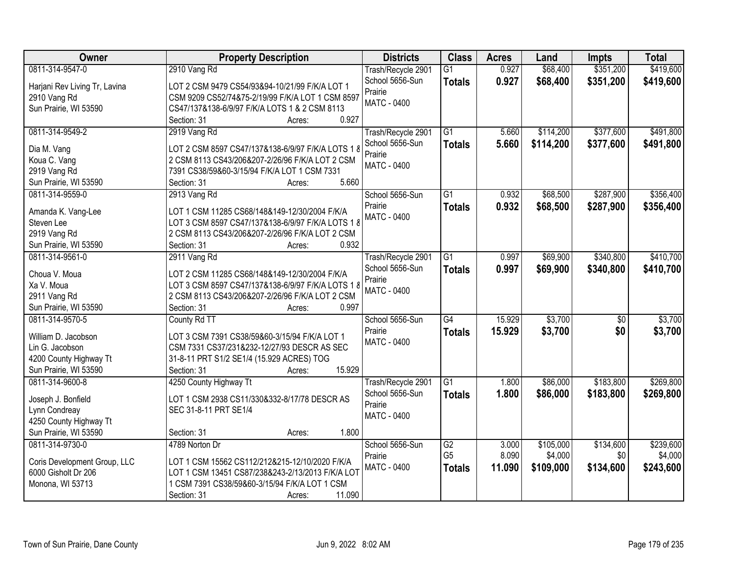| Owner | Property Description | Districts | Class | Acres | Land | Impts | Total |
|---|---|---|---|---|---|---|---|
| 0811-314-9547-0<br>Harjani Rev Living Tr, Lavina<br>2910 Vang Rd<br>Sun Prairie, WI 53590 | 2910 Vang Rd<br>LOT 2 CSM 9479 CS54/93&94-10/21/99 F/K/A LOT 1 CSM 9209 CS52/74&75-2/19/99 F/K/A LOT 1 CSM 8597 CS47/137&138-6/9/97 F/K/A LOTS 1 & 2 CSM 8113<br>Section: 31 Acres: 0.927 | Trash/Recycle 2901<br>School 5656-Sun Prairie<br>MATC - 0400 | G1<br>**Totals** | 0.927<br>**0.927** | $68,400<br>**$68,400** | $351,200<br>**$351,200** | $419,600<br>**$419,600** |
| 0811-314-9549-2<br>Dia M. Vang<br>Koua C. Vang<br>2919 Vang Rd<br>Sun Prairie, WI 53590 | 2919 Vang Rd<br>LOT 2 CSM 8597 CS47/137&138-6/9/97 F/K/A LOTS 1 & 2 CSM 8113 CS43/206&207-2/26/96 F/K/A LOT 2 CSM 7391 CS38/59&60-3/15/94 F/K/A LOT 1 CSM 7331<br>Section: 31 Acres: 5.660 | Trash/Recycle 2901<br>School 5656-Sun Prairie<br>MATC - 0400 | G1<br>**Totals** | 5.660<br>**5.660** | $114,200<br>**$114,200** | $377,600<br>**$377,600** | $491,800<br>**$491,800** |
| 0811-314-9559-0<br>Amanda K. Vang-Lee<br>Steven Lee<br>2919 Vang Rd<br>Sun Prairie, WI 53590 | 2913 Vang Rd<br>LOT 1 CSM 11285 CS68/148&149-12/30/2004 F/K/A LOT 3 CSM 8597 CS47/137&138-6/9/97 F/K/A LOTS 1 & 2 CSM 8113 CS43/206&207-2/26/96 F/K/A LOT 2 CSM<br>Section: 31 Acres: 0.932 | School 5656-Sun Prairie<br>MATC - 0400 | G1<br>**Totals** | 0.932<br>**0.932** | $68,500<br>**$68,500** | $287,900<br>**$287,900** | $356,400<br>**$356,400** |
| 0811-314-9561-0<br>Choua V. Moua<br>Xa V. Moua<br>2911 Vang Rd<br>Sun Prairie, WI 53590 | 2911 Vang Rd<br>LOT 2 CSM 11285 CS68/148&149-12/30/2004 F/K/A LOT 3 CSM 8597 CS47/137&138-6/9/97 F/K/A LOTS 1 & 2 CSM 8113 CS43/206&207-2/26/96 F/K/A LOT 2 CSM<br>Section: 31 Acres: 0.997 | Trash/Recycle 2901<br>School 5656-Sun Prairie<br>MATC - 0400 | G1<br>**Totals** | 0.997<br>**0.997** | $69,900<br>**$69,900** | $340,800<br>**$340,800** | $410,700<br>**$410,700** |
| 0811-314-9570-5<br>William D. Jacobson<br>Lin G. Jacobson<br>4200 County Highway Tt<br>Sun Prairie, WI 53590 | County Rd TT<br>LOT 3 CSM 7391 CS38/59&60-3/15/94 F/K/A LOT 1 CSM 7331 CS37/231&232-12/27/93 DESCR AS SEC 31-8-11 PRT S1/2 SE1/4 (15.929 ACRES) TOG<br>Section: 31 Acres: 15.929 | School 5656-Sun Prairie<br>MATC - 0400 | G4<br>**Totals** | 15.929<br>**15.929** | $3,700<br>**$3,700** | $0<br>**$0** | $3,700<br>**$3,700** |
| 0811-314-9600-8<br>Joseph J. Bonfield<br>Lynn Condreay<br>4250 County Highway Tt<br>Sun Prairie, WI 53590 | 4250 County Highway Tt<br>LOT 1 CSM 2938 CS11/330&332-8/17/78 DESCR AS SEC 31-8-11 PRT SE1/4<br>Section: 31 Acres: 1.800 | Trash/Recycle 2901<br>School 5656-Sun Prairie<br>MATC - 0400 | G1<br>**Totals** | 1.800<br>**1.800** | $86,000<br>**$86,000** | $183,800<br>**$183,800** | $269,800<br>**$269,800** |
| 0811-314-9730-0<br>Coris Development Group, LLC<br>6000 Gisholt Dr 206<br>Monona, WI 53713 | 4789 Norton Dr<br>LOT 1 CSM 15562 CS112/212&215-12/10/2020 F/K/A LOT 1 CSM 13451 CS87/238&243-2/13/2013 F/K/A LOT 1 CSM 7391 CS38/59&60-3/15/94 F/K/A LOT 1 CSM<br>Section: 31 Acres: 11.090 | School 5656-Sun Prairie<br>MATC - 0400 | G2<br>G5<br>**Totals** | 3.000<br>8.090<br>**11.090** | $105,000<br>$4,000<br>**$109,000** | $134,600<br>$0<br>**$134,600** | $239,600<br>$4,000<br>**$243,600** |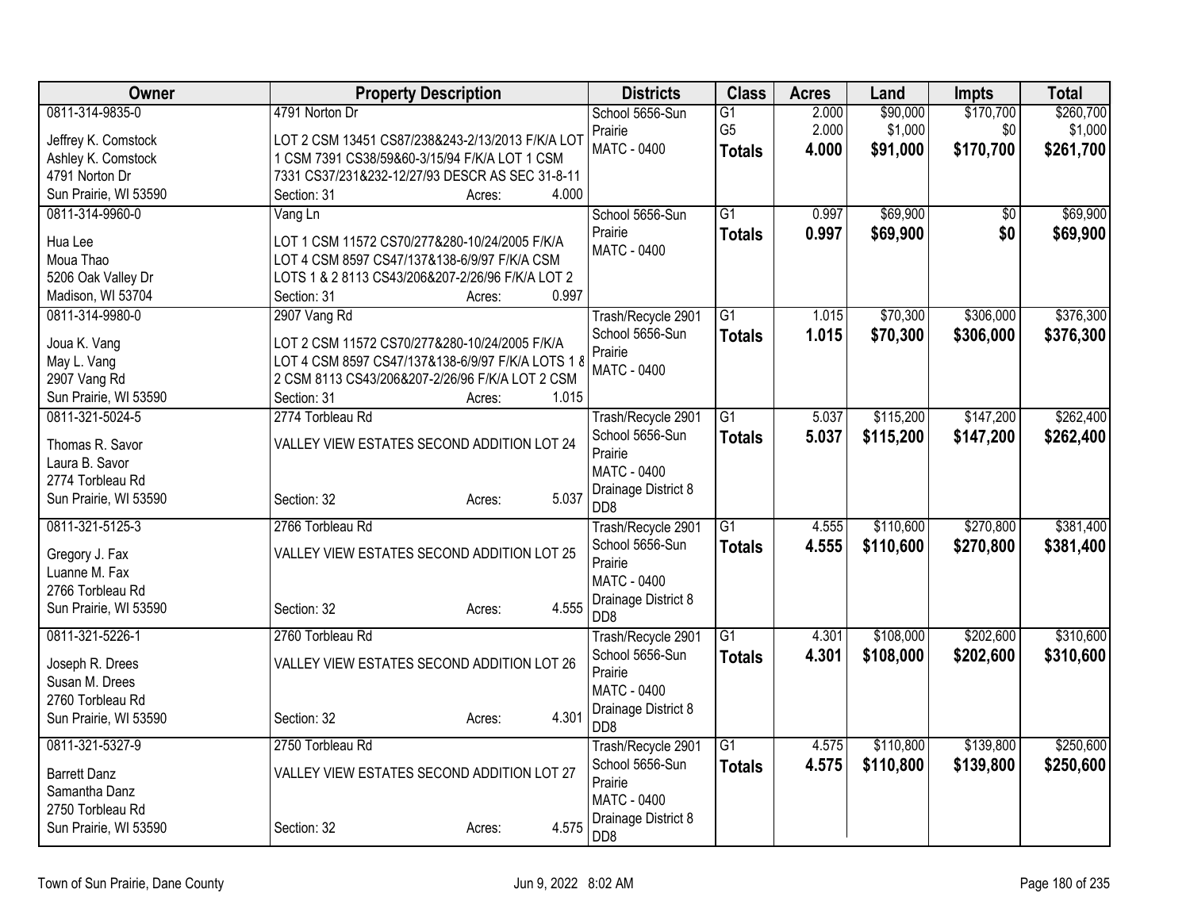| Owner | Property Description | Districts | Class | Acres | Land | Impts | Total |
|---|---|---|---|---|---|---|---|
| 0811-314-9835-0<br>Jeffrey K. Comstock<br>Ashley K. Comstock<br>4791 Norton Dr<br>Sun Prairie, WI 53590 | 4791 Norton Dr<br>LOT 2 CSM 13451 CS87/238&243-2/13/2013 F/K/A LOT 1 CSM 7391 CS38/59&60-3/15/94 F/K/A LOT 1 CSM 7331 CS37/231&232-12/27/93 DESCR AS SEC 31-8-11<br>Section: 31 Acres: 4.000 | School 5656-Sun Prairie<br>MATC - 0400 | G1<br>G5<br>**Totals** | 2.000<br>2.000<br>**4.000** | $90,000<br>$1,000<br>**$91,000** | $170,700<br>$0<br>**$170,700** | $260,700<br>$1,000<br>**$261,700** |
| 0811-314-9960-0<br>Hua Lee<br>Moua Thao<br>5206 Oak Valley Dr<br>Madison, WI 53704 | Vang Ln<br>LOT 1 CSM 11572 CS70/277&280-10/24/2005 F/K/A LOT 4 CSM 8597 CS47/137&138-6/9/97 F/K/A CSM LOTS 1 & 2 8113 CS43/206&207-2/26/96 F/K/A LOT 2<br>Section: 31 Acres: 0.997 | School 5656-Sun Prairie<br>MATC - 0400 | G1<br>**Totals** | 0.997<br>**0.997** | $69,900<br>**$69,900** | $0<br>**$0** | $69,900<br>**$69,900** |
| 0811-314-9980-0<br>Joua K. Vang<br>May L. Vang<br>2907 Vang Rd<br>Sun Prairie, WI 53590 | 2907 Vang Rd<br>LOT 2 CSM 11572 CS70/277&280-10/24/2005 F/K/A LOT 4 CSM 8597 CS47/137&138-6/9/97 F/K/A LOTS 1 & 2 CSM 8113 CS43/206&207-2/26/96 F/K/A LOT 2 CSM<br>Section: 31 Acres: 1.015 | Trash/Recycle 2901<br>School 5656-Sun Prairie<br>MATC - 0400 | G1<br>**Totals** | 1.015<br>**1.015** | $70,300<br>**$70,300** | $306,000<br>**$306,000** | $376,300<br>**$376,300** |
| 0811-321-5024-5<br>Thomas R. Savor<br>Laura B. Savor<br>2774 Torbleau Rd<br>Sun Prairie, WI 53590 | 2774 Torbleau Rd<br>VALLEY VIEW ESTATES SECOND ADDITION LOT 24<br>Section: 32 Acres: 5.037 | Trash/Recycle 2901<br>School 5656-Sun Prairie<br>MATC - 0400<br>Drainage District 8 DD8 | G1<br>**Totals** | 5.037<br>**5.037** | $115,200<br>**$115,200** | $147,200<br>**$147,200** | $262,400<br>**$262,400** |
| 0811-321-5125-3<br>Gregory J. Fax<br>Luanne M. Fax<br>2766 Torbleau Rd<br>Sun Prairie, WI 53590 | 2766 Torbleau Rd<br>VALLEY VIEW ESTATES SECOND ADDITION LOT 25<br>Section: 32 Acres: 4.555 | Trash/Recycle 2901<br>School 5656-Sun Prairie<br>MATC - 0400<br>Drainage District 8 DD8 | G1<br>**Totals** | 4.555<br>**4.555** | $110,600<br>**$110,600** | $270,800<br>**$270,800** | $381,400<br>**$381,400** |
| 0811-321-5226-1<br>Joseph R. Drees<br>Susan M. Drees<br>2760 Torbleau Rd<br>Sun Prairie, WI 53590 | 2760 Torbleau Rd<br>VALLEY VIEW ESTATES SECOND ADDITION LOT 26<br>Section: 32 Acres: 4.301 | Trash/Recycle 2901<br>School 5656-Sun Prairie<br>MATC - 0400<br>Drainage District 8 DD8 | G1<br>**Totals** | 4.301<br>**4.301** | $108,000<br>**$108,000** | $202,600<br>**$202,600** | $310,600<br>**$310,600** |
| 0811-321-5327-9<br>Barrett Danz<br>Samantha Danz<br>2750 Torbleau Rd<br>Sun Prairie, WI 53590 | 2750 Torbleau Rd<br>VALLEY VIEW ESTATES SECOND ADDITION LOT 27<br>Section: 32 Acres: 4.575 | Trash/Recycle 2901<br>School 5656-Sun Prairie<br>MATC - 0400<br>Drainage District 8 DD8 | G1<br>**Totals** | 4.575<br>**4.575** | $110,800<br>**$110,800** | $139,800<br>**$139,800** | $250,600<br>**$250,600** |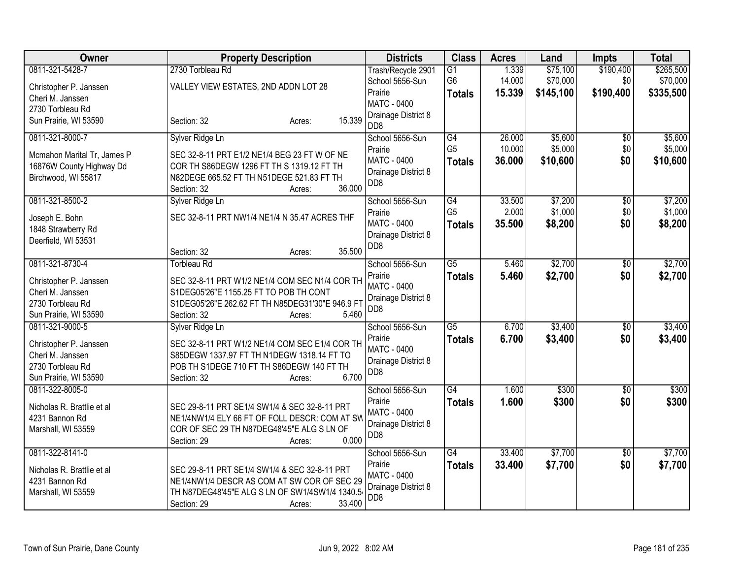| Owner | Property Description | Districts | Class | Acres | Land | Impts | Total |
|---|---|---|---|---|---|---|---|
| 0811-321-5428-7<br>Christopher P. Janssen<br>Cheri M. Janssen<br>2730 Torbleau Rd<br>Sun Prairie, WI 53590 | 2730 Torbleau Rd<br>VALLEY VIEW ESTATES, 2ND ADDN LOT 28<br>Section: 32 Acres: 15.339 | Trash/Recycle 2901<br>School 5656-Sun Prairie<br>MATC - 0400<br>Drainage District 8 DD8 | G1<br>G6<br>**Totals** | 1.339<br>14.000<br>**15.339** | $75,100<br>$70,000<br>**$145,100** | $190,400<br>$0<br>**$190,400** | $265,500<br>$70,000<br>**$335,500** |
| 0811-321-8000-7<br>Mcmahon Marital Tr, James P<br>16876W County Highway Dd<br>Birchwood, WI 55817 | Sylver Ridge Ln<br>SEC 32-8-11 PRT E1/2 NE1/4 BEG 23 FT W OF NE COR TH S86DEGW 1296 FT TH S 1319.12 FT TH N82DEGE 665.52 FT TH N51DEGE 521.83 FT TH<br>Section: 32 Acres: 36.000 | School 5656-Sun Prairie<br>MATC - 0400<br>Drainage District 8 DD8 | G4<br>G5<br>**Totals** | 26.000<br>10.000<br>**36.000** | $5,600<br>$5,000<br>**$10,600** | $0<br>$0<br>**$0** | $5,600<br>$5,000<br>**$10,600** |
| 0811-321-8500-2<br>Joseph E. Bohn<br>1848 Strawberry Rd<br>Deerfield, WI 53531 | Sylver Ridge Ln<br>SEC 32-8-11 PRT NW1/4 NE1/4 N 35.47 ACRES THF<br>Section: 32 Acres: 35.500 | School 5656-Sun Prairie<br>MATC - 0400<br>Drainage District 8 DD8 | G4<br>G5<br>**Totals** | 33.500<br>2.000<br>**35.500** | $7,200<br>$1,000<br>**$8,200** | $0<br>$0<br>**$0** | $7,200<br>$1,000<br>**$8,200** |
| 0811-321-8730-4<br>Christopher P. Janssen<br>Cheri M. Janssen<br>2730 Torbleau Rd<br>Sun Prairie, WI 53590 | Torbleau Rd<br>SEC 32-8-11 PRT W1/2 NE1/4 COM SEC N1/4 COR TH S1DEG05'26"E 1155.25 FT TO POB TH CONT S1DEG05'26"E 262.62 FT TH N85DEG31'30"E 946.9 FT<br>Section: 32 Acres: 5.460 | School 5656-Sun Prairie<br>MATC - 0400<br>Drainage District 8 DD8 | G5<br>**Totals** | 5.460<br>**5.460** | $2,700<br>**$2,700** | $0<br>**$0** | $2,700<br>**$2,700** |
| 0811-321-9000-5<br>Christopher P. Janssen<br>Cheri M. Janssen<br>2730 Torbleau Rd<br>Sun Prairie, WI 53590 | Sylver Ridge Ln<br>SEC 32-8-11 PRT W1/2 NE1/4 COM SEC E1/4 COR TH S85DEGW 1337.97 FT TH N1DEGW 1318.14 FT TO POB TH S1DEGE 710 FT TH S86DEGW 140 FT TH<br>Section: 32 Acres: 6.700 | School 5656-Sun Prairie<br>MATC - 0400<br>Drainage District 8 DD8 | G5<br>**Totals** | 6.700<br>**6.700** | $3,400<br>**$3,400** | $0<br>**$0** | $3,400<br>**$3,400** |
| 0811-322-8005-0<br>Nicholas R. Brattlie et al<br>4231 Bannon Rd<br>Marshall, WI 53559 | SEC 29-8-11 PRT SE1/4 SW1/4 & SEC 32-8-11 PRT NE1/4NW1/4 ELY 66 FT OF FOLL DESCR: COM AT SW COR OF SEC 29 TH N87DEG48'45"E ALG S LN OF<br>Section: 29 Acres: 0.000 | School 5656-Sun Prairie<br>MATC - 0400<br>Drainage District 8 DD8 | G4<br>**Totals** | 1.600<br>**1.600** | $300<br>**$300** | $0<br>**$0** | $300<br>**$300** |
| 0811-322-8141-0<br>Nicholas R. Brattlie et al<br>4231 Bannon Rd<br>Marshall, WI 53559 | SEC 29-8-11 PRT SE1/4 SW1/4 & SEC 32-8-11 PRT NE1/4NW1/4 DESCR AS COM AT SW COR OF SEC 29 TH N87DEG48'45"E ALG S LN OF SW1/4SW1/4 1340.5<br>Section: 29 Acres: 33.400 | School 5656-Sun Prairie<br>MATC - 0400<br>Drainage District 8 DD8 | G4<br>**Totals** | 33.400<br>**33.400** | $7,700<br>**$7,700** | $0<br>**$0** | $7,700<br>**$7,700** |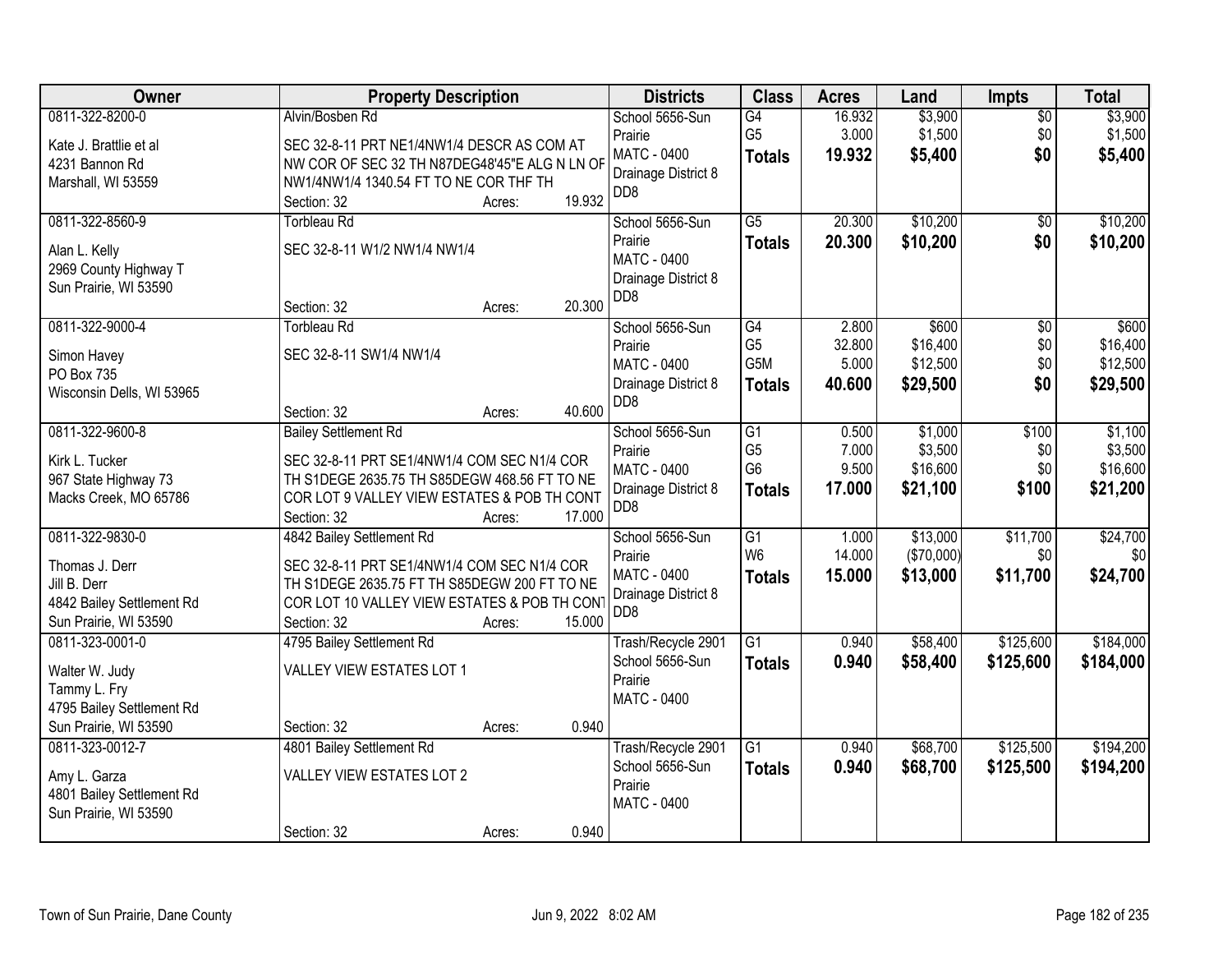| Owner | Property Description | Districts | Class | Acres | Land | Impts | Total |
|---|---|---|---|---|---|---|---|
| 0811-322-8200-0<br><br>Kate J. Brattlie et al<br>4231 Bannon Rd<br>Marshall, WI 53559 | Alvin/Bosben Rd<br><br>SEC 32-8-11 PRT NE1/4NW1/4 DESCR AS COM AT NW COR OF SEC 32 TH N87DEG48'45"E ALG N LN OF NW1/4NW1/4 1340.54 FT TO NE COR THF TH<br>Section: 32 Acres: 19.932 | School 5656-Sun Prairie<br>MATC - 0400<br>Drainage District 8 DD8 | G4<br>G5<br>**Totals** | 16.932<br>3.000<br>**19.932** | $3,900<br>$1,500<br>**$5,400** | $0<br>$0<br>**$0** | $3,900<br>$1,500<br>**$5,400** |
| 0811-322-8560-9<br><br>Alan L. Kelly<br>2969 County Highway T<br>Sun Prairie, WI 53590 | Torbleau Rd<br><br>SEC 32-8-11 W1/2 NW1/4 NW1/4<br><br>Section: 32 Acres: 20.300 | School 5656-Sun Prairie<br>MATC - 0400<br>Drainage District 8 DD8 | G5<br>**Totals** | 20.300<br>**20.300** | $10,200<br>**$10,200** | $0<br>**$0** | $10,200<br>**$10,200** |
| 0811-322-9000-4<br><br>Simon Havey<br>PO Box 735<br>Wisconsin Dells, WI 53965 | Torbleau Rd<br><br>SEC 32-8-11 SW1/4 NW1/4<br><br>Section: 32 Acres: 40.600 | School 5656-Sun Prairie<br>MATC - 0400<br>Drainage District 8 DD8 | G4<br>G5<br>G5M<br>**Totals** | 2.800<br>32.800<br>5.000<br>**40.600** | $600<br>$16,400<br>$12,500<br>**$29,500** | $0<br>$0<br>$0<br>**$0** | $600<br>$16,400<br>$12,500<br>**$29,500** |
| 0811-322-9600-8<br><br>Kirk L. Tucker<br>967 State Highway 73<br>Macks Creek, MO 65786 | Bailey Settlement Rd<br><br>SEC 32-8-11 PRT SE1/4NW1/4 COM SEC N1/4 COR TH S1DEGE 2635.75 TH S85DEGW 468.56 FT TO NE COR LOT 9 VALLEY VIEW ESTATES & POB TH CONT<br>Section: 32 Acres: 17.000 | School 5656-Sun Prairie<br>MATC - 0400<br>Drainage District 8 DD8 | G1<br>G5<br>G6<br>**Totals** | 0.500<br>7.000<br>9.500<br>**17.000** | $1,000<br>$3,500<br>$16,600<br>**$21,100** | $100<br>$0<br>$0<br>**$100** | $1,100<br>$3,500<br>$16,600<br>**$21,200** |
| 0811-322-9830-0<br><br>Thomas J. Derr<br>Jill B. Derr<br>4842 Bailey Settlement Rd<br>Sun Prairie, WI 53590 | 4842 Bailey Settlement Rd<br><br>SEC 32-8-11 PRT SE1/4NW1/4 COM SEC N1/4 COR TH S1DEGE 2635.75 FT TH S85DEGW 200 FT TO NE COR LOT 10 VALLEY VIEW ESTATES & POB TH CONT<br>Section: 32 Acres: 15.000 | School 5656-Sun Prairie<br>MATC - 0400<br>Drainage District 8 DD8 | G1<br>W6<br>**Totals** | 1.000<br>14.000<br>**15.000** | $13,000<br>($70,000)<br>**$13,000** | $11,700<br>$0<br>**$11,700** | $24,700<br>$0<br>**$24,700** |
| 0811-323-0001-0<br><br>Walter W. Judy<br>Tammy L. Fry<br>4795 Bailey Settlement Rd<br>Sun Prairie, WI 53590 | 4795 Bailey Settlement Rd<br><br>VALLEY VIEW ESTATES LOT 1<br><br>Section: 32 Acres: 0.940 | Trash/Recycle 2901<br>School 5656-Sun Prairie<br>MATC - 0400 | G1<br>**Totals** | 0.940<br>**0.940** | $58,400<br>**$58,400** | $125,600<br>**$125,600** | $184,000<br>**$184,000** |
| 0811-323-0012-7<br><br>Amy L. Garza<br>4801 Bailey Settlement Rd<br>Sun Prairie, WI 53590 | 4801 Bailey Settlement Rd<br><br>VALLEY VIEW ESTATES LOT 2<br><br>Section: 32 Acres: 0.940 | Trash/Recycle 2901<br>School 5656-Sun Prairie<br>MATC - 0400 | G1<br>**Totals** | 0.940<br>**0.940** | $68,700<br>**$68,700** | $125,500<br>**$125,500** | $194,200<br>**$194,200** |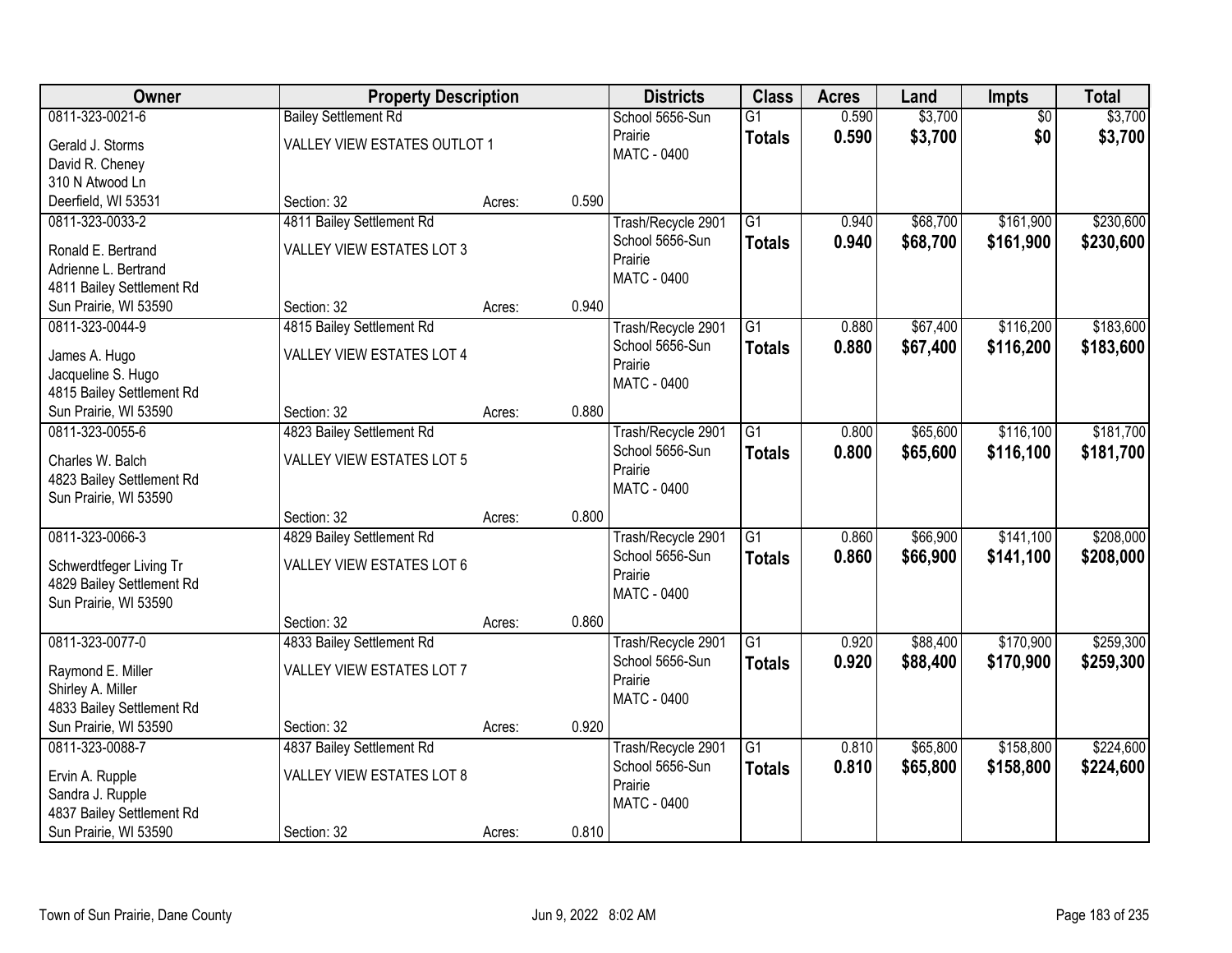| Owner | Property Description | | | Districts | Class | Acres | Land | Impts | Total |
|---|---|---|---|---|---|---|---|---|---|
| 0811-323-0021-6<br>Gerald J. Storms<br>David R. Cheney<br>310 N Atwood Ln<br>Deerfield, WI 53531 | Bailey Settlement Rd<br>VALLEY VIEW ESTATES OUTLOT 1<br>Section: 32 | Acres: | 0.590 | School 5656-Sun Prairie<br>MATC - 0400 | G1<br>**Totals** | 0.590<br>**0.590** | $3,700<br>**$3,700** | $0<br>**$0** | $3,700<br>**$3,700** |
| 0811-323-0033-2<br>Ronald E. Bertrand<br>Adrienne L. Bertrand<br>4811 Bailey Settlement Rd<br>Sun Prairie, WI 53590 | 4811 Bailey Settlement Rd<br>VALLEY VIEW ESTATES LOT 3<br>Section: 32 | Acres: | 0.940 | Trash/Recycle 2901<br>School 5656-Sun Prairie<br>MATC - 0400 | G1<br>**Totals** | 0.940<br>**0.940** | $68,700<br>**$68,700** | $161,900<br>**$161,900** | $230,600<br>**$230,600** |
| 0811-323-0044-9<br>James A. Hugo<br>Jacqueline S. Hugo<br>4815 Bailey Settlement Rd<br>Sun Prairie, WI 53590 | 4815 Bailey Settlement Rd<br>VALLEY VIEW ESTATES LOT 4<br>Section: 32 | Acres: | 0.880 | Trash/Recycle 2901<br>School 5656-Sun Prairie<br>MATC - 0400 | G1<br>**Totals** | 0.880<br>**0.880** | $67,400<br>**$67,400** | $116,200<br>**$116,200** | $183,600<br>**$183,600** |
| 0811-323-0055-6<br>Charles W. Balch<br>4823 Bailey Settlement Rd<br>Sun Prairie, WI 53590 | 4823 Bailey Settlement Rd<br>VALLEY VIEW ESTATES LOT 5<br>Section: 32 | Acres: | 0.800 | Trash/Recycle 2901<br>School 5656-Sun Prairie<br>MATC - 0400 | G1<br>**Totals** | 0.800<br>**0.800** | $65,600<br>**$65,600** | $116,100<br>**$116,100** | $181,700<br>**$181,700** |
| 0811-323-0066-3<br>Schwerdtfeger Living Tr<br>4829 Bailey Settlement Rd<br>Sun Prairie, WI 53590 | 4829 Bailey Settlement Rd<br>VALLEY VIEW ESTATES LOT 6<br>Section: 32 | Acres: | 0.860 | Trash/Recycle 2901<br>School 5656-Sun Prairie<br>MATC - 0400 | G1<br>**Totals** | 0.860<br>**0.860** | $66,900<br>**$66,900** | $141,100<br>**$141,100** | $208,000<br>**$208,000** |
| 0811-323-0077-0<br>Raymond E. Miller<br>Shirley A. Miller<br>4833 Bailey Settlement Rd<br>Sun Prairie, WI 53590 | 4833 Bailey Settlement Rd<br>VALLEY VIEW ESTATES LOT 7<br>Section: 32 | Acres: | 0.920 | Trash/Recycle 2901<br>School 5656-Sun Prairie<br>MATC - 0400 | G1<br>**Totals** | 0.920<br>**0.920** | $88,400<br>**$88,400** | $170,900<br>**$170,900** | $259,300<br>**$259,300** |
| 0811-323-0088-7<br>Ervin A. Rupple<br>Sandra J. Rupple<br>4837 Bailey Settlement Rd<br>Sun Prairie, WI 53590 | 4837 Bailey Settlement Rd<br>VALLEY VIEW ESTATES LOT 8<br>Section: 32 | Acres: | 0.810 | Trash/Recycle 2901<br>School 5656-Sun Prairie<br>MATC - 0400 | G1<br>**Totals** | 0.810<br>**0.810** | $65,800<br>**$65,800** | $158,800<br>**$158,800** | $224,600<br>**$224,600** |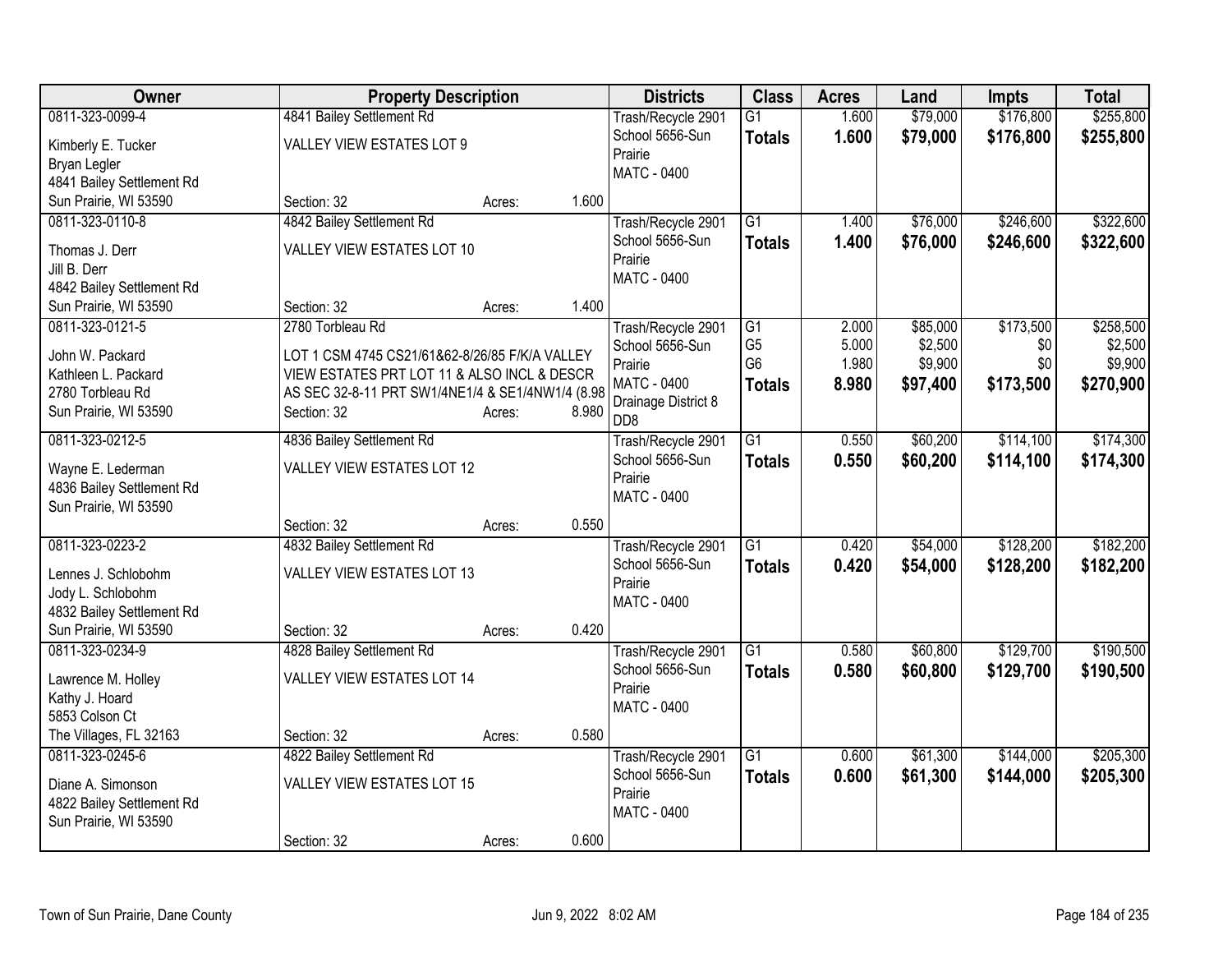| Owner | Property Description | | Districts | Class | Acres | Land | Impts | Total |
|---|---|---|---|---|---|---|---|---|
| 0811-323-0099-4<br>Kimberly E. Tucker<br>Bryan Legler<br>4841 Bailey Settlement Rd<br>Sun Prairie, WI 53590 | 4841 Bailey Settlement Rd<br>VALLEY VIEW ESTATES LOT 9<br><br>Section: 32 | Acres: 1.600 | Trash/Recycle 2901<br>School 5656-Sun Prairie<br>MATC - 0400 | G1<br>**Totals** | 1.600<br>**1.600** | $79,000<br>**$79,000** | $176,800<br>**$176,800** | $255,800<br>**$255,800** |
| 0811-323-0110-8<br>Thomas J. Derr<br>Jill B. Derr<br>4842 Bailey Settlement Rd<br>Sun Prairie, WI 53590 | 4842 Bailey Settlement Rd<br>VALLEY VIEW ESTATES LOT 10<br><br>Section: 32 | Acres: 1.400 | Trash/Recycle 2901<br>School 5656-Sun Prairie<br>MATC - 0400 | G1<br>**Totals** | 1.400<br>**1.400** | $76,000<br>**$76,000** | $246,600<br>**$246,600** | $322,600<br>**$322,600** |
| 0811-323-0121-5<br>John W. Packard<br>Kathleen L. Packard<br>2780 Torbleau Rd<br>Sun Prairie, WI 53590 | 2780 Torbleau Rd<br>LOT 1 CSM 4745 CS21/61&62-8/26/85 F/K/A VALLEY VIEW ESTATES PRT LOT 11 & ALSO INCL & DESCR AS SEC 32-8-11 PRT SW1/4NE1/4 & SE1/4NW1/4 (8.98<br>Section: 32 | Acres: 8.980 | Trash/Recycle 2901<br>School 5656-Sun Prairie<br>MATC - 0400<br>Drainage District 8<br>DD8 | G1<br>G5<br>G6<br>**Totals** | 2.000<br>5.000<br>1.980<br>**8.980** | $85,000<br>$2,500<br>$9,900<br>**$97,400** | $173,500<br>$0<br>$0<br>**$173,500** | $258,500<br>$2,500<br>$9,900<br>**$270,900** |
| 0811-323-0212-5<br>Wayne E. Lederman<br>4836 Bailey Settlement Rd<br>Sun Prairie, WI 53590 | 4836 Bailey Settlement Rd<br>VALLEY VIEW ESTATES LOT 12<br><br>Section: 32 | Acres: 0.550 | Trash/Recycle 2901<br>School 5656-Sun Prairie<br>MATC - 0400 | G1<br>**Totals** | 0.550<br>**0.550** | $60,200<br>**$60,200** | $114,100<br>**$114,100** | $174,300<br>**$174,300** |
| 0811-323-0223-2<br>Lennes J. Schlobohm<br>Jody L. Schlobohm<br>4832 Bailey Settlement Rd<br>Sun Prairie, WI 53590 | 4832 Bailey Settlement Rd<br>VALLEY VIEW ESTATES LOT 13<br><br>Section: 32 | Acres: 0.420 | Trash/Recycle 2901<br>School 5656-Sun Prairie<br>MATC - 0400 | G1<br>**Totals** | 0.420<br>**0.420** | $54,000<br>**$54,000** | $128,200<br>**$128,200** | $182,200<br>**$182,200** |
| 0811-323-0234-9<br>Lawrence M. Holley<br>Kathy J. Hoard<br>5853 Colson Ct<br>The Villages, FL 32163 | 4828 Bailey Settlement Rd<br>VALLEY VIEW ESTATES LOT 14<br><br>Section: 32 | Acres: 0.580 | Trash/Recycle 2901<br>School 5656-Sun Prairie<br>MATC - 0400 | G1<br>**Totals** | 0.580<br>**0.580** | $60,800<br>**$60,800** | $129,700<br>**$129,700** | $190,500<br>**$190,500** |
| 0811-323-0245-6<br>Diane A. Simonson<br>4822 Bailey Settlement Rd<br>Sun Prairie, WI 53590 | 4822 Bailey Settlement Rd<br>VALLEY VIEW ESTATES LOT 15<br><br>Section: 32 | Acres: 0.600 | Trash/Recycle 2901<br>School 5656-Sun Prairie<br>MATC - 0400 | G1<br>**Totals** | 0.600<br>**0.600** | $61,300<br>**$61,300** | $144,000<br>**$144,000** | $205,300<br>**$205,300** |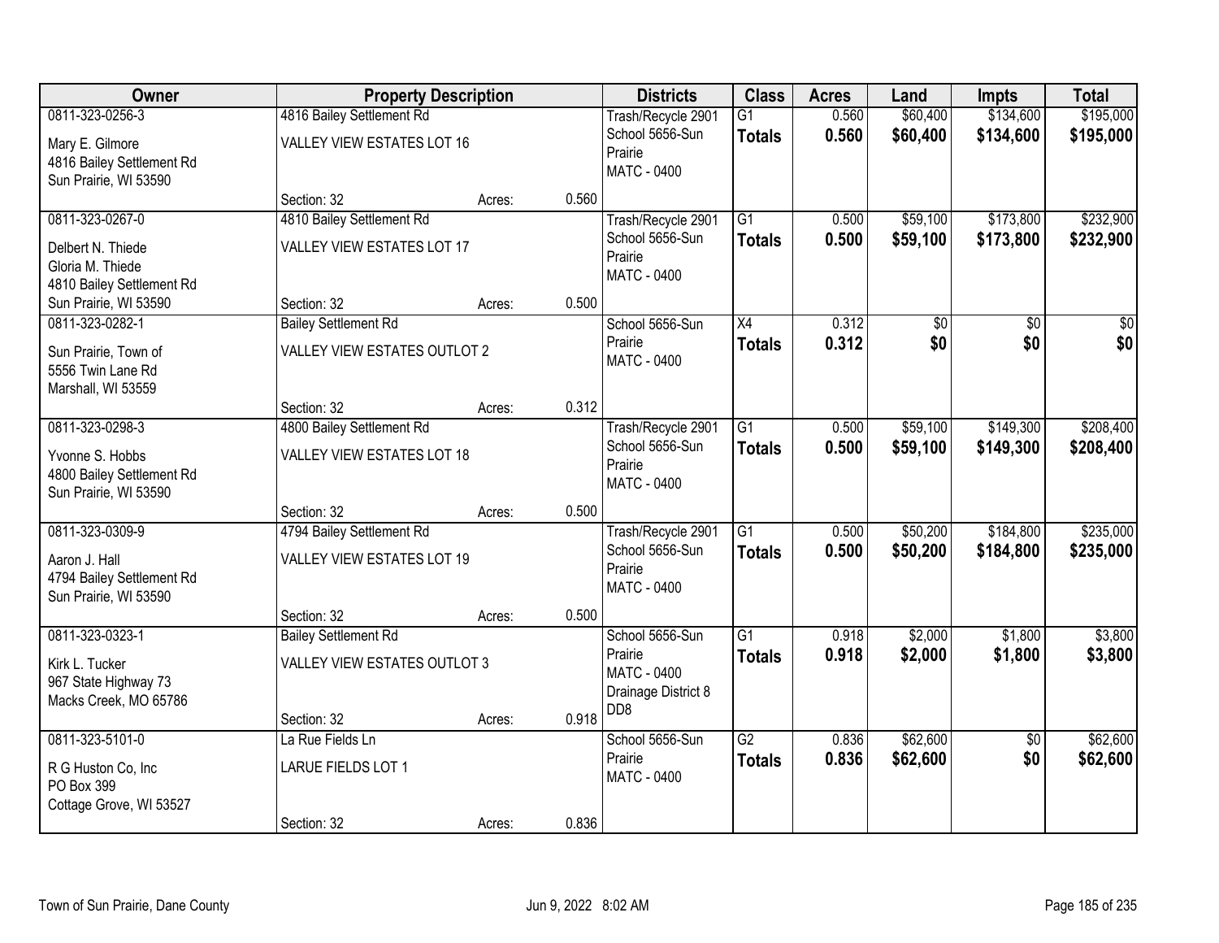| Owner | Property Description | | | Districts | Class | Acres | Land | Impts | Total |
|---|---|---|---|---|---|---|---|---|---|
| 0811-323-0256-3<br>Mary E. Gilmore<br>4816 Bailey Settlement Rd<br>Sun Prairie, WI 53590 | 4816 Bailey Settlement Rd<br>VALLEY VIEW ESTATES LOT 16<br>Section: 32 | Acres: | 0.560 | Trash/Recycle 2901<br>School 5656-Sun Prairie<br>MATC - 0400 | G1<br>**Totals** | 0.560<br>**0.560** | $60,400<br>**$60,400** | $134,600<br>**$134,600** | $195,000<br>**$195,000** |
| 0811-323-0267-0<br>Delbert N. Thiede<br>Gloria M. Thiede<br>4810 Bailey Settlement Rd<br>Sun Prairie, WI 53590 | 4810 Bailey Settlement Rd<br>VALLEY VIEW ESTATES LOT 17<br>Section: 32 | Acres: | 0.500 | Trash/Recycle 2901<br>School 5656-Sun Prairie<br>MATC - 0400 | G1<br>**Totals** | 0.500<br>**0.500** | $59,100<br>**$59,100** | $173,800<br>**$173,800** | $232,900<br>**$232,900** |
| 0811-323-0282-1<br>Sun Prairie, Town of<br>5556 Twin Lane Rd<br>Marshall, WI 53559 | Bailey Settlement Rd<br>VALLEY VIEW ESTATES OUTLOT 2<br>Section: 32 | Acres: | 0.312 | School 5656-Sun Prairie<br>MATC - 0400 | X4<br>**Totals** | 0.312<br>**0.312** | $0<br>**$0** | $0<br>**$0** | $0<br>**$0** |
| 0811-323-0298-3<br>Yvonne S. Hobbs<br>4800 Bailey Settlement Rd<br>Sun Prairie, WI 53590 | 4800 Bailey Settlement Rd<br>VALLEY VIEW ESTATES LOT 18<br>Section: 32 | Acres: | 0.500 | Trash/Recycle 2901<br>School 5656-Sun Prairie<br>MATC - 0400 | G1<br>**Totals** | 0.500<br>**0.500** | $59,100<br>**$59,100** | $149,300<br>**$149,300** | $208,400<br>**$208,400** |
| 0811-323-0309-9<br>Aaron J. Hall<br>4794 Bailey Settlement Rd<br>Sun Prairie, WI 53590 | 4794 Bailey Settlement Rd<br>VALLEY VIEW ESTATES LOT 19<br>Section: 32 | Acres: | 0.500 | Trash/Recycle 2901<br>School 5656-Sun Prairie<br>MATC - 0400 | G1<br>**Totals** | 0.500<br>**0.500** | $50,200<br>**$50,200** | $184,800<br>**$184,800** | $235,000<br>**$235,000** |
| 0811-323-0323-1<br>Kirk L. Tucker<br>967 State Highway 73<br>Macks Creek, MO 65786 | Bailey Settlement Rd<br>VALLEY VIEW ESTATES OUTLOT 3<br>Section: 32 | Acres: | 0.918 | School 5656-Sun Prairie<br>MATC - 0400<br>Drainage District 8 DD8 | G1<br>**Totals** | 0.918<br>**0.918** | $2,000<br>**$2,000** | $1,800<br>**$1,800** | $3,800<br>**$3,800** |
| 0811-323-5101-0<br>R G Huston Co, Inc<br>PO Box 399<br>Cottage Grove, WI 53527 | La Rue Fields Ln<br>LARUE FIELDS LOT 1<br>Section: 32 | Acres: | 0.836 | School 5656-Sun Prairie<br>MATC - 0400 | G2<br>**Totals** | 0.836<br>**0.836** | $62,600<br>**$62,600** | $0<br>**$0** | $62,600<br>**$62,600** |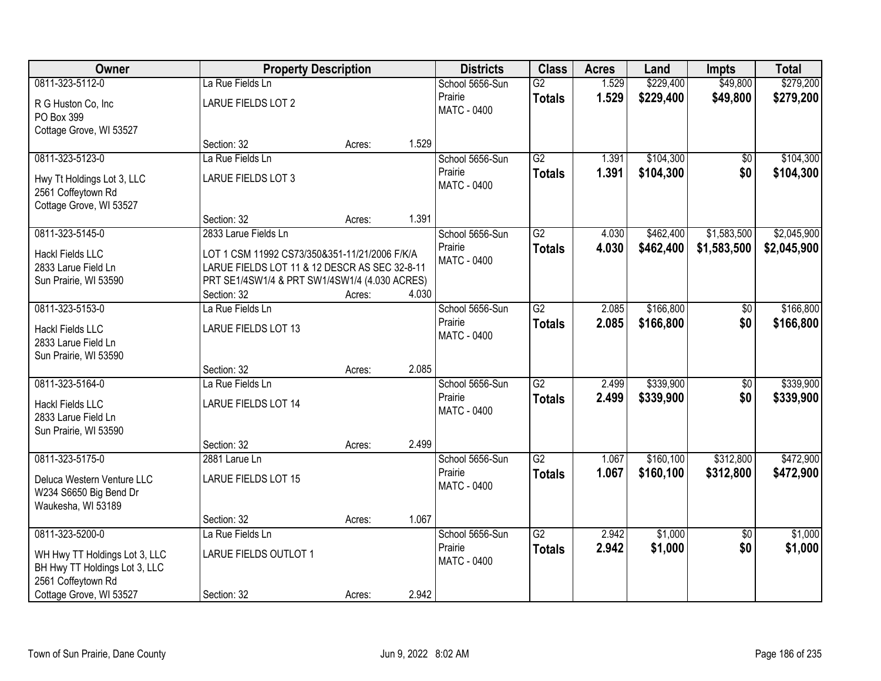| Owner | Property Description | | | Districts | Class | Acres | Land | Impts | Total |
|---|---|---|---|---|---|---|---|---|---|
| 0811-323-5112-0 | La Rue Fields Ln | | | School 5656-Sun Prairie | G2 | 1.529 | $229,400 | $49,800 | $279,200 |
| R G Huston Co, Inc<br>PO Box 399<br>Cottage Grove, WI 53527 | LARUE FIELDS LOT 2 | | | MATC - 0400 | **Totals** | **1.529** | **$229,400** | **$49,800** | **$279,200** |
| | Section: 32 | Acres: | 1.529 | | | | | | |
| 0811-323-5123-0 | La Rue Fields Ln | | | School 5656-Sun Prairie | G2 | 1.391 | $104,300 | $0 | $104,300 |
| Hwy Tt Holdings Lot 3, LLC<br>2561 Coffeytown Rd<br>Cottage Grove, WI 53527 | LARUE FIELDS LOT 3 | | | MATC - 0400 | **Totals** | **1.391** | **$104,300** | **$0** | **$104,300** |
| | Section: 32 | Acres: | 1.391 | | | | | | |
| 0811-323-5145-0 | 2833 Larue Fields Ln | | | School 5656-Sun Prairie | G2 | 4.030 | $462,400 | $1,583,500 | $2,045,900 |
| Hackl Fields LLC<br>2833 Larue Field Ln<br>Sun Prairie, WI 53590 | LOT 1 CSM 11992 CS73/350&351-11/21/2006 F/K/A LARUE FIELDS LOT 11 & 12 DESCR AS SEC 32-8-11 PRT SE1/4SW1/4 & PRT SW1/4SW1/4 (4.030 ACRES) | | | MATC - 0400 | **Totals** | **4.030** | **$462,400** | **$1,583,500** | **$2,045,900** |
| | Section: 32 | Acres: | 4.030 | | | | | | |
| 0811-323-5153-0 | La Rue Fields Ln | | | School 5656-Sun Prairie | G2 | 2.085 | $166,800 | $0 | $166,800 |
| Hackl Fields LLC<br>2833 Larue Field Ln<br>Sun Prairie, WI 53590 | LARUE FIELDS LOT 13 | | | MATC - 0400 | **Totals** | **2.085** | **$166,800** | **$0** | **$166,800** |
| | Section: 32 | Acres: | 2.085 | | | | | | |
| 0811-323-5164-0 | La Rue Fields Ln | | | School 5656-Sun Prairie | G2 | 2.499 | $339,900 | $0 | $339,900 |
| Hackl Fields LLC<br>2833 Larue Field Ln<br>Sun Prairie, WI 53590 | LARUE FIELDS LOT 14 | | | MATC - 0400 | **Totals** | **2.499** | **$339,900** | **$0** | **$339,900** |
| | Section: 32 | Acres: | 2.499 | | | | | | |
| 0811-323-5175-0 | 2881 Larue Ln | | | School 5656-Sun Prairie | G2 | 1.067 | $160,100 | $312,800 | $472,900 |
| Deluca Western Venture LLC<br>W234 S6650 Big Bend Dr<br>Waukesha, WI 53189 | LARUE FIELDS LOT 15 | | | MATC - 0400 | **Totals** | **1.067** | **$160,100** | **$312,800** | **$472,900** |
| | Section: 32 | Acres: | 1.067 | | | | | | |
| 0811-323-5200-0 | La Rue Fields Ln | | | School 5656-Sun Prairie | G2 | 2.942 | $1,000 | $0 | $1,000 |
| WH Hwy TT Holdings Lot 3, LLC<br>BH Hwy TT Holdings Lot 3, LLC<br>2561 Coffeytown Rd<br>Cottage Grove, WI 53527 | LARUE FIELDS OUTLOT 1 | | | MATC - 0400 | **Totals** | **2.942** | **$1,000** | **$0** | **$1,000** |
| | Section: 32 | Acres: | 2.942 | | | | | | |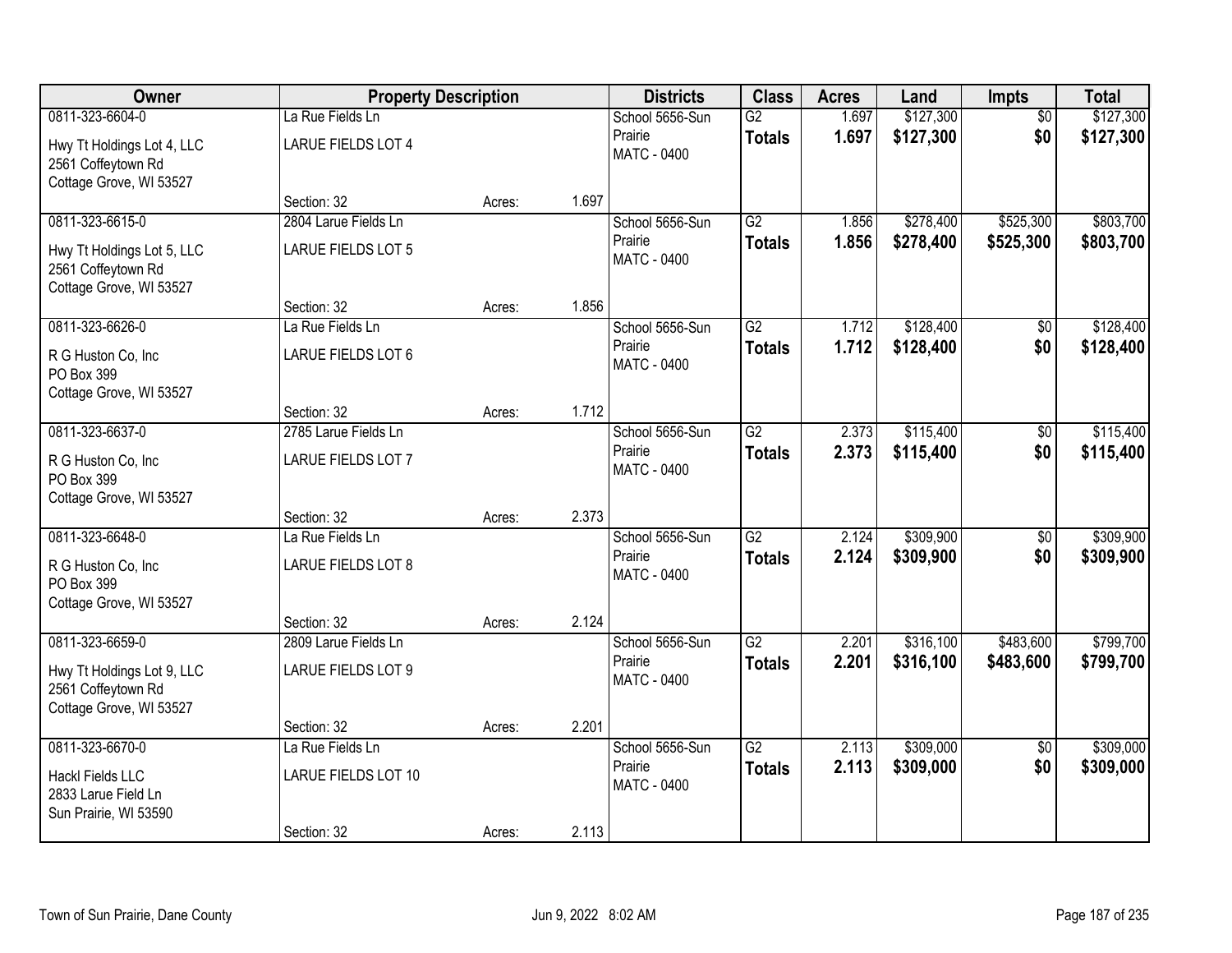| Owner | Property Description | | | Districts | Class | Acres | Land | Impts | Total |
|---|---|---|---|---|---|---|---|---|---|
| 0811-323-6604-0<br>Hwy Tt Holdings Lot 4, LLC<br>2561 Coffeytown Rd<br>Cottage Grove, WI 53527 | La Rue Fields Ln<br>LARUE FIELDS LOT 4<br>Section: 32 | Acres: | 1.697 | School 5656-Sun Prairie<br>MATC - 0400 | G2<br>**Totals** | 1.697<br>**1.697** | $127,300<br>**$127,300** | $0<br>**$0** | $127,300<br>**$127,300** |
| 0811-323-6615-0<br>Hwy Tt Holdings Lot 5, LLC<br>2561 Coffeytown Rd<br>Cottage Grove, WI 53527 | 2804 Larue Fields Ln<br>LARUE FIELDS LOT 5<br>Section: 32 | Acres: | 1.856 | School 5656-Sun Prairie<br>MATC - 0400 | G2<br>**Totals** | 1.856<br>**1.856** | $278,400<br>**$278,400** | $525,300<br>**$525,300** | $803,700<br>**$803,700** |
| 0811-323-6626-0<br>R G Huston Co, Inc<br>PO Box 399<br>Cottage Grove, WI 53527 | La Rue Fields Ln<br>LARUE FIELDS LOT 6<br>Section: 32 | Acres: | 1.712 | School 5656-Sun Prairie<br>MATC - 0400 | G2<br>**Totals** | 1.712<br>**1.712** | $128,400<br>**$128,400** | $0<br>**$0** | $128,400<br>**$128,400** |
| 0811-323-6637-0<br>R G Huston Co, Inc<br>PO Box 399<br>Cottage Grove, WI 53527 | 2785 Larue Fields Ln<br>LARUE FIELDS LOT 7<br>Section: 32 | Acres: | 2.373 | School 5656-Sun Prairie<br>MATC - 0400 | G2<br>**Totals** | 2.373<br>**2.373** | $115,400<br>**$115,400** | $0<br>**$0** | $115,400<br>**$115,400** |
| 0811-323-6648-0<br>R G Huston Co, Inc<br>PO Box 399<br>Cottage Grove, WI 53527 | La Rue Fields Ln<br>LARUE FIELDS LOT 8<br>Section: 32 | Acres: | 2.124 | School 5656-Sun Prairie<br>MATC - 0400 | G2<br>**Totals** | 2.124<br>**2.124** | $309,900<br>**$309,900** | $0<br>**$0** | $309,900<br>**$309,900** |
| 0811-323-6659-0<br>Hwy Tt Holdings Lot 9, LLC<br>2561 Coffeytown Rd<br>Cottage Grove, WI 53527 | 2809 Larue Fields Ln<br>LARUE FIELDS LOT 9<br>Section: 32 | Acres: | 2.201 | School 5656-Sun Prairie<br>MATC - 0400 | G2<br>**Totals** | 2.201<br>**2.201** | $316,100<br>**$316,100** | $483,600<br>**$483,600** | $799,700<br>**$799,700** |
| 0811-323-6670-0<br>Hackl Fields LLC<br>2833 Larue Field Ln<br>Sun Prairie, WI 53590 | La Rue Fields Ln<br>LARUE FIELDS LOT 10<br>Section: 32 | Acres: | 2.113 | School 5656-Sun Prairie<br>MATC - 0400 | G2<br>**Totals** | 2.113<br>**2.113** | $309,000<br>**$309,000** | $0<br>**$0** | $309,000<br>**$309,000** |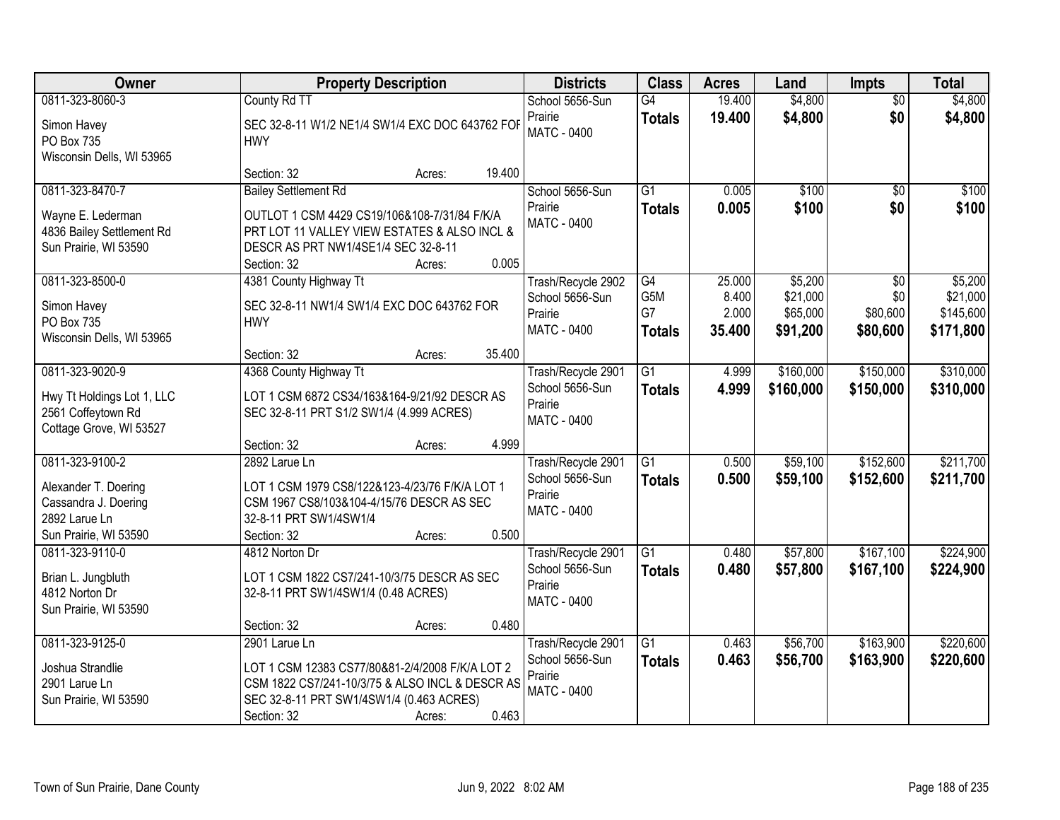| Owner | Property Description | Districts | Class | Acres | Land | Impts | Total |
|---|---|---|---|---|---|---|---|
| 0811-323-8060-3<br>Simon Havey<br>PO Box 735<br>Wisconsin Dells, WI 53965 | County Rd TT<br>SEC 32-8-11 W1/2 NE1/4 SW1/4 EXC DOC 643762 FOR HWY<br>Section: 32 Acres: 19.400 | School 5656-Sun Prairie<br>MATC - 0400 | G4<br>**Totals** | 19.400<br>**19.400** | $4,800<br>**$4,800** | $0<br>**$0** | $4,800<br>**$4,800** |
| 0811-323-8470-7<br>Wayne E. Lederman<br>4836 Bailey Settlement Rd<br>Sun Prairie, WI 53590 | Bailey Settlement Rd<br>OUTLOT 1 CSM 4429 CS19/106&108-7/31/84 F/K/A PRT LOT 11 VALLEY VIEW ESTATES & ALSO INCL & DESCR AS PRT NW1/4SE1/4 SEC 32-8-11<br>Section: 32 Acres: 0.005 | School 5656-Sun Prairie<br>MATC - 0400 | G1<br>**Totals** | 0.005<br>**0.005** | $100<br>**$100** | $0<br>**$0** | $100<br>**$100** |
| 0811-323-8500-0<br>Simon Havey<br>PO Box 735<br>Wisconsin Dells, WI 53965 | 4381 County Highway Tt<br>SEC 32-8-11 NW1/4 SW1/4 EXC DOC 643762 FOR HWY<br>Section: 32 Acres: 35.400 | Trash/Recycle 2902<br>School 5656-Sun Prairie<br>MATC - 0400 | G4<br>G5M<br>G7<br>**Totals** | 25.000<br>8.400<br>2.000<br>**35.400** | $5,200<br>$21,000<br>$65,000<br>**$91,200** | $0<br>$0<br>$80,600<br>**$80,600** | $5,200<br>$21,000<br>$145,600<br>**$171,800** |
| 0811-323-9020-9<br>Hwy Tt Holdings Lot 1, LLC<br>2561 Coffeytown Rd<br>Cottage Grove, WI 53527 | 4368 County Highway Tt<br>LOT 1 CSM 6872 CS34/163&164-9/21/92 DESCR AS SEC 32-8-11 PRT S1/2 SW1/4 (4.999 ACRES)<br>Section: 32 Acres: 4.999 | Trash/Recycle 2901<br>School 5656-Sun Prairie<br>MATC - 0400 | G1<br>**Totals** | 4.999<br>**4.999** | $160,000<br>**$160,000** | $150,000<br>**$150,000** | $310,000<br>**$310,000** |
| 0811-323-9100-2<br>Alexander T. Doering<br>Cassandra J. Doering<br>2892 Larue Ln<br>Sun Prairie, WI 53590 | 2892 Larue Ln<br>LOT 1 CSM 1979 CS8/122&123-4/23/76 F/K/A LOT 1 CSM 1967 CS8/103&104-4/15/76 DESCR AS SEC 32-8-11 PRT SW1/4SW1/4<br>Section: 32 Acres: 0.500 | Trash/Recycle 2901<br>School 5656-Sun Prairie<br>MATC - 0400 | G1<br>**Totals** | 0.500<br>**0.500** | $59,100<br>**$59,100** | $152,600<br>**$152,600** | $211,700<br>**$211,700** |
| 0811-323-9110-0<br>Brian L. Jungbluth<br>4812 Norton Dr<br>Sun Prairie, WI 53590 | 4812 Norton Dr<br>LOT 1 CSM 1822 CS7/241-10/3/75 DESCR AS SEC 32-8-11 PRT SW1/4SW1/4 (0.48 ACRES)<br>Section: 32 Acres: 0.480 | Trash/Recycle 2901<br>School 5656-Sun Prairie<br>MATC - 0400 | G1<br>**Totals** | 0.480<br>**0.480** | $57,800<br>**$57,800** | $167,100<br>**$167,100** | $224,900<br>**$224,900** |
| 0811-323-9125-0<br>Joshua Strandlie<br>2901 Larue Ln<br>Sun Prairie, WI 53590 | 2901 Larue Ln<br>LOT 1 CSM 12383 CS77/80&81-2/4/2008 F/K/A LOT 2 CSM 1822 CS7/241-10/3/75 & ALSO INCL & DESCR AS SEC 32-8-11 PRT SW1/4SW1/4 (0.463 ACRES)<br>Section: 32 Acres: 0.463 | Trash/Recycle 2901<br>School 5656-Sun Prairie<br>MATC - 0400 | G1<br>**Totals** | 0.463<br>**0.463** | $56,700<br>**$56,700** | $163,900<br>**$163,900** | $220,600<br>**$220,600** |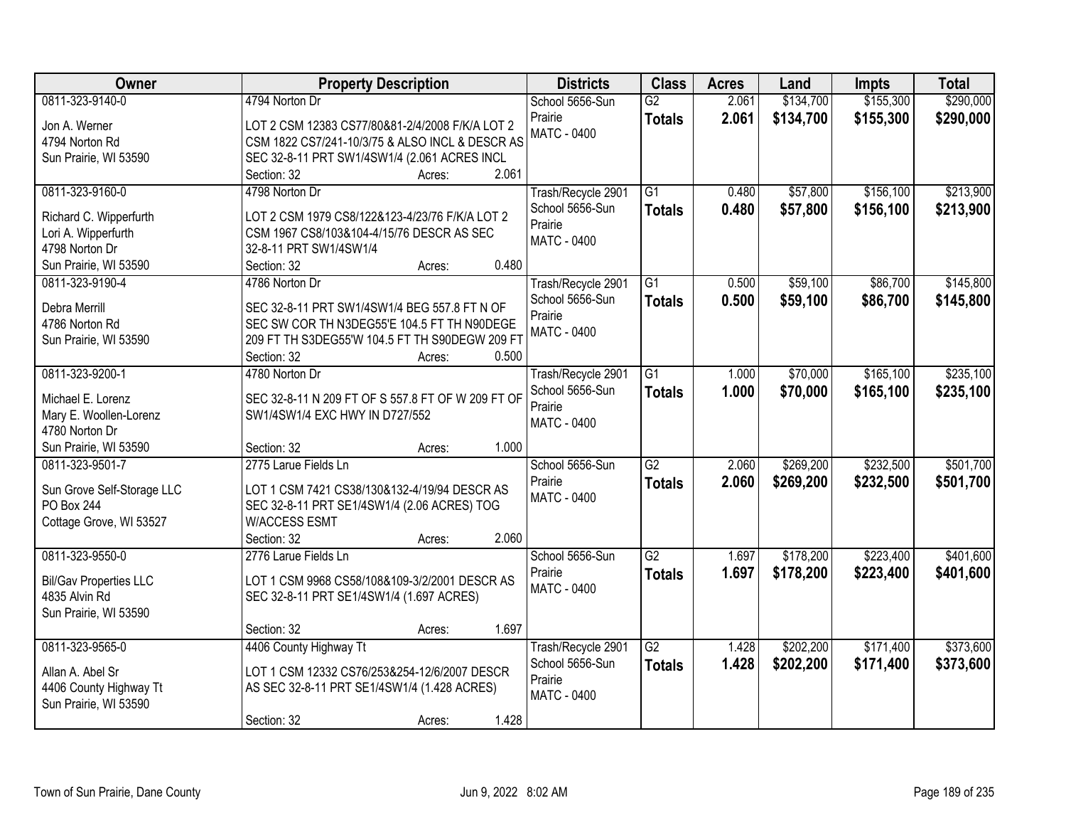| Owner | Property Description | Districts | Class | Acres | Land | Impts | Total |
|---|---|---|---|---|---|---|---|
| 0811-323-9140-0<br>Jon A. Werner<br>4794 Norton Rd<br>Sun Prairie, WI 53590 | 4794 Norton Dr<br>LOT 2 CSM 12383 CS77/80&81-2/4/2008 F/K/A LOT 2 CSM 1822 CS7/241-10/3/75 & ALSO INCL & DESCR AS SEC 32-8-11 PRT SW1/4SW1/4 (2.061 ACRES INCL<br>Section: 32 Acres: 2.061 | School 5656-Sun Prairie<br>MATC - 0400 | G2<br>**Totals** | 2.061<br>**2.061** | $134,700<br>**$134,700** | $155,300<br>**$155,300** | $290,000<br>**$290,000** |
| 0811-323-9160-0<br>Richard C. Wipperfurth<br>Lori A. Wipperfurth<br>4798 Norton Dr<br>Sun Prairie, WI 53590 | 4798 Norton Dr<br>LOT 2 CSM 1979 CS8/122&123-4/23/76 F/K/A LOT 2 CSM 1967 CS8/103&104-4/15/76 DESCR AS SEC 32-8-11 PRT SW1/4SW1/4<br>Section: 32 Acres: 0.480 | Trash/Recycle 2901<br>School 5656-Sun Prairie<br>MATC - 0400 | G1<br>**Totals** | 0.480<br>**0.480** | $57,800<br>**$57,800** | $156,100<br>**$156,100** | $213,900<br>**$213,900** |
| 0811-323-9190-4<br>Debra Merrill<br>4786 Norton Rd<br>Sun Prairie, WI 53590 | 4786 Norton Dr<br>SEC 32-8-11 PRT SW1/4SW1/4 BEG 557.8 FT N OF SEC SW COR TH N3DEG55'E 104.5 FT TH N90DEGE 209 FT TH S3DEG55'W 104.5 FT TH S90DEGW 209 FT<br>Section: 32 Acres: 0.500 | Trash/Recycle 2901<br>School 5656-Sun Prairie<br>MATC - 0400 | G1<br>**Totals** | 0.500<br>**0.500** | $59,100<br>**$59,100** | $86,700<br>**$86,700** | $145,800<br>**$145,800** |
| 0811-323-9200-1<br>Michael E. Lorenz<br>Mary E. Woollen-Lorenz<br>4780 Norton Dr<br>Sun Prairie, WI 53590 | 4780 Norton Dr<br>SEC 32-8-11 N 209 FT OF S 557.8 FT OF W 209 FT OF SW1/4SW1/4 EXC HWY IN D727/552<br>Section: 32 Acres: 1.000 | Trash/Recycle 2901<br>School 5656-Sun Prairie<br>MATC - 0400 | G1<br>**Totals** | 1.000<br>**1.000** | $70,000<br>**$70,000** | $165,100<br>**$165,100** | $235,100<br>**$235,100** |
| 0811-323-9501-7<br>Sun Grove Self-Storage LLC<br>PO Box 244<br>Cottage Grove, WI 53527 | 2775 Larue Fields Ln<br>LOT 1 CSM 7421 CS38/130&132-4/19/94 DESCR AS SEC 32-8-11 PRT SE1/4SW1/4 (2.06 ACRES) TOG W/ACCESS ESMT<br>Section: 32 Acres: 2.060 | School 5656-Sun Prairie<br>MATC - 0400 | G2<br>**Totals** | 2.060<br>**2.060** | $269,200<br>**$269,200** | $232,500<br>**$232,500** | $501,700<br>**$501,700** |
| 0811-323-9550-0<br>Bil/Gav Properties LLC<br>4835 Alvin Rd<br>Sun Prairie, WI 53590 | 2776 Larue Fields Ln<br>LOT 1 CSM 9968 CS58/108&109-3/2/2001 DESCR AS SEC 32-8-11 PRT SE1/4SW1/4 (1.697 ACRES)<br>Section: 32 Acres: 1.697 | School 5656-Sun Prairie<br>MATC - 0400 | G2<br>**Totals** | 1.697<br>**1.697** | $178,200<br>**$178,200** | $223,400<br>**$223,400** | $401,600<br>**$401,600** |
| 0811-323-9565-0<br>Allan A. Abel Sr<br>4406 County Highway Tt<br>Sun Prairie, WI 53590 | 4406 County Highway Tt<br>LOT 1 CSM 12332 CS76/253&254-12/6/2007 DESCR AS SEC 32-8-11 PRT SE1/4SW1/4 (1.428 ACRES)<br>Section: 32 Acres: 1.428 | Trash/Recycle 2901<br>School 5656-Sun Prairie<br>MATC - 0400 | G2<br>**Totals** | 1.428<br>**1.428** | $202,200<br>**$202,200** | $171,400<br>**$171,400** | $373,600<br>**$373,600** |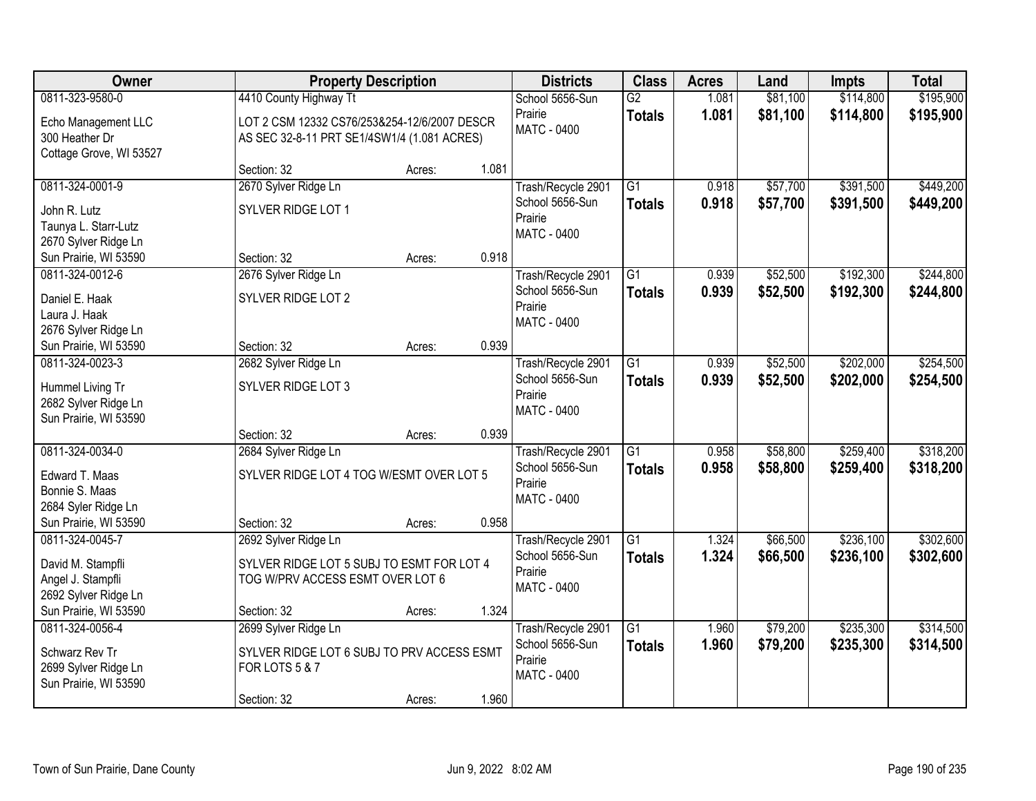| Owner | Property Description | | | Districts | Class | Acres | Land | Impts | Total |
|---|---|---|---|---|---|---|---|---|---|
| 0811-323-9580-0<br>Echo Management LLC<br>300 Heather Dr<br>Cottage Grove, WI 53527 | 4410 County Highway Tt<br>LOT 2 CSM 12332 CS76/253&254-12/6/2007 DESCR AS SEC 32-8-11 PRT SE1/4SW1/4 (1.081 ACRES)<br>Section: 32 | Acres: | 1.081 | School 5656-Sun Prairie<br>MATC - 0400 | G2<br>**Totals** | 1.081<br>**1.081** | \$81,100<br>**\$81,100** | \$114,800<br>**\$114,800** | \$195,900<br>**\$195,900** |
| 0811-324-0001-9<br>John R. Lutz<br>Taunya L. Starr-Lutz<br>2670 Sylver Ridge Ln<br>Sun Prairie, WI 53590 | 2670 Sylver Ridge Ln<br>SYLVER RIDGE LOT 1<br>Section: 32 | Acres: | 0.918 | Trash/Recycle 2901<br>School 5656-Sun Prairie<br>MATC - 0400 | G1<br>**Totals** | 0.918<br>**0.918** | \$57,700<br>**\$57,700** | \$391,500<br>**\$391,500** | \$449,200<br>**\$449,200** |
| 0811-324-0012-6<br>Daniel E. Haak<br>Laura J. Haak<br>2676 Sylver Ridge Ln<br>Sun Prairie, WI 53590 | 2676 Sylver Ridge Ln<br>SYLVER RIDGE LOT 2<br>Section: 32 | Acres: | 0.939 | Trash/Recycle 2901<br>School 5656-Sun Prairie<br>MATC - 0400 | G1<br>**Totals** | 0.939<br>**0.939** | \$52,500<br>**\$52,500** | \$192,300<br>**\$192,300** | \$244,800<br>**\$244,800** |
| 0811-324-0023-3<br>Hummel Living Tr<br>2682 Sylver Ridge Ln<br>Sun Prairie, WI 53590 | 2682 Sylver Ridge Ln<br>SYLVER RIDGE LOT 3<br>Section: 32 | Acres: | 0.939 | Trash/Recycle 2901<br>School 5656-Sun Prairie<br>MATC - 0400 | G1<br>**Totals** | 0.939<br>**0.939** | \$52,500<br>**\$52,500** | \$202,000<br>**\$202,000** | \$254,500<br>**\$254,500** |
| 0811-324-0034-0<br>Edward T. Maas<br>Bonnie S. Maas<br>2684 Syler Ridge Ln<br>Sun Prairie, WI 53590 | 2684 Sylver Ridge Ln<br>SYLVER RIDGE LOT 4 TOG W/ESMT OVER LOT 5<br>Section: 32 | Acres: | 0.958 | Trash/Recycle 2901<br>School 5656-Sun Prairie<br>MATC - 0400 | G1<br>**Totals** | 0.958<br>**0.958** | \$58,800<br>**\$58,800** | \$259,400<br>**\$259,400** | \$318,200<br>**\$318,200** |
| 0811-324-0045-7<br>David M. Stampfli<br>Angel J. Stampfli<br>2692 Sylver Ridge Ln<br>Sun Prairie, WI 53590 | 2692 Sylver Ridge Ln<br>SYLVER RIDGE LOT 5 SUBJ TO ESMT FOR LOT 4 TOG W/PRV ACCESS ESMT OVER LOT 6<br>Section: 32 | Acres: | 1.324 | Trash/Recycle 2901<br>School 5656-Sun Prairie<br>MATC - 0400 | G1<br>**Totals** | 1.324<br>**1.324** | \$66,500<br>**\$66,500** | \$236,100<br>**\$236,100** | \$302,600<br>**\$302,600** |
| 0811-324-0056-4<br>Schwarz Rev Tr<br>2699 Sylver Ridge Ln<br>Sun Prairie, WI 53590 | 2699 Sylver Ridge Ln<br>SYLVER RIDGE LOT 6 SUBJ TO PRV ACCESS ESMT FOR LOTS 5 & 7<br>Section: 32 | Acres: | 1.960 | Trash/Recycle 2901<br>School 5656-Sun Prairie<br>MATC - 0400 | G1<br>**Totals** | 1.960<br>**1.960** | \$79,200<br>**\$79,200** | \$235,300<br>**\$235,300** | \$314,500<br>**\$314,500** |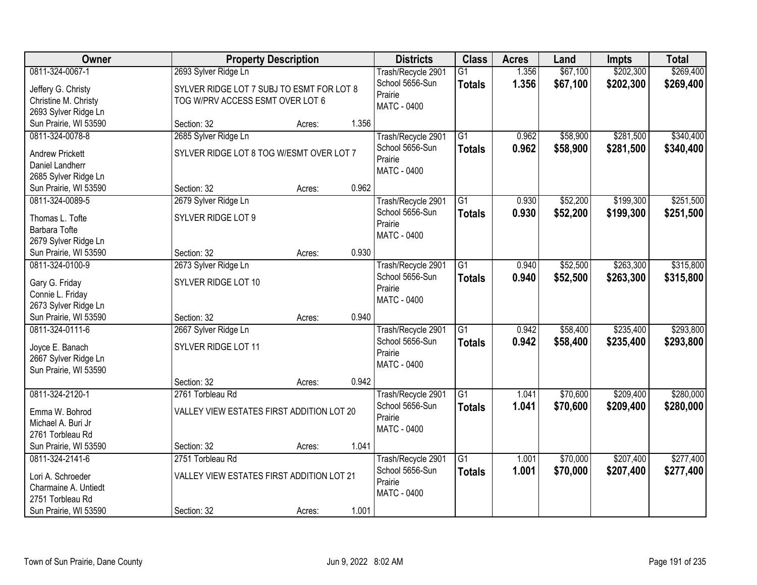| Owner | Property Description | | | Districts | Class | Acres | Land | Impts | Total |
|---|---|---|---|---|---|---|---|---|---|
| 0811-324-0067-1<br>Jeffery G. Christy<br>Christine M. Christy<br>2693 Sylver Ridge Ln<br>Sun Prairie, WI 53590 | 2693 Sylver Ridge Ln<br>SYLVER RIDGE LOT 7 SUBJ TO ESMT FOR LOT 8 TOG W/PRV ACCESS ESMT OVER LOT 6<br>Section: 32 | Acres: | 1.356 | Trash/Recycle 2901<br>School 5656-Sun Prairie<br>MATC - 0400 | G1<br>**Totals** | 1.356<br>**1.356** | $67,100<br>**$67,100** | $202,300<br>**$202,300** | $269,400<br>**$269,400** |
| 0811-324-0078-8<br>Andrew Prickett<br>Daniel Landherr<br>2685 Sylver Ridge Ln<br>Sun Prairie, WI 53590 | 2685 Sylver Ridge Ln<br>SYLVER RIDGE LOT 8 TOG W/ESMT OVER LOT 7<br>Section: 32 | Acres: | 0.962 | Trash/Recycle 2901<br>School 5656-Sun Prairie<br>MATC - 0400 | G1<br>**Totals** | 0.962<br>**0.962** | $58,900<br>**$58,900** | $281,500<br>**$281,500** | $340,400<br>**$340,400** |
| 0811-324-0089-5<br>Thomas L. Tofte<br>Barbara Tofte<br>2679 Sylver Ridge Ln<br>Sun Prairie, WI 53590 | 2679 Sylver Ridge Ln<br>SYLVER RIDGE LOT 9<br>Section: 32 | Acres: | 0.930 | Trash/Recycle 2901<br>School 5656-Sun Prairie<br>MATC - 0400 | G1<br>**Totals** | 0.930<br>**0.930** | $52,200<br>**$52,200** | $199,300<br>**$199,300** | $251,500<br>**$251,500** |
| 0811-324-0100-9<br>Gary G. Friday<br>Connie L. Friday<br>2673 Sylver Ridge Ln<br>Sun Prairie, WI 53590 | 2673 Sylver Ridge Ln<br>SYLVER RIDGE LOT 10<br>Section: 32 | Acres: | 0.940 | Trash/Recycle 2901<br>School 5656-Sun Prairie<br>MATC - 0400 | G1<br>**Totals** | 0.940<br>**0.940** | $52,500<br>**$52,500** | $263,300<br>**$263,300** | $315,800<br>**$315,800** |
| 0811-324-0111-6<br>Joyce E. Banach<br>2667 Sylver Ridge Ln<br>Sun Prairie, WI 53590 | 2667 Sylver Ridge Ln<br>SYLVER RIDGE LOT 11<br>Section: 32 | Acres: | 0.942 | Trash/Recycle 2901<br>School 5656-Sun Prairie<br>MATC - 0400 | G1<br>**Totals** | 0.942<br>**0.942** | $58,400<br>**$58,400** | $235,400<br>**$235,400** | $293,800<br>**$293,800** |
| 0811-324-2120-1<br>Emma W. Bohrod<br>Michael A. Buri Jr<br>2761 Torbleau Rd<br>Sun Prairie, WI 53590 | 2761 Torbleau Rd<br>VALLEY VIEW ESTATES FIRST ADDITION LOT 20<br>Section: 32 | Acres: | 1.041 | Trash/Recycle 2901<br>School 5656-Sun Prairie<br>MATC - 0400 | G1<br>**Totals** | 1.041<br>**1.041** | $70,600<br>**$70,600** | $209,400<br>**$209,400** | $280,000<br>**$280,000** |
| 0811-324-2141-6<br>Lori A. Schroeder<br>Charmaine A. Untiedt<br>2751 Torbleau Rd<br>Sun Prairie, WI 53590 | 2751 Torbleau Rd<br>VALLEY VIEW ESTATES FIRST ADDITION LOT 21<br>Section: 32 | Acres: | 1.001 | Trash/Recycle 2901<br>School 5656-Sun Prairie<br>MATC - 0400 | G1<br>**Totals** | 1.001<br>**1.001** | $70,000<br>**$70,000** | $207,400<br>**$207,400** | $277,400<br>**$277,400** |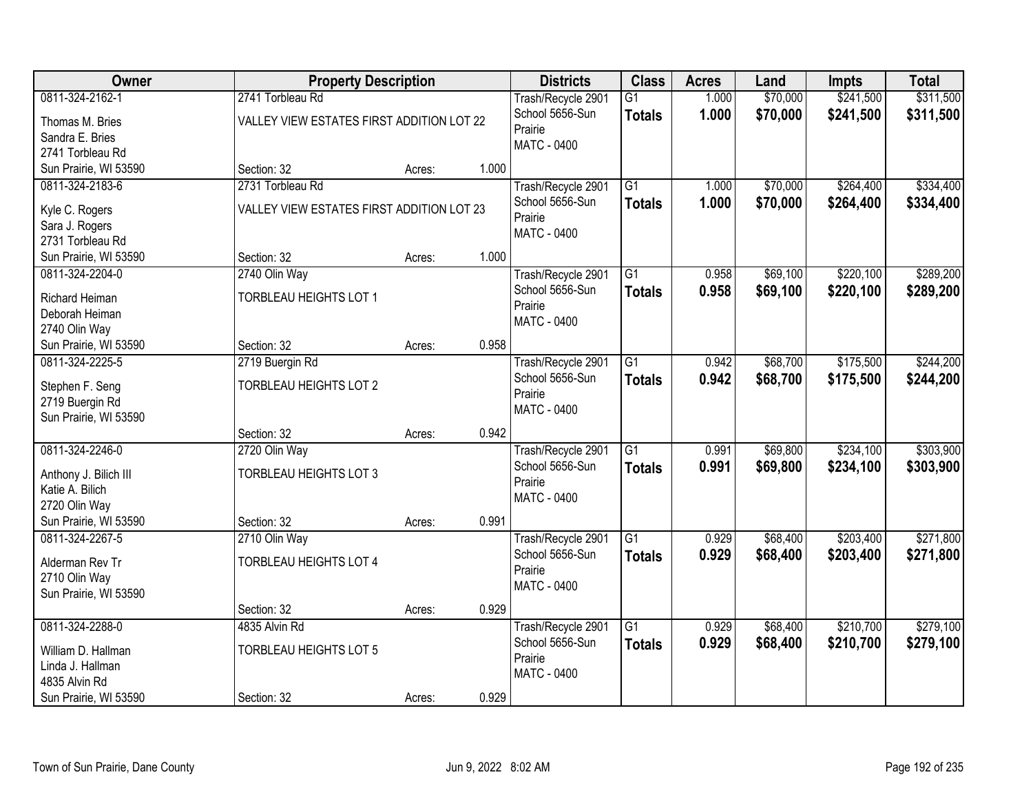| Owner | Property Description | | | Districts | Class | Acres | Land | Impts | Total |
|---|---|---|---|---|---|---|---|---|---|
| 0811-324-2162-1<br>Thomas M. Bries<br>Sandra E. Bries<br>2741 Torbleau Rd<br>Sun Prairie, WI 53590 | 2741 Torbleau Rd<br>VALLEY VIEW ESTATES FIRST ADDITION LOT 22<br>Section: 32 | Acres: | 1.000 | Trash/Recycle 2901<br>School 5656-Sun Prairie<br>MATC - 0400 | G1<br>**Totals** | 1.000<br>**1.000** | $70,000<br>**$70,000** | $241,500<br>**$241,500** | $311,500<br>**$311,500** |
| 0811-324-2183-6<br>Kyle C. Rogers<br>Sara J. Rogers<br>2731 Torbleau Rd<br>Sun Prairie, WI 53590 | 2731 Torbleau Rd<br>VALLEY VIEW ESTATES FIRST ADDITION LOT 23<br>Section: 32 | Acres: | 1.000 | Trash/Recycle 2901<br>School 5656-Sun Prairie<br>MATC - 0400 | G1<br>**Totals** | 1.000<br>**1.000** | $70,000<br>**$70,000** | $264,400<br>**$264,400** | $334,400<br>**$334,400** |
| 0811-324-2204-0<br>Richard Heiman<br>Deborah Heiman<br>2740 Olin Way<br>Sun Prairie, WI 53590 | 2740 Olin Way<br>TORBLEAU HEIGHTS LOT 1<br>Section: 32 | Acres: | 0.958 | Trash/Recycle 2901<br>School 5656-Sun Prairie<br>MATC - 0400 | G1<br>**Totals** | 0.958<br>**0.958** | $69,100<br>**$69,100** | $220,100<br>**$220,100** | $289,200<br>**$289,200** |
| 0811-324-2225-5<br>Stephen F. Seng<br>2719 Buergin Rd<br>Sun Prairie, WI 53590 | 2719 Buergin Rd<br>TORBLEAU HEIGHTS LOT 2<br>Section: 32 | Acres: | 0.942 | Trash/Recycle 2901<br>School 5656-Sun Prairie<br>MATC - 0400 | G1<br>**Totals** | 0.942<br>**0.942** | $68,700<br>**$68,700** | $175,500<br>**$175,500** | $244,200<br>**$244,200** |
| 0811-324-2246-0<br>Anthony J. Bilich III<br>Katie A. Bilich<br>2720 Olin Way<br>Sun Prairie, WI 53590 | 2720 Olin Way<br>TORBLEAU HEIGHTS LOT 3<br>Section: 32 | Acres: | 0.991 | Trash/Recycle 2901<br>School 5656-Sun Prairie<br>MATC - 0400 | G1<br>**Totals** | 0.991<br>**0.991** | $69,800<br>**$69,800** | $234,100<br>**$234,100** | $303,900<br>**$303,900** |
| 0811-324-2267-5<br>Alderman Rev Tr<br>2710 Olin Way<br>Sun Prairie, WI 53590 | 2710 Olin Way<br>TORBLEAU HEIGHTS LOT 4<br>Section: 32 | Acres: | 0.929 | Trash/Recycle 2901<br>School 5656-Sun Prairie<br>MATC - 0400 | G1<br>**Totals** | 0.929<br>**0.929** | $68,400<br>**$68,400** | $203,400<br>**$203,400** | $271,800<br>**$271,800** |
| 0811-324-2288-0<br>William D. Hallman<br>Linda J. Hallman<br>4835 Alvin Rd<br>Sun Prairie, WI 53590 | 4835 Alvin Rd<br>TORBLEAU HEIGHTS LOT 5<br>Section: 32 | Acres: | 0.929 | Trash/Recycle 2901<br>School 5656-Sun Prairie<br>MATC - 0400 | G1<br>**Totals** | 0.929<br>**0.929** | $68,400<br>**$68,400** | $210,700<br>**$210,700** | $279,100<br>**$279,100** |

Town of Sun Prairie, Dane County Jun 9, 2022 8:02 AM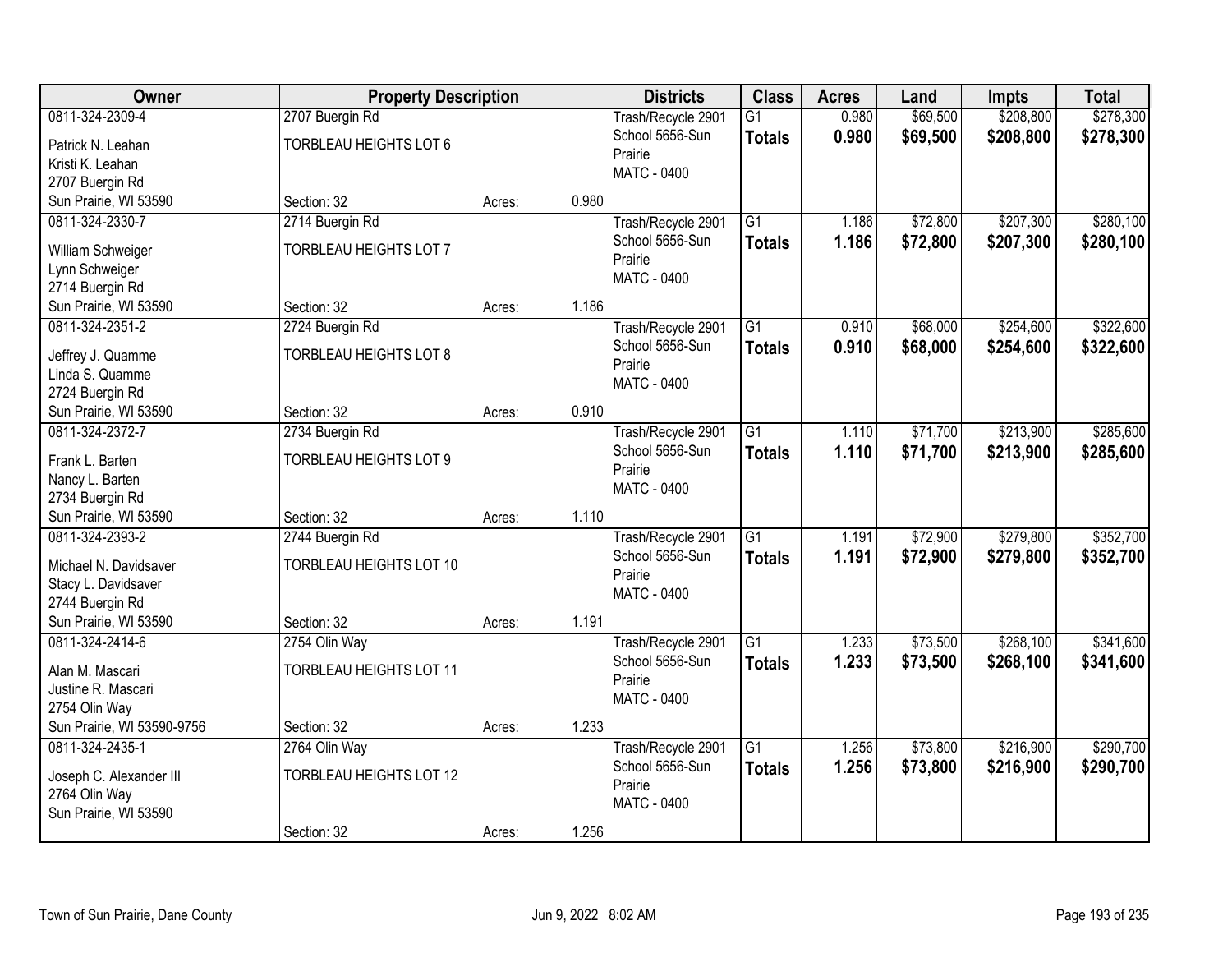| Owner | Property Description | | | Districts | Class | Acres | Land | Impts | Total |
|---|---|---|---|---|---|---|---|---|---|
| 0811-324-2309-4<br>Patrick N. Leahan<br>Kristi K. Leahan<br>2707 Buergin Rd<br>Sun Prairie, WI 53590 | 2707 Buergin Rd<br>TORBLEAU HEIGHTS LOT 6<br>Section: 32 | Acres: | 0.980 | Trash/Recycle 2901<br>School 5656-Sun Prairie<br>MATC - 0400 | G1<br>**Totals** | 0.980<br>**0.980** | $69,500<br>**$69,500** | $208,800<br>**$208,800** | $278,300<br>**$278,300** |
| 0811-324-2330-7<br>William Schweiger<br>Lynn Schweiger<br>2714 Buergin Rd<br>Sun Prairie, WI 53590 | 2714 Buergin Rd<br>TORBLEAU HEIGHTS LOT 7<br>Section: 32 | Acres: | 1.186 | Trash/Recycle 2901<br>School 5656-Sun Prairie<br>MATC - 0400 | G1<br>**Totals** | 1.186<br>**1.186** | $72,800<br>**$72,800** | $207,300<br>**$207,300** | $280,100<br>**$280,100** |
| 0811-324-2351-2<br>Jeffrey J. Quamme<br>Linda S. Quamme<br>2724 Buergin Rd<br>Sun Prairie, WI 53590 | 2724 Buergin Rd<br>TORBLEAU HEIGHTS LOT 8<br>Section: 32 | Acres: | 0.910 | Trash/Recycle 2901<br>School 5656-Sun Prairie<br>MATC - 0400 | G1<br>**Totals** | 0.910<br>**0.910** | $68,000<br>**$68,000** | $254,600<br>**$254,600** | $322,600<br>**$322,600** |
| 0811-324-2372-7<br>Frank L. Barten<br>Nancy L. Barten<br>2734 Buergin Rd<br>Sun Prairie, WI 53590 | 2734 Buergin Rd<br>TORBLEAU HEIGHTS LOT 9<br>Section: 32 | Acres: | 1.110 | Trash/Recycle 2901<br>School 5656-Sun Prairie<br>MATC - 0400 | G1<br>**Totals** | 1.110<br>**1.110** | $71,700<br>**$71,700** | $213,900<br>**$213,900** | $285,600<br>**$285,600** |
| 0811-324-2393-2<br>Michael N. Davidsaver<br>Stacy L. Davidsaver<br>2744 Buergin Rd<br>Sun Prairie, WI 53590 | 2744 Buergin Rd<br>TORBLEAU HEIGHTS LOT 10<br>Section: 32 | Acres: | 1.191 | Trash/Recycle 2901<br>School 5656-Sun Prairie<br>MATC - 0400 | G1<br>**Totals** | 1.191<br>**1.191** | $72,900<br>**$72,900** | $279,800<br>**$279,800** | $352,700<br>**$352,700** |
| 0811-324-2414-6<br>Alan M. Mascari<br>Justine R. Mascari<br>2754 Olin Way<br>Sun Prairie, WI 53590-9756 | 2754 Olin Way<br>TORBLEAU HEIGHTS LOT 11<br>Section: 32 | Acres: | 1.233 | Trash/Recycle 2901<br>School 5656-Sun Prairie<br>MATC - 0400 | G1<br>**Totals** | 1.233<br>**1.233** | $73,500<br>**$73,500** | $268,100<br>**$268,100** | $341,600<br>**$341,600** |
| 0811-324-2435-1<br>Joseph C. Alexander III<br>2764 Olin Way<br>Sun Prairie, WI 53590 | 2764 Olin Way<br>TORBLEAU HEIGHTS LOT 12<br>Section: 32 | Acres: | 1.256 | Trash/Recycle 2901<br>School 5656-Sun Prairie<br>MATC - 0400 | G1<br>**Totals** | 1.256<br>**1.256** | $73,800<br>**$73,800** | $216,900<br>**$216,900** | $290,700<br>**$290,700** |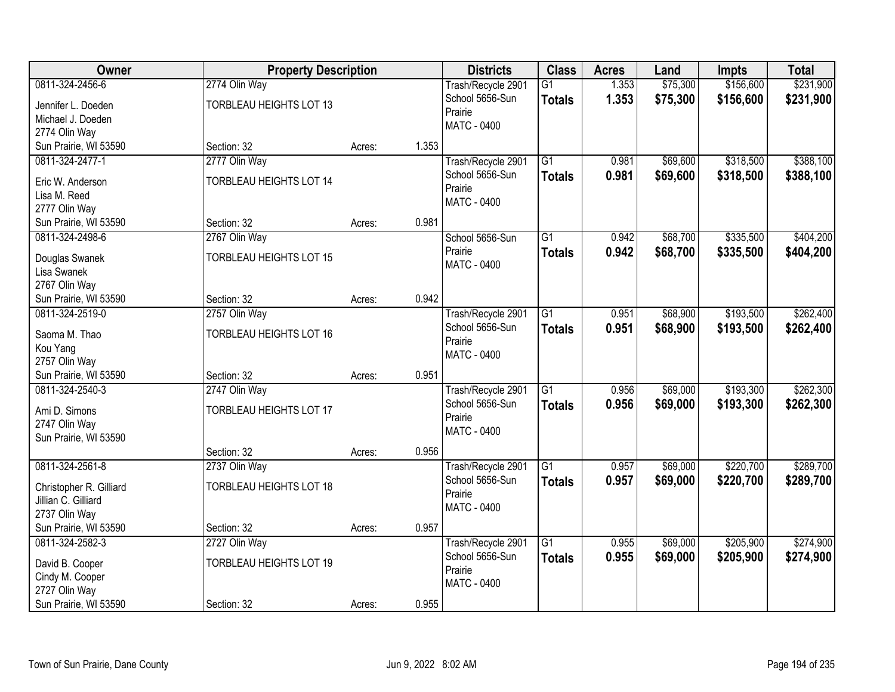| Owner | Property Description | | | Districts | Class | Acres | Land | Impts | Total |
|---|---|---|---|---|---|---|---|---|---|
| 0811-324-2456-6<br>Jennifer L. Doeden<br>Michael J. Doeden<br>2774 Olin Way<br>Sun Prairie, WI 53590 | 2774 Olin Way<br>TORBLEAU HEIGHTS LOT 13<br>Section: 32 | Acres: | 1.353 | Trash/Recycle 2901<br>School 5656-Sun Prairie<br>MATC - 0400 | G1<br>**Totals** | 1.353<br>**1.353** | $75,300<br>**$75,300** | $156,600<br>**$156,600** | $231,900<br>**$231,900** |
| 0811-324-2477-1<br>Eric W. Anderson<br>Lisa M. Reed<br>2777 Olin Way<br>Sun Prairie, WI 53590 | 2777 Olin Way<br>TORBLEAU HEIGHTS LOT 14<br>Section: 32 | Acres: | 0.981 | Trash/Recycle 2901<br>School 5656-Sun Prairie<br>MATC - 0400 | G1<br>**Totals** | 0.981<br>**0.981** | $69,600<br>**$69,600** | $318,500<br>**$318,500** | $388,100<br>**$388,100** |
| 0811-324-2498-6<br>Douglas Swanek<br>Lisa Swanek<br>2767 Olin Way<br>Sun Prairie, WI 53590 | 2767 Olin Way<br>TORBLEAU HEIGHTS LOT 15<br>Section: 32 | Acres: | 0.942 | School 5656-Sun Prairie<br>MATC - 0400 | G1<br>**Totals** | 0.942<br>**0.942** | $68,700<br>**$68,700** | $335,500<br>**$335,500** | $404,200<br>**$404,200** |
| 0811-324-2519-0<br>Saoma M. Thao<br>Kou Yang<br>2757 Olin Way<br>Sun Prairie, WI 53590 | 2757 Olin Way<br>TORBLEAU HEIGHTS LOT 16<br>Section: 32 | Acres: | 0.951 | Trash/Recycle 2901<br>School 5656-Sun Prairie<br>MATC - 0400 | G1<br>**Totals** | 0.951<br>**0.951** | $68,900<br>**$68,900** | $193,500<br>**$193,500** | $262,400<br>**$262,400** |
| 0811-324-2540-3<br>Ami D. Simons<br>2747 Olin Way<br>Sun Prairie, WI 53590 | 2747 Olin Way<br>TORBLEAU HEIGHTS LOT 17<br>Section: 32 | Acres: | 0.956 | Trash/Recycle 2901<br>School 5656-Sun Prairie<br>MATC - 0400 | G1<br>**Totals** | 0.956<br>**0.956** | $69,000<br>**$69,000** | $193,300<br>**$193,300** | $262,300<br>**$262,300** |
| 0811-324-2561-8<br>Christopher R. Gilliard<br>Jillian C. Gilliard<br>2737 Olin Way<br>Sun Prairie, WI 53590 | 2737 Olin Way<br>TORBLEAU HEIGHTS LOT 18<br>Section: 32 | Acres: | 0.957 | Trash/Recycle 2901<br>School 5656-Sun Prairie<br>MATC - 0400 | G1<br>**Totals** | 0.957<br>**0.957** | $69,000<br>**$69,000** | $220,700<br>**$220,700** | $289,700<br>**$289,700** |
| 0811-324-2582-3<br>David B. Cooper<br>Cindy M. Cooper<br>2727 Olin Way<br>Sun Prairie, WI 53590 | 2727 Olin Way<br>TORBLEAU HEIGHTS LOT 19<br>Section: 32 | Acres: | 0.955 | Trash/Recycle 2901<br>School 5656-Sun Prairie<br>MATC - 0400 | G1<br>**Totals** | 0.955<br>**0.955** | $69,000<br>**$69,000** | $205,900<br>**$205,900** | $274,900<br>**$274,900** |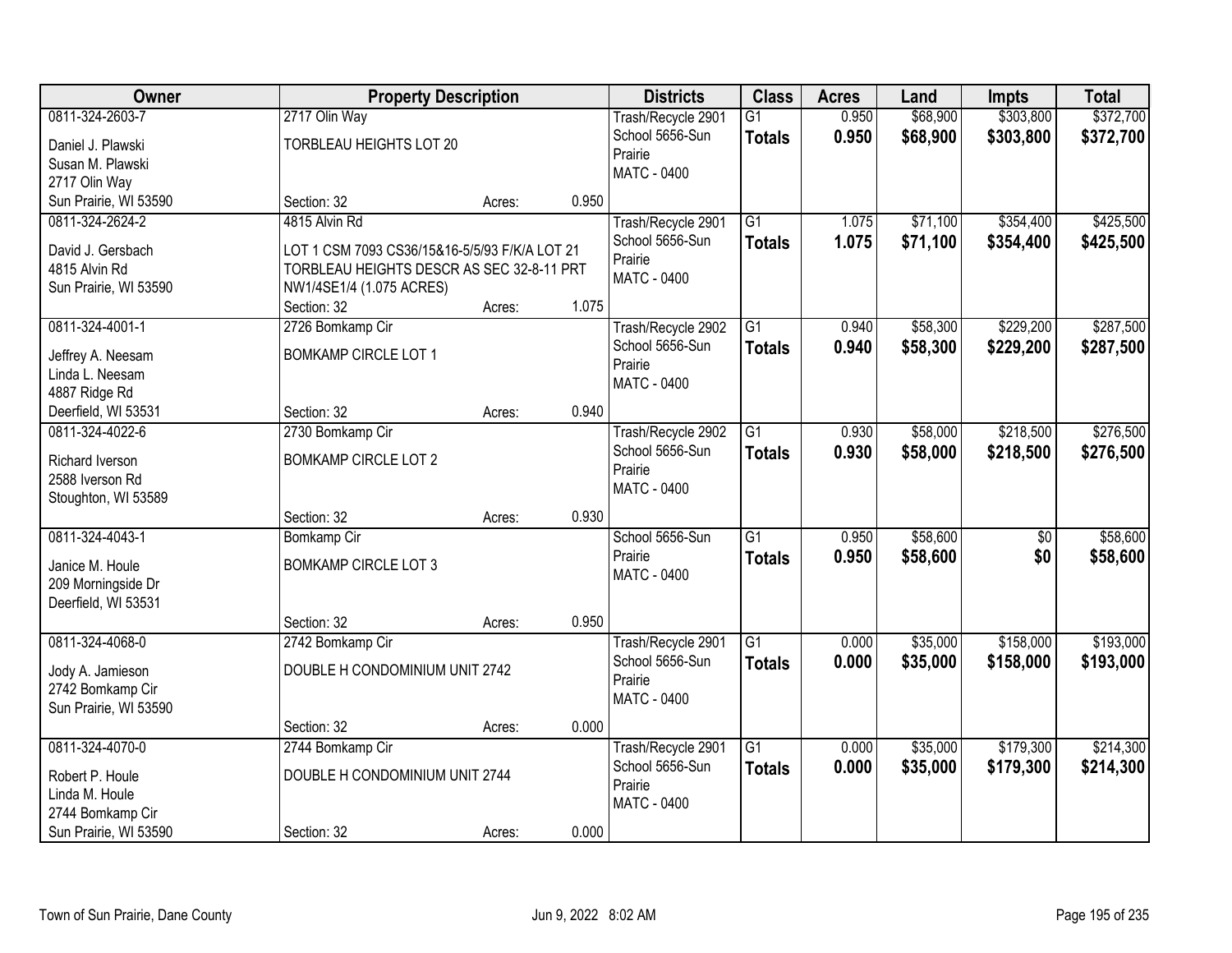| Owner | Property Description | Districts | Class | Acres | Land | Impts | Total |
|---|---|---|---|---|---|---|---|
| 0811-324-2603-7<br>Daniel J. Plawski<br>Susan M. Plawski<br>2717 Olin Way<br>Sun Prairie, WI 53590 | 2717 Olin Way<br>TORBLEAU HEIGHTS LOT 20<br>Section: 32 Acres: 0.950 | Trash/Recycle 2901<br>School 5656-Sun Prairie<br>MATC - 0400 | G1<br>**Totals** | 0.950<br>**0.950** | $68,900<br>**$68,900** | $303,800<br>**$303,800** | $372,700<br>**$372,700** |
| 0811-324-2624-2<br>David J. Gersbach<br>4815 Alvin Rd<br>Sun Prairie, WI 53590 | 4815 Alvin Rd<br>LOT 1 CSM 7093 CS36/15&16-5/5/93 F/K/A LOT 21 TORBLEAU HEIGHTS DESCR AS SEC 32-8-11 PRT NW1/4SE1/4 (1.075 ACRES)<br>Section: 32 Acres: 1.075 | Trash/Recycle 2901<br>School 5656-Sun Prairie<br>MATC - 0400 | G1<br>**Totals** | 1.075<br>**1.075** | $71,100<br>**$71,100** | $354,400<br>**$354,400** | $425,500<br>**$425,500** |
| 0811-324-4001-1<br>Jeffrey A. Neesam<br>Linda L. Neesam<br>4887 Ridge Rd<br>Deerfield, WI 53531 | 2726 Bomkamp Cir<br>BOMKAMP CIRCLE LOT 1<br>Section: 32 Acres: 0.940 | Trash/Recycle 2902<br>School 5656-Sun Prairie<br>MATC - 0400 | G1<br>**Totals** | 0.940<br>**0.940** | $58,300<br>**$58,300** | $229,200<br>**$229,200** | $287,500<br>**$287,500** |
| 0811-324-4022-6<br>Richard Iverson<br>2588 Iverson Rd<br>Stoughton, WI 53589 | 2730 Bomkamp Cir<br>BOMKAMP CIRCLE LOT 2<br>Section: 32 Acres: 0.930 | Trash/Recycle 2902<br>School 5656-Sun Prairie<br>MATC - 0400 | G1<br>**Totals** | 0.930<br>**0.930** | $58,000<br>**$58,000** | $218,500<br>**$218,500** | $276,500<br>**$276,500** |
| 0811-324-4043-1<br>Janice M. Houle<br>209 Morningside Dr<br>Deerfield, WI 53531 | Bomkamp Cir<br>BOMKAMP CIRCLE LOT 3<br>Section: 32 Acres: 0.950 | School 5656-Sun Prairie<br>MATC - 0400 | G1<br>**Totals** | 0.950<br>**0.950** | $58,600<br>**$58,600** | $0<br>**$0** | $58,600<br>**$58,600** |
| 0811-324-4068-0<br>Jody A. Jamieson<br>2742 Bomkamp Cir<br>Sun Prairie, WI 53590 | 2742 Bomkamp Cir<br>DOUBLE H CONDOMINIUM UNIT 2742<br>Section: 32 Acres: 0.000 | Trash/Recycle 2901<br>School 5656-Sun Prairie<br>MATC - 0400 | G1<br>**Totals** | 0.000<br>**0.000** | $35,000<br>**$35,000** | $158,000<br>**$158,000** | $193,000<br>**$193,000** |
| 0811-324-4070-0<br>Robert P. Houle<br>Linda M. Houle<br>2744 Bomkamp Cir<br>Sun Prairie, WI 53590 | 2744 Bomkamp Cir<br>DOUBLE H CONDOMINIUM UNIT 2744<br>Section: 32 Acres: 0.000 | Trash/Recycle 2901<br>School 5656-Sun Prairie<br>MATC - 0400 | G1<br>**Totals** | 0.000<br>**0.000** | $35,000<br>**$35,000** | $179,300<br>**$179,300** | $214,300<br>**$214,300** |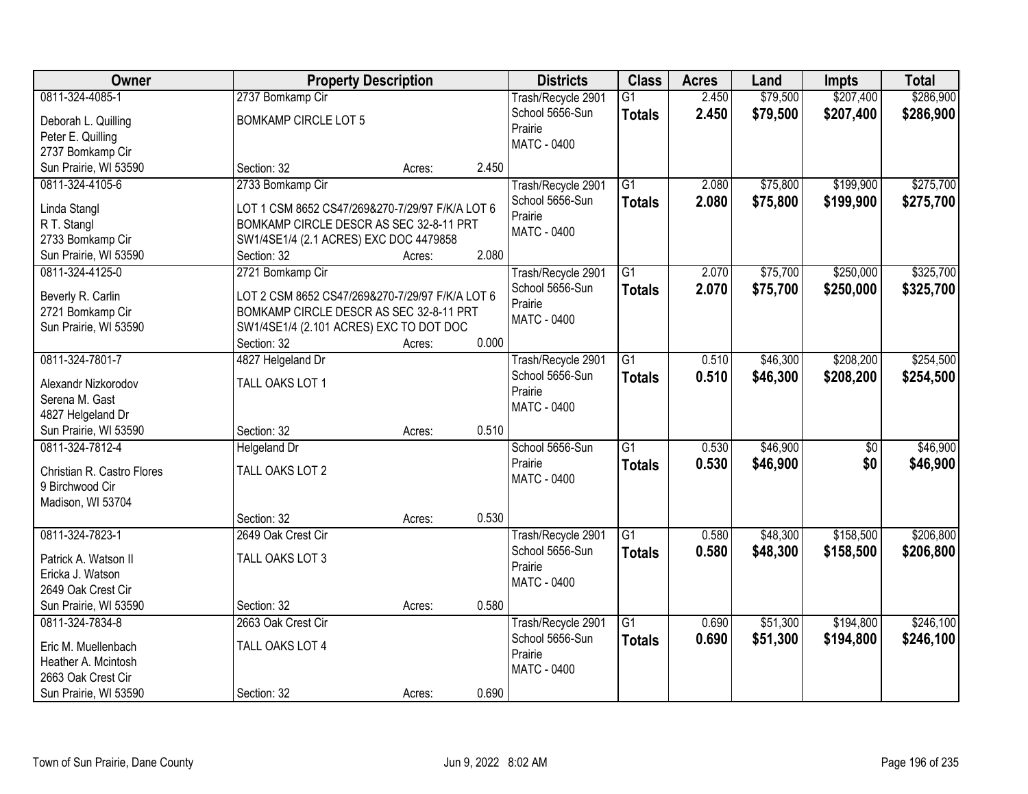| Owner | Property Description | | | Districts | Class | Acres | Land | Impts | Total |
|---|---|---|---|---|---|---|---|---|---|
| 0811-324-4085-1<br>Deborah L. Quilling<br>Peter E. Quilling<br>2737 Bomkamp Cir<br>Sun Prairie, WI 53590 | 2737 Bomkamp Cir<br>BOMKAMP CIRCLE LOT 5<br>Section: 32 | Acres: | 2.450 | Trash/Recycle 2901<br>School 5656-Sun Prairie<br>MATC - 0400 | G1<br>**Totals** | 2.450<br>**2.450** | $79,500<br>**$79,500** | $207,400<br>**$207,400** | $286,900<br>**$286,900** |
| 0811-324-4105-6<br>Linda Stangl<br>R T. Stangl<br>2733 Bomkamp Cir<br>Sun Prairie, WI 53590 | 2733 Bomkamp Cir<br>LOT 1 CSM 8652 CS47/269&270-7/29/97 F/K/A LOT 6 BOMKAMP CIRCLE DESCR AS SEC 32-8-11 PRT SW1/4SE1/4 (2.1 ACRES) EXC DOC 4479858<br>Section: 32 | Acres: | 2.080 | Trash/Recycle 2901<br>School 5656-Sun Prairie<br>MATC - 0400 | G1<br>**Totals** | 2.080<br>**2.080** | $75,800<br>**$75,800** | $199,900<br>**$199,900** | $275,700<br>**$275,700** |
| 0811-324-4125-0<br>Beverly R. Carlin<br>2721 Bomkamp Cir<br>Sun Prairie, WI 53590 | 2721 Bomkamp Cir<br>LOT 2 CSM 8652 CS47/269&270-7/29/97 F/K/A LOT 6 BOMKAMP CIRCLE DESCR AS SEC 32-8-11 PRT SW1/4SE1/4 (2.101 ACRES) EXC TO DOT DOC<br>Section: 32 | Acres: | 0.000 | Trash/Recycle 2901<br>School 5656-Sun Prairie<br>MATC - 0400 | G1<br>**Totals** | 2.070<br>**2.070** | $75,700<br>**$75,700** | $250,000<br>**$250,000** | $325,700<br>**$325,700** |
| 0811-324-7801-7<br>Alexandr Nizkorodov<br>Serena M. Gast<br>4827 Helgeland Dr<br>Sun Prairie, WI 53590 | 4827 Helgeland Dr<br>TALL OAKS LOT 1<br>Section: 32 | Acres: | 0.510 | Trash/Recycle 2901<br>School 5656-Sun Prairie<br>MATC - 0400 | G1<br>**Totals** | 0.510<br>**0.510** | $46,300<br>**$46,300** | $208,200<br>**$208,200** | $254,500<br>**$254,500** |
| 0811-324-7812-4<br>Christian R. Castro Flores<br>9 Birchwood Cir<br>Madison, WI 53704 | Helgeland Dr<br>TALL OAKS LOT 2<br>Section: 32 | Acres: | 0.530 | School 5656-Sun Prairie<br>MATC - 0400 | G1<br>**Totals** | 0.530<br>**0.530** | $46,900<br>**$46,900** | $0<br>**$0** | $46,900<br>**$46,900** |
| 0811-324-7823-1<br>Patrick A. Watson II<br>Ericka J. Watson<br>2649 Oak Crest Cir<br>Sun Prairie, WI 53590 | 2649 Oak Crest Cir<br>TALL OAKS LOT 3<br>Section: 32 | Acres: | 0.580 | Trash/Recycle 2901<br>School 5656-Sun Prairie<br>MATC - 0400 | G1<br>**Totals** | 0.580<br>**0.580** | $48,300<br>**$48,300** | $158,500<br>**$158,500** | $206,800<br>**$206,800** |
| 0811-324-7834-8<br>Eric M. Muellenbach<br>Heather A. Mcintosh<br>2663 Oak Crest Cir<br>Sun Prairie, WI 53590 | 2663 Oak Crest Cir<br>TALL OAKS LOT 4<br>Section: 32 | Acres: | 0.690 | Trash/Recycle 2901<br>School 5656-Sun Prairie<br>MATC - 0400 | G1<br>**Totals** | 0.690<br>**0.690** | $51,300<br>**$51,300** | $194,800<br>**$194,800** | $246,100<br>**$246,100** |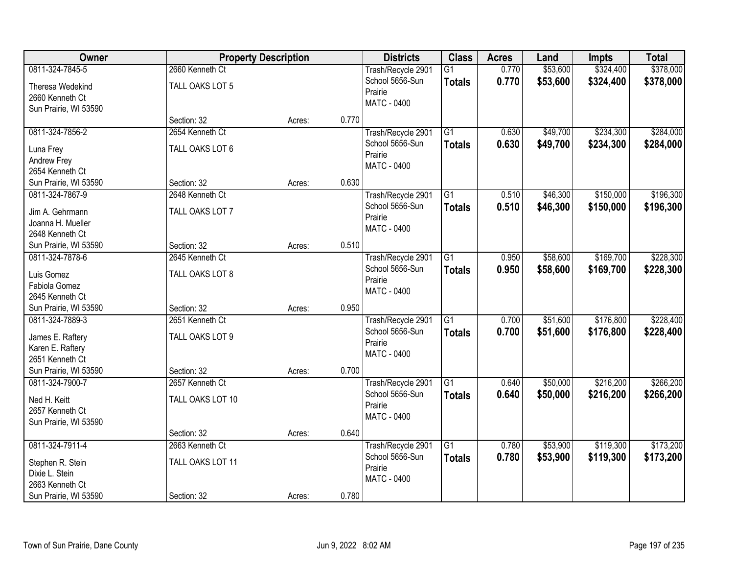| Owner | Property Description | | | Districts | Class | Acres | Land | Impts | Total |
|---|---|---|---|---|---|---|---|---|---|
| 0811-324-7845-5<br>Theresa Wedekind<br>2660 Kenneth Ct<br>Sun Prairie, WI 53590 | 2660 Kenneth Ct<br>TALL OAKS LOT 5<br><br>Section: 32 | Acres: | 0.770 | Trash/Recycle 2901<br>School 5656-Sun Prairie<br>MATC - 0400 | G1<br>**Totals** | 0.770<br>**0.770** | $53,600<br>**$53,600** | $324,400<br>**$324,400** | $378,000<br>**$378,000** |
| 0811-324-7856-2<br>Luna Frey<br>Andrew Frey<br>2654 Kenneth Ct<br>Sun Prairie, WI 53590 | 2654 Kenneth Ct<br>TALL OAKS LOT 6<br><br>Section: 32 | Acres: | 0.630 | Trash/Recycle 2901<br>School 5656-Sun Prairie<br>MATC - 0400 | G1<br>**Totals** | 0.630<br>**0.630** | $49,700<br>**$49,700** | $234,300<br>**$234,300** | $284,000<br>**$284,000** |
| 0811-324-7867-9<br>Jim A. Gehrmann<br>Joanna H. Mueller<br>2648 Kenneth Ct<br>Sun Prairie, WI 53590 | 2648 Kenneth Ct<br>TALL OAKS LOT 7<br><br>Section: 32 | Acres: | 0.510 | Trash/Recycle 2901<br>School 5656-Sun Prairie<br>MATC - 0400 | G1<br>**Totals** | 0.510<br>**0.510** | $46,300<br>**$46,300** | $150,000<br>**$150,000** | $196,300<br>**$196,300** |
| 0811-324-7878-6<br>Luis Gomez<br>Fabiola Gomez<br>2645 Kenneth Ct<br>Sun Prairie, WI 53590 | 2645 Kenneth Ct<br>TALL OAKS LOT 8<br><br>Section: 32 | Acres: | 0.950 | Trash/Recycle 2901<br>School 5656-Sun Prairie<br>MATC - 0400 | G1<br>**Totals** | 0.950<br>**0.950** | $58,600<br>**$58,600** | $169,700<br>**$169,700** | $228,300<br>**$228,300** |
| 0811-324-7889-3<br>James E. Raftery<br>Karen E. Raftery<br>2651 Kenneth Ct<br>Sun Prairie, WI 53590 | 2651 Kenneth Ct<br>TALL OAKS LOT 9<br><br>Section: 32 | Acres: | 0.700 | Trash/Recycle 2901<br>School 5656-Sun Prairie<br>MATC - 0400 | G1<br>**Totals** | 0.700<br>**0.700** | $51,600<br>**$51,600** | $176,800<br>**$176,800** | $228,400<br>**$228,400** |
| 0811-324-7900-7<br>Ned H. Keitt<br>2657 Kenneth Ct<br>Sun Prairie, WI 53590 | 2657 Kenneth Ct<br>TALL OAKS LOT 10<br><br>Section: 32 | Acres: | 0.640 | Trash/Recycle 2901<br>School 5656-Sun Prairie<br>MATC - 0400 | G1<br>**Totals** | 0.640<br>**0.640** | $50,000<br>**$50,000** | $216,200<br>**$216,200** | $266,200<br>**$266,200** |
| 0811-324-7911-4<br>Stephen R. Stein<br>Dixie L. Stein<br>2663 Kenneth Ct<br>Sun Prairie, WI 53590 | 2663 Kenneth Ct<br>TALL OAKS LOT 11<br><br>Section: 32 | Acres: | 0.780 | Trash/Recycle 2901<br>School 5656-Sun Prairie<br>MATC - 0400 | G1<br>**Totals** | 0.780<br>**0.780** | $53,900<br>**$53,900** | $119,300<br>**$119,300** | $173,200<br>**$173,200** |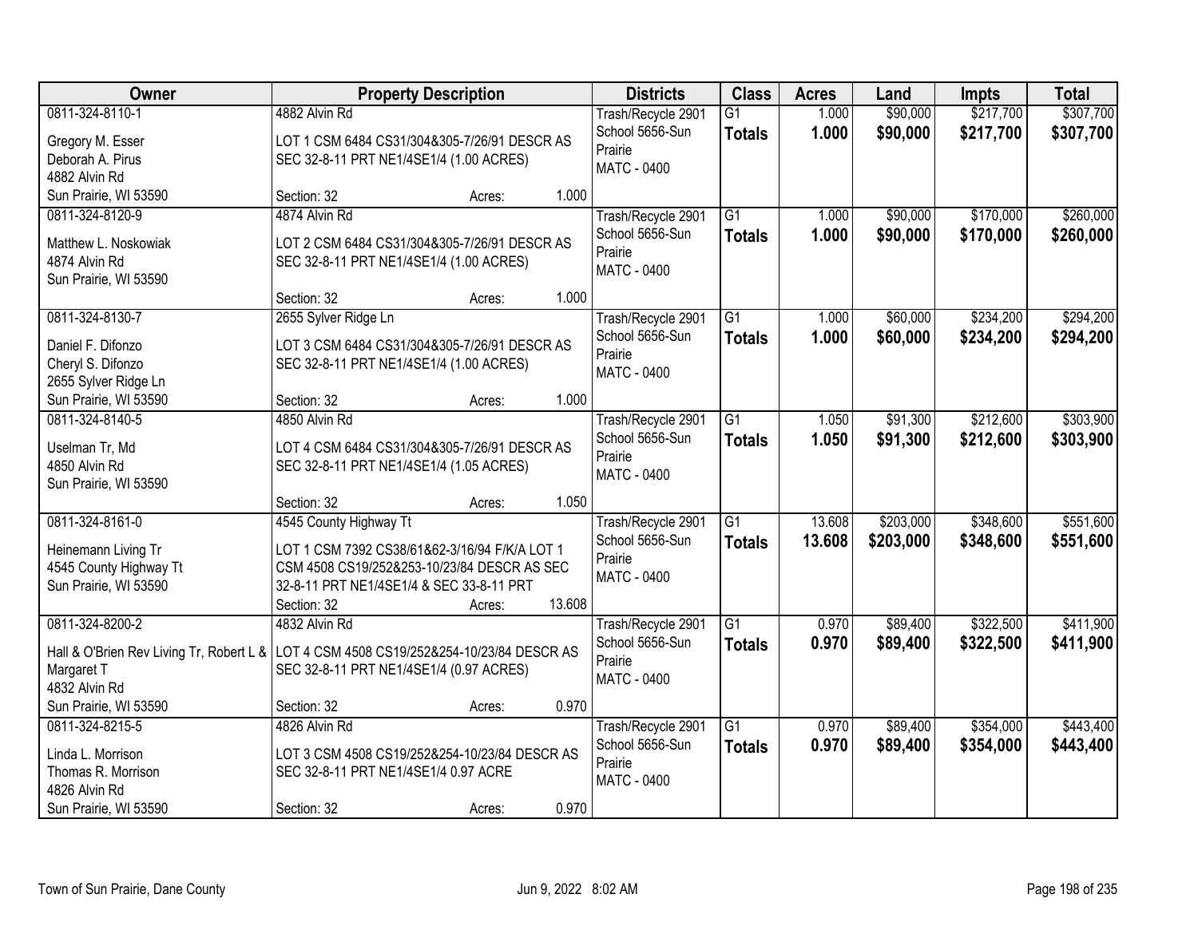| Owner | Property Description | Districts | Class | Acres | Land | Impts | Total |
|---|---|---|---|---|---|---|---|
| 0811-324-8110-1<br>Gregory M. Esser<br>Deborah A. Pirus<br>4882 Alvin Rd<br>Sun Prairie, WI 53590 | 4882 Alvin Rd<br>LOT 1 CSM 6484 CS31/304&305-7/26/91 DESCR AS SEC 32-8-11 PRT NE1/4SE1/4 (1.00 ACRES)<br>Section: 32 Acres: 1.000 | Trash/Recycle 2901<br>School 5656-Sun Prairie<br>MATC - 0400 | G1<br>**Totals** | 1.000<br>**1.000** | $90,000<br>**$90,000** | $217,700<br>**$217,700** | $307,700<br>**$307,700** |
| 0811-324-8120-9<br>Matthew L. Noskowiak<br>4874 Alvin Rd<br>Sun Prairie, WI 53590 | 4874 Alvin Rd<br>LOT 2 CSM 6484 CS31/304&305-7/26/91 DESCR AS SEC 32-8-11 PRT NE1/4SE1/4 (1.00 ACRES)<br>Section: 32 Acres: 1.000 | Trash/Recycle 2901<br>School 5656-Sun Prairie<br>MATC - 0400 | G1<br>**Totals** | 1.000<br>**1.000** | $90,000<br>**$90,000** | $170,000<br>**$170,000** | $260,000<br>**$260,000** |
| 0811-324-8130-7<br>Daniel F. Difonzo<br>Cheryl S. Difonzo<br>2655 Sylver Ridge Ln<br>Sun Prairie, WI 53590 | 2655 Sylver Ridge Ln<br>LOT 3 CSM 6484 CS31/304&305-7/26/91 DESCR AS SEC 32-8-11 PRT NE1/4SE1/4 (1.00 ACRES)<br>Section: 32 Acres: 1.000 | Trash/Recycle 2901<br>School 5656-Sun Prairie<br>MATC - 0400 | G1<br>**Totals** | 1.000<br>**1.000** | $60,000<br>**$60,000** | $234,200<br>**$234,200** | $294,200<br>**$294,200** |
| 0811-324-8140-5<br>Uselman Tr, Md<br>4850 Alvin Rd<br>Sun Prairie, WI 53590 | 4850 Alvin Rd<br>LOT 4 CSM 6484 CS31/304&305-7/26/91 DESCR AS SEC 32-8-11 PRT NE1/4SE1/4 (1.05 ACRES)<br>Section: 32 Acres: 1.050 | Trash/Recycle 2901<br>School 5656-Sun Prairie<br>MATC - 0400 | G1<br>**Totals** | 1.050<br>**1.050** | $91,300<br>**$91,300** | $212,600<br>**$212,600** | $303,900<br>**$303,900** |
| 0811-324-8161-0<br>Heinemann Living Tr<br>4545 County Highway Tt<br>Sun Prairie, WI 53590 | 4545 County Highway Tt<br>LOT 1 CSM 7392 CS38/61&62-3/16/94 F/K/A LOT 1 CSM 4508 CS19/252&253-10/23/84 DESCR AS SEC 32-8-11 PRT NE1/4SE1/4 & SEC 33-8-11 PRT<br>Section: 32 Acres: 13.608 | Trash/Recycle 2901<br>School 5656-Sun Prairie<br>MATC - 0400 | G1<br>**Totals** | 13.608<br>**13.608** | $203,000<br>**$203,000** | $348,600<br>**$348,600** | $551,600<br>**$551,600** |
| 0811-324-8200-2<br>Hall & O'Brien Rev Living Tr, Robert L & Margaret T<br>4832 Alvin Rd<br>Sun Prairie, WI 53590 | 4832 Alvin Rd<br>LOT 4 CSM 4508 CS19/252&254-10/23/84 DESCR AS SEC 32-8-11 PRT NE1/4SE1/4 (0.97 ACRES)<br>Section: 32 Acres: 0.970 | Trash/Recycle 2901<br>School 5656-Sun Prairie<br>MATC - 0400 | G1<br>**Totals** | 0.970<br>**0.970** | $89,400<br>**$89,400** | $322,500<br>**$322,500** | $411,900<br>**$411,900** |
| 0811-324-8215-5<br>Linda L. Morrison<br>Thomas R. Morrison<br>4826 Alvin Rd<br>Sun Prairie, WI 53590 | 4826 Alvin Rd<br>LOT 3 CSM 4508 CS19/252&254-10/23/84 DESCR AS SEC 32-8-11 PRT NE1/4SE1/4 0.97 ACRE<br>Section: 32 Acres: 0.970 | Trash/Recycle 2901<br>School 5656-Sun Prairie<br>MATC - 0400 | G1<br>**Totals** | 0.970<br>**0.970** | $89,400<br>**$89,400** | $354,000<br>**$354,000** | $443,400<br>**$443,400** |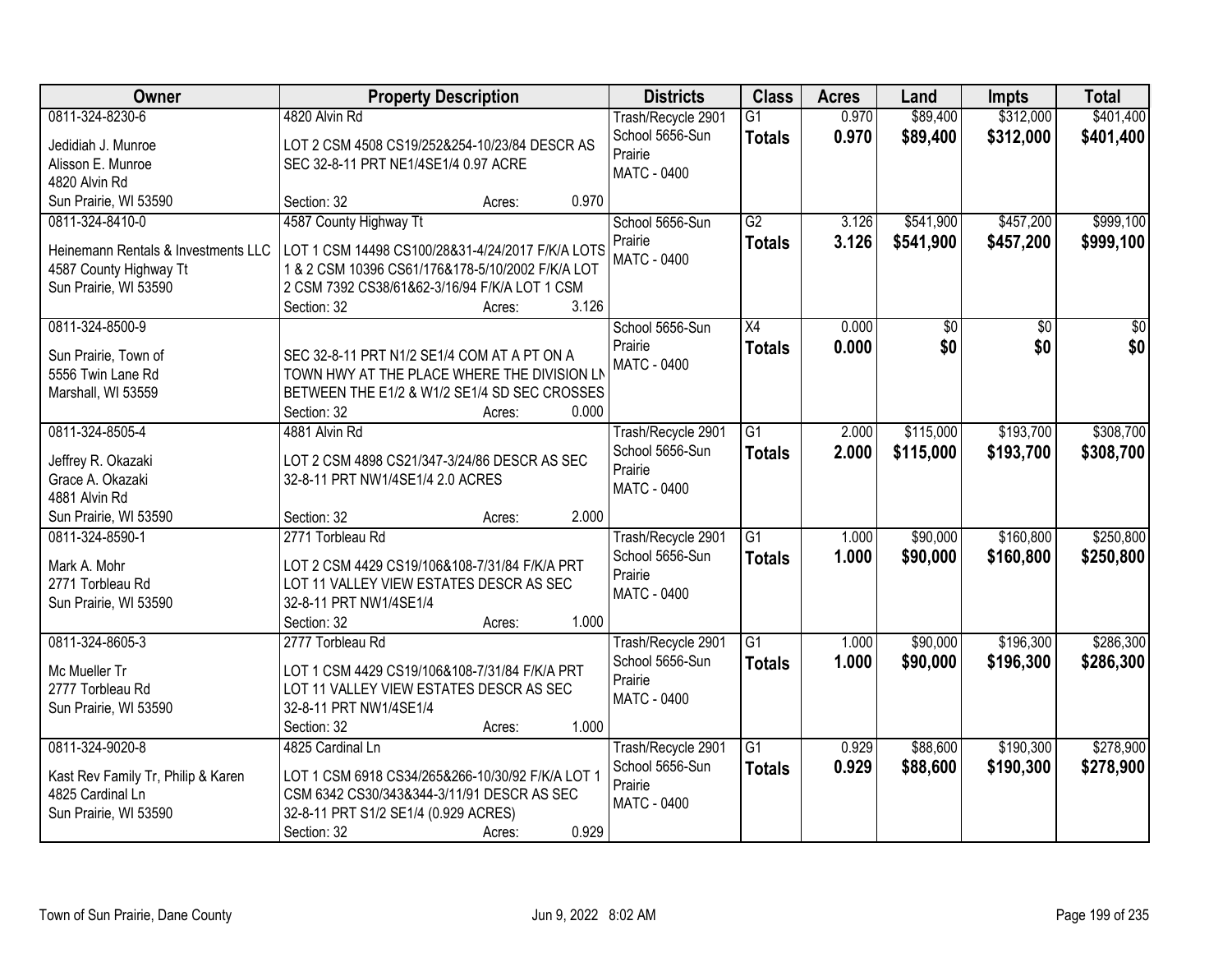| Owner | Property Description | Districts | Class | Acres | Land | Impts | Total |
|---|---|---|---|---|---|---|---|
| 0811-324-8230-6<br>Jedidiah J. Munroe<br>Alisson E. Munroe<br>4820 Alvin Rd<br>Sun Prairie, WI 53590 | 4820 Alvin Rd<br>LOT 2 CSM 4508 CS19/252&254-10/23/84 DESCR AS SEC 32-8-11 PRT NE1/4SE1/4 0.97 ACRE<br>Section: 32 Acres: 0.970 | Trash/Recycle 2901<br>School 5656-Sun Prairie<br>MATC - 0400 | G1<br>**Totals** | 0.970<br>**0.970** | $89,400<br>**$89,400** | $312,000<br>**$312,000** | $401,400<br>**$401,400** |
| 0811-324-8410-0<br>Heinemann Rentals & Investments LLC<br>4587 County Highway Tt<br>Sun Prairie, WI 53590 | 4587 County Highway Tt<br>LOT 1 CSM 14498 CS100/28&31-4/24/2017 F/K/A LOTS 1 & 2 CSM 10396 CS61/176&178-5/10/2002 F/K/A LOT 2 CSM 7392 CS38/61&62-3/16/94 F/K/A LOT 1 CSM<br>Section: 32 Acres: 3.126 | School 5656-Sun Prairie<br>MATC - 0400 | G2<br>**Totals** | 3.126<br>**3.126** | $541,900<br>**$541,900** | $457,200<br>**$457,200** | $999,100<br>**$999,100** |
| 0811-324-8500-9<br>Sun Prairie, Town of<br>5556 Twin Lane Rd<br>Marshall, WI 53559 | SEC 32-8-11 PRT N1/2 SE1/4 COM AT A PT ON A TOWN HWY AT THE PLACE WHERE THE DIVISION LN BETWEEN THE E1/2 & W1/2 SE1/4 SD SEC CROSSES<br>Section: 32 Acres: 0.000 | School 5656-Sun Prairie<br>MATC - 0400 | X4<br>**Totals** | 0.000<br>**0.000** | $0<br>**$0** | $0<br>**$0** | $0<br>**$0** |
| 0811-324-8505-4<br>Jeffrey R. Okazaki<br>Grace A. Okazaki<br>4881 Alvin Rd<br>Sun Prairie, WI 53590 | 4881 Alvin Rd<br>LOT 2 CSM 4898 CS21/347-3/24/86 DESCR AS SEC 32-8-11 PRT NW1/4SE1/4 2.0 ACRES<br>Section: 32 Acres: 2.000 | Trash/Recycle 2901<br>School 5656-Sun Prairie<br>MATC - 0400 | G1<br>**Totals** | 2.000<br>**2.000** | $115,000<br>**$115,000** | $193,700<br>**$193,700** | $308,700<br>**$308,700** |
| 0811-324-8590-1<br>Mark A. Mohr<br>2771 Torbleau Rd<br>Sun Prairie, WI 53590 | 2771 Torbleau Rd<br>LOT 2 CSM 4429 CS19/106&108-7/31/84 F/K/A PRT LOT 11 VALLEY VIEW ESTATES DESCR AS SEC 32-8-11 PRT NW1/4SE1/4<br>Section: 32 Acres: 1.000 | Trash/Recycle 2901<br>School 5656-Sun Prairie<br>MATC - 0400 | G1<br>**Totals** | 1.000<br>**1.000** | $90,000<br>**$90,000** | $160,800<br>**$160,800** | $250,800<br>**$250,800** |
| 0811-324-8605-3<br>Mc Mueller Tr<br>2777 Torbleau Rd<br>Sun Prairie, WI 53590 | 2777 Torbleau Rd<br>LOT 1 CSM 4429 CS19/106&108-7/31/84 F/K/A PRT LOT 11 VALLEY VIEW ESTATES DESCR AS SEC 32-8-11 PRT NW1/4SE1/4<br>Section: 32 Acres: 1.000 | Trash/Recycle 2901<br>School 5656-Sun Prairie<br>MATC - 0400 | G1<br>**Totals** | 1.000<br>**1.000** | $90,000<br>**$90,000** | $196,300<br>**$196,300** | $286,300<br>**$286,300** |
| 0811-324-9020-8<br>Kast Rev Family Tr, Philip & Karen<br>4825 Cardinal Ln<br>Sun Prairie, WI 53590 | 4825 Cardinal Ln<br>LOT 1 CSM 6918 CS34/265&266-10/30/92 F/K/A LOT 1 CSM 6342 CS30/343&344-3/11/91 DESCR AS SEC 32-8-11 PRT S1/2 SE1/4 (0.929 ACRES)<br>Section: 32 Acres: 0.929 | Trash/Recycle 2901<br>School 5656-Sun Prairie<br>MATC - 0400 | G1<br>**Totals** | 0.929<br>**0.929** | $88,600<br>**$88,600** | $190,300<br>**$190,300** | $278,900<br>**$278,900** |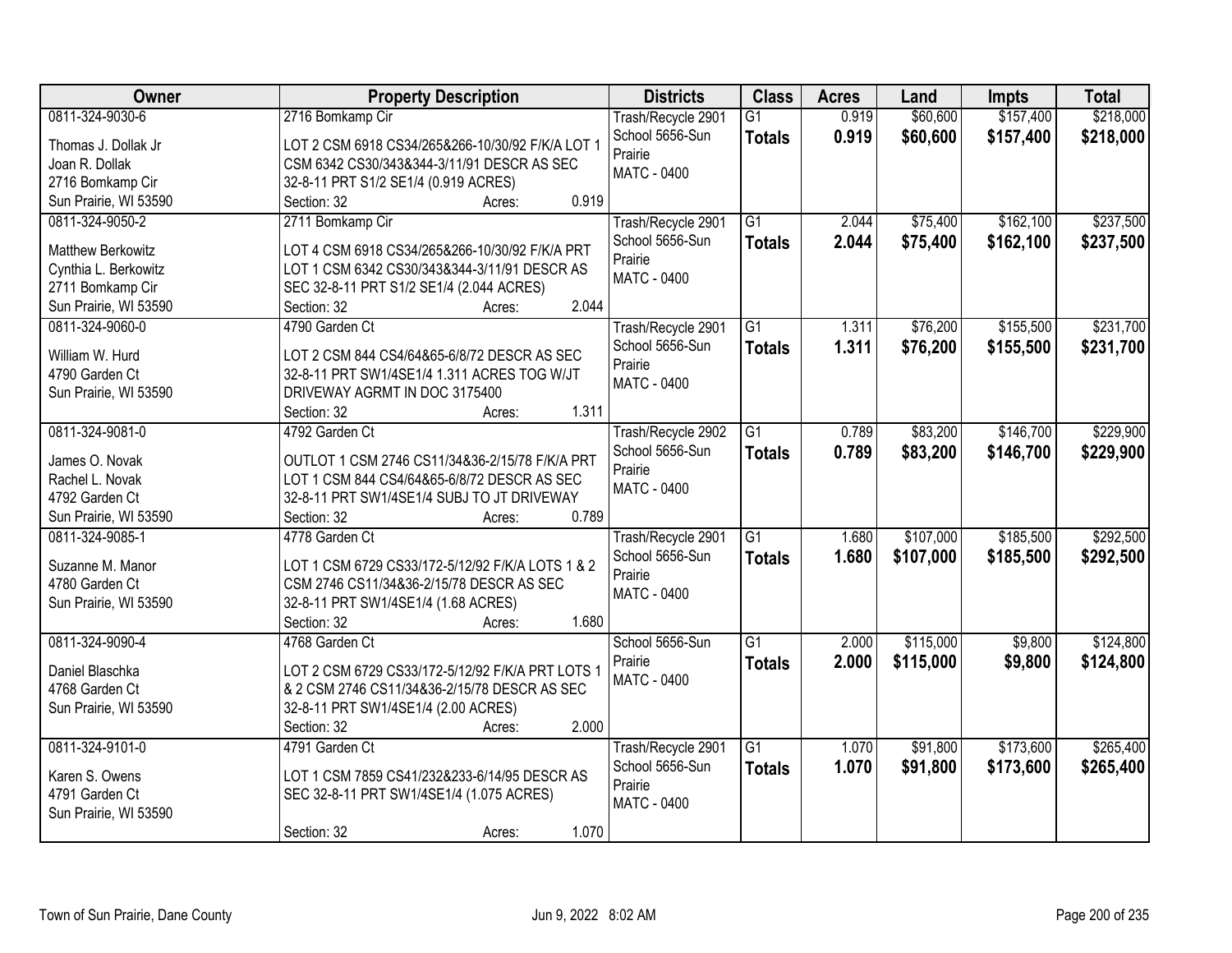| Owner | Property Description | Districts | Class | Acres | Land | Impts | Total |
|---|---|---|---|---|---|---|---|
| 0811-324-9030-6<br>Thomas J. Dollak Jr<br>Joan R. Dollak<br>2716 Bomkamp Cir<br>Sun Prairie, WI 53590 | 2716 Bomkamp Cir<br>LOT 2 CSM 6918 CS34/265&266-10/30/92 F/K/A LOT 1 CSM 6342 CS30/343&344-3/11/91 DESCR AS SEC 32-8-11 PRT S1/2 SE1/4 (0.919 ACRES)<br>Section: 32 Acres: 0.919 | Trash/Recycle 2901<br>School 5656-Sun Prairie<br>MATC - 0400 | G1<br>**Totals** | 0.919<br>**0.919** | $60,600<br>**$60,600** | $157,400<br>**$157,400** | $218,000<br>**$218,000** |
| 0811-324-9050-2<br>Matthew Berkowitz<br>Cynthia L. Berkowitz<br>2711 Bomkamp Cir<br>Sun Prairie, WI 53590 | 2711 Bomkamp Cir<br>LOT 4 CSM 6918 CS34/265&266-10/30/92 F/K/A PRT LOT 1 CSM 6342 CS30/343&344-3/11/91 DESCR AS SEC 32-8-11 PRT S1/2 SE1/4 (2.044 ACRES)<br>Section: 32 Acres: 2.044 | Trash/Recycle 2901<br>School 5656-Sun Prairie<br>MATC - 0400 | G1<br>**Totals** | 2.044<br>**2.044** | $75,400<br>**$75,400** | $162,100<br>**$162,100** | $237,500<br>**$237,500** |
| 0811-324-9060-0<br>William W. Hurd<br>4790 Garden Ct<br>Sun Prairie, WI 53590 | 4790 Garden Ct<br>LOT 2 CSM 844 CS4/64&65-6/8/72 DESCR AS SEC 32-8-11 PRT SW1/4SE1/4 1.311 ACRES TOG W/JT DRIVEWAY AGRMT IN DOC 3175400<br>Section: 32 Acres: 1.311 | Trash/Recycle 2901<br>School 5656-Sun Prairie<br>MATC - 0400 | G1<br>**Totals** | 1.311<br>**1.311** | $76,200<br>**$76,200** | $155,500<br>**$155,500** | $231,700<br>**$231,700** |
| 0811-324-9081-0<br>James O. Novak<br>Rachel L. Novak<br>4792 Garden Ct<br>Sun Prairie, WI 53590 | 4792 Garden Ct<br>OUTLOT 1 CSM 2746 CS11/34&36-2/15/78 F/K/A PRT LOT 1 CSM 844 CS4/64&65-6/8/72 DESCR AS SEC 32-8-11 PRT SW1/4SE1/4 SUBJ TO JT DRIVEWAY<br>Section: 32 Acres: 0.789 | Trash/Recycle 2902<br>School 5656-Sun Prairie<br>MATC - 0400 | G1<br>**Totals** | 0.789<br>**0.789** | $83,200<br>**$83,200** | $146,700<br>**$146,700** | $229,900<br>**$229,900** |
| 0811-324-9085-1<br>Suzanne M. Manor<br>4780 Garden Ct<br>Sun Prairie, WI 53590 | 4778 Garden Ct<br>LOT 1 CSM 6729 CS33/172-5/12/92 F/K/A LOTS 1 & 2 CSM 2746 CS11/34&36-2/15/78 DESCR AS SEC 32-8-11 PRT SW1/4SE1/4 (1.68 ACRES)<br>Section: 32 Acres: 1.680 | Trash/Recycle 2901<br>School 5656-Sun Prairie<br>MATC - 0400 | G1<br>**Totals** | 1.680<br>**1.680** | $107,000<br>**$107,000** | $185,500<br>**$185,500** | $292,500<br>**$292,500** |
| 0811-324-9090-4<br>Daniel Blaschka<br>4768 Garden Ct<br>Sun Prairie, WI 53590 | 4768 Garden Ct<br>LOT 2 CSM 6729 CS33/172-5/12/92 F/K/A PRT LOTS 1 & 2 CSM 2746 CS11/34&36-2/15/78 DESCR AS SEC 32-8-11 PRT SW1/4SE1/4 (2.00 ACRES)<br>Section: 32 Acres: 2.000 | School 5656-Sun Prairie<br>MATC - 0400 | G1<br>**Totals** | 2.000<br>**2.000** | $115,000<br>**$115,000** | $9,800<br>**$9,800** | $124,800<br>**$124,800** |
| 0811-324-9101-0<br>Karen S. Owens<br>4791 Garden Ct<br>Sun Prairie, WI 53590 | 4791 Garden Ct<br>LOT 1 CSM 7859 CS41/232&233-6/14/95 DESCR AS SEC 32-8-11 PRT SW1/4SE1/4 (1.075 ACRES)<br>Section: 32 Acres: 1.070 | Trash/Recycle 2901<br>School 5656-Sun Prairie<br>MATC - 0400 | G1<br>**Totals** | 1.070<br>**1.070** | $91,800<br>**$91,800** | $173,600<br>**$173,600** | $265,400<br>**$265,400** |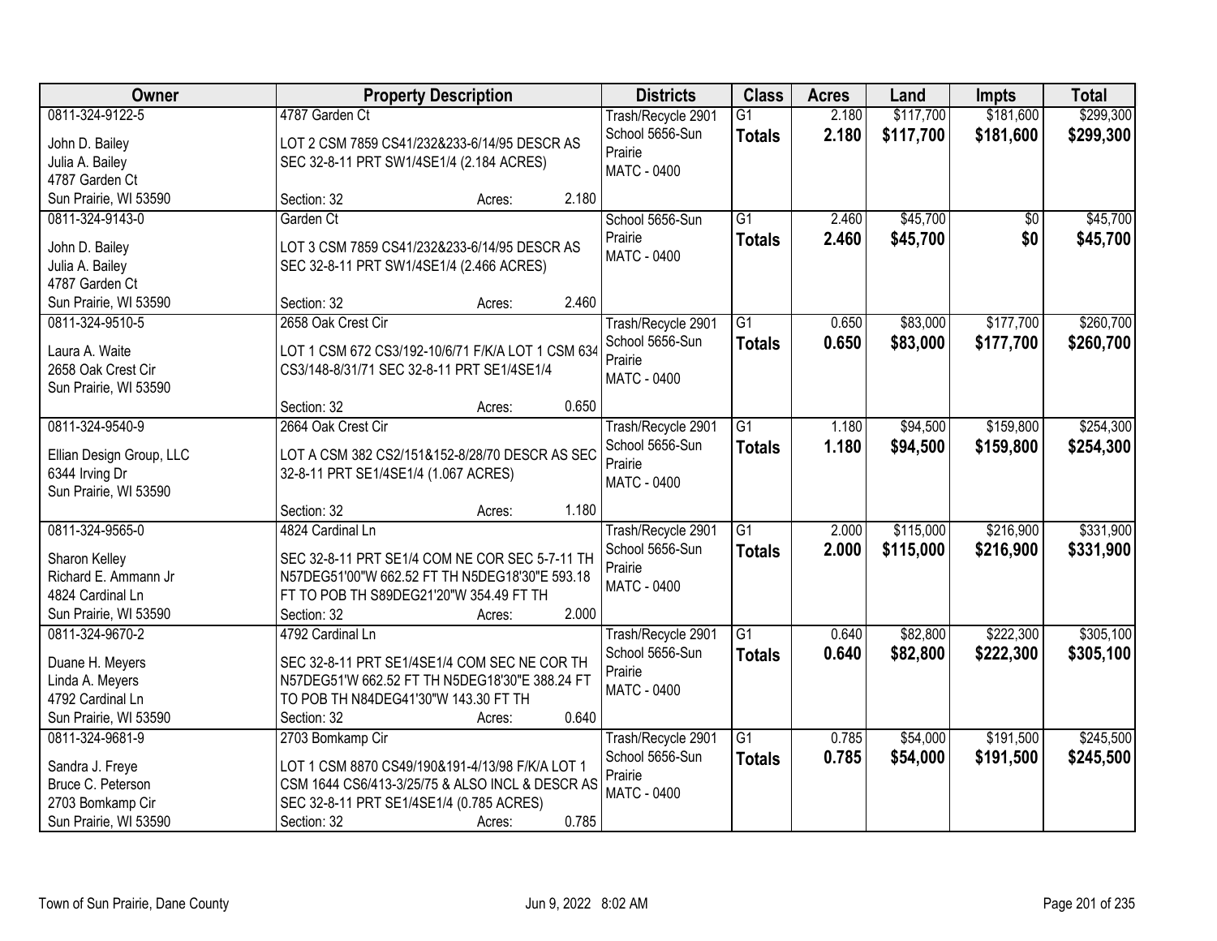| Owner | Property Description | Districts | Class | Acres | Land | Impts | Total |
|---|---|---|---|---|---|---|---|
| 0811-324-9122-5<br>John D. Bailey<br>Julia A. Bailey<br>4787 Garden Ct<br>Sun Prairie, WI 53590 | 4787 Garden Ct<br>LOT 2 CSM 7859 CS41/232&233-6/14/95 DESCR AS SEC 32-8-11 PRT SW1/4SE1/4 (2.184 ACRES)<br>Section: 32 Acres: 2.180 | Trash/Recycle 2901<br>School 5656-Sun Prairie<br>MATC - 0400 | G1<br>**Totals** | 2.180<br>**2.180** | $117,700<br>**$117,700** | $181,600<br>**$181,600** | $299,300<br>**$299,300** |
| 0811-324-9143-0<br>John D. Bailey<br>Julia A. Bailey<br>4787 Garden Ct<br>Sun Prairie, WI 53590 | Garden Ct<br>LOT 3 CSM 7859 CS41/232&233-6/14/95 DESCR AS SEC 32-8-11 PRT SW1/4SE1/4 (2.466 ACRES)<br>Section: 32 Acres: 2.460 | School 5656-Sun Prairie<br>MATC - 0400 | G1<br>**Totals** | 2.460<br>**2.460** | $45,700<br>**$45,700** | $0<br>**$0** | $45,700<br>**$45,700** |
| 0811-324-9510-5<br>Laura A. Waite<br>2658 Oak Crest Cir<br>Sun Prairie, WI 53590 | 2658 Oak Crest Cir<br>LOT 1 CSM 672 CS3/192-10/6/71 F/K/A LOT 1 CSM 634 CS3/148-8/31/71 SEC 32-8-11 PRT SE1/4SE1/4<br>Section: 32 Acres: 0.650 | Trash/Recycle 2901<br>School 5656-Sun Prairie<br>MATC - 0400 | G1<br>**Totals** | 0.650<br>**0.650** | $83,000<br>**$83,000** | $177,700<br>**$177,700** | $260,700<br>**$260,700** |
| 0811-324-9540-9<br>Ellian Design Group, LLC<br>6344 Irving Dr<br>Sun Prairie, WI 53590 | 2664 Oak Crest Cir<br>LOT A CSM 382 CS2/151&152-8/28/70 DESCR AS SEC 32-8-11 PRT SE1/4SE1/4 (1.067 ACRES)<br>Section: 32 Acres: 1.180 | Trash/Recycle 2901<br>School 5656-Sun Prairie<br>MATC - 0400 | G1<br>**Totals** | 1.180<br>**1.180** | $94,500<br>**$94,500** | $159,800<br>**$159,800** | $254,300<br>**$254,300** |
| 0811-324-9565-0<br>Sharon Kelley<br>Richard E. Ammann Jr<br>4824 Cardinal Ln<br>Sun Prairie, WI 53590 | 4824 Cardinal Ln<br>SEC 32-8-11 PRT SE1/4 COM NE COR SEC 5-7-11 TH N57DEG51'00"W 662.52 FT TH N5DEG18'30"E 593.18 FT TO POB TH S89DEG21'20"W 354.49 FT TH<br>Section: 32 Acres: 2.000 | Trash/Recycle 2901<br>School 5656-Sun Prairie<br>MATC - 0400 | G1<br>**Totals** | 2.000<br>**2.000** | $115,000<br>**$115,000** | $216,900<br>**$216,900** | $331,900<br>**$331,900** |
| 0811-324-9670-2<br>Duane H. Meyers<br>Linda A. Meyers<br>4792 Cardinal Ln<br>Sun Prairie, WI 53590 | 4792 Cardinal Ln<br>SEC 32-8-11 PRT SE1/4SE1/4 COM SEC NE COR TH N57DEG51'W 662.52 FT TH N5DEG18'30"E 388.24 FT TO POB TH N84DEG41'30"W 143.30 FT TH<br>Section: 32 Acres: 0.640 | Trash/Recycle 2901<br>School 5656-Sun Prairie<br>MATC - 0400 | G1<br>**Totals** | 0.640<br>**0.640** | $82,800<br>**$82,800** | $222,300<br>**$222,300** | $305,100<br>**$305,100** |
| 0811-324-9681-9<br>Sandra J. Freye<br>Bruce C. Peterson<br>2703 Bomkamp Cir<br>Sun Prairie, WI 53590 | 2703 Bomkamp Cir<br>LOT 1 CSM 8870 CS49/190&191-4/13/98 F/K/A LOT 1 CSM 1644 CS6/413-3/25/75 & ALSO INCL & DESCR AS SEC 32-8-11 PRT SE1/4SE1/4 (0.785 ACRES)<br>Section: 32 Acres: 0.785 | Trash/Recycle 2901<br>School 5656-Sun Prairie<br>MATC - 0400 | G1<br>**Totals** | 0.785<br>**0.785** | $54,000<br>**$54,000** | $191,500<br>**$191,500** | $245,500<br>**$245,500** |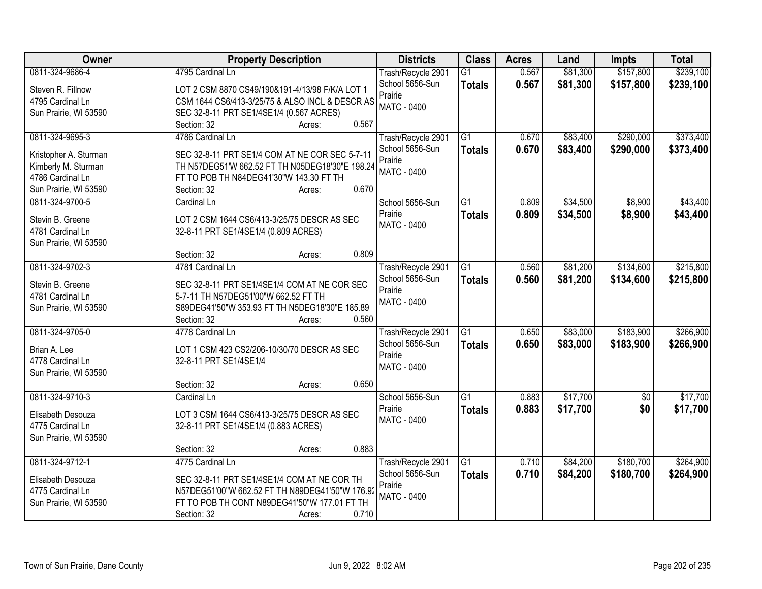| Owner | Property Description | Districts | Class | Acres | Land | Impts | Total |
|---|---|---|---|---|---|---|---|
| 0811-324-9686-4<br>Steven R. Fillnow<br>4795 Cardinal Ln<br>Sun Prairie, WI 53590 | 4795 Cardinal Ln<br>LOT 2 CSM 8870 CS49/190&191-4/13/98 F/K/A LOT 1 CSM 1644 CS6/413-3/25/75 & ALSO INCL & DESCR AS SEC 32-8-11 PRT SE1/4SE1/4 (0.567 ACRES)<br>Section: 32 Acres: 0.567 | Trash/Recycle 2901<br>School 5656-Sun Prairie<br>MATC - 0400 | G1<br>**Totals** | 0.567<br>**0.567** | $81,300<br>**$81,300** | $157,800<br>**$157,800** | $239,100<br>**$239,100** |
| 0811-324-9695-3<br>Kristopher A. Sturman<br>Kimberly M. Sturman<br>4786 Cardinal Ln<br>Sun Prairie, WI 53590 | 4786 Cardinal Ln<br>SEC 32-8-11 PRT SE1/4 COM AT NE COR SEC 5-7-11 TH N57DEG51'W 662.52 FT TH N05DEG18'30"E 198.24 FT TO POB TH N84DEG41'30"W 143.30 FT TH<br>Section: 32 Acres: 0.670 | Trash/Recycle 2901<br>School 5656-Sun Prairie<br>MATC - 0400 | G1<br>**Totals** | 0.670<br>**0.670** | $83,400<br>**$83,400** | $290,000<br>**$290,000** | $373,400<br>**$373,400** |
| 0811-324-9700-5<br>Stevin B. Greene<br>4781 Cardinal Ln<br>Sun Prairie, WI 53590 | Cardinal Ln<br>LOT 2 CSM 1644 CS6/413-3/25/75 DESCR AS SEC 32-8-11 PRT SE1/4SE1/4 (0.809 ACRES)<br>Section: 32 Acres: 0.809 | School 5656-Sun Prairie<br>MATC - 0400 | G1<br>**Totals** | 0.809<br>**0.809** | $34,500<br>**$34,500** | $8,900<br>**$8,900** | $43,400<br>**$43,400** |
| 0811-324-9702-3<br>Stevin B. Greene<br>4781 Cardinal Ln<br>Sun Prairie, WI 53590 | 4781 Cardinal Ln<br>SEC 32-8-11 PRT SE1/4SE1/4 COM AT NE COR SEC 5-7-11 TH N57DEG51'00"W 662.52 FT TH S89DEG41'50"W 353.93 FT TH N5DEG18'30"E 185.89<br>Section: 32 Acres: 0.560 | Trash/Recycle 2901<br>School 5656-Sun Prairie<br>MATC - 0400 | G1<br>**Totals** | 0.560<br>**0.560** | $81,200<br>**$81,200** | $134,600<br>**$134,600** | $215,800<br>**$215,800** |
| 0811-324-9705-0<br>Brian A. Lee<br>4778 Cardinal Ln<br>Sun Prairie, WI 53590 | 4778 Cardinal Ln<br>LOT 1 CSM 423 CS2/206-10/30/70 DESCR AS SEC 32-8-11 PRT SE1/4SE1/4<br>Section: 32 Acres: 0.650 | Trash/Recycle 2901<br>School 5656-Sun Prairie<br>MATC - 0400 | G1<br>**Totals** | 0.650<br>**0.650** | $83,000<br>**$83,000** | $183,900<br>**$183,900** | $266,900<br>**$266,900** |
| 0811-324-9710-3<br>Elisabeth Desouza<br>4775 Cardinal Ln<br>Sun Prairie, WI 53590 | Cardinal Ln<br>LOT 3 CSM 1644 CS6/413-3/25/75 DESCR AS SEC 32-8-11 PRT SE1/4SE1/4 (0.883 ACRES)<br>Section: 32 Acres: 0.883 | School 5656-Sun Prairie<br>MATC - 0400 | G1<br>**Totals** | 0.883<br>**0.883** | $17,700<br>**$17,700** | $0<br>**$0** | $17,700<br>**$17,700** |
| 0811-324-9712-1<br>Elisabeth Desouza<br>4775 Cardinal Ln<br>Sun Prairie, WI 53590 | 4775 Cardinal Ln<br>SEC 32-8-11 PRT SE1/4SE1/4 COM AT NE COR TH N57DEG51'00"W 662.52 FT TH N89DEG41'50"W 176.92 FT TO POB TH CONT N89DEG41'50"W 177.01 FT TH<br>Section: 32 Acres: 0.710 | Trash/Recycle 2901<br>School 5656-Sun Prairie<br>MATC - 0400 | G1<br>**Totals** | 0.710<br>**0.710** | $84,200<br>**$84,200** | $180,700<br>**$180,700** | $264,900<br>**$264,900** |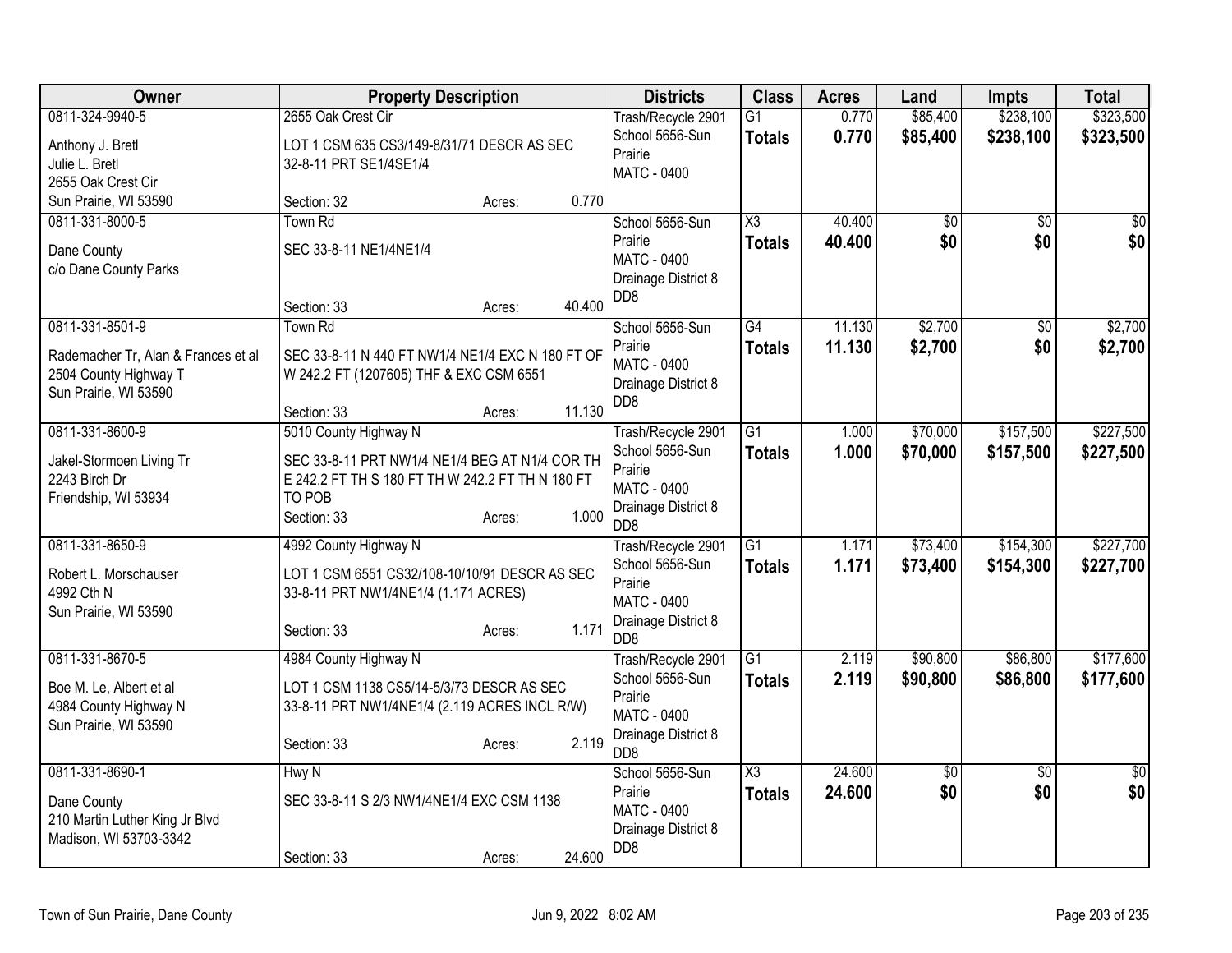| Owner | Property Description | Districts | Class | Acres | Land | Impts | Total |
|---|---|---|---|---|---|---|---|
| 0811-324-9940-5<br>Anthony J. Bretl<br>Julie L. Bretl<br>2655 Oak Crest Cir<br>Sun Prairie, WI 53590 | 2655 Oak Crest Cir<br>LOT 1 CSM 635 CS3/149-8/31/71 DESCR AS SEC 32-8-11 PRT SE1/4SE1/4<br>Section: 32 Acres: 0.770 | Trash/Recycle 2901<br>School 5656-Sun Prairie<br>MATC - 0400 | G1<br>**Totals** | 0.770<br>**0.770** | $85,400<br>**$85,400** | $238,100<br>**$238,100** | $323,500<br>**$323,500** |
| 0811-331-8000-5<br>Dane County<br>c/o Dane County Parks | Town Rd<br>SEC 33-8-11 NE1/4NE1/4<br>Section: 33 Acres: 40.400 | School 5656-Sun Prairie<br>MATC - 0400<br>Drainage District 8 DD8 | X3<br>**Totals** | 40.400<br>**40.400** | $0<br>**$0** | $0<br>**$0** | $0<br>**$0** |
| 0811-331-8501-9<br>Rademacher Tr, Alan & Frances et al<br>2504 County Highway T<br>Sun Prairie, WI 53590 | Town Rd<br>SEC 33-8-11 N 440 FT NW1/4 NE1/4 EXC N 180 FT OF W 242.2 FT (1207605) THF & EXC CSM 6551<br>Section: 33 Acres: 11.130 | School 5656-Sun Prairie<br>MATC - 0400<br>Drainage District 8 DD8 | G4<br>**Totals** | 11.130<br>**11.130** | $2,700<br>**$2,700** | $0<br>**$0** | $2,700<br>**$2,700** |
| 0811-331-8600-9<br>Jakel-Stormoen Living Tr<br>2243 Birch Dr<br>Friendship, WI 53934 | 5010 County Highway N<br>SEC 33-8-11 PRT NW1/4 NE1/4 BEG AT N1/4 COR TH E 242.2 FT TH S 180 FT TH W 242.2 FT TH N 180 FT TO POB<br>Section: 33 Acres: 1.000 | Trash/Recycle 2901<br>School 5656-Sun Prairie<br>MATC - 0400<br>Drainage District 8 DD8 | G1<br>**Totals** | 1.000<br>**1.000** | $70,000<br>**$70,000** | $157,500<br>**$157,500** | $227,500<br>**$227,500** |
| 0811-331-8650-9<br>Robert L. Morschauser<br>4992 Cth N<br>Sun Prairie, WI 53590 | 4992 County Highway N<br>LOT 1 CSM 6551 CS32/108-10/10/91 DESCR AS SEC 33-8-11 PRT NW1/4NE1/4 (1.171 ACRES)<br>Section: 33 Acres: 1.171 | Trash/Recycle 2901<br>School 5656-Sun Prairie<br>MATC - 0400<br>Drainage District 8 DD8 | G1<br>**Totals** | 1.171<br>**1.171** | $73,400<br>**$73,400** | $154,300<br>**$154,300** | $227,700<br>**$227,700** |
| 0811-331-8670-5<br>Boe M. Le, Albert et al<br>4984 County Highway N<br>Sun Prairie, WI 53590 | 4984 County Highway N<br>LOT 1 CSM 1138 CS5/14-5/3/73 DESCR AS SEC 33-8-11 PRT NW1/4NE1/4 (2.119 ACRES INCL R/W)<br>Section: 33 Acres: 2.119 | Trash/Recycle 2901<br>School 5656-Sun Prairie<br>MATC - 0400<br>Drainage District 8 DD8 | G1<br>**Totals** | 2.119<br>**2.119** | $90,800<br>**$90,800** | $86,800<br>**$86,800** | $177,600<br>**$177,600** |
| 0811-331-8690-1<br>Dane County<br>210 Martin Luther King Jr Blvd<br>Madison, WI 53703-3342 | Hwy N<br>SEC 33-8-11 S 2/3 NW1/4NE1/4 EXC CSM 1138<br>Section: 33 Acres: 24.600 | School 5656-Sun Prairie<br>MATC - 0400<br>Drainage District 8 DD8 | X3<br>**Totals** | 24.600<br>**24.600** | $0<br>**$0** | $0<br>**$0** | $0<br>**$0** |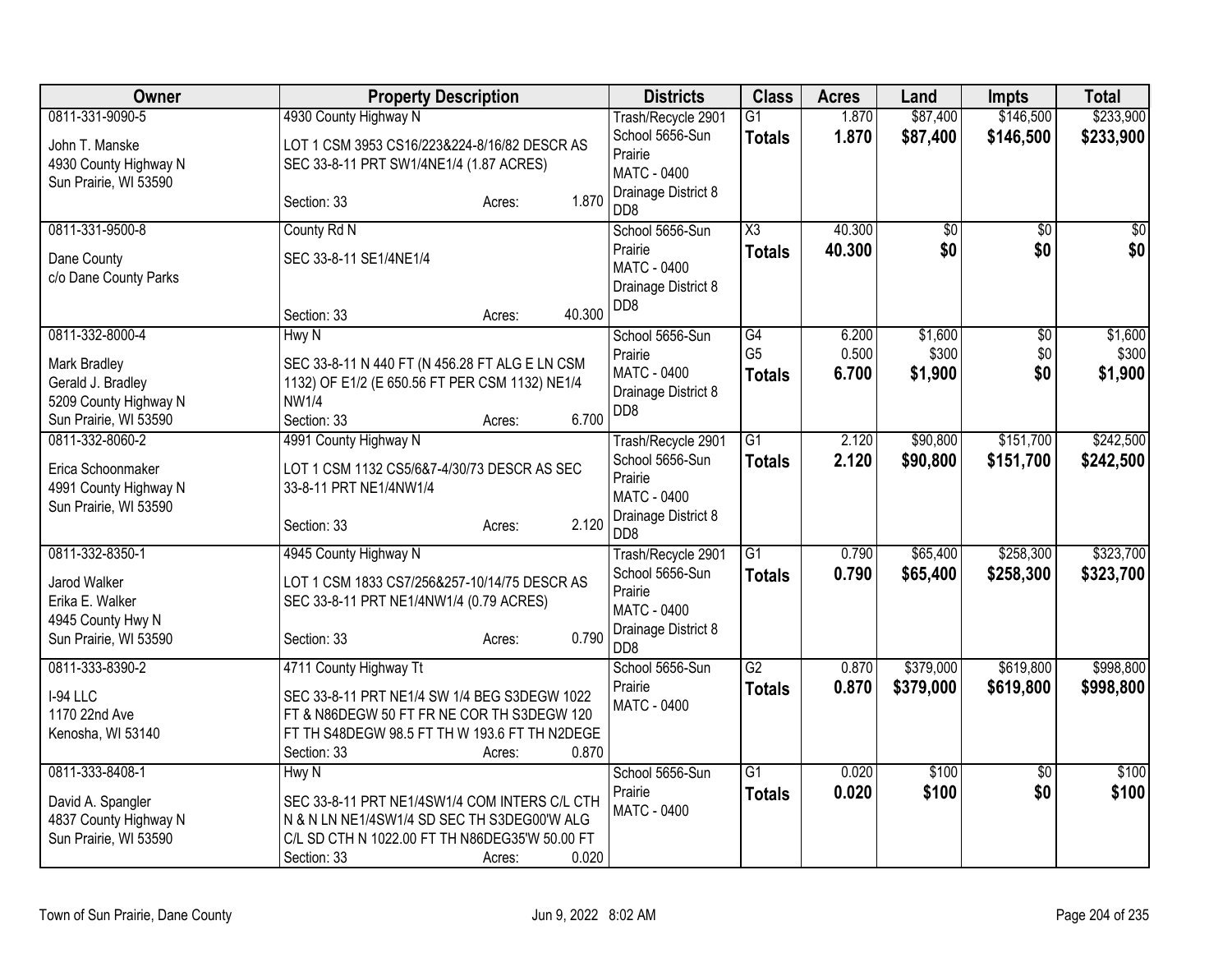| Owner | Property Description | Districts | Class | Acres | Land | Impts | Total |
|---|---|---|---|---|---|---|---|
| 0811-331-9090-5<br>John T. Manske<br>4930 County Highway N<br>Sun Prairie, WI 53590 | 4930 County Highway N<br>LOT 1 CSM 3953 CS16/223&224-8/16/82 DESCR AS SEC 33-8-11 PRT SW1/4NE1/4 (1.87 ACRES)<br>Section: 33 Acres: 1.870 | Trash/Recycle 2901<br>School 5656-Sun Prairie<br>MATC - 0400<br>Drainage District 8 DD8 | G1<br>**Totals** | 1.870<br>**1.870** | \$87,400<br>**\$87,400** | \$146,500<br>**\$146,500** | \$233,900<br>**\$233,900** |
| 0811-331-9500-8<br>Dane County<br>c/o Dane County Parks | County Rd N<br>SEC 33-8-11 SE1/4NE1/4<br>Section: 33 Acres: 40.300 | School 5656-Sun Prairie<br>MATC - 0400<br>Drainage District 8 DD8 | X3<br>**Totals** | 40.300<br>**40.300** | \$0<br>**\$0** | \$0<br>**\$0** | \$0<br>**\$0** |
| 0811-332-8000-4<br>Mark Bradley<br>Gerald J. Bradley<br>5209 County Highway N<br>Sun Prairie, WI 53590 | Hwy N<br>SEC 33-8-11 N 440 FT (N 456.28 FT ALG E LN CSM 1132) OF E1/2 (E 650.56 FT PER CSM 1132) NE1/4 NW1/4<br>Section: 33 Acres: 6.700 | School 5656-Sun Prairie<br>MATC - 0400<br>Drainage District 8 DD8 | G4<br>G5<br>**Totals** | 6.200<br>0.500<br>**6.700** | \$1,600<br>\$300<br>**\$1,900** | \$0<br>\$0<br>**\$0** | \$1,600<br>\$300<br>**\$1,900** |
| 0811-332-8060-2<br>Erica Schoonmaker<br>4991 County Highway N<br>Sun Prairie, WI 53590 | 4991 County Highway N<br>LOT 1 CSM 1132 CS5/6&7-4/30/73 DESCR AS SEC 33-8-11 PRT NE1/4NW1/4<br>Section: 33 Acres: 2.120 | Trash/Recycle 2901<br>School 5656-Sun Prairie<br>MATC - 0400<br>Drainage District 8 DD8 | G1<br>**Totals** | 2.120<br>**2.120** | \$90,800<br>**\$90,800** | \$151,700<br>**\$151,700** | \$242,500<br>**\$242,500** |
| 0811-332-8350-1<br>Jarod Walker<br>Erika E. Walker<br>4945 County Hwy N<br>Sun Prairie, WI 53590 | 4945 County Highway N<br>LOT 1 CSM 1833 CS7/256&257-10/14/75 DESCR AS SEC 33-8-11 PRT NE1/4NW1/4 (0.79 ACRES)<br>Section: 33 Acres: 0.790 | Trash/Recycle 2901<br>School 5656-Sun Prairie<br>MATC - 0400<br>Drainage District 8 DD8 | G1<br>**Totals** | 0.790<br>**0.790** | \$65,400<br>**\$65,400** | \$258,300<br>**\$258,300** | \$323,700<br>**\$323,700** |
| 0811-333-8390-2<br>I-94 LLC<br>1170 22nd Ave<br>Kenosha, WI 53140 | 4711 County Highway Tt<br>SEC 33-8-11 PRT NE1/4 SW 1/4 BEG S3DEGW 1022 FT & N86DEGW 50 FT FR NE COR TH S3DEGW 120 FT TH S48DEGW 98.5 FT TH W 193.6 FT TH N2DEGE<br>Section: 33 Acres: 0.870 | School 5656-Sun Prairie<br>MATC - 0400 | G2<br>**Totals** | 0.870<br>**0.870** | \$379,000<br>**\$379,000** | \$619,800<br>**\$619,800** | \$998,800<br>**\$998,800** |
| 0811-333-8408-1<br>David A. Spangler<br>4837 County Highway N<br>Sun Prairie, WI 53590 | Hwy N<br>SEC 33-8-11 PRT NE1/4SW1/4 COM INTERS C/L CTH N & N LN NE1/4SW1/4 SD SEC TH S3DEG00'W ALG C/L SD CTH N 1022.00 FT TH N86DEG35'W 50.00 FT<br>Section: 33 Acres: 0.020 | School 5656-Sun Prairie<br>MATC - 0400 | G1<br>**Totals** | 0.020<br>**0.020** | \$100<br>**\$100** | \$0<br>**\$0** | \$100<br>**\$100** |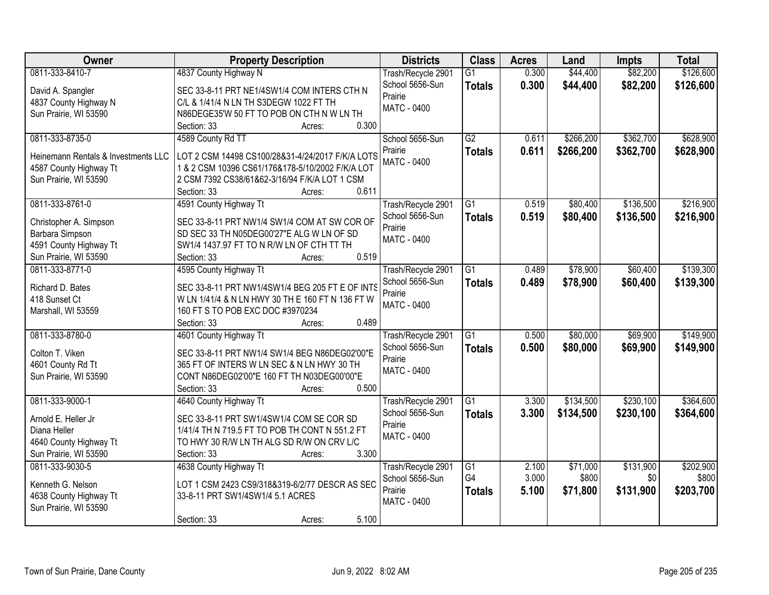| Owner | Property Description | Districts | Class | Acres | Land | Impts | Total |
|---|---|---|---|---|---|---|---|
| 0811-333-8410-7<br>David A. Spangler<br>4837 County Highway N<br>Sun Prairie, WI 53590 | 4837 County Highway N<br>SEC 33-8-11 PRT NE1/4SW1/4 COM INTERS CTH N C/L & 1/41/4 N LN TH S3DEGW 1022 FT TH N86DEGE35'W 50 FT TO POB ON CTH N W LN TH<br>Section: 33 Acres: 0.300 | Trash/Recycle 2901<br>School 5656-Sun Prairie<br>MATC - 0400 | G1<br>**Totals** | 0.300<br>**0.300** | $44,400<br>**$44,400** | $82,200<br>**$82,200** | $126,600<br>**$126,600** |
| 0811-333-8735-0<br>Heinemann Rentals & Investments LLC<br>4587 County Highway Tt<br>Sun Prairie, WI 53590 | 4589 County Rd TT<br>LOT 2 CSM 14498 CS100/28&31-4/24/2017 F/K/A LOTS 1 & 2 CSM 10396 CS61/176&178-5/10/2002 F/K/A LOT 2 CSM 7392 CS38/61&62-3/16/94 F/K/A LOT 1 CSM<br>Section: 33 Acres: 0.611 | School 5656-Sun Prairie<br>MATC - 0400 | G2<br>**Totals** | 0.611<br>**0.611** | $266,200<br>**$266,200** | $362,700<br>**$362,700** | $628,900<br>**$628,900** |
| 0811-333-8761-0<br>Christopher A. Simpson<br>Barbara Simpson<br>4591 County Highway Tt<br>Sun Prairie, WI 53590 | 4591 County Highway Tt<br>SEC 33-8-11 PRT NW1/4 SW1/4 COM AT SW COR OF SD SEC 33 TH N05DEG00'27"E ALG W LN OF SD SW1/4 1437.97 FT TO N R/W LN OF CTH TT TH<br>Section: 33 Acres: 0.519 | Trash/Recycle 2901<br>School 5656-Sun Prairie<br>MATC - 0400 | G1<br>**Totals** | 0.519<br>**0.519** | $80,400<br>**$80,400** | $136,500<br>**$136,500** | $216,900<br>**$216,900** |
| 0811-333-8771-0<br>Richard D. Bates<br>418 Sunset Ct<br>Marshall, WI 53559 | 4595 County Highway Tt<br>SEC 33-8-11 PRT NW1/4SW1/4 BEG 205 FT E OF INTS W LN 1/41/4 & N LN HWY 30 TH E 160 FT N 136 FT W 160 FT S TO POB EXC DOC #3970234<br>Section: 33 Acres: 0.489 | Trash/Recycle 2901<br>School 5656-Sun Prairie<br>MATC - 0400 | G1<br>**Totals** | 0.489<br>**0.489** | $78,900<br>**$78,900** | $60,400<br>**$60,400** | $139,300<br>**$139,300** |
| 0811-333-8780-0<br>Colton T. Viken<br>4601 County Rd Tt<br>Sun Prairie, WI 53590 | 4601 County Highway Tt<br>SEC 33-8-11 PRT NW1/4 SW1/4 BEG N86DEG02'00"E 365 FT OF INTERS W LN SEC & N LN HWY 30 TH CONT N86DEG02'00"E 160 FT TH N03DEG00'00"E<br>Section: 33 Acres: 0.500 | Trash/Recycle 2901<br>School 5656-Sun Prairie<br>MATC - 0400 | G1<br>**Totals** | 0.500<br>**0.500** | $80,000<br>**$80,000** | $69,900<br>**$69,900** | $149,900<br>**$149,900** |
| 0811-333-9000-1<br>Arnold E. Heller Jr<br>Diana Heller<br>4640 County Highway Tt<br>Sun Prairie, WI 53590 | 4640 County Highway Tt<br>SEC 33-8-11 PRT SW1/4SW1/4 COM SE COR SD 1/41/4 TH N 719.5 FT TO POB TH CONT N 551.2 FT TO HWY 30 R/W LN TH ALG SD R/W ON CRV L/C<br>Section: 33 Acres: 3.300 | Trash/Recycle 2901<br>School 5656-Sun Prairie<br>MATC - 0400 | G1<br>**Totals** | 3.300<br>**3.300** | $134,500<br>**$134,500** | $230,100<br>**$230,100** | $364,600<br>**$364,600** |
| 0811-333-9030-5<br>Kenneth G. Nelson<br>4638 County Highway Tt<br>Sun Prairie, WI 53590 | 4638 County Highway Tt<br>LOT 1 CSM 2423 CS9/318&319-6/2/77 DESCR AS SEC 33-8-11 PRT SW1/4SW1/4 5.1 ACRES<br>Section: 33 Acres: 5.100 | Trash/Recycle 2901<br>School 5656-Sun Prairie<br>MATC - 0400 | G1<br>G4<br>**Totals** | 2.100<br>3.000<br>**5.100** | $71,000<br>$800<br>**$71,800** | $131,900<br>$0<br>**$131,900** | $202,900<br>$800<br>**$203,700** |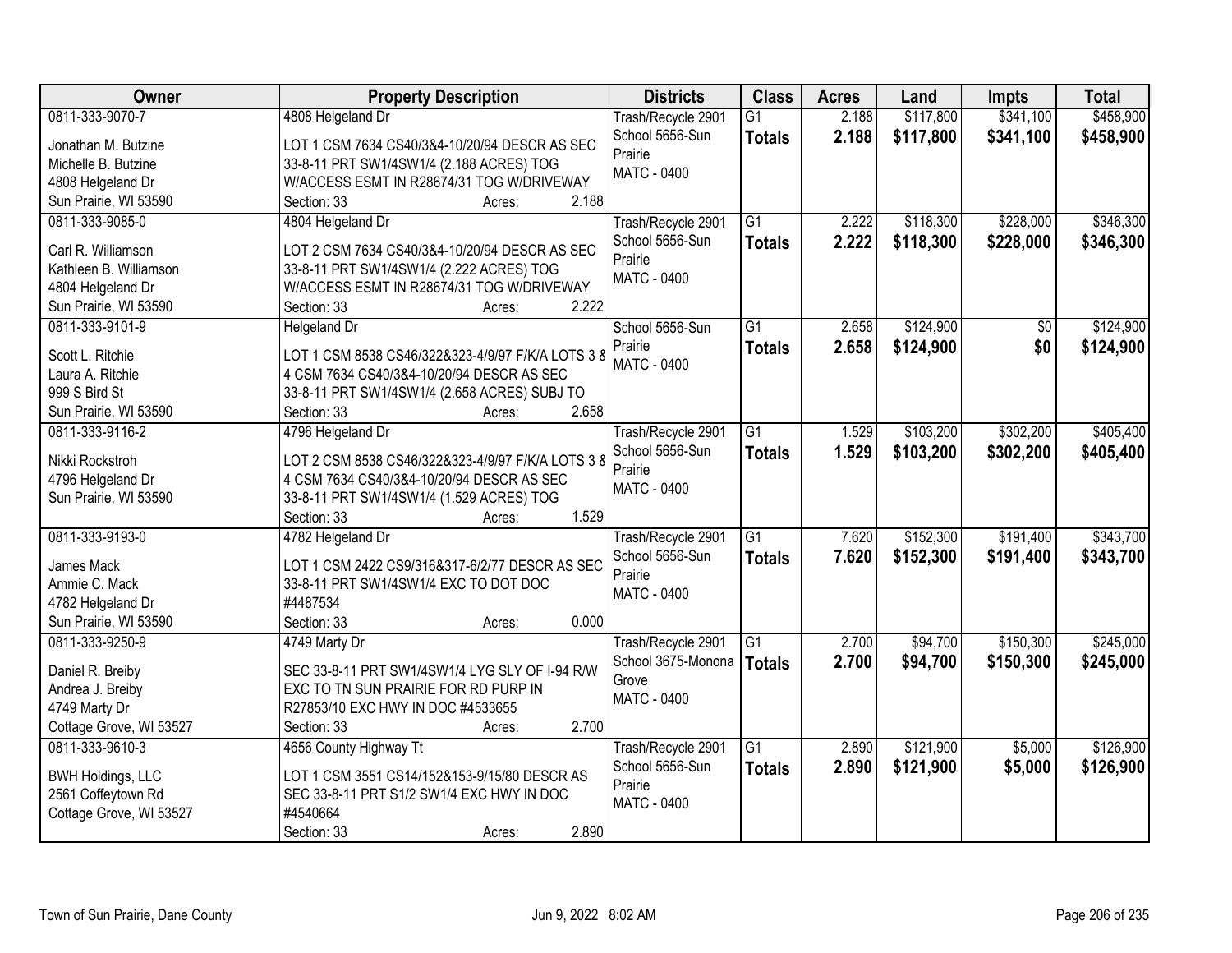| Owner | Property Description | Districts | Class | Acres | Land | Impts | Total |
|---|---|---|---|---|---|---|---|
| 0811-333-9070-7<br>Jonathan M. Butzine<br>Michelle B. Butzine<br>4808 Helgeland Dr<br>Sun Prairie, WI 53590 | 4808 Helgeland Dr<br>LOT 1 CSM 7634 CS40/3&4-10/20/94 DESCR AS SEC 33-8-11 PRT SW1/4SW1/4 (2.188 ACRES) TOG W/ACCESS ESMT IN R28674/31 TOG W/DRIVEWAY<br>Section: 33 Acres: 2.188 | Trash/Recycle 2901<br>School 5656-Sun Prairie<br>MATC - 0400 | G1<br>**Totals** | 2.188<br>**2.188** | $117,800<br>**$117,800** | $341,100<br>**$341,100** | $458,900<br>**$458,900** |
| 0811-333-9085-0<br>Carl R. Williamson<br>Kathleen B. Williamson<br>4804 Helgeland Dr<br>Sun Prairie, WI 53590 | 4804 Helgeland Dr<br>LOT 2 CSM 7634 CS40/3&4-10/20/94 DESCR AS SEC 33-8-11 PRT SW1/4SW1/4 (2.222 ACRES) TOG W/ACCESS ESMT IN R28674/31 TOG W/DRIVEWAY<br>Section: 33 Acres: 2.222 | Trash/Recycle 2901<br>School 5656-Sun Prairie<br>MATC - 0400 | G1<br>**Totals** | 2.222<br>**2.222** | $118,300<br>**$118,300** | $228,000<br>**$228,000** | $346,300<br>**$346,300** |
| 0811-333-9101-9<br>Scott L. Ritchie<br>Laura A. Ritchie<br>999 S Bird St<br>Sun Prairie, WI 53590 | Helgeland Dr<br>LOT 1 CSM 8538 CS46/322&323-4/9/97 F/K/A LOTS 3 & 4 CSM 7634 CS40/3&4-10/20/94 DESCR AS SEC 33-8-11 PRT SW1/4SW1/4 (2.658 ACRES) SUBJ TO<br>Section: 33 Acres: 2.658 | School 5656-Sun Prairie<br>MATC - 0400 | G1<br>**Totals** | 2.658<br>**2.658** | $124,900<br>**$124,900** | $0<br>**$0** | $124,900<br>**$124,900** |
| 0811-333-9116-2<br>Nikki Rockstroh<br>4796 Helgeland Dr<br>Sun Prairie, WI 53590 | 4796 Helgeland Dr<br>LOT 2 CSM 8538 CS46/322&323-4/9/97 F/K/A LOTS 3 & 4 CSM 7634 CS40/3&4-10/20/94 DESCR AS SEC 33-8-11 PRT SW1/4SW1/4 (1.529 ACRES) TOG<br>Section: 33 Acres: 1.529 | Trash/Recycle 2901<br>School 5656-Sun Prairie<br>MATC - 0400 | G1<br>**Totals** | 1.529<br>**1.529** | $103,200<br>**$103,200** | $302,200<br>**$302,200** | $405,400<br>**$405,400** |
| 0811-333-9193-0<br>James Mack<br>Ammie C. Mack<br>4782 Helgeland Dr<br>Sun Prairie, WI 53590 | 4782 Helgeland Dr<br>LOT 1 CSM 2422 CS9/316&317-6/2/77 DESCR AS SEC 33-8-11 PRT SW1/4SW1/4 EXC TO DOT DOC #4487534<br>Section: 33 Acres: 0.000 | Trash/Recycle 2901<br>School 5656-Sun Prairie<br>MATC - 0400 | G1<br>**Totals** | 7.620<br>**7.620** | $152,300<br>**$152,300** | $191,400<br>**$191,400** | $343,700<br>**$343,700** |
| 0811-333-9250-9<br>Daniel R. Breiby<br>Andrea J. Breiby<br>4749 Marty Dr<br>Cottage Grove, WI 53527 | 4749 Marty Dr<br>SEC 33-8-11 PRT SW1/4SW1/4 LYG SLY OF I-94 R/W EXC TO TN SUN PRAIRIE FOR RD PURP IN R27853/10 EXC HWY IN DOC #4533655<br>Section: 33 Acres: 2.700 | Trash/Recycle 2901<br>School 3675-Monona Grove<br>MATC - 0400 | G1<br>**Totals** | 2.700<br>**2.700** | $94,700<br>**$94,700** | $150,300<br>**$150,300** | $245,000<br>**$245,000** |
| 0811-333-9610-3<br>BWH Holdings, LLC<br>2561 Coffeytown Rd<br>Cottage Grove, WI 53527 | 4656 County Highway Tt<br>LOT 1 CSM 3551 CS14/152&153-9/15/80 DESCR AS SEC 33-8-11 PRT S1/2 SW1/4 EXC HWY IN DOC #4540664<br>Section: 33 Acres: 2.890 | Trash/Recycle 2901<br>School 5656-Sun Prairie<br>MATC - 0400 | G1<br>**Totals** | 2.890<br>**2.890** | $121,900<br>**$121,900** | $5,000<br>**$5,000** | $126,900<br>**$126,900** |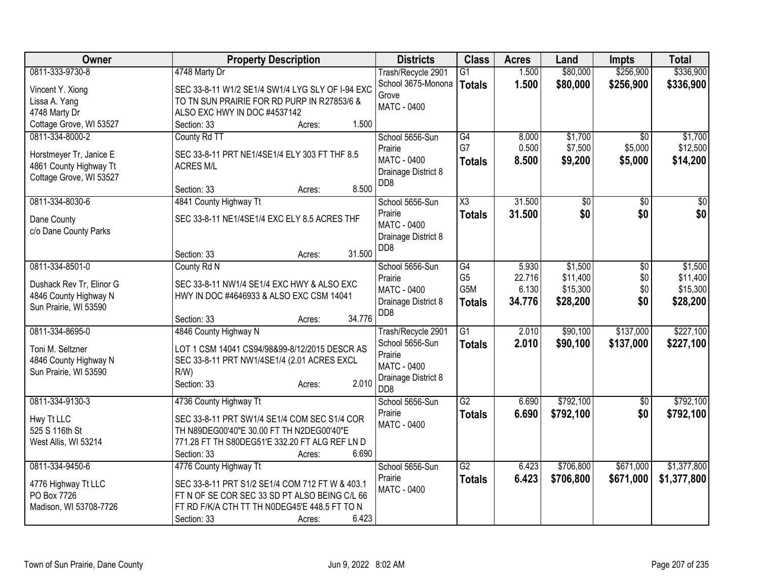| Owner | Property Description | Districts | Class | Acres | Land | Impts | Total |
|---|---|---|---|---|---|---|---|
| 0811-333-9730-8<br>Vincent Y. Xiong<br>Lissa A. Yang<br>4748 Marty Dr<br>Cottage Grove, WI 53527 | 4748 Marty Dr<br>SEC 33-8-11 W1/2 SE1/4 SW1/4 LYG SLY OF I-94 EXC TO TN SUN PRAIRIE FOR RD PURP IN R27853/6 & ALSO EXC HWY IN DOC #4537142<br>Section: 33 Acres: 1.500 | Trash/Recycle 2901<br>School 3675-Monona Grove<br>MATC - 0400 | G1<br>**Totals** | 1.500<br>**1.500** | $80,000<br>**$80,000** | $256,900<br>**$256,900** | $336,900<br>**$336,900** |
| 0811-334-8000-2<br>Horstmeyer Tr, Janice E<br>4861 County Highway Tt<br>Cottage Grove, WI 53527 | County Rd TT<br>SEC 33-8-11 PRT NE1/4SE1/4 ELY 303 FT THF 8.5 ACRES M/L<br>Section: 33 Acres: 8.500 | School 5656-Sun Prairie<br>MATC - 0400<br>Drainage District 8 DD8 | G4<br>G7<br>**Totals** | 8.000<br>0.500<br>**8.500** | $1,700<br>$7,500<br>**$9,200** | $0<br>$5,000<br>**$5,000** | $1,700<br>$12,500<br>**$14,200** |
| 0811-334-8030-6<br>Dane County<br>c/o Dane County Parks | 4841 County Highway Tt<br>SEC 33-8-11 NE1/4SE1/4 EXC ELY 8.5 ACRES THF<br>Section: 33 Acres: 31.500 | School 5656-Sun Prairie<br>MATC - 0400<br>Drainage District 8 DD8 | X3<br>**Totals** | 31.500<br>**31.500** | $0<br>**$0** | $0<br>**$0** | $0<br>**$0** |
| 0811-334-8501-0<br>Dushack Rev Tr, Elinor G<br>4846 County Highway N<br>Sun Prairie, WI 53590 | County Rd N<br>SEC 33-8-11 NW1/4 SE1/4 EXC HWY & ALSO EXC HWY IN DOC #4646933 & ALSO EXC CSM 14041<br>Section: 33 Acres: 34.776 | School 5656-Sun Prairie<br>MATC - 0400<br>Drainage District 8 DD8 | G4<br>G5<br>G5M<br>**Totals** | 5.930<br>22.716<br>6.130<br>**34.776** | $1,500<br>$11,400<br>$15,300<br>**$28,200** | $0<br>$0<br>$0<br>**$0** | $1,500<br>$11,400<br>$15,300<br>**$28,200** |
| 0811-334-8695-0<br>Toni M. Seltzner<br>4846 County Highway N<br>Sun Prairie, WI 53590 | 4846 County Highway N<br>LOT 1 CSM 14041 CS94/98&99-8/12/2015 DESCR AS SEC 33-8-11 PRT NW1/4SE1/4 (2.01 ACRES EXCL R/W)<br>Section: 33 Acres: 2.010 | Trash/Recycle 2901<br>School 5656-Sun Prairie<br>MATC - 0400<br>Drainage District 8 DD8 | G1<br>**Totals** | 2.010<br>**2.010** | $90,100<br>**$90,100** | $137,000<br>**$137,000** | $227,100<br>**$227,100** |
| 0811-334-9130-3<br>Hwy Tt LLC<br>525 S 116th St<br>West Allis, WI 53214 | 4736 County Highway Tt<br>SEC 33-8-11 PRT SW1/4 SE1/4 COM SEC S1/4 COR TH N89DEG00'40"E 30.00 FT TH N2DEG00'40"E 771.28 FT TH S80DEG51'E 332.20 FT ALG REF LN D<br>Section: 33 Acres: 6.690 | School 5656-Sun Prairie<br>MATC - 0400 | G2<br>**Totals** | 6.690<br>**6.690** | $792,100<br>**$792,100** | $0<br>**$0** | $792,100<br>**$792,100** |
| 0811-334-9450-6<br>4776 Highway Tt LLC<br>PO Box 7726<br>Madison, WI 53708-7726 | 4776 County Highway Tt<br>SEC 33-8-11 PRT S1/2 SE1/4 COM 712 FT W & 403.1 FT N OF SE COR SEC 33 SD PT ALSO BEING C/L 66 FT RD F/K/A CTH TT TH N0DEG45'E 448.5 FT TO N<br>Section: 33 Acres: 6.423 | School 5656-Sun Prairie<br>MATC - 0400 | G2<br>**Totals** | 6.423<br>**6.423** | $706,800<br>**$706,800** | $671,000<br>**$671,000** | $1,377,800<br>**$1,377,800** |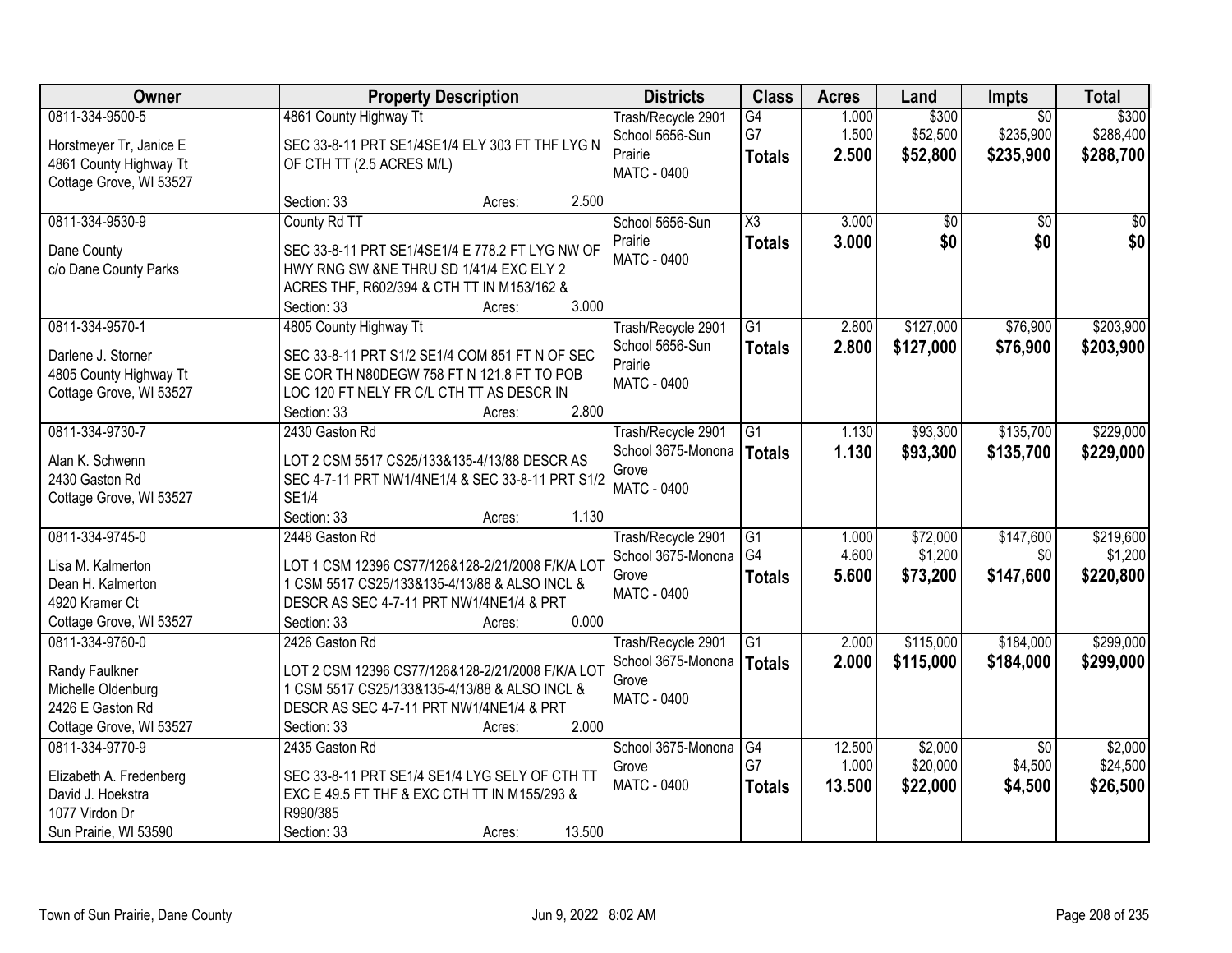| Owner | Property Description | Districts | Class | Acres | Land | Impts | Total |
|---|---|---|---|---|---|---|---|
| 0811-334-9500-5<br>Horstmeyer Tr, Janice E<br>4861 County Highway Tt<br>Cottage Grove, WI 53527 | 4861 County Highway Tt<br>SEC 33-8-11 PRT SE1/4SE1/4 ELY 303 FT THF LYG N OF CTH TT (2.5 ACRES M/L)<br>Section: 33 Acres: 2.500 | Trash/Recycle 2901<br>School 5656-Sun Prairie<br>MATC - 0400 | G4<br>G7<br>**Totals** | 1.000<br>1.500<br>**2.500** | $300<br>$52,500<br>**$52,800** | $0<br>$235,900<br>**$235,900** | $300<br>$288,400<br>**$288,700** |
| 0811-334-9530-9<br>Dane County<br>c/o Dane County Parks | County Rd TT<br>SEC 33-8-11 PRT SE1/4SE1/4 E 778.2 FT LYG NW OF HWY RNG SW &NE THRU SD 1/41/4 EXC ELY 2 ACRES THF, R602/394 & CTH TT IN M153/162 &<br>Section: 33 Acres: 3.000 | School 5656-Sun Prairie<br>MATC - 0400 | X3<br>**Totals** | 3.000<br>**3.000** | $0<br>**$0** | $0<br>**$0** | $0<br>**$0** |
| 0811-334-9570-1<br>Darlene J. Storner<br>4805 County Highway Tt<br>Cottage Grove, WI 53527 | 4805 County Highway Tt<br>SEC 33-8-11 PRT S1/2 SE1/4 COM 851 FT N OF SEC SE COR TH N80DEGW 758 FT N 121.8 FT TO POB LOC 120 FT NELY FR C/L CTH TT AS DESCR IN<br>Section: 33 Acres: 2.800 | Trash/Recycle 2901<br>School 5656-Sun Prairie<br>MATC - 0400 | G1<br>**Totals** | 2.800<br>**2.800** | $127,000<br>**$127,000** | $76,900<br>**$76,900** | $203,900<br>**$203,900** |
| 0811-334-9730-7<br>Alan K. Schwenn<br>2430 Gaston Rd<br>Cottage Grove, WI 53527 | 2430 Gaston Rd<br>LOT 2 CSM 5517 CS25/133&135-4/13/88 DESCR AS SEC 4-7-11 PRT NW1/4NE1/4 & SEC 33-8-11 PRT S1/2 SE1/4<br>Section: 33 Acres: 1.130 | Trash/Recycle 2901<br>School 3675-Monona Grove<br>MATC - 0400 | G1<br>**Totals** | 1.130<br>**1.130** | $93,300<br>**$93,300** | $135,700<br>**$135,700** | $229,000<br>**$229,000** |
| 0811-334-9745-0<br>Lisa M. Kalmerton<br>Dean H. Kalmerton<br>4920 Kramer Ct<br>Cottage Grove, WI 53527 | 2448 Gaston Rd<br>LOT 1 CSM 12396 CS77/126&128-2/21/2008 F/K/A LOT 1 CSM 5517 CS25/133&135-4/13/88 & ALSO INCL & DESCR AS SEC 4-7-11 PRT NW1/4NE1/4 & PRT<br>Section: 33 Acres: 0.000 | Trash/Recycle 2901<br>School 3675-Monona Grove<br>MATC - 0400 | G1<br>G4<br>**Totals** | 1.000<br>4.600<br>**5.600** | $72,000<br>$1,200<br>**$73,200** | $147,600<br>$0<br>**$147,600** | $219,600<br>$1,200<br>**$220,800** |
| 0811-334-9760-0<br>Randy Faulkner<br>Michelle Oldenburg<br>2426 E Gaston Rd<br>Cottage Grove, WI 53527 | 2426 Gaston Rd<br>LOT 2 CSM 12396 CS77/126&128-2/21/2008 F/K/A LOT 1 CSM 5517 CS25/133&135-4/13/88 & ALSO INCL & DESCR AS SEC 4-7-11 PRT NW1/4NE1/4 & PRT<br>Section: 33 Acres: 2.000 | Trash/Recycle 2901<br>School 3675-Monona Grove<br>MATC - 0400 | G1<br>**Totals** | 2.000<br>**2.000** | $115,000<br>**$115,000** | $184,000<br>**$184,000** | $299,000<br>**$299,000** |
| 0811-334-9770-9<br>Elizabeth A. Fredenberg<br>David J. Hoekstra<br>1077 Virdon Dr<br>Sun Prairie, WI 53590 | 2435 Gaston Rd<br>SEC 33-8-11 PRT SE1/4 SE1/4 LYG SELY OF CTH TT EXC E 49.5 FT THF & EXC CTH TT IN M155/293 & R990/385<br>Section: 33 Acres: 13.500 | School 3675-Monona Grove<br>MATC - 0400 | G4<br>G7<br>**Totals** | 12.500<br>1.000<br>**13.500** | $2,000<br>$20,000<br>**$22,000** | $0<br>$4,500<br>**$4,500** | $2,000<br>$24,500<br>**$26,500** |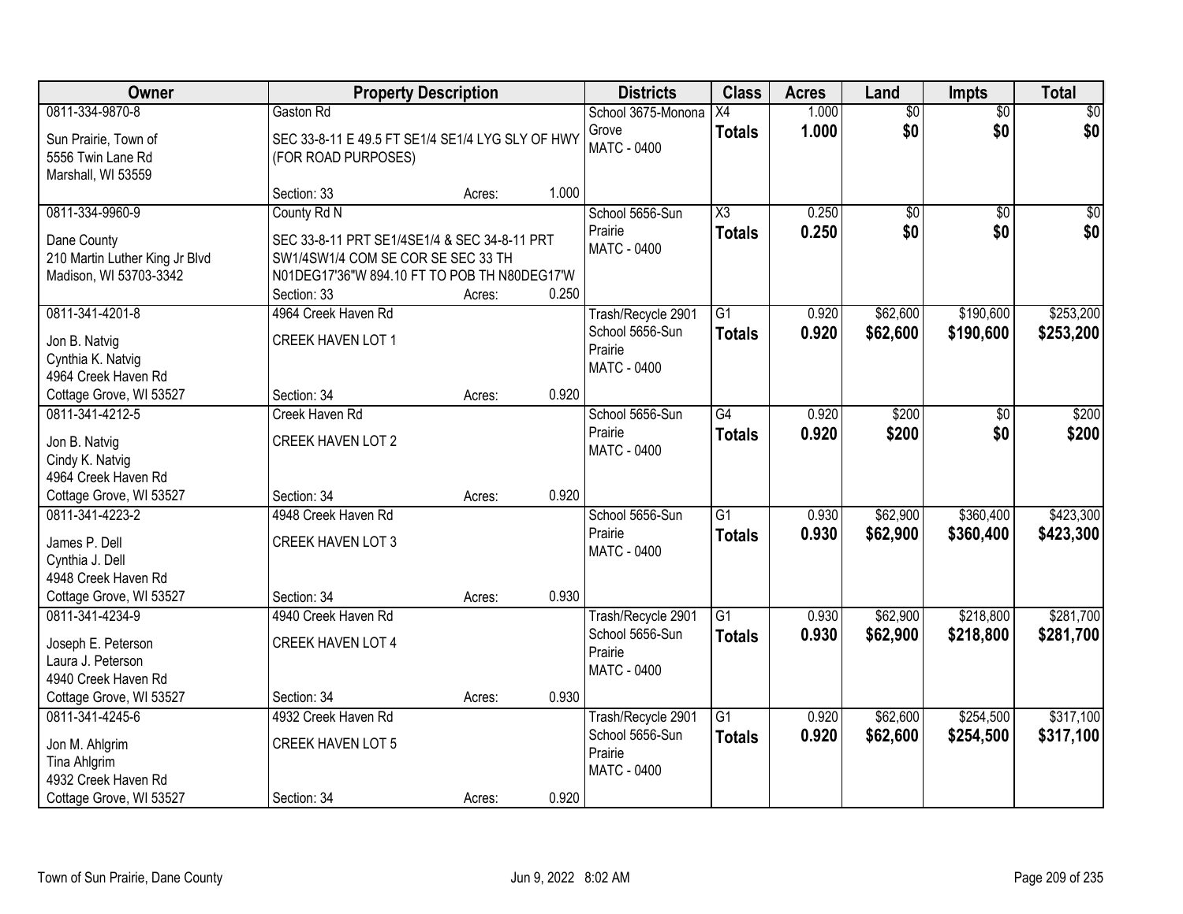| Owner | Property Description | Districts | Class | Acres | Land | Impts | Total |
|---|---|---|---|---|---|---|---|
| 0811-334-9870-8<br>Sun Prairie, Town of<br>5556 Twin Lane Rd<br>Marshall, WI 53559 | Gaston Rd<br>SEC 33-8-11 E 49.5 FT SE1/4 SE1/4 LYG SLY OF HWY (FOR ROAD PURPOSES)<br>Section: 33 Acres: 1.000 | School 3675-Monona Grove<br>MATC - 0400 | X4<br>**Totals** | 1.000<br>**1.000** | $0<br>**$0** | $0<br>**$0** | $0<br>**$0** |
| 0811-334-9960-9<br>Dane County<br>210 Martin Luther King Jr Blvd<br>Madison, WI 53703-3342 | County Rd N<br>SEC 33-8-11 PRT SE1/4SE1/4 & SEC 34-8-11 PRT SW1/4SW1/4 COM SE COR SE SEC 33 TH N01DEG17'36"W 894.10 FT TO POB TH N80DEG17'W<br>Section: 33 Acres: 0.250 | School 5656-Sun Prairie<br>MATC - 0400 | X3<br>**Totals** | 0.250<br>**0.250** | $0<br>**$0** | $0<br>**$0** | $0<br>**$0** |
| 0811-341-4201-8<br>Jon B. Natvig<br>Cynthia K. Natvig<br>4964 Creek Haven Rd<br>Cottage Grove, WI 53527 | 4964 Creek Haven Rd<br>CREEK HAVEN LOT 1<br>Section: 34 Acres: 0.920 | Trash/Recycle 2901<br>School 5656-Sun Prairie<br>MATC - 0400 | G1<br>**Totals** | 0.920<br>**0.920** | $62,600<br>**$62,600** | $190,600<br>**$190,600** | $253,200<br>**$253,200** |
| 0811-341-4212-5<br>Jon B. Natvig<br>Cindy K. Natvig<br>4964 Creek Haven Rd<br>Cottage Grove, WI 53527 | Creek Haven Rd<br>CREEK HAVEN LOT 2<br>Section: 34 Acres: 0.920 | School 5656-Sun Prairie<br>MATC - 0400 | G4<br>**Totals** | 0.920<br>**0.920** | $200<br>**$200** | $0<br>**$0** | $200<br>**$200** |
| 0811-341-4223-2<br>James P. Dell<br>Cynthia J. Dell<br>4948 Creek Haven Rd<br>Cottage Grove, WI 53527 | 4948 Creek Haven Rd<br>CREEK HAVEN LOT 3<br>Section: 34 Acres: 0.930 | School 5656-Sun Prairie<br>MATC - 0400 | G1<br>**Totals** | 0.930<br>**0.930** | $62,900<br>**$62,900** | $360,400<br>**$360,400** | $423,300<br>**$423,300** |
| 0811-341-4234-9<br>Joseph E. Peterson<br>Laura J. Peterson<br>4940 Creek Haven Rd<br>Cottage Grove, WI 53527 | 4940 Creek Haven Rd<br>CREEK HAVEN LOT 4<br>Section: 34 Acres: 0.930 | Trash/Recycle 2901<br>School 5656-Sun Prairie<br>MATC - 0400 | G1<br>**Totals** | 0.930<br>**0.930** | $62,900<br>**$62,900** | $218,800<br>**$218,800** | $281,700<br>**$281,700** |
| 0811-341-4245-6<br>Jon M. Ahlgrim<br>Tina Ahlgrim<br>4932 Creek Haven Rd<br>Cottage Grove, WI 53527 | 4932 Creek Haven Rd<br>CREEK HAVEN LOT 5<br>Section: 34 Acres: 0.920 | Trash/Recycle 2901<br>School 5656-Sun Prairie<br>MATC - 0400 | G1<br>**Totals** | 0.920<br>**0.920** | $62,600<br>**$62,600** | $254,500<br>**$254,500** | $317,100<br>**$317,100** |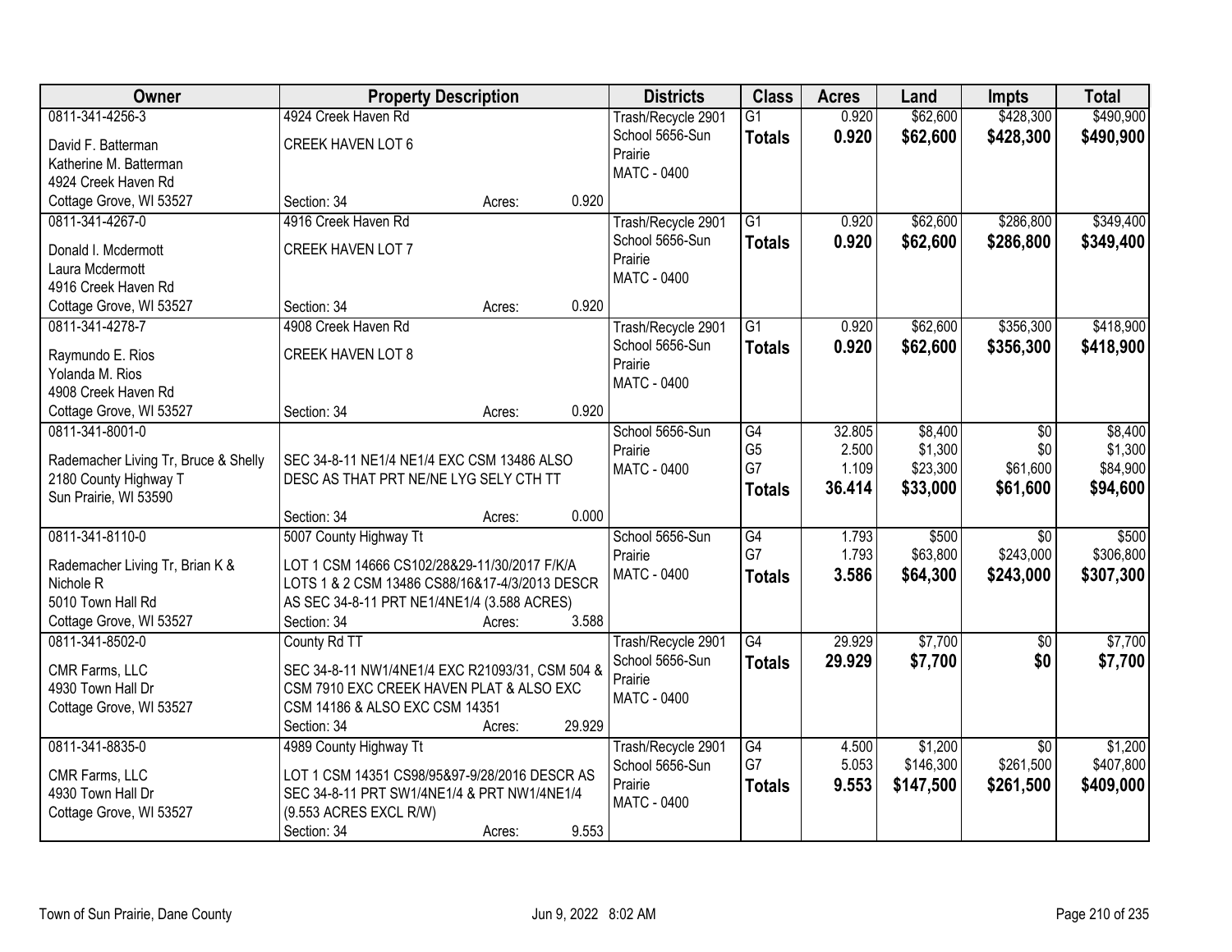| Owner | Property Description | Districts | Class | Acres | Land | Impts | Total |
|---|---|---|---|---|---|---|---|
| 0811-341-4256-3<br>David F. Batterman<br>Katherine M. Batterman<br>4924 Creek Haven Rd<br>Cottage Grove, WI 53527 | 4924 Creek Haven Rd<br>CREEK HAVEN LOT 6<br>Section: 34 Acres: 0.920 | Trash/Recycle 2901<br>School 5656-Sun Prairie<br>MATC - 0400 | G1<br>**Totals** | 0.920<br>**0.920** | $62,600<br>**$62,600** | $428,300<br>**$428,300** | $490,900<br>**$490,900** |
| 0811-341-4267-0<br>Donald I. Mcdermott<br>Laura Mcdermott<br>4916 Creek Haven Rd<br>Cottage Grove, WI 53527 | 4916 Creek Haven Rd<br>CREEK HAVEN LOT 7<br>Section: 34 Acres: 0.920 | Trash/Recycle 2901<br>School 5656-Sun Prairie<br>MATC - 0400 | G1<br>**Totals** | 0.920<br>**0.920** | $62,600<br>**$62,600** | $286,800<br>**$286,800** | $349,400<br>**$349,400** |
| 0811-341-4278-7<br>Raymundo E. Rios<br>Yolanda M. Rios<br>4908 Creek Haven Rd<br>Cottage Grove, WI 53527 | 4908 Creek Haven Rd<br>CREEK HAVEN LOT 8<br>Section: 34 Acres: 0.920 | Trash/Recycle 2901<br>School 5656-Sun Prairie<br>MATC - 0400 | G1<br>**Totals** | 0.920<br>**0.920** | $62,600<br>**$62,600** | $356,300<br>**$356,300** | $418,900<br>**$418,900** |
| 0811-341-8001-0<br>Rademacher Living Tr, Bruce & Shelly<br>2180 County Highway T<br>Sun Prairie, WI 53590 | SEC 34-8-11 NE1/4 NE1/4 EXC CSM 13486 ALSO DESC AS THAT PRT NE/NE LYG SELY CTH TT<br>Section: 34 Acres: 0.000 | School 5656-Sun Prairie<br>MATC - 0400 | G4<br>G5<br>G7<br>**Totals** | 32.805<br>2.500<br>1.109<br>**36.414** | $8,400<br>$1,300<br>$23,300<br>**$33,000** | $0<br>$0<br>$61,600<br>**$61,600** | $8,400<br>$1,300<br>$84,900<br>**$94,600** |
| 0811-341-8110-0<br>Rademacher Living Tr, Brian K & Nichole R<br>5010 Town Hall Rd<br>Cottage Grove, WI 53527 | 5007 County Highway Tt<br>LOT 1 CSM 14666 CS102/28&29-11/30/2017 F/K/A LOTS 1 & 2 CSM 13486 CS88/16&17-4/3/2013 DESCR AS SEC 34-8-11 PRT NE1/4NE1/4 (3.588 ACRES)<br>Section: 34 Acres: 3.588 | School 5656-Sun Prairie<br>MATC - 0400 | G4<br>G7<br>**Totals** | 1.793<br>1.793<br>**3.586** | $500<br>$63,800<br>**$64,300** | $0<br>$243,000<br>**$243,000** | $500<br>$306,800<br>**$307,300** |
| 0811-341-8502-0<br>CMR Farms, LLC<br>4930 Town Hall Dr<br>Cottage Grove, WI 53527 | County Rd TT<br>SEC 34-8-11 NW1/4NE1/4 EXC R21093/31, CSM 504 & CSM 7910 EXC CREEK HAVEN PLAT & ALSO EXC CSM 14186 & ALSO EXC CSM 14351<br>Section: 34 Acres: 29.929 | Trash/Recycle 2901<br>School 5656-Sun Prairie<br>MATC - 0400 | G4<br>**Totals** | 29.929<br>**29.929** | $7,700<br>**$7,700** | $0<br>**$0** | $7,700<br>**$7,700** |
| 0811-341-8835-0<br>CMR Farms, LLC<br>4930 Town Hall Dr<br>Cottage Grove, WI 53527 | 4989 County Highway Tt<br>LOT 1 CSM 14351 CS98/95&97-9/28/2016 DESCR AS SEC 34-8-11 PRT SW1/4NE1/4 & PRT NW1/4NE1/4 (9.553 ACRES EXCL R/W)<br>Section: 34 Acres: 9.553 | Trash/Recycle 2901<br>School 5656-Sun Prairie<br>MATC - 0400 | G4<br>G7<br>**Totals** | 4.500<br>5.053<br>**9.553** | $1,200<br>$146,300<br>**$147,500** | $0<br>$261,500<br>**$261,500** | $1,200<br>$407,800<br>**$409,000** |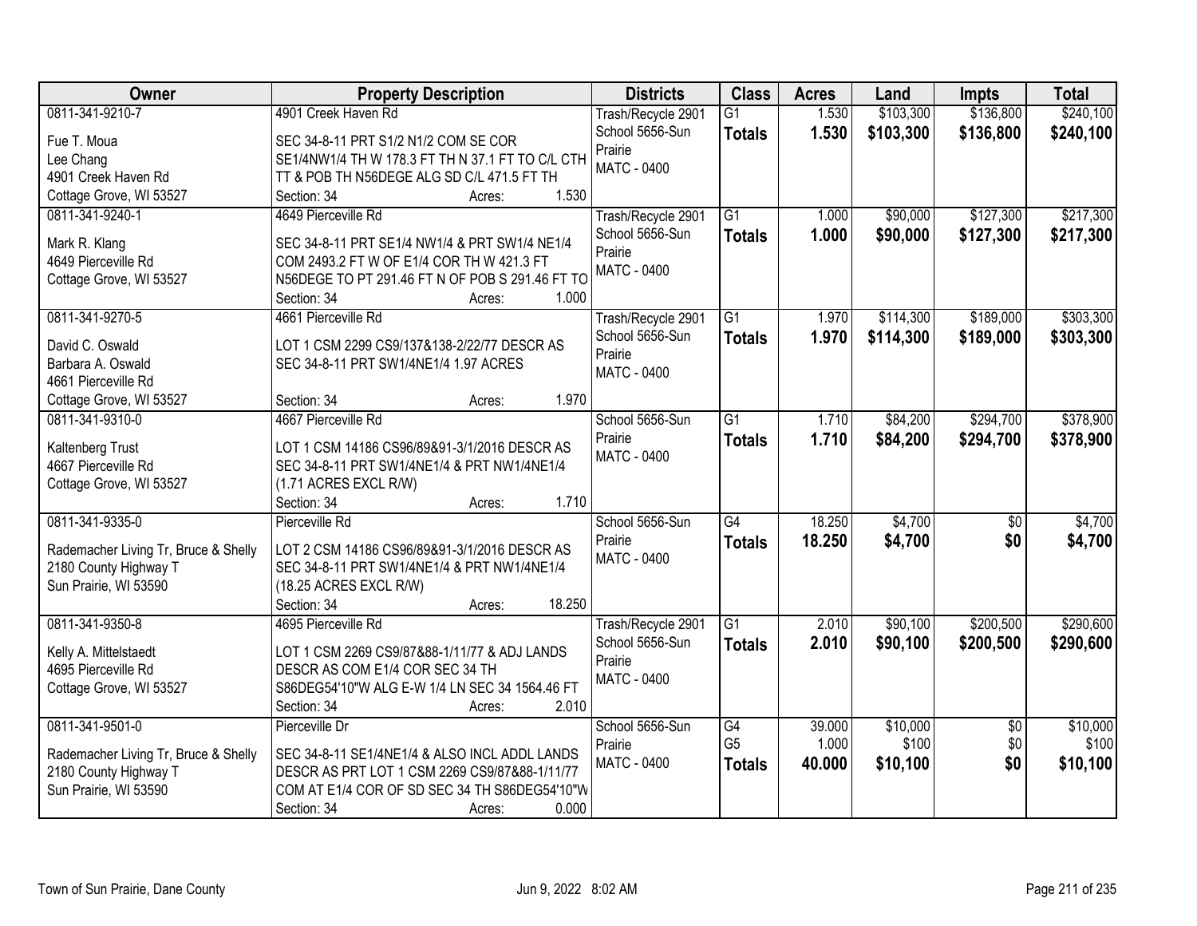| Owner | Property Description | Districts | Class | Acres | Land | Impts | Total |
|---|---|---|---|---|---|---|---|
| 0811-341-9210-7<br>Fue T. Moua<br>Lee Chang<br>4901 Creek Haven Rd<br>Cottage Grove, WI 53527 | 4901 Creek Haven Rd<br>SEC 34-8-11 PRT S1/2 N1/2 COM SE COR SE1/4NW1/4 TH W 178.3 FT TH N 37.1 FT TO C/L CTH TT & POB TH N56DEGE ALG SD C/L 471.5 FT TH<br>Section: 34 Acres: 1.530 | Trash/Recycle 2901<br>School 5656-Sun Prairie<br>MATC - 0400 | G1<br>**Totals** | 1.530<br>**1.530** | $103,300<br>**$103,300** | $136,800<br>**$136,800** | $240,100<br>**$240,100** |
| 0811-341-9240-1<br>Mark R. Klang<br>4649 Pierceville Rd<br>Cottage Grove, WI 53527 | 4649 Pierceville Rd<br>SEC 34-8-11 PRT SE1/4 NW1/4 & PRT SW1/4 NE1/4 COM 2493.2 FT W OF E1/4 COR TH W 421.3 FT N56DEGE TO PT 291.46 FT N OF POB S 291.46 FT TO<br>Section: 34 Acres: 1.000 | Trash/Recycle 2901<br>School 5656-Sun Prairie<br>MATC - 0400 | G1<br>**Totals** | 1.000<br>**1.000** | $90,000<br>**$90,000** | $127,300<br>**$127,300** | $217,300<br>**$217,300** |
| 0811-341-9270-5<br>David C. Oswald<br>Barbara A. Oswald<br>4661 Pierceville Rd<br>Cottage Grove, WI 53527 | 4661 Pierceville Rd<br>LOT 1 CSM 2299 CS9/137&138-2/22/77 DESCR AS SEC 34-8-11 PRT SW1/4NE1/4 1.97 ACRES<br>Section: 34 Acres: 1.970 | Trash/Recycle 2901<br>School 5656-Sun Prairie<br>MATC - 0400 | G1<br>**Totals** | 1.970<br>**1.970** | $114,300<br>**$114,300** | $189,000<br>**$189,000** | $303,300<br>**$303,300** |
| 0811-341-9310-0<br>Kaltenberg Trust<br>4667 Pierceville Rd<br>Cottage Grove, WI 53527 | 4667 Pierceville Rd<br>LOT 1 CSM 14186 CS96/89&91-3/1/2016 DESCR AS SEC 34-8-11 PRT SW1/4NE1/4 & PRT NW1/4NE1/4 (1.71 ACRES EXCL R/W)<br>Section: 34 Acres: 1.710 | School 5656-Sun Prairie<br>MATC - 0400 | G1<br>**Totals** | 1.710<br>**1.710** | $84,200<br>**$84,200** | $294,700<br>**$294,700** | $378,900<br>**$378,900** |
| 0811-341-9335-0<br>Rademacher Living Tr, Bruce & Shelly<br>2180 County Highway T<br>Sun Prairie, WI 53590 | Pierceville Rd<br>LOT 2 CSM 14186 CS96/89&91-3/1/2016 DESCR AS SEC 34-8-11 PRT SW1/4NE1/4 & PRT NW1/4NE1/4 (18.25 ACRES EXCL R/W)<br>Section: 34 Acres: 18.250 | School 5656-Sun Prairie<br>MATC - 0400 | G4<br>**Totals** | 18.250<br>**18.250** | $4,700<br>**$4,700** | $0<br>**$0** | $4,700<br>**$4,700** |
| 0811-341-9350-8<br>Kelly A. Mittelstaedt<br>4695 Pierceville Rd<br>Cottage Grove, WI 53527 | 4695 Pierceville Rd<br>LOT 1 CSM 2269 CS9/87&88-1/11/77 & ADJ LANDS DESCR AS COM E1/4 COR SEC 34 TH S86DEG54'10"W ALG E-W 1/4 LN SEC 34 1564.46 FT<br>Section: 34 Acres: 2.010 | Trash/Recycle 2901<br>School 5656-Sun Prairie<br>MATC - 0400 | G1<br>**Totals** | 2.010<br>**2.010** | $90,100<br>**$90,100** | $200,500<br>**$200,500** | $290,600<br>**$290,600** |
| 0811-341-9501-0<br>Rademacher Living Tr, Bruce & Shelly<br>2180 County Highway T<br>Sun Prairie, WI 53590 | Pierceville Dr<br>SEC 34-8-11 SE1/4NE1/4 & ALSO INCL ADDL LANDS DESCR AS PRT LOT 1 CSM 2269 CS9/87&88-1/11/77 COM AT E1/4 COR OF SD SEC 34 TH S86DEG54'10"W<br>Section: 34 Acres: 0.000 | School 5656-Sun Prairie<br>MATC - 0400 | G4<br>G5<br>**Totals** | 39.000<br>1.000<br>**40.000** | $10,000<br>$100<br>**$10,100** | $0<br>$0<br>**$0** | $10,000<br>$100<br>**$10,100** |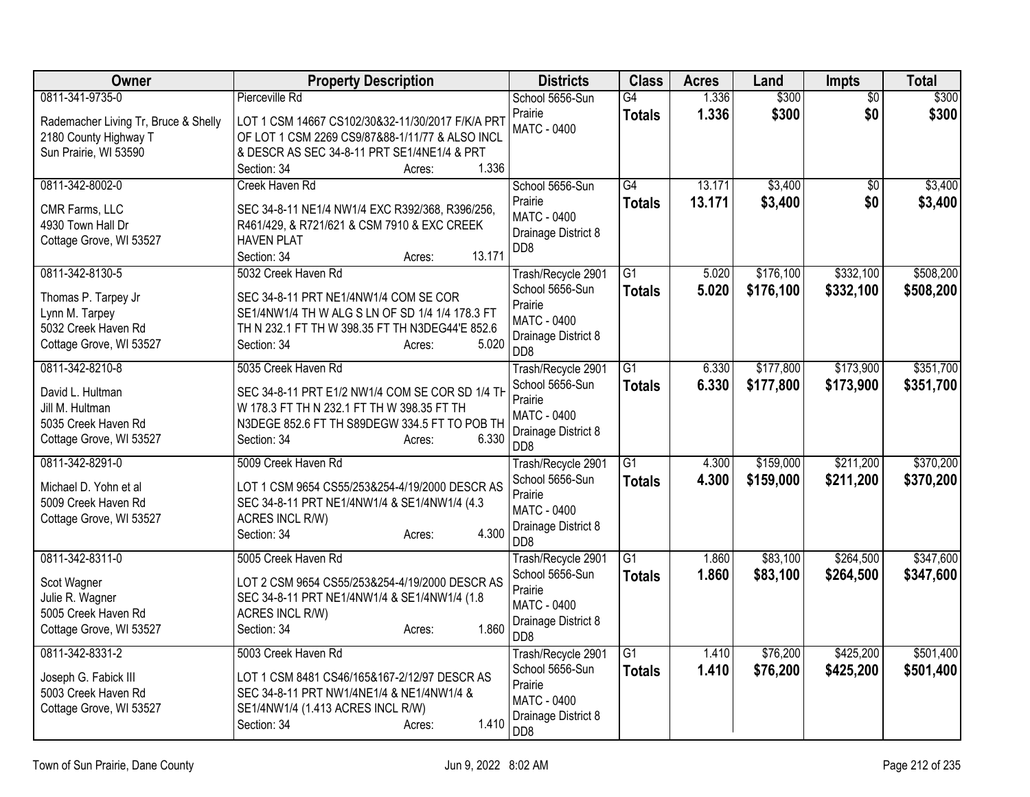| Owner | Property Description | Districts | Class | Acres | Land | Impts | Total |
|---|---|---|---|---|---|---|---|
| 0811-341-9735-0<br>Rademacher Living Tr, Bruce & Shelly<br>2180 County Highway T<br>Sun Prairie, WI 53590 | Pierceville Rd<br>LOT 1 CSM 14667 CS102/30&32-11/30/2017 F/K/A PRT OF LOT 1 CSM 2269 CS9/87&88-1/11/77 & ALSO INCL & DESCR AS SEC 34-8-11 PRT SE1/4NE1/4 & PRT<br>Section: 34 Acres: 1.336 | School 5656-Sun Prairie<br>MATC - 0400 | G4<br>**Totals** | 1.336<br>**1.336** | $300<br>**$300** | $0<br>**$0** | $300<br>**$300** |
| 0811-342-8002-0<br>CMR Farms, LLC<br>4930 Town Hall Dr<br>Cottage Grove, WI 53527 | Creek Haven Rd<br>SEC 34-8-11 NE1/4 NW1/4 EXC R392/368, R396/256, R461/429, & R721/621 & CSM 7910 & EXC CREEK HAVEN PLAT<br>Section: 34 Acres: 13.171 | School 5656-Sun Prairie<br>MATC - 0400<br>Drainage District 8 DD8 | G4<br>**Totals** | 13.171<br>**13.171** | $3,400<br>**$3,400** | $0<br>**$0** | $3,400<br>**$3,400** |
| 0811-342-8130-5<br>Thomas P. Tarpey Jr<br>Lynn M. Tarpey<br>5032 Creek Haven Rd<br>Cottage Grove, WI 53527 | 5032 Creek Haven Rd<br>SEC 34-8-11 PRT NE1/4NW1/4 COM SE COR SE1/4NW1/4 TH W ALG S LN OF SD 1/4 1/4 178.3 FT TH N 232.1 FT TH W 398.35 FT TH N3DEG44'E 852.6<br>Section: 34 Acres: 5.020 | Trash/Recycle 2901<br>School 5656-Sun Prairie<br>MATC - 0400<br>Drainage District 8 DD8 | G1<br>**Totals** | 5.020<br>**5.020** | $176,100<br>**$176,100** | $332,100<br>**$332,100** | $508,200<br>**$508,200** |
| 0811-342-8210-8<br>David L. Hultman<br>Jill M. Hultman<br>5035 Creek Haven Rd<br>Cottage Grove, WI 53527 | 5035 Creek Haven Rd<br>SEC 34-8-11 PRT E1/2 NW1/4 COM SE COR SD 1/4 TH W 178.3 FT TH N 232.1 FT TH W 398.35 FT TH N3DEGE 852.6 FT TH S89DEGW 334.5 FT TO POB TH<br>Section: 34 Acres: 6.330 | Trash/Recycle 2901<br>School 5656-Sun Prairie<br>MATC - 0400<br>Drainage District 8 DD8 | G1<br>**Totals** | 6.330<br>**6.330** | $177,800<br>**$177,800** | $173,900<br>**$173,900** | $351,700<br>**$351,700** |
| 0811-342-8291-0<br>Michael D. Yohn et al<br>5009 Creek Haven Rd<br>Cottage Grove, WI 53527 | 5009 Creek Haven Rd<br>LOT 1 CSM 9654 CS55/253&254-4/19/2000 DESCR AS SEC 34-8-11 PRT NE1/4NW1/4 & SE1/4NW1/4 (4.3 ACRES INCL R/W)<br>Section: 34 Acres: 4.300 | Trash/Recycle 2901<br>School 5656-Sun Prairie<br>MATC - 0400<br>Drainage District 8 DD8 | G1<br>**Totals** | 4.300<br>**4.300** | $159,000<br>**$159,000** | $211,200<br>**$211,200** | $370,200<br>**$370,200** |
| 0811-342-8311-0<br>Scot Wagner<br>Julie R. Wagner<br>5005 Creek Haven Rd<br>Cottage Grove, WI 53527 | 5005 Creek Haven Rd<br>LOT 2 CSM 9654 CS55/253&254-4/19/2000 DESCR AS SEC 34-8-11 PRT NE1/4NW1/4 & SE1/4NW1/4 (1.8 ACRES INCL R/W)<br>Section: 34 Acres: 1.860 | Trash/Recycle 2901<br>School 5656-Sun Prairie<br>MATC - 0400<br>Drainage District 8 DD8 | G1<br>**Totals** | 1.860<br>**1.860** | $83,100<br>**$83,100** | $264,500<br>**$264,500** | $347,600<br>**$347,600** |
| 0811-342-8331-2<br>Joseph G. Fabick III<br>5003 Creek Haven Rd<br>Cottage Grove, WI 53527 | 5003 Creek Haven Rd<br>LOT 1 CSM 8481 CS46/165&167-2/12/97 DESCR AS SEC 34-8-11 PRT NW1/4NE1/4 & NE1/4NW1/4 & SE1/4NW1/4 (1.413 ACRES INCL R/W)<br>Section: 34 Acres: 1.410 | Trash/Recycle 2901<br>School 5656-Sun Prairie<br>MATC - 0400<br>Drainage District 8 DD8 | G1<br>**Totals** | 1.410<br>**1.410** | $76,200<br>**$76,200** | $425,200<br>**$425,200** | $501,400<br>**$501,400** |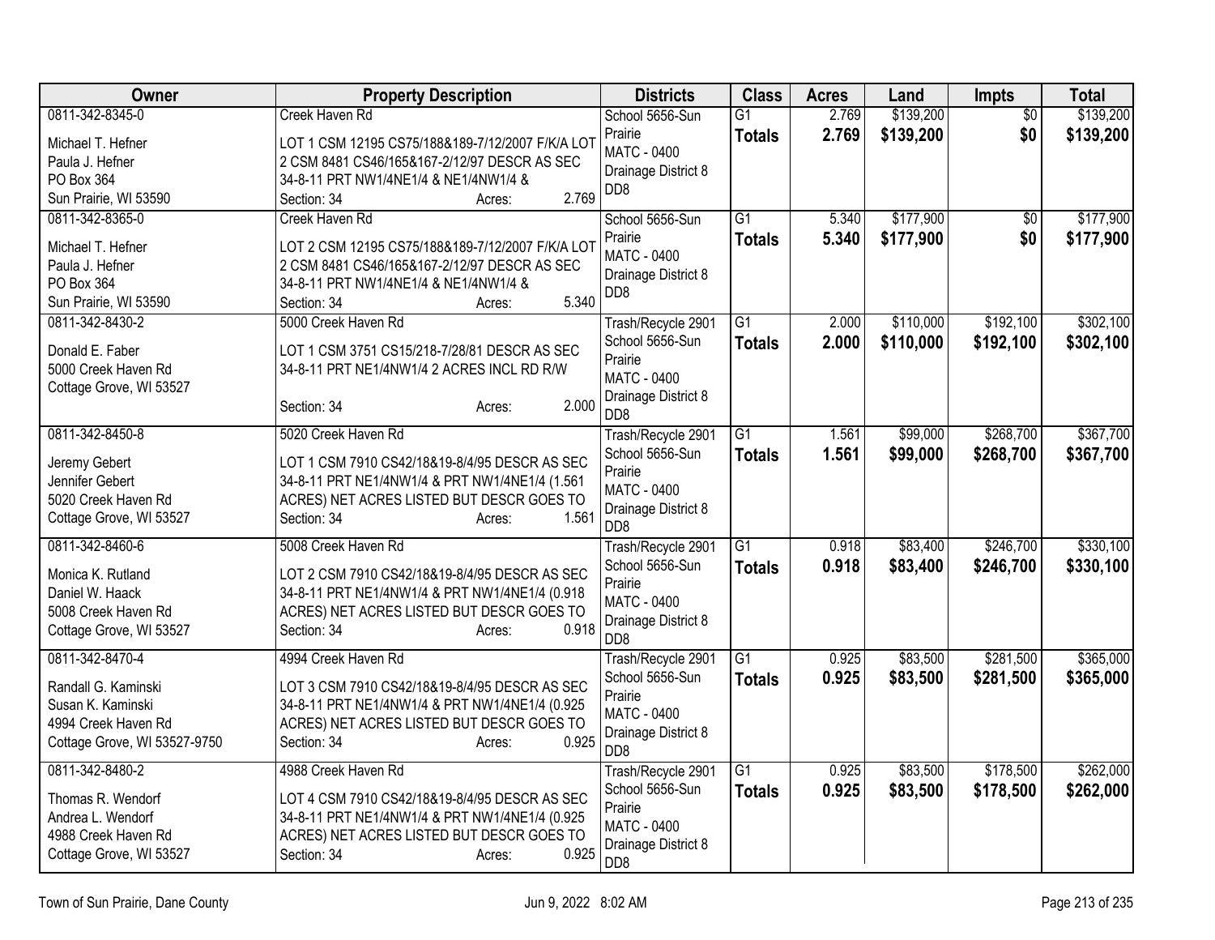| Owner | Property Description | Districts | Class | Acres | Land | Impts | Total |
|---|---|---|---|---|---|---|---|
| 0811-342-8345-0<br>Michael T. Hefner<br>Paula J. Hefner<br>PO Box 364<br>Sun Prairie, WI 53590 | Creek Haven Rd<br>LOT 1 CSM 12195 CS75/188&189-7/12/2007 F/K/A LOT 2 CSM 8481 CS46/165&167-2/12/97 DESCR AS SEC 34-8-11 PRT NW1/4NE1/4 & NE1/4NW1/4 &<br>Section: 34 Acres: 2.769 | School 5656-Sun Prairie<br>MATC - 0400<br>Drainage District 8 DD8 | G1<br>**Totals** | 2.769<br>**2.769** | $139,200<br>**$139,200** | $0<br>**$0** | $139,200<br>**$139,200** |
| 0811-342-8365-0<br>Michael T. Hefner<br>Paula J. Hefner<br>PO Box 364<br>Sun Prairie, WI 53590 | Creek Haven Rd<br>LOT 2 CSM 12195 CS75/188&189-7/12/2007 F/K/A LOT 2 CSM 8481 CS46/165&167-2/12/97 DESCR AS SEC 34-8-11 PRT NW1/4NE1/4 & NE1/4NW1/4 &<br>Section: 34 Acres: 5.340 | School 5656-Sun Prairie<br>MATC - 0400<br>Drainage District 8 DD8 | G1<br>**Totals** | 5.340<br>**5.340** | $177,900<br>**$177,900** | $0<br>**$0** | $177,900<br>**$177,900** |
| 0811-342-8430-2<br>Donald E. Faber<br>5000 Creek Haven Rd<br>Cottage Grove, WI 53527 | 5000 Creek Haven Rd<br>LOT 1 CSM 3751 CS15/218-7/28/81 DESCR AS SEC 34-8-11 PRT NE1/4NW1/4 2 ACRES INCL RD R/W<br>Section: 34 Acres: 2.000 | Trash/Recycle 2901<br>School 5656-Sun Prairie<br>MATC - 0400<br>Drainage District 8 DD8 | G1<br>**Totals** | 2.000<br>**2.000** | $110,000<br>**$110,000** | $192,100<br>**$192,100** | $302,100<br>**$302,100** |
| 0811-342-8450-8<br>Jeremy Gebert<br>Jennifer Gebert<br>5020 Creek Haven Rd<br>Cottage Grove, WI 53527 | 5020 Creek Haven Rd<br>LOT 1 CSM 7910 CS42/18&19-8/4/95 DESCR AS SEC 34-8-11 PRT NE1/4NW1/4 & PRT NW1/4NE1/4 (1.561 ACRES) NET ACRES LISTED BUT DESCR GOES TO<br>Section: 34 Acres: 1.561 | Trash/Recycle 2901<br>School 5656-Sun Prairie<br>MATC - 0400<br>Drainage District 8 DD8 | G1<br>**Totals** | 1.561<br>**1.561** | $99,000<br>**$99,000** | $268,700<br>**$268,700** | $367,700<br>**$367,700** |
| 0811-342-8460-6<br>Monica K. Rutland<br>Daniel W. Haack<br>5008 Creek Haven Rd<br>Cottage Grove, WI 53527 | 5008 Creek Haven Rd<br>LOT 2 CSM 7910 CS42/18&19-8/4/95 DESCR AS SEC 34-8-11 PRT NE1/4NW1/4 & PRT NW1/4NE1/4 (0.918 ACRES) NET ACRES LISTED BUT DESCR GOES TO<br>Section: 34 Acres: 0.918 | Trash/Recycle 2901<br>School 5656-Sun Prairie<br>MATC - 0400<br>Drainage District 8 DD8 | G1<br>**Totals** | 0.918<br>**0.918** | $83,400<br>**$83,400** | $246,700<br>**$246,700** | $330,100<br>**$330,100** |
| 0811-342-8470-4<br>Randall G. Kaminski<br>Susan K. Kaminski<br>4994 Creek Haven Rd<br>Cottage Grove, WI 53527-9750 | 4994 Creek Haven Rd<br>LOT 3 CSM 7910 CS42/18&19-8/4/95 DESCR AS SEC 34-8-11 PRT NE1/4NW1/4 & PRT NW1/4NE1/4 (0.925 ACRES) NET ACRES LISTED BUT DESCR GOES TO<br>Section: 34 Acres: 0.925 | Trash/Recycle 2901<br>School 5656-Sun Prairie<br>MATC - 0400<br>Drainage District 8 DD8 | G1<br>**Totals** | 0.925<br>**0.925** | $83,500<br>**$83,500** | $281,500<br>**$281,500** | $365,000<br>**$365,000** |
| 0811-342-8480-2<br>Thomas R. Wendorf<br>Andrea L. Wendorf<br>4988 Creek Haven Rd<br>Cottage Grove, WI 53527 | 4988 Creek Haven Rd<br>LOT 4 CSM 7910 CS42/18&19-8/4/95 DESCR AS SEC 34-8-11 PRT NE1/4NW1/4 & PRT NW1/4NE1/4 (0.925 ACRES) NET ACRES LISTED BUT DESCR GOES TO<br>Section: 34 Acres: 0.925 | Trash/Recycle 2901<br>School 5656-Sun Prairie<br>MATC - 0400<br>Drainage District 8 DD8 | G1<br>**Totals** | 0.925<br>**0.925** | $83,500<br>**$83,500** | $178,500<br>**$178,500** | $262,000<br>**$262,000** |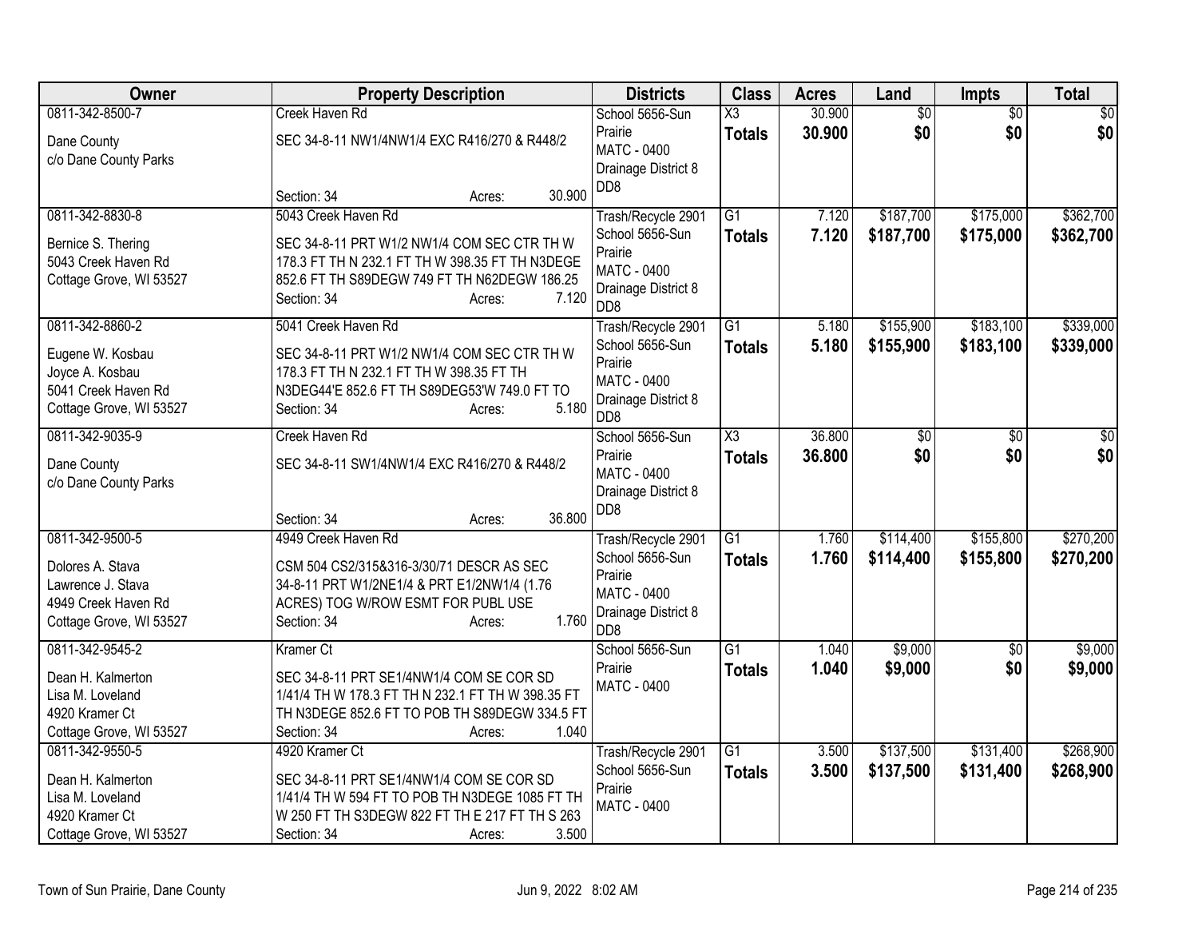| Owner | Property Description | Districts | Class | Acres | Land | Impts | Total |
|---|---|---|---|---|---|---|---|
| 0811-342-8500-7<br>Dane County<br>c/o Dane County Parks | Creek Haven Rd<br>SEC 34-8-11 NW1/4NW1/4 EXC R416/270 & R448/2<br>Section: 34 Acres: 30.900 | School 5656-Sun Prairie<br>MATC - 0400<br>Drainage District 8 DD8 | X3<br>**Totals** | 30.900<br>**30.900** | $0<br>**$0** | $0<br>**$0** | $0<br>**$0** |
| 0811-342-8830-8<br>Bernice S. Thering<br>5043 Creek Haven Rd<br>Cottage Grove, WI 53527 | 5043 Creek Haven Rd<br>SEC 34-8-11 PRT W1/2 NW1/4 COM SEC CTR TH W 178.3 FT TH N 232.1 FT TH W 398.35 FT TH N3DEGE 852.6 FT TH S89DEGW 749 FT TH N62DEGW 186.25<br>Section: 34 Acres: 7.120 | Trash/Recycle 2901<br>School 5656-Sun Prairie<br>MATC - 0400<br>Drainage District 8 DD8 | G1<br>**Totals** | 7.120<br>**7.120** | $187,700<br>**$187,700** | $175,000<br>**$175,000** | $362,700<br>**$362,700** |
| 0811-342-8860-2<br>Eugene W. Kosbau<br>Joyce A. Kosbau<br>5041 Creek Haven Rd<br>Cottage Grove, WI 53527 | 5041 Creek Haven Rd<br>SEC 34-8-11 PRT W1/2 NW1/4 COM SEC CTR TH W 178.3 FT TH N 232.1 FT TH W 398.35 FT TH N3DEG44'E 852.6 FT TH S89DEG53'W 749.0 FT TO<br>Section: 34 Acres: 5.180 | Trash/Recycle 2901<br>School 5656-Sun Prairie<br>MATC - 0400<br>Drainage District 8 DD8 | G1<br>**Totals** | 5.180<br>**5.180** | $155,900<br>**$155,900** | $183,100<br>**$183,100** | $339,000<br>**$339,000** |
| 0811-342-9035-9<br>Dane County<br>c/o Dane County Parks | Creek Haven Rd<br>SEC 34-8-11 SW1/4NW1/4 EXC R416/270 & R448/2<br>Section: 34 Acres: 36.800 | School 5656-Sun Prairie<br>MATC - 0400<br>Drainage District 8 DD8 | X3<br>**Totals** | 36.800<br>**36.800** | $0<br>**$0** | $0<br>**$0** | $0<br>**$0** |
| 0811-342-9500-5<br>Dolores A. Stava<br>Lawrence J. Stava<br>4949 Creek Haven Rd<br>Cottage Grove, WI 53527 | 4949 Creek Haven Rd<br>CSM 504 CS2/315&316-3/30/71 DESCR AS SEC 34-8-11 PRT W1/2NE1/4 & PRT E1/2NW1/4 (1.76 ACRES) TOG W/ROW ESMT FOR PUBL USE<br>Section: 34 Acres: 1.760 | Trash/Recycle 2901<br>School 5656-Sun Prairie<br>MATC - 0400<br>Drainage District 8 DD8 | G1<br>**Totals** | 1.760<br>**1.760** | $114,400<br>**$114,400** | $155,800<br>**$155,800** | $270,200<br>**$270,200** |
| 0811-342-9545-2<br>Dean H. Kalmerton<br>Lisa M. Loveland<br>4920 Kramer Ct<br>Cottage Grove, WI 53527 | Kramer Ct<br>SEC 34-8-11 PRT SE1/4NW1/4 COM SE COR SD 1/41/4 TH W 178.3 FT TH N 232.1 FT TH W 398.35 FT TH N3DEGE 852.6 FT TO POB TH S89DEGW 334.5 FT<br>Section: 34 Acres: 1.040 | School 5656-Sun Prairie<br>MATC - 0400 | G1<br>**Totals** | 1.040<br>**1.040** | $9,000<br>**$9,000** | $0<br>**$0** | $9,000<br>**$9,000** |
| 0811-342-9550-5<br>Dean H. Kalmerton<br>Lisa M. Loveland<br>4920 Kramer Ct<br>Cottage Grove, WI 53527 | 4920 Kramer Ct<br>SEC 34-8-11 PRT SE1/4NW1/4 COM SE COR SD 1/41/4 TH W 594 FT TO POB TH N3DEGE 1085 FT TH W 250 FT TH S3DEGW 822 FT TH E 217 FT TH S 263<br>Section: 34 Acres: 3.500 | Trash/Recycle 2901<br>School 5656-Sun Prairie<br>MATC - 0400 | G1<br>**Totals** | 3.500<br>**3.500** | $137,500<br>**$137,500** | $131,400<br>**$131,400** | $268,900<br>**$268,900** |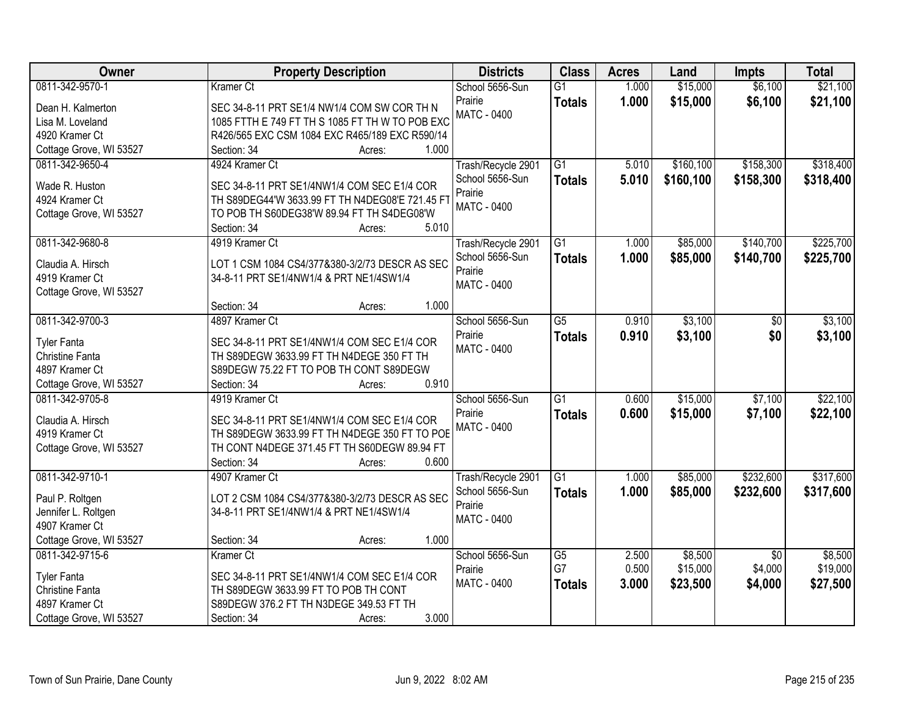| Owner | Property Description | Districts | Class | Acres | Land | Impts | Total |
|---|---|---|---|---|---|---|---|
| 0811-342-9570-1<br>Dean H. Kalmerton<br>Lisa M. Loveland<br>4920 Kramer Ct<br>Cottage Grove, WI 53527 | Kramer Ct<br>SEC 34-8-11 PRT SE1/4 NW1/4 COM SW COR TH N 1085 FTTH E 749 FT TH S 1085 FT TH W TO POB EXC R426/565 EXC CSM 1084 EXC R465/189 EXC R590/14<br>Section: 34 Acres: 1.000 | School 5656-Sun Prairie<br>MATC - 0400 | G1<br>**Totals** | 1.000<br>**1.000** | $15,000<br>**$15,000** | $6,100<br>**$6,100** | $21,100<br>**$21,100** |
| 0811-342-9650-4<br>Wade R. Huston<br>4924 Kramer Ct<br>Cottage Grove, WI 53527 | 4924 Kramer Ct<br>SEC 34-8-11 PRT SE1/4NW1/4 COM SEC E1/4 COR TH S89DEG44'W 3633.99 FT TH N4DEG08'E 721.45 FT TO POB TH S60DEG38'W 89.94 FT TH S4DEG08'W<br>Section: 34 Acres: 5.010 | Trash/Recycle 2901<br>School 5656-Sun Prairie<br>MATC - 0400 | G1<br>**Totals** | 5.010<br>**5.010** | $160,100<br>**$160,100** | $158,300<br>**$158,300** | $318,400<br>**$318,400** |
| 0811-342-9680-8<br>Claudia A. Hirsch<br>4919 Kramer Ct<br>Cottage Grove, WI 53527 | 4919 Kramer Ct<br>LOT 1 CSM 1084 CS4/377&380-3/2/73 DESCR AS SEC 34-8-11 PRT SE1/4NW1/4 & PRT NE1/4SW1/4<br>Section: 34 Acres: 1.000 | Trash/Recycle 2901<br>School 5656-Sun Prairie<br>MATC - 0400 | G1<br>**Totals** | 1.000<br>**1.000** | $85,000<br>**$85,000** | $140,700<br>**$140,700** | $225,700<br>**$225,700** |
| 0811-342-9700-3<br>Tyler Fanta<br>Christine Fanta<br>4897 Kramer Ct<br>Cottage Grove, WI 53527 | 4897 Kramer Ct<br>SEC 34-8-11 PRT SE1/4NW1/4 COM SEC E1/4 COR TH S89DEGW 3633.99 FT TH N4DEGE 350 FT TH S89DEGW 75.22 FT TO POB TH CONT S89DEGW<br>Section: 34 Acres: 0.910 | School 5656-Sun Prairie<br>MATC - 0400 | G5<br>**Totals** | 0.910<br>**0.910** | $3,100<br>**$3,100** | $0<br>**$0** | $3,100<br>**$3,100** |
| 0811-342-9705-8<br>Claudia A. Hirsch<br>4919 Kramer Ct<br>Cottage Grove, WI 53527 | 4919 Kramer Ct<br>SEC 34-8-11 PRT SE1/4NW1/4 COM SEC E1/4 COR TH S89DEGW 3633.99 FT TH N4DEGE 350 FT TO POB TH CONT N4DEGE 371.45 FT TH S60DEGW 89.94 FT<br>Section: 34 Acres: 0.600 | School 5656-Sun Prairie<br>MATC - 0400 | G1<br>**Totals** | 0.600<br>**0.600** | $15,000<br>**$15,000** | $7,100<br>**$7,100** | $22,100<br>**$22,100** |
| 0811-342-9710-1<br>Paul P. Roltgen<br>Jennifer L. Roltgen<br>4907 Kramer Ct<br>Cottage Grove, WI 53527 | 4907 Kramer Ct<br>LOT 2 CSM 1084 CS4/377&380-3/2/73 DESCR AS SEC 34-8-11 PRT SE1/4NW1/4 & PRT NE1/4SW1/4<br>Section: 34 Acres: 1.000 | Trash/Recycle 2901<br>School 5656-Sun Prairie<br>MATC - 0400 | G1<br>**Totals** | 1.000<br>**1.000** | $85,000<br>**$85,000** | $232,600<br>**$232,600** | $317,600<br>**$317,600** |
| 0811-342-9715-6<br>Tyler Fanta<br>Christine Fanta<br>4897 Kramer Ct<br>Cottage Grove, WI 53527 | Kramer Ct<br>SEC 34-8-11 PRT SE1/4NW1/4 COM SEC E1/4 COR TH S89DEGW 3633.99 FT TO POB TH CONT S89DEGW 376.2 FT TH N3DEGE 349.53 FT TH<br>Section: 34 Acres: 3.000 | School 5656-Sun Prairie<br>MATC - 0400 | G5<br>G7<br>**Totals** | 2.500<br>0.500<br>**3.000** | $8,500<br>$15,000<br>**$23,500** | $0<br>$4,000<br>**$4,000** | $8,500<br>$19,000<br>**$27,500** |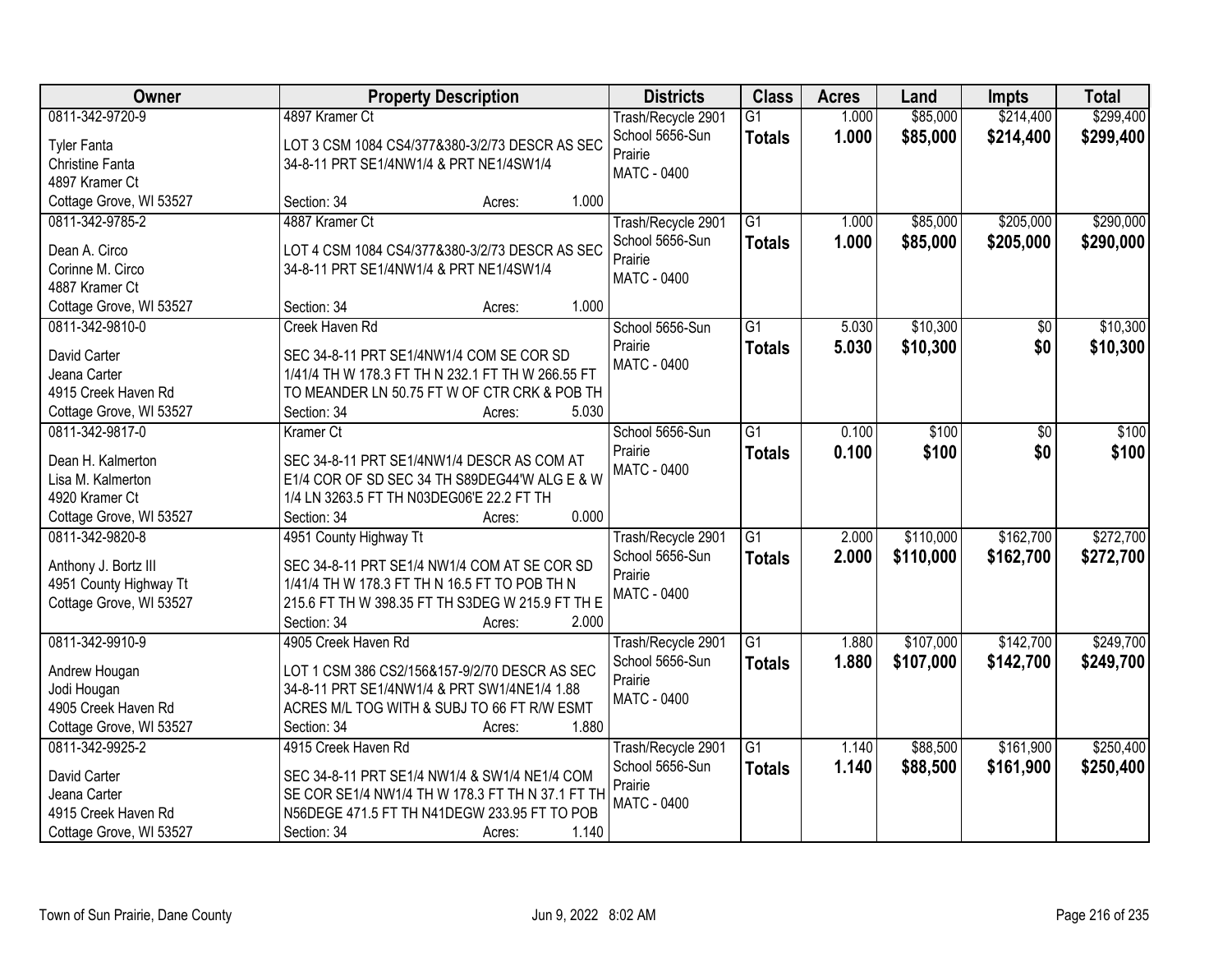| Owner | Property Description | Districts | Class | Acres | Land | Impts | Total |
|---|---|---|---|---|---|---|---|
| 0811-342-9720-9<br>Tyler Fanta<br>Christine Fanta<br>4897 Kramer Ct<br>Cottage Grove, WI 53527 | 4897 Kramer Ct<br>LOT 3 CSM 1084 CS4/377&380-3/2/73 DESCR AS SEC 34-8-11 PRT SE1/4NW1/4 & PRT NE1/4SW1/4<br>Section: 34 Acres: 1.000 | Trash/Recycle 2901<br>School 5656-Sun Prairie<br>MATC - 0400 | G1<br>**Totals** | 1.000<br>**1.000** | $85,000<br>**$85,000** | $214,400<br>**$214,400** | $299,400<br>**$299,400** |
| 0811-342-9785-2<br>Dean A. Circo<br>Corinne M. Circo<br>4887 Kramer Ct<br>Cottage Grove, WI 53527 | 4887 Kramer Ct<br>LOT 4 CSM 1084 CS4/377&380-3/2/73 DESCR AS SEC 34-8-11 PRT SE1/4NW1/4 & PRT NE1/4SW1/4<br>Section: 34 Acres: 1.000 | Trash/Recycle 2901<br>School 5656-Sun Prairie<br>MATC - 0400 | G1<br>**Totals** | 1.000<br>**1.000** | $85,000<br>**$85,000** | $205,000<br>**$205,000** | $290,000<br>**$290,000** |
| 0811-342-9810-0<br>David Carter<br>Jeana Carter<br>4915 Creek Haven Rd<br>Cottage Grove, WI 53527 | Creek Haven Rd<br>SEC 34-8-11 PRT SE1/4NW1/4 COM SE COR SD 1/41/4 TH W 178.3 FT TH N 232.1 FT TH W 266.55 FT TO MEANDER LN 50.75 FT W OF CTR CRK & POB TH<br>Section: 34 Acres: 5.030 | School 5656-Sun Prairie<br>MATC - 0400 | G1<br>**Totals** | 5.030<br>**5.030** | $10,300<br>**$10,300** | $0<br>**$0** | $10,300<br>**$10,300** |
| 0811-342-9817-0<br>Dean H. Kalmerton<br>Lisa M. Kalmerton<br>4920 Kramer Ct<br>Cottage Grove, WI 53527 | Kramer Ct<br>SEC 34-8-11 PRT SE1/4NW1/4 DESCR AS COM AT E1/4 COR OF SD SEC 34 TH S89DEG44'W ALG E & W 1/4 LN 3263.5 FT TH N03DEG06'E 22.2 FT TH<br>Section: 34 Acres: 0.000 | School 5656-Sun Prairie<br>MATC - 0400 | G1<br>**Totals** | 0.100<br>**0.100** | $100<br>**$100** | $0<br>**$0** | $100<br>**$100** |
| 0811-342-9820-8<br>Anthony J. Bortz III<br>4951 County Highway Tt<br>Cottage Grove, WI 53527 | 4951 County Highway Tt<br>SEC 34-8-11 PRT SE1/4 NW1/4 COM AT SE COR SD 1/41/4 TH W 178.3 FT TH N 16.5 FT TO POB TH N 215.6 FT TH W 398.35 FT TH S3DEG W 215.9 FT TH E<br>Section: 34 Acres: 2.000 | Trash/Recycle 2901<br>School 5656-Sun Prairie<br>MATC - 0400 | G1<br>**Totals** | 2.000<br>**2.000** | $110,000<br>**$110,000** | $162,700<br>**$162,700** | $272,700<br>**$272,700** |
| 0811-342-9910-9<br>Andrew Hougan<br>Jodi Hougan<br>4905 Creek Haven Rd<br>Cottage Grove, WI 53527 | 4905 Creek Haven Rd<br>LOT 1 CSM 386 CS2/156&157-9/2/70 DESCR AS SEC 34-8-11 PRT SE1/4NW1/4 & PRT SW1/4NE1/4 1.88 ACRES M/L TOG WITH & SUBJ TO 66 FT R/W ESMT<br>Section: 34 Acres: 1.880 | Trash/Recycle 2901<br>School 5656-Sun Prairie<br>MATC - 0400 | G1<br>**Totals** | 1.880<br>**1.880** | $107,000<br>**$107,000** | $142,700<br>**$142,700** | $249,700<br>**$249,700** |
| 0811-342-9925-2<br>David Carter<br>Jeana Carter<br>4915 Creek Haven Rd<br>Cottage Grove, WI 53527 | 4915 Creek Haven Rd<br>SEC 34-8-11 PRT SE1/4 NW1/4 & SW1/4 NE1/4 COM SE COR SE1/4 NW1/4 TH W 178.3 FT TH N 37.1 FT TH N56DEGE 471.5 FT TH N41DEGW 233.95 FT TO POB<br>Section: 34 Acres: 1.140 | Trash/Recycle 2901<br>School 5656-Sun Prairie<br>MATC - 0400 | G1<br>**Totals** | 1.140<br>**1.140** | $88,500<br>**$88,500** | $161,900<br>**$161,900** | $250,400<br>**$250,400** |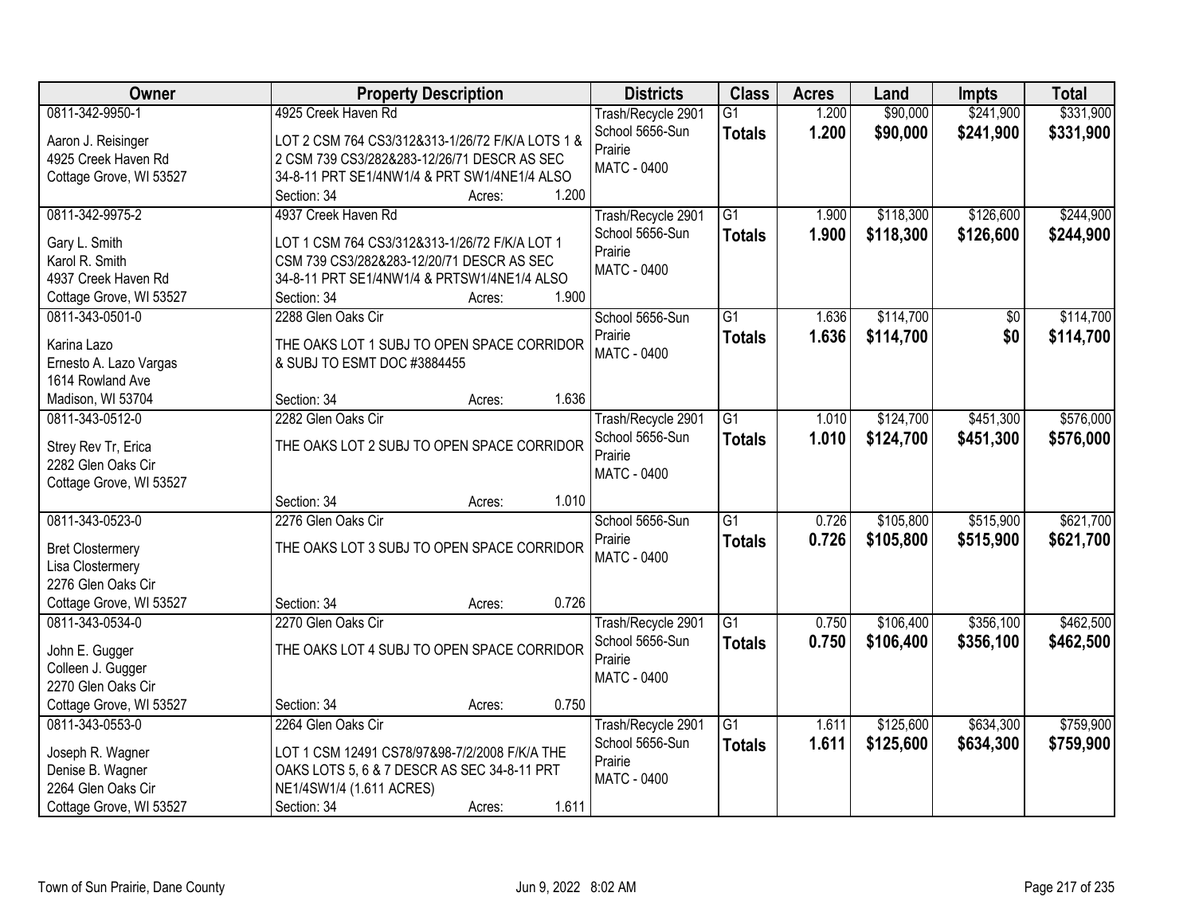| Owner | Property Description | Districts | Class | Acres | Land | Impts | Total |
|---|---|---|---|---|---|---|---|
| 0811-342-9950-1<br>Aaron J. Reisinger<br>4925 Creek Haven Rd<br>Cottage Grove, WI 53527 | 4925 Creek Haven Rd<br>LOT 2 CSM 764 CS3/312&313-1/26/72 F/K/A LOTS 1 & 2 CSM 739 CS3/282&283-12/26/71 DESCR AS SEC 34-8-11 PRT SE1/4NW1/4 & PRT SW1/4NE1/4 ALSO<br>Section: 34 Acres: 1.200 | Trash/Recycle 2901<br>School 5656-Sun Prairie<br>MATC - 0400 | G1<br>**Totals** | 1.200<br>**1.200** | $90,000<br>**$90,000** | $241,900<br>**$241,900** | $331,900<br>**$331,900** |
| 0811-342-9975-2<br>Gary L. Smith<br>Karol R. Smith<br>4937 Creek Haven Rd<br>Cottage Grove, WI 53527 | 4937 Creek Haven Rd<br>LOT 1 CSM 764 CS3/312&313-1/26/72 F/K/A LOT 1 CSM 739 CS3/282&283-12/20/71 DESCR AS SEC 34-8-11 PRT SE1/4NW1/4 & PRTSW1/4NE1/4 ALSO<br>Section: 34 Acres: 1.900 | Trash/Recycle 2901<br>School 5656-Sun Prairie<br>MATC - 0400 | G1<br>**Totals** | 1.900<br>**1.900** | $118,300<br>**$118,300** | $126,600<br>**$126,600** | $244,900<br>**$244,900** |
| 0811-343-0501-0<br>Karina Lazo<br>Ernesto A. Lazo Vargas<br>1614 Rowland Ave<br>Madison, WI 53704 | 2288 Glen Oaks Cir<br>THE OAKS LOT 1 SUBJ TO OPEN SPACE CORRIDOR & SUBJ TO ESMT DOC #3884455<br>Section: 34 Acres: 1.636 | School 5656-Sun Prairie<br>MATC - 0400 | G1<br>**Totals** | 1.636<br>**1.636** | $114,700<br>**$114,700** | $0<br>**$0** | $114,700<br>**$114,700** |
| 0811-343-0512-0<br>Strey Rev Tr, Erica<br>2282 Glen Oaks Cir<br>Cottage Grove, WI 53527 | 2282 Glen Oaks Cir<br>THE OAKS LOT 2 SUBJ TO OPEN SPACE CORRIDOR<br>Section: 34 Acres: 1.010 | Trash/Recycle 2901<br>School 5656-Sun Prairie<br>MATC - 0400 | G1<br>**Totals** | 1.010<br>**1.010** | $124,700<br>**$124,700** | $451,300<br>**$451,300** | $576,000<br>**$576,000** |
| 0811-343-0523-0<br>Bret Clostermery<br>Lisa Clostermery<br>2276 Glen Oaks Cir<br>Cottage Grove, WI 53527 | 2276 Glen Oaks Cir<br>THE OAKS LOT 3 SUBJ TO OPEN SPACE CORRIDOR<br>Section: 34 Acres: 0.726 | School 5656-Sun Prairie<br>MATC - 0400 | G1<br>**Totals** | 0.726<br>**0.726** | $105,800<br>**$105,800** | $515,900<br>**$515,900** | $621,700<br>**$621,700** |
| 0811-343-0534-0<br>John E. Gugger<br>Colleen J. Gugger<br>2270 Glen Oaks Cir<br>Cottage Grove, WI 53527 | 2270 Glen Oaks Cir<br>THE OAKS LOT 4 SUBJ TO OPEN SPACE CORRIDOR<br>Section: 34 Acres: 0.750 | Trash/Recycle 2901<br>School 5656-Sun Prairie<br>MATC - 0400 | G1<br>**Totals** | 0.750<br>**0.750** | $106,400<br>**$106,400** | $356,100<br>**$356,100** | $462,500<br>**$462,500** |
| 0811-343-0553-0<br>Joseph R. Wagner<br>Denise B. Wagner<br>2264 Glen Oaks Cir<br>Cottage Grove, WI 53527 | 2264 Glen Oaks Cir<br>LOT 1 CSM 12491 CS78/97&98-7/2/2008 F/K/A THE OAKS LOTS 5, 6 & 7 DESCR AS SEC 34-8-11 PRT NE1/4SW1/4 (1.611 ACRES)<br>Section: 34 Acres: 1.611 | Trash/Recycle 2901<br>School 5656-Sun Prairie<br>MATC - 0400 | G1<br>**Totals** | 1.611<br>**1.611** | $125,600<br>**$125,600** | $634,300<br>**$634,300** | $759,900<br>**$759,900** |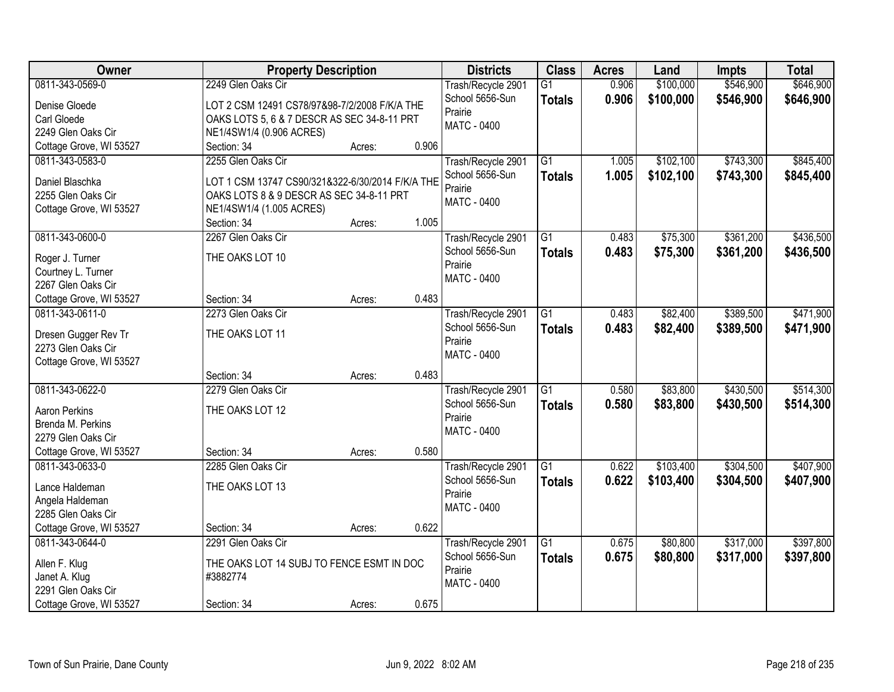| Owner | Property Description | Districts | Class | Acres | Land | Impts | Total |
|---|---|---|---|---|---|---|---|
| 0811-343-0569-0<br>Denise Gloede<br>Carl Gloede<br>2249 Glen Oaks Cir<br>Cottage Grove, WI 53527 | 2249 Glen Oaks Cir<br>LOT 2 CSM 12491 CS78/97&98-7/2/2008 F/K/A THE OAKS LOTS 5, 6 & 7 DESCR AS SEC 34-8-11 PRT NE1/4SW1/4 (0.906 ACRES)<br>Section: 34 Acres: 0.906 | Trash/Recycle 2901<br>School 5656-Sun Prairie<br>MATC - 0400 | G1<br>**Totals** | 0.906<br>**0.906** | $100,000<br>**$100,000** | $546,900<br>**$546,900** | $646,900<br>**$646,900** |
| 0811-343-0583-0<br>Daniel Blaschka<br>2255 Glen Oaks Cir<br>Cottage Grove, WI 53527 | 2255 Glen Oaks Cir<br>LOT 1 CSM 13747 CS90/321&322-6/30/2014 F/K/A THE OAKS LOTS 8 & 9 DESCR AS SEC 34-8-11 PRT NE1/4SW1/4 (1.005 ACRES)<br>Section: 34 Acres: 1.005 | Trash/Recycle 2901<br>School 5656-Sun Prairie<br>MATC - 0400 | G1<br>**Totals** | 1.005<br>**1.005** | $102,100<br>**$102,100** | $743,300<br>**$743,300** | $845,400<br>**$845,400** |
| 0811-343-0600-0<br>Roger J. Turner<br>Courtney L. Turner<br>2267 Glen Oaks Cir<br>Cottage Grove, WI 53527 | 2267 Glen Oaks Cir<br>THE OAKS LOT 10<br>Section: 34 Acres: 0.483 | Trash/Recycle 2901<br>School 5656-Sun Prairie<br>MATC - 0400 | G1<br>**Totals** | 0.483<br>**0.483** | $75,300<br>**$75,300** | $361,200<br>**$361,200** | $436,500<br>**$436,500** |
| 0811-343-0611-0<br>Dresen Gugger Rev Tr<br>2273 Glen Oaks Cir<br>Cottage Grove, WI 53527 | 2273 Glen Oaks Cir<br>THE OAKS LOT 11<br>Section: 34 Acres: 0.483 | Trash/Recycle 2901<br>School 5656-Sun Prairie<br>MATC - 0400 | G1<br>**Totals** | 0.483<br>**0.483** | $82,400<br>**$82,400** | $389,500<br>**$389,500** | $471,900<br>**$471,900** |
| 0811-343-0622-0<br>Aaron Perkins<br>Brenda M. Perkins<br>2279 Glen Oaks Cir<br>Cottage Grove, WI 53527 | 2279 Glen Oaks Cir<br>THE OAKS LOT 12<br>Section: 34 Acres: 0.580 | Trash/Recycle 2901<br>School 5656-Sun Prairie<br>MATC - 0400 | G1<br>**Totals** | 0.580<br>**0.580** | $83,800<br>**$83,800** | $430,500<br>**$430,500** | $514,300<br>**$514,300** |
| 0811-343-0633-0<br>Lance Haldeman<br>Angela Haldeman<br>2285 Glen Oaks Cir<br>Cottage Grove, WI 53527 | 2285 Glen Oaks Cir<br>THE OAKS LOT 13<br>Section: 34 Acres: 0.622 | Trash/Recycle 2901<br>School 5656-Sun Prairie<br>MATC - 0400 | G1<br>**Totals** | 0.622<br>**0.622** | $103,400<br>**$103,400** | $304,500<br>**$304,500** | $407,900<br>**$407,900** |
| 0811-343-0644-0<br>Allen F. Klug<br>Janet A. Klug<br>2291 Glen Oaks Cir<br>Cottage Grove, WI 53527 | 2291 Glen Oaks Cir<br>THE OAKS LOT 14 SUBJ TO FENCE ESMT IN DOC #3882774<br>Section: 34 Acres: 0.675 | Trash/Recycle 2901<br>School 5656-Sun Prairie<br>MATC - 0400 | G1<br>**Totals** | 0.675<br>**0.675** | $80,800<br>**$80,800** | $317,000<br>**$317,000** | $397,800<br>**$397,800** |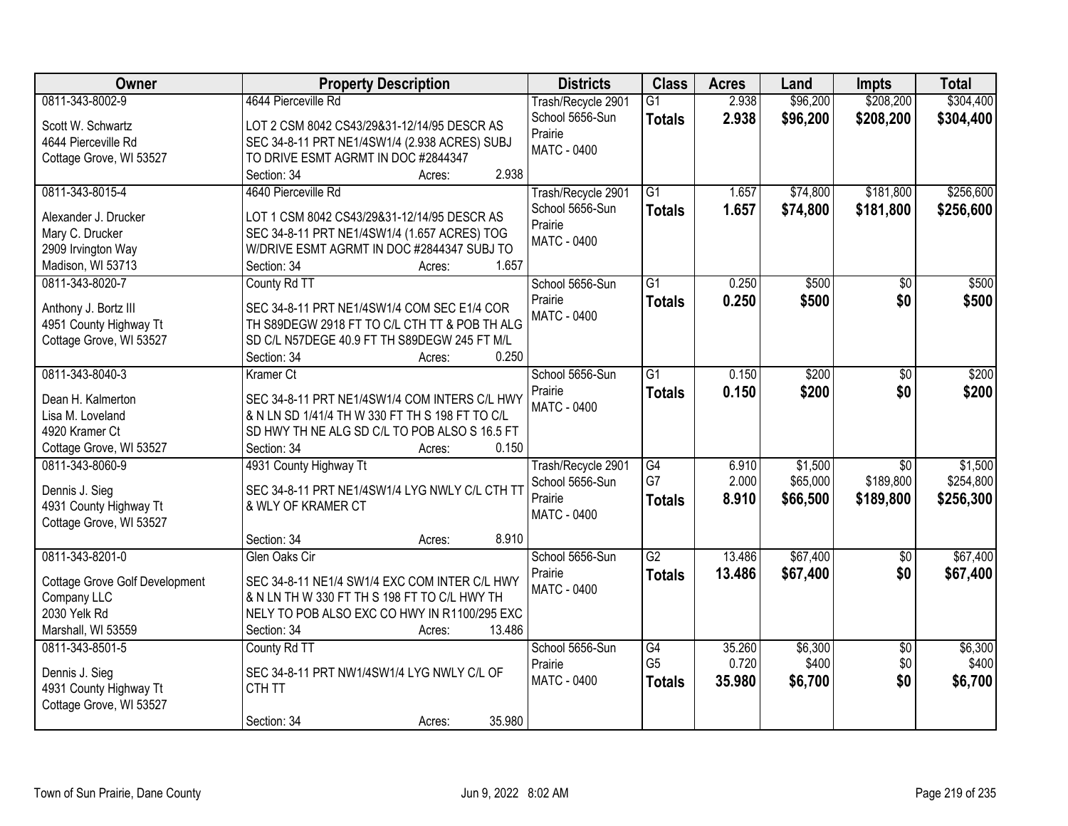| Owner | Property Description | Districts | Class | Acres | Land | Impts | Total |
|---|---|---|---|---|---|---|---|
| 0811-343-8002-9<br><br>Scott W. Schwartz<br>4644 Pierceville Rd<br>Cottage Grove, WI 53527 | 4644 Pierceville Rd<br><br>LOT 2 CSM 8042 CS43/29&31-12/14/95 DESCR AS SEC 34-8-11 PRT NE1/4SW1/4 (2.938 ACRES) SUBJ TO DRIVE ESMT AGRMT IN DOC #2844347<br>Section: 34 Acres: 2.938 | Trash/Recycle 2901<br>School 5656-Sun Prairie<br>MATC - 0400 | G1<br>**Totals** | 2.938<br>**2.938** | $96,200<br>**$96,200** | $208,200<br>**$208,200** | $304,400<br>**$304,400** |
| 0811-343-8015-4<br><br>Alexander J. Drucker<br>Mary C. Drucker<br>2909 Irvington Way<br>Madison, WI 53713 | 4640 Pierceville Rd<br><br>LOT 1 CSM 8042 CS43/29&31-12/14/95 DESCR AS SEC 34-8-11 PRT NE1/4SW1/4 (1.657 ACRES) TOG W/DRIVE ESMT AGRMT IN DOC #2844347 SUBJ TO<br>Section: 34 Acres: 1.657 | Trash/Recycle 2901<br>School 5656-Sun Prairie<br>MATC - 0400 | G1<br>**Totals** | 1.657<br>**1.657** | $74,800<br>**$74,800** | $181,800<br>**$181,800** | $256,600<br>**$256,600** |
| 0811-343-8020-7<br><br>Anthony J. Bortz III<br>4951 County Highway Tt<br>Cottage Grove, WI 53527 | County Rd TT<br><br>SEC 34-8-11 PRT NE1/4SW1/4 COM SEC E1/4 COR TH S89DEGW 2918 FT TO C/L CTH TT & POB TH ALG SD C/L N57DEGE 40.9 FT TH S89DEGW 245 FT M/L<br>Section: 34 Acres: 0.250 | School 5656-Sun Prairie<br>MATC - 0400 | G1<br>**Totals** | 0.250<br>**0.250** | $500<br>**$500** | $0<br>**$0** | $500<br>**$500** |
| 0811-343-8040-3<br><br>Dean H. Kalmerton<br>Lisa M. Loveland<br>4920 Kramer Ct<br>Cottage Grove, WI 53527 | Kramer Ct<br><br>SEC 34-8-11 PRT NE1/4SW1/4 COM INTERS C/L HWY & N LN SD 1/41/4 TH W 330 FT TH S 198 FT TO C/L SD HWY TH NE ALG SD C/L TO POB ALSO S 16.5 FT<br>Section: 34 Acres: 0.150 | School 5656-Sun Prairie<br>MATC - 0400 | G1<br>**Totals** | 0.150<br>**0.150** | $200<br>**$200** | $0<br>**$0** | $200<br>**$200** |
| 0811-343-8060-9<br><br>Dennis J. Sieg<br>4931 County Highway Tt<br>Cottage Grove, WI 53527 | 4931 County Highway Tt<br><br>SEC 34-8-11 PRT NE1/4SW1/4 LYG NWLY C/L CTH TT & WLY OF KRAMER CT<br>Section: 34 Acres: 8.910 | Trash/Recycle 2901<br>School 5656-Sun Prairie<br>MATC - 0400 | G4<br>G7<br>**Totals** | 6.910<br>2.000<br>**8.910** | $1,500<br>$65,000<br>**$66,500** | $0<br>$189,800<br>**$189,800** | $1,500<br>$254,800<br>**$256,300** |
| 0811-343-8201-0<br><br>Cottage Grove Golf Development Company LLC<br>2030 Yelk Rd<br>Marshall, WI 53559 | Glen Oaks Cir<br><br>SEC 34-8-11 NE1/4 SW1/4 EXC COM INTER C/L HWY & N LN TH W 330 FT TH S 198 FT TO C/L HWY TH NELY TO POB ALSO EXC CO HWY IN R1100/295 EXC<br>Section: 34 Acres: 13.486 | School 5656-Sun Prairie<br>MATC - 0400 | G2<br>**Totals** | 13.486<br>**13.486** | $67,400<br>**$67,400** | $0<br>**$0** | $67,400<br>**$67,400** |
| 0811-343-8501-5<br><br>Dennis J. Sieg<br>4931 County Highway Tt<br>Cottage Grove, WI 53527 | County Rd TT<br><br>SEC 34-8-11 PRT NW1/4SW1/4 LYG NWLY C/L OF CTH TT<br>Section: 34 Acres: 35.980 | School 5656-Sun Prairie<br>MATC - 0400 | G4<br>G5<br>**Totals** | 35.260<br>0.720<br>**35.980** | $6,300<br>$400<br>**$6,700** | $0<br>$0<br>**$0** | $6,300<br>$400<br>**$6,700** |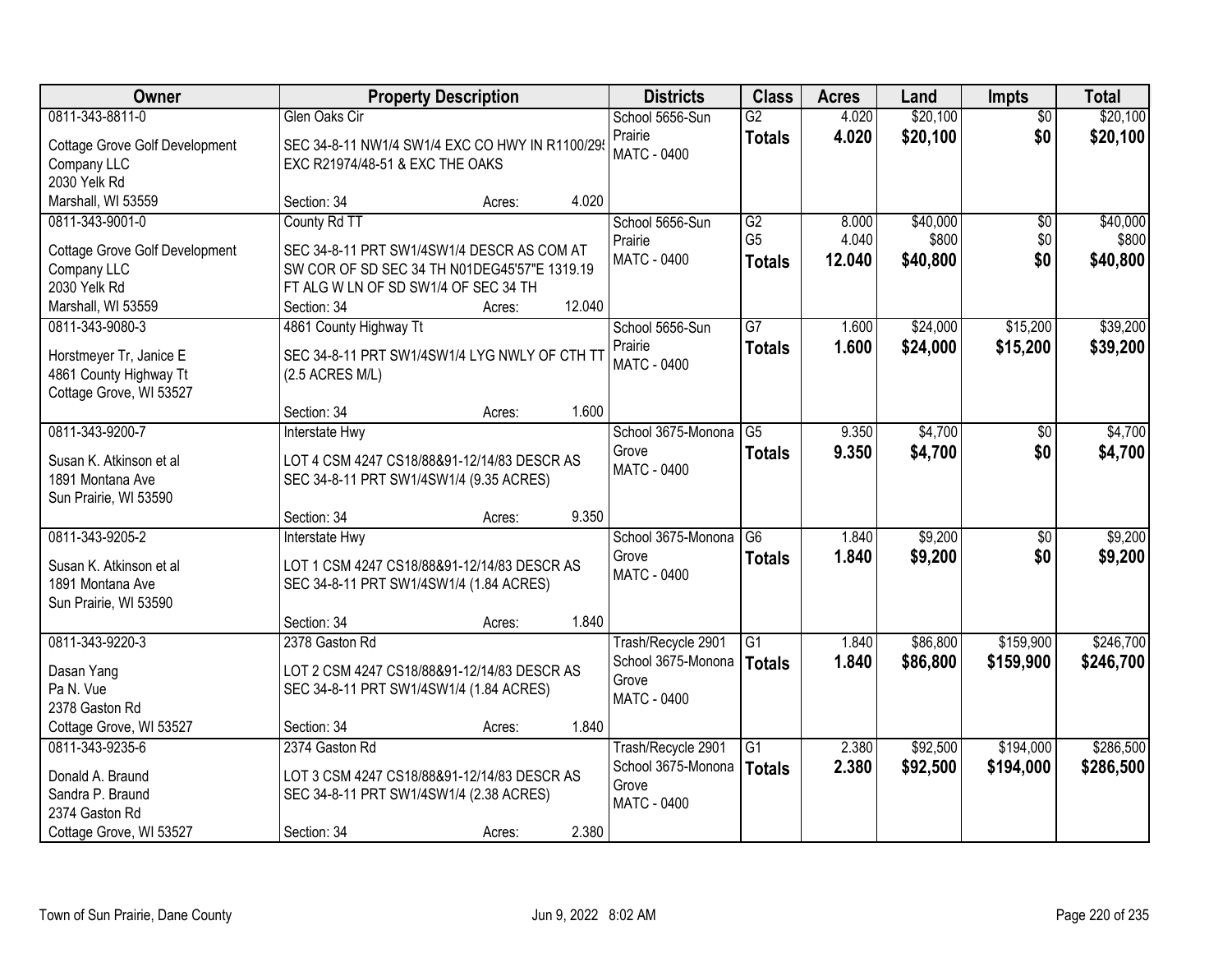| Owner | Property Description | Districts | Class | Acres | Land | Impts | Total |
|---|---|---|---|---|---|---|---|
| 0811-343-8811-0<br>Cottage Grove Golf Development Company LLC<br>2030 Yelk Rd<br>Marshall, WI 53559 | Glen Oaks Cir<br>SEC 34-8-11 NW1/4 SW1/4 EXC CO HWY IN R1100/29 EXC R21974/48-51 & EXC THE OAKS<br>Section: 34 Acres: 4.020 | School 5656-Sun Prairie<br>MATC - 0400 | G2<br>**Totals** | 4.020<br>**4.020** | $20,100<br>**$20,100** | $0<br>**$0** | $20,100<br>**$20,100** |
| 0811-343-9001-0<br>Cottage Grove Golf Development Company LLC<br>2030 Yelk Rd<br>Marshall, WI 53559 | County Rd TT<br>SEC 34-8-11 PRT SW1/4SW1/4 DESCR AS COM AT SW COR OF SD SEC 34 TH N01DEG45'57"E 1319.19 FT ALG W LN OF SD SW1/4 OF SEC 34 TH<br>Section: 34 Acres: 12.040 | School 5656-Sun Prairie<br>MATC - 0400 | G2<br>G5<br>**Totals** | 8.000<br>4.040<br>**12.040** | $40,000<br>$800<br>**$40,800** | $0<br>$0<br>**$0** | $40,000<br>$800<br>**$40,800** |
| 0811-343-9080-3<br>Horstmeyer Tr, Janice E<br>4861 County Highway Tt<br>Cottage Grove, WI 53527 | 4861 County Highway Tt<br>SEC 34-8-11 PRT SW1/4SW1/4 LYG NWLY OF CTH TT (2.5 ACRES M/L)<br>Section: 34 Acres: 1.600 | School 5656-Sun Prairie<br>MATC - 0400 | G7<br>**Totals** | 1.600<br>**1.600** | $24,000<br>**$24,000** | $15,200<br>**$15,200** | $39,200<br>**$39,200** |
| 0811-343-9200-7<br>Susan K. Atkinson et al<br>1891 Montana Ave<br>Sun Prairie, WI 53590 | Interstate Hwy<br>LOT 4 CSM 4247 CS18/88&91-12/14/83 DESCR AS SEC 34-8-11 PRT SW1/4SW1/4 (9.35 ACRES)<br>Section: 34 Acres: 9.350 | School 3675-Monona Grove<br>MATC - 0400 | G5<br>**Totals** | 9.350<br>**9.350** | $4,700<br>**$4,700** | $0<br>**$0** | $4,700<br>**$4,700** |
| 0811-343-9205-2<br>Susan K. Atkinson et al<br>1891 Montana Ave<br>Sun Prairie, WI 53590 | Interstate Hwy<br>LOT 1 CSM 4247 CS18/88&91-12/14/83 DESCR AS SEC 34-8-11 PRT SW1/4SW1/4 (1.84 ACRES)<br>Section: 34 Acres: 1.840 | School 3675-Monona Grove<br>MATC - 0400 | G6<br>**Totals** | 1.840<br>**1.840** | $9,200<br>**$9,200** | $0<br>**$0** | $9,200<br>**$9,200** |
| 0811-343-9220-3<br>Dasan Yang<br>Pa N. Vue<br>2378 Gaston Rd<br>Cottage Grove, WI 53527 | 2378 Gaston Rd<br>LOT 2 CSM 4247 CS18/88&91-12/14/83 DESCR AS SEC 34-8-11 PRT SW1/4SW1/4 (1.84 ACRES)<br>Section: 34 Acres: 1.840 | Trash/Recycle 2901<br>School 3675-Monona Grove<br>MATC - 0400 | G1<br>**Totals** | 1.840<br>**1.840** | $86,800<br>**$86,800** | $159,900<br>**$159,900** | $246,700<br>**$246,700** |
| 0811-343-9235-6<br>Donald A. Braund<br>Sandra P. Braund<br>2374 Gaston Rd<br>Cottage Grove, WI 53527 | 2374 Gaston Rd<br>LOT 3 CSM 4247 CS18/88&91-12/14/83 DESCR AS SEC 34-8-11 PRT SW1/4SW1/4 (2.38 ACRES)<br>Section: 34 Acres: 2.380 | Trash/Recycle 2901<br>School 3675-Monona Grove<br>MATC - 0400 | G1<br>**Totals** | 2.380<br>**2.380** | $92,500<br>**$92,500** | $194,000<br>**$194,000** | $286,500<br>**$286,500** |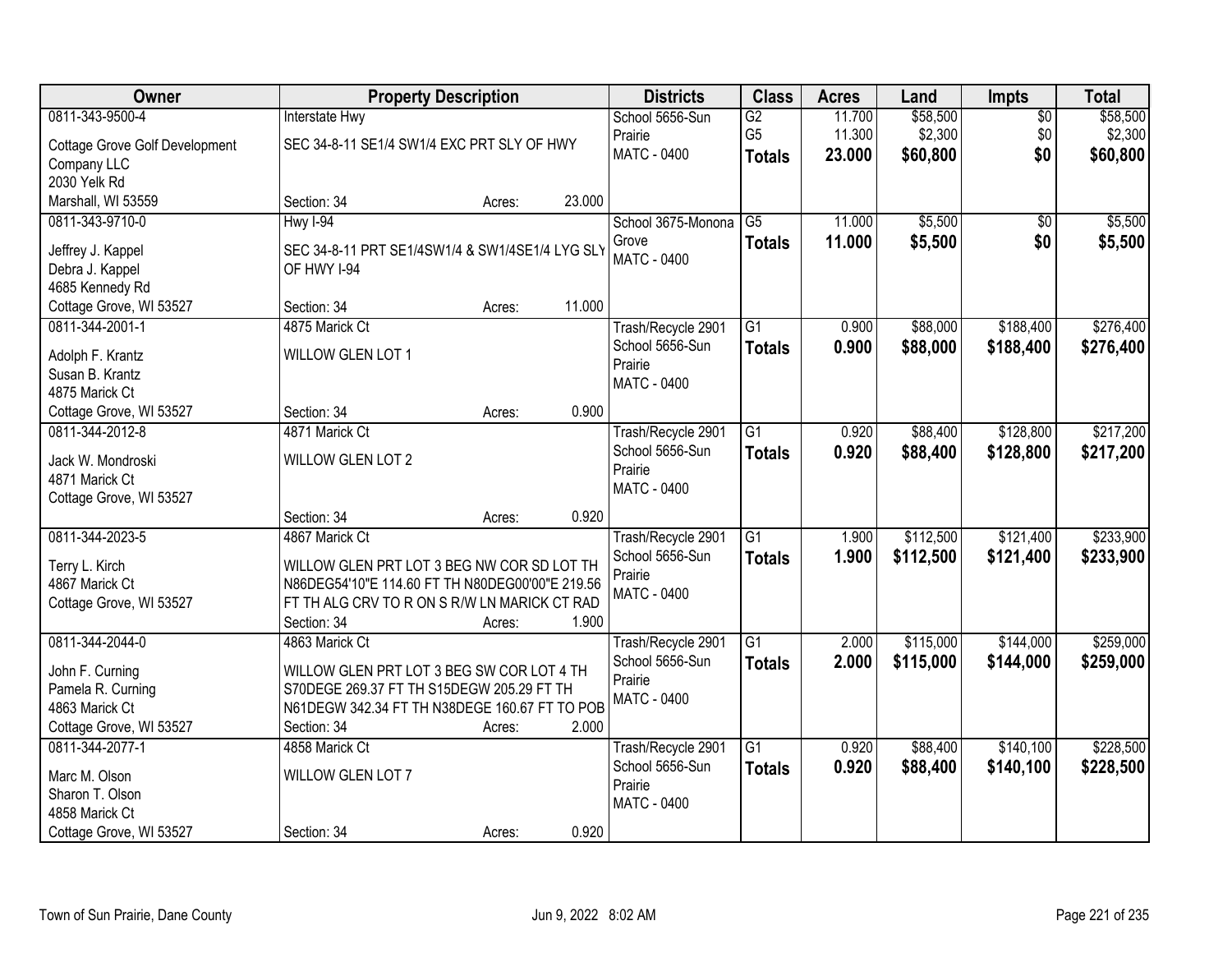| Owner | Property Description | Districts | Class | Acres | Land | Impts | Total |
|---|---|---|---|---|---|---|---|
| 0811-343-9500-4<br>Cottage Grove Golf Development Company LLC<br>2030 Yelk Rd<br>Marshall, WI 53559 | Interstate Hwy<br>SEC 34-8-11 SE1/4 SW1/4 EXC PRT SLY OF HWY<br>Section: 34 Acres: 23.000 | School 5656-Sun Prairie<br>MATC - 0400 | G2<br>G5<br>**Totals** | 11.700<br>11.300<br>**23.000** | \$58,500<br>\$2,300<br>**\$60,800** | \$0<br>\$0<br>**\$0** | \$58,500<br>\$2,300<br>**\$60,800** |
| 0811-343-9710-0<br>Jeffrey J. Kappel<br>Debra J. Kappel<br>4685 Kennedy Rd<br>Cottage Grove, WI 53527 | Hwy I-94<br>SEC 34-8-11 PRT SE1/4SW1/4 & SW1/4SE1/4 LYG SLY OF HWY I-94<br>Section: 34 Acres: 11.000 | School 3675-Monona Grove<br>MATC - 0400 | G5<br>**Totals** | 11.000<br>**11.000** | \$5,500<br>**\$5,500** | \$0<br>**\$0** | \$5,500<br>**\$5,500** |
| 0811-344-2001-1<br>Adolph F. Krantz<br>Susan B. Krantz<br>4875 Marick Ct<br>Cottage Grove, WI 53527 | 4875 Marick Ct<br>WILLOW GLEN LOT 1<br>Section: 34 Acres: 0.900 | Trash/Recycle 2901<br>School 5656-Sun Prairie<br>MATC - 0400 | G1<br>**Totals** | 0.900<br>**0.900** | \$88,000<br>**\$88,000** | \$188,400<br>**\$188,400** | \$276,400<br>**\$276,400** |
| 0811-344-2012-8<br>Jack W. Mondroski<br>4871 Marick Ct<br>Cottage Grove, WI 53527 | 4871 Marick Ct<br>WILLOW GLEN LOT 2<br>Section: 34 Acres: 0.920 | Trash/Recycle 2901<br>School 5656-Sun Prairie<br>MATC - 0400 | G1<br>**Totals** | 0.920<br>**0.920** | \$88,400<br>**\$88,400** | \$128,800<br>**\$128,800** | \$217,200<br>**\$217,200** |
| 0811-344-2023-5<br>Terry L. Kirch<br>4867 Marick Ct<br>Cottage Grove, WI 53527 | 4867 Marick Ct<br>WILLOW GLEN PRT LOT 3 BEG NW COR SD LOT TH N86DEG54'10"E 114.60 FT TH N80DEG00'00"E 219.56 FT TH ALG CRV TO R ON S R/W LN MARICK CT RAD<br>Section: 34 Acres: 1.900 | Trash/Recycle 2901<br>School 5656-Sun Prairie<br>MATC - 0400 | G1<br>**Totals** | 1.900<br>**1.900** | \$112,500<br>**\$112,500** | \$121,400<br>**\$121,400** | \$233,900<br>**\$233,900** |
| 0811-344-2044-0<br>John F. Curning<br>Pamela R. Curning<br>4863 Marick Ct<br>Cottage Grove, WI 53527 | 4863 Marick Ct<br>WILLOW GLEN PRT LOT 3 BEG SW COR LOT 4 TH S70DEGE 269.37 FT TH S15DEGW 205.29 FT TH N61DEGW 342.34 FT TH N38DEGE 160.67 FT TO POB<br>Section: 34 Acres: 2.000 | Trash/Recycle 2901<br>School 5656-Sun Prairie<br>MATC - 0400 | G1<br>**Totals** | 2.000<br>**2.000** | \$115,000<br>**\$115,000** | \$144,000<br>**\$144,000** | \$259,000<br>**\$259,000** |
| 0811-344-2077-1<br>Marc M. Olson<br>Sharon T. Olson<br>4858 Marick Ct<br>Cottage Grove, WI 53527 | 4858 Marick Ct<br>WILLOW GLEN LOT 7<br>Section: 34 Acres: 0.920 | Trash/Recycle 2901<br>School 5656-Sun Prairie<br>MATC - 0400 | G1<br>**Totals** | 0.920<br>**0.920** | \$88,400<br>**\$88,400** | \$140,100<br>**\$140,100** | \$228,500<br>**\$228,500** |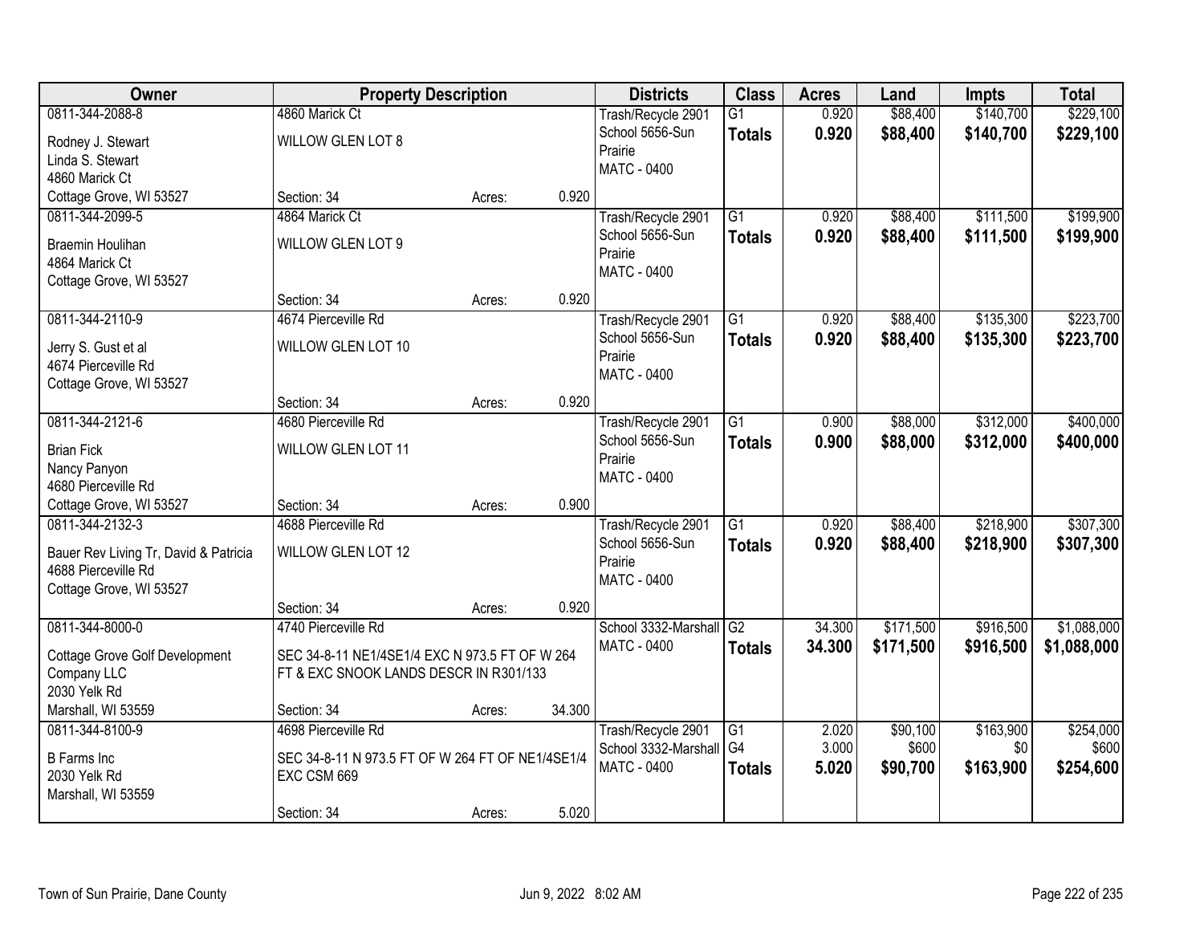| Owner | Property Description | | | Districts | Class | Acres | Land | Impts | Total |
|---|---|---|---|---|---|---|---|---|---|
| 0811-344-2088-8 | 4860 Marick Ct | | | Trash/Recycle 2901 | G1 | 0.920 | $88,400 | $140,700 | $229,100 |
| Rodney J. Stewart<br>Linda S. Stewart<br>4860 Marick Ct<br>Cottage Grove, WI 53527 | WILLOW GLEN LOT 8 | | | School 5656-Sun Prairie<br>MATC - 0400 | **Totals** | **0.920** | **$88,400** | **$140,700** | **$229,100** |
| | Section: 34 | Acres: | 0.920 | | | | | | |
| 0811-344-2099-5 | 4864 Marick Ct | | | Trash/Recycle 2901 | G1 | 0.920 | $88,400 | $111,500 | $199,900 |
| Braemin Houlihan<br>4864 Marick Ct<br>Cottage Grove, WI 53527 | WILLOW GLEN LOT 9 | | | School 5656-Sun Prairie<br>MATC - 0400 | **Totals** | **0.920** | **$88,400** | **$111,500** | **$199,900** |
| | Section: 34 | Acres: | 0.920 | | | | | | |
| 0811-344-2110-9 | 4674 Pierceville Rd | | | Trash/Recycle 2901 | G1 | 0.920 | $88,400 | $135,300 | $223,700 |
| Jerry S. Gust et al<br>4674 Pierceville Rd<br>Cottage Grove, WI 53527 | WILLOW GLEN LOT 10 | | | School 5656-Sun Prairie<br>MATC - 0400 | **Totals** | **0.920** | **$88,400** | **$135,300** | **$223,700** |
| | Section: 34 | Acres: | 0.920 | | | | | | |
| 0811-344-2121-6 | 4680 Pierceville Rd | | | Trash/Recycle 2901 | G1 | 0.900 | $88,000 | $312,000 | $400,000 |
| Brian Fick<br>Nancy Panyon<br>4680 Pierceville Rd<br>Cottage Grove, WI 53527 | WILLOW GLEN LOT 11 | | | School 5656-Sun Prairie<br>MATC - 0400 | **Totals** | **0.900** | **$88,000** | **$312,000** | **$400,000** |
| | Section: 34 | Acres: | 0.900 | | | | | | |
| 0811-344-2132-3 | 4688 Pierceville Rd | | | Trash/Recycle 2901 | G1 | 0.920 | $88,400 | $218,900 | $307,300 |
| Bauer Rev Living Tr, David & Patricia<br>4688 Pierceville Rd<br>Cottage Grove, WI 53527 | WILLOW GLEN LOT 12 | | | School 5656-Sun Prairie<br>MATC - 0400 | **Totals** | **0.920** | **$88,400** | **$218,900** | **$307,300** |
| | Section: 34 | Acres: | 0.920 | | | | | | |
| 0811-344-8000-0 | 4740 Pierceville Rd | | | School 3332-Marshall | G2 | 34.300 | $171,500 | $916,500 | $1,088,000 |
| Cottage Grove Golf Development Company LLC<br>2030 Yelk Rd<br>Marshall, WI 53559 | SEC 34-8-11 NE1/4SE1/4 EXC N 973.5 FT OF W 264 FT & EXC SNOOK LANDS DESCR IN R301/133 | | | MATC - 0400 | **Totals** | **34.300** | **$171,500** | **$916,500** | **$1,088,000** |
| | Section: 34 | Acres: | 34.300 | | | | | | |
| 0811-344-8100-9 | 4698 Pierceville Rd | | | Trash/Recycle 2901 | G1 | 2.020 | $90,100 | $163,900 | $254,000 |
| B Farms Inc<br>2030 Yelk Rd<br>Marshall, WI 53559 | SEC 34-8-11 N 973.5 FT OF W 264 FT OF NE1/4SE1/4 EXC CSM 669 | | | School 3332-Marshall | G4 | 3.000 | $600 | $0 | $600 |
| | | | | MATC - 0400 | **Totals** | **5.020** | **$90,700** | **$163,900** | **$254,600** |
| | Section: 34 | Acres: | 5.020 | | | | | | |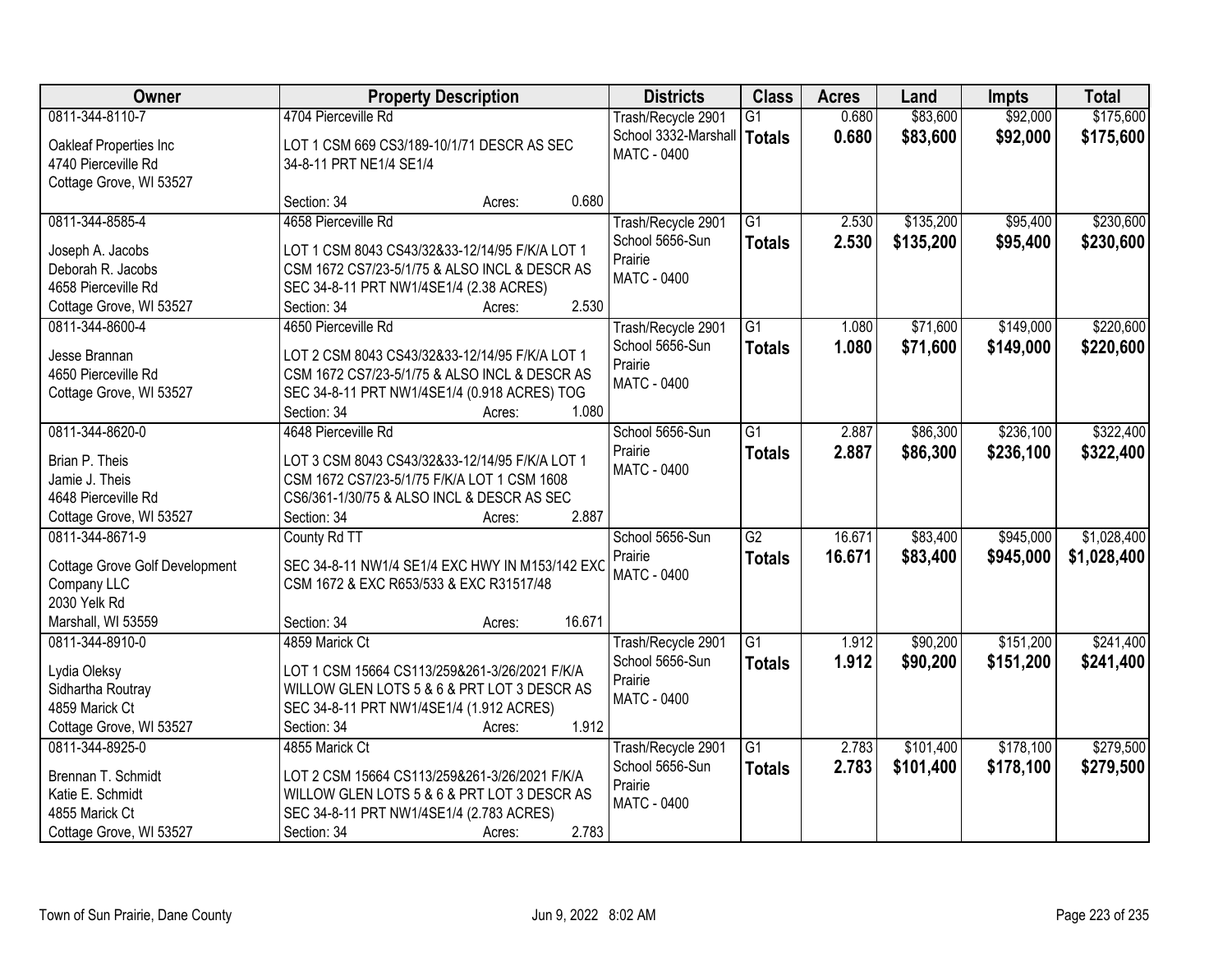| Owner | Property Description | Districts | Class | Acres | Land | Impts | Total |
|---|---|---|---|---|---|---|---|
| 0811-344-8110-7<br>Oakleaf Properties Inc<br>4740 Pierceville Rd<br>Cottage Grove, WI 53527 | 4704 Pierceville Rd<br>LOT 1 CSM 669 CS3/189-10/1/71 DESCR AS SEC 34-8-11 PRT NE1/4 SE1/4<br>Section: 34 Acres: 0.680 | Trash/Recycle 2901<br>School 3332-Marshall<br>MATC - 0400 | G1<br>**Totals** | 0.680<br>**0.680** | $83,600<br>**$83,600** | $92,000<br>**$92,000** | $175,600<br>**$175,600** |
| 0811-344-8585-4<br>Joseph A. Jacobs<br>Deborah R. Jacobs<br>4658 Pierceville Rd<br>Cottage Grove, WI 53527 | 4658 Pierceville Rd<br>LOT 1 CSM 8043 CS43/32&33-12/14/95 F/K/A LOT 1 CSM 1672 CS7/23-5/1/75 & ALSO INCL & DESCR AS SEC 34-8-11 PRT NW1/4SE1/4 (2.38 ACRES)<br>Section: 34 Acres: 2.530 | Trash/Recycle 2901<br>School 5656-Sun Prairie<br>MATC - 0400 | G1<br>**Totals** | 2.530<br>**2.530** | $135,200<br>**$135,200** | $95,400<br>**$95,400** | $230,600<br>**$230,600** |
| 0811-344-8600-4<br>Jesse Brannan<br>4650 Pierceville Rd<br>Cottage Grove, WI 53527 | 4650 Pierceville Rd<br>LOT 2 CSM 8043 CS43/32&33-12/14/95 F/K/A LOT 1 CSM 1672 CS7/23-5/1/75 & ALSO INCL & DESCR AS SEC 34-8-11 PRT NW1/4SE1/4 (0.918 ACRES) TOG<br>Section: 34 Acres: 1.080 | Trash/Recycle 2901<br>School 5656-Sun Prairie<br>MATC - 0400 | G1<br>**Totals** | 1.080<br>**1.080** | $71,600<br>**$71,600** | $149,000<br>**$149,000** | $220,600<br>**$220,600** |
| 0811-344-8620-0<br>Brian P. Theis<br>Jamie J. Theis<br>4648 Pierceville Rd<br>Cottage Grove, WI 53527 | 4648 Pierceville Rd<br>LOT 3 CSM 8043 CS43/32&33-12/14/95 F/K/A LOT 1 CSM 1672 CS7/23-5/1/75 F/K/A LOT 1 CSM 1608 CS6/361-1/30/75 & ALSO INCL & DESCR AS SEC<br>Section: 34 Acres: 2.887 | School 5656-Sun Prairie<br>MATC - 0400 | G1<br>**Totals** | 2.887<br>**2.887** | $86,300<br>**$86,300** | $236,100<br>**$236,100** | $322,400<br>**$322,400** |
| 0811-344-8671-9<br>Cottage Grove Golf Development Company LLC<br>2030 Yelk Rd<br>Marshall, WI 53559 | County Rd TT<br>SEC 34-8-11 NW1/4 SE1/4 EXC HWY IN M153/142 EXC CSM 1672 & EXC R653/533 & EXC R31517/48<br>Section: 34 Acres: 16.671 | School 5656-Sun Prairie<br>MATC - 0400 | G2<br>**Totals** | 16.671<br>**16.671** | $83,400<br>**$83,400** | $945,000<br>**$945,000** | $1,028,400<br>**$1,028,400** |
| 0811-344-8910-0<br>Lydia Oleksy<br>Sidhartha Routray<br>4859 Marick Ct<br>Cottage Grove, WI 53527 | 4859 Marick Ct<br>LOT 1 CSM 15664 CS113/259&261-3/26/2021 F/K/A WILLOW GLEN LOTS 5 & 6 & PRT LOT 3 DESCR AS SEC 34-8-11 PRT NW1/4SE1/4 (1.912 ACRES)<br>Section: 34 Acres: 1.912 | Trash/Recycle 2901<br>School 5656-Sun Prairie<br>MATC - 0400 | G1<br>**Totals** | 1.912<br>**1.912** | $90,200<br>**$90,200** | $151,200<br>**$151,200** | $241,400<br>**$241,400** |
| 0811-344-8925-0<br>Brennan T. Schmidt<br>Katie E. Schmidt<br>4855 Marick Ct<br>Cottage Grove, WI 53527 | 4855 Marick Ct<br>LOT 2 CSM 15664 CS113/259&261-3/26/2021 F/K/A WILLOW GLEN LOTS 5 & 6 & PRT LOT 3 DESCR AS SEC 34-8-11 PRT NW1/4SE1/4 (2.783 ACRES)<br>Section: 34 Acres: 2.783 | Trash/Recycle 2901<br>School 5656-Sun Prairie<br>MATC - 0400 | G1<br>**Totals** | 2.783<br>**2.783** | $101,400<br>**$101,400** | $178,100<br>**$178,100** | $279,500<br>**$279,500** |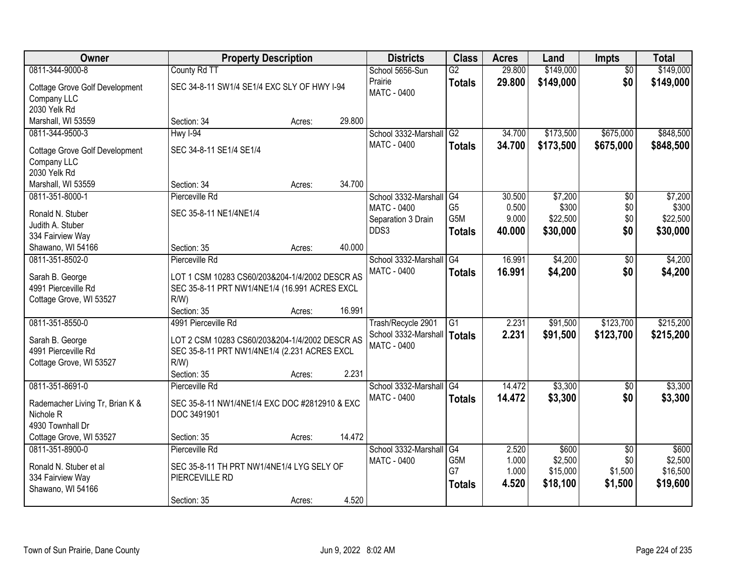| Owner | Property Description | Districts | Class | Acres | Land | Impts | Total |
|---|---|---|---|---|---|---|---|
| 0811-344-9000-8<br>Cottage Grove Golf Development Company LLC<br>2030 Yelk Rd<br>Marshall, WI 53559 | County Rd TT<br>SEC 34-8-11 SW1/4 SE1/4 EXC SLY OF HWY I-94<br>Section: 34 Acres: 29.800 | School 5656-Sun Prairie<br>MATC - 0400 | G2<br>**Totals** | 29.800<br>**29.800** | $149,000<br>**$149,000** | $0<br>**$0** | $149,000<br>**$149,000** |
| 0811-344-9500-3<br>Cottage Grove Golf Development Company LLC<br>2030 Yelk Rd<br>Marshall, WI 53559 | Hwy I-94<br>SEC 34-8-11 SE1/4 SE1/4<br>Section: 34 Acres: 34.700 | School 3332-Marshall<br>MATC - 0400 | G2<br>**Totals** | 34.700<br>**34.700** | $173,500<br>**$173,500** | $675,000<br>**$675,000** | $848,500<br>**$848,500** |
| 0811-351-8000-1<br>Ronald N. Stuber<br>Judith A. Stuber<br>334 Fairview Way<br>Shawano, WI 54166 | Pierceville Rd<br>SEC 35-8-11 NE1/4NE1/4<br>Section: 35 Acres: 40.000 | School 3332-Marshall<br>MATC - 0400<br>Separation 3 Drain DDS3 | G4<br>G5<br>G5M<br>**Totals** | 30.500<br>0.500<br>9.000<br>**40.000** | $7,200<br>$300<br>$22,500<br>**$30,000** | $0<br>$0<br>$0<br>**$0** | $7,200<br>$300<br>$22,500<br>**$30,000** |
| 0811-351-8502-0<br>Sarah B. George<br>4991 Pierceville Rd<br>Cottage Grove, WI 53527 | Pierceville Rd<br>LOT 1 CSM 10283 CS60/203&204-1/4/2002 DESCR AS SEC 35-8-11 PRT NW1/4NE1/4 (16.991 ACRES EXCL R/W)<br>Section: 35 Acres: 16.991 | School 3332-Marshall<br>MATC - 0400 | G4<br>**Totals** | 16.991<br>**16.991** | $4,200<br>**$4,200** | $0<br>**$0** | $4,200<br>**$4,200** |
| 0811-351-8550-0<br>Sarah B. George<br>4991 Pierceville Rd<br>Cottage Grove, WI 53527 | 4991 Pierceville Rd<br>LOT 2 CSM 10283 CS60/203&204-1/4/2002 DESCR AS SEC 35-8-11 PRT NW1/4NE1/4 (2.231 ACRES EXCL R/W)<br>Section: 35 Acres: 2.231 | Trash/Recycle 2901<br>School 3332-Marshall<br>MATC - 0400 | G1<br>**Totals** | 2.231<br>**2.231** | $91,500<br>**$91,500** | $123,700<br>**$123,700** | $215,200<br>**$215,200** |
| 0811-351-8691-0<br>Rademacher Living Tr, Brian K & Nichole R<br>4930 Townhall Dr<br>Cottage Grove, WI 53527 | Pierceville Rd<br>SEC 35-8-11 NW1/4NE1/4 EXC DOC #2812910 & EXC DOC 3491901<br>Section: 35 Acres: 14.472 | School 3332-Marshall<br>MATC - 0400 | G4<br>**Totals** | 14.472<br>**14.472** | $3,300<br>**$3,300** | $0<br>**$0** | $3,300<br>**$3,300** |
| 0811-351-8900-0<br>Ronald N. Stuber et al<br>334 Fairview Way<br>Shawano, WI 54166 | Pierceville Rd<br>SEC 35-8-11 TH PRT NW1/4NE1/4 LYG SELY OF PIERCEVILLE RD<br>Section: 35 Acres: 4.520 | School 3332-Marshall<br>MATC - 0400 | G4<br>G5M<br>G7<br>**Totals** | 2.520<br>1.000<br>1.000<br>**4.520** | $600<br>$2,500<br>$15,000<br>**$18,100** | $0<br>$0<br>$1,500<br>**$1,500** | $600<br>$2,500<br>$16,500<br>**$19,600** |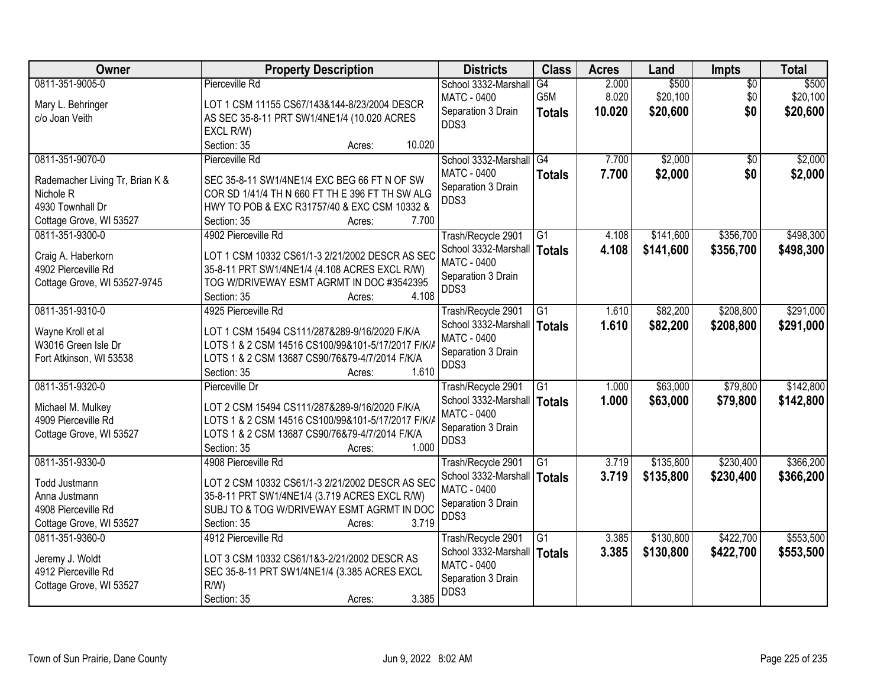| Owner | Property Description | Districts | Class | Acres | Land | Impts | Total |
|---|---|---|---|---|---|---|---|
| 0811-351-9005-0<br><br>Mary L. Behringer<br>c/o Joan Veith | Pierceville Rd<br><br>LOT 1 CSM 11155 CS67/143&144-8/23/2004 DESCR AS SEC 35-8-11 PRT SW1/4NE1/4 (10.020 ACRES EXCL R/W)<br>Section: 35 Acres: 10.020 | School 3332-Marshall<br>MATC - 0400<br>Separation 3 Drain<br>DDS3 | G4<br>G5M<br>**Totals** | 2.000<br>8.020<br>**10.020** | $500<br>$20,100<br>**$20,600** | $0<br>$0<br>**$0** | $500<br>$20,100<br>**$20,600** |
| 0811-351-9070-0<br><br>Rademacher Living Tr, Brian K & Nichole R<br>4930 Townhall Dr<br>Cottage Grove, WI 53527 | Pierceville Rd<br><br>SEC 35-8-11 SW1/4NE1/4 EXC BEG 66 FT N OF SW COR SD 1/41/4 TH N 660 FT TH E 396 FT TH SW ALG HWY TO POB & EXC R31757/40 & EXC CSM 10332 &<br>Section: 35 Acres: 7.700 | School 3332-Marshall<br>MATC - 0400<br>Separation 3 Drain<br>DDS3 | G4<br>**Totals** | 7.700<br>**7.700** | $2,000<br>**$2,000** | $0<br>**$0** | $2,000<br>**$2,000** |
| 0811-351-9300-0<br><br>Craig A. Haberkorn<br>4902 Pierceville Rd<br>Cottage Grove, WI 53527-9745 | 4902 Pierceville Rd<br><br>LOT 1 CSM 10332 CS61/1-3 2/21/2002 DESCR AS SEC 35-8-11 PRT SW1/4NE1/4 (4.108 ACRES EXCL R/W) TOG W/DRIVEWAY ESMT AGRMT IN DOC #3542395<br>Section: 35 Acres: 4.108 | Trash/Recycle 2901<br>School 3332-Marshall<br>MATC - 0400<br>Separation 3 Drain<br>DDS3 | G1<br>**Totals** | 4.108<br>**4.108** | $141,600<br>**$141,600** | $356,700<br>**$356,700** | $498,300<br>**$498,300** |
| 0811-351-9310-0<br><br>Wayne Kroll et al<br>W3016 Green Isle Dr<br>Fort Atkinson, WI 53538 | 4925 Pierceville Rd<br><br>LOT 1 CSM 15494 CS111/287&289-9/16/2020 F/K/A LOTS 1 & 2 CSM 14516 CS100/99&101-5/17/2017 F/K/A LOTS 1 & 2 CSM 13687 CS90/76&79-4/7/2014 F/K/A<br>Section: 35 Acres: 1.610 | Trash/Recycle 2901<br>School 3332-Marshall<br>MATC - 0400<br>Separation 3 Drain<br>DDS3 | G1<br>**Totals** | 1.610<br>**1.610** | $82,200<br>**$82,200** | $208,800<br>**$208,800** | $291,000<br>**$291,000** |
| 0811-351-9320-0<br><br>Michael M. Mulkey<br>4909 Pierceville Rd<br>Cottage Grove, WI 53527 | Pierceville Dr<br><br>LOT 2 CSM 15494 CS111/287&289-9/16/2020 F/K/A LOTS 1 & 2 CSM 14516 CS100/99&101-5/17/2017 F/K/A LOTS 1 & 2 CSM 13687 CS90/76&79-4/7/2014 F/K/A<br>Section: 35 Acres: 1.000 | Trash/Recycle 2901<br>School 3332-Marshall<br>MATC - 0400<br>Separation 3 Drain<br>DDS3 | G1<br>**Totals** | 1.000<br>**1.000** | $63,000<br>**$63,000** | $79,800<br>**$79,800** | $142,800<br>**$142,800** |
| 0811-351-9330-0<br><br>Todd Justmann<br>Anna Justmann<br>4908 Pierceville Rd<br>Cottage Grove, WI 53527 | 4908 Pierceville Rd<br><br>LOT 2 CSM 10332 CS61/1-3 2/21/2002 DESCR AS SEC 35-8-11 PRT SW1/4NE1/4 (3.719 ACRES EXCL R/W) SUBJ TO & TOG W/DRIVEWAY ESMT AGRMT IN DOC<br>Section: 35 Acres: 3.719 | Trash/Recycle 2901<br>School 3332-Marshall<br>MATC - 0400<br>Separation 3 Drain<br>DDS3 | G1<br>**Totals** | 3.719<br>**3.719** | $135,800<br>**$135,800** | $230,400<br>**$230,400** | $366,200<br>**$366,200** |
| 0811-351-9360-0<br><br>Jeremy J. Woldt<br>4912 Pierceville Rd<br>Cottage Grove, WI 53527 | 4912 Pierceville Rd<br><br>LOT 3 CSM 10332 CS61/1&3-2/21/2002 DESCR AS SEC 35-8-11 PRT SW1/4NE1/4 (3.385 ACRES EXCL R/W)<br>Section: 35 Acres: 3.385 | Trash/Recycle 2901<br>School 3332-Marshall<br>MATC - 0400<br>Separation 3 Drain<br>DDS3 | G1<br>**Totals** | 3.385<br>**3.385** | $130,800<br>**$130,800** | $422,700<br>**$422,700** | $553,500<br>**$553,500** |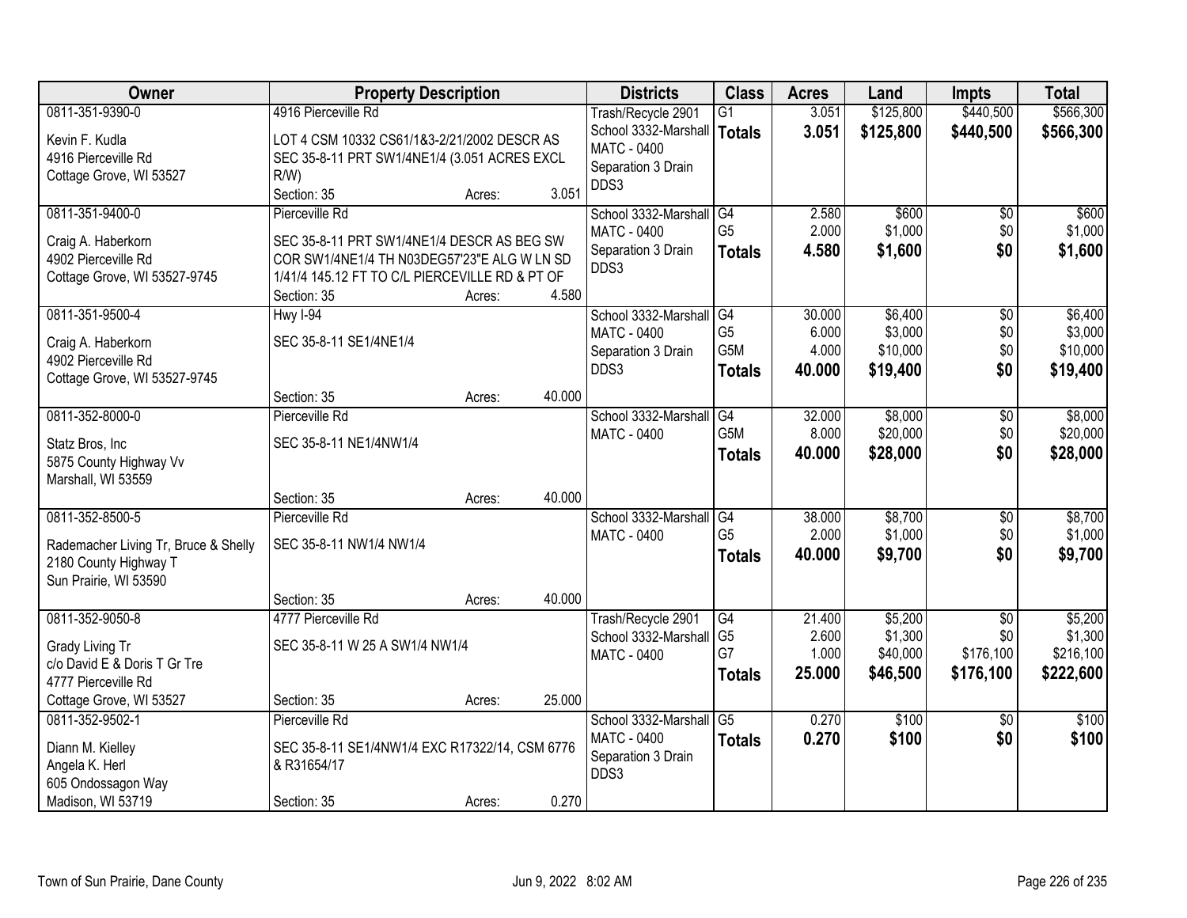| Owner | Property Description | Districts | Class | Acres | Land | Impts | Total |
|---|---|---|---|---|---|---|---|
| 0811-351-9390-0<br>Kevin F. Kudla<br>4916 Pierceville Rd<br>Cottage Grove, WI 53527 | 4916 Pierceville Rd<br>LOT 4 CSM 10332 CS61/1&3-2/21/2002 DESCR AS SEC 35-8-11 PRT SW1/4NE1/4 (3.051 ACRES EXCL R/W)<br>Section: 35 Acres: 3.051 | Trash/Recycle 2901<br>School 3332-Marshall<br>MATC - 0400<br>Separation 3 Drain<br>DDS3 | G1<br>**Totals** | 3.051<br>**3.051** | $125,800<br>**$125,800** | $440,500<br>**$440,500** | $566,300<br>**$566,300** |
| 0811-351-9400-0<br>Craig A. Haberkorn<br>4902 Pierceville Rd<br>Cottage Grove, WI 53527-9745 | Pierceville Rd<br>SEC 35-8-11 PRT SW1/4NE1/4 DESCR AS BEG SW COR SW1/4NE1/4 TH N03DEG57'23"E ALG W LN SD 1/41/4 145.12 FT TO C/L PIERCEVILLE RD & PT OF<br>Section: 35 Acres: 4.580 | School 3332-Marshall<br>MATC - 0400<br>Separation 3 Drain<br>DDS3 | G4<br>G5<br>**Totals** | 2.580<br>2.000<br>**4.580** | $600<br>$1,000<br>**$1,600** | $0<br>$0<br>**$0** | $600<br>$1,000<br>**$1,600** |
| 0811-351-9500-4<br>Craig A. Haberkorn<br>4902 Pierceville Rd<br>Cottage Grove, WI 53527-9745 | Hwy I-94<br>SEC 35-8-11 SE1/4NE1/4<br>Section: 35 Acres: 40.000 | School 3332-Marshall<br>MATC - 0400<br>Separation 3 Drain<br>DDS3 | G4<br>G5<br>G5M<br>**Totals** | 30.000<br>6.000<br>4.000<br>**40.000** | $6,400<br>$3,000<br>$10,000<br>**$19,400** | $0<br>$0<br>$0<br>**$0** | $6,400<br>$3,000<br>$10,000<br>**$19,400** |
| 0811-352-8000-0<br>Statz Bros, Inc<br>5875 County Highway Vv<br>Marshall, WI 53559 | Pierceville Rd<br>SEC 35-8-11 NE1/4NW1/4<br>Section: 35 Acres: 40.000 | School 3332-Marshall<br>MATC - 0400 | G4<br>G5M<br>**Totals** | 32.000<br>8.000<br>**40.000** | $8,000<br>$20,000<br>**$28,000** | $0<br>$0<br>**$0** | $8,000<br>$20,000<br>**$28,000** |
| 0811-352-8500-5<br>Rademacher Living Tr, Bruce & Shelly<br>2180 County Highway T<br>Sun Prairie, WI 53590 | Pierceville Rd<br>SEC 35-8-11 NW1/4 NW1/4<br>Section: 35 Acres: 40.000 | School 3332-Marshall<br>MATC - 0400 | G4<br>G5<br>**Totals** | 38.000<br>2.000<br>**40.000** | $8,700<br>$1,000<br>**$9,700** | $0<br>$0<br>**$0** | $8,700<br>$1,000<br>**$9,700** |
| 0811-352-9050-8<br>Grady Living Tr<br>c/o David E & Doris T Gr Tre<br>4777 Pierceville Rd<br>Cottage Grove, WI 53527 | 4777 Pierceville Rd<br>SEC 35-8-11 W 25 A SW1/4 NW1/4<br>Section: 35 Acres: 25.000 | Trash/Recycle 2901<br>School 3332-Marshall<br>MATC - 0400 | G4<br>G5<br>G7<br>**Totals** | 21.400<br>2.600<br>1.000<br>**25.000** | $5,200<br>$1,300<br>$40,000<br>**$46,500** | $0<br>$0<br>$176,100<br>**$176,100** | $5,200<br>$1,300<br>$216,100<br>**$222,600** |
| 0811-352-9502-1<br>Diann M. Kielley<br>Angela K. Herl<br>605 Ondossagon Way<br>Madison, WI 53719 | Pierceville Rd<br>SEC 35-8-11 SE1/4NW1/4 EXC R17322/14, CSM 6776 & R31654/17<br>Section: 35 Acres: 0.270 | School 3332-Marshall<br>MATC - 0400<br>Separation 3 Drain<br>DDS3 | G5<br>**Totals** | 0.270<br>**0.270** | $100<br>**$100** | $0<br>**$0** | $100<br>**$100** |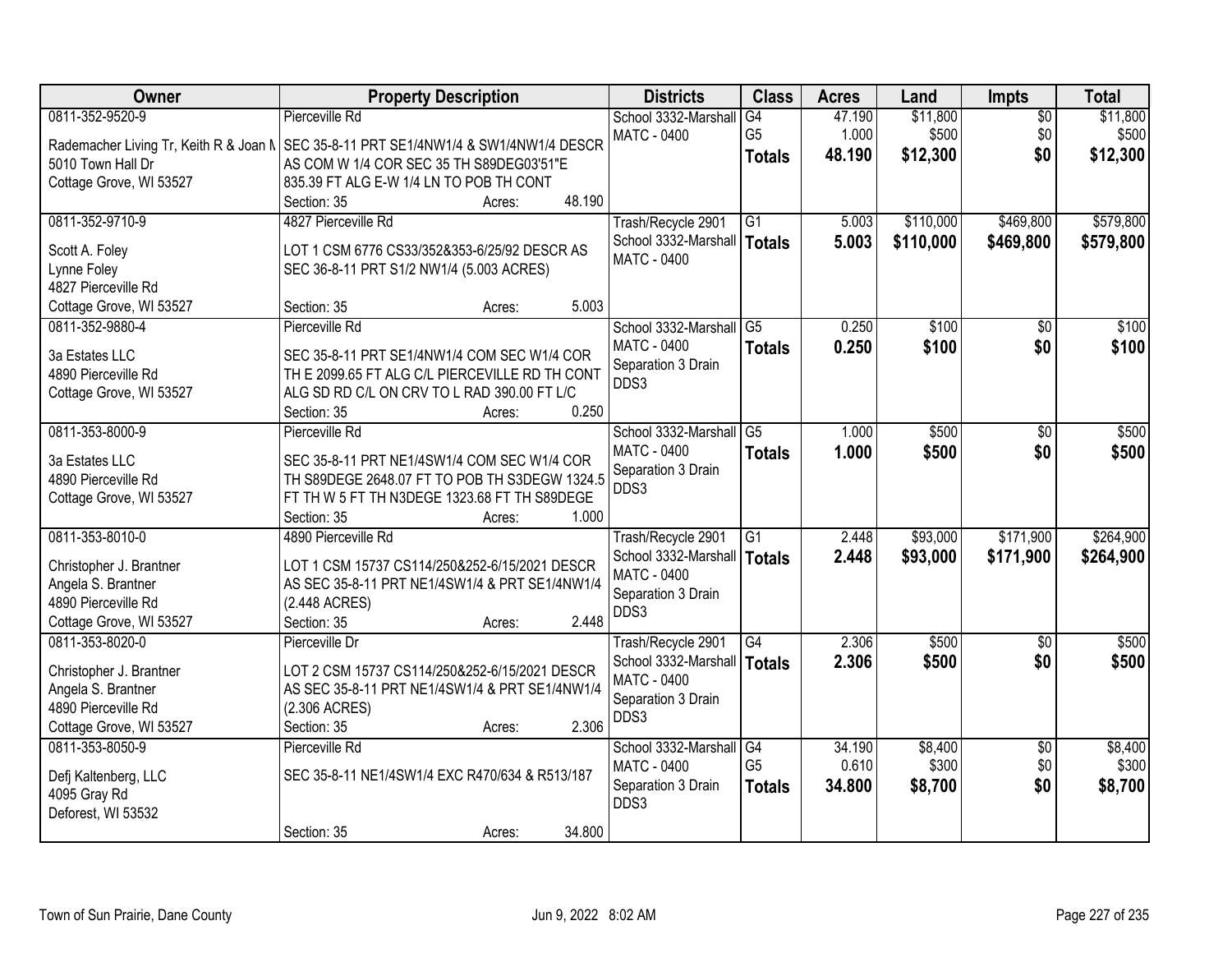| Owner | Property Description | Districts | Class | Acres | Land | Impts | Total |
|---|---|---|---|---|---|---|---|
| 0811-352-9520-9<br>Rademacher Living Tr, Keith R & Joan M<br>5010 Town Hall Dr<br>Cottage Grove, WI 53527 | Pierceville Rd<br>SEC 35-8-11 PRT SE1/4NW1/4 & SW1/4NW1/4 DESCR AS COM W 1/4 COR SEC 35 TH S89DEG03'51"E 835.39 FT ALG E-W 1/4 LN TO POB TH CONT<br>Section: 35 Acres: 48.190 | School 3332-Marshall<br>MATC - 0400 | G4<br>G5<br>**Totals** | 47.190<br>1.000<br>**48.190** | $11,800<br>$500<br>**$12,300** | $0<br>$0<br>**$0** | $11,800<br>$500<br>**$12,300** |
| 0811-352-9710-9<br>Scott A. Foley<br>Lynne Foley<br>4827 Pierceville Rd<br>Cottage Grove, WI 53527 | 4827 Pierceville Rd<br>LOT 1 CSM 6776 CS33/352&353-6/25/92 DESCR AS SEC 36-8-11 PRT S1/2 NW1/4 (5.003 ACRES)<br>Section: 35 Acres: 5.003 | Trash/Recycle 2901<br>School 3332-Marshall<br>MATC - 0400 | G1<br>**Totals** | 5.003<br>**5.003** | $110,000<br>**$110,000** | $469,800<br>**$469,800** | $579,800<br>**$579,800** |
| 0811-352-9880-4<br>3a Estates LLC<br>4890 Pierceville Rd<br>Cottage Grove, WI 53527 | Pierceville Rd<br>SEC 35-8-11 PRT SE1/4NW1/4 COM SEC W1/4 COR TH E 2099.65 FT ALG C/L PIERCEVILLE RD TH CONT ALG SD RD C/L ON CRV TO L RAD 390.00 FT L/C<br>Section: 35 Acres: 0.250 | School 3332-Marshall<br>MATC - 0400<br>Separation 3 Drain DDS3 | G5<br>**Totals** | 0.250<br>**0.250** | $100<br>**$100** | $0<br>**$0** | $100<br>**$100** |
| 0811-353-8000-9<br>3a Estates LLC<br>4890 Pierceville Rd<br>Cottage Grove, WI 53527 | Pierceville Rd<br>SEC 35-8-11 PRT NE1/4SW1/4 COM SEC W1/4 COR TH S89DEGE 2648.07 FT TO POB TH S3DEGW 1324.5 FT TH W 5 FT TH N3DEGE 1323.68 FT TH S89DEGE<br>Section: 35 Acres: 1.000 | School 3332-Marshall<br>MATC - 0400<br>Separation 3 Drain DDS3 | G5<br>**Totals** | 1.000<br>**1.000** | $500<br>**$500** | $0<br>**$0** | $500<br>**$500** |
| 0811-353-8010-0<br>Christopher J. Brantner<br>Angela S. Brantner<br>4890 Pierceville Rd<br>Cottage Grove, WI 53527 | 4890 Pierceville Rd<br>LOT 1 CSM 15737 CS114/250&252-6/15/2021 DESCR AS SEC 35-8-11 PRT NE1/4SW1/4 & PRT SE1/4NW1/4 (2.448 ACRES)<br>Section: 35 Acres: 2.448 | Trash/Recycle 2901<br>School 3332-Marshall<br>MATC - 0400<br>Separation 3 Drain DDS3 | G1<br>**Totals** | 2.448<br>**2.448** | $93,000<br>**$93,000** | $171,900<br>**$171,900** | $264,900<br>**$264,900** |
| 0811-353-8020-0<br>Christopher J. Brantner<br>Angela S. Brantner<br>4890 Pierceville Rd<br>Cottage Grove, WI 53527 | Pierceville Dr<br>LOT 2 CSM 15737 CS114/250&252-6/15/2021 DESCR AS SEC 35-8-11 PRT NE1/4SW1/4 & PRT SE1/4NW1/4 (2.306 ACRES)<br>Section: 35 Acres: 2.306 | Trash/Recycle 2901<br>School 3332-Marshall<br>MATC - 0400<br>Separation 3 Drain DDS3 | G4<br>**Totals** | 2.306<br>**2.306** | $500<br>**$500** | $0<br>**$0** | $500<br>**$500** |
| 0811-353-8050-9<br>Defj Kaltenberg, LLC<br>4095 Gray Rd<br>Deforest, WI 53532 | Pierceville Rd<br>SEC 35-8-11 NE1/4SW1/4 EXC R470/634 & R513/187<br>Section: 35 Acres: 34.800 | School 3332-Marshall<br>MATC - 0400<br>Separation 3 Drain DDS3 | G4<br>G5<br>**Totals** | 34.190<br>0.610<br>**34.800** | $8,400<br>$300<br>**$8,700** | $0<br>$0<br>**$0** | $8,400<br>$300<br>**$8,700** |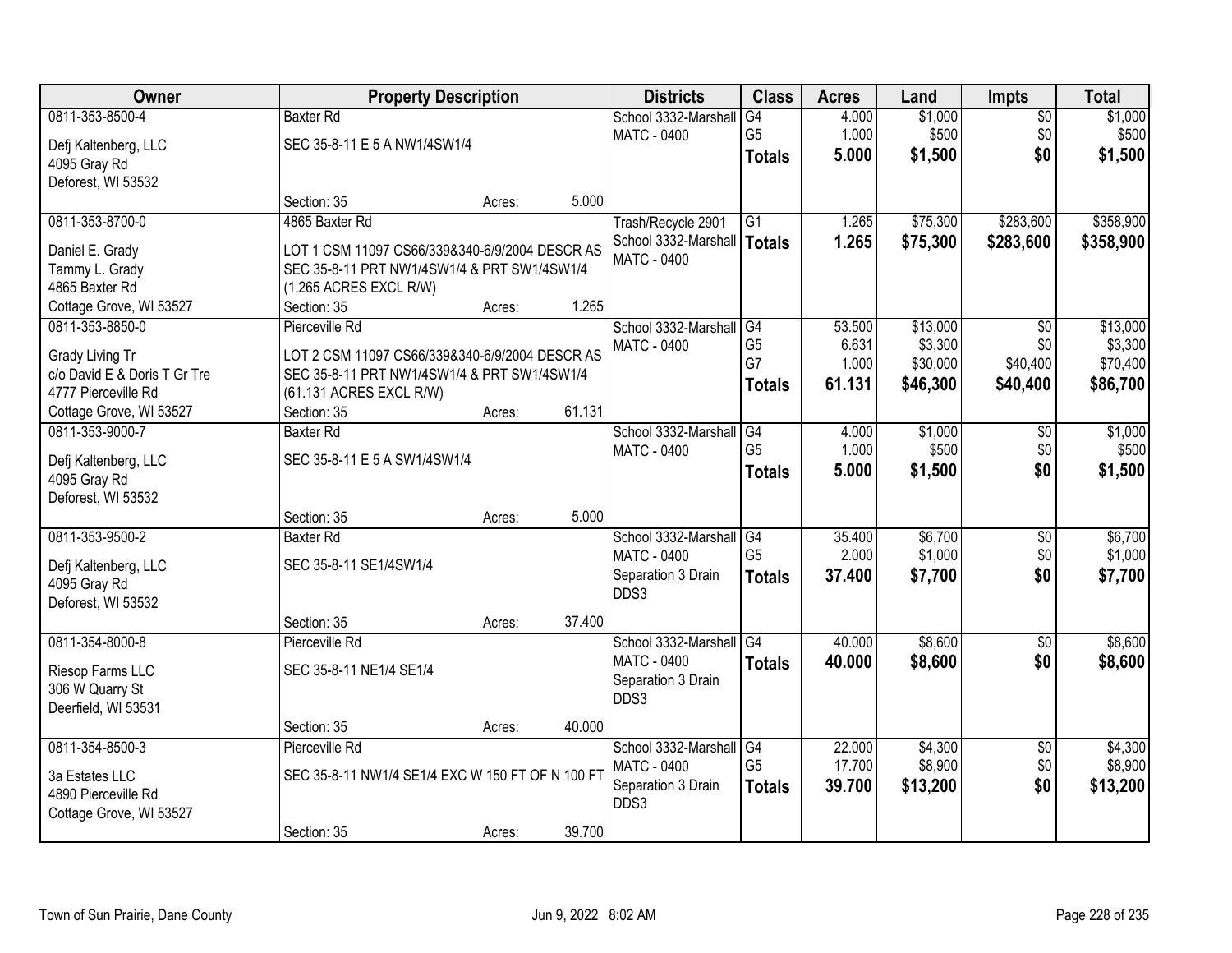| Owner | Property Description | | | Districts | Class | Acres | Land | Impts | Total |
|---|---|---|---|---|---|---|---|---|---|
| 0811-353-8500-4<br>Defj Kaltenberg, LLC<br>4095 Gray Rd<br>Deforest, WI 53532 | Baxter Rd<br>SEC 35-8-11 E 5 A NW1/4SW1/4<br>Section: 35 | Acres: | 5.000 | School 3332-Marshall<br>MATC - 0400 | G4<br>G5<br>**Totals** | 4.000<br>1.000<br>**5.000** | $1,000<br>$500<br>**$1,500** | $0<br>$0<br>**$0** | $1,000<br>$500<br>**$1,500** |
| 0811-353-8700-0<br>Daniel E. Grady<br>Tammy L. Grady<br>4865 Baxter Rd<br>Cottage Grove, WI 53527 | 4865 Baxter Rd<br>LOT 1 CSM 11097 CS66/339&340-6/9/2004 DESCR AS SEC 35-8-11 PRT NW1/4SW1/4 & PRT SW1/4SW1/4 (1.265 ACRES EXCL R/W)<br>Section: 35 | Acres: | 1.265 | Trash/Recycle 2901<br>School 3332-Marshall<br>MATC - 0400 | G1<br>**Totals** | 1.265<br>**1.265** | $75,300<br>**$75,300** | $283,600<br>**$283,600** | $358,900<br>**$358,900** |
| 0811-353-8850-0<br>Grady Living Tr<br>c/o David E & Doris T Gr Tre<br>4777 Pierceville Rd<br>Cottage Grove, WI 53527 | Pierceville Rd<br>LOT 2 CSM 11097 CS66/339&340-6/9/2004 DESCR AS SEC 35-8-11 PRT NW1/4SW1/4 & PRT SW1/4SW1/4 (61.131 ACRES EXCL R/W)<br>Section: 35 | Acres: | 61.131 | School 3332-Marshall<br>MATC - 0400 | G4<br>G5<br>G7<br>**Totals** | 53.500<br>6.631<br>1.000<br>**61.131** | $13,000<br>$3,300<br>$30,000<br>**$46,300** | $0<br>$0<br>$40,400<br>**$40,400** | $13,000<br>$3,300<br>$70,400<br>**$86,700** |
| 0811-353-9000-7<br>Defj Kaltenberg, LLC<br>4095 Gray Rd<br>Deforest, WI 53532 | Baxter Rd<br>SEC 35-8-11 E 5 A SW1/4SW1/4<br>Section: 35 | Acres: | 5.000 | School 3332-Marshall<br>MATC - 0400 | G4<br>G5<br>**Totals** | 4.000<br>1.000<br>**5.000** | $1,000<br>$500<br>**$1,500** | $0<br>$0<br>**$0** | $1,000<br>$500<br>**$1,500** |
| 0811-353-9500-2<br>Defj Kaltenberg, LLC<br>4095 Gray Rd<br>Deforest, WI 53532 | Baxter Rd<br>SEC 35-8-11 SE1/4SW1/4<br>Section: 35 | Acres: | 37.400 | School 3332-Marshall<br>MATC - 0400<br>Separation 3 Drain DDS3 | G4<br>G5<br>**Totals** | 35.400<br>2.000<br>**37.400** | $6,700<br>$1,000<br>**$7,700** | $0<br>$0<br>**$0** | $6,700<br>$1,000<br>**$7,700** |
| 0811-354-8000-8<br>Riesop Farms LLC<br>306 W Quarry St<br>Deerfield, WI 53531 | Pierceville Rd<br>SEC 35-8-11 NE1/4 SE1/4<br>Section: 35 | Acres: | 40.000 | School 3332-Marshall<br>MATC - 0400<br>Separation 3 Drain DDS3 | G4<br>**Totals** | 40.000<br>**40.000** | $8,600<br>**$8,600** | $0<br>**$0** | $8,600<br>**$8,600** |
| 0811-354-8500-3<br>3a Estates LLC<br>4890 Pierceville Rd<br>Cottage Grove, WI 53527 | Pierceville Rd<br>SEC 35-8-11 NW1/4 SE1/4 EXC W 150 FT OF N 100 FT<br>Section: 35 | Acres: | 39.700 | School 3332-Marshall<br>MATC - 0400<br>Separation 3 Drain DDS3 | G4<br>G5<br>**Totals** | 22.000<br>17.700<br>**39.700** | $4,300<br>$8,900<br>**$13,200** | $0<br>$0<br>**$0** | $4,300<br>$8,900<br>**$13,200** |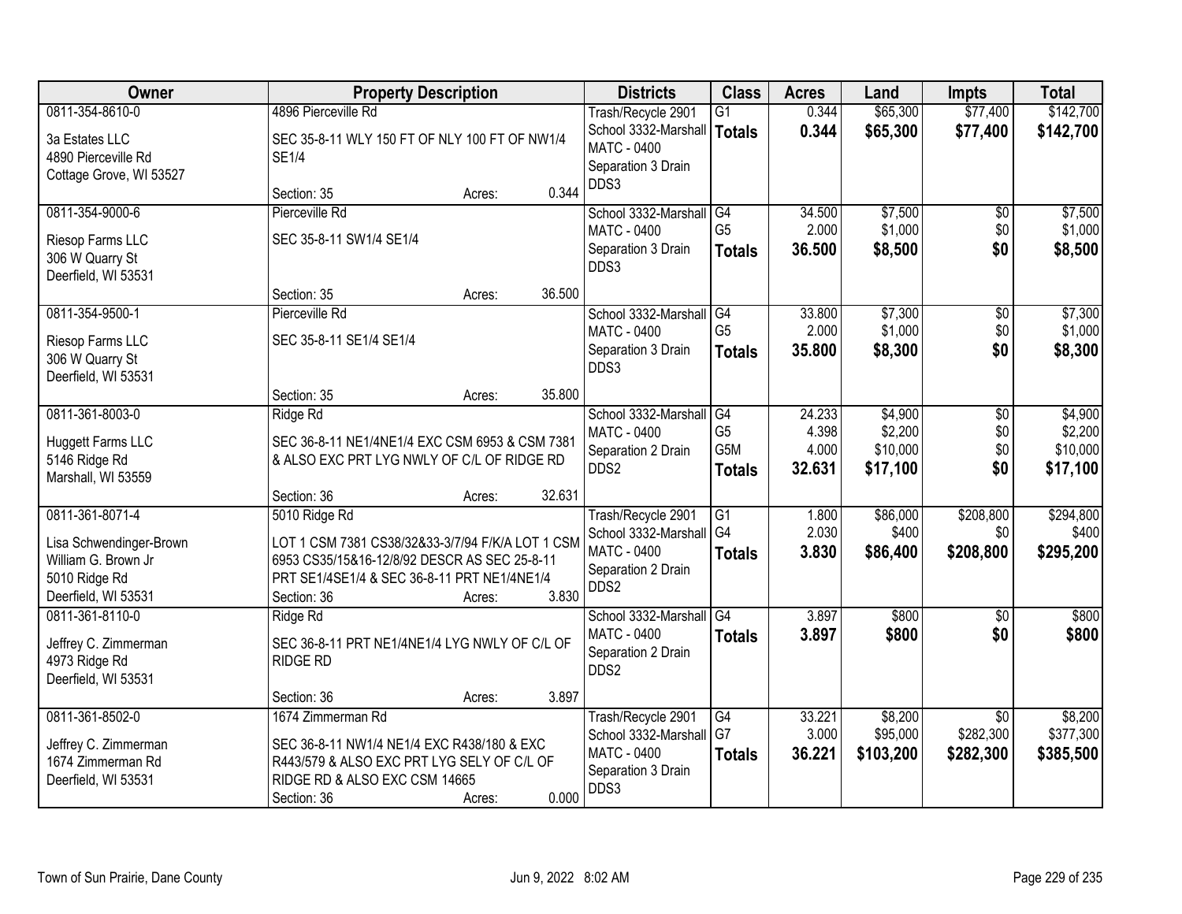| Owner | Property Description | Districts | Class | Acres | Land | Impts | Total |
|---|---|---|---|---|---|---|---|
| 0811-354-8610-0<br>3a Estates LLC<br>4890 Pierceville Rd<br>Cottage Grove, WI 53527 | 4896 Pierceville Rd<br>SEC 35-8-11 WLY 150 FT OF NLY 100 FT OF NW1/4 SE1/4<br>Section: 35 Acres: 0.344 | Trash/Recycle 2901<br>School 3332-Marshall<br>MATC - 0400<br>Separation 3 Drain<br>DDS3 | G1<br>**Totals** | 0.344<br>**0.344** | $65,300<br>**$65,300** | $77,400<br>**$77,400** | $142,700<br>**$142,700** |
| 0811-354-9000-6<br>Riesop Farms LLC<br>306 W Quarry St<br>Deerfield, WI 53531 | Pierceville Rd<br>SEC 35-8-11 SW1/4 SE1/4<br>Section: 35 Acres: 36.500 | School 3332-Marshall<br>MATC - 0400<br>Separation 3 Drain<br>DDS3 | G4<br>G5<br>**Totals** | 34.500<br>2.000<br>**36.500** | $7,500<br>$1,000<br>**$8,500** | $0<br>$0<br>**$0** | $7,500<br>$1,000<br>**$8,500** |
| 0811-354-9500-1<br>Riesop Farms LLC<br>306 W Quarry St<br>Deerfield, WI 53531 | Pierceville Rd<br>SEC 35-8-11 SE1/4 SE1/4<br>Section: 35 Acres: 35.800 | School 3332-Marshall<br>MATC - 0400<br>Separation 3 Drain<br>DDS3 | G4<br>G5<br>**Totals** | 33.800<br>2.000<br>**35.800** | $7,300<br>$1,000<br>**$8,300** | $0<br>$0<br>**$0** | $7,300<br>$1,000<br>**$8,300** |
| 0811-361-8003-0<br>Huggett Farms LLC<br>5146 Ridge Rd<br>Marshall, WI 53559 | Ridge Rd<br>SEC 36-8-11 NE1/4NE1/4 EXC CSM 6953 & CSM 7381 & ALSO EXC PRT LYG NWLY OF C/L OF RIDGE RD<br>Section: 36 Acres: 32.631 | School 3332-Marshall<br>MATC - 0400<br>Separation 2 Drain<br>DDS2 | G4<br>G5<br>G5M<br>**Totals** | 24.233<br>4.398<br>4.000<br>**32.631** | $4,900<br>$2,200<br>$10,000<br>**$17,100** | $0<br>$0<br>$0<br>**$0** | $4,900<br>$2,200<br>$10,000<br>**$17,100** |
| 0811-361-8071-4<br>Lisa Schwendinger-Brown<br>William G. Brown Jr<br>5010 Ridge Rd<br>Deerfield, WI 53531 | 5010 Ridge Rd<br>LOT 1 CSM 7381 CS38/32&33-3/7/94 F/K/A LOT 1 CSM 6953 CS35/15&16-12/8/92 DESCR AS SEC 25-8-11 PRT SE1/4SE1/4 & SEC 36-8-11 PRT NE1/4NE1/4<br>Section: 36 Acres: 3.830 | Trash/Recycle 2901<br>School 3332-Marshall<br>MATC - 0400<br>Separation 2 Drain<br>DDS2 | G1<br>G4<br>**Totals** | 1.800<br>2.030<br>**3.830** | $86,000<br>$400<br>**$86,400** | $208,800<br>$0<br>**$208,800** | $294,800<br>$400<br>**$295,200** |
| 0811-361-8110-0<br>Jeffrey C. Zimmerman<br>4973 Ridge Rd<br>Deerfield, WI 53531 | Ridge Rd<br>SEC 36-8-11 PRT NE1/4NE1/4 LYG NWLY OF C/L OF RIDGE RD<br>Section: 36 Acres: 3.897 | School 3332-Marshall<br>MATC - 0400<br>Separation 2 Drain<br>DDS2 | G4<br>**Totals** | 3.897<br>**3.897** | $800<br>**$800** | $0<br>**$0** | $800<br>**$800** |
| 0811-361-8502-0<br>Jeffrey C. Zimmerman<br>1674 Zimmerman Rd<br>Deerfield, WI 53531 | 1674 Zimmerman Rd<br>SEC 36-8-11 NW1/4 NE1/4 EXC R438/180 & EXC R443/579 & ALSO EXC PRT LYG SELY OF C/L OF RIDGE RD & ALSO EXC CSM 14665<br>Section: 36 Acres: 0.000 | Trash/Recycle 2901<br>School 3332-Marshall<br>MATC - 0400<br>Separation 3 Drain<br>DDS3 | G4<br>G7<br>**Totals** | 33.221<br>3.000<br>**36.221** | $8,200<br>$95,000<br>**$103,200** | $0<br>$282,300<br>**$282,300** | $8,200<br>$377,300<br>**$385,500** |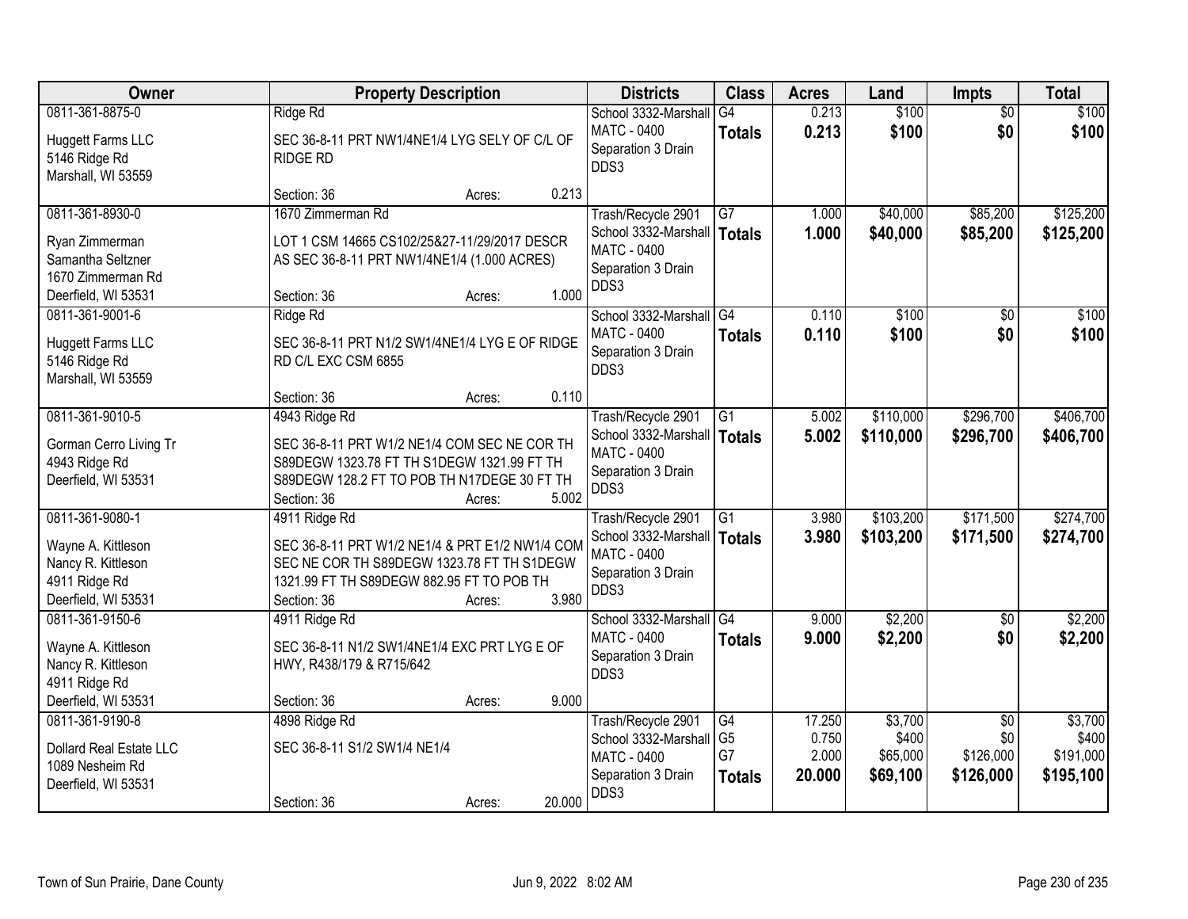| Owner | Property Description | Districts | Class | Acres | Land | Impts | Total |
|---|---|---|---|---|---|---|---|
| 0811-361-8875-0<br>Huggett Farms LLC<br>5146 Ridge Rd<br>Marshall, WI 53559 | Ridge Rd<br>SEC 36-8-11 PRT NW1/4NE1/4 LYG SELY OF C/L OF RIDGE RD<br>Section: 36 Acres: 0.213 | School 3332-Marshall<br>MATC - 0400<br>Separation 3 Drain<br>DDS3 | G4<br>**Totals** | 0.213<br>**0.213** | $100<br>**$100** | $0<br>**$0** | $100<br>**$100** |
| 0811-361-8930-0<br>Ryan Zimmerman<br>Samantha Seltzner<br>1670 Zimmerman Rd<br>Deerfield, WI 53531 | 1670 Zimmerman Rd<br>LOT 1 CSM 14665 CS102/25&27-11/29/2017 DESCR AS SEC 36-8-11 PRT NW1/4NE1/4 (1.000 ACRES)<br>Section: 36 Acres: 1.000 | Trash/Recycle 2901<br>School 3332-Marshall<br>MATC - 0400<br>Separation 3 Drain<br>DDS3 | G7<br>**Totals** | 1.000<br>**1.000** | $40,000<br>**$40,000** | $85,200<br>**$85,200** | $125,200<br>**$125,200** |
| 0811-361-9001-6<br>Huggett Farms LLC<br>5146 Ridge Rd<br>Marshall, WI 53559 | Ridge Rd<br>SEC 36-8-11 PRT N1/2 SW1/4NE1/4 LYG E OF RIDGE RD C/L EXC CSM 6855<br>Section: 36 Acres: 0.110 | School 3332-Marshall<br>MATC - 0400<br>Separation 3 Drain<br>DDS3 | G4<br>**Totals** | 0.110<br>**0.110** | $100<br>**$100** | $0<br>**$0** | $100<br>**$100** |
| 0811-361-9010-5<br>Gorman Cerro Living Tr<br>4943 Ridge Rd<br>Deerfield, WI 53531 | 4943 Ridge Rd<br>SEC 36-8-11 PRT W1/2 NE1/4 COM SEC NE COR TH S89DEGW 1323.78 FT TH S1DEGW 1321.99 FT TH S89DEGW 128.2 FT TO POB TH N17DEGE 30 FT TH<br>Section: 36 Acres: 5.002 | Trash/Recycle 2901<br>School 3332-Marshall<br>MATC - 0400<br>Separation 3 Drain<br>DDS3 | G1<br>**Totals** | 5.002<br>**5.002** | $110,000<br>**$110,000** | $296,700<br>**$296,700** | $406,700<br>**$406,700** |
| 0811-361-9080-1<br>Wayne A. Kittleson<br>Nancy R. Kittleson<br>4911 Ridge Rd<br>Deerfield, WI 53531 | 4911 Ridge Rd<br>SEC 36-8-11 PRT W1/2 NE1/4 & PRT E1/2 NW1/4 COM SEC NE COR TH S89DEGW 1323.78 FT TH S1DEGW 1321.99 FT TH S89DEGW 882.95 FT TO POB TH<br>Section: 36 Acres: 3.980 | Trash/Recycle 2901<br>School 3332-Marshall<br>MATC - 0400<br>Separation 3 Drain<br>DDS3 | G1<br>**Totals** | 3.980<br>**3.980** | $103,200<br>**$103,200** | $171,500<br>**$171,500** | $274,700<br>**$274,700** |
| 0811-361-9150-6<br>Wayne A. Kittleson<br>Nancy R. Kittleson<br>4911 Ridge Rd<br>Deerfield, WI 53531 | 4911 Ridge Rd<br>SEC 36-8-11 N1/2 SW1/4NE1/4 EXC PRT LYG E OF HWY, R438/179 & R715/642<br>Section: 36 Acres: 9.000 | School 3332-Marshall<br>MATC - 0400<br>Separation 3 Drain<br>DDS3 | G4<br>**Totals** | 9.000<br>**9.000** | $2,200<br>**$2,200** | $0<br>**$0** | $2,200<br>**$2,200** |
| 0811-361-9190-8<br>Dollard Real Estate LLC<br>1089 Nesheim Rd<br>Deerfield, WI 53531 | 4898 Ridge Rd<br>SEC 36-8-11 S1/2 SW1/4 NE1/4<br>Section: 36 Acres: 20.000 | Trash/Recycle 2901<br>School 3332-Marshall<br>MATC - 0400<br>Separation 3 Drain<br>DDS3 | G4<br>G5<br>G7<br>**Totals** | 17.250<br>0.750<br>2.000<br>**20.000** | $3,700<br>$400<br>$65,000<br>**$69,100** | $0<br>$0<br>$126,000<br>**$126,000** | $3,700<br>$400<br>$191,000<br>**$195,100** |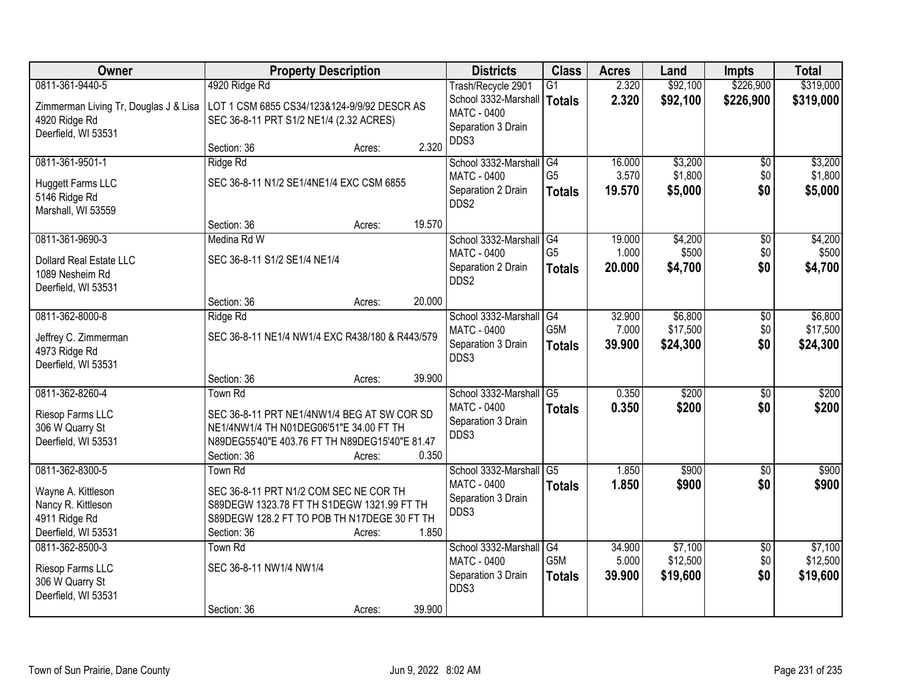| Owner | Property Description | Districts | Class | Acres | Land | Impts | Total |
|---|---|---|---|---|---|---|---|
| 0811-361-9440-5<br>Zimmerman Living Tr, Douglas J & Lisa<br>4920 Ridge Rd<br>Deerfield, WI 53531 | 4920 Ridge Rd<br>LOT 1 CSM 6855 CS34/123&124-9/9/92 DESCR AS SEC 36-8-11 PRT S1/2 NE1/4 (2.32 ACRES)<br>Section: 36 Acres: 2.320 | Trash/Recycle 2901<br>School 3332-Marshall<br>MATC - 0400<br>Separation 3 Drain<br>DDS3 | G1<br>**Totals** | 2.320<br>**2.320** | $92,100<br>**$92,100** | $226,900<br>**$226,900** | $319,000<br>**$319,000** |
| 0811-361-9501-1<br>Huggett Farms LLC<br>5146 Ridge Rd<br>Marshall, WI 53559 | Ridge Rd<br>SEC 36-8-11 N1/2 SE1/4NE1/4 EXC CSM 6855<br>Section: 36 Acres: 19.570 | School 3332-Marshall<br>MATC - 0400<br>Separation 2 Drain<br>DDS2 | G4<br>G5<br>**Totals** | 16.000<br>3.570<br>**19.570** | $3,200<br>$1,800<br>**$5,000** | $0<br>$0<br>**$0** | $3,200<br>$1,800<br>**$5,000** |
| 0811-361-9690-3<br>Dollard Real Estate LLC<br>1089 Nesheim Rd<br>Deerfield, WI 53531 | Medina Rd W<br>SEC 36-8-11 S1/2 SE1/4 NE1/4<br>Section: 36 Acres: 20.000 | School 3332-Marshall<br>MATC - 0400<br>Separation 2 Drain<br>DDS2 | G4<br>G5<br>**Totals** | 19.000<br>1.000<br>**20.000** | $4,200<br>$500<br>**$4,700** | $0<br>$0<br>**$0** | $4,200<br>$500<br>**$4,700** |
| 0811-362-8000-8<br>Jeffrey C. Zimmerman<br>4973 Ridge Rd<br>Deerfield, WI 53531 | Ridge Rd<br>SEC 36-8-11 NE1/4 NW1/4 EXC R438/180 & R443/579<br>Section: 36 Acres: 39.900 | School 3332-Marshall<br>MATC - 0400<br>Separation 3 Drain<br>DDS3 | G4<br>G5M<br>**Totals** | 32.900<br>7.000<br>**39.900** | $6,800<br>$17,500<br>**$24,300** | $0<br>$0<br>**$0** | $6,800<br>$17,500<br>**$24,300** |
| 0811-362-8260-4<br>Riesop Farms LLC<br>306 W Quarry St<br>Deerfield, WI 53531 | Town Rd<br>SEC 36-8-11 PRT NE1/4NW1/4 BEG AT SW COR SD NE1/4NW1/4 TH N01DEG06'51"E 34.00 FT TH N89DEG55'40"E 403.76 FT TH N89DEG15'40"E 81.47<br>Section: 36 Acres: 0.350 | School 3332-Marshall<br>MATC - 0400<br>Separation 3 Drain<br>DDS3 | G5<br>**Totals** | 0.350<br>**0.350** | $200<br>**$200** | $0<br>**$0** | $200<br>**$200** |
| 0811-362-8300-5<br>Wayne A. Kittleson<br>Nancy R. Kittleson<br>4911 Ridge Rd<br>Deerfield, WI 53531 | Town Rd<br>SEC 36-8-11 PRT N1/2 COM SEC NE COR TH S89DEGW 1323.78 FT TH S1DEGW 1321.99 FT TH S89DEGW 128.2 FT TO POB TH N17DEGE 30 FT TH<br>Section: 36 Acres: 1.850 | School 3332-Marshall<br>MATC - 0400<br>Separation 3 Drain<br>DDS3 | G5<br>**Totals** | 1.850<br>**1.850** | $900<br>**$900** | $0<br>**$0** | $900<br>**$900** |
| 0811-362-8500-3<br>Riesop Farms LLC<br>306 W Quarry St<br>Deerfield, WI 53531 | Town Rd<br>SEC 36-8-11 NW1/4 NW1/4<br>Section: 36 Acres: 39.900 | School 3332-Marshall<br>MATC - 0400<br>Separation 3 Drain<br>DDS3 | G4<br>G5M<br>**Totals** | 34.900<br>5.000<br>**39.900** | $7,100<br>$12,500<br>**$19,600** | $0<br>$0<br>**$0** | $7,100<br>$12,500<br>**$19,600** |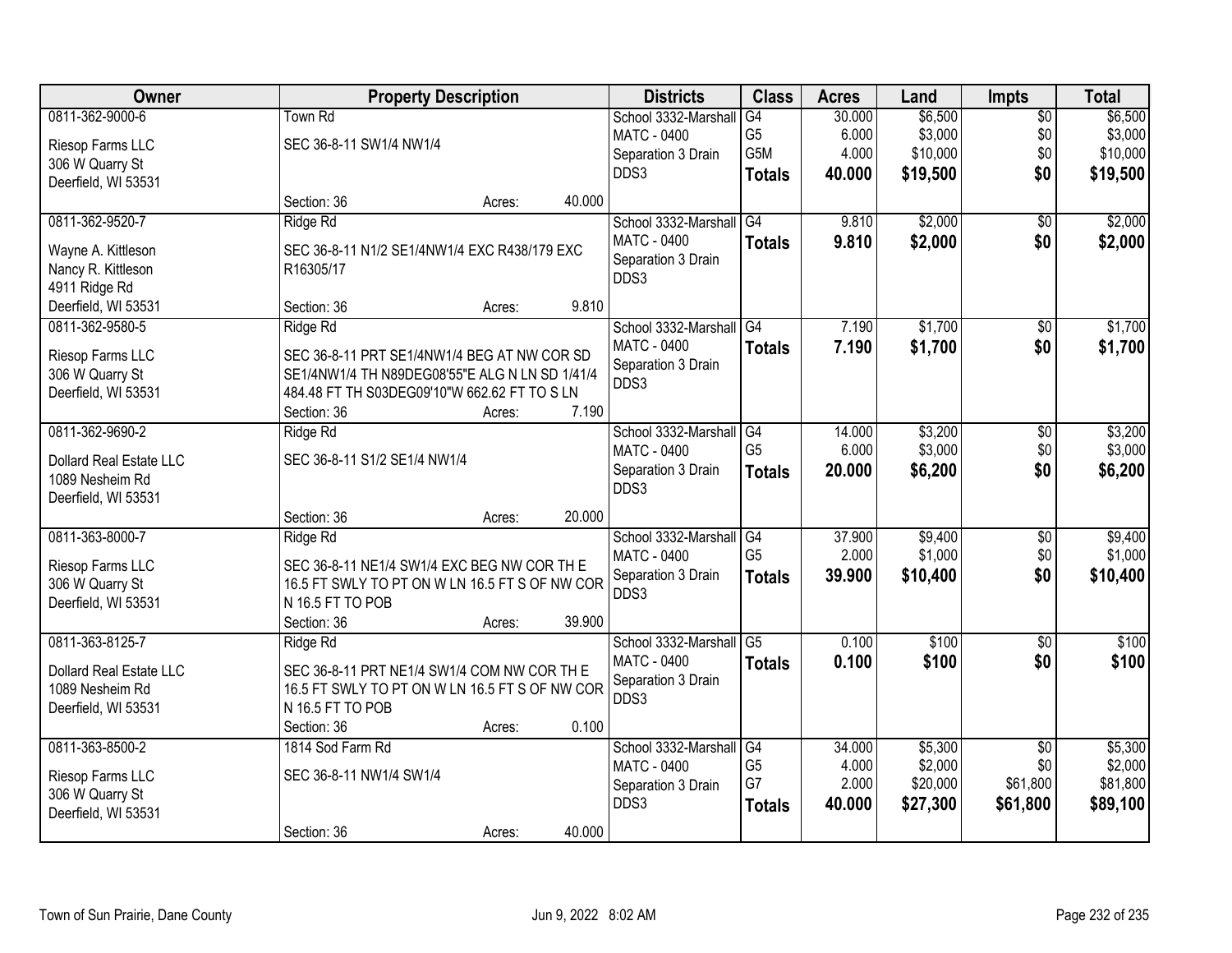| Owner | Property Description | Districts | Class | Acres | Land | Impts | Total |
|---|---|---|---|---|---|---|---|
| 0811-362-9000-6<br>Riesop Farms LLC<br>306 W Quarry St<br>Deerfield, WI 53531 | Town Rd<br>SEC 36-8-11 SW1/4 NW1/4<br>Section: 36 Acres: 40.000 | School 3332-Marshall<br>MATC - 0400<br>Separation 3 Drain<br>DDS3 | G4<br>G5<br>G5M<br>**Totals** | 30.000<br>6.000<br>4.000<br>**40.000** | $6,500<br>$3,000<br>$10,000<br>**$19,500** | $0<br>$0<br>$0<br>**$0** | $6,500<br>$3,000<br>$10,000<br>**$19,500** |
| 0811-362-9520-7<br>Wayne A. Kittleson<br>Nancy R. Kittleson<br>4911 Ridge Rd<br>Deerfield, WI 53531 | Ridge Rd<br>SEC 36-8-11 N1/2 SE1/4NW1/4 EXC R438/179 EXC R16305/17<br>Section: 36 Acres: 9.810 | School 3332-Marshall<br>MATC - 0400<br>Separation 3 Drain<br>DDS3 | G4<br>**Totals** | 9.810<br>**9.810** | $2,000<br>**$2,000** | $0<br>**$0** | $2,000<br>**$2,000** |
| 0811-362-9580-5<br>Riesop Farms LLC<br>306 W Quarry St<br>Deerfield, WI 53531 | Ridge Rd<br>SEC 36-8-11 PRT SE1/4NW1/4 BEG AT NW COR SD SE1/4NW1/4 TH N89DEG08'55"E ALG N LN SD 1/41/4 484.48 FT TH S03DEG09'10"W 662.62 FT TO S LN<br>Section: 36 Acres: 7.190 | School 3332-Marshall<br>MATC - 0400<br>Separation 3 Drain<br>DDS3 | G4<br>**Totals** | 7.190<br>**7.190** | $1,700<br>**$1,700** | $0<br>**$0** | $1,700<br>**$1,700** |
| 0811-362-9690-2<br>Dollard Real Estate LLC<br>1089 Nesheim Rd<br>Deerfield, WI 53531 | Ridge Rd<br>SEC 36-8-11 S1/2 SE1/4 NW1/4<br>Section: 36 Acres: 20.000 | School 3332-Marshall<br>MATC - 0400<br>Separation 3 Drain<br>DDS3 | G4<br>G5<br>**Totals** | 14.000<br>6.000<br>**20.000** | $3,200<br>$3,000<br>**$6,200** | $0<br>$0<br>**$0** | $3,200<br>$3,000<br>**$6,200** |
| 0811-363-8000-7<br>Riesop Farms LLC<br>306 W Quarry St<br>Deerfield, WI 53531 | Ridge Rd<br>SEC 36-8-11 NE1/4 SW1/4 EXC BEG NW COR TH E 16.5 FT SWLY TO PT ON W LN 16.5 FT S OF NW COR N 16.5 FT TO POB<br>Section: 36 Acres: 39.900 | School 3332-Marshall<br>MATC - 0400<br>Separation 3 Drain<br>DDS3 | G4<br>G5<br>**Totals** | 37.900<br>2.000<br>**39.900** | $9,400<br>$1,000<br>**$10,400** | $0<br>$0<br>**$0** | $9,400<br>$1,000<br>**$10,400** |
| 0811-363-8125-7<br>Dollard Real Estate LLC<br>1089 Nesheim Rd<br>Deerfield, WI 53531 | Ridge Rd<br>SEC 36-8-11 PRT NE1/4 SW1/4 COM NW COR TH E 16.5 FT SWLY TO PT ON W LN 16.5 FT S OF NW COR N 16.5 FT TO POB<br>Section: 36 Acres: 0.100 | School 3332-Marshall<br>MATC - 0400<br>Separation 3 Drain<br>DDS3 | G5<br>**Totals** | 0.100<br>**0.100** | $100<br>**$100** | $0<br>**$0** | $100<br>**$100** |
| 0811-363-8500-2<br>Riesop Farms LLC<br>306 W Quarry St<br>Deerfield, WI 53531 | 1814 Sod Farm Rd<br>SEC 36-8-11 NW1/4 SW1/4<br>Section: 36 Acres: 40.000 | School 3332-Marshall<br>MATC - 0400<br>Separation 3 Drain<br>DDS3 | G4<br>G5<br>G7<br>**Totals** | 34.000<br>4.000<br>2.000<br>**40.000** | $5,300<br>$2,000<br>$20,000<br>**$27,300** | $0<br>$0<br>$61,800<br>**$61,800** | $5,300<br>$2,000<br>$81,800<br>**$89,100** |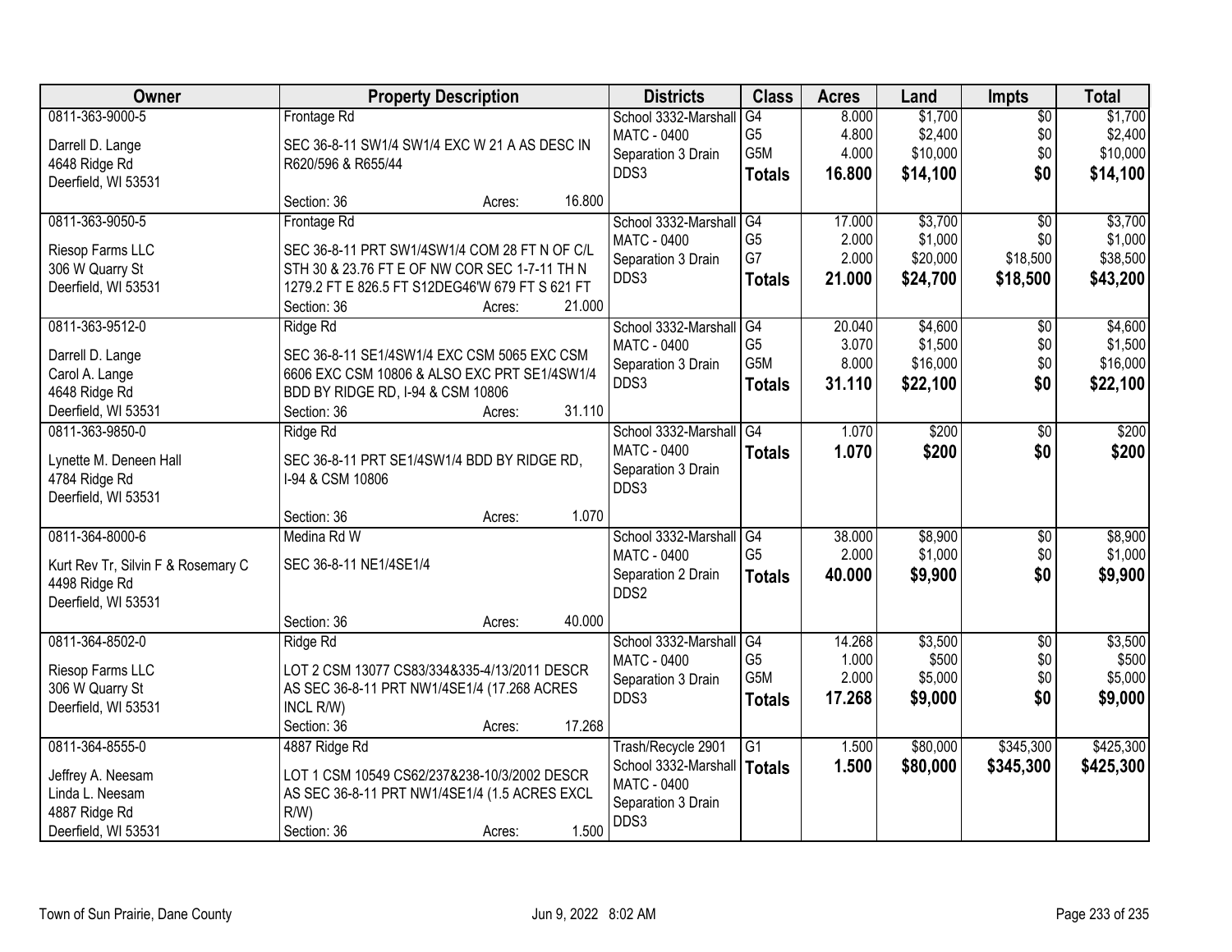| Owner | Property Description | Districts | Class | Acres | Land | Impts | Total |
|---|---|---|---|---|---|---|---|
| 0811-363-9000-5<br>Darrell D. Lange<br>4648 Ridge Rd<br>Deerfield, WI 53531 | Frontage Rd<br>SEC 36-8-11 SW1/4 SW1/4 EXC W 21 A AS DESC IN R620/596 & R655/44<br>Section: 36 Acres: 16.800 | School 3332-Marshall<br>MATC - 0400<br>Separation 3 Drain<br>DDS3 | G4<br>G5<br>G5M<br>**Totals** | 8.000<br>4.800<br>4.000<br>**16.800** | $1,700<br>$2,400<br>$10,000<br>**$14,100** | $0<br>$0<br>$0<br>**$0** | $1,700<br>$2,400<br>$10,000<br>**$14,100** |
| 0811-363-9050-5<br>Riesop Farms LLC<br>306 W Quarry St<br>Deerfield, WI 53531 | Frontage Rd<br>SEC 36-8-11 PRT SW1/4SW1/4 COM 28 FT N OF C/L STH 30 & 23.76 FT E OF NW COR SEC 1-7-11 TH N 1279.2 FT E 826.5 FT S12DEG46'W 679 FT S 621 FT<br>Section: 36 Acres: 21.000 | School 3332-Marshall<br>MATC - 0400<br>Separation 3 Drain<br>DDS3 | G4<br>G5<br>G7<br>**Totals** | 17.000<br>2.000<br>2.000<br>**21.000** | $3,700<br>$1,000<br>$20,000<br>**$24,700** | $0<br>$0<br>$18,500<br>**$18,500** | $3,700<br>$1,000<br>$38,500<br>**$43,200** |
| 0811-363-9512-0<br>Darrell D. Lange<br>Carol A. Lange<br>4648 Ridge Rd<br>Deerfield, WI 53531 | Ridge Rd<br>SEC 36-8-11 SE1/4SW1/4 EXC CSM 5065 EXC CSM 6606 EXC CSM 10806 & ALSO EXC PRT SE1/4SW1/4 BDD BY RIDGE RD, I-94 & CSM 10806<br>Section: 36 Acres: 31.110 | School 3332-Marshall<br>MATC - 0400<br>Separation 3 Drain<br>DDS3 | G4<br>G5<br>G5M<br>**Totals** | 20.040<br>3.070<br>8.000<br>**31.110** | $4,600<br>$1,500<br>$16,000<br>**$22,100** | $0<br>$0<br>$0<br>**$0** | $4,600<br>$1,500<br>$16,000<br>**$22,100** |
| 0811-363-9850-0<br>Lynette M. Deneen Hall<br>4784 Ridge Rd<br>Deerfield, WI 53531 | Ridge Rd<br>SEC 36-8-11 PRT SE1/4SW1/4 BDD BY RIDGE RD, I-94 & CSM 10806<br>Section: 36 Acres: 1.070 | School 3332-Marshall<br>MATC - 0400<br>Separation 3 Drain<br>DDS3 | G4<br>**Totals** | 1.070<br>**1.070** | $200<br>**$200** | $0<br>**$0** | $200<br>**$200** |
| 0811-364-8000-6<br>Kurt Rev Tr, Silvin F & Rosemary C<br>4498 Ridge Rd<br>Deerfield, WI 53531 | Medina Rd W<br>SEC 36-8-11 NE1/4SE1/4<br>Section: 36 Acres: 40.000 | School 3332-Marshall<br>MATC - 0400<br>Separation 2 Drain<br>DDS2 | G4<br>G5<br>**Totals** | 38.000<br>2.000<br>**40.000** | $8,900<br>$1,000<br>**$9,900** | $0<br>$0<br>**$0** | $8,900<br>$1,000<br>**$9,900** |
| 0811-364-8502-0<br>Riesop Farms LLC<br>306 W Quarry St<br>Deerfield, WI 53531 | Ridge Rd<br>LOT 2 CSM 13077 CS83/334&335-4/13/2011 DESCR AS SEC 36-8-11 PRT NW1/4SE1/4 (17.268 ACRES INCL R/W)<br>Section: 36 Acres: 17.268 | School 3332-Marshall<br>MATC - 0400<br>Separation 3 Drain<br>DDS3 | G4<br>G5<br>G5M<br>**Totals** | 14.268<br>1.000<br>2.000<br>**17.268** | $3,500<br>$500<br>$5,000<br>**$9,000** | $0<br>$0<br>$0<br>**$0** | $3,500<br>$500<br>$5,000<br>**$9,000** |
| 0811-364-8555-0<br>Jeffrey A. Neesam<br>Linda L. Neesam<br>4887 Ridge Rd<br>Deerfield, WI 53531 | 4887 Ridge Rd<br>LOT 1 CSM 10549 CS62/237&238-10/3/2002 DESCR AS SEC 36-8-11 PRT NW1/4SE1/4 (1.5 ACRES EXCL R/W)<br>Section: 36 Acres: 1.500 | Trash/Recycle 2901<br>School 3332-Marshall<br>MATC - 0400<br>Separation 3 Drain<br>DDS3 | G1<br>**Totals** | 1.500<br>**1.500** | $80,000<br>**$80,000** | $345,300<br>**$345,300** | $425,300<br>**$425,300** |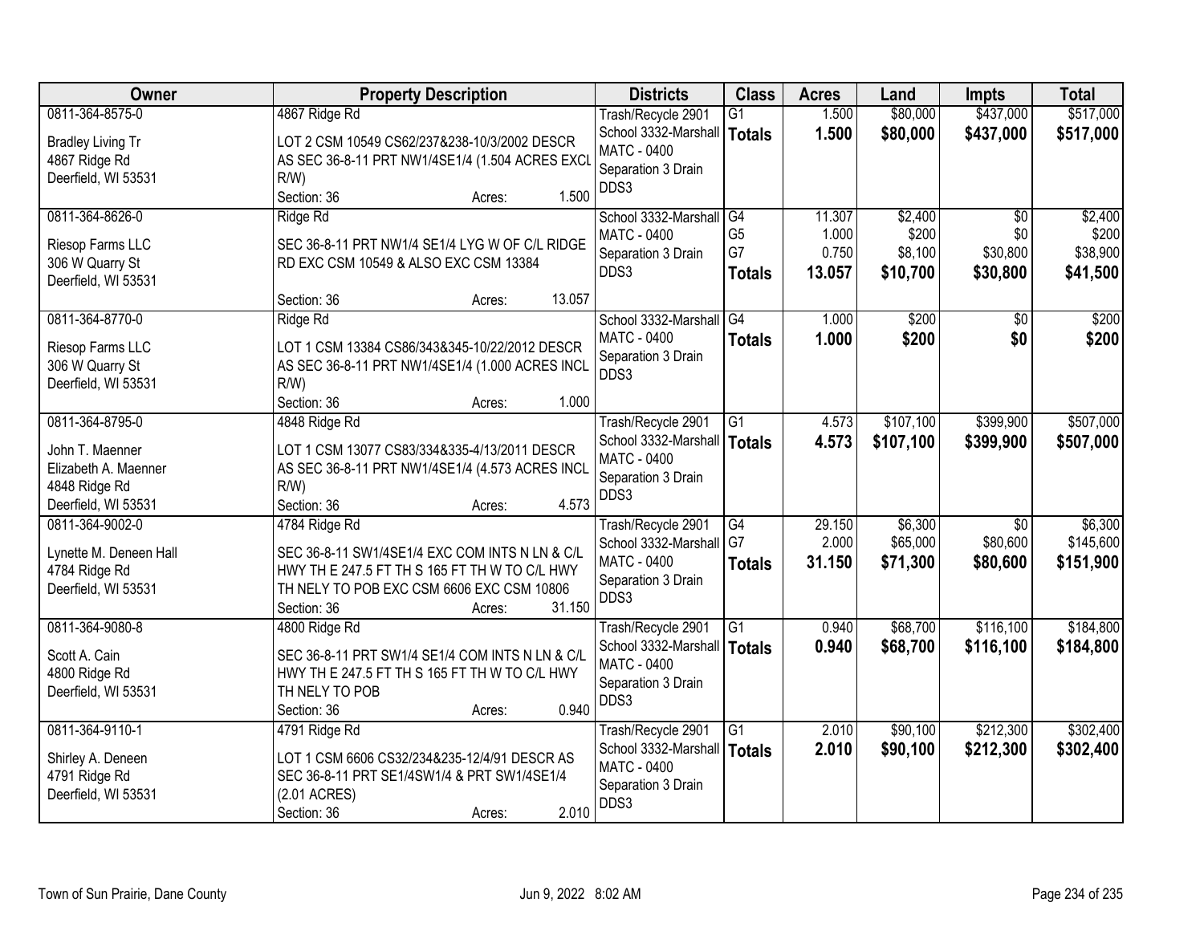| Owner | Property Description | Districts | Class | Acres | Land | Impts | Total |
|---|---|---|---|---|---|---|---|
| 0811-364-8575-0<br><br>Bradley Living Tr<br>4867 Ridge Rd<br>Deerfield, WI 53531 | 4867 Ridge Rd<br><br>LOT 2 CSM 10549 CS62/237&238-10/3/2002 DESCR AS SEC 36-8-11 PRT NW1/4SE1/4 (1.504 ACRES EXCL R/W)<br>Section: 36 Acres: 1.500 | Trash/Recycle 2901<br>School 3332-Marshall<br>MATC - 0400<br>Separation 3 Drain<br>DDS3 | G1<br>**Totals** | 1.500<br>**1.500** | $80,000<br>**$80,000** | $437,000<br>**$437,000** | $517,000<br>**$517,000** |
| 0811-364-8626-0<br><br>Riesop Farms LLC<br>306 W Quarry St<br>Deerfield, WI 53531 | Ridge Rd<br><br>SEC 36-8-11 PRT NW1/4 SE1/4 LYG W OF C/L RIDGE RD EXC CSM 10549 & ALSO EXC CSM 13384<br>Section: 36 Acres: 13.057 | School 3332-Marshall<br>MATC - 0400<br>Separation 3 Drain<br>DDS3 | G4<br>G5<br>G7<br>**Totals** | 11.307<br>1.000<br>0.750<br>**13.057** | $2,400<br>$200<br>$8,100<br>**$10,700** | $0<br>$0<br>$30,800<br>**$30,800** | $2,400<br>$200<br>$38,900<br>**$41,500** |
| 0811-364-8770-0<br><br>Riesop Farms LLC<br>306 W Quarry St<br>Deerfield, WI 53531 | Ridge Rd<br><br>LOT 1 CSM 13384 CS86/343&345-10/22/2012 DESCR AS SEC 36-8-11 PRT NW1/4SE1/4 (1.000 ACRES INCL R/W)<br>Section: 36 Acres: 1.000 | School 3332-Marshall<br>MATC - 0400<br>Separation 3 Drain<br>DDS3 | G4<br>**Totals** | 1.000<br>**1.000** | $200<br>**$200** | $0<br>**$0** | $200<br>**$200** |
| 0811-364-8795-0<br><br>John T. Maenner<br>Elizabeth A. Maenner<br>4848 Ridge Rd<br>Deerfield, WI 53531 | 4848 Ridge Rd<br><br>LOT 1 CSM 13077 CS83/334&335-4/13/2011 DESCR AS SEC 36-8-11 PRT NW1/4SE1/4 (4.573 ACRES INCL R/W)<br>Section: 36 Acres: 4.573 | Trash/Recycle 2901<br>School 3332-Marshall<br>MATC - 0400<br>Separation 3 Drain<br>DDS3 | G1<br>**Totals** | 4.573<br>**4.573** | $107,100<br>**$107,100** | $399,900<br>**$399,900** | $507,000<br>**$507,000** |
| 0811-364-9002-0<br><br>Lynette M. Deneen Hall<br>4784 Ridge Rd<br>Deerfield, WI 53531 | 4784 Ridge Rd<br><br>SEC 36-8-11 SW1/4SE1/4 EXC COM INTS N LN & C/L HWY TH E 247.5 FT TH S 165 FT TH W TO C/L HWY TH NELY TO POB EXC CSM 6606 EXC CSM 10806<br>Section: 36 Acres: 31.150 | Trash/Recycle 2901<br>School 3332-Marshall<br>MATC - 0400<br>Separation 3 Drain<br>DDS3 | G4<br>G7<br>**Totals** | 29.150<br>2.000<br>**31.150** | $6,300<br>$65,000<br>**$71,300** | $0<br>$80,600<br>**$80,600** | $6,300<br>$145,600<br>**$151,900** |
| 0811-364-9080-8<br><br>Scott A. Cain<br>4800 Ridge Rd<br>Deerfield, WI 53531 | 4800 Ridge Rd<br><br>SEC 36-8-11 PRT SW1/4 SE1/4 COM INTS N LN & C/L HWY TH E 247.5 FT TH S 165 FT TH W TO C/L HWY TH NELY TO POB<br>Section: 36 Acres: 0.940 | Trash/Recycle 2901<br>School 3332-Marshall<br>MATC - 0400<br>Separation 3 Drain<br>DDS3 | G1<br>**Totals** | 0.940<br>**0.940** | $68,700<br>**$68,700** | $116,100<br>**$116,100** | $184,800<br>**$184,800** |
| 0811-364-9110-1<br><br>Shirley A. Deneen<br>4791 Ridge Rd<br>Deerfield, WI 53531 | 4791 Ridge Rd<br><br>LOT 1 CSM 6606 CS32/234&235-12/4/91 DESCR AS SEC 36-8-11 PRT SE1/4SW1/4 & PRT SW1/4SE1/4 (2.01 ACRES)<br>Section: 36 Acres: 2.010 | Trash/Recycle 2901<br>School 3332-Marshall<br>MATC - 0400<br>Separation 3 Drain<br>DDS3 | G1<br>**Totals** | 2.010<br>**2.010** | $90,100<br>**$90,100** | $212,300<br>**$212,300** | $302,400<br>**$302,400** |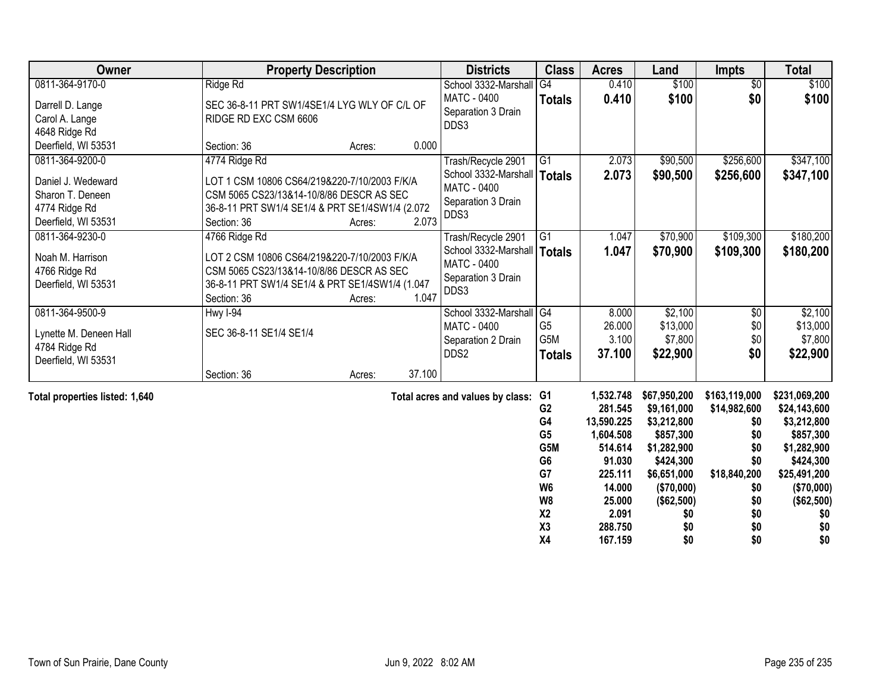| Owner | Property Description | Districts | Class | Acres | Land | Impts | Total |
|---|---|---|---|---|---|---|---|
| 0811-364-9170-0<br>Darrell D. Lange<br>Carol A. Lange<br>4648 Ridge Rd<br>Deerfield, WI 53531 | Ridge Rd<br>SEC 36-8-11 PRT SW1/4SE1/4 LYG WLY OF C/L OF RIDGE RD EXC CSM 6606<br>Section: 36 Acres: 0.000 | School 3332-Marshall<br>MATC - 0400<br>Separation 3 Drain<br>DDS3 | G4<br>**Totals** | 0.410<br>**0.410** | $100<br>**$100** | $0<br>**$0** | $100<br>**$100** |
| 0811-364-9200-0<br>Daniel J. Wedeward<br>Sharon T. Deneen<br>4774 Ridge Rd<br>Deerfield, WI 53531 | 4774 Ridge Rd<br>LOT 1 CSM 10806 CS64/219&220-7/10/2003 F/K/A CSM 5065 CS23/13&14-10/8/86 DESCR AS SEC 36-8-11 PRT SW1/4 SE1/4 & PRT SE1/4SW1/4 (2.072<br>Section: 36 Acres: 2.073 | Trash/Recycle 2901<br>School 3332-Marshall<br>MATC - 0400<br>Separation 3 Drain<br>DDS3 | G1<br>**Totals** | 2.073<br>**2.073** | $90,500<br>**$90,500** | $256,600<br>**$256,600** | $347,100<br>**$347,100** |
| 0811-364-9230-0<br>Noah M. Harrison<br>4766 Ridge Rd<br>Deerfield, WI 53531 | 4766 Ridge Rd<br>LOT 2 CSM 10806 CS64/219&220-7/10/2003 F/K/A CSM 5065 CS23/13&14-10/8/86 DESCR AS SEC 36-8-11 PRT SW1/4 SE1/4 & PRT SE1/4SW1/4 (1.047<br>Section: 36 Acres: 1.047 | Trash/Recycle 2901<br>School 3332-Marshall<br>MATC - 0400<br>Separation 3 Drain<br>DDS3 | G1<br>**Totals** | 1.047<br>**1.047** | $70,900<br>**$70,900** | $109,300<br>**$109,300** | $180,200<br>**$180,200** |
| 0811-364-9500-9<br>Lynette M. Deneen Hall<br>4784 Ridge Rd<br>Deerfield, WI 53531 | Hwy I-94<br>SEC 36-8-11 SE1/4 SE1/4<br>Section: 36 Acres: 37.100 | School 3332-Marshall<br>MATC - 0400<br>Separation 2 Drain<br>DDS2 | G4<br>G5<br>G5M<br>**Totals** | 8.000<br>26.000<br>3.100<br>**37.100** | $2,100<br>$13,000<br>$7,800<br>**$22,900** | $0<br>$0<br>$0<br>**$0** | $2,100<br>$13,000<br>$7,800<br>**$22,900** |

**Total properties listed: 1,640**

**Total acres and values by class:**

| Class | Acres | Land | Impts | Total |
|---|---|---|---|---|
| G1 | 1,532.748 | $67,950,200 | $163,119,000 | $231,069,200 |
| G2 | 281.545 | $9,161,000 | $14,982,600 | $24,143,600 |
| G4 | 13,590.225 | $3,212,800 | $0 | $3,212,800 |
| G5 | 1,604.508 | $857,300 | $0 | $857,300 |
| G5M | 514.614 | $1,282,900 | $0 | $1,282,900 |
| G6 | 91.030 | $424,300 | $0 | $424,300 |
| G7 | 225.111 | $6,651,000 | $18,840,200 | $25,491,200 |
| W6 | 14.000 | ($70,000) | $0 | ($70,000) |
| W8 | 25.000 | ($62,500) | $0 | ($62,500) |
| X2 | 2.091 | $0 | $0 | $0 |
| X3 | 288.750 | $0 | $0 | $0 |
| X4 | 167.159 | $0 | $0 | $0 |